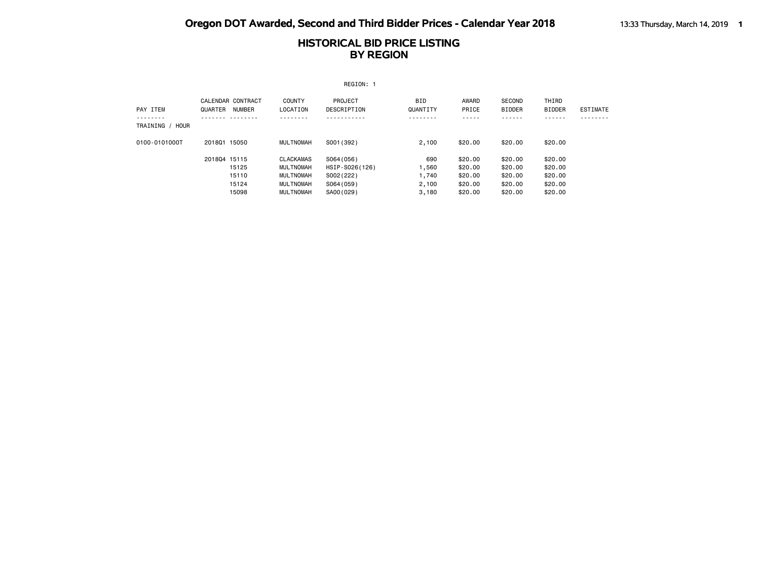# Oregon DOT Awarded, Second and Third Bidder Prices - Calendar Year 2018

## HISTORICAL BID PRICE LISTING
## BY REGION

REGION: 1

| PAY ITEM | CALENDAR QUARTER | CONTRACT NUMBER | COUNTY LOCATION | PROJECT DESCRIPTION | BID QUANTITY | AWARD PRICE | SECOND BIDDER | THIRD BIDDER | ESTIMATE |
|---|---|---|---|---|---|---|---|---|---|
| TRAINING / HOUR | | | | | | | | | |
| 0100-0101000T | 2018Q1 | 15050 | MULTNOMAH | S001(392) | 2,100 | $20.00 | $20.00 | $20.00 | |
| | 2018Q4 | 15115 | CLACKAMAS | S064(056) | 690 | $20.00 | $20.00 | $20.00 | |
| | | 15125 | MULTNOMAH | HSIP-S026(126) | 1,560 | $20.00 | $20.00 | $20.00 | |
| | | 15110 | MULTNOMAH | S002(222) | 1,740 | $20.00 | $20.00 | $20.00 | |
| | | 15124 | MULTNOMAH | S064(059) | 2,100 | $20.00 | $20.00 | $20.00 | |
| | | 15098 | MULTNOMAH | SA00(029) | 3,180 | $20.00 | $20.00 | $20.00 | |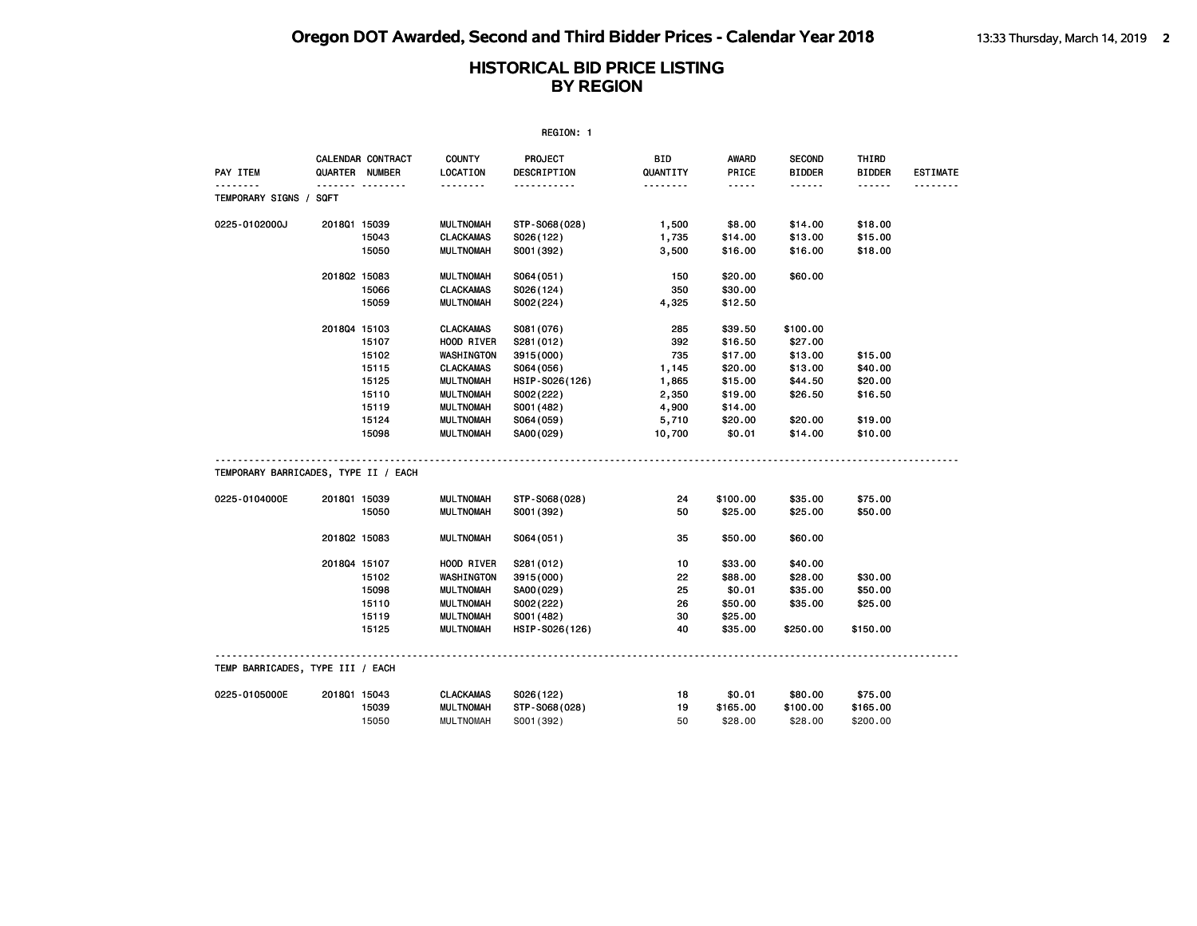# Oregon DOT Awarded, Second and Third Bidder Prices - Calendar Year 2018

## HISTORICAL BID PRICE LISTING BY REGION

REGION: 1

| PAY ITEM | CALENDAR QUARTER | CONTRACT NUMBER | COUNTY LOCATION | PROJECT DESCRIPTION | BID QUANTITY | AWARD PRICE | SECOND BIDDER | THIRD BIDDER | ESTIMATE |
|---|---|---|---|---|---|---|---|---|---|
| **TEMPORARY SIGNS / SQFT** | | | | | | | | | |
| 0225-0102000J | 2018Q1 | 15039 | MULTNOMAH | STP-S068(028) | 1,500 | $8.00 | $14.00 | $18.00 | |
| | | 15043 | CLACKAMAS | S026(122) | 1,735 | $14.00 | $13.00 | $15.00 | |
| | | 15050 | MULTNOMAH | S001(392) | 3,500 | $16.00 | $16.00 | $18.00 | |
| | 2018Q2 | 15083 | MULTNOMAH | S064(051) | 150 | $20.00 | $60.00 | | |
| | | 15066 | CLACKAMAS | S026(124) | 350 | $30.00 | | | |
| | | 15059 | MULTNOMAH | S002(224) | 4,325 | $12.50 | | | |
| | 2018Q4 | 15103 | CLACKAMAS | S081(076) | 285 | $39.50 | $100.00 | | |
| | | 15107 | HOOD RIVER | S281(012) | 392 | $16.50 | $27.00 | | |
| | | 15102 | WASHINGTON | 3915(000) | 735 | $17.00 | $13.00 | $15.00 | |
| | | 15115 | CLACKAMAS | S064(056) | 1,145 | $20.00 | $13.00 | $40.00 | |
| | | 15125 | MULTNOMAH | HSIP-S026(126) | 1,865 | $15.00 | $44.50 | $20.00 | |
| | | 15110 | MULTNOMAH | S002(222) | 2,350 | $19.00 | $26.50 | $16.50 | |
| | | 15119 | MULTNOMAH | S001(482) | 4,900 | $14.00 | | | |
| | | 15124 | MULTNOMAH | S064(059) | 5,710 | $20.00 | $20.00 | $19.00 | |
| | | 15098 | MULTNOMAH | SA00(029) | 10,700 | $0.01 | $14.00 | $10.00 | |
| **TEMPORARY BARRICADES, TYPE II / EACH** | | | | | | | | | |
| 0225-0104000E | 2018Q1 | 15039 | MULTNOMAH | STP-S068(028) | 24 | $100.00 | $35.00 | $75.00 | |
| | | 15050 | MULTNOMAH | S001(392) | 50 | $25.00 | $25.00 | $50.00 | |
| | 2018Q2 | 15083 | MULTNOMAH | S064(051) | 35 | $50.00 | $60.00 | | |
| | 2018Q4 | 15107 | HOOD RIVER | S281(012) | 10 | $33.00 | $40.00 | | |
| | | 15102 | WASHINGTON | 3915(000) | 22 | $88.00 | $28.00 | $30.00 | |
| | | 15098 | MULTNOMAH | SA00(029) | 25 | $0.01 | $35.00 | $50.00 | |
| | | 15110 | MULTNOMAH | S002(222) | 26 | $50.00 | $35.00 | $25.00 | |
| | | 15119 | MULTNOMAH | S001(482) | 30 | $25.00 | | | |
| | | 15125 | MULTNOMAH | HSIP-S026(126) | 40 | $35.00 | $250.00 | $150.00 | |
| **TEMP BARRICADES, TYPE III / EACH** | | | | | | | | | |
| 0225-0105000E | 2018Q1 | 15043 | CLACKAMAS | S026(122) | 18 | $0.01 | $80.00 | $75.00 | |
| | | 15039 | MULTNOMAH | STP-S068(028) | 19 | $165.00 | $100.00 | $165.00 | |
| | | 15050 | MULTNOMAH | S001(392) | 50 | $28.00 | $28.00 | $200.00 | |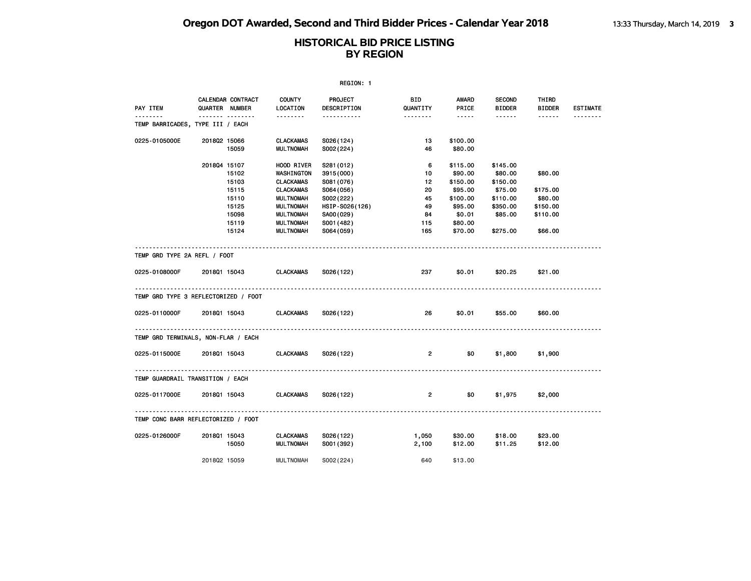# Oregon DOT Awarded, Second and Third Bidder Prices - Calendar Year 2018

## HISTORICAL BID PRICE LISTING BY REGION

REGION: 1

| PAY ITEM | CALENDAR QUARTER | CONTRACT NUMBER | COUNTY LOCATION | PROJECT DESCRIPTION | BID QUANTITY | AWARD PRICE | SECOND BIDDER | THIRD BIDDER | ESTIMATE |
|---|---|---|---|---|---|---|---|---|---|
| **TEMP BARRICADES, TYPE III / EACH** | | | | | | | | | |
| 0225-0105000E | 2018Q2 | 15066 | CLACKAMAS | S026(124) | 13 | $100.00 | | | |
| | | 15059 | MULTNOMAH | S002(224) | 46 | $80.00 | | | |
| | 2018Q4 | 15107 | HOOD RIVER | S281(012) | 6 | $115.00 | $145.00 | | |
| | | 15102 | WASHINGTON | 3915(000) | 10 | $90.00 | $80.00 | $80.00 | |
| | | 15103 | CLACKAMAS | S081(076) | 12 | $150.00 | $150.00 | | |
| | | 15115 | CLACKAMAS | S064(056) | 20 | $95.00 | $75.00 | $175.00 | |
| | | 15110 | MULTNOMAH | S002(222) | 45 | $100.00 | $110.00 | $80.00 | |
| | | 15125 | MULTNOMAH | HSIP-S026(126) | 49 | $95.00 | $350.00 | $150.00 | |
| | | 15098 | MULTNOMAH | SA00(029) | 84 | $0.01 | $85.00 | $110.00 | |
| | | 15119 | MULTNOMAH | S001(482) | 115 | $80.00 | | | |
| | | 15124 | MULTNOMAH | S064(059) | 165 | $70.00 | $275.00 | $66.00 | |
| **TEMP GRD TYPE 2A REFL / FOOT** | | | | | | | | | |
| 0225-0108000F | 2018Q1 | 15043 | CLACKAMAS | S026(122) | 237 | $0.01 | $20.25 | $21.00 | |
| **TEMP GRD TYPE 3 REFLECTORIZED / FOOT** | | | | | | | | | |
| 0225-0110000F | 2018Q1 | 15043 | CLACKAMAS | S026(122) | 26 | $0.01 | $55.00 | $60.00 | |
| **TEMP GRD TERMINALS, NON-FLAR / EACH** | | | | | | | | | |
| 0225-0115000E | 2018Q1 | 15043 | CLACKAMAS | S026(122) | 2 | $0 | $1,800 | $1,900 | |
| **TEMP GUARDRAIL TRANSITION / EACH** | | | | | | | | | |
| 0225-0117000E | 2018Q1 | 15043 | CLACKAMAS | S026(122) | 2 | $0 | $1,975 | $2,000 | |
| **TEMP CONC BARR REFLECTORIZED / FOOT** | | | | | | | | | |
| 0225-0126000F | 2018Q1 | 15043 | CLACKAMAS | S026(122) | 1,050 | $30.00 | $18.00 | $23.00 | |
| | | 15050 | MULTNOMAH | S001(392) | 2,100 | $12.00 | $11.25 | $12.00 | |
| | 2018Q2 | 15059 | MULTNOMAH | S002(224) | 640 | $13.00 | | | |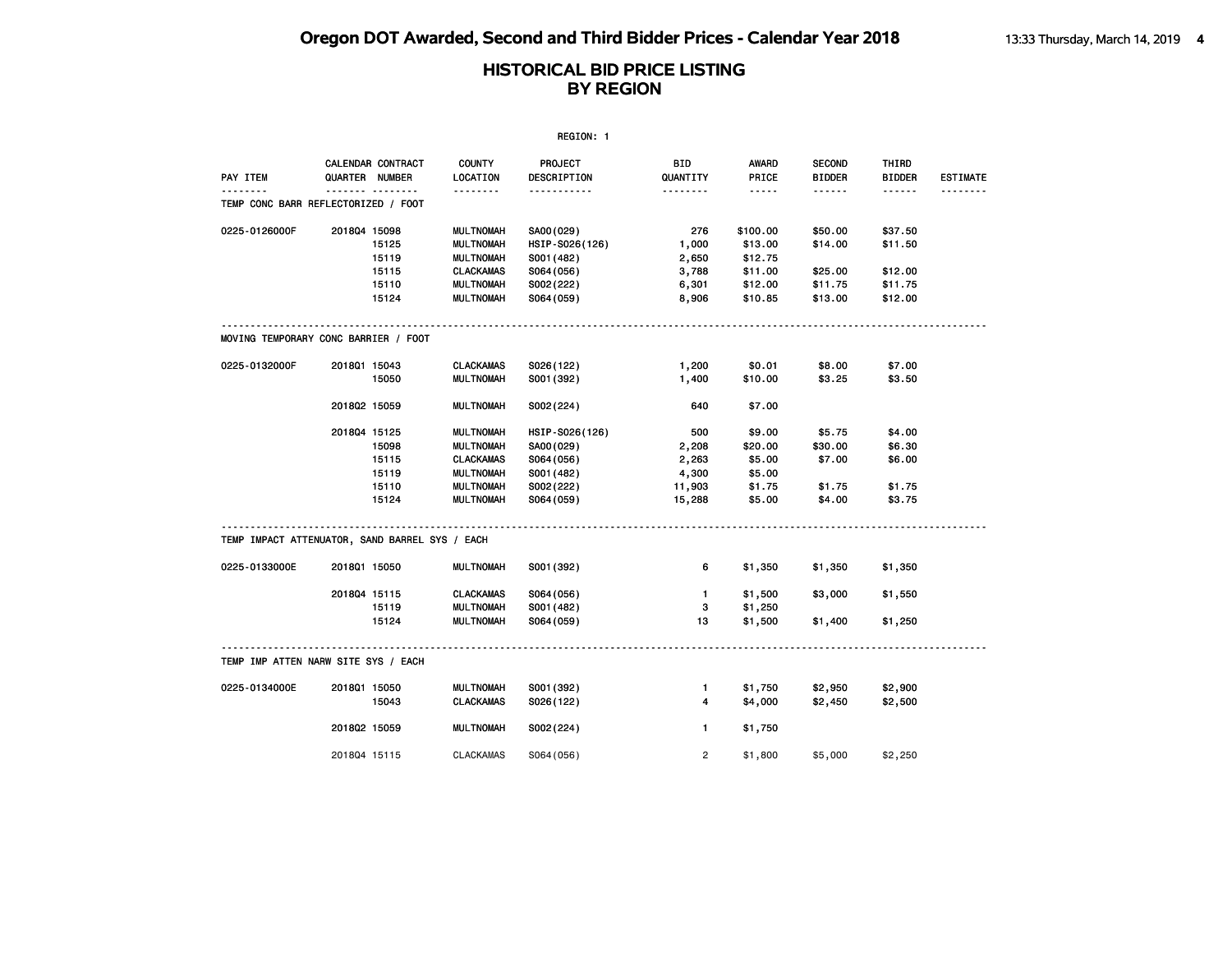# Oregon DOT Awarded, Second and Third Bidder Prices - Calendar Year 2018

## HISTORICAL BID PRICE LISTING BY REGION

REGION: 1

| PAY ITEM | CALENDAR QUARTER | CONTRACT NUMBER | COUNTY LOCATION | PROJECT DESCRIPTION | BID QUANTITY | AWARD PRICE | SECOND BIDDER | THIRD BIDDER | ESTIMATE |
|---|---|---|---|---|---|---|---|---|---|
| **TEMP CONC BARR REFLECTORIZED / FOOT** | | | | | | | | | |
| 0225-0126000F | 2018Q4 | 15098 | MULTNOMAH | SA00(029) | 276 | $100.00 | $50.00 | $37.50 | |
| | | 15125 | MULTNOMAH | HSIP-S026(126) | 1,000 | $13.00 | $14.00 | $11.50 | |
| | | 15119 | MULTNOMAH | S001(482) | 2,650 | $12.75 | | | |
| | | 15115 | CLACKAMAS | S064(056) | 3,788 | $11.00 | $25.00 | $12.00 | |
| | | 15110 | MULTNOMAH | S002(222) | 6,301 | $12.00 | $11.75 | $11.75 | |
| | | 15124 | MULTNOMAH | S064(059) | 8,906 | $10.85 | $13.00 | $12.00 | |
| **MOVING TEMPORARY CONC BARRIER / FOOT** | | | | | | | | | |
| 0225-0132000F | 2018Q1 | 15043 | CLACKAMAS | S026(122) | 1,200 | $0.01 | $8.00 | $7.00 | |
| | | 15050 | MULTNOMAH | S001(392) | 1,400 | $10.00 | $3.25 | $3.50 | |
| | 2018Q2 | 15059 | MULTNOMAH | S002(224) | 640 | $7.00 | | | |
| | 2018Q4 | 15125 | MULTNOMAH | HSIP-S026(126) | 500 | $9.00 | $5.75 | $4.00 | |
| | | 15098 | MULTNOMAH | SA00(029) | 2,208 | $20.00 | $30.00 | $6.30 | |
| | | 15115 | CLACKAMAS | S064(056) | 2,263 | $5.00 | $7.00 | $6.00 | |
| | | 15119 | MULTNOMAH | S001(482) | 4,300 | $5.00 | | | |
| | | 15110 | MULTNOMAH | S002(222) | 11,903 | $1.75 | $1.75 | $1.75 | |
| | | 15124 | MULTNOMAH | S064(059) | 15,288 | $5.00 | $4.00 | $3.75 | |
| **TEMP IMPACT ATTENUATOR, SAND BARREL SYS / EACH** | | | | | | | | | |
| 0225-0133000E | 2018Q1 | 15050 | MULTNOMAH | S001(392) | 6 | $1,350 | $1,350 | $1,350 | |
| | 2018Q4 | 15115 | CLACKAMAS | S064(056) | 1 | $1,500 | $3,000 | $1,550 | |
| | | 15119 | MULTNOMAH | S001(482) | 3 | $1,250 | | | |
| | | 15124 | MULTNOMAH | S064(059) | 13 | $1,500 | $1,400 | $1,250 | |
| **TEMP IMP ATTEN NARW SITE SYS / EACH** | | | | | | | | | |
| 0225-0134000E | 2018Q1 | 15050 | MULTNOMAH | S001(392) | 1 | $1,750 | $2,950 | $2,900 | |
| | | 15043 | CLACKAMAS | S026(122) | 4 | $4,000 | $2,450 | $2,500 | |
| | 2018Q2 | 15059 | MULTNOMAH | S002(224) | 1 | $1,750 | | | |
| | 2018Q4 | 15115 | CLACKAMAS | S064(056) | 2 | $1,800 | $5,000 | $2,250 | |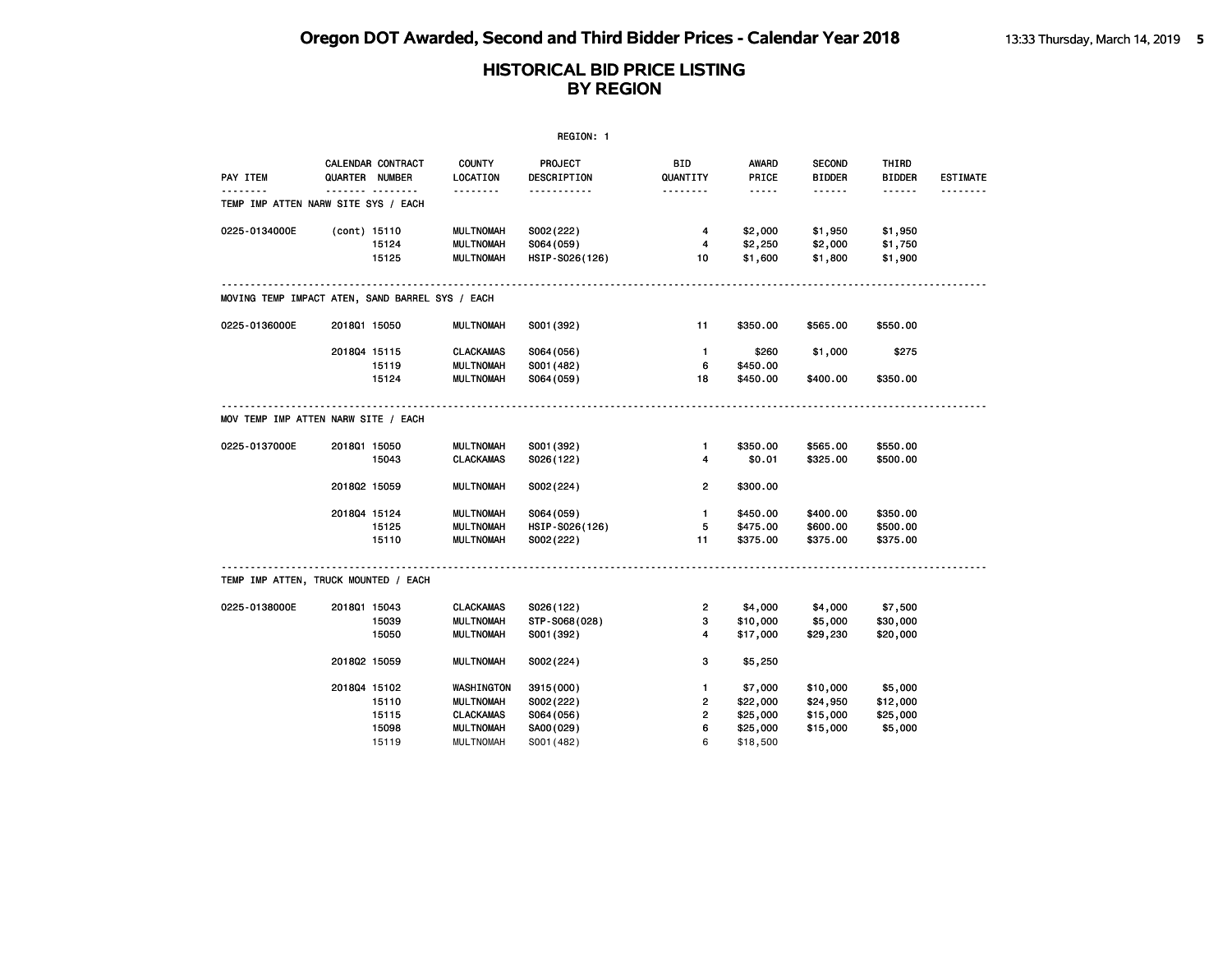# Oregon DOT Awarded, Second and Third Bidder Prices - Calendar Year 2018

## HISTORICAL BID PRICE LISTING BY REGION

REGION: 1

| PAY ITEM | CALENDAR QUARTER | CONTRACT NUMBER | COUNTY LOCATION | PROJECT DESCRIPTION | BID QUANTITY | AWARD PRICE | SECOND BIDDER | THIRD BIDDER | ESTIMATE |
|---|---|---|---|---|---|---|---|---|---|
| **TEMP IMP ATTEN NARW SITE SYS / EACH** | | | | | | | | | |
| 0225-0134000E | (cont) | 15110 | MULTNOMAH | S002(222) | 4 | $2,000 | $1,950 | $1,950 | |
| | | 15124 | MULTNOMAH | S064(059) | 4 | $2,250 | $2,000 | $1,750 | |
| | | 15125 | MULTNOMAH | HSIP-S026(126) | 10 | $1,600 | $1,800 | $1,900 | |
| **MOVING TEMP IMPACT ATEN, SAND BARREL SYS / EACH** | | | | | | | | | |
| 0225-0136000E | 2018Q1 | 15050 | MULTNOMAH | S001(392) | 11 | $350.00 | $565.00 | $550.00 | |
| | 2018Q4 | 15115 | CLACKAMAS | S064(056) | 1 | $260 | $1,000 | $275 | |
| | | 15119 | MULTNOMAH | S001(482) | 6 | $450.00 | | | |
| | | 15124 | MULTNOMAH | S064(059) | 18 | $450.00 | $400.00 | $350.00 | |
| **MOV TEMP IMP ATTEN NARW SITE / EACH** | | | | | | | | | |
| 0225-0137000E | 2018Q1 | 15050 | MULTNOMAH | S001(392) | 1 | $350.00 | $565.00 | $550.00 | |
| | | 15043 | CLACKAMAS | S026(122) | 4 | $0.01 | $325.00 | $500.00 | |
| | 2018Q2 | 15059 | MULTNOMAH | S002(224) | 2 | $300.00 | | | |
| | 2018Q4 | 15124 | MULTNOMAH | S064(059) | 1 | $450.00 | $400.00 | $350.00 | |
| | | 15125 | MULTNOMAH | HSIP-S026(126) | 5 | $475.00 | $600.00 | $500.00 | |
| | | 15110 | MULTNOMAH | S002(222) | 11 | $375.00 | $375.00 | $375.00 | |
| **TEMP IMP ATTEN, TRUCK MOUNTED / EACH** | | | | | | | | | |
| 0225-0138000E | 2018Q1 | 15043 | CLACKAMAS | S026(122) | 2 | $4,000 | $4,000 | $7,500 | |
| | | 15039 | MULTNOMAH | STP-S068(028) | 3 | $10,000 | $5,000 | $30,000 | |
| | | 15050 | MULTNOMAH | S001(392) | 4 | $17,000 | $29,230 | $20,000 | |
| | 2018Q2 | 15059 | MULTNOMAH | S002(224) | 3 | $5,250 | | | |
| | 2018Q4 | 15102 | WASHINGTON | 3915(000) | 1 | $7,000 | $10,000 | $5,000 | |
| | | 15110 | MULTNOMAH | S002(222) | 2 | $22,000 | $24,950 | $12,000 | |
| | | 15115 | CLACKAMAS | S064(056) | 2 | $25,000 | $15,000 | $25,000 | |
| | | 15098 | MULTNOMAH | SA00(029) | 6 | $25,000 | $15,000 | $5,000 | |
| | | 15119 | MULTNOMAH | S001(482) | 6 | $18,500 | | | |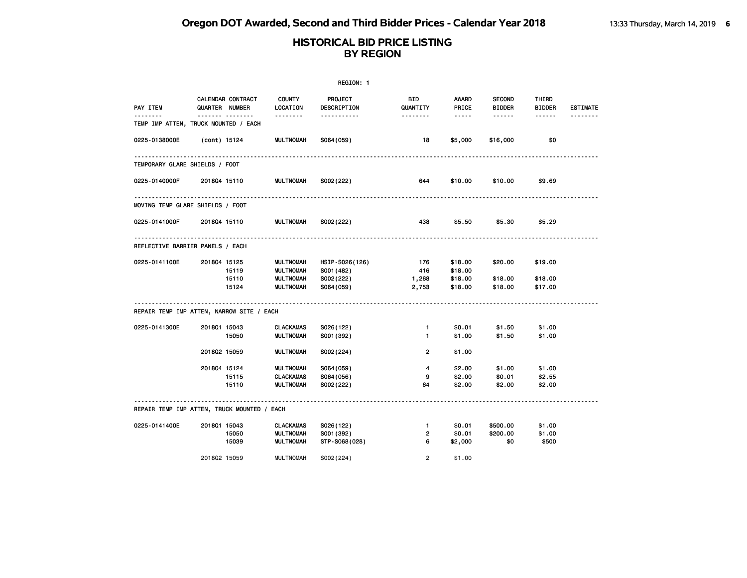# Oregon DOT Awarded, Second and Third Bidder Prices - Calendar Year 2018

## HISTORICAL BID PRICE LISTING BY REGION

REGION: 1

| PAY ITEM | CALENDAR QUARTER | CONTRACT NUMBER | COUNTY LOCATION | PROJECT DESCRIPTION | BID QUANTITY | AWARD PRICE | SECOND BIDDER | THIRD BIDDER | ESTIMATE |
|---|---|---|---|---|---|---|---|---|---|
| **TEMP IMP ATTEN, TRUCK MOUNTED / EACH** | | | | | | | | | |
| 0225-0138000E | (cont) | 15124 | MULTNOMAH | S064(059) | 18 | $5,000 | $16,000 | $0 | |
| **TEMPORARY GLARE SHIELDS / FOOT** | | | | | | | | | |
| 0225-0140000F | 2018Q4 | 15110 | MULTNOMAH | S002(222) | 644 | $10.00 | $10.00 | $9.69 | |
| **MOVING TEMP GLARE SHIELDS / FOOT** | | | | | | | | | |
| 0225-0141000F | 2018Q4 | 15110 | MULTNOMAH | S002(222) | 438 | $5.50 | $5.30 | $5.29 | |
| **REFLECTIVE BARRIER PANELS / EACH** | | | | | | | | | |
| 0225-0141100E | 2018Q4 | 15125 | MULTNOMAH | HSIP-S026(126) | 176 | $18.00 | $20.00 | $19.00 | |
| | | 15119 | MULTNOMAH | S001(482) | 416 | $18.00 | | | |
| | | 15110 | MULTNOMAH | S002(222) | 1,268 | $18.00 | $18.00 | $18.00 | |
| | | 15124 | MULTNOMAH | S064(059) | 2,753 | $18.00 | $18.00 | $17.00 | |
| **REPAIR TEMP IMP ATTEN, NARROW SITE / EACH** | | | | | | | | | |
| 0225-0141300E | 2018Q1 | 15043 | CLACKAMAS | S026(122) | 1 | $0.01 | $1.50 | $1.00 | |
| | | 15050 | MULTNOMAH | S001(392) | 1 | $1.00 | $1.50 | $1.00 | |
| | 2018Q2 | 15059 | MULTNOMAH | S002(224) | 2 | $1.00 | | | |
| | 2018Q4 | 15124 | MULTNOMAH | S064(059) | 4 | $2.00 | $1.00 | $1.00 | |
| | | 15115 | CLACKAMAS | S064(056) | 9 | $2.00 | $0.01 | $2.55 | |
| | | 15110 | MULTNOMAH | S002(222) | 64 | $2.00 | $2.00 | $2.00 | |
| **REPAIR TEMP IMP ATTEN, TRUCK MOUNTED / EACH** | | | | | | | | | |
| 0225-0141400E | 2018Q1 | 15043 | CLACKAMAS | S026(122) | 1 | $0.01 | $500.00 | $1.00 | |
| | | 15050 | MULTNOMAH | S001(392) | 2 | $0.01 | $200.00 | $1.00 | |
| | | 15039 | MULTNOMAH | STP-S068(028) | 6 | $2,000 | $0 | $500 | |
| | 2018Q2 | 15059 | MULTNOMAH | S002(224) | 2 | $1.00 | | | |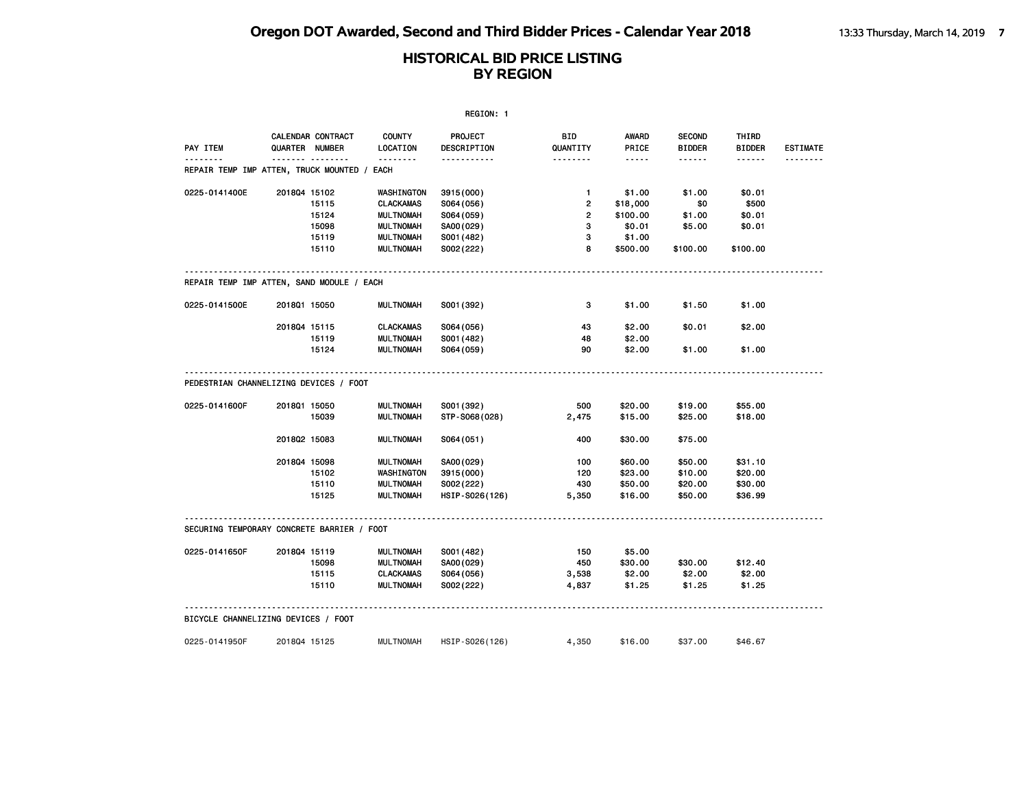# Oregon DOT Awarded, Second and Third Bidder Prices - Calendar Year 2018

## HISTORICAL BID PRICE LISTING BY REGION

REGION: 1

| PAY ITEM | CALENDAR QUARTER | CONTRACT NUMBER | COUNTY LOCATION | PROJECT DESCRIPTION | BID QUANTITY | AWARD PRICE | SECOND BIDDER | THIRD BIDDER | ESTIMATE |
|---|---|---|---|---|---|---|---|---|---|
| **REPAIR TEMP IMP ATTEN, TRUCK MOUNTED / EACH** | | | | | | | | | |
| 0225-0141400E | 2018Q4 | 15102 | WASHINGTON | 3915(000) | 1 | $1.00 | $1.00 | $0.01 | |
| | | 15115 | CLACKAMAS | S064(056) | 2 | $18,000 | $0 | $500 | |
| | | 15124 | MULTNOMAH | S064(059) | 2 | $100.00 | $1.00 | $0.01 | |
| | | 15098 | MULTNOMAH | SA00(029) | 3 | $0.01 | $5.00 | $0.01 | |
| | | 15119 | MULTNOMAH | S001(482) | 3 | $1.00 | | | |
| | | 15110 | MULTNOMAH | S002(222) | 8 | $500.00 | $100.00 | $100.00 | |
| **REPAIR TEMP IMP ATTEN, SAND MODULE / EACH** | | | | | | | | | |
| 0225-0141500E | 2018Q1 | 15050 | MULTNOMAH | S001(392) | 3 | $1.00 | $1.50 | $1.00 | |
| | 2018Q4 | 15115 | CLACKAMAS | S064(056) | 43 | $2.00 | $0.01 | $2.00 | |
| | | 15119 | MULTNOMAH | S001(482) | 48 | $2.00 | | | |
| | | 15124 | MULTNOMAH | S064(059) | 90 | $2.00 | $1.00 | $1.00 | |
| **PEDESTRIAN CHANNELIZING DEVICES / FOOT** | | | | | | | | | |
| 0225-0141600F | 2018Q1 | 15050 | MULTNOMAH | S001(392) | 500 | $20.00 | $19.00 | $55.00 | |
| | | 15039 | MULTNOMAH | STP-S068(028) | 2,475 | $15.00 | $25.00 | $18.00 | |
| | 2018Q2 | 15083 | MULTNOMAH | S064(051) | 400 | $30.00 | $75.00 | | |
| | 2018Q4 | 15098 | MULTNOMAH | SA00(029) | 100 | $60.00 | $50.00 | $31.10 | |
| | | 15102 | WASHINGTON | 3915(000) | 120 | $23.00 | $10.00 | $20.00 | |
| | | 15110 | MULTNOMAH | S002(222) | 430 | $50.00 | $20.00 | $30.00 | |
| | | 15125 | MULTNOMAH | HSIP-S026(126) | 5,350 | $16.00 | $50.00 | $36.99 | |
| **SECURING TEMPORARY CONCRETE BARRIER / FOOT** | | | | | | | | | |
| 0225-0141650F | 2018Q4 | 15119 | MULTNOMAH | S001(482) | 150 | $5.00 | | | |
| | | 15098 | MULTNOMAH | SA00(029) | 450 | $30.00 | $30.00 | $12.40 | |
| | | 15115 | CLACKAMAS | S064(056) | 3,538 | $2.00 | $2.00 | $2.00 | |
| | | 15110 | MULTNOMAH | S002(222) | 4,837 | $1.25 | $1.25 | $1.25 | |
| **BICYCLE CHANNELIZING DEVICES / FOOT** | | | | | | | | | |
| 0225-0141950F | 2018Q4 | 15125 | MULTNOMAH | HSIP-S026(126) | 4,350 | $16.00 | $37.00 | $46.67 | |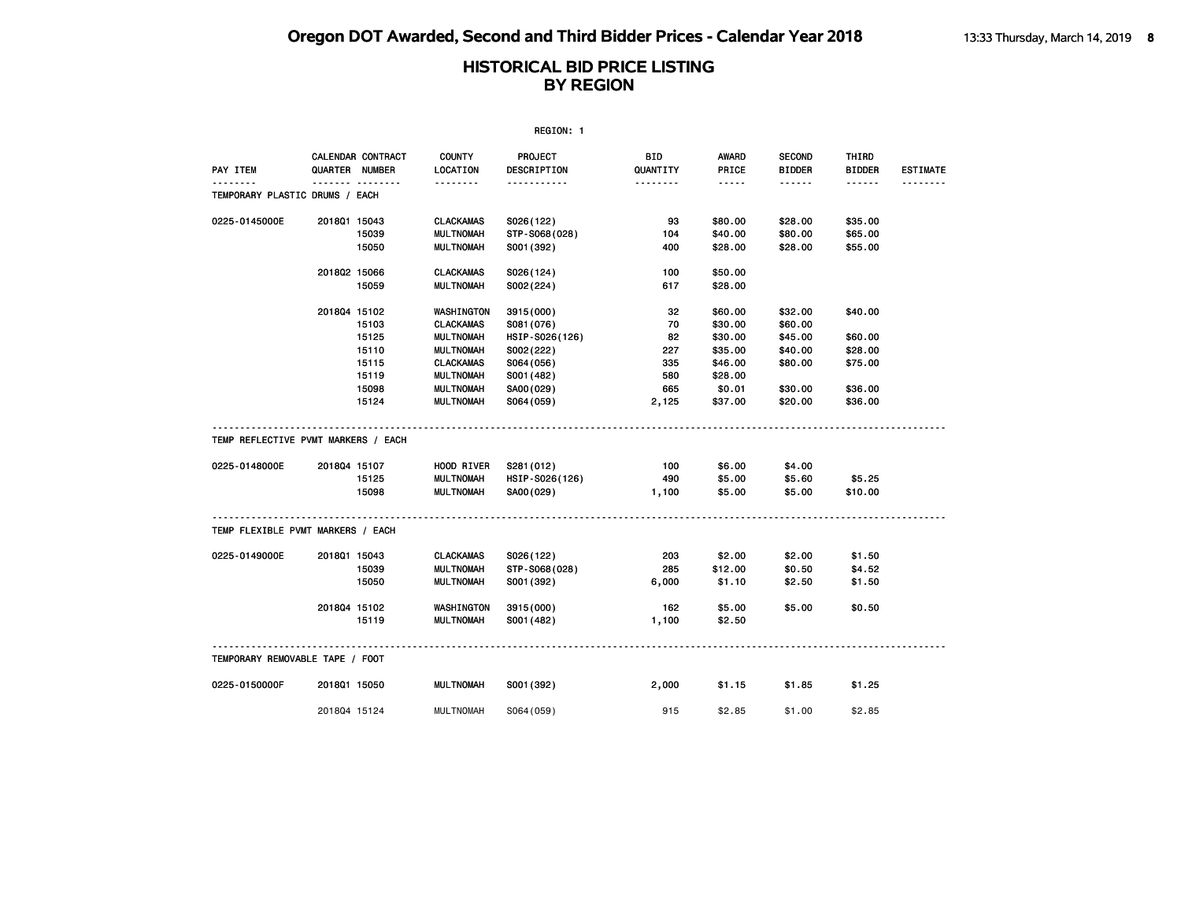# Oregon DOT Awarded, Second and Third Bidder Prices - Calendar Year 2018

## HISTORICAL BID PRICE LISTING BY REGION

REGION: 1

| PAY ITEM | CALENDAR QUARTER | CONTRACT NUMBER | COUNTY LOCATION | PROJECT DESCRIPTION | BID QUANTITY | AWARD PRICE | SECOND BIDDER | THIRD BIDDER | ESTIMATE |
|---|---|---|---|---|---|---|---|---|---|
| **TEMPORARY PLASTIC DRUMS / EACH** | | | | | | | | | |
| 0225-0145000E | 2018Q1 | 15043 | CLACKAMAS | S026(122) | 93 | $80.00 | $28.00 | $35.00 | |
| | | 15039 | MULTNOMAH | STP-S068(028) | 104 | $40.00 | $80.00 | $65.00 | |
| | | 15050 | MULTNOMAH | S001(392) | 400 | $28.00 | $28.00 | $55.00 | |
| | 2018Q2 | 15066 | CLACKAMAS | S026(124) | 100 | $50.00 | | | |
| | | 15059 | MULTNOMAH | S002(224) | 617 | $28.00 | | | |
| | 2018Q4 | 15102 | WASHINGTON | 3915(000) | 32 | $60.00 | $32.00 | $40.00 | |
| | | 15103 | CLACKAMAS | S081(076) | 70 | $30.00 | $60.00 | | |
| | | 15125 | MULTNOMAH | HSIP-S026(126) | 82 | $30.00 | $45.00 | $60.00 | |
| | | 15110 | MULTNOMAH | S002(222) | 227 | $35.00 | $40.00 | $28.00 | |
| | | 15115 | CLACKAMAS | S064(056) | 335 | $46.00 | $80.00 | $75.00 | |
| | | 15119 | MULTNOMAH | S001(482) | 580 | $28.00 | | | |
| | | 15098 | MULTNOMAH | SA00(029) | 665 | $0.01 | $30.00 | $36.00 | |
| | | 15124 | MULTNOMAH | S064(059) | 2,125 | $37.00 | $20.00 | $36.00 | |
| **TEMP REFLECTIVE PVMT MARKERS / EACH** | | | | | | | | | |
| 0225-0148000E | 2018Q4 | 15107 | HOOD RIVER | S281(012) | 100 | $6.00 | $4.00 | | |
| | | 15125 | MULTNOMAH | HSIP-S026(126) | 490 | $5.00 | $5.60 | $5.25 | |
| | | 15098 | MULTNOMAH | SA00(029) | 1,100 | $5.00 | $5.00 | $10.00 | |
| **TEMP FLEXIBLE PVMT MARKERS / EACH** | | | | | | | | | |
| 0225-0149000E | 2018Q1 | 15043 | CLACKAMAS | S026(122) | 203 | $2.00 | $2.00 | $1.50 | |
| | | 15039 | MULTNOMAH | STP-S068(028) | 285 | $12.00 | $0.50 | $4.52 | |
| | | 15050 | MULTNOMAH | S001(392) | 6,000 | $1.10 | $2.50 | $1.50 | |
| | 2018Q4 | 15102 | WASHINGTON | 3915(000) | 162 | $5.00 | $5.00 | $0.50 | |
| | | 15119 | MULTNOMAH | S001(482) | 1,100 | $2.50 | | | |
| **TEMPORARY REMOVABLE TAPE / FOOT** | | | | | | | | | |
| 0225-0150000F | 2018Q1 | 15050 | MULTNOMAH | S001(392) | 2,000 | $1.15 | $1.85 | $1.25 | |
| | 2018Q4 | 15124 | MULTNOMAH | S064(059) | 915 | $2.85 | $1.00 | $2.85 | |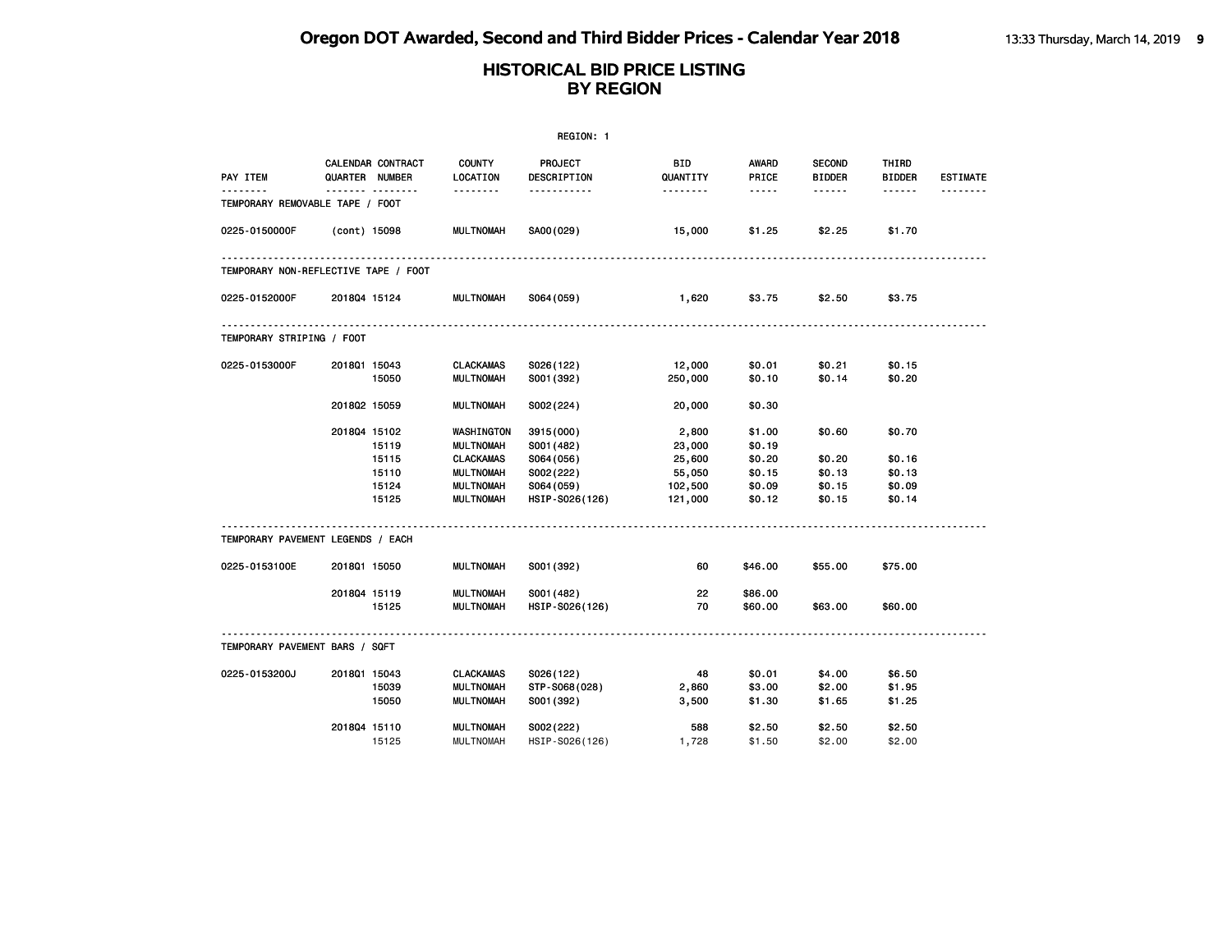# Oregon DOT Awarded, Second and Third Bidder Prices - Calendar Year 2018

## HISTORICAL BID PRICE LISTING BY REGION

REGION: 1

| PAY ITEM | CALENDAR QUARTER | CONTRACT NUMBER | COUNTY LOCATION | PROJECT DESCRIPTION | BID QUANTITY | AWARD PRICE | SECOND BIDDER | THIRD BIDDER | ESTIMATE |
|---|---|---|---|---|---|---|---|---|---|
| **TEMPORARY REMOVABLE TAPE / FOOT** | | | | | | | | | |
| 0225-0150000F | (cont) | 15098 | MULTNOMAH | SA00(029) | 15,000 | $1.25 | $2.25 | $1.70 | |
| **TEMPORARY NON-REFLECTIVE TAPE / FOOT** | | | | | | | | | |
| 0225-0152000F | 2018Q4 | 15124 | MULTNOMAH | S064(059) | 1,620 | $3.75 | $2.50 | $3.75 | |
| **TEMPORARY STRIPING / FOOT** | | | | | | | | | |
| 0225-0153000F | 2018Q1 | 15043 | CLACKAMAS | S026(122) | 12,000 | $0.01 | $0.21 | $0.15 | |
| | | 15050 | MULTNOMAH | S001(392) | 250,000 | $0.10 | $0.14 | $0.20 | |
| | 2018Q2 | 15059 | MULTNOMAH | S002(224) | 20,000 | $0.30 | | | |
| | 2018Q4 | 15102 | WASHINGTON | 3915(000) | 2,800 | $1.00 | $0.60 | $0.70 | |
| | | 15119 | MULTNOMAH | S001(482) | 23,000 | $0.19 | | | |
| | | 15115 | CLACKAMAS | S064(056) | 25,600 | $0.20 | $0.20 | $0.16 | |
| | | 15110 | MULTNOMAH | S002(222) | 55,050 | $0.15 | $0.13 | $0.13 | |
| | | 15124 | MULTNOMAH | S064(059) | 102,500 | $0.09 | $0.15 | $0.09 | |
| | | 15125 | MULTNOMAH | HSIP-S026(126) | 121,000 | $0.12 | $0.15 | $0.14 | |
| **TEMPORARY PAVEMENT LEGENDS / EACH** | | | | | | | | | |
| 0225-0153100E | 2018Q1 | 15050 | MULTNOMAH | S001(392) | 60 | $46.00 | $55.00 | $75.00 | |
| | 2018Q4 | 15119 | MULTNOMAH | S001(482) | 22 | $86.00 | | | |
| | | 15125 | MULTNOMAH | HSIP-S026(126) | 70 | $60.00 | $63.00 | $60.00 | |
| **TEMPORARY PAVEMENT BARS / SQFT** | | | | | | | | | |
| 0225-0153200J | 2018Q1 | 15043 | CLACKAMAS | S026(122) | 48 | $0.01 | $4.00 | $6.50 | |
| | | 15039 | MULTNOMAH | STP-S068(028) | 2,860 | $3.00 | $2.00 | $1.95 | |
| | | 15050 | MULTNOMAH | S001(392) | 3,500 | $1.30 | $1.65 | $1.25 | |
| | 2018Q4 | 15110 | MULTNOMAH | S002(222) | 588 | $2.50 | $2.50 | $2.50 | |
| | | 15125 | MULTNOMAH | HSIP-S026(126) | 1,728 | $1.50 | $2.00 | $2.00 | |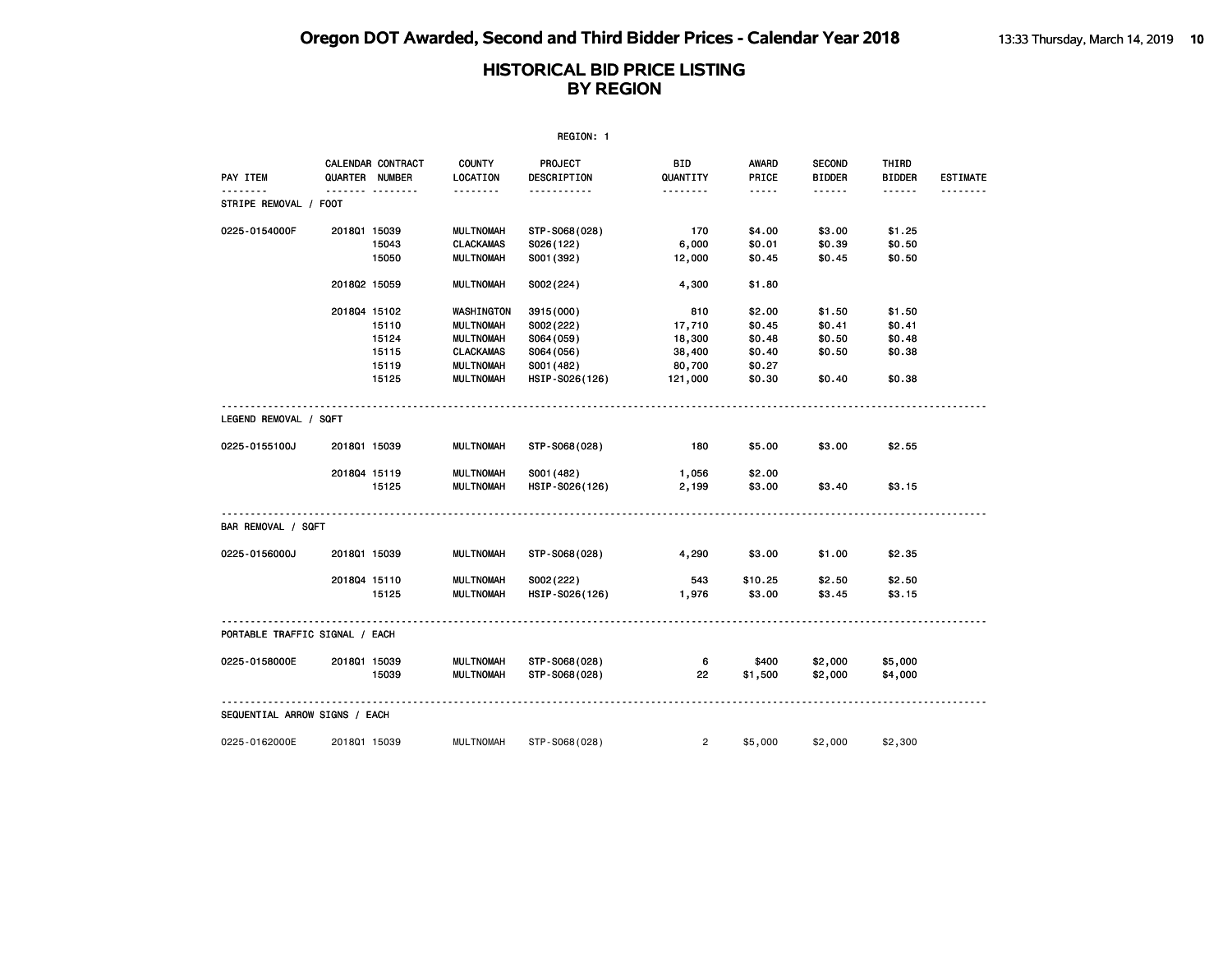# Oregon DOT Awarded, Second and Third Bidder Prices - Calendar Year 2018

## HISTORICAL BID PRICE LISTING BY REGION

REGION: 1

| PAY ITEM | CALENDAR QUARTER | CONTRACT NUMBER | COUNTY LOCATION | PROJECT DESCRIPTION | BID QUANTITY | AWARD PRICE | SECOND BIDDER | THIRD BIDDER | ESTIMATE |
|---|---|---|---|---|---|---|---|---|---|
| **STRIPE REMOVAL / FOOT** | | | | | | | | | |
| 0225-0154000F | 2018Q1 | 15039 | MULTNOMAH | STP-S068(028) | 170 | $4.00 | $3.00 | $1.25 | |
| | | 15043 | CLACKAMAS | S026(122) | 6,000 | $0.01 | $0.39 | $0.50 | |
| | | 15050 | MULTNOMAH | S001(392) | 12,000 | $0.45 | $0.45 | $0.50 | |
| | 2018Q2 | 15059 | MULTNOMAH | S002(224) | 4,300 | $1.80 | | | |
| | 2018Q4 | 15102 | WASHINGTON | 3915(000) | 810 | $2.00 | $1.50 | $1.50 | |
| | | 15110 | MULTNOMAH | S002(222) | 17,710 | $0.45 | $0.41 | $0.41 | |
| | | 15124 | MULTNOMAH | S064(059) | 18,300 | $0.48 | $0.50 | $0.48 | |
| | | 15115 | CLACKAMAS | S064(056) | 38,400 | $0.40 | $0.50 | $0.38 | |
| | | 15119 | MULTNOMAH | S001(482) | 80,700 | $0.27 | | | |
| | | 15125 | MULTNOMAH | HSIP-S026(126) | 121,000 | $0.30 | $0.40 | $0.38 | |
| **LEGEND REMOVAL / SQFT** | | | | | | | | | |
| 0225-0155100J | 2018Q1 | 15039 | MULTNOMAH | STP-S068(028) | 180 | $5.00 | $3.00 | $2.55 | |
| | 2018Q4 | 15119 | MULTNOMAH | S001(482) | 1,056 | $2.00 | | | |
| | | 15125 | MULTNOMAH | HSIP-S026(126) | 2,199 | $3.00 | $3.40 | $3.15 | |
| **BAR REMOVAL / SQFT** | | | | | | | | | |
| 0225-0156000J | 2018Q1 | 15039 | MULTNOMAH | STP-S068(028) | 4,290 | $3.00 | $1.00 | $2.35 | |
| | 2018Q4 | 15110 | MULTNOMAH | S002(222) | 543 | $10.25 | $2.50 | $2.50 | |
| | | 15125 | MULTNOMAH | HSIP-S026(126) | 1,976 | $3.00 | $3.45 | $3.15 | |
| **PORTABLE TRAFFIC SIGNAL / EACH** | | | | | | | | | |
| 0225-0158000E | 2018Q1 | 15039 | MULTNOMAH | STP-S068(028) | 6 | $400 | $2,000 | $5,000 | |
| | | 15039 | MULTNOMAH | STP-S068(028) | 22 | $1,500 | $2,000 | $4,000 | |
| **SEQUENTIAL ARROW SIGNS / EACH** | | | | | | | | | |
| 0225-0162000E | 2018Q1 | 15039 | MULTNOMAH | STP-S068(028) | 2 | $5,000 | $2,000 | $2,300 | |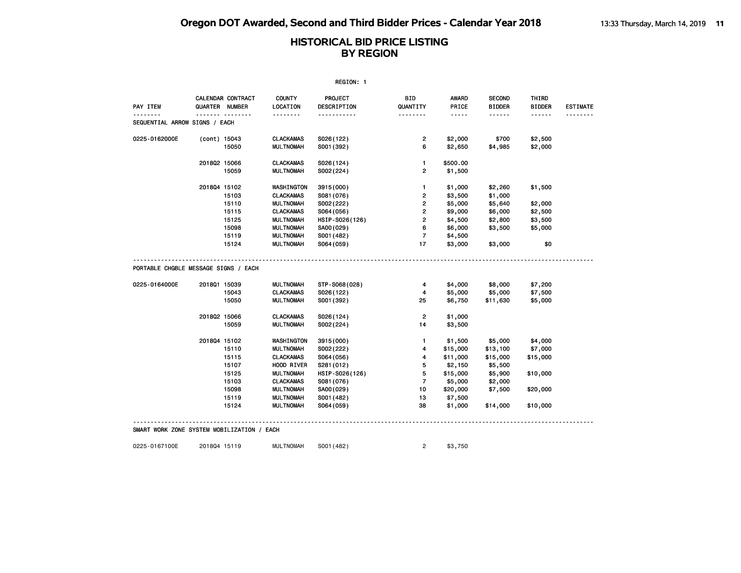# HISTORICAL BID PRICE LISTING
## BY REGION

REGION: 1

| PAY ITEM | CALENDAR QUARTER | CONTRACT NUMBER | COUNTY LOCATION | PROJECT DESCRIPTION | BID QUANTITY | AWARD PRICE | SECOND BIDDER | THIRD BIDDER | ESTIMATE |
|---|---|---|---|---|---|---|---|---|---|
| **SEQUENTIAL ARROW SIGNS / EACH** | | | | | | | | | |
| 0225-0162000E | (cont) | 15043 | CLACKAMAS | S026(122) | 2 | $2,000 | $700 | $2,500 | |
| | | 15050 | MULTNOMAH | S001(392) | 6 | $2,650 | $4,985 | $2,000 | |
| | 2018Q2 | 15066 | CLACKAMAS | S026(124) | 1 | $500.00 | | | |
| | | 15059 | MULTNOMAH | S002(224) | 2 | $1,500 | | | |
| | 2018Q4 | 15102 | WASHINGTON | 3915(000) | 1 | $1,000 | $2,260 | $1,500 | |
| | | 15103 | CLACKAMAS | S081(076) | 2 | $3,500 | $1,000 | | |
| | | 15110 | MULTNOMAH | S002(222) | 2 | $5,000 | $5,640 | $2,000 | |
| | | 15115 | CLACKAMAS | S064(056) | 2 | $9,000 | $6,000 | $2,500 | |
| | | 15125 | MULTNOMAH | HSIP-S026(126) | 2 | $4,500 | $2,800 | $3,500 | |
| | | 15098 | MULTNOMAH | SA00(029) | 6 | $6,000 | $3,500 | $5,000 | |
| | | 15119 | MULTNOMAH | S001(482) | 7 | $4,500 | | | |
| | | 15124 | MULTNOMAH | S064(059) | 17 | $3,000 | $3,000 | $0 | |
| **PORTABLE CHGBLE MESSAGE SIGNS / EACH** | | | | | | | | | |
| 0225-0164000E | 2018Q1 | 15039 | MULTNOMAH | STP-S068(028) | 4 | $4,000 | $8,000 | $7,200 | |
| | | 15043 | CLACKAMAS | S026(122) | 4 | $5,000 | $5,000 | $7,500 | |
| | | 15050 | MULTNOMAH | S001(392) | 25 | $6,750 | $11,630 | $5,000 | |
| | 2018Q2 | 15066 | CLACKAMAS | S026(124) | 2 | $1,000 | | | |
| | | 15059 | MULTNOMAH | S002(224) | 14 | $3,500 | | | |
| | 2018Q4 | 15102 | WASHINGTON | 3915(000) | 1 | $1,500 | $5,000 | $4,000 | |
| | | 15110 | MULTNOMAH | S002(222) | 4 | $15,000 | $13,100 | $7,000 | |
| | | 15115 | CLACKAMAS | S064(056) | 4 | $11,000 | $15,000 | $15,000 | |
| | | 15107 | HOOD RIVER | S281(012) | 5 | $2,150 | $5,500 | | |
| | | 15125 | MULTNOMAH | HSIP-S026(126) | 5 | $15,000 | $5,900 | $10,000 | |
| | | 15103 | CLACKAMAS | S081(076) | 7 | $5,000 | $2,000 | | |
| | | 15098 | MULTNOMAH | SA00(029) | 10 | $20,000 | $7,500 | $20,000 | |
| | | 15119 | MULTNOMAH | S001(482) | 13 | $7,500 | | | |
| | | 15124 | MULTNOMAH | S064(059) | 38 | $1,000 | $14,000 | $10,000 | |
| **SMART WORK ZONE SYSTEM MOBILIZATION / EACH** | | | | | | | | | |
| 0225-0167100E | 2018Q4 | 15119 | MULTNOMAH | S001(482) | 2 | $3,750 | | | |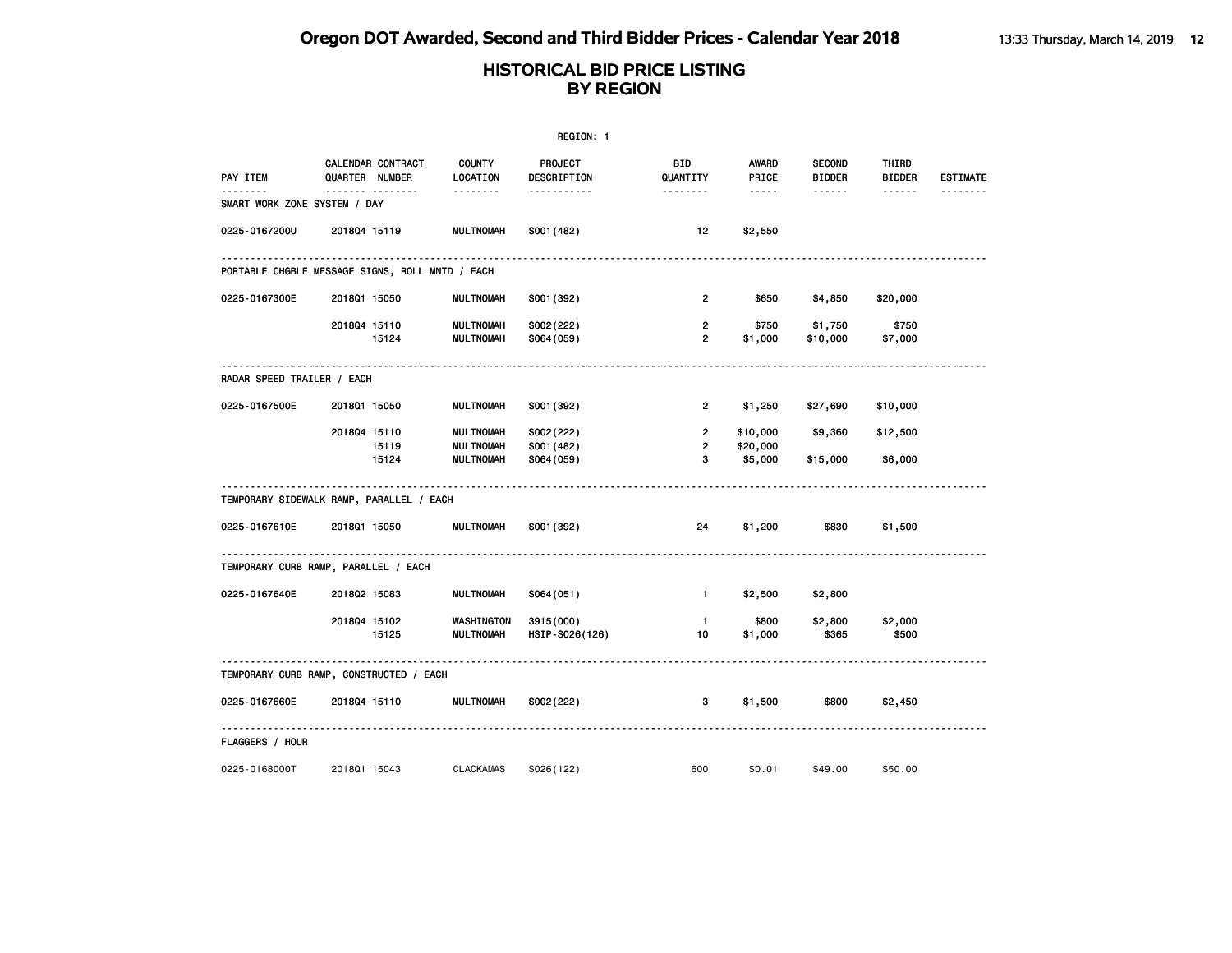# Oregon DOT Awarded, Second and Third Bidder Prices - Calendar Year 2018

## HISTORICAL BID PRICE LISTING BY REGION

REGION: 1

| PAY ITEM | CALENDAR QUARTER | CONTRACT NUMBER | COUNTY LOCATION | PROJECT DESCRIPTION | BID QUANTITY | AWARD PRICE | SECOND BIDDER | THIRD BIDDER | ESTIMATE |
|---|---|---|---|---|---|---|---|---|---|
| SMART WORK ZONE SYSTEM / DAY | | | | | | | | | |
| 0225-0167200U | 2018Q4 | 15119 | MULTNOMAH | S001(482) | 12 | $2,550 | | | |
| PORTABLE CHGBLE MESSAGE SIGNS, ROLL MNTD / EACH | | | | | | | | | |
| 0225-0167300E | 2018Q1 | 15050 | MULTNOMAH | S001(392) | 2 | $650 | $4,850 | $20,000 | |
| | 2018Q4 | 15110 | MULTNOMAH | S002(222) | 2 | $750 | $1,750 | $750 | |
| | | 15124 | MULTNOMAH | S064(059) | 2 | $1,000 | $10,000 | $7,000 | |
| RADAR SPEED TRAILER / EACH | | | | | | | | | |
| 0225-0167500E | 2018Q1 | 15050 | MULTNOMAH | S001(392) | 2 | $1,250 | $27,690 | $10,000 | |
| | 2018Q4 | 15110 | MULTNOMAH | S002(222) | 2 | $10,000 | $9,360 | $12,500 | |
| | | 15119 | MULTNOMAH | S001(482) | 2 | $20,000 | | | |
| | | 15124 | MULTNOMAH | S064(059) | 3 | $5,000 | $15,000 | $6,000 | |
| TEMPORARY SIDEWALK RAMP, PARALLEL / EACH | | | | | | | | | |
| 0225-0167610E | 2018Q1 | 15050 | MULTNOMAH | S001(392) | 24 | $1,200 | $830 | $1,500 | |
| TEMPORARY CURB RAMP, PARALLEL / EACH | | | | | | | | | |
| 0225-0167640E | 2018Q2 | 15083 | MULTNOMAH | S064(051) | 1 | $2,500 | $2,800 | | |
| | 2018Q4 | 15102 | WASHINGTON | 3915(000) | 1 | $800 | $2,800 | $2,000 | |
| | | 15125 | MULTNOMAH | HSIP-S026(126) | 10 | $1,000 | $365 | $500 | |
| TEMPORARY CURB RAMP, CONSTRUCTED / EACH | | | | | | | | | |
| 0225-0167660E | 2018Q4 | 15110 | MULTNOMAH | S002(222) | 3 | $1,500 | $800 | $2,450 | |
| FLAGGERS / HOUR | | | | | | | | | |
| 0225-0168000T | 2018Q1 | 15043 | CLACKAMAS | S026(122) | 600 | $0.01 | $49.00 | $50.00 | |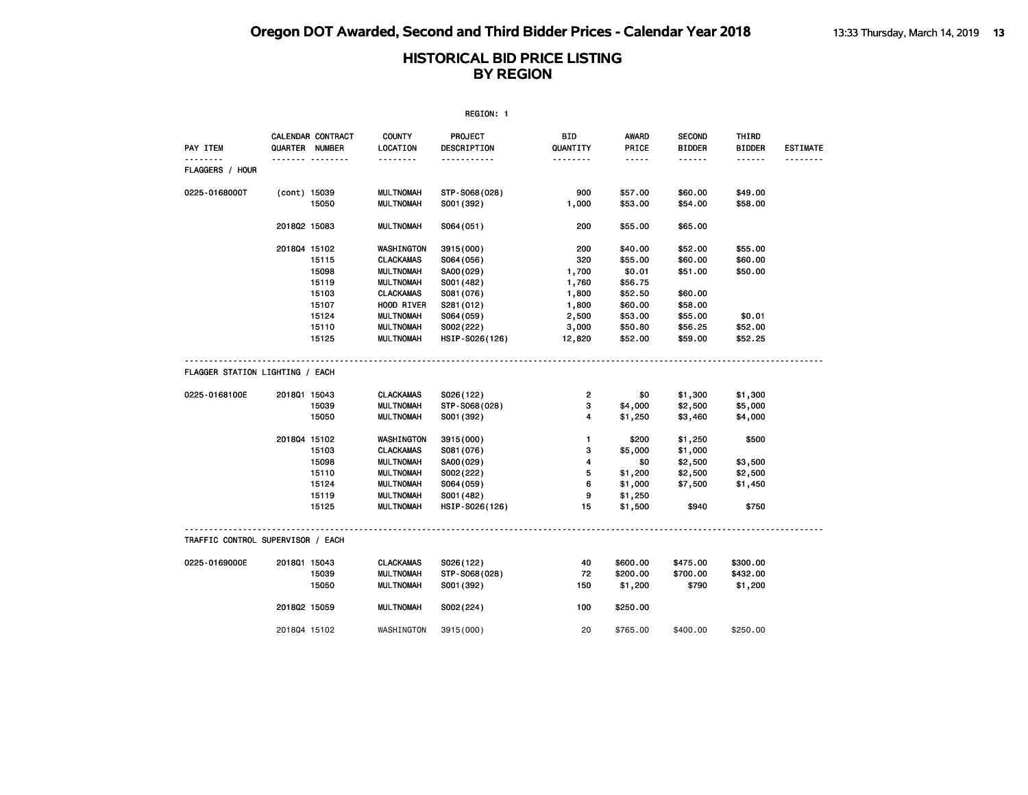# HISTORICAL BID PRICE LISTING BY REGION

REGION: 1

| PAY ITEM | CALENDAR QUARTER | CONTRACT NUMBER | COUNTY LOCATION | PROJECT DESCRIPTION | BID QUANTITY | AWARD PRICE | SECOND BIDDER | THIRD BIDDER | ESTIMATE |
|---|---|---|---|---|---|---|---|---|---|
| FLAGGERS / HOUR | | | | | | | | | |
| 0225-0168000T | (cont) | 15039 | MULTNOMAH | STP-S068(028) | 900 | $57.00 | $60.00 | $49.00 | |
| | | 15050 | MULTNOMAH | S001(392) | 1,000 | $53.00 | $54.00 | $58.00 | |
| | 2018Q2 | 15083 | MULTNOMAH | S064(051) | 200 | $55.00 | $65.00 | | |
| | 2018Q4 | 15102 | WASHINGTON | 3915(000) | 200 | $40.00 | $52.00 | $55.00 | |
| | | 15115 | CLACKAMAS | S064(056) | 320 | $55.00 | $60.00 | $60.00 | |
| | | 15098 | MULTNOMAH | SA00(029) | 1,700 | $0.01 | $51.00 | $50.00 | |
| | | 15119 | MULTNOMAH | S001(482) | 1,760 | $56.75 | | | |
| | | 15103 | CLACKAMAS | S081(076) | 1,800 | $52.50 | $60.00 | | |
| | | 15107 | HOOD RIVER | S281(012) | 1,800 | $60.00 | $58.00 | | |
| | | 15124 | MULTNOMAH | S064(059) | 2,500 | $53.00 | $55.00 | $0.01 | |
| | | 15110 | MULTNOMAH | S002(222) | 3,000 | $50.80 | $56.25 | $52.00 | |
| | | 15125 | MULTNOMAH | HSIP-S026(126) | 12,820 | $52.00 | $59.00 | $52.25 | |
| FLAGGER STATION LIGHTING / EACH | | | | | | | | | |
| 0225-0168100E | 2018Q1 | 15043 | CLACKAMAS | S026(122) | 2 | $0 | $1,300 | $1,300 | |
| | | 15039 | MULTNOMAH | STP-S068(028) | 3 | $4,000 | $2,500 | $5,000 | |
| | | 15050 | MULTNOMAH | S001(392) | 4 | $1,250 | $3,460 | $4,000 | |
| | 2018Q4 | 15102 | WASHINGTON | 3915(000) | 1 | $200 | $1,250 | $500 | |
| | | 15103 | CLACKAMAS | S081(076) | 3 | $5,000 | $1,000 | | |
| | | 15098 | MULTNOMAH | SA00(029) | 4 | $0 | $2,500 | $3,500 | |
| | | 15110 | MULTNOMAH | S002(222) | 5 | $1,200 | $2,500 | $2,500 | |
| | | 15124 | MULTNOMAH | S064(059) | 6 | $1,000 | $7,500 | $1,450 | |
| | | 15119 | MULTNOMAH | S001(482) | 9 | $1,250 | | | |
| | | 15125 | MULTNOMAH | HSIP-S026(126) | 15 | $1,500 | $940 | $750 | |
| TRAFFIC CONTROL SUPERVISOR / EACH | | | | | | | | | |
| 0225-0169000E | 2018Q1 | 15043 | CLACKAMAS | S026(122) | 40 | $600.00 | $475.00 | $300.00 | |
| | | 15039 | MULTNOMAH | STP-S068(028) | 72 | $200.00 | $700.00 | $432.00 | |
| | | 15050 | MULTNOMAH | S001(392) | 150 | $1,200 | $790 | $1,200 | |
| | 2018Q2 | 15059 | MULTNOMAH | S002(224) | 100 | $250.00 | | | |
| | 2018Q4 | 15102 | WASHINGTON | 3915(000) | 20 | $765.00 | $400.00 | $250.00 | |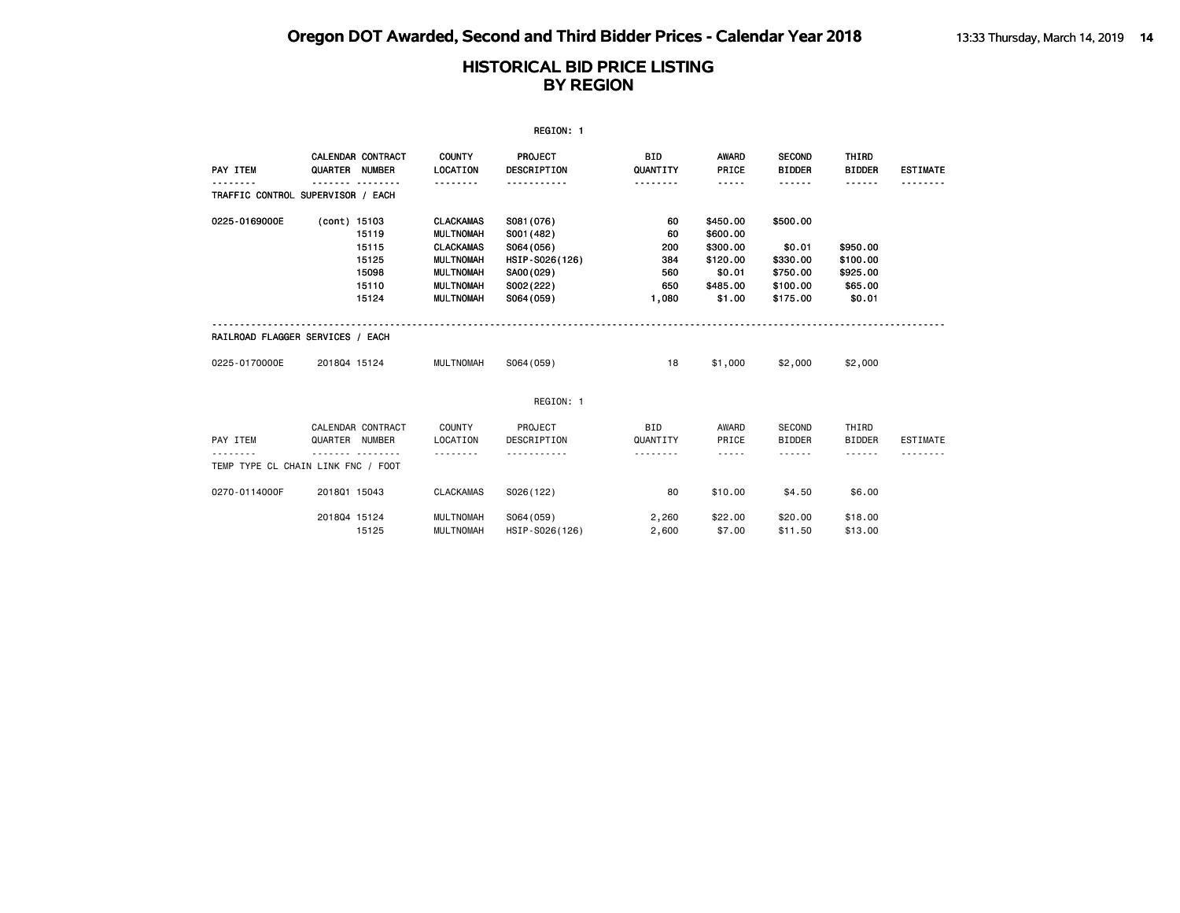# Oregon DOT Awarded, Second and Third Bidder Prices - Calendar Year 2018

## HISTORICAL BID PRICE LISTING BY REGION

REGION: 1

| PAY ITEM | CALENDAR QUARTER | CONTRACT NUMBER | COUNTY LOCATION | PROJECT DESCRIPTION | BID QUANTITY | AWARD PRICE | SECOND BIDDER | THIRD BIDDER | ESTIMATE |
|---|---|---|---|---|---|---|---|---|---|
| TRAFFIC CONTROL SUPERVISOR / EACH | | | | | | | | | |
| 0225-0169000E | (cont) | 15103 | CLACKAMAS | S081(076) | 60 | $450.00 | $500.00 | | |
| | | 15119 | MULTNOMAH | S001(482) | 60 | $600.00 | | | |
| | | 15115 | CLACKAMAS | S064(056) | 200 | $300.00 | $0.01 | $950.00 | |
| | | 15125 | MULTNOMAH | HSIP-S026(126) | 384 | $120.00 | $330.00 | $100.00 | |
| | | 15098 | MULTNOMAH | SA00(029) | 560 | $0.01 | $750.00 | $925.00 | |
| | | 15110 | MULTNOMAH | S002(222) | 650 | $485.00 | $100.00 | $65.00 | |
| | | 15124 | MULTNOMAH | S064(059) | 1,080 | $1.00 | $175.00 | $0.01 | |
| RAILROAD FLAGGER SERVICES / EACH | | | | | | | | | |
| 0225-0170000E | 2018Q4 | 15124 | MULTNOMAH | S064(059) | 18 | $1,000 | $2,000 | $2,000 | |

REGION: 1

| PAY ITEM | CALENDAR QUARTER | CONTRACT NUMBER | COUNTY LOCATION | PROJECT DESCRIPTION | BID QUANTITY | AWARD PRICE | SECOND BIDDER | THIRD BIDDER | ESTIMATE |
|---|---|---|---|---|---|---|---|---|---|
| TEMP TYPE CL CHAIN LINK FNC / FOOT | | | | | | | | | |
| 0270-0114000F | 2018Q1 | 15043 | CLACKAMAS | S026(122) | 80 | $10.00 | $4.50 | $6.00 | |
| | 2018Q4 | 15124 | MULTNOMAH | S064(059) | 2,260 | $22.00 | $20.00 | $18.00 | |
| | | 15125 | MULTNOMAH | HSIP-S026(126) | 2,600 | $7.00 | $11.50 | $13.00 | |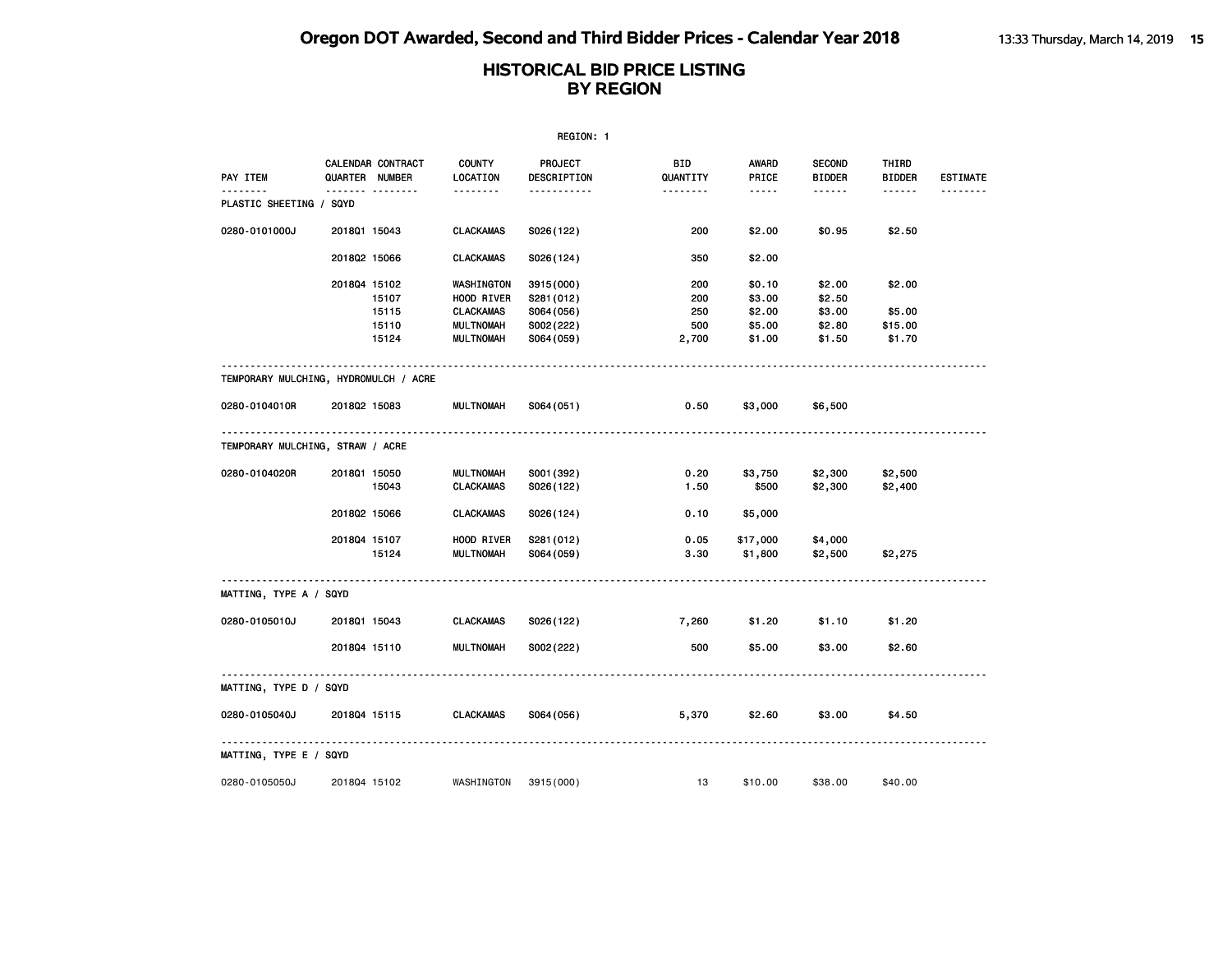# Oregon DOT Awarded, Second and Third Bidder Prices - Calendar Year 2018

## HISTORICAL BID PRICE LISTING BY REGION

REGION: 1

| PAY ITEM | CALENDAR QUARTER | CONTRACT NUMBER | COUNTY LOCATION | PROJECT DESCRIPTION | BID QUANTITY | AWARD PRICE | SECOND BIDDER | THIRD BIDDER | ESTIMATE |
|---|---|---|---|---|---|---|---|---|---|
| **PLASTIC SHEETING / SQYD** | | | | | | | | | |
| 0280-0101000J | 2018Q1 | 15043 | CLACKAMAS | S026(122) | 200 | $2.00 | $0.95 | $2.50 | |
| | 2018Q2 | 15066 | CLACKAMAS | S026(124) | 350 | $2.00 | | | |
| | 2018Q4 | 15102 | WASHINGTON | 3915(000) | 200 | $0.10 | $2.00 | $2.00 | |
| | | 15107 | HOOD RIVER | S281(012) | 200 | $3.00 | $2.50 | | |
| | | 15115 | CLACKAMAS | S064(056) | 250 | $2.00 | $3.00 | $5.00 | |
| | | 15110 | MULTNOMAH | S002(222) | 500 | $5.00 | $2.80 | $15.00 | |
| | | 15124 | MULTNOMAH | S064(059) | 2,700 | $1.00 | $1.50 | $1.70 | |
| **TEMPORARY MULCHING, HYDROMULCH / ACRE** | | | | | | | | | |
| 0280-0104010R | 2018Q2 | 15083 | MULTNOMAH | S064(051) | 0.50 | $3,000 | $6,500 | | |
| **TEMPORARY MULCHING, STRAW / ACRE** | | | | | | | | | |
| 0280-0104020R | 2018Q1 | 15050 | MULTNOMAH | S001(392) | 0.20 | $3,750 | $2,300 | $2,500 | |
| | | 15043 | CLACKAMAS | S026(122) | 1.50 | $500 | $2,300 | $2,400 | |
| | 2018Q2 | 15066 | CLACKAMAS | S026(124) | 0.10 | $5,000 | | | |
| | 2018Q4 | 15107 | HOOD RIVER | S281(012) | 0.05 | $17,000 | $4,000 | | |
| | | 15124 | MULTNOMAH | S064(059) | 3.30 | $1,800 | $2,500 | $2,275 | |
| **MATTING, TYPE A / SQYD** | | | | | | | | | |
| 0280-0105010J | 2018Q1 | 15043 | CLACKAMAS | S026(122) | 7,260 | $1.20 | $1.10 | $1.20 | |
| | 2018Q4 | 15110 | MULTNOMAH | S002(222) | 500 | $5.00 | $3.00 | $2.60 | |
| **MATTING, TYPE D / SQYD** | | | | | | | | | |
| 0280-0105040J | 2018Q4 | 15115 | CLACKAMAS | S064(056) | 5,370 | $2.60 | $3.00 | $4.50 | |
| **MATTING, TYPE E / SQYD** | | | | | | | | | |
| 0280-0105050J | 2018Q4 | 15102 | WASHINGTON | 3915(000) | 13 | $10.00 | $38.00 | $40.00 | |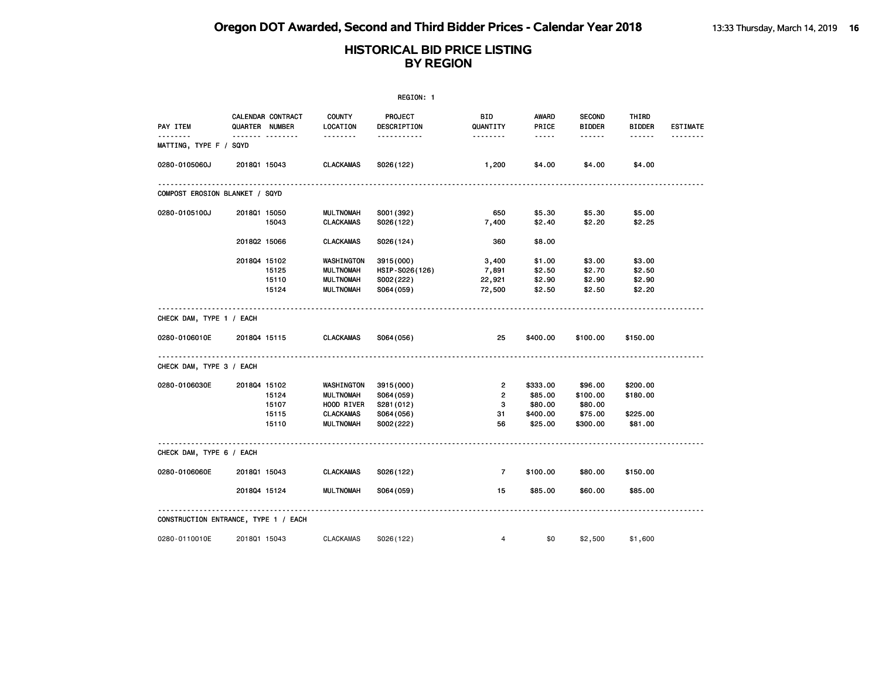# Oregon DOT Awarded, Second and Third Bidder Prices - Calendar Year 2018

## HISTORICAL BID PRICE LISTING BY REGION

REGION: 1

| PAY ITEM | CALENDAR QUARTER | CONTRACT NUMBER | COUNTY LOCATION | PROJECT DESCRIPTION | BID QUANTITY | AWARD PRICE | SECOND BIDDER | THIRD BIDDER | ESTIMATE |
|---|---|---|---|---|---|---|---|---|---|
| MATTING, TYPE F / SQYD | | | | | | | | | |
| 0280-0105060J | 2018Q1 | 15043 | CLACKAMAS | S026(122) | 1,200 | $4.00 | $4.00 | $4.00 | |
| COMPOST EROSION BLANKET / SQYD | | | | | | | | | |
| 0280-0105100J | 2018Q1 | 15050 | MULTNOMAH | S001(392) | 650 | $5.30 | $5.30 | $5.00 | |
| | | 15043 | CLACKAMAS | S026(122) | 7,400 | $2.40 | $2.20 | $2.25 | |
| | 2018Q2 | 15066 | CLACKAMAS | S026(124) | 360 | $8.00 | | | |
| | 2018Q4 | 15102 | WASHINGTON | 3915(000) | 3,400 | $1.00 | $3.00 | $3.00 | |
| | | 15125 | MULTNOMAH | HSIP-S026(126) | 7,891 | $2.50 | $2.70 | $2.50 | |
| | | 15110 | MULTNOMAH | S002(222) | 22,921 | $2.90 | $2.90 | $2.90 | |
| | | 15124 | MULTNOMAH | S064(059) | 72,500 | $2.50 | $2.50 | $2.20 | |
| CHECK DAM, TYPE 1 / EACH | | | | | | | | | |
| 0280-0106010E | 2018Q4 | 15115 | CLACKAMAS | S064(056) | 25 | $400.00 | $100.00 | $150.00 | |
| CHECK DAM, TYPE 3 / EACH | | | | | | | | | |
| 0280-0106030E | 2018Q4 | 15102 | WASHINGTON | 3915(000) | 2 | $333.00 | $96.00 | $200.00 | |
| | | 15124 | MULTNOMAH | S064(059) | 2 | $85.00 | $100.00 | $180.00 | |
| | | 15107 | HOOD RIVER | S281(012) | 3 | $80.00 | $80.00 | | |
| | | 15115 | CLACKAMAS | S064(056) | 31 | $400.00 | $75.00 | $225.00 | |
| | | 15110 | MULTNOMAH | S002(222) | 56 | $25.00 | $300.00 | $81.00 | |
| CHECK DAM, TYPE 6 / EACH | | | | | | | | | |
| 0280-0106060E | 2018Q1 | 15043 | CLACKAMAS | S026(122) | 7 | $100.00 | $80.00 | $150.00 | |
| | 2018Q4 | 15124 | MULTNOMAH | S064(059) | 15 | $85.00 | $60.00 | $85.00 | |
| CONSTRUCTION ENTRANCE, TYPE 1 / EACH | | | | | | | | | |
| 0280-0110010E | 2018Q1 | 15043 | CLACKAMAS | S026(122) | 4 | $0 | $2,500 | $1,600 | |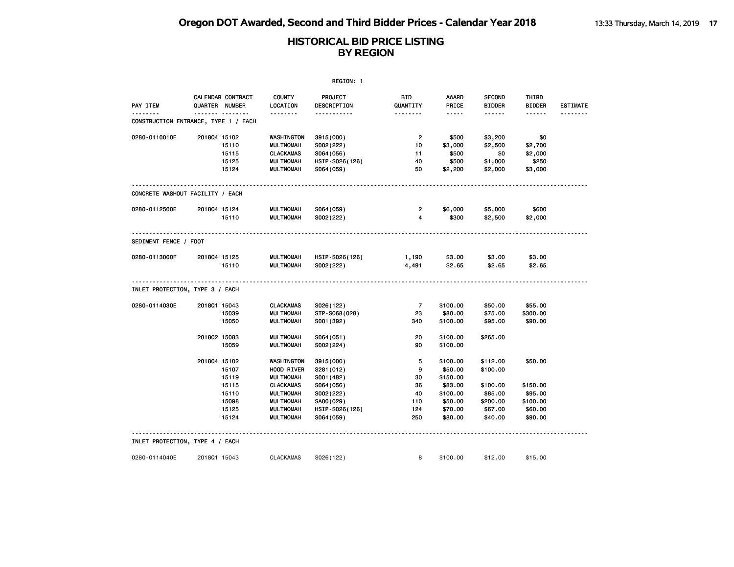# Oregon DOT Awarded, Second and Third Bidder Prices - Calendar Year 2018

## HISTORICAL BID PRICE LISTING BY REGION

REGION: 1

| PAY ITEM | CALENDAR QUARTER | CONTRACT NUMBER | COUNTY LOCATION | PROJECT DESCRIPTION | BID QUANTITY | AWARD PRICE | SECOND BIDDER | THIRD BIDDER | ESTIMATE |
|---|---|---|---|---|---|---|---|---|---|
| **CONSTRUCTION ENTRANCE, TYPE 1 / EACH** | | | | | | | | | |
| 0280-0110010E | 2018Q4 | 15102 | WASHINGTON | 3915(000) | 2 | $500 | $3,200 | $0 | |
| | | 15110 | MULTNOMAH | S002(222) | 10 | $3,000 | $2,500 | $2,700 | |
| | | 15115 | CLACKAMAS | S064(056) | 11 | $500 | $0 | $2,000 | |
| | | 15125 | MULTNOMAH | HSIP-S026(126) | 40 | $500 | $1,000 | $250 | |
| | | 15124 | MULTNOMAH | S064(059) | 50 | $2,200 | $2,000 | $3,000 | |
| **CONCRETE WASHOUT FACILITY / EACH** | | | | | | | | | |
| 0280-0112500E | 2018Q4 | 15124 | MULTNOMAH | S064(059) | 2 | $6,000 | $5,000 | $600 | |
| | | 15110 | MULTNOMAH | S002(222) | 4 | $300 | $2,500 | $2,000 | |
| **SEDIMENT FENCE / FOOT** | | | | | | | | | |
| 0280-0113000F | 2018Q4 | 15125 | MULTNOMAH | HSIP-S026(126) | 1,190 | $3.00 | $3.00 | $3.00 | |
| | | 15110 | MULTNOMAH | S002(222) | 4,491 | $2.65 | $2.65 | $2.65 | |
| **INLET PROTECTION, TYPE 3 / EACH** | | | | | | | | | |
| 0280-0114030E | 2018Q1 | 15043 | CLACKAMAS | S026(122) | 7 | $100.00 | $50.00 | $55.00 | |
| | | 15039 | MULTNOMAH | STP-S068(028) | 23 | $80.00 | $75.00 | $300.00 | |
| | | 15050 | MULTNOMAH | S001(392) | 340 | $100.00 | $95.00 | $90.00 | |
| | 2018Q2 | 15083 | MULTNOMAH | S064(051) | 20 | $100.00 | $265.00 | | |
| | | 15059 | MULTNOMAH | S002(224) | 90 | $100.00 | | | |
| | 2018Q4 | 15102 | WASHINGTON | 3915(000) | 5 | $100.00 | $112.00 | $50.00 | |
| | | 15107 | HOOD RIVER | S281(012) | 9 | $50.00 | $100.00 | | |
| | | 15119 | MULTNOMAH | S001(482) | 30 | $150.00 | | | |
| | | 15115 | CLACKAMAS | S064(056) | 36 | $83.00 | $100.00 | $150.00 | |
| | | 15110 | MULTNOMAH | S002(222) | 40 | $100.00 | $85.00 | $95.00 | |
| | | 15098 | MULTNOMAH | SA00(029) | 110 | $50.00 | $200.00 | $100.00 | |
| | | 15125 | MULTNOMAH | HSIP-S026(126) | 124 | $70.00 | $67.00 | $60.00 | |
| | | 15124 | MULTNOMAH | S064(059) | 250 | $80.00 | $40.00 | $90.00 | |
| **INLET PROTECTION, TYPE 4 / EACH** | | | | | | | | | |
| 0280-0114040E | 2018Q1 | 15043 | CLACKAMAS | S026(122) | 8 | $100.00 | $12.00 | $15.00 | |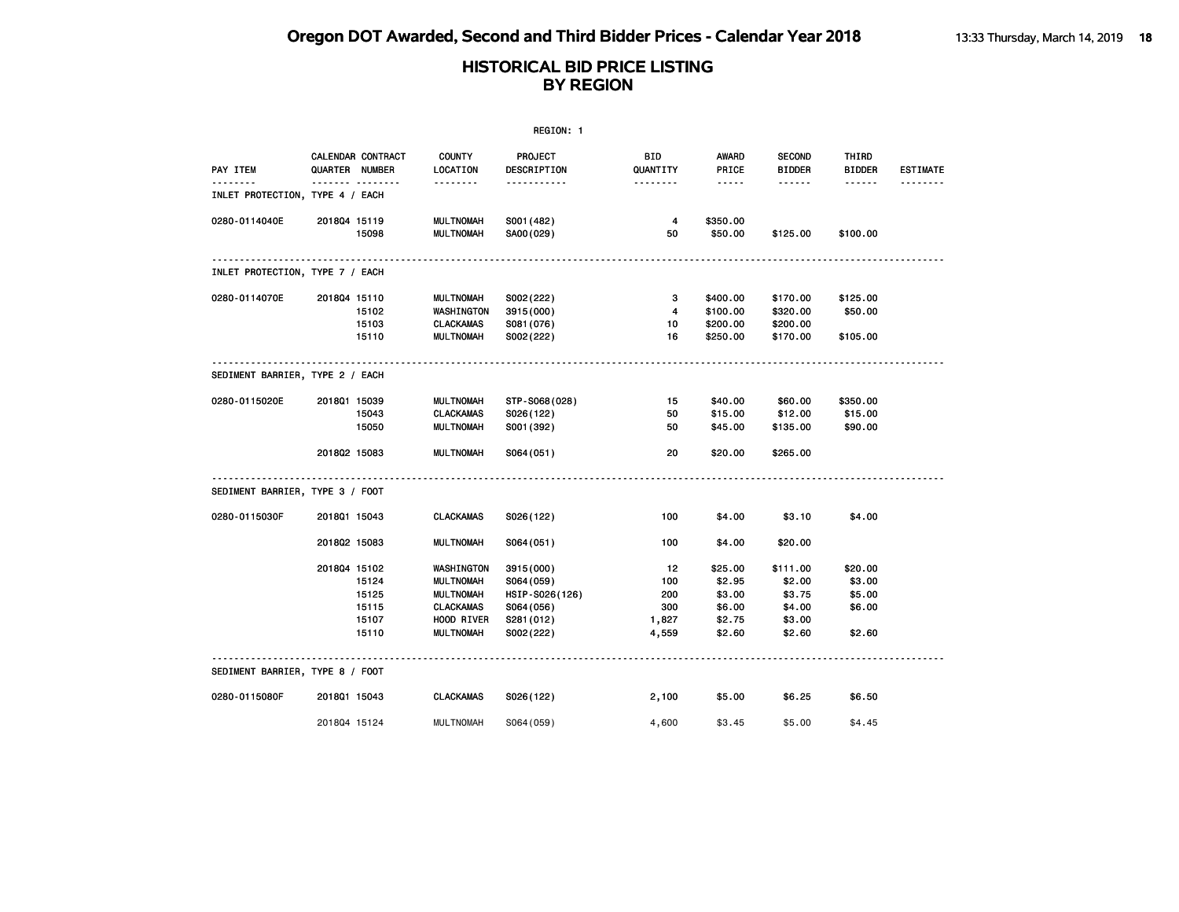# Oregon DOT Awarded, Second and Third Bidder Prices - Calendar Year 2018

## HISTORICAL BID PRICE LISTING BY REGION

REGION: 1

| PAY ITEM | CALENDAR QUARTER | CONTRACT NUMBER | COUNTY LOCATION | PROJECT DESCRIPTION | BID QUANTITY | AWARD PRICE | SECOND BIDDER | THIRD BIDDER | ESTIMATE |
|---|---|---|---|---|---|---|---|---|---|
| **INLET PROTECTION, TYPE 4 / EACH** | | | | | | | | | |
| 0280-0114040E | 2018Q4 | 15119 | MULTNOMAH | S001(482) | 4 | $350.00 | | | |
| | | 15098 | MULTNOMAH | SA00(029) | 50 | $50.00 | $125.00 | $100.00 | |
| **INLET PROTECTION, TYPE 7 / EACH** | | | | | | | | | |
| 0280-0114070E | 2018Q4 | 15110 | MULTNOMAH | S002(222) | 3 | $400.00 | $170.00 | $125.00 | |
| | | 15102 | WASHINGTON | 3915(000) | 4 | $100.00 | $320.00 | $50.00 | |
| | | 15103 | CLACKAMAS | S081(076) | 10 | $200.00 | $200.00 | | |
| | | 15110 | MULTNOMAH | S002(222) | 16 | $250.00 | $170.00 | $105.00 | |
| **SEDIMENT BARRIER, TYPE 2 / EACH** | | | | | | | | | |
| 0280-0115020E | 2018Q1 | 15039 | MULTNOMAH | STP-S068(028) | 15 | $40.00 | $60.00 | $350.00 | |
| | | 15043 | CLACKAMAS | S026(122) | 50 | $15.00 | $12.00 | $15.00 | |
| | | 15050 | MULTNOMAH | S001(392) | 50 | $45.00 | $135.00 | $90.00 | |
| | 2018Q2 | 15083 | MULTNOMAH | S064(051) | 20 | $20.00 | $265.00 | | |
| **SEDIMENT BARRIER, TYPE 3 / FOOT** | | | | | | | | | |
| 0280-0115030F | 2018Q1 | 15043 | CLACKAMAS | S026(122) | 100 | $4.00 | $3.10 | $4.00 | |
| | 2018Q2 | 15083 | MULTNOMAH | S064(051) | 100 | $4.00 | $20.00 | | |
| | 2018Q4 | 15102 | WASHINGTON | 3915(000) | 12 | $25.00 | $111.00 | $20.00 | |
| | | 15124 | MULTNOMAH | S064(059) | 100 | $2.95 | $2.00 | $3.00 | |
| | | 15125 | MULTNOMAH | HSIP-S026(126) | 200 | $3.00 | $3.75 | $5.00 | |
| | | 15115 | CLACKAMAS | S064(056) | 300 | $6.00 | $4.00 | $6.00 | |
| | | 15107 | HOOD RIVER | S281(012) | 1,827 | $2.75 | $3.00 | | |
| | | 15110 | MULTNOMAH | S002(222) | 4,559 | $2.60 | $2.60 | $2.60 | |
| **SEDIMENT BARRIER, TYPE 8 / FOOT** | | | | | | | | | |
| 0280-0115080F | 2018Q1 | 15043 | CLACKAMAS | S026(122) | 2,100 | $5.00 | $6.25 | $6.50 | |
| | 2018Q4 | 15124 | MULTNOMAH | S064(059) | 4,600 | $3.45 | $5.00 | $4.45 | |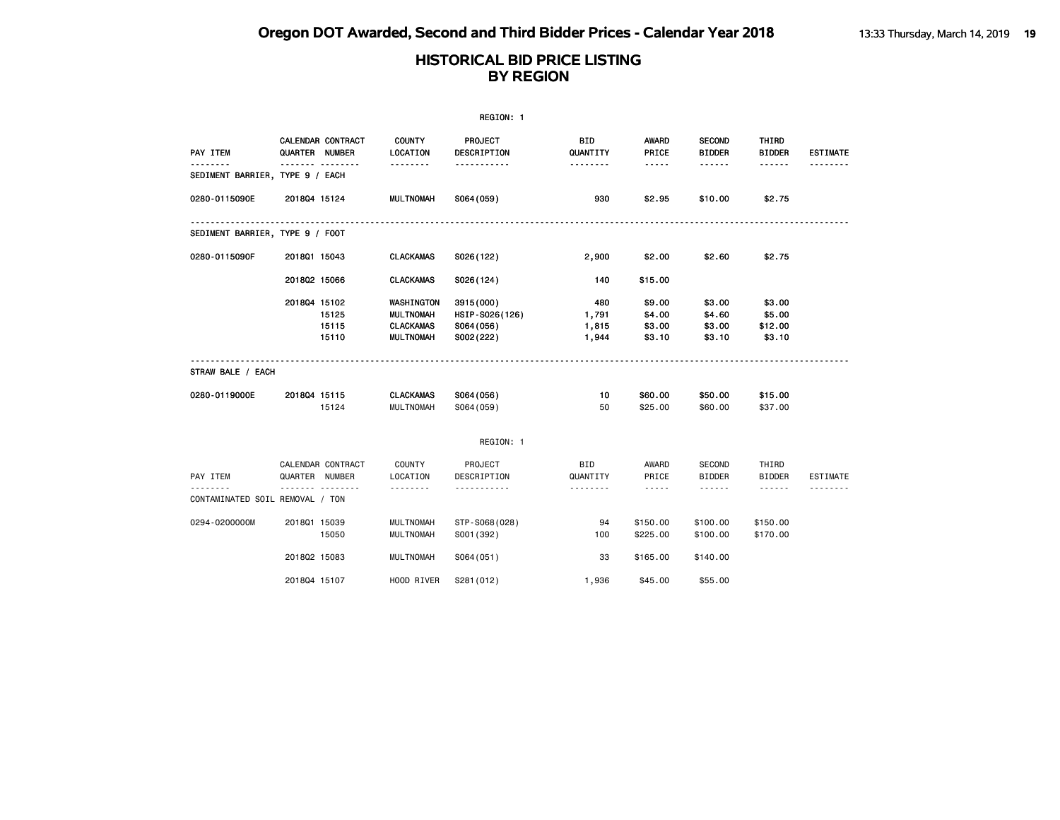# HISTORICAL BID PRICE LISTING
## BY REGION

REGION: 1

| PAY ITEM | CALENDAR QUARTER | CONTRACT NUMBER | COUNTY LOCATION | PROJECT DESCRIPTION | BID QUANTITY | AWARD PRICE | SECOND BIDDER | THIRD BIDDER | ESTIMATE |
|---|---|---|---|---|---|---|---|---|---|
| **SEDIMENT BARRIER, TYPE 9 / EACH** | | | | | | | | | |
| 0280-0115090E | 2018Q4 | 15124 | MULTNOMAH | S064(059) | 930 | $2.95 | $10.00 | $2.75 | |
| **SEDIMENT BARRIER, TYPE 9 / FOOT** | | | | | | | | | |
| 0280-0115090F | 2018Q1 | 15043 | CLACKAMAS | S026(122) | 2,900 | $2.00 | $2.60 | $2.75 | |
| | 2018Q2 | 15066 | CLACKAMAS | S026(124) | 140 | $15.00 | | | |
| | 2018Q4 | 15102 | WASHINGTON | 3915(000) | 480 | $9.00 | $3.00 | $3.00 | |
| | | 15125 | MULTNOMAH | HSIP-S026(126) | 1,791 | $4.00 | $4.60 | $5.00 | |
| | | 15115 | CLACKAMAS | S064(056) | 1,815 | $3.00 | $3.00 | $12.00 | |
| | | 15110 | MULTNOMAH | S002(222) | 1,944 | $3.10 | $3.10 | $3.10 | |
| **STRAW BALE / EACH** | | | | | | | | | |
| 0280-0119000E | 2018Q4 | 15115 | CLACKAMAS | S064(056) | 10 | $60.00 | $50.00 | $15.00 | |
| | | 15124 | MULTNOMAH | S064(059) | 50 | $25.00 | $60.00 | $37.00 | |

REGION: 1

| PAY ITEM | CALENDAR QUARTER | CONTRACT NUMBER | COUNTY LOCATION | PROJECT DESCRIPTION | BID QUANTITY | AWARD PRICE | SECOND BIDDER | THIRD BIDDER | ESTIMATE |
|---|---|---|---|---|---|---|---|---|---|
| **CONTAMINATED SOIL REMOVAL / TON** | | | | | | | | | |
| 0294-0200000M | 2018Q1 | 15039 | MULTNOMAH | STP-S068(028) | 94 | $150.00 | $100.00 | $150.00 | |
| | | 15050 | MULTNOMAH | S001(392) | 100 | $225.00 | $100.00 | $170.00 | |
| | 2018Q2 | 15083 | MULTNOMAH | S064(051) | 33 | $165.00 | $140.00 | | |
| | 2018Q4 | 15107 | HOOD RIVER | S281(012) | 1,936 | $45.00 | $55.00 | | |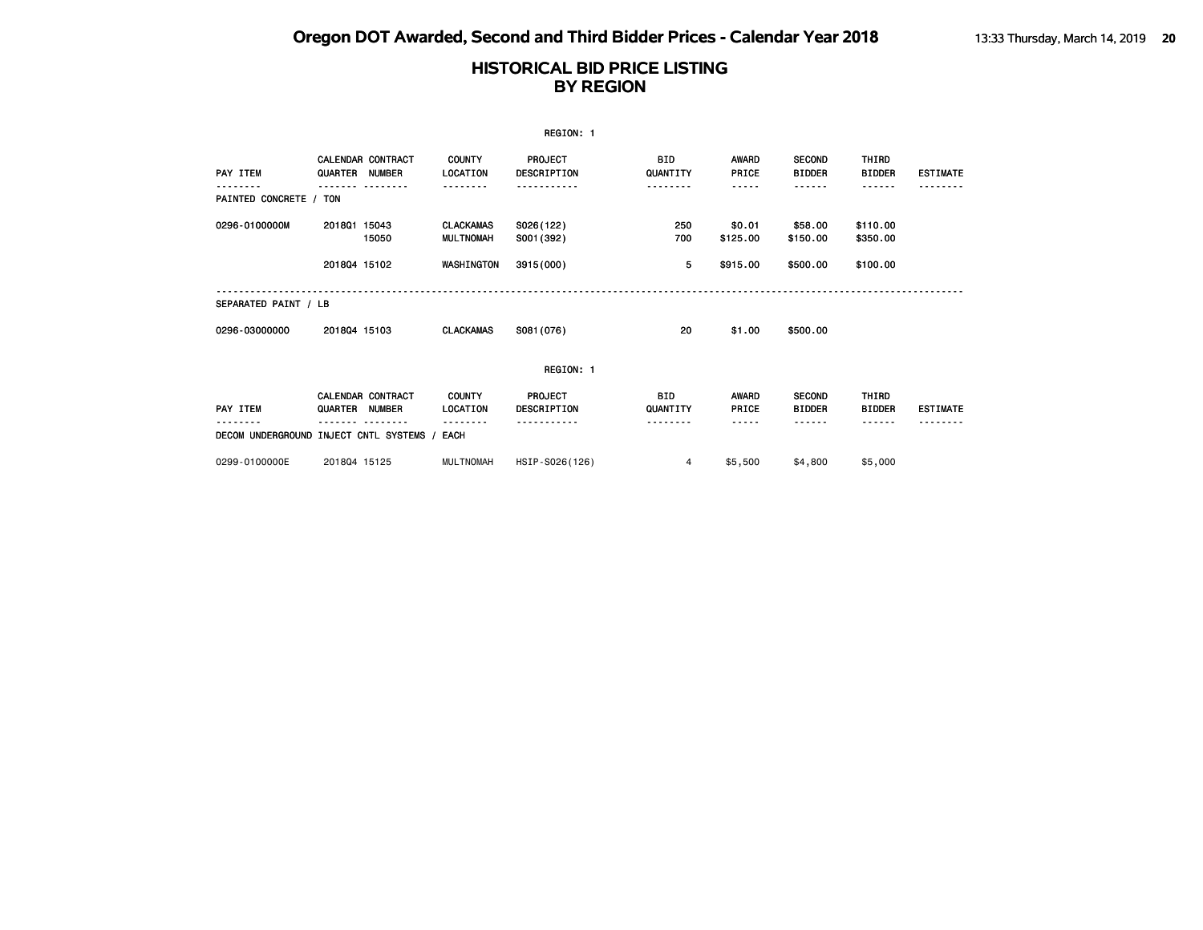# Oregon DOT Awarded, Second and Third Bidder Prices - Calendar Year 2018

## HISTORICAL BID PRICE LISTING BY REGION

REGION: 1

| PAY ITEM | CALENDAR QUARTER | CONTRACT NUMBER | COUNTY LOCATION | PROJECT DESCRIPTION | BID QUANTITY | AWARD PRICE | SECOND BIDDER | THIRD BIDDER | ESTIMATE |
|---|---|---|---|---|---|---|---|---|---|
| PAINTED CONCRETE / TON | | | | | | | | | |
| 0296-0100000M | 2018Q1 | 15043 | CLACKAMAS | S026(122) | 250 | $0.01 | $58.00 | $110.00 | |
| | | 15050 | MULTNOMAH | S001(392) | 700 | $125.00 | $150.00 | $350.00 | |
| | 2018Q4 | 15102 | WASHINGTON | 3915(000) | 5 | $915.00 | $500.00 | $100.00 | |
| SEPARATED PAINT / LB | | | | | | | | | |
| 0296-0300000O | 2018Q4 | 15103 | CLACKAMAS | S081(076) | 20 | $1.00 | $500.00 | | |

REGION: 1

| PAY ITEM | CALENDAR QUARTER | CONTRACT NUMBER | COUNTY LOCATION | PROJECT DESCRIPTION | BID QUANTITY | AWARD PRICE | SECOND BIDDER | THIRD BIDDER | ESTIMATE |
|---|---|---|---|---|---|---|---|---|---|
| DECOM UNDERGROUND INJECT CNTL SYSTEMS / EACH | | | | | | | | | |
| 0299-0100000E | 2018Q4 | 15125 | MULTNOMAH | HSIP-S026(126) | 4 | $5,500 | $4,800 | $5,000 | |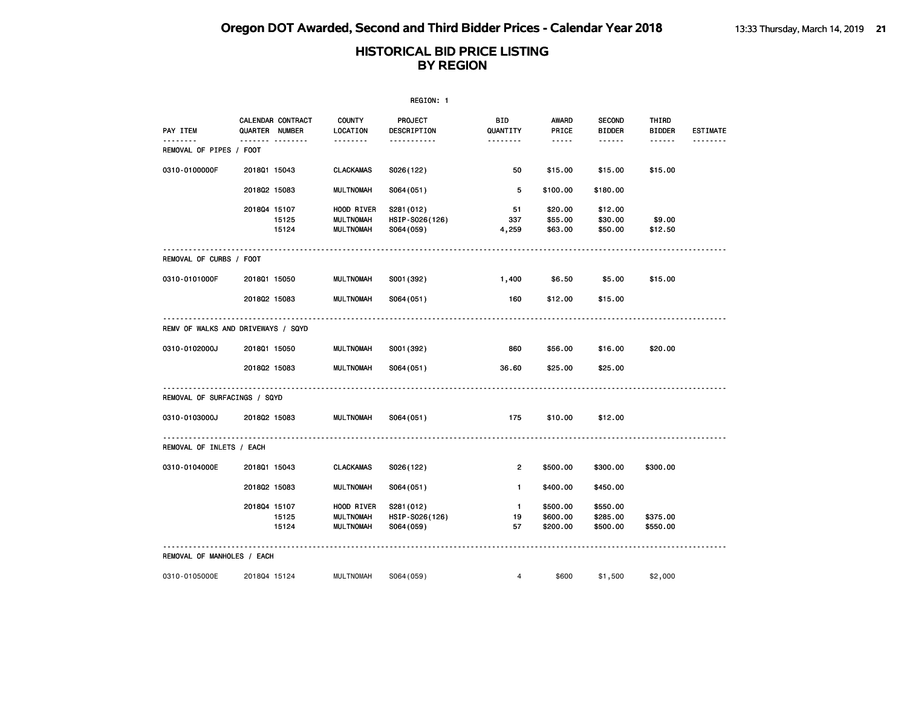# Oregon DOT Awarded, Second and Third Bidder Prices - Calendar Year 2018

## HISTORICAL BID PRICE LISTING BY REGION

REGION: 1

| PAY ITEM | CALENDAR QUARTER | CONTRACT NUMBER | COUNTY LOCATION | PROJECT DESCRIPTION | BID QUANTITY | AWARD PRICE | SECOND BIDDER | THIRD BIDDER | ESTIMATE |
|---|---|---|---|---|---|---|---|---|---|
| **REMOVAL OF PIPES / FOOT** | | | | | | | | | |
| 0310-0100000F | 2018Q1 | 15043 | CLACKAMAS | S026(122) | 50 | $15.00 | $15.00 | $15.00 | |
| | 2018Q2 | 15083 | MULTNOMAH | S064(051) | 5 | $100.00 | $180.00 | | |
| | 2018Q4 | 15107 | HOOD RIVER | S281(012) | 51 | $20.00 | $12.00 | | |
| | | 15125 | MULTNOMAH | HSIP-S026(126) | 337 | $55.00 | $30.00 | $9.00 | |
| | | 15124 | MULTNOMAH | S064(059) | 4,259 | $63.00 | $50.00 | $12.50 | |
| **REMOVAL OF CURBS / FOOT** | | | | | | | | | |
| 0310-0101000F | 2018Q1 | 15050 | MULTNOMAH | S001(392) | 1,400 | $6.50 | $5.00 | $15.00 | |
| | 2018Q2 | 15083 | MULTNOMAH | S064(051) | 160 | $12.00 | $15.00 | | |
| **REMV OF WALKS AND DRIVEWAYS / SQYD** | | | | | | | | | |
| 0310-0102000J | 2018Q1 | 15050 | MULTNOMAH | S001(392) | 860 | $56.00 | $16.00 | $20.00 | |
| | 2018Q2 | 15083 | MULTNOMAH | S064(051) | 36.60 | $25.00 | $25.00 | | |
| **REMOVAL OF SURFACINGS / SQYD** | | | | | | | | | |
| 0310-0103000J | 2018Q2 | 15083 | MULTNOMAH | S064(051) | 175 | $10.00 | $12.00 | | |
| **REMOVAL OF INLETS / EACH** | | | | | | | | | |
| 0310-0104000E | 2018Q1 | 15043 | CLACKAMAS | S026(122) | 2 | $500.00 | $300.00 | $300.00 | |
| | 2018Q2 | 15083 | MULTNOMAH | S064(051) | 1 | $400.00 | $450.00 | | |
| | 2018Q4 | 15107 | HOOD RIVER | S281(012) | 1 | $500.00 | $550.00 | | |
| | | 15125 | MULTNOMAH | HSIP-S026(126) | 19 | $600.00 | $285.00 | $375.00 | |
| | | 15124 | MULTNOMAH | S064(059) | 57 | $200.00 | $500.00 | $550.00 | |
| **REMOVAL OF MANHOLES / EACH** | | | | | | | | | |
| 0310-0105000E | 2018Q4 | 15124 | MULTNOMAH | S064(059) | 4 | $600 | $1,500 | $2,000 | |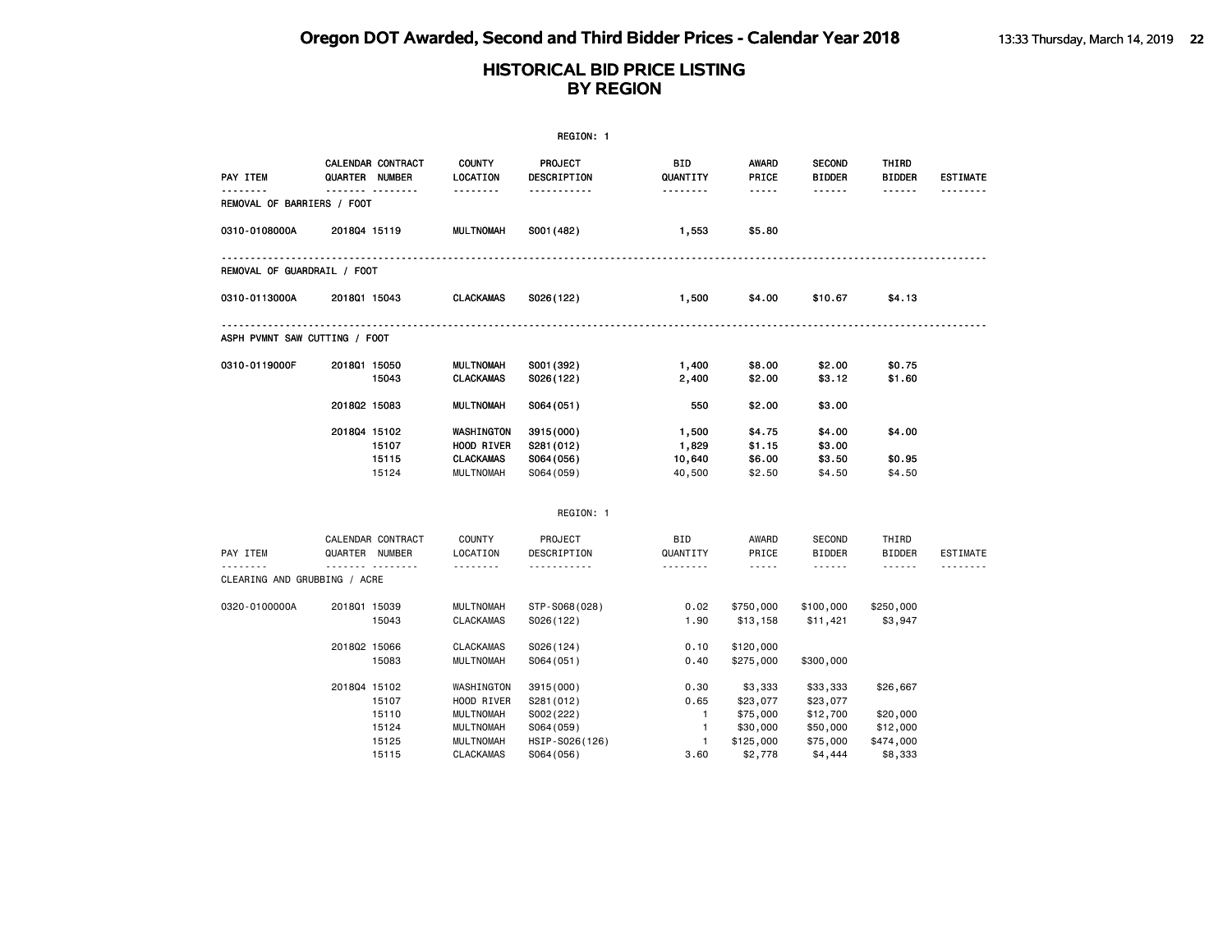# Oregon DOT Awarded, Second and Third Bidder Prices - Calendar Year 2018

## HISTORICAL BID PRICE LISTING BY REGION

REGION: 1

| PAY ITEM | CALENDAR QUARTER | CONTRACT NUMBER | COUNTY LOCATION | PROJECT DESCRIPTION | BID QUANTITY | AWARD PRICE | SECOND BIDDER | THIRD BIDDER | ESTIMATE |
|---|---|---|---|---|---|---|---|---|---|
| **REMOVAL OF BARRIERS / FOOT** | | | | | | | | | |
| 0310-0108000A | 2018Q4 | 15119 | MULTNOMAH | S001(482) | 1,553 | $5.80 | | | |
| **REMOVAL OF GUARDRAIL / FOOT** | | | | | | | | | |
| 0310-0113000A | 2018Q1 | 15043 | CLACKAMAS | S026(122) | 1,500 | $4.00 | $10.67 | $4.13 | |
| **ASPH PVMNT SAW CUTTING / FOOT** | | | | | | | | | |
| 0310-0119000F | 2018Q1 | 15050 | MULTNOMAH | S001(392) | 1,400 | $8.00 | $2.00 | $0.75 | |
| | | 15043 | CLACKAMAS | S026(122) | 2,400 | $2.00 | $3.12 | $1.60 | |
| | 2018Q2 | 15083 | MULTNOMAH | S064(051) | 550 | $2.00 | $3.00 | | |
| | 2018Q4 | 15102 | WASHINGTON | 3915(000) | 1,500 | $4.75 | $4.00 | $4.00 | |
| | | 15107 | HOOD RIVER | S281(012) | 1,829 | $1.15 | $3.00 | | |
| | | 15115 | CLACKAMAS | S064(056) | 10,640 | $6.00 | $3.50 | $0.95 | |
| | | 15124 | MULTNOMAH | S064(059) | 40,500 | $2.50 | $4.50 | $4.50 | |

REGION: 1

| PAY ITEM | CALENDAR QUARTER | CONTRACT NUMBER | COUNTY LOCATION | PROJECT DESCRIPTION | BID QUANTITY | AWARD PRICE | SECOND BIDDER | THIRD BIDDER | ESTIMATE |
|---|---|---|---|---|---|---|---|---|---|
| **CLEARING AND GRUBBING / ACRE** | | | | | | | | | |
| 0320-0100000A | 2018Q1 | 15039 | MULTNOMAH | STP-S068(028) | 0.02 | $750,000 | $100,000 | $250,000 | |
| | | 15043 | CLACKAMAS | S026(122) | 1.90 | $13,158 | $11,421 | $3,947 | |
| | 2018Q2 | 15066 | CLACKAMAS | S026(124) | 0.10 | $120,000 | | | |
| | | 15083 | MULTNOMAH | S064(051) | 0.40 | $275,000 | $300,000 | | |
| | 2018Q4 | 15102 | WASHINGTON | 3915(000) | 0.30 | $3,333 | $33,333 | $26,667 | |
| | | 15107 | HOOD RIVER | S281(012) | 0.65 | $23,077 | $23,077 | | |
| | | 15110 | MULTNOMAH | S002(222) | 1 | $75,000 | $12,700 | $20,000 | |
| | | 15124 | MULTNOMAH | S064(059) | 1 | $30,000 | $50,000 | $12,000 | |
| | | 15125 | MULTNOMAH | HSIP-S026(126) | 1 | $125,000 | $75,000 | $474,000 | |
| | | 15115 | CLACKAMAS | S064(056) | 3.60 | $2,778 | $4,444 | $8,333 | |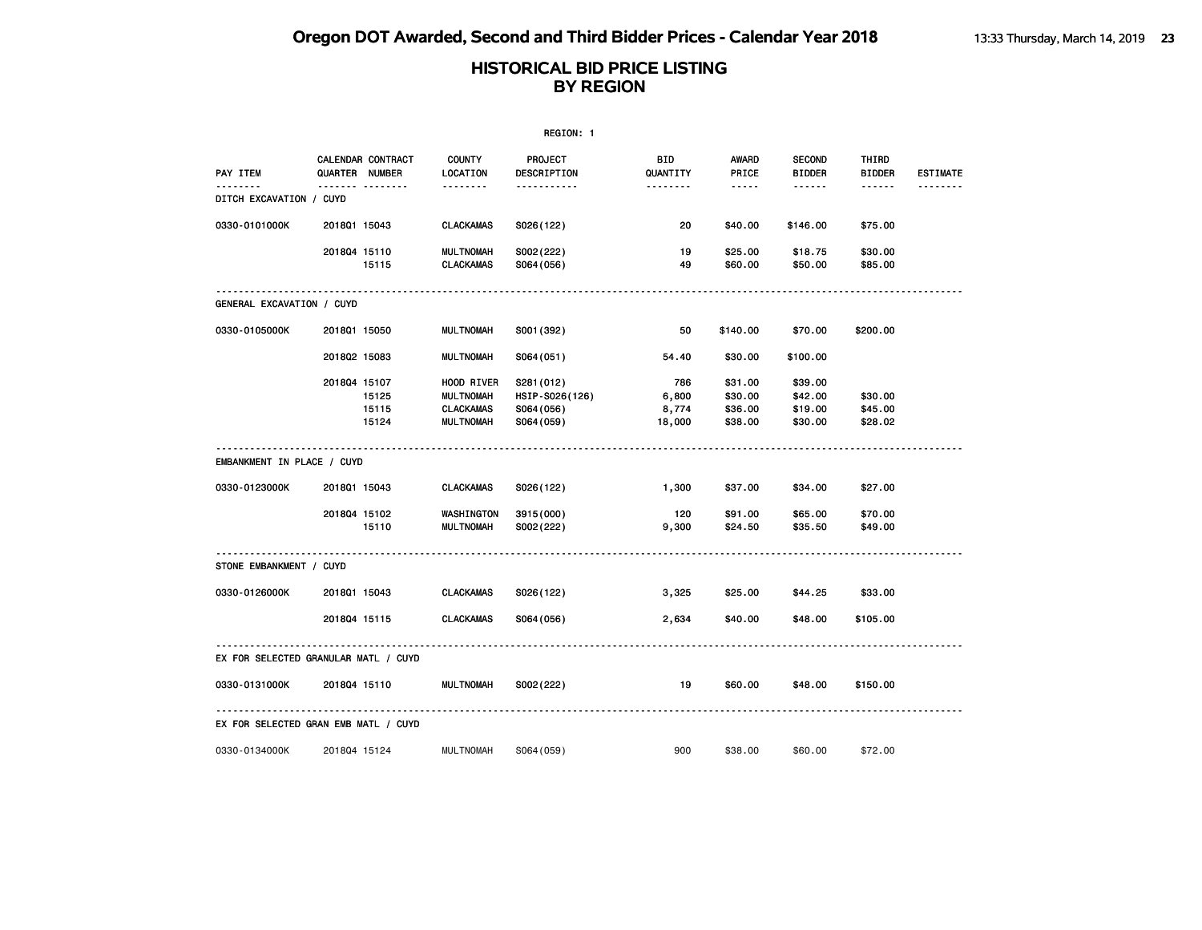# Oregon DOT Awarded, Second and Third Bidder Prices - Calendar Year 2018

## HISTORICAL BID PRICE LISTING BY REGION

REGION: 1

| PAY ITEM | CALENDAR QUARTER | CONTRACT NUMBER | COUNTY LOCATION | PROJECT DESCRIPTION | BID QUANTITY | AWARD PRICE | SECOND BIDDER | THIRD BIDDER | ESTIMATE |
|---|---|---|---|---|---|---|---|---|---|
| **DITCH EXCAVATION / CUYD** | | | | | | | | | |
| 0330-0101000K | 2018Q1 | 15043 | CLACKAMAS | S026(122) | 20 | $40.00 | $146.00 | $75.00 | |
| | 2018Q4 | 15110 | MULTNOMAH | S002(222) | 19 | $25.00 | $18.75 | $30.00 | |
| | | 15115 | CLACKAMAS | S064(056) | 49 | $60.00 | $50.00 | $85.00 | |
| **GENERAL EXCAVATION / CUYD** | | | | | | | | | |
| 0330-0105000K | 2018Q1 | 15050 | MULTNOMAH | S001(392) | 50 | $140.00 | $70.00 | $200.00 | |
| | 2018Q2 | 15083 | MULTNOMAH | S064(051) | 54.40 | $30.00 | $100.00 | | |
| | 2018Q4 | 15107 | HOOD RIVER | S281(012) | 786 | $31.00 | $39.00 | | |
| | | 15125 | MULTNOMAH | HSIP-S026(126) | 6,800 | $30.00 | $42.00 | $30.00 | |
| | | 15115 | CLACKAMAS | S064(056) | 8,774 | $36.00 | $19.00 | $45.00 | |
| | | 15124 | MULTNOMAH | S064(059) | 18,000 | $38.00 | $30.00 | $28.02 | |
| **EMBANKMENT IN PLACE / CUYD** | | | | | | | | | |
| 0330-0123000K | 2018Q1 | 15043 | CLACKAMAS | S026(122) | 1,300 | $37.00 | $34.00 | $27.00 | |
| | 2018Q4 | 15102 | WASHINGTON | 3915(000) | 120 | $91.00 | $65.00 | $70.00 | |
| | | 15110 | MULTNOMAH | S002(222) | 9,300 | $24.50 | $35.50 | $49.00 | |
| **STONE EMBANKMENT / CUYD** | | | | | | | | | |
| 0330-0126000K | 2018Q1 | 15043 | CLACKAMAS | S026(122) | 3,325 | $25.00 | $44.25 | $33.00 | |
| | 2018Q4 | 15115 | CLACKAMAS | S064(056) | 2,634 | $40.00 | $48.00 | $105.00 | |
| **EX FOR SELECTED GRANULAR MATL / CUYD** | | | | | | | | | |
| 0330-0131000K | 2018Q4 | 15110 | MULTNOMAH | S002(222) | 19 | $60.00 | $48.00 | $150.00 | |
| **EX FOR SELECTED GRAN EMB MATL / CUYD** | | | | | | | | | |
| 0330-0134000K | 2018Q4 | 15124 | MULTNOMAH | S064(059) | 900 | $38.00 | $60.00 | $72.00 | |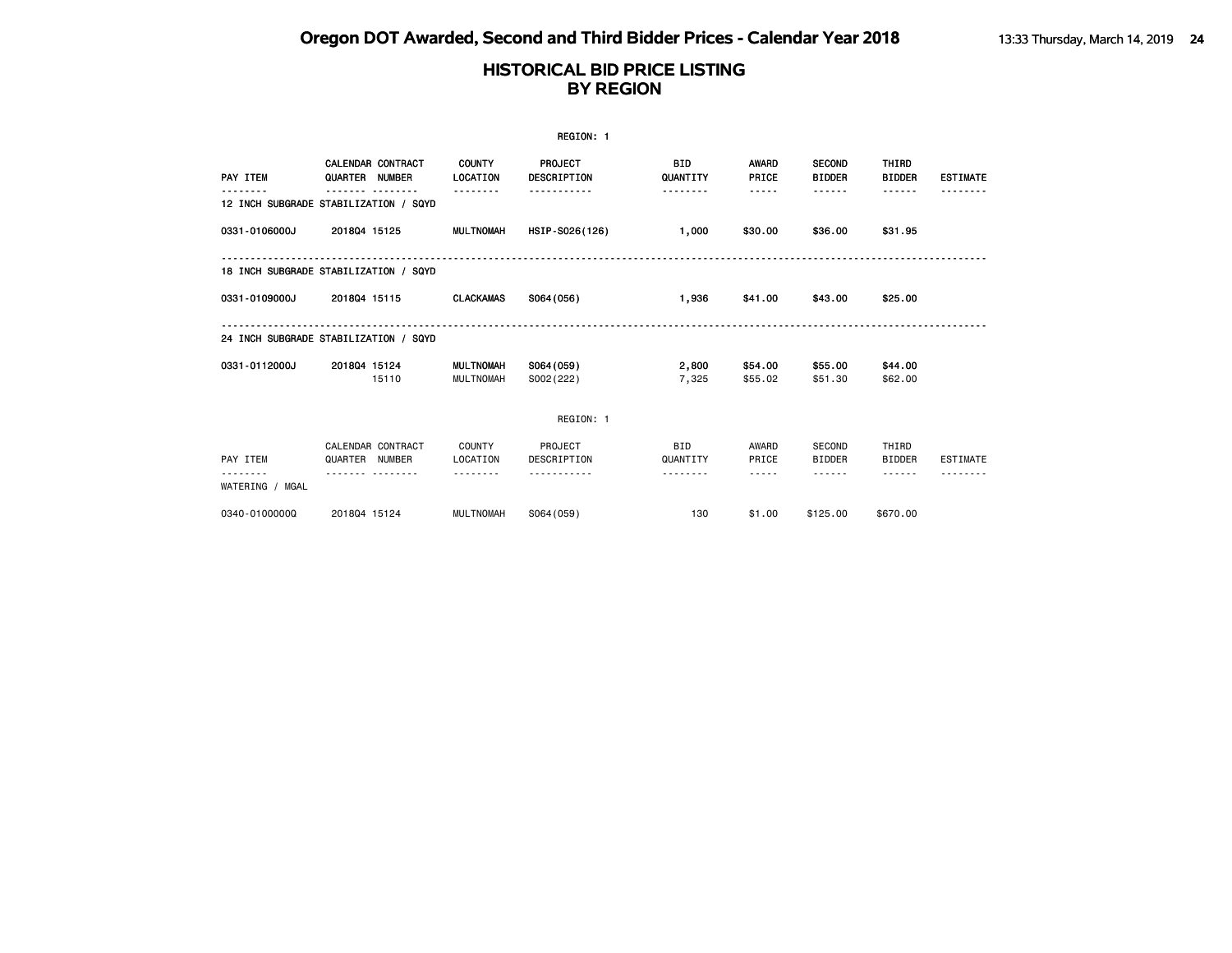# Oregon DOT Awarded, Second and Third Bidder Prices - Calendar Year 2018

## HISTORICAL BID PRICE LISTING BY REGION

REGION: 1

| PAY ITEM | CALENDAR QUARTER | CONTRACT NUMBER | COUNTY LOCATION | PROJECT DESCRIPTION | BID QUANTITY | AWARD PRICE | SECOND BIDDER | THIRD BIDDER | ESTIMATE |
|---|---|---|---|---|---|---|---|---|---|
| **12 INCH SUBGRADE STABILIZATION / SQYD** | | | | | | | | | |
| 0331-0106000J | 2018Q4 | 15125 | MULTNOMAH | HSIP-S026(126) | 1,000 | $30.00 | $36.00 | $31.95 | |
| **18 INCH SUBGRADE STABILIZATION / SQYD** | | | | | | | | | |
| 0331-0109000J | 2018Q4 | 15115 | CLACKAMAS | S064(056) | 1,936 | $41.00 | $43.00 | $25.00 | |
| **24 INCH SUBGRADE STABILIZATION / SQYD** | | | | | | | | | |
| 0331-0112000J | 2018Q4 | 15124 | MULTNOMAH | S064(059) | 2,800 | $54.00 | $55.00 | $44.00 | |
| | | 15110 | MULTNOMAH | S002(222) | 7,325 | $55.02 | $51.30 | $62.00 | |

REGION: 1

| PAY ITEM | CALENDAR QUARTER | CONTRACT NUMBER | COUNTY LOCATION | PROJECT DESCRIPTION | BID QUANTITY | AWARD PRICE | SECOND BIDDER | THIRD BIDDER | ESTIMATE |
|---|---|---|---|---|---|---|---|---|---|
| **WATERING / MGAL** | | | | | | | | | |
| 0340-0100000Q | 2018Q4 | 15124 | MULTNOMAH | S064(059) | 130 | $1.00 | $125.00 | $670.00 | |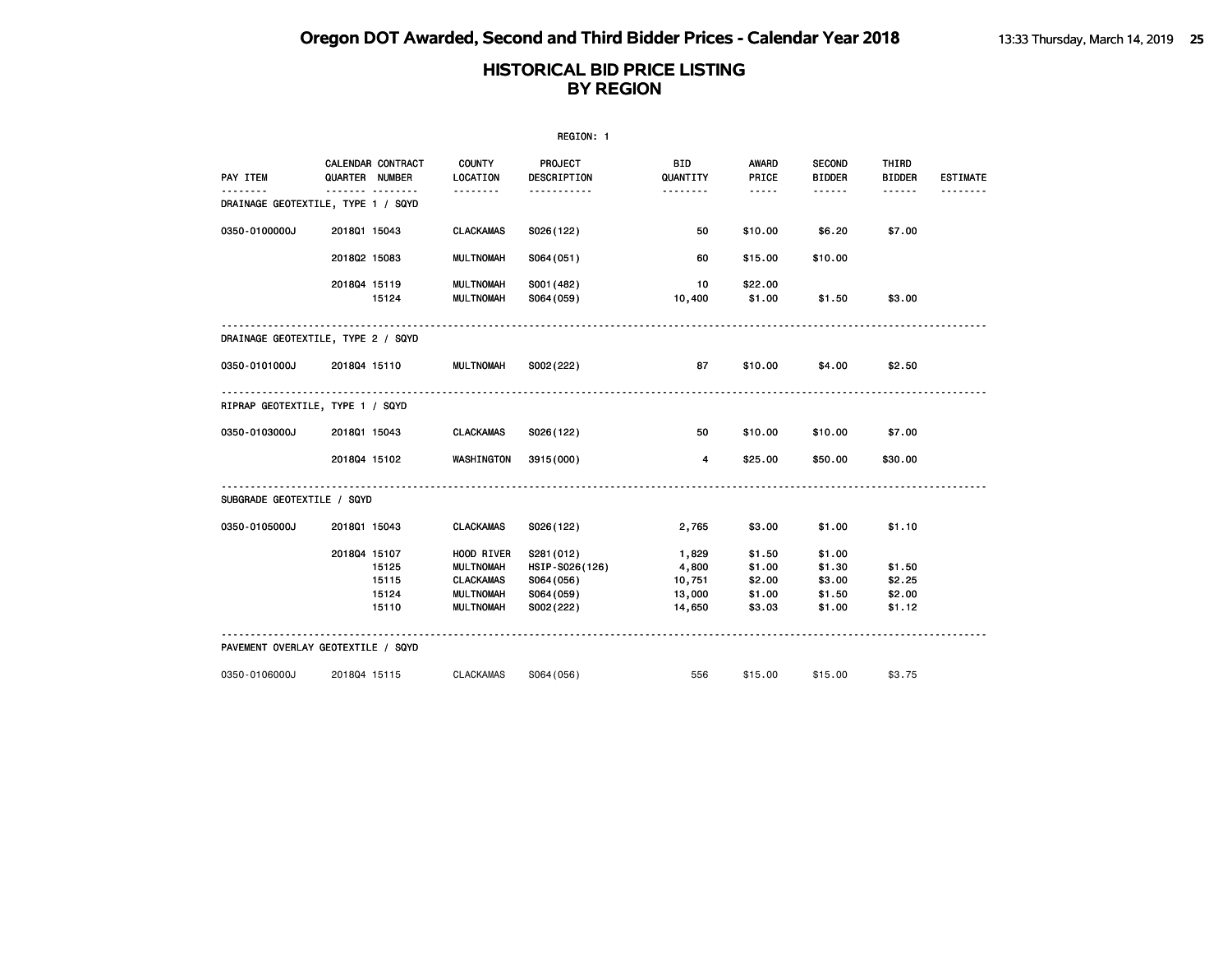# Oregon DOT Awarded, Second and Third Bidder Prices - Calendar Year 2018

## HISTORICAL BID PRICE LISTING BY REGION

REGION: 1

| PAY ITEM | CALENDAR QUARTER | CONTRACT NUMBER | COUNTY LOCATION | PROJECT DESCRIPTION | BID QUANTITY | AWARD PRICE | SECOND BIDDER | THIRD BIDDER | ESTIMATE |
|---|---|---|---|---|---|---|---|---|---|
| **DRAINAGE GEOTEXTILE, TYPE 1 / SQYD** | | | | | | | | | |
| 0350-0100000J | 2018Q1 | 15043 | CLACKAMAS | S026(122) | 50 | $10.00 | $6.20 | $7.00 | |
| | 2018Q2 | 15083 | MULTNOMAH | S064(051) | 60 | $15.00 | $10.00 | | |
| | 2018Q4 | 15119 | MULTNOMAH | S001(482) | 10 | $22.00 | | | |
| | | 15124 | MULTNOMAH | S064(059) | 10,400 | $1.00 | $1.50 | $3.00 | |
| **DRAINAGE GEOTEXTILE, TYPE 2 / SQYD** | | | | | | | | | |
| 0350-0101000J | 2018Q4 | 15110 | MULTNOMAH | S002(222) | 87 | $10.00 | $4.00 | $2.50 | |
| **RIPRAP GEOTEXTILE, TYPE 1 / SQYD** | | | | | | | | | |
| 0350-0103000J | 2018Q1 | 15043 | CLACKAMAS | S026(122) | 50 | $10.00 | $10.00 | $7.00 | |
| | 2018Q4 | 15102 | WASHINGTON | 3915(000) | 4 | $25.00 | $50.00 | $30.00 | |
| **SUBGRADE GEOTEXTILE / SQYD** | | | | | | | | | |
| 0350-0105000J | 2018Q1 | 15043 | CLACKAMAS | S026(122) | 2,765 | $3.00 | $1.00 | $1.10 | |
| | 2018Q4 | 15107 | HOOD RIVER | S281(012) | 1,829 | $1.50 | $1.00 | | |
| | | 15125 | MULTNOMAH | HSIP-S026(126) | 4,800 | $1.00 | $1.30 | $1.50 | |
| | | 15115 | CLACKAMAS | S064(056) | 10,751 | $2.00 | $3.00 | $2.25 | |
| | | 15124 | MULTNOMAH | S064(059) | 13,000 | $1.00 | $1.50 | $2.00 | |
| | | 15110 | MULTNOMAH | S002(222) | 14,650 | $3.03 | $1.00 | $1.12 | |
| **PAVEMENT OVERLAY GEOTEXTILE / SQYD** | | | | | | | | | |
| 0350-0106000J | 2018Q4 | 15115 | CLACKAMAS | S064(056) | 556 | $15.00 | $15.00 | $3.75 | |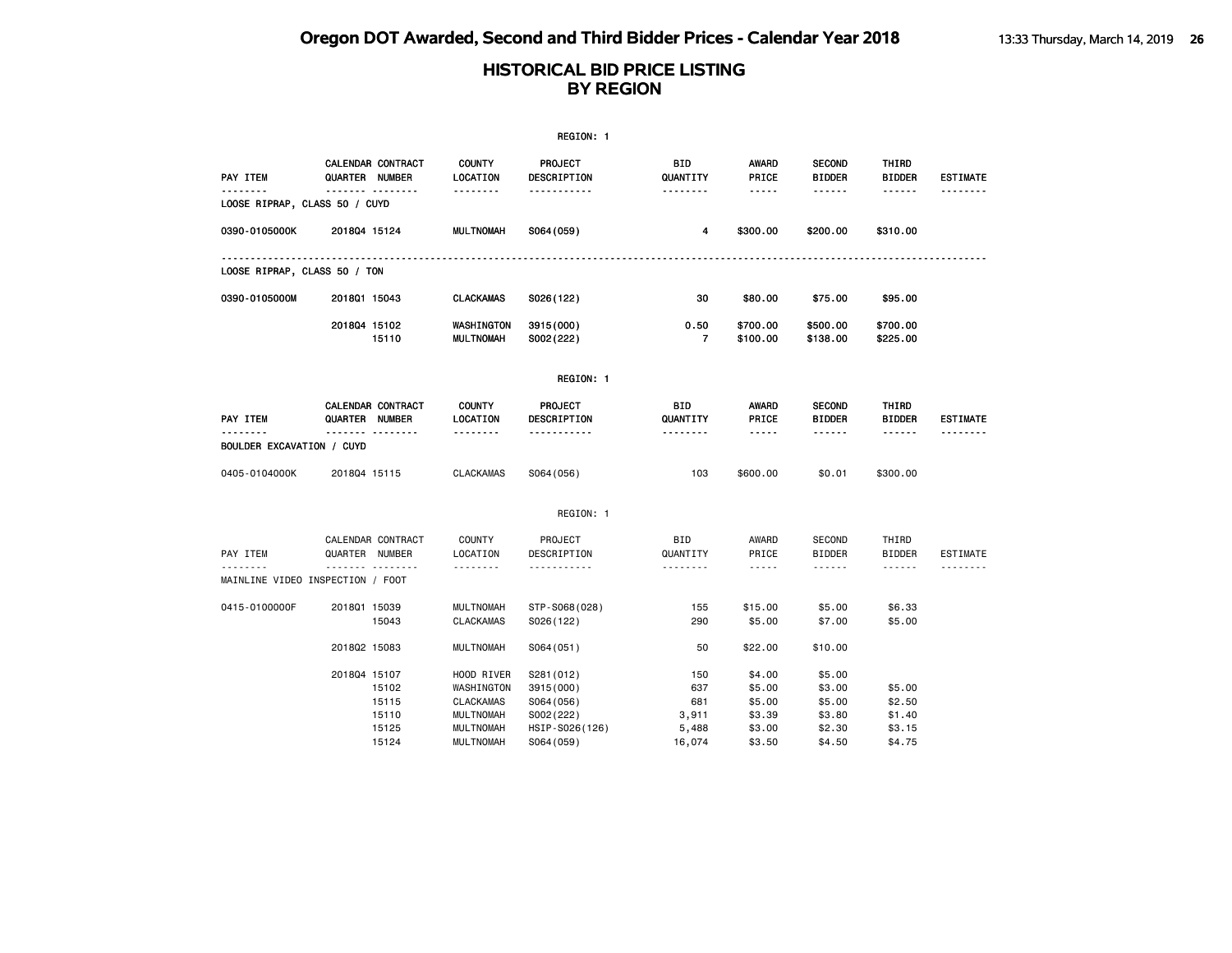# Oregon DOT Awarded, Second and Third Bidder Prices - Calendar Year 2018

## HISTORICAL BID PRICE LISTING BY REGION

REGION: 1

| PAY ITEM | CALENDAR QUARTER | CONTRACT NUMBER | COUNTY LOCATION | PROJECT DESCRIPTION | BID QUANTITY | AWARD PRICE | SECOND BIDDER | THIRD BIDDER | ESTIMATE |
|---|---|---|---|---|---|---|---|---|---|
| LOOSE RIPRAP, CLASS 50 / CUYD | | | | | | | | | |
| 0390-0105000K | 2018Q4 | 15124 | MULTNOMAH | S064(059) | 4 | $300.00 | $200.00 | $310.00 | |

| PAY ITEM | CALENDAR QUARTER | CONTRACT NUMBER | COUNTY LOCATION | PROJECT DESCRIPTION | BID QUANTITY | AWARD PRICE | SECOND BIDDER | THIRD BIDDER | ESTIMATE |
|---|---|---|---|---|---|---|---|---|---|
| LOOSE RIPRAP, CLASS 50 / TON | | | | | | | | | |
| 0390-0105000M | 2018Q1 | 15043 | CLACKAMAS | S026(122) | 30 | $80.00 | $75.00 | $95.00 | |
| | 2018Q4 | 15102 | WASHINGTON | 3915(000) | 0.50 | $700.00 | $500.00 | $700.00 | |
| | | 15110 | MULTNOMAH | S002(222) | 7 | $100.00 | $138.00 | $225.00 | |

REGION: 1

| PAY ITEM | CALENDAR QUARTER | CONTRACT NUMBER | COUNTY LOCATION | PROJECT DESCRIPTION | BID QUANTITY | AWARD PRICE | SECOND BIDDER | THIRD BIDDER | ESTIMATE |
|---|---|---|---|---|---|---|---|---|---|
| BOULDER EXCAVATION / CUYD | | | | | | | | | |
| 0405-0104000K | 2018Q4 | 15115 | CLACKAMAS | S064(056) | 103 | $600.00 | $0.01 | $300.00 | |

REGION: 1

| PAY ITEM | CALENDAR QUARTER | CONTRACT NUMBER | COUNTY LOCATION | PROJECT DESCRIPTION | BID QUANTITY | AWARD PRICE | SECOND BIDDER | THIRD BIDDER | ESTIMATE |
|---|---|---|---|---|---|---|---|---|---|
| MAINLINE VIDEO INSPECTION / FOOT | | | | | | | | | |
| 0415-0100000F | 2018Q1 | 15039 | MULTNOMAH | STP-S068(028) | 155 | $15.00 | $5.00 | $6.33 | |
| | | 15043 | CLACKAMAS | S026(122) | 290 | $5.00 | $7.00 | $5.00 | |
| | 2018Q2 | 15083 | MULTNOMAH | S064(051) | 50 | $22.00 | $10.00 | | |
| | 2018Q4 | 15107 | HOOD RIVER | S281(012) | 150 | $4.00 | $5.00 | | |
| | | 15102 | WASHINGTON | 3915(000) | 637 | $5.00 | $3.00 | $5.00 | |
| | | 15115 | CLACKAMAS | S064(056) | 681 | $5.00 | $5.00 | $2.50 | |
| | | 15110 | MULTNOMAH | S002(222) | 3,911 | $3.39 | $3.80 | $1.40 | |
| | | 15125 | MULTNOMAH | HSIP-S026(126) | 5,488 | $3.00 | $2.30 | $3.15 | |
| | | 15124 | MULTNOMAH | S064(059) | 16,074 | $3.50 | $4.50 | $4.75 | |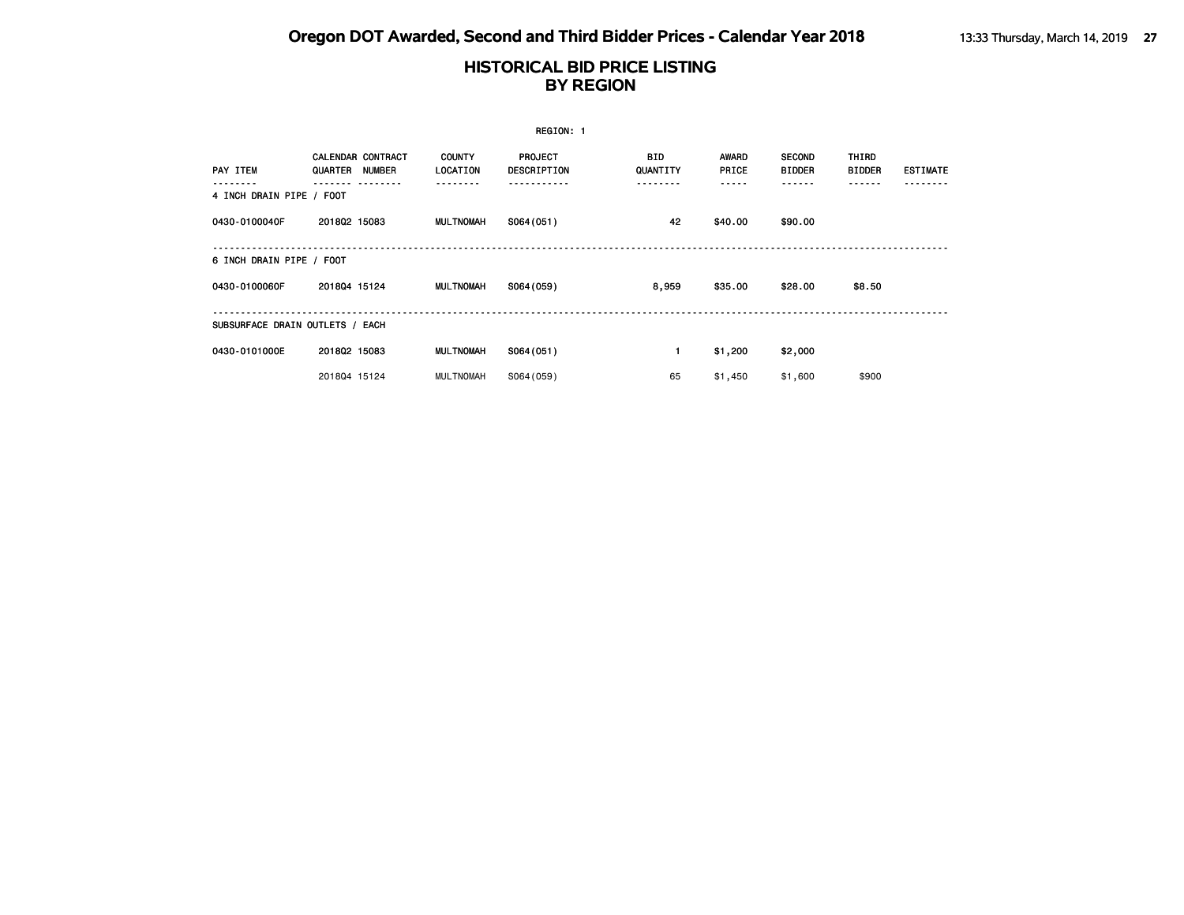# Oregon DOT Awarded, Second and Third Bidder Prices - Calendar Year 2018

## HISTORICAL BID PRICE LISTING BY REGION

REGION: 1

| PAY ITEM | CALENDAR QUARTER | CONTRACT NUMBER | COUNTY LOCATION | PROJECT DESCRIPTION | BID QUANTITY | AWARD PRICE | SECOND BIDDER | THIRD BIDDER | ESTIMATE |
|---|---|---|---|---|---|---|---|---|---|
| 4 INCH DRAIN PIPE / FOOT | | | | | | | | | |
| 0430-0100040F | 2018Q2 | 15083 | MULTNOMAH | S064(051) | 42 | $40.00 | $90.00 | | |
| 6 INCH DRAIN PIPE / FOOT | | | | | | | | | |
| 0430-0100060F | 2018Q4 | 15124 | MULTNOMAH | S064(059) | 8,959 | $35.00 | $28.00 | $8.50 | |
| SUBSURFACE DRAIN OUTLETS / EACH | | | | | | | | | |
| 0430-0101000E | 2018Q2 | 15083 | MULTNOMAH | S064(051) | 1 | $1,200 | $2,000 | | |
| | 2018Q4 | 15124 | MULTNOMAH | S064(059) | 65 | $1,450 | $1,600 | $900 | |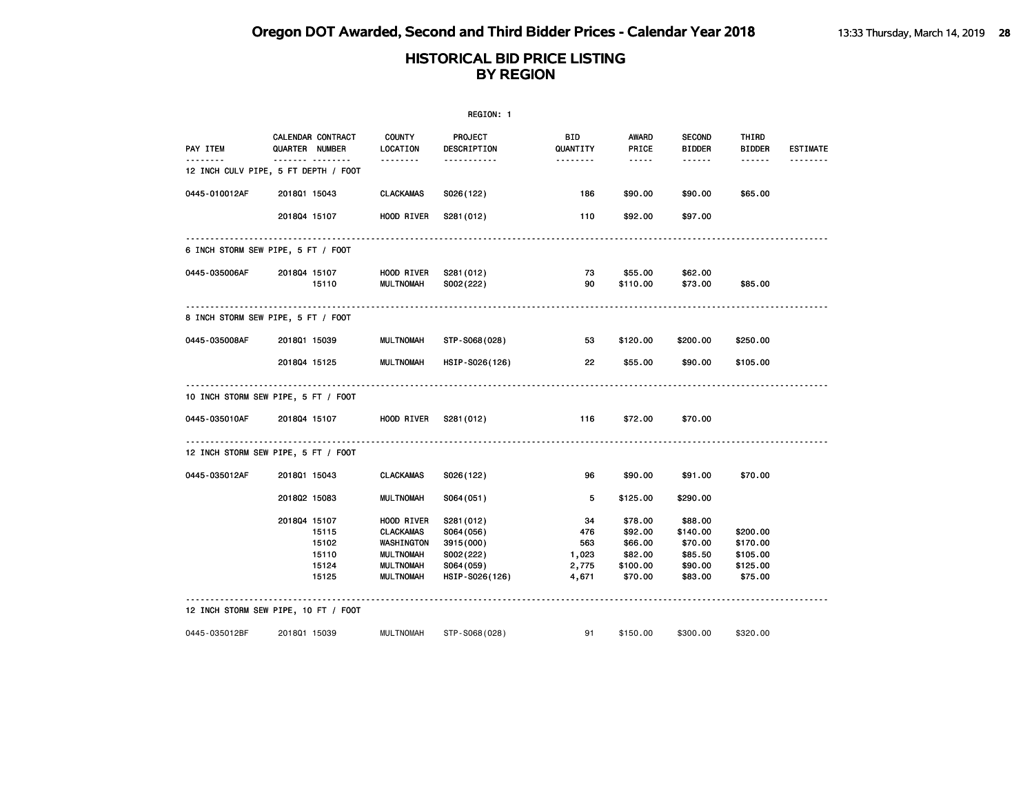# Oregon DOT Awarded, Second and Third Bidder Prices - Calendar Year 2018

## HISTORICAL BID PRICE LISTING BY REGION

REGION: 1

| PAY ITEM | CALENDAR QUARTER | CONTRACT NUMBER | COUNTY LOCATION | PROJECT DESCRIPTION | BID QUANTITY | AWARD PRICE | SECOND BIDDER | THIRD BIDDER | ESTIMATE |
|---|---|---|---|---|---|---|---|---|---|
| **12 INCH CULV PIPE, 5 FT DEPTH / FOOT** | | | | | | | | | |
| 0445-010012AF | 2018Q1 | 15043 | CLACKAMAS | S026(122) | 186 | $90.00 | $90.00 | $65.00 | |
| | 2018Q4 | 15107 | HOOD RIVER | S281(012) | 110 | $92.00 | $97.00 | | |
| **6 INCH STORM SEW PIPE, 5 FT / FOOT** | | | | | | | | | |
| 0445-035006AF | 2018Q4 | 15107 | HOOD RIVER | S281(012) | 73 | $55.00 | $62.00 | | |
| | | 15110 | MULTNOMAH | S002(222) | 90 | $110.00 | $73.00 | $85.00 | |
| **8 INCH STORM SEW PIPE, 5 FT / FOOT** | | | | | | | | | |
| 0445-035008AF | 2018Q1 | 15039 | MULTNOMAH | STP-S068(028) | 53 | $120.00 | $200.00 | $250.00 | |
| | 2018Q4 | 15125 | MULTNOMAH | HSIP-S026(126) | 22 | $55.00 | $90.00 | $105.00 | |
| **10 INCH STORM SEW PIPE, 5 FT / FOOT** | | | | | | | | | |
| 0445-035010AF | 2018Q4 | 15107 | HOOD RIVER | S281(012) | 116 | $72.00 | $70.00 | | |
| **12 INCH STORM SEW PIPE, 5 FT / FOOT** | | | | | | | | | |
| 0445-035012AF | 2018Q1 | 15043 | CLACKAMAS | S026(122) | 96 | $90.00 | $91.00 | $70.00 | |
| | 2018Q2 | 15083 | MULTNOMAH | S064(051) | 5 | $125.00 | $290.00 | | |
| | 2018Q4 | 15107 | HOOD RIVER | S281(012) | 34 | $78.00 | $88.00 | | |
| | | 15115 | CLACKAMAS | S064(056) | 476 | $92.00 | $140.00 | $200.00 | |
| | | 15102 | WASHINGTON | 3915(000) | 563 | $66.00 | $70.00 | $170.00 | |
| | | 15110 | MULTNOMAH | S002(222) | 1,023 | $82.00 | $85.50 | $105.00 | |
| | | 15124 | MULTNOMAH | S064(059) | 2,775 | $100.00 | $90.00 | $125.00 | |
| | | 15125 | MULTNOMAH | HSIP-S026(126) | 4,671 | $70.00 | $83.00 | $75.00 | |
| **12 INCH STORM SEW PIPE, 10 FT / FOOT** | | | | | | | | | |
| 0445-035012BF | 2018Q1 | 15039 | MULTNOMAH | STP-S068(028) | 91 | $150.00 | $300.00 | $320.00 | |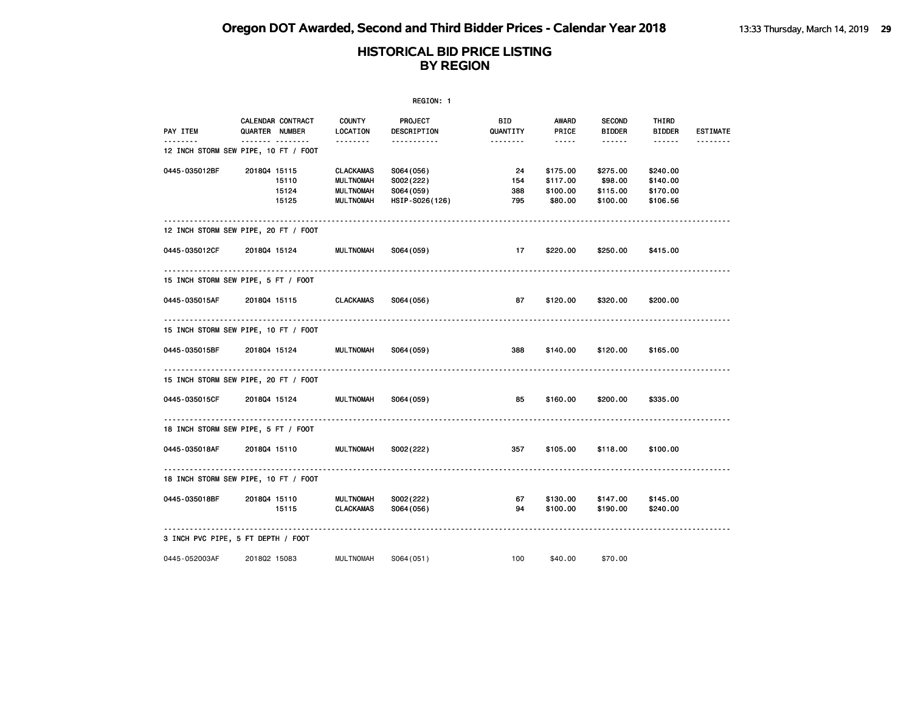# Oregon DOT Awarded, Second and Third Bidder Prices - Calendar Year 2018

## HISTORICAL BID PRICE LISTING BY REGION

REGION: 1

| PAY ITEM | CALENDAR QUARTER | CONTRACT NUMBER | COUNTY LOCATION | PROJECT DESCRIPTION | BID QUANTITY | AWARD PRICE | SECOND BIDDER | THIRD BIDDER | ESTIMATE |
|---|---|---|---|---|---|---|---|---|---|
| **12 INCH STORM SEW PIPE, 10 FT / FOOT** | | | | | | | | | |
| 0445-035012BF | 2018Q4 | 15115 | CLACKAMAS | S064(056) | 24 | $175.00 | $275.00 | $240.00 | |
| | | 15110 | MULTNOMAH | S002(222) | 154 | $117.00 | $98.00 | $140.00 | |
| | | 15124 | MULTNOMAH | S064(059) | 388 | $100.00 | $115.00 | $170.00 | |
| | | 15125 | MULTNOMAH | HSIP-S026(126) | 795 | $80.00 | $100.00 | $106.56 | |
| **12 INCH STORM SEW PIPE, 20 FT / FOOT** | | | | | | | | | |
| 0445-035012CF | 2018Q4 | 15124 | MULTNOMAH | S064(059) | 17 | $220.00 | $250.00 | $415.00 | |
| **15 INCH STORM SEW PIPE, 5 FT / FOOT** | | | | | | | | | |
| 0445-035015AF | 2018Q4 | 15115 | CLACKAMAS | S064(056) | 87 | $120.00 | $320.00 | $200.00 | |
| **15 INCH STORM SEW PIPE, 10 FT / FOOT** | | | | | | | | | |
| 0445-035015BF | 2018Q4 | 15124 | MULTNOMAH | S064(059) | 388 | $140.00 | $120.00 | $165.00 | |
| **15 INCH STORM SEW PIPE, 20 FT / FOOT** | | | | | | | | | |
| 0445-035015CF | 2018Q4 | 15124 | MULTNOMAH | S064(059) | 85 | $160.00 | $200.00 | $335.00 | |
| **18 INCH STORM SEW PIPE, 5 FT / FOOT** | | | | | | | | | |
| 0445-035018AF | 2018Q4 | 15110 | MULTNOMAH | S002(222) | 357 | $105.00 | $118.00 | $100.00 | |
| **18 INCH STORM SEW PIPE, 10 FT / FOOT** | | | | | | | | | |
| 0445-035018BF | 2018Q4 | 15110 | MULTNOMAH | S002(222) | 67 | $130.00 | $147.00 | $145.00 | |
| | | 15115 | CLACKAMAS | S064(056) | 94 | $100.00 | $190.00 | $240.00 | |
| **3 INCH PVC PIPE, 5 FT DEPTH / FOOT** | | | | | | | | | |
| 0445-052003AF | 2018Q2 | 15083 | MULTNOMAH | S064(051) | 100 | $40.00 | $70.00 | | |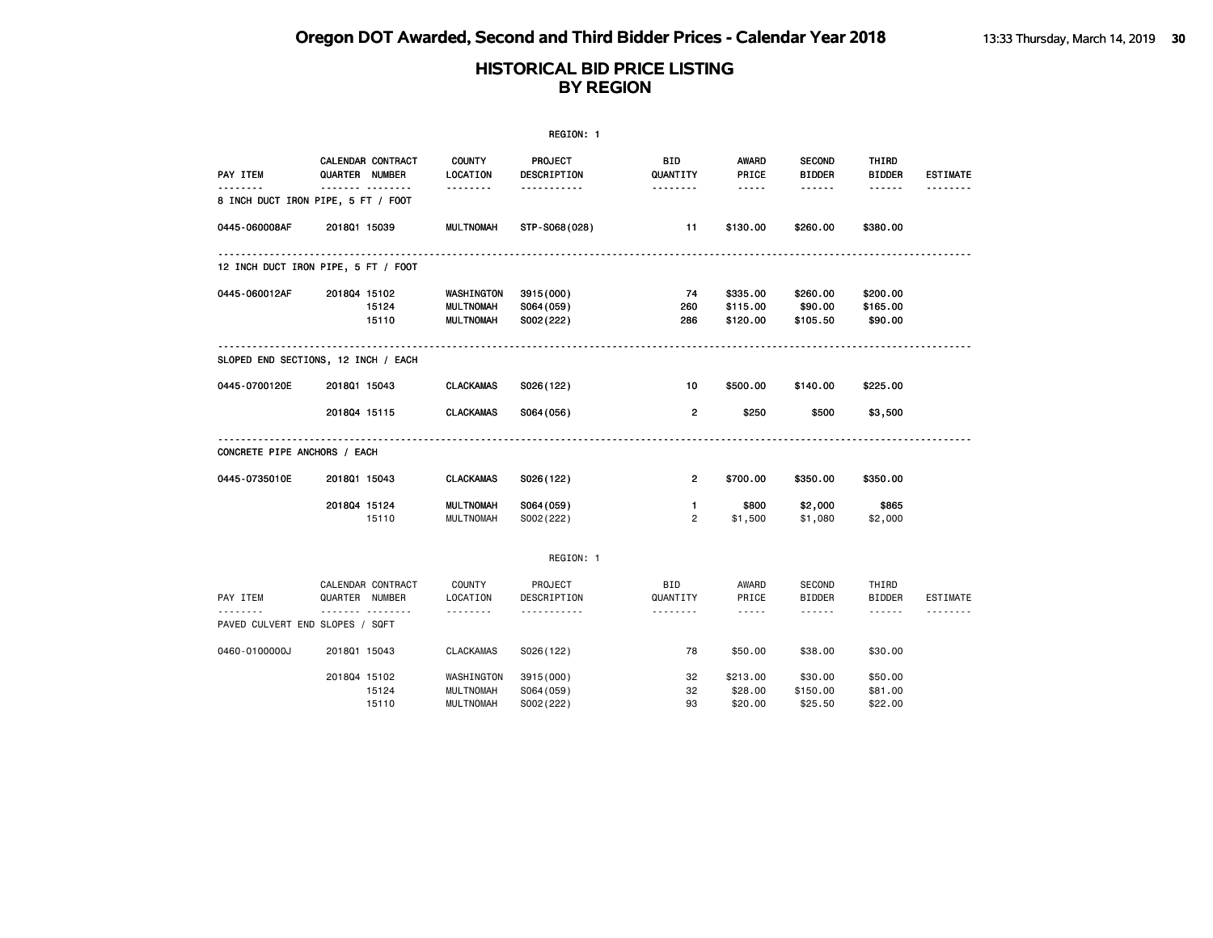# Oregon DOT Awarded, Second and Third Bidder Prices - Calendar Year 2018

## HISTORICAL BID PRICE LISTING BY REGION

REGION: 1

| PAY ITEM | CALENDAR QUARTER | CONTRACT NUMBER | COUNTY LOCATION | PROJECT DESCRIPTION | BID QUANTITY | AWARD PRICE | SECOND BIDDER | THIRD BIDDER | ESTIMATE |
|---|---|---|---|---|---|---|---|---|---|
| 8 INCH DUCT IRON PIPE, 5 FT / FOOT | | | | | | | | | |
| 0445-060008AF | 2018Q1 | 15039 | MULTNOMAH | STP-S068(028) | 11 | $130.00 | $260.00 | $380.00 | |
| 12 INCH DUCT IRON PIPE, 5 FT / FOOT | | | | | | | | | |
| 0445-060012AF | 2018Q4 | 15102 | WASHINGTON | 3915(000) | 74 | $335.00 | $260.00 | $200.00 | |
| | | 15124 | MULTNOMAH | S064(059) | 260 | $115.00 | $90.00 | $165.00 | |
| | | 15110 | MULTNOMAH | S002(222) | 286 | $120.00 | $105.50 | $90.00 | |
| SLOPED END SECTIONS, 12 INCH / EACH | | | | | | | | | |
| 0445-0700120E | 2018Q1 | 15043 | CLACKAMAS | S026(122) | 10 | $500.00 | $140.00 | $225.00 | |
| | 2018Q4 | 15115 | CLACKAMAS | S064(056) | 2 | $250 | $500 | $3,500 | |
| CONCRETE PIPE ANCHORS / EACH | | | | | | | | | |
| 0445-0735010E | 2018Q1 | 15043 | CLACKAMAS | S026(122) | 2 | $700.00 | $350.00 | $350.00 | |
| | 2018Q4 | 15124 | MULTNOMAH | S064(059) | 1 | $800 | $2,000 | $865 | |
| | | 15110 | MULTNOMAH | S002(222) | 2 | $1,500 | $1,080 | $2,000 | |

REGION: 1

| PAY ITEM | CALENDAR QUARTER | CONTRACT NUMBER | COUNTY LOCATION | PROJECT DESCRIPTION | BID QUANTITY | AWARD PRICE | SECOND BIDDER | THIRD BIDDER | ESTIMATE |
|---|---|---|---|---|---|---|---|---|---|
| PAVED CULVERT END SLOPES / SQFT | | | | | | | | | |
| 0460-0100000J | 2018Q1 | 15043 | CLACKAMAS | S026(122) | 78 | $50.00 | $38.00 | $30.00 | |
| | 2018Q4 | 15102 | WASHINGTON | 3915(000) | 32 | $213.00 | $30.00 | $50.00 | |
| | | 15124 | MULTNOMAH | S064(059) | 32 | $28.00 | $150.00 | $81.00 | |
| | | 15110 | MULTNOMAH | S002(222) | 93 | $20.00 | $25.50 | $22.00 | |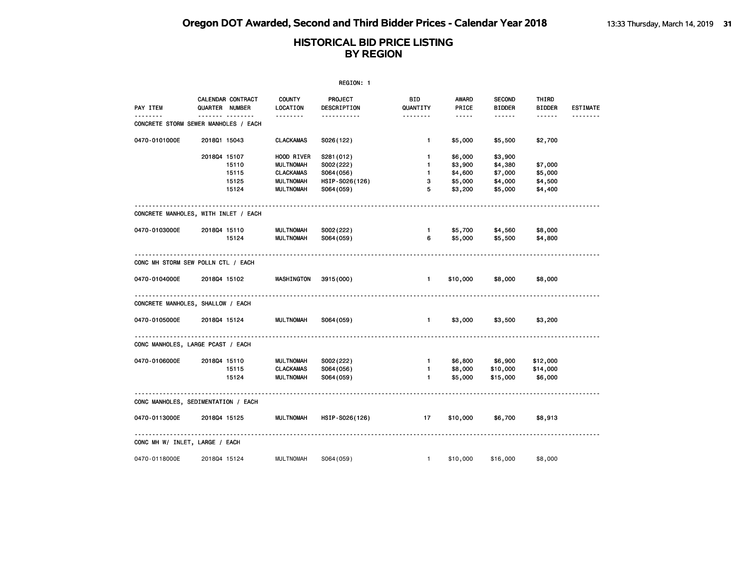# Oregon DOT Awarded, Second and Third Bidder Prices - Calendar Year 2018

## HISTORICAL BID PRICE LISTING BY REGION

REGION: 1

| PAY ITEM | CALENDAR QUARTER | CONTRACT NUMBER | COUNTY LOCATION | PROJECT DESCRIPTION | BID QUANTITY | AWARD PRICE | SECOND BIDDER | THIRD BIDDER | ESTIMATE |
|---|---|---|---|---|---|---|---|---|---|
| **CONCRETE STORM SEWER MANHOLES / EACH** | | | | | | | | | |
| 0470-0101000E | 2018Q1 | 15043 | CLACKAMAS | S026(122) | 1 | $5,000 | $5,500 | $2,700 | |
| | 2018Q4 | 15107 | HOOD RIVER | S281(012) | 1 | $6,000 | $3,900 | | |
| | | 15110 | MULTNOMAH | S002(222) | 1 | $3,900 | $4,380 | $7,000 | |
| | | 15115 | CLACKAMAS | S064(056) | 1 | $4,600 | $7,000 | $5,000 | |
| | | 15125 | MULTNOMAH | HSIP-S026(126) | 3 | $5,000 | $4,000 | $4,500 | |
| | | 15124 | MULTNOMAH | S064(059) | 5 | $3,200 | $5,000 | $4,400 | |
| **CONCRETE MANHOLES, WITH INLET / EACH** | | | | | | | | | |
| 0470-0103000E | 2018Q4 | 15110 | MULTNOMAH | S002(222) | 1 | $5,700 | $4,560 | $8,000 | |
| | | 15124 | MULTNOMAH | S064(059) | 6 | $5,000 | $5,500 | $4,800 | |
| **CONC MH STORM SEW POLLN CTL / EACH** | | | | | | | | | |
| 0470-0104000E | 2018Q4 | 15102 | WASHINGTON | 3915(000) | 1 | $10,000 | $8,000 | $8,000 | |
| **CONCRETE MANHOLES, SHALLOW / EACH** | | | | | | | | | |
| 0470-0105000E | 2018Q4 | 15124 | MULTNOMAH | S064(059) | 1 | $3,000 | $3,500 | $3,200 | |
| **CONC MANHOLES, LARGE PCAST / EACH** | | | | | | | | | |
| 0470-0106000E | 2018Q4 | 15110 | MULTNOMAH | S002(222) | 1 | $6,800 | $6,900 | $12,000 | |
| | | 15115 | CLACKAMAS | S064(056) | 1 | $8,000 | $10,000 | $14,000 | |
| | | 15124 | MULTNOMAH | S064(059) | 1 | $5,000 | $15,000 | $6,000 | |
| **CONC MANHOLES, SEDIMENTATION / EACH** | | | | | | | | | |
| 0470-0113000E | 2018Q4 | 15125 | MULTNOMAH | HSIP-S026(126) | 17 | $10,000 | $6,700 | $8,913 | |
| **CONC MH W/ INLET, LARGE / EACH** | | | | | | | | | |
| 0470-0118000E | 2018Q4 | 15124 | MULTNOMAH | S064(059) | 1 | $10,000 | $16,000 | $8,000 | |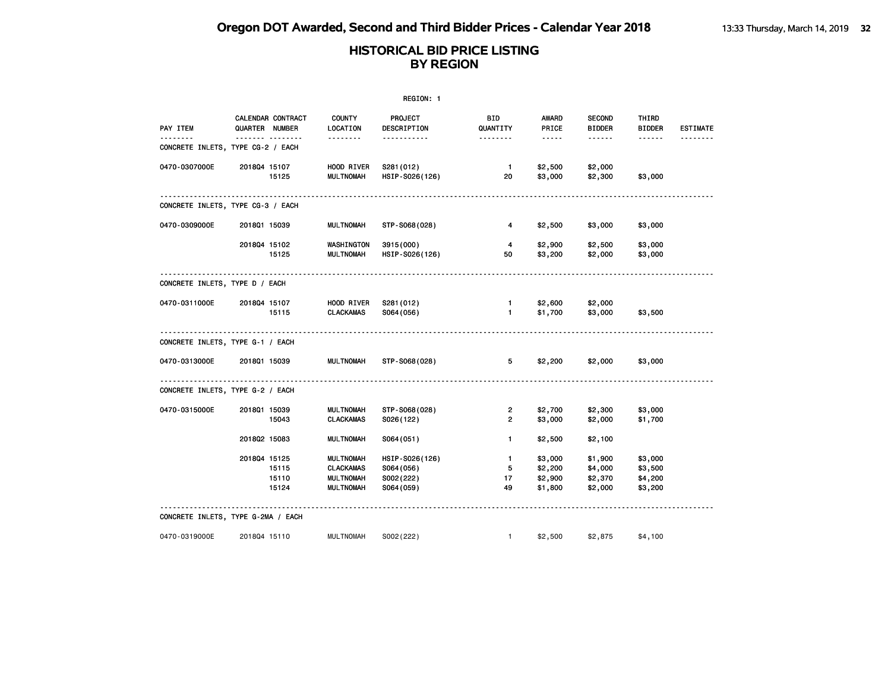# Oregon DOT Awarded, Second and Third Bidder Prices - Calendar Year 2018

## HISTORICAL BID PRICE LISTING BY REGION

REGION: 1

| PAY ITEM | CALENDAR QUARTER | CONTRACT NUMBER | COUNTY LOCATION | PROJECT DESCRIPTION | BID QUANTITY | AWARD PRICE | SECOND BIDDER | THIRD BIDDER | ESTIMATE |
|---|---|---|---|---|---|---|---|---|---|
| **CONCRETE INLETS, TYPE CG-2 / EACH** | | | | | | | | | |
| 0470-0307000E | 2018Q4 | 15107 | HOOD RIVER | S281(012) | 1 | $2,500 | $2,000 | | |
| | | 15125 | MULTNOMAH | HSIP-S026(126) | 20 | $3,000 | $2,300 | $3,000 | |
| **CONCRETE INLETS, TYPE CG-3 / EACH** | | | | | | | | | |
| 0470-0309000E | 2018Q1 | 15039 | MULTNOMAH | STP-S068(028) | 4 | $2,500 | $3,000 | $3,000 | |
| | 2018Q4 | 15102 | WASHINGTON | 3915(000) | 4 | $2,900 | $2,500 | $3,000 | |
| | | 15125 | MULTNOMAH | HSIP-S026(126) | 50 | $3,200 | $2,000 | $3,000 | |
| **CONCRETE INLETS, TYPE D / EACH** | | | | | | | | | |
| 0470-0311000E | 2018Q4 | 15107 | HOOD RIVER | S281(012) | 1 | $2,600 | $2,000 | | |
| | | 15115 | CLACKAMAS | S064(056) | 1 | $1,700 | $3,000 | $3,500 | |
| **CONCRETE INLETS, TYPE G-1 / EACH** | | | | | | | | | |
| 0470-0313000E | 2018Q1 | 15039 | MULTNOMAH | STP-S068(028) | 5 | $2,200 | $2,000 | $3,000 | |
| **CONCRETE INLETS, TYPE G-2 / EACH** | | | | | | | | | |
| 0470-0315000E | 2018Q1 | 15039 | MULTNOMAH | STP-S068(028) | 2 | $2,700 | $2,300 | $3,000 | |
| | | 15043 | CLACKAMAS | S026(122) | 2 | $3,000 | $2,000 | $1,700 | |
| | 2018Q2 | 15083 | MULTNOMAH | S064(051) | 1 | $2,500 | $2,100 | | |
| | 2018Q4 | 15125 | MULTNOMAH | HSIP-S026(126) | 1 | $3,000 | $1,900 | $3,000 | |
| | | 15115 | CLACKAMAS | S064(056) | 5 | $2,200 | $4,000 | $3,500 | |
| | | 15110 | MULTNOMAH | S002(222) | 17 | $2,900 | $2,370 | $4,200 | |
| | | 15124 | MULTNOMAH | S064(059) | 49 | $1,800 | $2,000 | $3,200 | |
| **CONCRETE INLETS, TYPE G-2MA / EACH** | | | | | | | | | |
| 0470-0319000E | 2018Q4 | 15110 | MULTNOMAH | S002(222) | 1 | $2,500 | $2,875 | $4,100 | |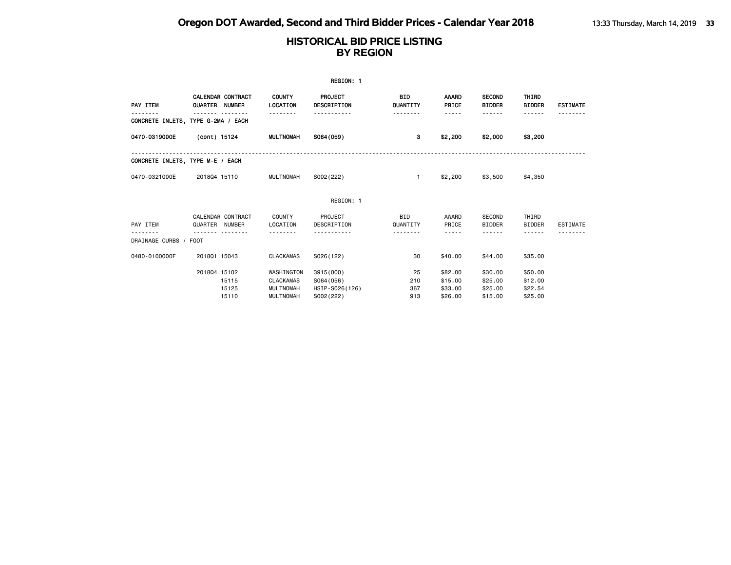# HISTORICAL BID PRICE LISTING BY REGION

REGION: 1

| PAY ITEM | CALENDAR QUARTER | CONTRACT NUMBER | COUNTY LOCATION | PROJECT DESCRIPTION | BID QUANTITY | AWARD PRICE | SECOND BIDDER | THIRD BIDDER | ESTIMATE |
|---|---|---|---|---|---|---|---|---|---|
| CONCRETE INLETS, TYPE G-2MA / EACH | | | | | | | | | |
| 0470-0319000E | (cont) | 15124 | MULTNOMAH | S064(059) | 3 | $2,200 | $2,000 | $3,200 | |
| CONCRETE INLETS, TYPE M-E / EACH | | | | | | | | | |
| 0470-0321000E | 2018Q4 | 15110 | MULTNOMAH | S002(222) | 1 | $2,200 | $3,500 | $4,350 | |

REGION: 1

| PAY ITEM | CALENDAR QUARTER | CONTRACT NUMBER | COUNTY LOCATION | PROJECT DESCRIPTION | BID QUANTITY | AWARD PRICE | SECOND BIDDER | THIRD BIDDER | ESTIMATE |
|---|---|---|---|---|---|---|---|---|---|
| DRAINAGE CURBS / FOOT | | | | | | | | | |
| 0480-0100000F | 2018Q1 | 15043 | CLACKAMAS | S026(122) | 30 | $40.00 | $44.00 | $35.00 | |
| | 2018Q4 | 15102 | WASHINGTON | 3915(000) | 25 | $82.00 | $30.00 | $50.00 | |
| | | 15115 | CLACKAMAS | S064(056) | 210 | $15.00 | $25.00 | $12.00 | |
| | | 15125 | MULTNOMAH | HSIP-S026(126) | 367 | $33.00 | $25.00 | $22.54 | |
| | | 15110 | MULTNOMAH | S002(222) | 913 | $26.00 | $15.00 | $25.00 | |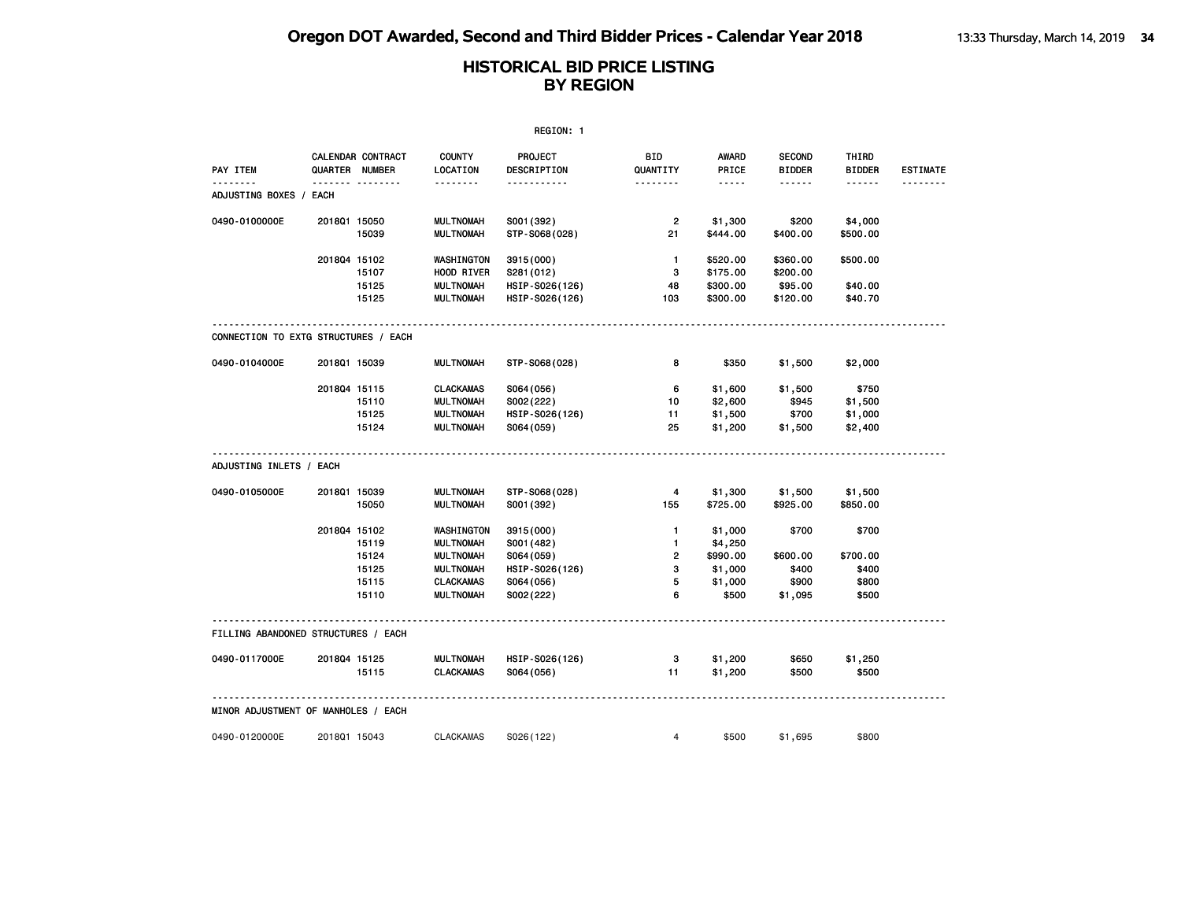# Oregon DOT Awarded, Second and Third Bidder Prices - Calendar Year 2018

## HISTORICAL BID PRICE LISTING BY REGION

REGION: 1

| PAY ITEM | CALENDAR QUARTER | CONTRACT NUMBER | COUNTY LOCATION | PROJECT DESCRIPTION | BID QUANTITY | AWARD PRICE | SECOND BIDDER | THIRD BIDDER | ESTIMATE |
|---|---|---|---|---|---|---|---|---|---|
| **ADJUSTING BOXES / EACH** | | | | | | | | | |
| 0490-0100000E | 2018Q1 | 15050 | MULTNOMAH | S001(392) | 2 | $1,300 | $200 | $4,000 | |
| | | 15039 | MULTNOMAH | STP-S068(028) | 21 | $444.00 | $400.00 | $500.00 | |
| | 2018Q4 | 15102 | WASHINGTON | 3915(000) | 1 | $520.00 | $360.00 | $500.00 | |
| | | 15107 | HOOD RIVER | S281(012) | 3 | $175.00 | $200.00 | | |
| | | 15125 | MULTNOMAH | HSIP-S026(126) | 48 | $300.00 | $95.00 | $40.00 | |
| | | 15125 | MULTNOMAH | HSIP-S026(126) | 103 | $300.00 | $120.00 | $40.70 | |
| **CONNECTION TO EXTG STRUCTURES / EACH** | | | | | | | | | |
| 0490-0104000E | 2018Q1 | 15039 | MULTNOMAH | STP-S068(028) | 8 | $350 | $1,500 | $2,000 | |
| | 2018Q4 | 15115 | CLACKAMAS | S064(056) | 6 | $1,600 | $1,500 | $750 | |
| | | 15110 | MULTNOMAH | S002(222) | 10 | $2,600 | $945 | $1,500 | |
| | | 15125 | MULTNOMAH | HSIP-S026(126) | 11 | $1,500 | $700 | $1,000 | |
| | | 15124 | MULTNOMAH | S064(059) | 25 | $1,200 | $1,500 | $2,400 | |
| **ADJUSTING INLETS / EACH** | | | | | | | | | |
| 0490-0105000E | 2018Q1 | 15039 | MULTNOMAH | STP-S068(028) | 4 | $1,300 | $1,500 | $1,500 | |
| | | 15050 | MULTNOMAH | S001(392) | 155 | $725.00 | $925.00 | $850.00 | |
| | 2018Q4 | 15102 | WASHINGTON | 3915(000) | 1 | $1,000 | $700 | $700 | |
| | | 15119 | MULTNOMAH | S001(482) | 1 | $4,250 | | | |
| | | 15124 | MULTNOMAH | S064(059) | 2 | $990.00 | $600.00 | $700.00 | |
| | | 15125 | MULTNOMAH | HSIP-S026(126) | 3 | $1,000 | $400 | $400 | |
| | | 15115 | CLACKAMAS | S064(056) | 5 | $1,000 | $900 | $800 | |
| | | 15110 | MULTNOMAH | S002(222) | 6 | $500 | $1,095 | $500 | |
| **FILLING ABANDONED STRUCTURES / EACH** | | | | | | | | | |
| 0490-0117000E | 2018Q4 | 15125 | MULTNOMAH | HSIP-S026(126) | 3 | $1,200 | $650 | $1,250 | |
| | | 15115 | CLACKAMAS | S064(056) | 11 | $1,200 | $500 | $500 | |
| **MINOR ADJUSTMENT OF MANHOLES / EACH** | | | | | | | | | |
| 0490-0120000E | 2018Q1 | 15043 | CLACKAMAS | S026(122) | 4 | $500 | $1,695 | $800 | |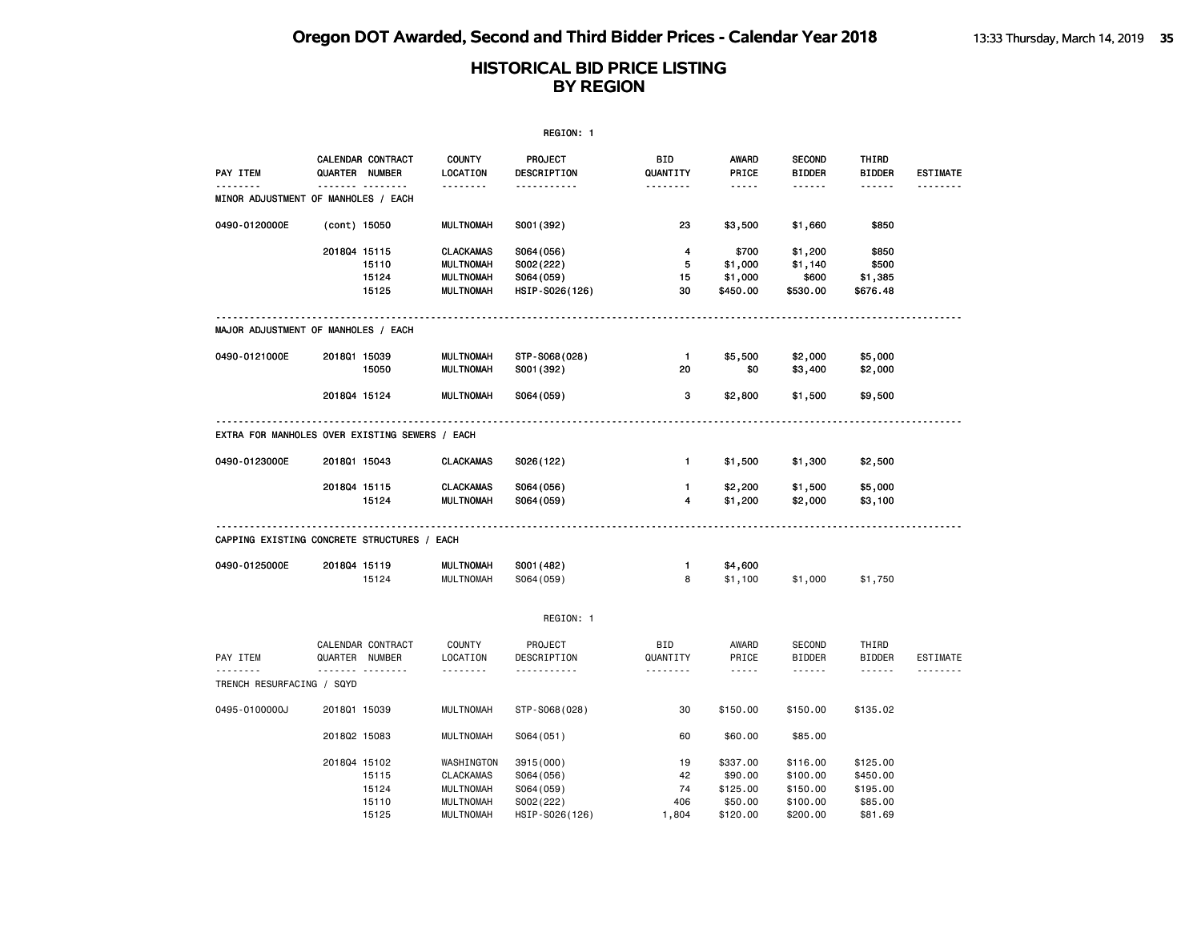# Oregon DOT Awarded, Second and Third Bidder Prices - Calendar Year 2018

## HISTORICAL BID PRICE LISTING BY REGION

REGION: 1

| PAY ITEM | CALENDAR QUARTER | CONTRACT NUMBER | COUNTY LOCATION | PROJECT DESCRIPTION | BID QUANTITY | AWARD PRICE | SECOND BIDDER | THIRD BIDDER | ESTIMATE |
|---|---|---|---|---|---|---|---|---|---|
| MINOR ADJUSTMENT OF MANHOLES / EACH | | | | | | | | | |
| 0490-0120000E | (cont) | 15050 | MULTNOMAH | S001(392) | 23 | $3,500 | $1,660 | $850 | |
| | 2018Q4 | 15115 | CLACKAMAS | S064(056) | 4 | $700 | $1,200 | $850 | |
| | | 15110 | MULTNOMAH | S002(222) | 5 | $1,000 | $1,140 | $500 | |
| | | 15124 | MULTNOMAH | S064(059) | 15 | $1,000 | $600 | $1,385 | |
| | | 15125 | MULTNOMAH | HSIP-S026(126) | 30 | $450.00 | $530.00 | $676.48 | |
| MAJOR ADJUSTMENT OF MANHOLES / EACH | | | | | | | | | |
| 0490-0121000E | 2018Q1 | 15039 | MULTNOMAH | STP-S068(028) | 1 | $5,500 | $2,000 | $5,000 | |
| | | 15050 | MULTNOMAH | S001(392) | 20 | $0 | $3,400 | $2,000 | |
| | 2018Q4 | 15124 | MULTNOMAH | S064(059) | 3 | $2,800 | $1,500 | $9,500 | |
| EXTRA FOR MANHOLES OVER EXISTING SEWERS / EACH | | | | | | | | | |
| 0490-0123000E | 2018Q1 | 15043 | CLACKAMAS | S026(122) | 1 | $1,500 | $1,300 | $2,500 | |
| | 2018Q4 | 15115 | CLACKAMAS | S064(056) | 1 | $2,200 | $1,500 | $5,000 | |
| | | 15124 | MULTNOMAH | S064(059) | 4 | $1,200 | $2,000 | $3,100 | |
| CAPPING EXISTING CONCRETE STRUCTURES / EACH | | | | | | | | | |
| 0490-0125000E | 2018Q4 | 15119 | MULTNOMAH | S001(482) | 1 | $4,600 | | | |
| | | 15124 | MULTNOMAH | S064(059) | 8 | $1,100 | $1,000 | $1,750 | |

REGION: 1

| PAY ITEM | CALENDAR QUARTER | CONTRACT NUMBER | COUNTY LOCATION | PROJECT DESCRIPTION | BID QUANTITY | AWARD PRICE | SECOND BIDDER | THIRD BIDDER | ESTIMATE |
|---|---|---|---|---|---|---|---|---|---|
| TRENCH RESURFACING / SQYD | | | | | | | | | |
| 0495-0100000J | 2018Q1 | 15039 | MULTNOMAH | STP-S068(028) | 30 | $150.00 | $150.00 | $135.02 | |
| | 2018Q2 | 15083 | MULTNOMAH | S064(051) | 60 | $60.00 | $85.00 | | |
| | 2018Q4 | 15102 | WASHINGTON | 3915(000) | 19 | $337.00 | $116.00 | $125.00 | |
| | | 15115 | CLACKAMAS | S064(056) | 42 | $90.00 | $100.00 | $450.00 | |
| | | 15124 | MULTNOMAH | S064(059) | 74 | $125.00 | $150.00 | $195.00 | |
| | | 15110 | MULTNOMAH | S002(222) | 406 | $50.00 | $100.00 | $85.00 | |
| | | 15125 | MULTNOMAH | HSIP-S026(126) | 1,804 | $120.00 | $200.00 | $81.69 | |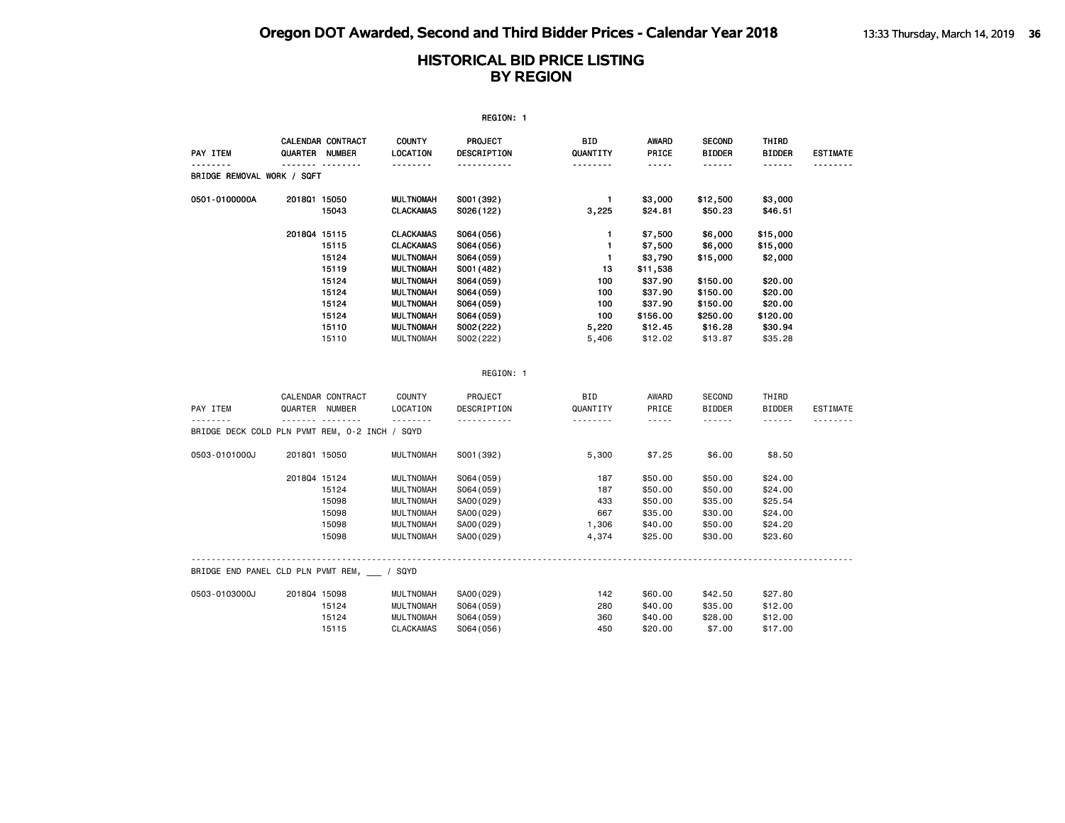# Oregon DOT Awarded, Second and Third Bidder Prices - Calendar Year 2018

## HISTORICAL BID PRICE LISTING BY REGION

REGION: 1

| PAY ITEM | CALENDAR QUARTER | CONTRACT NUMBER | COUNTY LOCATION | PROJECT DESCRIPTION | BID QUANTITY | AWARD PRICE | SECOND BIDDER | THIRD BIDDER | ESTIMATE |
|---|---|---|---|---|---|---|---|---|---|
| BRIDGE REMOVAL WORK / SQFT | | | | | | | | | |
| 0501-0100000A | 2018Q1 | 15050 | MULTNOMAH | S001(392) | 1 | $3,000 | $12,500 | $3,000 | |
| | | 15043 | CLACKAMAS | S026(122) | 3,225 | $24.81 | $50.23 | $46.51 | |
| | 2018Q4 | 15115 | CLACKAMAS | S064(056) | 1 | $7,500 | $6,000 | $15,000 | |
| | | 15115 | CLACKAMAS | S064(056) | 1 | $7,500 | $6,000 | $15,000 | |
| | | 15124 | MULTNOMAH | S064(059) | 1 | $3,790 | $15,000 | $2,000 | |
| | | 15119 | MULTNOMAH | S001(482) | 13 | $11,538 | | | |
| | | 15124 | MULTNOMAH | S064(059) | 100 | $37.90 | $150.00 | $20.00 | |
| | | 15124 | MULTNOMAH | S064(059) | 100 | $37.90 | $150.00 | $20.00 | |
| | | 15124 | MULTNOMAH | S064(059) | 100 | $37.90 | $150.00 | $20.00 | |
| | | 15124 | MULTNOMAH | S064(059) | 100 | $156.00 | $250.00 | $120.00 | |
| | | 15110 | MULTNOMAH | S002(222) | 5,220 | $12.45 | $16.28 | $30.94 | |
| | | 15110 | MULTNOMAH | S002(222) | 5,406 | $12.02 | $13.87 | $35.28 | |

REGION: 1

| PAY ITEM | CALENDAR QUARTER | CONTRACT NUMBER | COUNTY LOCATION | PROJECT DESCRIPTION | BID QUANTITY | AWARD PRICE | SECOND BIDDER | THIRD BIDDER | ESTIMATE |
|---|---|---|---|---|---|---|---|---|---|
| BRIDGE DECK COLD PLN PVMT REM, 0-2 INCH / SQYD | | | | | | | | | |
| 0503-0101000J | 2018Q1 | 15050 | MULTNOMAH | S001(392) | 5,300 | $7.25 | $6.00 | $8.50 | |
| | 2018Q4 | 15124 | MULTNOMAH | S064(059) | 187 | $50.00 | $50.00 | $24.00 | |
| | | 15124 | MULTNOMAH | S064(059) | 187 | $50.00 | $50.00 | $24.00 | |
| | | 15098 | MULTNOMAH | SA00(029) | 433 | $50.00 | $35.00 | $25.54 | |
| | | 15098 | MULTNOMAH | SA00(029) | 667 | $35.00 | $30.00 | $24.00 | |
| | | 15098 | MULTNOMAH | SA00(029) | 1,306 | $40.00 | $50.00 | $24.20 | |
| | | 15098 | MULTNOMAH | SA00(029) | 4,374 | $25.00 | $30.00 | $23.60 | |
| BRIDGE END PANEL CLD PLN PVMT REM, ___ / SQYD | | | | | | | | | |
| 0503-0103000J | 2018Q4 | 15098 | MULTNOMAH | SA00(029) | 142 | $60.00 | $42.50 | $27.80 | |
| | | 15124 | MULTNOMAH | S064(059) | 280 | $40.00 | $35.00 | $12.00 | |
| | | 15124 | MULTNOMAH | S064(059) | 360 | $40.00 | $28.00 | $12.00 | |
| | | 15115 | CLACKAMAS | S064(056) | 450 | $20.00 | $7.00 | $17.00 | |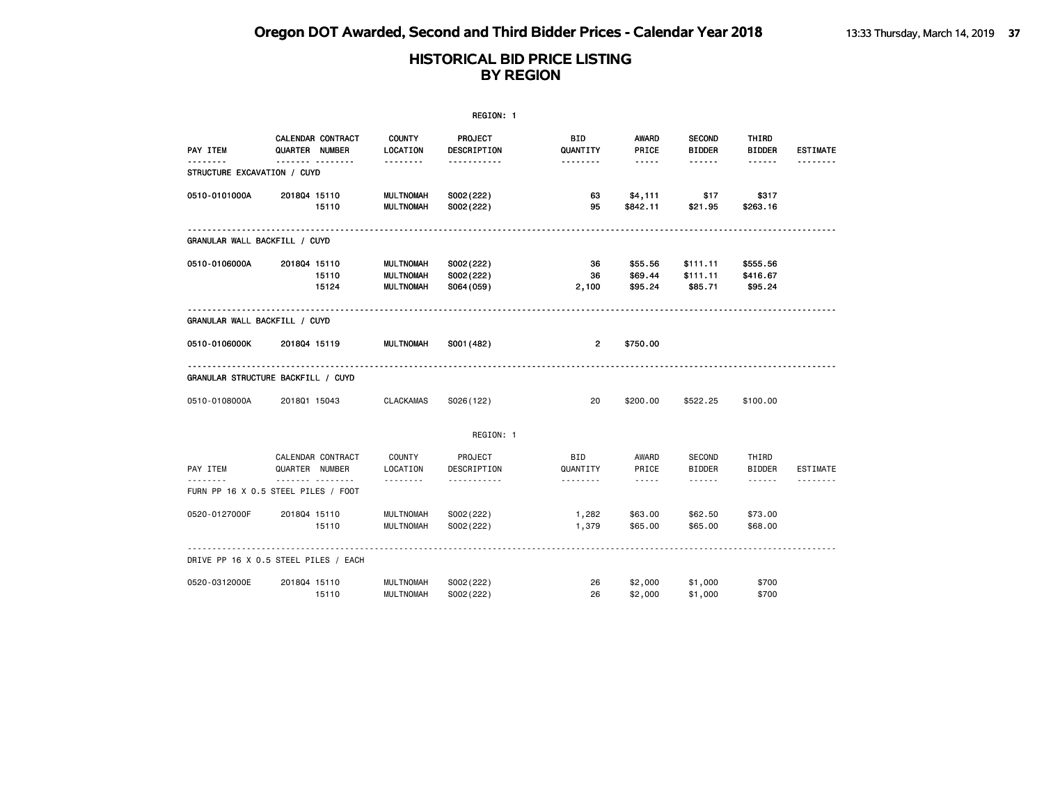# Oregon DOT Awarded, Second and Third Bidder Prices - Calendar Year 2018

## HISTORICAL BID PRICE LISTING BY REGION

REGION: 1

| PAY ITEM | CALENDAR QUARTER | CONTRACT NUMBER | COUNTY LOCATION | PROJECT DESCRIPTION | BID QUANTITY | AWARD PRICE | SECOND BIDDER | THIRD BIDDER | ESTIMATE |
|---|---|---|---|---|---|---|---|---|---|
| **STRUCTURE EXCAVATION / CUYD** | | | | | | | | | |
| 0510-0101000A | 2018Q4 | 15110 | MULTNOMAH | S002(222) | 63 | $4,111 | $17 | $317 | |
| | | 15110 | MULTNOMAH | S002(222) | 95 | $842.11 | $21.95 | $263.16 | |
| **GRANULAR WALL BACKFILL / CUYD** | | | | | | | | | |
| 0510-0106000A | 2018Q4 | 15110 | MULTNOMAH | S002(222) | 36 | $55.56 | $111.11 | $555.56 | |
| | | 15110 | MULTNOMAH | S002(222) | 36 | $69.44 | $111.11 | $416.67 | |
| | | 15124 | MULTNOMAH | S064(059) | 2,100 | $95.24 | $85.71 | $95.24 | |
| **GRANULAR WALL BACKFILL / CUYD** | | | | | | | | | |
| 0510-0106000K | 2018Q4 | 15119 | MULTNOMAH | S001(482) | 2 | $750.00 | | | |
| **GRANULAR STRUCTURE BACKFILL / CUYD** | | | | | | | | | |
| 0510-0108000A | 2018Q1 | 15043 | CLACKAMAS | S026(122) | 20 | $200.00 | $522.25 | $100.00 | |

REGION: 1

| PAY ITEM | CALENDAR QUARTER | CONTRACT NUMBER | COUNTY LOCATION | PROJECT DESCRIPTION | BID QUANTITY | AWARD PRICE | SECOND BIDDER | THIRD BIDDER | ESTIMATE |
|---|---|---|---|---|---|---|---|---|---|
| **FURN PP 16 X 0.5 STEEL PILES / FOOT** | | | | | | | | | |
| 0520-0127000F | 2018Q4 | 15110 | MULTNOMAH | S002(222) | 1,282 | $63.00 | $62.50 | $73.00 | |
| | | 15110 | MULTNOMAH | S002(222) | 1,379 | $65.00 | $65.00 | $68.00 | |
| **DRIVE PP 16 X 0.5 STEEL PILES / EACH** | | | | | | | | | |
| 0520-0312000E | 2018Q4 | 15110 | MULTNOMAH | S002(222) | 26 | $2,000 | $1,000 | $700 | |
| | | 15110 | MULTNOMAH | S002(222) | 26 | $2,000 | $1,000 | $700 | |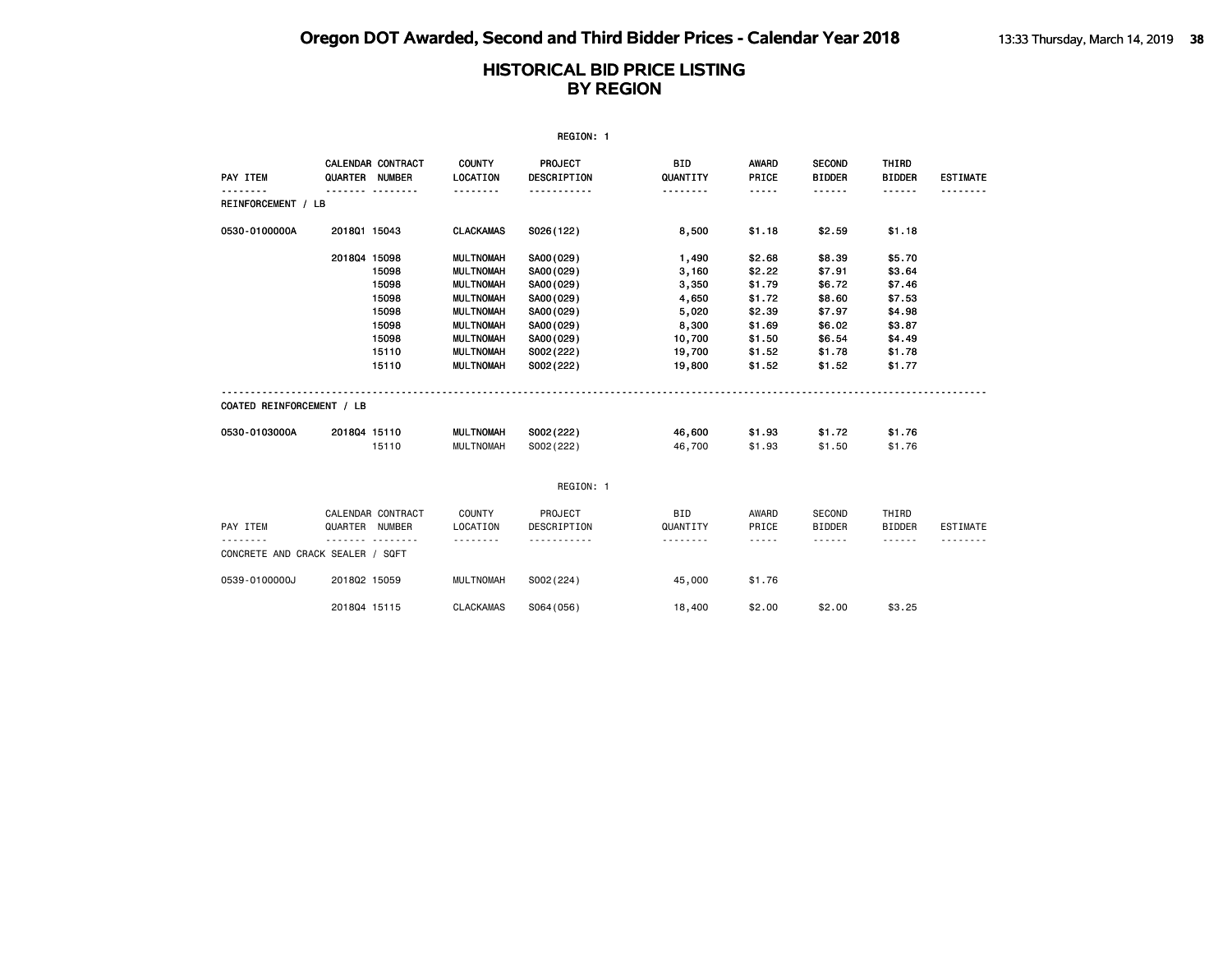# Oregon DOT Awarded, Second and Third Bidder Prices - Calendar Year 2018

## HISTORICAL BID PRICE LISTING BY REGION

REGION: 1

| PAY ITEM | CALENDAR QUARTER | CONTRACT NUMBER | COUNTY LOCATION | PROJECT DESCRIPTION | BID QUANTITY | AWARD PRICE | SECOND BIDDER | THIRD BIDDER | ESTIMATE |
|---|---|---|---|---|---|---|---|---|---|
| **REINFORCEMENT / LB** | | | | | | | | | |
| 0530-0100000A | 2018Q1 | 15043 | CLACKAMAS | S026(122) | 8,500 | $1.18 | $2.59 | $1.18 | |
| | 2018Q4 | 15098 | MULTNOMAH | SA00(029) | 1,490 | $2.68 | $8.39 | $5.70 | |
| | | 15098 | MULTNOMAH | SA00(029) | 3,160 | $2.22 | $7.91 | $3.64 | |
| | | 15098 | MULTNOMAH | SA00(029) | 3,350 | $1.79 | $6.72 | $7.46 | |
| | | 15098 | MULTNOMAH | SA00(029) | 4,650 | $1.72 | $8.60 | $7.53 | |
| | | 15098 | MULTNOMAH | SA00(029) | 5,020 | $2.39 | $7.97 | $4.98 | |
| | | 15098 | MULTNOMAH | SA00(029) | 8,300 | $1.69 | $6.02 | $3.87 | |
| | | 15098 | MULTNOMAH | SA00(029) | 10,700 | $1.50 | $6.54 | $4.49 | |
| | | 15110 | MULTNOMAH | S002(222) | 19,700 | $1.52 | $1.78 | $1.78 | |
| | | 15110 | MULTNOMAH | S002(222) | 19,800 | $1.52 | $1.52 | $1.77 | |
| **COATED REINFORCEMENT / LB** | | | | | | | | | |
| 0530-0103000A | 2018Q4 | 15110 | MULTNOMAH | S002(222) | 46,600 | $1.93 | $1.72 | $1.76 | |
| | | 15110 | MULTNOMAH | S002(222) | 46,700 | $1.93 | $1.50 | $1.76 | |

REGION: 1

| PAY ITEM | CALENDAR QUARTER | CONTRACT NUMBER | COUNTY LOCATION | PROJECT DESCRIPTION | BID QUANTITY | AWARD PRICE | SECOND BIDDER | THIRD BIDDER | ESTIMATE |
|---|---|---|---|---|---|---|---|---|---|
| CONCRETE AND CRACK SEALER / SQFT | | | | | | | | | |
| 0539-0100000J | 2018Q2 | 15059 | MULTNOMAH | S002(224) | 45,000 | $1.76 | | | |
| | 2018Q4 | 15115 | CLACKAMAS | S064(056) | 18,400 | $2.00 | $2.00 | $3.25 | |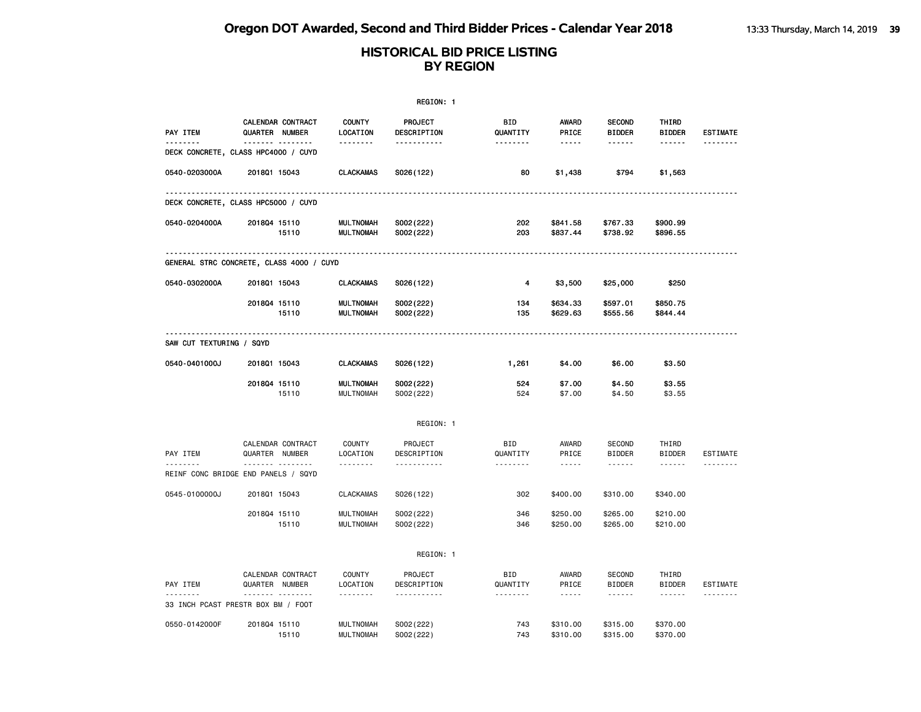# Oregon DOT Awarded, Second and Third Bidder Prices - Calendar Year 2018

## HISTORICAL BID PRICE LISTING BY REGION

REGION: 1

| PAY ITEM | CALENDAR QUARTER | CONTRACT NUMBER | COUNTY LOCATION | PROJECT DESCRIPTION | BID QUANTITY | AWARD PRICE | SECOND BIDDER | THIRD BIDDER | ESTIMATE |
|---|---|---|---|---|---|---|---|---|---|
| DECK CONCRETE, CLASS HPC4000 / CUYD | | | | | | | | | |
| 0540-0203000A | 2018Q1 | 15043 | CLACKAMAS | S026(122) | 80 | $1,438 | $794 | $1,563 | |
| DECK CONCRETE, CLASS HPC5000 / CUYD | | | | | | | | | |
| 0540-0204000A | 2018Q4 | 15110 | MULTNOMAH | S002(222) | 202 | $841.58 | $767.33 | $900.99 | |
| | | 15110 | MULTNOMAH | S002(222) | 203 | $837.44 | $738.92 | $896.55 | |
| GENERAL STRC CONCRETE, CLASS 4000 / CUYD | | | | | | | | | |
| 0540-0302000A | 2018Q1 | 15043 | CLACKAMAS | S026(122) | 4 | $3,500 | $25,000 | $250 | |
| | 2018Q4 | 15110 | MULTNOMAH | S002(222) | 134 | $634.33 | $597.01 | $850.75 | |
| | | 15110 | MULTNOMAH | S002(222) | 135 | $629.63 | $555.56 | $844.44 | |
| SAW CUT TEXTURING / SQYD | | | | | | | | | |
| 0540-0401000J | 2018Q1 | 15043 | CLACKAMAS | S026(122) | 1,261 | $4.00 | $6.00 | $3.50 | |
| | 2018Q4 | 15110 | MULTNOMAH | S002(222) | 524 | $7.00 | $4.50 | $3.55 | |
| | | 15110 | MULTNOMAH | S002(222) | 524 | $7.00 | $4.50 | $3.55 | |

REGION: 1

| PAY ITEM | CALENDAR QUARTER | CONTRACT NUMBER | COUNTY LOCATION | PROJECT DESCRIPTION | BID QUANTITY | AWARD PRICE | SECOND BIDDER | THIRD BIDDER | ESTIMATE |
|---|---|---|---|---|---|---|---|---|---|
| REINF CONC BRIDGE END PANELS / SQYD | | | | | | | | | |
| 0545-0100000J | 2018Q1 | 15043 | CLACKAMAS | S026(122) | 302 | $400.00 | $310.00 | $340.00 | |
| | 2018Q4 | 15110 | MULTNOMAH | S002(222) | 346 | $250.00 | $265.00 | $210.00 | |
| | | 15110 | MULTNOMAH | S002(222) | 346 | $250.00 | $265.00 | $210.00 | |

REGION: 1

| PAY ITEM | CALENDAR QUARTER | CONTRACT NUMBER | COUNTY LOCATION | PROJECT DESCRIPTION | BID QUANTITY | AWARD PRICE | SECOND BIDDER | THIRD BIDDER | ESTIMATE |
|---|---|---|---|---|---|---|---|---|---|
| 33 INCH PCAST PRESTR BOX BM / FOOT | | | | | | | | | |
| 0550-0142000F | 2018Q4 | 15110 | MULTNOMAH | S002(222) | 743 | $310.00 | $315.00 | $370.00 | |
| | | 15110 | MULTNOMAH | S002(222) | 743 | $310.00 | $315.00 | $370.00 | |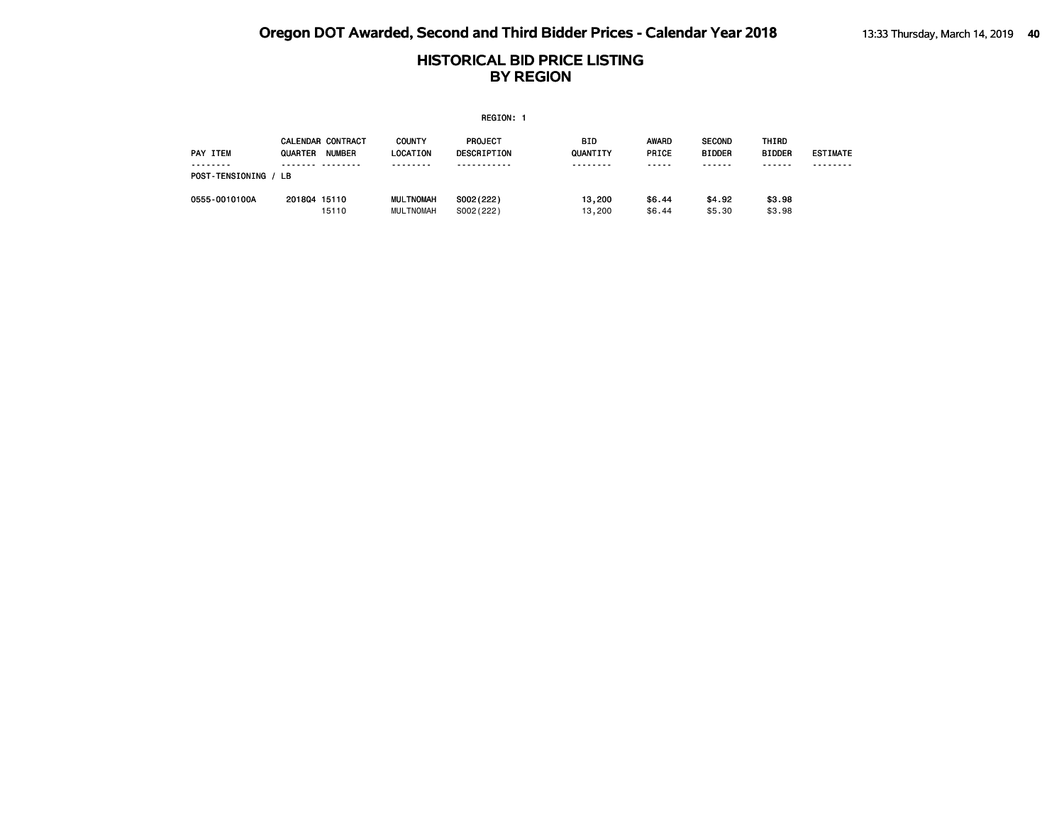# HISTORICAL BID PRICE LISTING
# BY REGION

REGION: 1

| PAY ITEM | CALENDAR QUARTER | CONTRACT NUMBER | COUNTY LOCATION | PROJECT DESCRIPTION | BID QUANTITY | AWARD PRICE | SECOND BIDDER | THIRD BIDDER | ESTIMATE |
|---|---|---|---|---|---|---|---|---|---|
| POST-TENSIONING / LB | | | | | | | | | |
| 0555-0010100A | 2018Q4 | 15110 | MULTNOMAH | S002(222) | 13,200 | $6.44 | $4.92 | $3.98 | |
| | | 15110 | MULTNOMAH | S002(222) | 13,200 | $6.44 | $5.30 | $3.98 | |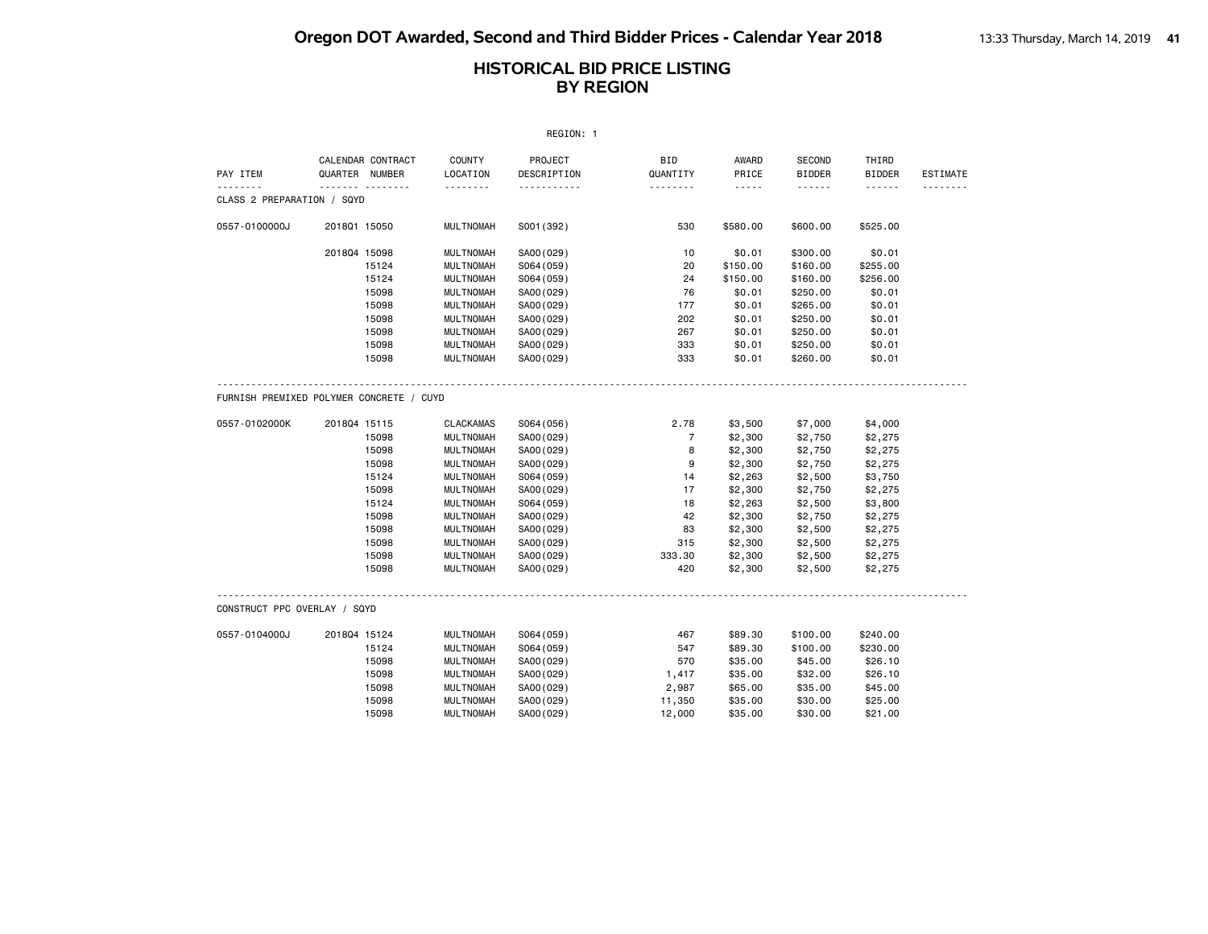# Oregon DOT Awarded, Second and Third Bidder Prices - Calendar Year 2018

## HISTORICAL BID PRICE LISTING BY REGION

REGION: 1

| PAY ITEM | CALENDAR QUARTER | CONTRACT NUMBER | COUNTY LOCATION | PROJECT DESCRIPTION | BID QUANTITY | AWARD PRICE | SECOND BIDDER | THIRD BIDDER | ESTIMATE |
|---|---|---|---|---|---|---|---|---|---|
| **CLASS 2 PREPARATION / SQYD** | | | | | | | | | |
| 0557-0100000J | 2018Q1 | 15050 | MULTNOMAH | S001(392) | 530 | $580.00 | $600.00 | $525.00 | |
| | 2018Q4 | 15098 | MULTNOMAH | SA00(029) | 10 | $0.01 | $300.00 | $0.01 | |
| | | 15124 | MULTNOMAH | S064(059) | 20 | $150.00 | $160.00 | $255.00 | |
| | | 15124 | MULTNOMAH | S064(059) | 24 | $150.00 | $160.00 | $256.00 | |
| | | 15098 | MULTNOMAH | SA00(029) | 76 | $0.01 | $250.00 | $0.01 | |
| | | 15098 | MULTNOMAH | SA00(029) | 177 | $0.01 | $265.00 | $0.01 | |
| | | 15098 | MULTNOMAH | SA00(029) | 202 | $0.01 | $250.00 | $0.01 | |
| | | 15098 | MULTNOMAH | SA00(029) | 267 | $0.01 | $250.00 | $0.01 | |
| | | 15098 | MULTNOMAH | SA00(029) | 333 | $0.01 | $250.00 | $0.01 | |
| | | 15098 | MULTNOMAH | SA00(029) | 333 | $0.01 | $260.00 | $0.01 | |
| **FURNISH PREMIXED POLYMER CONCRETE / CUYD** | | | | | | | | | |
| 0557-0102000K | 2018Q4 | 15115 | CLACKAMAS | S064(056) | 2.78 | $3,500 | $7,000 | $4,000 | |
| | | 15098 | MULTNOMAH | SA00(029) | 7 | $2,300 | $2,750 | $2,275 | |
| | | 15098 | MULTNOMAH | SA00(029) | 8 | $2,300 | $2,750 | $2,275 | |
| | | 15098 | MULTNOMAH | SA00(029) | 9 | $2,300 | $2,750 | $2,275 | |
| | | 15124 | MULTNOMAH | S064(059) | 14 | $2,263 | $2,500 | $3,750 | |
| | | 15098 | MULTNOMAH | SA00(029) | 17 | $2,300 | $2,750 | $2,275 | |
| | | 15124 | MULTNOMAH | S064(059) | 18 | $2,263 | $2,500 | $3,800 | |
| | | 15098 | MULTNOMAH | SA00(029) | 42 | $2,300 | $2,750 | $2,275 | |
| | | 15098 | MULTNOMAH | SA00(029) | 83 | $2,300 | $2,500 | $2,275 | |
| | | 15098 | MULTNOMAH | SA00(029) | 315 | $2,300 | $2,500 | $2,275 | |
| | | 15098 | MULTNOMAH | SA00(029) | 333.30 | $2,300 | $2,500 | $2,275 | |
| | | 15098 | MULTNOMAH | SA00(029) | 420 | $2,300 | $2,500 | $2,275 | |
| **CONSTRUCT PPC OVERLAY / SQYD** | | | | | | | | | |
| 0557-0104000J | 2018Q4 | 15124 | MULTNOMAH | S064(059) | 467 | $89.30 | $100.00 | $240.00 | |
| | | 15124 | MULTNOMAH | S064(059) | 547 | $89.30 | $100.00 | $230.00 | |
| | | 15098 | MULTNOMAH | SA00(029) | 570 | $35.00 | $45.00 | $26.10 | |
| | | 15098 | MULTNOMAH | SA00(029) | 1,417 | $35.00 | $32.00 | $26.10 | |
| | | 15098 | MULTNOMAH | SA00(029) | 2,987 | $65.00 | $35.00 | $45.00 | |
| | | 15098 | MULTNOMAH | SA00(029) | 11,350 | $35.00 | $30.00 | $25.00 | |
| | | 15098 | MULTNOMAH | SA00(029) | 12,000 | $35.00 | $30.00 | $21.00 | |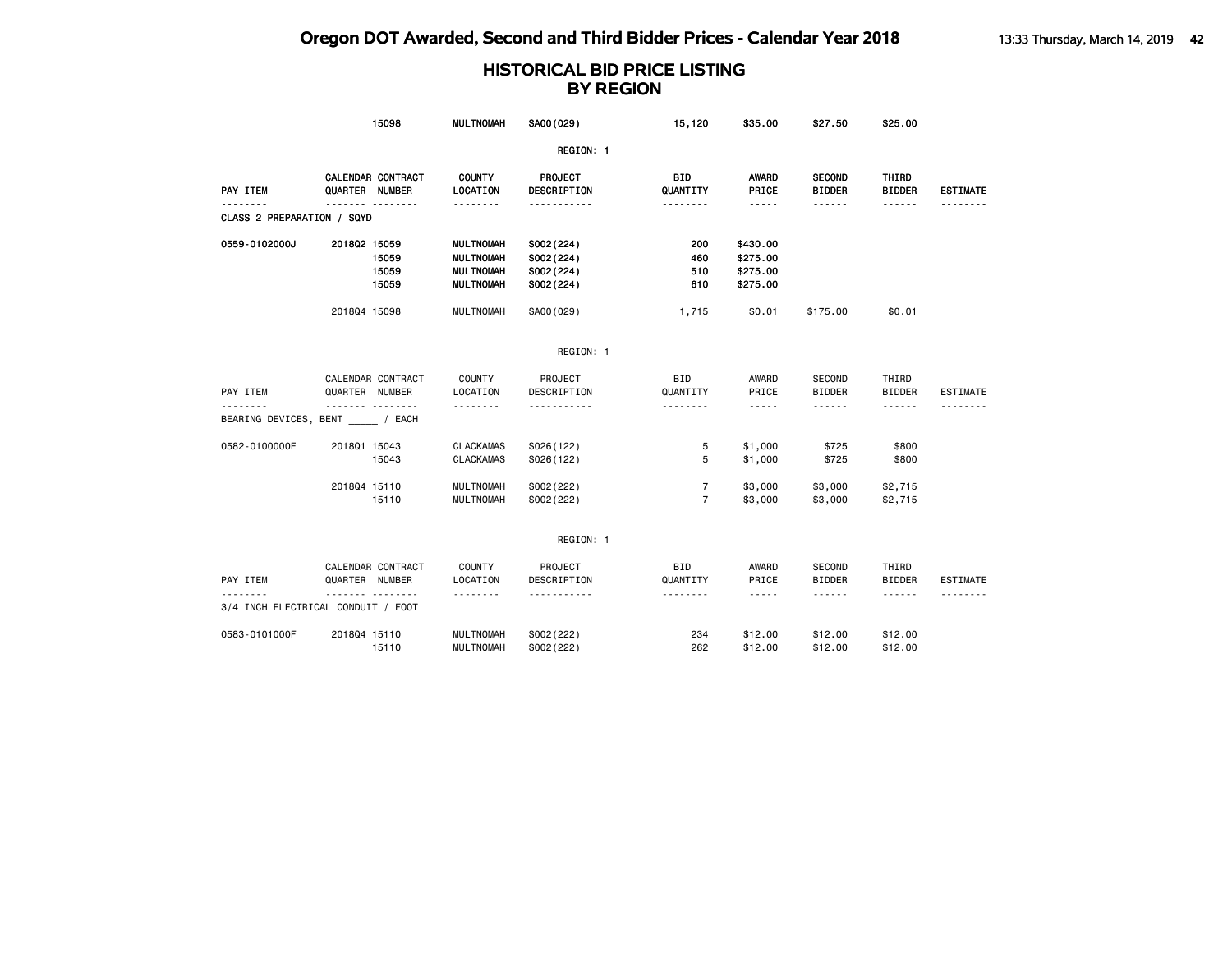# HISTORICAL BID PRICE LISTING BY REGION

| | | | | | | | | | |
|---|---|---|---|---|---|---|---|---|---|
| | | 15098 | MULTNOMAH | SA00(029) | 15,120 | $35.00 | $27.50 | $25.00 | |

REGION: 1

| PAY ITEM | CALENDAR QUARTER | CONTRACT NUMBER | COUNTY LOCATION | PROJECT DESCRIPTION | BID QUANTITY | AWARD PRICE | SECOND BIDDER | THIRD BIDDER | ESTIMATE |
|---|---|---|---|---|---|---|---|---|---|
| CLASS 2 PREPARATION / SQYD | | | | | | | | | |
| 0559-0102000J | 2018Q2 | 15059 | MULTNOMAH | S002(224) | 200 | $430.00 | | | |
| | | 15059 | MULTNOMAH | S002(224) | 460 | $275.00 | | | |
| | | 15059 | MULTNOMAH | S002(224) | 510 | $275.00 | | | |
| | | 15059 | MULTNOMAH | S002(224) | 610 | $275.00 | | | |
| | 2018Q4 | 15098 | MULTNOMAH | SA00(029) | 1,715 | $0.01 | $175.00 | $0.01 | |

REGION: 1

| PAY ITEM | CALENDAR QUARTER | CONTRACT NUMBER | COUNTY LOCATION | PROJECT DESCRIPTION | BID QUANTITY | AWARD PRICE | SECOND BIDDER | THIRD BIDDER | ESTIMATE |
|---|---|---|---|---|---|---|---|---|---|
| BEARING DEVICES, BENT _____ / EACH | | | | | | | | | |
| 0582-0100000E | 2018Q1 | 15043 | CLACKAMAS | S026(122) | 5 | $1,000 | $725 | $800 | |
| | | 15043 | CLACKAMAS | S026(122) | 5 | $1,000 | $725 | $800 | |
| | 2018Q4 | 15110 | MULTNOMAH | S002(222) | 7 | $3,000 | $3,000 | $2,715 | |
| | | 15110 | MULTNOMAH | S002(222) | 7 | $3,000 | $3,000 | $2,715 | |

REGION: 1

| PAY ITEM | CALENDAR QUARTER | CONTRACT NUMBER | COUNTY LOCATION | PROJECT DESCRIPTION | BID QUANTITY | AWARD PRICE | SECOND BIDDER | THIRD BIDDER | ESTIMATE |
|---|---|---|---|---|---|---|---|---|---|
| 3/4 INCH ELECTRICAL CONDUIT / FOOT | | | | | | | | | |
| 0583-0101000F | 2018Q4 | 15110 | MULTNOMAH | S002(222) | 234 | $12.00 | $12.00 | $12.00 | |
| | | 15110 | MULTNOMAH | S002(222) | 262 | $12.00 | $12.00 | $12.00 | |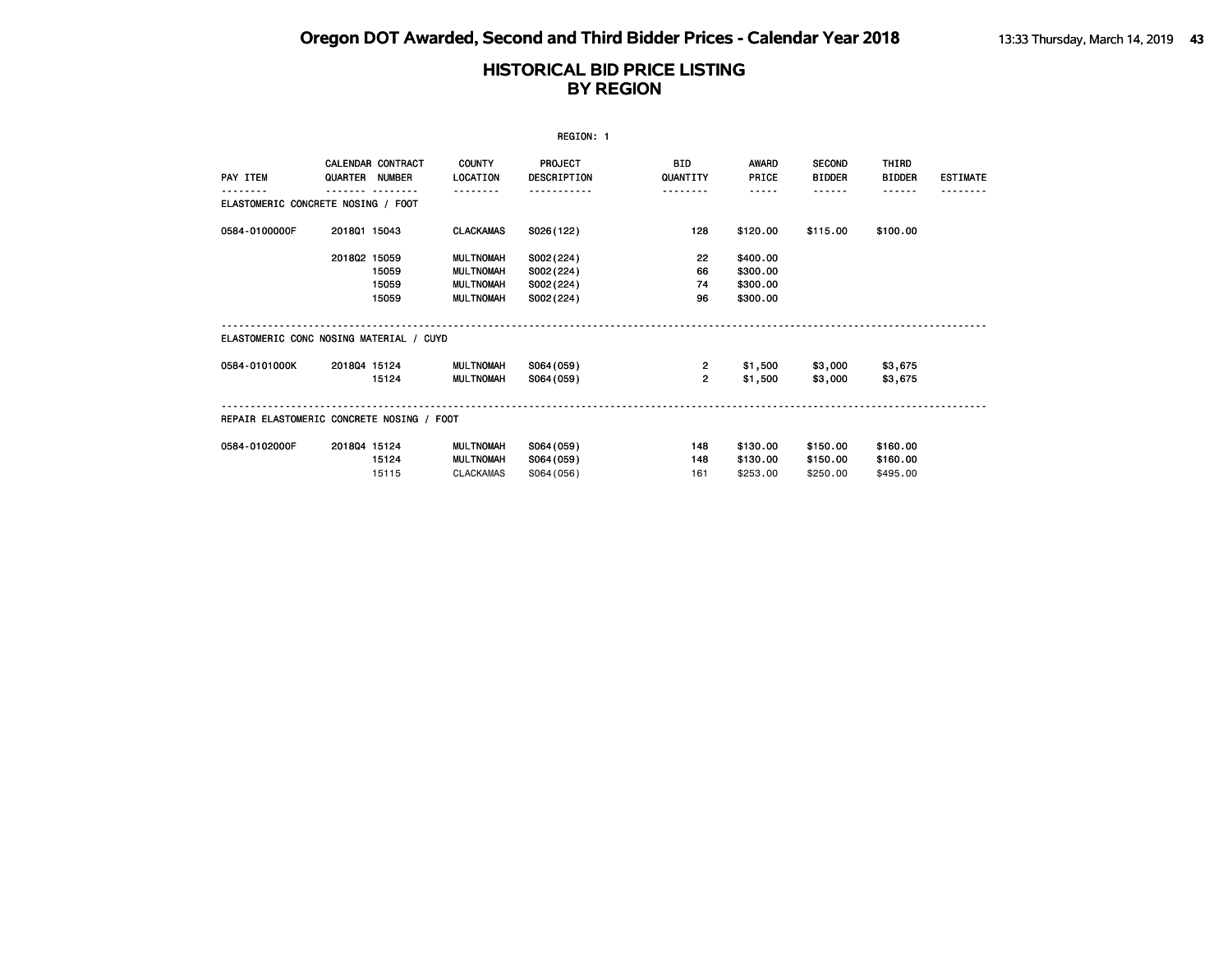# HISTORICAL BID PRICE LISTING
## BY REGION

REGION: 1

| PAY ITEM | CALENDAR QUARTER | CONTRACT NUMBER | COUNTY LOCATION | PROJECT DESCRIPTION | BID QUANTITY | AWARD PRICE | SECOND BIDDER | THIRD BIDDER | ESTIMATE |
|---|---|---|---|---|---|---|---|---|---|
| ELASTOMERIC CONCRETE NOSING / FOOT | | | | | | | | | |
| 0584-0100000F | 2018Q1 | 15043 | CLACKAMAS | S026(122) | 128 | $120.00 | $115.00 | $100.00 | |
| | 2018Q2 | 15059 | MULTNOMAH | S002(224) | 22 | $400.00 | | | |
| | | 15059 | MULTNOMAH | S002(224) | 66 | $300.00 | | | |
| | | 15059 | MULTNOMAH | S002(224) | 74 | $300.00 | | | |
| | | 15059 | MULTNOMAH | S002(224) | 96 | $300.00 | | | |
| ELASTOMERIC CONC NOSING MATERIAL / CUYD | | | | | | | | | |
| 0584-0101000K | 2018Q4 | 15124 | MULTNOMAH | S064(059) | 2 | $1,500 | $3,000 | $3,675 | |
| | | 15124 | MULTNOMAH | S064(059) | 2 | $1,500 | $3,000 | $3,675 | |
| REPAIR ELASTOMERIC CONCRETE NOSING / FOOT | | | | | | | | | |
| 0584-0102000F | 2018Q4 | 15124 | MULTNOMAH | S064(059) | 148 | $130.00 | $150.00 | $160.00 | |
| | | 15124 | MULTNOMAH | S064(059) | 148 | $130.00 | $150.00 | $160.00 | |
| | | 15115 | CLACKAMAS | S064(056) | 161 | $253.00 | $250.00 | $495.00 | |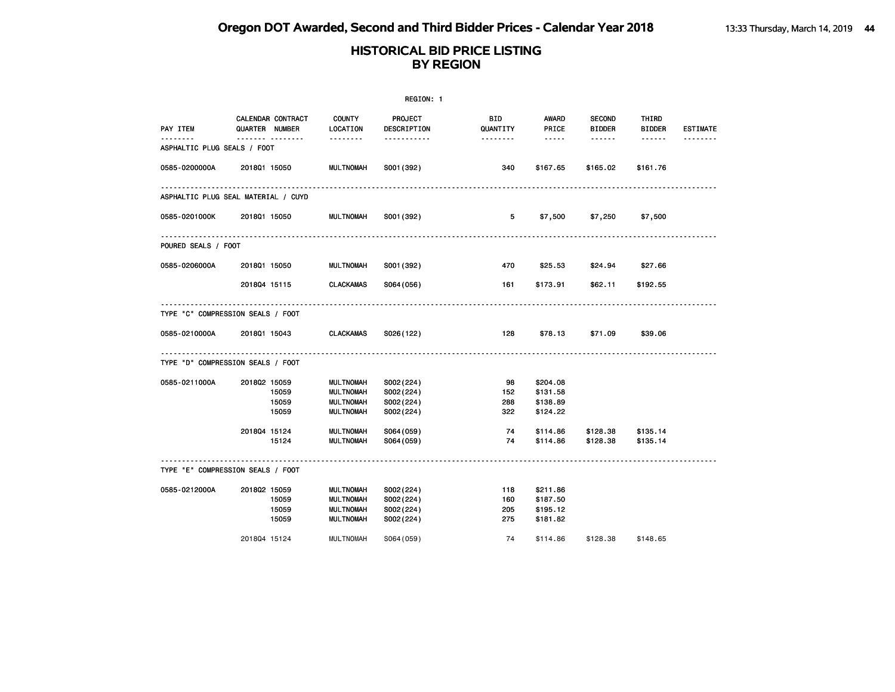# Oregon DOT Awarded, Second and Third Bidder Prices - Calendar Year 2018

## HISTORICAL BID PRICE LISTING BY REGION

REGION: 1

| PAY ITEM | CALENDAR QUARTER | CONTRACT NUMBER | COUNTY LOCATION | PROJECT DESCRIPTION | BID QUANTITY | AWARD PRICE | SECOND BIDDER | THIRD BIDDER | ESTIMATE |
|---|---|---|---|---|---|---|---|---|---|
| **ASPHALTIC PLUG SEALS / FOOT** | | | | | | | | | |
| 0585-0200000A | 2018Q1 | 15050 | MULTNOMAH | S001(392) | 340 | $167.65 | $165.02 | $161.76 | |
| **ASPHALTIC PLUG SEAL MATERIAL / CUYD** | | | | | | | | | |
| 0585-0201000K | 2018Q1 | 15050 | MULTNOMAH | S001(392) | 5 | $7,500 | $7,250 | $7,500 | |
| **POURED SEALS / FOOT** | | | | | | | | | |
| 0585-0206000A | 2018Q1 | 15050 | MULTNOMAH | S001(392) | 470 | $25.53 | $24.94 | $27.66 | |
| | 2018Q4 | 15115 | CLACKAMAS | S064(056) | 161 | $173.91 | $62.11 | $192.55 | |
| **TYPE "C" COMPRESSION SEALS / FOOT** | | | | | | | | | |
| 0585-0210000A | 2018Q1 | 15043 | CLACKAMAS | S026(122) | 128 | $78.13 | $71.09 | $39.06 | |
| **TYPE "D" COMPRESSION SEALS / FOOT** | | | | | | | | | |
| 0585-0211000A | 2018Q2 | 15059 | MULTNOMAH | S002(224) | 98 | $204.08 | | | |
| | | 15059 | MULTNOMAH | S002(224) | 152 | $131.58 | | | |
| | | 15059 | MULTNOMAH | S002(224) | 288 | $138.89 | | | |
| | | 15059 | MULTNOMAH | S002(224) | 322 | $124.22 | | | |
| | 2018Q4 | 15124 | MULTNOMAH | S064(059) | 74 | $114.86 | $128.38 | $135.14 | |
| | | 15124 | MULTNOMAH | S064(059) | 74 | $114.86 | $128.38 | $135.14 | |
| **TYPE "E" COMPRESSION SEALS / FOOT** | | | | | | | | | |
| 0585-0212000A | 2018Q2 | 15059 | MULTNOMAH | S002(224) | 118 | $211.86 | | | |
| | | 15059 | MULTNOMAH | S002(224) | 160 | $187.50 | | | |
| | | 15059 | MULTNOMAH | S002(224) | 205 | $195.12 | | | |
| | | 15059 | MULTNOMAH | S002(224) | 275 | $181.82 | | | |
| | 2018Q4 | 15124 | MULTNOMAH | S064(059) | 74 | $114.86 | $128.38 | $148.65 | |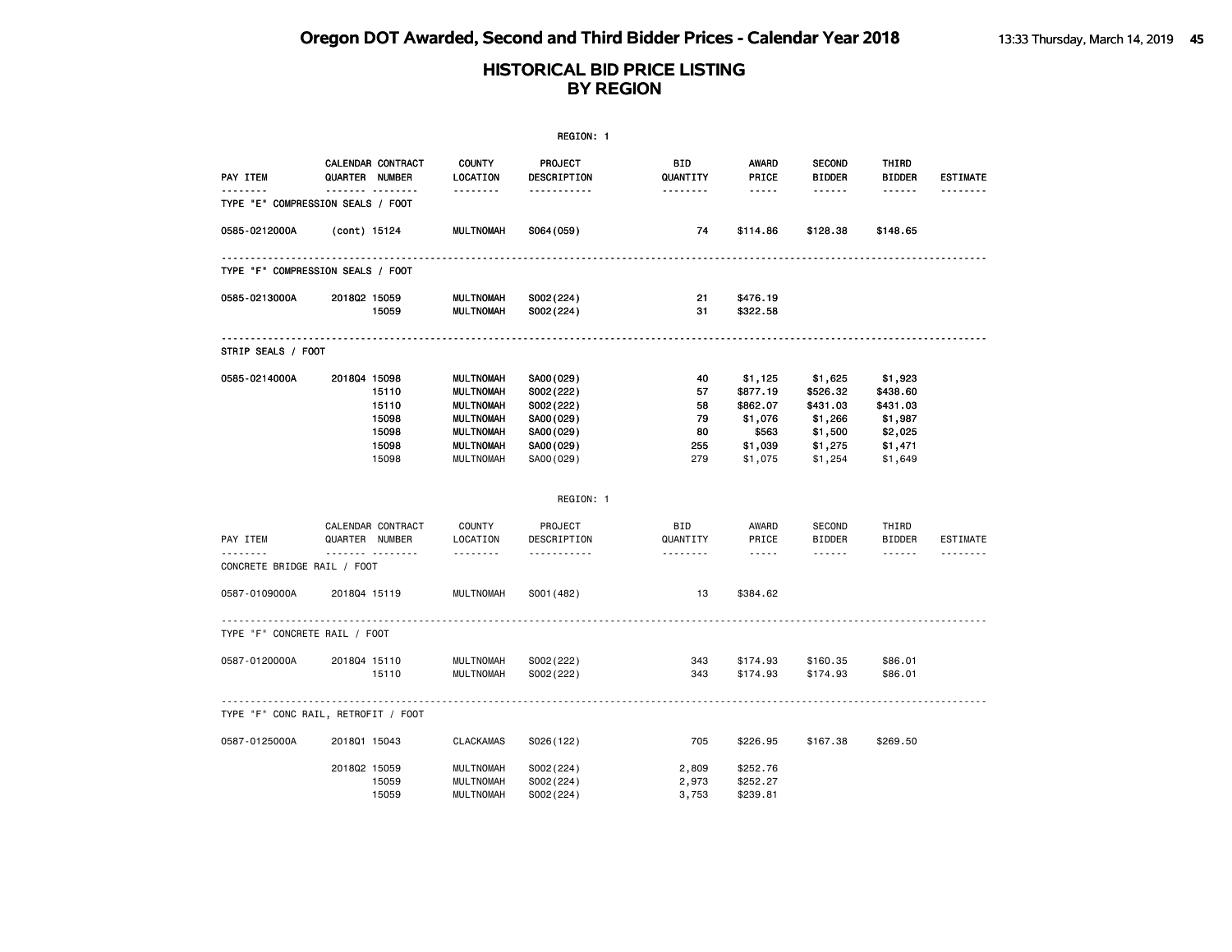# Oregon DOT Awarded, Second and Third Bidder Prices - Calendar Year 2018

## HISTORICAL BID PRICE LISTING BY REGION

REGION: 1

| PAY ITEM | CALENDAR QUARTER | CONTRACT NUMBER | COUNTY LOCATION | PROJECT DESCRIPTION | BID QUANTITY | AWARD PRICE | SECOND BIDDER | THIRD BIDDER | ESTIMATE |
|---|---|---|---|---|---|---|---|---|---|
| **TYPE "E" COMPRESSION SEALS / FOOT** | | | | | | | | | |
| 0585-0212000A | (cont) | 15124 | MULTNOMAH | S064(059) | 74 | $114.86 | $128.38 | $148.65 | |
| **TYPE "F" COMPRESSION SEALS / FOOT** | | | | | | | | | |
| 0585-0213000A | 2018Q2 | 15059 | MULTNOMAH | S002(224) | 21 | $476.19 | | | |
| | | 15059 | MULTNOMAH | S002(224) | 31 | $322.58 | | | |
| **STRIP SEALS / FOOT** | | | | | | | | | |
| 0585-0214000A | 2018Q4 | 15098 | MULTNOMAH | SA00(029) | 40 | $1,125 | $1,625 | $1,923 | |
| | | 15110 | MULTNOMAH | S002(222) | 57 | $877.19 | $526.32 | $438.60 | |
| | | 15110 | MULTNOMAH | S002(222) | 58 | $862.07 | $431.03 | $431.03 | |
| | | 15098 | MULTNOMAH | SA00(029) | 79 | $1,076 | $1,266 | $1,987 | |
| | | 15098 | MULTNOMAH | SA00(029) | 80 | $563 | $1,500 | $2,025 | |
| | | 15098 | MULTNOMAH | SA00(029) | 255 | $1,039 | $1,275 | $1,471 | |
| | | 15098 | MULTNOMAH | SA00(029) | 279 | $1,075 | $1,254 | $1,649 | |

REGION: 1

| PAY ITEM | CALENDAR QUARTER | CONTRACT NUMBER | COUNTY LOCATION | PROJECT DESCRIPTION | BID QUANTITY | AWARD PRICE | SECOND BIDDER | THIRD BIDDER | ESTIMATE |
|---|---|---|---|---|---|---|---|---|---|
| **CONCRETE BRIDGE RAIL / FOOT** | | | | | | | | | |
| 0587-0109000A | 2018Q4 | 15119 | MULTNOMAH | S001(482) | 13 | $384.62 | | | |
| **TYPE "F" CONCRETE RAIL / FOOT** | | | | | | | | | |
| 0587-0120000A | 2018Q4 | 15110 | MULTNOMAH | S002(222) | 343 | $174.93 | $160.35 | $86.01 | |
| | | 15110 | MULTNOMAH | S002(222) | 343 | $174.93 | $174.93 | $86.01 | |
| **TYPE "F" CONC RAIL, RETROFIT / FOOT** | | | | | | | | | |
| 0587-0125000A | 2018Q1 | 15043 | CLACKAMAS | S026(122) | 705 | $226.95 | $167.38 | $269.50 | |
| | 2018Q2 | 15059 | MULTNOMAH | S002(224) | 2,809 | $252.76 | | | |
| | | 15059 | MULTNOMAH | S002(224) | 2,973 | $252.27 | | | |
| | | 15059 | MULTNOMAH | S002(224) | 3,753 | $239.81 | | | |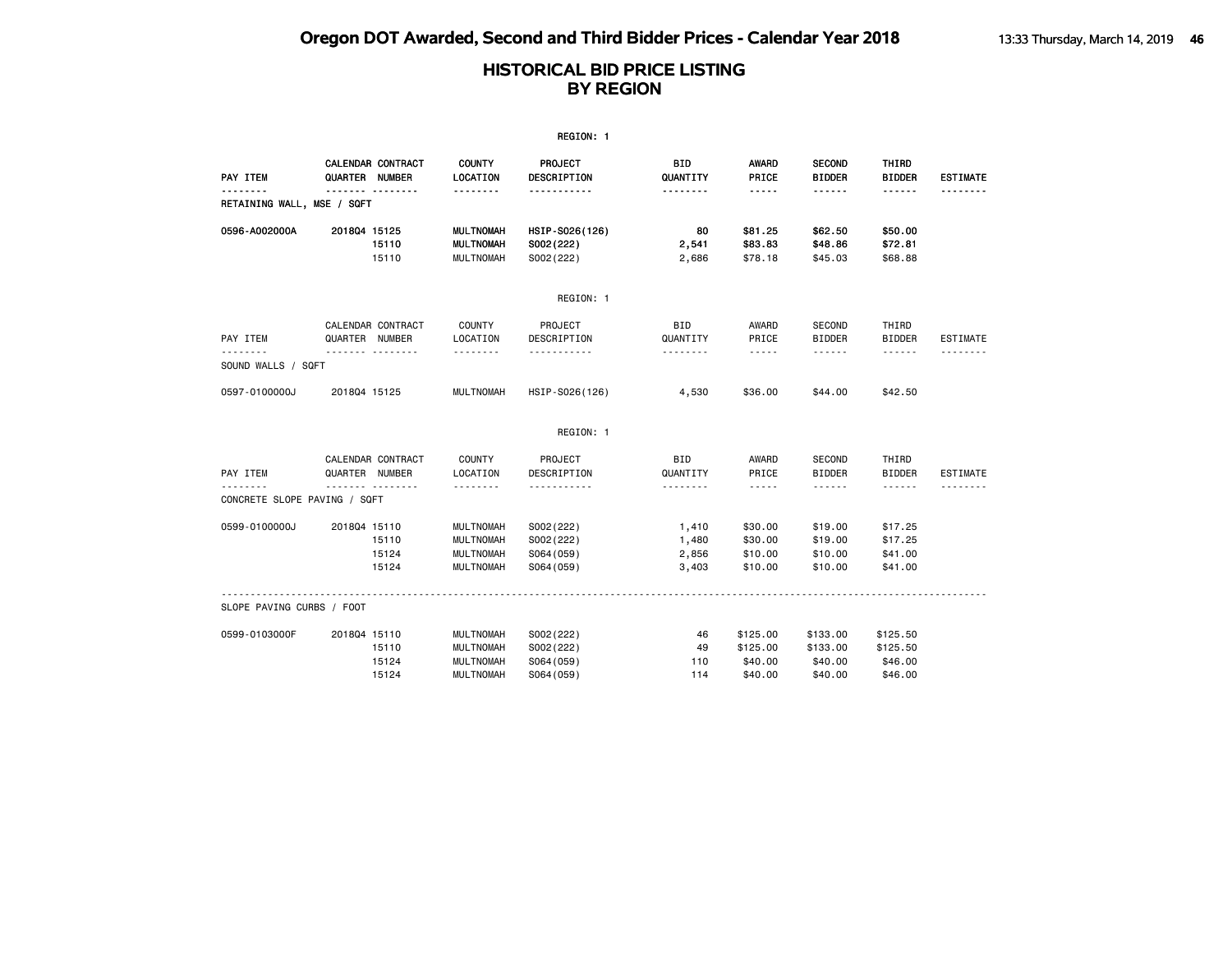# HISTORICAL BID PRICE LISTING BY REGION

REGION: 1

| PAY ITEM | CALENDAR QUARTER | CONTRACT NUMBER | COUNTY LOCATION | PROJECT DESCRIPTION | BID QUANTITY | AWARD PRICE | SECOND BIDDER | THIRD BIDDER | ESTIMATE |
|---|---|---|---|---|---|---|---|---|---|
| RETAINING WALL, MSE / SQFT | | | | | | | | | |
| 0596-A002000A | 2018Q4 | 15125 | MULTNOMAH | HSIP-S026(126) | 80 | $81.25 | $62.50 | $50.00 | |
| | | 15110 | MULTNOMAH | S002(222) | 2,541 | $83.83 | $48.86 | $72.81 | |
| | | 15110 | MULTNOMAH | S002(222) | 2,686 | $78.18 | $45.03 | $68.88 | |

REGION: 1

| PAY ITEM | CALENDAR QUARTER | CONTRACT NUMBER | COUNTY LOCATION | PROJECT DESCRIPTION | BID QUANTITY | AWARD PRICE | SECOND BIDDER | THIRD BIDDER | ESTIMATE |
|---|---|---|---|---|---|---|---|---|---|
| SOUND WALLS / SQFT | | | | | | | | | |
| 0597-0100000J | 2018Q4 | 15125 | MULTNOMAH | HSIP-S026(126) | 4,530 | $36.00 | $44.00 | $42.50 | |

REGION: 1

| PAY ITEM | CALENDAR QUARTER | CONTRACT NUMBER | COUNTY LOCATION | PROJECT DESCRIPTION | BID QUANTITY | AWARD PRICE | SECOND BIDDER | THIRD BIDDER | ESTIMATE |
|---|---|---|---|---|---|---|---|---|---|
| CONCRETE SLOPE PAVING / SQFT | | | | | | | | | |
| 0599-0100000J | 2018Q4 | 15110 | MULTNOMAH | S002(222) | 1,410 | $30.00 | $19.00 | $17.25 | |
| | | 15110 | MULTNOMAH | S002(222) | 1,480 | $30.00 | $19.00 | $17.25 | |
| | | 15124 | MULTNOMAH | S064(059) | 2,856 | $10.00 | $10.00 | $41.00 | |
| | | 15124 | MULTNOMAH | S064(059) | 3,403 | $10.00 | $10.00 | $41.00 | |
| SLOPE PAVING CURBS / FOOT | | | | | | | | | |
| 0599-0103000F | 2018Q4 | 15110 | MULTNOMAH | S002(222) | 46 | $125.00 | $133.00 | $125.50 | |
| | | 15110 | MULTNOMAH | S002(222) | 49 | $125.00 | $133.00 | $125.50 | |
| | | 15124 | MULTNOMAH | S064(059) | 110 | $40.00 | $40.00 | $46.00 | |
| | | 15124 | MULTNOMAH | S064(059) | 114 | $40.00 | $40.00 | $46.00 | |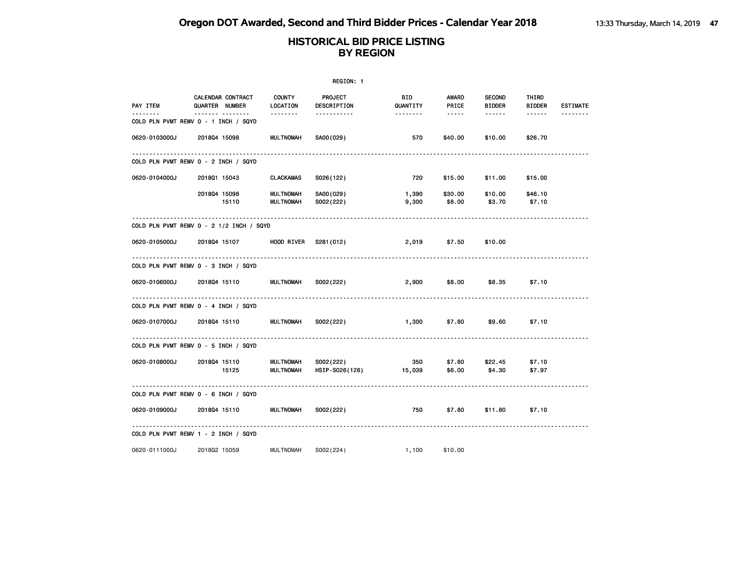# Oregon DOT Awarded, Second and Third Bidder Prices - Calendar Year 2018

## HISTORICAL BID PRICE LISTING BY REGION

REGION: 1

| PAY ITEM | CALENDAR QUARTER | CONTRACT NUMBER | COUNTY LOCATION | PROJECT DESCRIPTION | BID QUANTITY | AWARD PRICE | SECOND BIDDER | THIRD BIDDER | ESTIMATE |
|---|---|---|---|---|---|---|---|---|---|
| COLD PLN PVMT REMV 0 - 1 INCH / SQYD | | | | | | | | | |
| 0620-0103000J | 2018Q4 | 15098 | MULTNOMAH | SA00(029) | 570 | $40.00 | $10.00 | $26.70 | |
| COLD PLN PVMT REMV 0 - 2 INCH / SQYD | | | | | | | | | |
| 0620-0104000J | 2018Q1 | 15043 | CLACKAMAS | S026(122) | 720 | $15.00 | $11.00 | $15.00 | |
| | 2018Q4 | 15098 | MULTNOMAH | SA00(029) | 1,390 | $30.00 | $10.00 | $46.10 | |
| | | 15110 | MULTNOMAH | S002(222) | 9,300 | $8.00 | $3.70 | $7.10 | |
| COLD PLN PVMT REMV 0 - 2 1/2 INCH / SQYD | | | | | | | | | |
| 0620-0105000J | 2018Q4 | 15107 | HOOD RIVER | S281(012) | 2,019 | $7.50 | $10.00 | | |
| COLD PLN PVMT REMV 0 - 3 INCH / SQYD | | | | | | | | | |
| 0620-0106000J | 2018Q4 | 15110 | MULTNOMAH | S002(222) | 2,900 | $8.00 | $8.35 | $7.10 | |
| COLD PLN PVMT REMV 0 - 4 INCH / SQYD | | | | | | | | | |
| 0620-0107000J | 2018Q4 | 15110 | MULTNOMAH | S002(222) | 1,300 | $7.80 | $9.60 | $7.10 | |
| COLD PLN PVMT REMV 0 - 5 INCH / SQYD | | | | | | | | | |
| 0620-0108000J | 2018Q4 | 15110 | MULTNOMAH | S002(222) | 350 | $7.80 | $22.45 | $7.10 | |
| | | 15125 | MULTNOMAH | HSIP-S026(126) | 15,039 | $6.00 | $4.30 | $7.97 | |
| COLD PLN PVMT REMV 0 - 6 INCH / SQYD | | | | | | | | | |
| 0620-0109000J | 2018Q4 | 15110 | MULTNOMAH | S002(222) | 750 | $7.80 | $11.80 | $7.10 | |
| COLD PLN PVMT REMV 1 - 2 INCH / SQYD | | | | | | | | | |
| 0620-0111000J | 2018Q2 | 15059 | MULTNOMAH | S002(224) | 1,100 | $10.00 | | | |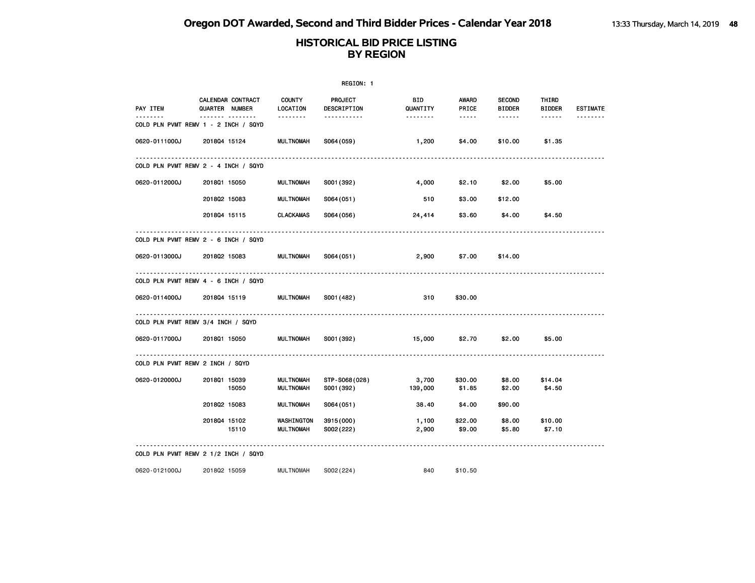# Oregon DOT Awarded, Second and Third Bidder Prices - Calendar Year 2018

## HISTORICAL BID PRICE LISTING BY REGION

REGION: 1

| PAY ITEM | CALENDAR QUARTER | CONTRACT NUMBER | COUNTY LOCATION | PROJECT DESCRIPTION | BID QUANTITY | AWARD PRICE | SECOND BIDDER | THIRD BIDDER | ESTIMATE |
|---|---|---|---|---|---|---|---|---|---|
| COLD PLN PVMT REMV 1 - 2 INCH / SQYD | | | | | | | | | |
| 0620-0111000J | 2018Q4 | 15124 | MULTNOMAH | S064(059) | 1,200 | $4.00 | $10.00 | $1.35 | |
| COLD PLN PVMT REMV 2 - 4 INCH / SQYD | | | | | | | | | |
| 0620-0112000J | 2018Q1 | 15050 | MULTNOMAH | S001(392) | 4,000 | $2.10 | $2.00 | $5.00 | |
| | 2018Q2 | 15083 | MULTNOMAH | S064(051) | 510 | $3.00 | $12.00 | | |
| | 2018Q4 | 15115 | CLACKAMAS | S064(056) | 24,414 | $3.60 | $4.00 | $4.50 | |
| COLD PLN PVMT REMV 2 - 6 INCH / SQYD | | | | | | | | | |
| 0620-0113000J | 2018Q2 | 15083 | MULTNOMAH | S064(051) | 2,900 | $7.00 | $14.00 | | |
| COLD PLN PVMT REMV 4 - 6 INCH / SQYD | | | | | | | | | |
| 0620-0114000J | 2018Q4 | 15119 | MULTNOMAH | S001(482) | 310 | $30.00 | | | |
| COLD PLN PVMT REMV 3/4 INCH / SQYD | | | | | | | | | |
| 0620-0117000J | 2018Q1 | 15050 | MULTNOMAH | S001(392) | 15,000 | $2.70 | $2.00 | $5.00 | |
| COLD PLN PVMT REMV 2 INCH / SQYD | | | | | | | | | |
| 0620-0120000J | 2018Q1 | 15039 | MULTNOMAH | STP-S068(028) | 3,700 | $30.00 | $8.00 | $14.04 | |
| | | 15050 | MULTNOMAH | S001(392) | 139,000 | $1.85 | $2.00 | $4.50 | |
| | 2018Q2 | 15083 | MULTNOMAH | S064(051) | 38.40 | $4.00 | $90.00 | | |
| | 2018Q4 | 15102 | WASHINGTON | 3915(000) | 1,100 | $22.00 | $8.00 | $10.00 | |
| | | 15110 | MULTNOMAH | S002(222) | 2,900 | $9.00 | $5.80 | $7.10 | |
| COLD PLN PVMT REMV 2 1/2 INCH / SQYD | | | | | | | | | |
| 0620-0121000J | 2018Q2 | 15059 | MULTNOMAH | S002(224) | 840 | $10.50 | | | |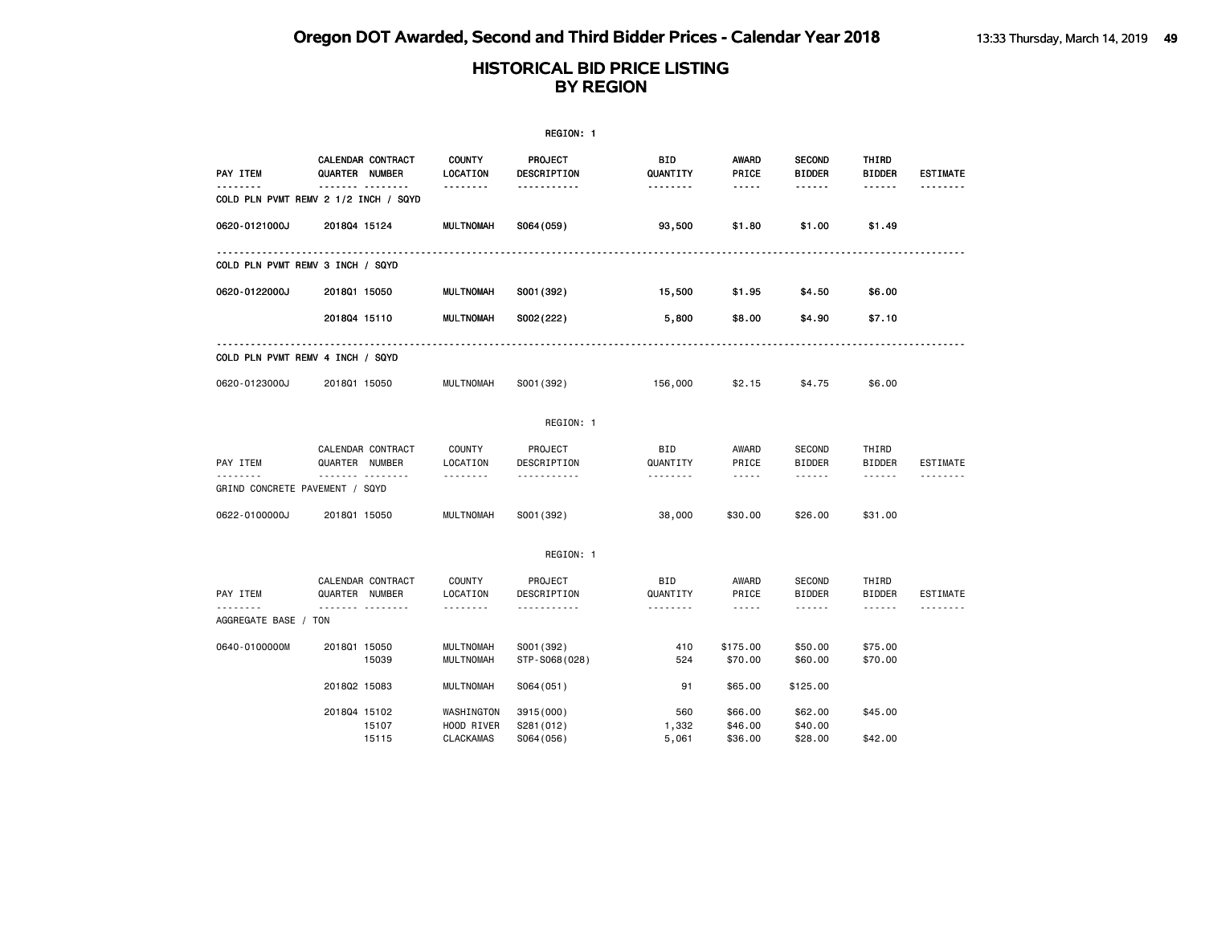# HISTORICAL BID PRICE LISTING
## BY REGION

REGION: 1

| PAY ITEM | CALENDAR QUARTER | CONTRACT NUMBER | COUNTY LOCATION | PROJECT DESCRIPTION | BID QUANTITY | AWARD PRICE | SECOND BIDDER | THIRD BIDDER | ESTIMATE |
|---|---|---|---|---|---|---|---|---|---|
| **COLD PLN PVMT REMV 2 1/2 INCH / SQYD** | | | | | | | | | |
| 0620-0121000J | 2018Q4 | 15124 | MULTNOMAH | S064(059) | 93,500 | $1.80 | $1.00 | $1.49 | |
| **COLD PLN PVMT REMV 3 INCH / SQYD** | | | | | | | | | |
| 0620-0122000J | 2018Q1 | 15050 | MULTNOMAH | S001(392) | 15,500 | $1.95 | $4.50 | $6.00 | |
| | 2018Q4 | 15110 | MULTNOMAH | S002(222) | 5,800 | $8.00 | $4.90 | $7.10 | |
| **COLD PLN PVMT REMV 4 INCH / SQYD** | | | | | | | | | |
| 0620-0123000J | 2018Q1 | 15050 | MULTNOMAH | S001(392) | 156,000 | $2.15 | $4.75 | $6.00 | |

REGION: 1

| PAY ITEM | CALENDAR QUARTER | CONTRACT NUMBER | COUNTY LOCATION | PROJECT DESCRIPTION | BID QUANTITY | AWARD PRICE | SECOND BIDDER | THIRD BIDDER | ESTIMATE |
|---|---|---|---|---|---|---|---|---|---|
| **GRIND CONCRETE PAVEMENT / SQYD** | | | | | | | | | |
| 0622-0100000J | 2018Q1 | 15050 | MULTNOMAH | S001(392) | 38,000 | $30.00 | $26.00 | $31.00 | |

REGION: 1

| PAY ITEM | CALENDAR QUARTER | CONTRACT NUMBER | COUNTY LOCATION | PROJECT DESCRIPTION | BID QUANTITY | AWARD PRICE | SECOND BIDDER | THIRD BIDDER | ESTIMATE |
|---|---|---|---|---|---|---|---|---|---|
| **AGGREGATE BASE / TON** | | | | | | | | | |
| 0640-0100000M | 2018Q1 | 15050 | MULTNOMAH | S001(392) | 410 | $175.00 | $50.00 | $75.00 | |
| | | 15039 | MULTNOMAH | STP-S068(028) | 524 | $70.00 | $60.00 | $70.00 | |
| | 2018Q2 | 15083 | MULTNOMAH | S064(051) | 91 | $65.00 | $125.00 | | |
| | 2018Q4 | 15102 | WASHINGTON | 3915(000) | 560 | $66.00 | $62.00 | $45.00 | |
| | | 15107 | HOOD RIVER | S281(012) | 1,332 | $46.00 | $40.00 | | |
| | | 15115 | CLACKAMAS | S064(056) | 5,061 | $36.00 | $28.00 | $42.00 | |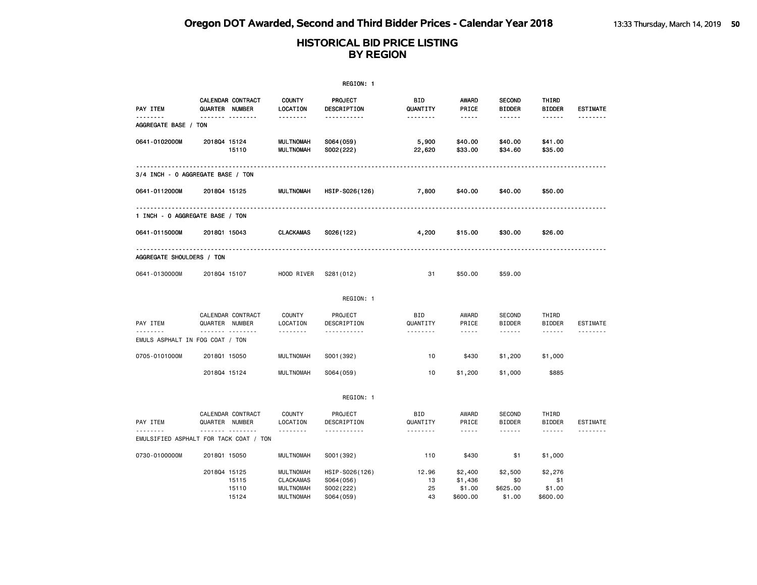# Oregon DOT Awarded, Second and Third Bidder Prices - Calendar Year 2018

## HISTORICAL BID PRICE LISTING BY REGION

REGION: 1

| PAY ITEM | CALENDAR QUARTER | CONTRACT NUMBER | COUNTY LOCATION | PROJECT DESCRIPTION | BID QUANTITY | AWARD PRICE | SECOND BIDDER | THIRD BIDDER | ESTIMATE |
|---|---|---|---|---|---|---|---|---|---|
| **AGGREGATE BASE / TON** | | | | | | | | | |
| 0641-0102000M | 2018Q4 | 15124 | MULTNOMAH | S064(059) | 5,900 | $40.00 | $40.00 | $41.00 | |
| | | 15110 | MULTNOMAH | S002(222) | 22,620 | $33.00 | $34.60 | $35.00 | |
| **3/4 INCH - 0 AGGREGATE BASE / TON** | | | | | | | | | |
| 0641-0112000M | 2018Q4 | 15125 | MULTNOMAH | HSIP-S026(126) | 7,800 | $40.00 | $40.00 | $50.00 | |
| **1 INCH - 0 AGGREGATE BASE / TON** | | | | | | | | | |
| 0641-0115000M | 2018Q1 | 15043 | CLACKAMAS | S026(122) | 4,200 | $15.00 | $30.00 | $26.00 | |
| **AGGREGATE SHOULDERS / TON** | | | | | | | | | |
| 0641-0130000M | 2018Q4 | 15107 | HOOD RIVER | S281(012) | 31 | $50.00 | $59.00 | | |

REGION: 1

| PAY ITEM | CALENDAR QUARTER | CONTRACT NUMBER | COUNTY LOCATION | PROJECT DESCRIPTION | BID QUANTITY | AWARD PRICE | SECOND BIDDER | THIRD BIDDER | ESTIMATE |
|---|---|---|---|---|---|---|---|---|---|
| **EMULS ASPHALT IN FOG COAT / TON** | | | | | | | | | |
| 0705-0101000M | 2018Q1 | 15050 | MULTNOMAH | S001(392) | 10 | $430 | $1,200 | $1,000 | |
| | 2018Q4 | 15124 | MULTNOMAH | S064(059) | 10 | $1,200 | $1,000 | $885 | |

REGION: 1

| PAY ITEM | CALENDAR QUARTER | CONTRACT NUMBER | COUNTY LOCATION | PROJECT DESCRIPTION | BID QUANTITY | AWARD PRICE | SECOND BIDDER | THIRD BIDDER | ESTIMATE |
|---|---|---|---|---|---|---|---|---|---|
| **EMULSIFIED ASPHALT FOR TACK COAT / TON** | | | | | | | | | |
| 0730-0100000M | 2018Q1 | 15050 | MULTNOMAH | S001(392) | 110 | $430 | $1 | $1,000 | |
| | 2018Q4 | 15125 | MULTNOMAH | HSIP-S026(126) | 12.96 | $2,400 | $2,500 | $2,276 | |
| | | 15115 | CLACKAMAS | S064(056) | 13 | $1,436 | $0 | $1 | |
| | | 15110 | MULTNOMAH | S002(222) | 25 | $1.00 | $625.00 | $1.00 | |
| | | 15124 | MULTNOMAH | S064(059) | 43 | $600.00 | $1.00 | $600.00 | |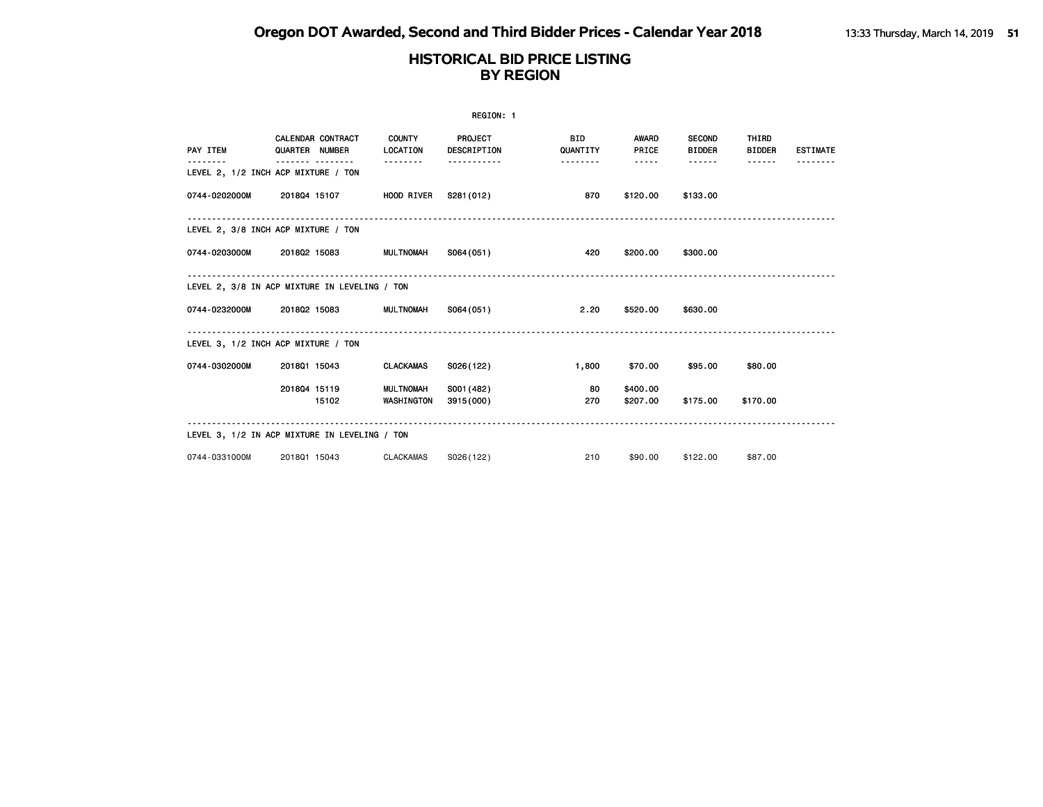# Oregon DOT Awarded, Second and Third Bidder Prices - Calendar Year 2018

## HISTORICAL BID PRICE LISTING BY REGION

REGION: 1

| PAY ITEM | CALENDAR QUARTER | CONTRACT NUMBER | COUNTY LOCATION | PROJECT DESCRIPTION | BID QUANTITY | AWARD PRICE | SECOND BIDDER | THIRD BIDDER | ESTIMATE |
|---|---|---|---|---|---|---|---|---|---|
| LEVEL 2, 1/2 INCH ACP MIXTURE / TON | | | | | | | | | |
| 0744-0202000M | 2018Q4 | 15107 | HOOD RIVER | S281(012) | 870 | $120.00 | $133.00 | | |
| LEVEL 2, 3/8 INCH ACP MIXTURE / TON | | | | | | | | | |
| 0744-0203000M | 2018Q2 | 15083 | MULTNOMAH | S064(051) | 420 | $200.00 | $300.00 | | |
| LEVEL 2, 3/8 IN ACP MIXTURE IN LEVELING / TON | | | | | | | | | |
| 0744-0232000M | 2018Q2 | 15083 | MULTNOMAH | S064(051) | 2.20 | $520.00 | $630.00 | | |
| LEVEL 3, 1/2 INCH ACP MIXTURE / TON | | | | | | | | | |
| 0744-0302000M | 2018Q1 | 15043 | CLACKAMAS | S026(122) | 1,800 | $70.00 | $95.00 | $80.00 | |
| | 2018Q4 | 15119 | MULTNOMAH | S001(482) | 80 | $400.00 | | | |
| | | 15102 | WASHINGTON | 3915(000) | 270 | $207.00 | $175.00 | $170.00 | |
| LEVEL 3, 1/2 IN ACP MIXTURE IN LEVELING / TON | | | | | | | | | |
| 0744-0331000M | 2018Q1 | 15043 | CLACKAMAS | S026(122) | 210 | $90.00 | $122.00 | $87.00 | |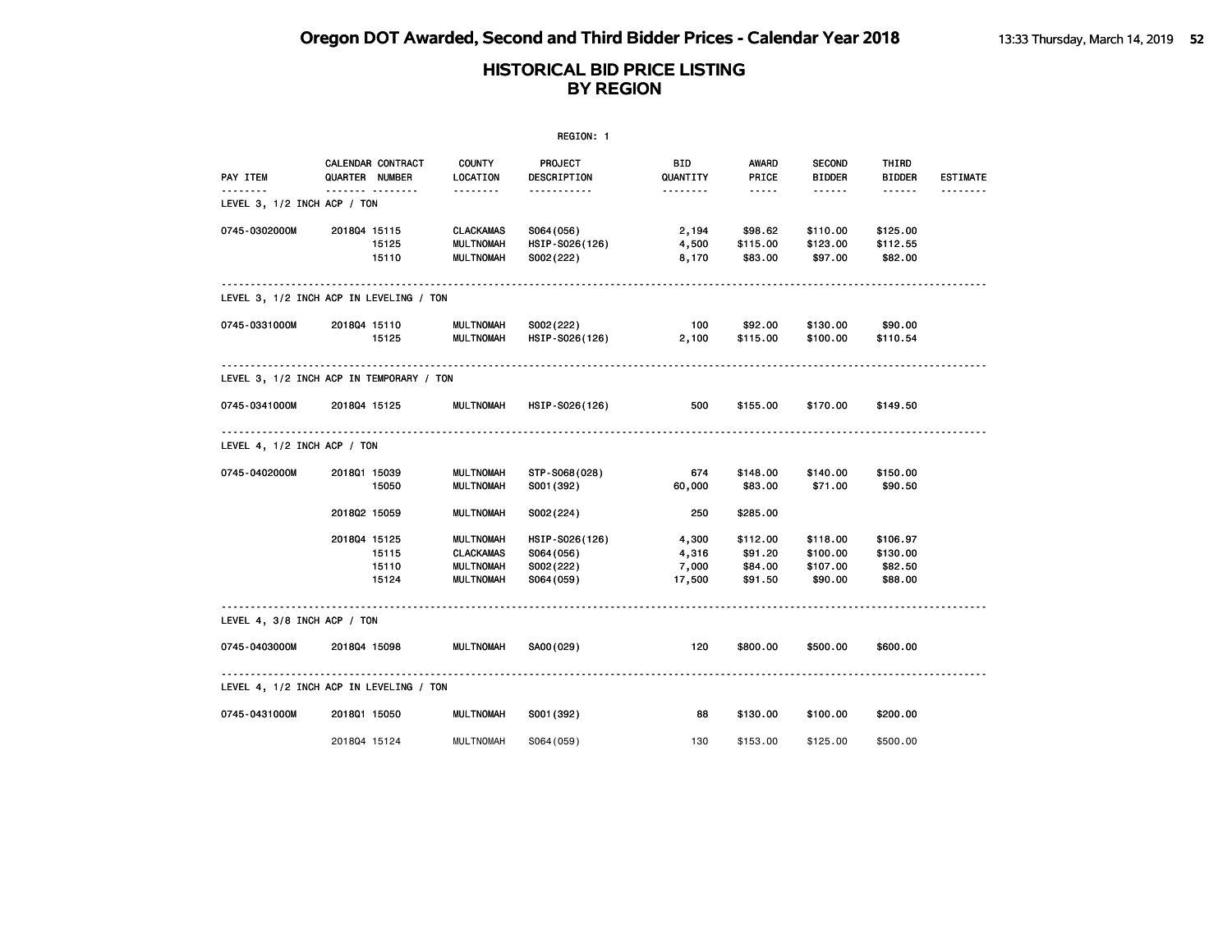# Oregon DOT Awarded, Second and Third Bidder Prices - Calendar Year 2018

## HISTORICAL BID PRICE LISTING BY REGION

REGION: 1

| PAY ITEM | CALENDAR QUARTER | CONTRACT NUMBER | COUNTY LOCATION | PROJECT DESCRIPTION | BID QUANTITY | AWARD PRICE | SECOND BIDDER | THIRD BIDDER | ESTIMATE |
|---|---|---|---|---|---|---|---|---|---|
| **LEVEL 3, 1/2 INCH ACP / TON** | | | | | | | | | |
| 0745-0302000M | 2018Q4 | 15115 | CLACKAMAS | S064(056) | 2,194 | $98.62 | $110.00 | $125.00 | |
| | | 15125 | MULTNOMAH | HSIP-S026(126) | 4,500 | $115.00 | $123.00 | $112.55 | |
| | | 15110 | MULTNOMAH | S002(222) | 8,170 | $83.00 | $97.00 | $82.00 | |
| **LEVEL 3, 1/2 INCH ACP IN LEVELING / TON** | | | | | | | | | |
| 0745-0331000M | 2018Q4 | 15110 | MULTNOMAH | S002(222) | 100 | $92.00 | $130.00 | $90.00 | |
| | | 15125 | MULTNOMAH | HSIP-S026(126) | 2,100 | $115.00 | $100.00 | $110.54 | |
| **LEVEL 3, 1/2 INCH ACP IN TEMPORARY / TON** | | | | | | | | | |
| 0745-0341000M | 2018Q4 | 15125 | MULTNOMAH | HSIP-S026(126) | 500 | $155.00 | $170.00 | $149.50 | |
| **LEVEL 4, 1/2 INCH ACP / TON** | | | | | | | | | |
| 0745-0402000M | 2018Q1 | 15039 | MULTNOMAH | STP-S068(028) | 674 | $148.00 | $140.00 | $150.00 | |
| | | 15050 | MULTNOMAH | S001(392) | 60,000 | $83.00 | $71.00 | $90.50 | |
| | 2018Q2 | 15059 | MULTNOMAH | S002(224) | 250 | $285.00 | | | |
| | 2018Q4 | 15125 | MULTNOMAH | HSIP-S026(126) | 4,300 | $112.00 | $118.00 | $106.97 | |
| | | 15115 | CLACKAMAS | S064(056) | 4,316 | $91.20 | $100.00 | $130.00 | |
| | | 15110 | MULTNOMAH | S002(222) | 7,000 | $84.00 | $107.00 | $82.50 | |
| | | 15124 | MULTNOMAH | S064(059) | 17,500 | $91.50 | $90.00 | $88.00 | |
| **LEVEL 4, 3/8 INCH ACP / TON** | | | | | | | | | |
| 0745-0403000M | 2018Q4 | 15098 | MULTNOMAH | SA00(029) | 120 | $800.00 | $500.00 | $600.00 | |
| **LEVEL 4, 1/2 INCH ACP IN LEVELING / TON** | | | | | | | | | |
| 0745-0431000M | 2018Q1 | 15050 | MULTNOMAH | S001(392) | 88 | $130.00 | $100.00 | $200.00 | |
| | 2018Q4 | 15124 | MULTNOMAH | S064(059) | 130 | $153.00 | $125.00 | $500.00 | |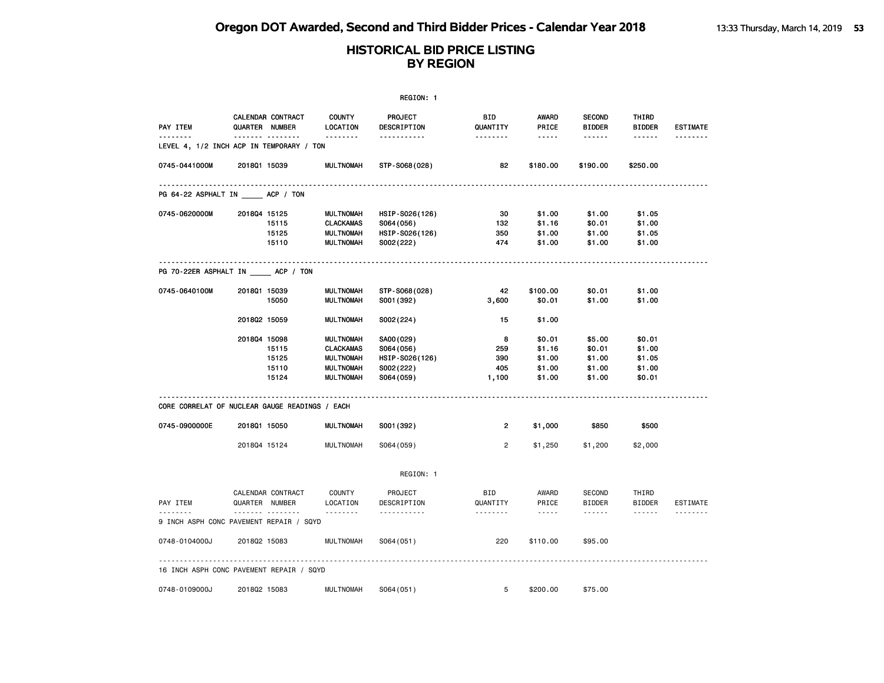# HISTORICAL BID PRICE LISTING
## BY REGION

REGION: 1

| PAY ITEM | CALENDAR QUARTER | CONTRACT NUMBER | COUNTY LOCATION | PROJECT DESCRIPTION | BID QUANTITY | AWARD PRICE | SECOND BIDDER | THIRD BIDDER | ESTIMATE |
|---|---|---|---|---|---|---|---|---|---|
| LEVEL 4, 1/2 INCH ACP IN TEMPORARY / TON | | | | | | | | | |
| 0745-0441000M | 2018Q1 | 15039 | MULTNOMAH | STP-S068(028) | 82 | $180.00 | $190.00 | $250.00 | |
| PG 64-22 ASPHALT IN _____ ACP / TON | | | | | | | | | |
| 0745-0620000M | 2018Q4 | 15125 | MULTNOMAH | HSIP-S026(126) | 30 | $1.00 | $1.00 | $1.05 | |
| | | 15115 | CLACKAMAS | S064(056) | 132 | $1.16 | $0.01 | $1.00 | |
| | | 15125 | MULTNOMAH | HSIP-S026(126) | 350 | $1.00 | $1.00 | $1.05 | |
| | | 15110 | MULTNOMAH | S002(222) | 474 | $1.00 | $1.00 | $1.00 | |
| PG 70-22ER ASPHALT IN _____ ACP / TON | | | | | | | | | |
| 0745-0640100M | 2018Q1 | 15039 | MULTNOMAH | STP-S068(028) | 42 | $100.00 | $0.01 | $1.00 | |
| | | 15050 | MULTNOMAH | S001(392) | 3,600 | $0.01 | $1.00 | $1.00 | |
| | 2018Q2 | 15059 | MULTNOMAH | S002(224) | 15 | $1.00 | | | |
| | 2018Q4 | 15098 | MULTNOMAH | SA00(029) | 8 | $0.01 | $5.00 | $0.01 | |
| | | 15115 | CLACKAMAS | S064(056) | 259 | $1.16 | $0.01 | $1.00 | |
| | | 15125 | MULTNOMAH | HSIP-S026(126) | 390 | $1.00 | $1.00 | $1.05 | |
| | | 15110 | MULTNOMAH | S002(222) | 405 | $1.00 | $1.00 | $1.00 | |
| | | 15124 | MULTNOMAH | S064(059) | 1,100 | $1.00 | $1.00 | $0.01 | |
| CORE CORRELAT OF NUCLEAR GAUGE READINGS / EACH | | | | | | | | | |
| 0745-0900000E | 2018Q1 | 15050 | MULTNOMAH | S001(392) | 2 | $1,000 | $850 | $500 | |
| | 2018Q4 | 15124 | MULTNOMAH | S064(059) | 2 | $1,250 | $1,200 | $2,000 | |

REGION: 1

| PAY ITEM | CALENDAR QUARTER | CONTRACT NUMBER | COUNTY LOCATION | PROJECT DESCRIPTION | BID QUANTITY | AWARD PRICE | SECOND BIDDER | THIRD BIDDER | ESTIMATE |
|---|---|---|---|---|---|---|---|---|---|
| 9 INCH ASPH CONC PAVEMENT REPAIR / SQYD | | | | | | | | | |
| 0748-0104000J | 2018Q2 | 15083 | MULTNOMAH | S064(051) | 220 | $110.00 | $95.00 | | |
| 16 INCH ASPH CONC PAVEMENT REPAIR / SQYD | | | | | | | | | |
| 0748-0109000J | 2018Q2 | 15083 | MULTNOMAH | S064(051) | 5 | $200.00 | $75.00 | | |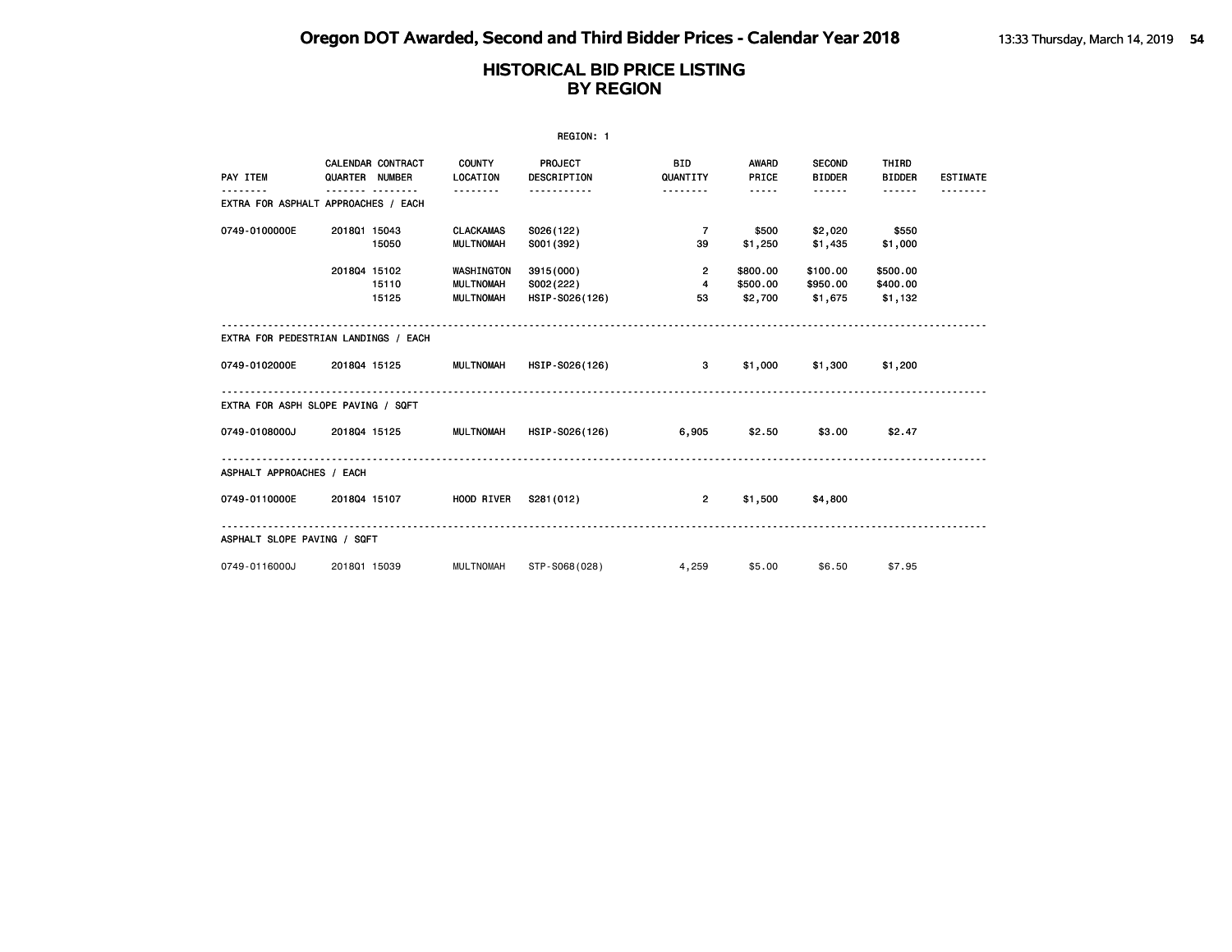# Oregon DOT Awarded, Second and Third Bidder Prices - Calendar Year 2018

## HISTORICAL BID PRICE LISTING BY REGION

REGION: 1

| PAY ITEM | CALENDAR QUARTER | CONTRACT NUMBER | COUNTY LOCATION | PROJECT DESCRIPTION | BID QUANTITY | AWARD PRICE | SECOND BIDDER | THIRD BIDDER | ESTIMATE |
|---|---|---|---|---|---|---|---|---|---|
| **EXTRA FOR ASPHALT APPROACHES / EACH** | | | | | | | | | |
| 0749-0100000E | 2018Q1 | 15043 | CLACKAMAS | S026(122) | 7 | $500 | $2,020 | $550 | |
| | | 15050 | MULTNOMAH | S001(392) | 39 | $1,250 | $1,435 | $1,000 | |
| | 2018Q4 | 15102 | WASHINGTON | 3915(000) | 2 | $800.00 | $100.00 | $500.00 | |
| | | 15110 | MULTNOMAH | S002(222) | 4 | $500.00 | $950.00 | $400.00 | |
| | | 15125 | MULTNOMAH | HSIP-S026(126) | 53 | $2,700 | $1,675 | $1,132 | |
| **EXTRA FOR PEDESTRIAN LANDINGS / EACH** | | | | | | | | | |
| 0749-0102000E | 2018Q4 | 15125 | MULTNOMAH | HSIP-S026(126) | 3 | $1,000 | $1,300 | $1,200 | |
| **EXTRA FOR ASPH SLOPE PAVING / SQFT** | | | | | | | | | |
| 0749-0108000J | 2018Q4 | 15125 | MULTNOMAH | HSIP-S026(126) | 6,905 | $2.50 | $3.00 | $2.47 | |
| **ASPHALT APPROACHES / EACH** | | | | | | | | | |
| 0749-0110000E | 2018Q4 | 15107 | HOOD RIVER | S281(012) | 2 | $1,500 | $4,800 | | |
| **ASPHALT SLOPE PAVING / SQFT** | | | | | | | | | |
| 0749-0116000J | 2018Q1 | 15039 | MULTNOMAH | STP-S068(028) | 4,259 | $5.00 | $6.50 | $7.95 | |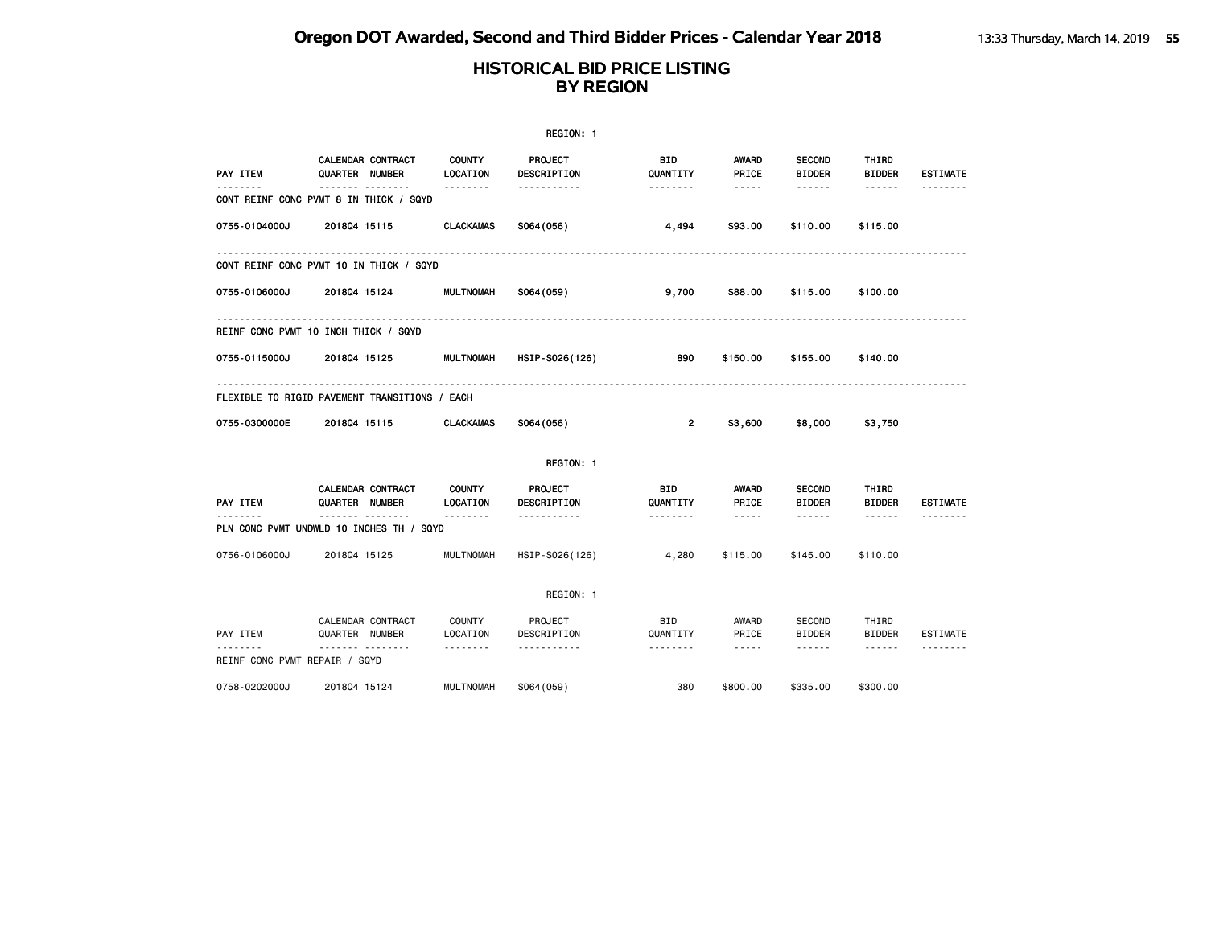# Oregon DOT Awarded, Second and Third Bidder Prices - Calendar Year 2018

## HISTORICAL BID PRICE LISTING BY REGION

REGION: 1

| PAY ITEM | CALENDAR QUARTER | CONTRACT NUMBER | COUNTY LOCATION | PROJECT DESCRIPTION | BID QUANTITY | AWARD PRICE | SECOND BIDDER | THIRD BIDDER | ESTIMATE |
|---|---|---|---|---|---|---|---|---|---|
| CONT REINF CONC PVMT 8 IN THICK / SQYD | | | | | | | | | |
| 0755-0104000J | 2018Q4 | 15115 | CLACKAMAS | S064(056) | 4,494 | $93.00 | $110.00 | $115.00 | |
| CONT REINF CONC PVMT 10 IN THICK / SQYD | | | | | | | | | |
| 0755-0106000J | 2018Q4 | 15124 | MULTNOMAH | S064(059) | 9,700 | $88.00 | $115.00 | $100.00 | |
| REINF CONC PVMT 10 INCH THICK / SQYD | | | | | | | | | |
| 0755-0115000J | 2018Q4 | 15125 | MULTNOMAH | HSIP-S026(126) | 890 | $150.00 | $155.00 | $140.00 | |
| FLEXIBLE TO RIGID PAVEMENT TRANSITIONS / EACH | | | | | | | | | |
| 0755-0300000E | 2018Q4 | 15115 | CLACKAMAS | S064(056) | 2 | $3,600 | $8,000 | $3,750 | |

REGION: 1

| PAY ITEM | CALENDAR QUARTER | CONTRACT NUMBER | COUNTY LOCATION | PROJECT DESCRIPTION | BID QUANTITY | AWARD PRICE | SECOND BIDDER | THIRD BIDDER | ESTIMATE |
|---|---|---|---|---|---|---|---|---|---|
| PLN CONC PVMT UNDWLD 10 INCHES TH / SQYD | | | | | | | | | |
| 0756-0106000J | 2018Q4 | 15125 | MULTNOMAH | HSIP-S026(126) | 4,280 | $115.00 | $145.00 | $110.00 | |

REGION: 1

| PAY ITEM | CALENDAR QUARTER | CONTRACT NUMBER | COUNTY LOCATION | PROJECT DESCRIPTION | BID QUANTITY | AWARD PRICE | SECOND BIDDER | THIRD BIDDER | ESTIMATE |
|---|---|---|---|---|---|---|---|---|---|
| REINF CONC PVMT REPAIR / SQYD | | | | | | | | | |
| 0758-0202000J | 2018Q4 | 15124 | MULTNOMAH | S064(059) | 380 | $800.00 | $335.00 | $300.00 | |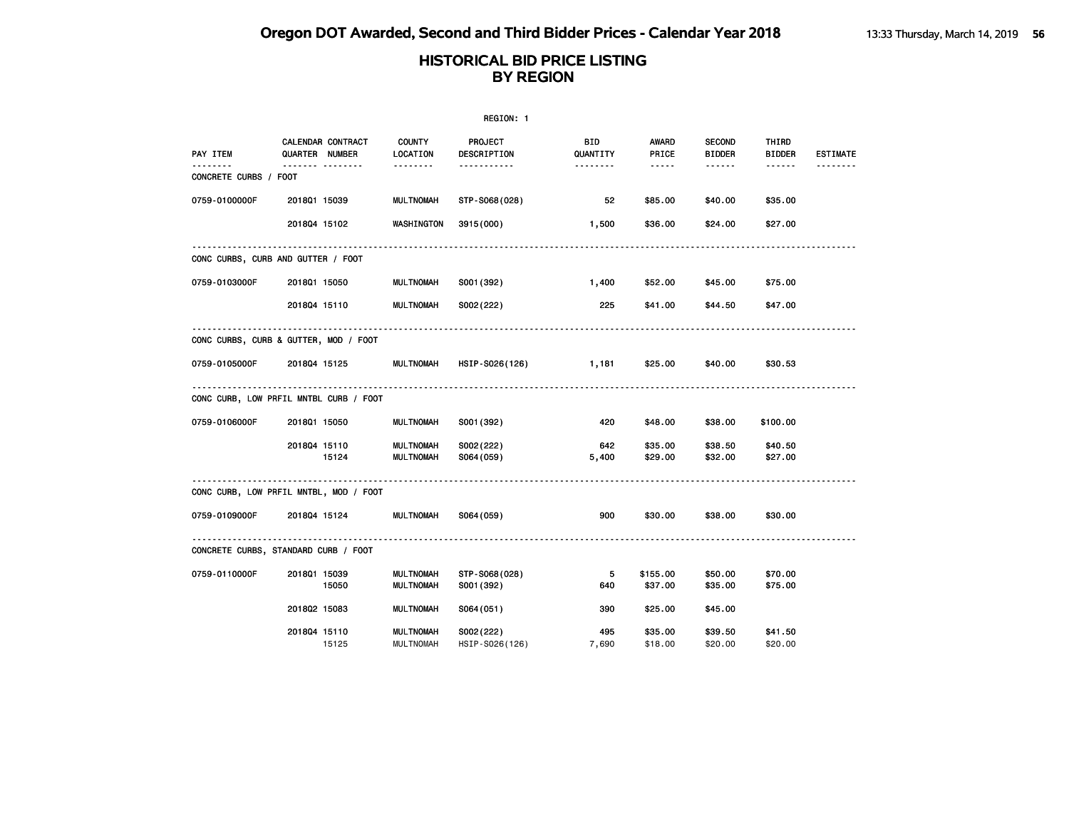# Oregon DOT Awarded, Second and Third Bidder Prices - Calendar Year 2018

## HISTORICAL BID PRICE LISTING BY REGION

REGION: 1

| PAY ITEM | CALENDAR QUARTER | CONTRACT NUMBER | COUNTY LOCATION | PROJECT DESCRIPTION | BID QUANTITY | AWARD PRICE | SECOND BIDDER | THIRD BIDDER | ESTIMATE |
|---|---|---|---|---|---|---|---|---|---|
| **CONCRETE CURBS / FOOT** | | | | | | | | | |
| 0759-0100000F | 2018Q1 | 15039 | MULTNOMAH | STP-S068(028) | 52 | $85.00 | $40.00 | $35.00 | |
| | 2018Q4 | 15102 | WASHINGTON | 3915(000) | 1,500 | $36.00 | $24.00 | $27.00 | |
| **CONC CURBS, CURB AND GUTTER / FOOT** | | | | | | | | | |
| 0759-0103000F | 2018Q1 | 15050 | MULTNOMAH | S001(392) | 1,400 | $52.00 | $45.00 | $75.00 | |
| | 2018Q4 | 15110 | MULTNOMAH | S002(222) | 225 | $41.00 | $44.50 | $47.00 | |
| **CONC CURBS, CURB & GUTTER, MOD / FOOT** | | | | | | | | | |
| 0759-0105000F | 2018Q4 | 15125 | MULTNOMAH | HSIP-S026(126) | 1,181 | $25.00 | $40.00 | $30.53 | |
| **CONC CURB, LOW PRFIL MNTBL CURB / FOOT** | | | | | | | | | |
| 0759-0106000F | 2018Q1 | 15050 | MULTNOMAH | S001(392) | 420 | $48.00 | $38.00 | $100.00 | |
| | 2018Q4 | 15110 | MULTNOMAH | S002(222) | 642 | $35.00 | $38.50 | $40.50 | |
| | | 15124 | MULTNOMAH | S064(059) | 5,400 | $29.00 | $32.00 | $27.00 | |
| **CONC CURB, LOW PRFIL MNTBL, MOD / FOOT** | | | | | | | | | |
| 0759-0109000F | 2018Q4 | 15124 | MULTNOMAH | S064(059) | 900 | $30.00 | $38.00 | $30.00 | |
| **CONCRETE CURBS, STANDARD CURB / FOOT** | | | | | | | | | |
| 0759-0110000F | 2018Q1 | 15039 | MULTNOMAH | STP-S068(028) | 5 | $155.00 | $50.00 | $70.00 | |
| | | 15050 | MULTNOMAH | S001(392) | 640 | $37.00 | $35.00 | $75.00 | |
| | 2018Q2 | 15083 | MULTNOMAH | S064(051) | 390 | $25.00 | $45.00 | | |
| | 2018Q4 | 15110 | MULTNOMAH | S002(222) | 495 | $35.00 | $39.50 | $41.50 | |
| | | 15125 | MULTNOMAH | HSIP-S026(126) | 7,690 | $18.00 | $20.00 | $20.00 | |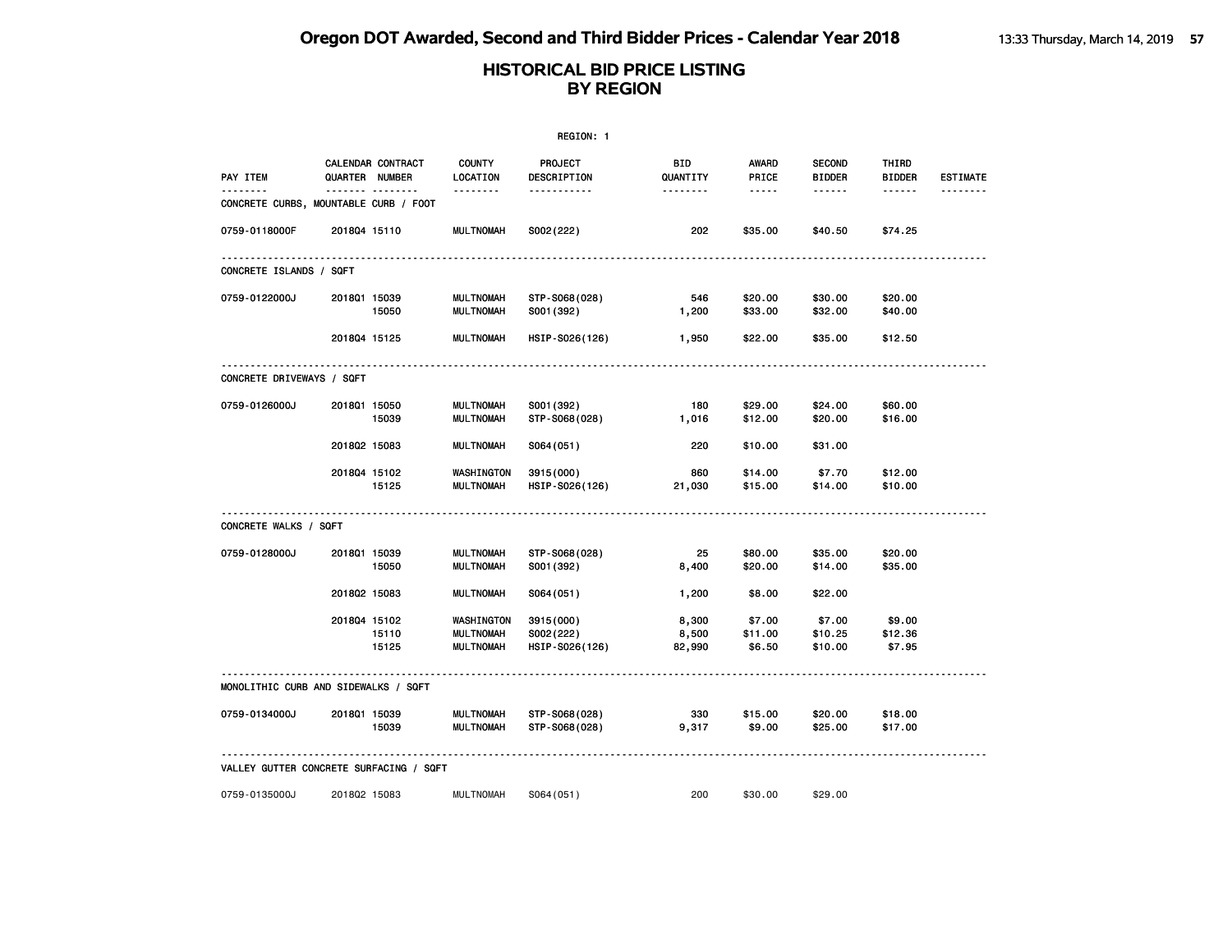# Oregon DOT Awarded, Second and Third Bidder Prices - Calendar Year 2018

## HISTORICAL BID PRICE LISTING BY REGION

REGION: 1

| PAY ITEM | CALENDAR QUARTER | CONTRACT NUMBER | COUNTY LOCATION | PROJECT DESCRIPTION | BID QUANTITY | AWARD PRICE | SECOND BIDDER | THIRD BIDDER | ESTIMATE |
|---|---|---|---|---|---|---|---|---|---|
| **CONCRETE CURBS, MOUNTABLE CURB / FOOT** | | | | | | | | | |
| 0759-0118000F | 2018Q4 | 15110 | MULTNOMAH | S002(222) | 202 | $35.00 | $40.50 | $74.25 | |
| **CONCRETE ISLANDS / SQFT** | | | | | | | | | |
| 0759-0122000J | 2018Q1 | 15039 | MULTNOMAH | STP-S068(028) | 546 | $20.00 | $30.00 | $20.00 | |
| | | 15050 | MULTNOMAH | S001(392) | 1,200 | $33.00 | $32.00 | $40.00 | |
| | 2018Q4 | 15125 | MULTNOMAH | HSIP-S026(126) | 1,950 | $22.00 | $35.00 | $12.50 | |
| **CONCRETE DRIVEWAYS / SQFT** | | | | | | | | | |
| 0759-0126000J | 2018Q1 | 15050 | MULTNOMAH | S001(392) | 180 | $29.00 | $24.00 | $60.00 | |
| | | 15039 | MULTNOMAH | STP-S068(028) | 1,016 | $12.00 | $20.00 | $16.00 | |
| | 2018Q2 | 15083 | MULTNOMAH | S064(051) | 220 | $10.00 | $31.00 | | |
| | 2018Q4 | 15102 | WASHINGTON | 3915(000) | 860 | $14.00 | $7.70 | $12.00 | |
| | | 15125 | MULTNOMAH | HSIP-S026(126) | 21,030 | $15.00 | $14.00 | $10.00 | |
| **CONCRETE WALKS / SQFT** | | | | | | | | | |
| 0759-0128000J | 2018Q1 | 15039 | MULTNOMAH | STP-S068(028) | 25 | $80.00 | $35.00 | $20.00 | |
| | | 15050 | MULTNOMAH | S001(392) | 8,400 | $20.00 | $14.00 | $35.00 | |
| | 2018Q2 | 15083 | MULTNOMAH | S064(051) | 1,200 | $8.00 | $22.00 | | |
| | 2018Q4 | 15102 | WASHINGTON | 3915(000) | 8,300 | $7.00 | $7.00 | $9.00 | |
| | | 15110 | MULTNOMAH | S002(222) | 8,500 | $11.00 | $10.25 | $12.36 | |
| | | 15125 | MULTNOMAH | HSIP-S026(126) | 82,990 | $6.50 | $10.00 | $7.95 | |
| **MONOLITHIC CURB AND SIDEWALKS / SQFT** | | | | | | | | | |
| 0759-0134000J | 2018Q1 | 15039 | MULTNOMAH | STP-S068(028) | 330 | $15.00 | $20.00 | $18.00 | |
| | | 15039 | MULTNOMAH | STP-S068(028) | 9,317 | $9.00 | $25.00 | $17.00 | |
| **VALLEY GUTTER CONCRETE SURFACING / SQFT** | | | | | | | | | |
| 0759-0135000J | 2018Q2 | 15083 | MULTNOMAH | S064(051) | 200 | $30.00 | $29.00 | | |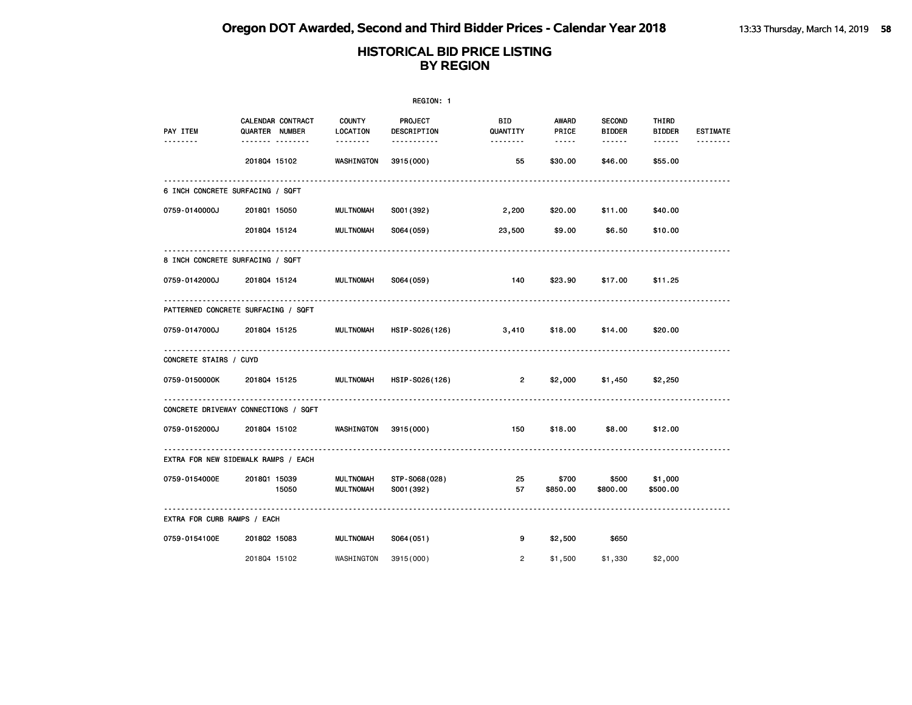# Oregon DOT Awarded, Second and Third Bidder Prices - Calendar Year 2018

## HISTORICAL BID PRICE LISTING BY REGION

REGION: 1

| PAY ITEM | CALENDAR QUARTER | CONTRACT NUMBER | COUNTY LOCATION | PROJECT DESCRIPTION | BID QUANTITY | AWARD PRICE | SECOND BIDDER | THIRD BIDDER | ESTIMATE |
|---|---|---|---|---|---|---|---|---|---|
| | 2018Q4 | 15102 | WASHINGTON | 3915(000) | 55 | $30.00 | $46.00 | $55.00 | |
| **6 INCH CONCRETE SURFACING / SQFT** | | | | | | | | | |
| 0759-0140000J | 2018Q1 | 15050 | MULTNOMAH | S001(392) | 2,200 | $20.00 | $11.00 | $40.00 | |
| | 2018Q4 | 15124 | MULTNOMAH | S064(059) | 23,500 | $9.00 | $6.50 | $10.00 | |
| **8 INCH CONCRETE SURFACING / SQFT** | | | | | | | | | |
| 0759-0142000J | 2018Q4 | 15124 | MULTNOMAH | S064(059) | 140 | $23.90 | $17.00 | $11.25 | |
| **PATTERNED CONCRETE SURFACING / SQFT** | | | | | | | | | |
| 0759-0147000J | 2018Q4 | 15125 | MULTNOMAH | HSIP-S026(126) | 3,410 | $18.00 | $14.00 | $20.00 | |
| **CONCRETE STAIRS / CUYD** | | | | | | | | | |
| 0759-0150000K | 2018Q4 | 15125 | MULTNOMAH | HSIP-S026(126) | 2 | $2,000 | $1,450 | $2,250 | |
| **CONCRETE DRIVEWAY CONNECTIONS / SQFT** | | | | | | | | | |
| 0759-0152000J | 2018Q4 | 15102 | WASHINGTON | 3915(000) | 150 | $18.00 | $8.00 | $12.00 | |
| **EXTRA FOR NEW SIDEWALK RAMPS / EACH** | | | | | | | | | |
| 0759-0154000E | 2018Q1 | 15039 | MULTNOMAH | STP-S068(028) | 25 | $700 | $500 | $1,000 | |
| | | 15050 | MULTNOMAH | S001(392) | 57 | $850.00 | $800.00 | $500.00 | |
| **EXTRA FOR CURB RAMPS / EACH** | | | | | | | | | |
| 0759-0154100E | 2018Q2 | 15083 | MULTNOMAH | S064(051) | 9 | $2,500 | $650 | | |
| | 2018Q4 | 15102 | WASHINGTON | 3915(000) | 2 | $1,500 | $1,330 | $2,000 | |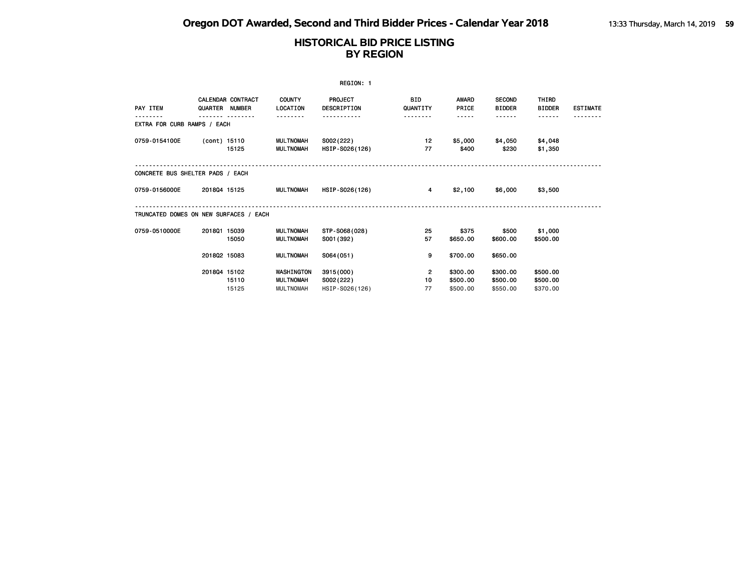# Oregon DOT Awarded, Second and Third Bidder Prices - Calendar Year 2018

## HISTORICAL BID PRICE LISTING BY REGION

REGION: 1

| PAY ITEM | CALENDAR QUARTER | CONTRACT NUMBER | COUNTY LOCATION | PROJECT DESCRIPTION | BID QUANTITY | AWARD PRICE | SECOND BIDDER | THIRD BIDDER | ESTIMATE |
|---|---|---|---|---|---|---|---|---|---|
| **EXTRA FOR CURB RAMPS / EACH** | | | | | | | | | |
| 0759-0154100E | (cont) | 15110 | MULTNOMAH | S002(222) | 12 | $5,000 | $4,050 | $4,048 | |
| | | 15125 | MULTNOMAH | HSIP-S026(126) | 77 | $400 | $230 | $1,350 | |
| **CONCRETE BUS SHELTER PADS / EACH** | | | | | | | | | |
| 0759-0156000E | 2018Q4 | 15125 | MULTNOMAH | HSIP-S026(126) | 4 | $2,100 | $6,000 | $3,500 | |
| **TRUNCATED DOMES ON NEW SURFACES / EACH** | | | | | | | | | |
| 0759-0510000E | 2018Q1 | 15039 | MULTNOMAH | STP-S068(028) | 25 | $375 | $500 | $1,000 | |
| | | 15050 | MULTNOMAH | S001(392) | 57 | $650.00 | $600.00 | $500.00 | |
| | 2018Q2 | 15083 | MULTNOMAH | S064(051) | 9 | $700.00 | $650.00 | | |
| | 2018Q4 | 15102 | WASHINGTON | 3915(000) | 2 | $300.00 | $300.00 | $500.00 | |
| | | 15110 | MULTNOMAH | S002(222) | 10 | $500.00 | $500.00 | $500.00 | |
| | | 15125 | MULTNOMAH | HSIP-S026(126) | 77 | $500.00 | $550.00 | $370.00 | |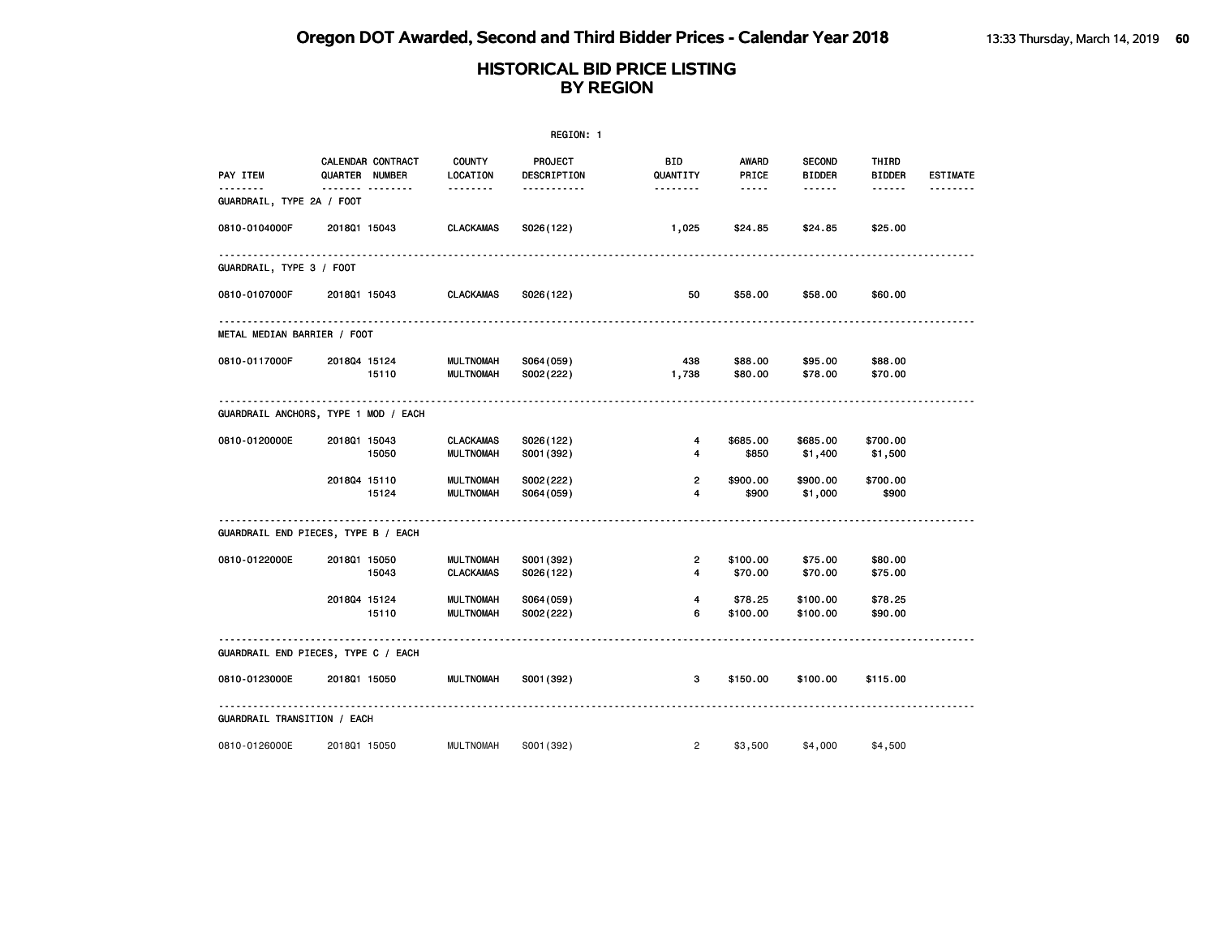# Oregon DOT Awarded, Second and Third Bidder Prices - Calendar Year 2018

## HISTORICAL BID PRICE LISTING BY REGION

REGION: 1

| PAY ITEM | CALENDAR QUARTER | CONTRACT NUMBER | COUNTY LOCATION | PROJECT DESCRIPTION | BID QUANTITY | AWARD PRICE | SECOND BIDDER | THIRD BIDDER | ESTIMATE |
|---|---|---|---|---|---|---|---|---|---|
| **GUARDRAIL, TYPE 2A / FOOT** | | | | | | | | | |
| 0810-0104000F | 2018Q1 | 15043 | CLACKAMAS | S026(122) | 1,025 | $24.85 | $24.85 | $25.00 | |
| **GUARDRAIL, TYPE 3 / FOOT** | | | | | | | | | |
| 0810-0107000F | 2018Q1 | 15043 | CLACKAMAS | S026(122) | 50 | $58.00 | $58.00 | $60.00 | |
| **METAL MEDIAN BARRIER / FOOT** | | | | | | | | | |
| 0810-0117000F | 2018Q4 | 15124 | MULTNOMAH | S064(059) | 438 | $88.00 | $95.00 | $88.00 | |
| | | 15110 | MULTNOMAH | S002(222) | 1,738 | $80.00 | $78.00 | $70.00 | |
| **GUARDRAIL ANCHORS, TYPE 1 MOD / EACH** | | | | | | | | | |
| 0810-0120000E | 2018Q1 | 15043 | CLACKAMAS | S026(122) | 4 | $685.00 | $685.00 | $700.00 | |
| | | 15050 | MULTNOMAH | S001(392) | 4 | $850 | $1,400 | $1,500 | |
| | 2018Q4 | 15110 | MULTNOMAH | S002(222) | 2 | $900.00 | $900.00 | $700.00 | |
| | | 15124 | MULTNOMAH | S064(059) | 4 | $900 | $1,000 | $900 | |
| **GUARDRAIL END PIECES, TYPE B / EACH** | | | | | | | | | |
| 0810-0122000E | 2018Q1 | 15050 | MULTNOMAH | S001(392) | 2 | $100.00 | $75.00 | $80.00 | |
| | | 15043 | CLACKAMAS | S026(122) | 4 | $70.00 | $70.00 | $75.00 | |
| | 2018Q4 | 15124 | MULTNOMAH | S064(059) | 4 | $78.25 | $100.00 | $78.25 | |
| | | 15110 | MULTNOMAH | S002(222) | 6 | $100.00 | $100.00 | $90.00 | |
| **GUARDRAIL END PIECES, TYPE C / EACH** | | | | | | | | | |
| 0810-0123000E | 2018Q1 | 15050 | MULTNOMAH | S001(392) | 3 | $150.00 | $100.00 | $115.00 | |
| **GUARDRAIL TRANSITION / EACH** | | | | | | | | | |
| 0810-0126000E | 2018Q1 | 15050 | MULTNOMAH | S001(392) | 2 | $3,500 | $4,000 | $4,500 | |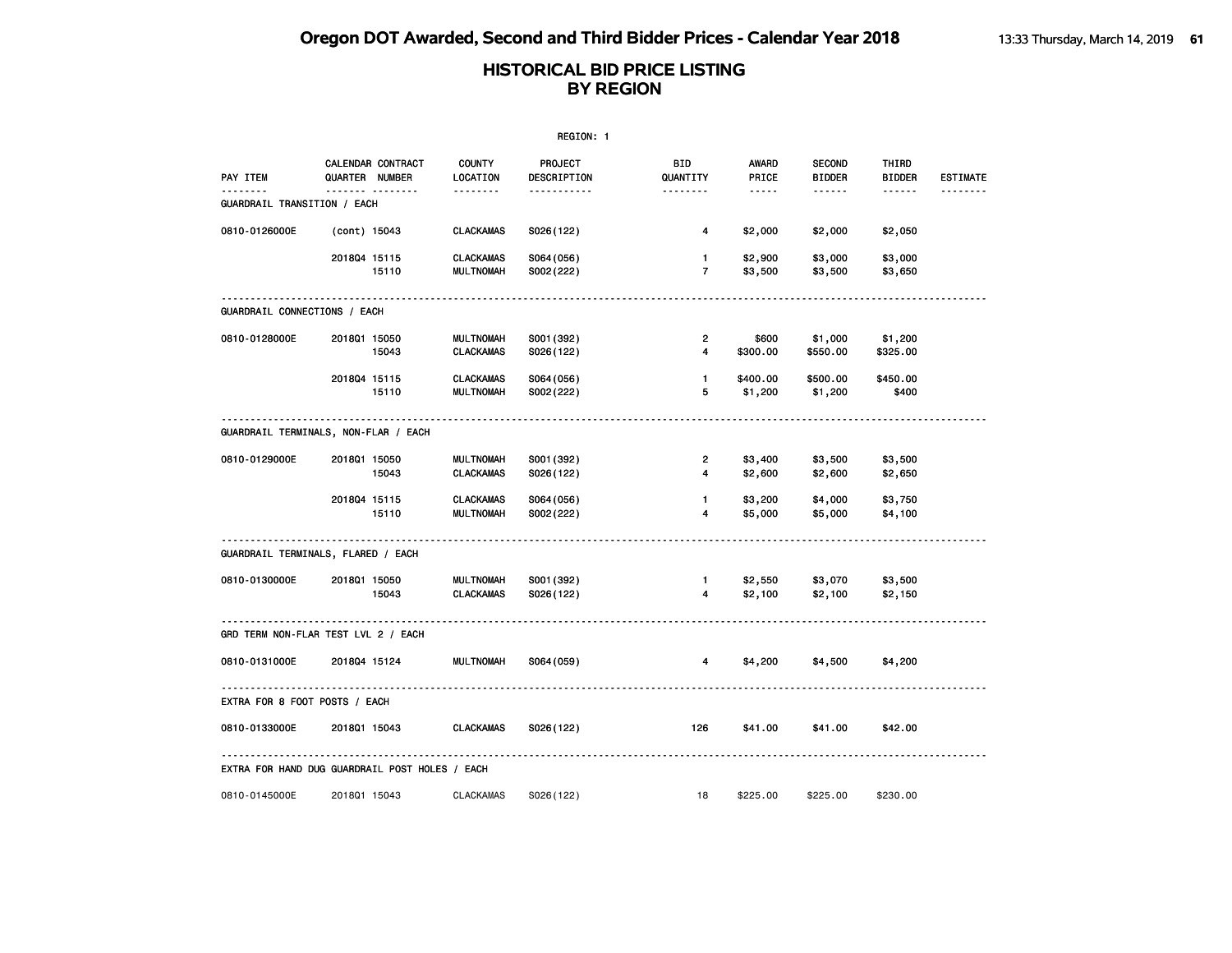# Oregon DOT Awarded, Second and Third Bidder Prices - Calendar Year 2018

## HISTORICAL BID PRICE LISTING BY REGION

REGION: 1

| PAY ITEM | CALENDAR QUARTER | CONTRACT NUMBER | COUNTY LOCATION | PROJECT DESCRIPTION | BID QUANTITY | AWARD PRICE | SECOND BIDDER | THIRD BIDDER | ESTIMATE |
|---|---|---|---|---|---|---|---|---|---|
| **GUARDRAIL TRANSITION / EACH** | | | | | | | | | |
| 0810-0126000E | (cont) | 15043 | CLACKAMAS | S026(122) | 4 | $2,000 | $2,000 | $2,050 | |
| | 2018Q4 | 15115 | CLACKAMAS | S064(056) | 1 | $2,900 | $3,000 | $3,000 | |
| | | 15110 | MULTNOMAH | S002(222) | 7 | $3,500 | $3,500 | $3,650 | |
| **GUARDRAIL CONNECTIONS / EACH** | | | | | | | | | |
| 0810-0128000E | 2018Q1 | 15050 | MULTNOMAH | S001(392) | 2 | $600 | $1,000 | $1,200 | |
| | | 15043 | CLACKAMAS | S026(122) | 4 | $300.00 | $550.00 | $325.00 | |
| | 2018Q4 | 15115 | CLACKAMAS | S064(056) | 1 | $400.00 | $500.00 | $450.00 | |
| | | 15110 | MULTNOMAH | S002(222) | 5 | $1,200 | $1,200 | $400 | |
| **GUARDRAIL TERMINALS, NON-FLAR / EACH** | | | | | | | | | |
| 0810-0129000E | 2018Q1 | 15050 | MULTNOMAH | S001(392) | 2 | $3,400 | $3,500 | $3,500 | |
| | | 15043 | CLACKAMAS | S026(122) | 4 | $2,600 | $2,600 | $2,650 | |
| | 2018Q4 | 15115 | CLACKAMAS | S064(056) | 1 | $3,200 | $4,000 | $3,750 | |
| | | 15110 | MULTNOMAH | S002(222) | 4 | $5,000 | $5,000 | $4,100 | |
| **GUARDRAIL TERMINALS, FLARED / EACH** | | | | | | | | | |
| 0810-0130000E | 2018Q1 | 15050 | MULTNOMAH | S001(392) | 1 | $2,550 | $3,070 | $3,500 | |
| | | 15043 | CLACKAMAS | S026(122) | 4 | $2,100 | $2,100 | $2,150 | |
| **GRD TERM NON-FLAR TEST LVL 2 / EACH** | | | | | | | | | |
| 0810-0131000E | 2018Q4 | 15124 | MULTNOMAH | S064(059) | 4 | $4,200 | $4,500 | $4,200 | |
| **EXTRA FOR 8 FOOT POSTS / EACH** | | | | | | | | | |
| 0810-0133000E | 2018Q1 | 15043 | CLACKAMAS | S026(122) | 126 | $41.00 | $41.00 | $42.00 | |
| **EXTRA FOR HAND DUG GUARDRAIL POST HOLES / EACH** | | | | | | | | | |
| 0810-0145000E | 2018Q1 | 15043 | CLACKAMAS | S026(122) | 18 | $225.00 | $225.00 | $230.00 | |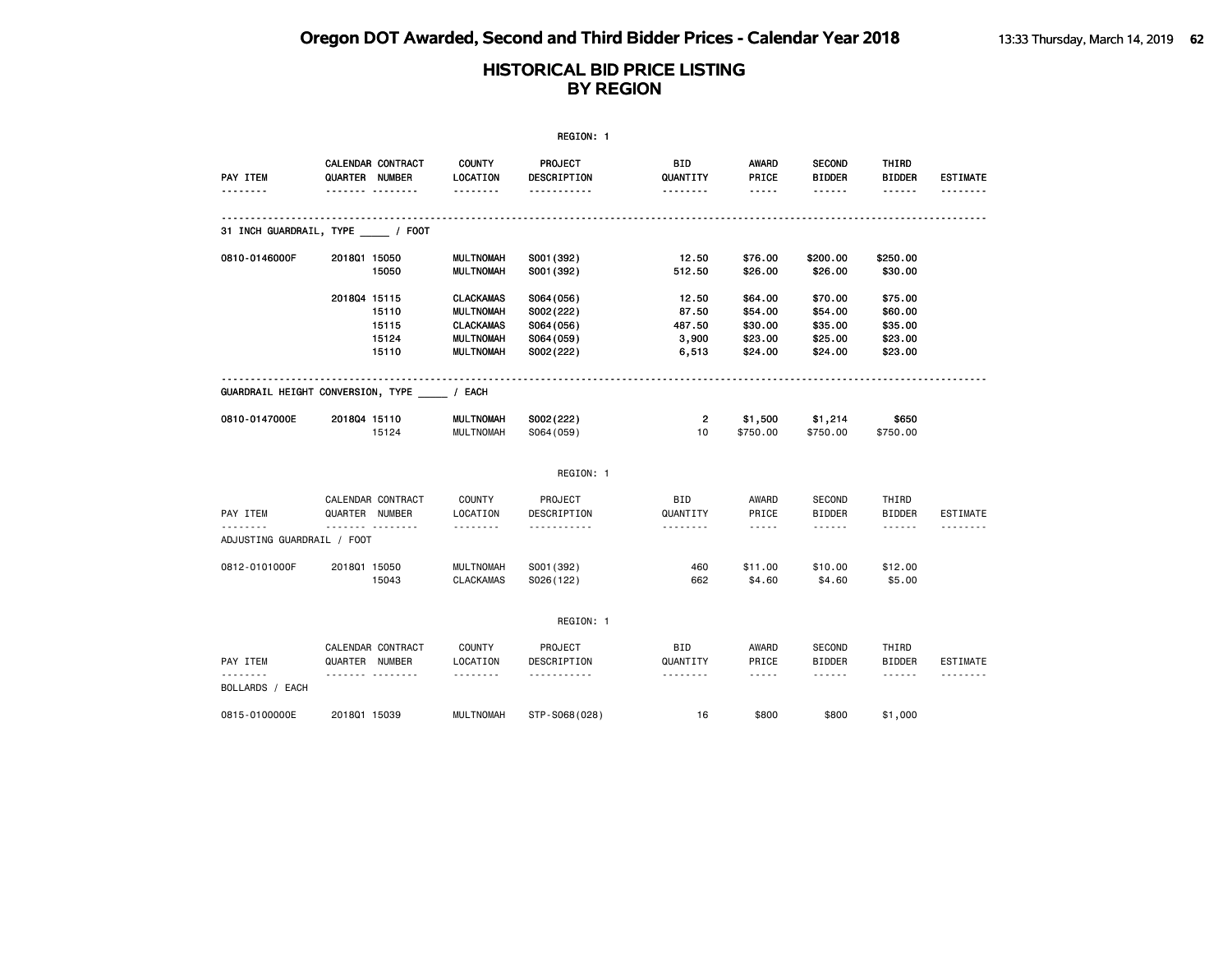# Oregon DOT Awarded, Second and Third Bidder Prices - Calendar Year 2018

## HISTORICAL BID PRICE LISTING BY REGION

REGION: 1

| PAY ITEM | CALENDAR QUARTER | CONTRACT NUMBER | COUNTY LOCATION | PROJECT DESCRIPTION | BID QUANTITY | AWARD PRICE | SECOND BIDDER | THIRD BIDDER | ESTIMATE |
|---|---|---|---|---|---|---|---|---|---|
| **31 INCH GUARDRAIL, TYPE _____ / FOOT** | | | | | | | | | |
| 0810-0146000F | 2018Q1 | 15050 | MULTNOMAH | S001(392) | 12.50 | $76.00 | $200.00 | $250.00 | |
| | | 15050 | MULTNOMAH | S001(392) | 512.50 | $26.00 | $26.00 | $30.00 | |
| | 2018Q4 | 15115 | CLACKAMAS | S064(056) | 12.50 | $64.00 | $70.00 | $75.00 | |
| | | 15110 | MULTNOMAH | S002(222) | 87.50 | $54.00 | $54.00 | $60.00 | |
| | | 15115 | CLACKAMAS | S064(056) | 487.50 | $30.00 | $35.00 | $35.00 | |
| | | 15124 | MULTNOMAH | S064(059) | 3,900 | $23.00 | $25.00 | $23.00 | |
| | | 15110 | MULTNOMAH | S002(222) | 6,513 | $24.00 | $24.00 | $23.00 | |
| **GUARDRAIL HEIGHT CONVERSION, TYPE _____ / EACH** | | | | | | | | | |
| 0810-0147000E | 2018Q4 | 15110 | MULTNOMAH | S002(222) | 2 | $1,500 | $1,214 | $650 | |
| | | 15124 | MULTNOMAH | S064(059) | 10 | $750.00 | $750.00 | $750.00 | |

REGION: 1

| PAY ITEM | CALENDAR QUARTER | CONTRACT NUMBER | COUNTY LOCATION | PROJECT DESCRIPTION | BID QUANTITY | AWARD PRICE | SECOND BIDDER | THIRD BIDDER | ESTIMATE |
|---|---|---|---|---|---|---|---|---|---|
| ADJUSTING GUARDRAIL / FOOT | | | | | | | | | |
| 0812-0101000F | 2018Q1 | 15050 | MULTNOMAH | S001(392) | 460 | $11.00 | $10.00 | $12.00 | |
| | | 15043 | CLACKAMAS | S026(122) | 662 | $4.60 | $4.60 | $5.00 | |

REGION: 1

| PAY ITEM | CALENDAR QUARTER | CONTRACT NUMBER | COUNTY LOCATION | PROJECT DESCRIPTION | BID QUANTITY | AWARD PRICE | SECOND BIDDER | THIRD BIDDER | ESTIMATE |
|---|---|---|---|---|---|---|---|---|---|
| BOLLARDS / EACH | | | | | | | | | |
| 0815-0100000E | 2018Q1 | 15039 | MULTNOMAH | STP-S068(028) | 16 | $800 | $800 | $1,000 | |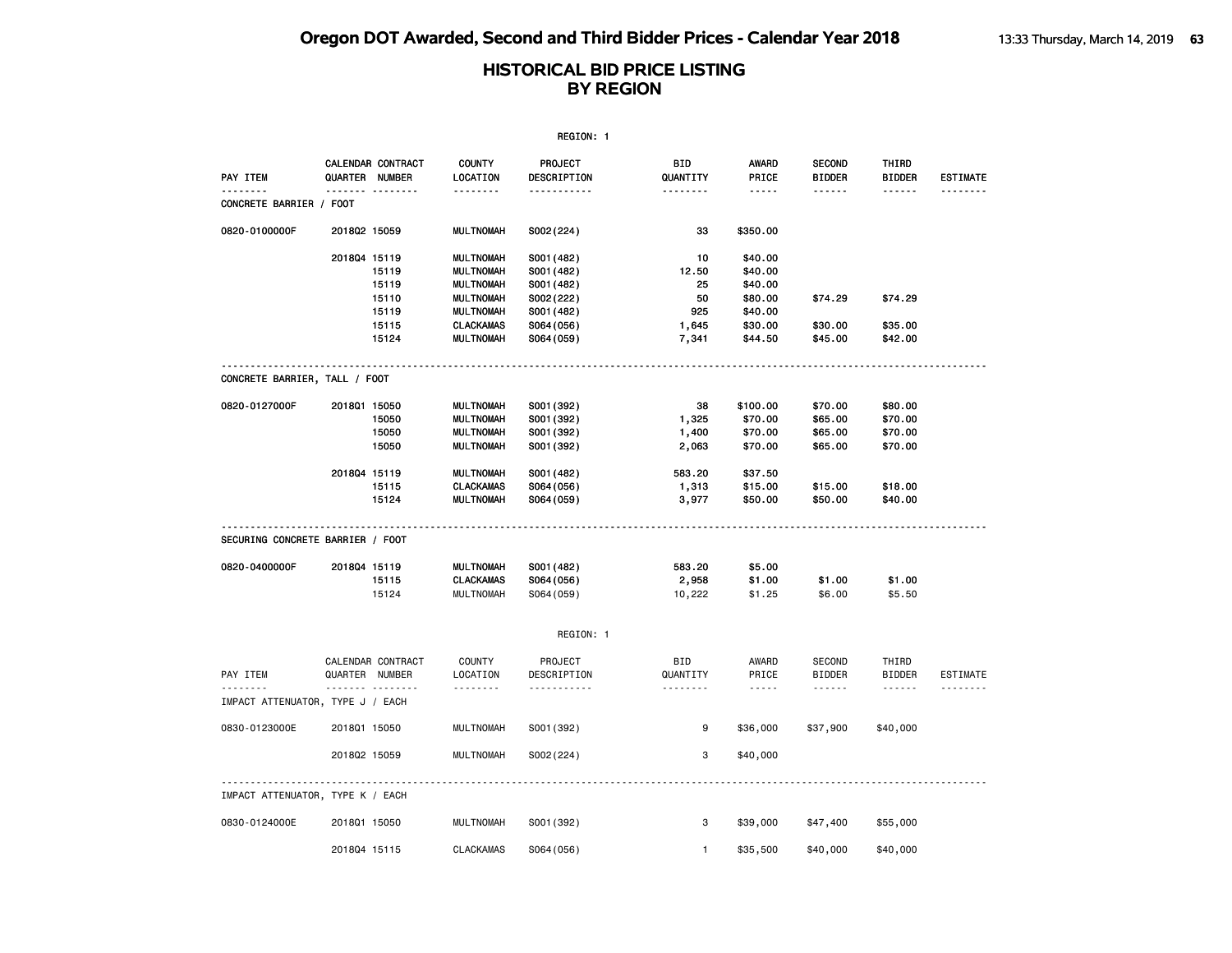# Oregon DOT Awarded, Second and Third Bidder Prices - Calendar Year 2018

## HISTORICAL BID PRICE LISTING BY REGION

REGION: 1

| PAY ITEM | CALENDAR QUARTER | CONTRACT NUMBER | COUNTY LOCATION | PROJECT DESCRIPTION | BID QUANTITY | AWARD PRICE | SECOND BIDDER | THIRD BIDDER | ESTIMATE |
|---|---|---|---|---|---|---|---|---|---|
| **CONCRETE BARRIER / FOOT** | | | | | | | | | |
| 0820-0100000F | 2018Q2 | 15059 | MULTNOMAH | S002(224) | 33 | $350.00 | | | |
| | 2018Q4 | 15119 | MULTNOMAH | S001(482) | 10 | $40.00 | | | |
| | | 15119 | MULTNOMAH | S001(482) | 12.50 | $40.00 | | | |
| | | 15119 | MULTNOMAH | S001(482) | 25 | $40.00 | | | |
| | | 15110 | MULTNOMAH | S002(222) | 50 | $80.00 | $74.29 | $74.29 | |
| | | 15119 | MULTNOMAH | S001(482) | 925 | $40.00 | | | |
| | | 15115 | CLACKAMAS | S064(056) | 1,645 | $30.00 | $30.00 | $35.00 | |
| | | 15124 | MULTNOMAH | S064(059) | 7,341 | $44.50 | $45.00 | $42.00 | |
| **CONCRETE BARRIER, TALL / FOOT** | | | | | | | | | |
| 0820-0127000F | 2018Q1 | 15050 | MULTNOMAH | S001(392) | 38 | $100.00 | $70.00 | $80.00 | |
| | | 15050 | MULTNOMAH | S001(392) | 1,325 | $70.00 | $65.00 | $70.00 | |
| | | 15050 | MULTNOMAH | S001(392) | 1,400 | $70.00 | $65.00 | $70.00 | |
| | | 15050 | MULTNOMAH | S001(392) | 2,063 | $70.00 | $65.00 | $70.00 | |
| | 2018Q4 | 15119 | MULTNOMAH | S001(482) | 583.20 | $37.50 | | | |
| | | 15115 | CLACKAMAS | S064(056) | 1,313 | $15.00 | $15.00 | $18.00 | |
| | | 15124 | MULTNOMAH | S064(059) | 3,977 | $50.00 | $50.00 | $40.00 | |
| **SECURING CONCRETE BARRIER / FOOT** | | | | | | | | | |
| 0820-0400000F | 2018Q4 | 15119 | MULTNOMAH | S001(482) | 583.20 | $5.00 | | | |
| | | 15115 | CLACKAMAS | S064(056) | 2,958 | $1.00 | $1.00 | $1.00 | |
| | | 15124 | MULTNOMAH | S064(059) | 10,222 | $1.25 | $6.00 | $5.50 | |

REGION: 1

| PAY ITEM | CALENDAR QUARTER | CONTRACT NUMBER | COUNTY LOCATION | PROJECT DESCRIPTION | BID QUANTITY | AWARD PRICE | SECOND BIDDER | THIRD BIDDER | ESTIMATE |
|---|---|---|---|---|---|---|---|---|---|
| **IMPACT ATTENUATOR, TYPE J / EACH** | | | | | | | | | |
| 0830-0123000E | 2018Q1 | 15050 | MULTNOMAH | S001(392) | 9 | $36,000 | $37,900 | $40,000 | |
| | 2018Q2 | 15059 | MULTNOMAH | S002(224) | 3 | $40,000 | | | |
| **IMPACT ATTENUATOR, TYPE K / EACH** | | | | | | | | | |
| 0830-0124000E | 2018Q1 | 15050 | MULTNOMAH | S001(392) | 3 | $39,000 | $47,400 | $55,000 | |
| | 2018Q4 | 15115 | CLACKAMAS | S064(056) | 1 | $35,500 | $40,000 | $40,000 | |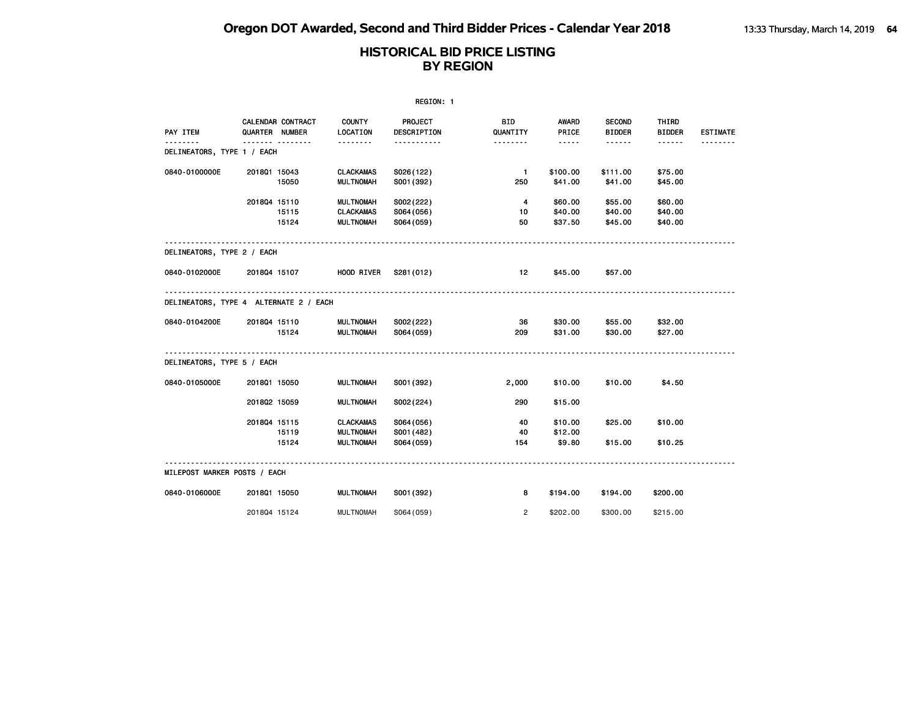# Oregon DOT Awarded, Second and Third Bidder Prices - Calendar Year 2018

## HISTORICAL BID PRICE LISTING BY REGION

REGION: 1

| PAY ITEM | CALENDAR QUARTER | CONTRACT NUMBER | COUNTY LOCATION | PROJECT DESCRIPTION | BID QUANTITY | AWARD PRICE | SECOND BIDDER | THIRD BIDDER | ESTIMATE |
|---|---|---|---|---|---|---|---|---|---|
| **DELINEATORS, TYPE 1 / EACH** | | | | | | | | | |
| 0840-0100000E | 2018Q1 | 15043 | CLACKAMAS | S026(122) | 1 | $100.00 | $111.00 | $75.00 | |
| | | 15050 | MULTNOMAH | S001(392) | 250 | $41.00 | $41.00 | $45.00 | |
| | 2018Q4 | 15110 | MULTNOMAH | S002(222) | 4 | $60.00 | $55.00 | $60.00 | |
| | | 15115 | CLACKAMAS | S064(056) | 10 | $40.00 | $40.00 | $40.00 | |
| | | 15124 | MULTNOMAH | S064(059) | 50 | $37.50 | $45.00 | $40.00 | |
| **DELINEATORS, TYPE 2 / EACH** | | | | | | | | | |
| 0840-0102000E | 2018Q4 | 15107 | HOOD RIVER | S281(012) | 12 | $45.00 | $57.00 | | |
| **DELINEATORS, TYPE 4 ALTERNATE 2 / EACH** | | | | | | | | | |
| 0840-0104200E | 2018Q4 | 15110 | MULTNOMAH | S002(222) | 36 | $30.00 | $55.00 | $32.00 | |
| | | 15124 | MULTNOMAH | S064(059) | 209 | $31.00 | $30.00 | $27.00 | |
| **DELINEATORS, TYPE 5 / EACH** | | | | | | | | | |
| 0840-0105000E | 2018Q1 | 15050 | MULTNOMAH | S001(392) | 2,000 | $10.00 | $10.00 | $4.50 | |
| | 2018Q2 | 15059 | MULTNOMAH | S002(224) | 290 | $15.00 | | | |
| | 2018Q4 | 15115 | CLACKAMAS | S064(056) | 40 | $10.00 | $25.00 | $10.00 | |
| | | 15119 | MULTNOMAH | S001(482) | 40 | $12.00 | | | |
| | | 15124 | MULTNOMAH | S064(059) | 154 | $9.80 | $15.00 | $10.25 | |
| **MILEPOST MARKER POSTS / EACH** | | | | | | | | | |
| 0840-0106000E | 2018Q1 | 15050 | MULTNOMAH | S001(392) | 8 | $194.00 | $194.00 | $200.00 | |
| | 2018Q4 | 15124 | MULTNOMAH | S064(059) | 2 | $202.00 | $300.00 | $215.00 | |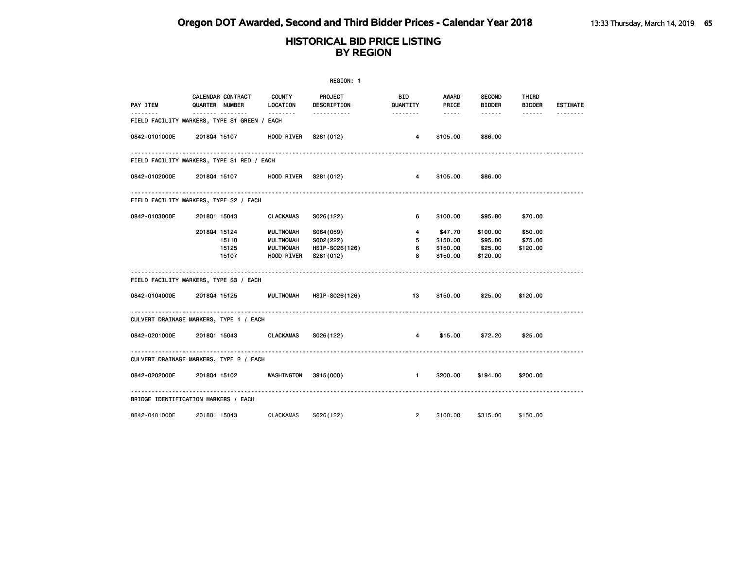# Oregon DOT Awarded, Second and Third Bidder Prices - Calendar Year 2018

## HISTORICAL BID PRICE LISTING BY REGION

REGION: 1

| PAY ITEM | CALENDAR QUARTER | CONTRACT NUMBER | COUNTY LOCATION | PROJECT DESCRIPTION | BID QUANTITY | AWARD PRICE | SECOND BIDDER | THIRD BIDDER | ESTIMATE |
|---|---|---|---|---|---|---|---|---|---|
| **FIELD FACILITY MARKERS, TYPE S1 GREEN / EACH** | | | | | | | | | |
| 0842-0101000E | 2018Q4 | 15107 | HOOD RIVER | S281(012) | 4 | $105.00 | $86.00 | | |
| **FIELD FACILITY MARKERS, TYPE S1 RED / EACH** | | | | | | | | | |
| 0842-0102000E | 2018Q4 | 15107 | HOOD RIVER | S281(012) | 4 | $105.00 | $86.00 | | |
| **FIELD FACILITY MARKERS, TYPE S2 / EACH** | | | | | | | | | |
| 0842-0103000E | 2018Q1 | 15043 | CLACKAMAS | S026(122) | 6 | $100.00 | $95.80 | $70.00 | |
| | 2018Q4 | 15124 | MULTNOMAH | S064(059) | 4 | $47.70 | $100.00 | $50.00 | |
| | | 15110 | MULTNOMAH | S002(222) | 5 | $150.00 | $95.00 | $75.00 | |
| | | 15125 | MULTNOMAH | HSIP-S026(126) | 6 | $150.00 | $25.00 | $120.00 | |
| | | 15107 | HOOD RIVER | S281(012) | 8 | $150.00 | $120.00 | | |
| **FIELD FACILITY MARKERS, TYPE S3 / EACH** | | | | | | | | | |
| 0842-0104000E | 2018Q4 | 15125 | MULTNOMAH | HSIP-S026(126) | 13 | $150.00 | $25.00 | $120.00 | |
| **CULVERT DRAINAGE MARKERS, TYPE 1 / EACH** | | | | | | | | | |
| 0842-0201000E | 2018Q1 | 15043 | CLACKAMAS | S026(122) | 4 | $15.00 | $72.20 | $25.00 | |
| **CULVERT DRAINAGE MARKERS, TYPE 2 / EACH** | | | | | | | | | |
| 0842-0202000E | 2018Q4 | 15102 | WASHINGTON | 3915(000) | 1 | $200.00 | $194.00 | $200.00 | |
| **BRIDGE IDENTIFICATION MARKERS / EACH** | | | | | | | | | |
| 0842-0401000E | 2018Q1 | 15043 | CLACKAMAS | S026(122) | 2 | $100.00 | $315.00 | $150.00 | |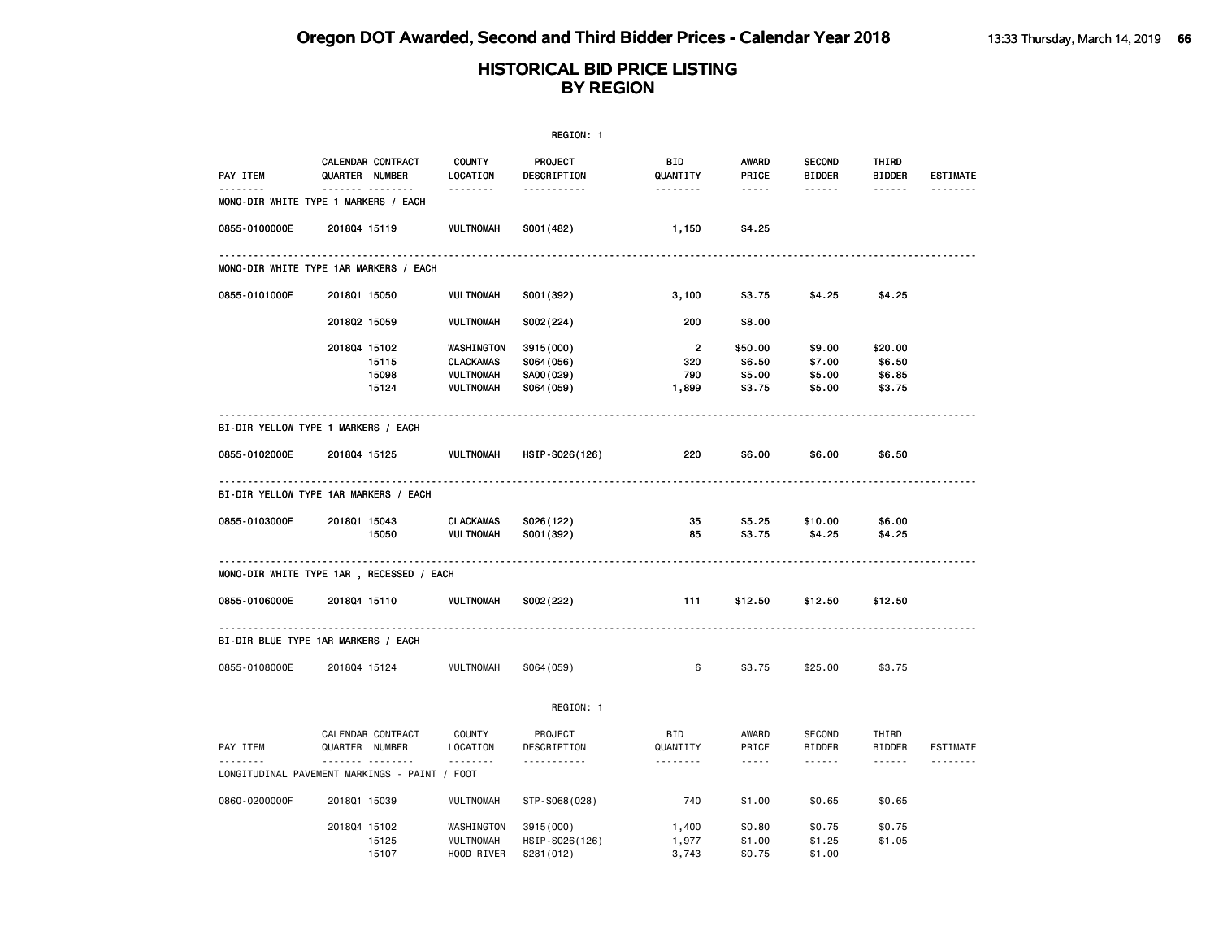# Oregon DOT Awarded, Second and Third Bidder Prices - Calendar Year 2018

## HISTORICAL BID PRICE LISTING BY REGION

REGION: 1

| PAY ITEM | CALENDAR QUARTER | CONTRACT NUMBER | COUNTY LOCATION | PROJECT DESCRIPTION | BID QUANTITY | AWARD PRICE | SECOND BIDDER | THIRD BIDDER | ESTIMATE |
|---|---|---|---|---|---|---|---|---|---|
| **MONO-DIR WHITE TYPE 1 MARKERS / EACH** | | | | | | | | | |
| 0855-0100000E | 2018Q4 | 15119 | MULTNOMAH | S001(482) | 1,150 | $4.25 | | | |
| **MONO-DIR WHITE TYPE 1AR MARKERS / EACH** | | | | | | | | | |
| 0855-0101000E | 2018Q1 | 15050 | MULTNOMAH | S001(392) | 3,100 | $3.75 | $4.25 | $4.25 | |
| | 2018Q2 | 15059 | MULTNOMAH | S002(224) | 200 | $8.00 | | | |
| | 2018Q4 | 15102 | WASHINGTON | 3915(000) | 2 | $50.00 | $9.00 | $20.00 | |
| | | 15115 | CLACKAMAS | S064(056) | 320 | $6.50 | $7.00 | $6.50 | |
| | | 15098 | MULTNOMAH | SA00(029) | 790 | $5.00 | $5.00 | $6.85 | |
| | | 15124 | MULTNOMAH | S064(059) | 1,899 | $3.75 | $5.00 | $3.75 | |
| **BI-DIR YELLOW TYPE 1 MARKERS / EACH** | | | | | | | | | |
| 0855-0102000E | 2018Q4 | 15125 | MULTNOMAH | HSIP-S026(126) | 220 | $6.00 | $6.00 | $6.50 | |
| **BI-DIR YELLOW TYPE 1AR MARKERS / EACH** | | | | | | | | | |
| 0855-0103000E | 2018Q1 | 15043 | CLACKAMAS | S026(122) | 35 | $5.25 | $10.00 | $6.00 | |
| | | 15050 | MULTNOMAH | S001(392) | 85 | $3.75 | $4.25 | $4.25 | |
| **MONO-DIR WHITE TYPE 1AR , RECESSED / EACH** | | | | | | | | | |
| 0855-0106000E | 2018Q4 | 15110 | MULTNOMAH | S002(222) | 111 | $12.50 | $12.50 | $12.50 | |
| **BI-DIR BLUE TYPE 1AR MARKERS / EACH** | | | | | | | | | |
| 0855-0108000E | 2018Q4 | 15124 | MULTNOMAH | S064(059) | 6 | $3.75 | $25.00 | $3.75 | |

REGION: 1

| PAY ITEM | CALENDAR QUARTER | CONTRACT NUMBER | COUNTY LOCATION | PROJECT DESCRIPTION | BID QUANTITY | AWARD PRICE | SECOND BIDDER | THIRD BIDDER | ESTIMATE |
|---|---|---|---|---|---|---|---|---|---|
| **LONGITUDINAL PAVEMENT MARKINGS - PAINT / FOOT** | | | | | | | | | |
| 0860-0200000F | 2018Q1 | 15039 | MULTNOMAH | STP-S068(028) | 740 | $1.00 | $0.65 | $0.65 | |
| | 2018Q4 | 15102 | WASHINGTON | 3915(000) | 1,400 | $0.80 | $0.75 | $0.75 | |
| | | 15125 | MULTNOMAH | HSIP-S026(126) | 1,977 | $1.00 | $1.25 | $1.05 | |
| | | 15107 | HOOD RIVER | S281(012) | 3,743 | $0.75 | $1.00 | | |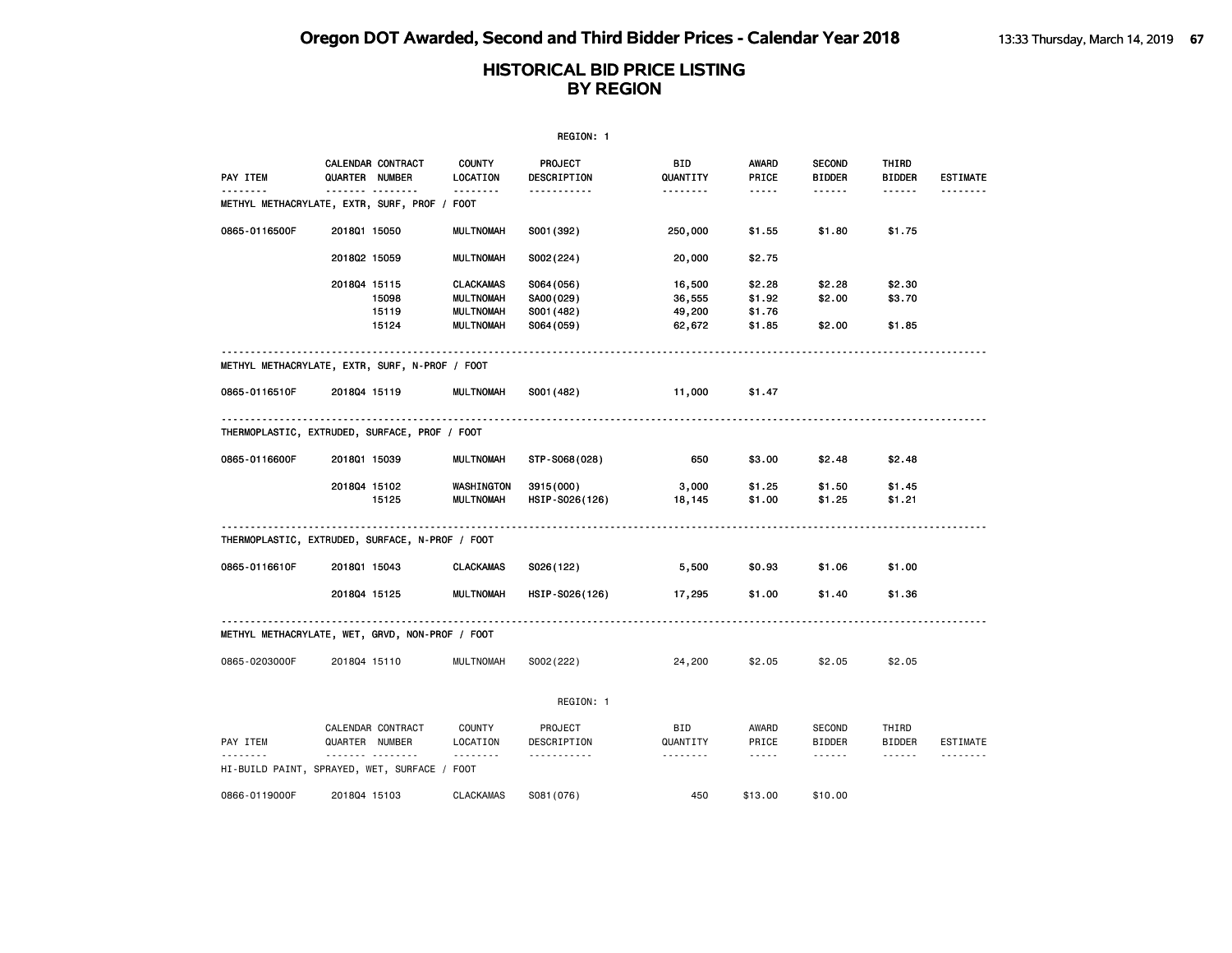# Oregon DOT Awarded, Second and Third Bidder Prices - Calendar Year 2018

## HISTORICAL BID PRICE LISTING BY REGION

REGION: 1

| PAY ITEM | CALENDAR QUARTER | CONTRACT NUMBER | COUNTY LOCATION | PROJECT DESCRIPTION | BID QUANTITY | AWARD PRICE | SECOND BIDDER | THIRD BIDDER | ESTIMATE |
|---|---|---|---|---|---|---|---|---|---|
| **METHYL METHACRYLATE, EXTR, SURF, PROF / FOOT** | | | | | | | | | |
| 0865-0116500F | 2018Q1 | 15050 | MULTNOMAH | S001(392) | 250,000 | $1.55 | $1.80 | $1.75 | |
| | 2018Q2 | 15059 | MULTNOMAH | S002(224) | 20,000 | $2.75 | | | |
| | 2018Q4 | 15115 | CLACKAMAS | S064(056) | 16,500 | $2.28 | $2.28 | $2.30 | |
| | | 15098 | MULTNOMAH | SA00(029) | 36,555 | $1.92 | $2.00 | $3.70 | |
| | | 15119 | MULTNOMAH | S001(482) | 49,200 | $1.76 | | | |
| | | 15124 | MULTNOMAH | S064(059) | 62,672 | $1.85 | $2.00 | $1.85 | |
| **METHYL METHACRYLATE, EXTR, SURF, N-PROF / FOOT** | | | | | | | | | |
| 0865-0116510F | 2018Q4 | 15119 | MULTNOMAH | S001(482) | 11,000 | $1.47 | | | |
| **THERMOPLASTIC, EXTRUDED, SURFACE, PROF / FOOT** | | | | | | | | | |
| 0865-0116600F | 2018Q1 | 15039 | MULTNOMAH | STP-S068(028) | 650 | $3.00 | $2.48 | $2.48 | |
| | 2018Q4 | 15102 | WASHINGTON | 3915(000) | 3,000 | $1.25 | $1.50 | $1.45 | |
| | | 15125 | MULTNOMAH | HSIP-S026(126) | 18,145 | $1.00 | $1.25 | $1.21 | |
| **THERMOPLASTIC, EXTRUDED, SURFACE, N-PROF / FOOT** | | | | | | | | | |
| 0865-0116610F | 2018Q1 | 15043 | CLACKAMAS | S026(122) | 5,500 | $0.93 | $1.06 | $1.00 | |
| | 2018Q4 | 15125 | MULTNOMAH | HSIP-S026(126) | 17,295 | $1.00 | $1.40 | $1.36 | |
| **METHYL METHACRYLATE, WET, GRVD, NON-PROF / FOOT** | | | | | | | | | |
| 0865-0203000F | 2018Q4 | 15110 | MULTNOMAH | S002(222) | 24,200 | $2.05 | $2.05 | $2.05 | |

REGION: 1

| PAY ITEM | CALENDAR QUARTER | CONTRACT NUMBER | COUNTY LOCATION | PROJECT DESCRIPTION | BID QUANTITY | AWARD PRICE | SECOND BIDDER | THIRD BIDDER | ESTIMATE |
|---|---|---|---|---|---|---|---|---|---|
| **HI-BUILD PAINT, SPRAYED, WET, SURFACE / FOOT** | | | | | | | | | |
| 0866-0119000F | 2018Q4 | 15103 | CLACKAMAS | S081(076) | 450 | $13.00 | $10.00 | | |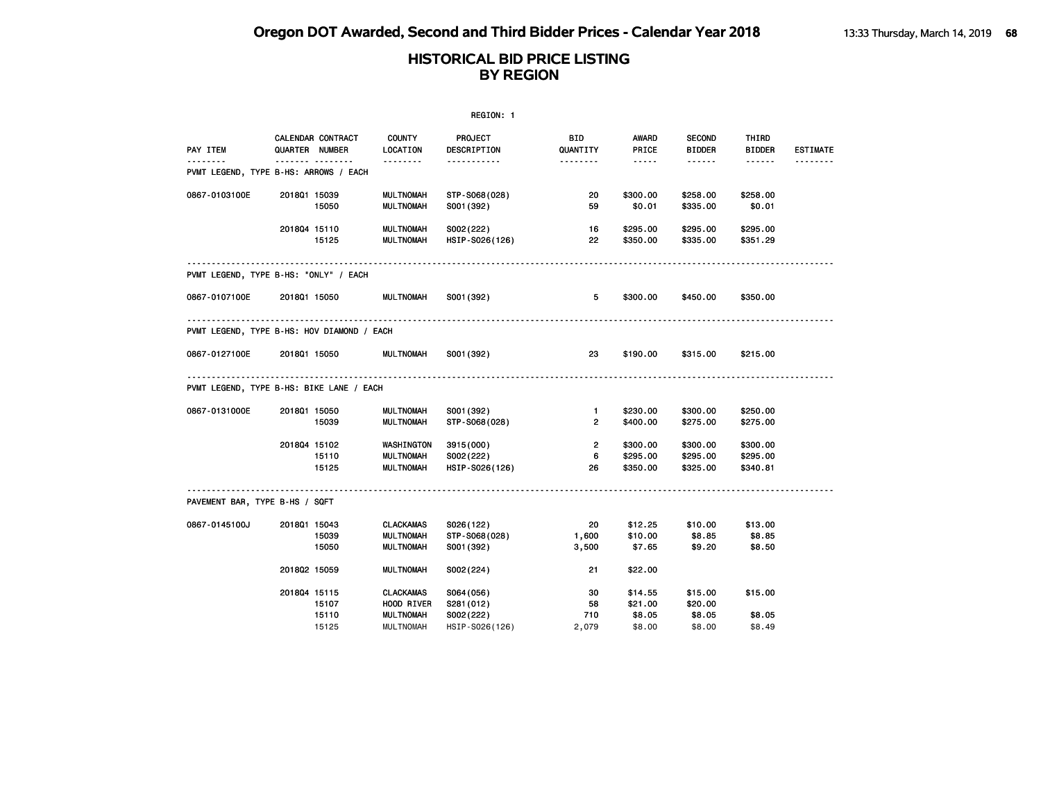# HISTORICAL BID PRICE LISTING BY REGION

REGION: 1

| PAY ITEM | CALENDAR QUARTER | CONTRACT NUMBER | COUNTY LOCATION | PROJECT DESCRIPTION | BID QUANTITY | AWARD PRICE | SECOND BIDDER | THIRD BIDDER | ESTIMATE |
|---|---|---|---|---|---|---|---|---|---|
| **PVMT LEGEND, TYPE B-HS: ARROWS / EACH** | | | | | | | | | |
| 0867-0103100E | 2018Q1 | 15039 | MULTNOMAH | STP-S068(028) | 20 | $300.00 | $258.00 | $258.00 | |
| | | 15050 | MULTNOMAH | S001(392) | 59 | $0.01 | $335.00 | $0.01 | |
| | 2018Q4 | 15110 | MULTNOMAH | S002(222) | 16 | $295.00 | $295.00 | $295.00 | |
| | | 15125 | MULTNOMAH | HSIP-S026(126) | 22 | $350.00 | $335.00 | $351.29 | |
| **PVMT LEGEND, TYPE B-HS: "ONLY" / EACH** | | | | | | | | | |
| 0867-0107100E | 2018Q1 | 15050 | MULTNOMAH | S001(392) | 5 | $300.00 | $450.00 | $350.00 | |
| **PVMT LEGEND, TYPE B-HS: HOV DIAMOND / EACH** | | | | | | | | | |
| 0867-0127100E | 2018Q1 | 15050 | MULTNOMAH | S001(392) | 23 | $190.00 | $315.00 | $215.00 | |
| **PVMT LEGEND, TYPE B-HS: BIKE LANE / EACH** | | | | | | | | | |
| 0867-0131000E | 2018Q1 | 15050 | MULTNOMAH | S001(392) | 1 | $230.00 | $300.00 | $250.00 | |
| | | 15039 | MULTNOMAH | STP-S068(028) | 2 | $400.00 | $275.00 | $275.00 | |
| | 2018Q4 | 15102 | WASHINGTON | 3915(000) | 2 | $300.00 | $300.00 | $300.00 | |
| | | 15110 | MULTNOMAH | S002(222) | 6 | $295.00 | $295.00 | $295.00 | |
| | | 15125 | MULTNOMAH | HSIP-S026(126) | 26 | $350.00 | $325.00 | $340.81 | |
| **PAVEMENT BAR, TYPE B-HS / SQFT** | | | | | | | | | |
| 0867-0145100J | 2018Q1 | 15043 | CLACKAMAS | S026(122) | 20 | $12.25 | $10.00 | $13.00 | |
| | | 15039 | MULTNOMAH | STP-S068(028) | 1,600 | $10.00 | $8.85 | $8.85 | |
| | | 15050 | MULTNOMAH | S001(392) | 3,500 | $7.65 | $9.20 | $8.50 | |
| | 2018Q2 | 15059 | MULTNOMAH | S002(224) | 21 | $22.00 | | | |
| | 2018Q4 | 15115 | CLACKAMAS | S064(056) | 30 | $14.55 | $15.00 | $15.00 | |
| | | 15107 | HOOD RIVER | S281(012) | 58 | $21.00 | $20.00 | | |
| | | 15110 | MULTNOMAH | S002(222) | 710 | $8.05 | $8.05 | $8.05 | |
| | | 15125 | MULTNOMAH | HSIP-S026(126) | 2,079 | $8.00 | $8.00 | $8.49 | |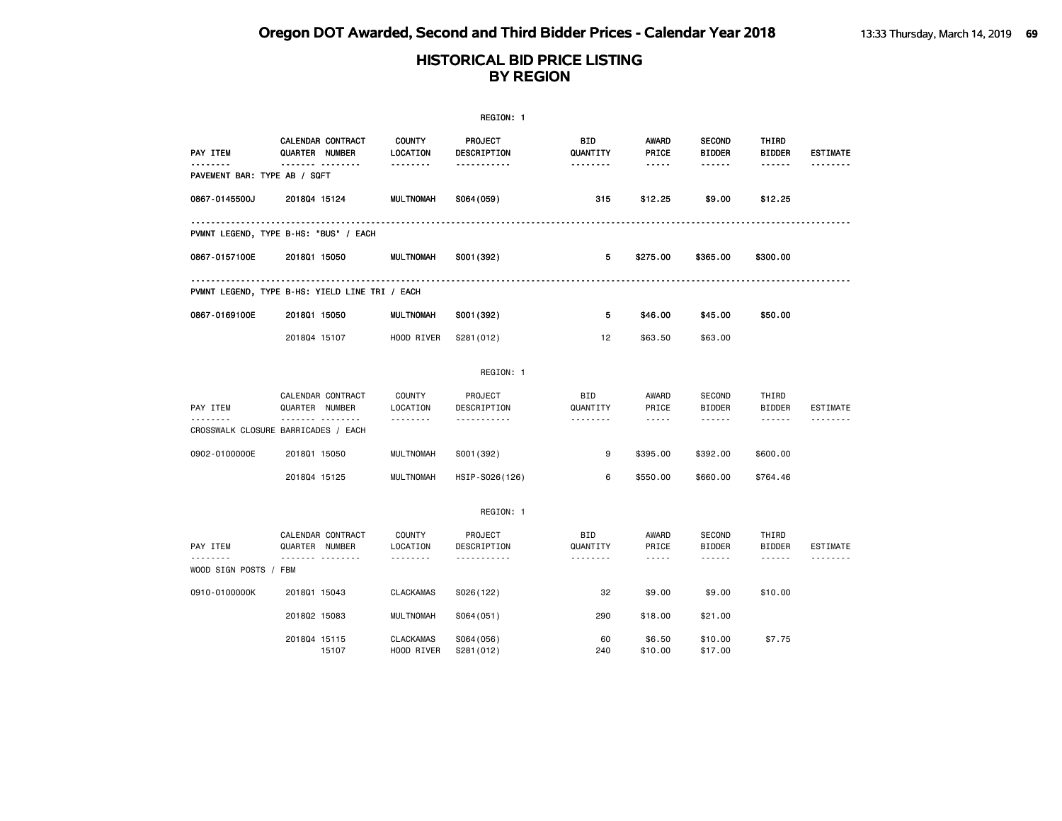# Oregon DOT Awarded, Second and Third Bidder Prices - Calendar Year 2018

## HISTORICAL BID PRICE LISTING BY REGION

REGION: 1

| PAY ITEM | CALENDAR QUARTER | CONTRACT NUMBER | COUNTY LOCATION | PROJECT DESCRIPTION | BID QUANTITY | AWARD PRICE | SECOND BIDDER | THIRD BIDDER | ESTIMATE |
|---|---|---|---|---|---|---|---|---|---|
| **PAVEMENT BAR: TYPE AB / SQFT** | | | | | | | | | |
| **0867-0145500J** | **2018Q4** | **15124** | **MULTNOMAH** | **S064(059)** | **315** | **$12.25** | **$9.00** | **$12.25** | |
| **PVMNT LEGEND, TYPE B-HS: "BUS" / EACH** | | | | | | | | | |
| **0867-0157100E** | **2018Q1** | **15050** | **MULTNOMAH** | **S001(392)** | **5** | **$275.00** | **$365.00** | **$300.00** | |
| **PVMNT LEGEND, TYPE B-HS: YIELD LINE TRI / EACH** | | | | | | | | | |
| **0867-0169100E** | **2018Q1** | **15050** | **MULTNOMAH** | **S001(392)** | **5** | **$46.00** | **$45.00** | **$50.00** | |
| | 2018Q4 | 15107 | HOOD RIVER | S281(012) | 12 | $63.50 | $63.00 | | |

REGION: 1

| PAY ITEM | CALENDAR QUARTER | CONTRACT NUMBER | COUNTY LOCATION | PROJECT DESCRIPTION | BID QUANTITY | AWARD PRICE | SECOND BIDDER | THIRD BIDDER | ESTIMATE |
|---|---|---|---|---|---|---|---|---|---|
| CROSSWALK CLOSURE BARRICADES / EACH | | | | | | | | | |
| 0902-0100000E | 2018Q1 | 15050 | MULTNOMAH | S001(392) | 9 | $395.00 | $392.00 | $600.00 | |
| | 2018Q4 | 15125 | MULTNOMAH | HSIP-S026(126) | 6 | $550.00 | $660.00 | $764.46 | |

REGION: 1

| PAY ITEM | CALENDAR QUARTER | CONTRACT NUMBER | COUNTY LOCATION | PROJECT DESCRIPTION | BID QUANTITY | AWARD PRICE | SECOND BIDDER | THIRD BIDDER | ESTIMATE |
|---|---|---|---|---|---|---|---|---|---|
| WOOD SIGN POSTS / FBM | | | | | | | | | |
| 0910-0100000K | 2018Q1 | 15043 | CLACKAMAS | S026(122) | 32 | $9.00 | $9.00 | $10.00 | |
| | 2018Q2 | 15083 | MULTNOMAH | S064(051) | 290 | $18.00 | $21.00 | | |
| | 2018Q4 | 15115 | CLACKAMAS | S064(056) | 60 | $6.50 | $10.00 | $7.75 | |
| | | 15107 | HOOD RIVER | S281(012) | 240 | $10.00 | $17.00 | | |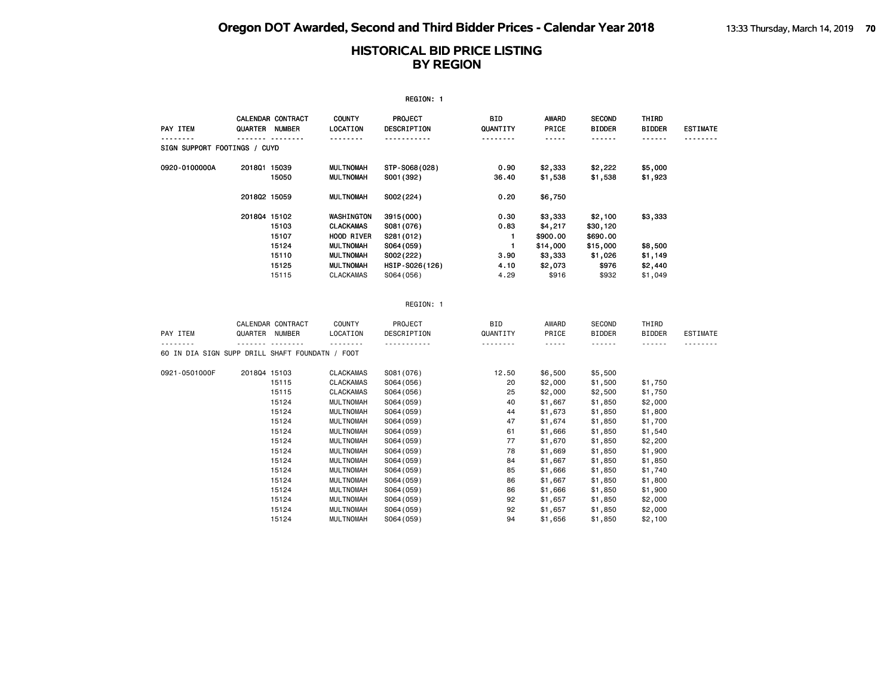## HISTORICAL BID PRICE LISTING BY REGION

REGION: 1

| PAY ITEM | CALENDAR QUARTER | CONTRACT NUMBER | COUNTY LOCATION | PROJECT DESCRIPTION | BID QUANTITY | AWARD PRICE | SECOND BIDDER | THIRD BIDDER | ESTIMATE |
|---|---|---|---|---|---|---|---|---|---|
| SIGN SUPPORT FOOTINGS / CUYD | | | | | | | | | |
| 0920-0100000A | 2018Q1 | 15039 | MULTNOMAH | STP-S068(028) | 0.90 | $2,333 | $2,222 | $5,000 | |
| | | 15050 | MULTNOMAH | S001(392) | 36.40 | $1,538 | $1,538 | $1,923 | |
| | 2018Q2 | 15059 | MULTNOMAH | S002(224) | 0.20 | $6,750 | | | |
| | 2018Q4 | 15102 | WASHINGTON | 3915(000) | 0.30 | $3,333 | $2,100 | $3,333 | |
| | | 15103 | CLACKAMAS | S081(076) | 0.83 | $4,217 | $30,120 | | |
| | | 15107 | HOOD RIVER | S281(012) | 1 | $900.00 | $690.00 | | |
| | | 15124 | MULTNOMAH | S064(059) | 1 | $14,000 | $15,000 | $8,500 | |
| | | 15110 | MULTNOMAH | S002(222) | 3.90 | $3,333 | $1,026 | $1,149 | |
| | | 15125 | MULTNOMAH | HSIP-S026(126) | 4.10 | $2,073 | $976 | $2,440 | |
| | | 15115 | CLACKAMAS | S064(056) | 4.29 | $916 | $932 | $1,049 | |

REGION: 1

| PAY ITEM | CALENDAR QUARTER | CONTRACT NUMBER | COUNTY LOCATION | PROJECT DESCRIPTION | BID QUANTITY | AWARD PRICE | SECOND BIDDER | THIRD BIDDER | ESTIMATE |
|---|---|---|---|---|---|---|---|---|---|
| 60 IN DIA SIGN SUPP DRILL SHAFT FOUNDATN / FOOT | | | | | | | | | |
| 0921-0501000F | 2018Q4 | 15103 | CLACKAMAS | S081(076) | 12.50 | $6,500 | $5,500 | | |
| | | 15115 | CLACKAMAS | S064(056) | 20 | $2,000 | $1,500 | $1,750 | |
| | | 15115 | CLACKAMAS | S064(056) | 25 | $2,000 | $2,500 | $1,750 | |
| | | 15124 | MULTNOMAH | S064(059) | 40 | $1,667 | $1,850 | $2,000 | |
| | | 15124 | MULTNOMAH | S064(059) | 44 | $1,673 | $1,850 | $1,800 | |
| | | 15124 | MULTNOMAH | S064(059) | 47 | $1,674 | $1,850 | $1,700 | |
| | | 15124 | MULTNOMAH | S064(059) | 61 | $1,666 | $1,850 | $1,540 | |
| | | 15124 | MULTNOMAH | S064(059) | 77 | $1,670 | $1,850 | $2,200 | |
| | | 15124 | MULTNOMAH | S064(059) | 78 | $1,669 | $1,850 | $1,900 | |
| | | 15124 | MULTNOMAH | S064(059) | 84 | $1,667 | $1,850 | $1,850 | |
| | | 15124 | MULTNOMAH | S064(059) | 85 | $1,666 | $1,850 | $1,740 | |
| | | 15124 | MULTNOMAH | S064(059) | 86 | $1,667 | $1,850 | $1,800 | |
| | | 15124 | MULTNOMAH | S064(059) | 86 | $1,666 | $1,850 | $1,900 | |
| | | 15124 | MULTNOMAH | S064(059) | 92 | $1,657 | $1,850 | $2,000 | |
| | | 15124 | MULTNOMAH | S064(059) | 92 | $1,657 | $1,850 | $2,000 | |
| | | 15124 | MULTNOMAH | S064(059) | 94 | $1,656 | $1,850 | $2,100 | |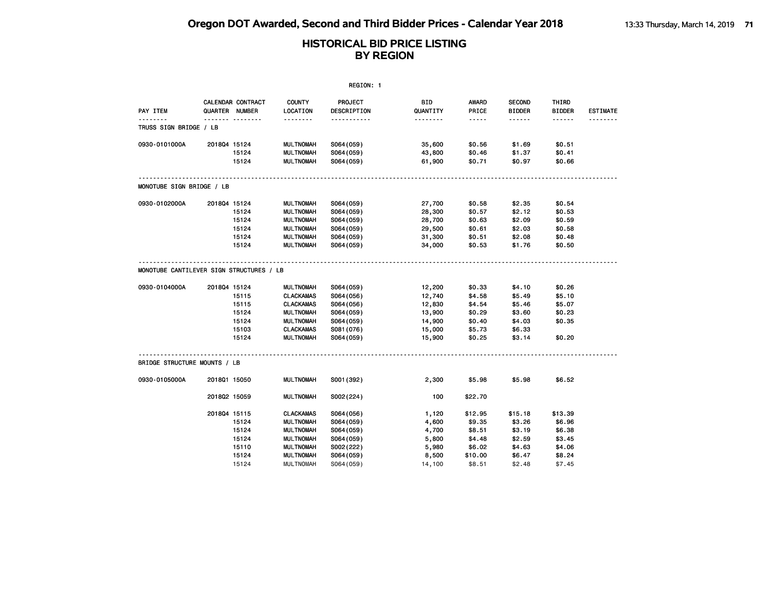# Oregon DOT Awarded, Second and Third Bidder Prices - Calendar Year 2018

## HISTORICAL BID PRICE LISTING BY REGION

REGION: 1

| PAY ITEM | CALENDAR QUARTER | CONTRACT NUMBER | COUNTY LOCATION | PROJECT DESCRIPTION | BID QUANTITY | AWARD PRICE | SECOND BIDDER | THIRD BIDDER | ESTIMATE |
|---|---|---|---|---|---|---|---|---|---|
| **TRUSS SIGN BRIDGE / LB** | | | | | | | | | |
| 0930-0101000A | 2018Q4 | 15124 | MULTNOMAH | S064(059) | 35,600 | $0.56 | $1.69 | $0.51 | |
| | | 15124 | MULTNOMAH | S064(059) | 43,800 | $0.46 | $1.37 | $0.41 | |
| | | 15124 | MULTNOMAH | S064(059) | 61,900 | $0.71 | $0.97 | $0.66 | |
| **MONOTUBE SIGN BRIDGE / LB** | | | | | | | | | |
| 0930-0102000A | 2018Q4 | 15124 | MULTNOMAH | S064(059) | 27,700 | $0.58 | $2.35 | $0.54 | |
| | | 15124 | MULTNOMAH | S064(059) | 28,300 | $0.57 | $2.12 | $0.53 | |
| | | 15124 | MULTNOMAH | S064(059) | 28,700 | $0.63 | $2.09 | $0.59 | |
| | | 15124 | MULTNOMAH | S064(059) | 29,500 | $0.61 | $2.03 | $0.58 | |
| | | 15124 | MULTNOMAH | S064(059) | 31,300 | $0.51 | $2.08 | $0.48 | |
| | | 15124 | MULTNOMAH | S064(059) | 34,000 | $0.53 | $1.76 | $0.50 | |
| **MONOTUBE CANTILEVER SIGN STRUCTURES / LB** | | | | | | | | | |
| 0930-0104000A | 2018Q4 | 15124 | MULTNOMAH | S064(059) | 12,200 | $0.33 | $4.10 | $0.26 | |
| | | 15115 | CLACKAMAS | S064(056) | 12,740 | $4.58 | $5.49 | $5.10 | |
| | | 15115 | CLACKAMAS | S064(056) | 12,830 | $4.54 | $5.46 | $5.07 | |
| | | 15124 | MULTNOMAH | S064(059) | 13,900 | $0.29 | $3.60 | $0.23 | |
| | | 15124 | MULTNOMAH | S064(059) | 14,900 | $0.40 | $4.03 | $0.35 | |
| | | 15103 | CLACKAMAS | S081(076) | 15,000 | $5.73 | $6.33 | | |
| | | 15124 | MULTNOMAH | S064(059) | 15,900 | $0.25 | $3.14 | $0.20 | |
| **BRIDGE STRUCTURE MOUNTS / LB** | | | | | | | | | |
| 0930-0105000A | 2018Q1 | 15050 | MULTNOMAH | S001(392) | 2,300 | $5.98 | $5.98 | $6.52 | |
| | 2018Q2 | 15059 | MULTNOMAH | S002(224) | 100 | $22.70 | | | |
| | 2018Q4 | 15115 | CLACKAMAS | S064(056) | 1,120 | $12.95 | $15.18 | $13.39 | |
| | | 15124 | MULTNOMAH | S064(059) | 4,600 | $9.35 | $3.26 | $6.96 | |
| | | 15124 | MULTNOMAH | S064(059) | 4,700 | $8.51 | $3.19 | $6.38 | |
| | | 15124 | MULTNOMAH | S064(059) | 5,800 | $4.48 | $2.59 | $3.45 | |
| | | 15110 | MULTNOMAH | S002(222) | 5,980 | $6.02 | $4.63 | $4.06 | |
| | | 15124 | MULTNOMAH | S064(059) | 8,500 | $10.00 | $6.47 | $8.24 | |
| | | 15124 | MULTNOMAH | S064(059) | 14,100 | $8.51 | $2.48 | $7.45 | |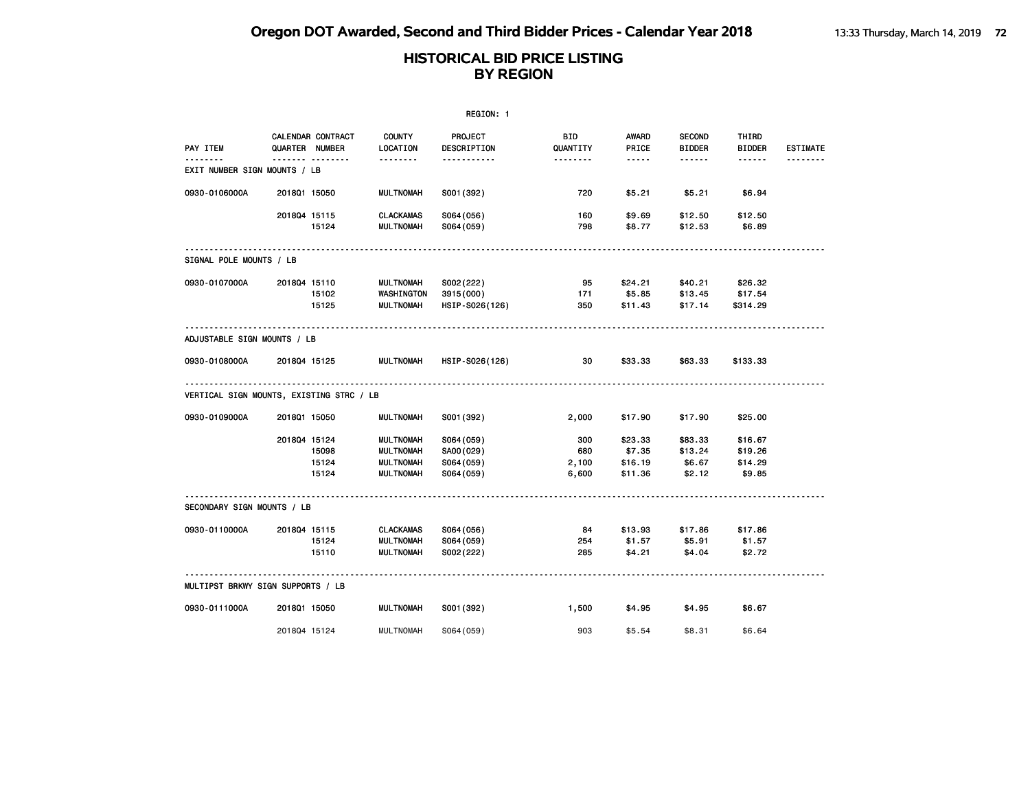# Oregon DOT Awarded, Second and Third Bidder Prices - Calendar Year 2018

## HISTORICAL BID PRICE LISTING BY REGION

REGION: 1

| PAY ITEM | CALENDAR QUARTER | CONTRACT NUMBER | COUNTY LOCATION | PROJECT DESCRIPTION | BID QUANTITY | AWARD PRICE | SECOND BIDDER | THIRD BIDDER | ESTIMATE |
|---|---|---|---|---|---|---|---|---|---|
| **EXIT NUMBER SIGN MOUNTS / LB** | | | | | | | | | |
| 0930-0106000A | 2018Q1 | 15050 | MULTNOMAH | S001(392) | 720 | $5.21 | $5.21 | $6.94 | |
| | 2018Q4 | 15115 | CLACKAMAS | S064(056) | 160 | $9.69 | $12.50 | $12.50 | |
| | | 15124 | MULTNOMAH | S064(059) | 798 | $8.77 | $12.53 | $6.89 | |
| **SIGNAL POLE MOUNTS / LB** | | | | | | | | | |
| 0930-0107000A | 2018Q4 | 15110 | MULTNOMAH | S002(222) | 95 | $24.21 | $40.21 | $26.32 | |
| | | 15102 | WASHINGTON | 3915(000) | 171 | $5.85 | $13.45 | $17.54 | |
| | | 15125 | MULTNOMAH | HSIP-S026(126) | 350 | $11.43 | $17.14 | $314.29 | |
| **ADJUSTABLE SIGN MOUNTS / LB** | | | | | | | | | |
| 0930-0108000A | 2018Q4 | 15125 | MULTNOMAH | HSIP-S026(126) | 30 | $33.33 | $63.33 | $133.33 | |
| **VERTICAL SIGN MOUNTS, EXISTING STRC / LB** | | | | | | | | | |
| 0930-0109000A | 2018Q1 | 15050 | MULTNOMAH | S001(392) | 2,000 | $17.90 | $17.90 | $25.00 | |
| | 2018Q4 | 15124 | MULTNOMAH | S064(059) | 300 | $23.33 | $83.33 | $16.67 | |
| | | 15098 | MULTNOMAH | SA00(029) | 680 | $7.35 | $13.24 | $19.26 | |
| | | 15124 | MULTNOMAH | S064(059) | 2,100 | $16.19 | $6.67 | $14.29 | |
| | | 15124 | MULTNOMAH | S064(059) | 6,600 | $11.36 | $2.12 | $9.85 | |
| **SECONDARY SIGN MOUNTS / LB** | | | | | | | | | |
| 0930-0110000A | 2018Q4 | 15115 | CLACKAMAS | S064(056) | 84 | $13.93 | $17.86 | $17.86 | |
| | | 15124 | MULTNOMAH | S064(059) | 254 | $1.57 | $5.91 | $1.57 | |
| | | 15110 | MULTNOMAH | S002(222) | 285 | $4.21 | $4.04 | $2.72 | |
| **MULTIPST BRKWY SIGN SUPPORTS / LB** | | | | | | | | | |
| 0930-0111000A | 2018Q1 | 15050 | MULTNOMAH | S001(392) | 1,500 | $4.95 | $4.95 | $6.67 | |
| | 2018Q4 | 15124 | MULTNOMAH | S064(059) | 903 | $5.54 | $8.31 | $6.64 | |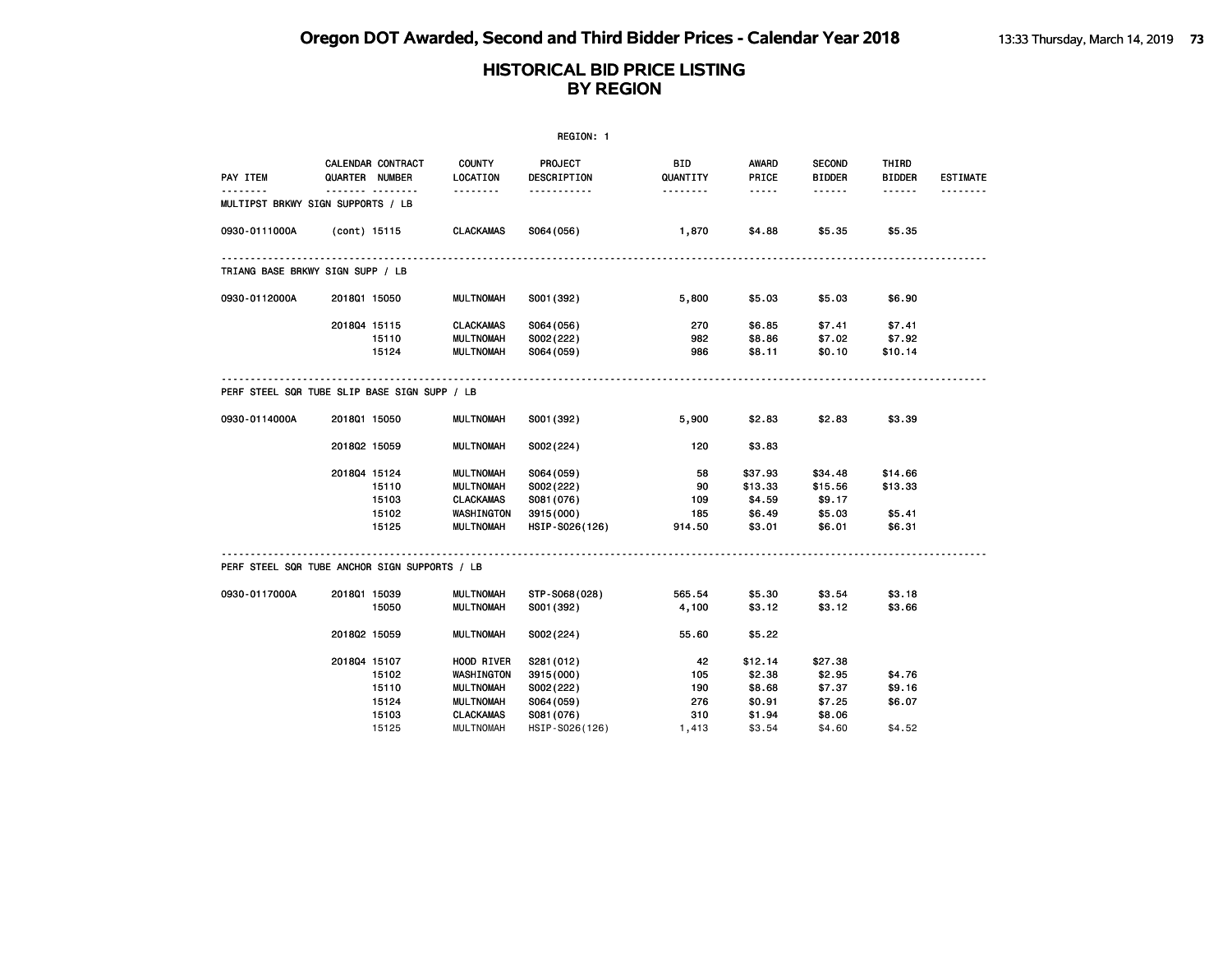# Oregon DOT Awarded, Second and Third Bidder Prices - Calendar Year 2018

## HISTORICAL BID PRICE LISTING BY REGION

REGION: 1

| PAY ITEM | CALENDAR QUARTER | CONTRACT NUMBER | COUNTY LOCATION | PROJECT DESCRIPTION | BID QUANTITY | AWARD PRICE | SECOND BIDDER | THIRD BIDDER | ESTIMATE |
|---|---|---|---|---|---|---|---|---|---|
| MULTIPST BRKWY SIGN SUPPORTS / LB | | | | | | | | | |
| 0930-0111000A | (cont) | 15115 | CLACKAMAS | S064(056) | 1,870 | $4.88 | $5.35 | $5.35 | |
| TRIANG BASE BRKWY SIGN SUPP / LB | | | | | | | | | |
| 0930-0112000A | 2018Q1 | 15050 | MULTNOMAH | S001(392) | 5,800 | $5.03 | $5.03 | $6.90 | |
| | 2018Q4 | 15115 | CLACKAMAS | S064(056) | 270 | $6.85 | $7.41 | $7.41 | |
| | | 15110 | MULTNOMAH | S002(222) | 982 | $8.86 | $7.02 | $7.92 | |
| | | 15124 | MULTNOMAH | S064(059) | 986 | $8.11 | $0.10 | $10.14 | |
| PERF STEEL SQR TUBE SLIP BASE SIGN SUPP / LB | | | | | | | | | |
| 0930-0114000A | 2018Q1 | 15050 | MULTNOMAH | S001(392) | 5,900 | $2.83 | $2.83 | $3.39 | |
| | 2018Q2 | 15059 | MULTNOMAH | S002(224) | 120 | $3.83 | | | |
| | 2018Q4 | 15124 | MULTNOMAH | S064(059) | 58 | $37.93 | $34.48 | $14.66 | |
| | | 15110 | MULTNOMAH | S002(222) | 90 | $13.33 | $15.56 | $13.33 | |
| | | 15103 | CLACKAMAS | S081(076) | 109 | $4.59 | $9.17 | | |
| | | 15102 | WASHINGTON | 3915(000) | 185 | $6.49 | $5.03 | $5.41 | |
| | | 15125 | MULTNOMAH | HSIP-S026(126) | 914.50 | $3.01 | $6.01 | $6.31 | |
| PERF STEEL SQR TUBE ANCHOR SIGN SUPPORTS / LB | | | | | | | | | |
| 0930-0117000A | 2018Q1 | 15039 | MULTNOMAH | STP-S068(028) | 565.54 | $5.30 | $3.54 | $3.18 | |
| | | 15050 | MULTNOMAH | S001(392) | 4,100 | $3.12 | $3.12 | $3.66 | |
| | 2018Q2 | 15059 | MULTNOMAH | S002(224) | 55.60 | $5.22 | | | |
| | 2018Q4 | 15107 | HOOD RIVER | S281(012) | 42 | $12.14 | $27.38 | | |
| | | 15102 | WASHINGTON | 3915(000) | 105 | $2.38 | $2.95 | $4.76 | |
| | | 15110 | MULTNOMAH | S002(222) | 190 | $8.68 | $7.37 | $9.16 | |
| | | 15124 | MULTNOMAH | S064(059) | 276 | $0.91 | $7.25 | $6.07 | |
| | | 15103 | CLACKAMAS | S081(076) | 310 | $1.94 | $8.06 | | |
| | | 15125 | MULTNOMAH | HSIP-S026(126) | 1,413 | $3.54 | $4.60 | $4.52 | |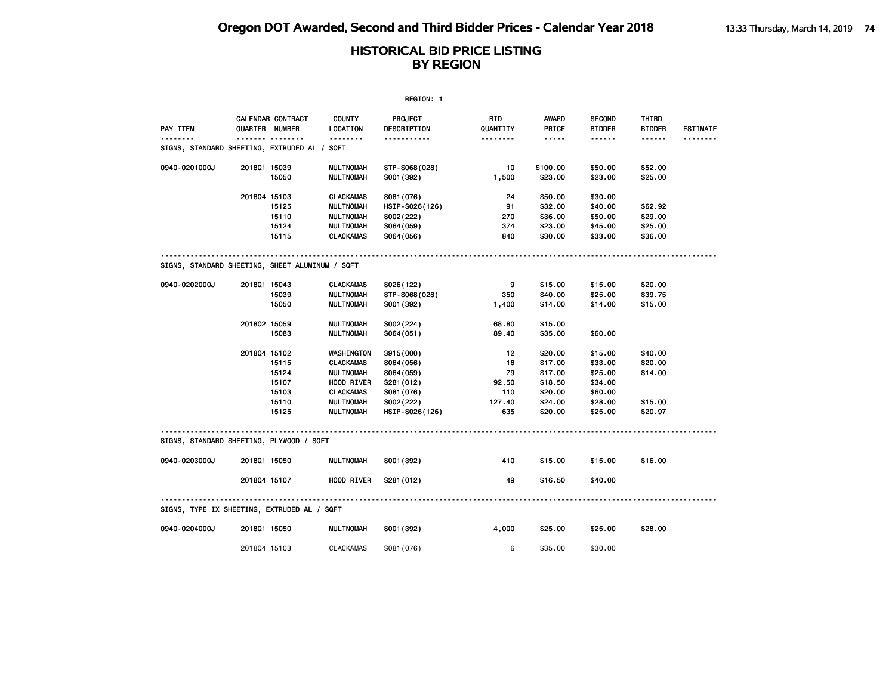# Oregon DOT Awarded, Second and Third Bidder Prices - Calendar Year 2018

## HISTORICAL BID PRICE LISTING BY REGION

REGION: 1

| PAY ITEM | CALENDAR QUARTER | CONTRACT NUMBER | COUNTY LOCATION | PROJECT DESCRIPTION | BID QUANTITY | AWARD PRICE | SECOND BIDDER | THIRD BIDDER | ESTIMATE |
|---|---|---|---|---|---|---|---|---|---|
| **SIGNS, STANDARD SHEETING, EXTRUDED AL / SQFT** | | | | | | | | | |
| 0940-0201000J | 2018Q1 | 15039 | MULTNOMAH | STP-S068(028) | 10 | $100.00 | $50.00 | $52.00 | |
| | | 15050 | MULTNOMAH | S001(392) | 1,500 | $23.00 | $23.00 | $25.00 | |
| | 2018Q4 | 15103 | CLACKAMAS | S081(076) | 24 | $50.00 | $30.00 | | |
| | | 15125 | MULTNOMAH | HSIP-S026(126) | 91 | $32.00 | $40.00 | $62.92 | |
| | | 15110 | MULTNOMAH | S002(222) | 270 | $36.00 | $50.00 | $29.00 | |
| | | 15124 | MULTNOMAH | S064(059) | 374 | $23.00 | $45.00 | $25.00 | |
| | | 15115 | CLACKAMAS | S064(056) | 840 | $30.00 | $33.00 | $36.00 | |
| **SIGNS, STANDARD SHEETING, SHEET ALUMINUM / SQFT** | | | | | | | | | |
| 0940-0202000J | 2018Q1 | 15043 | CLACKAMAS | S026(122) | 9 | $15.00 | $15.00 | $20.00 | |
| | | 15039 | MULTNOMAH | STP-S068(028) | 350 | $40.00 | $25.00 | $39.75 | |
| | | 15050 | MULTNOMAH | S001(392) | 1,400 | $14.00 | $14.00 | $15.00 | |
| | 2018Q2 | 15059 | MULTNOMAH | S002(224) | 68.80 | $15.00 | | | |
| | | 15083 | MULTNOMAH | S064(051) | 89.40 | $35.00 | $60.00 | | |
| | 2018Q4 | 15102 | WASHINGTON | 3915(000) | 12 | $20.00 | $15.00 | $40.00 | |
| | | 15115 | CLACKAMAS | S064(056) | 16 | $17.00 | $33.00 | $20.00 | |
| | | 15124 | MULTNOMAH | S064(059) | 79 | $17.00 | $25.00 | $14.00 | |
| | | 15107 | HOOD RIVER | S281(012) | 92.50 | $18.50 | $34.00 | | |
| | | 15103 | CLACKAMAS | S081(076) | 110 | $20.00 | $60.00 | | |
| | | 15110 | MULTNOMAH | S002(222) | 127.40 | $24.00 | $28.00 | $15.00 | |
| | | 15125 | MULTNOMAH | HSIP-S026(126) | 635 | $20.00 | $25.00 | $20.97 | |
| **SIGNS, STANDARD SHEETING, PLYWOOD / SQFT** | | | | | | | | | |
| 0940-0203000J | 2018Q1 | 15050 | MULTNOMAH | S001(392) | 410 | $15.00 | $15.00 | $16.00 | |
| | 2018Q4 | 15107 | HOOD RIVER | S281(012) | 49 | $16.50 | $40.00 | | |
| **SIGNS, TYPE IX SHEETING, EXTRUDED AL / SQFT** | | | | | | | | | |
| 0940-0204000J | 2018Q1 | 15050 | MULTNOMAH | S001(392) | 4,000 | $25.00 | $25.00 | $28.00 | |
| | 2018Q4 | 15103 | CLACKAMAS | S081(076) | 6 | $35.00 | $30.00 | | |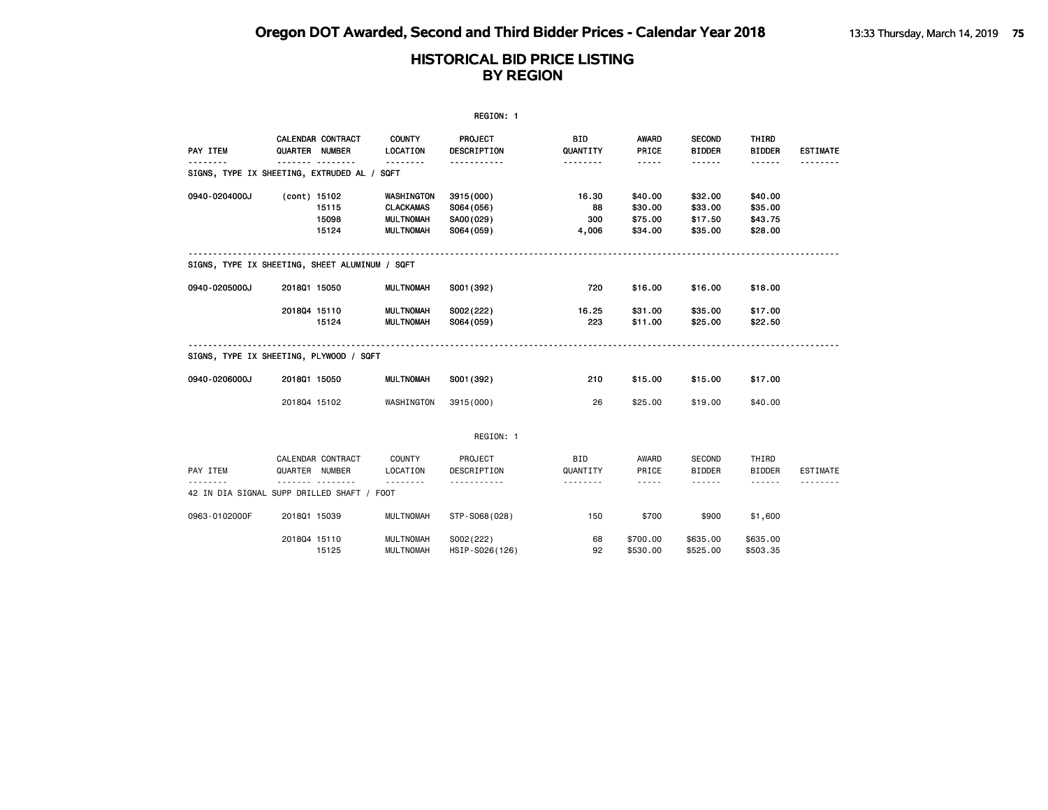## Oregon DOT Awarded, Second and Third Bidder Prices - Calendar Year 2018

### HISTORICAL BID PRICE LISTING BY REGION

REGION: 1

| PAY ITEM | CALENDAR QUARTER | CONTRACT NUMBER | COUNTY LOCATION | PROJECT DESCRIPTION | BID QUANTITY | AWARD PRICE | SECOND BIDDER | THIRD BIDDER | ESTIMATE |
|---|---|---|---|---|---|---|---|---|---|
| **SIGNS, TYPE IX SHEETING, EXTRUDED AL / SQFT** | | | | | | | | | |
| 0940-0204000J | (cont) | 15102 | WASHINGTON | 3915(000) | 16.30 | $40.00 | $32.00 | $40.00 | |
| | | 15115 | CLACKAMAS | S064(056) | 88 | $30.00 | $33.00 | $35.00 | |
| | | 15098 | MULTNOMAH | SA00(029) | 300 | $75.00 | $17.50 | $43.75 | |
| | | 15124 | MULTNOMAH | S064(059) | 4,006 | $34.00 | $35.00 | $28.00 | |
| **SIGNS, TYPE IX SHEETING, SHEET ALUMINUM / SQFT** | | | | | | | | | |
| 0940-0205000J | 2018Q1 | 15050 | MULTNOMAH | S001(392) | 720 | $16.00 | $16.00 | $18.00 | |
| | 2018Q4 | 15110 | MULTNOMAH | S002(222) | 16.25 | $31.00 | $35.00 | $17.00 | |
| | | 15124 | MULTNOMAH | S064(059) | 223 | $11.00 | $25.00 | $22.50 | |
| **SIGNS, TYPE IX SHEETING, PLYWOOD / SQFT** | | | | | | | | | |
| 0940-0206000J | 2018Q1 | 15050 | MULTNOMAH | S001(392) | 210 | $15.00 | $15.00 | $17.00 | |
| | 2018Q4 | 15102 | WASHINGTON | 3915(000) | 26 | $25.00 | $19.00 | $40.00 | |

REGION: 1

| PAY ITEM | CALENDAR QUARTER | CONTRACT NUMBER | COUNTY LOCATION | PROJECT DESCRIPTION | BID QUANTITY | AWARD PRICE | SECOND BIDDER | THIRD BIDDER | ESTIMATE |
|---|---|---|---|---|---|---|---|---|---|
| **42 IN DIA SIGNAL SUPP DRILLED SHAFT / FOOT** | | | | | | | | | |
| 0963-0102000F | 2018Q1 | 15039 | MULTNOMAH | STP-S068(028) | 150 | $700 | $900 | $1,600 | |
| | 2018Q4 | 15110 | MULTNOMAH | S002(222) | 68 | $700.00 | $635.00 | $635.00 | |
| | | 15125 | MULTNOMAH | HSIP-S026(126) | 92 | $530.00 | $525.00 | $503.35 | |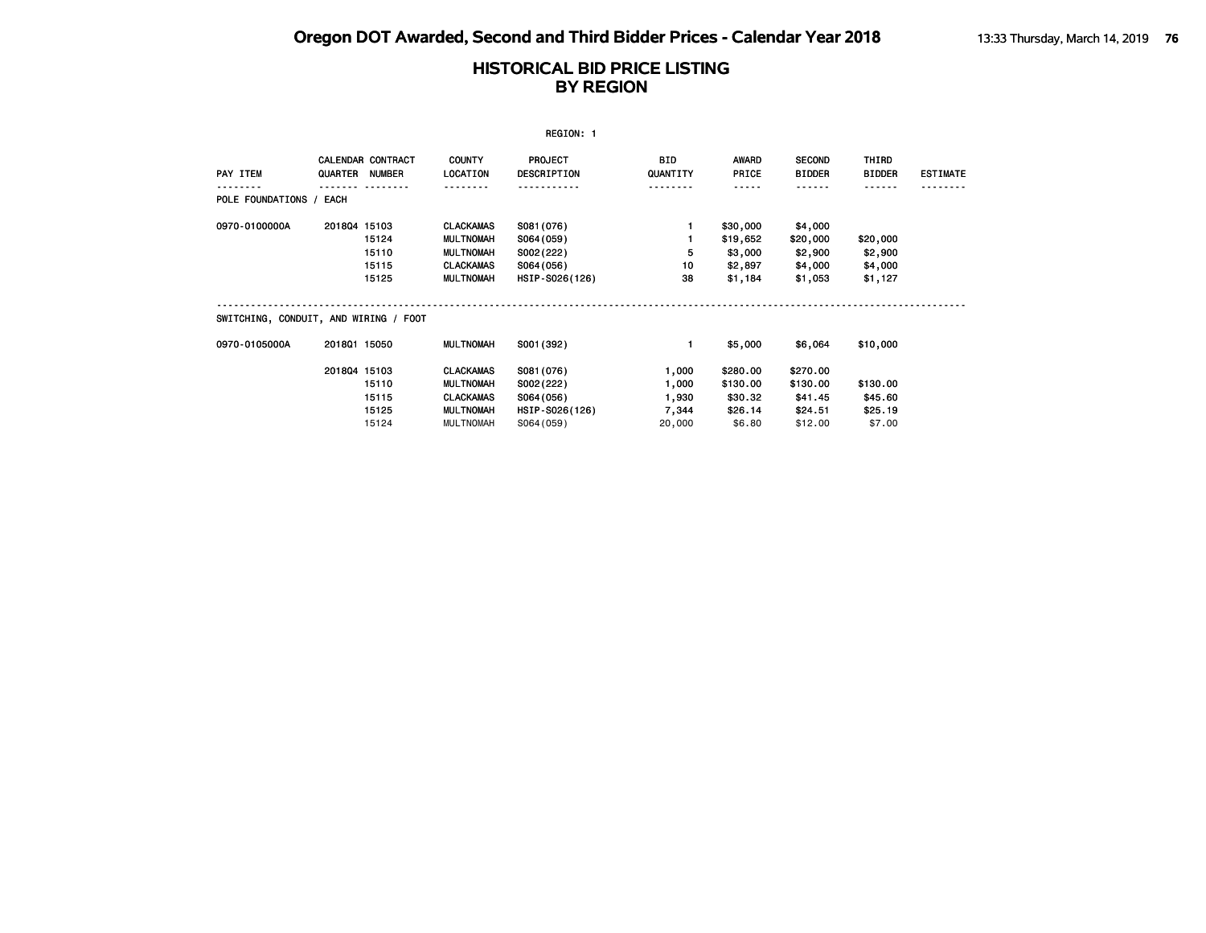# Oregon DOT Awarded, Second and Third Bidder Prices - Calendar Year 2018

## HISTORICAL BID PRICE LISTING BY REGION

REGION: 1

| PAY ITEM | CALENDAR QUARTER | CONTRACT NUMBER | COUNTY LOCATION | PROJECT DESCRIPTION | BID QUANTITY | AWARD PRICE | SECOND BIDDER | THIRD BIDDER | ESTIMATE |
|---|---|---|---|---|---|---|---|---|---|
| POLE FOUNDATIONS / EACH | | | | | | | | | |
| 0970-0100000A | 2018Q4 | 15103 | CLACKAMAS | S081(076) | 1 | $30,000 | $4,000 | | |
| | | 15124 | MULTNOMAH | S064(059) | 1 | $19,652 | $20,000 | $20,000 | |
| | | 15110 | MULTNOMAH | S002(222) | 5 | $3,000 | $2,900 | $2,900 | |
| | | 15115 | CLACKAMAS | S064(056) | 10 | $2,897 | $4,000 | $4,000 | |
| | | 15125 | MULTNOMAH | HSIP-S026(126) | 38 | $1,184 | $1,053 | $1,127 | |
| SWITCHING, CONDUIT, AND WIRING / FOOT | | | | | | | | | |
| 0970-0105000A | 2018Q1 | 15050 | MULTNOMAH | S001(392) | 1 | $5,000 | $6,064 | $10,000 | |
| | 2018Q4 | 15103 | CLACKAMAS | S081(076) | 1,000 | $280.00 | $270.00 | | |
| | | 15110 | MULTNOMAH | S002(222) | 1,000 | $130.00 | $130.00 | $130.00 | |
| | | 15115 | CLACKAMAS | S064(056) | 1,930 | $30.32 | $41.45 | $45.60 | |
| | | 15125 | MULTNOMAH | HSIP-S026(126) | 7,344 | $26.14 | $24.51 | $25.19 | |
| | | 15124 | MULTNOMAH | S064(059) | 20,000 | $6.80 | $12.00 | $7.00 | |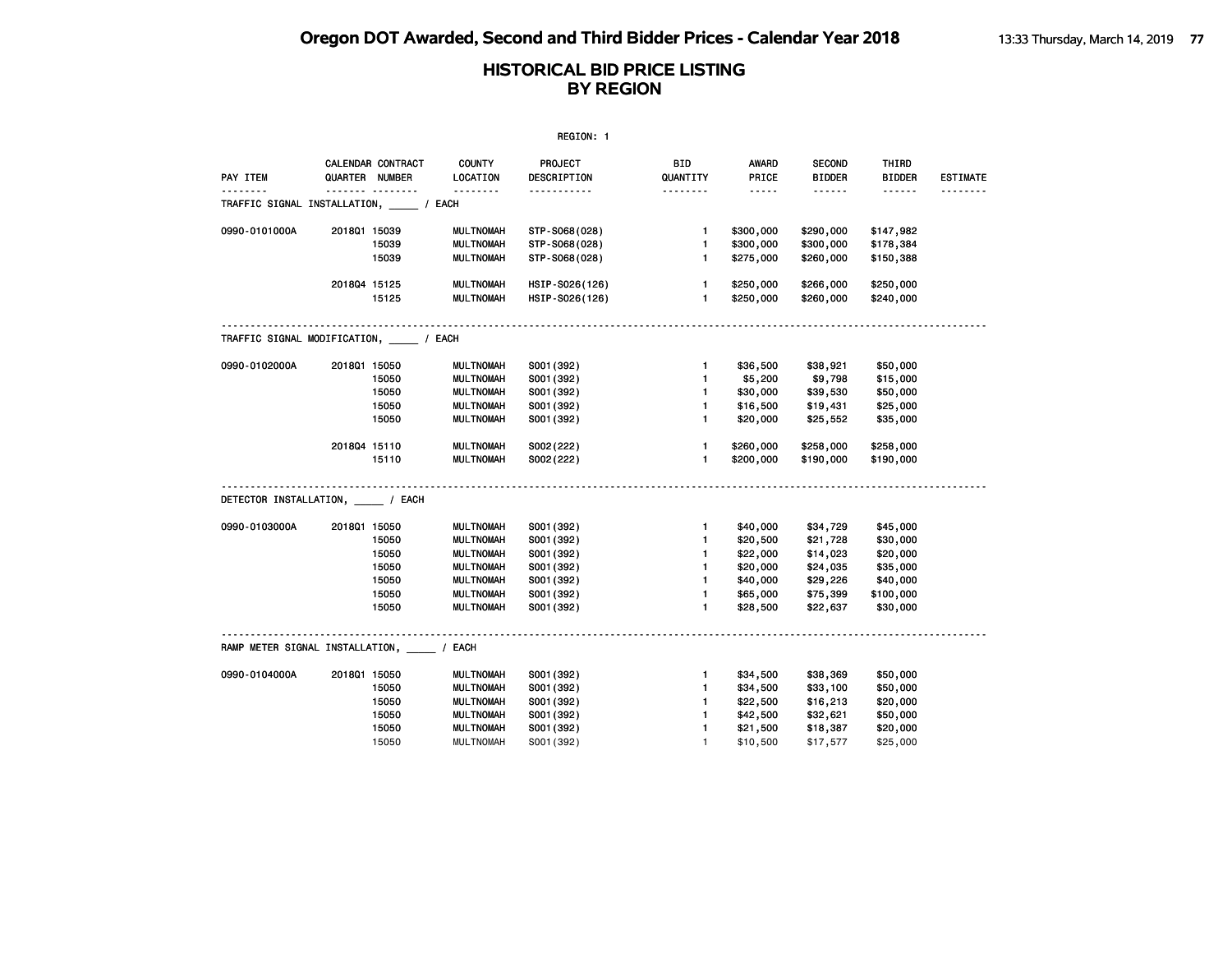# Oregon DOT Awarded, Second and Third Bidder Prices - Calendar Year 2018

## HISTORICAL BID PRICE LISTING BY REGION

REGION: 1

| PAY ITEM | CALENDAR QUARTER | CONTRACT NUMBER | COUNTY LOCATION | PROJECT DESCRIPTION | BID QUANTITY | AWARD PRICE | SECOND BIDDER | THIRD BIDDER | ESTIMATE |
|---|---|---|---|---|---|---|---|---|---|
| TRAFFIC SIGNAL INSTALLATION, _____ / EACH | | | | | | | | | |
| 0990-0101000A | 2018Q1 | 15039 | MULTNOMAH | STP-S068(028) | 1 | $300,000 | $290,000 | $147,982 | |
| | | 15039 | MULTNOMAH | STP-S068(028) | 1 | $300,000 | $300,000 | $178,384 | |
| | | 15039 | MULTNOMAH | STP-S068(028) | 1 | $275,000 | $260,000 | $150,388 | |
| | 2018Q4 | 15125 | MULTNOMAH | HSIP-S026(126) | 1 | $250,000 | $266,000 | $250,000 | |
| | | 15125 | MULTNOMAH | HSIP-S026(126) | 1 | $250,000 | $260,000 | $240,000 | |
| TRAFFIC SIGNAL MODIFICATION, _____ / EACH | | | | | | | | | |
| 0990-0102000A | 2018Q1 | 15050 | MULTNOMAH | S001(392) | 1 | $36,500 | $38,921 | $50,000 | |
| | | 15050 | MULTNOMAH | S001(392) | 1 | $5,200 | $9,798 | $15,000 | |
| | | 15050 | MULTNOMAH | S001(392) | 1 | $30,000 | $39,530 | $50,000 | |
| | | 15050 | MULTNOMAH | S001(392) | 1 | $16,500 | $19,431 | $25,000 | |
| | | 15050 | MULTNOMAH | S001(392) | 1 | $20,000 | $25,552 | $35,000 | |
| | 2018Q4 | 15110 | MULTNOMAH | S002(222) | 1 | $260,000 | $258,000 | $258,000 | |
| | | 15110 | MULTNOMAH | S002(222) | 1 | $200,000 | $190,000 | $190,000 | |
| DETECTOR INSTALLATION, _____ / EACH | | | | | | | | | |
| 0990-0103000A | 2018Q1 | 15050 | MULTNOMAH | S001(392) | 1 | $40,000 | $34,729 | $45,000 | |
| | | 15050 | MULTNOMAH | S001(392) | 1 | $20,500 | $21,728 | $30,000 | |
| | | 15050 | MULTNOMAH | S001(392) | 1 | $22,000 | $14,023 | $20,000 | |
| | | 15050 | MULTNOMAH | S001(392) | 1 | $20,000 | $24,035 | $35,000 | |
| | | 15050 | MULTNOMAH | S001(392) | 1 | $40,000 | $29,226 | $40,000 | |
| | | 15050 | MULTNOMAH | S001(392) | 1 | $65,000 | $75,399 | $100,000 | |
| | | 15050 | MULTNOMAH | S001(392) | 1 | $28,500 | $22,637 | $30,000 | |
| RAMP METER SIGNAL INSTALLATION, _____ / EACH | | | | | | | | | |
| 0990-0104000A | 2018Q1 | 15050 | MULTNOMAH | S001(392) | 1 | $34,500 | $38,369 | $50,000 | |
| | | 15050 | MULTNOMAH | S001(392) | 1 | $34,500 | $33,100 | $50,000 | |
| | | 15050 | MULTNOMAH | S001(392) | 1 | $22,500 | $16,213 | $20,000 | |
| | | 15050 | MULTNOMAH | S001(392) | 1 | $42,500 | $32,621 | $50,000 | |
| | | 15050 | MULTNOMAH | S001(392) | 1 | $21,500 | $18,387 | $20,000 | |
| | | 15050 | MULTNOMAH | S001(392) | 1 | $10,500 | $17,577 | $25,000 | |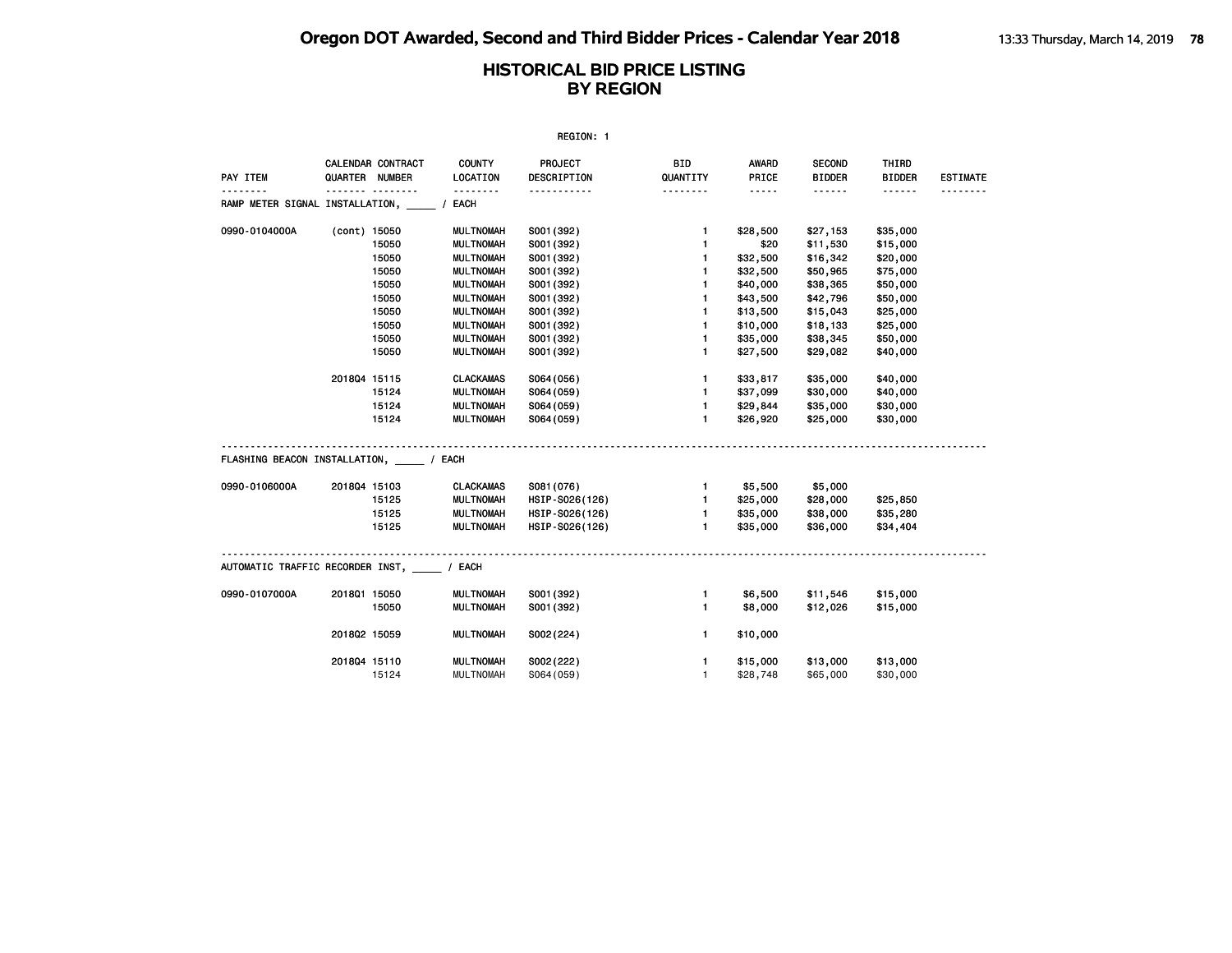# Oregon DOT Awarded, Second and Third Bidder Prices - Calendar Year 2018

## HISTORICAL BID PRICE LISTING BY REGION

REGION: 1

| PAY ITEM | CALENDAR QUARTER | CONTRACT NUMBER | COUNTY LOCATION | PROJECT DESCRIPTION | BID QUANTITY | AWARD PRICE | SECOND BIDDER | THIRD BIDDER | ESTIMATE |
|---|---|---|---|---|---|---|---|---|---|
| **RAMP METER SIGNAL INSTALLATION, _____ / EACH** | | | | | | | | | |
| 0990-0104000A | (cont) | 15050 | MULTNOMAH | S001(392) | 1 | $28,500 | $27,153 | $35,000 | |
| | | 15050 | MULTNOMAH | S001(392) | 1 | $20 | $11,530 | $15,000 | |
| | | 15050 | MULTNOMAH | S001(392) | 1 | $32,500 | $16,342 | $20,000 | |
| | | 15050 | MULTNOMAH | S001(392) | 1 | $32,500 | $50,965 | $75,000 | |
| | | 15050 | MULTNOMAH | S001(392) | 1 | $40,000 | $38,365 | $50,000 | |
| | | 15050 | MULTNOMAH | S001(392) | 1 | $43,500 | $42,796 | $50,000 | |
| | | 15050 | MULTNOMAH | S001(392) | 1 | $13,500 | $15,043 | $25,000 | |
| | | 15050 | MULTNOMAH | S001(392) | 1 | $10,000 | $18,133 | $25,000 | |
| | | 15050 | MULTNOMAH | S001(392) | 1 | $35,000 | $38,345 | $50,000 | |
| | | 15050 | MULTNOMAH | S001(392) | 1 | $27,500 | $29,082 | $40,000 | |
| | 2018Q4 | 15115 | CLACKAMAS | S064(056) | 1 | $33,817 | $35,000 | $40,000 | |
| | | 15124 | MULTNOMAH | S064(059) | 1 | $37,099 | $30,000 | $40,000 | |
| | | 15124 | MULTNOMAH | S064(059) | 1 | $29,844 | $35,000 | $30,000 | |
| | | 15124 | MULTNOMAH | S064(059) | 1 | $26,920 | $25,000 | $30,000 | |
| **FLASHING BEACON INSTALLATION, _____ / EACH** | | | | | | | | | |
| 0990-0106000A | 2018Q4 | 15103 | CLACKAMAS | S081(076) | 1 | $5,500 | $5,000 | | |
| | | 15125 | MULTNOMAH | HSIP-S026(126) | 1 | $25,000 | $28,000 | $25,850 | |
| | | 15125 | MULTNOMAH | HSIP-S026(126) | 1 | $35,000 | $38,000 | $35,280 | |
| | | 15125 | MULTNOMAH | HSIP-S026(126) | 1 | $35,000 | $36,000 | $34,404 | |
| **AUTOMATIC TRAFFIC RECORDER INST, _____ / EACH** | | | | | | | | | |
| 0990-0107000A | 2018Q1 | 15050 | MULTNOMAH | S001(392) | 1 | $6,500 | $11,546 | $15,000 | |
| | | 15050 | MULTNOMAH | S001(392) | 1 | $8,000 | $12,026 | $15,000 | |
| | 2018Q2 | 15059 | MULTNOMAH | S002(224) | 1 | $10,000 | | | |
| | 2018Q4 | 15110 | MULTNOMAH | S002(222) | 1 | $15,000 | $13,000 | $13,000 | |
| | | 15124 | MULTNOMAH | S064(059) | 1 | $28,748 | $65,000 | $30,000 | |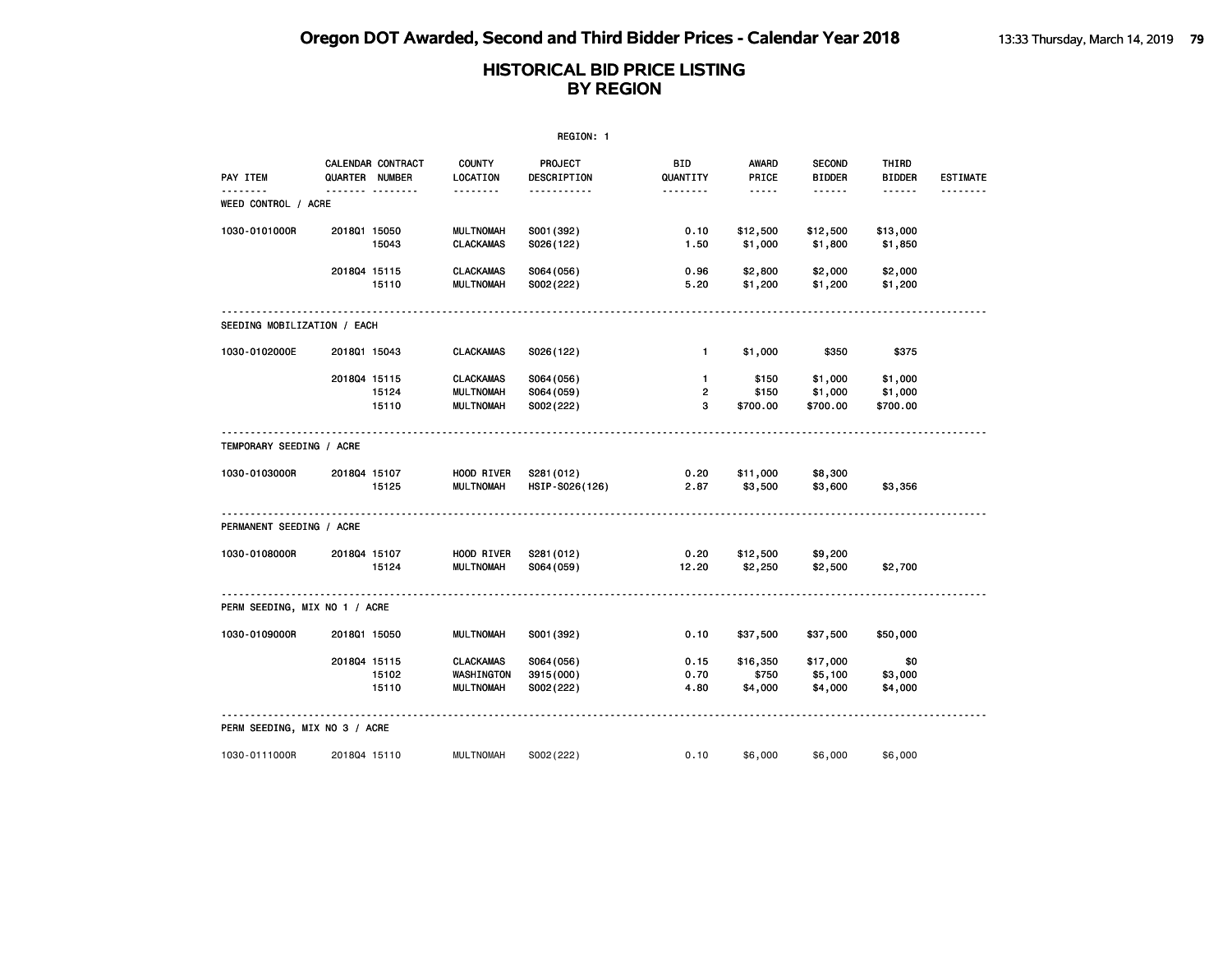# Oregon DOT Awarded, Second and Third Bidder Prices - Calendar Year 2018

## HISTORICAL BID PRICE LISTING BY REGION

REGION: 1

| PAY ITEM | CALENDAR QUARTER | CONTRACT NUMBER | COUNTY LOCATION | PROJECT DESCRIPTION | BID QUANTITY | AWARD PRICE | SECOND BIDDER | THIRD BIDDER | ESTIMATE |
|---|---|---|---|---|---|---|---|---|---|
| **WEED CONTROL / ACRE** | | | | | | | | | |
| 1030-0101000R | 2018Q1 | 15050 | MULTNOMAH | S001(392) | 0.10 | $12,500 | $12,500 | $13,000 | |
| | | 15043 | CLACKAMAS | S026(122) | 1.50 | $1,000 | $1,800 | $1,850 | |
| | 2018Q4 | 15115 | CLACKAMAS | S064(056) | 0.96 | $2,800 | $2,000 | $2,000 | |
| | | 15110 | MULTNOMAH | S002(222) | 5.20 | $1,200 | $1,200 | $1,200 | |
| **SEEDING MOBILIZATION / EACH** | | | | | | | | | |
| 1030-0102000E | 2018Q1 | 15043 | CLACKAMAS | S026(122) | 1 | $1,000 | $350 | $375 | |
| | 2018Q4 | 15115 | CLACKAMAS | S064(056) | 1 | $150 | $1,000 | $1,000 | |
| | | 15124 | MULTNOMAH | S064(059) | 2 | $150 | $1,000 | $1,000 | |
| | | 15110 | MULTNOMAH | S002(222) | 3 | $700.00 | $700.00 | $700.00 | |
| **TEMPORARY SEEDING / ACRE** | | | | | | | | | |
| 1030-0103000R | 2018Q4 | 15107 | HOOD RIVER | S281(012) | 0.20 | $11,000 | $8,300 | | |
| | | 15125 | MULTNOMAH | HSIP-S026(126) | 2.87 | $3,500 | $3,600 | $3,356 | |
| **PERMANENT SEEDING / ACRE** | | | | | | | | | |
| 1030-0108000R | 2018Q4 | 15107 | HOOD RIVER | S281(012) | 0.20 | $12,500 | $9,200 | | |
| | | 15124 | MULTNOMAH | S064(059) | 12.20 | $2,250 | $2,500 | $2,700 | |
| **PERM SEEDING, MIX NO 1 / ACRE** | | | | | | | | | |
| 1030-0109000R | 2018Q1 | 15050 | MULTNOMAH | S001(392) | 0.10 | $37,500 | $37,500 | $50,000 | |
| | 2018Q4 | 15115 | CLACKAMAS | S064(056) | 0.15 | $16,350 | $17,000 | $0 | |
| | | 15102 | WASHINGTON | 3915(000) | 0.70 | $750 | $5,100 | $3,000 | |
| | | 15110 | MULTNOMAH | S002(222) | 4.80 | $4,000 | $4,000 | $4,000 | |
| **PERM SEEDING, MIX NO 3 / ACRE** | | | | | | | | | |
| 1030-0111000R | 2018Q4 | 15110 | MULTNOMAH | S002(222) | 0.10 | $6,000 | $6,000 | $6,000 | |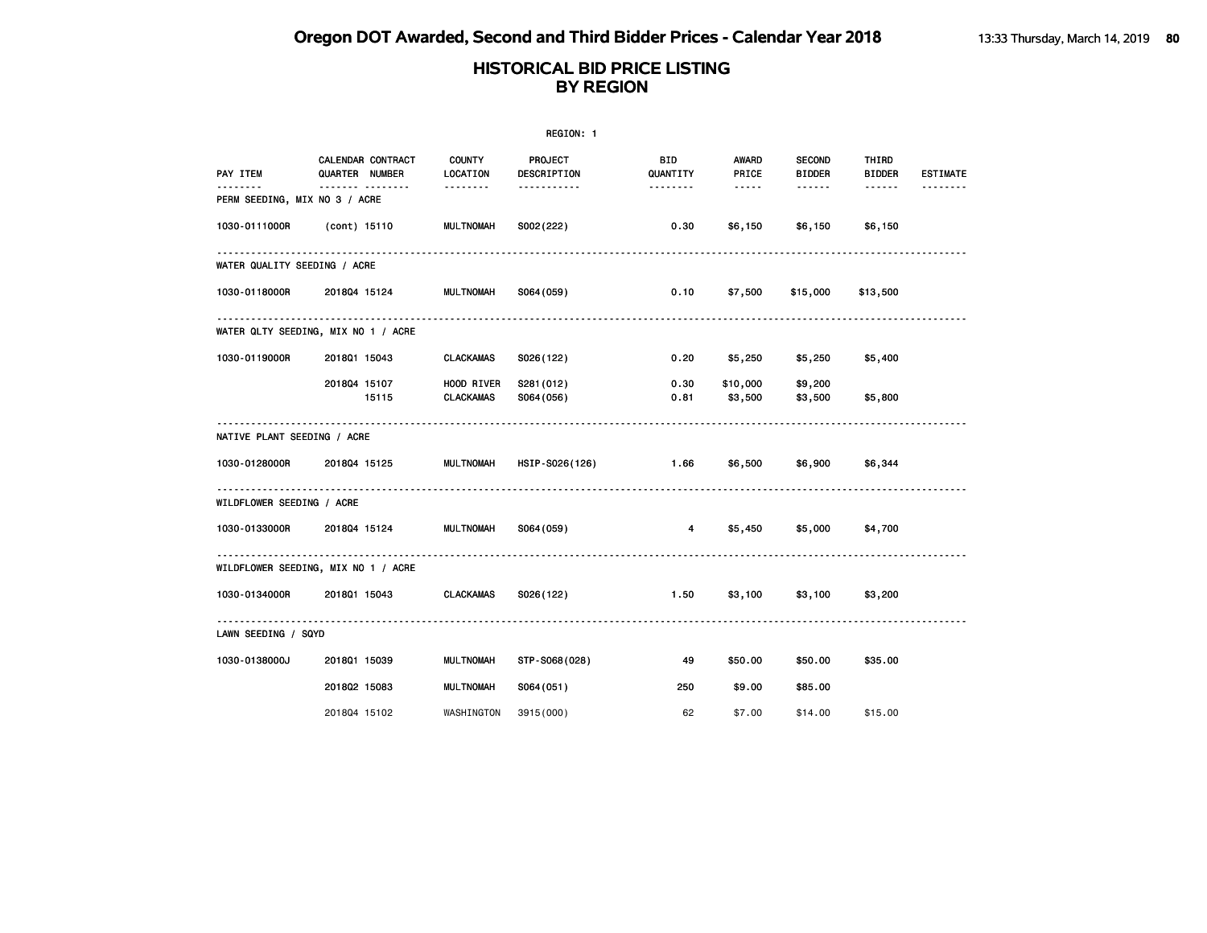# Oregon DOT Awarded, Second and Third Bidder Prices - Calendar Year 2018

## HISTORICAL BID PRICE LISTING BY REGION

REGION: 1

| PAY ITEM | CALENDAR QUARTER | CONTRACT NUMBER | COUNTY LOCATION | PROJECT DESCRIPTION | BID QUANTITY | AWARD PRICE | SECOND BIDDER | THIRD BIDDER | ESTIMATE |
|---|---|---|---|---|---|---|---|---|---|
| **PERM SEEDING, MIX NO 3 / ACRE** | | | | | | | | | |
| 1030-0111000R | (cont) | 15110 | MULTNOMAH | S002(222) | 0.30 | $6,150 | $6,150 | $6,150 | |
| **WATER QUALITY SEEDING / ACRE** | | | | | | | | | |
| 1030-0118000R | 2018Q4 | 15124 | MULTNOMAH | S064(059) | 0.10 | $7,500 | $15,000 | $13,500 | |
| **WATER QLTY SEEDING, MIX NO 1 / ACRE** | | | | | | | | | |
| 1030-0119000R | 2018Q1 | 15043 | CLACKAMAS | S026(122) | 0.20 | $5,250 | $5,250 | $5,400 | |
| | 2018Q4 | 15107 | HOOD RIVER | S281(012) | 0.30 | $10,000 | $9,200 | | |
| | | 15115 | CLACKAMAS | S064(056) | 0.81 | $3,500 | $3,500 | $5,800 | |
| **NATIVE PLANT SEEDING / ACRE** | | | | | | | | | |
| 1030-0128000R | 2018Q4 | 15125 | MULTNOMAH | HSIP-S026(126) | 1.66 | $6,500 | $6,900 | $6,344 | |
| **WILDFLOWER SEEDING / ACRE** | | | | | | | | | |
| 1030-0133000R | 2018Q4 | 15124 | MULTNOMAH | S064(059) | 4 | $5,450 | $5,000 | $4,700 | |
| **WILDFLOWER SEEDING, MIX NO 1 / ACRE** | | | | | | | | | |
| 1030-0134000R | 2018Q1 | 15043 | CLACKAMAS | S026(122) | 1.50 | $3,100 | $3,100 | $3,200 | |
| **LAWN SEEDING / SQYD** | | | | | | | | | |
| 1030-0138000J | 2018Q1 | 15039 | MULTNOMAH | STP-S068(028) | 49 | $50.00 | $50.00 | $35.00 | |
| | 2018Q2 | 15083 | MULTNOMAH | S064(051) | 250 | $9.00 | $85.00 | | |
| | 2018Q4 | 15102 | WASHINGTON | 3915(000) | 62 | $7.00 | $14.00 | $15.00 | |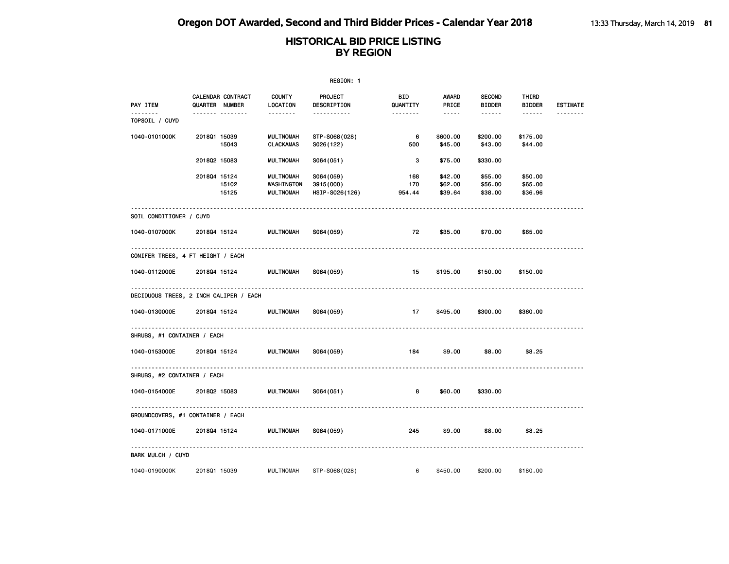# Oregon DOT Awarded, Second and Third Bidder Prices - Calendar Year 2018

## HISTORICAL BID PRICE LISTING BY REGION

REGION: 1

| PAY ITEM | CALENDAR QUARTER | CONTRACT NUMBER | COUNTY LOCATION | PROJECT DESCRIPTION | BID QUANTITY | AWARD PRICE | SECOND BIDDER | THIRD BIDDER | ESTIMATE |
|---|---|---|---|---|---|---|---|---|---|
| **TOPSOIL / CUYD** | | | | | | | | | |
| 1040-0101000K | 2018Q1 | 15039 | MULTNOMAH | STP-S068(028) | 6 | $600.00 | $200.00 | $175.00 | |
| | | 15043 | CLACKAMAS | S026(122) | 500 | $45.00 | $43.00 | $44.00 | |
| | 2018Q2 | 15083 | MULTNOMAH | S064(051) | 3 | $75.00 | $330.00 | | |
| | 2018Q4 | 15124 | MULTNOMAH | S064(059) | 168 | $42.00 | $55.00 | $50.00 | |
| | | 15102 | WASHINGTON | 3915(000) | 170 | $62.00 | $56.00 | $65.00 | |
| | | 15125 | MULTNOMAH | HSIP-S026(126) | 954.44 | $39.64 | $38.00 | $36.96 | |
| **SOIL CONDITIONER / CUYD** | | | | | | | | | |
| 1040-0107000K | 2018Q4 | 15124 | MULTNOMAH | S064(059) | 72 | $35.00 | $70.00 | $65.00 | |
| **CONIFER TREES, 4 FT HEIGHT / EACH** | | | | | | | | | |
| 1040-0112000E | 2018Q4 | 15124 | MULTNOMAH | S064(059) | 15 | $195.00 | $150.00 | $150.00 | |
| **DECIDUOUS TREES, 2 INCH CALIPER / EACH** | | | | | | | | | |
| 1040-0130000E | 2018Q4 | 15124 | MULTNOMAH | S064(059) | 17 | $495.00 | $300.00 | $360.00 | |
| **SHRUBS, #1 CONTAINER / EACH** | | | | | | | | | |
| 1040-0153000E | 2018Q4 | 15124 | MULTNOMAH | S064(059) | 184 | $9.00 | $8.00 | $8.25 | |
| **SHRUBS, #2 CONTAINER / EACH** | | | | | | | | | |
| 1040-0154000E | 2018Q2 | 15083 | MULTNOMAH | S064(051) | 8 | $60.00 | $330.00 | | |
| **GROUNDCOVERS, #1 CONTAINER / EACH** | | | | | | | | | |
| 1040-0171000E | 2018Q4 | 15124 | MULTNOMAH | S064(059) | 245 | $9.00 | $8.00 | $8.25 | |
| **BARK MULCH / CUYD** | | | | | | | | | |
| 1040-0190000K | 2018Q1 | 15039 | MULTNOMAH | STP-S068(028) | 6 | $450.00 | $200.00 | $180.00 | |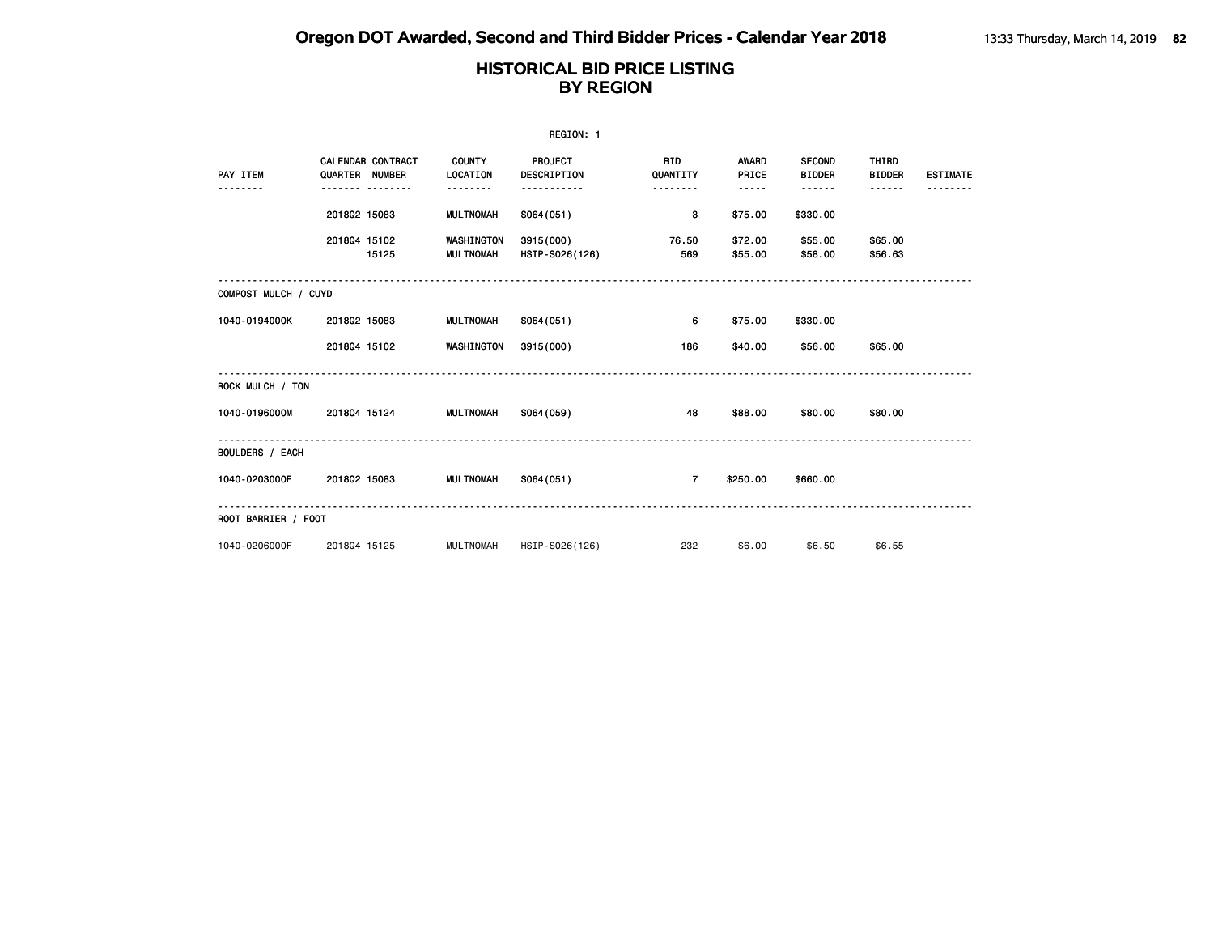# HISTORICAL BID PRICE LISTING
## BY REGION

REGION: 1

| PAY ITEM | CALENDAR QUARTER | CONTRACT NUMBER | COUNTY LOCATION | PROJECT DESCRIPTION | BID QUANTITY | AWARD PRICE | SECOND BIDDER | THIRD BIDDER | ESTIMATE |
|---|---|---|---|---|---|---|---|---|---|
| | 2018Q2 | 15083 | MULTNOMAH | S064(051) | 3 | $75.00 | $330.00 | | |
| | 2018Q4 | 15102 | WASHINGTON | 3915(000) | 76.50 | $72.00 | $55.00 | $65.00 | |
| | | 15125 | MULTNOMAH | HSIP-S026(126) | 569 | $55.00 | $58.00 | $56.63 | |
| COMPOST MULCH / CUYD | | | | | | | | | |
| 1040-0194000K | 2018Q2 | 15083 | MULTNOMAH | S064(051) | 6 | $75.00 | $330.00 | | |
| | 2018Q4 | 15102 | WASHINGTON | 3915(000) | 186 | $40.00 | $56.00 | $65.00 | |
| ROCK MULCH / TON | | | | | | | | | |
| 1040-0196000M | 2018Q4 | 15124 | MULTNOMAH | S064(059) | 48 | $88.00 | $80.00 | $80.00 | |
| BOULDERS / EACH | | | | | | | | | |
| 1040-0203000E | 2018Q2 | 15083 | MULTNOMAH | S064(051) | 7 | $250.00 | $660.00 | | |
| ROOT BARRIER / FOOT | | | | | | | | | |
| 1040-0206000F | 2018Q4 | 15125 | MULTNOMAH | HSIP-S026(126) | 232 | $6.00 | $6.50 | $6.55 | |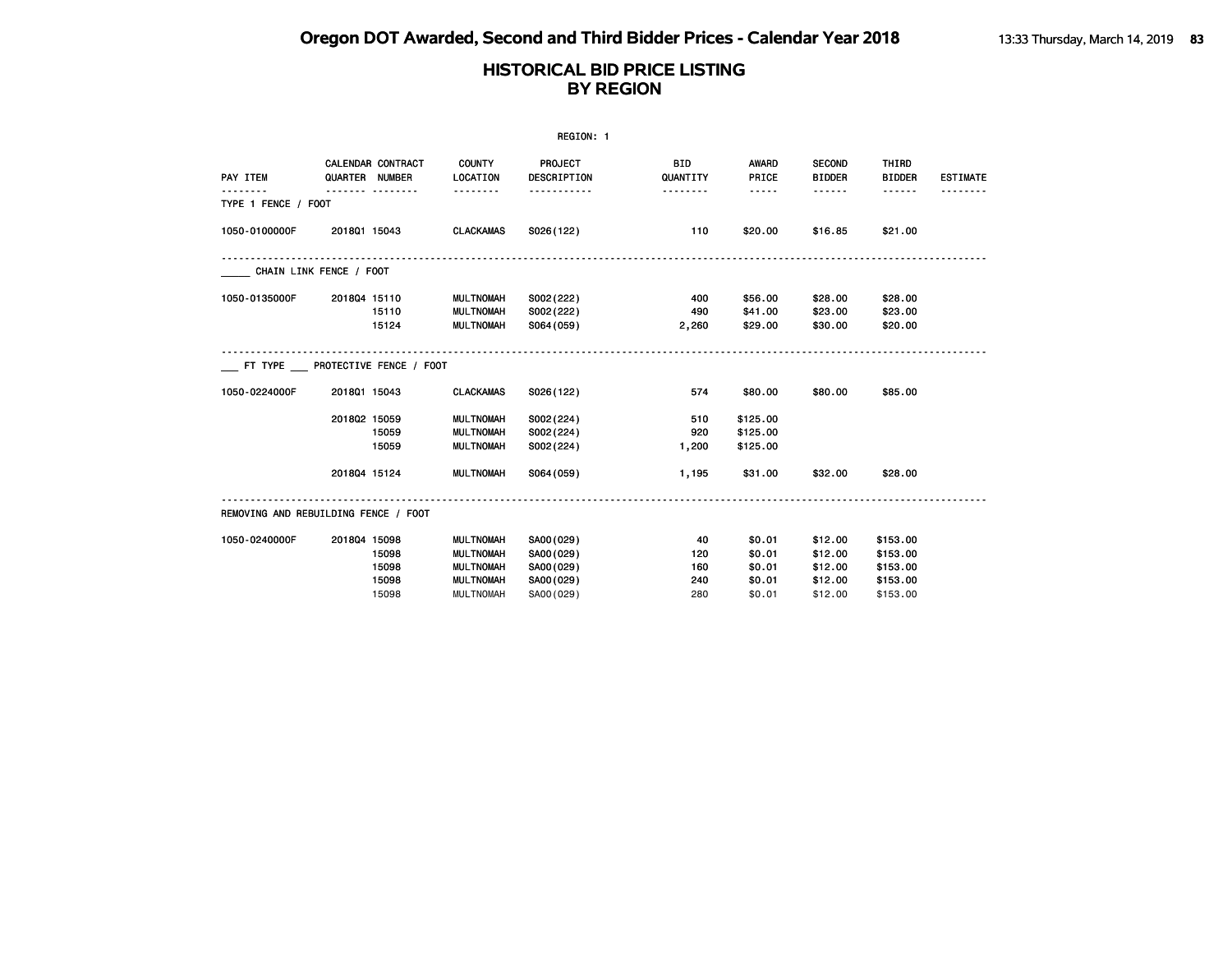# Oregon DOT Awarded, Second and Third Bidder Prices - Calendar Year 2018

## HISTORICAL BID PRICE LISTING BY REGION

REGION: 1

| PAY ITEM | CALENDAR QUARTER | CONTRACT NUMBER | COUNTY LOCATION | PROJECT DESCRIPTION | BID QUANTITY | AWARD PRICE | SECOND BIDDER | THIRD BIDDER | ESTIMATE |
|---|---|---|---|---|---|---|---|---|---|
| **TYPE 1 FENCE / FOOT** | | | | | | | | | |
| 1050-0100000F | 2018Q1 | 15043 | CLACKAMAS | S026(122) | 110 | $20.00 | $16.85 | $21.00 | |
| **_____ CHAIN LINK FENCE / FOOT** | | | | | | | | | |
| 1050-0135000F | 2018Q4 | 15110 | MULTNOMAH | S002(222) | 400 | $56.00 | $28.00 | $28.00 | |
| | | 15110 | MULTNOMAH | S002(222) | 490 | $41.00 | $23.00 | $23.00 | |
| | | 15124 | MULTNOMAH | S064(059) | 2,260 | $29.00 | $30.00 | $20.00 | |
| **___ FT TYPE ___ PROTECTIVE FENCE / FOOT** | | | | | | | | | |
| 1050-0224000F | 2018Q1 | 15043 | CLACKAMAS | S026(122) | 574 | $80.00 | $80.00 | $85.00 | |
| | 2018Q2 | 15059 | MULTNOMAH | S002(224) | 510 | $125.00 | | | |
| | | 15059 | MULTNOMAH | S002(224) | 920 | $125.00 | | | |
| | | 15059 | MULTNOMAH | S002(224) | 1,200 | $125.00 | | | |
| | 2018Q4 | 15124 | MULTNOMAH | S064(059) | 1,195 | $31.00 | $32.00 | $28.00 | |
| **REMOVING AND REBUILDING FENCE / FOOT** | | | | | | | | | |
| 1050-0240000F | 2018Q4 | 15098 | MULTNOMAH | SA00(029) | 40 | $0.01 | $12.00 | $153.00 | |
| | | 15098 | MULTNOMAH | SA00(029) | 120 | $0.01 | $12.00 | $153.00 | |
| | | 15098 | MULTNOMAH | SA00(029) | 160 | $0.01 | $12.00 | $153.00 | |
| | | 15098 | MULTNOMAH | SA00(029) | 240 | $0.01 | $12.00 | $153.00 | |
| | | 15098 | MULTNOMAH | SA00(029) | 280 | $0.01 | $12.00 | $153.00 | |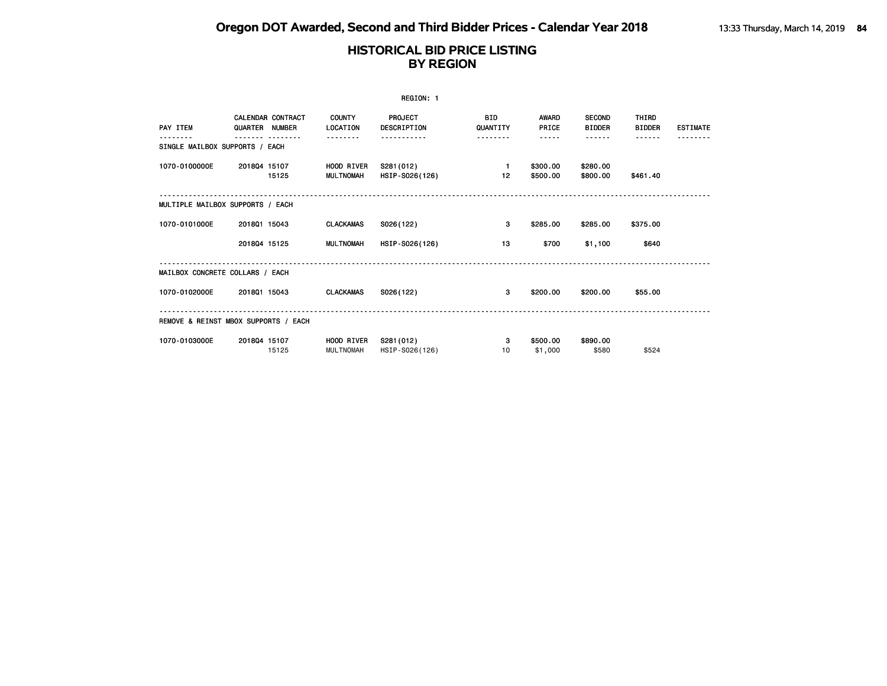# Oregon DOT Awarded, Second and Third Bidder Prices - Calendar Year 2018

## HISTORICAL BID PRICE LISTING BY REGION

REGION: 1

| PAY ITEM | CALENDAR QUARTER | CONTRACT NUMBER | COUNTY LOCATION | PROJECT DESCRIPTION | BID QUANTITY | AWARD PRICE | SECOND BIDDER | THIRD BIDDER | ESTIMATE |
|---|---|---|---|---|---|---|---|---|---|
| SINGLE MAILBOX SUPPORTS / EACH | | | | | | | | | |
| 1070-0100000E | 2018Q4 | 15107 | HOOD RIVER | S281(012) | 1 | $300.00 | $280.00 | | |
| | | 15125 | MULTNOMAH | HSIP-S026(126) | 12 | $500.00 | $800.00 | $461.40 | |
| MULTIPLE MAILBOX SUPPORTS / EACH | | | | | | | | | |
| 1070-0101000E | 2018Q1 | 15043 | CLACKAMAS | S026(122) | 3 | $285.00 | $285.00 | $375.00 | |
| | 2018Q4 | 15125 | MULTNOMAH | HSIP-S026(126) | 13 | $700 | $1,100 | $640 | |
| MAILBOX CONCRETE COLLARS / EACH | | | | | | | | | |
| 1070-0102000E | 2018Q1 | 15043 | CLACKAMAS | S026(122) | 3 | $200.00 | $200.00 | $55.00 | |
| REMOVE & REINST MBOX SUPPORTS / EACH | | | | | | | | | |
| 1070-0103000E | 2018Q4 | 15107 | HOOD RIVER | S281(012) | 3 | $500.00 | $890.00 | | |
| | | 15125 | MULTNOMAH | HSIP-S026(126) | 10 | $1,000 | $580 | $524 | |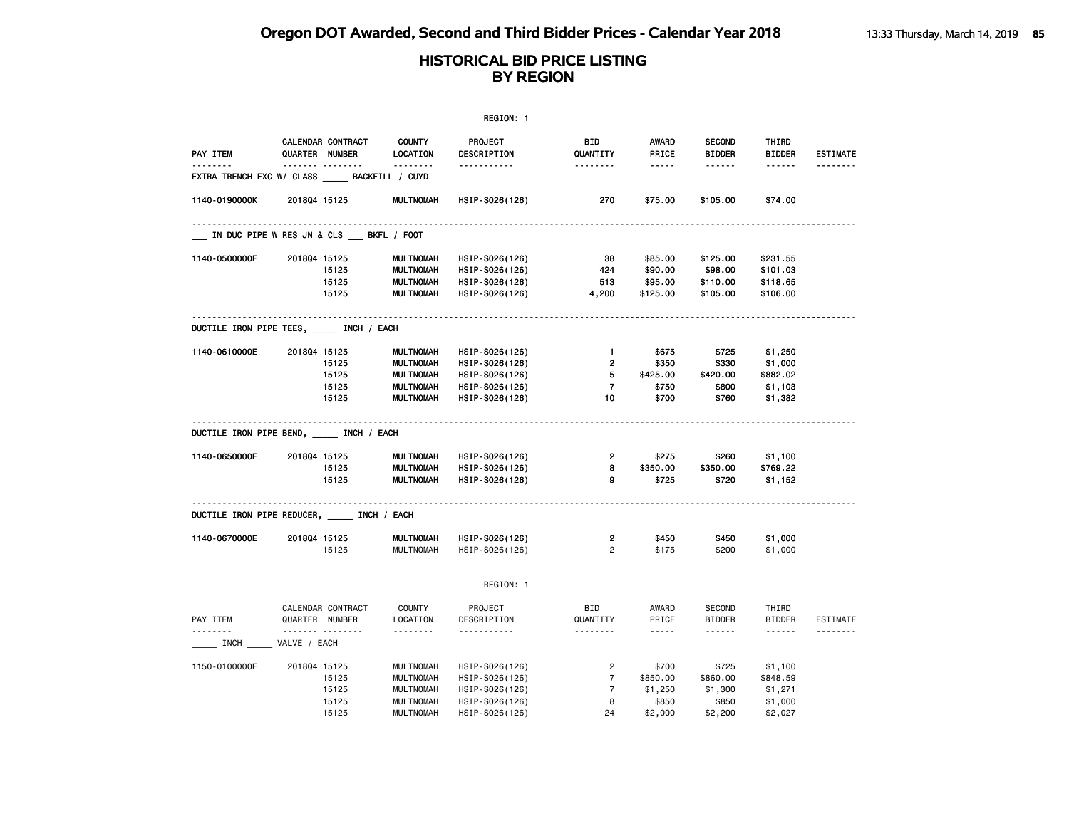# Oregon DOT Awarded, Second and Third Bidder Prices - Calendar Year 2018

## HISTORICAL BID PRICE LISTING BY REGION

REGION: 1

| PAY ITEM | CALENDAR QUARTER | CONTRACT NUMBER | COUNTY LOCATION | PROJECT DESCRIPTION | BID QUANTITY | AWARD PRICE | SECOND BIDDER | THIRD BIDDER | ESTIMATE |
|---|---|---|---|---|---|---|---|---|---|
| **EXTRA TRENCH EXC W/ CLASS _____ BACKFILL / CUYD** | | | | | | | | | |
| 1140-0190000K | 2018Q4 | 15125 | MULTNOMAH | HSIP-S026(126) | 270 | $75.00 | $105.00 | $74.00 | |
| **___ IN DUC PIPE W RES JN & CLS ___ BKFL / FOOT** | | | | | | | | | |
| 1140-0500000F | 2018Q4 | 15125 | MULTNOMAH | HSIP-S026(126) | 38 | $85.00 | $125.00 | $231.55 | |
| | | 15125 | MULTNOMAH | HSIP-S026(126) | 424 | $90.00 | $98.00 | $101.03 | |
| | | 15125 | MULTNOMAH | HSIP-S026(126) | 513 | $95.00 | $110.00 | $118.65 | |
| | | 15125 | MULTNOMAH | HSIP-S026(126) | 4,200 | $125.00 | $105.00 | $106.00 | |
| **DUCTILE IRON PIPE TEES, _____ INCH / EACH** | | | | | | | | | |
| 1140-0610000E | 2018Q4 | 15125 | MULTNOMAH | HSIP-S026(126) | 1 | $675 | $725 | $1,250 | |
| | | 15125 | MULTNOMAH | HSIP-S026(126) | 2 | $350 | $330 | $1,000 | |
| | | 15125 | MULTNOMAH | HSIP-S026(126) | 5 | $425.00 | $420.00 | $882.02 | |
| | | 15125 | MULTNOMAH | HSIP-S026(126) | 7 | $750 | $800 | $1,103 | |
| | | 15125 | MULTNOMAH | HSIP-S026(126) | 10 | $700 | $760 | $1,382 | |
| **DUCTILE IRON PIPE BEND, _____ INCH / EACH** | | | | | | | | | |
| 1140-0650000E | 2018Q4 | 15125 | MULTNOMAH | HSIP-S026(126) | 2 | $275 | $260 | $1,100 | |
| | | 15125 | MULTNOMAH | HSIP-S026(126) | 8 | $350.00 | $350.00 | $769.22 | |
| | | 15125 | MULTNOMAH | HSIP-S026(126) | 9 | $725 | $720 | $1,152 | |
| **DUCTILE IRON PIPE REDUCER, _____ INCH / EACH** | | | | | | | | | |
| 1140-0670000E | 2018Q4 | 15125 | MULTNOMAH | HSIP-S026(126) | 2 | $450 | $450 | $1,000 | |
| | | 15125 | MULTNOMAH | HSIP-S026(126) | 2 | $175 | $200 | $1,000 | |

REGION: 1

| PAY ITEM | CALENDAR QUARTER | CONTRACT NUMBER | COUNTY LOCATION | PROJECT DESCRIPTION | BID QUANTITY | AWARD PRICE | SECOND BIDDER | THIRD BIDDER | ESTIMATE |
|---|---|---|---|---|---|---|---|---|---|
| **_____ INCH _____ VALVE / EACH** | | | | | | | | | |
| 1150-0100000E | 2018Q4 | 15125 | MULTNOMAH | HSIP-S026(126) | 2 | $700 | $725 | $1,100 | |
| | | 15125 | MULTNOMAH | HSIP-S026(126) | 7 | $850.00 | $860.00 | $848.59 | |
| | | 15125 | MULTNOMAH | HSIP-S026(126) | 7 | $1,250 | $1,300 | $1,271 | |
| | | 15125 | MULTNOMAH | HSIP-S026(126) | 8 | $850 | $850 | $1,000 | |
| | | 15125 | MULTNOMAH | HSIP-S026(126) | 24 | $2,000 | $2,200 | $2,027 | |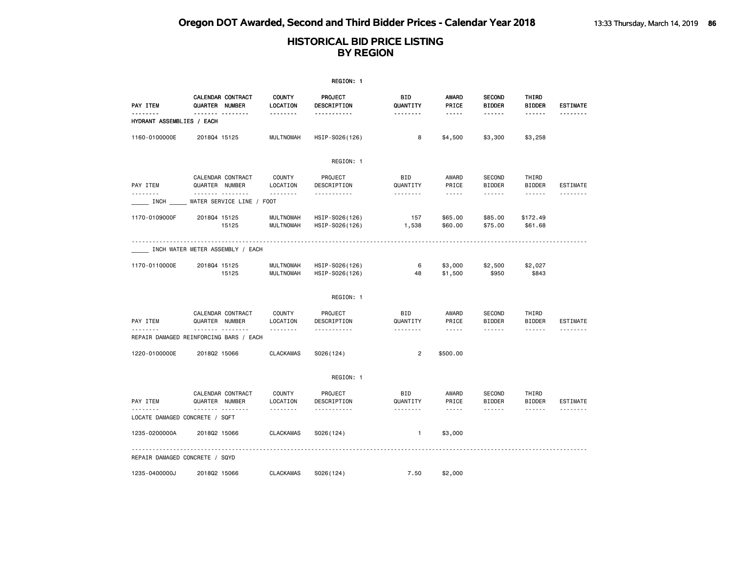# Oregon DOT Awarded, Second and Third Bidder Prices - Calendar Year 2018

## HISTORICAL BID PRICE LISTING BY REGION

REGION: 1

| PAY ITEM | CALENDAR QUARTER | CONTRACT NUMBER | COUNTY LOCATION | PROJECT DESCRIPTION | BID QUANTITY | AWARD PRICE | SECOND BIDDER | THIRD BIDDER | ESTIMATE |
|---|---|---|---|---|---|---|---|---|---|
| HYDRANT ASSEMBLIES / EACH | | | | | | | | | |
| 1160-0100000E | 2018Q4 | 15125 | MULTNOMAH | HSIP-S026(126) | 8 | $4,500 | $3,300 | $3,258 | |

REGION: 1

| PAY ITEM | CALENDAR QUARTER | CONTRACT NUMBER | COUNTY LOCATION | PROJECT DESCRIPTION | BID QUANTITY | AWARD PRICE | SECOND BIDDER | THIRD BIDDER | ESTIMATE |
|---|---|---|---|---|---|---|---|---|---|
| _____ INCH _____ WATER SERVICE LINE / FOOT | | | | | | | | | |
| 1170-0109000F | 2018Q4 | 15125 | MULTNOMAH | HSIP-S026(126) | 157 | $65.00 | $85.00 | $172.49 | |
| | | 15125 | MULTNOMAH | HSIP-S026(126) | 1,538 | $60.00 | $75.00 | $61.68 | |
| _____ INCH WATER METER ASSEMBLY / EACH | | | | | | | | | |
| 1170-0110000E | 2018Q4 | 15125 | MULTNOMAH | HSIP-S026(126) | 6 | $3,000 | $2,500 | $2,027 | |
| | | 15125 | MULTNOMAH | HSIP-S026(126) | 48 | $1,500 | $950 | $843 | |

REGION: 1

| PAY ITEM | CALENDAR QUARTER | CONTRACT NUMBER | COUNTY LOCATION | PROJECT DESCRIPTION | BID QUANTITY | AWARD PRICE | SECOND BIDDER | THIRD BIDDER | ESTIMATE |
|---|---|---|---|---|---|---|---|---|---|
| REPAIR DAMAGED REINFORCING BARS / EACH | | | | | | | | | |
| 1220-0100000E | 2018Q2 | 15066 | CLACKAMAS | S026(124) | 2 | $500.00 | | | |

REGION: 1

| PAY ITEM | CALENDAR QUARTER | CONTRACT NUMBER | COUNTY LOCATION | PROJECT DESCRIPTION | BID QUANTITY | AWARD PRICE | SECOND BIDDER | THIRD BIDDER | ESTIMATE |
|---|---|---|---|---|---|---|---|---|---|
| LOCATE DAMAGED CONCRETE / SQFT | | | | | | | | | |
| 1235-0200000A | 2018Q2 | 15066 | CLACKAMAS | S026(124) | 1 | $3,000 | | | |
| REPAIR DAMAGED CONCRETE / SQYD | | | | | | | | | |
| 1235-0400000J | 2018Q2 | 15066 | CLACKAMAS | S026(124) | 7.50 | $2,000 | | | |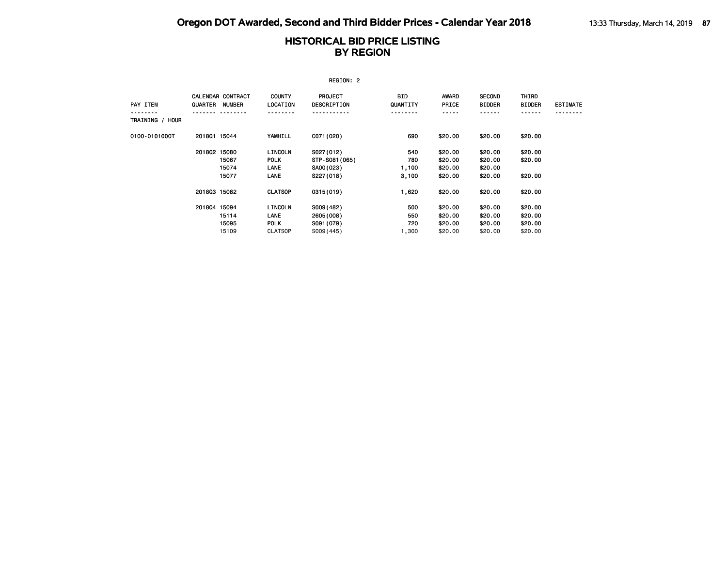# Oregon DOT Awarded, Second and Third Bidder Prices - Calendar Year 2018

## HISTORICAL BID PRICE LISTING BY REGION

REGION: 2

| PAY ITEM | CALENDAR QUARTER | CONTRACT NUMBER | COUNTY LOCATION | PROJECT DESCRIPTION | BID QUANTITY | AWARD PRICE | SECOND BIDDER | THIRD BIDDER | ESTIMATE |
|---|---|---|---|---|---|---|---|---|---|
| TRAINING / HOUR | | | | | | | | | |
| 0100-0101000T | 2018Q1 | 15044 | YAMHILL | C071(020) | 690 | $20.00 | $20.00 | $20.00 | |
| | 2018Q2 | 15080 | LINCOLN | S027(012) | 540 | $20.00 | $20.00 | $20.00 | |
| | | 15067 | POLK | STP-S081(065) | 780 | $20.00 | $20.00 | $20.00 | |
| | | 15074 | LANE | SA00(023) | 1,100 | $20.00 | $20.00 | | |
| | | 15077 | LANE | S227(018) | 3,100 | $20.00 | $20.00 | $20.00 | |
| | 2018Q3 | 15082 | CLATSOP | 0315(019) | 1,620 | $20.00 | $20.00 | $20.00 | |
| | 2018Q4 | 15094 | LINCOLN | S009(482) | 500 | $20.00 | $20.00 | $20.00 | |
| | | 15114 | LANE | 2605(008) | 550 | $20.00 | $20.00 | $20.00 | |
| | | 15095 | POLK | S091(079) | 720 | $20.00 | $20.00 | $20.00 | |
| | | 15109 | CLATSOP | S009(445) | 1,300 | $20.00 | $20.00 | $20.00 | |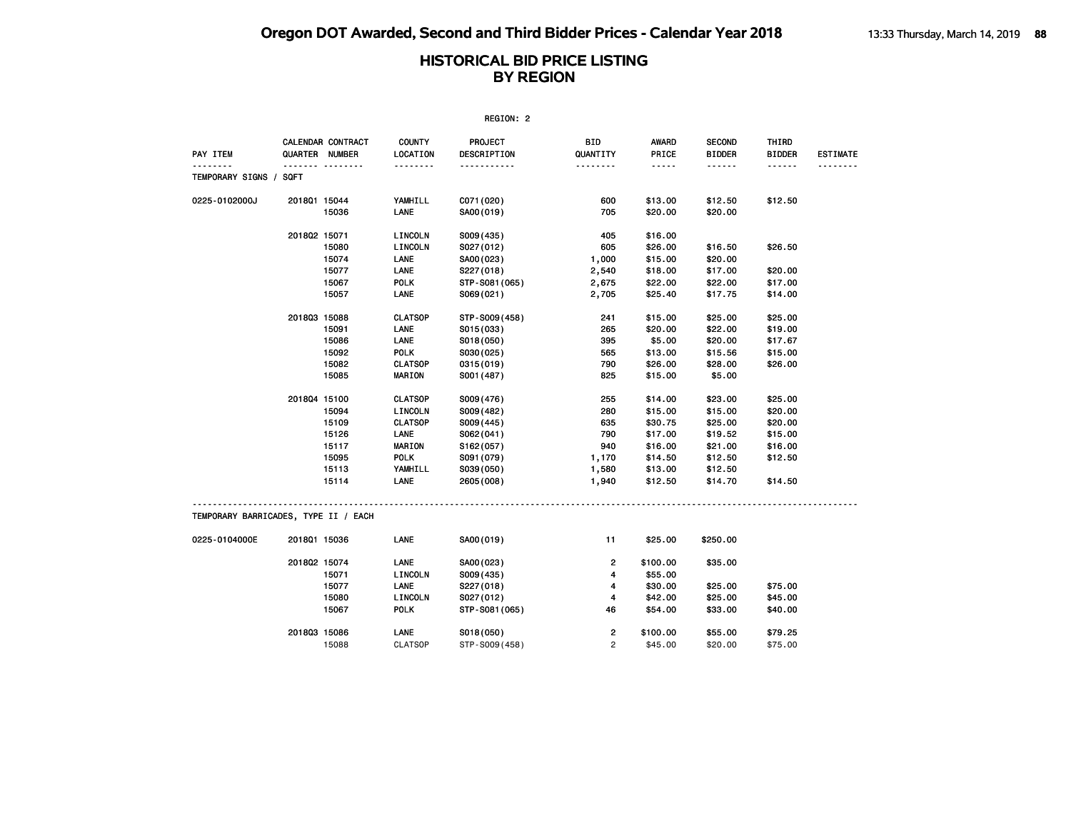# HISTORICAL BID PRICE LISTING BY REGION

REGION: 2

| PAY ITEM | CALENDAR QUARTER | CONTRACT NUMBER | COUNTY LOCATION | PROJECT DESCRIPTION | BID QUANTITY | AWARD PRICE | SECOND BIDDER | THIRD BIDDER | ESTIMATE |
|---|---|---|---|---|---|---|---|---|---|
| TEMPORARY SIGNS / SQFT | | | | | | | | | |
| 0225-0102000J | 2018Q1 | 15044 | YAMHILL | C071(020) | 600 | $13.00 | $12.50 | $12.50 | |
| | | 15036 | LANE | SA00(019) | 705 | $20.00 | $20.00 | | |
| | 2018Q2 | 15071 | LINCOLN | S009(435) | 405 | $16.00 | | | |
| | | 15080 | LINCOLN | S027(012) | 605 | $26.00 | $16.50 | $26.50 | |
| | | 15074 | LANE | SA00(023) | 1,000 | $15.00 | $20.00 | | |
| | | 15077 | LANE | S227(018) | 2,540 | $18.00 | $17.00 | $20.00 | |
| | | 15067 | POLK | STP-S081(065) | 2,675 | $22.00 | $22.00 | $17.00 | |
| | | 15057 | LANE | S069(021) | 2,705 | $25.40 | $17.75 | $14.00 | |
| | 2018Q3 | 15088 | CLATSOP | STP-S009(458) | 241 | $15.00 | $25.00 | $25.00 | |
| | | 15091 | LANE | S015(033) | 265 | $20.00 | $22.00 | $19.00 | |
| | | 15086 | LANE | S018(050) | 395 | $5.00 | $20.00 | $17.67 | |
| | | 15092 | POLK | S030(025) | 565 | $13.00 | $15.56 | $15.00 | |
| | | 15082 | CLATSOP | 0315(019) | 790 | $26.00 | $28.00 | $26.00 | |
| | | 15085 | MARION | S001(487) | 825 | $15.00 | $5.00 | | |
| | 2018Q4 | 15100 | CLATSOP | S009(476) | 255 | $14.00 | $23.00 | $25.00 | |
| | | 15094 | LINCOLN | S009(482) | 280 | $15.00 | $15.00 | $20.00 | |
| | | 15109 | CLATSOP | S009(445) | 635 | $30.75 | $25.00 | $20.00 | |
| | | 15126 | LANE | S062(041) | 790 | $17.00 | $19.52 | $15.00 | |
| | | 15117 | MARION | S162(057) | 940 | $16.00 | $21.00 | $16.00 | |
| | | 15095 | POLK | S091(079) | 1,170 | $14.50 | $12.50 | $12.50 | |
| | | 15113 | YAMHILL | S039(050) | 1,580 | $13.00 | $12.50 | | |
| | | 15114 | LANE | 2605(008) | 1,940 | $12.50 | $14.70 | $14.50 | |
| TEMPORARY BARRICADES, TYPE II / EACH | | | | | | | | | |
| 0225-0104000E | 2018Q1 | 15036 | LANE | SA00(019) | 11 | $25.00 | $250.00 | | |
| | 2018Q2 | 15074 | LANE | SA00(023) | 2 | $100.00 | $35.00 | | |
| | | 15071 | LINCOLN | S009(435) | 4 | $55.00 | | | |
| | | 15077 | LANE | S227(018) | 4 | $30.00 | $25.00 | $75.00 | |
| | | 15080 | LINCOLN | S027(012) | 4 | $42.00 | $25.00 | $45.00 | |
| | | 15067 | POLK | STP-S081(065) | 46 | $54.00 | $33.00 | $40.00 | |
| | 2018Q3 | 15086 | LANE | S018(050) | 2 | $100.00 | $55.00 | $79.25 | |
| | | 15088 | CLATSOP | STP-S009(458) | 2 | $45.00 | $20.00 | $75.00 | |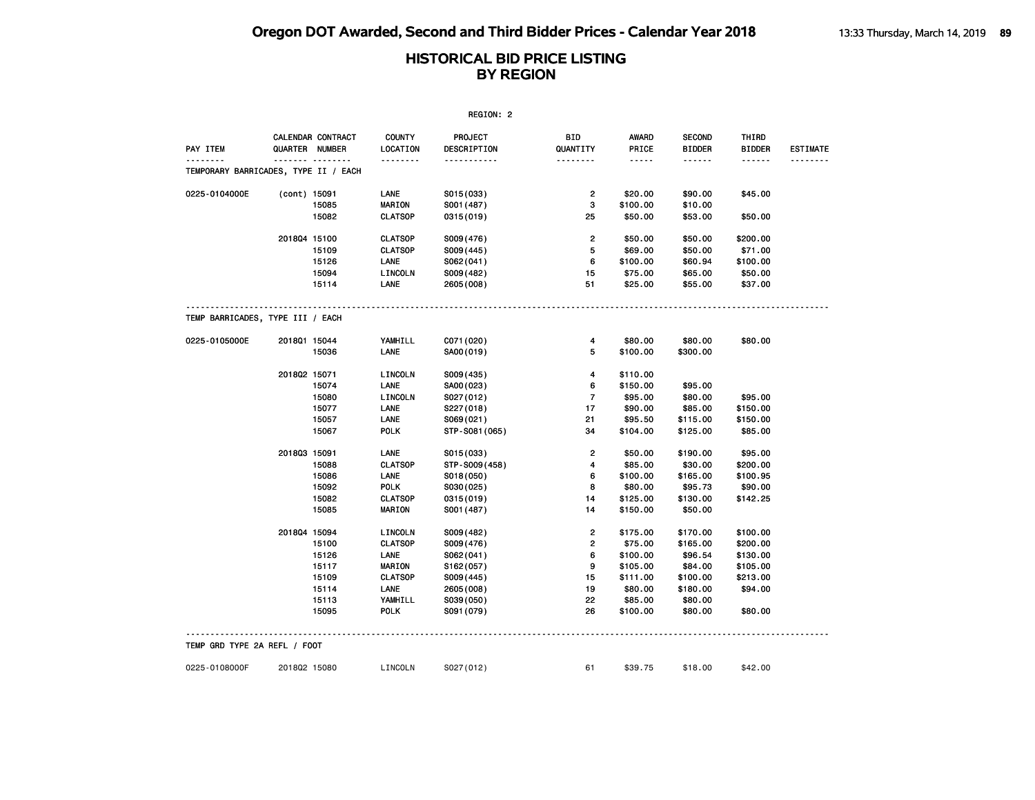# Oregon DOT Awarded, Second and Third Bidder Prices - Calendar Year 2018

## HISTORICAL BID PRICE LISTING BY REGION

REGION: 2

| PAY ITEM | CALENDAR QUARTER | CONTRACT NUMBER | COUNTY LOCATION | PROJECT DESCRIPTION | BID QUANTITY | AWARD PRICE | SECOND BIDDER | THIRD BIDDER | ESTIMATE |
|---|---|---|---|---|---|---|---|---|---|
| **TEMPORARY BARRICADES, TYPE II / EACH** | | | | | | | | | |
| 0225-0104000E | (cont) | 15091 | LANE | S015(033) | 2 | $20.00 | $90.00 | $45.00 | |
| | | 15085 | MARION | S001(487) | 3 | $100.00 | $10.00 | | |
| | | 15082 | CLATSOP | 0315(019) | 25 | $50.00 | $53.00 | $50.00 | |
| | 2018Q4 | 15100 | CLATSOP | S009(476) | 2 | $50.00 | $50.00 | $200.00 | |
| | | 15109 | CLATSOP | S009(445) | 5 | $69.00 | $50.00 | $71.00 | |
| | | 15126 | LANE | S062(041) | 6 | $100.00 | $60.94 | $100.00 | |
| | | 15094 | LINCOLN | S009(482) | 15 | $75.00 | $65.00 | $50.00 | |
| | | 15114 | LANE | 2605(008) | 51 | $25.00 | $55.00 | $37.00 | |
| **TEMP BARRICADES, TYPE III / EACH** | | | | | | | | | |
| 0225-0105000E | 2018Q1 | 15044 | YAMHILL | C071(020) | 4 | $80.00 | $80.00 | $80.00 | |
| | | 15036 | LANE | SA00(019) | 5 | $100.00 | $300.00 | | |
| | 2018Q2 | 15071 | LINCOLN | S009(435) | 4 | $110.00 | | | |
| | | 15074 | LANE | SA00(023) | 6 | $150.00 | $95.00 | | |
| | | 15080 | LINCOLN | S027(012) | 7 | $95.00 | $80.00 | $95.00 | |
| | | 15077 | LANE | S227(018) | 17 | $90.00 | $85.00 | $150.00 | |
| | | 15057 | LANE | S069(021) | 21 | $95.50 | $115.00 | $150.00 | |
| | | 15067 | POLK | STP-S081(065) | 34 | $104.00 | $125.00 | $85.00 | |
| | 2018Q3 | 15091 | LANE | S015(033) | 2 | $50.00 | $190.00 | $95.00 | |
| | | 15088 | CLATSOP | STP-S009(458) | 4 | $85.00 | $30.00 | $200.00 | |
| | | 15086 | LANE | S018(050) | 6 | $100.00 | $165.00 | $100.95 | |
| | | 15092 | POLK | S030(025) | 8 | $80.00 | $95.73 | $90.00 | |
| | | 15082 | CLATSOP | 0315(019) | 14 | $125.00 | $130.00 | $142.25 | |
| | | 15085 | MARION | S001(487) | 14 | $150.00 | $50.00 | | |
| | 2018Q4 | 15094 | LINCOLN | S009(482) | 2 | $175.00 | $170.00 | $100.00 | |
| | | 15100 | CLATSOP | S009(476) | 2 | $75.00 | $165.00 | $200.00 | |
| | | 15126 | LANE | S062(041) | 6 | $100.00 | $96.54 | $130.00 | |
| | | 15117 | MARION | S162(057) | 9 | $105.00 | $84.00 | $105.00 | |
| | | 15109 | CLATSOP | S009(445) | 15 | $111.00 | $100.00 | $213.00 | |
| | | 15114 | LANE | 2605(008) | 19 | $80.00 | $180.00 | $94.00 | |
| | | 15113 | YAMHILL | S039(050) | 22 | $85.00 | $80.00 | | |
| | | 15095 | POLK | S091(079) | 26 | $100.00 | $80.00 | $80.00 | |
| **TEMP GRD TYPE 2A REFL / FOOT** | | | | | | | | | |
| 0225-0108000F | 2018Q2 | 15080 | LINCOLN | S027(012) | 61 | $39.75 | $18.00 | $42.00 | |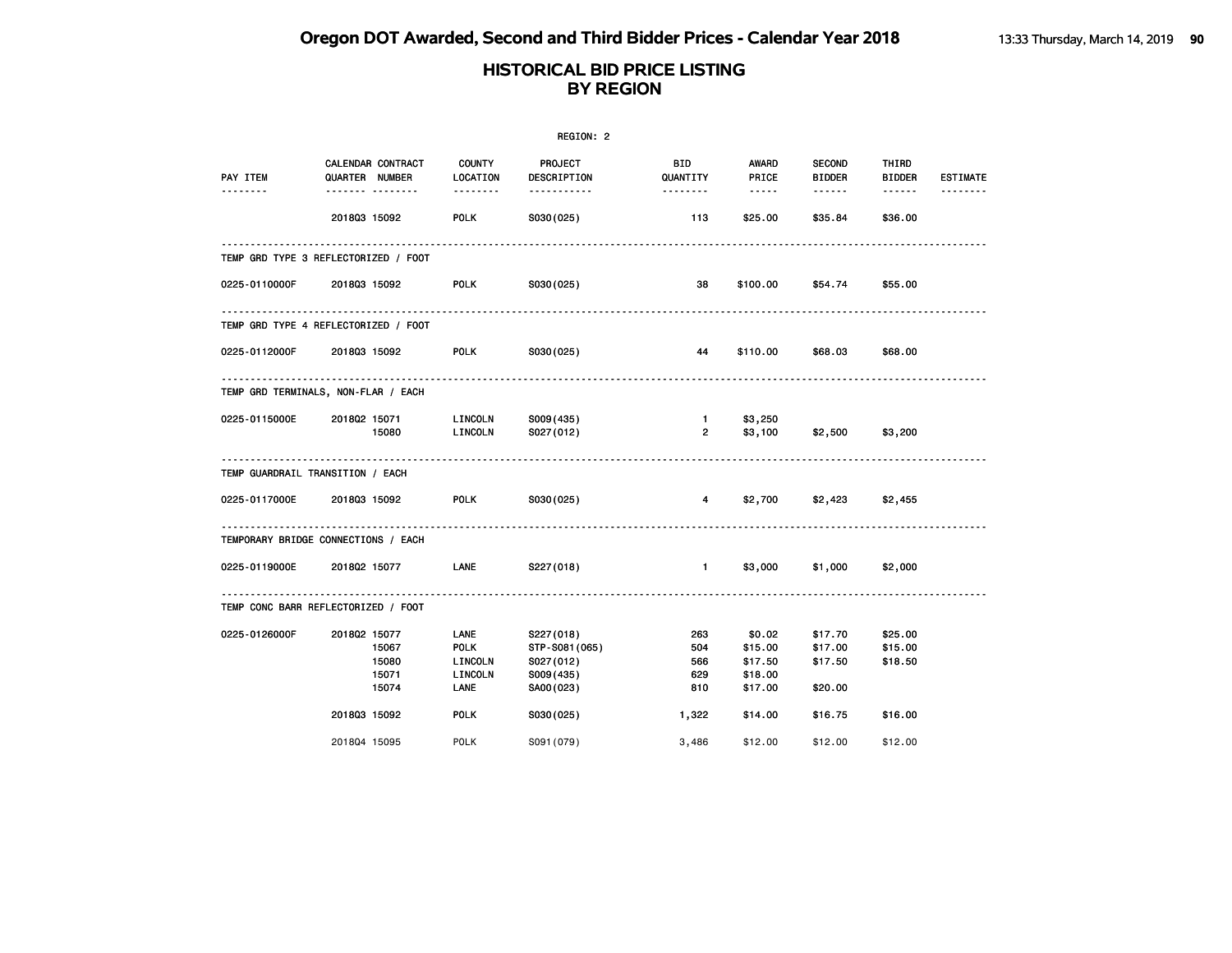# HISTORICAL BID PRICE LISTING BY REGION

REGION: 2

| PAY ITEM | CALENDAR QUARTER | CONTRACT NUMBER | COUNTY LOCATION | PROJECT DESCRIPTION | BID QUANTITY | AWARD PRICE | SECOND BIDDER | THIRD BIDDER | ESTIMATE |
|---|---|---|---|---|---|---|---|---|---|
| | 2018Q3 | 15092 | POLK | S030(025) | 113 | $25.00 | $35.84 | $36.00 | |
| **TEMP GRD TYPE 3 REFLECTORIZED / FOOT** | | | | | | | | | |
| 0225-0110000F | 2018Q3 | 15092 | POLK | S030(025) | 38 | $100.00 | $54.74 | $55.00 | |
| **TEMP GRD TYPE 4 REFLECTORIZED / FOOT** | | | | | | | | | |
| 0225-0112000F | 2018Q3 | 15092 | POLK | S030(025) | 44 | $110.00 | $68.03 | $68.00 | |
| **TEMP GRD TERMINALS, NON-FLAR / EACH** | | | | | | | | | |
| 0225-0115000E | 2018Q2 | 15071 | LINCOLN | S009(435) | 1 | $3,250 | | | |
| | | 15080 | LINCOLN | S027(012) | 2 | $3,100 | $2,500 | $3,200 | |
| **TEMP GUARDRAIL TRANSITION / EACH** | | | | | | | | | |
| 0225-0117000E | 2018Q3 | 15092 | POLK | S030(025) | 4 | $2,700 | $2,423 | $2,455 | |
| **TEMPORARY BRIDGE CONNECTIONS / EACH** | | | | | | | | | |
| 0225-0119000E | 2018Q2 | 15077 | LANE | S227(018) | 1 | $3,000 | $1,000 | $2,000 | |
| **TEMP CONC BARR REFLECTORIZED / FOOT** | | | | | | | | | |
| 0225-0126000F | 2018Q2 | 15077 | LANE | S227(018) | 263 | $0.02 | $17.70 | $25.00 | |
| | | 15067 | POLK | STP-S081(065) | 504 | $15.00 | $17.00 | $15.00 | |
| | | 15080 | LINCOLN | S027(012) | 566 | $17.50 | $17.50 | $18.50 | |
| | | 15071 | LINCOLN | S009(435) | 629 | $18.00 | | | |
| | | 15074 | LANE | SA00(023) | 810 | $17.00 | $20.00 | | |
| | 2018Q3 | 15092 | POLK | S030(025) | 1,322 | $14.00 | $16.75 | $16.00 | |
| | 2018Q4 | 15095 | POLK | S091(079) | 3,486 | $12.00 | $12.00 | $12.00 | |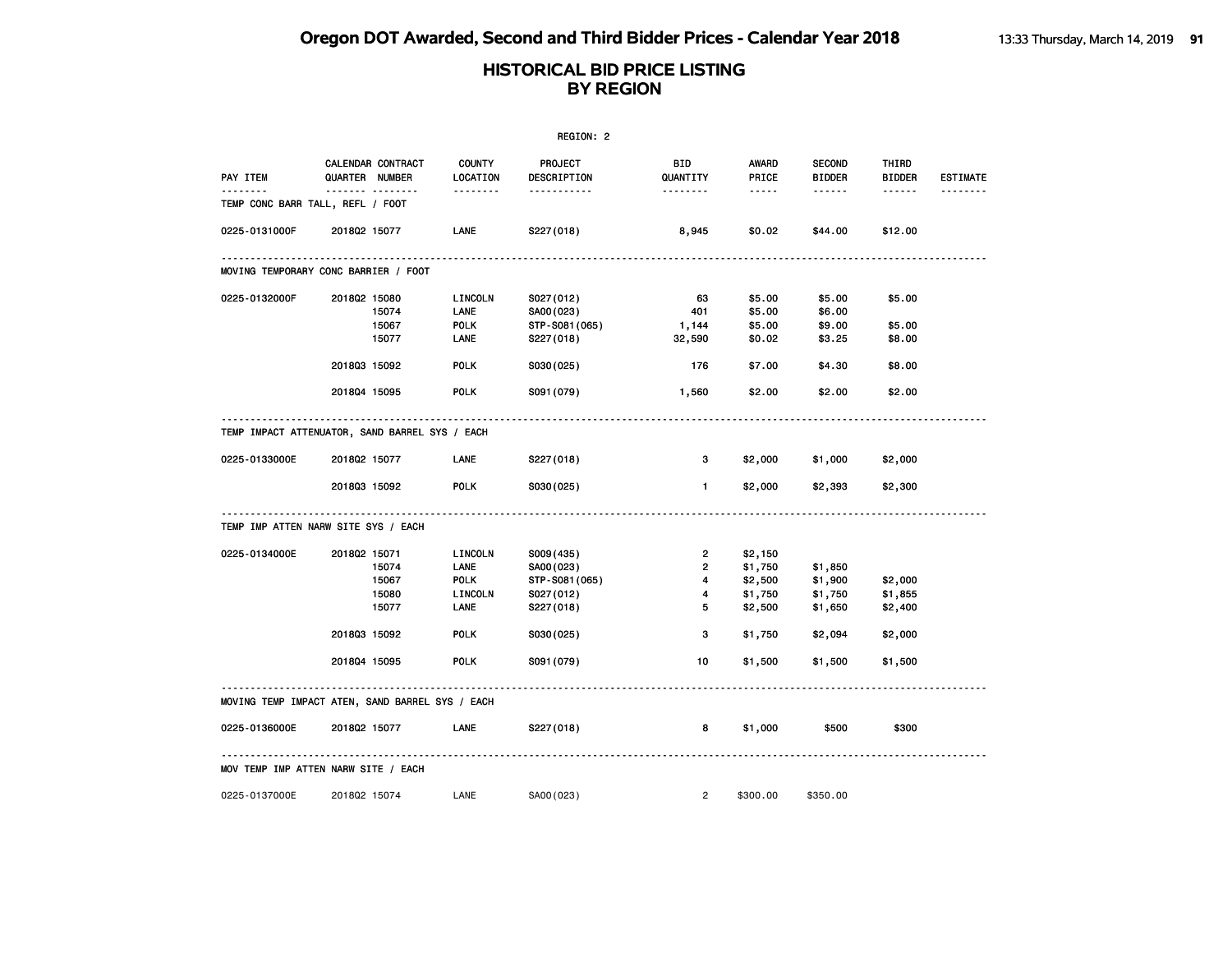# Oregon DOT Awarded, Second and Third Bidder Prices - Calendar Year 2018

## HISTORICAL BID PRICE LISTING BY REGION

REGION: 2

| PAY ITEM | CALENDAR QUARTER | CONTRACT NUMBER | COUNTY LOCATION | PROJECT DESCRIPTION | BID QUANTITY | AWARD PRICE | SECOND BIDDER | THIRD BIDDER | ESTIMATE |
|---|---|---|---|---|---|---|---|---|---|
| **TEMP CONC BARR TALL, REFL / FOOT** | | | | | | | | | |
| 0225-0131000F | 2018Q2 | 15077 | LANE | S227(018) | 8,945 | $0.02 | $44.00 | $12.00 | |
| **MOVING TEMPORARY CONC BARRIER / FOOT** | | | | | | | | | |
| 0225-0132000F | 2018Q2 | 15080 | LINCOLN | S027(012) | 63 | $5.00 | $5.00 | $5.00 | |
| | | 15074 | LANE | SA00(023) | 401 | $5.00 | $6.00 | | |
| | | 15067 | POLK | STP-S081(065) | 1,144 | $5.00 | $9.00 | $5.00 | |
| | | 15077 | LANE | S227(018) | 32,590 | $0.02 | $3.25 | $8.00 | |
| | 2018Q3 | 15092 | POLK | S030(025) | 176 | $7.00 | $4.30 | $8.00 | |
| | 2018Q4 | 15095 | POLK | S091(079) | 1,560 | $2.00 | $2.00 | $2.00 | |
| **TEMP IMPACT ATTENUATOR, SAND BARREL SYS / EACH** | | | | | | | | | |
| 0225-0133000E | 2018Q2 | 15077 | LANE | S227(018) | 3 | $2,000 | $1,000 | $2,000 | |
| | 2018Q3 | 15092 | POLK | S030(025) | 1 | $2,000 | $2,393 | $2,300 | |
| **TEMP IMP ATTEN NARW SITE SYS / EACH** | | | | | | | | | |
| 0225-0134000E | 2018Q2 | 15071 | LINCOLN | S009(435) | 2 | $2,150 | | | |
| | | 15074 | LANE | SA00(023) | 2 | $1,750 | $1,850 | | |
| | | 15067 | POLK | STP-S081(065) | 4 | $2,500 | $1,900 | $2,000 | |
| | | 15080 | LINCOLN | S027(012) | 4 | $1,750 | $1,750 | $1,855 | |
| | | 15077 | LANE | S227(018) | 5 | $2,500 | $1,650 | $2,400 | |
| | 2018Q3 | 15092 | POLK | S030(025) | 3 | $1,750 | $2,094 | $2,000 | |
| | 2018Q4 | 15095 | POLK | S091(079) | 10 | $1,500 | $1,500 | $1,500 | |
| **MOVING TEMP IMPACT ATEN, SAND BARREL SYS / EACH** | | | | | | | | | |
| 0225-0136000E | 2018Q2 | 15077 | LANE | S227(018) | 8 | $1,000 | $500 | $300 | |
| **MOV TEMP IMP ATTEN NARW SITE / EACH** | | | | | | | | | |
| 0225-0137000E | 2018Q2 | 15074 | LANE | SA00(023) | 2 | $300.00 | $350.00 | | |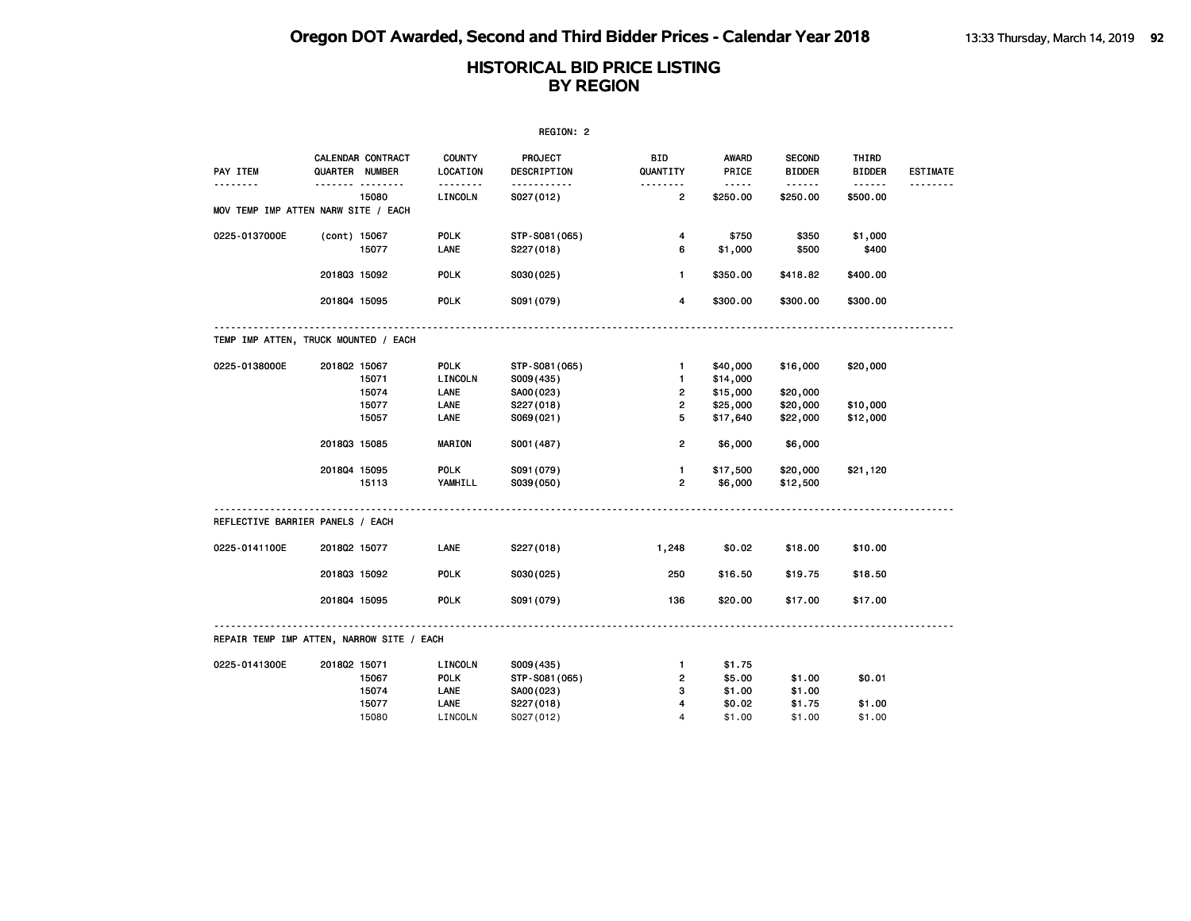# HISTORICAL BID PRICE LISTING
## BY REGION

REGION: 2

| PAY ITEM | CALENDAR QUARTER | CONTRACT NUMBER | COUNTY LOCATION | PROJECT DESCRIPTION | BID QUANTITY | AWARD PRICE | SECOND BIDDER | THIRD BIDDER | ESTIMATE |
|---|---|---|---|---|---|---|---|---|---|
| | | 15080 | LINCOLN | S027(012) | 2 | $250.00 | $250.00 | $500.00 | |
| **MOV TEMP IMP ATTEN NARW SITE / EACH** | | | | | | | | | |
| 0225-0137000E | (cont) | 15067 | POLK | STP-S081(065) | 4 | $750 | $350 | $1,000 | |
| | | 15077 | LANE | S227(018) | 6 | $1,000 | $500 | $400 | |
| | 2018Q3 | 15092 | POLK | S030(025) | 1 | $350.00 | $418.82 | $400.00 | |
| | 2018Q4 | 15095 | POLK | S091(079) | 4 | $300.00 | $300.00 | $300.00 | |
| **TEMP IMP ATTEN, TRUCK MOUNTED / EACH** | | | | | | | | | |
| 0225-0138000E | 2018Q2 | 15067 | POLK | STP-S081(065) | 1 | $40,000 | $16,000 | $20,000 | |
| | | 15071 | LINCOLN | S009(435) | 1 | $14,000 | | | |
| | | 15074 | LANE | SA00(023) | 2 | $15,000 | $20,000 | | |
| | | 15077 | LANE | S227(018) | 2 | $25,000 | $20,000 | $10,000 | |
| | | 15057 | LANE | S069(021) | 5 | $17,640 | $22,000 | $12,000 | |
| | 2018Q3 | 15085 | MARION | S001(487) | 2 | $6,000 | $6,000 | | |
| | 2018Q4 | 15095 | POLK | S091(079) | 1 | $17,500 | $20,000 | $21,120 | |
| | | 15113 | YAMHILL | S039(050) | 2 | $6,000 | $12,500 | | |
| **REFLECTIVE BARRIER PANELS / EACH** | | | | | | | | | |
| 0225-0141100E | 2018Q2 | 15077 | LANE | S227(018) | 1,248 | $0.02 | $18.00 | $10.00 | |
| | 2018Q3 | 15092 | POLK | S030(025) | 250 | $16.50 | $19.75 | $18.50 | |
| | 2018Q4 | 15095 | POLK | S091(079) | 136 | $20.00 | $17.00 | $17.00 | |
| **REPAIR TEMP IMP ATTEN, NARROW SITE / EACH** | | | | | | | | | |
| 0225-0141300E | 2018Q2 | 15071 | LINCOLN | S009(435) | 1 | $1.75 | | | |
| | | 15067 | POLK | STP-S081(065) | 2 | $5.00 | $1.00 | $0.01 | |
| | | 15074 | LANE | SA00(023) | 3 | $1.00 | $1.00 | | |
| | | 15077 | LANE | S227(018) | 4 | $0.02 | $1.75 | $1.00 | |
| | | 15080 | LINCOLN | S027(012) | 4 | $1.00 | $1.00 | $1.00 | |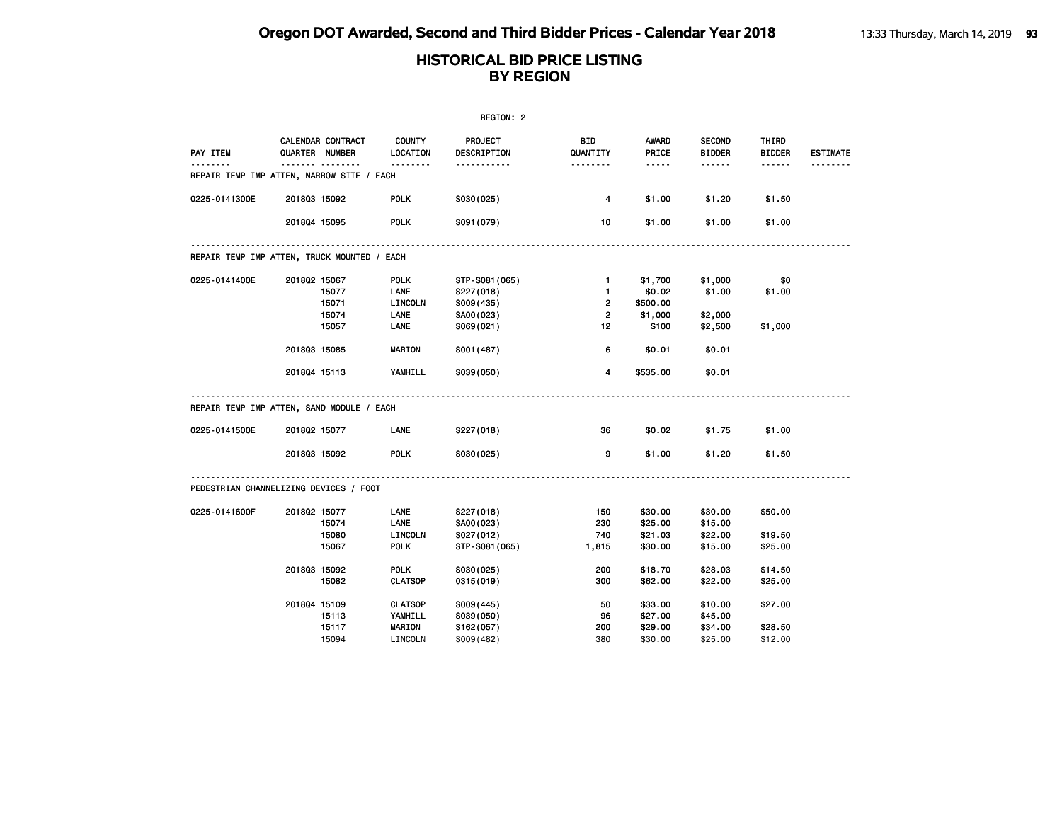# Oregon DOT Awarded, Second and Third Bidder Prices - Calendar Year 2018

## HISTORICAL BID PRICE LISTING BY REGION

REGION: 2

| PAY ITEM | CALENDAR QUARTER | CONTRACT NUMBER | COUNTY LOCATION | PROJECT DESCRIPTION | BID QUANTITY | AWARD PRICE | SECOND BIDDER | THIRD BIDDER | ESTIMATE |
|---|---|---|---|---|---|---|---|---|---|
| **REPAIR TEMP IMP ATTEN, NARROW SITE / EACH** | | | | | | | | | |
| 0225-0141300E | 2018Q3 | 15092 | POLK | S030(025) | 4 | $1.00 | $1.20 | $1.50 | |
| | 2018Q4 | 15095 | POLK | S091(079) | 10 | $1.00 | $1.00 | $1.00 | |
| **REPAIR TEMP IMP ATTEN, TRUCK MOUNTED / EACH** | | | | | | | | | |
| 0225-0141400E | 2018Q2 | 15067 | POLK | STP-S081(065) | 1 | $1,700 | $1,000 | $0 | |
| | | 15077 | LANE | S227(018) | 1 | $0.02 | $1.00 | $1.00 | |
| | | 15071 | LINCOLN | S009(435) | 2 | $500.00 | | | |
| | | 15074 | LANE | SA00(023) | 2 | $1,000 | $2,000 | | |
| | | 15057 | LANE | S069(021) | 12 | $100 | $2,500 | $1,000 | |
| | 2018Q3 | 15085 | MARION | S001(487) | 6 | $0.01 | $0.01 | | |
| | 2018Q4 | 15113 | YAMHILL | S039(050) | 4 | $535.00 | $0.01 | | |
| **REPAIR TEMP IMP ATTEN, SAND MODULE / EACH** | | | | | | | | | |
| 0225-0141500E | 2018Q2 | 15077 | LANE | S227(018) | 36 | $0.02 | $1.75 | $1.00 | |
| | 2018Q3 | 15092 | POLK | S030(025) | 9 | $1.00 | $1.20 | $1.50 | |
| **PEDESTRIAN CHANNELIZING DEVICES / FOOT** | | | | | | | | | |
| 0225-0141600F | 2018Q2 | 15077 | LANE | S227(018) | 150 | $30.00 | $30.00 | $50.00 | |
| | | 15074 | LANE | SA00(023) | 230 | $25.00 | $15.00 | | |
| | | 15080 | LINCOLN | S027(012) | 740 | $21.03 | $22.00 | $19.50 | |
| | | 15067 | POLK | STP-S081(065) | 1,815 | $30.00 | $15.00 | $25.00 | |
| | 2018Q3 | 15092 | POLK | S030(025) | 200 | $18.70 | $28.03 | $14.50 | |
| | | 15082 | CLATSOP | 0315(019) | 300 | $62.00 | $22.00 | $25.00 | |
| | 2018Q4 | 15109 | CLATSOP | S009(445) | 50 | $33.00 | $10.00 | $27.00 | |
| | | 15113 | YAMHILL | S039(050) | 96 | $27.00 | $45.00 | | |
| | | 15117 | MARION | S162(057) | 200 | $29.00 | $34.00 | $28.50 | |
| | | 15094 | LINCOLN | S009(482) | 380 | $30.00 | $25.00 | $12.00 | |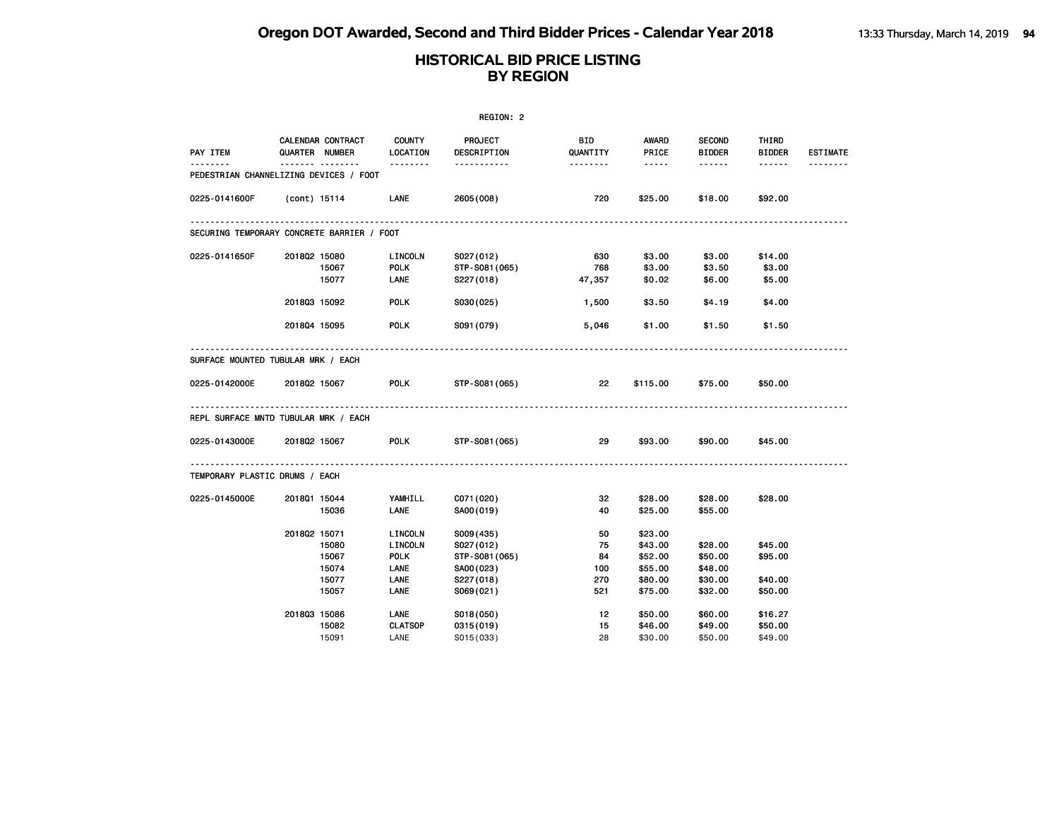# Oregon DOT Awarded, Second and Third Bidder Prices - Calendar Year 2018

## HISTORICAL BID PRICE LISTING BY REGION

REGION: 2

| PAY ITEM | CALENDAR QUARTER | CONTRACT NUMBER | COUNTY LOCATION | PROJECT DESCRIPTION | BID QUANTITY | AWARD PRICE | SECOND BIDDER | THIRD BIDDER | ESTIMATE |
|---|---|---|---|---|---|---|---|---|---|
| **PEDESTRIAN CHANNELIZING DEVICES / FOOT** | | | | | | | | | |
| 0225-0141600F | (cont) | 15114 | LANE | 2605(008) | 720 | $25.00 | $18.00 | $92.00 | |
| **SECURING TEMPORARY CONCRETE BARRIER / FOOT** | | | | | | | | | |
| 0225-0141650F | 2018Q2 | 15080 | LINCOLN | S027(012) | 630 | $3.00 | $3.00 | $14.00 | |
| | | 15067 | POLK | STP-S081(065) | 768 | $3.00 | $3.50 | $3.00 | |
| | | 15077 | LANE | S227(018) | 47,357 | $0.02 | $6.00 | $5.00 | |
| | 2018Q3 | 15092 | POLK | S030(025) | 1,500 | $3.50 | $4.19 | $4.00 | |
| | 2018Q4 | 15095 | POLK | S091(079) | 5,046 | $1.00 | $1.50 | $1.50 | |
| **SURFACE MOUNTED TUBULAR MRK / EACH** | | | | | | | | | |
| 0225-0142000E | 2018Q2 | 15067 | POLK | STP-S081(065) | 22 | $115.00 | $75.00 | $50.00 | |
| **REPL SURFACE MNTD TUBULAR MRK / EACH** | | | | | | | | | |
| 0225-0143000E | 2018Q2 | 15067 | POLK | STP-S081(065) | 29 | $93.00 | $90.00 | $45.00 | |
| **TEMPORARY PLASTIC DRUMS / EACH** | | | | | | | | | |
| 0225-0145000E | 2018Q1 | 15044 | YAMHILL | C071(020) | 32 | $28.00 | $28.00 | $28.00 | |
| | | 15036 | LANE | SA00(019) | 40 | $25.00 | $55.00 | | |
| | 2018Q2 | 15071 | LINCOLN | S009(435) | 50 | $23.00 | | | |
| | | 15080 | LINCOLN | S027(012) | 75 | $43.00 | $28.00 | $45.00 | |
| | | 15067 | POLK | STP-S081(065) | 84 | $52.00 | $50.00 | $95.00 | |
| | | 15074 | LANE | SA00(023) | 100 | $55.00 | $48.00 | | |
| | | 15077 | LANE | S227(018) | 270 | $80.00 | $30.00 | $40.00 | |
| | | 15057 | LANE | S069(021) | 521 | $75.00 | $32.00 | $50.00 | |
| | 2018Q3 | 15086 | LANE | S018(050) | 12 | $50.00 | $60.00 | $16.27 | |
| | | 15082 | CLATSOP | 0315(019) | 15 | $46.00 | $49.00 | $50.00 | |
| | | 15091 | LANE | S015(033) | 28 | $30.00 | $50.00 | $49.00 | |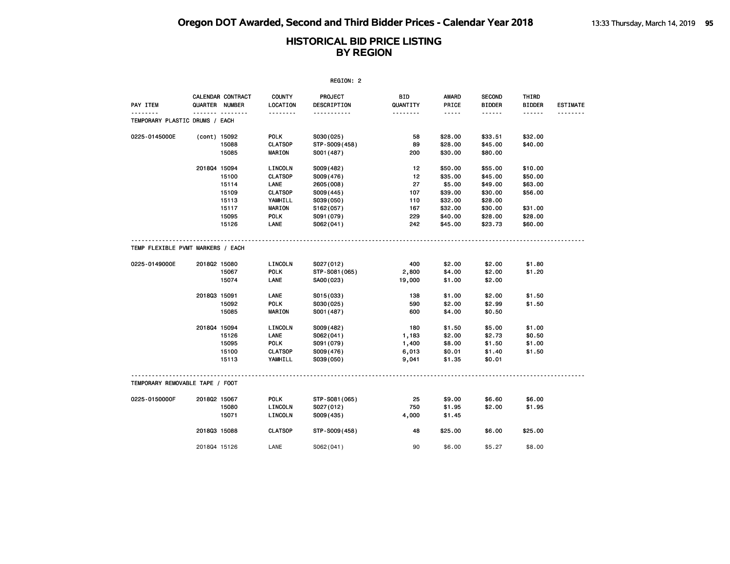# Oregon DOT Awarded, Second and Third Bidder Prices - Calendar Year 2018

## HISTORICAL BID PRICE LISTING
## BY REGION

REGION: 2

| PAY ITEM | CALENDAR QUARTER | CONTRACT NUMBER | COUNTY LOCATION | PROJECT DESCRIPTION | BID QUANTITY | AWARD PRICE | SECOND BIDDER | THIRD BIDDER | ESTIMATE |
|---|---|---|---|---|---|---|---|---|---|
| TEMPORARY PLASTIC DRUMS / EACH | | | | | | | | | |
| 0225-0145000E | (cont) | 15092 | POLK | S030(025) | 58 | $28.00 | $33.51 | $32.00 | |
| | | 15088 | CLATSOP | STP-S009(458) | 89 | $28.00 | $45.00 | $40.00 | |
| | | 15085 | MARION | S001(487) | 200 | $30.00 | $80.00 | | |
| | 2018Q4 | 15094 | LINCOLN | S009(482) | 12 | $50.00 | $55.00 | $10.00 | |
| | | 15100 | CLATSOP | S009(476) | 12 | $35.00 | $45.00 | $50.00 | |
| | | 15114 | LANE | 2605(008) | 27 | $5.00 | $49.00 | $63.00 | |
| | | 15109 | CLATSOP | S009(445) | 107 | $39.00 | $30.00 | $56.00 | |
| | | 15113 | YAMHILL | S039(050) | 110 | $32.00 | $28.00 | | |
| | | 15117 | MARION | S162(057) | 167 | $32.00 | $30.00 | $31.00 | |
| | | 15095 | POLK | S091(079) | 229 | $40.00 | $28.00 | $28.00 | |
| | | 15126 | LANE | S062(041) | 242 | $45.00 | $23.73 | $60.00 | |
| TEMP FLEXIBLE PVMT MARKERS / EACH | | | | | | | | | |
| 0225-0149000E | 2018Q2 | 15080 | LINCOLN | S027(012) | 400 | $2.00 | $2.00 | $1.80 | |
| | | 15067 | POLK | STP-S081(065) | 2,800 | $4.00 | $2.00 | $1.20 | |
| | | 15074 | LANE | SA00(023) | 19,000 | $1.00 | $2.00 | | |
| | 2018Q3 | 15091 | LANE | S015(033) | 138 | $1.00 | $2.00 | $1.50 | |
| | | 15092 | POLK | S030(025) | 590 | $2.00 | $2.99 | $1.50 | |
| | | 15085 | MARION | S001(487) | 600 | $4.00 | $0.50 | | |
| | 2018Q4 | 15094 | LINCOLN | S009(482) | 180 | $1.50 | $5.00 | $1.00 | |
| | | 15126 | LANE | S062(041) | 1,183 | $2.00 | $2.73 | $0.50 | |
| | | 15095 | POLK | S091(079) | 1,400 | $8.00 | $1.50 | $1.00 | |
| | | 15100 | CLATSOP | S009(476) | 6,013 | $0.01 | $1.40 | $1.50 | |
| | | 15113 | YAMHILL | S039(050) | 9,041 | $1.35 | $0.01 | | |
| TEMPORARY REMOVABLE TAPE / FOOT | | | | | | | | | |
| 0225-0150000F | 2018Q2 | 15067 | POLK | STP-S081(065) | 25 | $9.00 | $6.60 | $6.00 | |
| | | 15080 | LINCOLN | S027(012) | 750 | $1.95 | $2.00 | $1.95 | |
| | | 15071 | LINCOLN | S009(435) | 4,000 | $1.45 | | | |
| | 2018Q3 | 15088 | CLATSOP | STP-S009(458) | 48 | $25.00 | $6.00 | $25.00 | |
| | 2018Q4 | 15126 | LANE | S062(041) | 90 | $6.00 | $5.27 | $8.00 | |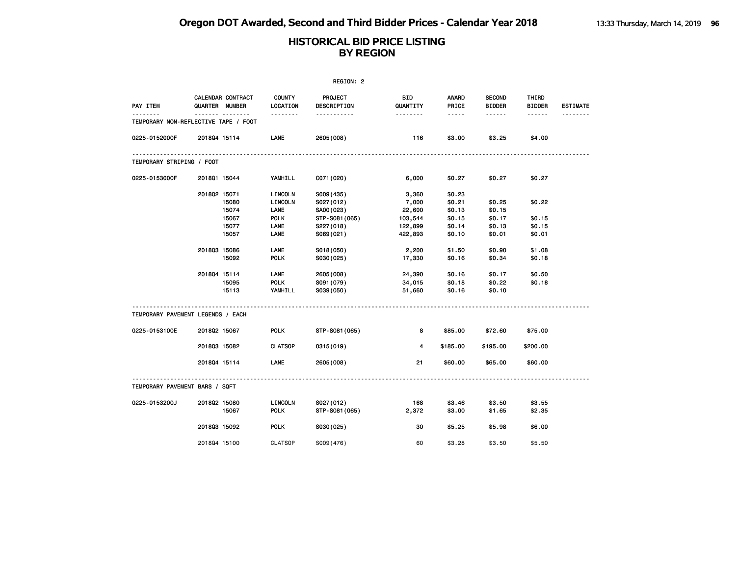# Oregon DOT Awarded, Second and Third Bidder Prices - Calendar Year 2018

## HISTORICAL BID PRICE LISTING BY REGION

REGION: 2

| PAY ITEM | CALENDAR QUARTER | CONTRACT NUMBER | COUNTY LOCATION | PROJECT DESCRIPTION | BID QUANTITY | AWARD PRICE | SECOND BIDDER | THIRD BIDDER | ESTIMATE |
|---|---|---|---|---|---|---|---|---|---|
| **TEMPORARY NON-REFLECTIVE TAPE / FOOT** | | | | | | | | | |
| 0225-0152000F | 2018Q4 | 15114 | LANE | 2605(008) | 116 | $3.00 | $3.25 | $4.00 | |
| **TEMPORARY STRIPING / FOOT** | | | | | | | | | |
| 0225-0153000F | 2018Q1 | 15044 | YAMHILL | C071(020) | 6,000 | $0.27 | $0.27 | $0.27 | |
| | 2018Q2 | 15071 | LINCOLN | S009(435) | 3,360 | $0.23 | | | |
| | | 15080 | LINCOLN | S027(012) | 7,000 | $0.21 | $0.25 | $0.22 | |
| | | 15074 | LANE | SA00(023) | 22,600 | $0.13 | $0.15 | | |
| | | 15067 | POLK | STP-S081(065) | 103,544 | $0.15 | $0.17 | $0.15 | |
| | | 15077 | LANE | S227(018) | 122,899 | $0.14 | $0.13 | $0.15 | |
| | | 15057 | LANE | S069(021) | 422,893 | $0.10 | $0.01 | $0.01 | |
| | 2018Q3 | 15086 | LANE | S018(050) | 2,200 | $1.50 | $0.90 | $1.08 | |
| | | 15092 | POLK | S030(025) | 17,330 | $0.16 | $0.34 | $0.18 | |
| | 2018Q4 | 15114 | LANE | 2605(008) | 24,390 | $0.16 | $0.17 | $0.50 | |
| | | 15095 | POLK | S091(079) | 34,015 | $0.18 | $0.22 | $0.18 | |
| | | 15113 | YAMHILL | S039(050) | 51,660 | $0.16 | $0.10 | | |
| **TEMPORARY PAVEMENT LEGENDS / EACH** | | | | | | | | | |
| 0225-0153100E | 2018Q2 | 15067 | POLK | STP-S081(065) | 8 | $85.00 | $72.60 | $75.00 | |
| | 2018Q3 | 15082 | CLATSOP | 0315(019) | 4 | $185.00 | $195.00 | $200.00 | |
| | 2018Q4 | 15114 | LANE | 2605(008) | 21 | $60.00 | $65.00 | $60.00 | |
| **TEMPORARY PAVEMENT BARS / SQFT** | | | | | | | | | |
| 0225-0153200J | 2018Q2 | 15080 | LINCOLN | S027(012) | 168 | $3.46 | $3.50 | $3.55 | |
| | | 15067 | POLK | STP-S081(065) | 2,372 | $3.00 | $1.65 | $2.35 | |
| | 2018Q3 | 15092 | POLK | S030(025) | 30 | $5.25 | $5.98 | $6.00 | |
| | 2018Q4 | 15100 | CLATSOP | S009(476) | 60 | $3.28 | $3.50 | $5.50 | |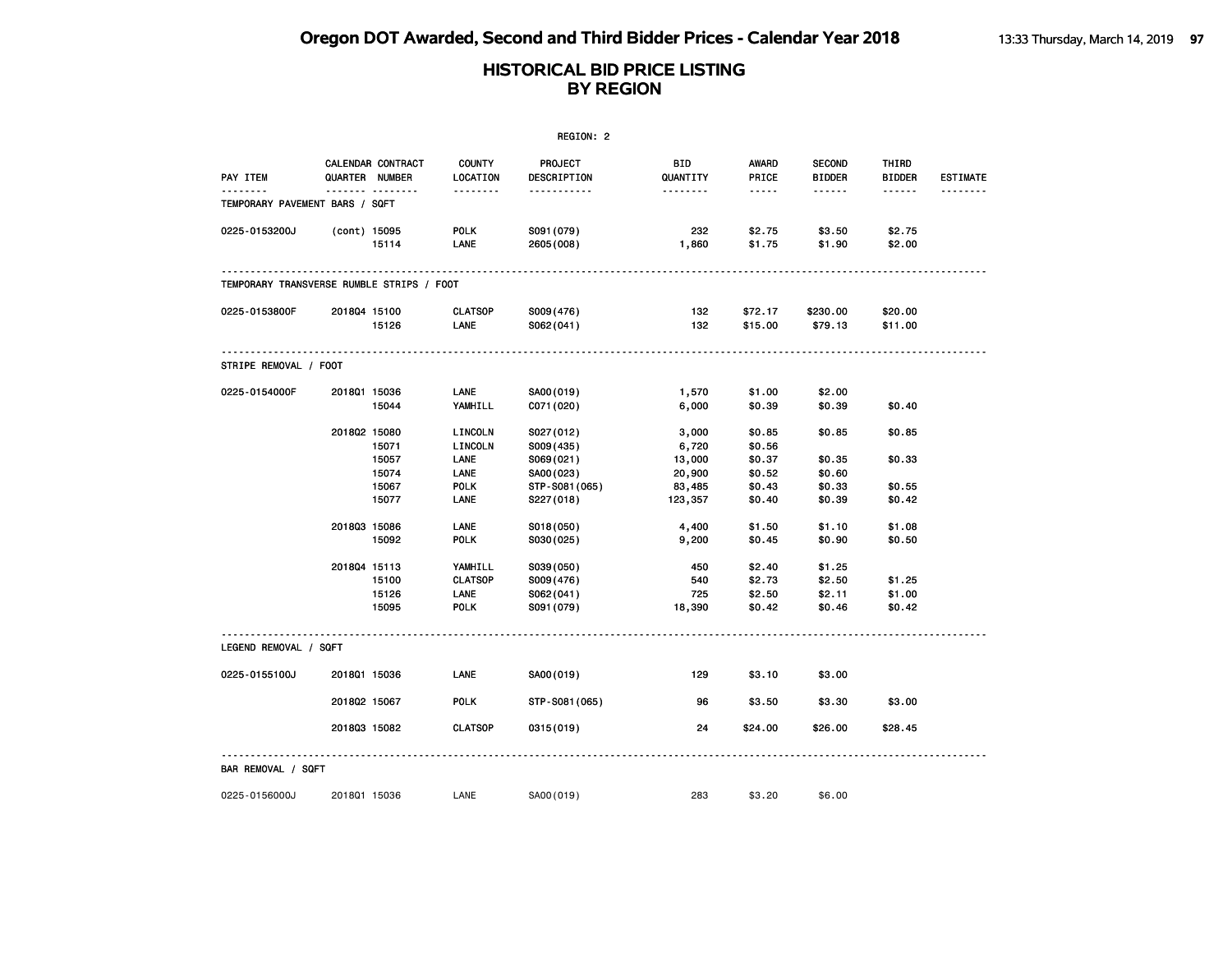# Oregon DOT Awarded, Second and Third Bidder Prices - Calendar Year 2018

## HISTORICAL BID PRICE LISTING BY REGION

REGION: 2

| PAY ITEM | CALENDAR QUARTER | CONTRACT NUMBER | COUNTY LOCATION | PROJECT DESCRIPTION | BID QUANTITY | AWARD PRICE | SECOND BIDDER | THIRD BIDDER | ESTIMATE |
|---|---|---|---|---|---|---|---|---|---|
| **TEMPORARY PAVEMENT BARS / SQFT** | | | | | | | | | |
| 0225-0153200J | (cont) | 15095 | POLK | S091(079) | 232 | $2.75 | $3.50 | $2.75 | |
| | | 15114 | LANE | 2605(008) | 1,860 | $1.75 | $1.90 | $2.00 | |
| **TEMPORARY TRANSVERSE RUMBLE STRIPS / FOOT** | | | | | | | | | |
| 0225-0153800F | 2018Q4 | 15100 | CLATSOP | S009(476) | 132 | $72.17 | $230.00 | $20.00 | |
| | | 15126 | LANE | S062(041) | 132 | $15.00 | $79.13 | $11.00 | |
| **STRIPE REMOVAL / FOOT** | | | | | | | | | |
| 0225-0154000F | 2018Q1 | 15036 | LANE | SA00(019) | 1,570 | $1.00 | $2.00 | | |
| | | 15044 | YAMHILL | C071(020) | 6,000 | $0.39 | $0.39 | $0.40 | |
| | 2018Q2 | 15080 | LINCOLN | S027(012) | 3,000 | $0.85 | $0.85 | $0.85 | |
| | | 15071 | LINCOLN | S009(435) | 6,720 | $0.56 | | | |
| | | 15057 | LANE | S069(021) | 13,000 | $0.37 | $0.35 | $0.33 | |
| | | 15074 | LANE | SA00(023) | 20,900 | $0.52 | $0.60 | | |
| | | 15067 | POLK | STP-S081(065) | 83,485 | $0.43 | $0.33 | $0.55 | |
| | | 15077 | LANE | S227(018) | 123,357 | $0.40 | $0.39 | $0.42 | |
| | 2018Q3 | 15086 | LANE | S018(050) | 4,400 | $1.50 | $1.10 | $1.08 | |
| | | 15092 | POLK | S030(025) | 9,200 | $0.45 | $0.90 | $0.50 | |
| | 2018Q4 | 15113 | YAMHILL | S039(050) | 450 | $2.40 | $1.25 | | |
| | | 15100 | CLATSOP | S009(476) | 540 | $2.73 | $2.50 | $1.25 | |
| | | 15126 | LANE | S062(041) | 725 | $2.50 | $2.11 | $1.00 | |
| | | 15095 | POLK | S091(079) | 18,390 | $0.42 | $0.46 | $0.42 | |
| **LEGEND REMOVAL / SQFT** | | | | | | | | | |
| 0225-0155100J | 2018Q1 | 15036 | LANE | SA00(019) | 129 | $3.10 | $3.00 | | |
| | 2018Q2 | 15067 | POLK | STP-S081(065) | 96 | $3.50 | $3.30 | $3.00 | |
| | 2018Q3 | 15082 | CLATSOP | 0315(019) | 24 | $24.00 | $26.00 | $28.45 | |
| **BAR REMOVAL / SQFT** | | | | | | | | | |
| 0225-0156000J | 2018Q1 | 15036 | LANE | SA00(019) | 283 | $3.20 | $6.00 | | |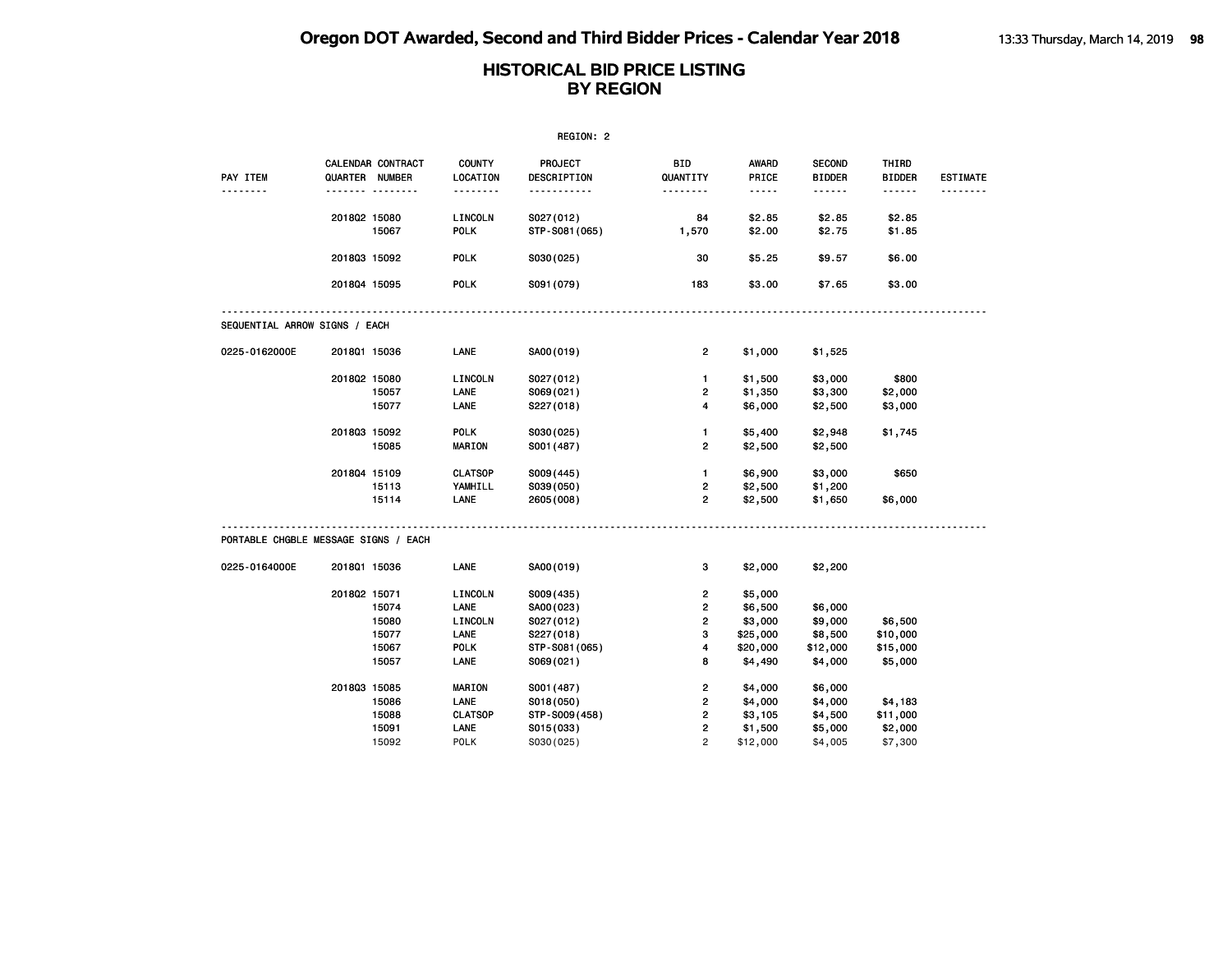# Oregon DOT Awarded, Second and Third Bidder Prices - Calendar Year 2018

## HISTORICAL BID PRICE LISTING BY REGION

REGION: 2

| PAY ITEM | CALENDAR QUARTER | CONTRACT NUMBER | COUNTY LOCATION | PROJECT DESCRIPTION | BID QUANTITY | AWARD PRICE | SECOND BIDDER | THIRD BIDDER | ESTIMATE |
|---|---|---|---|---|---|---|---|---|---|
| | 2018Q2 | 15080 | LINCOLN | S027(012) | 84 | $2.85 | $2.85 | $2.85 | |
| | | 15067 | POLK | STP-S081(065) | 1,570 | $2.00 | $2.75 | $1.85 | |
| | 2018Q3 | 15092 | POLK | S030(025) | 30 | $5.25 | $9.57 | $6.00 | |
| | 2018Q4 | 15095 | POLK | S091(079) | 183 | $3.00 | $7.65 | $3.00 | |

SEQUENTIAL ARROW SIGNS / EACH

| PAY ITEM | CALENDAR QUARTER | CONTRACT NUMBER | COUNTY LOCATION | PROJECT DESCRIPTION | BID QUANTITY | AWARD PRICE | SECOND BIDDER | THIRD BIDDER | ESTIMATE |
|---|---|---|---|---|---|---|---|---|---|
| 0225-0162000E | 2018Q1 | 15036 | LANE | SA00(019) | 2 | $1,000 | $1,525 | | |
| | 2018Q2 | 15080 | LINCOLN | S027(012) | 1 | $1,500 | $3,000 | $800 | |
| | | 15057 | LANE | S069(021) | 2 | $1,350 | $3,300 | $2,000 | |
| | | 15077 | LANE | S227(018) | 4 | $6,000 | $2,500 | $3,000 | |
| | 2018Q3 | 15092 | POLK | S030(025) | 1 | $5,400 | $2,948 | $1,745 | |
| | | 15085 | MARION | S001(487) | 2 | $2,500 | $2,500 | | |
| | 2018Q4 | 15109 | CLATSOP | S009(445) | 1 | $6,900 | $3,000 | $650 | |
| | | 15113 | YAMHILL | S039(050) | 2 | $2,500 | $1,200 | | |
| | | 15114 | LANE | 2605(008) | 2 | $2,500 | $1,650 | $6,000 | |

PORTABLE CHGBLE MESSAGE SIGNS / EACH

| PAY ITEM | CALENDAR QUARTER | CONTRACT NUMBER | COUNTY LOCATION | PROJECT DESCRIPTION | BID QUANTITY | AWARD PRICE | SECOND BIDDER | THIRD BIDDER | ESTIMATE |
|---|---|---|---|---|---|---|---|---|---|
| 0225-0164000E | 2018Q1 | 15036 | LANE | SA00(019) | 3 | $2,000 | $2,200 | | |
| | 2018Q2 | 15071 | LINCOLN | S009(435) | 2 | $5,000 | | | |
| | | 15074 | LANE | SA00(023) | 2 | $6,500 | $6,000 | | |
| | | 15080 | LINCOLN | S027(012) | 2 | $3,000 | $9,000 | $6,500 | |
| | | 15077 | LANE | S227(018) | 3 | $25,000 | $8,500 | $10,000 | |
| | | 15067 | POLK | STP-S081(065) | 4 | $20,000 | $12,000 | $15,000 | |
| | | 15057 | LANE | S069(021) | 8 | $4,490 | $4,000 | $5,000 | |
| | 2018Q3 | 15085 | MARION | S001(487) | 2 | $4,000 | $6,000 | | |
| | | 15086 | LANE | S018(050) | 2 | $4,000 | $4,000 | $4,183 | |
| | | 15088 | CLATSOP | STP-S009(458) | 2 | $3,105 | $4,500 | $11,000 | |
| | | 15091 | LANE | S015(033) | 2 | $1,500 | $5,000 | $2,000 | |
| | | 15092 | POLK | S030(025) | 2 | $12,000 | $4,005 | $7,300 | |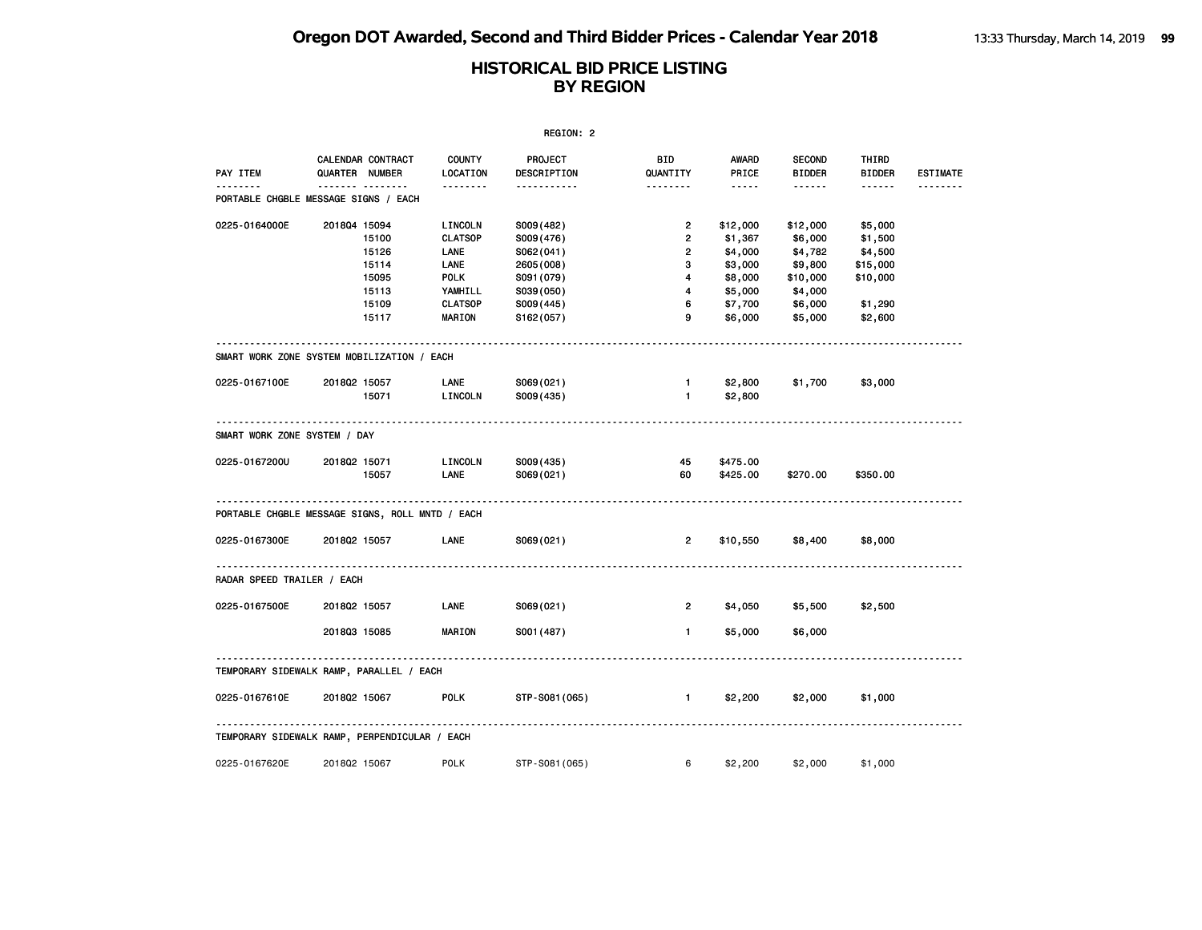# Oregon DOT Awarded, Second and Third Bidder Prices - Calendar Year 2018

## HISTORICAL BID PRICE LISTING BY REGION

REGION: 2

| PAY ITEM | CALENDAR QUARTER | CONTRACT NUMBER | COUNTY LOCATION | PROJECT DESCRIPTION | BID QUANTITY | AWARD PRICE | SECOND BIDDER | THIRD BIDDER | ESTIMATE |
|---|---|---|---|---|---|---|---|---|---|
| **PORTABLE CHGBLE MESSAGE SIGNS / EACH** | | | | | | | | | |
| 0225-0164000E | 2018Q4 | 15094 | LINCOLN | S009(482) | 2 | $12,000 | $12,000 | $5,000 | |
| | | 15100 | CLATSOP | S009(476) | 2 | $1,367 | $6,000 | $1,500 | |
| | | 15126 | LANE | S062(041) | 2 | $4,000 | $4,782 | $4,500 | |
| | | 15114 | LANE | 2605(008) | 3 | $3,000 | $9,800 | $15,000 | |
| | | 15095 | POLK | S091(079) | 4 | $8,000 | $10,000 | $10,000 | |
| | | 15113 | YAMHILL | S039(050) | 4 | $5,000 | $4,000 | | |
| | | 15109 | CLATSOP | S009(445) | 6 | $7,700 | $6,000 | $1,290 | |
| | | 15117 | MARION | S162(057) | 9 | $6,000 | $5,000 | $2,600 | |
| **SMART WORK ZONE SYSTEM MOBILIZATION / EACH** | | | | | | | | | |
| 0225-0167100E | 2018Q2 | 15057 | LANE | S069(021) | 1 | $2,800 | $1,700 | $3,000 | |
| | | 15071 | LINCOLN | S009(435) | 1 | $2,800 | | | |
| **SMART WORK ZONE SYSTEM / DAY** | | | | | | | | | |
| 0225-0167200U | 2018Q2 | 15071 | LINCOLN | S009(435) | 45 | $475.00 | | | |
| | | 15057 | LANE | S069(021) | 60 | $425.00 | $270.00 | $350.00 | |
| **PORTABLE CHGBLE MESSAGE SIGNS, ROLL MNTD / EACH** | | | | | | | | | |
| 0225-0167300E | 2018Q2 | 15057 | LANE | S069(021) | 2 | $10,550 | $8,400 | $8,000 | |
| **RADAR SPEED TRAILER / EACH** | | | | | | | | | |
| 0225-0167500E | 2018Q2 | 15057 | LANE | S069(021) | 2 | $4,050 | $5,500 | $2,500 | |
| | 2018Q3 | 15085 | MARION | S001(487) | 1 | $5,000 | $6,000 | | |
| **TEMPORARY SIDEWALK RAMP, PARALLEL / EACH** | | | | | | | | | |
| 0225-0167610E | 2018Q2 | 15067 | POLK | STP-S081(065) | 1 | $2,200 | $2,000 | $1,000 | |
| **TEMPORARY SIDEWALK RAMP, PERPENDICULAR / EACH** | | | | | | | | | |
| 0225-0167620E | 2018Q2 | 15067 | POLK | STP-S081(065) | 6 | $2,200 | $2,000 | $1,000 | |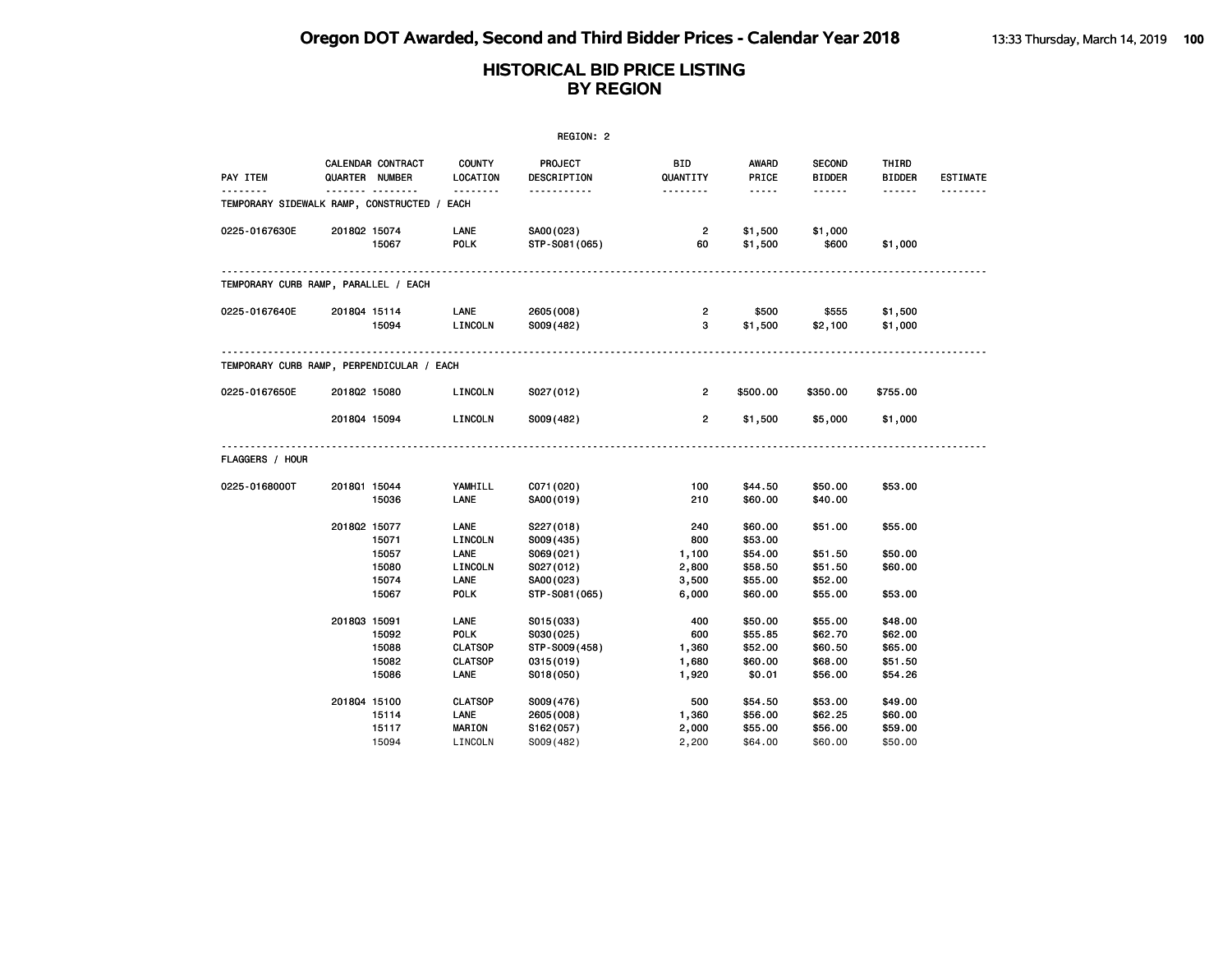# Oregon DOT Awarded, Second and Third Bidder Prices - Calendar Year 2018

## HISTORICAL BID PRICE LISTING BY REGION

REGION: 2

| PAY ITEM | CALENDAR QUARTER | CONTRACT NUMBER | COUNTY LOCATION | PROJECT DESCRIPTION | BID QUANTITY | AWARD PRICE | SECOND BIDDER | THIRD BIDDER | ESTIMATE |
|---|---|---|---|---|---|---|---|---|---|
| **TEMPORARY SIDEWALK RAMP, CONSTRUCTED / EACH** | | | | | | | | | |
| 0225-0167630E | 2018Q2 | 15074 | LANE | SA00(023) | 2 | $1,500 | $1,000 | | |
| | | 15067 | POLK | STP-S081(065) | 60 | $1,500 | $600 | $1,000 | |
| **TEMPORARY CURB RAMP, PARALLEL / EACH** | | | | | | | | | |
| 0225-0167640E | 2018Q4 | 15114 | LANE | 2605(008) | 2 | $500 | $555 | $1,500 | |
| | | 15094 | LINCOLN | S009(482) | 3 | $1,500 | $2,100 | $1,000 | |
| **TEMPORARY CURB RAMP, PERPENDICULAR / EACH** | | | | | | | | | |
| 0225-0167650E | 2018Q2 | 15080 | LINCOLN | S027(012) | 2 | $500.00 | $350.00 | $755.00 | |
| | 2018Q4 | 15094 | LINCOLN | S009(482) | 2 | $1,500 | $5,000 | $1,000 | |
| **FLAGGERS / HOUR** | | | | | | | | | |
| 0225-0168000T | 2018Q1 | 15044 | YAMHILL | C071(020) | 100 | $44.50 | $50.00 | $53.00 | |
| | | 15036 | LANE | SA00(019) | 210 | $60.00 | $40.00 | | |
| | 2018Q2 | 15077 | LANE | S227(018) | 240 | $60.00 | $51.00 | $55.00 | |
| | | 15071 | LINCOLN | S009(435) | 800 | $53.00 | | | |
| | | 15057 | LANE | S069(021) | 1,100 | $54.00 | $51.50 | $50.00 | |
| | | 15080 | LINCOLN | S027(012) | 2,800 | $58.50 | $51.50 | $60.00 | |
| | | 15074 | LANE | SA00(023) | 3,500 | $55.00 | $52.00 | | |
| | | 15067 | POLK | STP-S081(065) | 6,000 | $60.00 | $55.00 | $53.00 | |
| | 2018Q3 | 15091 | LANE | S015(033) | 400 | $50.00 | $55.00 | $48.00 | |
| | | 15092 | POLK | S030(025) | 600 | $55.85 | $62.70 | $62.00 | |
| | | 15088 | CLATSOP | STP-S009(458) | 1,360 | $52.00 | $60.50 | $65.00 | |
| | | 15082 | CLATSOP | 0315(019) | 1,680 | $60.00 | $68.00 | $51.50 | |
| | | 15086 | LANE | S018(050) | 1,920 | $0.01 | $56.00 | $54.26 | |
| | 2018Q4 | 15100 | CLATSOP | S009(476) | 500 | $54.50 | $53.00 | $49.00 | |
| | | 15114 | LANE | 2605(008) | 1,360 | $56.00 | $62.25 | $60.00 | |
| | | 15117 | MARION | S162(057) | 2,000 | $55.00 | $56.00 | $59.00 | |
| | | 15094 | LINCOLN | S009(482) | 2,200 | $64.00 | $60.00 | $50.00 | |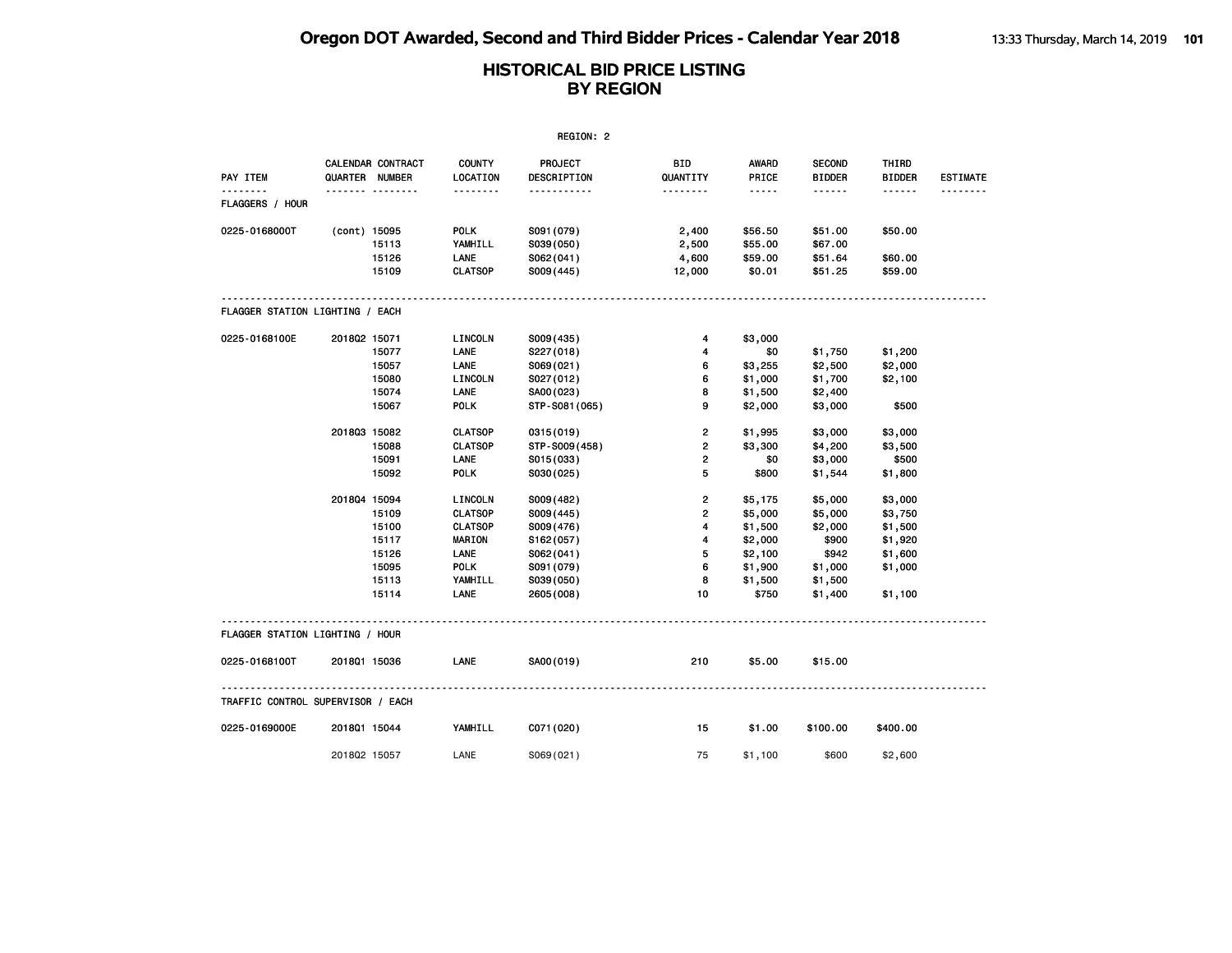# Oregon DOT Awarded, Second and Third Bidder Prices - Calendar Year 2018

## HISTORICAL BID PRICE LISTING BY REGION

REGION: 2

| PAY ITEM | CALENDAR QUARTER | CONTRACT NUMBER | COUNTY LOCATION | PROJECT DESCRIPTION | BID QUANTITY | AWARD PRICE | SECOND BIDDER | THIRD BIDDER | ESTIMATE |
|---|---|---|---|---|---|---|---|---|---|
| **FLAGGERS / HOUR** | | | | | | | | | |
| 0225-0168000T | (cont) | 15095 | POLK | S091(079) | 2,400 | $56.50 | $51.00 | $50.00 | |
| | | 15113 | YAMHILL | S039(050) | 2,500 | $55.00 | $67.00 | | |
| | | 15126 | LANE | S062(041) | 4,600 | $59.00 | $51.64 | $60.00 | |
| | | 15109 | CLATSOP | S009(445) | 12,000 | $0.01 | $51.25 | $59.00 | |
| **FLAGGER STATION LIGHTING / EACH** | | | | | | | | | |
| 0225-0168100E | 2018Q2 | 15071 | LINCOLN | S009(435) | 4 | $3,000 | | | |
| | | 15077 | LANE | S227(018) | 4 | $0 | $1,750 | $1,200 | |
| | | 15057 | LANE | S069(021) | 6 | $3,255 | $2,500 | $2,000 | |
| | | 15080 | LINCOLN | S027(012) | 6 | $1,000 | $1,700 | $2,100 | |
| | | 15074 | LANE | SA00(023) | 8 | $1,500 | $2,400 | | |
| | | 15067 | POLK | STP-S081(065) | 9 | $2,000 | $3,000 | $500 | |
| | 2018Q3 | 15082 | CLATSOP | 0315(019) | 2 | $1,995 | $3,000 | $3,000 | |
| | | 15088 | CLATSOP | STP-S009(458) | 2 | $3,300 | $4,200 | $3,500 | |
| | | 15091 | LANE | S015(033) | 2 | $0 | $3,000 | $500 | |
| | | 15092 | POLK | S030(025) | 5 | $800 | $1,544 | $1,800 | |
| | 2018Q4 | 15094 | LINCOLN | S009(482) | 2 | $5,175 | $5,000 | $3,000 | |
| | | 15109 | CLATSOP | S009(445) | 2 | $5,000 | $5,000 | $3,750 | |
| | | 15100 | CLATSOP | S009(476) | 4 | $1,500 | $2,000 | $1,500 | |
| | | 15117 | MARION | S162(057) | 4 | $2,000 | $900 | $1,920 | |
| | | 15126 | LANE | S062(041) | 5 | $2,100 | $942 | $1,600 | |
| | | 15095 | POLK | S091(079) | 6 | $1,900 | $1,000 | $1,000 | |
| | | 15113 | YAMHILL | S039(050) | 8 | $1,500 | $1,500 | | |
| | | 15114 | LANE | 2605(008) | 10 | $750 | $1,400 | $1,100 | |
| **FLAGGER STATION LIGHTING / HOUR** | | | | | | | | | |
| 0225-0168100T | 2018Q1 | 15036 | LANE | SA00(019) | 210 | $5.00 | $15.00 | | |
| **TRAFFIC CONTROL SUPERVISOR / EACH** | | | | | | | | | |
| 0225-0169000E | 2018Q1 | 15044 | YAMHILL | C071(020) | 15 | $1.00 | $100.00 | $400.00 | |
| | 2018Q2 | 15057 | LANE | S069(021) | 75 | $1,100 | $600 | $2,600 | |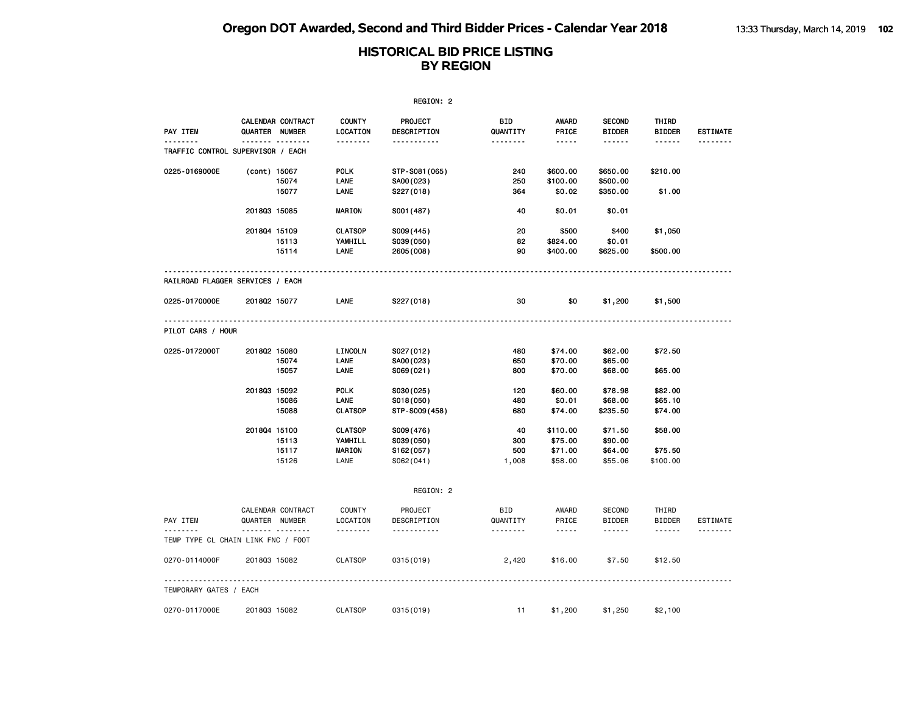# HISTORICAL BID PRICE LISTING
# BY REGION

REGION: 2

| PAY ITEM | CALENDAR QUARTER | CONTRACT NUMBER | COUNTY LOCATION | PROJECT DESCRIPTION | BID QUANTITY | AWARD PRICE | SECOND BIDDER | THIRD BIDDER | ESTIMATE |
|---|---|---|---|---|---|---|---|---|---|
| TRAFFIC CONTROL SUPERVISOR / EACH | | | | | | | | | |
| 0225-0169000E | (cont) | 15067 | POLK | STP-S081(065) | 240 | $600.00 | $650.00 | $210.00 | |
| | | 15074 | LANE | SA00(023) | 250 | $100.00 | $500.00 | | |
| | | 15077 | LANE | S227(018) | 364 | $0.02 | $350.00 | $1.00 | |
| | 2018Q3 | 15085 | MARION | S001(487) | 40 | $0.01 | $0.01 | | |
| | 2018Q4 | 15109 | CLATSOP | S009(445) | 20 | $500 | $400 | $1,050 | |
| | | 15113 | YAMHILL | S039(050) | 82 | $824.00 | $0.01 | | |
| | | 15114 | LANE | 2605(008) | 90 | $400.00 | $625.00 | $500.00 | |
| RAILROAD FLAGGER SERVICES / EACH | | | | | | | | | |
| 0225-0170000E | 2018Q2 | 15077 | LANE | S227(018) | 30 | $0 | $1,200 | $1,500 | |
| PILOT CARS / HOUR | | | | | | | | | |
| 0225-0172000T | 2018Q2 | 15080 | LINCOLN | S027(012) | 480 | $74.00 | $62.00 | $72.50 | |
| | | 15074 | LANE | SA00(023) | 650 | $70.00 | $65.00 | | |
| | | 15057 | LANE | S069(021) | 800 | $70.00 | $68.00 | $65.00 | |
| | 2018Q3 | 15092 | POLK | S030(025) | 120 | $60.00 | $78.98 | $82.00 | |
| | | 15086 | LANE | S018(050) | 480 | $0.01 | $68.00 | $65.10 | |
| | | 15088 | CLATSOP | STP-S009(458) | 680 | $74.00 | $235.50 | $74.00 | |
| | 2018Q4 | 15100 | CLATSOP | S009(476) | 40 | $110.00 | $71.50 | $58.00 | |
| | | 15113 | YAMHILL | S039(050) | 300 | $75.00 | $90.00 | | |
| | | 15117 | MARION | S162(057) | 500 | $71.00 | $64.00 | $75.50 | |
| | | 15126 | LANE | S062(041) | 1,008 | $58.00 | $55.06 | $100.00 | |

REGION: 2

| PAY ITEM | CALENDAR QUARTER | CONTRACT NUMBER | COUNTY LOCATION | PROJECT DESCRIPTION | BID QUANTITY | AWARD PRICE | SECOND BIDDER | THIRD BIDDER | ESTIMATE |
|---|---|---|---|---|---|---|---|---|---|
| TEMP TYPE CL CHAIN LINK FNC / FOOT | | | | | | | | | |
| 0270-0114000F | 2018Q3 | 15082 | CLATSOP | 0315(019) | 2,420 | $16.00 | $7.50 | $12.50 | |
| TEMPORARY GATES / EACH | | | | | | | | | |
| 0270-0117000E | 2018Q3 | 15082 | CLATSOP | 0315(019) | 11 | $1,200 | $1,250 | $2,100 | |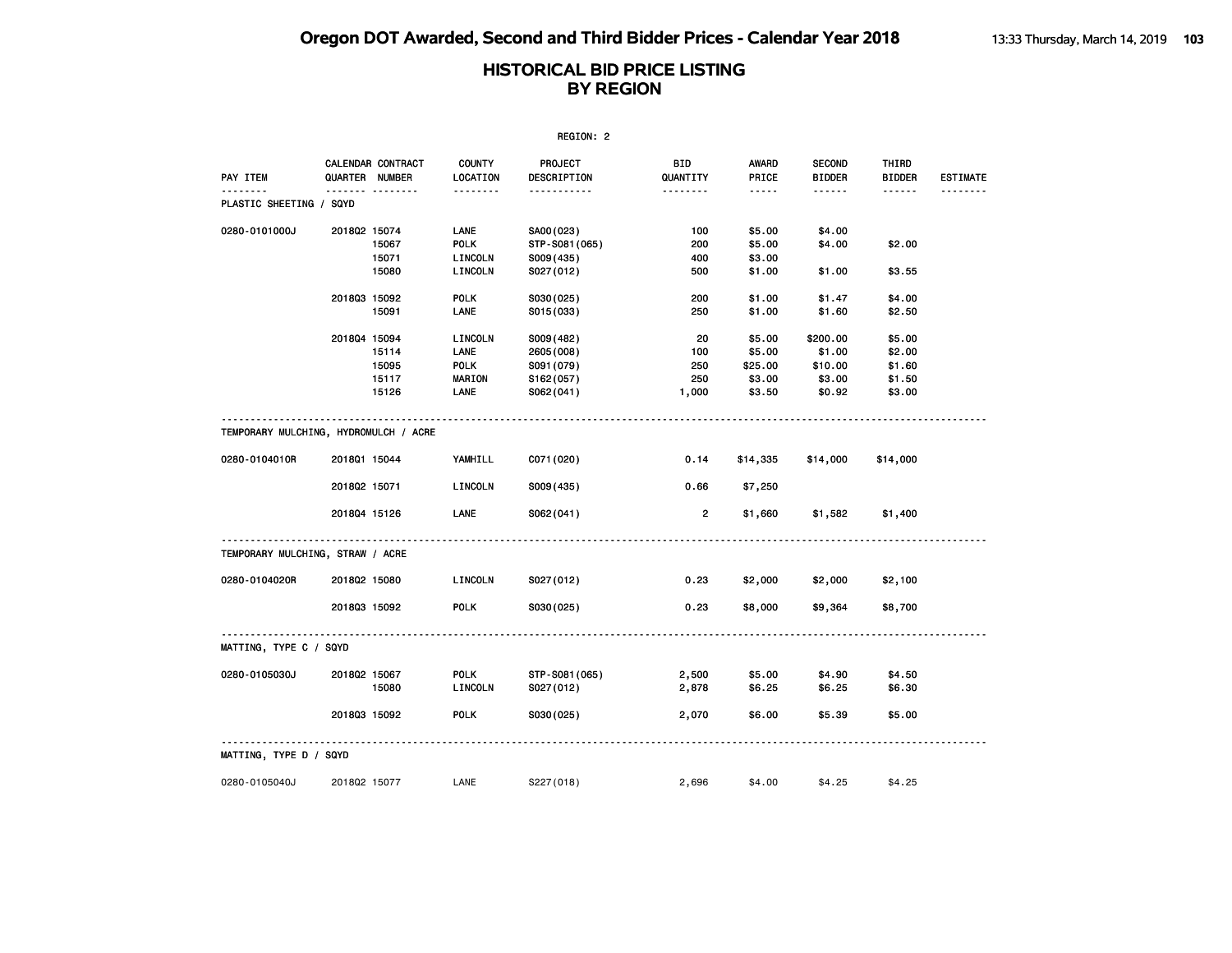# Oregon DOT Awarded, Second and Third Bidder Prices - Calendar Year 2018

## HISTORICAL BID PRICE LISTING BY REGION

REGION: 2

| PAY ITEM | CALENDAR QUARTER | CONTRACT NUMBER | COUNTY LOCATION | PROJECT DESCRIPTION | BID QUANTITY | AWARD PRICE | SECOND BIDDER | THIRD BIDDER | ESTIMATE |
|---|---|---|---|---|---|---|---|---|---|
| **PLASTIC SHEETING / SQYD** | | | | | | | | | |
| 0280-0101000J | 2018Q2 | 15074 | LANE | SA00(023) | 100 | $5.00 | $4.00 | | |
| | | 15067 | POLK | STP-S081(065) | 200 | $5.00 | $4.00 | $2.00 | |
| | | 15071 | LINCOLN | S009(435) | 400 | $3.00 | | | |
| | | 15080 | LINCOLN | S027(012) | 500 | $1.00 | $1.00 | $3.55 | |
| | 2018Q3 | 15092 | POLK | S030(025) | 200 | $1.00 | $1.47 | $4.00 | |
| | | 15091 | LANE | S015(033) | 250 | $1.00 | $1.60 | $2.50 | |
| | 2018Q4 | 15094 | LINCOLN | S009(482) | 20 | $5.00 | $200.00 | $5.00 | |
| | | 15114 | LANE | 2605(008) | 100 | $5.00 | $1.00 | $2.00 | |
| | | 15095 | POLK | S091(079) | 250 | $25.00 | $10.00 | $1.60 | |
| | | 15117 | MARION | S162(057) | 250 | $3.00 | $3.00 | $1.50 | |
| | | 15126 | LANE | S062(041) | 1,000 | $3.50 | $0.92 | $3.00 | |
| **TEMPORARY MULCHING, HYDROMULCH / ACRE** | | | | | | | | | |
| 0280-0104010R | 2018Q1 | 15044 | YAMHILL | C071(020) | 0.14 | $14,335 | $14,000 | $14,000 | |
| | 2018Q2 | 15071 | LINCOLN | S009(435) | 0.66 | $7,250 | | | |
| | 2018Q4 | 15126 | LANE | S062(041) | 2 | $1,660 | $1,582 | $1,400 | |
| **TEMPORARY MULCHING, STRAW / ACRE** | | | | | | | | | |
| 0280-0104020R | 2018Q2 | 15080 | LINCOLN | S027(012) | 0.23 | $2,000 | $2,000 | $2,100 | |
| | 2018Q3 | 15092 | POLK | S030(025) | 0.23 | $8,000 | $9,364 | $8,700 | |
| **MATTING, TYPE C / SQYD** | | | | | | | | | |
| 0280-0105030J | 2018Q2 | 15067 | POLK | STP-S081(065) | 2,500 | $5.00 | $4.90 | $4.50 | |
| | | 15080 | LINCOLN | S027(012) | 2,878 | $6.25 | $6.25 | $6.30 | |
| | 2018Q3 | 15092 | POLK | S030(025) | 2,070 | $6.00 | $5.39 | $5.00 | |
| **MATTING, TYPE D / SQYD** | | | | | | | | | |
| 0280-0105040J | 2018Q2 | 15077 | LANE | S227(018) | 2,696 | $4.00 | $4.25 | $4.25 | |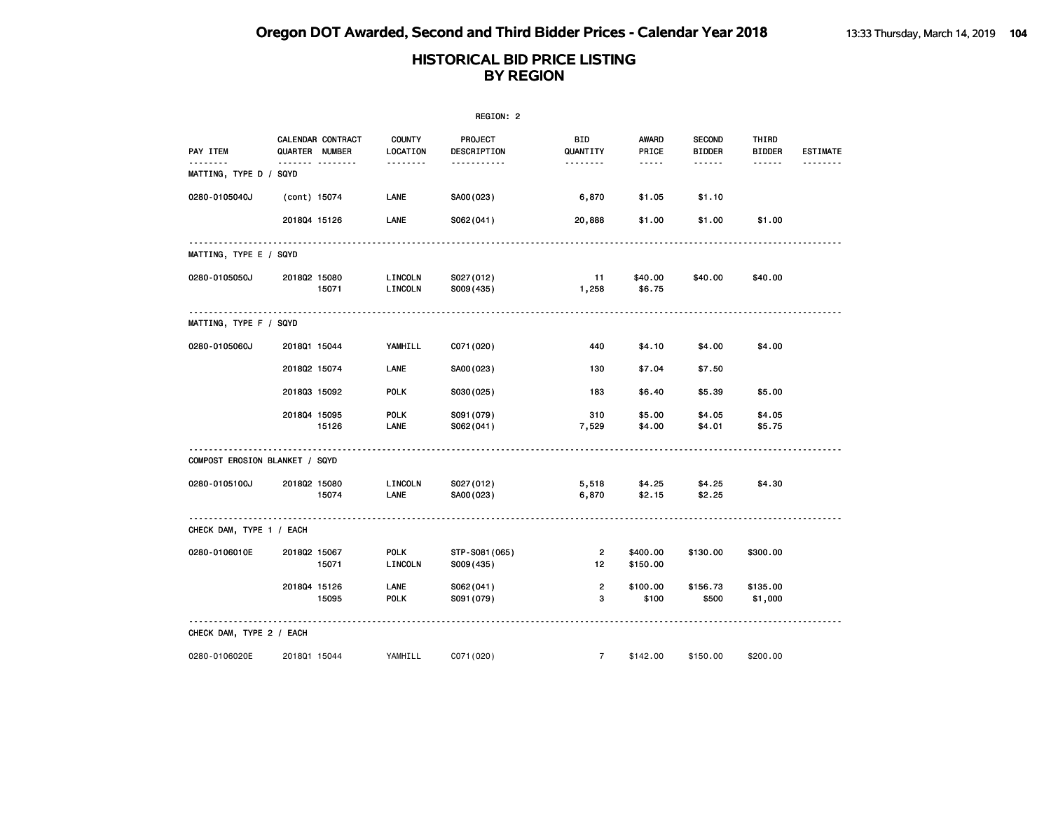# Oregon DOT Awarded, Second and Third Bidder Prices - Calendar Year 2018

## HISTORICAL BID PRICE LISTING BY REGION

REGION: 2

| PAY ITEM | CALENDAR QUARTER | CONTRACT NUMBER | COUNTY LOCATION | PROJECT DESCRIPTION | BID QUANTITY | AWARD PRICE | SECOND BIDDER | THIRD BIDDER | ESTIMATE |
|---|---|---|---|---|---|---|---|---|---|
| MATTING, TYPE D / SQYD | | | | | | | | | |
| 0280-0105040J | (cont) | 15074 | LANE | SA00(023) | 6,870 | $1.05 | $1.10 | | |
| | 2018Q4 | 15126 | LANE | S062(041) | 20,888 | $1.00 | $1.00 | $1.00 | |
| MATTING, TYPE E / SQYD | | | | | | | | | |
| 0280-0105050J | 2018Q2 | 15080 | LINCOLN | S027(012) | 11 | $40.00 | $40.00 | $40.00 | |
| | | 15071 | LINCOLN | S009(435) | 1,258 | $6.75 | | | |
| MATTING, TYPE F / SQYD | | | | | | | | | |
| 0280-0105060J | 2018Q1 | 15044 | YAMHILL | C071(020) | 440 | $4.10 | $4.00 | $4.00 | |
| | 2018Q2 | 15074 | LANE | SA00(023) | 130 | $7.04 | $7.50 | | |
| | 2018Q3 | 15092 | POLK | S030(025) | 183 | $6.40 | $5.39 | $5.00 | |
| | 2018Q4 | 15095 | POLK | S091(079) | 310 | $5.00 | $4.05 | $4.05 | |
| | | 15126 | LANE | S062(041) | 7,529 | $4.00 | $4.01 | $5.75 | |
| COMPOST EROSION BLANKET / SQYD | | | | | | | | | |
| 0280-0105100J | 2018Q2 | 15080 | LINCOLN | S027(012) | 5,518 | $4.25 | $4.25 | $4.30 | |
| | | 15074 | LANE | SA00(023) | 6,870 | $2.15 | $2.25 | | |
| CHECK DAM, TYPE 1 / EACH | | | | | | | | | |
| 0280-0106010E | 2018Q2 | 15067 | POLK | STP-S081(065) | 2 | $400.00 | $130.00 | $300.00 | |
| | | 15071 | LINCOLN | S009(435) | 12 | $150.00 | | | |
| | 2018Q4 | 15126 | LANE | S062(041) | 2 | $100.00 | $156.73 | $135.00 | |
| | | 15095 | POLK | S091(079) | 3 | $100 | $500 | $1,000 | |
| CHECK DAM, TYPE 2 / EACH | | | | | | | | | |
| 0280-0106020E | 2018Q1 | 15044 | YAMHILL | C071(020) | 7 | $142.00 | $150.00 | $200.00 | |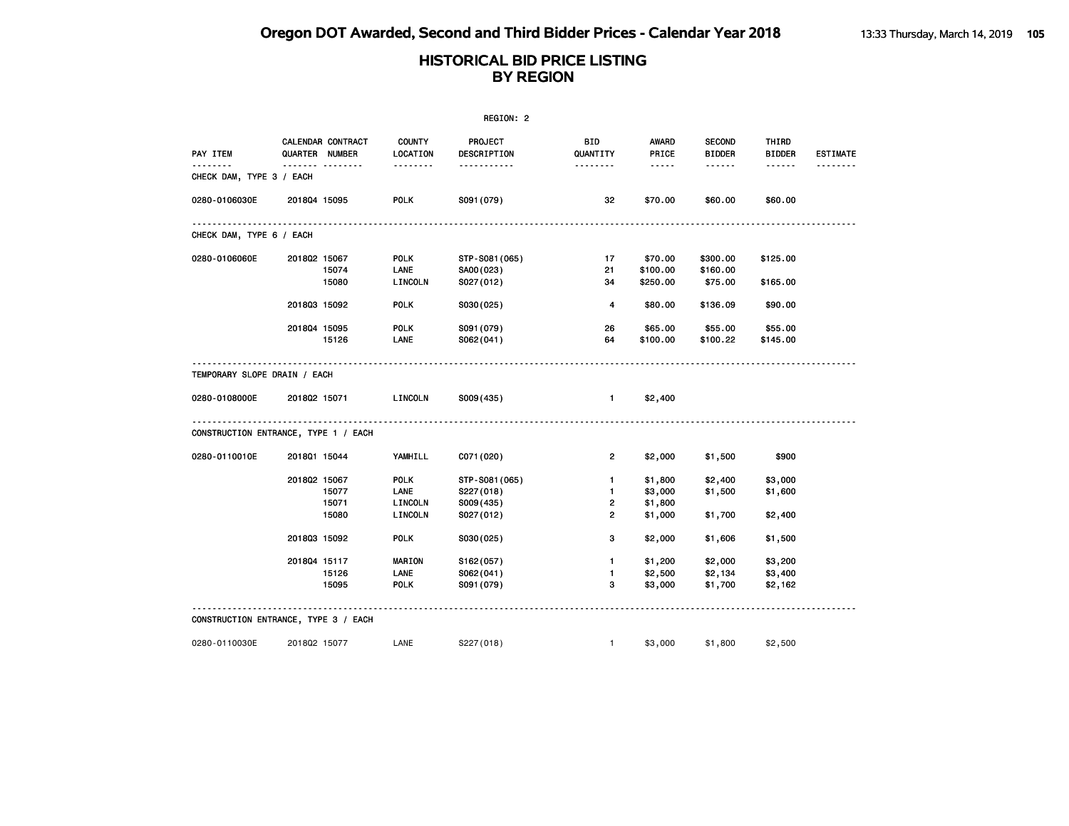# Oregon DOT Awarded, Second and Third Bidder Prices - Calendar Year 2018

## HISTORICAL BID PRICE LISTING BY REGION

REGION: 2

| PAY ITEM | CALENDAR QUARTER | CONTRACT NUMBER | COUNTY LOCATION | PROJECT DESCRIPTION | BID QUANTITY | AWARD PRICE | SECOND BIDDER | THIRD BIDDER | ESTIMATE |
|---|---|---|---|---|---|---|---|---|---|
| CHECK DAM, TYPE 3 / EACH | | | | | | | | | |
| 0280-0106030E | 2018Q4 | 15095 | POLK | S091(079) | 32 | $70.00 | $60.00 | $60.00 | |
| CHECK DAM, TYPE 6 / EACH | | | | | | | | | |
| 0280-0106060E | 2018Q2 | 15067 | POLK | STP-S081(065) | 17 | $70.00 | $300.00 | $125.00 | |
| | | 15074 | LANE | SA00(023) | 21 | $100.00 | $160.00 | | |
| | | 15080 | LINCOLN | S027(012) | 34 | $250.00 | $75.00 | $165.00 | |
| | 2018Q3 | 15092 | POLK | S030(025) | 4 | $80.00 | $136.09 | $90.00 | |
| | 2018Q4 | 15095 | POLK | S091(079) | 26 | $65.00 | $55.00 | $55.00 | |
| | | 15126 | LANE | S062(041) | 64 | $100.00 | $100.22 | $145.00 | |
| TEMPORARY SLOPE DRAIN / EACH | | | | | | | | | |
| 0280-0108000E | 2018Q2 | 15071 | LINCOLN | S009(435) | 1 | $2,400 | | | |
| CONSTRUCTION ENTRANCE, TYPE 1 / EACH | | | | | | | | | |
| 0280-0110010E | 2018Q1 | 15044 | YAMHILL | C071(020) | 2 | $2,000 | $1,500 | $900 | |
| | 2018Q2 | 15067 | POLK | STP-S081(065) | 1 | $1,800 | $2,400 | $3,000 | |
| | | 15077 | LANE | S227(018) | 1 | $3,000 | $1,500 | $1,600 | |
| | | 15071 | LINCOLN | S009(435) | 2 | $1,800 | | | |
| | | 15080 | LINCOLN | S027(012) | 2 | $1,000 | $1,700 | $2,400 | |
| | 2018Q3 | 15092 | POLK | S030(025) | 3 | $2,000 | $1,606 | $1,500 | |
| | 2018Q4 | 15117 | MARION | S162(057) | 1 | $1,200 | $2,000 | $3,200 | |
| | | 15126 | LANE | S062(041) | 1 | $2,500 | $2,134 | $3,400 | |
| | | 15095 | POLK | S091(079) | 3 | $3,000 | $1,700 | $2,162 | |
| CONSTRUCTION ENTRANCE, TYPE 3 / EACH | | | | | | | | | |
| 0280-0110030E | 2018Q2 | 15077 | LANE | S227(018) | 1 | $3,000 | $1,800 | $2,500 | |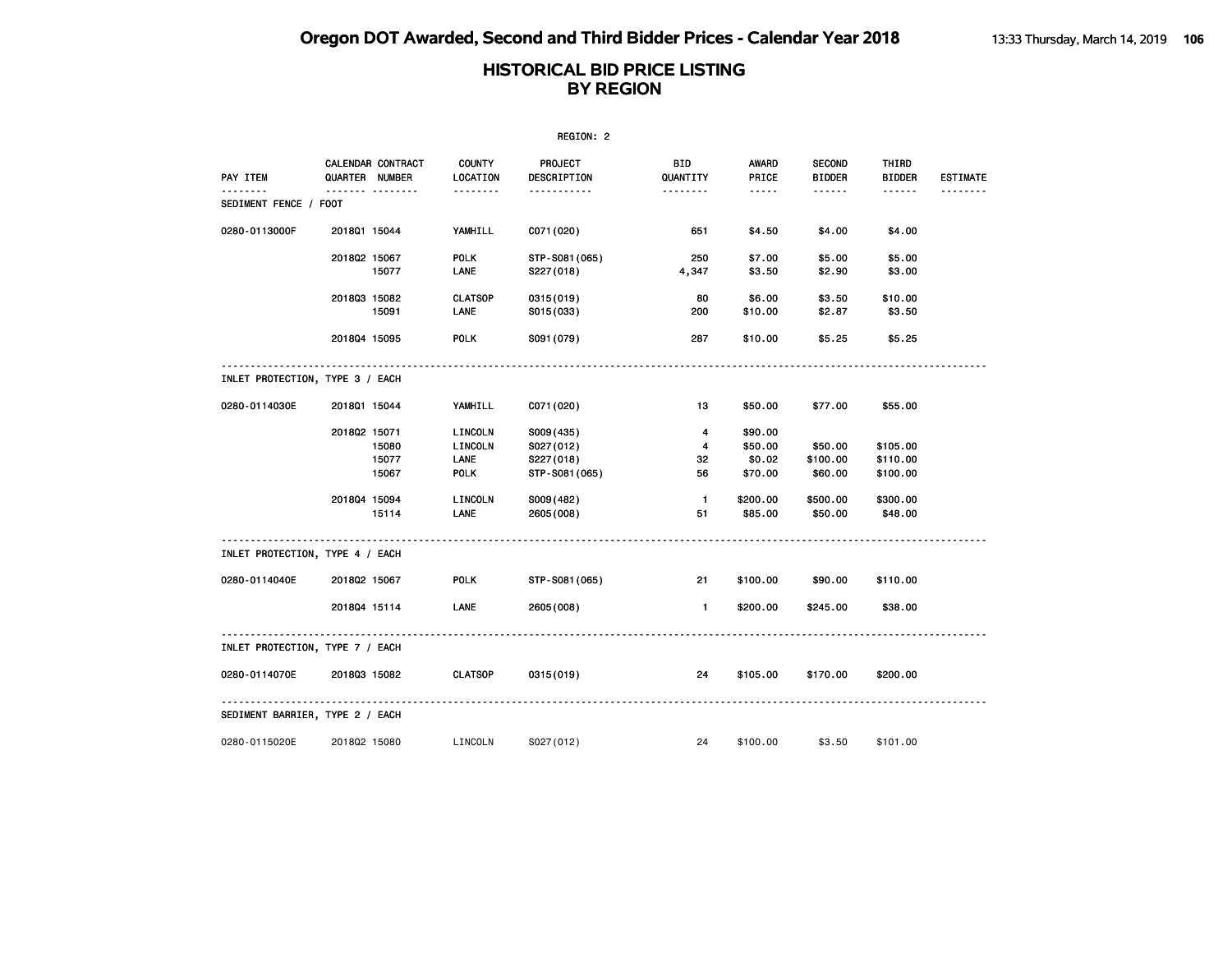# Oregon DOT Awarded, Second and Third Bidder Prices - Calendar Year 2018

## HISTORICAL BID PRICE LISTING BY REGION

REGION: 2

| PAY ITEM | CALENDAR QUARTER | CONTRACT NUMBER | COUNTY LOCATION | PROJECT DESCRIPTION | BID QUANTITY | AWARD PRICE | SECOND BIDDER | THIRD BIDDER | ESTIMATE |
|---|---|---|---|---|---|---|---|---|---|
| **SEDIMENT FENCE / FOOT** | | | | | | | | | |
| 0280-0113000F | 2018Q1 | 15044 | YAMHILL | C071(020) | 651 | $4.50 | $4.00 | $4.00 | |
| | 2018Q2 | 15067 | POLK | STP-S081(065) | 250 | $7.00 | $5.00 | $5.00 | |
| | | 15077 | LANE | S227(018) | 4,347 | $3.50 | $2.90 | $3.00 | |
| | 2018Q3 | 15082 | CLATSOP | 0315(019) | 80 | $6.00 | $3.50 | $10.00 | |
| | | 15091 | LANE | S015(033) | 200 | $10.00 | $2.87 | $3.50 | |
| | 2018Q4 | 15095 | POLK | S091(079) | 287 | $10.00 | $5.25 | $5.25 | |
| **INLET PROTECTION, TYPE 3 / EACH** | | | | | | | | | |
| 0280-0114030E | 2018Q1 | 15044 | YAMHILL | C071(020) | 13 | $50.00 | $77.00 | $55.00 | |
| | 2018Q2 | 15071 | LINCOLN | S009(435) | 4 | $90.00 | | | |
| | | 15080 | LINCOLN | S027(012) | 4 | $50.00 | $50.00 | $105.00 | |
| | | 15077 | LANE | S227(018) | 32 | $0.02 | $100.00 | $110.00 | |
| | | 15067 | POLK | STP-S081(065) | 56 | $70.00 | $60.00 | $100.00 | |
| | 2018Q4 | 15094 | LINCOLN | S009(482) | 1 | $200.00 | $500.00 | $300.00 | |
| | | 15114 | LANE | 2605(008) | 51 | $85.00 | $50.00 | $48.00 | |
| **INLET PROTECTION, TYPE 4 / EACH** | | | | | | | | | |
| 0280-0114040E | 2018Q2 | 15067 | POLK | STP-S081(065) | 21 | $100.00 | $90.00 | $110.00 | |
| | 2018Q4 | 15114 | LANE | 2605(008) | 1 | $200.00 | $245.00 | $38.00 | |
| **INLET PROTECTION, TYPE 7 / EACH** | | | | | | | | | |
| 0280-0114070E | 2018Q3 | 15082 | CLATSOP | 0315(019) | 24 | $105.00 | $170.00 | $200.00 | |
| **SEDIMENT BARRIER, TYPE 2 / EACH** | | | | | | | | | |
| 0280-0115020E | 2018Q2 | 15080 | LINCOLN | S027(012) | 24 | $100.00 | $3.50 | $101.00 | |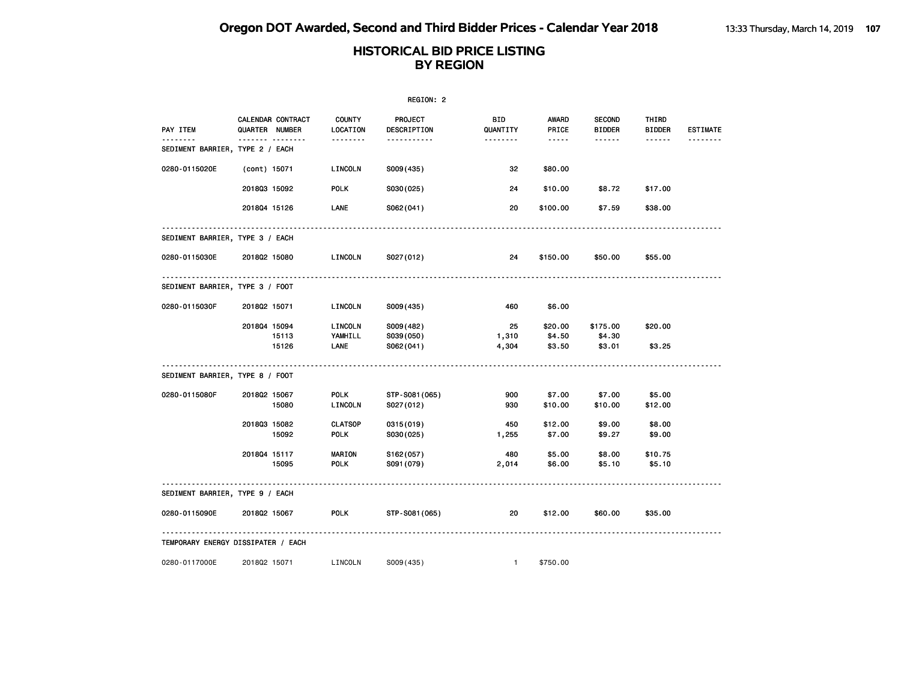# Oregon DOT Awarded, Second and Third Bidder Prices - Calendar Year 2018

## HISTORICAL BID PRICE LISTING BY REGION

REGION: 2

| PAY ITEM | CALENDAR QUARTER | CONTRACT NUMBER | COUNTY LOCATION | PROJECT DESCRIPTION | BID QUANTITY | AWARD PRICE | SECOND BIDDER | THIRD BIDDER | ESTIMATE |
|---|---|---|---|---|---|---|---|---|---|
| **SEDIMENT BARRIER, TYPE 2 / EACH** | | | | | | | | | |
| 0280-0115020E | (cont) | 15071 | LINCOLN | S009(435) | 32 | $80.00 | | | |
| | 2018Q3 | 15092 | POLK | S030(025) | 24 | $10.00 | $8.72 | $17.00 | |
| | 2018Q4 | 15126 | LANE | S062(041) | 20 | $100.00 | $7.59 | $38.00 | |
| **SEDIMENT BARRIER, TYPE 3 / EACH** | | | | | | | | | |
| 0280-0115030E | 2018Q2 | 15080 | LINCOLN | S027(012) | 24 | $150.00 | $50.00 | $55.00 | |
| **SEDIMENT BARRIER, TYPE 3 / FOOT** | | | | | | | | | |
| 0280-0115030F | 2018Q2 | 15071 | LINCOLN | S009(435) | 460 | $6.00 | | | |
| | 2018Q4 | 15094 | LINCOLN | S009(482) | 25 | $20.00 | $175.00 | $20.00 | |
| | | 15113 | YAMHILL | S039(050) | 1,310 | $4.50 | $4.30 | | |
| | | 15126 | LANE | S062(041) | 4,304 | $3.50 | $3.01 | $3.25 | |
| **SEDIMENT BARRIER, TYPE 8 / FOOT** | | | | | | | | | |
| 0280-0115080F | 2018Q2 | 15067 | POLK | STP-S081(065) | 900 | $7.00 | $7.00 | $5.00 | |
| | | 15080 | LINCOLN | S027(012) | 930 | $10.00 | $10.00 | $12.00 | |
| | 2018Q3 | 15082 | CLATSOP | 0315(019) | 450 | $12.00 | $9.00 | $8.00 | |
| | | 15092 | POLK | S030(025) | 1,255 | $7.00 | $9.27 | $9.00 | |
| | 2018Q4 | 15117 | MARION | S162(057) | 480 | $5.00 | $8.00 | $10.75 | |
| | | 15095 | POLK | S091(079) | 2,014 | $6.00 | $5.10 | $5.10 | |
| **SEDIMENT BARRIER, TYPE 9 / EACH** | | | | | | | | | |
| 0280-0115090E | 2018Q2 | 15067 | POLK | STP-S081(065) | 20 | $12.00 | $60.00 | $35.00 | |
| **TEMPORARY ENERGY DISSIPATER / EACH** | | | | | | | | | |
| 0280-0117000E | 2018Q2 | 15071 | LINCOLN | S009(435) | 1 | $750.00 | | | |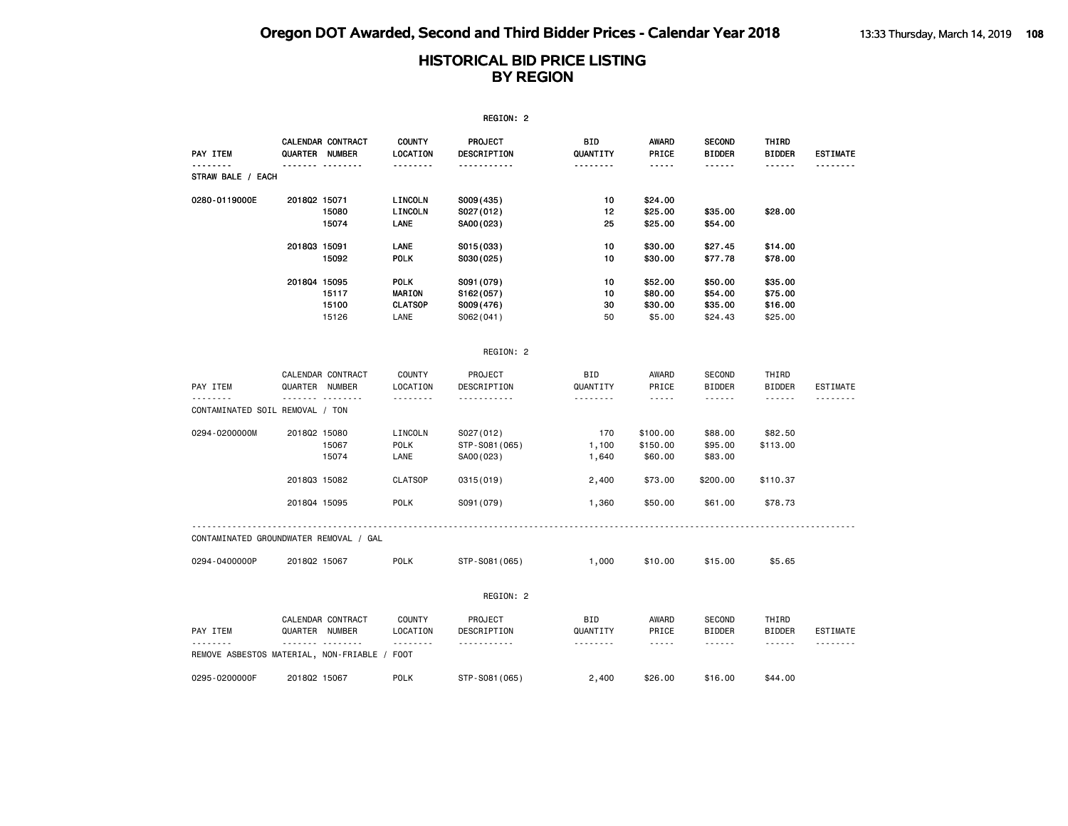# Oregon DOT Awarded, Second and Third Bidder Prices - Calendar Year 2018

## HISTORICAL BID PRICE LISTING BY REGION

REGION: 2

| PAY ITEM | CALENDAR QUARTER | CONTRACT NUMBER | COUNTY LOCATION | PROJECT DESCRIPTION | BID QUANTITY | AWARD PRICE | SECOND BIDDER | THIRD BIDDER | ESTIMATE |
|---|---|---|---|---|---|---|---|---|---|
| STRAW BALE / EACH | | | | | | | | | |
| 0280-0119000E | 2018Q2 | 15071 | LINCOLN | S009(435) | 10 | $24.00 | | | |
| | | 15080 | LINCOLN | S027(012) | 12 | $25.00 | $35.00 | $28.00 | |
| | | 15074 | LANE | SA00(023) | 25 | $25.00 | $54.00 | | |
| | 2018Q3 | 15091 | LANE | S015(033) | 10 | $30.00 | $27.45 | $14.00 | |
| | | 15092 | POLK | S030(025) | 10 | $30.00 | $77.78 | $78.00 | |
| | 2018Q4 | 15095 | POLK | S091(079) | 10 | $52.00 | $50.00 | $35.00 | |
| | | 15117 | MARION | S162(057) | 10 | $80.00 | $54.00 | $75.00 | |
| | | 15100 | CLATSOP | S009(476) | 30 | $30.00 | $35.00 | $16.00 | |
| | | 15126 | LANE | S062(041) | 50 | $5.00 | $24.43 | $25.00 | |

REGION: 2

| PAY ITEM | CALENDAR QUARTER | CONTRACT NUMBER | COUNTY LOCATION | PROJECT DESCRIPTION | BID QUANTITY | AWARD PRICE | SECOND BIDDER | THIRD BIDDER | ESTIMATE |
|---|---|---|---|---|---|---|---|---|---|
| CONTAMINATED SOIL REMOVAL / TON | | | | | | | | | |
| 0294-0200000M | 2018Q2 | 15080 | LINCOLN | S027(012) | 170 | $100.00 | $88.00 | $82.50 | |
| | | 15067 | POLK | STP-S081(065) | 1,100 | $150.00 | $95.00 | $113.00 | |
| | | 15074 | LANE | SA00(023) | 1,640 | $60.00 | $83.00 | | |
| | 2018Q3 | 15082 | CLATSOP | 0315(019) | 2,400 | $73.00 | $200.00 | $110.37 | |
| | 2018Q4 | 15095 | POLK | S091(079) | 1,360 | $50.00 | $61.00 | $78.73 | |
| CONTAMINATED GROUNDWATER REMOVAL / GAL | | | | | | | | | |
| 0294-0400000P | 2018Q2 | 15067 | POLK | STP-S081(065) | 1,000 | $10.00 | $15.00 | $5.65 | |

REGION: 2

| PAY ITEM | CALENDAR QUARTER | CONTRACT NUMBER | COUNTY LOCATION | PROJECT DESCRIPTION | BID QUANTITY | AWARD PRICE | SECOND BIDDER | THIRD BIDDER | ESTIMATE |
|---|---|---|---|---|---|---|---|---|---|
| REMOVE ASBESTOS MATERIAL, NON-FRIABLE / FOOT | | | | | | | | | |
| 0295-0200000F | 2018Q2 | 15067 | POLK | STP-S081(065) | 2,400 | $26.00 | $16.00 | $44.00 | |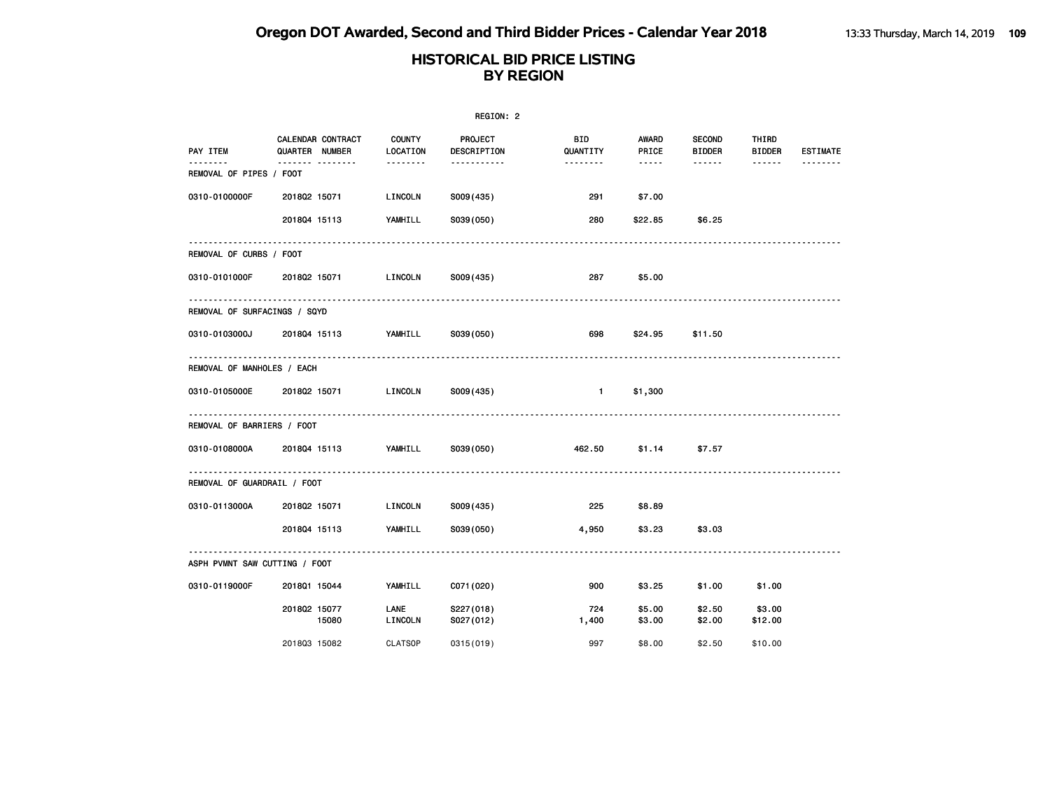# HISTORICAL BID PRICE LISTING
# BY REGION

REGION: 2

| PAY ITEM | CALENDAR QUARTER | CONTRACT NUMBER | COUNTY LOCATION | PROJECT DESCRIPTION | BID QUANTITY | AWARD PRICE | SECOND BIDDER | THIRD BIDDER | ESTIMATE |
|---|---|---|---|---|---|---|---|---|---|
| REMOVAL OF PIPES / FOOT | | | | | | | | | |
| 0310-0100000F | 2018Q2 | 15071 | LINCOLN | S009(435) | 291 | $7.00 | | | |
| | 2018Q4 | 15113 | YAMHILL | S039(050) | 280 | $22.85 | $6.25 | | |
| REMOVAL OF CURBS / FOOT | | | | | | | | | |
| 0310-0101000F | 2018Q2 | 15071 | LINCOLN | S009(435) | 287 | $5.00 | | | |
| REMOVAL OF SURFACINGS / SQYD | | | | | | | | | |
| 0310-0103000J | 2018Q4 | 15113 | YAMHILL | S039(050) | 698 | $24.95 | $11.50 | | |
| REMOVAL OF MANHOLES / EACH | | | | | | | | | |
| 0310-0105000E | 2018Q2 | 15071 | LINCOLN | S009(435) | 1 | $1,300 | | | |
| REMOVAL OF BARRIERS / FOOT | | | | | | | | | |
| 0310-0108000A | 2018Q4 | 15113 | YAMHILL | S039(050) | 462.50 | $1.14 | $7.57 | | |
| REMOVAL OF GUARDRAIL / FOOT | | | | | | | | | |
| 0310-0113000A | 2018Q2 | 15071 | LINCOLN | S009(435) | 225 | $8.89 | | | |
| | 2018Q4 | 15113 | YAMHILL | S039(050) | 4,950 | $3.23 | $3.03 | | |
| ASPH PVMNT SAW CUTTING / FOOT | | | | | | | | | |
| 0310-0119000F | 2018Q1 | 15044 | YAMHILL | C071(020) | 900 | $3.25 | $1.00 | $1.00 | |
| | 2018Q2 | 15077 | LANE | S227(018) | 724 | $5.00 | $2.50 | $3.00 | |
| | | 15080 | LINCOLN | S027(012) | 1,400 | $3.00 | $2.00 | $12.00 | |
| | 2018Q3 | 15082 | CLATSOP | 0315(019) | 997 | $8.00 | $2.50 | $10.00 | |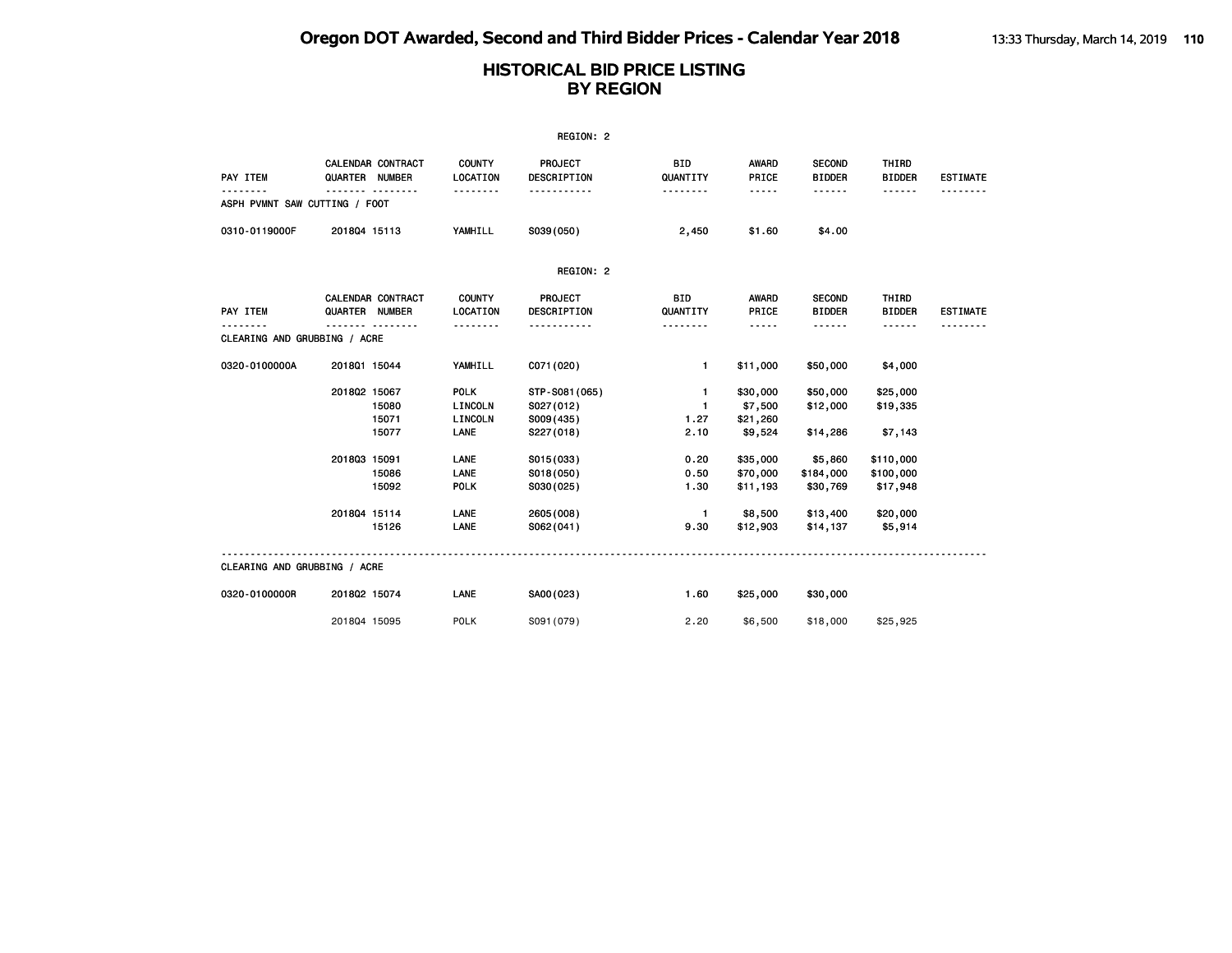# HISTORICAL BID PRICE LISTING
## BY REGION

REGION: 2

| PAY ITEM | CALENDAR QUARTER | CONTRACT NUMBER | COUNTY LOCATION | PROJECT DESCRIPTION | BID QUANTITY | AWARD PRICE | SECOND BIDDER | THIRD BIDDER | ESTIMATE |
|---|---|---|---|---|---|---|---|---|---|
| ASPH PVMNT SAW CUTTING / FOOT | | | | | | | | | |
| 0310-0119000F | 2018Q4 | 15113 | YAMHILL | S039(050) | 2,450 | $1.60 | $4.00 | | |

REGION: 2

| PAY ITEM | CALENDAR QUARTER | CONTRACT NUMBER | COUNTY LOCATION | PROJECT DESCRIPTION | BID QUANTITY | AWARD PRICE | SECOND BIDDER | THIRD BIDDER | ESTIMATE |
|---|---|---|---|---|---|---|---|---|---|
| CLEARING AND GRUBBING / ACRE | | | | | | | | | |
| 0320-0100000A | 2018Q1 | 15044 | YAMHILL | C071(020) | 1 | $11,000 | $50,000 | $4,000 | |
| | 2018Q2 | 15067 | POLK | STP-S081(065) | 1 | $30,000 | $50,000 | $25,000 | |
| | | 15080 | LINCOLN | S027(012) | 1 | $7,500 | $12,000 | $19,335 | |
| | | 15071 | LINCOLN | S009(435) | 1.27 | $21,260 | | | |
| | | 15077 | LANE | S227(018) | 2.10 | $9,524 | $14,286 | $7,143 | |
| | 2018Q3 | 15091 | LANE | S015(033) | 0.20 | $35,000 | $5,860 | $110,000 | |
| | | 15086 | LANE | S018(050) | 0.50 | $70,000 | $184,000 | $100,000 | |
| | | 15092 | POLK | S030(025) | 1.30 | $11,193 | $30,769 | $17,948 | |
| | 2018Q4 | 15114 | LANE | 2605(008) | 1 | $8,500 | $13,400 | $20,000 | |
| | | 15126 | LANE | S062(041) | 9.30 | $12,903 | $14,137 | $5,914 | |
| CLEARING AND GRUBBING / ACRE | | | | | | | | | |
| 0320-0100000R | 2018Q2 | 15074 | LANE | SA00(023) | 1.60 | $25,000 | $30,000 | | |
| | 2018Q4 | 15095 | POLK | S091(079) | 2.20 | $6,500 | $18,000 | $25,925 | |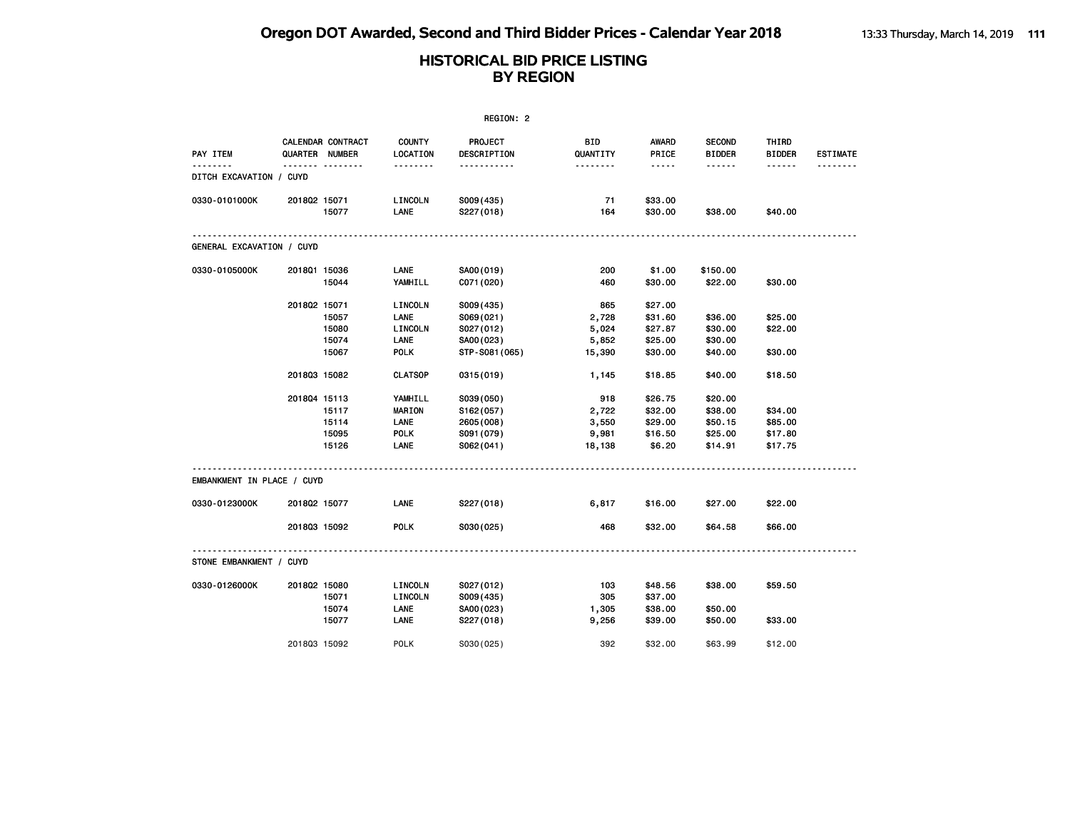# Oregon DOT Awarded, Second and Third Bidder Prices - Calendar Year 2018

## HISTORICAL BID PRICE LISTING BY REGION

REGION: 2

| PAY ITEM | CALENDAR QUARTER | CONTRACT NUMBER | COUNTY LOCATION | PROJECT DESCRIPTION | BID QUANTITY | AWARD PRICE | SECOND BIDDER | THIRD BIDDER | ESTIMATE |
|---|---|---|---|---|---|---|---|---|---|
| **DITCH EXCAVATION / CUYD** | | | | | | | | | |
| 0330-0101000K | 2018Q2 | 15071 | LINCOLN | S009(435) | 71 | $33.00 | | | |
| | | 15077 | LANE | S227(018) | 164 | $30.00 | $38.00 | $40.00 | |
| **GENERAL EXCAVATION / CUYD** | | | | | | | | | |
| 0330-0105000K | 2018Q1 | 15036 | LANE | SA00(019) | 200 | $1.00 | $150.00 | | |
| | | 15044 | YAMHILL | C071(020) | 460 | $30.00 | $22.00 | $30.00 | |
| | 2018Q2 | 15071 | LINCOLN | S009(435) | 865 | $27.00 | | | |
| | | 15057 | LANE | S069(021) | 2,728 | $31.60 | $36.00 | $25.00 | |
| | | 15080 | LINCOLN | S027(012) | 5,024 | $27.87 | $30.00 | $22.00 | |
| | | 15074 | LANE | SA00(023) | 5,852 | $25.00 | $30.00 | | |
| | | 15067 | POLK | STP-S081(065) | 15,390 | $30.00 | $40.00 | $30.00 | |
| | 2018Q3 | 15082 | CLATSOP | 0315(019) | 1,145 | $18.85 | $40.00 | $18.50 | |
| | 2018Q4 | 15113 | YAMHILL | S039(050) | 918 | $26.75 | $20.00 | | |
| | | 15117 | MARION | S162(057) | 2,722 | $32.00 | $38.00 | $34.00 | |
| | | 15114 | LANE | 2605(008) | 3,550 | $29.00 | $50.15 | $85.00 | |
| | | 15095 | POLK | S091(079) | 9,981 | $16.50 | $25.00 | $17.80 | |
| | | 15126 | LANE | S062(041) | 18,138 | $6.20 | $14.91 | $17.75 | |
| **EMBANKMENT IN PLACE / CUYD** | | | | | | | | | |
| 0330-0123000K | 2018Q2 | 15077 | LANE | S227(018) | 6,817 | $16.00 | $27.00 | $22.00 | |
| | 2018Q3 | 15092 | POLK | S030(025) | 468 | $32.00 | $64.58 | $66.00 | |
| **STONE EMBANKMENT / CUYD** | | | | | | | | | |
| 0330-0126000K | 2018Q2 | 15080 | LINCOLN | S027(012) | 103 | $48.56 | $38.00 | $59.50 | |
| | | 15071 | LINCOLN | S009(435) | 305 | $37.00 | | | |
| | | 15074 | LANE | SA00(023) | 1,305 | $38.00 | $50.00 | | |
| | | 15077 | LANE | S227(018) | 9,256 | $39.00 | $50.00 | $33.00 | |
| | 2018Q3 | 15092 | POLK | S030(025) | 392 | $32.00 | $63.99 | $12.00 | |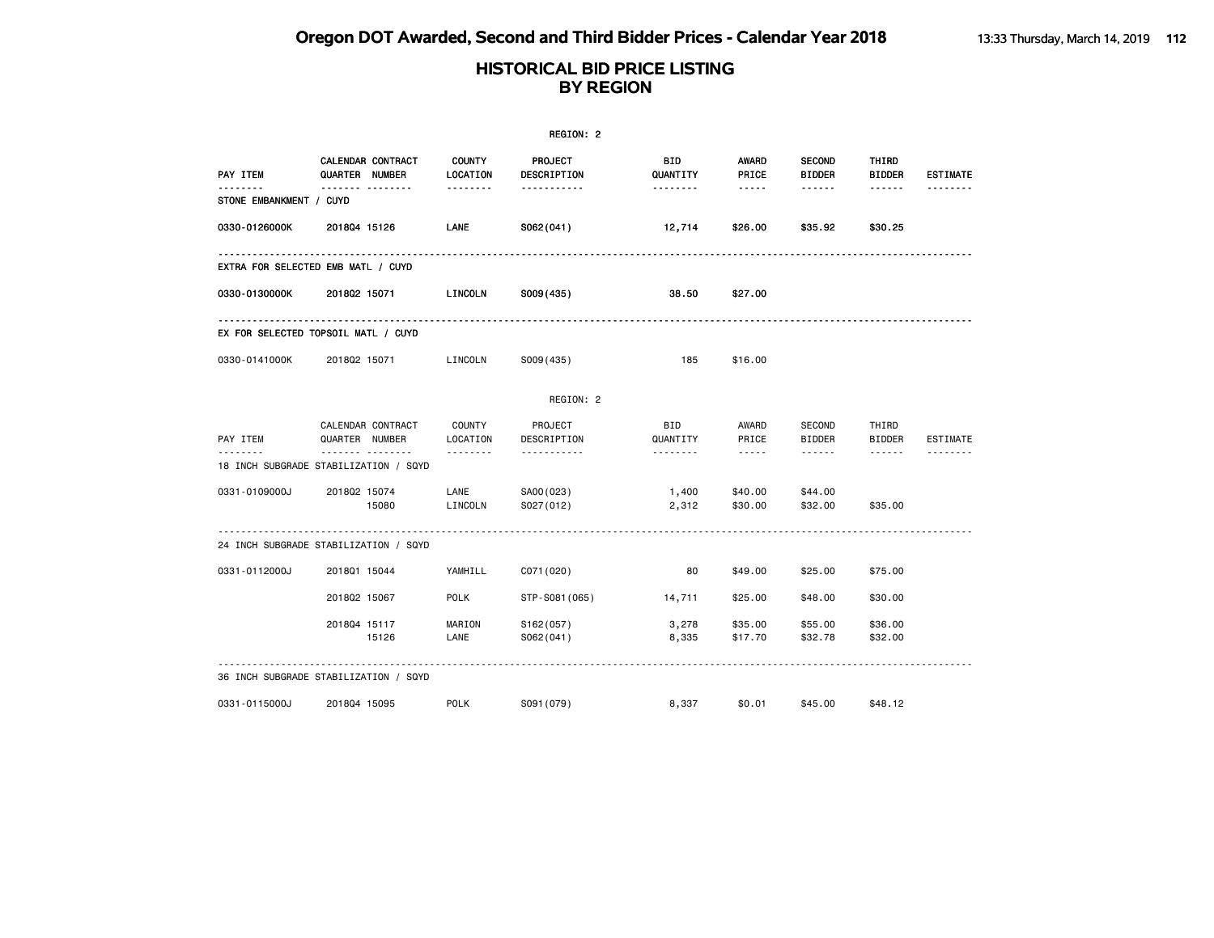# HISTORICAL BID PRICE LISTING BY REGION

REGION: 2

| PAY ITEM | CALENDAR QUARTER | CONTRACT NUMBER | COUNTY LOCATION | PROJECT DESCRIPTION | BID QUANTITY | AWARD PRICE | SECOND BIDDER | THIRD BIDDER | ESTIMATE |
|---|---|---|---|---|---|---|---|---|---|
| **STONE EMBANKMENT / CUYD** | | | | | | | | | |
| **0330-0126000K** | **2018Q4** | **15126** | **LANE** | **S062(041)** | **12,714** | **$26.00** | **$35.92** | **$30.25** | |
| **EXTRA FOR SELECTED EMB MATL / CUYD** | | | | | | | | | |
| **0330-0130000K** | **2018Q2** | **15071** | **LINCOLN** | **S009(435)** | **38.50** | **$27.00** | | | |
| EX FOR SELECTED TOPSOIL MATL / CUYD | | | | | | | | | |
| 0330-0141000K | 2018Q2 | 15071 | LINCOLN | S009(435) | 185 | $16.00 | | | |

REGION: 2

| PAY ITEM | CALENDAR QUARTER | CONTRACT NUMBER | COUNTY LOCATION | PROJECT DESCRIPTION | BID QUANTITY | AWARD PRICE | SECOND BIDDER | THIRD BIDDER | ESTIMATE |
|---|---|---|---|---|---|---|---|---|---|
| 18 INCH SUBGRADE STABILIZATION / SQYD | | | | | | | | | |
| 0331-0109000J | 2018Q2 | 15074 | LANE | SA00(023) | 1,400 | $40.00 | $44.00 | | |
| | | 15080 | LINCOLN | S027(012) | 2,312 | $30.00 | $32.00 | $35.00 | |
| 24 INCH SUBGRADE STABILIZATION / SQYD | | | | | | | | | |
| 0331-0112000J | 2018Q1 | 15044 | YAMHILL | C071(020) | 80 | $49.00 | $25.00 | $75.00 | |
| | 2018Q2 | 15067 | POLK | STP-S081(065) | 14,711 | $25.00 | $48.00 | $30.00 | |
| | 2018Q4 | 15117 | MARION | S162(057) | 3,278 | $35.00 | $55.00 | $36.00 | |
| | | 15126 | LANE | S062(041) | 8,335 | $17.70 | $32.78 | $32.00 | |
| 36 INCH SUBGRADE STABILIZATION / SQYD | | | | | | | | | |
| 0331-0115000J | 2018Q4 | 15095 | POLK | S091(079) | 8,337 | $0.01 | $45.00 | $48.12 | |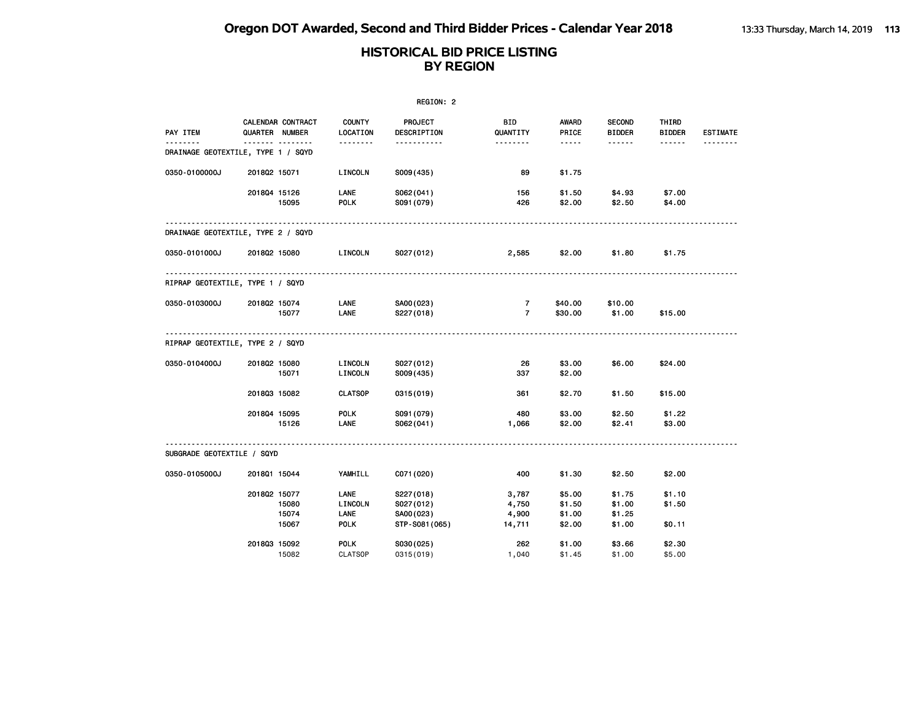# Oregon DOT Awarded, Second and Third Bidder Prices - Calendar Year 2018

## HISTORICAL BID PRICE LISTING BY REGION

REGION: 2

| PAY ITEM | CALENDAR QUARTER | CONTRACT NUMBER | COUNTY LOCATION | PROJECT DESCRIPTION | BID QUANTITY | AWARD PRICE | SECOND BIDDER | THIRD BIDDER | ESTIMATE |
|---|---|---|---|---|---|---|---|---|---|
| **DRAINAGE GEOTEXTILE, TYPE 1 / SQYD** | | | | | | | | | |
| 0350-0100000J | 2018Q2 | 15071 | LINCOLN | S009(435) | 89 | $1.75 | | | |
| | 2018Q4 | 15126 | LANE | S062(041) | 156 | $1.50 | $4.93 | $7.00 | |
| | | 15095 | POLK | S091(079) | 426 | $2.00 | $2.50 | $4.00 | |
| **DRAINAGE GEOTEXTILE, TYPE 2 / SQYD** | | | | | | | | | |
| 0350-0101000J | 2018Q2 | 15080 | LINCOLN | S027(012) | 2,585 | $2.00 | $1.80 | $1.75 | |
| **RIPRAP GEOTEXTILE, TYPE 1 / SQYD** | | | | | | | | | |
| 0350-0103000J | 2018Q2 | 15074 | LANE | SA00(023) | 7 | $40.00 | $10.00 | | |
| | | 15077 | LANE | S227(018) | 7 | $30.00 | $1.00 | $15.00 | |
| **RIPRAP GEOTEXTILE, TYPE 2 / SQYD** | | | | | | | | | |
| 0350-0104000J | 2018Q2 | 15080 | LINCOLN | S027(012) | 26 | $3.00 | $6.00 | $24.00 | |
| | | 15071 | LINCOLN | S009(435) | 337 | $2.00 | | | |
| | 2018Q3 | 15082 | CLATSOP | 0315(019) | 361 | $2.70 | $1.50 | $15.00 | |
| | 2018Q4 | 15095 | POLK | S091(079) | 480 | $3.00 | $2.50 | $1.22 | |
| | | 15126 | LANE | S062(041) | 1,066 | $2.00 | $2.41 | $3.00 | |
| **SUBGRADE GEOTEXTILE / SQYD** | | | | | | | | | |
| 0350-0105000J | 2018Q1 | 15044 | YAMHILL | C071(020) | 400 | $1.30 | $2.50 | $2.00 | |
| | 2018Q2 | 15077 | LANE | S227(018) | 3,787 | $5.00 | $1.75 | $1.10 | |
| | | 15080 | LINCOLN | S027(012) | 4,750 | $1.50 | $1.00 | $1.50 | |
| | | 15074 | LANE | SA00(023) | 4,900 | $1.00 | $1.25 | | |
| | | 15067 | POLK | STP-S081(065) | 14,711 | $2.00 | $1.00 | $0.11 | |
| | 2018Q3 | 15092 | POLK | S030(025) | 262 | $1.00 | $3.66 | $2.30 | |
| | | 15082 | CLATSOP | 0315(019) | 1,040 | $1.45 | $1.00 | $5.00 | |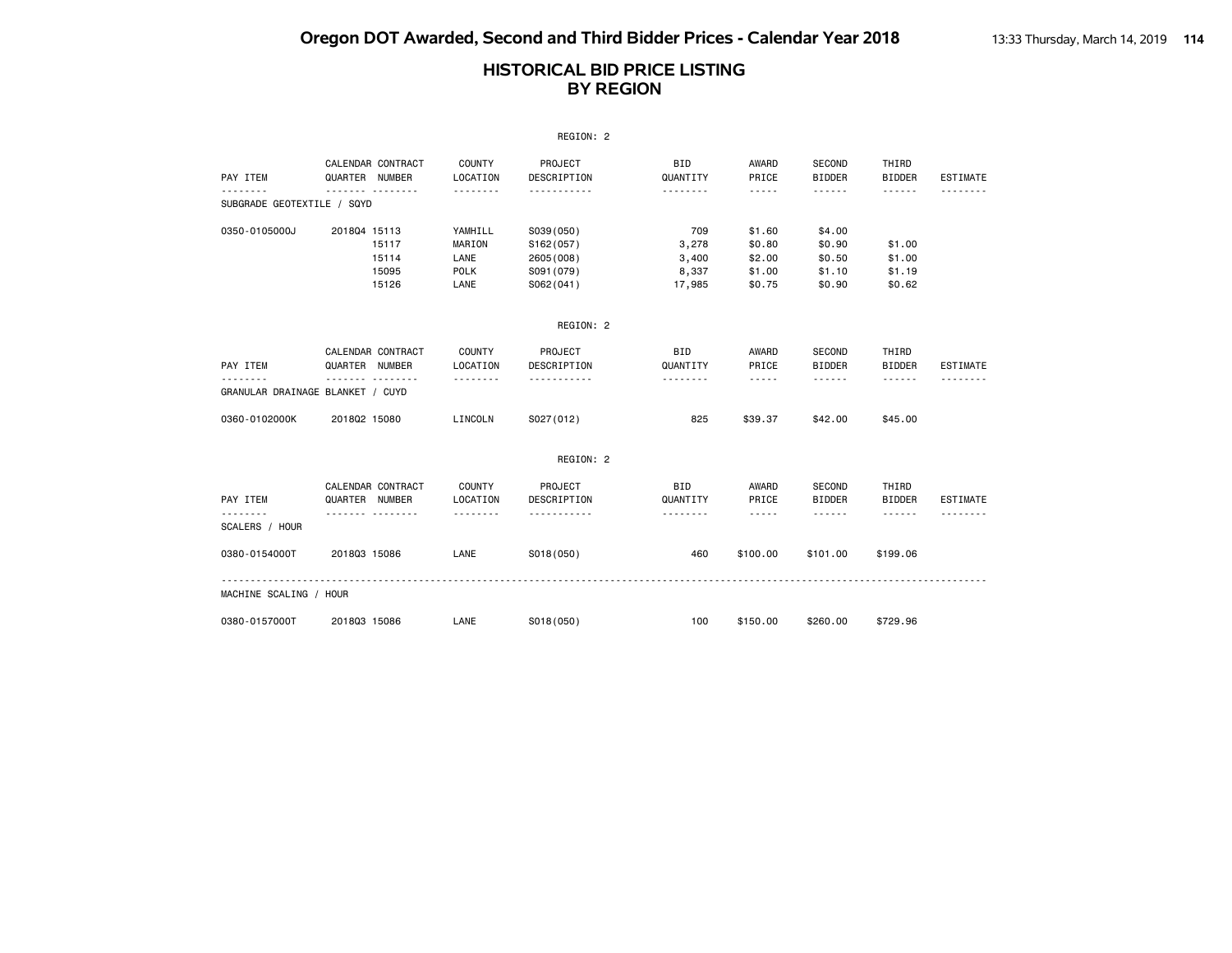# HISTORICAL BID PRICE LISTING BY REGION

REGION: 2

| PAY ITEM | CALENDAR QUARTER | CONTRACT NUMBER | COUNTY LOCATION | PROJECT DESCRIPTION | BID QUANTITY | AWARD PRICE | SECOND BIDDER | THIRD BIDDER | ESTIMATE |
|---|---|---|---|---|---|---|---|---|---|
| SUBGRADE GEOTEXTILE / SQYD | | | | | | | | | |
| 0350-0105000J | 2018Q4 | 15113 | YAMHILL | S039(050) | 709 | $1.60 | $4.00 | | |
| | | 15117 | MARION | S162(057) | 3,278 | $0.80 | $0.90 | $1.00 | |
| | | 15114 | LANE | 2605(008) | 3,400 | $2.00 | $0.50 | $1.00 | |
| | | 15095 | POLK | S091(079) | 8,337 | $1.00 | $1.10 | $1.19 | |
| | | 15126 | LANE | S062(041) | 17,985 | $0.75 | $0.90 | $0.62 | |

REGION: 2

| PAY ITEM | CALENDAR QUARTER | CONTRACT NUMBER | COUNTY LOCATION | PROJECT DESCRIPTION | BID QUANTITY | AWARD PRICE | SECOND BIDDER | THIRD BIDDER | ESTIMATE |
|---|---|---|---|---|---|---|---|---|---|
| GRANULAR DRAINAGE BLANKET / CUYD | | | | | | | | | |
| 0360-0102000K | 2018Q2 | 15080 | LINCOLN | S027(012) | 825 | $39.37 | $42.00 | $45.00 | |

REGION: 2

| PAY ITEM | CALENDAR QUARTER | CONTRACT NUMBER | COUNTY LOCATION | PROJECT DESCRIPTION | BID QUANTITY | AWARD PRICE | SECOND BIDDER | THIRD BIDDER | ESTIMATE |
|---|---|---|---|---|---|---|---|---|---|
| SCALERS / HOUR | | | | | | | | | |
| 0380-0154000T | 2018Q3 | 15086 | LANE | S018(050) | 460 | $100.00 | $101.00 | $199.06 | |
| MACHINE SCALING / HOUR | | | | | | | | | |
| 0380-0157000T | 2018Q3 | 15086 | LANE | S018(050) | 100 | $150.00 | $260.00 | $729.96 | |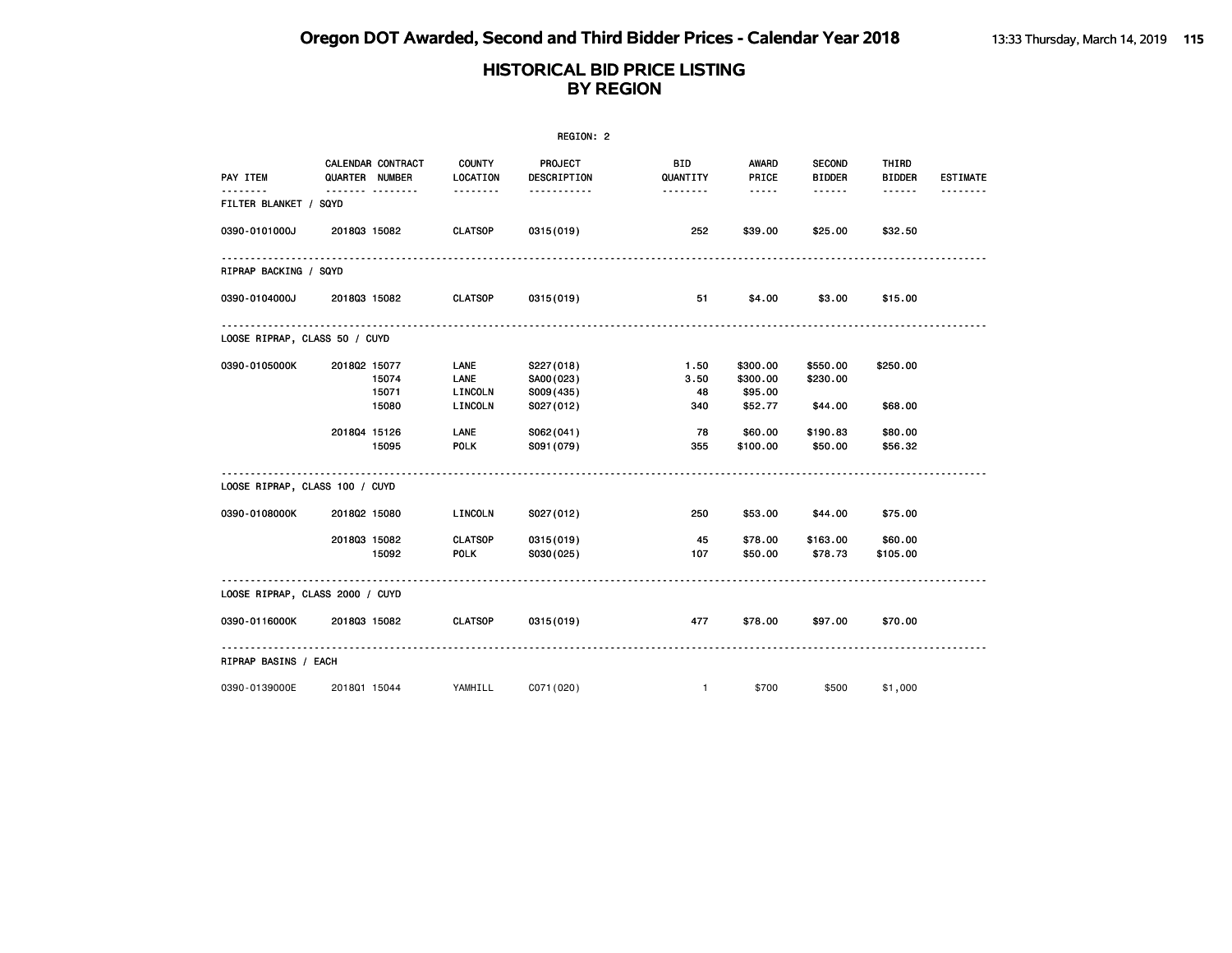## HISTORICAL BID PRICE LISTING BY REGION

REGION: 2

| PAY ITEM | CALENDAR QUARTER | CONTRACT NUMBER | COUNTY LOCATION | PROJECT DESCRIPTION | BID QUANTITY | AWARD PRICE | SECOND BIDDER | THIRD BIDDER | ESTIMATE |
|---|---|---|---|---|---|---|---|---|---|
| **FILTER BLANKET / SQYD** | | | | | | | | | |
| 0390-0101000J | 2018Q3 | 15082 | CLATSOP | 0315(019) | 252 | $39.00 | $25.00 | $32.50 | |
| **RIPRAP BACKING / SQYD** | | | | | | | | | |
| 0390-0104000J | 2018Q3 | 15082 | CLATSOP | 0315(019) | 51 | $4.00 | $3.00 | $15.00 | |
| **LOOSE RIPRAP, CLASS 50 / CUYD** | | | | | | | | | |
| 0390-0105000K | 2018Q2 | 15077 | LANE | S227(018) | 1.50 | $300.00 | $550.00 | $250.00 | |
| | | 15074 | LANE | SA00(023) | 3.50 | $300.00 | $230.00 | | |
| | | 15071 | LINCOLN | S009(435) | 48 | $95.00 | | | |
| | | 15080 | LINCOLN | S027(012) | 340 | $52.77 | $44.00 | $68.00 | |
| | 2018Q4 | 15126 | LANE | S062(041) | 78 | $60.00 | $190.83 | $80.00 | |
| | | 15095 | POLK | S091(079) | 355 | $100.00 | $50.00 | $56.32 | |
| **LOOSE RIPRAP, CLASS 100 / CUYD** | | | | | | | | | |
| 0390-0108000K | 2018Q2 | 15080 | LINCOLN | S027(012) | 250 | $53.00 | $44.00 | $75.00 | |
| | 2018Q3 | 15082 | CLATSOP | 0315(019) | 45 | $78.00 | $163.00 | $60.00 | |
| | | 15092 | POLK | S030(025) | 107 | $50.00 | $78.73 | $105.00 | |
| **LOOSE RIPRAP, CLASS 2000 / CUYD** | | | | | | | | | |
| 0390-0116000K | 2018Q3 | 15082 | CLATSOP | 0315(019) | 477 | $78.00 | $97.00 | $70.00 | |
| **RIPRAP BASINS / EACH** | | | | | | | | | |
| 0390-0139000E | 2018Q1 | 15044 | YAMHILL | C071(020) | 1 | $700 | $500 | $1,000 | |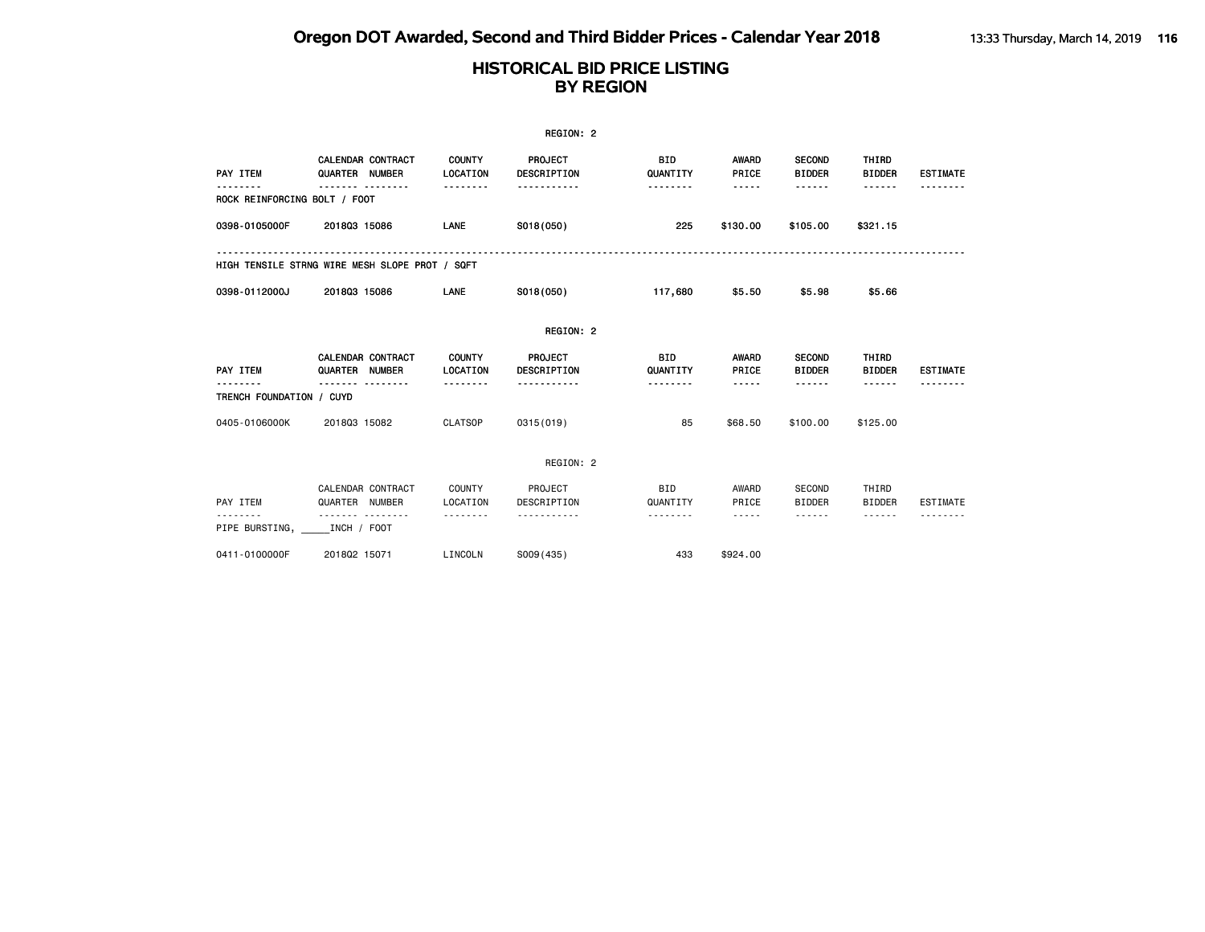# HISTORICAL BID PRICE LISTING
# BY REGION

REGION: 2

| PAY ITEM | CALENDAR QUARTER | CONTRACT NUMBER | COUNTY LOCATION | PROJECT DESCRIPTION | BID QUANTITY | AWARD PRICE | SECOND BIDDER | THIRD BIDDER | ESTIMATE |
|---|---|---|---|---|---|---|---|---|---|
| ROCK REINFORCING BOLT / FOOT | | | | | | | | | |
| 0398-0105000F | 2018Q3 | 15086 | LANE | S018(050) | 225 | $130.00 | $105.00 | $321.15 | |
| HIGH TENSILE STRNG WIRE MESH SLOPE PROT / SQFT | | | | | | | | | |
| 0398-0112000J | 2018Q3 | 15086 | LANE | S018(050) | 117,680 | $5.50 | $5.98 | $5.66 | |

REGION: 2

| PAY ITEM | CALENDAR QUARTER | CONTRACT NUMBER | COUNTY LOCATION | PROJECT DESCRIPTION | BID QUANTITY | AWARD PRICE | SECOND BIDDER | THIRD BIDDER | ESTIMATE |
|---|---|---|---|---|---|---|---|---|---|
| TRENCH FOUNDATION / CUYD | | | | | | | | | |
| 0405-0106000K | 2018Q3 | 15082 | CLATSOP | 0315(019) | 85 | $68.50 | $100.00 | $125.00 | |

REGION: 2

| PAY ITEM | CALENDAR QUARTER | CONTRACT NUMBER | COUNTY LOCATION | PROJECT DESCRIPTION | BID QUANTITY | AWARD PRICE | SECOND BIDDER | THIRD BIDDER | ESTIMATE |
|---|---|---|---|---|---|---|---|---|---|
| PIPE BURSTING, _____INCH / FOOT | | | | | | | | | |
| 0411-0100000F | 2018Q2 | 15071 | LINCOLN | S009(435) | 433 | $924.00 | | | |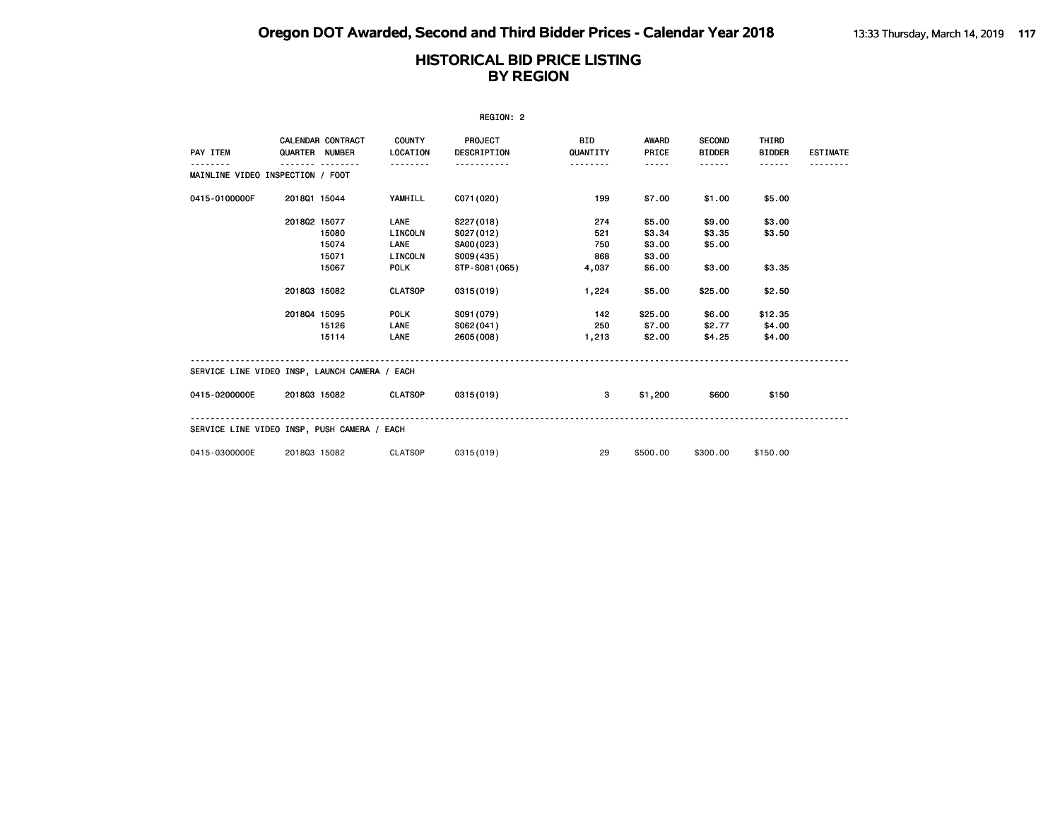# HISTORICAL BID PRICE LISTING BY REGION

REGION: 2

| PAY ITEM | CALENDAR QUARTER | CONTRACT NUMBER | COUNTY LOCATION | PROJECT DESCRIPTION | BID QUANTITY | AWARD PRICE | SECOND BIDDER | THIRD BIDDER | ESTIMATE |
|---|---|---|---|---|---|---|---|---|---|
| **MAINLINE VIDEO INSPECTION / FOOT** | | | | | | | | | |
| 0415-0100000F | 2018Q1 | 15044 | YAMHILL | C071(020) | 199 | $7.00 | $1.00 | $5.00 | |
| | 2018Q2 | 15077 | LANE | S227(018) | 274 | $5.00 | $9.00 | $3.00 | |
| | | 15080 | LINCOLN | S027(012) | 521 | $3.34 | $3.35 | $3.50 | |
| | | 15074 | LANE | SA00(023) | 750 | $3.00 | $5.00 | | |
| | | 15071 | LINCOLN | S009(435) | 868 | $3.00 | | | |
| | | 15067 | POLK | STP-S081(065) | 4,037 | $6.00 | $3.00 | $3.35 | |
| | 2018Q3 | 15082 | CLATSOP | 0315(019) | 1,224 | $5.00 | $25.00 | $2.50 | |
| | 2018Q4 | 15095 | POLK | S091(079) | 142 | $25.00 | $6.00 | $12.35 | |
| | | 15126 | LANE | S062(041) | 250 | $7.00 | $2.77 | $4.00 | |
| | | 15114 | LANE | 2605(008) | 1,213 | $2.00 | $4.25 | $4.00 | |
| **SERVICE LINE VIDEO INSP, LAUNCH CAMERA / EACH** | | | | | | | | | |
| 0415-0200000E | 2018Q3 | 15082 | CLATSOP | 0315(019) | 3 | $1,200 | $600 | $150 | |
| **SERVICE LINE VIDEO INSP, PUSH CAMERA / EACH** | | | | | | | | | |
| 0415-0300000E | 2018Q3 | 15082 | CLATSOP | 0315(019) | 29 | $500.00 | $300.00 | $150.00 | |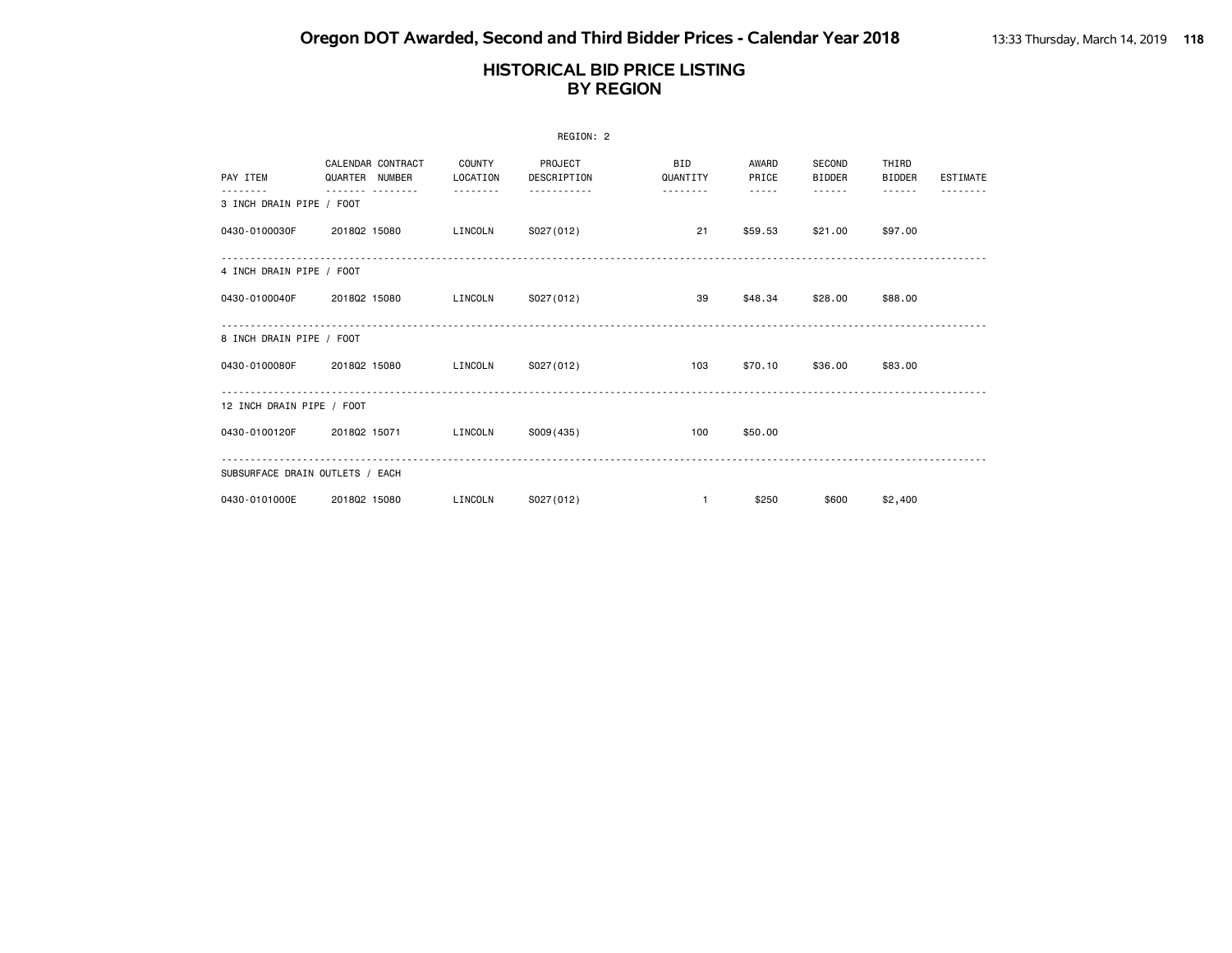# HISTORICAL BID PRICE LISTING
## BY REGION

REGION: 2

| PAY ITEM | CALENDAR QUARTER | CONTRACT NUMBER | COUNTY LOCATION | PROJECT DESCRIPTION | BID QUANTITY | AWARD PRICE | SECOND BIDDER | THIRD BIDDER | ESTIMATE |
|---|---|---|---|---|---|---|---|---|---|
| **3 INCH DRAIN PIPE / FOOT** | | | | | | | | | |
| 0430-0100030F | 2018Q2 | 15080 | LINCOLN | S027(012) | 21 | \$59.53 | \$21.00 | \$97.00 | |
| **4 INCH DRAIN PIPE / FOOT** | | | | | | | | | |
| 0430-0100040F | 2018Q2 | 15080 | LINCOLN | S027(012) | 39 | \$48.34 | \$28.00 | \$88.00 | |
| **8 INCH DRAIN PIPE / FOOT** | | | | | | | | | |
| 0430-0100080F | 2018Q2 | 15080 | LINCOLN | S027(012) | 103 | \$70.10 | \$36.00 | \$83.00 | |
| **12 INCH DRAIN PIPE / FOOT** | | | | | | | | | |
| 0430-0100120F | 2018Q2 | 15071 | LINCOLN | S009(435) | 100 | \$50.00 | | | |
| **SUBSURFACE DRAIN OUTLETS / EACH** | | | | | | | | | |
| 0430-0101000E | 2018Q2 | 15080 | LINCOLN | S027(012) | 1 | \$250 | \$600 | \$2,400 | |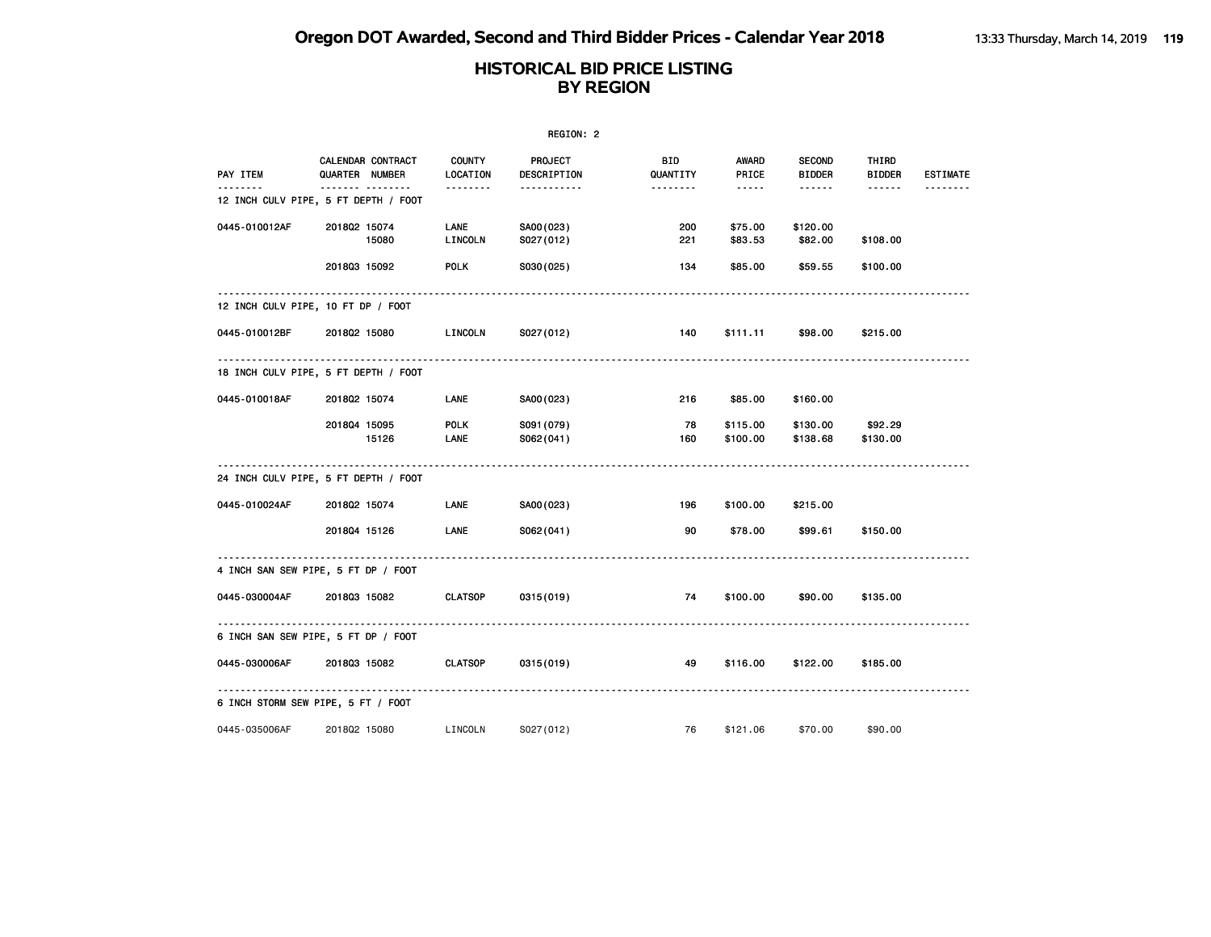# Oregon DOT Awarded, Second and Third Bidder Prices - Calendar Year 2018

## HISTORICAL BID PRICE LISTING BY REGION

REGION: 2

| PAY ITEM | CALENDAR QUARTER | CONTRACT NUMBER | COUNTY LOCATION | PROJECT DESCRIPTION | BID QUANTITY | AWARD PRICE | SECOND BIDDER | THIRD BIDDER | ESTIMATE |
|---|---|---|---|---|---|---|---|---|---|
| **12 INCH CULV PIPE, 5 FT DEPTH / FOOT** | | | | | | | | | |
| 0445-010012AF | 2018Q2 | 15074 | LANE | SA00(023) | 200 | $75.00 | $120.00 | | |
| | | 15080 | LINCOLN | S027(012) | 221 | $83.53 | $82.00 | $108.00 | |
| | 2018Q3 | 15092 | POLK | S030(025) | 134 | $85.00 | $59.55 | $100.00 | |
| **12 INCH CULV PIPE, 10 FT DP / FOOT** | | | | | | | | | |
| 0445-010012BF | 2018Q2 | 15080 | LINCOLN | S027(012) | 140 | $111.11 | $98.00 | $215.00 | |
| **18 INCH CULV PIPE, 5 FT DEPTH / FOOT** | | | | | | | | | |
| 0445-010018AF | 2018Q2 | 15074 | LANE | SA00(023) | 216 | $85.00 | $160.00 | | |
| | 2018Q4 | 15095 | POLK | S091(079) | 78 | $115.00 | $130.00 | $92.29 | |
| | | 15126 | LANE | S062(041) | 160 | $100.00 | $138.68 | $130.00 | |
| **24 INCH CULV PIPE, 5 FT DEPTH / FOOT** | | | | | | | | | |
| 0445-010024AF | 2018Q2 | 15074 | LANE | SA00(023) | 196 | $100.00 | $215.00 | | |
| | 2018Q4 | 15126 | LANE | S062(041) | 90 | $78.00 | $99.61 | $150.00 | |
| **4 INCH SAN SEW PIPE, 5 FT DP / FOOT** | | | | | | | | | |
| 0445-030004AF | 2018Q3 | 15082 | CLATSOP | 0315(019) | 74 | $100.00 | $90.00 | $135.00 | |
| **6 INCH SAN SEW PIPE, 5 FT DP / FOOT** | | | | | | | | | |
| 0445-030006AF | 2018Q3 | 15082 | CLATSOP | 0315(019) | 49 | $116.00 | $122.00 | $185.00 | |
| **6 INCH STORM SEW PIPE, 5 FT / FOOT** | | | | | | | | | |
| 0445-035006AF | 2018Q2 | 15080 | LINCOLN | S027(012) | 76 | $121.06 | $70.00 | $90.00 | |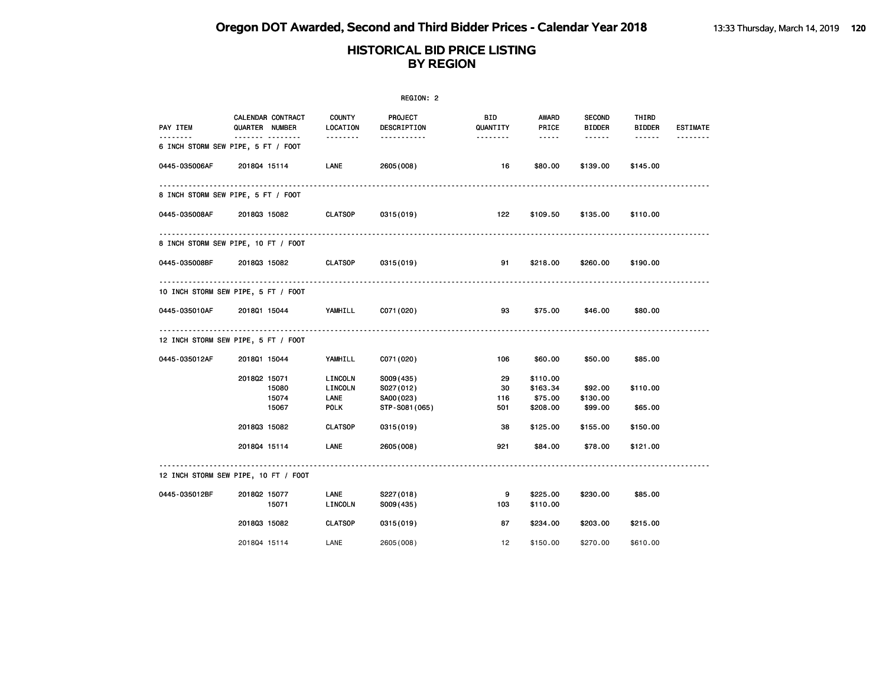# HISTORICAL BID PRICE LISTING BY REGION

REGION: 2

| PAY ITEM | CALENDAR QUARTER | CONTRACT NUMBER | COUNTY LOCATION | PROJECT DESCRIPTION | BID QUANTITY | AWARD PRICE | SECOND BIDDER | THIRD BIDDER | ESTIMATE |
|---|---|---|---|---|---|---|---|---|---|
| **6 INCH STORM SEW PIPE, 5 FT / FOOT** | | | | | | | | | |
| 0445-035006AF | 2018Q4 | 15114 | LANE | 2605(008) | 16 | $80.00 | $139.00 | $145.00 | |
| **8 INCH STORM SEW PIPE, 5 FT / FOOT** | | | | | | | | | |
| 0445-035008AF | 2018Q3 | 15082 | CLATSOP | 0315(019) | 122 | $109.50 | $135.00 | $110.00 | |
| **8 INCH STORM SEW PIPE, 10 FT / FOOT** | | | | | | | | | |
| 0445-035008BF | 2018Q3 | 15082 | CLATSOP | 0315(019) | 91 | $218.00 | $260.00 | $190.00 | |
| **10 INCH STORM SEW PIPE, 5 FT / FOOT** | | | | | | | | | |
| 0445-035010AF | 2018Q1 | 15044 | YAMHILL | C071(020) | 93 | $75.00 | $46.00 | $80.00 | |
| **12 INCH STORM SEW PIPE, 5 FT / FOOT** | | | | | | | | | |
| 0445-035012AF | 2018Q1 | 15044 | YAMHILL | C071(020) | 106 | $60.00 | $50.00 | $85.00 | |
| | 2018Q2 | 15071 | LINCOLN | S009(435) | 29 | $110.00 | | | |
| | | 15080 | LINCOLN | S027(012) | 30 | $163.34 | $92.00 | $110.00 | |
| | | 15074 | LANE | SA00(023) | 116 | $75.00 | $130.00 | | |
| | | 15067 | POLK | STP-S081(065) | 501 | $208.00 | $99.00 | $65.00 | |
| | 2018Q3 | 15082 | CLATSOP | 0315(019) | 38 | $125.00 | $155.00 | $150.00 | |
| | 2018Q4 | 15114 | LANE | 2605(008) | 921 | $84.00 | $78.00 | $121.00 | |
| **12 INCH STORM SEW PIPE, 10 FT / FOOT** | | | | | | | | | |
| 0445-035012BF | 2018Q2 | 15077 | LANE | S227(018) | 9 | $225.00 | $230.00 | $85.00 | |
| | | 15071 | LINCOLN | S009(435) | 103 | $110.00 | | | |
| | 2018Q3 | 15082 | CLATSOP | 0315(019) | 87 | $234.00 | $203.00 | $215.00 | |
| | 2018Q4 | 15114 | LANE | 2605(008) | 12 | $150.00 | $270.00 | $610.00 | |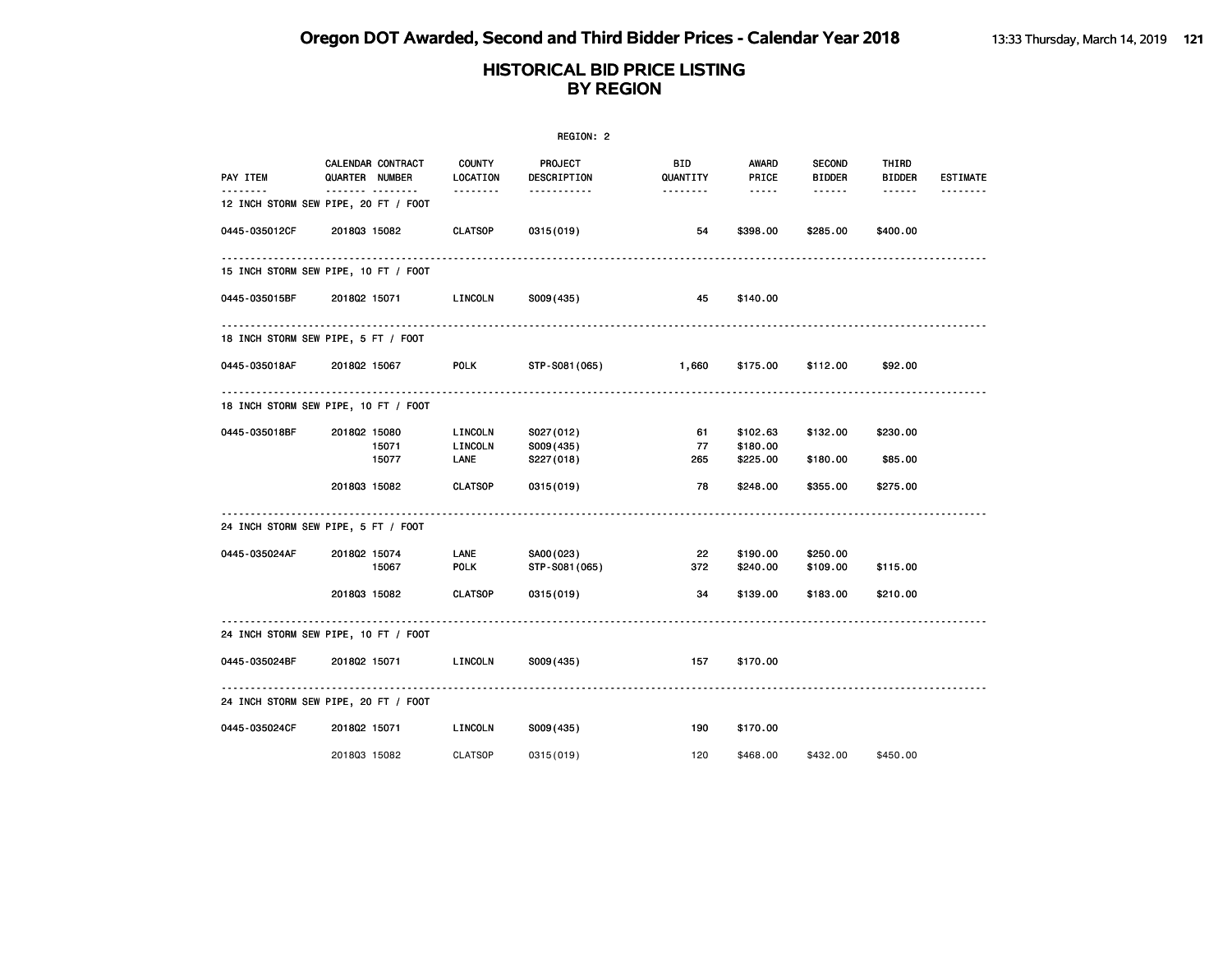# Oregon DOT Awarded, Second and Third Bidder Prices - Calendar Year 2018

## HISTORICAL BID PRICE LISTING BY REGION

REGION: 2

| PAY ITEM | CALENDAR QUARTER | CONTRACT NUMBER | COUNTY LOCATION | PROJECT DESCRIPTION | BID QUANTITY | AWARD PRICE | SECOND BIDDER | THIRD BIDDER | ESTIMATE |
|---|---|---|---|---|---|---|---|---|---|
| **12 INCH STORM SEW PIPE, 20 FT / FOOT** | | | | | | | | | |
| 0445-035012CF | 2018Q3 | 15082 | CLATSOP | 0315(019) | 54 | $398.00 | $285.00 | $400.00 | |
| **15 INCH STORM SEW PIPE, 10 FT / FOOT** | | | | | | | | | |
| 0445-035015BF | 2018Q2 | 15071 | LINCOLN | S009(435) | 45 | $140.00 | | | |
| **18 INCH STORM SEW PIPE, 5 FT / FOOT** | | | | | | | | | |
| 0445-035018AF | 2018Q2 | 15067 | POLK | STP-S081(065) | 1,660 | $175.00 | $112.00 | $92.00 | |
| **18 INCH STORM SEW PIPE, 10 FT / FOOT** | | | | | | | | | |
| 0445-035018BF | 2018Q2 | 15080 | LINCOLN | S027(012) | 61 | $102.63 | $132.00 | $230.00 | |
| | | 15071 | LINCOLN | S009(435) | 77 | $180.00 | | | |
| | | 15077 | LANE | S227(018) | 265 | $225.00 | $180.00 | $85.00 | |
| | 2018Q3 | 15082 | CLATSOP | 0315(019) | 78 | $248.00 | $355.00 | $275.00 | |
| **24 INCH STORM SEW PIPE, 5 FT / FOOT** | | | | | | | | | |
| 0445-035024AF | 2018Q2 | 15074 | LANE | SA00(023) | 22 | $190.00 | $250.00 | | |
| | | 15067 | POLK | STP-S081(065) | 372 | $240.00 | $109.00 | $115.00 | |
| | 2018Q3 | 15082 | CLATSOP | 0315(019) | 34 | $139.00 | $183.00 | $210.00 | |
| **24 INCH STORM SEW PIPE, 10 FT / FOOT** | | | | | | | | | |
| 0445-035024BF | 2018Q2 | 15071 | LINCOLN | S009(435) | 157 | $170.00 | | | |
| **24 INCH STORM SEW PIPE, 20 FT / FOOT** | | | | | | | | | |
| 0445-035024CF | 2018Q2 | 15071 | LINCOLN | S009(435) | 190 | $170.00 | | | |
| | 2018Q3 | 15082 | CLATSOP | 0315(019) | 120 | $468.00 | $432.00 | $450.00 | |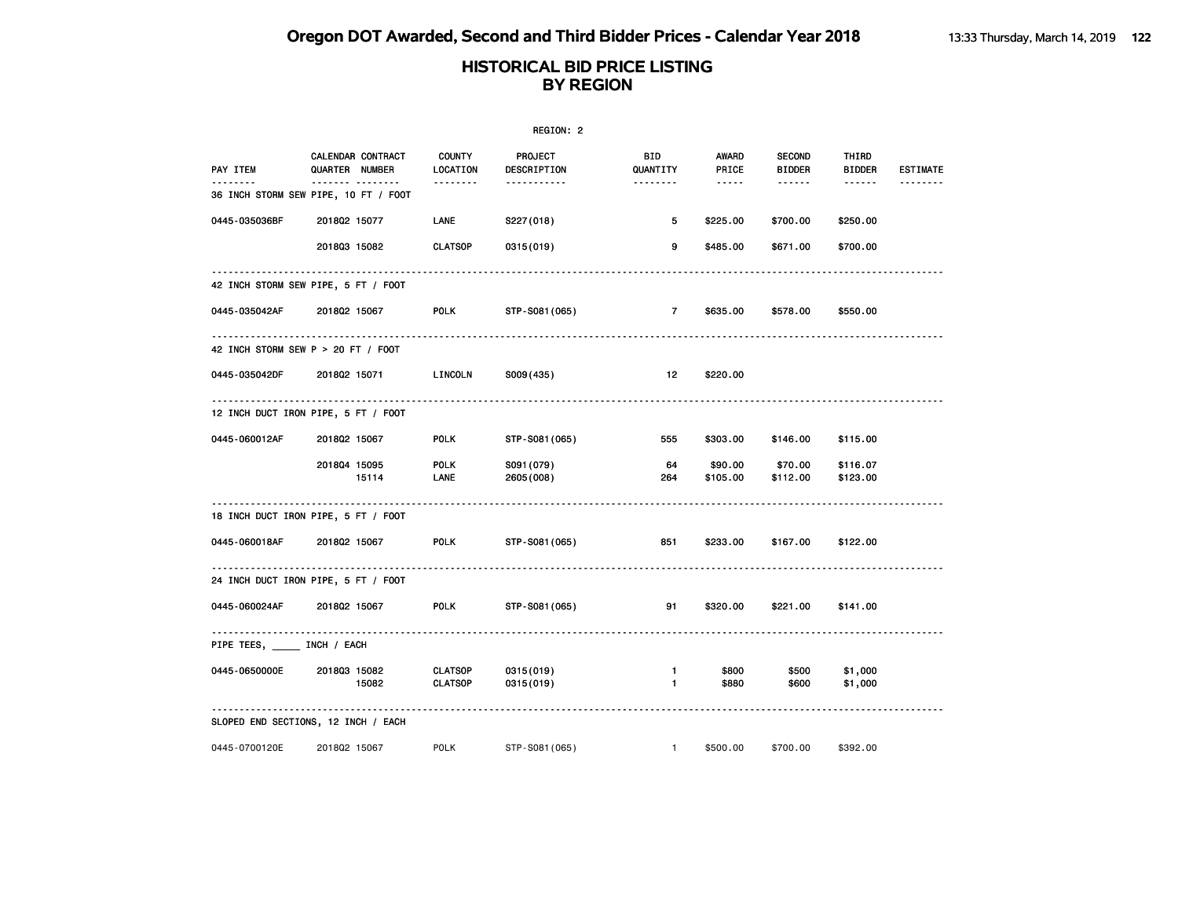# Oregon DOT Awarded, Second and Third Bidder Prices - Calendar Year 2018

## HISTORICAL BID PRICE LISTING BY REGION

REGION: 2

| PAY ITEM | CALENDAR QUARTER | CONTRACT NUMBER | COUNTY LOCATION | PROJECT DESCRIPTION | BID QUANTITY | AWARD PRICE | SECOND BIDDER | THIRD BIDDER | ESTIMATE |
|---|---|---|---|---|---|---|---|---|---|
| **36 INCH STORM SEW PIPE, 10 FT / FOOT** | | | | | | | | | |
| 0445-035036BF | 2018Q2 | 15077 | LANE | S227(018) | 5 | $225.00 | $700.00 | $250.00 | |
| | 2018Q3 | 15082 | CLATSOP | 0315(019) | 9 | $485.00 | $671.00 | $700.00 | |
| **42 INCH STORM SEW PIPE, 5 FT / FOOT** | | | | | | | | | |
| 0445-035042AF | 2018Q2 | 15067 | POLK | STP-S081(065) | 7 | $635.00 | $578.00 | $550.00 | |
| **42 INCH STORM SEW P > 20 FT / FOOT** | | | | | | | | | |
| 0445-035042DF | 2018Q2 | 15071 | LINCOLN | S009(435) | 12 | $220.00 | | | |
| **12 INCH DUCT IRON PIPE, 5 FT / FOOT** | | | | | | | | | |
| 0445-060012AF | 2018Q2 | 15067 | POLK | STP-S081(065) | 555 | $303.00 | $146.00 | $115.00 | |
| | 2018Q4 | 15095 | POLK | S091(079) | 64 | $90.00 | $70.00 | $116.07 | |
| | | 15114 | LANE | 2605(008) | 264 | $105.00 | $112.00 | $123.00 | |
| **18 INCH DUCT IRON PIPE, 5 FT / FOOT** | | | | | | | | | |
| 0445-060018AF | 2018Q2 | 15067 | POLK | STP-S081(065) | 851 | $233.00 | $167.00 | $122.00 | |
| **24 INCH DUCT IRON PIPE, 5 FT / FOOT** | | | | | | | | | |
| 0445-060024AF | 2018Q2 | 15067 | POLK | STP-S081(065) | 91 | $320.00 | $221.00 | $141.00 | |
| **PIPE TEES, _____ INCH / EACH** | | | | | | | | | |
| 0445-0650000E | 2018Q3 | 15082 | CLATSOP | 0315(019) | 1 | $800 | $500 | $1,000 | |
| | | 15082 | CLATSOP | 0315(019) | 1 | $880 | $600 | $1,000 | |
| **SLOPED END SECTIONS, 12 INCH / EACH** | | | | | | | | | |
| 0445-0700120E | 2018Q2 | 15067 | POLK | STP-S081(065) | 1 | $500.00 | $700.00 | $392.00 | |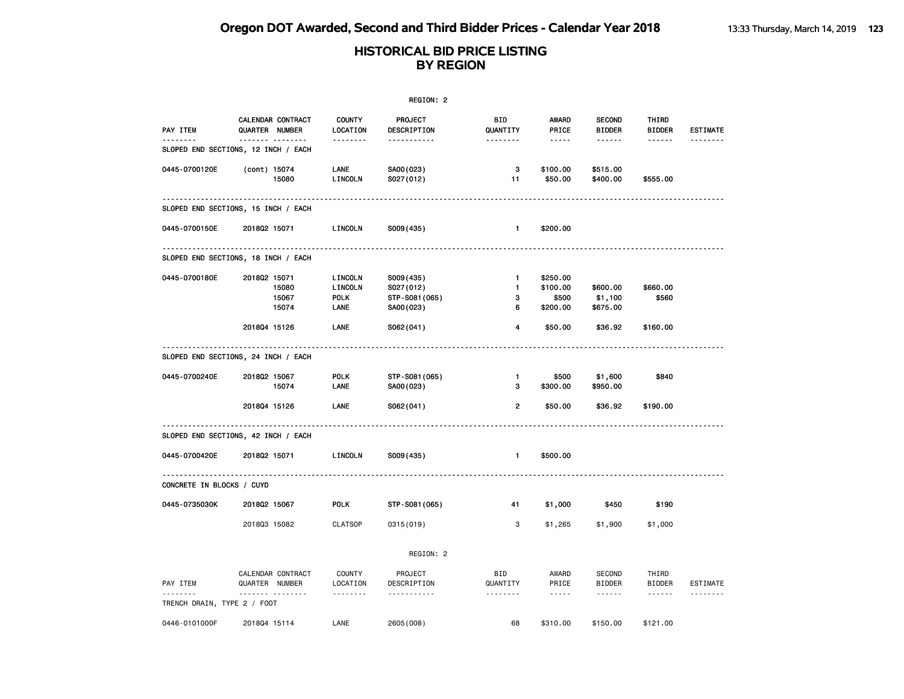# Oregon DOT Awarded, Second and Third Bidder Prices - Calendar Year 2018

## HISTORICAL BID PRICE LISTING BY REGION

REGION: 2

| PAY ITEM | CALENDAR QUARTER | CONTRACT NUMBER | COUNTY LOCATION | PROJECT DESCRIPTION | BID QUANTITY | AWARD PRICE | SECOND BIDDER | THIRD BIDDER | ESTIMATE |
|---|---|---|---|---|---|---|---|---|---|
| **SLOPED END SECTIONS, 12 INCH / EACH** | | | | | | | | | |
| 0445-0700120E | (cont) | 15074 | LANE | SA00(023) | 3 | $100.00 | $515.00 | | |
| | | 15080 | LINCOLN | S027(012) | 11 | $50.00 | $400.00 | $555.00 | |
| **SLOPED END SECTIONS, 15 INCH / EACH** | | | | | | | | | |
| 0445-0700150E | 2018Q2 | 15071 | LINCOLN | S009(435) | 1 | $200.00 | | | |
| **SLOPED END SECTIONS, 18 INCH / EACH** | | | | | | | | | |
| 0445-0700180E | 2018Q2 | 15071 | LINCOLN | S009(435) | 1 | $250.00 | | | |
| | | 15080 | LINCOLN | S027(012) | 1 | $100.00 | $600.00 | $660.00 | |
| | | 15067 | POLK | STP-S081(065) | 3 | $500 | $1,100 | $560 | |
| | | 15074 | LANE | SA00(023) | 6 | $200.00 | $675.00 | | |
| | 2018Q4 | 15126 | LANE | S062(041) | 4 | $50.00 | $36.92 | $160.00 | |
| **SLOPED END SECTIONS, 24 INCH / EACH** | | | | | | | | | |
| 0445-0700240E | 2018Q2 | 15067 | POLK | STP-S081(065) | 1 | $500 | $1,600 | $840 | |
| | | 15074 | LANE | SA00(023) | 3 | $300.00 | $950.00 | | |
| | 2018Q4 | 15126 | LANE | S062(041) | 2 | $50.00 | $36.92 | $190.00 | |
| **SLOPED END SECTIONS, 42 INCH / EACH** | | | | | | | | | |
| 0445-0700420E | 2018Q2 | 15071 | LINCOLN | S009(435) | 1 | $500.00 | | | |
| **CONCRETE IN BLOCKS / CUYD** | | | | | | | | | |
| 0445-0735030K | 2018Q2 | 15067 | POLK | STP-S081(065) | 41 | $1,000 | $450 | $190 | |
| | 2018Q3 | 15082 | CLATSOP | 0315(019) | 3 | $1,265 | $1,900 | $1,000 | |

REGION: 2

| PAY ITEM | CALENDAR QUARTER | CONTRACT NUMBER | COUNTY LOCATION | PROJECT DESCRIPTION | BID QUANTITY | AWARD PRICE | SECOND BIDDER | THIRD BIDDER | ESTIMATE |
|---|---|---|---|---|---|---|---|---|---|
| **TRENCH DRAIN, TYPE 2 / FOOT** | | | | | | | | | |
| 0446-0101000F | 2018Q4 | 15114 | LANE | 2605(008) | 68 | $310.00 | $150.00 | $121.00 | |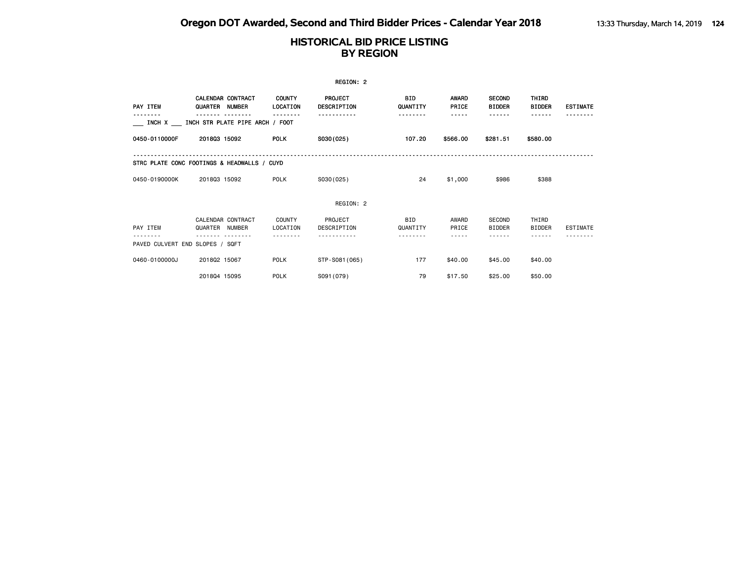# HISTORICAL BID PRICE LISTING
## BY REGION

REGION: 2

| PAY ITEM | CALENDAR QUARTER | CONTRACT NUMBER | COUNTY LOCATION | PROJECT DESCRIPTION | BID QUANTITY | AWARD PRICE | SECOND BIDDER | THIRD BIDDER | ESTIMATE |
|---|---|---|---|---|---|---|---|---|---|
| ___ INCH X ___ INCH STR PLATE PIPE ARCH / FOOT | | | | | | | | | |
| 0450-0110000F | 2018Q3 | 15092 | POLK | S030(025) | 107.20 | $566.00 | $281.51 | $580.00 | |
| STRC PLATE CONC FOOTINGS & HEADWALLS / CUYD | | | | | | | | | |
| 0450-0190000K | 2018Q3 | 15092 | POLK | S030(025) | 24 | $1,000 | $986 | $388 | |

REGION: 2

| PAY ITEM | CALENDAR QUARTER | CONTRACT NUMBER | COUNTY LOCATION | PROJECT DESCRIPTION | BID QUANTITY | AWARD PRICE | SECOND BIDDER | THIRD BIDDER | ESTIMATE |
|---|---|---|---|---|---|---|---|---|---|
| PAVED CULVERT END SLOPES / SQFT | | | | | | | | | |
| 0460-0100000J | 2018Q2 | 15067 | POLK | STP-S081(065) | 177 | $40.00 | $45.00 | $40.00 | |
| | 2018Q4 | 15095 | POLK | S091(079) | 79 | $17.50 | $25.00 | $50.00 | |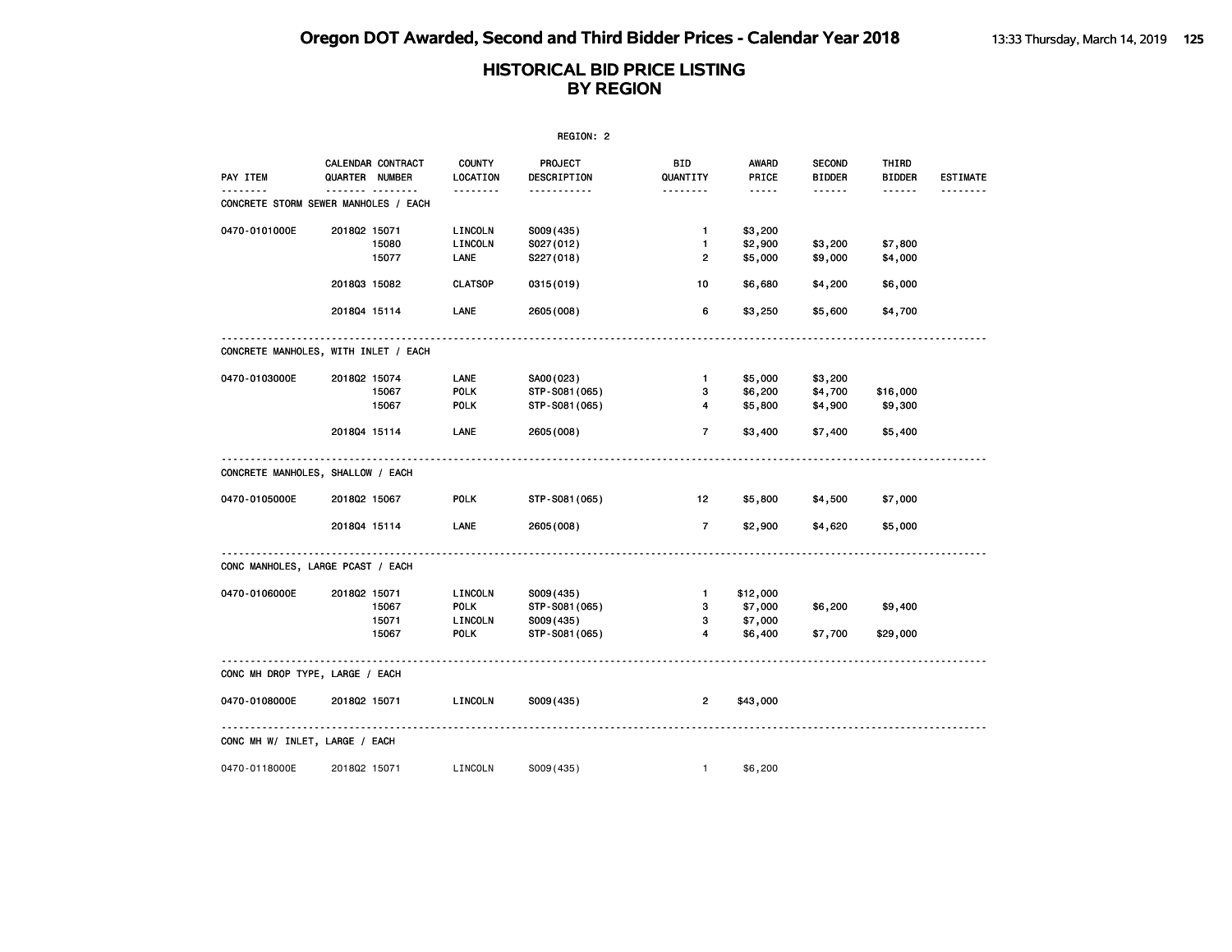# Oregon DOT Awarded, Second and Third Bidder Prices - Calendar Year 2018

## HISTORICAL BID PRICE LISTING BY REGION

REGION: 2

| PAY ITEM | CALENDAR QUARTER | CONTRACT NUMBER | COUNTY LOCATION | PROJECT DESCRIPTION | BID QUANTITY | AWARD PRICE | SECOND BIDDER | THIRD BIDDER | ESTIMATE |
|---|---|---|---|---|---|---|---|---|---|
| **CONCRETE STORM SEWER MANHOLES / EACH** | | | | | | | | | |
| 0470-0101000E | 2018Q2 | 15071 | LINCOLN | S009(435) | 1 | $3,200 | | | |
| | | 15080 | LINCOLN | S027(012) | 1 | $2,900 | $3,200 | $7,800 | |
| | | 15077 | LANE | S227(018) | 2 | $5,000 | $9,000 | $4,000 | |
| | 2018Q3 | 15082 | CLATSOP | 0315(019) | 10 | $6,680 | $4,200 | $6,000 | |
| | 2018Q4 | 15114 | LANE | 2605(008) | 6 | $3,250 | $5,600 | $4,700 | |
| **CONCRETE MANHOLES, WITH INLET / EACH** | | | | | | | | | |
| 0470-0103000E | 2018Q2 | 15074 | LANE | SA00(023) | 1 | $5,000 | $3,200 | | |
| | | 15067 | POLK | STP-S081(065) | 3 | $6,200 | $4,700 | $16,000 | |
| | | 15067 | POLK | STP-S081(065) | 4 | $5,800 | $4,900 | $9,300 | |
| | 2018Q4 | 15114 | LANE | 2605(008) | 7 | $3,400 | $7,400 | $5,400 | |
| **CONCRETE MANHOLES, SHALLOW / EACH** | | | | | | | | | |
| 0470-0105000E | 2018Q2 | 15067 | POLK | STP-S081(065) | 12 | $5,800 | $4,500 | $7,000 | |
| | 2018Q4 | 15114 | LANE | 2605(008) | 7 | $2,900 | $4,620 | $5,000 | |
| **CONC MANHOLES, LARGE PCAST / EACH** | | | | | | | | | |
| 0470-0106000E | 2018Q2 | 15071 | LINCOLN | S009(435) | 1 | $12,000 | | | |
| | | 15067 | POLK | STP-S081(065) | 3 | $7,000 | $6,200 | $9,400 | |
| | | 15071 | LINCOLN | S009(435) | 3 | $7,000 | | | |
| | | 15067 | POLK | STP-S081(065) | 4 | $6,400 | $7,700 | $29,000 | |
| **CONC MH DROP TYPE, LARGE / EACH** | | | | | | | | | |
| 0470-0108000E | 2018Q2 | 15071 | LINCOLN | S009(435) | 2 | $43,000 | | | |
| **CONC MH W/ INLET, LARGE / EACH** | | | | | | | | | |
| 0470-0118000E | 2018Q2 | 15071 | LINCOLN | S009(435) | 1 | $6,200 | | | |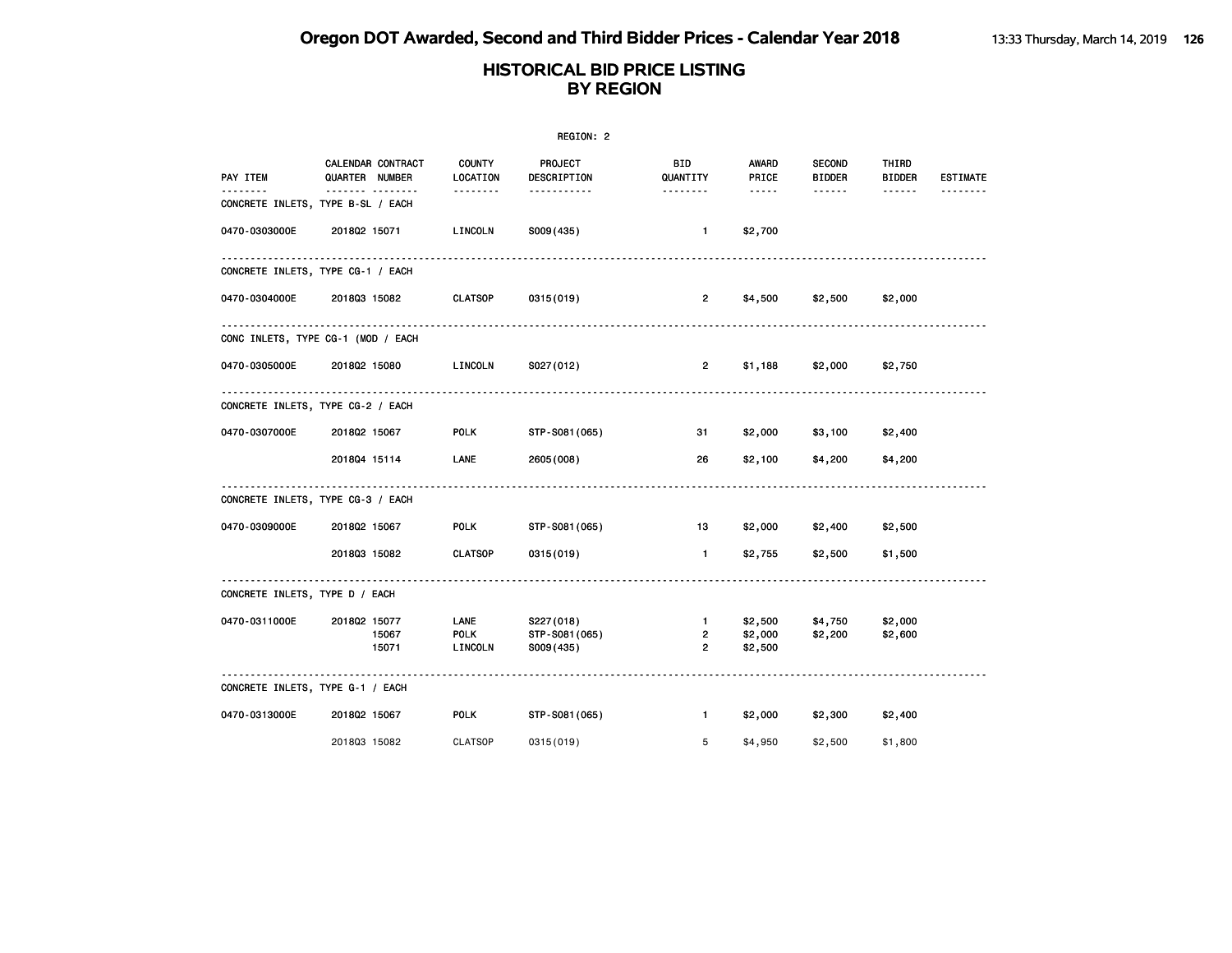# Oregon DOT Awarded, Second and Third Bidder Prices - Calendar Year 2018

## HISTORICAL BID PRICE LISTING BY REGION

REGION: 2

| PAY ITEM | CALENDAR QUARTER | CONTRACT NUMBER | COUNTY LOCATION | PROJECT DESCRIPTION | BID QUANTITY | AWARD PRICE | SECOND BIDDER | THIRD BIDDER | ESTIMATE |
|---|---|---|---|---|---|---|---|---|---|
| **CONCRETE INLETS, TYPE B-SL / EACH** | | | | | | | | | |
| 0470-0303000E | 2018Q2 | 15071 | LINCOLN | S009(435) | 1 | $2,700 | | | |
| **CONCRETE INLETS, TYPE CG-1 / EACH** | | | | | | | | | |
| 0470-0304000E | 2018Q3 | 15082 | CLATSOP | 0315(019) | 2 | $4,500 | $2,500 | $2,000 | |
| **CONC INLETS, TYPE CG-1 (MOD / EACH** | | | | | | | | | |
| 0470-0305000E | 2018Q2 | 15080 | LINCOLN | S027(012) | 2 | $1,188 | $2,000 | $2,750 | |
| **CONCRETE INLETS, TYPE CG-2 / EACH** | | | | | | | | | |
| 0470-0307000E | 2018Q2 | 15067 | POLK | STP-S081(065) | 31 | $2,000 | $3,100 | $2,400 | |
| | 2018Q4 | 15114 | LANE | 2605(008) | 26 | $2,100 | $4,200 | $4,200 | |
| **CONCRETE INLETS, TYPE CG-3 / EACH** | | | | | | | | | |
| 0470-0309000E | 2018Q2 | 15067 | POLK | STP-S081(065) | 13 | $2,000 | $2,400 | $2,500 | |
| | 2018Q3 | 15082 | CLATSOP | 0315(019) | 1 | $2,755 | $2,500 | $1,500 | |
| **CONCRETE INLETS, TYPE D / EACH** | | | | | | | | | |
| 0470-0311000E | 2018Q2 | 15077 | LANE | S227(018) | 1 | $2,500 | $4,750 | $2,000 | |
| | | 15067 | POLK | STP-S081(065) | 2 | $2,000 | $2,200 | $2,600 | |
| | | 15071 | LINCOLN | S009(435) | 2 | $2,500 | | | |
| **CONCRETE INLETS, TYPE G-1 / EACH** | | | | | | | | | |
| 0470-0313000E | 2018Q2 | 15067 | POLK | STP-S081(065) | 1 | $2,000 | $2,300 | $2,400 | |
| | 2018Q3 | 15082 | CLATSOP | 0315(019) | 5 | $4,950 | $2,500 | $1,800 | |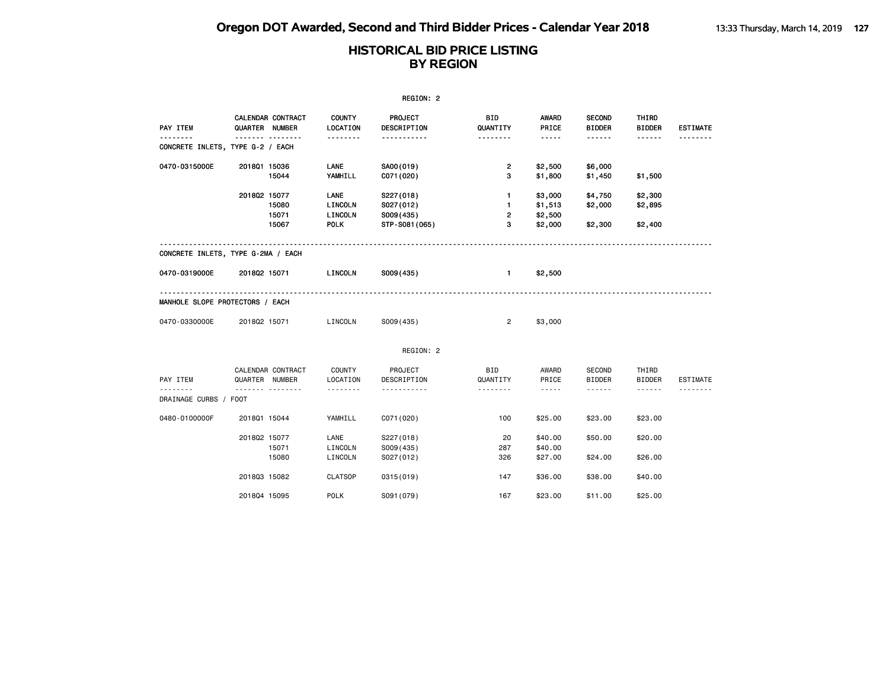# Oregon DOT Awarded, Second and Third Bidder Prices - Calendar Year 2018

## HISTORICAL BID PRICE LISTING BY REGION

REGION: 2

| PAY ITEM | CALENDAR QUARTER | CONTRACT NUMBER | COUNTY LOCATION | PROJECT DESCRIPTION | BID QUANTITY | AWARD PRICE | SECOND BIDDER | THIRD BIDDER | ESTIMATE |
|---|---|---|---|---|---|---|---|---|---|
| **CONCRETE INLETS, TYPE G-2 / EACH** | | | | | | | | | |
| 0470-0315000E | 2018Q1 | 15036 | LANE | SA00(019) | 2 | $2,500 | $6,000 | | |
| | | 15044 | YAMHILL | C071(020) | 3 | $1,800 | $1,450 | $1,500 | |
| | 2018Q2 | 15077 | LANE | S227(018) | 1 | $3,000 | $4,750 | $2,300 | |
| | | 15080 | LINCOLN | S027(012) | 1 | $1,513 | $2,000 | $2,895 | |
| | | 15071 | LINCOLN | S009(435) | 2 | $2,500 | | | |
| | | 15067 | POLK | STP-S081(065) | 3 | $2,000 | $2,300 | $2,400 | |
| **CONCRETE INLETS, TYPE G-2MA / EACH** | | | | | | | | | |
| 0470-0319000E | 2018Q2 | 15071 | LINCOLN | S009(435) | 1 | $2,500 | | | |
| **MANHOLE SLOPE PROTECTORS / EACH** | | | | | | | | | |
| 0470-0330000E | 2018Q2 | 15071 | LINCOLN | S009(435) | 2 | $3,000 | | | |

REGION: 2

| PAY ITEM | CALENDAR QUARTER | CONTRACT NUMBER | COUNTY LOCATION | PROJECT DESCRIPTION | BID QUANTITY | AWARD PRICE | SECOND BIDDER | THIRD BIDDER | ESTIMATE |
|---|---|---|---|---|---|---|---|---|---|
| **DRAINAGE CURBS / FOOT** | | | | | | | | | |
| 0480-0100000F | 2018Q1 | 15044 | YAMHILL | C071(020) | 100 | $25.00 | $23.00 | $23.00 | |
| | 2018Q2 | 15077 | LANE | S227(018) | 20 | $40.00 | $50.00 | $20.00 | |
| | | 15071 | LINCOLN | S009(435) | 287 | $40.00 | | | |
| | | 15080 | LINCOLN | S027(012) | 326 | $27.00 | $24.00 | $26.00 | |
| | 2018Q3 | 15082 | CLATSOP | 0315(019) | 147 | $36.00 | $38.00 | $40.00 | |
| | 2018Q4 | 15095 | POLK | S091(079) | 167 | $23.00 | $11.00 | $25.00 | |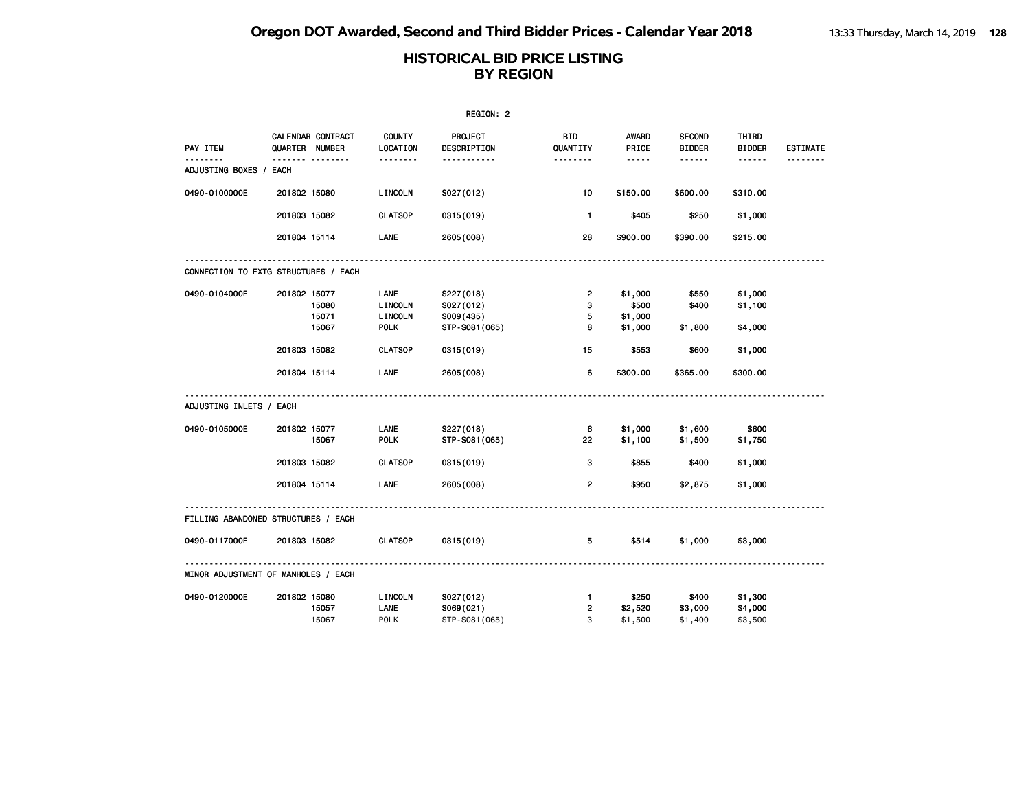# Oregon DOT Awarded, Second and Third Bidder Prices - Calendar Year 2018

## HISTORICAL BID PRICE LISTING BY REGION

REGION: 2

| PAY ITEM | CALENDAR QUARTER | CONTRACT NUMBER | COUNTY LOCATION | PROJECT DESCRIPTION | BID QUANTITY | AWARD PRICE | SECOND BIDDER | THIRD BIDDER | ESTIMATE |
|---|---|---|---|---|---|---|---|---|---|
| **ADJUSTING BOXES / EACH** | | | | | | | | | |
| 0490-0100000E | 2018Q2 | 15080 | LINCOLN | S027(012) | 10 | $150.00 | $600.00 | $310.00 | |
| | 2018Q3 | 15082 | CLATSOP | 0315(019) | 1 | $405 | $250 | $1,000 | |
| | 2018Q4 | 15114 | LANE | 2605(008) | 28 | $900.00 | $390.00 | $215.00 | |
| **CONNECTION TO EXTG STRUCTURES / EACH** | | | | | | | | | |
| 0490-0104000E | 2018Q2 | 15077 | LANE | S227(018) | 2 | $1,000 | $550 | $1,000 | |
| | | 15080 | LINCOLN | S027(012) | 3 | $500 | $400 | $1,100 | |
| | | 15071 | LINCOLN | S009(435) | 5 | $1,000 | | | |
| | | 15067 | POLK | STP-S081(065) | 8 | $1,000 | $1,800 | $4,000 | |
| | 2018Q3 | 15082 | CLATSOP | 0315(019) | 15 | $553 | $600 | $1,000 | |
| | 2018Q4 | 15114 | LANE | 2605(008) | 6 | $300.00 | $365.00 | $300.00 | |
| **ADJUSTING INLETS / EACH** | | | | | | | | | |
| 0490-0105000E | 2018Q2 | 15077 | LANE | S227(018) | 6 | $1,000 | $1,600 | $600 | |
| | | 15067 | POLK | STP-S081(065) | 22 | $1,100 | $1,500 | $1,750 | |
| | 2018Q3 | 15082 | CLATSOP | 0315(019) | 3 | $855 | $400 | $1,000 | |
| | 2018Q4 | 15114 | LANE | 2605(008) | 2 | $950 | $2,875 | $1,000 | |
| **FILLING ABANDONED STRUCTURES / EACH** | | | | | | | | | |
| 0490-0117000E | 2018Q3 | 15082 | CLATSOP | 0315(019) | 5 | $514 | $1,000 | $3,000 | |
| **MINOR ADJUSTMENT OF MANHOLES / EACH** | | | | | | | | | |
| 0490-0120000E | 2018Q2 | 15080 | LINCOLN | S027(012) | 1 | $250 | $400 | $1,300 | |
| | | 15057 | LANE | S069(021) | 2 | $2,520 | $3,000 | $4,000 | |
| | | 15067 | POLK | STP-S081(065) | 3 | $1,500 | $1,400 | $3,500 | |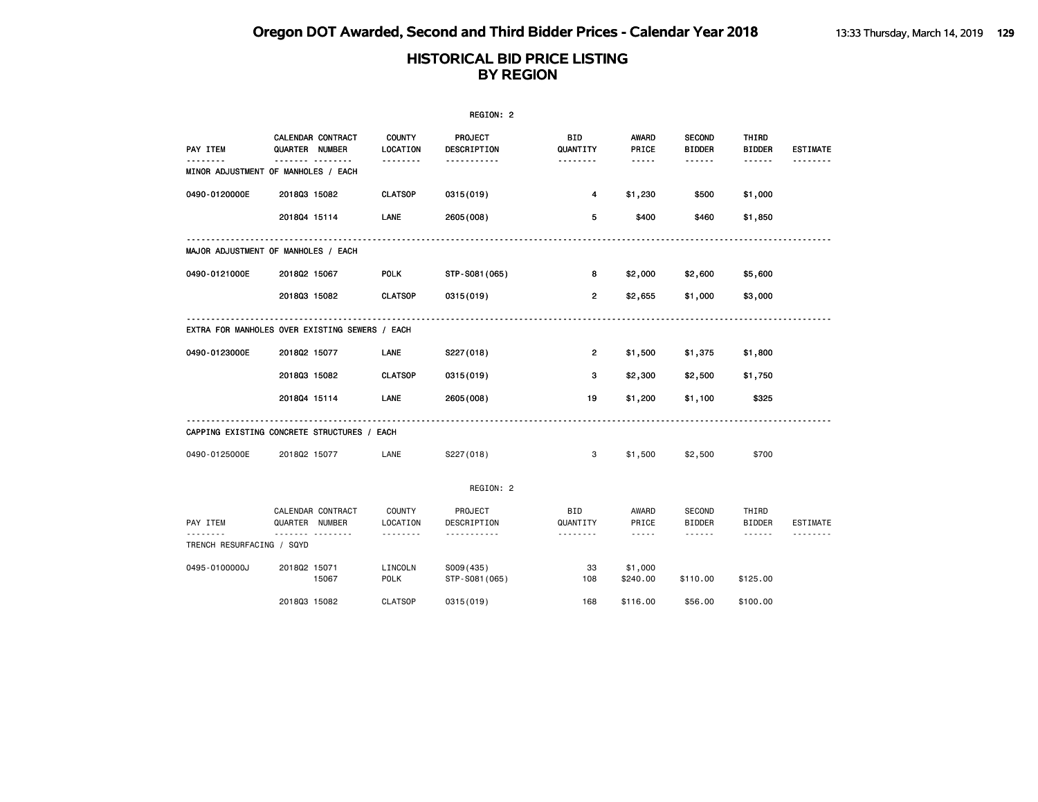# HISTORICAL BID PRICE LISTING BY REGION

REGION: 2

| PAY ITEM | CALENDAR QUARTER | CONTRACT NUMBER | COUNTY LOCATION | PROJECT DESCRIPTION | BID QUANTITY | AWARD PRICE | SECOND BIDDER | THIRD BIDDER | ESTIMATE |
|---|---|---|---|---|---|---|---|---|---|
| **MINOR ADJUSTMENT OF MANHOLES / EACH** | | | | | | | | | |
| 0490-0120000E | 2018Q3 | 15082 | CLATSOP | 0315(019) | 4 | $1,230 | $500 | $1,000 | |
| | 2018Q4 | 15114 | LANE | 2605(008) | 5 | $400 | $460 | $1,850 | |
| **MAJOR ADJUSTMENT OF MANHOLES / EACH** | | | | | | | | | |
| 0490-0121000E | 2018Q2 | 15067 | POLK | STP-S081(065) | 8 | $2,000 | $2,600 | $5,600 | |
| | 2018Q3 | 15082 | CLATSOP | 0315(019) | 2 | $2,655 | $1,000 | $3,000 | |
| **EXTRA FOR MANHOLES OVER EXISTING SEWERS / EACH** | | | | | | | | | |
| 0490-0123000E | 2018Q2 | 15077 | LANE | S227(018) | 2 | $1,500 | $1,375 | $1,800 | |
| | 2018Q3 | 15082 | CLATSOP | 0315(019) | 3 | $2,300 | $2,500 | $1,750 | |
| | 2018Q4 | 15114 | LANE | 2605(008) | 19 | $1,200 | $1,100 | $325 | |
| **CAPPING EXISTING CONCRETE STRUCTURES / EACH** | | | | | | | | | |
| 0490-0125000E | 2018Q2 | 15077 | LANE | S227(018) | 3 | $1,500 | $2,500 | $700 | |

REGION: 2

| PAY ITEM | CALENDAR QUARTER | CONTRACT NUMBER | COUNTY LOCATION | PROJECT DESCRIPTION | BID QUANTITY | AWARD PRICE | SECOND BIDDER | THIRD BIDDER | ESTIMATE |
|---|---|---|---|---|---|---|---|---|---|
| **TRENCH RESURFACING / SQYD** | | | | | | | | | |
| 0495-0100000J | 2018Q2 | 15071 | LINCOLN | S009(435) | 33 | $1,000 | | | |
| | | 15067 | POLK | STP-S081(065) | 108 | $240.00 | $110.00 | $125.00 | |
| | 2018Q3 | 15082 | CLATSOP | 0315(019) | 168 | $116.00 | $56.00 | $100.00 | |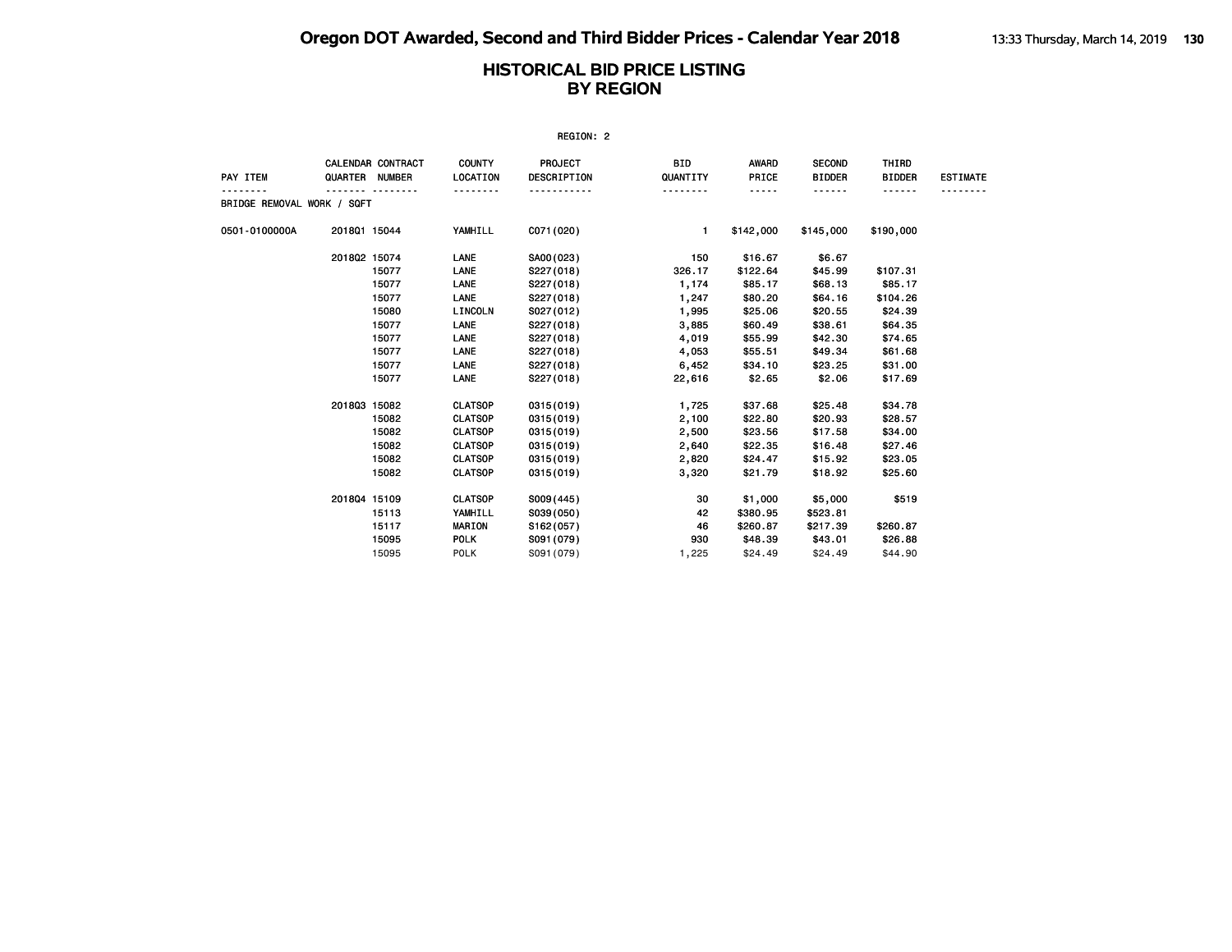# Oregon DOT Awarded, Second and Third Bidder Prices - Calendar Year 2018

## HISTORICAL BID PRICE LISTING BY REGION

REGION: 2

| PAY ITEM | CALENDAR QUARTER | CONTRACT NUMBER | COUNTY LOCATION | PROJECT DESCRIPTION | BID QUANTITY | AWARD PRICE | SECOND BIDDER | THIRD BIDDER | ESTIMATE |
|---|---|---|---|---|---|---|---|---|---|
| BRIDGE REMOVAL WORK / SQFT | | | | | | | | | |
| 0501-0100000A | 2018Q1 | 15044 | YAMHILL | C071(020) | 1 | $142,000 | $145,000 | $190,000 | |
| | 2018Q2 | 15074 | LANE | SA00(023) | 150 | $16.67 | $6.67 | | |
| | | 15077 | LANE | S227(018) | 326.17 | $122.64 | $45.99 | $107.31 | |
| | | 15077 | LANE | S227(018) | 1,174 | $85.17 | $68.13 | $85.17 | |
| | | 15077 | LANE | S227(018) | 1,247 | $80.20 | $64.16 | $104.26 | |
| | | 15080 | LINCOLN | S027(012) | 1,995 | $25.06 | $20.55 | $24.39 | |
| | | 15077 | LANE | S227(018) | 3,885 | $60.49 | $38.61 | $64.35 | |
| | | 15077 | LANE | S227(018) | 4,019 | $55.99 | $42.30 | $74.65 | |
| | | 15077 | LANE | S227(018) | 4,053 | $55.51 | $49.34 | $61.68 | |
| | | 15077 | LANE | S227(018) | 6,452 | $34.10 | $23.25 | $31.00 | |
| | | 15077 | LANE | S227(018) | 22,616 | $2.65 | $2.06 | $17.69 | |
| | 2018Q3 | 15082 | CLATSOP | 0315(019) | 1,725 | $37.68 | $25.48 | $34.78 | |
| | | 15082 | CLATSOP | 0315(019) | 2,100 | $22.80 | $20.93 | $28.57 | |
| | | 15082 | CLATSOP | 0315(019) | 2,500 | $23.56 | $17.58 | $34.00 | |
| | | 15082 | CLATSOP | 0315(019) | 2,640 | $22.35 | $16.48 | $27.46 | |
| | | 15082 | CLATSOP | 0315(019) | 2,820 | $24.47 | $15.92 | $23.05 | |
| | | 15082 | CLATSOP | 0315(019) | 3,320 | $21.79 | $18.92 | $25.60 | |
| | 2018Q4 | 15109 | CLATSOP | S009(445) | 30 | $1,000 | $5,000 | $519 | |
| | | 15113 | YAMHILL | S039(050) | 42 | $380.95 | $523.81 | | |
| | | 15117 | MARION | S162(057) | 46 | $260.87 | $217.39 | $260.87 | |
| | | 15095 | POLK | S091(079) | 930 | $48.39 | $43.01 | $26.88 | |
| | | 15095 | POLK | S091(079) | 1,225 | $24.49 | $24.49 | $44.90 | |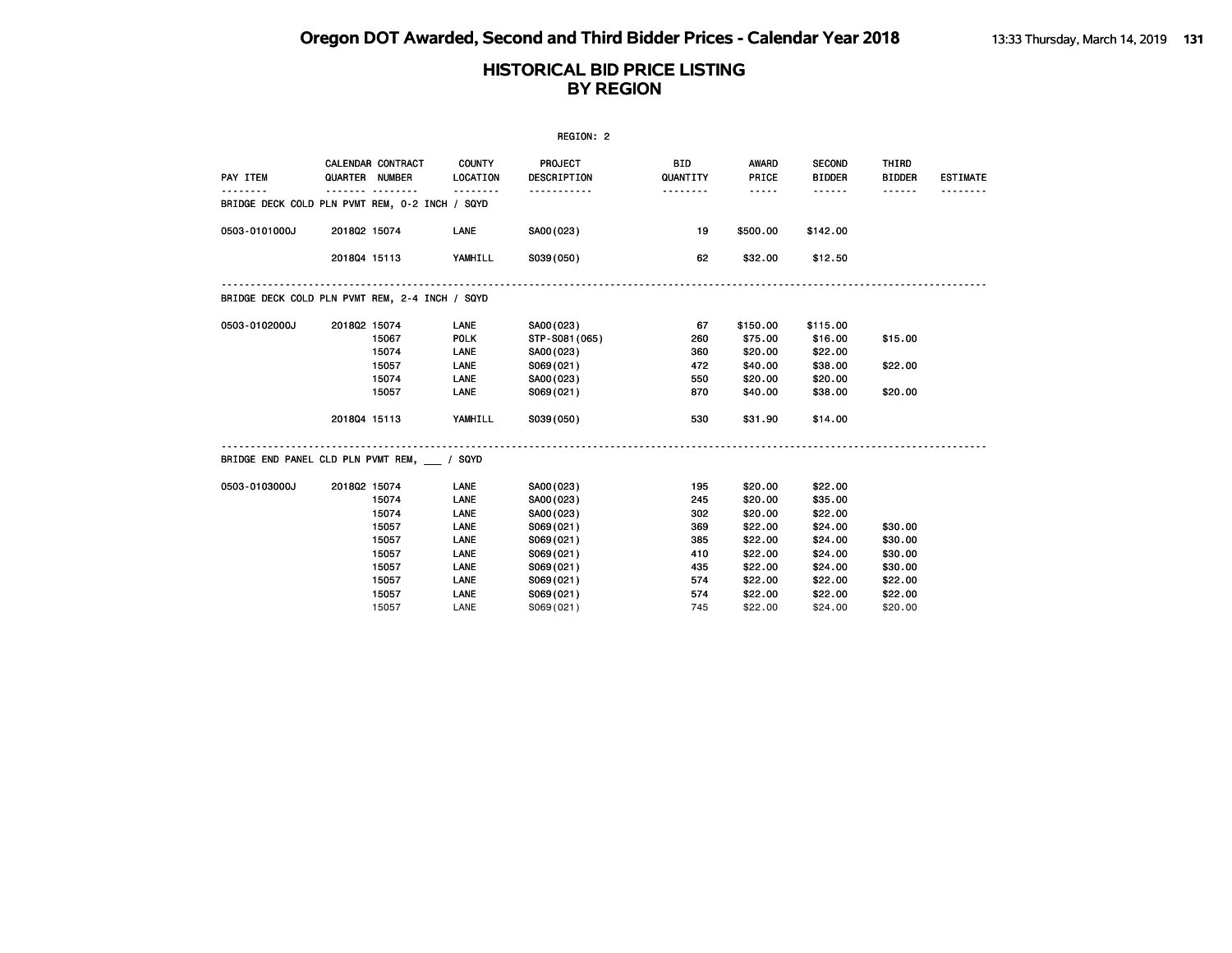# HISTORICAL BID PRICE LISTING BY REGION

REGION: 2

| PAY ITEM | CALENDAR QUARTER | CONTRACT NUMBER | COUNTY LOCATION | PROJECT DESCRIPTION | BID QUANTITY | AWARD PRICE | SECOND BIDDER | THIRD BIDDER | ESTIMATE |
|---|---|---|---|---|---|---|---|---|---|
| **BRIDGE DECK COLD PLN PVMT REM, 0-2 INCH / SQYD** | | | | | | | | | |
| 0503-0101000J | 2018Q2 | 15074 | LANE | SA00(023) | 19 | $500.00 | $142.00 | | |
| | 2018Q4 | 15113 | YAMHILL | S039(050) | 62 | $32.00 | $12.50 | | |
| **BRIDGE DECK COLD PLN PVMT REM, 2-4 INCH / SQYD** | | | | | | | | | |
| 0503-0102000J | 2018Q2 | 15074 | LANE | SA00(023) | 67 | $150.00 | $115.00 | | |
| | | 15067 | POLK | STP-S081(065) | 260 | $75.00 | $16.00 | $15.00 | |
| | | 15074 | LANE | SA00(023) | 360 | $20.00 | $22.00 | | |
| | | 15057 | LANE | S069(021) | 472 | $40.00 | $38.00 | $22.00 | |
| | | 15074 | LANE | SA00(023) | 550 | $20.00 | $20.00 | | |
| | | 15057 | LANE | S069(021) | 870 | $40.00 | $38.00 | $20.00 | |
| | 2018Q4 | 15113 | YAMHILL | S039(050) | 530 | $31.90 | $14.00 | | |
| **BRIDGE END PANEL CLD PLN PVMT REM, ___ / SQYD** | | | | | | | | | |
| 0503-0103000J | 2018Q2 | 15074 | LANE | SA00(023) | 195 | $20.00 | $22.00 | | |
| | | 15074 | LANE | SA00(023) | 245 | $20.00 | $35.00 | | |
| | | 15074 | LANE | SA00(023) | 302 | $20.00 | $22.00 | | |
| | | 15057 | LANE | S069(021) | 369 | $22.00 | $24.00 | $30.00 | |
| | | 15057 | LANE | S069(021) | 385 | $22.00 | $24.00 | $30.00 | |
| | | 15057 | LANE | S069(021) | 410 | $22.00 | $24.00 | $30.00 | |
| | | 15057 | LANE | S069(021) | 435 | $22.00 | $24.00 | $30.00 | |
| | | 15057 | LANE | S069(021) | 574 | $22.00 | $22.00 | $22.00 | |
| | | 15057 | LANE | S069(021) | 574 | $22.00 | $22.00 | $22.00 | |
| | | 15057 | LANE | S069(021) | 745 | $22.00 | $24.00 | $20.00 | |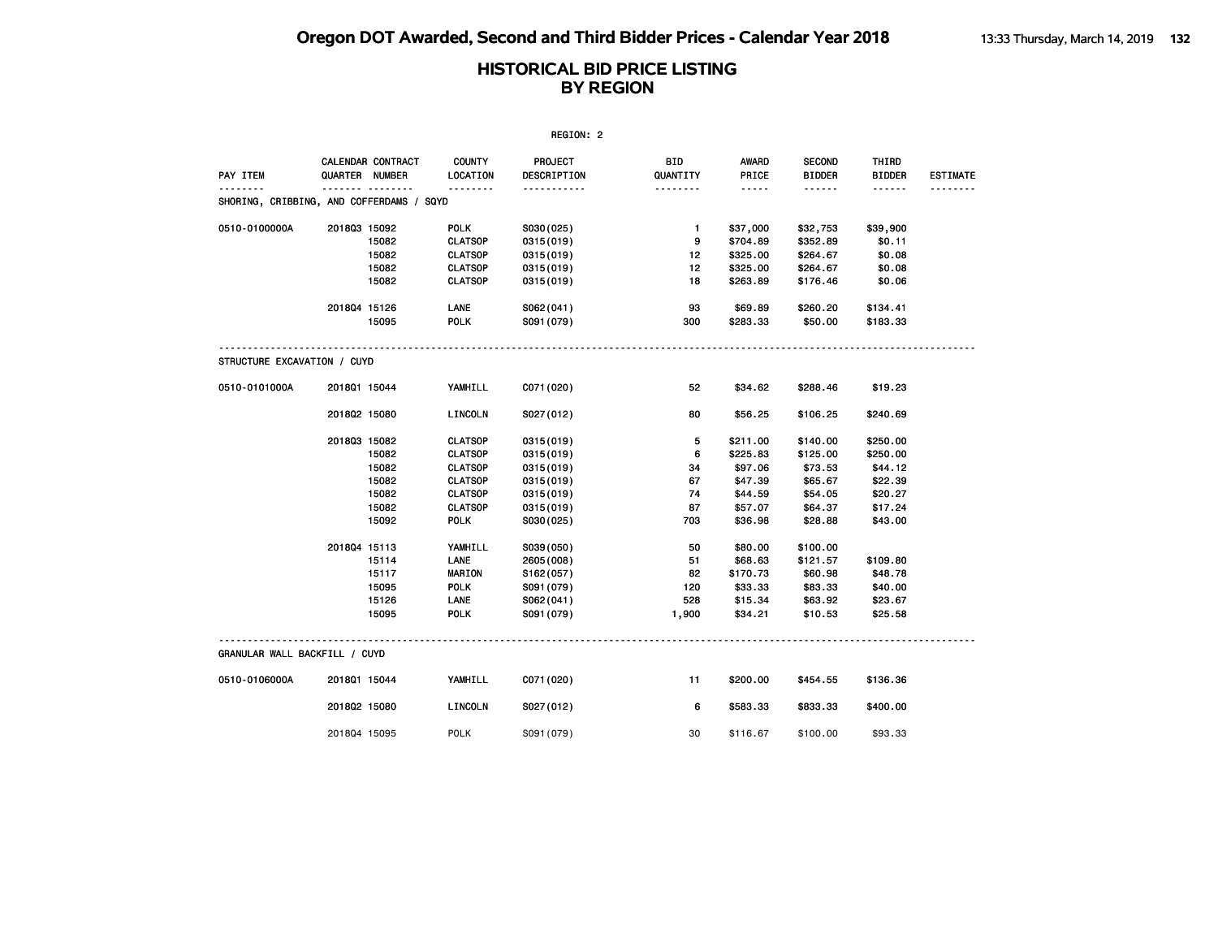# Oregon DOT Awarded, Second and Third Bidder Prices - Calendar Year 2018

## HISTORICAL BID PRICE LISTING BY REGION

REGION: 2

| PAY ITEM | CALENDAR QUARTER | CONTRACT NUMBER | COUNTY LOCATION | PROJECT DESCRIPTION | BID QUANTITY | AWARD PRICE | SECOND BIDDER | THIRD BIDDER | ESTIMATE |
|---|---|---|---|---|---|---|---|---|---|
| **SHORING, CRIBBING, AND COFFERDAMS / SQYD** | | | | | | | | | |
| 0510-0100000A | 2018Q3 | 15092 | POLK | S030(025) | 1 | $37,000 | $32,753 | $39,900 | |
| | | 15082 | CLATSOP | 0315(019) | 9 | $704.89 | $352.89 | $0.11 | |
| | | 15082 | CLATSOP | 0315(019) | 12 | $325.00 | $264.67 | $0.08 | |
| | | 15082 | CLATSOP | 0315(019) | 12 | $325.00 | $264.67 | $0.08 | |
| | | 15082 | CLATSOP | 0315(019) | 18 | $263.89 | $176.46 | $0.06 | |
| | 2018Q4 | 15126 | LANE | S062(041) | 93 | $69.89 | $260.20 | $134.41 | |
| | | 15095 | POLK | S091(079) | 300 | $283.33 | $50.00 | $183.33 | |
| **STRUCTURE EXCAVATION / CUYD** | | | | | | | | | |
| 0510-0101000A | 2018Q1 | 15044 | YAMHILL | C071(020) | 52 | $34.62 | $288.46 | $19.23 | |
| | 2018Q2 | 15080 | LINCOLN | S027(012) | 80 | $56.25 | $106.25 | $240.69 | |
| | 2018Q3 | 15082 | CLATSOP | 0315(019) | 5 | $211.00 | $140.00 | $250.00 | |
| | | 15082 | CLATSOP | 0315(019) | 6 | $225.83 | $125.00 | $250.00 | |
| | | 15082 | CLATSOP | 0315(019) | 34 | $97.06 | $73.53 | $44.12 | |
| | | 15082 | CLATSOP | 0315(019) | 67 | $47.39 | $65.67 | $22.39 | |
| | | 15082 | CLATSOP | 0315(019) | 74 | $44.59 | $54.05 | $20.27 | |
| | | 15082 | CLATSOP | 0315(019) | 87 | $57.07 | $64.37 | $17.24 | |
| | | 15092 | POLK | S030(025) | 703 | $36.98 | $28.88 | $43.00 | |
| | 2018Q4 | 15113 | YAMHILL | S039(050) | 50 | $80.00 | $100.00 | | |
| | | 15114 | LANE | 2605(008) | 51 | $68.63 | $121.57 | $109.80 | |
| | | 15117 | MARION | S162(057) | 82 | $170.73 | $60.98 | $48.78 | |
| | | 15095 | POLK | S091(079) | 120 | $33.33 | $83.33 | $40.00 | |
| | | 15126 | LANE | S062(041) | 528 | $15.34 | $63.92 | $23.67 | |
| | | 15095 | POLK | S091(079) | 1,900 | $34.21 | $10.53 | $25.58 | |
| **GRANULAR WALL BACKFILL / CUYD** | | | | | | | | | |
| 0510-0106000A | 2018Q1 | 15044 | YAMHILL | C071(020) | 11 | $200.00 | $454.55 | $136.36 | |
| | 2018Q2 | 15080 | LINCOLN | S027(012) | 6 | $583.33 | $833.33 | $400.00 | |
| | 2018Q4 | 15095 | POLK | S091(079) | 30 | $116.67 | $100.00 | $93.33 | |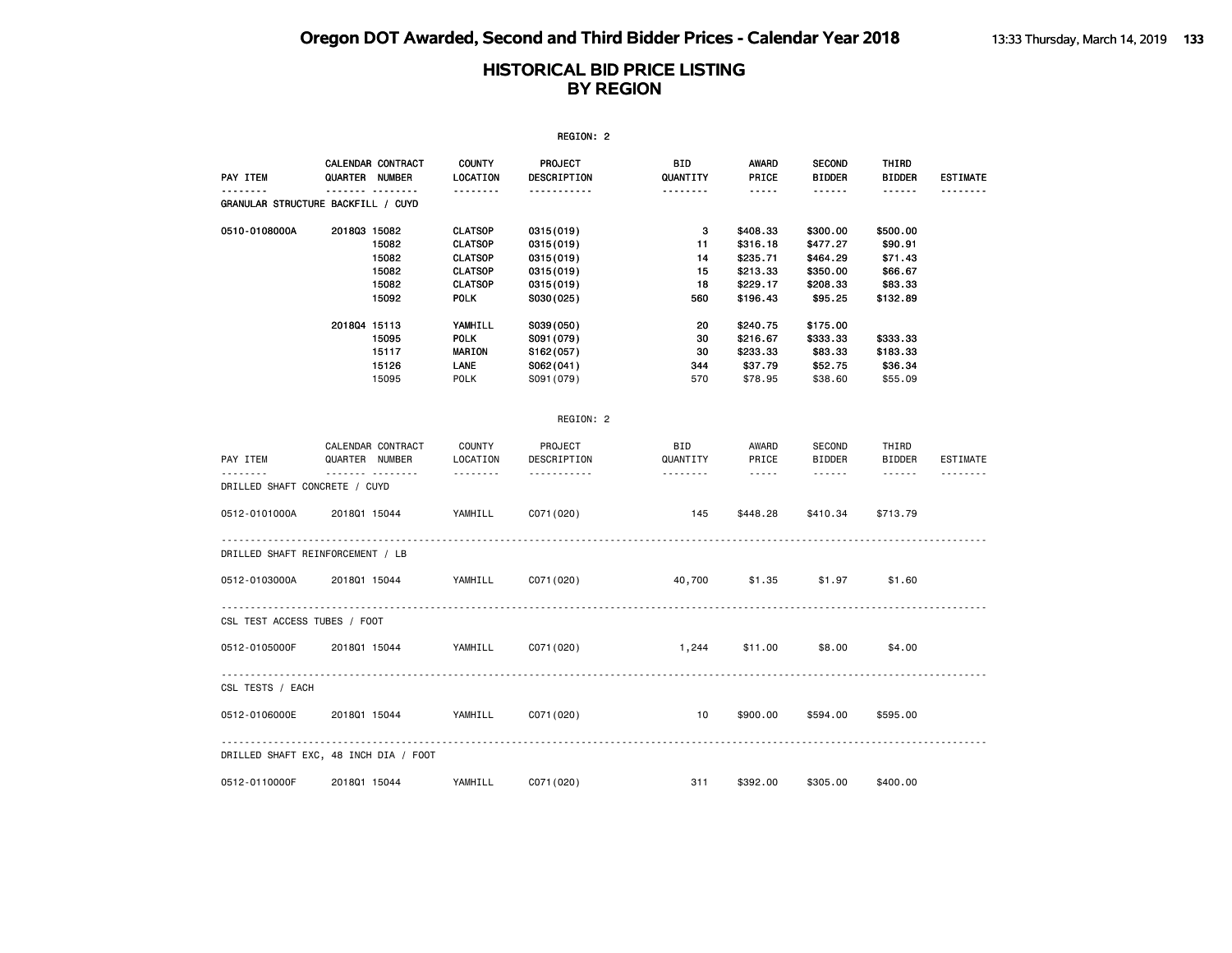# HISTORICAL BID PRICE LISTING
# BY REGION

REGION: 2

| PAY ITEM | CALENDAR QUARTER | CONTRACT NUMBER | COUNTY LOCATION | PROJECT DESCRIPTION | BID QUANTITY | AWARD PRICE | SECOND BIDDER | THIRD BIDDER | ESTIMATE |
|---|---|---|---|---|---|---|---|---|---|
| GRANULAR STRUCTURE BACKFILL / CUYD | | | | | | | | | |
| 0510-0108000A | 2018Q3 | 15082 | CLATSOP | 0315(019) | 3 | $408.33 | $300.00 | $500.00 | |
| | | 15082 | CLATSOP | 0315(019) | 11 | $316.18 | $477.27 | $90.91 | |
| | | 15082 | CLATSOP | 0315(019) | 14 | $235.71 | $464.29 | $71.43 | |
| | | 15082 | CLATSOP | 0315(019) | 15 | $213.33 | $350.00 | $66.67 | |
| | | 15082 | CLATSOP | 0315(019) | 18 | $229.17 | $208.33 | $83.33 | |
| | | 15092 | POLK | S030(025) | 560 | $196.43 | $95.25 | $132.89 | |
| | 2018Q4 | 15113 | YAMHILL | S039(050) | 20 | $240.75 | $175.00 | | |
| | | 15095 | POLK | S091(079) | 30 | $216.67 | $333.33 | $333.33 | |
| | | 15117 | MARION | S162(057) | 30 | $233.33 | $83.33 | $183.33 | |
| | | 15126 | LANE | S062(041) | 344 | $37.79 | $52.75 | $36.34 | |
| | | 15095 | POLK | S091(079) | 570 | $78.95 | $38.60 | $55.09 | |

REGION: 2

| PAY ITEM | CALENDAR QUARTER | CONTRACT NUMBER | COUNTY LOCATION | PROJECT DESCRIPTION | BID QUANTITY | AWARD PRICE | SECOND BIDDER | THIRD BIDDER | ESTIMATE |
|---|---|---|---|---|---|---|---|---|---|
| DRILLED SHAFT CONCRETE / CUYD | | | | | | | | | |
| 0512-0101000A | 2018Q1 | 15044 | YAMHILL | C071(020) | 145 | $448.28 | $410.34 | $713.79 | |
| DRILLED SHAFT REINFORCEMENT / LB | | | | | | | | | |
| 0512-0103000A | 2018Q1 | 15044 | YAMHILL | C071(020) | 40,700 | $1.35 | $1.97 | $1.60 | |
| CSL TEST ACCESS TUBES / FOOT | | | | | | | | | |
| 0512-0105000F | 2018Q1 | 15044 | YAMHILL | C071(020) | 1,244 | $11.00 | $8.00 | $4.00 | |
| CSL TESTS / EACH | | | | | | | | | |
| 0512-0106000E | 2018Q1 | 15044 | YAMHILL | C071(020) | 10 | $900.00 | $594.00 | $595.00 | |
| DRILLED SHAFT EXC, 48 INCH DIA / FOOT | | | | | | | | | |
| 0512-0110000F | 2018Q1 | 15044 | YAMHILL | C071(020) | 311 | $392.00 | $305.00 | $400.00 | |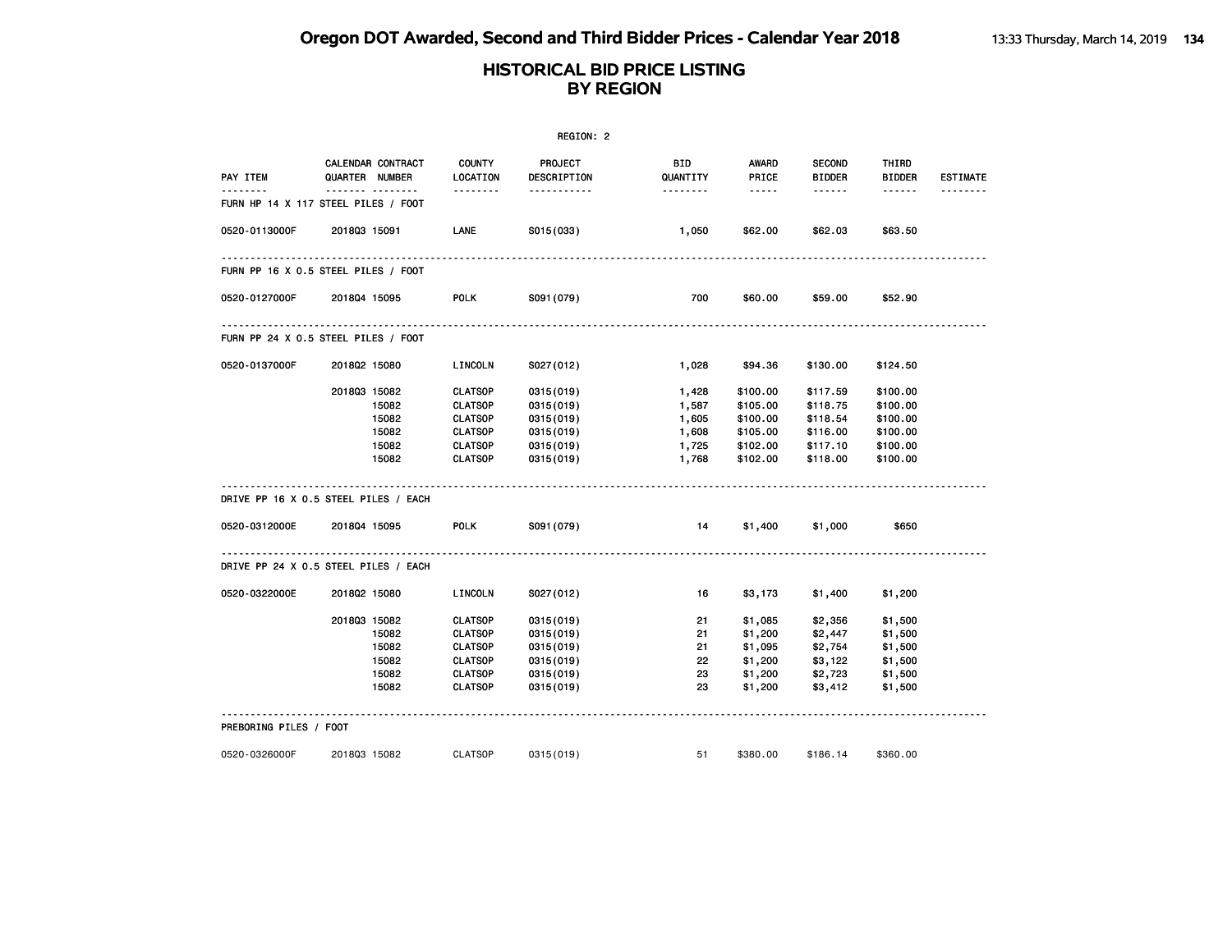# Oregon DOT Awarded, Second and Third Bidder Prices - Calendar Year 2018

## HISTORICAL BID PRICE LISTING BY REGION

REGION: 2

| PAY ITEM | CALENDAR QUARTER | CONTRACT NUMBER | COUNTY LOCATION | PROJECT DESCRIPTION | BID QUANTITY | AWARD PRICE | SECOND BIDDER | THIRD BIDDER | ESTIMATE |
|---|---|---|---|---|---|---|---|---|---|
| FURN HP 14 X 117 STEEL PILES / FOOT | | | | | | | | | |
| 0520-0113000F | 2018Q3 | 15091 | LANE | S015(033) | 1,050 | $62.00 | $62.03 | $63.50 | |
| FURN PP 16 X 0.5 STEEL PILES / FOOT | | | | | | | | | |
| 0520-0127000F | 2018Q4 | 15095 | POLK | S091(079) | 700 | $60.00 | $59.00 | $52.90 | |
| FURN PP 24 X 0.5 STEEL PILES / FOOT | | | | | | | | | |
| 0520-0137000F | 2018Q2 | 15080 | LINCOLN | S027(012) | 1,028 | $94.36 | $130.00 | $124.50 | |
| | 2018Q3 | 15082 | CLATSOP | 0315(019) | 1,428 | $100.00 | $117.59 | $100.00 | |
| | | 15082 | CLATSOP | 0315(019) | 1,587 | $105.00 | $118.75 | $100.00 | |
| | | 15082 | CLATSOP | 0315(019) | 1,605 | $100.00 | $118.54 | $100.00 | |
| | | 15082 | CLATSOP | 0315(019) | 1,608 | $105.00 | $116.00 | $100.00 | |
| | | 15082 | CLATSOP | 0315(019) | 1,725 | $102.00 | $117.10 | $100.00 | |
| | | 15082 | CLATSOP | 0315(019) | 1,768 | $102.00 | $118.00 | $100.00 | |
| DRIVE PP 16 X 0.5 STEEL PILES / EACH | | | | | | | | | |
| 0520-0312000E | 2018Q4 | 15095 | POLK | S091(079) | 14 | $1,400 | $1,000 | $650 | |
| DRIVE PP 24 X 0.5 STEEL PILES / EACH | | | | | | | | | |
| 0520-0322000E | 2018Q2 | 15080 | LINCOLN | S027(012) | 16 | $3,173 | $1,400 | $1,200 | |
| | 2018Q3 | 15082 | CLATSOP | 0315(019) | 21 | $1,085 | $2,356 | $1,500 | |
| | | 15082 | CLATSOP | 0315(019) | 21 | $1,200 | $2,447 | $1,500 | |
| | | 15082 | CLATSOP | 0315(019) | 21 | $1,095 | $2,754 | $1,500 | |
| | | 15082 | CLATSOP | 0315(019) | 22 | $1,200 | $3,122 | $1,500 | |
| | | 15082 | CLATSOP | 0315(019) | 23 | $1,200 | $2,723 | $1,500 | |
| | | 15082 | CLATSOP | 0315(019) | 23 | $1,200 | $3,412 | $1,500 | |
| PREBORING PILES / FOOT | | | | | | | | | |
| 0520-0326000F | 2018Q3 | 15082 | CLATSOP | 0315(019) | 51 | $380.00 | $186.14 | $360.00 | |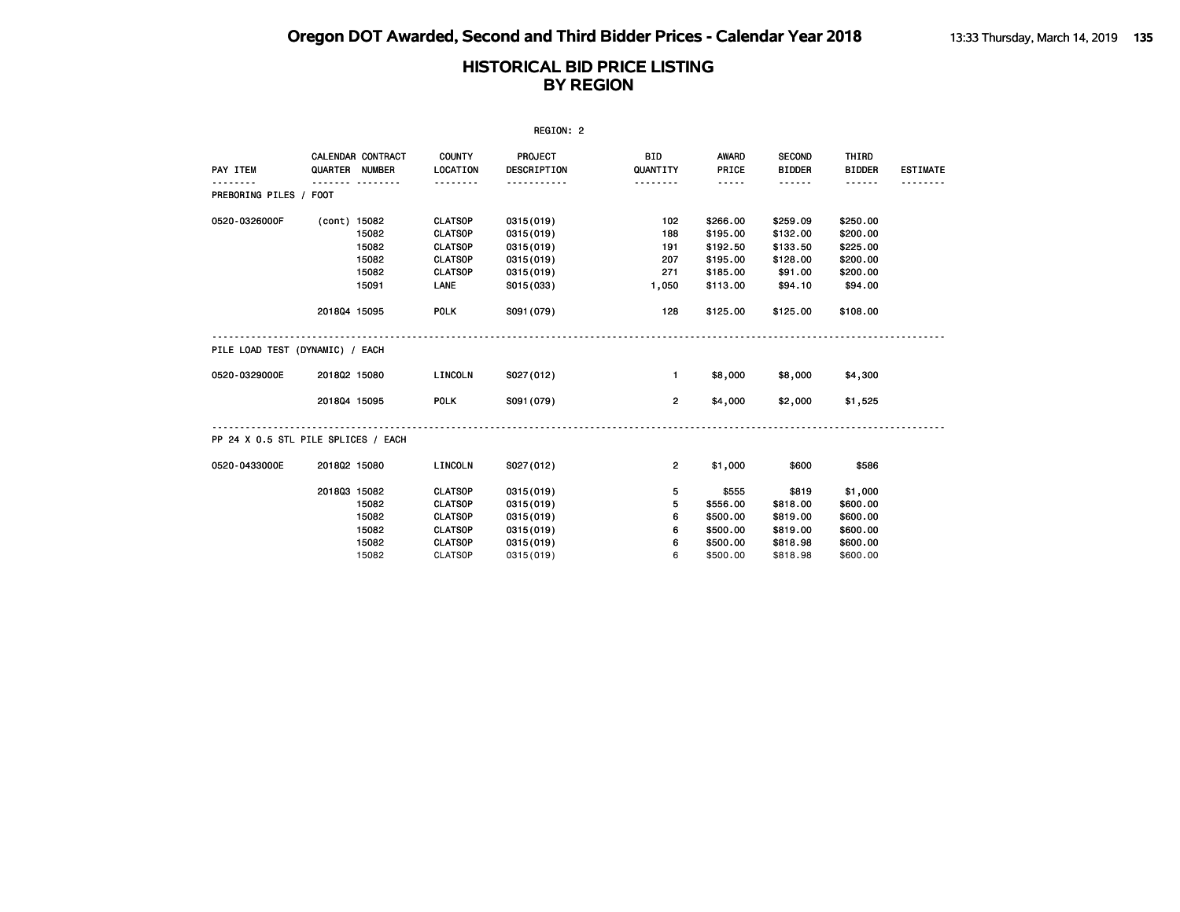# Oregon DOT Awarded, Second and Third Bidder Prices - Calendar Year 2018

## HISTORICAL BID PRICE LISTING BY REGION

REGION: 2

| PAY ITEM | CALENDAR QUARTER | CONTRACT NUMBER | COUNTY LOCATION | PROJECT DESCRIPTION | BID QUANTITY | AWARD PRICE | SECOND BIDDER | THIRD BIDDER | ESTIMATE |
|---|---|---|---|---|---|---|---|---|---|
| PREBORING PILES / FOOT | | | | | | | | | |
| 0520-0326000F | (cont) | 15082 | CLATSOP | 0315(019) | 102 | $266.00 | $259.09 | $250.00 | |
| | | 15082 | CLATSOP | 0315(019) | 188 | $195.00 | $132.00 | $200.00 | |
| | | 15082 | CLATSOP | 0315(019) | 191 | $192.50 | $133.50 | $225.00 | |
| | | 15082 | CLATSOP | 0315(019) | 207 | $195.00 | $128.00 | $200.00 | |
| | | 15082 | CLATSOP | 0315(019) | 271 | $185.00 | $91.00 | $200.00 | |
| | | 15091 | LANE | S015(033) | 1,050 | $113.00 | $94.10 | $94.00 | |
| | 2018Q4 | 15095 | POLK | S091(079) | 128 | $125.00 | $125.00 | $108.00 | |
| PILE LOAD TEST (DYNAMIC) / EACH | | | | | | | | | |
| 0520-0329000E | 2018Q2 | 15080 | LINCOLN | S027(012) | 1 | $8,000 | $8,000 | $4,300 | |
| | 2018Q4 | 15095 | POLK | S091(079) | 2 | $4,000 | $2,000 | $1,525 | |
| PP 24 X 0.5 STL PILE SPLICES / EACH | | | | | | | | | |
| 0520-0433000E | 2018Q2 | 15080 | LINCOLN | S027(012) | 2 | $1,000 | $600 | $586 | |
| | 2018Q3 | 15082 | CLATSOP | 0315(019) | 5 | $555 | $819 | $1,000 | |
| | | 15082 | CLATSOP | 0315(019) | 5 | $556.00 | $818.00 | $600.00 | |
| | | 15082 | CLATSOP | 0315(019) | 6 | $500.00 | $819.00 | $600.00 | |
| | | 15082 | CLATSOP | 0315(019) | 6 | $500.00 | $819.00 | $600.00 | |
| | | 15082 | CLATSOP | 0315(019) | 6 | $500.00 | $818.98 | $600.00 | |
| | | 15082 | CLATSOP | 0315(019) | 6 | $500.00 | $818.98 | $600.00 | |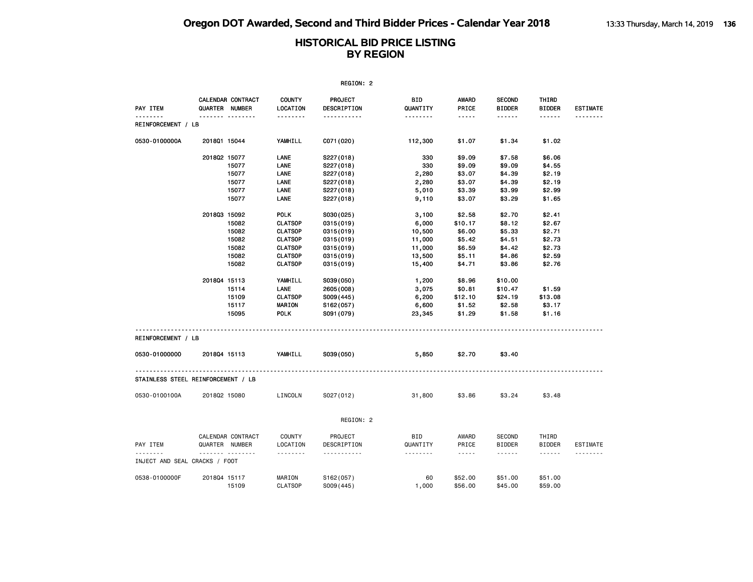# Oregon DOT Awarded, Second and Third Bidder Prices - Calendar Year 2018

## HISTORICAL BID PRICE LISTING BY REGION

REGION: 2

| PAY ITEM | CALENDAR QUARTER | CONTRACT NUMBER | COUNTY LOCATION | PROJECT DESCRIPTION | BID QUANTITY | AWARD PRICE | SECOND BIDDER | THIRD BIDDER | ESTIMATE |
|---|---|---|---|---|---|---|---|---|---|
| **REINFORCEMENT / LB** | | | | | | | | | |
| 0530-0100000A | 2018Q1 | 15044 | YAMHILL | C071(020) | 112,300 | $1.07 | $1.34 | $1.02 | |
| | 2018Q2 | 15077 | LANE | S227(018) | 330 | $9.09 | $7.58 | $6.06 | |
| | | 15077 | LANE | S227(018) | 330 | $9.09 | $9.09 | $4.55 | |
| | | 15077 | LANE | S227(018) | 2,280 | $3.07 | $4.39 | $2.19 | |
| | | 15077 | LANE | S227(018) | 2,280 | $3.07 | $4.39 | $2.19 | |
| | | 15077 | LANE | S227(018) | 5,010 | $3.39 | $3.99 | $2.99 | |
| | | 15077 | LANE | S227(018) | 9,110 | $3.07 | $3.29 | $1.65 | |
| | 2018Q3 | 15092 | POLK | S030(025) | 3,100 | $2.58 | $2.70 | $2.41 | |
| | | 15082 | CLATSOP | 0315(019) | 6,000 | $10.17 | $8.12 | $2.67 | |
| | | 15082 | CLATSOP | 0315(019) | 10,500 | $6.00 | $5.33 | $2.71 | |
| | | 15082 | CLATSOP | 0315(019) | 11,000 | $5.42 | $4.51 | $2.73 | |
| | | 15082 | CLATSOP | 0315(019) | 11,000 | $6.59 | $4.42 | $2.73 | |
| | | 15082 | CLATSOP | 0315(019) | 13,500 | $5.11 | $4.86 | $2.59 | |
| | | 15082 | CLATSOP | 0315(019) | 15,400 | $4.71 | $3.86 | $2.76 | |
| | 2018Q4 | 15113 | YAMHILL | S039(050) | 1,200 | $8.96 | $10.00 | | |
| | | 15114 | LANE | 2605(008) | 3,075 | $0.81 | $10.47 | $1.59 | |
| | | 15109 | CLATSOP | S009(445) | 6,200 | $12.10 | $24.19 | $13.08 | |
| | | 15117 | MARION | S162(057) | 6,600 | $1.52 | $2.58 | $3.17 | |
| | | 15095 | POLK | S091(079) | 23,345 | $1.29 | $1.58 | $1.16 | |
| **REINFORCEMENT / LB** | | | | | | | | | |
| 0530-0100000O | 2018Q4 | 15113 | YAMHILL | S039(050) | 5,850 | $2.70 | $3.40 | | |
| **STAINLESS STEEL REINFORCEMENT / LB** | | | | | | | | | |
| 0530-0100100A | 2018Q2 | 15080 | LINCOLN | S027(012) | 31,800 | $3.86 | $3.24 | $3.48 | |

REGION: 2

| PAY ITEM | CALENDAR QUARTER | CONTRACT NUMBER | COUNTY LOCATION | PROJECT DESCRIPTION | BID QUANTITY | AWARD PRICE | SECOND BIDDER | THIRD BIDDER | ESTIMATE |
|---|---|---|---|---|---|---|---|---|---|
| **INJECT AND SEAL CRACKS / FOOT** | | | | | | | | | |
| 0538-0100000F | 2018Q4 | 15117 | MARION | S162(057) | 60 | $52.00 | $51.00 | $51.00 | |
| | | 15109 | CLATSOP | S009(445) | 1,000 | $56.00 | $45.00 | $59.00 | |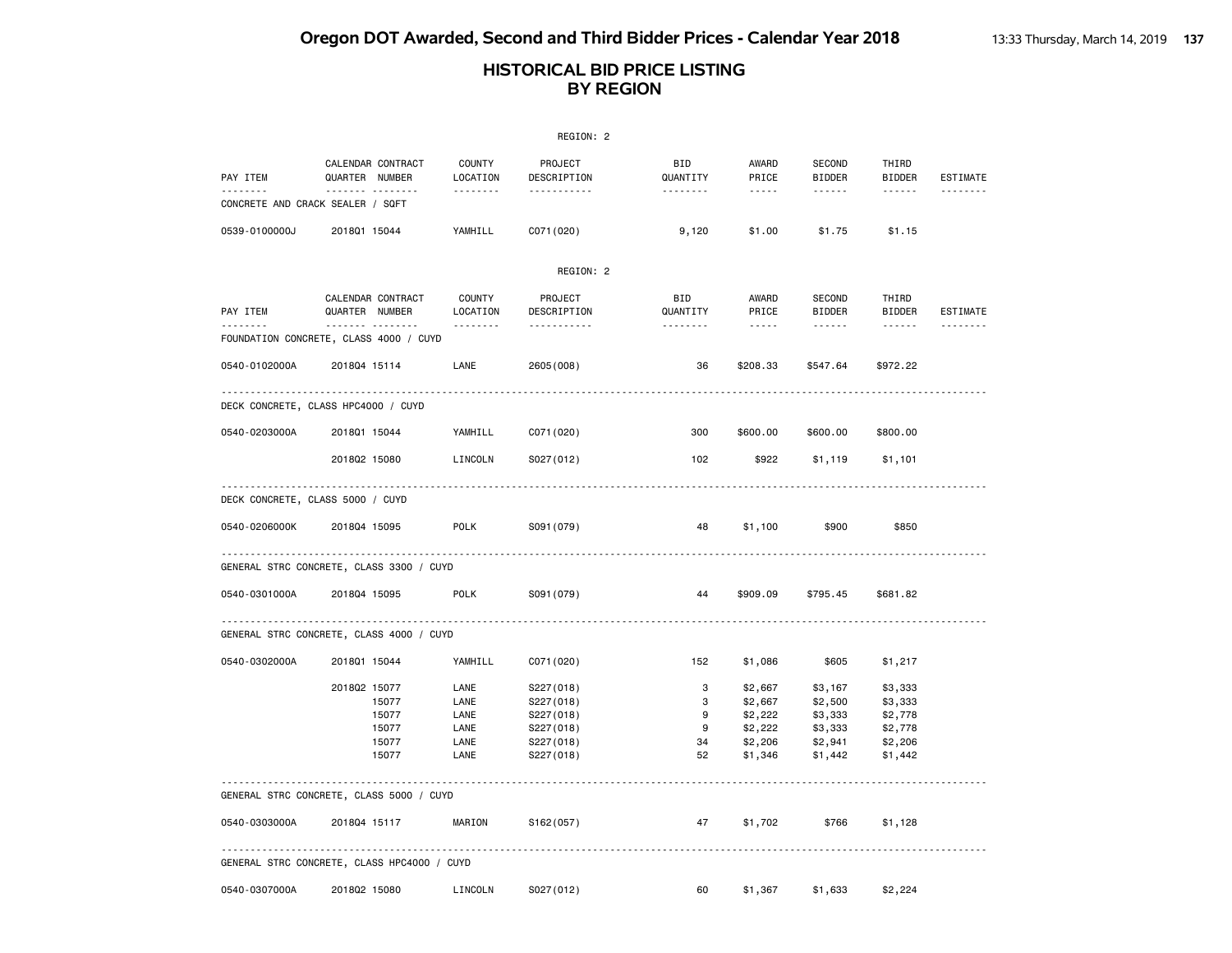# HISTORICAL BID PRICE LISTING BY REGION

REGION: 2

| PAY ITEM | CALENDAR QUARTER | CONTRACT NUMBER | COUNTY LOCATION | PROJECT DESCRIPTION | BID QUANTITY | AWARD PRICE | SECOND BIDDER | THIRD BIDDER | ESTIMATE |
|---|---|---|---|---|---|---|---|---|---|
| CONCRETE AND CRACK SEALER / SQFT | | | | | | | | | |
| 0539-0100000J | 2018Q1 | 15044 | YAMHILL | C071(020) | 9,120 | $1.00 | $1.75 | $1.15 | |

REGION: 2

| PAY ITEM | CALENDAR QUARTER | CONTRACT NUMBER | COUNTY LOCATION | PROJECT DESCRIPTION | BID QUANTITY | AWARD PRICE | SECOND BIDDER | THIRD BIDDER | ESTIMATE |
|---|---|---|---|---|---|---|---|---|---|
| FOUNDATION CONCRETE, CLASS 4000 / CUYD | | | | | | | | | |
| 0540-0102000A | 2018Q4 | 15114 | LANE | 2605(008) | 36 | $208.33 | $547.64 | $972.22 | |
| DECK CONCRETE, CLASS HPC4000 / CUYD | | | | | | | | | |
| 0540-0203000A | 2018Q1 | 15044 | YAMHILL | C071(020) | 300 | $600.00 | $600.00 | $800.00 | |
| | 2018Q2 | 15080 | LINCOLN | S027(012) | 102 | $922 | $1,119 | $1,101 | |
| DECK CONCRETE, CLASS 5000 / CUYD | | | | | | | | | |
| 0540-0206000K | 2018Q4 | 15095 | POLK | S091(079) | 48 | $1,100 | $900 | $850 | |
| GENERAL STRC CONCRETE, CLASS 3300 / CUYD | | | | | | | | | |
| 0540-0301000A | 2018Q4 | 15095 | POLK | S091(079) | 44 | $909.09 | $795.45 | $681.82 | |
| GENERAL STRC CONCRETE, CLASS 4000 / CUYD | | | | | | | | | |
| 0540-0302000A | 2018Q1 | 15044 | YAMHILL | C071(020) | 152 | $1,086 | $605 | $1,217 | |
| | 2018Q2 | 15077 | LANE | S227(018) | 3 | $2,667 | $3,167 | $3,333 | |
| | | 15077 | LANE | S227(018) | 3 | $2,667 | $2,500 | $3,333 | |
| | | 15077 | LANE | S227(018) | 9 | $2,222 | $3,333 | $2,778 | |
| | | 15077 | LANE | S227(018) | 9 | $2,222 | $3,333 | $2,778 | |
| | | 15077 | LANE | S227(018) | 34 | $2,206 | $2,941 | $2,206 | |
| | | 15077 | LANE | S227(018) | 52 | $1,346 | $1,442 | $1,442 | |
| GENERAL STRC CONCRETE, CLASS 5000 / CUYD | | | | | | | | | |
| 0540-0303000A | 2018Q4 | 15117 | MARION | S162(057) | 47 | $1,702 | $766 | $1,128 | |
| GENERAL STRC CONCRETE, CLASS HPC4000 / CUYD | | | | | | | | | |
| 0540-0307000A | 2018Q2 | 15080 | LINCOLN | S027(012) | 60 | $1,367 | $1,633 | $2,224 | |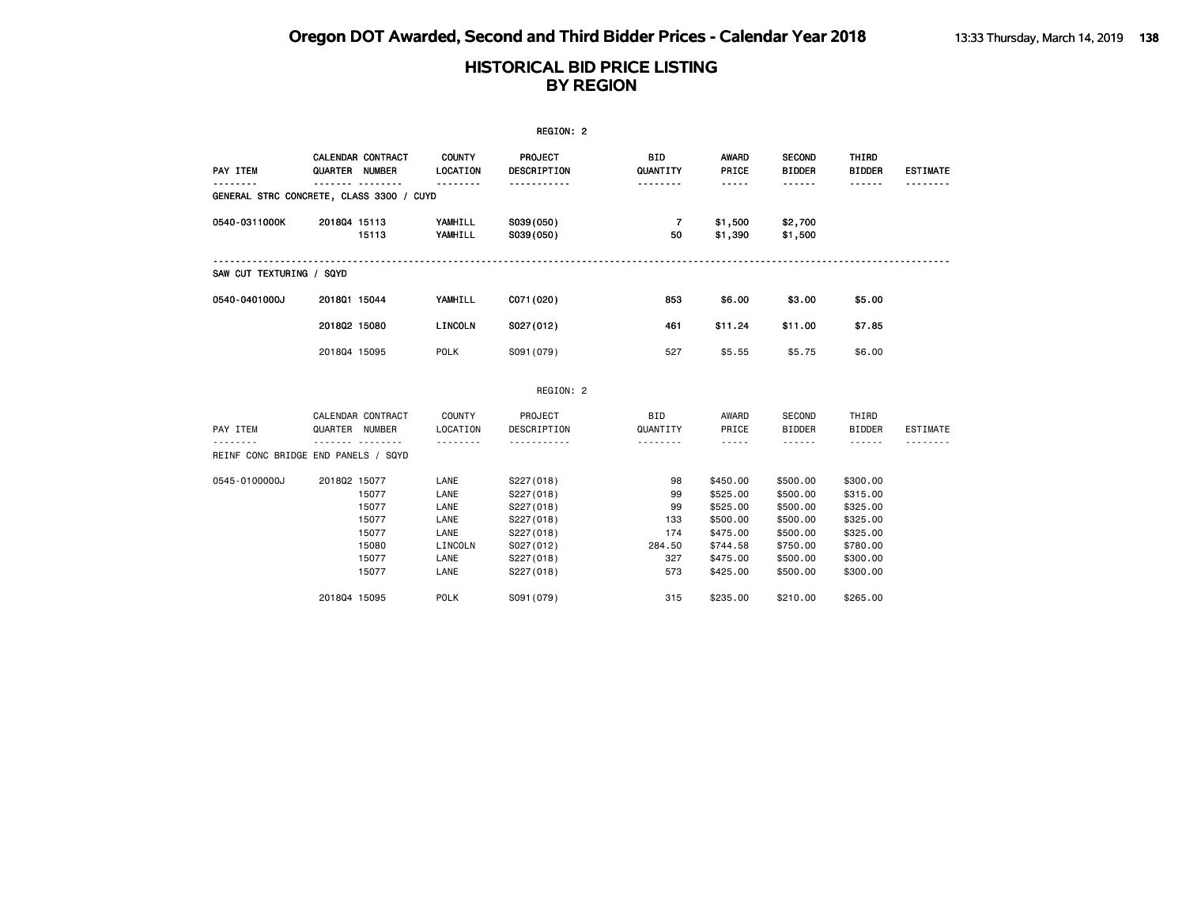# HISTORICAL BID PRICE LISTING
## BY REGION

REGION: 2

| PAY ITEM | CALENDAR QUARTER | CONTRACT NUMBER | COUNTY LOCATION | PROJECT DESCRIPTION | BID QUANTITY | AWARD PRICE | SECOND BIDDER | THIRD BIDDER | ESTIMATE |
|---|---|---|---|---|---|---|---|---|---|
| GENERAL STRC CONCRETE, CLASS 3300 / CUYD | | | | | | | | | |
| 0540-0311000K | 2018Q4 | 15113 | YAMHILL | S039(050) | 7 | $1,500 | $2,700 | | |
| | | 15113 | YAMHILL | S039(050) | 50 | $1,390 | $1,500 | | |
| SAW CUT TEXTURING / SQYD | | | | | | | | | |
| 0540-0401000J | 2018Q1 | 15044 | YAMHILL | C071(020) | 853 | $6.00 | $3.00 | $5.00 | |
| | 2018Q2 | 15080 | LINCOLN | S027(012) | 461 | $11.24 | $11.00 | $7.85 | |
| | 2018Q4 | 15095 | POLK | S091(079) | 527 | $5.55 | $5.75 | $6.00 | |

REGION: 2

| PAY ITEM | CALENDAR QUARTER | CONTRACT NUMBER | COUNTY LOCATION | PROJECT DESCRIPTION | BID QUANTITY | AWARD PRICE | SECOND BIDDER | THIRD BIDDER | ESTIMATE |
|---|---|---|---|---|---|---|---|---|---|
| REINF CONC BRIDGE END PANELS / SQYD | | | | | | | | | |
| 0545-0100000J | 2018Q2 | 15077 | LANE | S227(018) | 98 | $450.00 | $500.00 | $300.00 | |
| | | 15077 | LANE | S227(018) | 99 | $525.00 | $500.00 | $315.00 | |
| | | 15077 | LANE | S227(018) | 99 | $525.00 | $500.00 | $325.00 | |
| | | 15077 | LANE | S227(018) | 133 | $500.00 | $500.00 | $325.00 | |
| | | 15077 | LANE | S227(018) | 174 | $475.00 | $500.00 | $325.00 | |
| | | 15080 | LINCOLN | S027(012) | 284.50 | $744.58 | $750.00 | $780.00 | |
| | | 15077 | LANE | S227(018) | 327 | $475.00 | $500.00 | $300.00 | |
| | | 15077 | LANE | S227(018) | 573 | $425.00 | $500.00 | $300.00 | |
| | 2018Q4 | 15095 | POLK | S091(079) | 315 | $235.00 | $210.00 | $265.00 | |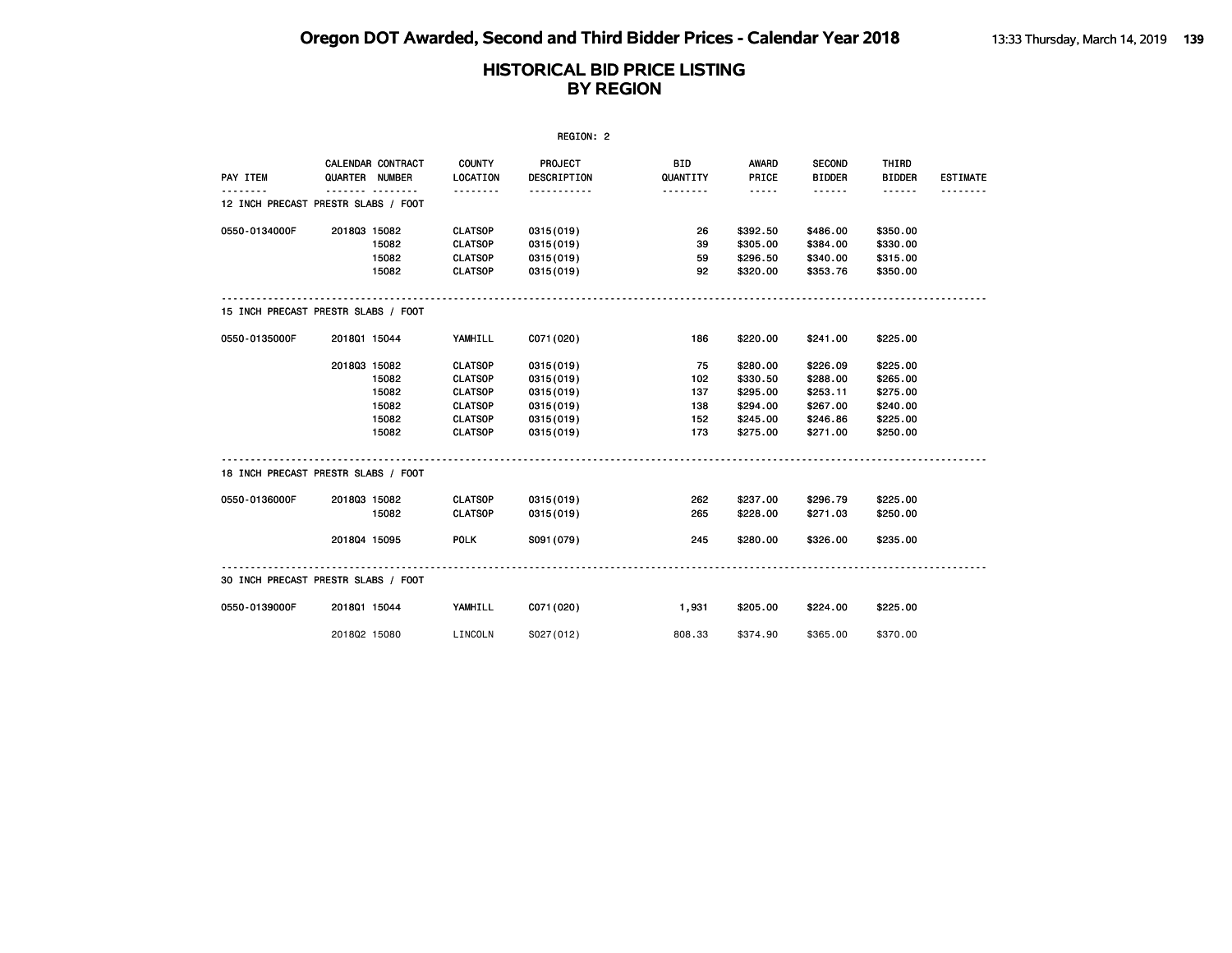# HISTORICAL BID PRICE LISTING
## BY REGION

REGION: 2

| PAY ITEM | CALENDAR QUARTER | CONTRACT NUMBER | COUNTY LOCATION | PROJECT DESCRIPTION | BID QUANTITY | AWARD PRICE | SECOND BIDDER | THIRD BIDDER | ESTIMATE |
|---|---|---|---|---|---|---|---|---|---|
| **12 INCH PRECAST PRESTR SLABS / FOOT** | | | | | | | | | |
| 0550-0134000F | 2018Q3 | 15082 | CLATSOP | 0315(019) | 26 | $392.50 | $486.00 | $350.00 | |
| | | 15082 | CLATSOP | 0315(019) | 39 | $305.00 | $384.00 | $330.00 | |
| | | 15082 | CLATSOP | 0315(019) | 59 | $296.50 | $340.00 | $315.00 | |
| | | 15082 | CLATSOP | 0315(019) | 92 | $320.00 | $353.76 | $350.00 | |
| **15 INCH PRECAST PRESTR SLABS / FOOT** | | | | | | | | | |
| 0550-0135000F | 2018Q1 | 15044 | YAMHILL | C071(020) | 186 | $220.00 | $241.00 | $225.00 | |
| | 2018Q3 | 15082 | CLATSOP | 0315(019) | 75 | $280.00 | $226.09 | $225.00 | |
| | | 15082 | CLATSOP | 0315(019) | 102 | $330.50 | $288.00 | $265.00 | |
| | | 15082 | CLATSOP | 0315(019) | 137 | $295.00 | $253.11 | $275.00 | |
| | | 15082 | CLATSOP | 0315(019) | 138 | $294.00 | $267.00 | $240.00 | |
| | | 15082 | CLATSOP | 0315(019) | 152 | $245.00 | $246.86 | $225.00 | |
| | | 15082 | CLATSOP | 0315(019) | 173 | $275.00 | $271.00 | $250.00 | |
| **18 INCH PRECAST PRESTR SLABS / FOOT** | | | | | | | | | |
| 0550-0136000F | 2018Q3 | 15082 | CLATSOP | 0315(019) | 262 | $237.00 | $296.79 | $225.00 | |
| | | 15082 | CLATSOP | 0315(019) | 265 | $228.00 | $271.03 | $250.00 | |
| | 2018Q4 | 15095 | POLK | S091(079) | 245 | $280.00 | $326.00 | $235.00 | |
| **30 INCH PRECAST PRESTR SLABS / FOOT** | | | | | | | | | |
| 0550-0139000F | 2018Q1 | 15044 | YAMHILL | C071(020) | 1,931 | $205.00 | $224.00 | $225.00 | |
| | 2018Q2 | 15080 | LINCOLN | S027(012) | 808.33 | $374.90 | $365.00 | $370.00 | |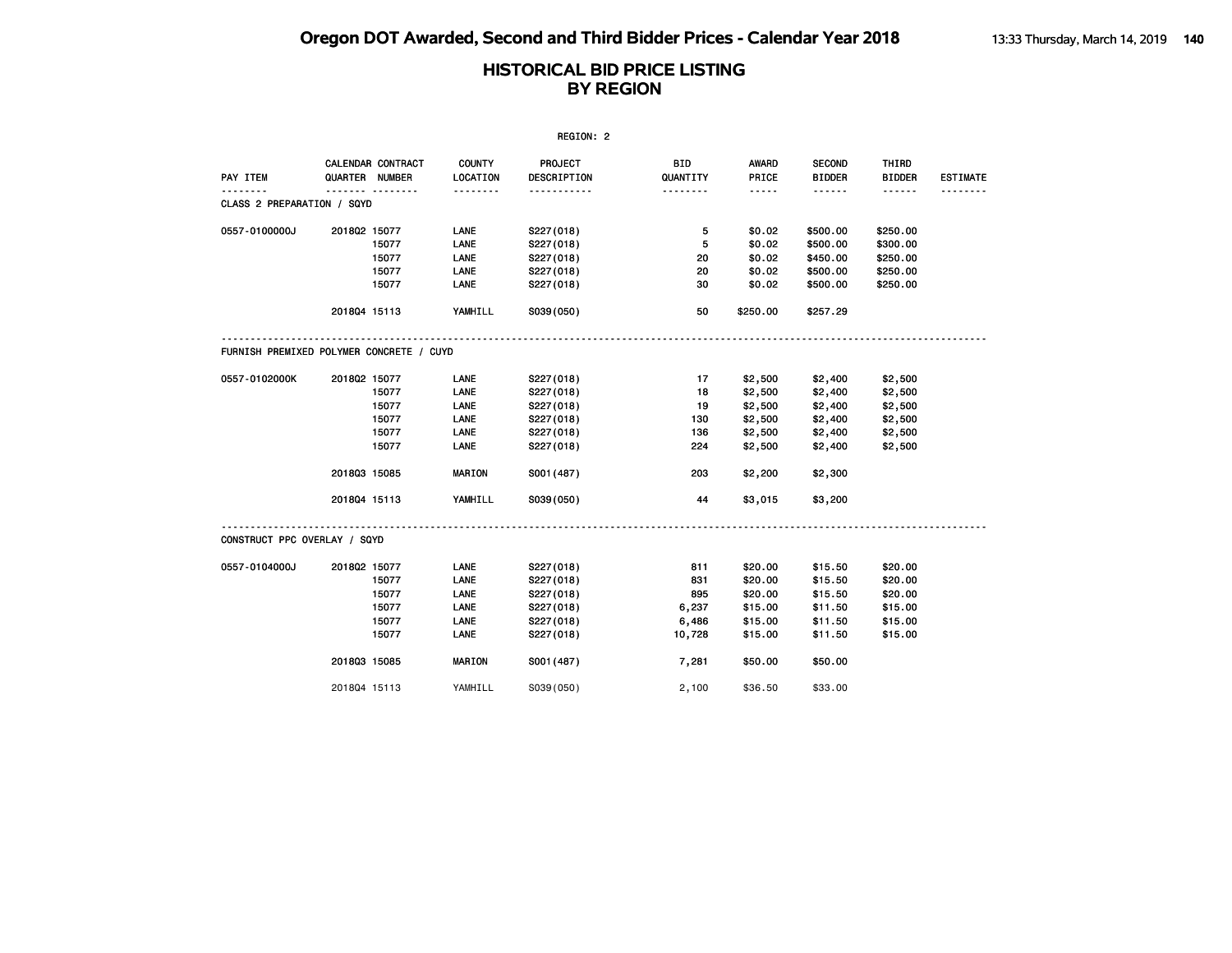## HISTORICAL BID PRICE LISTING BY REGION

REGION: 2

| PAY ITEM | CALENDAR QUARTER | CONTRACT NUMBER | COUNTY LOCATION | PROJECT DESCRIPTION | BID QUANTITY | AWARD PRICE | SECOND BIDDER | THIRD BIDDER | ESTIMATE |
|---|---|---|---|---|---|---|---|---|---|
| CLASS 2 PREPARATION / SQYD | | | | | | | | | |
| 0557-0100000J | 2018Q2 | 15077 | LANE | S227(018) | 5 | $0.02 | $500.00 | $250.00 | |
| | | 15077 | LANE | S227(018) | 5 | $0.02 | $500.00 | $300.00 | |
| | | 15077 | LANE | S227(018) | 20 | $0.02 | $450.00 | $250.00 | |
| | | 15077 | LANE | S227(018) | 20 | $0.02 | $500.00 | $250.00 | |
| | | 15077 | LANE | S227(018) | 30 | $0.02 | $500.00 | $250.00 | |
| | 2018Q4 | 15113 | YAMHILL | S039(050) | 50 | $250.00 | $257.29 | | |
| FURNISH PREMIXED POLYMER CONCRETE / CUYD | | | | | | | | | |
| 0557-0102000K | 2018Q2 | 15077 | LANE | S227(018) | 17 | $2,500 | $2,400 | $2,500 | |
| | | 15077 | LANE | S227(018) | 18 | $2,500 | $2,400 | $2,500 | |
| | | 15077 | LANE | S227(018) | 19 | $2,500 | $2,400 | $2,500 | |
| | | 15077 | LANE | S227(018) | 130 | $2,500 | $2,400 | $2,500 | |
| | | 15077 | LANE | S227(018) | 136 | $2,500 | $2,400 | $2,500 | |
| | | 15077 | LANE | S227(018) | 224 | $2,500 | $2,400 | $2,500 | |
| | 2018Q3 | 15085 | MARION | S001(487) | 203 | $2,200 | $2,300 | | |
| | 2018Q4 | 15113 | YAMHILL | S039(050) | 44 | $3,015 | $3,200 | | |
| CONSTRUCT PPC OVERLAY / SQYD | | | | | | | | | |
| 0557-0104000J | 2018Q2 | 15077 | LANE | S227(018) | 811 | $20.00 | $15.50 | $20.00 | |
| | | 15077 | LANE | S227(018) | 831 | $20.00 | $15.50 | $20.00 | |
| | | 15077 | LANE | S227(018) | 895 | $20.00 | $15.50 | $20.00 | |
| | | 15077 | LANE | S227(018) | 6,237 | $15.00 | $11.50 | $15.00 | |
| | | 15077 | LANE | S227(018) | 6,486 | $15.00 | $11.50 | $15.00 | |
| | | 15077 | LANE | S227(018) | 10,728 | $15.00 | $11.50 | $15.00 | |
| | 2018Q3 | 15085 | MARION | S001(487) | 7,281 | $50.00 | $50.00 | | |
| | 2018Q4 | 15113 | YAMHILL | S039(050) | 2,100 | $36.50 | $33.00 | | |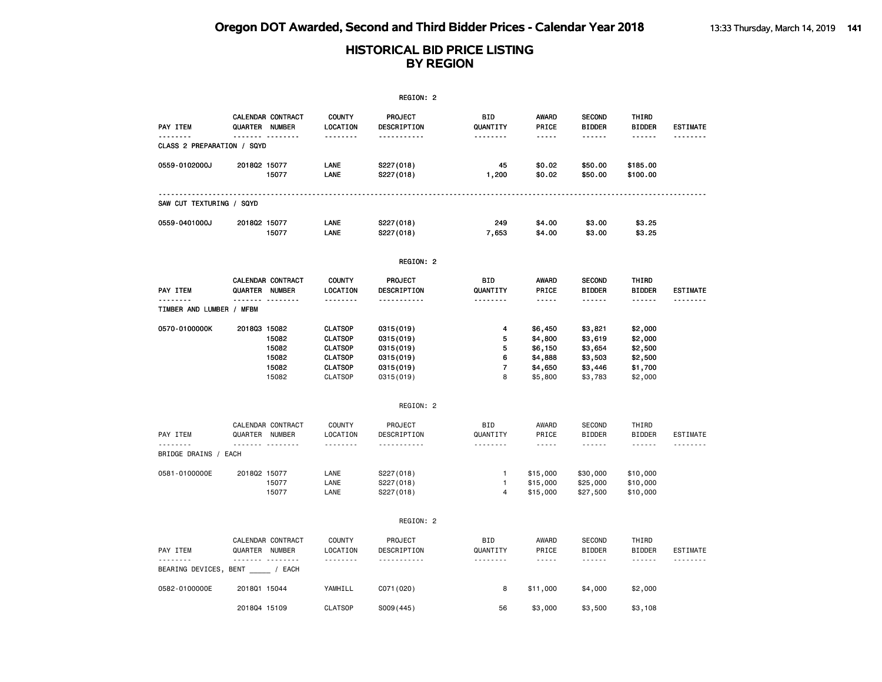# Oregon DOT Awarded, Second and Third Bidder Prices - Calendar Year 2018

## HISTORICAL BID PRICE LISTING BY REGION

REGION: 2

| PAY ITEM | CALENDAR QUARTER | CONTRACT NUMBER | COUNTY LOCATION | PROJECT DESCRIPTION | BID QUANTITY | AWARD PRICE | SECOND BIDDER | THIRD BIDDER | ESTIMATE |
|---|---|---|---|---|---|---|---|---|---|
| CLASS 2 PREPARATION / SQYD | | | | | | | | | |
| 0559-0102000J | 2018Q2 | 15077 | LANE | S227(018) | 45 | $0.02 | $50.00 | $185.00 | |
| | | 15077 | LANE | S227(018) | 1,200 | $0.02 | $50.00 | $100.00 | |

| PAY ITEM | CALENDAR QUARTER | CONTRACT NUMBER | COUNTY LOCATION | PROJECT DESCRIPTION | BID QUANTITY | AWARD PRICE | SECOND BIDDER | THIRD BIDDER | ESTIMATE |
|---|---|---|---|---|---|---|---|---|---|
| SAW CUT TEXTURING / SQYD | | | | | | | | | |
| 0559-0401000J | 2018Q2 | 15077 | LANE | S227(018) | 249 | $4.00 | $3.00 | $3.25 | |
| | | 15077 | LANE | S227(018) | 7,653 | $4.00 | $3.00 | $3.25 | |

REGION: 2

| PAY ITEM | CALENDAR QUARTER | CONTRACT NUMBER | COUNTY LOCATION | PROJECT DESCRIPTION | BID QUANTITY | AWARD PRICE | SECOND BIDDER | THIRD BIDDER | ESTIMATE |
|---|---|---|---|---|---|---|---|---|---|
| TIMBER AND LUMBER / MFBM | | | | | | | | | |
| 0570-0100000K | 2018Q3 | 15082 | CLATSOP | 0315(019) | 4 | $6,450 | $3,821 | $2,000 | |
| | | 15082 | CLATSOP | 0315(019) | 5 | $4,800 | $3,619 | $2,000 | |
| | | 15082 | CLATSOP | 0315(019) | 5 | $6,150 | $3,654 | $2,500 | |
| | | 15082 | CLATSOP | 0315(019) | 6 | $4,888 | $3,503 | $2,500 | |
| | | 15082 | CLATSOP | 0315(019) | 7 | $4,650 | $3,446 | $1,700 | |
| | | 15082 | CLATSOP | 0315(019) | 8 | $5,800 | $3,783 | $2,000 | |

REGION: 2

| PAY ITEM | CALENDAR QUARTER | CONTRACT NUMBER | COUNTY LOCATION | PROJECT DESCRIPTION | BID QUANTITY | AWARD PRICE | SECOND BIDDER | THIRD BIDDER | ESTIMATE |
|---|---|---|---|---|---|---|---|---|---|
| BRIDGE DRAINS / EACH | | | | | | | | | |
| 0581-0100000E | 2018Q2 | 15077 | LANE | S227(018) | 1 | $15,000 | $30,000 | $10,000 | |
| | | 15077 | LANE | S227(018) | 1 | $15,000 | $25,000 | $10,000 | |
| | | 15077 | LANE | S227(018) | 4 | $15,000 | $27,500 | $10,000 | |

REGION: 2

| PAY ITEM | CALENDAR QUARTER | CONTRACT NUMBER | COUNTY LOCATION | PROJECT DESCRIPTION | BID QUANTITY | AWARD PRICE | SECOND BIDDER | THIRD BIDDER | ESTIMATE |
|---|---|---|---|---|---|---|---|---|---|
| BEARING DEVICES, BENT _____ / EACH | | | | | | | | | |
| 0582-0100000E | 2018Q1 | 15044 | YAMHILL | C071(020) | 8 | $11,000 | $4,000 | $2,000 | |
| | 2018Q4 | 15109 | CLATSOP | S009(445) | 56 | $3,000 | $3,500 | $3,108 | |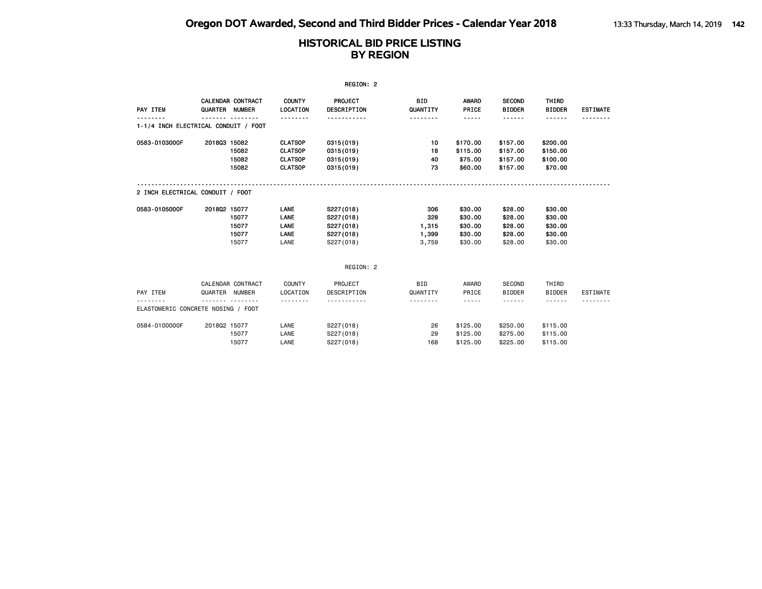# Oregon DOT Awarded, Second and Third Bidder Prices - Calendar Year 2018

## HISTORICAL BID PRICE LISTING BY REGION

REGION: 2

| PAY ITEM | CALENDAR QUARTER | CONTRACT NUMBER | COUNTY LOCATION | PROJECT DESCRIPTION | BID QUANTITY | AWARD PRICE | SECOND BIDDER | THIRD BIDDER | ESTIMATE |
|---|---|---|---|---|---|---|---|---|---|
| 1-1/4 INCH ELECTRICAL CONDUIT / FOOT | | | | | | | | | |
| 0583-0103000F | 2018Q3 | 15082 | CLATSOP | 0315(019) | 10 | $170.00 | $157.00 | $200.00 | |
| | | 15082 | CLATSOP | 0315(019) | 18 | $115.00 | $157.00 | $150.00 | |
| | | 15082 | CLATSOP | 0315(019) | 40 | $75.00 | $157.00 | $100.00 | |
| | | 15082 | CLATSOP | 0315(019) | 73 | $60.00 | $157.00 | $70.00 | |
| 2 INCH ELECTRICAL CONDUIT / FOOT | | | | | | | | | |
| 0583-0105000F | 2018Q2 | 15077 | LANE | S227(018) | 306 | $30.00 | $28.00 | $30.00 | |
| | | 15077 | LANE | S227(018) | 328 | $30.00 | $28.00 | $30.00 | |
| | | 15077 | LANE | S227(018) | 1,315 | $30.00 | $28.00 | $30.00 | |
| | | 15077 | LANE | S227(018) | 1,399 | $30.00 | $28.00 | $30.00 | |
| | | 15077 | LANE | S227(018) | 3,759 | $30.00 | $28.00 | $30.00 | |

REGION: 2

| PAY ITEM | CALENDAR QUARTER | CONTRACT NUMBER | COUNTY LOCATION | PROJECT DESCRIPTION | BID QUANTITY | AWARD PRICE | SECOND BIDDER | THIRD BIDDER | ESTIMATE |
|---|---|---|---|---|---|---|---|---|---|
| ELASTOMERIC CONCRETE NOSING / FOOT | | | | | | | | | |
| 0584-0100000F | 2018Q2 | 15077 | LANE | S227(018) | 26 | $125.00 | $250.00 | $115.00 | |
| | | 15077 | LANE | S227(018) | 29 | $125.00 | $275.00 | $115.00 | |
| | | 15077 | LANE | S227(018) | 168 | $125.00 | $225.00 | $115.00 | |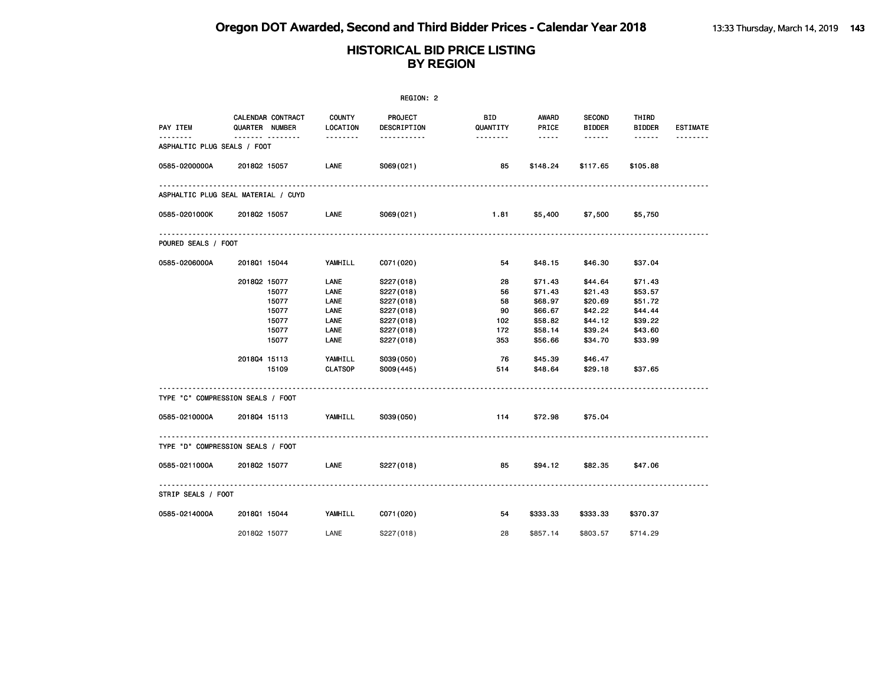# Oregon DOT Awarded, Second and Third Bidder Prices - Calendar Year 2018

## HISTORICAL BID PRICE LISTING BY REGION

REGION: 2

| PAY ITEM | CALENDAR QUARTER | CONTRACT NUMBER | COUNTY LOCATION | PROJECT DESCRIPTION | BID QUANTITY | AWARD PRICE | SECOND BIDDER | THIRD BIDDER | ESTIMATE |
|---|---|---|---|---|---|---|---|---|---|
| **ASPHALTIC PLUG SEALS / FOOT** | | | | | | | | | |
| 0585-0200000A | 2018Q2 | 15057 | LANE | S069(021) | 85 | $148.24 | $117.65 | $105.88 | |
| **ASPHALTIC PLUG SEAL MATERIAL / CUYD** | | | | | | | | | |
| 0585-0201000K | 2018Q2 | 15057 | LANE | S069(021) | 1.81 | $5,400 | $7,500 | $5,750 | |
| **POURED SEALS / FOOT** | | | | | | | | | |
| 0585-0206000A | 2018Q1 | 15044 | YAMHILL | C071(020) | 54 | $48.15 | $46.30 | $37.04 | |
| | 2018Q2 | 15077 | LANE | S227(018) | 28 | $71.43 | $44.64 | $71.43 | |
| | | 15077 | LANE | S227(018) | 56 | $71.43 | $21.43 | $53.57 | |
| | | 15077 | LANE | S227(018) | 58 | $68.97 | $20.69 | $51.72 | |
| | | 15077 | LANE | S227(018) | 90 | $66.67 | $42.22 | $44.44 | |
| | | 15077 | LANE | S227(018) | 102 | $58.82 | $44.12 | $39.22 | |
| | | 15077 | LANE | S227(018) | 172 | $58.14 | $39.24 | $43.60 | |
| | | 15077 | LANE | S227(018) | 353 | $56.66 | $34.70 | $33.99 | |
| | 2018Q4 | 15113 | YAMHILL | S039(050) | 76 | $45.39 | $46.47 | | |
| | | 15109 | CLATSOP | S009(445) | 514 | $48.64 | $29.18 | $37.65 | |
| **TYPE "C" COMPRESSION SEALS / FOOT** | | | | | | | | | |
| 0585-0210000A | 2018Q4 | 15113 | YAMHILL | S039(050) | 114 | $72.98 | $75.04 | | |
| **TYPE "D" COMPRESSION SEALS / FOOT** | | | | | | | | | |
| 0585-0211000A | 2018Q2 | 15077 | LANE | S227(018) | 85 | $94.12 | $82.35 | $47.06 | |
| **STRIP SEALS / FOOT** | | | | | | | | | |
| 0585-0214000A | 2018Q1 | 15044 | YAMHILL | C071(020) | 54 | $333.33 | $333.33 | $370.37 | |
| | 2018Q2 | 15077 | LANE | S227(018) | 28 | $857.14 | $803.57 | $714.29 | |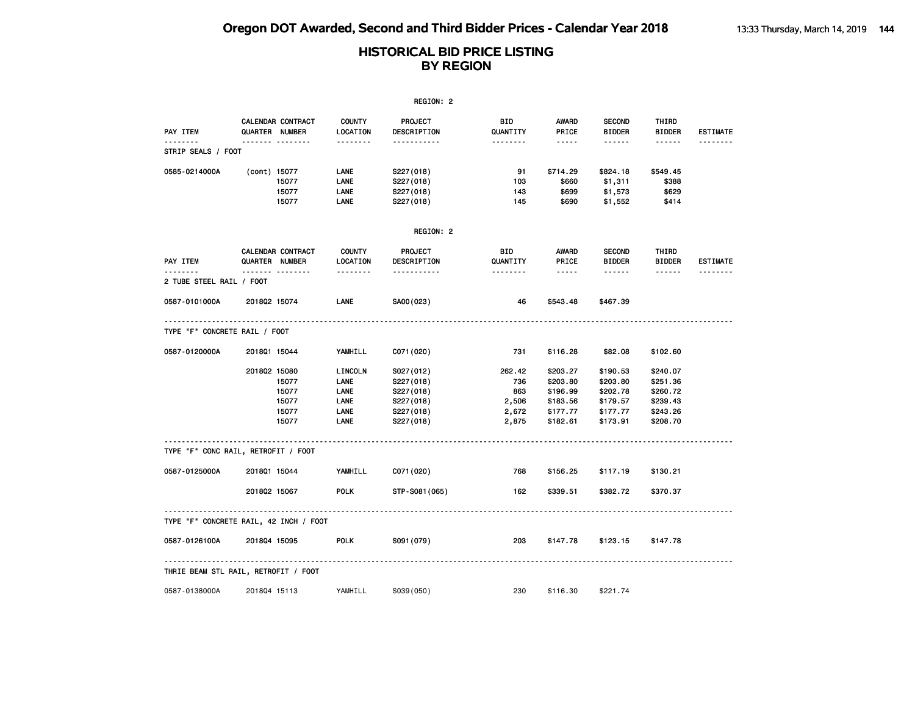# Oregon DOT Awarded, Second and Third Bidder Prices - Calendar Year 2018

## HISTORICAL BID PRICE LISTING BY REGION

REGION: 2

| PAY ITEM | CALENDAR QUARTER | CONTRACT NUMBER | COUNTY LOCATION | PROJECT DESCRIPTION | BID QUANTITY | AWARD PRICE | SECOND BIDDER | THIRD BIDDER | ESTIMATE |
|---|---|---|---|---|---|---|---|---|---|
| STRIP SEALS / FOOT | | | | | | | | | |
| 0585-0214000A | (cont) | 15077 | LANE | S227(018) | 91 | $714.29 | $824.18 | $549.45 | |
| | | 15077 | LANE | S227(018) | 103 | $660 | $1,311 | $388 | |
| | | 15077 | LANE | S227(018) | 143 | $699 | $1,573 | $629 | |
| | | 15077 | LANE | S227(018) | 145 | $690 | $1,552 | $414 | |

REGION: 2

| PAY ITEM | CALENDAR QUARTER | CONTRACT NUMBER | COUNTY LOCATION | PROJECT DESCRIPTION | BID QUANTITY | AWARD PRICE | SECOND BIDDER | THIRD BIDDER | ESTIMATE |
|---|---|---|---|---|---|---|---|---|---|
| 2 TUBE STEEL RAIL / FOOT | | | | | | | | | |
| 0587-0101000A | 2018Q2 | 15074 | LANE | SA00(023) | 46 | $543.48 | $467.39 | | |
| TYPE "F" CONCRETE RAIL / FOOT | | | | | | | | | |
| 0587-0120000A | 2018Q1 | 15044 | YAMHILL | C071(020) | 731 | $116.28 | $82.08 | $102.60 | |
| | 2018Q2 | 15080 | LINCOLN | S027(012) | 262.42 | $203.27 | $190.53 | $240.07 | |
| | | 15077 | LANE | S227(018) | 736 | $203.80 | $203.80 | $251.36 | |
| | | 15077 | LANE | S227(018) | 863 | $196.99 | $202.78 | $260.72 | |
| | | 15077 | LANE | S227(018) | 2,506 | $183.56 | $179.57 | $239.43 | |
| | | 15077 | LANE | S227(018) | 2,672 | $177.77 | $177.77 | $243.26 | |
| | | 15077 | LANE | S227(018) | 2,875 | $182.61 | $173.91 | $208.70 | |
| TYPE "F" CONC RAIL, RETROFIT / FOOT | | | | | | | | | |
| 0587-0125000A | 2018Q1 | 15044 | YAMHILL | C071(020) | 768 | $156.25 | $117.19 | $130.21 | |
| | 2018Q2 | 15067 | POLK | STP-S081(065) | 162 | $339.51 | $382.72 | $370.37 | |
| TYPE "F" CONCRETE RAIL, 42 INCH / FOOT | | | | | | | | | |
| 0587-0126100A | 2018Q4 | 15095 | POLK | S091(079) | 203 | $147.78 | $123.15 | $147.78 | |
| THRIE BEAM STL RAIL, RETROFIT / FOOT | | | | | | | | | |
| 0587-0138000A | 2018Q4 | 15113 | YAMHILL | S039(050) | 230 | $116.30 | $221.74 | | |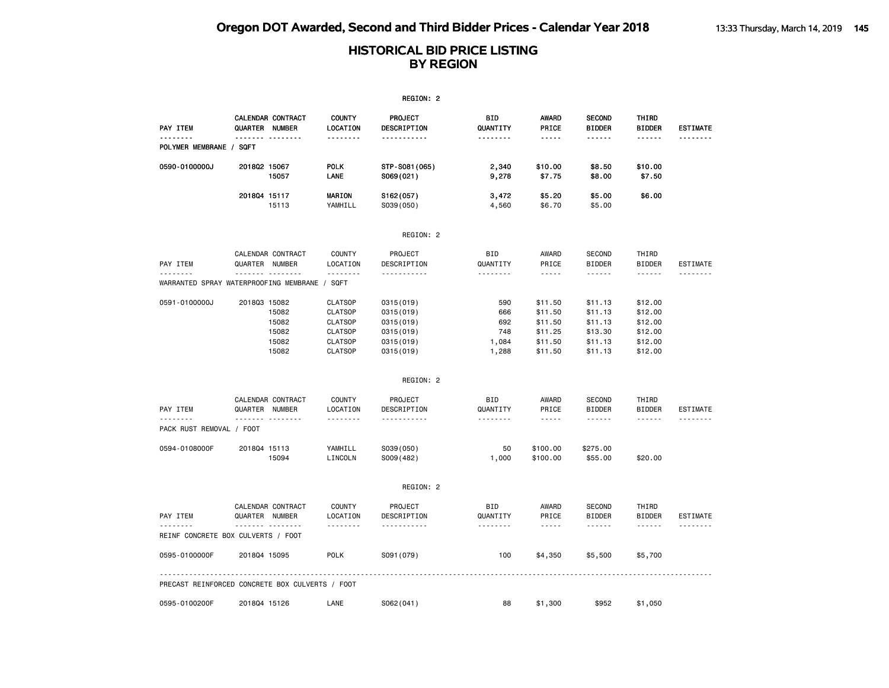# Oregon DOT Awarded, Second and Third Bidder Prices - Calendar Year 2018

## HISTORICAL BID PRICE LISTING BY REGION

REGION: 2

| PAY ITEM | CALENDAR QUARTER | CONTRACT NUMBER | COUNTY LOCATION | PROJECT DESCRIPTION | BID QUANTITY | AWARD PRICE | SECOND BIDDER | THIRD BIDDER | ESTIMATE |
|---|---|---|---|---|---|---|---|---|---|
| **POLYMER MEMBRANE / SQFT** | | | | | | | | | |
| 0590-0100000J | 2018Q2 | 15067 | POLK | STP-S081(065) | 2,340 | $10.00 | $8.50 | $10.00 | |
| | | 15057 | LANE | S069(021) | 9,278 | $7.75 | $8.00 | $7.50 | |
| | 2018Q4 | 15117 | MARION | S162(057) | 3,472 | $5.20 | $5.00 | $6.00 | |
| | | 15113 | YAMHILL | S039(050) | 4,560 | $6.70 | $5.00 | | |

REGION: 2

| PAY ITEM | CALENDAR QUARTER | CONTRACT NUMBER | COUNTY LOCATION | PROJECT DESCRIPTION | BID QUANTITY | AWARD PRICE | SECOND BIDDER | THIRD BIDDER | ESTIMATE |
|---|---|---|---|---|---|---|---|---|---|
| **WARRANTED SPRAY WATERPROOFING MEMBRANE / SQFT** | | | | | | | | | |
| 0591-0100000J | 2018Q3 | 15082 | CLATSOP | 0315(019) | 590 | $11.50 | $11.13 | $12.00 | |
| | | 15082 | CLATSOP | 0315(019) | 666 | $11.50 | $11.13 | $12.00 | |
| | | 15082 | CLATSOP | 0315(019) | 692 | $11.50 | $11.13 | $12.00 | |
| | | 15082 | CLATSOP | 0315(019) | 748 | $11.25 | $13.30 | $12.00 | |
| | | 15082 | CLATSOP | 0315(019) | 1,084 | $11.50 | $11.13 | $12.00 | |
| | | 15082 | CLATSOP | 0315(019) | 1,288 | $11.50 | $11.13 | $12.00 | |

REGION: 2

| PAY ITEM | CALENDAR QUARTER | CONTRACT NUMBER | COUNTY LOCATION | PROJECT DESCRIPTION | BID QUANTITY | AWARD PRICE | SECOND BIDDER | THIRD BIDDER | ESTIMATE |
|---|---|---|---|---|---|---|---|---|---|
| **PACK RUST REMOVAL / FOOT** | | | | | | | | | |
| 0594-0108000F | 2018Q4 | 15113 | YAMHILL | S039(050) | 50 | $100.00 | $275.00 | | |
| | | 15094 | LINCOLN | S009(482) | 1,000 | $100.00 | $55.00 | $20.00 | |

REGION: 2

| PAY ITEM | CALENDAR QUARTER | CONTRACT NUMBER | COUNTY LOCATION | PROJECT DESCRIPTION | BID QUANTITY | AWARD PRICE | SECOND BIDDER | THIRD BIDDER | ESTIMATE |
|---|---|---|---|---|---|---|---|---|---|
| **REINF CONCRETE BOX CULVERTS / FOOT** | | | | | | | | | |
| 0595-0100000F | 2018Q4 | 15095 | POLK | S091(079) | 100 | $4,350 | $5,500 | $5,700 | |
| **PRECAST REINFORCED CONCRETE BOX CULVERTS / FOOT** | | | | | | | | | |
| 0595-0100200F | 2018Q4 | 15126 | LANE | S062(041) | 88 | $1,300 | $952 | $1,050 | |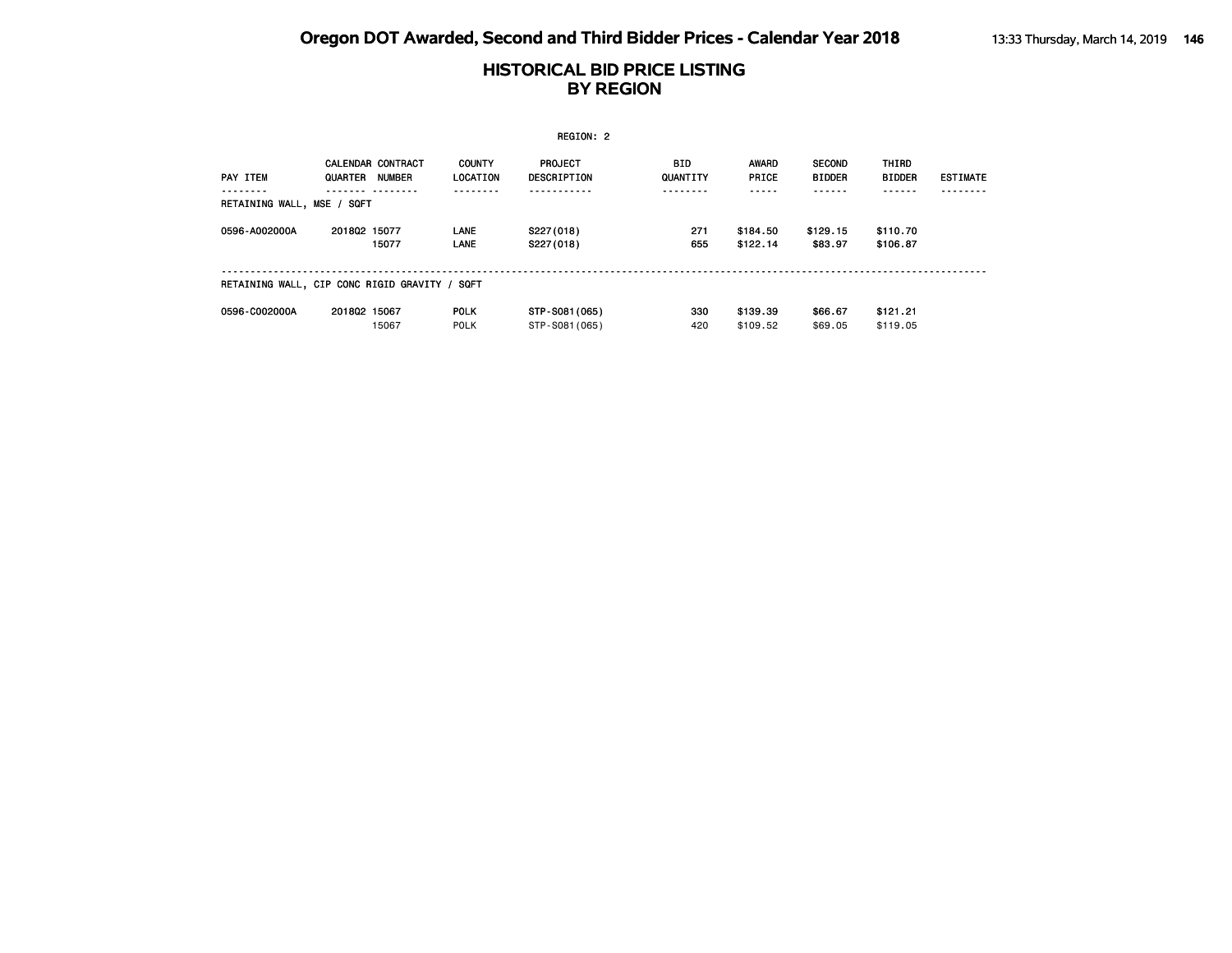## HISTORICAL BID PRICE LISTING BY REGION

REGION: 2

| PAY ITEM | CALENDAR QUARTER | CONTRACT NUMBER | COUNTY LOCATION | PROJECT DESCRIPTION | BID QUANTITY | AWARD PRICE | SECOND BIDDER | THIRD BIDDER | ESTIMATE |
|---|---|---|---|---|---|---|---|---|---|
| RETAINING WALL, MSE / SQFT | | | | | | | | | |
| 0596-A002000A | 2018Q2 | 15077 | LANE | S227(018) | 271 | $184.50 | $129.15 | $110.70 | |
| | | 15077 | LANE | S227(018) | 655 | $122.14 | $83.97 | $106.87 | |
| RETAINING WALL, CIP CONC RIGID GRAVITY / SQFT | | | | | | | | | |
| 0596-C002000A | 2018Q2 | 15067 | POLK | STP-S081(065) | 330 | $139.39 | $66.67 | $121.21 | |
| | | 15067 | POLK | STP-S081(065) | 420 | $109.52 | $69.05 | $119.05 | |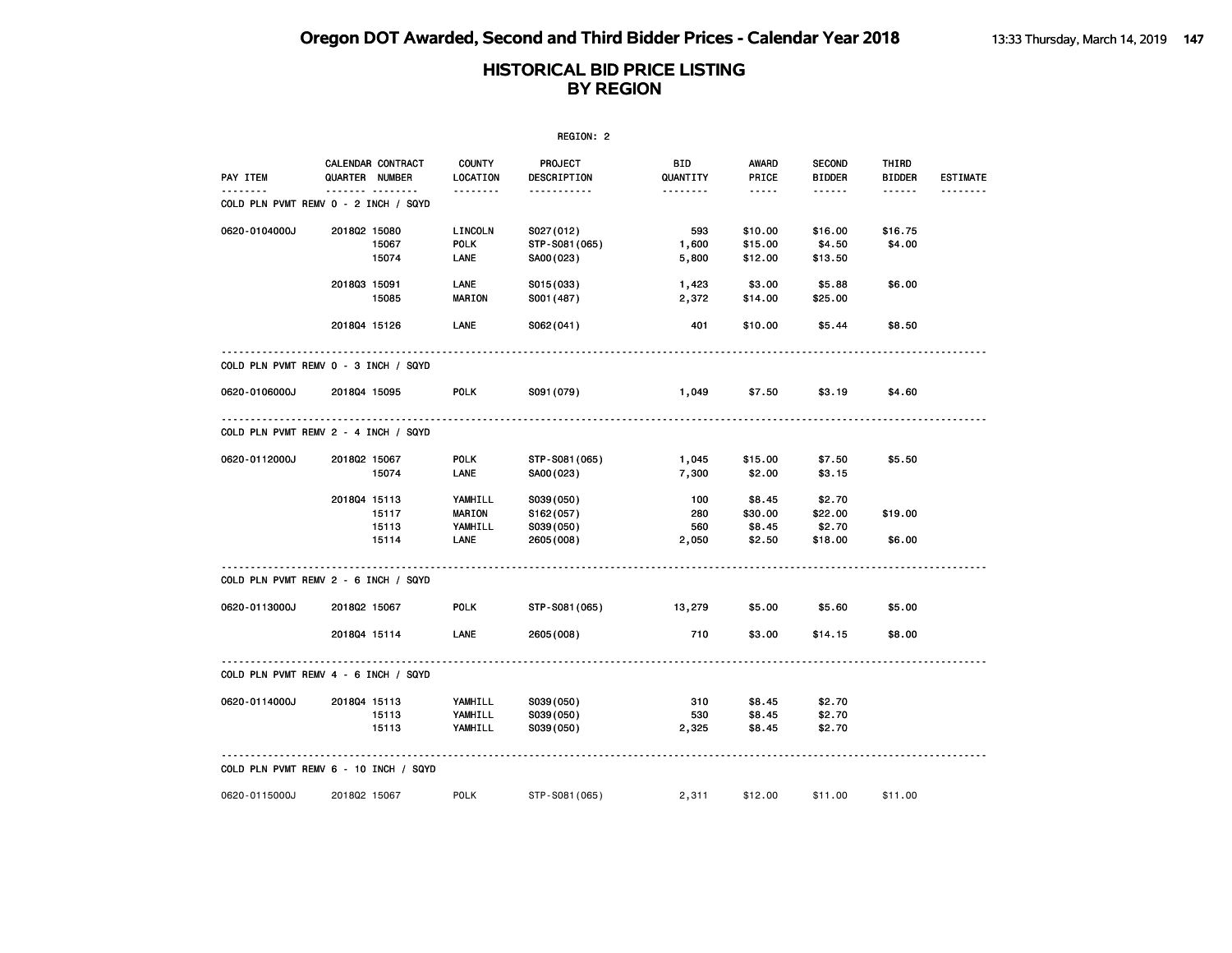# HISTORICAL BID PRICE LISTING
## BY REGION

REGION: 2

| PAY ITEM | CALENDAR QUARTER | CONTRACT NUMBER | COUNTY LOCATION | PROJECT DESCRIPTION | BID QUANTITY | AWARD PRICE | SECOND BIDDER | THIRD BIDDER | ESTIMATE |
|---|---|---|---|---|---|---|---|---|---|
| COLD PLN PVMT REMV 0 - 2 INCH / SQYD | | | | | | | | | |
| 0620-0104000J | 2018Q2 | 15080 | LINCOLN | S027(012) | 593 | $10.00 | $16.00 | $16.75 | |
| | | 15067 | POLK | STP-S081(065) | 1,600 | $15.00 | $4.50 | $4.00 | |
| | | 15074 | LANE | SA00(023) | 5,800 | $12.00 | $13.50 | | |
| | 2018Q3 | 15091 | LANE | S015(033) | 1,423 | $3.00 | $5.88 | $6.00 | |
| | | 15085 | MARION | S001(487) | 2,372 | $14.00 | $25.00 | | |
| | 2018Q4 | 15126 | LANE | S062(041) | 401 | $10.00 | $5.44 | $8.50 | |
| COLD PLN PVMT REMV 0 - 3 INCH / SQYD | | | | | | | | | |
| 0620-0106000J | 2018Q4 | 15095 | POLK | S091(079) | 1,049 | $7.50 | $3.19 | $4.60 | |
| COLD PLN PVMT REMV 2 - 4 INCH / SQYD | | | | | | | | | |
| 0620-0112000J | 2018Q2 | 15067 | POLK | STP-S081(065) | 1,045 | $15.00 | $7.50 | $5.50 | |
| | | 15074 | LANE | SA00(023) | 7,300 | $2.00 | $3.15 | | |
| | 2018Q4 | 15113 | YAMHILL | S039(050) | 100 | $8.45 | $2.70 | | |
| | | 15117 | MARION | S162(057) | 280 | $30.00 | $22.00 | $19.00 | |
| | | 15113 | YAMHILL | S039(050) | 560 | $8.45 | $2.70 | | |
| | | 15114 | LANE | 2605(008) | 2,050 | $2.50 | $18.00 | $6.00 | |
| COLD PLN PVMT REMV 2 - 6 INCH / SQYD | | | | | | | | | |
| 0620-0113000J | 2018Q2 | 15067 | POLK | STP-S081(065) | 13,279 | $5.00 | $5.60 | $5.00 | |
| | 2018Q4 | 15114 | LANE | 2605(008) | 710 | $3.00 | $14.15 | $8.00 | |
| COLD PLN PVMT REMV 4 - 6 INCH / SQYD | | | | | | | | | |
| 0620-0114000J | 2018Q4 | 15113 | YAMHILL | S039(050) | 310 | $8.45 | $2.70 | | |
| | | 15113 | YAMHILL | S039(050) | 530 | $8.45 | $2.70 | | |
| | | 15113 | YAMHILL | S039(050) | 2,325 | $8.45 | $2.70 | | |
| COLD PLN PVMT REMV 6 - 10 INCH / SQYD | | | | | | | | | |
| 0620-0115000J | 2018Q2 | 15067 | POLK | STP-S081(065) | 2,311 | $12.00 | $11.00 | $11.00 | |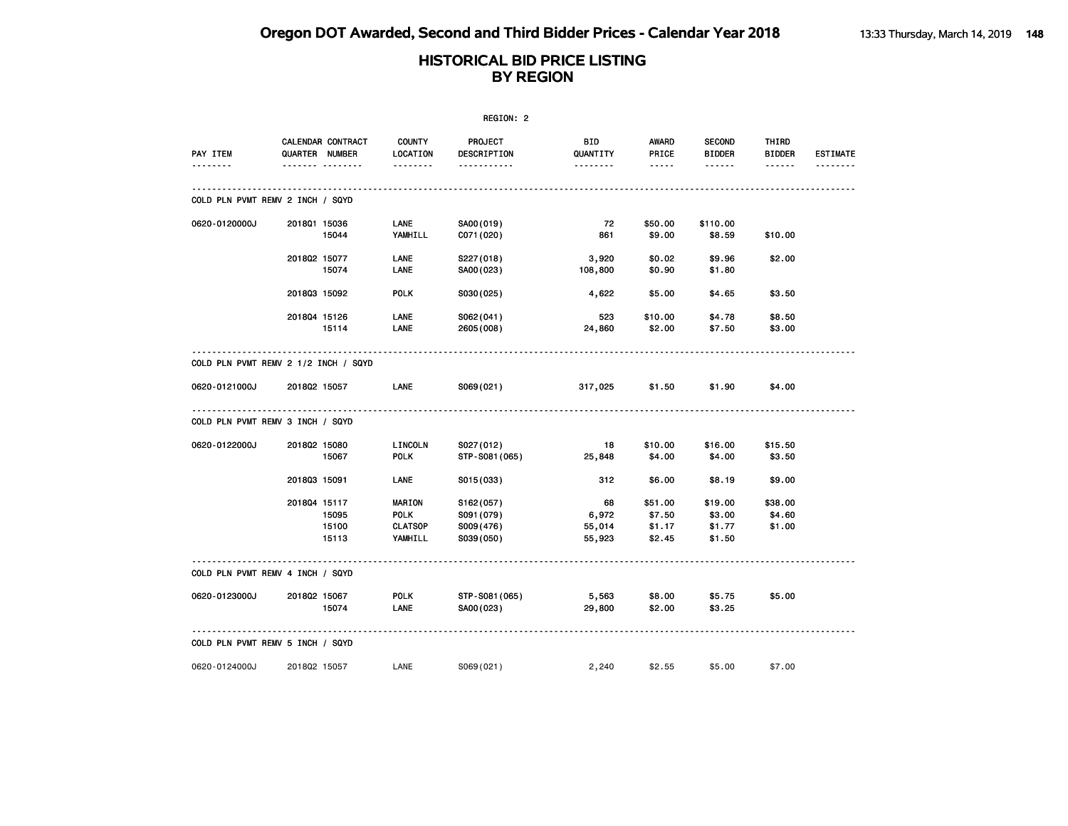# Oregon DOT Awarded, Second and Third Bidder Prices - Calendar Year 2018

## HISTORICAL BID PRICE LISTING BY REGION

REGION: 2

| PAY ITEM | CALENDAR QUARTER | CONTRACT NUMBER | COUNTY LOCATION | PROJECT DESCRIPTION | BID QUANTITY | AWARD PRICE | SECOND BIDDER | THIRD BIDDER | ESTIMATE |
|---|---|---|---|---|---|---|---|---|---|
| **COLD PLN PVMT REMV 2 INCH / SQYD** | | | | | | | | | |
| 0620-0120000J | 2018Q1 | 15036 | LANE | SA00(019) | 72 | $50.00 | $110.00 | | |
| | | 15044 | YAMHILL | C071(020) | 861 | $9.00 | $8.59 | $10.00 | |
| | 2018Q2 | 15077 | LANE | S227(018) | 3,920 | $0.02 | $9.96 | $2.00 | |
| | | 15074 | LANE | SA00(023) | 108,800 | $0.90 | $1.80 | | |
| | 2018Q3 | 15092 | POLK | S030(025) | 4,622 | $5.00 | $4.65 | $3.50 | |
| | 2018Q4 | 15126 | LANE | S062(041) | 523 | $10.00 | $4.78 | $8.50 | |
| | | 15114 | LANE | 2605(008) | 24,860 | $2.00 | $7.50 | $3.00 | |
| **COLD PLN PVMT REMV 2 1/2 INCH / SQYD** | | | | | | | | | |
| 0620-0121000J | 2018Q2 | 15057 | LANE | S069(021) | 317,025 | $1.50 | $1.90 | $4.00 | |
| **COLD PLN PVMT REMV 3 INCH / SQYD** | | | | | | | | | |
| 0620-0122000J | 2018Q2 | 15080 | LINCOLN | S027(012) | 18 | $10.00 | $16.00 | $15.50 | |
| | | 15067 | POLK | STP-S081(065) | 25,848 | $4.00 | $4.00 | $3.50 | |
| | 2018Q3 | 15091 | LANE | S015(033) | 312 | $6.00 | $8.19 | $9.00 | |
| | 2018Q4 | 15117 | MARION | S162(057) | 68 | $51.00 | $19.00 | $38.00 | |
| | | 15095 | POLK | S091(079) | 6,972 | $7.50 | $3.00 | $4.60 | |
| | | 15100 | CLATSOP | S009(476) | 55,014 | $1.17 | $1.77 | $1.00 | |
| | | 15113 | YAMHILL | S039(050) | 55,923 | $2.45 | $1.50 | | |
| **COLD PLN PVMT REMV 4 INCH / SQYD** | | | | | | | | | |
| 0620-0123000J | 2018Q2 | 15067 | POLK | STP-S081(065) | 5,563 | $8.00 | $5.75 | $5.00 | |
| | | 15074 | LANE | SA00(023) | 29,800 | $2.00 | $3.25 | | |
| **COLD PLN PVMT REMV 5 INCH / SQYD** | | | | | | | | | |
| 0620-0124000J | 2018Q2 | 15057 | LANE | S069(021) | 2,240 | $2.55 | $5.00 | $7.00 | |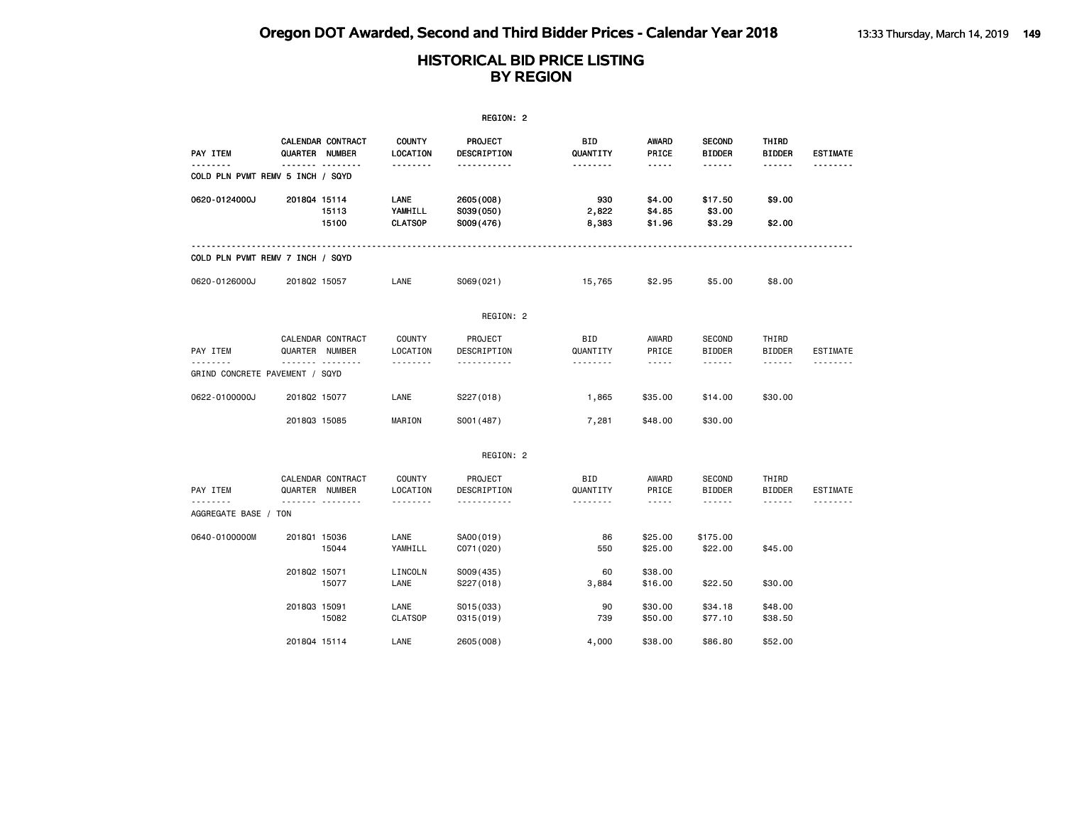# Oregon DOT Awarded, Second and Third Bidder Prices - Calendar Year 2018

## HISTORICAL BID PRICE LISTING BY REGION

REGION: 2

| PAY ITEM | CALENDAR QUARTER | CONTRACT NUMBER | COUNTY LOCATION | PROJECT DESCRIPTION | BID QUANTITY | AWARD PRICE | SECOND BIDDER | THIRD BIDDER | ESTIMATE |
|---|---|---|---|---|---|---|---|---|---|
| **COLD PLN PVMT REMV 5 INCH / SQYD** | | | | | | | | | |
| 0620-0124000J | 2018Q4 | 15114 | LANE | 2605(008) | 930 | $4.00 | $17.50 | $9.00 | |
| | | 15113 | YAMHILL | S039(050) | 2,822 | $4.85 | $3.00 | | |
| | | 15100 | CLATSOP | S009(476) | 8,383 | $1.96 | $3.29 | $2.00 | |
| **COLD PLN PVMT REMV 7 INCH / SQYD** | | | | | | | | | |
| 0620-0126000J | 2018Q2 | 15057 | LANE | S069(021) | 15,765 | $2.95 | $5.00 | $8.00 | |

REGION: 2

| PAY ITEM | CALENDAR QUARTER | CONTRACT NUMBER | COUNTY LOCATION | PROJECT DESCRIPTION | BID QUANTITY | AWARD PRICE | SECOND BIDDER | THIRD BIDDER | ESTIMATE |
|---|---|---|---|---|---|---|---|---|---|
| **GRIND CONCRETE PAVEMENT / SQYD** | | | | | | | | | |
| 0622-0100000J | 2018Q2 | 15077 | LANE | S227(018) | 1,865 | $35.00 | $14.00 | $30.00 | |
| | 2018Q3 | 15085 | MARION | S001(487) | 7,281 | $48.00 | $30.00 | | |

REGION: 2

| PAY ITEM | CALENDAR QUARTER | CONTRACT NUMBER | COUNTY LOCATION | PROJECT DESCRIPTION | BID QUANTITY | AWARD PRICE | SECOND BIDDER | THIRD BIDDER | ESTIMATE |
|---|---|---|---|---|---|---|---|---|---|
| **AGGREGATE BASE / TON** | | | | | | | | | |
| 0640-0100000M | 2018Q1 | 15036 | LANE | SA00(019) | 86 | $25.00 | $175.00 | | |
| | | 15044 | YAMHILL | C071(020) | 550 | $25.00 | $22.00 | $45.00 | |
| | 2018Q2 | 15071 | LINCOLN | S009(435) | 60 | $38.00 | | | |
| | | 15077 | LANE | S227(018) | 3,884 | $16.00 | $22.50 | $30.00 | |
| | 2018Q3 | 15091 | LANE | S015(033) | 90 | $30.00 | $34.18 | $48.00 | |
| | | 15082 | CLATSOP | 0315(019) | 739 | $50.00 | $77.10 | $38.50 | |
| | 2018Q4 | 15114 | LANE | 2605(008) | 4,000 | $38.00 | $86.80 | $52.00 | |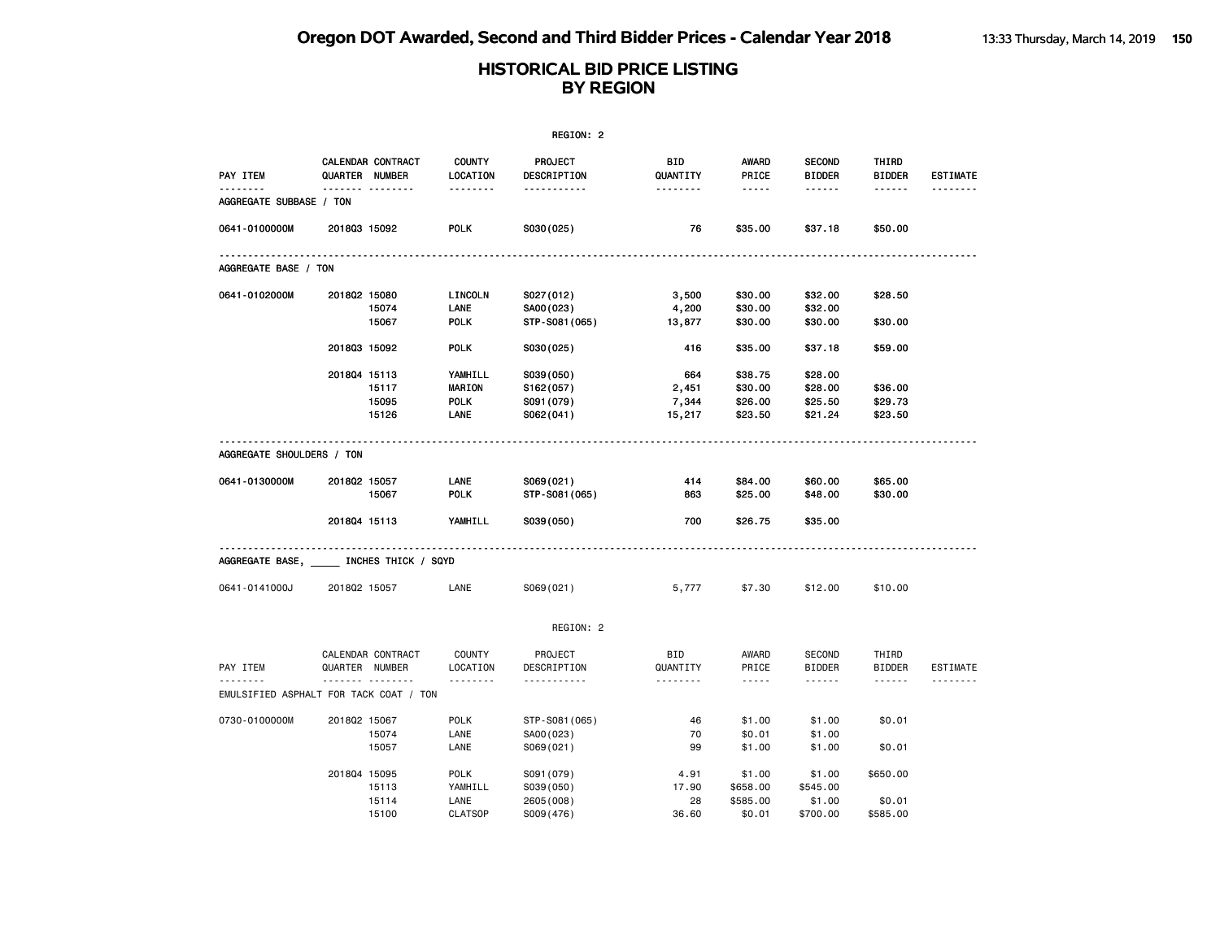# Oregon DOT Awarded, Second and Third Bidder Prices - Calendar Year 2018

## HISTORICAL BID PRICE LISTING BY REGION

REGION: 2

| PAY ITEM | CALENDAR QUARTER | CONTRACT NUMBER | COUNTY LOCATION | PROJECT DESCRIPTION | BID QUANTITY | AWARD PRICE | SECOND BIDDER | THIRD BIDDER | ESTIMATE |
|---|---|---|---|---|---|---|---|---|---|
| **AGGREGATE SUBBASE / TON** | | | | | | | | | |
| 0641-0100000M | 2018Q3 | 15092 | POLK | S030(025) | 76 | $35.00 | $37.18 | $50.00 | |
| **AGGREGATE BASE / TON** | | | | | | | | | |
| 0641-0102000M | 2018Q2 | 15080 | LINCOLN | S027(012) | 3,500 | $30.00 | $32.00 | $28.50 | |
| | | 15074 | LANE | SA00(023) | 4,200 | $30.00 | $32.00 | | |
| | | 15067 | POLK | STP-S081(065) | 13,877 | $30.00 | $30.00 | $30.00 | |
| | 2018Q3 | 15092 | POLK | S030(025) | 416 | $35.00 | $37.18 | $59.00 | |
| | 2018Q4 | 15113 | YAMHILL | S039(050) | 664 | $38.75 | $28.00 | | |
| | | 15117 | MARION | S162(057) | 2,451 | $30.00 | $28.00 | $36.00 | |
| | | 15095 | POLK | S091(079) | 7,344 | $26.00 | $25.50 | $29.73 | |
| | | 15126 | LANE | S062(041) | 15,217 | $23.50 | $21.24 | $23.50 | |
| **AGGREGATE SHOULDERS / TON** | | | | | | | | | |
| 0641-0130000M | 2018Q2 | 15057 | LANE | S069(021) | 414 | $84.00 | $60.00 | $65.00 | |
| | | 15067 | POLK | STP-S081(065) | 863 | $25.00 | $48.00 | $30.00 | |
| | 2018Q4 | 15113 | YAMHILL | S039(050) | 700 | $26.75 | $35.00 | | |
| **AGGREGATE BASE, _____ INCHES THICK / SQYD** | | | | | | | | | |
| 0641-0141000J | 2018Q2 | 15057 | LANE | S069(021) | 5,777 | $7.30 | $12.00 | $10.00 | |

REGION: 2

| PAY ITEM | CALENDAR QUARTER | CONTRACT NUMBER | COUNTY LOCATION | PROJECT DESCRIPTION | BID QUANTITY | AWARD PRICE | SECOND BIDDER | THIRD BIDDER | ESTIMATE |
|---|---|---|---|---|---|---|---|---|---|
| **EMULSIFIED ASPHALT FOR TACK COAT / TON** | | | | | | | | | |
| 0730-0100000M | 2018Q2 | 15067 | POLK | STP-S081(065) | 46 | $1.00 | $1.00 | $0.01 | |
| | | 15074 | LANE | SA00(023) | 70 | $0.01 | $1.00 | | |
| | | 15057 | LANE | S069(021) | 99 | $1.00 | $1.00 | $0.01 | |
| | 2018Q4 | 15095 | POLK | S091(079) | 4.91 | $1.00 | $1.00 | $650.00 | |
| | | 15113 | YAMHILL | S039(050) | 17.90 | $658.00 | $545.00 | | |
| | | 15114 | LANE | 2605(008) | 28 | $585.00 | $1.00 | $0.01 | |
| | | 15100 | CLATSOP | S009(476) | 36.60 | $0.01 | $700.00 | $585.00 | |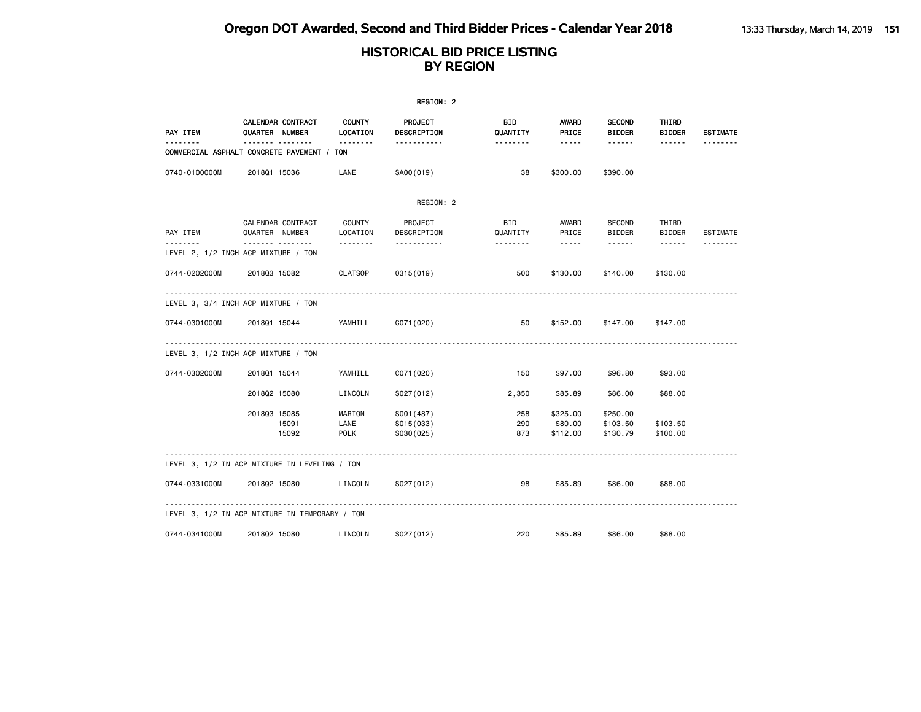# Oregon DOT Awarded, Second and Third Bidder Prices - Calendar Year 2018

## HISTORICAL BID PRICE LISTING BY REGION

REGION: 2

| PAY ITEM | CALENDAR QUARTER | CONTRACT NUMBER | COUNTY LOCATION | PROJECT DESCRIPTION | BID QUANTITY | AWARD PRICE | SECOND BIDDER | THIRD BIDDER | ESTIMATE |
|---|---|---|---|---|---|---|---|---|---|
| COMMERCIAL ASPHALT CONCRETE PAVEMENT / TON | | | | | | | | | |
| 0740-0100000M | 2018Q1 | 15036 | LANE | SA00(019) | 38 | $300.00 | $390.00 | | |

REGION: 2

| PAY ITEM | CALENDAR QUARTER | CONTRACT NUMBER | COUNTY LOCATION | PROJECT DESCRIPTION | BID QUANTITY | AWARD PRICE | SECOND BIDDER | THIRD BIDDER | ESTIMATE |
|---|---|---|---|---|---|---|---|---|---|
| LEVEL 2, 1/2 INCH ACP MIXTURE / TON | | | | | | | | | |
| 0744-0202000M | 2018Q3 | 15082 | CLATSOP | 0315(019) | 500 | $130.00 | $140.00 | $130.00 | |
| LEVEL 3, 3/4 INCH ACP MIXTURE / TON | | | | | | | | | |
| 0744-0301000M | 2018Q1 | 15044 | YAMHILL | C071(020) | 50 | $152.00 | $147.00 | $147.00 | |
| LEVEL 3, 1/2 INCH ACP MIXTURE / TON | | | | | | | | | |
| 0744-0302000M | 2018Q1 | 15044 | YAMHILL | C071(020) | 150 | $97.00 | $96.80 | $93.00 | |
| | 2018Q2 | 15080 | LINCOLN | S027(012) | 2,350 | $85.89 | $86.00 | $88.00 | |
| | 2018Q3 | 15085 | MARION | S001(487) | 258 | $325.00 | $250.00 | | |
| | | 15091 | LANE | S015(033) | 290 | $80.00 | $103.50 | $103.50 | |
| | | 15092 | POLK | S030(025) | 873 | $112.00 | $130.79 | $100.00 | |
| LEVEL 3, 1/2 IN ACP MIXTURE IN LEVELING / TON | | | | | | | | | |
| 0744-0331000M | 2018Q2 | 15080 | LINCOLN | S027(012) | 98 | $85.89 | $86.00 | $88.00 | |
| LEVEL 3, 1/2 IN ACP MIXTURE IN TEMPORARY / TON | | | | | | | | | |
| 0744-0341000M | 2018Q2 | 15080 | LINCOLN | S027(012) | 220 | $85.89 | $86.00 | $88.00 | |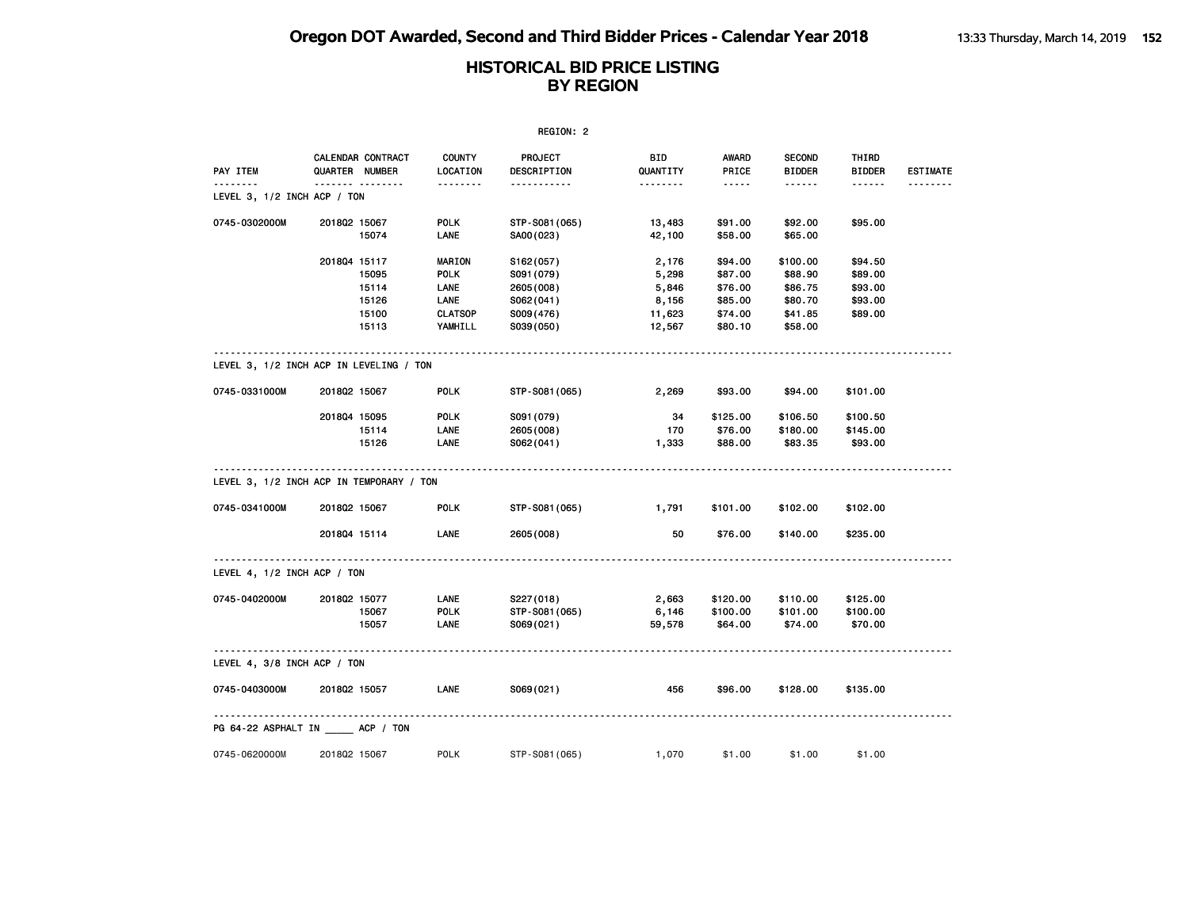# Oregon DOT Awarded, Second and Third Bidder Prices - Calendar Year 2018

## HISTORICAL BID PRICE LISTING BY REGION

REGION: 2

| PAY ITEM | CALENDAR QUARTER | CONTRACT NUMBER | COUNTY LOCATION | PROJECT DESCRIPTION | BID QUANTITY | AWARD PRICE | SECOND BIDDER | THIRD BIDDER | ESTIMATE |
|---|---|---|---|---|---|---|---|---|---|
| **LEVEL 3, 1/2 INCH ACP / TON** | | | | | | | | | |
| 0745-0302000M | 2018Q2 | 15067 | POLK | STP-S081(065) | 13,483 | $91.00 | $92.00 | $95.00 | |
| | | 15074 | LANE | SA00(023) | 42,100 | $58.00 | $65.00 | | |
| | 2018Q4 | 15117 | MARION | S162(057) | 2,176 | $94.00 | $100.00 | $94.50 | |
| | | 15095 | POLK | S091(079) | 5,298 | $87.00 | $88.90 | $89.00 | |
| | | 15114 | LANE | 2605(008) | 5,846 | $76.00 | $86.75 | $93.00 | |
| | | 15126 | LANE | S062(041) | 8,156 | $85.00 | $80.70 | $93.00 | |
| | | 15100 | CLATSOP | S009(476) | 11,623 | $74.00 | $41.85 | $89.00 | |
| | | 15113 | YAMHILL | S039(050) | 12,567 | $80.10 | $58.00 | | |
| **LEVEL 3, 1/2 INCH ACP IN LEVELING / TON** | | | | | | | | | |
| 0745-0331000M | 2018Q2 | 15067 | POLK | STP-S081(065) | 2,269 | $93.00 | $94.00 | $101.00 | |
| | 2018Q4 | 15095 | POLK | S091(079) | 34 | $125.00 | $106.50 | $100.50 | |
| | | 15114 | LANE | 2605(008) | 170 | $76.00 | $180.00 | $145.00 | |
| | | 15126 | LANE | S062(041) | 1,333 | $88.00 | $83.35 | $93.00 | |
| **LEVEL 3, 1/2 INCH ACP IN TEMPORARY / TON** | | | | | | | | | |
| 0745-0341000M | 2018Q2 | 15067 | POLK | STP-S081(065) | 1,791 | $101.00 | $102.00 | $102.00 | |
| | 2018Q4 | 15114 | LANE | 2605(008) | 50 | $76.00 | $140.00 | $235.00 | |
| **LEVEL 4, 1/2 INCH ACP / TON** | | | | | | | | | |
| 0745-0402000M | 2018Q2 | 15077 | LANE | S227(018) | 2,663 | $120.00 | $110.00 | $125.00 | |
| | | 15067 | POLK | STP-S081(065) | 6,146 | $100.00 | $101.00 | $100.00 | |
| | | 15057 | LANE | S069(021) | 59,578 | $64.00 | $74.00 | $70.00 | |
| **LEVEL 4, 3/8 INCH ACP / TON** | | | | | | | | | |
| 0745-0403000M | 2018Q2 | 15057 | LANE | S069(021) | 456 | $96.00 | $128.00 | $135.00 | |
| **PG 64-22 ASPHALT IN _____ ACP / TON** | | | | | | | | | |
| 0745-0620000M | 2018Q2 | 15067 | POLK | STP-S081(065) | 1,070 | $1.00 | $1.00 | $1.00 | |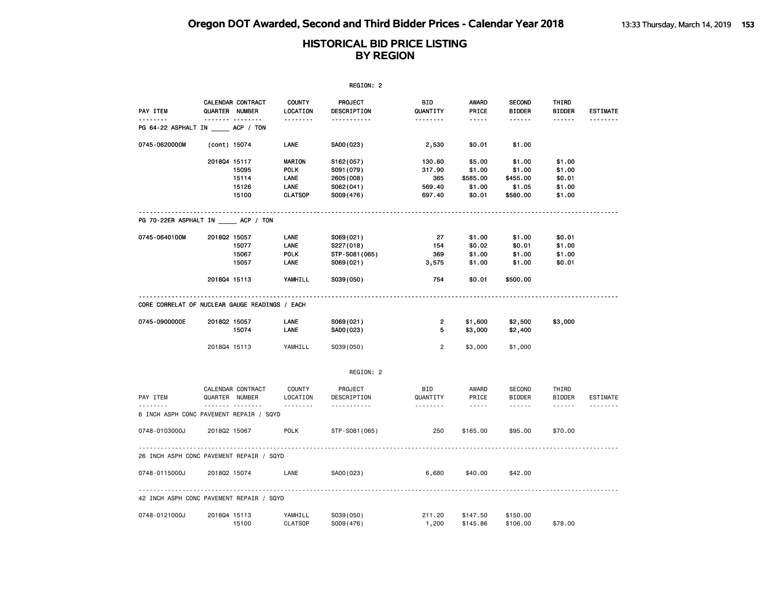## HISTORICAL BID PRICE LISTING BY REGION

REGION: 2

| PAY ITEM | CALENDAR QUARTER | CONTRACT NUMBER | COUNTY LOCATION | PROJECT DESCRIPTION | BID QUANTITY | AWARD PRICE | SECOND BIDDER | THIRD BIDDER | ESTIMATE |
|---|---|---|---|---|---|---|---|---|---|
| PG 64-22 ASPHALT IN _____ ACP / TON | | | | | | | | | |
| 0745-0620000M | (cont) | 15074 | LANE | SA00(023) | 2,530 | $0.01 | $1.00 | | |
| | 2018Q4 | 15117 | MARION | S162(057) | 130.60 | $5.00 | $1.00 | $1.00 | |
| | | 15095 | POLK | S091(079) | 317.90 | $1.00 | $1.00 | $1.00 | |
| | | 15114 | LANE | 2605(008) | 365 | $585.00 | $455.00 | $0.01 | |
| | | 15126 | LANE | S062(041) | 569.40 | $1.00 | $1.05 | $1.00 | |
| | | 15100 | CLATSOP | S009(476) | 697.40 | $0.01 | $580.00 | $1.00 | |
| PG 70-22ER ASPHALT IN _____ ACP / TON | | | | | | | | | |
| 0745-0640100M | 2018Q2 | 15057 | LANE | S069(021) | 27 | $1.00 | $1.00 | $0.01 | |
| | | 15077 | LANE | S227(018) | 154 | $0.02 | $0.01 | $1.00 | |
| | | 15067 | POLK | STP-S081(065) | 369 | $1.00 | $1.00 | $1.00 | |
| | | 15057 | LANE | S069(021) | 3,575 | $1.00 | $1.00 | $0.01 | |
| | 2018Q4 | 15113 | YAMHILL | S039(050) | 754 | $0.01 | $500.00 | | |
| CORE CORRELAT OF NUCLEAR GAUGE READINGS / EACH | | | | | | | | | |
| 0745-0900000E | 2018Q2 | 15057 | LANE | S069(021) | 2 | $1,600 | $2,500 | $3,000 | |
| | | 15074 | LANE | SA00(023) | 5 | $3,000 | $2,400 | | |
| | 2018Q4 | 15113 | YAMHILL | S039(050) | 2 | $3,000 | $1,000 | | |

REGION: 2

| PAY ITEM | CALENDAR QUARTER | CONTRACT NUMBER | COUNTY LOCATION | PROJECT DESCRIPTION | BID QUANTITY | AWARD PRICE | SECOND BIDDER | THIRD BIDDER | ESTIMATE |
|---|---|---|---|---|---|---|---|---|---|
| 6 INCH ASPH CONC PAVEMENT REPAIR / SQYD | | | | | | | | | |
| 0748-0103000J | 2018Q2 | 15067 | POLK | STP-S081(065) | 250 | $165.00 | $95.00 | $70.00 | |
| 26 INCH ASPH CONC PAVEMENT REPAIR / SQYD | | | | | | | | | |
| 0748-0115000J | 2018Q2 | 15074 | LANE | SA00(023) | 6,680 | $40.00 | $42.00 | | |
| 42 INCH ASPH CONC PAVEMENT REPAIR / SQYD | | | | | | | | | |
| 0748-0121000J | 2018Q4 | 15113 | YAMHILL | S039(050) | 211.20 | $147.50 | $150.00 | | |
| | | 15100 | CLATSOP | S009(476) | 1,200 | $145.86 | $106.00 | $78.00 | |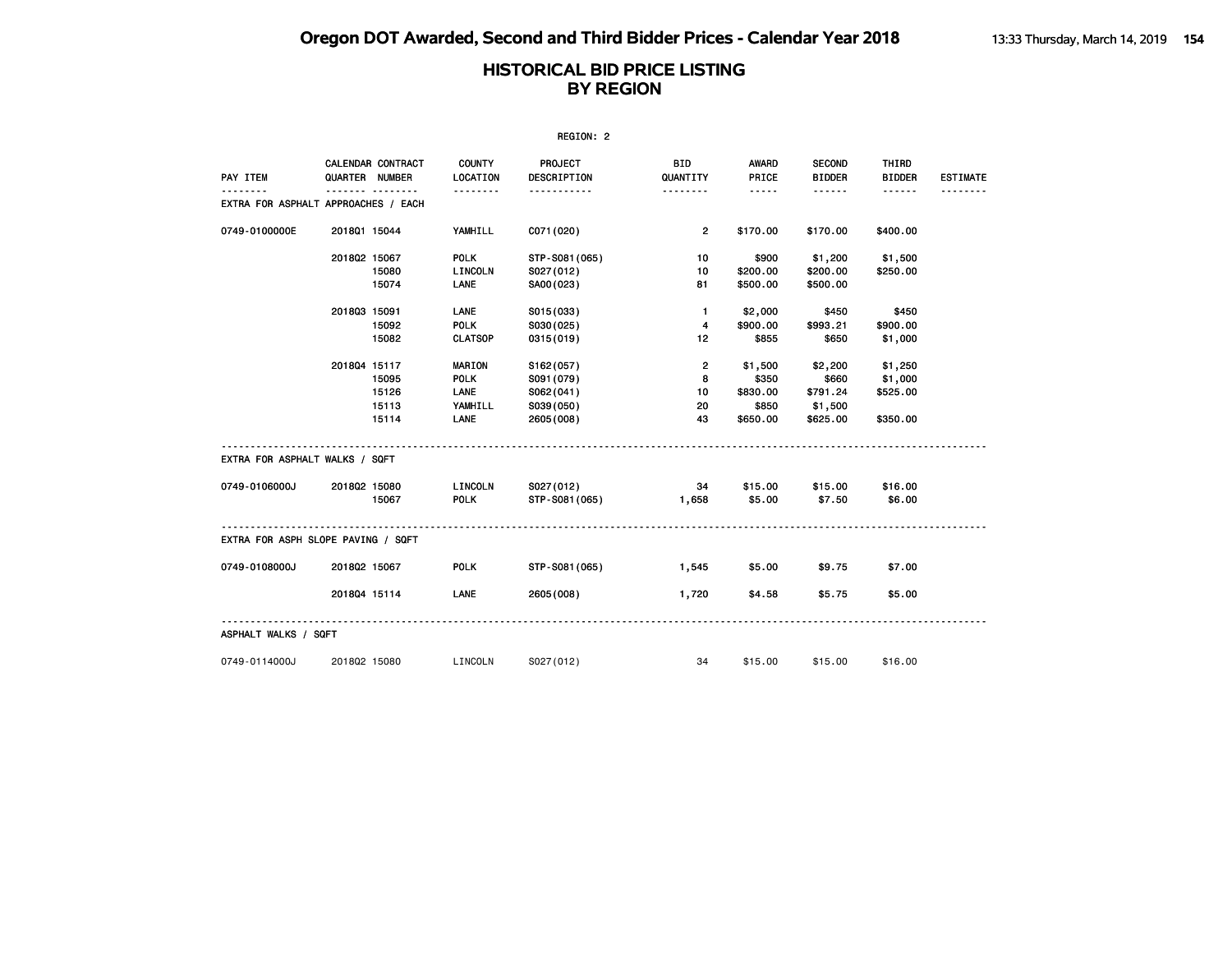# HISTORICAL BID PRICE LISTING
## BY REGION

REGION: 2

| PAY ITEM | CALENDAR QUARTER | CONTRACT NUMBER | COUNTY LOCATION | PROJECT DESCRIPTION | BID QUANTITY | AWARD PRICE | SECOND BIDDER | THIRD BIDDER | ESTIMATE |
|---|---|---|---|---|---|---|---|---|---|
| **EXTRA FOR ASPHALT APPROACHES / EACH** | | | | | | | | | |
| 0749-0100000E | 2018Q1 | 15044 | YAMHILL | C071(020) | 2 | $170.00 | $170.00 | $400.00 | |
| | 2018Q2 | 15067 | POLK | STP-S081(065) | 10 | $900 | $1,200 | $1,500 | |
| | | 15080 | LINCOLN | S027(012) | 10 | $200.00 | $200.00 | $250.00 | |
| | | 15074 | LANE | SA00(023) | 81 | $500.00 | $500.00 | | |
| | 2018Q3 | 15091 | LANE | S015(033) | 1 | $2,000 | $450 | $450 | |
| | | 15092 | POLK | S030(025) | 4 | $900.00 | $993.21 | $900.00 | |
| | | 15082 | CLATSOP | 0315(019) | 12 | $855 | $650 | $1,000 | |
| | 2018Q4 | 15117 | MARION | S162(057) | 2 | $1,500 | $2,200 | $1,250 | |
| | | 15095 | POLK | S091(079) | 8 | $350 | $660 | $1,000 | |
| | | 15126 | LANE | S062(041) | 10 | $830.00 | $791.24 | $525.00 | |
| | | 15113 | YAMHILL | S039(050) | 20 | $850 | $1,500 | | |
| | | 15114 | LANE | 2605(008) | 43 | $650.00 | $625.00 | $350.00 | |
| **EXTRA FOR ASPHALT WALKS / SQFT** | | | | | | | | | |
| 0749-0106000J | 2018Q2 | 15080 | LINCOLN | S027(012) | 34 | $15.00 | $15.00 | $16.00 | |
| | | 15067 | POLK | STP-S081(065) | 1,658 | $5.00 | $7.50 | $6.00 | |
| **EXTRA FOR ASPH SLOPE PAVING / SQFT** | | | | | | | | | |
| 0749-0108000J | 2018Q2 | 15067 | POLK | STP-S081(065) | 1,545 | $5.00 | $9.75 | $7.00 | |
| | 2018Q4 | 15114 | LANE | 2605(008) | 1,720 | $4.58 | $5.75 | $5.00 | |
| **ASPHALT WALKS / SQFT** | | | | | | | | | |
| 0749-0114000J | 2018Q2 | 15080 | LINCOLN | S027(012) | 34 | $15.00 | $15.00 | $16.00 | |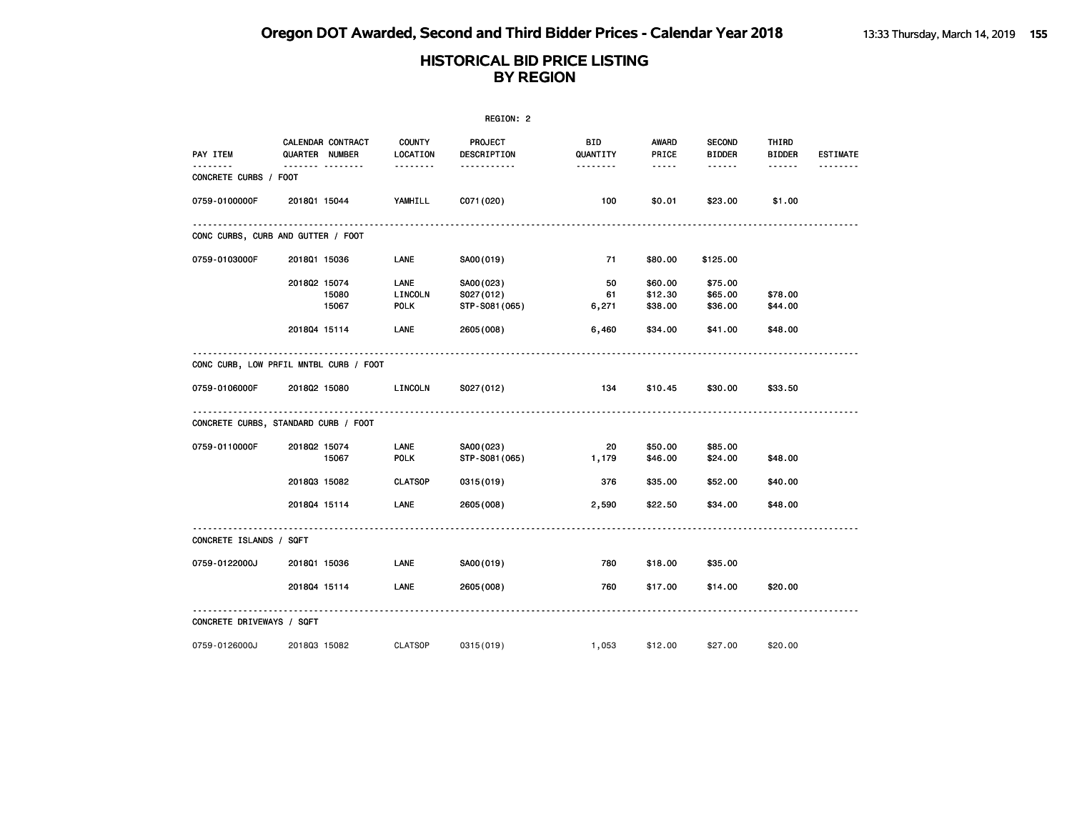# Oregon DOT Awarded, Second and Third Bidder Prices - Calendar Year 2018

## HISTORICAL BID PRICE LISTING BY REGION

REGION: 2

| PAY ITEM | CALENDAR QUARTER | CONTRACT NUMBER | COUNTY LOCATION | PROJECT DESCRIPTION | BID QUANTITY | AWARD PRICE | SECOND BIDDER | THIRD BIDDER | ESTIMATE |
|---|---|---|---|---|---|---|---|---|---|
| **CONCRETE CURBS / FOOT** | | | | | | | | | |
| 0759-0100000F | 2018Q1 | 15044 | YAMHILL | C071(020) | 100 | $0.01 | $23.00 | $1.00 | |
| **CONC CURBS, CURB AND GUTTER / FOOT** | | | | | | | | | |
| 0759-0103000F | 2018Q1 | 15036 | LANE | SA00(019) | 71 | $80.00 | $125.00 | | |
| | 2018Q2 | 15074 | LANE | SA00(023) | 50 | $60.00 | $75.00 | | |
| | | 15080 | LINCOLN | S027(012) | 61 | $12.30 | $65.00 | $78.00 | |
| | | 15067 | POLK | STP-S081(065) | 6,271 | $38.00 | $36.00 | $44.00 | |
| | 2018Q4 | 15114 | LANE | 2605(008) | 6,460 | $34.00 | $41.00 | $48.00 | |
| **CONC CURB, LOW PRFIL MNTBL CURB / FOOT** | | | | | | | | | |
| 0759-0106000F | 2018Q2 | 15080 | LINCOLN | S027(012) | 134 | $10.45 | $30.00 | $33.50 | |
| **CONCRETE CURBS, STANDARD CURB / FOOT** | | | | | | | | | |
| 0759-0110000F | 2018Q2 | 15074 | LANE | SA00(023) | 20 | $50.00 | $85.00 | | |
| | | 15067 | POLK | STP-S081(065) | 1,179 | $46.00 | $24.00 | $48.00 | |
| | 2018Q3 | 15082 | CLATSOP | 0315(019) | 376 | $35.00 | $52.00 | $40.00 | |
| | 2018Q4 | 15114 | LANE | 2605(008) | 2,590 | $22.50 | $34.00 | $48.00 | |
| **CONCRETE ISLANDS / SQFT** | | | | | | | | | |
| 0759-0122000J | 2018Q1 | 15036 | LANE | SA00(019) | 780 | $18.00 | $35.00 | | |
| | 2018Q4 | 15114 | LANE | 2605(008) | 760 | $17.00 | $14.00 | $20.00 | |
| **CONCRETE DRIVEWAYS / SQFT** | | | | | | | | | |
| 0759-0126000J | 2018Q3 | 15082 | CLATSOP | 0315(019) | 1,053 | $12.00 | $27.00 | $20.00 | |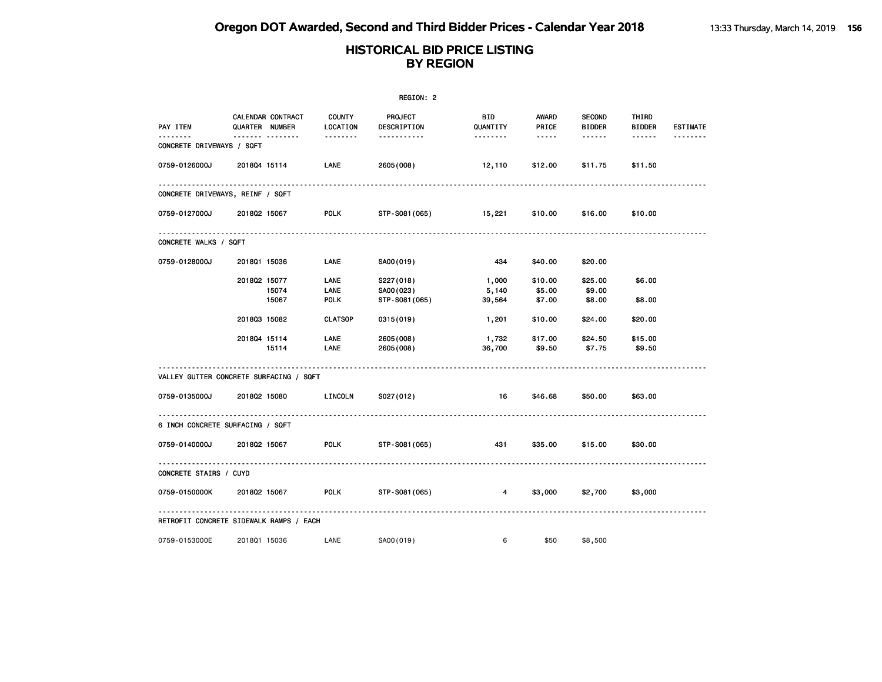# Oregon DOT Awarded, Second and Third Bidder Prices - Calendar Year 2018

## HISTORICAL BID PRICE LISTING BY REGION

REGION: 2

| PAY ITEM | CALENDAR QUARTER | CONTRACT NUMBER | COUNTY LOCATION | PROJECT DESCRIPTION | BID QUANTITY | AWARD PRICE | SECOND BIDDER | THIRD BIDDER | ESTIMATE |
|---|---|---|---|---|---|---|---|---|---|
| **CONCRETE DRIVEWAYS / SQFT** | | | | | | | | | |
| 0759-0126000J | 2018Q4 | 15114 | LANE | 2605(008) | 12,110 | $12.00 | $11.75 | $11.50 | |
| **CONCRETE DRIVEWAYS, REINF / SQFT** | | | | | | | | | |
| 0759-0127000J | 2018Q2 | 15067 | POLK | STP-S081(065) | 15,221 | $10.00 | $16.00 | $10.00 | |
| **CONCRETE WALKS / SQFT** | | | | | | | | | |
| 0759-0128000J | 2018Q1 | 15036 | LANE | SA00(019) | 434 | $40.00 | $20.00 | | |
| | 2018Q2 | 15077 | LANE | S227(018) | 1,000 | $10.00 | $25.00 | $6.00 | |
| | | 15074 | LANE | SA00(023) | 5,140 | $5.00 | $9.00 | | |
| | | 15067 | POLK | STP-S081(065) | 39,564 | $7.00 | $8.00 | $8.00 | |
| | 2018Q3 | 15082 | CLATSOP | 0315(019) | 1,201 | $10.00 | $24.00 | $20.00 | |
| | 2018Q4 | 15114 | LANE | 2605(008) | 1,732 | $17.00 | $24.50 | $15.00 | |
| | | 15114 | LANE | 2605(008) | 36,700 | $9.50 | $7.75 | $9.50 | |
| **VALLEY GUTTER CONCRETE SURFACING / SQFT** | | | | | | | | | |
| 0759-0135000J | 2018Q2 | 15080 | LINCOLN | S027(012) | 16 | $46.68 | $50.00 | $63.00 | |
| **6 INCH CONCRETE SURFACING / SQFT** | | | | | | | | | |
| 0759-0140000J | 2018Q2 | 15067 | POLK | STP-S081(065) | 431 | $35.00 | $15.00 | $30.00 | |
| **CONCRETE STAIRS / CUYD** | | | | | | | | | |
| 0759-0150000K | 2018Q2 | 15067 | POLK | STP-S081(065) | 4 | $3,000 | $2,700 | $3,000 | |
| **RETROFIT CONCRETE SIDEWALK RAMPS / EACH** | | | | | | | | | |
| 0759-0153000E | 2018Q1 | 15036 | LANE | SA00(019) | 6 | $50 | $8,500 | | |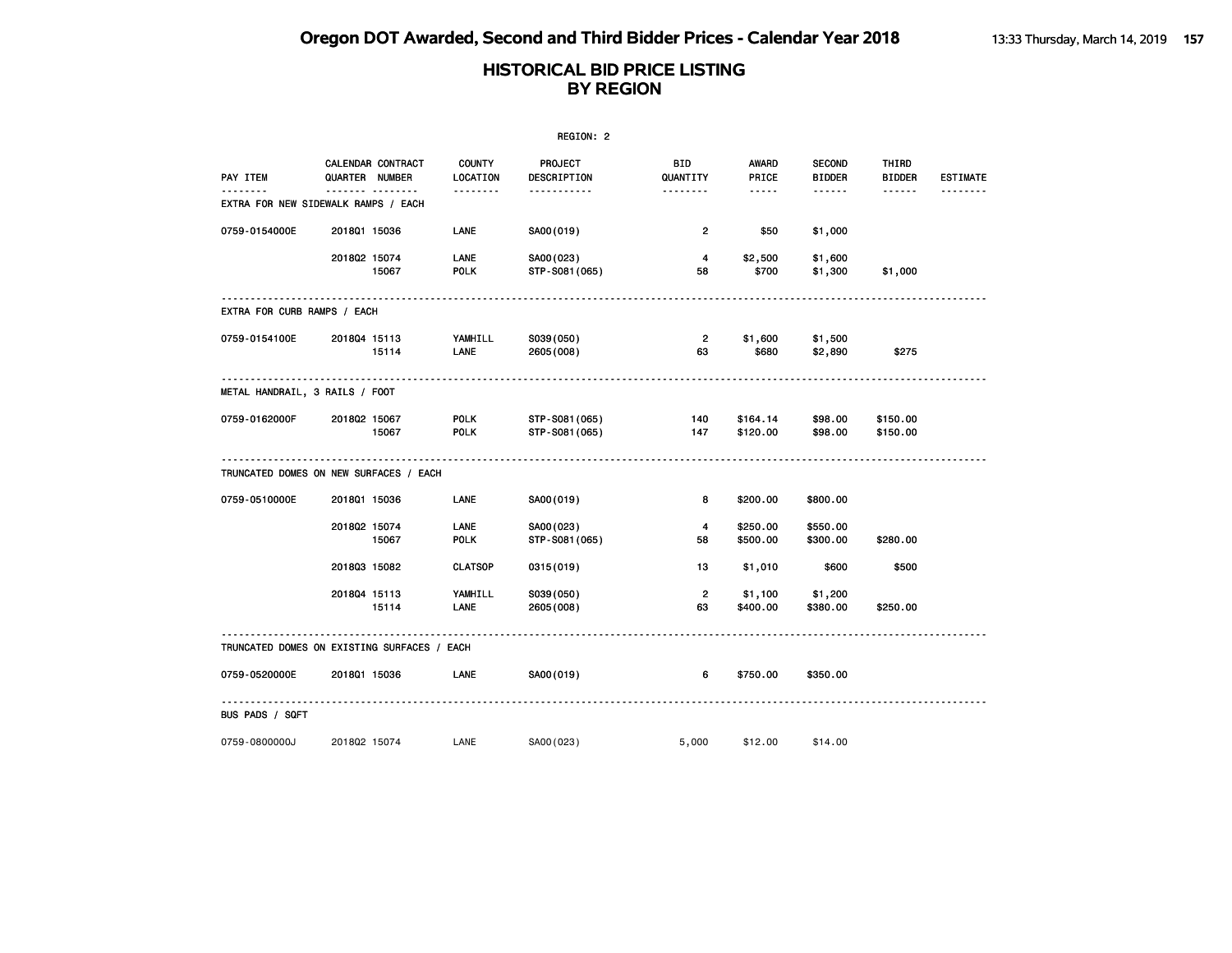# Oregon DOT Awarded, Second and Third Bidder Prices - Calendar Year 2018

## HISTORICAL BID PRICE LISTING BY REGION

REGION: 2

| PAY ITEM | CALENDAR QUARTER | CONTRACT NUMBER | COUNTY LOCATION | PROJECT DESCRIPTION | BID QUANTITY | AWARD PRICE | SECOND BIDDER | THIRD BIDDER | ESTIMATE |
|---|---|---|---|---|---|---|---|---|---|
| **EXTRA FOR NEW SIDEWALK RAMPS / EACH** | | | | | | | | | |
| 0759-0154000E | 2018Q1 | 15036 | LANE | SA00(019) | 2 | $50 | $1,000 | | |
| | 2018Q2 | 15074 | LANE | SA00(023) | 4 | $2,500 | $1,600 | | |
| | | 15067 | POLK | STP-S081(065) | 58 | $700 | $1,300 | $1,000 | |
| **EXTRA FOR CURB RAMPS / EACH** | | | | | | | | | |
| 0759-0154100E | 2018Q4 | 15113 | YAMHILL | S039(050) | 2 | $1,600 | $1,500 | | |
| | | 15114 | LANE | 2605(008) | 63 | $680 | $2,890 | $275 | |
| **METAL HANDRAIL, 3 RAILS / FOOT** | | | | | | | | | |
| 0759-0162000F | 2018Q2 | 15067 | POLK | STP-S081(065) | 140 | $164.14 | $98.00 | $150.00 | |
| | | 15067 | POLK | STP-S081(065) | 147 | $120.00 | $98.00 | $150.00 | |
| **TRUNCATED DOMES ON NEW SURFACES / EACH** | | | | | | | | | |
| 0759-0510000E | 2018Q1 | 15036 | LANE | SA00(019) | 8 | $200.00 | $800.00 | | |
| | 2018Q2 | 15074 | LANE | SA00(023) | 4 | $250.00 | $550.00 | | |
| | | 15067 | POLK | STP-S081(065) | 58 | $500.00 | $300.00 | $280.00 | |
| | 2018Q3 | 15082 | CLATSOP | 0315(019) | 13 | $1,010 | $600 | $500 | |
| | 2018Q4 | 15113 | YAMHILL | S039(050) | 2 | $1,100 | $1,200 | | |
| | | 15114 | LANE | 2605(008) | 63 | $400.00 | $380.00 | $250.00 | |
| **TRUNCATED DOMES ON EXISTING SURFACES / EACH** | | | | | | | | | |
| 0759-0520000E | 2018Q1 | 15036 | LANE | SA00(019) | 6 | $750.00 | $350.00 | | |
| **BUS PADS / SQFT** | | | | | | | | | |
| 0759-0800000J | 2018Q2 | 15074 | LANE | SA00(023) | 5,000 | $12.00 | $14.00 | | |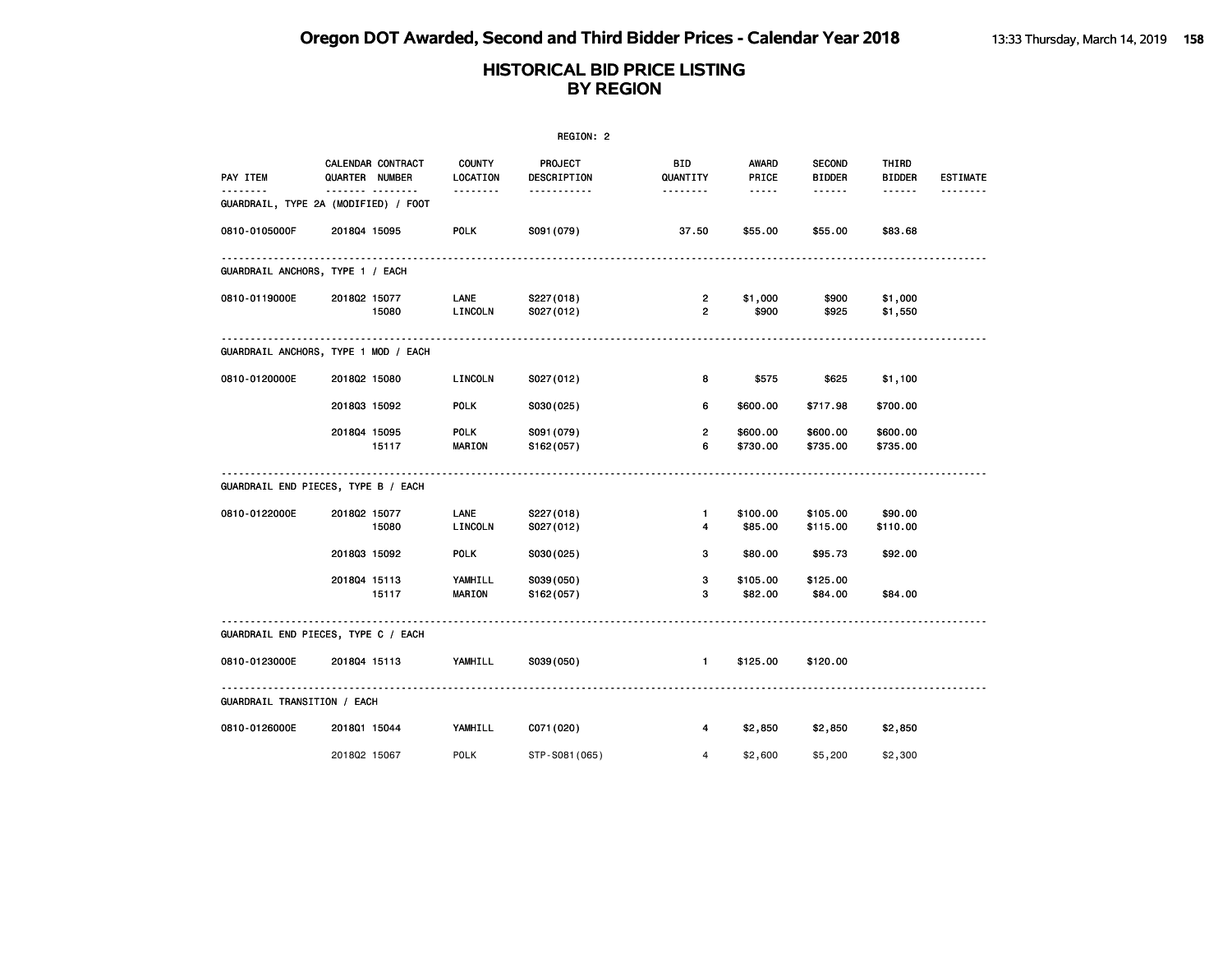# Oregon DOT Awarded, Second and Third Bidder Prices - Calendar Year 2018

## HISTORICAL BID PRICE LISTING BY REGION

REGION: 2

| PAY ITEM | CALENDAR QUARTER | CONTRACT NUMBER | COUNTY LOCATION | PROJECT DESCRIPTION | BID QUANTITY | AWARD PRICE | SECOND BIDDER | THIRD BIDDER | ESTIMATE |
|---|---|---|---|---|---|---|---|---|---|
| GUARDRAIL, TYPE 2A (MODIFIED) / FOOT | | | | | | | | | |
| 0810-0105000F | 2018Q4 | 15095 | POLK | S091(079) | 37.50 | $55.00 | $55.00 | $83.68 | |
| GUARDRAIL ANCHORS, TYPE 1 / EACH | | | | | | | | | |
| 0810-0119000E | 2018Q2 | 15077 | LANE | S227(018) | 2 | $1,000 | $900 | $1,000 | |
| | | 15080 | LINCOLN | S027(012) | 2 | $900 | $925 | $1,550 | |
| GUARDRAIL ANCHORS, TYPE 1 MOD / EACH | | | | | | | | | |
| 0810-0120000E | 2018Q2 | 15080 | LINCOLN | S027(012) | 8 | $575 | $625 | $1,100 | |
| | 2018Q3 | 15092 | POLK | S030(025) | 6 | $600.00 | $717.98 | $700.00 | |
| | 2018Q4 | 15095 | POLK | S091(079) | 2 | $600.00 | $600.00 | $600.00 | |
| | | 15117 | MARION | S162(057) | 6 | $730.00 | $735.00 | $735.00 | |
| GUARDRAIL END PIECES, TYPE B / EACH | | | | | | | | | |
| 0810-0122000E | 2018Q2 | 15077 | LANE | S227(018) | 1 | $100.00 | $105.00 | $90.00 | |
| | | 15080 | LINCOLN | S027(012) | 4 | $85.00 | $115.00 | $110.00 | |
| | 2018Q3 | 15092 | POLK | S030(025) | 3 | $80.00 | $95.73 | $92.00 | |
| | 2018Q4 | 15113 | YAMHILL | S039(050) | 3 | $105.00 | $125.00 | | |
| | | 15117 | MARION | S162(057) | 3 | $82.00 | $84.00 | $84.00 | |
| GUARDRAIL END PIECES, TYPE C / EACH | | | | | | | | | |
| 0810-0123000E | 2018Q4 | 15113 | YAMHILL | S039(050) | 1 | $125.00 | $120.00 | | |
| GUARDRAIL TRANSITION / EACH | | | | | | | | | |
| 0810-0126000E | 2018Q1 | 15044 | YAMHILL | C071(020) | 4 | $2,850 | $2,850 | $2,850 | |
| | 2018Q2 | 15067 | POLK | STP-S081(065) | 4 | $2,600 | $5,200 | $2,300 | |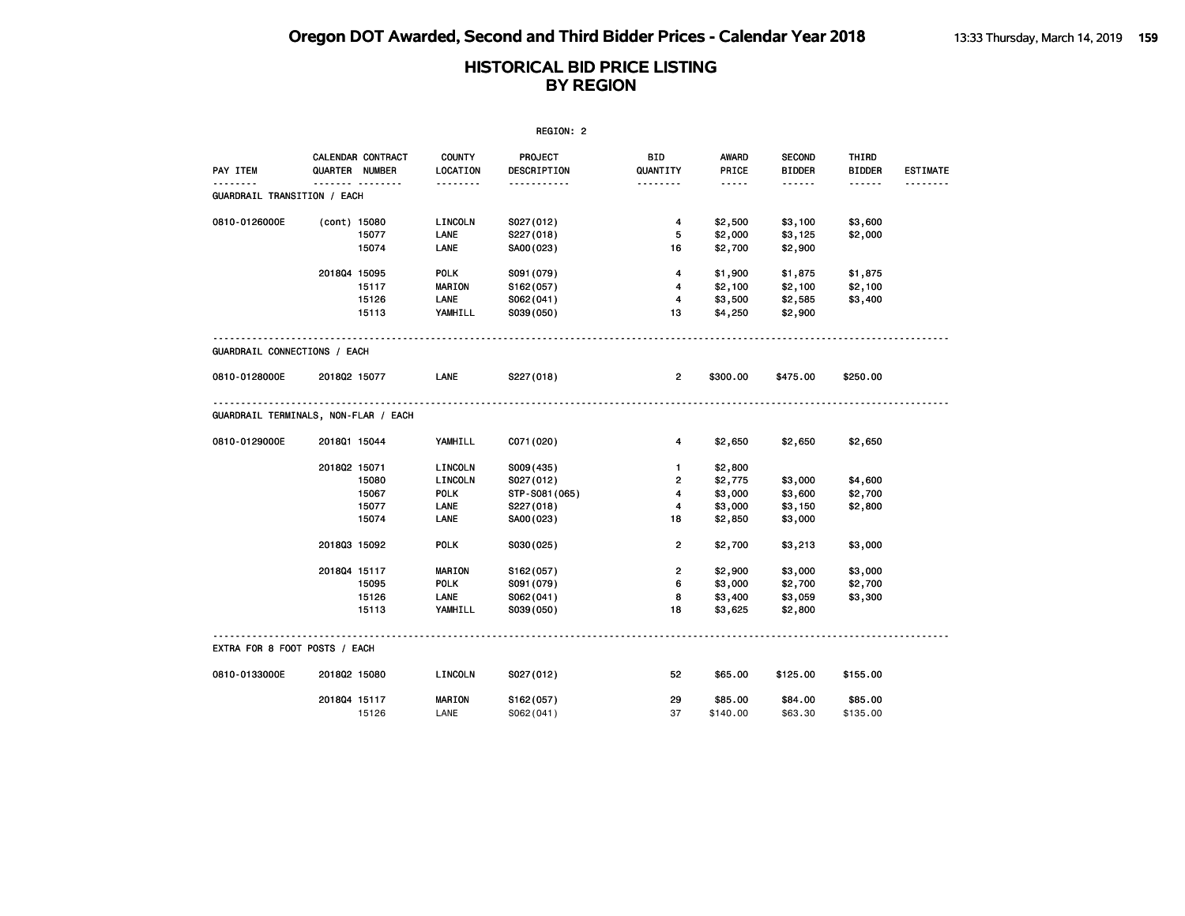# Oregon DOT Awarded, Second and Third Bidder Prices - Calendar Year 2018

## HISTORICAL BID PRICE LISTING BY REGION

REGION: 2

| PAY ITEM | CALENDAR QUARTER | CONTRACT NUMBER | COUNTY LOCATION | PROJECT DESCRIPTION | BID QUANTITY | AWARD PRICE | SECOND BIDDER | THIRD BIDDER | ESTIMATE |
|---|---|---|---|---|---|---|---|---|---|
| **GUARDRAIL TRANSITION / EACH** | | | | | | | | | |
| 0810-0126000E | (cont) | 15080 | LINCOLN | S027(012) | 4 | $2,500 | $3,100 | $3,600 | |
| | | 15077 | LANE | S227(018) | 5 | $2,000 | $3,125 | $2,000 | |
| | | 15074 | LANE | SA00(023) | 16 | $2,700 | $2,900 | | |
| | 2018Q4 | 15095 | POLK | S091(079) | 4 | $1,900 | $1,875 | $1,875 | |
| | | 15117 | MARION | S162(057) | 4 | $2,100 | $2,100 | $2,100 | |
| | | 15126 | LANE | S062(041) | 4 | $3,500 | $2,585 | $3,400 | |
| | | 15113 | YAMHILL | S039(050) | 13 | $4,250 | $2,900 | | |
| **GUARDRAIL CONNECTIONS / EACH** | | | | | | | | | |
| 0810-0128000E | 2018Q2 | 15077 | LANE | S227(018) | 2 | $300.00 | $475.00 | $250.00 | |
| **GUARDRAIL TERMINALS, NON-FLAR / EACH** | | | | | | | | | |
| 0810-0129000E | 2018Q1 | 15044 | YAMHILL | C071(020) | 4 | $2,650 | $2,650 | $2,650 | |
| | 2018Q2 | 15071 | LINCOLN | S009(435) | 1 | $2,800 | | | |
| | | 15080 | LINCOLN | S027(012) | 2 | $2,775 | $3,000 | $4,600 | |
| | | 15067 | POLK | STP-S081(065) | 4 | $3,000 | $3,600 | $2,700 | |
| | | 15077 | LANE | S227(018) | 4 | $3,000 | $3,150 | $2,800 | |
| | | 15074 | LANE | SA00(023) | 18 | $2,850 | $3,000 | | |
| | 2018Q3 | 15092 | POLK | S030(025) | 2 | $2,700 | $3,213 | $3,000 | |
| | 2018Q4 | 15117 | MARION | S162(057) | 2 | $2,900 | $3,000 | $3,000 | |
| | | 15095 | POLK | S091(079) | 6 | $3,000 | $2,700 | $2,700 | |
| | | 15126 | LANE | S062(041) | 8 | $3,400 | $3,059 | $3,300 | |
| | | 15113 | YAMHILL | S039(050) | 18 | $3,625 | $2,800 | | |
| **EXTRA FOR 8 FOOT POSTS / EACH** | | | | | | | | | |
| 0810-0133000E | 2018Q2 | 15080 | LINCOLN | S027(012) | 52 | $65.00 | $125.00 | $155.00 | |
| | 2018Q4 | 15117 | MARION | S162(057) | 29 | $85.00 | $84.00 | $85.00 | |
| | | 15126 | LANE | S062(041) | 37 | $140.00 | $63.30 | $135.00 | |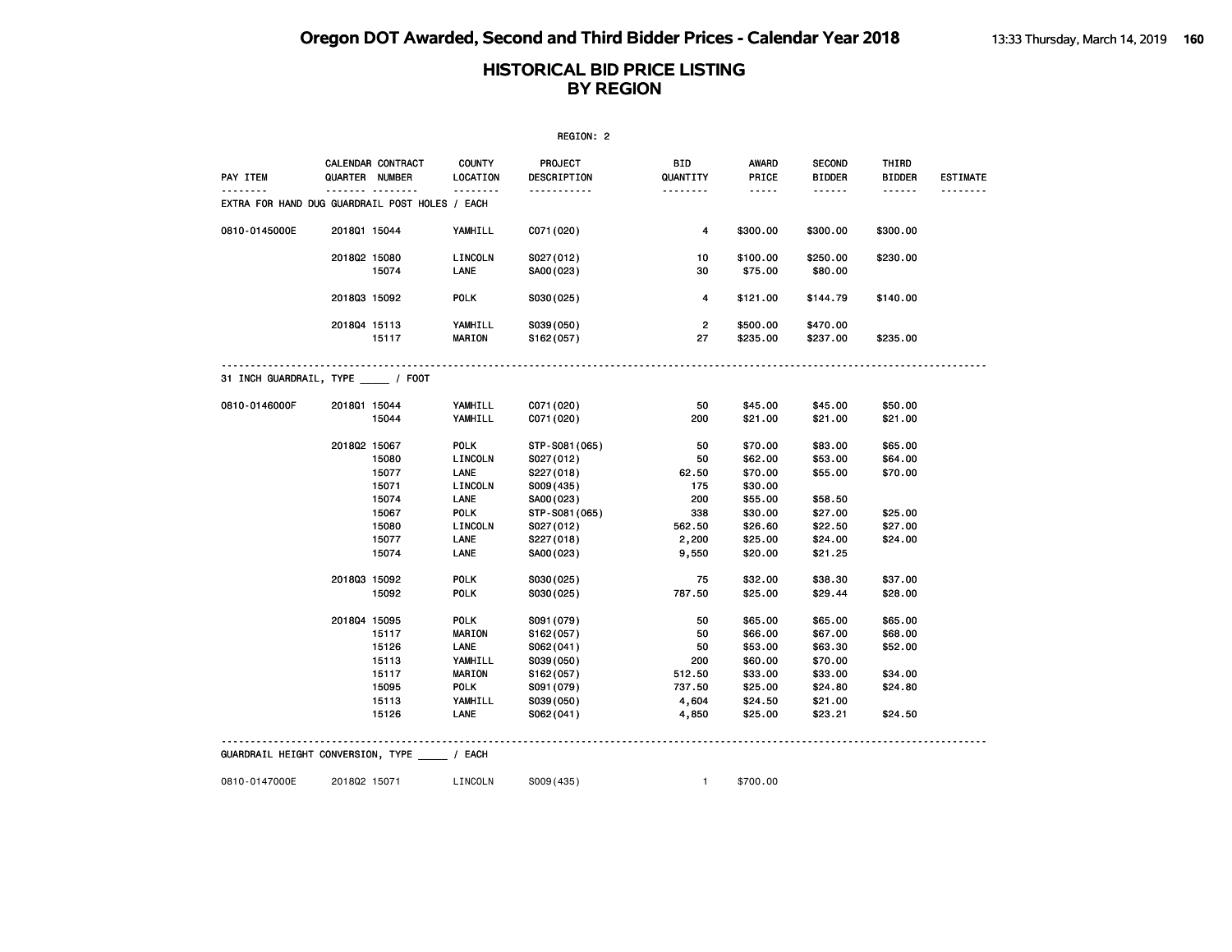# Oregon DOT Awarded, Second and Third Bidder Prices - Calendar Year 2018

## HISTORICAL BID PRICE LISTING BY REGION

REGION: 2

| PAY ITEM | CALENDAR QUARTER | CONTRACT NUMBER | COUNTY LOCATION | PROJECT DESCRIPTION | BID QUANTITY | AWARD PRICE | SECOND BIDDER | THIRD BIDDER | ESTIMATE |
|---|---|---|---|---|---|---|---|---|---|
| **EXTRA FOR HAND DUG GUARDRAIL POST HOLES / EACH** | | | | | | | | | |
| 0810-0145000E | 2018Q1 | 15044 | YAMHILL | C071(020) | 4 | $300.00 | $300.00 | $300.00 | |
| | 2018Q2 | 15080 | LINCOLN | S027(012) | 10 | $100.00 | $250.00 | $230.00 | |
| | | 15074 | LANE | SA00(023) | 30 | $75.00 | $80.00 | | |
| | 2018Q3 | 15092 | POLK | S030(025) | 4 | $121.00 | $144.79 | $140.00 | |
| | 2018Q4 | 15113 | YAMHILL | S039(050) | 2 | $500.00 | $470.00 | | |
| | | 15117 | MARION | S162(057) | 27 | $235.00 | $237.00 | $235.00 | |
| **31 INCH GUARDRAIL, TYPE _____ / FOOT** | | | | | | | | | |
| 0810-0146000F | 2018Q1 | 15044 | YAMHILL | C071(020) | 50 | $45.00 | $45.00 | $50.00 | |
| | | 15044 | YAMHILL | C071(020) | 200 | $21.00 | $21.00 | $21.00 | |
| | 2018Q2 | 15067 | POLK | STP-S081(065) | 50 | $70.00 | $83.00 | $65.00 | |
| | | 15080 | LINCOLN | S027(012) | 50 | $62.00 | $53.00 | $64.00 | |
| | | 15077 | LANE | S227(018) | 62.50 | $70.00 | $55.00 | $70.00 | |
| | | 15071 | LINCOLN | S009(435) | 175 | $30.00 | | | |
| | | 15074 | LANE | SA00(023) | 200 | $55.00 | $58.50 | | |
| | | 15067 | POLK | STP-S081(065) | 338 | $30.00 | $27.00 | $25.00 | |
| | | 15080 | LINCOLN | S027(012) | 562.50 | $26.60 | $22.50 | $27.00 | |
| | | 15077 | LANE | S227(018) | 2,200 | $25.00 | $24.00 | $24.00 | |
| | | 15074 | LANE | SA00(023) | 9,550 | $20.00 | $21.25 | | |
| | 2018Q3 | 15092 | POLK | S030(025) | 75 | $32.00 | $38.30 | $37.00 | |
| | | 15092 | POLK | S030(025) | 787.50 | $25.00 | $29.44 | $28.00 | |
| | 2018Q4 | 15095 | POLK | S091(079) | 50 | $65.00 | $65.00 | $65.00 | |
| | | 15117 | MARION | S162(057) | 50 | $66.00 | $67.00 | $68.00 | |
| | | 15126 | LANE | S062(041) | 50 | $53.00 | $63.30 | $52.00 | |
| | | 15113 | YAMHILL | S039(050) | 200 | $60.00 | $70.00 | | |
| | | 15117 | MARION | S162(057) | 512.50 | $33.00 | $33.00 | $34.00 | |
| | | 15095 | POLK | S091(079) | 737.50 | $25.00 | $24.80 | $24.80 | |
| | | 15113 | YAMHILL | S039(050) | 4,604 | $24.50 | $21.00 | | |
| | | 15126 | LANE | S062(041) | 4,850 | $25.00 | $23.21 | $24.50 | |
| **GUARDRAIL HEIGHT CONVERSION, TYPE _____ / EACH** | | | | | | | | | |
| 0810-0147000E | 2018Q2 | 15071 | LINCOLN | S009(435) | 1 | $700.00 | | | |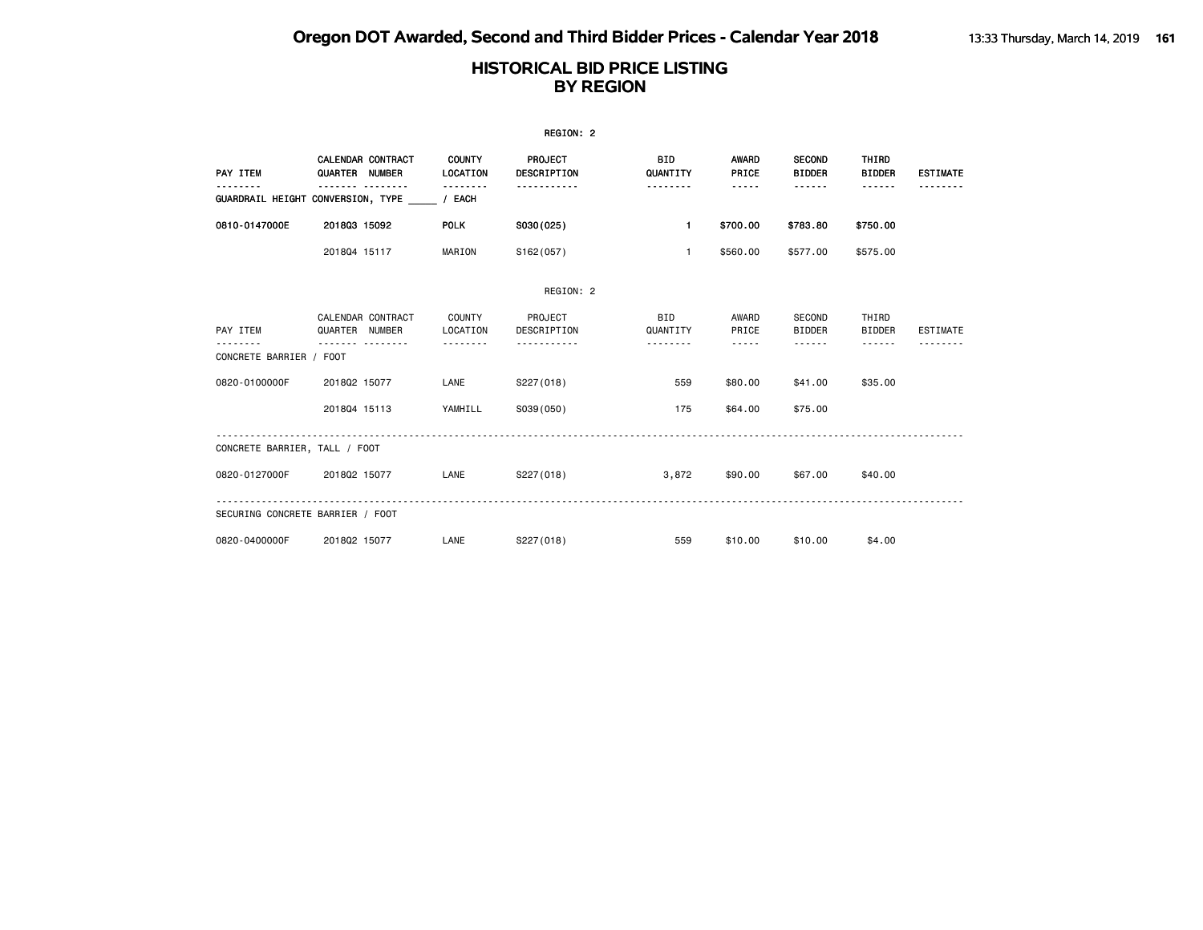# Oregon DOT Awarded, Second and Third Bidder Prices - Calendar Year 2018

## HISTORICAL BID PRICE LISTING BY REGION

REGION: 2

| PAY ITEM | CALENDAR QUARTER | CONTRACT NUMBER | COUNTY LOCATION | PROJECT DESCRIPTION | BID QUANTITY | AWARD PRICE | SECOND BIDDER | THIRD BIDDER | ESTIMATE |
|---|---|---|---|---|---|---|---|---|---|
| GUARDRAIL HEIGHT CONVERSION, TYPE _____ / EACH | | | | | | | | | |
| 0810-0147000E | 2018Q3 | 15092 | POLK | S030(025) | 1 | $700.00 | $783.80 | $750.00 | |
| | 2018Q4 | 15117 | MARION | S162(057) | 1 | $560.00 | $577.00 | $575.00 | |

REGION: 2

| PAY ITEM | CALENDAR QUARTER | CONTRACT NUMBER | COUNTY LOCATION | PROJECT DESCRIPTION | BID QUANTITY | AWARD PRICE | SECOND BIDDER | THIRD BIDDER | ESTIMATE |
|---|---|---|---|---|---|---|---|---|---|
| CONCRETE BARRIER / FOOT | | | | | | | | | |
| 0820-0100000F | 2018Q2 | 15077 | LANE | S227(018) | 559 | $80.00 | $41.00 | $35.00 | |
| | 2018Q4 | 15113 | YAMHILL | S039(050) | 175 | $64.00 | $75.00 | | |
| CONCRETE BARRIER, TALL / FOOT | | | | | | | | | |
| 0820-0127000F | 2018Q2 | 15077 | LANE | S227(018) | 3,872 | $90.00 | $67.00 | $40.00 | |
| SECURING CONCRETE BARRIER / FOOT | | | | | | | | | |
| 0820-0400000F | 2018Q2 | 15077 | LANE | S227(018) | 559 | $10.00 | $10.00 | $4.00 | |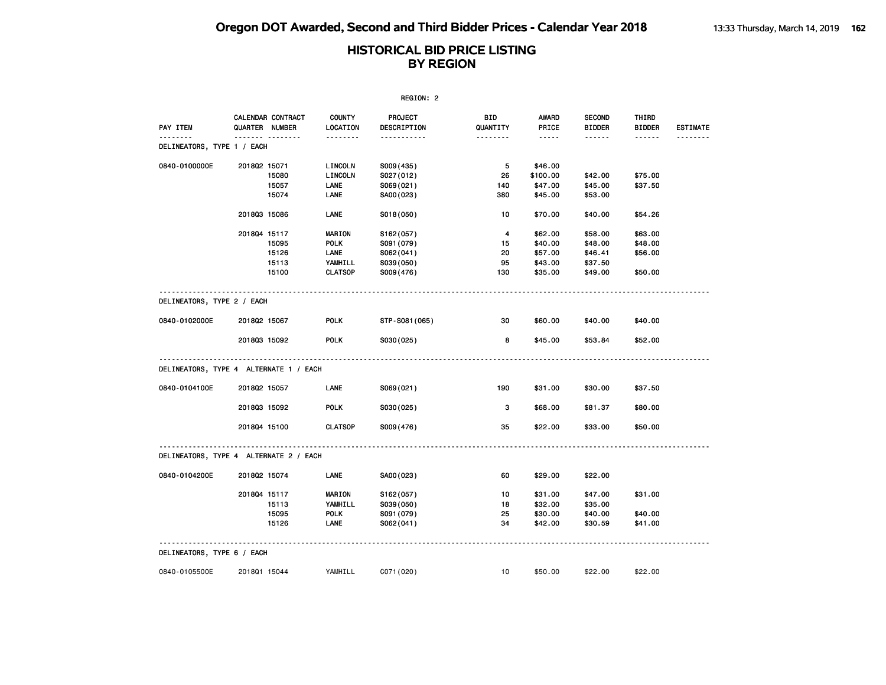# Oregon DOT Awarded, Second and Third Bidder Prices - Calendar Year 2018

## HISTORICAL BID PRICE LISTING BY REGION

REGION: 2

| PAY ITEM | CALENDAR QUARTER | CONTRACT NUMBER | COUNTY LOCATION | PROJECT DESCRIPTION | BID QUANTITY | AWARD PRICE | SECOND BIDDER | THIRD BIDDER | ESTIMATE |
|---|---|---|---|---|---|---|---|---|---|
| **DELINEATORS, TYPE 1 / EACH** | | | | | | | | | |
| 0840-0100000E | 2018Q2 | 15071 | LINCOLN | S009(435) | 5 | $46.00 | | | |
| | | 15080 | LINCOLN | S027(012) | 26 | $100.00 | $42.00 | $75.00 | |
| | | 15057 | LANE | S069(021) | 140 | $47.00 | $45.00 | $37.50 | |
| | | 15074 | LANE | SA00(023) | 380 | $45.00 | $53.00 | | |
| | 2018Q3 | 15086 | LANE | S018(050) | 10 | $70.00 | $40.00 | $54.26 | |
| | 2018Q4 | 15117 | MARION | S162(057) | 4 | $62.00 | $58.00 | $63.00 | |
| | | 15095 | POLK | S091(079) | 15 | $40.00 | $48.00 | $48.00 | |
| | | 15126 | LANE | S062(041) | 20 | $57.00 | $46.41 | $56.00 | |
| | | 15113 | YAMHILL | S039(050) | 95 | $43.00 | $37.50 | | |
| | | 15100 | CLATSOP | S009(476) | 130 | $35.00 | $49.00 | $50.00 | |
| **DELINEATORS, TYPE 2 / EACH** | | | | | | | | | |
| 0840-0102000E | 2018Q2 | 15067 | POLK | STP-S081(065) | 30 | $60.00 | $40.00 | $40.00 | |
| | 2018Q3 | 15092 | POLK | S030(025) | 8 | $45.00 | $53.84 | $52.00 | |
| **DELINEATORS, TYPE 4 ALTERNATE 1 / EACH** | | | | | | | | | |
| 0840-0104100E | 2018Q2 | 15057 | LANE | S069(021) | 190 | $31.00 | $30.00 | $37.50 | |
| | 2018Q3 | 15092 | POLK | S030(025) | 3 | $68.00 | $81.37 | $80.00 | |
| | 2018Q4 | 15100 | CLATSOP | S009(476) | 35 | $22.00 | $33.00 | $50.00 | |
| **DELINEATORS, TYPE 4 ALTERNATE 2 / EACH** | | | | | | | | | |
| 0840-0104200E | 2018Q2 | 15074 | LANE | SA00(023) | 60 | $29.00 | $22.00 | | |
| | 2018Q4 | 15117 | MARION | S162(057) | 10 | $31.00 | $47.00 | $31.00 | |
| | | 15113 | YAMHILL | S039(050) | 18 | $32.00 | $35.00 | | |
| | | 15095 | POLK | S091(079) | 25 | $30.00 | $40.00 | $40.00 | |
| | | 15126 | LANE | S062(041) | 34 | $42.00 | $30.59 | $41.00 | |
| **DELINEATORS, TYPE 6 / EACH** | | | | | | | | | |
| 0840-0105500E | 2018Q1 | 15044 | YAMHILL | C071(020) | 10 | $50.00 | $22.00 | $22.00 | |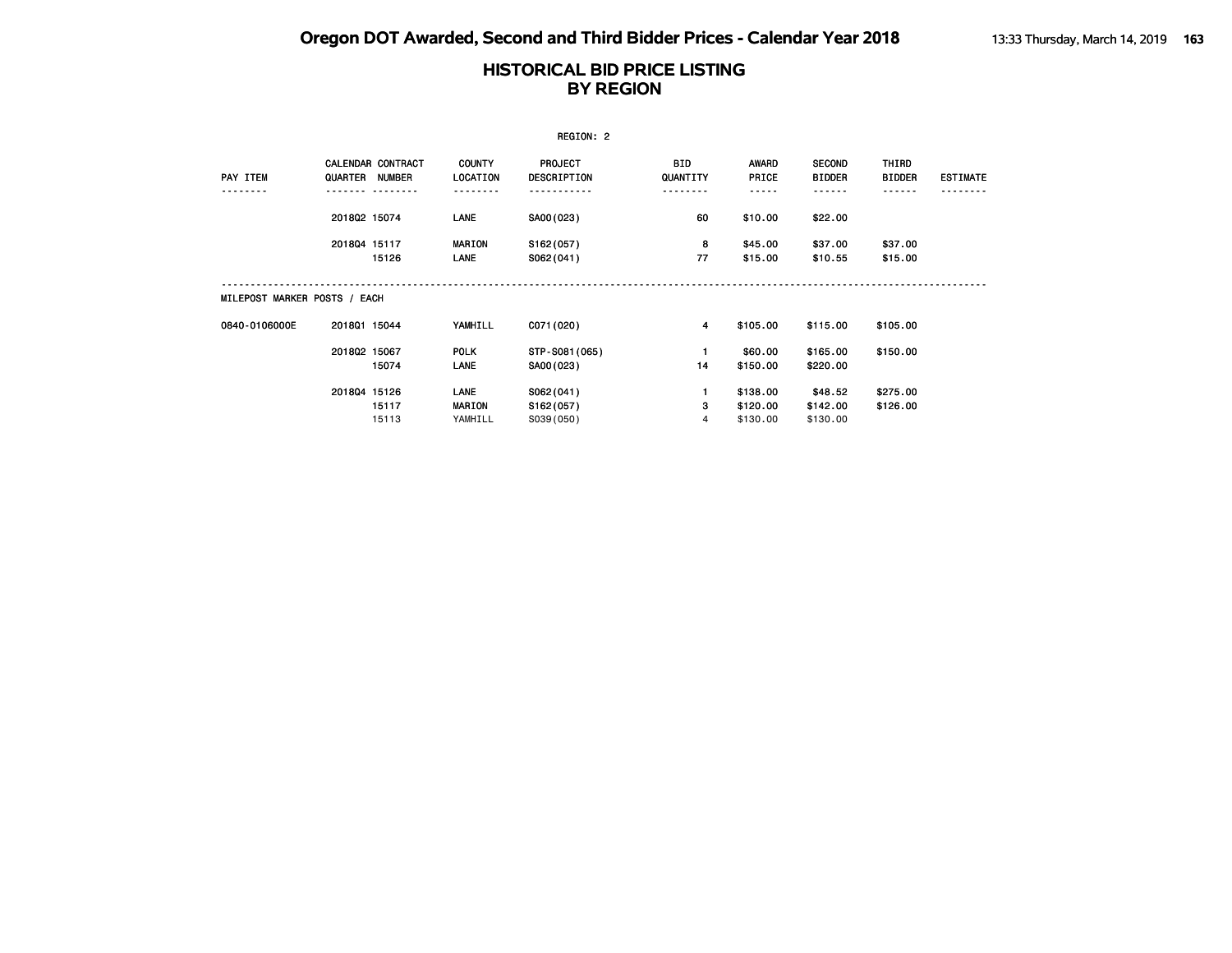# Oregon DOT Awarded, Second and Third Bidder Prices - Calendar Year 2018

## HISTORICAL BID PRICE LISTING BY REGION

REGION: 2

| PAY ITEM | CALENDAR QUARTER | CONTRACT NUMBER | COUNTY LOCATION | PROJECT DESCRIPTION | BID QUANTITY | AWARD PRICE | SECOND BIDDER | THIRD BIDDER | ESTIMATE |
|---|---|---|---|---|---|---|---|---|---|
| | 2018Q2 | 15074 | LANE | SA00(023) | 60 | $10.00 | $22.00 | | |
| | 2018Q4 | 15117 | MARION | S162(057) | 8 | $45.00 | $37.00 | $37.00 | |
| | | 15126 | LANE | S062(041) | 77 | $15.00 | $10.55 | $15.00 | |
| MILEPOST MARKER POSTS / EACH | | | | | | | | | |
| 0840-0106000E | 2018Q1 | 15044 | YAMHILL | C071(020) | 4 | $105.00 | $115.00 | $105.00 | |
| | 2018Q2 | 15067 | POLK | STP-S081(065) | 1 | $60.00 | $165.00 | $150.00 | |
| | | 15074 | LANE | SA00(023) | 14 | $150.00 | $220.00 | | |
| | 2018Q4 | 15126 | LANE | S062(041) | 1 | $138.00 | $48.52 | $275.00 | |
| | | 15117 | MARION | S162(057) | 3 | $120.00 | $142.00 | $126.00 | |
| | | 15113 | YAMHILL | S039(050) | 4 | $130.00 | $130.00 | | |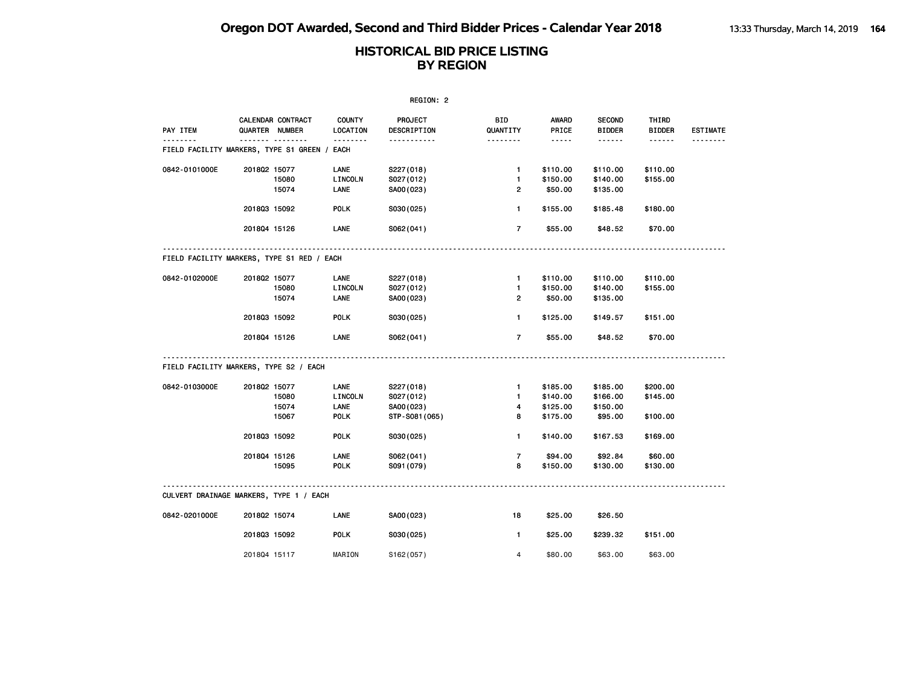# Oregon DOT Awarded, Second and Third Bidder Prices - Calendar Year 2018

## HISTORICAL BID PRICE LISTING BY REGION

REGION: 2

| PAY ITEM | CALENDAR QUARTER | CONTRACT NUMBER | COUNTY LOCATION | PROJECT DESCRIPTION | BID QUANTITY | AWARD PRICE | SECOND BIDDER | THIRD BIDDER | ESTIMATE |
|---|---|---|---|---|---|---|---|---|---|
| **FIELD FACILITY MARKERS, TYPE S1 GREEN / EACH** | | | | | | | | | |
| 0842-0101000E | 2018Q2 | 15077 | LANE | S227(018) | 1 | $110.00 | $110.00 | $110.00 | |
| | | 15080 | LINCOLN | S027(012) | 1 | $150.00 | $140.00 | $155.00 | |
| | | 15074 | LANE | SA00(023) | 2 | $50.00 | $135.00 | | |
| | 2018Q3 | 15092 | POLK | S030(025) | 1 | $155.00 | $185.48 | $180.00 | |
| | 2018Q4 | 15126 | LANE | S062(041) | 7 | $55.00 | $48.52 | $70.00 | |
| **FIELD FACILITY MARKERS, TYPE S1 RED / EACH** | | | | | | | | | |
| 0842-0102000E | 2018Q2 | 15077 | LANE | S227(018) | 1 | $110.00 | $110.00 | $110.00 | |
| | | 15080 | LINCOLN | S027(012) | 1 | $150.00 | $140.00 | $155.00 | |
| | | 15074 | LANE | SA00(023) | 2 | $50.00 | $135.00 | | |
| | 2018Q3 | 15092 | POLK | S030(025) | 1 | $125.00 | $149.57 | $151.00 | |
| | 2018Q4 | 15126 | LANE | S062(041) | 7 | $55.00 | $48.52 | $70.00 | |
| **FIELD FACILITY MARKERS, TYPE S2 / EACH** | | | | | | | | | |
| 0842-0103000E | 2018Q2 | 15077 | LANE | S227(018) | 1 | $185.00 | $185.00 | $200.00 | |
| | | 15080 | LINCOLN | S027(012) | 1 | $140.00 | $166.00 | $145.00 | |
| | | 15074 | LANE | SA00(023) | 4 | $125.00 | $150.00 | | |
| | | 15067 | POLK | STP-S081(065) | 8 | $175.00 | $95.00 | $100.00 | |
| | 2018Q3 | 15092 | POLK | S030(025) | 1 | $140.00 | $167.53 | $169.00 | |
| | 2018Q4 | 15126 | LANE | S062(041) | 7 | $94.00 | $92.84 | $60.00 | |
| | | 15095 | POLK | S091(079) | 8 | $150.00 | $130.00 | $130.00 | |
| **CULVERT DRAINAGE MARKERS, TYPE 1 / EACH** | | | | | | | | | |
| 0842-0201000E | 2018Q2 | 15074 | LANE | SA00(023) | 18 | $25.00 | $26.50 | | |
| | 2018Q3 | 15092 | POLK | S030(025) | 1 | $25.00 | $239.32 | $151.00 | |
| | 2018Q4 | 15117 | MARION | S162(057) | 4 | $80.00 | $63.00 | $63.00 | |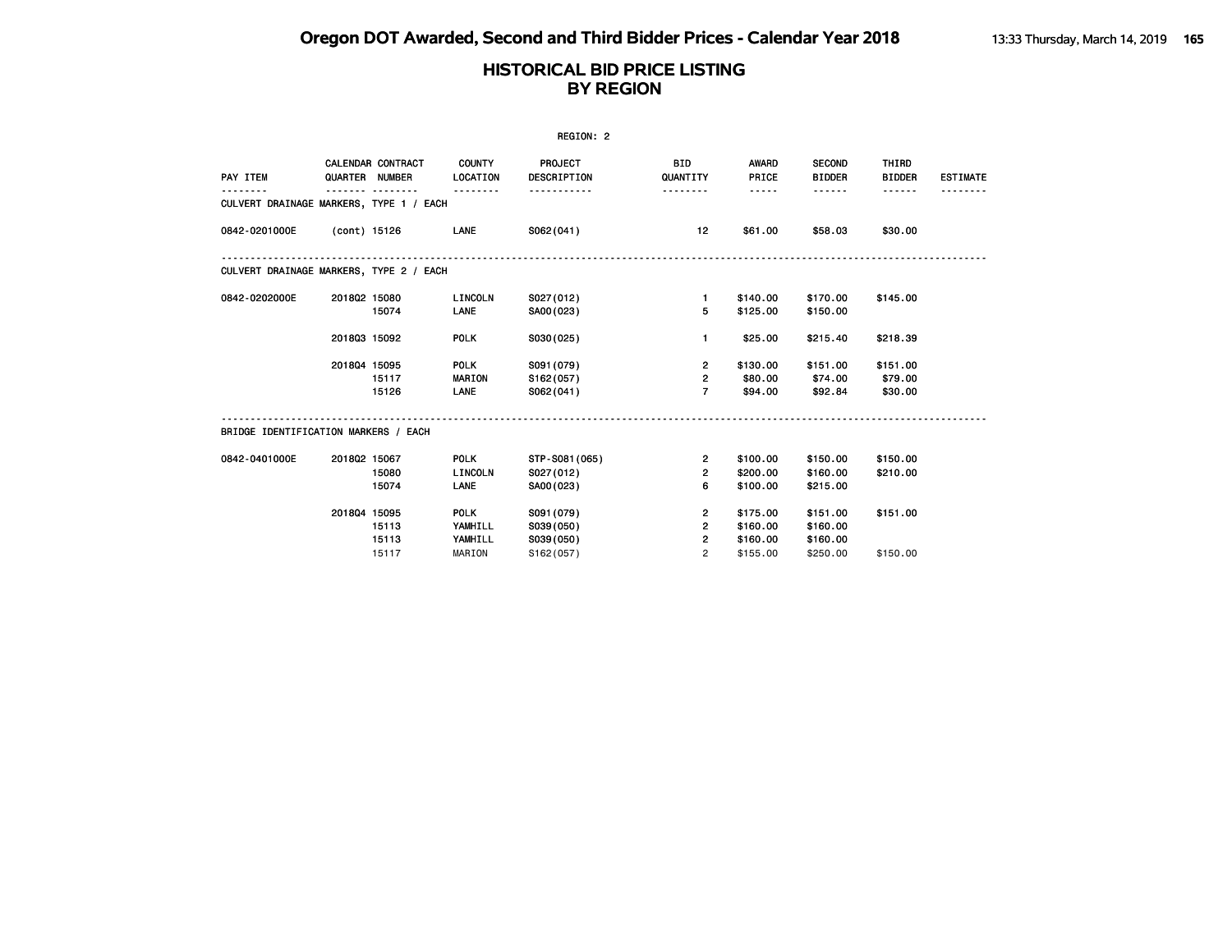# Oregon DOT Awarded, Second and Third Bidder Prices - Calendar Year 2018

## HISTORICAL BID PRICE LISTING BY REGION

REGION: 2

| PAY ITEM | CALENDAR QUARTER | CONTRACT NUMBER | COUNTY LOCATION | PROJECT DESCRIPTION | BID QUANTITY | AWARD PRICE | SECOND BIDDER | THIRD BIDDER | ESTIMATE |
|---|---|---|---|---|---|---|---|---|---|
| **CULVERT DRAINAGE MARKERS, TYPE 1 / EACH** | | | | | | | | | |
| 0842-0201000E | (cont) | 15126 | LANE | S062(041) | 12 | $61.00 | $58.03 | $30.00 | |
| **CULVERT DRAINAGE MARKERS, TYPE 2 / EACH** | | | | | | | | | |
| 0842-0202000E | 2018Q2 | 15080 | LINCOLN | S027(012) | 1 | $140.00 | $170.00 | $145.00 | |
| | | 15074 | LANE | SA00(023) | 5 | $125.00 | $150.00 | | |
| | 2018Q3 | 15092 | POLK | S030(025) | 1 | $25.00 | $215.40 | $218.39 | |
| | 2018Q4 | 15095 | POLK | S091(079) | 2 | $130.00 | $151.00 | $151.00 | |
| | | 15117 | MARION | S162(057) | 2 | $80.00 | $74.00 | $79.00 | |
| | | 15126 | LANE | S062(041) | 7 | $94.00 | $92.84 | $30.00 | |
| **BRIDGE IDENTIFICATION MARKERS / EACH** | | | | | | | | | |
| 0842-0401000E | 2018Q2 | 15067 | POLK | STP-S081(065) | 2 | $100.00 | $150.00 | $150.00 | |
| | | 15080 | LINCOLN | S027(012) | 2 | $200.00 | $160.00 | $210.00 | |
| | | 15074 | LANE | SA00(023) | 6 | $100.00 | $215.00 | | |
| | 2018Q4 | 15095 | POLK | S091(079) | 2 | $175.00 | $151.00 | $151.00 | |
| | | 15113 | YAMHILL | S039(050) | 2 | $160.00 | $160.00 | | |
| | | 15113 | YAMHILL | S039(050) | 2 | $160.00 | $160.00 | | |
| | | 15117 | MARION | S162(057) | 2 | $155.00 | $250.00 | $150.00 | |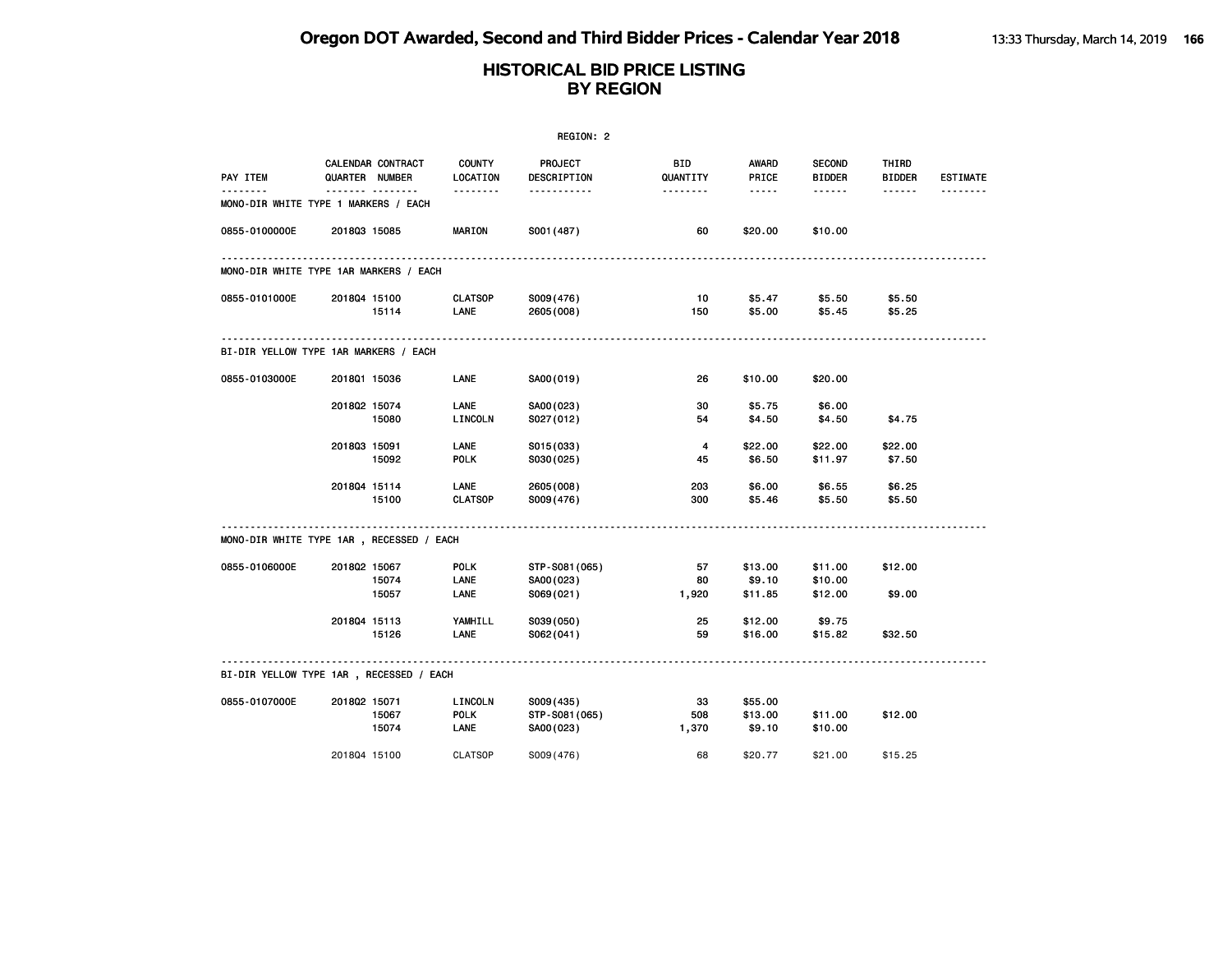# Oregon DOT Awarded, Second and Third Bidder Prices - Calendar Year 2018

## HISTORICAL BID PRICE LISTING BY REGION

REGION: 2

| PAY ITEM | CALENDAR QUARTER | CONTRACT NUMBER | COUNTY LOCATION | PROJECT DESCRIPTION | BID QUANTITY | AWARD PRICE | SECOND BIDDER | THIRD BIDDER | ESTIMATE |
|---|---|---|---|---|---|---|---|---|---|
| **MONO-DIR WHITE TYPE 1 MARKERS / EACH** | | | | | | | | | |
| 0855-0100000E | 2018Q3 | 15085 | MARION | S001(487) | 60 | $20.00 | $10.00 | | |
| **MONO-DIR WHITE TYPE 1AR MARKERS / EACH** | | | | | | | | | |
| 0855-0101000E | 2018Q4 | 15100 | CLATSOP | S009(476) | 10 | $5.47 | $5.50 | $5.50 | |
| | | 15114 | LANE | 2605(008) | 150 | $5.00 | $5.45 | $5.25 | |
| **BI-DIR YELLOW TYPE 1AR MARKERS / EACH** | | | | | | | | | |
| 0855-0103000E | 2018Q1 | 15036 | LANE | SA00(019) | 26 | $10.00 | $20.00 | | |
| | 2018Q2 | 15074 | LANE | SA00(023) | 30 | $5.75 | $6.00 | | |
| | | 15080 | LINCOLN | S027(012) | 54 | $4.50 | $4.50 | $4.75 | |
| | 2018Q3 | 15091 | LANE | S015(033) | 4 | $22.00 | $22.00 | $22.00 | |
| | | 15092 | POLK | S030(025) | 45 | $6.50 | $11.97 | $7.50 | |
| | 2018Q4 | 15114 | LANE | 2605(008) | 203 | $6.00 | $6.55 | $6.25 | |
| | | 15100 | CLATSOP | S009(476) | 300 | $5.46 | $5.50 | $5.50 | |
| **MONO-DIR WHITE TYPE 1AR , RECESSED / EACH** | | | | | | | | | |
| 0855-0106000E | 2018Q2 | 15067 | POLK | STP-S081(065) | 57 | $13.00 | $11.00 | $12.00 | |
| | | 15074 | LANE | SA00(023) | 80 | $9.10 | $10.00 | | |
| | | 15057 | LANE | S069(021) | 1,920 | $11.85 | $12.00 | $9.00 | |
| | 2018Q4 | 15113 | YAMHILL | S039(050) | 25 | $12.00 | $9.75 | | |
| | | 15126 | LANE | S062(041) | 59 | $16.00 | $15.82 | $32.50 | |
| **BI-DIR YELLOW TYPE 1AR , RECESSED / EACH** | | | | | | | | | |
| 0855-0107000E | 2018Q2 | 15071 | LINCOLN | S009(435) | 33 | $55.00 | | | |
| | | 15067 | POLK | STP-S081(065) | 508 | $13.00 | $11.00 | $12.00 | |
| | | 15074 | LANE | SA00(023) | 1,370 | $9.10 | $10.00 | | |
| | 2018Q4 | 15100 | CLATSOP | S009(476) | 68 | $20.77 | $21.00 | $15.25 | |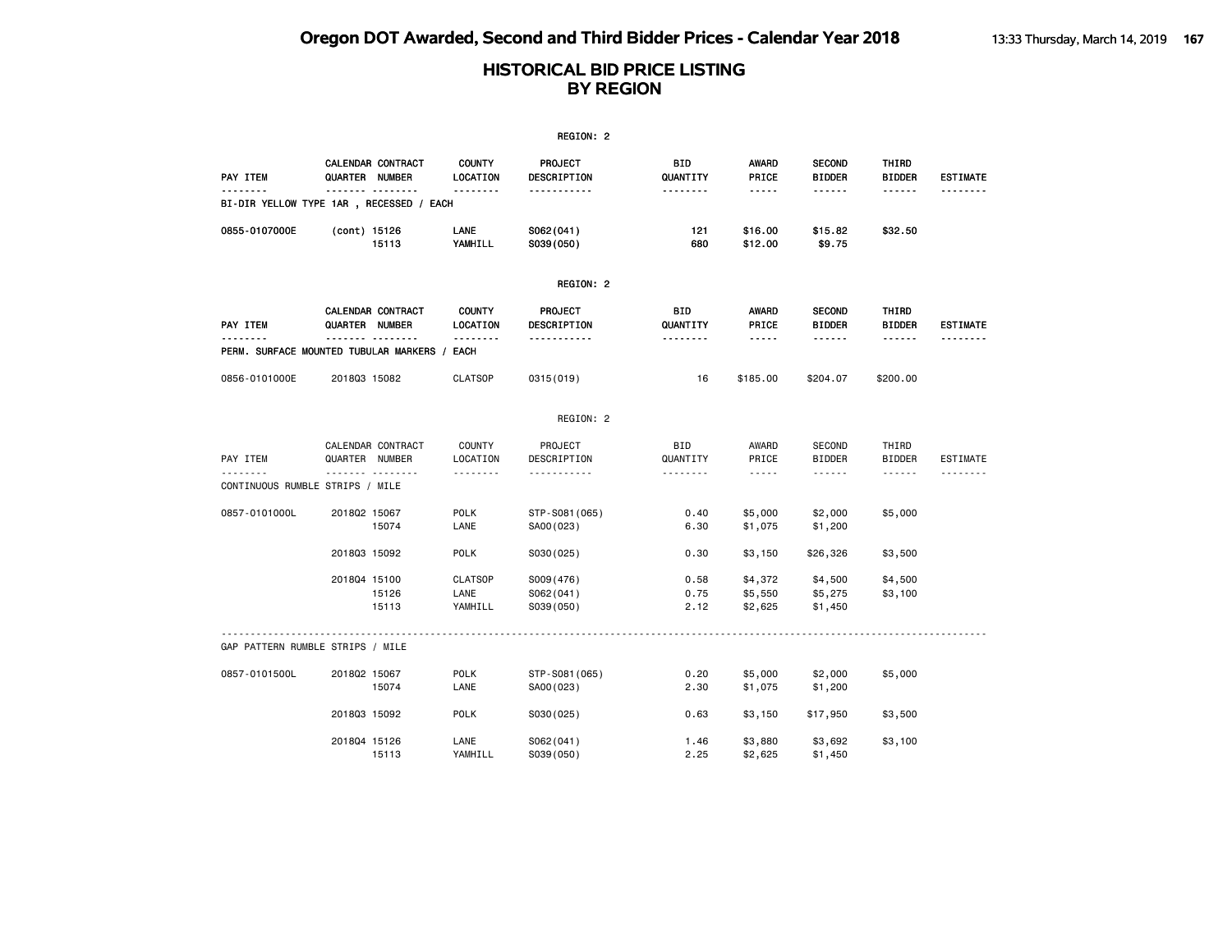# Oregon DOT Awarded, Second and Third Bidder Prices - Calendar Year 2018

## HISTORICAL BID PRICE LISTING BY REGION

REGION: 2

| PAY ITEM | CALENDAR QUARTER | CONTRACT NUMBER | COUNTY LOCATION | PROJECT DESCRIPTION | BID QUANTITY | AWARD PRICE | SECOND BIDDER | THIRD BIDDER | ESTIMATE |
|---|---|---|---|---|---|---|---|---|---|
| BI-DIR YELLOW TYPE 1AR , RECESSED / EACH | | | | | | | | | |
| 0855-0107000E | (cont) | 15126 | LANE | S062(041) | 121 | $16.00 | $15.82 | $32.50 | |
| | | 15113 | YAMHILL | S039(050) | 680 | $12.00 | $9.75 | | |

REGION: 2

| PAY ITEM | CALENDAR QUARTER | CONTRACT NUMBER | COUNTY LOCATION | PROJECT DESCRIPTION | BID QUANTITY | AWARD PRICE | SECOND BIDDER | THIRD BIDDER | ESTIMATE |
|---|---|---|---|---|---|---|---|---|---|
| PERM. SURFACE MOUNTED TUBULAR MARKERS / EACH | | | | | | | | | |
| 0856-0101000E | 2018Q3 | 15082 | CLATSOP | 0315(019) | 16 | $185.00 | $204.07 | $200.00 | |

REGION: 2

| PAY ITEM | CALENDAR QUARTER | CONTRACT NUMBER | COUNTY LOCATION | PROJECT DESCRIPTION | BID QUANTITY | AWARD PRICE | SECOND BIDDER | THIRD BIDDER | ESTIMATE |
|---|---|---|---|---|---|---|---|---|---|
| CONTINUOUS RUMBLE STRIPS / MILE | | | | | | | | | |
| 0857-0101000L | 2018Q2 | 15067 | POLK | STP-S081(065) | 0.40 | $5,000 | $2,000 | $5,000 | |
| | | 15074 | LANE | SA00(023) | 6.30 | $1,075 | $1,200 | | |
| | 2018Q3 | 15092 | POLK | S030(025) | 0.30 | $3,150 | $26,326 | $3,500 | |
| | 2018Q4 | 15100 | CLATSOP | S009(476) | 0.58 | $4,372 | $4,500 | $4,500 | |
| | | 15126 | LANE | S062(041) | 0.75 | $5,550 | $5,275 | $3,100 | |
| | | 15113 | YAMHILL | S039(050) | 2.12 | $2,625 | $1,450 | | |
| GAP PATTERN RUMBLE STRIPS / MILE | | | | | | | | | |
| 0857-0101500L | 2018Q2 | 15067 | POLK | STP-S081(065) | 0.20 | $5,000 | $2,000 | $5,000 | |
| | | 15074 | LANE | SA00(023) | 2.30 | $1,075 | $1,200 | | |
| | 2018Q3 | 15092 | POLK | S030(025) | 0.63 | $3,150 | $17,950 | $3,500 | |
| | 2018Q4 | 15126 | LANE | S062(041) | 1.46 | $3,880 | $3,692 | $3,100 | |
| | | 15113 | YAMHILL | S039(050) | 2.25 | $2,625 | $1,450 | | |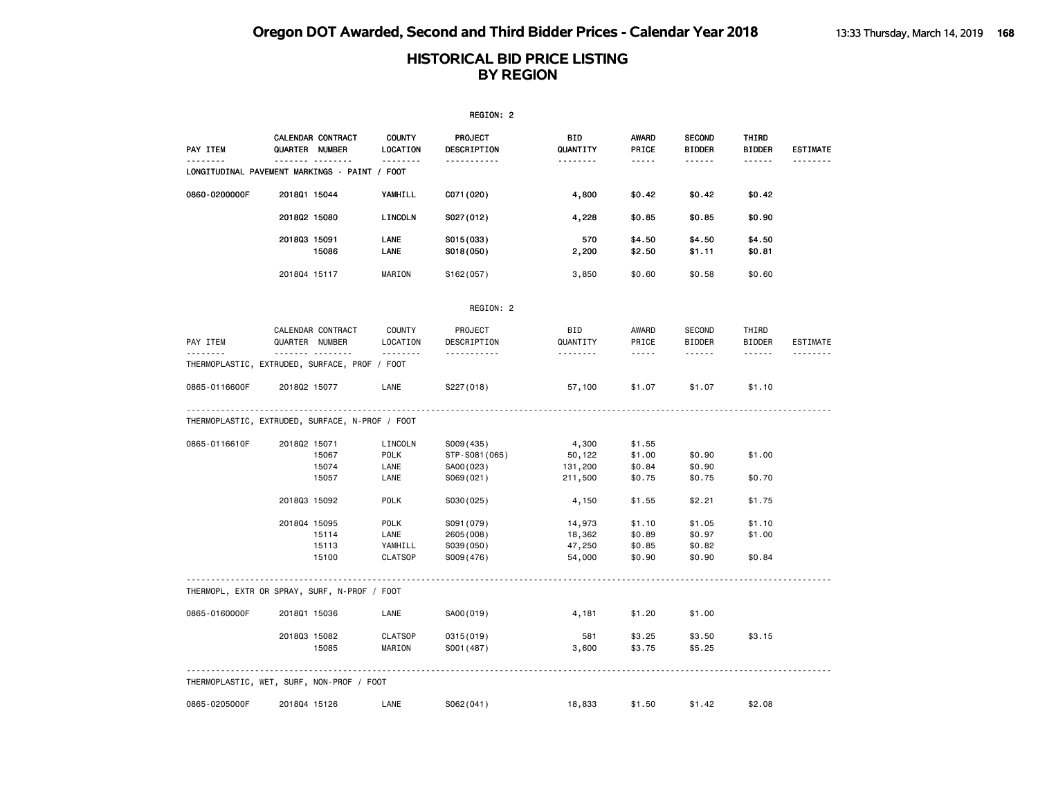# Oregon DOT Awarded, Second and Third Bidder Prices - Calendar Year 2018

## HISTORICAL BID PRICE LISTING BY REGION

REGION: 2

| PAY ITEM | CALENDAR QUARTER | CONTRACT NUMBER | COUNTY LOCATION | PROJECT DESCRIPTION | BID QUANTITY | AWARD PRICE | SECOND BIDDER | THIRD BIDDER | ESTIMATE |
|---|---|---|---|---|---|---|---|---|---|
| **LONGITUDINAL PAVEMENT MARKINGS - PAINT / FOOT** | | | | | | | | | |
| 0860-0200000F | 2018Q1 | 15044 | YAMHILL | C071(020) | 4,800 | $0.42 | $0.42 | $0.42 | |
| | 2018Q2 | 15080 | LINCOLN | S027(012) | 4,228 | $0.85 | $0.85 | $0.90 | |
| | 2018Q3 | 15091 | LANE | S015(033) | 570 | $4.50 | $4.50 | $4.50 | |
| | | 15086 | LANE | S018(050) | 2,200 | $2.50 | $1.11 | $0.81 | |
| | 2018Q4 | 15117 | MARION | S162(057) | 3,850 | $0.60 | $0.58 | $0.60 | |

REGION: 2

| PAY ITEM | CALENDAR QUARTER | CONTRACT NUMBER | COUNTY LOCATION | PROJECT DESCRIPTION | BID QUANTITY | AWARD PRICE | SECOND BIDDER | THIRD BIDDER | ESTIMATE |
|---|---|---|---|---|---|---|---|---|---|
| **THERMOPLASTIC, EXTRUDED, SURFACE, PROF / FOOT** | | | | | | | | | |
| 0865-0116600F | 2018Q2 | 15077 | LANE | S227(018) | 57,100 | $1.07 | $1.07 | $1.10 | |
| **THERMOPLASTIC, EXTRUDED, SURFACE, N-PROF / FOOT** | | | | | | | | | |
| 0865-0116610F | 2018Q2 | 15071 | LINCOLN | S009(435) | 4,300 | $1.55 | | | |
| | | 15067 | POLK | STP-S081(065) | 50,122 | $1.00 | $0.90 | $1.00 | |
| | | 15074 | LANE | SA00(023) | 131,200 | $0.84 | $0.90 | | |
| | | 15057 | LANE | S069(021) | 211,500 | $0.75 | $0.75 | $0.70 | |
| | 2018Q3 | 15092 | POLK | S030(025) | 4,150 | $1.55 | $2.21 | $1.75 | |
| | 2018Q4 | 15095 | POLK | S091(079) | 14,973 | $1.10 | $1.05 | $1.10 | |
| | | 15114 | LANE | 2605(008) | 18,362 | $0.89 | $0.97 | $1.00 | |
| | | 15113 | YAMHILL | S039(050) | 47,250 | $0.85 | $0.82 | | |
| | | 15100 | CLATSOP | S009(476) | 54,000 | $0.90 | $0.90 | $0.84 | |
| **THERMOPL, EXTR OR SPRAY, SURF, N-PROF / FOOT** | | | | | | | | | |
| 0865-0160000F | 2018Q1 | 15036 | LANE | SA00(019) | 4,181 | $1.20 | $1.00 | | |
| | 2018Q3 | 15082 | CLATSOP | 0315(019) | 581 | $3.25 | $3.50 | $3.15 | |
| | | 15085 | MARION | S001(487) | 3,600 | $3.75 | $5.25 | | |
| **THERMOPLASTIC, WET, SURF, NON-PROF / FOOT** | | | | | | | | | |
| 0865-0205000F | 2018Q4 | 15126 | LANE | S062(041) | 18,833 | $1.50 | $1.42 | $2.08 | |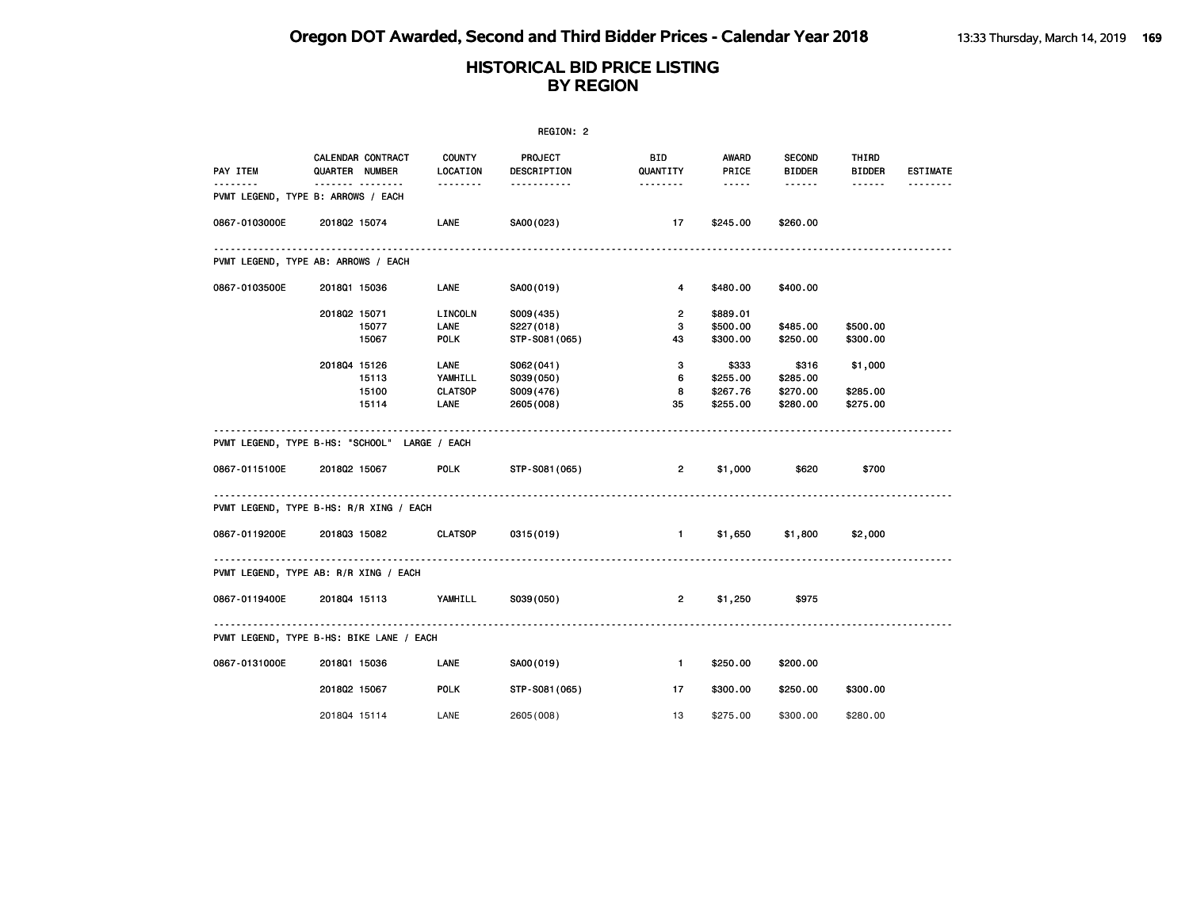# Oregon DOT Awarded, Second and Third Bidder Prices - Calendar Year 2018

## HISTORICAL BID PRICE LISTING BY REGION

REGION: 2

| PAY ITEM | CALENDAR QUARTER | CONTRACT NUMBER | COUNTY LOCATION | PROJECT DESCRIPTION | BID QUANTITY | AWARD PRICE | SECOND BIDDER | THIRD BIDDER | ESTIMATE |
|---|---|---|---|---|---|---|---|---|---|
| **PVMT LEGEND, TYPE B: ARROWS / EACH** | | | | | | | | | |
| 0867-0103000E | 2018Q2 | 15074 | LANE | SA00(023) | 17 | $245.00 | $260.00 | | |
| **PVMT LEGEND, TYPE AB: ARROWS / EACH** | | | | | | | | | |
| 0867-0103500E | 2018Q1 | 15036 | LANE | SA00(019) | 4 | $480.00 | $400.00 | | |
| | 2018Q2 | 15071 | LINCOLN | S009(435) | 2 | $889.01 | | | |
| | | 15077 | LANE | S227(018) | 3 | $500.00 | $485.00 | $500.00 | |
| | | 15067 | POLK | STP-S081(065) | 43 | $300.00 | $250.00 | $300.00 | |
| | 2018Q4 | 15126 | LANE | S062(041) | 3 | $333 | $316 | $1,000 | |
| | | 15113 | YAMHILL | S039(050) | 6 | $255.00 | $285.00 | | |
| | | 15100 | CLATSOP | S009(476) | 8 | $267.76 | $270.00 | $285.00 | |
| | | 15114 | LANE | 2605(008) | 35 | $255.00 | $280.00 | $275.00 | |
| **PVMT LEGEND, TYPE B-HS: "SCHOOL" LARGE / EACH** | | | | | | | | | |
| 0867-0115100E | 2018Q2 | 15067 | POLK | STP-S081(065) | 2 | $1,000 | $620 | $700 | |
| **PVMT LEGEND, TYPE B-HS: R/R XING / EACH** | | | | | | | | | |
| 0867-0119200E | 2018Q3 | 15082 | CLATSOP | 0315(019) | 1 | $1,650 | $1,800 | $2,000 | |
| **PVMT LEGEND, TYPE AB: R/R XING / EACH** | | | | | | | | | |
| 0867-0119400E | 2018Q4 | 15113 | YAMHILL | S039(050) | 2 | $1,250 | $975 | | |
| **PVMT LEGEND, TYPE B-HS: BIKE LANE / EACH** | | | | | | | | | |
| 0867-0131000E | 2018Q1 | 15036 | LANE | SA00(019) | 1 | $250.00 | $200.00 | | |
| | 2018Q2 | 15067 | POLK | STP-S081(065) | 17 | $300.00 | $250.00 | $300.00 | |
| | 2018Q4 | 15114 | LANE | 2605(008) | 13 | $275.00 | $300.00 | $280.00 | |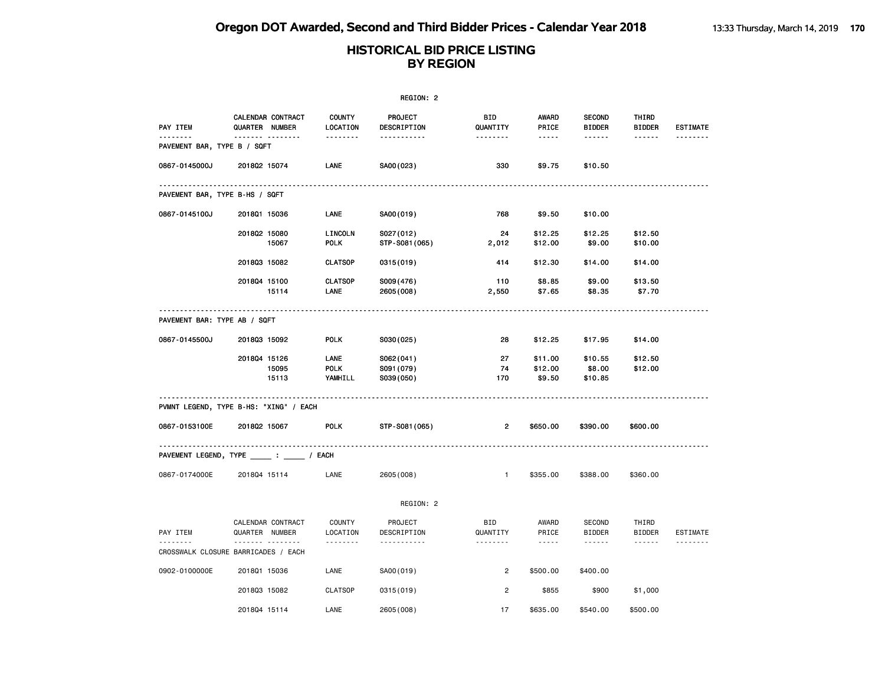# Oregon DOT Awarded, Second and Third Bidder Prices - Calendar Year 2018

## HISTORICAL BID PRICE LISTING BY REGION

REGION: 2

| PAY ITEM | CALENDAR QUARTER | CONTRACT NUMBER | COUNTY LOCATION | PROJECT DESCRIPTION | BID QUANTITY | AWARD PRICE | SECOND BIDDER | THIRD BIDDER | ESTIMATE |
|---|---|---|---|---|---|---|---|---|---|
| **PAVEMENT BAR, TYPE B / SQFT** | | | | | | | | | |
| 0867-0145000J | 2018Q2 | 15074 | LANE | SA00(023) | 330 | $9.75 | $10.50 | | |
| **PAVEMENT BAR, TYPE B-HS / SQFT** | | | | | | | | | |
| 0867-0145100J | 2018Q1 | 15036 | LANE | SA00(019) | 768 | $9.50 | $10.00 | | |
| | 2018Q2 | 15080 | LINCOLN | S027(012) | 24 | $12.25 | $12.25 | $12.50 | |
| | | 15067 | POLK | STP-S081(065) | 2,012 | $12.00 | $9.00 | $10.00 | |
| | 2018Q3 | 15082 | CLATSOP | 0315(019) | 414 | $12.30 | $14.00 | $14.00 | |
| | 2018Q4 | 15100 | CLATSOP | S009(476) | 110 | $8.85 | $9.00 | $13.50 | |
| | | 15114 | LANE | 2605(008) | 2,550 | $7.65 | $8.35 | $7.70 | |
| **PAVEMENT BAR: TYPE AB / SQFT** | | | | | | | | | |
| 0867-0145500J | 2018Q3 | 15092 | POLK | S030(025) | 28 | $12.25 | $17.95 | $14.00 | |
| | 2018Q4 | 15126 | LANE | S062(041) | 27 | $11.00 | $10.55 | $12.50 | |
| | | 15095 | POLK | S091(079) | 74 | $12.00 | $8.00 | $12.00 | |
| | | 15113 | YAMHILL | S039(050) | 170 | $9.50 | $10.85 | | |
| **PVMNT LEGEND, TYPE B-HS: "XING" / EACH** | | | | | | | | | |
| 0867-0153100E | 2018Q2 | 15067 | POLK | STP-S081(065) | 2 | $650.00 | $390.00 | $600.00 | |
| **PAVEMENT LEGEND, TYPE _____ : _____ / EACH** | | | | | | | | | |
| 0867-0174000E | 2018Q4 | 15114 | LANE | 2605(008) | 1 | $355.00 | $388.00 | $360.00 | |

REGION: 2

| PAY ITEM | CALENDAR QUARTER | CONTRACT NUMBER | COUNTY LOCATION | PROJECT DESCRIPTION | BID QUANTITY | AWARD PRICE | SECOND BIDDER | THIRD BIDDER | ESTIMATE |
|---|---|---|---|---|---|---|---|---|---|
| **CROSSWALK CLOSURE BARRICADES / EACH** | | | | | | | | | |
| 0902-0100000E | 2018Q1 | 15036 | LANE | SA00(019) | 2 | $500.00 | $400.00 | | |
| | 2018Q3 | 15082 | CLATSOP | 0315(019) | 2 | $855 | $900 | $1,000 | |
| | 2018Q4 | 15114 | LANE | 2605(008) | 17 | $635.00 | $540.00 | $500.00 | |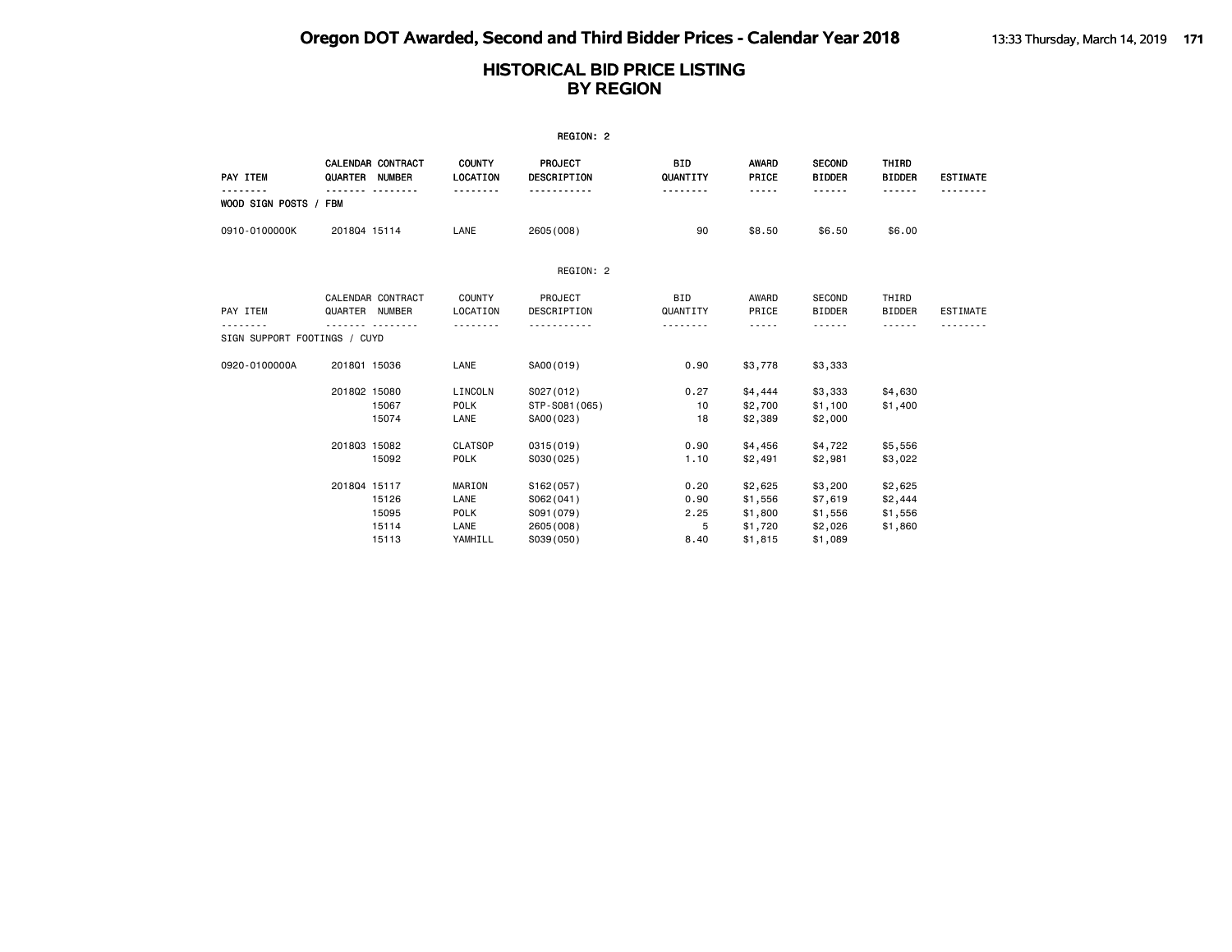# Oregon DOT Awarded, Second and Third Bidder Prices - Calendar Year 2018

## HISTORICAL BID PRICE LISTING BY REGION

REGION: 2

| PAY ITEM | CALENDAR QUARTER | CONTRACT NUMBER | COUNTY LOCATION | PROJECT DESCRIPTION | BID QUANTITY | AWARD PRICE | SECOND BIDDER | THIRD BIDDER | ESTIMATE |
|---|---|---|---|---|---|---|---|---|---|
| **WOOD SIGN POSTS / FBM** | | | | | | | | | |
| 0910-0100000K | 2018Q4 | 15114 | LANE | 2605(008) | 90 | $8.50 | $6.50 | $6.00 | |

REGION: 2

| PAY ITEM | CALENDAR QUARTER | CONTRACT NUMBER | COUNTY LOCATION | PROJECT DESCRIPTION | BID QUANTITY | AWARD PRICE | SECOND BIDDER | THIRD BIDDER | ESTIMATE |
|---|---|---|---|---|---|---|---|---|---|
| SIGN SUPPORT FOOTINGS / CUYD | | | | | | | | | |
| 0920-0100000A | 2018Q1 | 15036 | LANE | SA00(019) | 0.90 | $3,778 | $3,333 | | |
| | 2018Q2 | 15080 | LINCOLN | S027(012) | 0.27 | $4,444 | $3,333 | $4,630 | |
| | | 15067 | POLK | STP-S081(065) | 10 | $2,700 | $1,100 | $1,400 | |
| | | 15074 | LANE | SA00(023) | 18 | $2,389 | $2,000 | | |
| | 2018Q3 | 15082 | CLATSOP | 0315(019) | 0.90 | $4,456 | $4,722 | $5,556 | |
| | | 15092 | POLK | S030(025) | 1.10 | $2,491 | $2,981 | $3,022 | |
| | 2018Q4 | 15117 | MARION | S162(057) | 0.20 | $2,625 | $3,200 | $2,625 | |
| | | 15126 | LANE | S062(041) | 0.90 | $1,556 | $7,619 | $2,444 | |
| | | 15095 | POLK | S091(079) | 2.25 | $1,800 | $1,556 | $1,556 | |
| | | 15114 | LANE | 2605(008) | 5 | $1,720 | $2,026 | $1,860 | |
| | | 15113 | YAMHILL | S039(050) | 8.40 | $1,815 | $1,089 | | |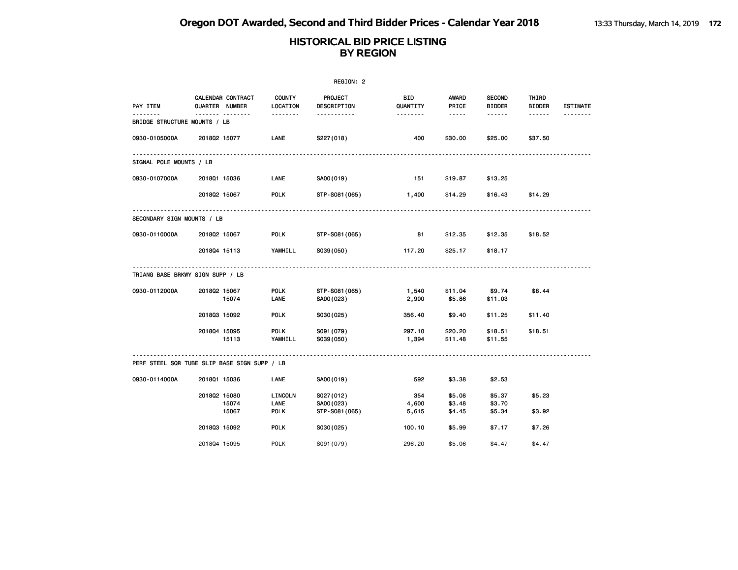# Oregon DOT Awarded, Second and Third Bidder Prices - Calendar Year 2018

## HISTORICAL BID PRICE LISTING BY REGION

REGION: 2

| PAY ITEM | CALENDAR QUARTER | CONTRACT NUMBER | COUNTY LOCATION | PROJECT DESCRIPTION | BID QUANTITY | AWARD PRICE | SECOND BIDDER | THIRD BIDDER | ESTIMATE |
|---|---|---|---|---|---|---|---|---|---|
| **BRIDGE STRUCTURE MOUNTS / LB** | | | | | | | | | |
| 0930-0105000A | 2018Q2 | 15077 | LANE | S227(018) | 400 | $30.00 | $25.00 | $37.50 | |
| **SIGNAL POLE MOUNTS / LB** | | | | | | | | | |
| 0930-0107000A | 2018Q1 | 15036 | LANE | SA00(019) | 151 | $19.87 | $13.25 | | |
| | 2018Q2 | 15067 | POLK | STP-S081(065) | 1,400 | $14.29 | $16.43 | $14.29 | |
| **SECONDARY SIGN MOUNTS / LB** | | | | | | | | | |
| 0930-0110000A | 2018Q2 | 15067 | POLK | STP-S081(065) | 81 | $12.35 | $12.35 | $18.52 | |
| | 2018Q4 | 15113 | YAMHILL | S039(050) | 117.20 | $25.17 | $18.17 | | |
| **TRIANG BASE BRKWY SIGN SUPP / LB** | | | | | | | | | |
| 0930-0112000A | 2018Q2 | 15067 | POLK | STP-S081(065) | 1,540 | $11.04 | $9.74 | $8.44 | |
| | | 15074 | LANE | SA00(023) | 2,900 | $5.86 | $11.03 | | |
| | 2018Q3 | 15092 | POLK | S030(025) | 356.40 | $9.40 | $11.25 | $11.40 | |
| | 2018Q4 | 15095 | POLK | S091(079) | 297.10 | $20.20 | $18.51 | $18.51 | |
| | | 15113 | YAMHILL | S039(050) | 1,394 | $11.48 | $11.55 | | |
| **PERF STEEL SQR TUBE SLIP BASE SIGN SUPP / LB** | | | | | | | | | |
| 0930-0114000A | 2018Q1 | 15036 | LANE | SA00(019) | 592 | $3.38 | $2.53 | | |
| | 2018Q2 | 15080 | LINCOLN | S027(012) | 354 | $5.08 | $5.37 | $5.23 | |
| | | 15074 | LANE | SA00(023) | 4,600 | $3.48 | $3.70 | | |
| | | 15067 | POLK | STP-S081(065) | 5,615 | $4.45 | $5.34 | $3.92 | |
| | 2018Q3 | 15092 | POLK | S030(025) | 100.10 | $5.99 | $7.17 | $7.26 | |
| | 2018Q4 | 15095 | POLK | S091(079) | 296.20 | $5.06 | $4.47 | $4.47 | |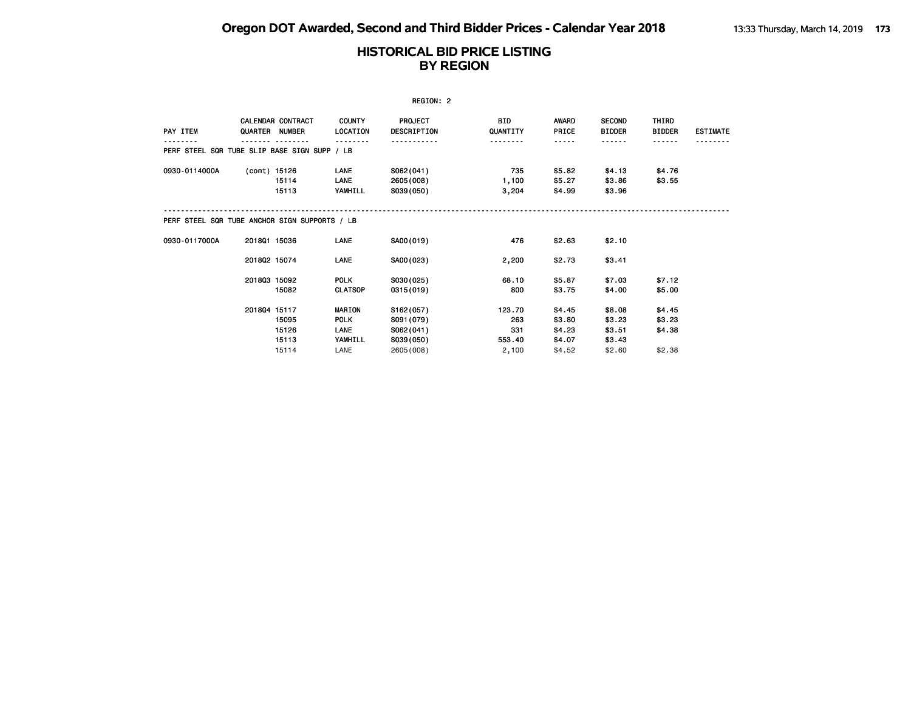# HISTORICAL BID PRICE LISTING BY REGION

REGION: 2

| PAY ITEM | CALENDAR QUARTER | CONTRACT NUMBER | COUNTY LOCATION | PROJECT DESCRIPTION | BID QUANTITY | AWARD PRICE | SECOND BIDDER | THIRD BIDDER | ESTIMATE |
|---|---|---|---|---|---|---|---|---|---|
| PERF STEEL SQR TUBE SLIP BASE SIGN SUPP / LB | | | | | | | | | |
| 0930-0114000A | (cont) | 15126 | LANE | S062(041) | 735 | $5.82 | $4.13 | $4.76 | |
| | | 15114 | LANE | 2605(008) | 1,100 | $5.27 | $3.86 | $3.55 | |
| | | 15113 | YAMHILL | S039(050) | 3,204 | $4.99 | $3.96 | | |
| PERF STEEL SQR TUBE ANCHOR SIGN SUPPORTS / LB | | | | | | | | | |
| 0930-0117000A | 2018Q1 | 15036 | LANE | SA00(019) | 476 | $2.63 | $2.10 | | |
| | 2018Q2 | 15074 | LANE | SA00(023) | 2,200 | $2.73 | $3.41 | | |
| | 2018Q3 | 15092 | POLK | S030(025) | 68.10 | $5.87 | $7.03 | $7.12 | |
| | | 15082 | CLATSOP | 0315(019) | 800 | $3.75 | $4.00 | $5.00 | |
| | 2018Q4 | 15117 | MARION | S162(057) | 123.70 | $4.45 | $8.08 | $4.45 | |
| | | 15095 | POLK | S091(079) | 263 | $3.80 | $3.23 | $3.23 | |
| | | 15126 | LANE | S062(041) | 331 | $4.23 | $3.51 | $4.38 | |
| | | 15113 | YAMHILL | S039(050) | 553.40 | $4.07 | $3.43 | | |
| | | 15114 | LANE | 2605(008) | 2,100 | $4.52 | $2.60 | $2.38 | |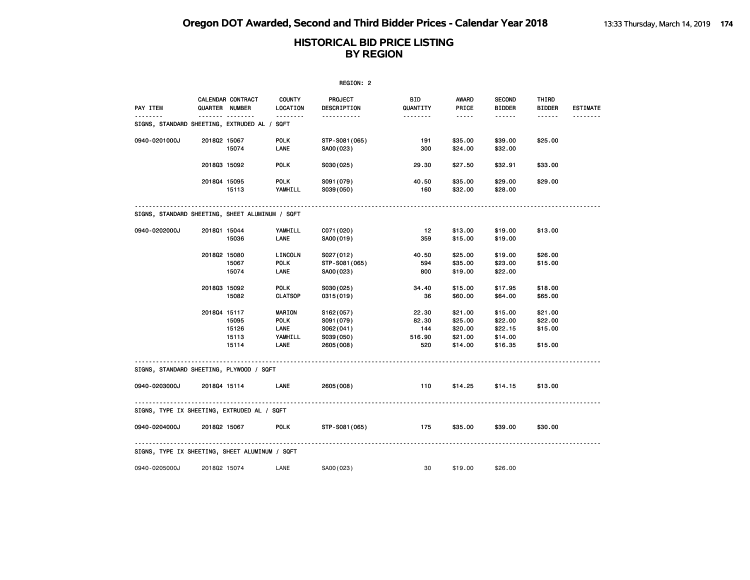# Oregon DOT Awarded, Second and Third Bidder Prices - Calendar Year 2018

## HISTORICAL BID PRICE LISTING BY REGION

REGION: 2

| PAY ITEM | CALENDAR QUARTER | CONTRACT NUMBER | COUNTY LOCATION | PROJECT DESCRIPTION | BID QUANTITY | AWARD PRICE | SECOND BIDDER | THIRD BIDDER | ESTIMATE |
|---|---|---|---|---|---|---|---|---|---|
| **SIGNS, STANDARD SHEETING, EXTRUDED AL / SQFT** | | | | | | | | | |
| 0940-0201000J | 2018Q2 | 15067 | POLK | STP-S081(065) | 191 | $35.00 | $39.00 | $25.00 | |
| | | 15074 | LANE | SA00(023) | 300 | $24.00 | $32.00 | | |
| | 2018Q3 | 15092 | POLK | S030(025) | 29.30 | $27.50 | $32.91 | $33.00 | |
| | 2018Q4 | 15095 | POLK | S091(079) | 40.50 | $35.00 | $29.00 | $29.00 | |
| | | 15113 | YAMHILL | S039(050) | 160 | $32.00 | $28.00 | | |
| **SIGNS, STANDARD SHEETING, SHEET ALUMINUM / SQFT** | | | | | | | | | |
| 0940-0202000J | 2018Q1 | 15044 | YAMHILL | C071(020) | 12 | $13.00 | $19.00 | $13.00 | |
| | | 15036 | LANE | SA00(019) | 359 | $15.00 | $19.00 | | |
| | 2018Q2 | 15080 | LINCOLN | S027(012) | 40.50 | $25.00 | $19.00 | $26.00 | |
| | | 15067 | POLK | STP-S081(065) | 594 | $35.00 | $23.00 | $15.00 | |
| | | 15074 | LANE | SA00(023) | 800 | $19.00 | $22.00 | | |
| | 2018Q3 | 15092 | POLK | S030(025) | 34.40 | $15.00 | $17.95 | $18.00 | |
| | | 15082 | CLATSOP | 0315(019) | 36 | $60.00 | $64.00 | $65.00 | |
| | 2018Q4 | 15117 | MARION | S162(057) | 22.30 | $21.00 | $15.00 | $21.00 | |
| | | 15095 | POLK | S091(079) | 82.30 | $25.00 | $22.00 | $22.00 | |
| | | 15126 | LANE | S062(041) | 144 | $20.00 | $22.15 | $15.00 | |
| | | 15113 | YAMHILL | S039(050) | 516.90 | $21.00 | $14.00 | | |
| | | 15114 | LANE | 2605(008) | 520 | $14.00 | $16.35 | $15.00 | |
| **SIGNS, STANDARD SHEETING, PLYWOOD / SQFT** | | | | | | | | | |
| 0940-0203000J | 2018Q4 | 15114 | LANE | 2605(008) | 110 | $14.25 | $14.15 | $13.00 | |
| **SIGNS, TYPE IX SHEETING, EXTRUDED AL / SQFT** | | | | | | | | | |
| 0940-0204000J | 2018Q2 | 15067 | POLK | STP-S081(065) | 175 | $35.00 | $39.00 | $30.00 | |
| **SIGNS, TYPE IX SHEETING, SHEET ALUMINUM / SQFT** | | | | | | | | | |
| 0940-0205000J | 2018Q2 | 15074 | LANE | SA00(023) | 30 | $19.00 | $26.00 | | |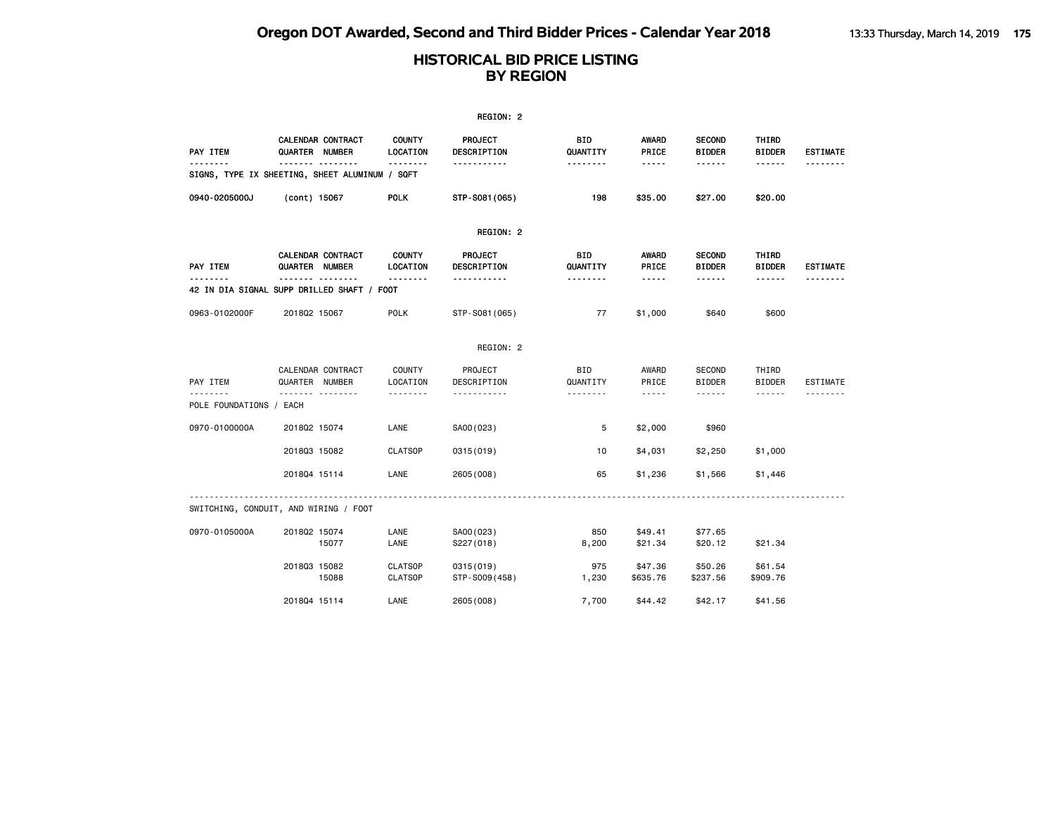# HISTORICAL BID PRICE LISTING
# BY REGION

REGION: 2

| PAY ITEM | CALENDAR QUARTER | CONTRACT NUMBER | COUNTY LOCATION | PROJECT DESCRIPTION | BID QUANTITY | AWARD PRICE | SECOND BIDDER | THIRD BIDDER | ESTIMATE |
|---|---|---|---|---|---|---|---|---|---|
| SIGNS, TYPE IX SHEETING, SHEET ALUMINUM / SQFT | | | | | | | | | |
| 0940-0205000J | (cont) | 15067 | POLK | STP-S081(065) | 198 | $35.00 | $27.00 | $20.00 | |

REGION: 2

| PAY ITEM | CALENDAR QUARTER | CONTRACT NUMBER | COUNTY LOCATION | PROJECT DESCRIPTION | BID QUANTITY | AWARD PRICE | SECOND BIDDER | THIRD BIDDER | ESTIMATE |
|---|---|---|---|---|---|---|---|---|---|
| 42 IN DIA SIGNAL SUPP DRILLED SHAFT / FOOT | | | | | | | | | |
| 0963-0102000F | 2018Q2 | 15067 | POLK | STP-S081(065) | 77 | $1,000 | $640 | $600 | |

REGION: 2

| PAY ITEM | CALENDAR QUARTER | CONTRACT NUMBER | COUNTY LOCATION | PROJECT DESCRIPTION | BID QUANTITY | AWARD PRICE | SECOND BIDDER | THIRD BIDDER | ESTIMATE |
|---|---|---|---|---|---|---|---|---|---|
| POLE FOUNDATIONS / EACH | | | | | | | | | |
| 0970-0100000A | 2018Q2 | 15074 | LANE | SA00(023) | 5 | $2,000 | $960 | | |
| | 2018Q3 | 15082 | CLATSOP | 0315(019) | 10 | $4,031 | $2,250 | $1,000 | |
| | 2018Q4 | 15114 | LANE | 2605(008) | 65 | $1,236 | $1,566 | $1,446 | |
| SWITCHING, CONDUIT, AND WIRING / FOOT | | | | | | | | | |
| 0970-0105000A | 2018Q2 | 15074 | LANE | SA00(023) | 850 | $49.41 | $77.65 | | |
| | | 15077 | LANE | S227(018) | 8,200 | $21.34 | $20.12 | $21.34 | |
| | 2018Q3 | 15082 | CLATSOP | 0315(019) | 975 | $47.36 | $50.26 | $61.54 | |
| | | 15088 | CLATSOP | STP-S009(458) | 1,230 | $635.76 | $237.56 | $909.76 | |
| | 2018Q4 | 15114 | LANE | 2605(008) | 7,700 | $44.42 | $42.17 | $41.56 | |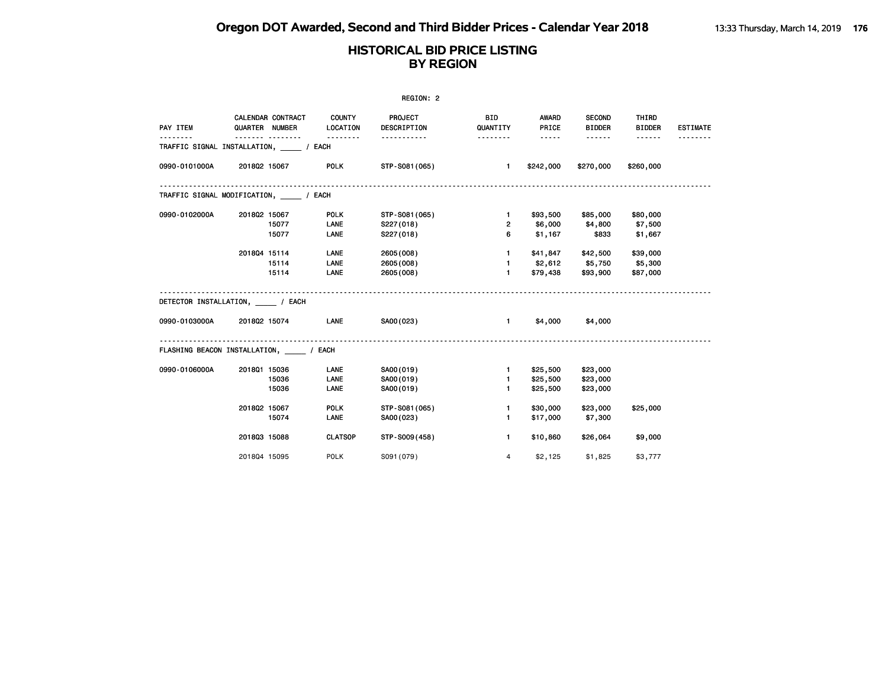# Oregon DOT Awarded, Second and Third Bidder Prices - Calendar Year 2018

## HISTORICAL BID PRICE LISTING BY REGION

REGION: 2

| PAY ITEM | CALENDAR QUARTER | CONTRACT NUMBER | COUNTY LOCATION | PROJECT DESCRIPTION | BID QUANTITY | AWARD PRICE | SECOND BIDDER | THIRD BIDDER | ESTIMATE |
|---|---|---|---|---|---|---|---|---|---|
| **TRAFFIC SIGNAL INSTALLATION, _____ / EACH** | | | | | | | | | |
| 0990-0101000A | 2018Q2 | 15067 | POLK | STP-S081(065) | 1 | $242,000 | $270,000 | $260,000 | |
| **TRAFFIC SIGNAL MODIFICATION, _____ / EACH** | | | | | | | | | |
| 0990-0102000A | 2018Q2 | 15067 | POLK | STP-S081(065) | 1 | $93,500 | $85,000 | $80,000 | |
| | | 15077 | LANE | S227(018) | 2 | $6,000 | $4,800 | $7,500 | |
| | | 15077 | LANE | S227(018) | 6 | $1,167 | $833 | $1,667 | |
| | 2018Q4 | 15114 | LANE | 2605(008) | 1 | $41,847 | $42,500 | $39,000 | |
| | | 15114 | LANE | 2605(008) | 1 | $2,612 | $5,750 | $5,300 | |
| | | 15114 | LANE | 2605(008) | 1 | $79,438 | $93,900 | $87,000 | |
| **DETECTOR INSTALLATION, _____ / EACH** | | | | | | | | | |
| 0990-0103000A | 2018Q2 | 15074 | LANE | SA00(023) | 1 | $4,000 | $4,000 | | |
| **FLASHING BEACON INSTALLATION, _____ / EACH** | | | | | | | | | |
| 0990-0106000A | 2018Q1 | 15036 | LANE | SA00(019) | 1 | $25,500 | $23,000 | | |
| | | 15036 | LANE | SA00(019) | 1 | $25,500 | $23,000 | | |
| | | 15036 | LANE | SA00(019) | 1 | $25,500 | $23,000 | | |
| | 2018Q2 | 15067 | POLK | STP-S081(065) | 1 | $30,000 | $23,000 | $25,000 | |
| | | 15074 | LANE | SA00(023) | 1 | $17,000 | $7,300 | | |
| | 2018Q3 | 15088 | CLATSOP | STP-S009(458) | 1 | $10,860 | $26,064 | $9,000 | |
| | 2018Q4 | 15095 | POLK | S091(079) | 4 | $2,125 | $1,825 | $3,777 | |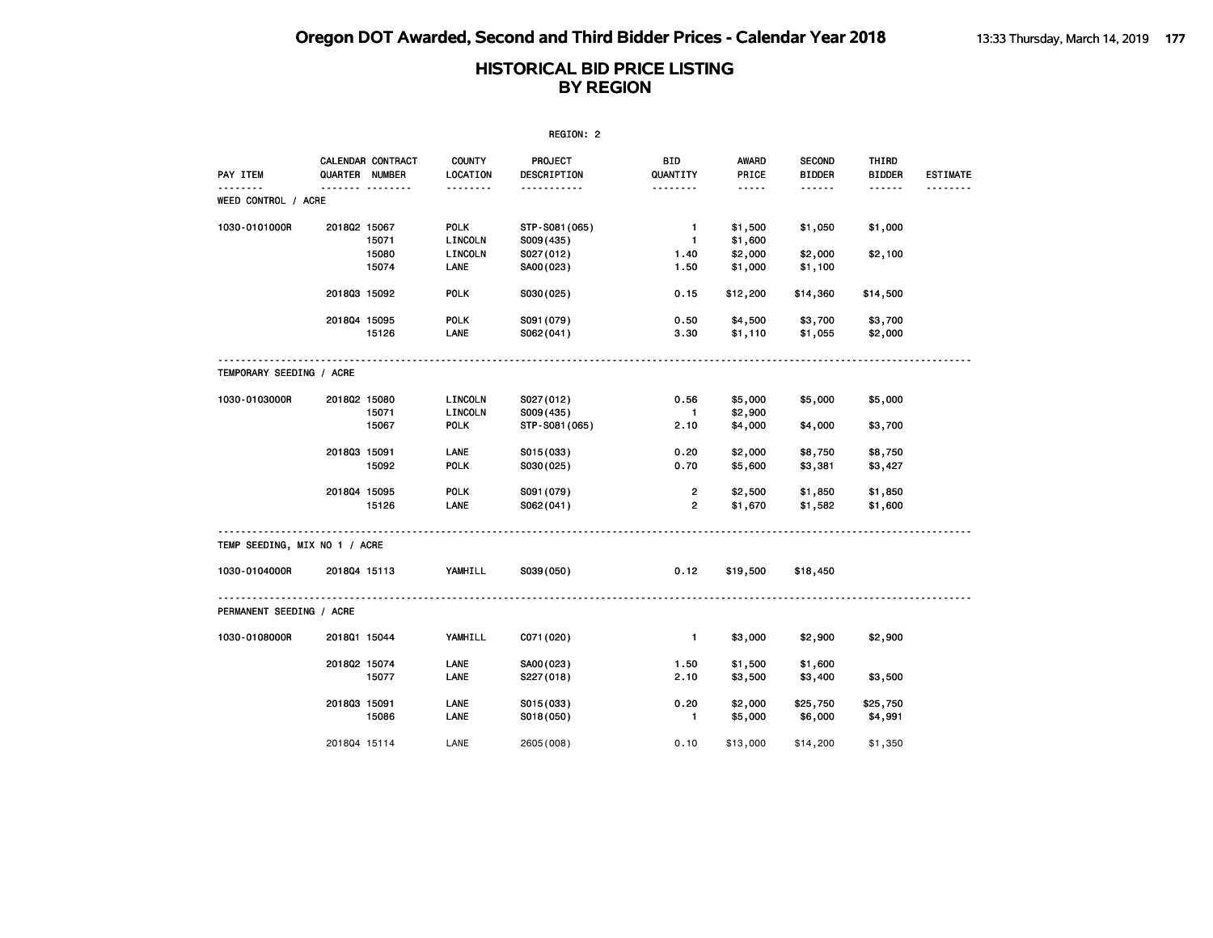# Oregon DOT Awarded, Second and Third Bidder Prices - Calendar Year 2018

## HISTORICAL BID PRICE LISTING BY REGION

REGION: 2

| PAY ITEM | CALENDAR QUARTER | CONTRACT NUMBER | COUNTY LOCATION | PROJECT DESCRIPTION | BID QUANTITY | AWARD PRICE | SECOND BIDDER | THIRD BIDDER | ESTIMATE |
|---|---|---|---|---|---|---|---|---|---|
| **WEED CONTROL / ACRE** | | | | | | | | | |
| 1030-0101000R | 2018Q2 | 15067 | POLK | STP-S081(065) | 1 | $1,500 | $1,050 | $1,000 | |
| | | 15071 | LINCOLN | S009(435) | 1 | $1,600 | | | |
| | | 15080 | LINCOLN | S027(012) | 1.40 | $2,000 | $2,000 | $2,100 | |
| | | 15074 | LANE | SA00(023) | 1.50 | $1,000 | $1,100 | | |
| | 2018Q3 | 15092 | POLK | S030(025) | 0.15 | $12,200 | $14,360 | $14,500 | |
| | 2018Q4 | 15095 | POLK | S091(079) | 0.50 | $4,500 | $3,700 | $3,700 | |
| | | 15126 | LANE | S062(041) | 3.30 | $1,110 | $1,055 | $2,000 | |
| **TEMPORARY SEEDING / ACRE** | | | | | | | | | |
| 1030-0103000R | 2018Q2 | 15080 | LINCOLN | S027(012) | 0.56 | $5,000 | $5,000 | $5,000 | |
| | | 15071 | LINCOLN | S009(435) | 1 | $2,900 | | | |
| | | 15067 | POLK | STP-S081(065) | 2.10 | $4,000 | $4,000 | $3,700 | |
| | 2018Q3 | 15091 | LANE | S015(033) | 0.20 | $2,000 | $8,750 | $8,750 | |
| | | 15092 | POLK | S030(025) | 0.70 | $5,600 | $3,381 | $3,427 | |
| | 2018Q4 | 15095 | POLK | S091(079) | 2 | $2,500 | $1,850 | $1,850 | |
| | | 15126 | LANE | S062(041) | 2 | $1,670 | $1,582 | $1,600 | |
| **TEMP SEEDING, MIX NO 1 / ACRE** | | | | | | | | | |
| 1030-0104000R | 2018Q4 | 15113 | YAMHILL | S039(050) | 0.12 | $19,500 | $18,450 | | |
| **PERMANENT SEEDING / ACRE** | | | | | | | | | |
| 1030-0108000R | 2018Q1 | 15044 | YAMHILL | C071(020) | 1 | $3,000 | $2,900 | $2,900 | |
| | 2018Q2 | 15074 | LANE | SA00(023) | 1.50 | $1,500 | $1,600 | | |
| | | 15077 | LANE | S227(018) | 2.10 | $3,500 | $3,400 | $3,500 | |
| | 2018Q3 | 15091 | LANE | S015(033) | 0.20 | $2,000 | $25,750 | $25,750 | |
| | | 15086 | LANE | S018(050) | 1 | $5,000 | $6,000 | $4,991 | |
| | 2018Q4 | 15114 | LANE | 2605(008) | 0.10 | $13,000 | $14,200 | $1,350 | |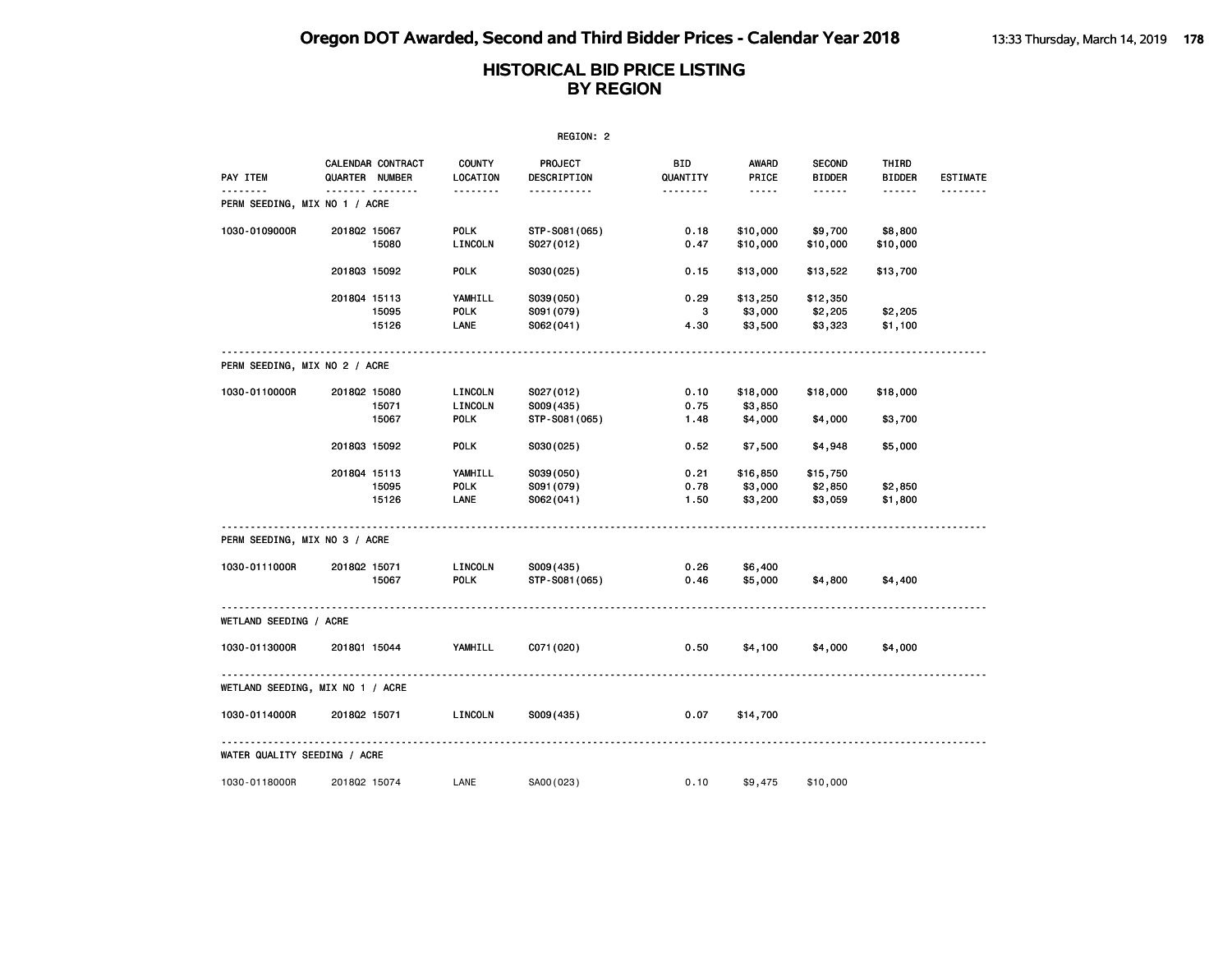# Oregon DOT Awarded, Second and Third Bidder Prices - Calendar Year 2018

## HISTORICAL BID PRICE LISTING BY REGION

REGION: 2

| PAY ITEM | CALENDAR QUARTER | CONTRACT NUMBER | COUNTY LOCATION | PROJECT DESCRIPTION | BID QUANTITY | AWARD PRICE | SECOND BIDDER | THIRD BIDDER | ESTIMATE |
|---|---|---|---|---|---|---|---|---|---|
| **PERM SEEDING, MIX NO 1 / ACRE** | | | | | | | | | |
| 1030-0109000R | 2018Q2 | 15067 | POLK | STP-S081(065) | 0.18 | $10,000 | $9,700 | $8,800 | |
| | | 15080 | LINCOLN | S027(012) | 0.47 | $10,000 | $10,000 | $10,000 | |
| | 2018Q3 | 15092 | POLK | S030(025) | 0.15 | $13,000 | $13,522 | $13,700 | |
| | 2018Q4 | 15113 | YAMHILL | S039(050) | 0.29 | $13,250 | $12,350 | | |
| | | 15095 | POLK | S091(079) | 3 | $3,000 | $2,205 | $2,205 | |
| | | 15126 | LANE | S062(041) | 4.30 | $3,500 | $3,323 | $1,100 | |
| **PERM SEEDING, MIX NO 2 / ACRE** | | | | | | | | | |
| 1030-0110000R | 2018Q2 | 15080 | LINCOLN | S027(012) | 0.10 | $18,000 | $18,000 | $18,000 | |
| | | 15071 | LINCOLN | S009(435) | 0.75 | $3,850 | | | |
| | | 15067 | POLK | STP-S081(065) | 1.48 | $4,000 | $4,000 | $3,700 | |
| | 2018Q3 | 15092 | POLK | S030(025) | 0.52 | $7,500 | $4,948 | $5,000 | |
| | 2018Q4 | 15113 | YAMHILL | S039(050) | 0.21 | $16,850 | $15,750 | | |
| | | 15095 | POLK | S091(079) | 0.78 | $3,000 | $2,850 | $2,850 | |
| | | 15126 | LANE | S062(041) | 1.50 | $3,200 | $3,059 | $1,800 | |
| **PERM SEEDING, MIX NO 3 / ACRE** | | | | | | | | | |
| 1030-0111000R | 2018Q2 | 15071 | LINCOLN | S009(435) | 0.26 | $6,400 | | | |
| | | 15067 | POLK | STP-S081(065) | 0.46 | $5,000 | $4,800 | $4,400 | |
| **WETLAND SEEDING / ACRE** | | | | | | | | | |
| 1030-0113000R | 2018Q1 | 15044 | YAMHILL | C071(020) | 0.50 | $4,100 | $4,000 | $4,000 | |
| **WETLAND SEEDING, MIX NO 1 / ACRE** | | | | | | | | | |
| 1030-0114000R | 2018Q2 | 15071 | LINCOLN | S009(435) | 0.07 | $14,700 | | | |
| **WATER QUALITY SEEDING / ACRE** | | | | | | | | | |
| 1030-0118000R | 2018Q2 | 15074 | LANE | SA00(023) | 0.10 | $9,475 | $10,000 | | |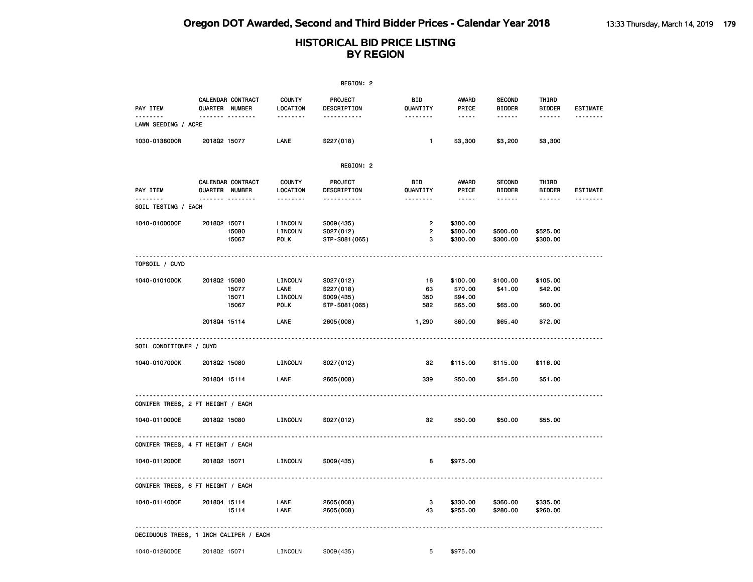# Oregon DOT Awarded, Second and Third Bidder Prices - Calendar Year 2018

## HISTORICAL BID PRICE LISTING BY REGION

REGION: 2

| PAY ITEM | CALENDAR QUARTER | CONTRACT NUMBER | COUNTY LOCATION | PROJECT DESCRIPTION | BID QUANTITY | AWARD PRICE | SECOND BIDDER | THIRD BIDDER | ESTIMATE |
|---|---|---|---|---|---|---|---|---|---|
| **LAWN SEEDING / ACRE** | | | | | | | | | |
| 1030-0138000R | 2018Q2 | 15077 | LANE | S227(018) | 1 | $3,300 | $3,200 | $3,300 | |

REGION: 2

| PAY ITEM | CALENDAR QUARTER | CONTRACT NUMBER | COUNTY LOCATION | PROJECT DESCRIPTION | BID QUANTITY | AWARD PRICE | SECOND BIDDER | THIRD BIDDER | ESTIMATE |
|---|---|---|---|---|---|---|---|---|---|
| **SOIL TESTING / EACH** | | | | | | | | | |
| 1040-0100000E | 2018Q2 | 15071 | LINCOLN | S009(435) | 2 | $300.00 | | | |
| | | 15080 | LINCOLN | S027(012) | 2 | $500.00 | $500.00 | $525.00 | |
| | | 15067 | POLK | STP-S081(065) | 3 | $300.00 | $300.00 | $300.00 | |
| **TOPSOIL / CUYD** | | | | | | | | | |
| 1040-0101000K | 2018Q2 | 15080 | LINCOLN | S027(012) | 16 | $100.00 | $100.00 | $105.00 | |
| | | 15077 | LANE | S227(018) | 63 | $70.00 | $41.00 | $42.00 | |
| | | 15071 | LINCOLN | S009(435) | 350 | $94.00 | | | |
| | | 15067 | POLK | STP-S081(065) | 582 | $65.00 | $65.00 | $60.00 | |
| | 2018Q4 | 15114 | LANE | 2605(008) | 1,290 | $60.00 | $65.40 | $72.00 | |
| **SOIL CONDITIONER / CUYD** | | | | | | | | | |
| 1040-0107000K | 2018Q2 | 15080 | LINCOLN | S027(012) | 32 | $115.00 | $115.00 | $116.00 | |
| | 2018Q4 | 15114 | LANE | 2605(008) | 339 | $50.00 | $54.50 | $51.00 | |
| **CONIFER TREES, 2 FT HEIGHT / EACH** | | | | | | | | | |
| 1040-0110000E | 2018Q2 | 15080 | LINCOLN | S027(012) | 32 | $50.00 | $50.00 | $55.00 | |
| **CONIFER TREES, 4 FT HEIGHT / EACH** | | | | | | | | | |
| 1040-0112000E | 2018Q2 | 15071 | LINCOLN | S009(435) | 8 | $975.00 | | | |
| **CONIFER TREES, 6 FT HEIGHT / EACH** | | | | | | | | | |
| 1040-0114000E | 2018Q4 | 15114 | LANE | 2605(008) | 3 | $330.00 | $360.00 | $335.00 | |
| | | 15114 | LANE | 2605(008) | 43 | $255.00 | $280.00 | $260.00 | |
| **DECIDUOUS TREES, 1 INCH CALIPER / EACH** | | | | | | | | | |
| 1040-0126000E | 2018Q2 | 15071 | LINCOLN | S009(435) | 5 | $975.00 | | | |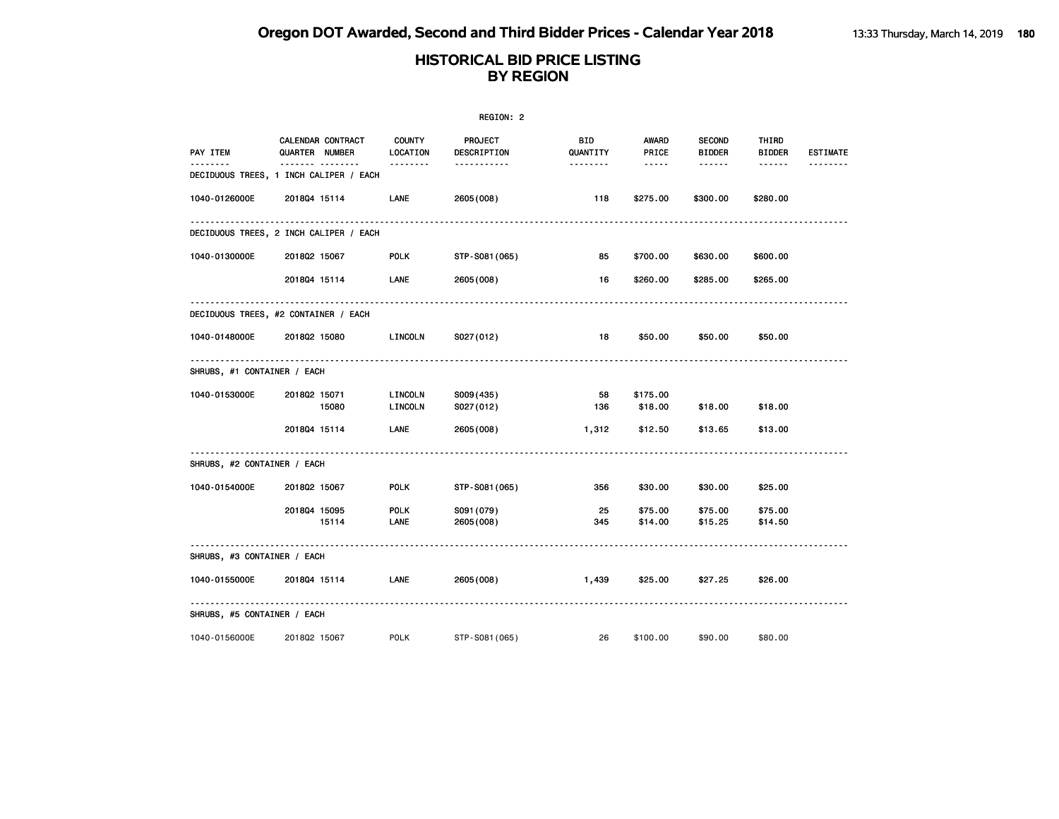# Oregon DOT Awarded, Second and Third Bidder Prices - Calendar Year 2018

## HISTORICAL BID PRICE LISTING BY REGION

REGION: 2

| PAY ITEM | CALENDAR QUARTER | CONTRACT NUMBER | COUNTY LOCATION | PROJECT DESCRIPTION | BID QUANTITY | AWARD PRICE | SECOND BIDDER | THIRD BIDDER | ESTIMATE |
|---|---|---|---|---|---|---|---|---|---|
| **DECIDUOUS TREES, 1 INCH CALIPER / EACH** | | | | | | | | | |
| 1040-0126000E | 2018Q4 | 15114 | LANE | 2605(008) | 118 | $275.00 | $300.00 | $280.00 | |
| **DECIDUOUS TREES, 2 INCH CALIPER / EACH** | | | | | | | | | |
| 1040-0130000E | 2018Q2 | 15067 | POLK | STP-S081(065) | 85 | $700.00 | $630.00 | $600.00 | |
| | 2018Q4 | 15114 | LANE | 2605(008) | 16 | $260.00 | $285.00 | $265.00 | |
| **DECIDUOUS TREES, #2 CONTAINER / EACH** | | | | | | | | | |
| 1040-0148000E | 2018Q2 | 15080 | LINCOLN | S027(012) | 18 | $50.00 | $50.00 | $50.00 | |
| **SHRUBS, #1 CONTAINER / EACH** | | | | | | | | | |
| 1040-0153000E | 2018Q2 | 15071 | LINCOLN | S009(435) | 58 | $175.00 | | | |
| | | 15080 | LINCOLN | S027(012) | 136 | $18.00 | $18.00 | $18.00 | |
| | 2018Q4 | 15114 | LANE | 2605(008) | 1,312 | $12.50 | $13.65 | $13.00 | |
| **SHRUBS, #2 CONTAINER / EACH** | | | | | | | | | |
| 1040-0154000E | 2018Q2 | 15067 | POLK | STP-S081(065) | 356 | $30.00 | $30.00 | $25.00 | |
| | 2018Q4 | 15095 | POLK | S091(079) | 25 | $75.00 | $75.00 | $75.00 | |
| | | 15114 | LANE | 2605(008) | 345 | $14.00 | $15.25 | $14.50 | |
| **SHRUBS, #3 CONTAINER / EACH** | | | | | | | | | |
| 1040-0155000E | 2018Q4 | 15114 | LANE | 2605(008) | 1,439 | $25.00 | $27.25 | $26.00 | |
| **SHRUBS, #5 CONTAINER / EACH** | | | | | | | | | |
| 1040-0156000E | 2018Q2 | 15067 | POLK | STP-S081(065) | 26 | $100.00 | $90.00 | $80.00 | |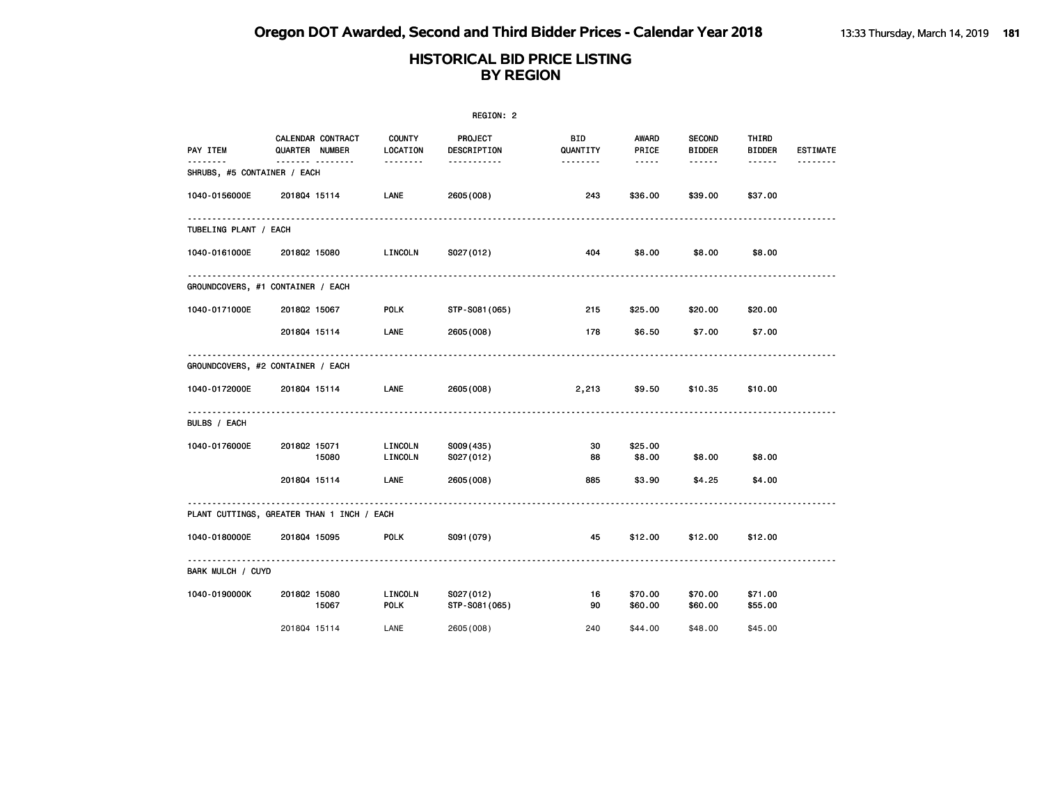# Oregon DOT Awarded, Second and Third Bidder Prices - Calendar Year 2018

## HISTORICAL BID PRICE LISTING BY REGION

REGION: 2

| PAY ITEM | CALENDAR QUARTER | CONTRACT NUMBER | COUNTY LOCATION | PROJECT DESCRIPTION | BID QUANTITY | AWARD PRICE | SECOND BIDDER | THIRD BIDDER | ESTIMATE |
|---|---|---|---|---|---|---|---|---|---|
| SHRUBS, #5 CONTAINER / EACH | | | | | | | | | |
| 1040-0156000E | 2018Q4 | 15114 | LANE | 2605(008) | 243 | $36.00 | $39.00 | $37.00 | |
| TUBELING PLANT / EACH | | | | | | | | | |
| 1040-0161000E | 2018Q2 | 15080 | LINCOLN | S027(012) | 404 | $8.00 | $8.00 | $8.00 | |
| GROUNDCOVERS, #1 CONTAINER / EACH | | | | | | | | | |
| 1040-0171000E | 2018Q2 | 15067 | POLK | STP-S081(065) | 215 | $25.00 | $20.00 | $20.00 | |
| | 2018Q4 | 15114 | LANE | 2605(008) | 178 | $6.50 | $7.00 | $7.00 | |
| GROUNDCOVERS, #2 CONTAINER / EACH | | | | | | | | | |
| 1040-0172000E | 2018Q4 | 15114 | LANE | 2605(008) | 2,213 | $9.50 | $10.35 | $10.00 | |
| BULBS / EACH | | | | | | | | | |
| 1040-0176000E | 2018Q2 | 15071 | LINCOLN | S009(435) | 30 | $25.00 | | | |
| | | 15080 | LINCOLN | S027(012) | 88 | $8.00 | $8.00 | $8.00 | |
| | 2018Q4 | 15114 | LANE | 2605(008) | 885 | $3.90 | $4.25 | $4.00 | |
| PLANT CUTTINGS, GREATER THAN 1 INCH / EACH | | | | | | | | | |
| 1040-0180000E | 2018Q4 | 15095 | POLK | S091(079) | 45 | $12.00 | $12.00 | $12.00 | |
| BARK MULCH / CUYD | | | | | | | | | |
| 1040-0190000K | 2018Q2 | 15080 | LINCOLN | S027(012) | 16 | $70.00 | $70.00 | $71.00 | |
| | | 15067 | POLK | STP-S081(065) | 90 | $60.00 | $60.00 | $55.00 | |
| | 2018Q4 | 15114 | LANE | 2605(008) | 240 | $44.00 | $48.00 | $45.00 | |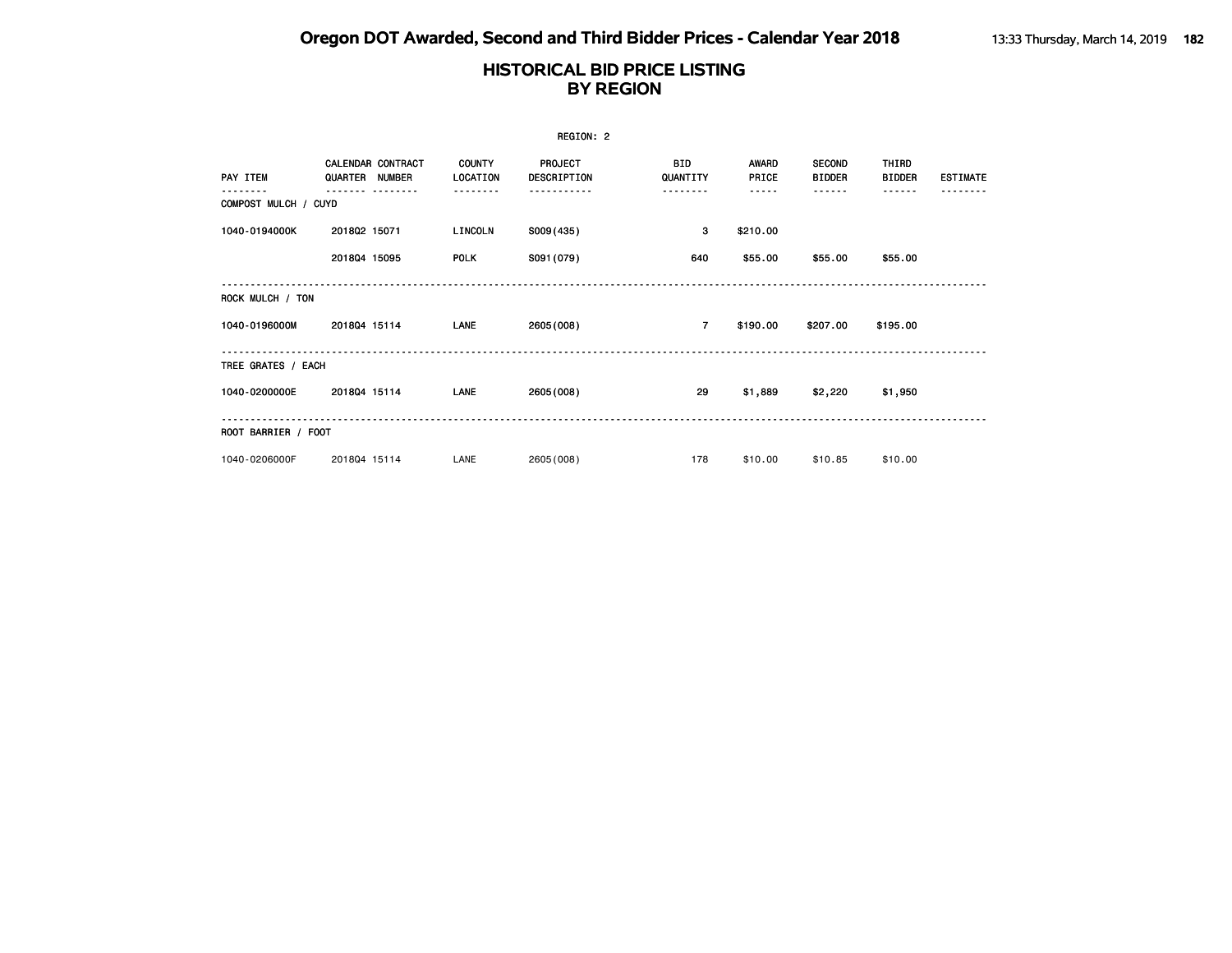# Oregon DOT Awarded, Second and Third Bidder Prices - Calendar Year 2018

## HISTORICAL BID PRICE LISTING BY REGION

REGION: 2

| PAY ITEM | CALENDAR QUARTER | CONTRACT NUMBER | COUNTY LOCATION | PROJECT DESCRIPTION | BID QUANTITY | AWARD PRICE | SECOND BIDDER | THIRD BIDDER | ESTIMATE |
|---|---|---|---|---|---|---|---|---|---|
| COMPOST MULCH / CUYD | | | | | | | | | |
| 1040-0194000K | 2018Q2 | 15071 | LINCOLN | S009(435) | 3 | $210.00 | | | |
| | 2018Q4 | 15095 | POLK | S091(079) | 640 | $55.00 | $55.00 | $55.00 | |
| ROCK MULCH / TON | | | | | | | | | |
| 1040-0196000M | 2018Q4 | 15114 | LANE | 2605(008) | 7 | $190.00 | $207.00 | $195.00 | |
| TREE GRATES / EACH | | | | | | | | | |
| 1040-0200000E | 2018Q4 | 15114 | LANE | 2605(008) | 29 | $1,889 | $2,220 | $1,950 | |
| ROOT BARRIER / FOOT | | | | | | | | | |
| 1040-0206000F | 2018Q4 | 15114 | LANE | 2605(008) | 178 | $10.00 | $10.85 | $10.00 | |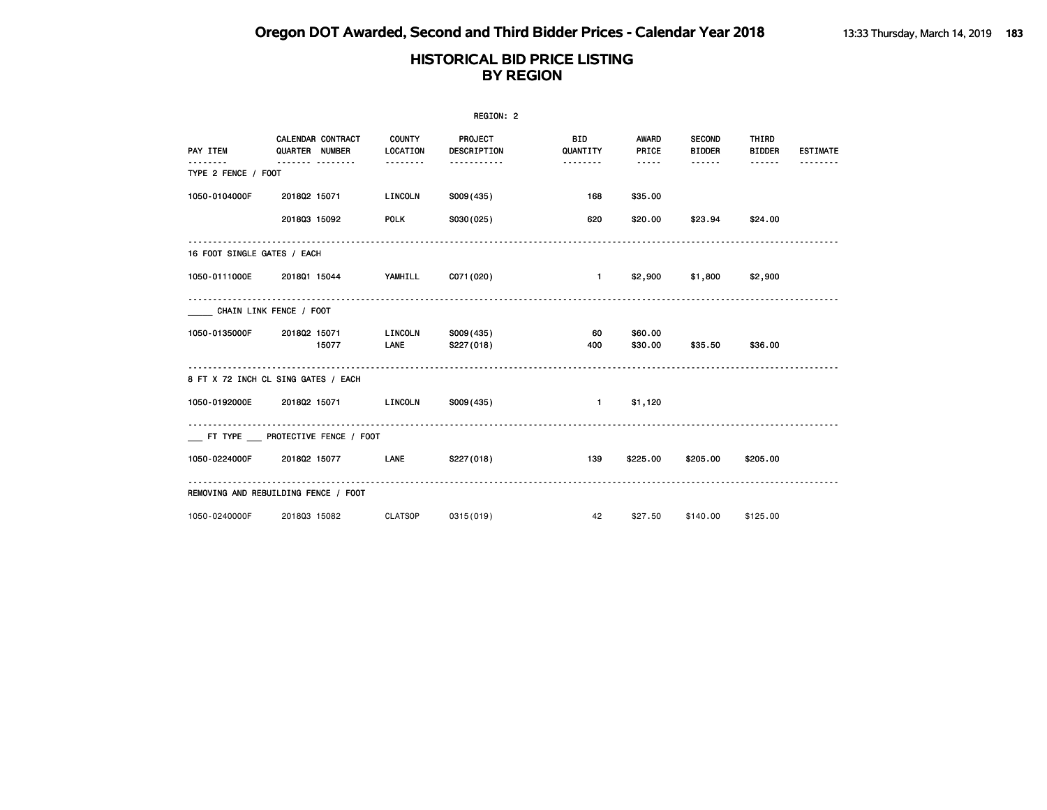# Oregon DOT Awarded, Second and Third Bidder Prices - Calendar Year 2018

## HISTORICAL BID PRICE LISTING BY REGION

REGION: 2

| PAY ITEM | CALENDAR QUARTER | CONTRACT NUMBER | COUNTY LOCATION | PROJECT DESCRIPTION | BID QUANTITY | AWARD PRICE | SECOND BIDDER | THIRD BIDDER | ESTIMATE |
|---|---|---|---|---|---|---|---|---|---|
| **TYPE 2 FENCE / FOOT** | | | | | | | | | |
| 1050-0104000F | 2018Q2 | 15071 | LINCOLN | S009(435) | 168 | $35.00 | | | |
| | 2018Q3 | 15092 | POLK | S030(025) | 620 | $20.00 | $23.94 | $24.00 | |
| **16 FOOT SINGLE GATES / EACH** | | | | | | | | | |
| 1050-0111000E | 2018Q1 | 15044 | YAMHILL | C071(020) | 1 | $2,900 | $1,800 | $2,900 | |
| **_____ CHAIN LINK FENCE / FOOT** | | | | | | | | | |
| 1050-0135000F | 2018Q2 | 15071 | LINCOLN | S009(435) | 60 | $60.00 | | | |
| | | 15077 | LANE | S227(018) | 400 | $30.00 | $35.50 | $36.00 | |
| **8 FT X 72 INCH CL SING GATES / EACH** | | | | | | | | | |
| 1050-0192000E | 2018Q2 | 15071 | LINCOLN | S009(435) | 1 | $1,120 | | | |
| **___ FT TYPE ___ PROTECTIVE FENCE / FOOT** | | | | | | | | | |
| 1050-0224000F | 2018Q2 | 15077 | LANE | S227(018) | 139 | $225.00 | $205.00 | $205.00 | |
| **REMOVING AND REBUILDING FENCE / FOOT** | | | | | | | | | |
| 1050-0240000F | 2018Q3 | 15082 | CLATSOP | 0315(019) | 42 | $27.50 | $140.00 | $125.00 | |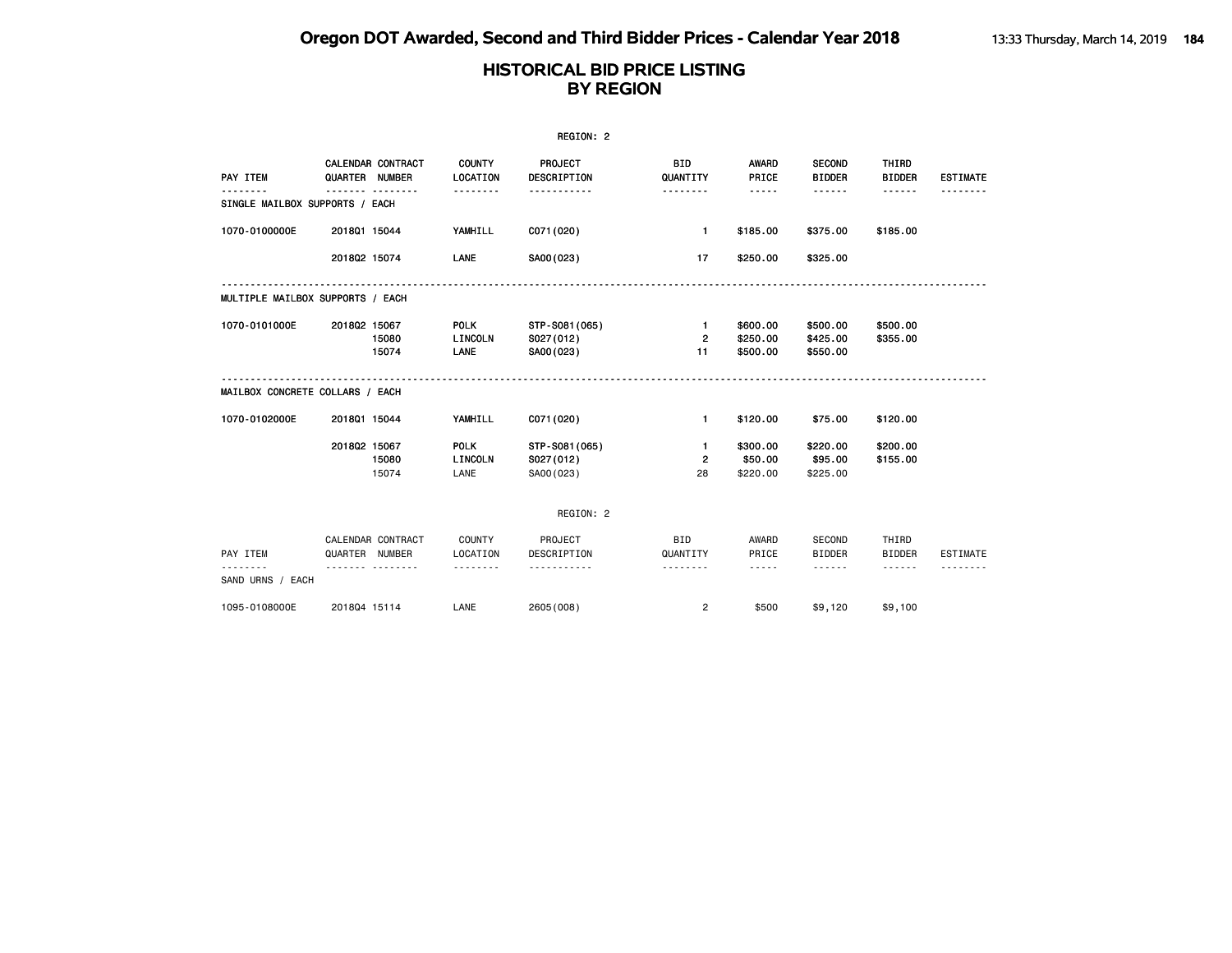## Oregon DOT Awarded, Second and Third Bidder Prices - Calendar Year 2018

## HISTORICAL BID PRICE LISTING BY REGION

REGION: 2

| PAY ITEM | CALENDAR QUARTER | CONTRACT NUMBER | COUNTY LOCATION | PROJECT DESCRIPTION | BID QUANTITY | AWARD PRICE | SECOND BIDDER | THIRD BIDDER | ESTIMATE |
|---|---|---|---|---|---|---|---|---|---|
| **SINGLE MAILBOX SUPPORTS / EACH** | | | | | | | | | |
| 1070-0100000E | 2018Q1 | 15044 | YAMHILL | C071(020) | 1 | $185.00 | $375.00 | $185.00 | |
| | 2018Q2 | 15074 | LANE | SA00(023) | 17 | $250.00 | $325.00 | | |
| **MULTIPLE MAILBOX SUPPORTS / EACH** | | | | | | | | | |
| 1070-0101000E | 2018Q2 | 15067 | POLK | STP-S081(065) | 1 | $600.00 | $500.00 | $500.00 | |
| | | 15080 | LINCOLN | S027(012) | 2 | $250.00 | $425.00 | $355.00 | |
| | | 15074 | LANE | SA00(023) | 11 | $500.00 | $550.00 | | |
| **MAILBOX CONCRETE COLLARS / EACH** | | | | | | | | | |
| 1070-0102000E | 2018Q1 | 15044 | YAMHILL | C071(020) | 1 | $120.00 | $75.00 | $120.00 | |
| | 2018Q2 | 15067 | POLK | STP-S081(065) | 1 | $300.00 | $220.00 | $200.00 | |
| | | 15080 | LINCOLN | S027(012) | 2 | $50.00 | $95.00 | $155.00 | |
| | | 15074 | LANE | SA00(023) | 28 | $220.00 | $225.00 | | |

REGION: 2

| PAY ITEM | CALENDAR QUARTER | CONTRACT NUMBER | COUNTY LOCATION | PROJECT DESCRIPTION | BID QUANTITY | AWARD PRICE | SECOND BIDDER | THIRD BIDDER | ESTIMATE |
|---|---|---|---|---|---|---|---|---|---|
| **SAND URNS / EACH** | | | | | | | | | |
| 1095-0108000E | 2018Q4 | 15114 | LANE | 2605(008) | 2 | $500 | $9,120 | $9,100 | |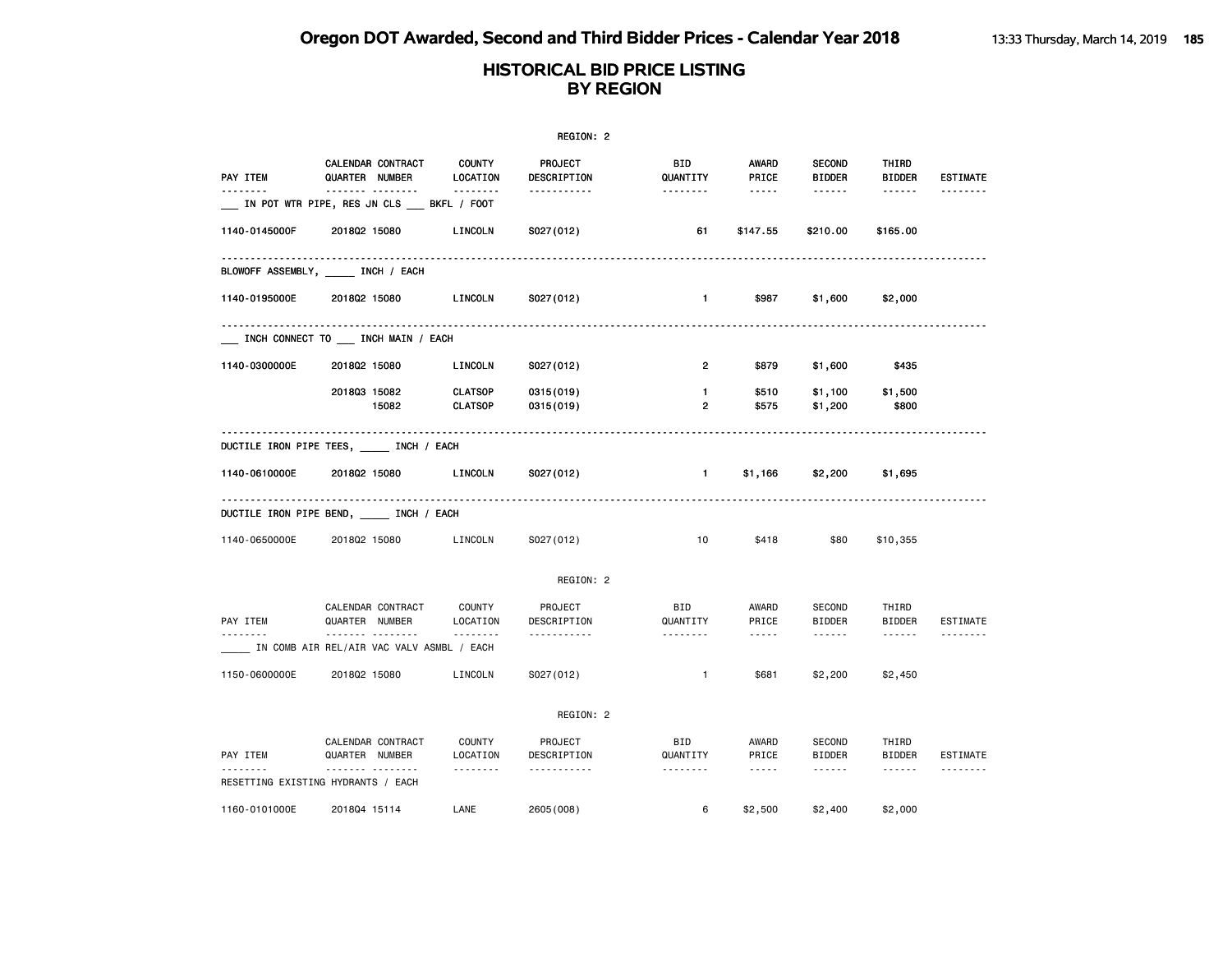# Oregon DOT Awarded, Second and Third Bidder Prices - Calendar Year 2018

## HISTORICAL BID PRICE LISTING BY REGION

REGION: 2

| PAY ITEM | CALENDAR QUARTER | CONTRACT NUMBER | COUNTY LOCATION | PROJECT DESCRIPTION | BID QUANTITY | AWARD PRICE | SECOND BIDDER | THIRD BIDDER | ESTIMATE |
|---|---|---|---|---|---|---|---|---|---|
| ___ IN POT WTR PIPE, RES JN CLS ___ BKFL / FOOT | | | | | | | | | |
| 1140-0145000F | 2018Q2 | 15080 | LINCOLN | S027(012) | 61 | $147.55 | $210.00 | $165.00 | |
| BLOWOFF ASSEMBLY, _____ INCH / EACH | | | | | | | | | |
| 1140-0195000E | 2018Q2 | 15080 | LINCOLN | S027(012) | 1 | $987 | $1,600 | $2,000 | |
| ___ INCH CONNECT TO ___ INCH MAIN / EACH | | | | | | | | | |
| 1140-0300000E | 2018Q2 | 15080 | LINCOLN | S027(012) | 2 | $879 | $1,600 | $435 | |
| | 2018Q3 | 15082 | CLATSOP | 0315(019) | 1 | $510 | $1,100 | $1,500 | |
| | | 15082 | CLATSOP | 0315(019) | 2 | $575 | $1,200 | $800 | |
| DUCTILE IRON PIPE TEES, _____ INCH / EACH | | | | | | | | | |
| 1140-0610000E | 2018Q2 | 15080 | LINCOLN | S027(012) | 1 | $1,166 | $2,200 | $1,695 | |
| DUCTILE IRON PIPE BEND, _____ INCH / EACH | | | | | | | | | |
| 1140-0650000E | 2018Q2 | 15080 | LINCOLN | S027(012) | 10 | $418 | $80 | $10,355 | |

REGION: 2

| PAY ITEM | CALENDAR QUARTER | CONTRACT NUMBER | COUNTY LOCATION | PROJECT DESCRIPTION | BID QUANTITY | AWARD PRICE | SECOND BIDDER | THIRD BIDDER | ESTIMATE |
|---|---|---|---|---|---|---|---|---|---|
| _____ IN COMB AIR REL/AIR VAC VALV ASMBL / EACH | | | | | | | | | |
| 1150-0600000E | 2018Q2 | 15080 | LINCOLN | S027(012) | 1 | $681 | $2,200 | $2,450 | |

REGION: 2

| PAY ITEM | CALENDAR QUARTER | CONTRACT NUMBER | COUNTY LOCATION | PROJECT DESCRIPTION | BID QUANTITY | AWARD PRICE | SECOND BIDDER | THIRD BIDDER | ESTIMATE |
|---|---|---|---|---|---|---|---|---|---|
| RESETTING EXISTING HYDRANTS / EACH | | | | | | | | | |
| 1160-0101000E | 2018Q4 | 15114 | LANE | 2605(008) | 6 | $2,500 | $2,400 | $2,000 | |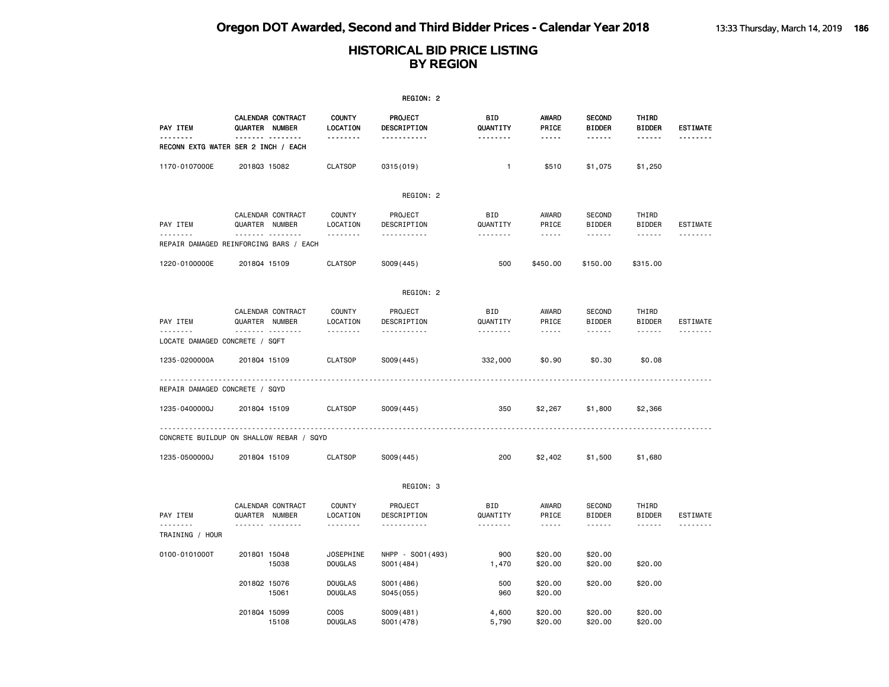# HISTORICAL BID PRICE LISTING BY REGION

REGION: 2

| PAY ITEM | CALENDAR QUARTER | CONTRACT NUMBER | COUNTY LOCATION | PROJECT DESCRIPTION | BID QUANTITY | AWARD PRICE | SECOND BIDDER | THIRD BIDDER | ESTIMATE |
|---|---|---|---|---|---|---|---|---|---|
| RECONN EXTG WATER SER 2 INCH / EACH | | | | | | | | | |
| 1170-0107000E | 2018Q3 | 15082 | CLATSOP | 0315(019) | 1 | $510 | $1,075 | $1,250 | |

REGION: 2

| PAY ITEM | CALENDAR QUARTER | CONTRACT NUMBER | COUNTY LOCATION | PROJECT DESCRIPTION | BID QUANTITY | AWARD PRICE | SECOND BIDDER | THIRD BIDDER | ESTIMATE |
|---|---|---|---|---|---|---|---|---|---|
| REPAIR DAMAGED REINFORCING BARS / EACH | | | | | | | | | |
| 1220-0100000E | 2018Q4 | 15109 | CLATSOP | S009(445) | 500 | $450.00 | $150.00 | $315.00 | |

REGION: 2

| PAY ITEM | CALENDAR QUARTER | CONTRACT NUMBER | COUNTY LOCATION | PROJECT DESCRIPTION | BID QUANTITY | AWARD PRICE | SECOND BIDDER | THIRD BIDDER | ESTIMATE |
|---|---|---|---|---|---|---|---|---|---|
| LOCATE DAMAGED CONCRETE / SQFT | | | | | | | | | |
| 1235-0200000A | 2018Q4 | 15109 | CLATSOP | S009(445) | 332,000 | $0.90 | $0.30 | $0.08 | |
| REPAIR DAMAGED CONCRETE / SQYD | | | | | | | | | |
| 1235-0400000J | 2018Q4 | 15109 | CLATSOP | S009(445) | 350 | $2,267 | $1,800 | $2,366 | |
| CONCRETE BUILDUP ON SHALLOW REBAR / SQYD | | | | | | | | | |
| 1235-0500000J | 2018Q4 | 15109 | CLATSOP | S009(445) | 200 | $2,402 | $1,500 | $1,680 | |

REGION: 3

| PAY ITEM | CALENDAR QUARTER | CONTRACT NUMBER | COUNTY LOCATION | PROJECT DESCRIPTION | BID QUANTITY | AWARD PRICE | SECOND BIDDER | THIRD BIDDER | ESTIMATE |
|---|---|---|---|---|---|---|---|---|---|
| TRAINING / HOUR | | | | | | | | | |
| 0100-0101000T | 2018Q1 | 15048 | JOSEPHINE | NHPP - S001(493) | 900 | $20.00 | $20.00 | | |
| | | 15038 | DOUGLAS | S001(484) | 1,470 | $20.00 | $20.00 | $20.00 | |
| | 2018Q2 | 15076 | DOUGLAS | S001(486) | 500 | $20.00 | $20.00 | $20.00 | |
| | | 15061 | DOUGLAS | S045(055) | 960 | $20.00 | | | |
| | 2018Q4 | 15099 | COOS | S009(481) | 4,600 | $20.00 | $20.00 | $20.00 | |
| | | 15108 | DOUGLAS | S001(478) | 5,790 | $20.00 | $20.00 | $20.00 | |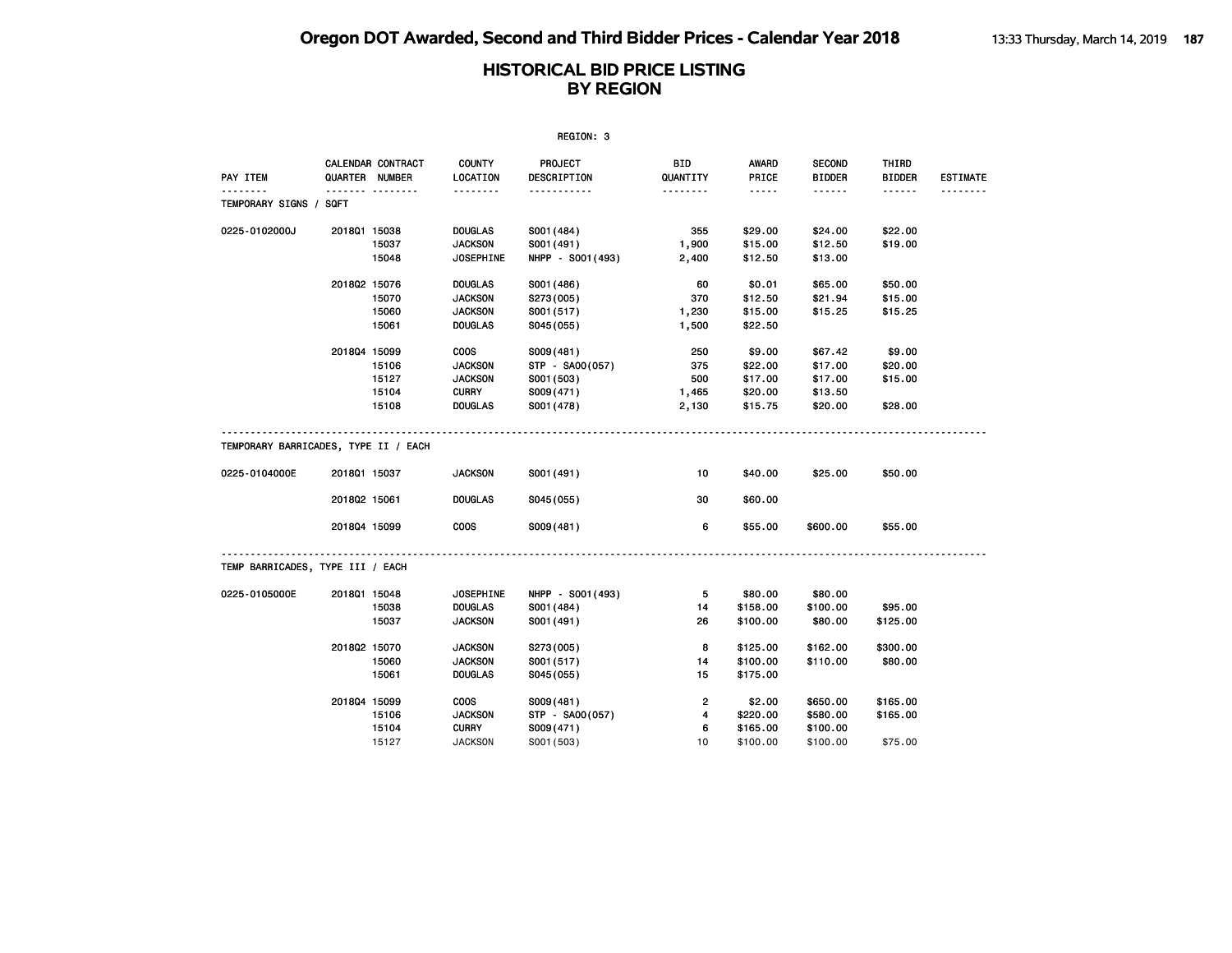# Oregon DOT Awarded, Second and Third Bidder Prices - Calendar Year 2018

## HISTORICAL BID PRICE LISTING BY REGION

REGION: 3

| PAY ITEM | CALENDAR QUARTER | CONTRACT NUMBER | COUNTY LOCATION | PROJECT DESCRIPTION | BID QUANTITY | AWARD PRICE | SECOND BIDDER | THIRD BIDDER | ESTIMATE |
|---|---|---|---|---|---|---|---|---|---|
| **TEMPORARY SIGNS / SQFT** | | | | | | | | | |
| 0225-0102000J | 2018Q1 | 15038 | DOUGLAS | S001(484) | 355 | $29.00 | $24.00 | $22.00 | |
| | | 15037 | JACKSON | S001(491) | 1,900 | $15.00 | $12.50 | $19.00 | |
| | | 15048 | JOSEPHINE | NHPP - S001(493) | 2,400 | $12.50 | $13.00 | | |
| | 2018Q2 | 15076 | DOUGLAS | S001(486) | 60 | $0.01 | $65.00 | $50.00 | |
| | | 15070 | JACKSON | S273(005) | 370 | $12.50 | $21.94 | $15.00 | |
| | | 15060 | JACKSON | S001(517) | 1,230 | $15.00 | $15.25 | $15.25 | |
| | | 15061 | DOUGLAS | S045(055) | 1,500 | $22.50 | | | |
| | 2018Q4 | 15099 | COOS | S009(481) | 250 | $9.00 | $67.42 | $9.00 | |
| | | 15106 | JACKSON | STP - SA00(057) | 375 | $22.00 | $17.00 | $20.00 | |
| | | 15127 | JACKSON | S001(503) | 500 | $17.00 | $17.00 | $15.00 | |
| | | 15104 | CURRY | S009(471) | 1,465 | $20.00 | $13.50 | | |
| | | 15108 | DOUGLAS | S001(478) | 2,130 | $15.75 | $20.00 | $28.00 | |
| **TEMPORARY BARRICADES, TYPE II / EACH** | | | | | | | | | |
| 0225-0104000E | 2018Q1 | 15037 | JACKSON | S001(491) | 10 | $40.00 | $25.00 | $50.00 | |
| | 2018Q2 | 15061 | DOUGLAS | S045(055) | 30 | $60.00 | | | |
| | 2018Q4 | 15099 | COOS | S009(481) | 6 | $55.00 | $600.00 | $55.00 | |
| **TEMP BARRICADES, TYPE III / EACH** | | | | | | | | | |
| 0225-0105000E | 2018Q1 | 15048 | JOSEPHINE | NHPP - S001(493) | 5 | $80.00 | $80.00 | | |
| | | 15038 | DOUGLAS | S001(484) | 14 | $158.00 | $100.00 | $95.00 | |
| | | 15037 | JACKSON | S001(491) | 26 | $100.00 | $80.00 | $125.00 | |
| | 2018Q2 | 15070 | JACKSON | S273(005) | 8 | $125.00 | $162.00 | $300.00 | |
| | | 15060 | JACKSON | S001(517) | 14 | $100.00 | $110.00 | $80.00 | |
| | | 15061 | DOUGLAS | S045(055) | 15 | $175.00 | | | |
| | 2018Q4 | 15099 | COOS | S009(481) | 2 | $2.00 | $650.00 | $165.00 | |
| | | 15106 | JACKSON | STP - SA00(057) | 4 | $220.00 | $580.00 | $165.00 | |
| | | 15104 | CURRY | S009(471) | 6 | $165.00 | $100.00 | | |
| | | 15127 | JACKSON | S001(503) | 10 | $100.00 | $100.00 | $75.00 | |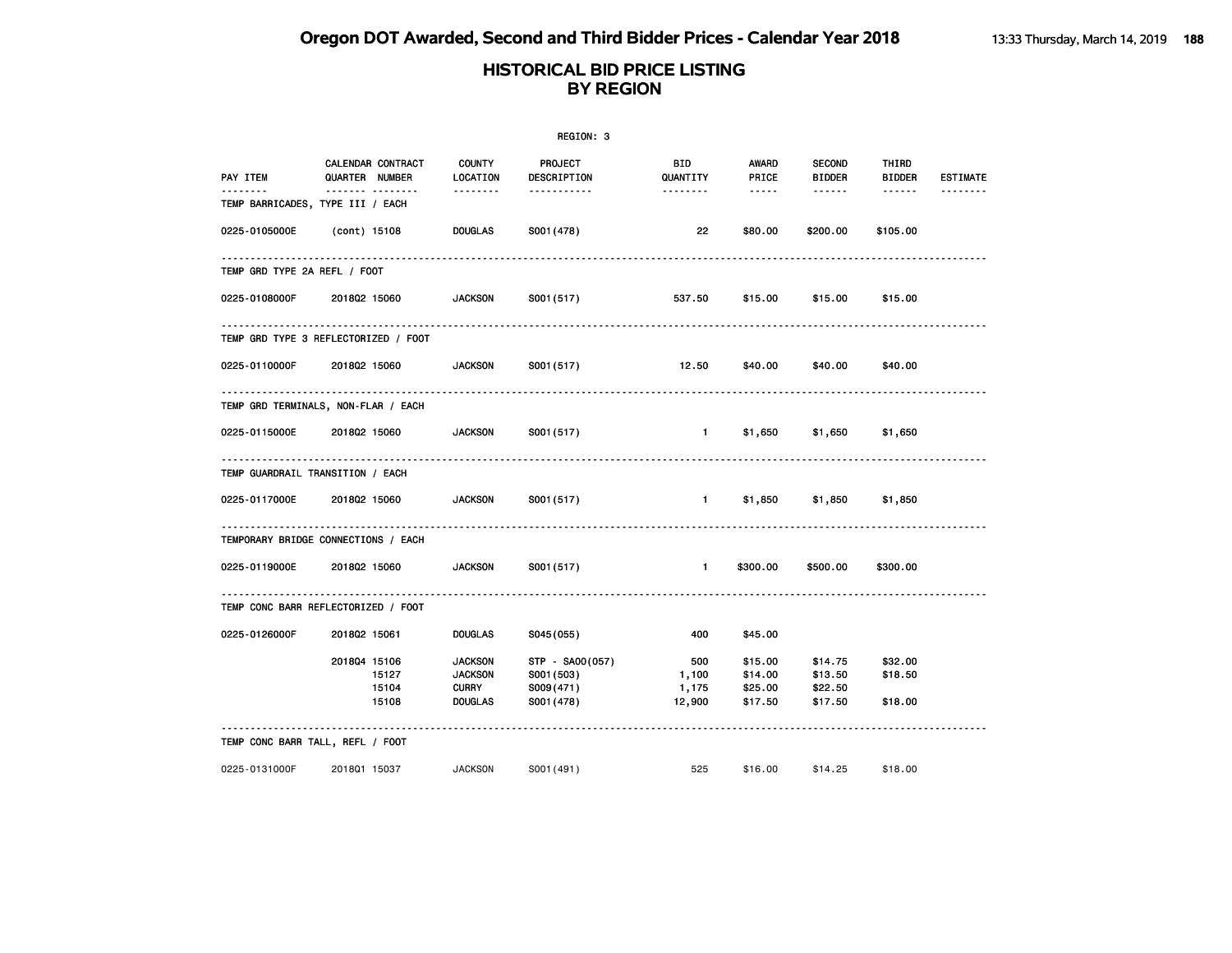# HISTORICAL BID PRICE LISTING BY REGION

REGION: 3

| PAY ITEM | CALENDAR QUARTER | CONTRACT NUMBER | COUNTY LOCATION | PROJECT DESCRIPTION | BID QUANTITY | AWARD PRICE | SECOND BIDDER | THIRD BIDDER | ESTIMATE |
|---|---|---|---|---|---|---|---|---|---|
| TEMP BARRICADES, TYPE III / EACH | | | | | | | | | |
| 0225-0105000E | (cont) | 15108 | DOUGLAS | S001(478) | 22 | $80.00 | $200.00 | $105.00 | |
| TEMP GRD TYPE 2A REFL / FOOT | | | | | | | | | |
| 0225-0108000F | 2018Q2 | 15060 | JACKSON | S001(517) | 537.50 | $15.00 | $15.00 | $15.00 | |
| TEMP GRD TYPE 3 REFLECTORIZED / FOOT | | | | | | | | | |
| 0225-0110000F | 2018Q2 | 15060 | JACKSON | S001(517) | 12.50 | $40.00 | $40.00 | $40.00 | |
| TEMP GRD TERMINALS, NON-FLAR / EACH | | | | | | | | | |
| 0225-0115000E | 2018Q2 | 15060 | JACKSON | S001(517) | 1 | $1,650 | $1,650 | $1,650 | |
| TEMP GUARDRAIL TRANSITION / EACH | | | | | | | | | |
| 0225-0117000E | 2018Q2 | 15060 | JACKSON | S001(517) | 1 | $1,850 | $1,850 | $1,850 | |
| TEMPORARY BRIDGE CONNECTIONS / EACH | | | | | | | | | |
| 0225-0119000E | 2018Q2 | 15060 | JACKSON | S001(517) | 1 | $300.00 | $500.00 | $300.00 | |
| TEMP CONC BARR REFLECTORIZED / FOOT | | | | | | | | | |
| 0225-0126000F | 2018Q2 | 15061 | DOUGLAS | S045(055) | 400 | $45.00 | | | |
| | 2018Q4 | 15106 | JACKSON | STP - SA00(057) | 500 | $15.00 | $14.75 | $32.00 | |
| | | 15127 | JACKSON | S001(503) | 1,100 | $14.00 | $13.50 | $18.50 | |
| | | 15104 | CURRY | S009(471) | 1,175 | $25.00 | $22.50 | | |
| | | 15108 | DOUGLAS | S001(478) | 12,900 | $17.50 | $17.50 | $18.00 | |
| TEMP CONC BARR TALL, REFL / FOOT | | | | | | | | | |
| 0225-0131000F | 2018Q1 | 15037 | JACKSON | S001(491) | 525 | $16.00 | $14.25 | $18.00 | |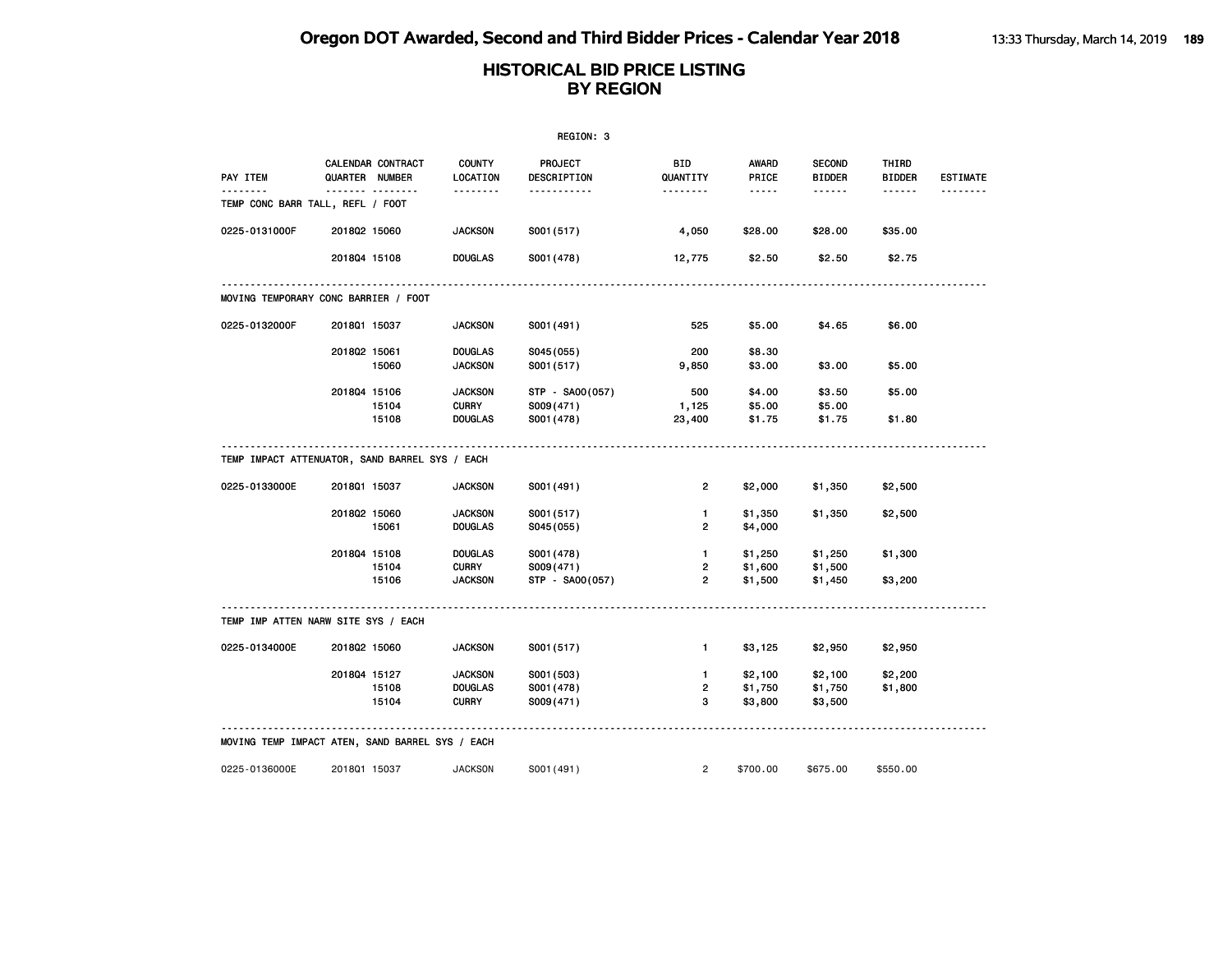# HISTORICAL BID PRICE LISTING
## BY REGION

REGION: 3

| PAY ITEM | CALENDAR QUARTER | CONTRACT NUMBER | COUNTY LOCATION | PROJECT DESCRIPTION | BID QUANTITY | AWARD PRICE | SECOND BIDDER | THIRD BIDDER | ESTIMATE |
|---|---|---|---|---|---|---|---|---|---|
| TEMP CONC BARR TALL, REFL / FOOT | | | | | | | | | |
| 0225-0131000F | 2018Q2 | 15060 | JACKSON | S001(517) | 4,050 | $28.00 | $28.00 | $35.00 | |
| | 2018Q4 | 15108 | DOUGLAS | S001(478) | 12,775 | $2.50 | $2.50 | $2.75 | |
| MOVING TEMPORARY CONC BARRIER / FOOT | | | | | | | | | |
| 0225-0132000F | 2018Q1 | 15037 | JACKSON | S001(491) | 525 | $5.00 | $4.65 | $6.00 | |
| | 2018Q2 | 15061 | DOUGLAS | S045(055) | 200 | $8.30 | | | |
| | | 15060 | JACKSON | S001(517) | 9,850 | $3.00 | $3.00 | $5.00 | |
| | 2018Q4 | 15106 | JACKSON | STP - SA00(057) | 500 | $4.00 | $3.50 | $5.00 | |
| | | 15104 | CURRY | S009(471) | 1,125 | $5.00 | $5.00 | | |
| | | 15108 | DOUGLAS | S001(478) | 23,400 | $1.75 | $1.75 | $1.80 | |
| TEMP IMPACT ATTENUATOR, SAND BARREL SYS / EACH | | | | | | | | | |
| 0225-0133000E | 2018Q1 | 15037 | JACKSON | S001(491) | 2 | $2,000 | $1,350 | $2,500 | |
| | 2018Q2 | 15060 | JACKSON | S001(517) | 1 | $1,350 | $1,350 | $2,500 | |
| | | 15061 | DOUGLAS | S045(055) | 2 | $4,000 | | | |
| | 2018Q4 | 15108 | DOUGLAS | S001(478) | 1 | $1,250 | $1,250 | $1,300 | |
| | | 15104 | CURRY | S009(471) | 2 | $1,600 | $1,500 | | |
| | | 15106 | JACKSON | STP - SA00(057) | 2 | $1,500 | $1,450 | $3,200 | |
| TEMP IMP ATTEN NARW SITE SYS / EACH | | | | | | | | | |
| 0225-0134000E | 2018Q2 | 15060 | JACKSON | S001(517) | 1 | $3,125 | $2,950 | $2,950 | |
| | 2018Q4 | 15127 | JACKSON | S001(503) | 1 | $2,100 | $2,100 | $2,200 | |
| | | 15108 | DOUGLAS | S001(478) | 2 | $1,750 | $1,750 | $1,800 | |
| | | 15104 | CURRY | S009(471) | 3 | $3,800 | $3,500 | | |
| MOVING TEMP IMPACT ATEN, SAND BARREL SYS / EACH | | | | | | | | | |
| 0225-0136000E | 2018Q1 | 15037 | JACKSON | S001(491) | 2 | $700.00 | $675.00 | $550.00 | |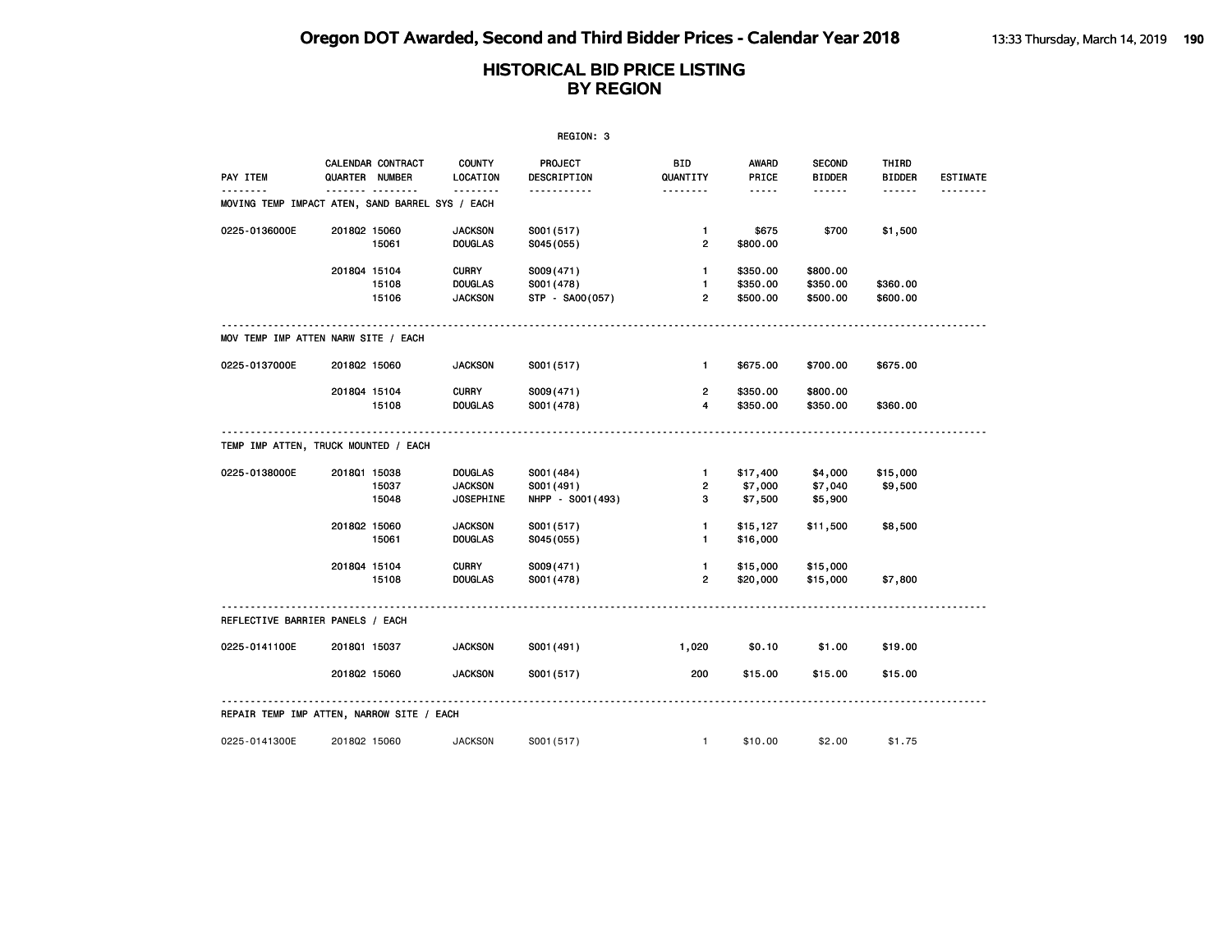# Oregon DOT Awarded, Second and Third Bidder Prices - Calendar Year 2018

## HISTORICAL BID PRICE LISTING BY REGION

REGION: 3

| PAY ITEM | CALENDAR QUARTER | CONTRACT NUMBER | COUNTY LOCATION | PROJECT DESCRIPTION | BID QUANTITY | AWARD PRICE | SECOND BIDDER | THIRD BIDDER | ESTIMATE |
|---|---|---|---|---|---|---|---|---|---|
| MOVING TEMP IMPACT ATEN, SAND BARREL SYS / EACH | | | | | | | | | |
| 0225-0136000E | 2018Q2 | 15060 | JACKSON | S001(517) | 1 | $675 | $700 | $1,500 | |
| | | 15061 | DOUGLAS | S045(055) | 2 | $800.00 | | | |
| | 2018Q4 | 15104 | CURRY | S009(471) | 1 | $350.00 | $800.00 | | |
| | | 15108 | DOUGLAS | S001(478) | 1 | $350.00 | $350.00 | $360.00 | |
| | | 15106 | JACKSON | STP - SA00(057) | 2 | $500.00 | $500.00 | $600.00 | |
| MOV TEMP IMP ATTEN NARW SITE / EACH | | | | | | | | | |
| 0225-0137000E | 2018Q2 | 15060 | JACKSON | S001(517) | 1 | $675.00 | $700.00 | $675.00 | |
| | 2018Q4 | 15104 | CURRY | S009(471) | 2 | $350.00 | $800.00 | | |
| | | 15108 | DOUGLAS | S001(478) | 4 | $350.00 | $350.00 | $360.00 | |
| TEMP IMP ATTEN, TRUCK MOUNTED / EACH | | | | | | | | | |
| 0225-0138000E | 2018Q1 | 15038 | DOUGLAS | S001(484) | 1 | $17,400 | $4,000 | $15,000 | |
| | | 15037 | JACKSON | S001(491) | 2 | $7,000 | $7,040 | $9,500 | |
| | | 15048 | JOSEPHINE | NHPP - S001(493) | 3 | $7,500 | $5,900 | | |
| | 2018Q2 | 15060 | JACKSON | S001(517) | 1 | $15,127 | $11,500 | $8,500 | |
| | | 15061 | DOUGLAS | S045(055) | 1 | $16,000 | | | |
| | 2018Q4 | 15104 | CURRY | S009(471) | 1 | $15,000 | $15,000 | | |
| | | 15108 | DOUGLAS | S001(478) | 2 | $20,000 | $15,000 | $7,800 | |
| REFLECTIVE BARRIER PANELS / EACH | | | | | | | | | |
| 0225-0141100E | 2018Q1 | 15037 | JACKSON | S001(491) | 1,020 | $0.10 | $1.00 | $19.00 | |
| | 2018Q2 | 15060 | JACKSON | S001(517) | 200 | $15.00 | $15.00 | $15.00 | |
| REPAIR TEMP IMP ATTEN, NARROW SITE / EACH | | | | | | | | | |
| 0225-0141300E | 2018Q2 | 15060 | JACKSON | S001(517) | 1 | $10.00 | $2.00 | $1.75 | |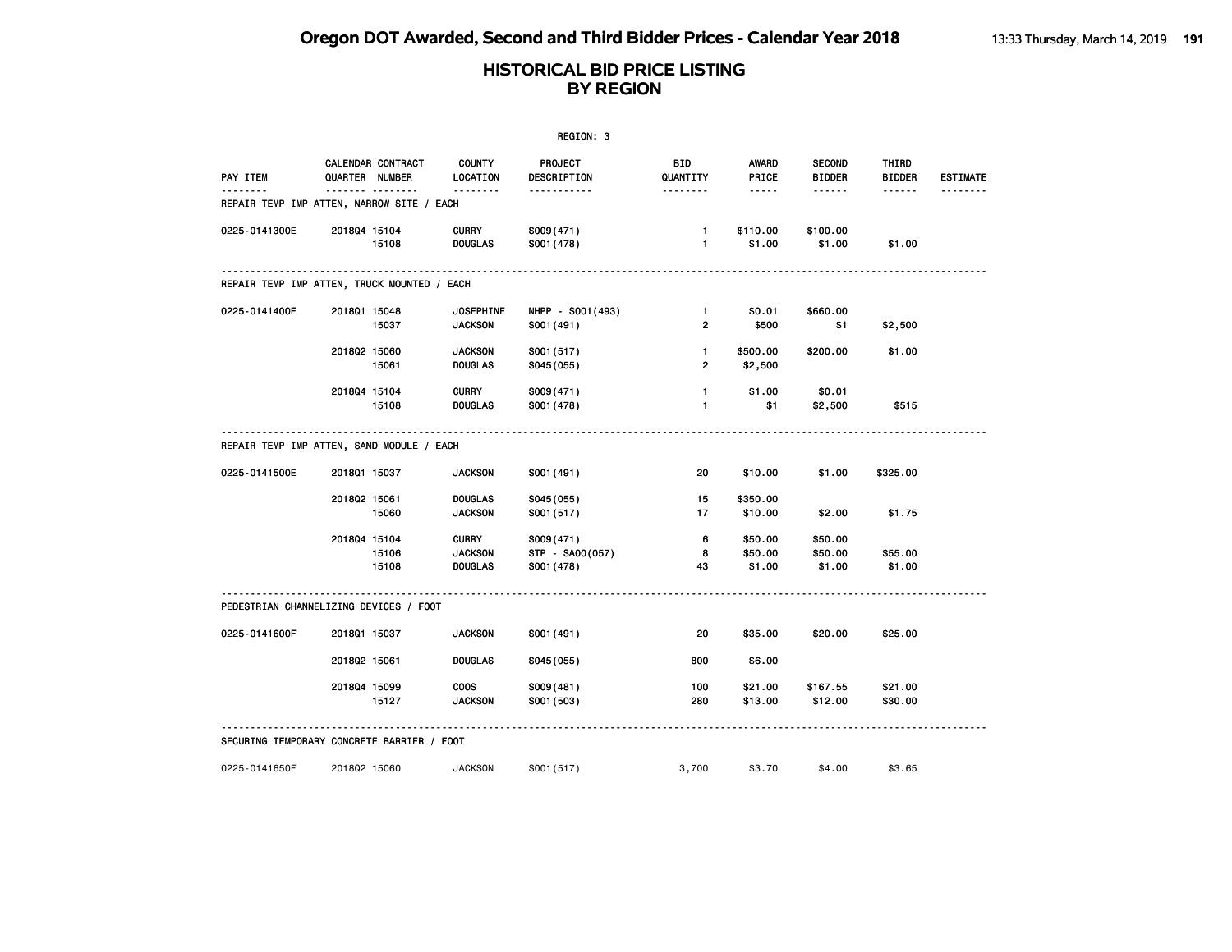# Oregon DOT Awarded, Second and Third Bidder Prices - Calendar Year 2018

## HISTORICAL BID PRICE LISTING BY REGION

REGION: 3

| PAY ITEM | CALENDAR QUARTER | CONTRACT NUMBER | COUNTY LOCATION | PROJECT DESCRIPTION | BID QUANTITY | AWARD PRICE | SECOND BIDDER | THIRD BIDDER | ESTIMATE |
|---|---|---|---|---|---|---|---|---|---|
| **REPAIR TEMP IMP ATTEN, NARROW SITE / EACH** | | | | | | | | | |
| 0225-0141300E | 2018Q4 | 15104 | CURRY | S009(471) | 1 | $110.00 | $100.00 | | |
| | | 15108 | DOUGLAS | S001(478) | 1 | $1.00 | $1.00 | $1.00 | |
| **REPAIR TEMP IMP ATTEN, TRUCK MOUNTED / EACH** | | | | | | | | | |
| 0225-0141400E | 2018Q1 | 15048 | JOSEPHINE | NHPP - S001(493) | 1 | $0.01 | $660.00 | | |
| | | 15037 | JACKSON | S001(491) | 2 | $500 | $1 | $2,500 | |
| | 2018Q2 | 15060 | JACKSON | S001(517) | 1 | $500.00 | $200.00 | $1.00 | |
| | | 15061 | DOUGLAS | S045(055) | 2 | $2,500 | | | |
| | 2018Q4 | 15104 | CURRY | S009(471) | 1 | $1.00 | $0.01 | | |
| | | 15108 | DOUGLAS | S001(478) | 1 | $1 | $2,500 | $515 | |
| **REPAIR TEMP IMP ATTEN, SAND MODULE / EACH** | | | | | | | | | |
| 0225-0141500E | 2018Q1 | 15037 | JACKSON | S001(491) | 20 | $10.00 | $1.00 | $325.00 | |
| | 2018Q2 | 15061 | DOUGLAS | S045(055) | 15 | $350.00 | | | |
| | | 15060 | JACKSON | S001(517) | 17 | $10.00 | $2.00 | $1.75 | |
| | 2018Q4 | 15104 | CURRY | S009(471) | 6 | $50.00 | $50.00 | | |
| | | 15106 | JACKSON | STP - SA00(057) | 8 | $50.00 | $50.00 | $55.00 | |
| | | 15108 | DOUGLAS | S001(478) | 43 | $1.00 | $1.00 | $1.00 | |
| **PEDESTRIAN CHANNELIZING DEVICES / FOOT** | | | | | | | | | |
| 0225-0141600F | 2018Q1 | 15037 | JACKSON | S001(491) | 20 | $35.00 | $20.00 | $25.00 | |
| | 2018Q2 | 15061 | DOUGLAS | S045(055) | 800 | $6.00 | | | |
| | 2018Q4 | 15099 | COOS | S009(481) | 100 | $21.00 | $167.55 | $21.00 | |
| | | 15127 | JACKSON | S001(503) | 280 | $13.00 | $12.00 | $30.00 | |
| **SECURING TEMPORARY CONCRETE BARRIER / FOOT** | | | | | | | | | |
| 0225-0141650F | 2018Q2 | 15060 | JACKSON | S001(517) | 3,700 | $3.70 | $4.00 | $3.65 | |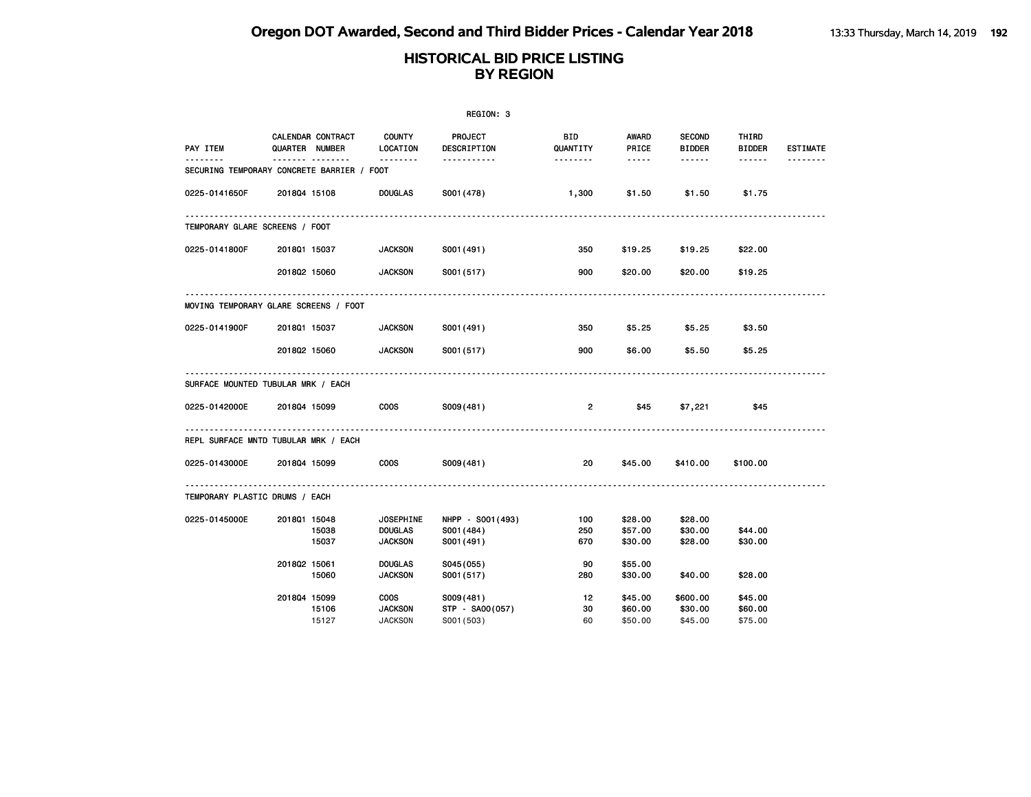# Oregon DOT Awarded, Second and Third Bidder Prices - Calendar Year 2018

## HISTORICAL BID PRICE LISTING BY REGION

REGION: 3

| PAY ITEM | CALENDAR QUARTER | CONTRACT NUMBER | COUNTY LOCATION | PROJECT DESCRIPTION | BID QUANTITY | AWARD PRICE | SECOND BIDDER | THIRD BIDDER | ESTIMATE |
|---|---|---|---|---|---|---|---|---|---|
| **SECURING TEMPORARY CONCRETE BARRIER / FOOT** | | | | | | | | | |
| 0225-0141650F | 2018Q4 | 15108 | DOUGLAS | S001(478) | 1,300 | $1.50 | $1.50 | $1.75 | |
| **TEMPORARY GLARE SCREENS / FOOT** | | | | | | | | | |
| 0225-0141800F | 2018Q1 | 15037 | JACKSON | S001(491) | 350 | $19.25 | $19.25 | $22.00 | |
| | 2018Q2 | 15060 | JACKSON | S001(517) | 900 | $20.00 | $20.00 | $19.25 | |
| **MOVING TEMPORARY GLARE SCREENS / FOOT** | | | | | | | | | |
| 0225-0141900F | 2018Q1 | 15037 | JACKSON | S001(491) | 350 | $5.25 | $5.25 | $3.50 | |
| | 2018Q2 | 15060 | JACKSON | S001(517) | 900 | $6.00 | $5.50 | $5.25 | |
| **SURFACE MOUNTED TUBULAR MRK / EACH** | | | | | | | | | |
| 0225-0142000E | 2018Q4 | 15099 | COOS | S009(481) | 2 | $45 | $7,221 | $45 | |
| **REPL SURFACE MNTD TUBULAR MRK / EACH** | | | | | | | | | |
| 0225-0143000E | 2018Q4 | 15099 | COOS | S009(481) | 20 | $45.00 | $410.00 | $100.00 | |
| **TEMPORARY PLASTIC DRUMS / EACH** | | | | | | | | | |
| 0225-0145000E | 2018Q1 | 15048 | JOSEPHINE | NHPP - S001(493) | 100 | $28.00 | $28.00 | | |
| | | 15038 | DOUGLAS | S001(484) | 250 | $57.00 | $30.00 | $44.00 | |
| | | 15037 | JACKSON | S001(491) | 670 | $30.00 | $28.00 | $30.00 | |
| | 2018Q2 | 15061 | DOUGLAS | S045(055) | 90 | $55.00 | | | |
| | | 15060 | JACKSON | S001(517) | 280 | $30.00 | $40.00 | $28.00 | |
| | 2018Q4 | 15099 | COOS | S009(481) | 12 | $45.00 | $600.00 | $45.00 | |
| | | 15106 | JACKSON | STP - SA00(057) | 30 | $60.00 | $30.00 | $60.00 | |
| | | 15127 | JACKSON | S001(503) | 60 | $50.00 | $45.00 | $75.00 | |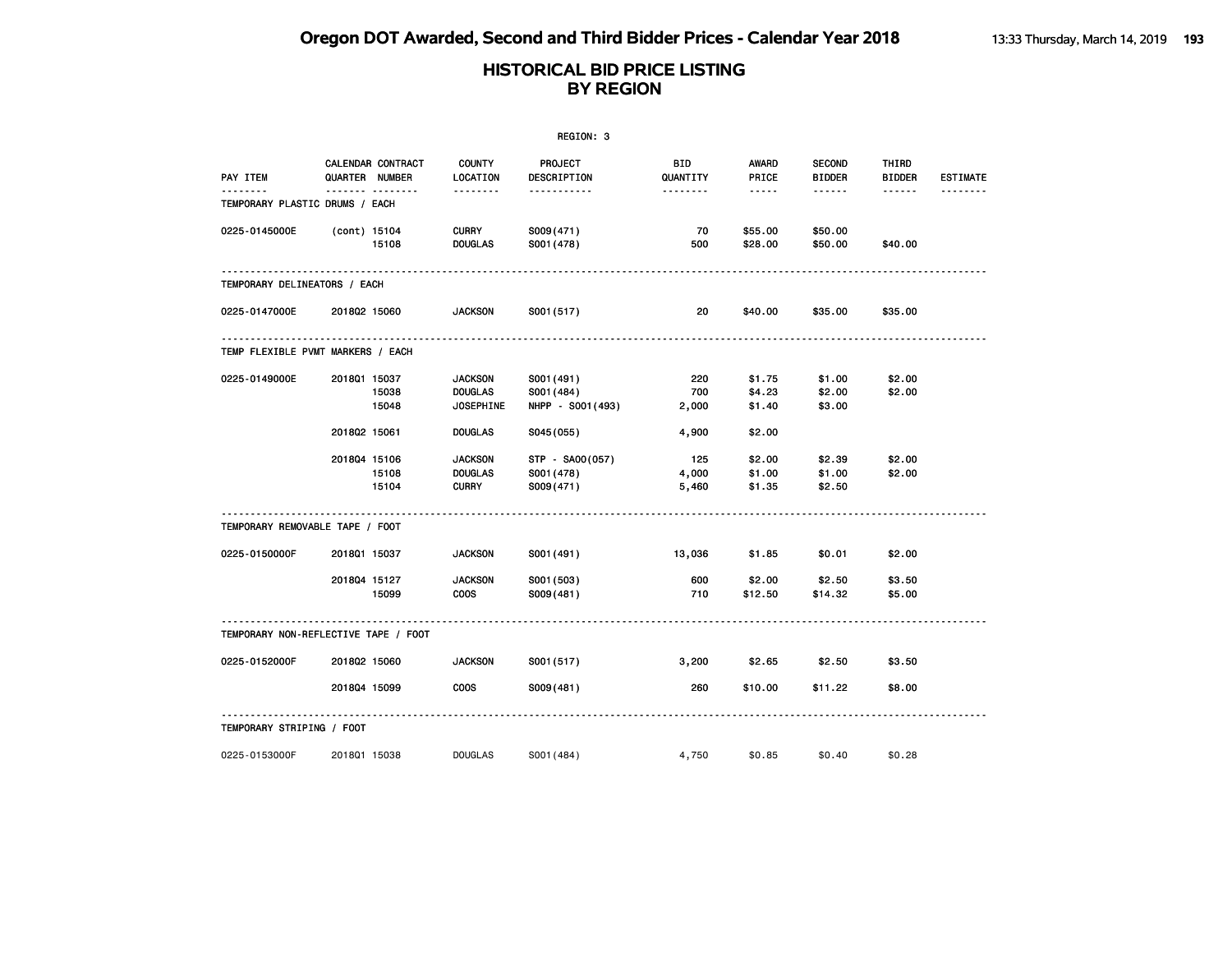# Oregon DOT Awarded, Second and Third Bidder Prices - Calendar Year 2018

## HISTORICAL BID PRICE LISTING BY REGION

REGION: 3

| PAY ITEM | CALENDAR QUARTER | CONTRACT NUMBER | COUNTY LOCATION | PROJECT DESCRIPTION | BID QUANTITY | AWARD PRICE | SECOND BIDDER | THIRD BIDDER | ESTIMATE |
|---|---|---|---|---|---|---|---|---|---|
| **TEMPORARY PLASTIC DRUMS / EACH** | | | | | | | | | |
| 0225-0145000E | (cont) | 15104 | CURRY | S009(471) | 70 | $55.00 | $50.00 | | |
| | | 15108 | DOUGLAS | S001(478) | 500 | $28.00 | $50.00 | $40.00 | |
| **TEMPORARY DELINEATORS / EACH** | | | | | | | | | |
| 0225-0147000E | 2018Q2 | 15060 | JACKSON | S001(517) | 20 | $40.00 | $35.00 | $35.00 | |
| **TEMP FLEXIBLE PVMT MARKERS / EACH** | | | | | | | | | |
| 0225-0149000E | 2018Q1 | 15037 | JACKSON | S001(491) | 220 | $1.75 | $1.00 | $2.00 | |
| | | 15038 | DOUGLAS | S001(484) | 700 | $4.23 | $2.00 | $2.00 | |
| | | 15048 | JOSEPHINE | NHPP - S001(493) | 2,000 | $1.40 | $3.00 | | |
| | 2018Q2 | 15061 | DOUGLAS | S045(055) | 4,900 | $2.00 | | | |
| | 2018Q4 | 15106 | JACKSON | STP - SA00(057) | 125 | $2.00 | $2.39 | $2.00 | |
| | | 15108 | DOUGLAS | S001(478) | 4,000 | $1.00 | $1.00 | $2.00 | |
| | | 15104 | CURRY | S009(471) | 5,460 | $1.35 | $2.50 | | |
| **TEMPORARY REMOVABLE TAPE / FOOT** | | | | | | | | | |
| 0225-0150000F | 2018Q1 | 15037 | JACKSON | S001(491) | 13,036 | $1.85 | $0.01 | $2.00 | |
| | 2018Q4 | 15127 | JACKSON | S001(503) | 600 | $2.00 | $2.50 | $3.50 | |
| | | 15099 | COOS | S009(481) | 710 | $12.50 | $14.32 | $5.00 | |
| **TEMPORARY NON-REFLECTIVE TAPE / FOOT** | | | | | | | | | |
| 0225-0152000F | 2018Q2 | 15060 | JACKSON | S001(517) | 3,200 | $2.65 | $2.50 | $3.50 | |
| | 2018Q4 | 15099 | COOS | S009(481) | 260 | $10.00 | $11.22 | $8.00 | |
| **TEMPORARY STRIPING / FOOT** | | | | | | | | | |
| 0225-0153000F | 2018Q1 | 15038 | DOUGLAS | S001(484) | 4,750 | $0.85 | $0.40 | $0.28 | |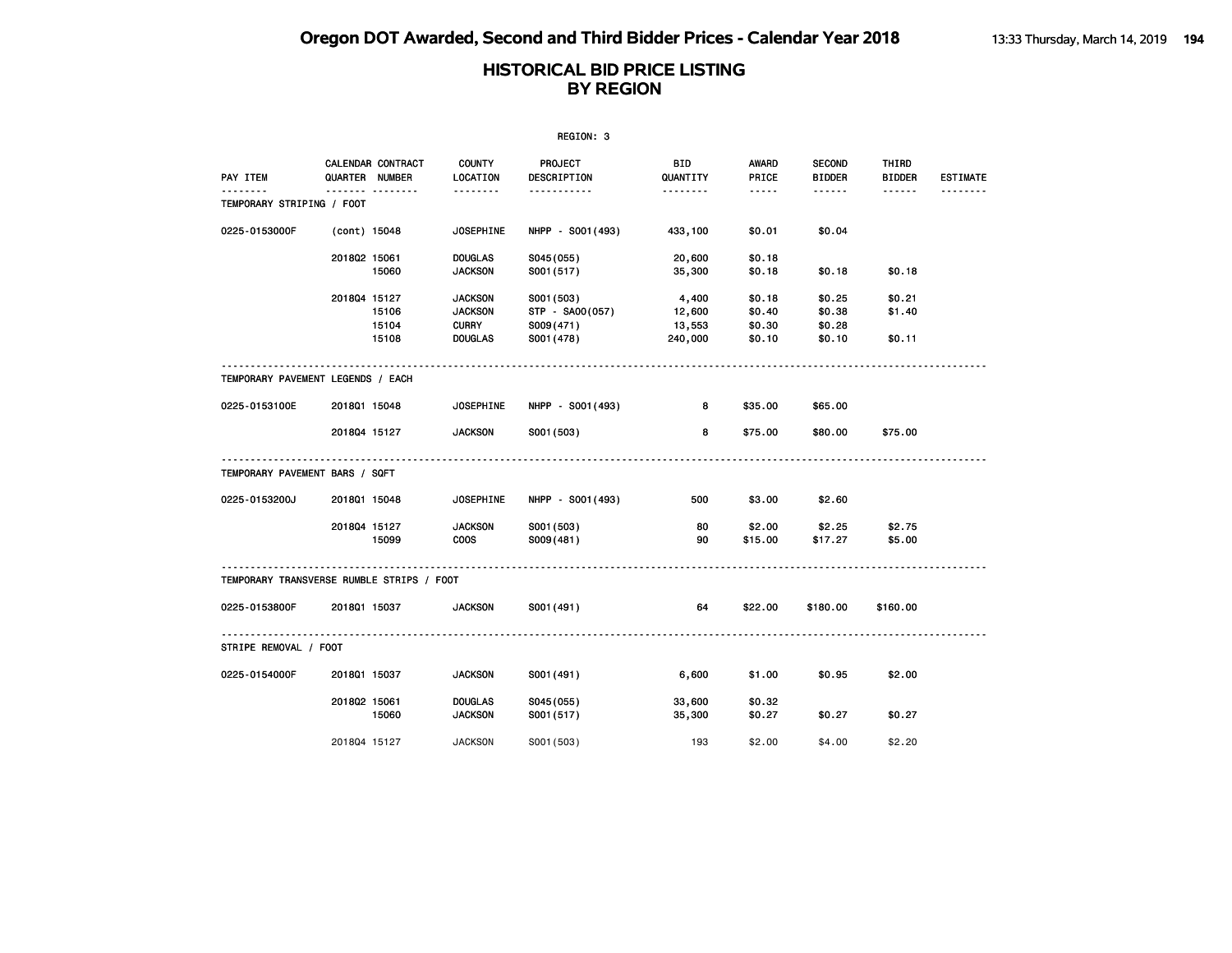# HISTORICAL BID PRICE LISTING BY REGION

REGION: 3

| PAY ITEM | CALENDAR QUARTER | CONTRACT NUMBER | COUNTY LOCATION | PROJECT DESCRIPTION | BID QUANTITY | AWARD PRICE | SECOND BIDDER | THIRD BIDDER | ESTIMATE |
|---|---|---|---|---|---|---|---|---|---|
| TEMPORARY STRIPING / FOOT | | | | | | | | | |
| 0225-0153000F | (cont) | 15048 | JOSEPHINE | NHPP - S001(493) | 433,100 | $0.01 | $0.04 | | |
| | 2018Q2 | 15061 | DOUGLAS | S045(055) | 20,600 | $0.18 | | | |
| | | 15060 | JACKSON | S001(517) | 35,300 | $0.18 | $0.18 | $0.18 | |
| | 2018Q4 | 15127 | JACKSON | S001(503) | 4,400 | $0.18 | $0.25 | $0.21 | |
| | | 15106 | JACKSON | STP - SA00(057) | 12,600 | $0.40 | $0.38 | $1.40 | |
| | | 15104 | CURRY | S009(471) | 13,553 | $0.30 | $0.28 | | |
| | | 15108 | DOUGLAS | S001(478) | 240,000 | $0.10 | $0.10 | $0.11 | |
| TEMPORARY PAVEMENT LEGENDS / EACH | | | | | | | | | |
| 0225-0153100E | 2018Q1 | 15048 | JOSEPHINE | NHPP - S001(493) | 8 | $35.00 | $65.00 | | |
| | 2018Q4 | 15127 | JACKSON | S001(503) | 8 | $75.00 | $80.00 | $75.00 | |
| TEMPORARY PAVEMENT BARS / SQFT | | | | | | | | | |
| 0225-0153200J | 2018Q1 | 15048 | JOSEPHINE | NHPP - S001(493) | 500 | $3.00 | $2.60 | | |
| | 2018Q4 | 15127 | JACKSON | S001(503) | 80 | $2.00 | $2.25 | $2.75 | |
| | | 15099 | COOS | S009(481) | 90 | $15.00 | $17.27 | $5.00 | |
| TEMPORARY TRANSVERSE RUMBLE STRIPS / FOOT | | | | | | | | | |
| 0225-0153800F | 2018Q1 | 15037 | JACKSON | S001(491) | 64 | $22.00 | $180.00 | $160.00 | |
| STRIPE REMOVAL / FOOT | | | | | | | | | |
| 0225-0154000F | 2018Q1 | 15037 | JACKSON | S001(491) | 6,600 | $1.00 | $0.95 | $2.00 | |
| | 2018Q2 | 15061 | DOUGLAS | S045(055) | 33,600 | $0.32 | | | |
| | | 15060 | JACKSON | S001(517) | 35,300 | $0.27 | $0.27 | $0.27 | |
| | 2018Q4 | 15127 | JACKSON | S001(503) | 193 | $2.00 | $4.00 | $2.20 | |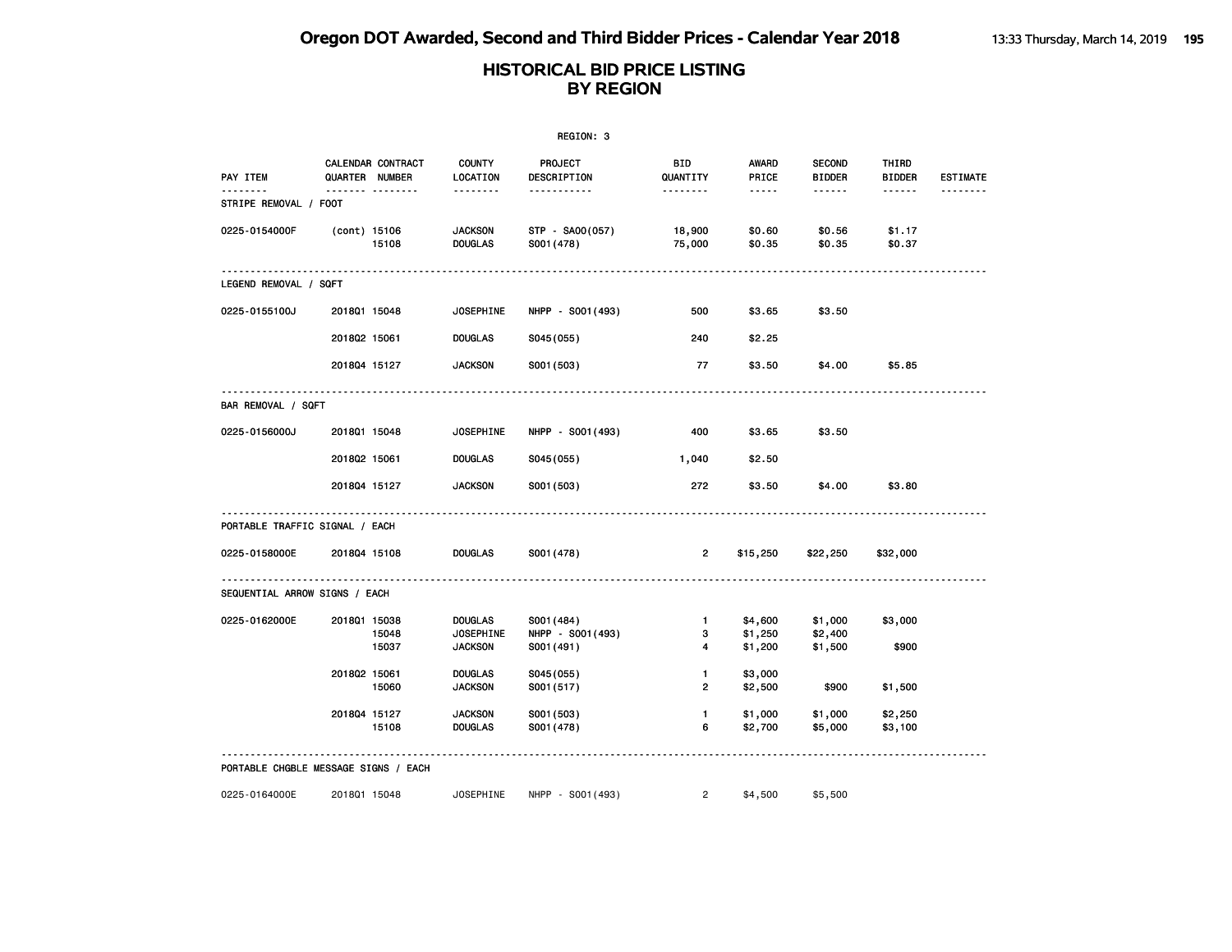# Oregon DOT Awarded, Second and Third Bidder Prices - Calendar Year 2018

## HISTORICAL BID PRICE LISTING BY REGION

REGION: 3

| PAY ITEM | CALENDAR QUARTER | CONTRACT NUMBER | COUNTY LOCATION | PROJECT DESCRIPTION | BID QUANTITY | AWARD PRICE | SECOND BIDDER | THIRD BIDDER | ESTIMATE |
|---|---|---|---|---|---|---|---|---|---|
| STRIPE REMOVAL / FOOT | | | | | | | | | |
| 0225-0154000F | (cont) | 15106 | JACKSON | STP - SA00(057) | 18,900 | $0.60 | $0.56 | $1.17 | |
| | | 15108 | DOUGLAS | S001(478) | 75,000 | $0.35 | $0.35 | $0.37 | |
| LEGEND REMOVAL / SQFT | | | | | | | | | |
| 0225-0155100J | 2018Q1 | 15048 | JOSEPHINE | NHPP - S001(493) | 500 | $3.65 | $3.50 | | |
| | 2018Q2 | 15061 | DOUGLAS | S045(055) | 240 | $2.25 | | | |
| | 2018Q4 | 15127 | JACKSON | S001(503) | 77 | $3.50 | $4.00 | $5.85 | |
| BAR REMOVAL / SQFT | | | | | | | | | |
| 0225-0156000J | 2018Q1 | 15048 | JOSEPHINE | NHPP - S001(493) | 400 | $3.65 | $3.50 | | |
| | 2018Q2 | 15061 | DOUGLAS | S045(055) | 1,040 | $2.50 | | | |
| | 2018Q4 | 15127 | JACKSON | S001(503) | 272 | $3.50 | $4.00 | $3.80 | |
| PORTABLE TRAFFIC SIGNAL / EACH | | | | | | | | | |
| 0225-0158000E | 2018Q4 | 15108 | DOUGLAS | S001(478) | 2 | $15,250 | $22,250 | $32,000 | |
| SEQUENTIAL ARROW SIGNS / EACH | | | | | | | | | |
| 0225-0162000E | 2018Q1 | 15038 | DOUGLAS | S001(484) | 1 | $4,600 | $1,000 | $3,000 | |
| | | 15048 | JOSEPHINE | NHPP - S001(493) | 3 | $1,250 | $2,400 | | |
| | | 15037 | JACKSON | S001(491) | 4 | $1,200 | $1,500 | $900 | |
| | 2018Q2 | 15061 | DOUGLAS | S045(055) | 1 | $3,000 | | | |
| | | 15060 | JACKSON | S001(517) | 2 | $2,500 | $900 | $1,500 | |
| | 2018Q4 | 15127 | JACKSON | S001(503) | 1 | $1,000 | $1,000 | $2,250 | |
| | | 15108 | DOUGLAS | S001(478) | 6 | $2,700 | $5,000 | $3,100 | |
| PORTABLE CHGBLE MESSAGE SIGNS / EACH | | | | | | | | | |
| 0225-0164000E | 2018Q1 | 15048 | JOSEPHINE | NHPP - S001(493) | 2 | $4,500 | $5,500 | | |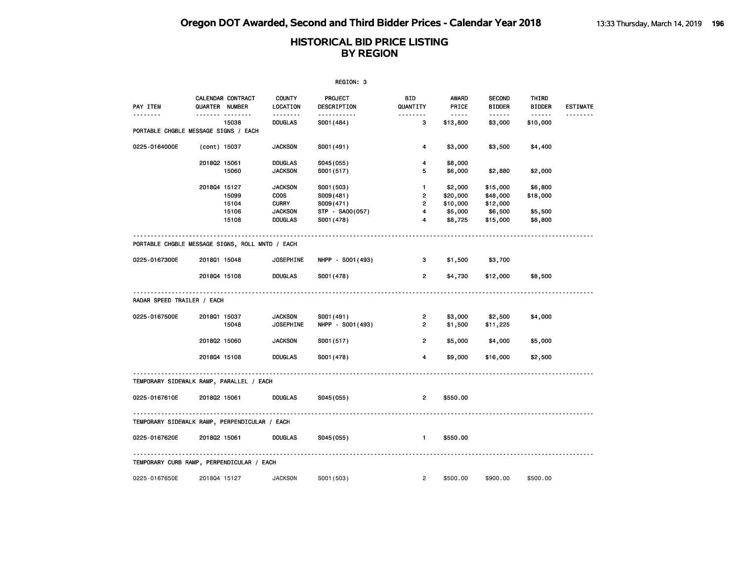# Oregon DOT Awarded, Second and Third Bidder Prices - Calendar Year 2018

## HISTORICAL BID PRICE LISTING BY REGION

REGION: 3

| PAY ITEM | CALENDAR QUARTER | CONTRACT NUMBER | COUNTY LOCATION | PROJECT DESCRIPTION | BID QUANTITY | AWARD PRICE | SECOND BIDDER | THIRD BIDDER | ESTIMATE |
|---|---|---|---|---|---|---|---|---|---|
| | | 15038 | DOUGLAS | S001(484) | 3 | $13,800 | $3,000 | $10,000 | |
| PORTABLE CHGBLE MESSAGE SIGNS / EACH | | | | | | | | | |
| 0225-0164000E | (cont) | 15037 | JACKSON | S001(491) | 4 | $3,000 | $3,500 | $4,400 | |
| | 2018Q2 | 15061 | DOUGLAS | S045(055) | 4 | $8,000 | | | |
| | | 15060 | JACKSON | S001(517) | 5 | $6,000 | $2,880 | $2,000 | |
| | 2018Q4 | 15127 | JACKSON | S001(503) | 1 | $2,000 | $15,000 | $6,800 | |
| | | 15099 | COOS | S009(481) | 2 | $20,000 | $48,000 | $18,000 | |
| | | 15104 | CURRY | S009(471) | 2 | $10,000 | $12,000 | | |
| | | 15106 | JACKSON | STP - SA00(057) | 4 | $5,000 | $6,500 | $5,500 | |
| | | 15108 | DOUGLAS | S001(478) | 4 | $8,725 | $15,000 | $8,800 | |
| PORTABLE CHGBLE MESSAGE SIGNS, ROLL MNTD / EACH | | | | | | | | | |
| 0225-0167300E | 2018Q1 | 15048 | JOSEPHINE | NHPP - S001(493) | 3 | $1,500 | $3,700 | | |
| | 2018Q4 | 15108 | DOUGLAS | S001(478) | 2 | $4,730 | $12,000 | $8,500 | |
| RADAR SPEED TRAILER / EACH | | | | | | | | | |
| 0225-0167500E | 2018Q1 | 15037 | JACKSON | S001(491) | 2 | $3,000 | $2,500 | $4,000 | |
| | | 15048 | JOSEPHINE | NHPP - S001(493) | 2 | $1,500 | $11,225 | | |
| | 2018Q2 | 15060 | JACKSON | S001(517) | 2 | $5,000 | $4,000 | $5,000 | |
| | 2018Q4 | 15108 | DOUGLAS | S001(478) | 4 | $9,000 | $16,000 | $2,500 | |
| TEMPORARY SIDEWALK RAMP, PARALLEL / EACH | | | | | | | | | |
| 0225-0167610E | 2018Q2 | 15061 | DOUGLAS | S045(055) | 2 | $550.00 | | | |
| TEMPORARY SIDEWALK RAMP, PERPENDICULAR / EACH | | | | | | | | | |
| 0225-0167620E | 2018Q2 | 15061 | DOUGLAS | S045(055) | 1 | $550.00 | | | |
| TEMPORARY CURB RAMP, PERPENDICULAR / EACH | | | | | | | | | |
| 0225-0167650E | 2018Q4 | 15127 | JACKSON | S001(503) | 2 | $500.00 | $900.00 | $500.00 | |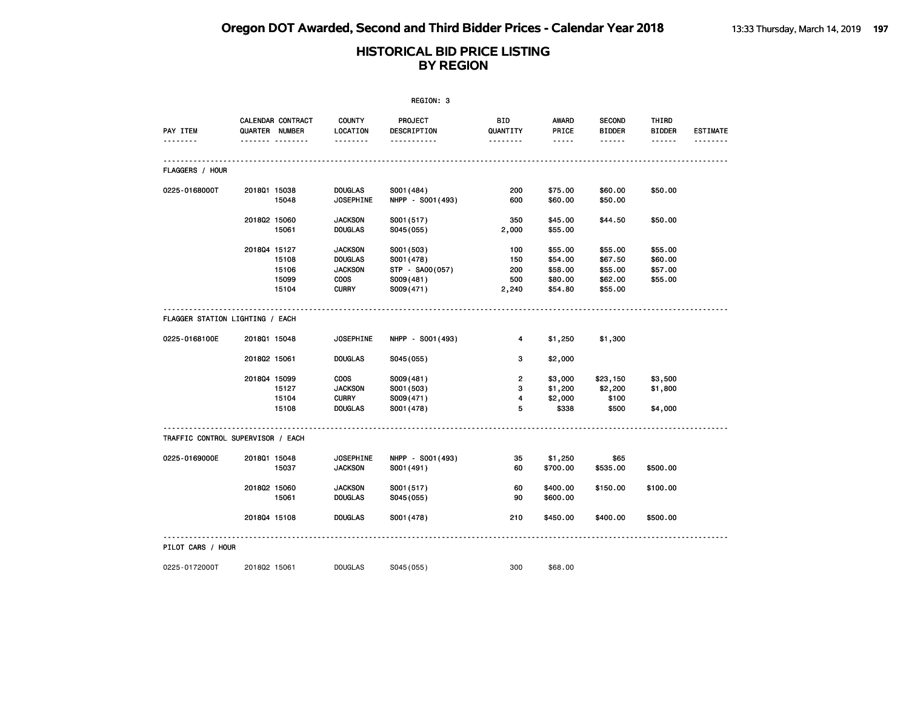# Oregon DOT Awarded, Second and Third Bidder Prices - Calendar Year 2018

## HISTORICAL BID PRICE LISTING BY REGION

REGION: 3

| PAY ITEM | CALENDAR QUARTER | CONTRACT NUMBER | COUNTY LOCATION | PROJECT DESCRIPTION | BID QUANTITY | AWARD PRICE | SECOND BIDDER | THIRD BIDDER | ESTIMATE |
|---|---|---|---|---|---|---|---|---|---|
| **FLAGGERS / HOUR** | | | | | | | | | |
| 0225-0168000T | 2018Q1 | 15038 | DOUGLAS | S001(484) | 200 | $75.00 | $60.00 | $50.00 | |
| | | 15048 | JOSEPHINE | NHPP - S001(493) | 600 | $60.00 | $50.00 | | |
| | 2018Q2 | 15060 | JACKSON | S001(517) | 350 | $45.00 | $44.50 | $50.00 | |
| | | 15061 | DOUGLAS | S045(055) | 2,000 | $55.00 | | | |
| | 2018Q4 | 15127 | JACKSON | S001(503) | 100 | $55.00 | $55.00 | $55.00 | |
| | | 15108 | DOUGLAS | S001(478) | 150 | $54.00 | $67.50 | $60.00 | |
| | | 15106 | JACKSON | STP - SA00(057) | 200 | $58.00 | $55.00 | $57.00 | |
| | | 15099 | COOS | S009(481) | 500 | $80.00 | $62.00 | $55.00 | |
| | | 15104 | CURRY | S009(471) | 2,240 | $54.80 | $55.00 | | |
| **FLAGGER STATION LIGHTING / EACH** | | | | | | | | | |
| 0225-0168100E | 2018Q1 | 15048 | JOSEPHINE | NHPP - S001(493) | 4 | $1,250 | $1,300 | | |
| | 2018Q2 | 15061 | DOUGLAS | S045(055) | 3 | $2,000 | | | |
| | 2018Q4 | 15099 | COOS | S009(481) | 2 | $3,000 | $23,150 | $3,500 | |
| | | 15127 | JACKSON | S001(503) | 3 | $1,200 | $2,200 | $1,800 | |
| | | 15104 | CURRY | S009(471) | 4 | $2,000 | $100 | | |
| | | 15108 | DOUGLAS | S001(478) | 5 | $338 | $500 | $4,000 | |
| **TRAFFIC CONTROL SUPERVISOR / EACH** | | | | | | | | | |
| 0225-0169000E | 2018Q1 | 15048 | JOSEPHINE | NHPP - S001(493) | 35 | $1,250 | $65 | | |
| | | 15037 | JACKSON | S001(491) | 60 | $700.00 | $535.00 | $500.00 | |
| | 2018Q2 | 15060 | JACKSON | S001(517) | 60 | $400.00 | $150.00 | $100.00 | |
| | | 15061 | DOUGLAS | S045(055) | 90 | $600.00 | | | |
| | 2018Q4 | 15108 | DOUGLAS | S001(478) | 210 | $450.00 | $400.00 | $500.00 | |
| **PILOT CARS / HOUR** | | | | | | | | | |
| 0225-0172000T | 2018Q2 | 15061 | DOUGLAS | S045(055) | 300 | $68.00 | | | |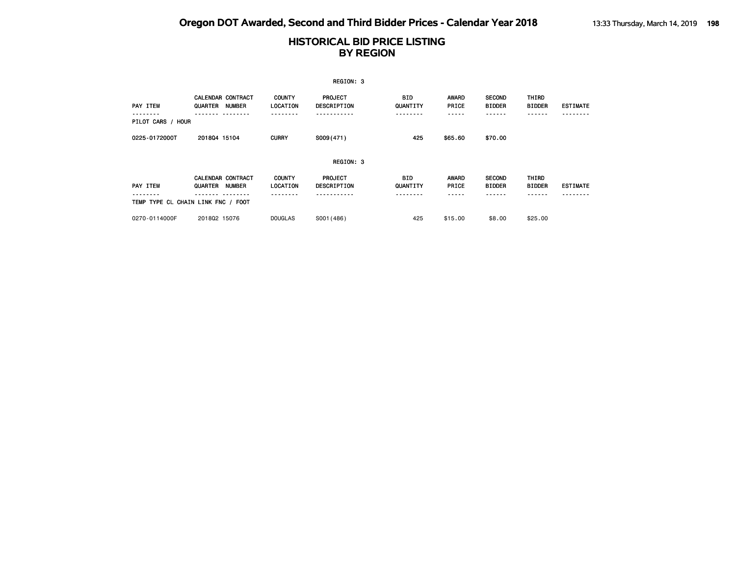# HISTORICAL BID PRICE LISTING
## BY REGION

REGION: 3

| PAY ITEM | CALENDAR QUARTER | CONTRACT NUMBER | COUNTY LOCATION | PROJECT DESCRIPTION | BID QUANTITY | AWARD PRICE | SECOND BIDDER | THIRD BIDDER | ESTIMATE |
|---|---|---|---|---|---|---|---|---|---|
| PILOT CARS / HOUR | | | | | | | | | |
| 0225-0172000T | 2018Q4 | 15104 | CURRY | S009(471) | 425 | $65.60 | $70.00 | | |

REGION: 3

| PAY ITEM | CALENDAR QUARTER | CONTRACT NUMBER | COUNTY LOCATION | PROJECT DESCRIPTION | BID QUANTITY | AWARD PRICE | SECOND BIDDER | THIRD BIDDER | ESTIMATE |
|---|---|---|---|---|---|---|---|---|---|
| TEMP TYPE CL CHAIN LINK FNC / FOOT | | | | | | | | | |
| 0270-0114000F | 2018Q2 | 15076 | DOUGLAS | S001(486) | 425 | $15.00 | $8.00 | $25.00 | |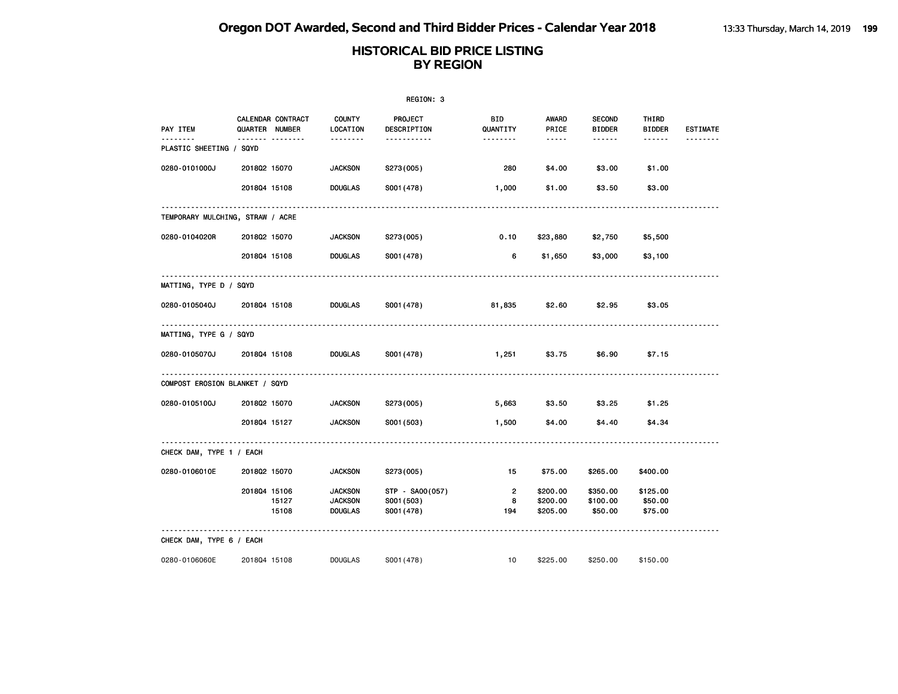# Oregon DOT Awarded, Second and Third Bidder Prices - Calendar Year 2018

## HISTORICAL BID PRICE LISTING BY REGION

REGION: 3

| PAY ITEM | CALENDAR QUARTER | CONTRACT NUMBER | COUNTY LOCATION | PROJECT DESCRIPTION | BID QUANTITY | AWARD PRICE | SECOND BIDDER | THIRD BIDDER | ESTIMATE |
|---|---|---|---|---|---|---|---|---|---|
| **PLASTIC SHEETING / SQYD** | | | | | | | | | |
| 0280-0101000J | 2018Q2 | 15070 | JACKSON | S273(005) | 280 | $4.00 | $3.00 | $1.00 | |
| | 2018Q4 | 15108 | DOUGLAS | S001(478) | 1,000 | $1.00 | $3.50 | $3.00 | |
| **TEMPORARY MULCHING, STRAW / ACRE** | | | | | | | | | |
| 0280-0104020R | 2018Q2 | 15070 | JACKSON | S273(005) | 0.10 | $23,880 | $2,750 | $5,500 | |
| | 2018Q4 | 15108 | DOUGLAS | S001(478) | 6 | $1,650 | $3,000 | $3,100 | |
| **MATTING, TYPE D / SQYD** | | | | | | | | | |
| 0280-0105040J | 2018Q4 | 15108 | DOUGLAS | S001(478) | 81,835 | $2.60 | $2.95 | $3.05 | |
| **MATTING, TYPE G / SQYD** | | | | | | | | | |
| 0280-0105070J | 2018Q4 | 15108 | DOUGLAS | S001(478) | 1,251 | $3.75 | $6.90 | $7.15 | |
| **COMPOST EROSION BLANKET / SQYD** | | | | | | | | | |
| 0280-0105100J | 2018Q2 | 15070 | JACKSON | S273(005) | 5,663 | $3.50 | $3.25 | $1.25 | |
| | 2018Q4 | 15127 | JACKSON | S001(503) | 1,500 | $4.00 | $4.40 | $4.34 | |
| **CHECK DAM, TYPE 1 / EACH** | | | | | | | | | |
| 0280-0106010E | 2018Q2 | 15070 | JACKSON | S273(005) | 15 | $75.00 | $265.00 | $400.00 | |
| | 2018Q4 | 15106 | JACKSON | STP - SA00(057) | 2 | $200.00 | $350.00 | $125.00 | |
| | | 15127 | JACKSON | S001(503) | 8 | $200.00 | $100.00 | $50.00 | |
| | | 15108 | DOUGLAS | S001(478) | 194 | $205.00 | $50.00 | $75.00 | |
| **CHECK DAM, TYPE 6 / EACH** | | | | | | | | | |
| 0280-0106060E | 2018Q4 | 15108 | DOUGLAS | S001(478) | 10 | $225.00 | $250.00 | $150.00 | |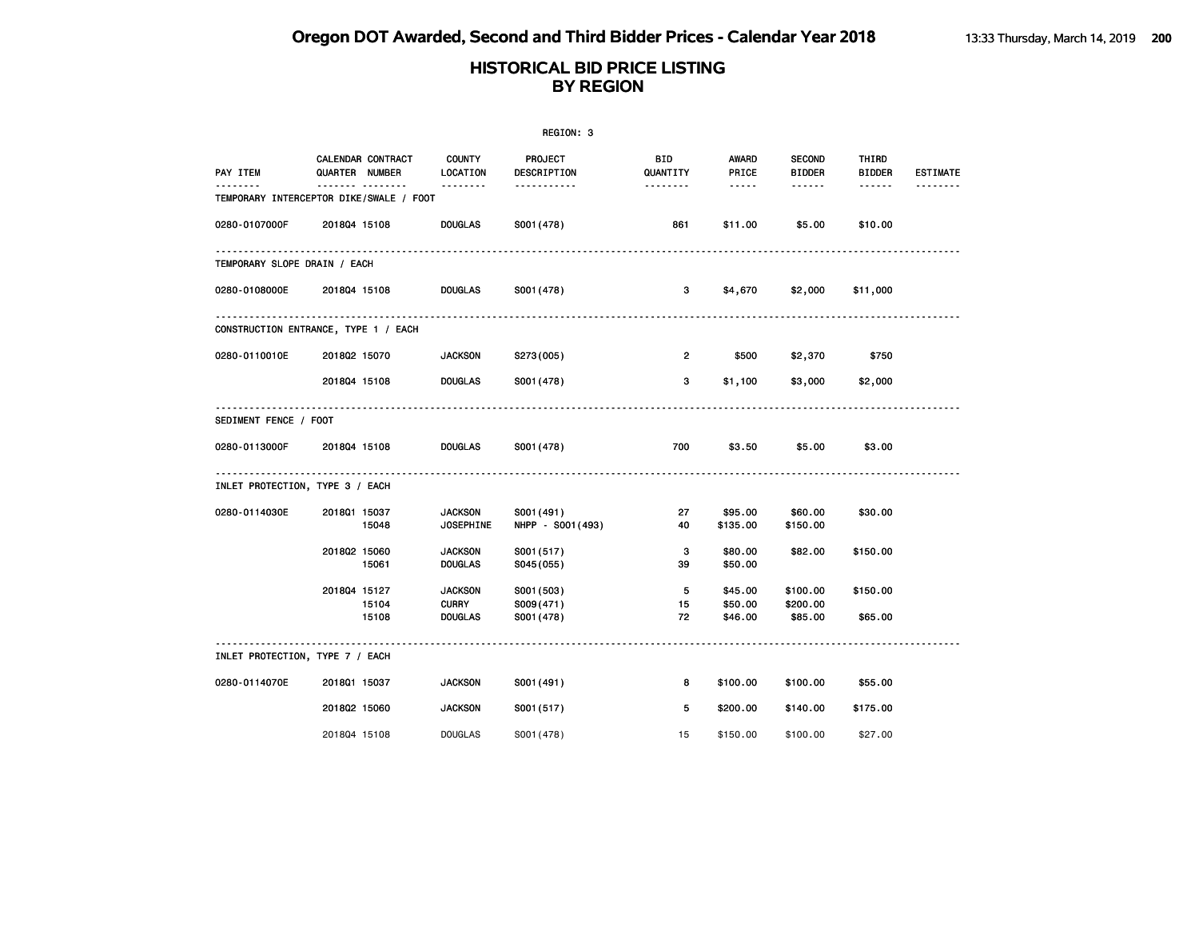# Oregon DOT Awarded, Second and Third Bidder Prices - Calendar Year 2018

## HISTORICAL BID PRICE LISTING BY REGION

REGION: 3

| PAY ITEM | CALENDAR QUARTER | CONTRACT NUMBER | COUNTY LOCATION | PROJECT DESCRIPTION | BID QUANTITY | AWARD PRICE | SECOND BIDDER | THIRD BIDDER | ESTIMATE |
|---|---|---|---|---|---|---|---|---|---|
| TEMPORARY INTERCEPTOR DIKE/SWALE / FOOT | | | | | | | | | |
| 0280-0107000F | 2018Q4 | 15108 | DOUGLAS | S001(478) | 861 | $11.00 | $5.00 | $10.00 | |
| TEMPORARY SLOPE DRAIN / EACH | | | | | | | | | |
| 0280-0108000E | 2018Q4 | 15108 | DOUGLAS | S001(478) | 3 | $4,670 | $2,000 | $11,000 | |
| CONSTRUCTION ENTRANCE, TYPE 1 / EACH | | | | | | | | | |
| 0280-0110010E | 2018Q2 | 15070 | JACKSON | S273(005) | 2 | $500 | $2,370 | $750 | |
| | 2018Q4 | 15108 | DOUGLAS | S001(478) | 3 | $1,100 | $3,000 | $2,000 | |
| SEDIMENT FENCE / FOOT | | | | | | | | | |
| 0280-0113000F | 2018Q4 | 15108 | DOUGLAS | S001(478) | 700 | $3.50 | $5.00 | $3.00 | |
| INLET PROTECTION, TYPE 3 / EACH | | | | | | | | | |
| 0280-0114030E | 2018Q1 | 15037 | JACKSON | S001(491) | 27 | $95.00 | $60.00 | $30.00 | |
| | | 15048 | JOSEPHINE | NHPP - S001(493) | 40 | $135.00 | $150.00 | | |
| | 2018Q2 | 15060 | JACKSON | S001(517) | 3 | $80.00 | $82.00 | $150.00 | |
| | | 15061 | DOUGLAS | S045(055) | 39 | $50.00 | | | |
| | 2018Q4 | 15127 | JACKSON | S001(503) | 5 | $45.00 | $100.00 | $150.00 | |
| | | 15104 | CURRY | S009(471) | 15 | $50.00 | $200.00 | | |
| | | 15108 | DOUGLAS | S001(478) | 72 | $46.00 | $85.00 | $65.00 | |
| INLET PROTECTION, TYPE 7 / EACH | | | | | | | | | |
| 0280-0114070E | 2018Q1 | 15037 | JACKSON | S001(491) | 8 | $100.00 | $100.00 | $55.00 | |
| | 2018Q2 | 15060 | JACKSON | S001(517) | 5 | $200.00 | $140.00 | $175.00 | |
| | 2018Q4 | 15108 | DOUGLAS | S001(478) | 15 | $150.00 | $100.00 | $27.00 | |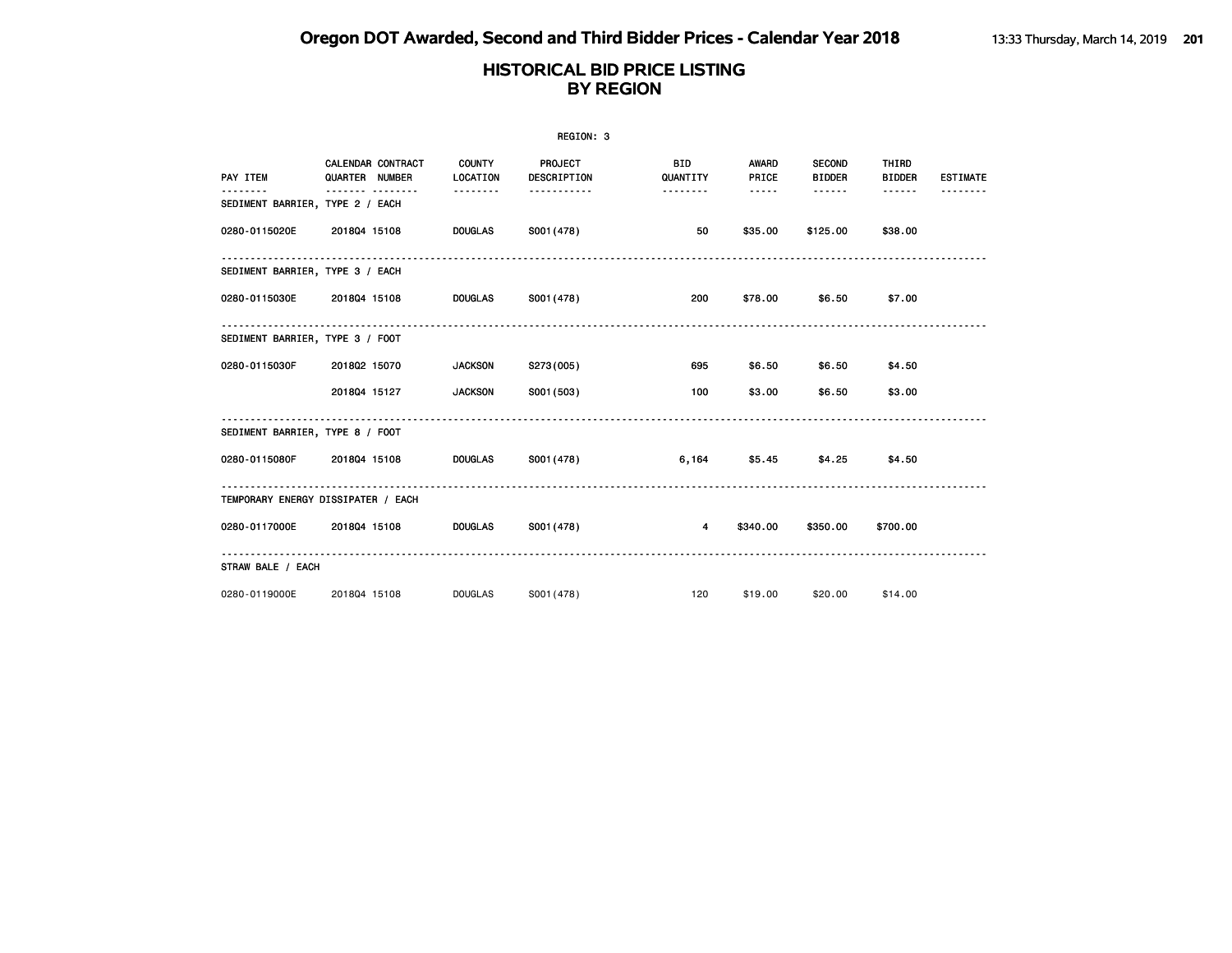# HISTORICAL BID PRICE LISTING BY REGION

REGION: 3

| PAY ITEM | CALENDAR QUARTER | CONTRACT NUMBER | COUNTY LOCATION | PROJECT DESCRIPTION | BID QUANTITY | AWARD PRICE | SECOND BIDDER | THIRD BIDDER | ESTIMATE |
|---|---|---|---|---|---|---|---|---|---|
| SEDIMENT BARRIER, TYPE 2 / EACH | | | | | | | | | |
| 0280-0115020E | 2018Q4 | 15108 | DOUGLAS | S001(478) | 50 | $35.00 | $125.00 | $38.00 | |
| SEDIMENT BARRIER, TYPE 3 / EACH | | | | | | | | | |
| 0280-0115030E | 2018Q4 | 15108 | DOUGLAS | S001(478) | 200 | $78.00 | $6.50 | $7.00 | |
| SEDIMENT BARRIER, TYPE 3 / FOOT | | | | | | | | | |
| 0280-0115030F | 2018Q2 | 15070 | JACKSON | S273(005) | 695 | $6.50 | $6.50 | $4.50 | |
| | 2018Q4 | 15127 | JACKSON | S001(503) | 100 | $3.00 | $6.50 | $3.00 | |
| SEDIMENT BARRIER, TYPE 8 / FOOT | | | | | | | | | |
| 0280-0115080F | 2018Q4 | 15108 | DOUGLAS | S001(478) | 6,164 | $5.45 | $4.25 | $4.50 | |
| TEMPORARY ENERGY DISSIPATER / EACH | | | | | | | | | |
| 0280-0117000E | 2018Q4 | 15108 | DOUGLAS | S001(478) | 4 | $340.00 | $350.00 | $700.00 | |
| STRAW BALE / EACH | | | | | | | | | |
| 0280-0119000E | 2018Q4 | 15108 | DOUGLAS | S001(478) | 120 | $19.00 | $20.00 | $14.00 | |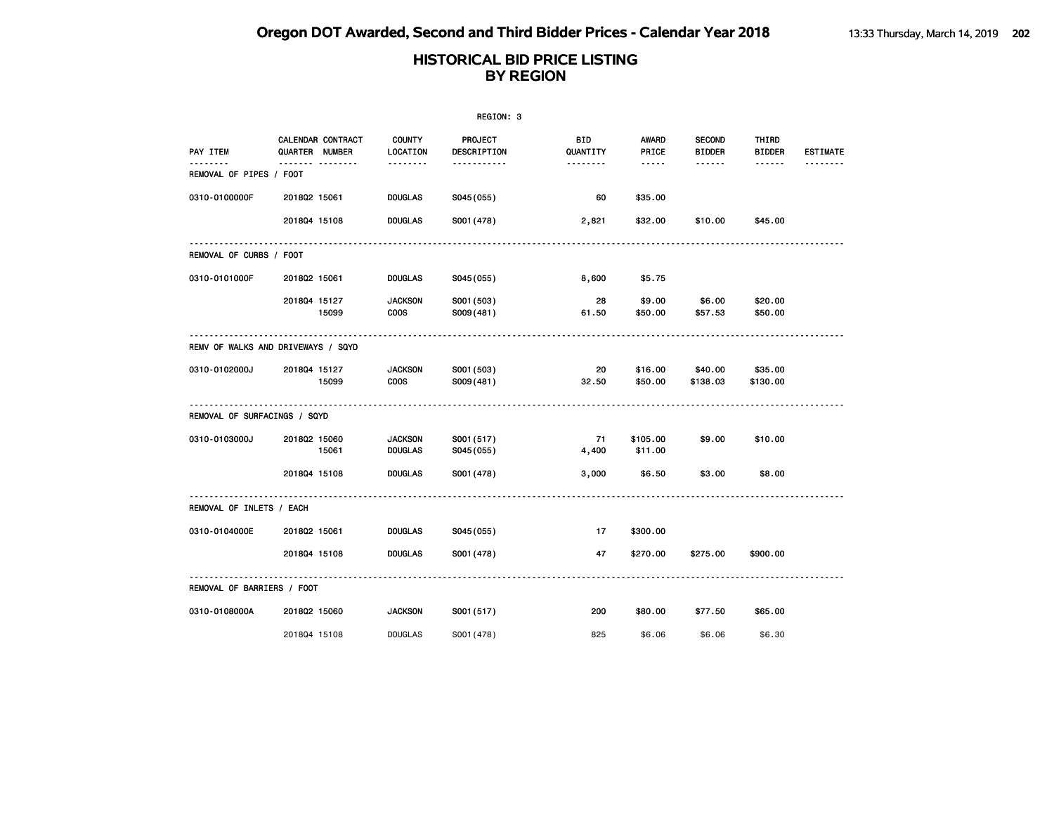# HISTORICAL BID PRICE LISTING
## BY REGION

REGION: 3

| PAY ITEM | CALENDAR QUARTER | CONTRACT NUMBER | COUNTY LOCATION | PROJECT DESCRIPTION | BID QUANTITY | AWARD PRICE | SECOND BIDDER | THIRD BIDDER | ESTIMATE |
|---|---|---|---|---|---|---|---|---|---|
| REMOVAL OF PIPES / FOOT | | | | | | | | | |
| 0310-0100000F | 2018Q2 | 15061 | DOUGLAS | S045(055) | 60 | $35.00 | | | |
| | 2018Q4 | 15108 | DOUGLAS | S001(478) | 2,821 | $32.00 | $10.00 | $45.00 | |
| REMOVAL OF CURBS / FOOT | | | | | | | | | |
| 0310-0101000F | 2018Q2 | 15061 | DOUGLAS | S045(055) | 8,600 | $5.75 | | | |
| | 2018Q4 | 15127 | JACKSON | S001(503) | 28 | $9.00 | $6.00 | $20.00 | |
| | | 15099 | COOS | S009(481) | 61.50 | $50.00 | $57.53 | $50.00 | |
| REMV OF WALKS AND DRIVEWAYS / SQYD | | | | | | | | | |
| 0310-0102000J | 2018Q4 | 15127 | JACKSON | S001(503) | 20 | $16.00 | $40.00 | $35.00 | |
| | | 15099 | COOS | S009(481) | 32.50 | $50.00 | $138.03 | $130.00 | |
| REMOVAL OF SURFACINGS / SQYD | | | | | | | | | |
| 0310-0103000J | 2018Q2 | 15060 | JACKSON | S001(517) | 71 | $105.00 | $9.00 | $10.00 | |
| | | 15061 | DOUGLAS | S045(055) | 4,400 | $11.00 | | | |
| | 2018Q4 | 15108 | DOUGLAS | S001(478) | 3,000 | $6.50 | $3.00 | $8.00 | |
| REMOVAL OF INLETS / EACH | | | | | | | | | |
| 0310-0104000E | 2018Q2 | 15061 | DOUGLAS | S045(055) | 17 | $300.00 | | | |
| | 2018Q4 | 15108 | DOUGLAS | S001(478) | 47 | $270.00 | $275.00 | $900.00 | |
| REMOVAL OF BARRIERS / FOOT | | | | | | | | | |
| 0310-0108000A | 2018Q2 | 15060 | JACKSON | S001(517) | 200 | $80.00 | $77.50 | $65.00 | |
| | 2018Q4 | 15108 | DOUGLAS | S001(478) | 825 | $6.06 | $6.06 | $6.30 | |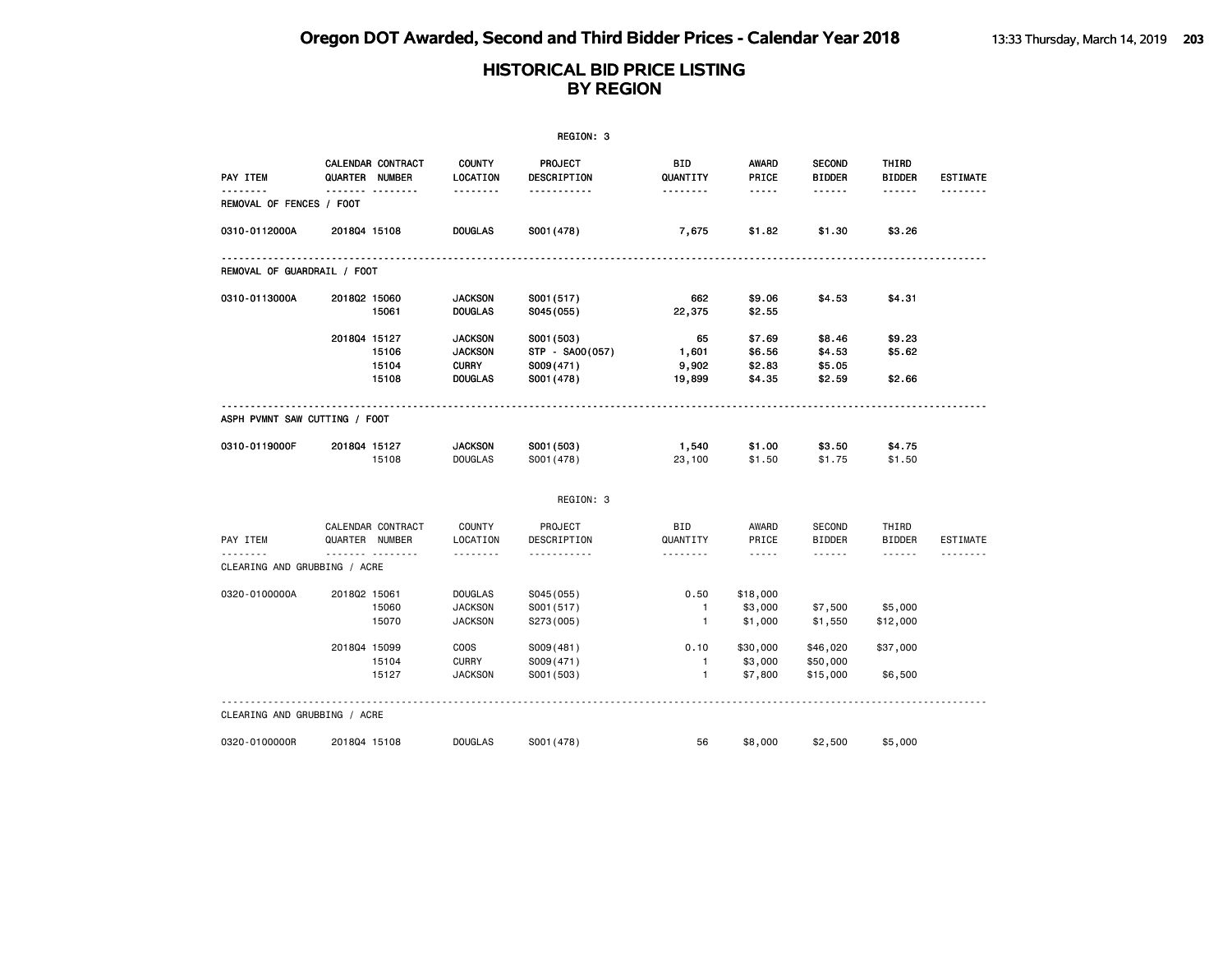# Oregon DOT Awarded, Second and Third Bidder Prices - Calendar Year 2018

## HISTORICAL BID PRICE LISTING BY REGION

REGION: 3

| PAY ITEM | CALENDAR QUARTER | CONTRACT NUMBER | COUNTY LOCATION | PROJECT DESCRIPTION | BID QUANTITY | AWARD PRICE | SECOND BIDDER | THIRD BIDDER | ESTIMATE |
|---|---|---|---|---|---|---|---|---|---|
| **REMOVAL OF FENCES / FOOT** | | | | | | | | | |
| 0310-0112000A | 2018Q4 | 15108 | DOUGLAS | S001(478) | 7,675 | $1.82 | $1.30 | $3.26 | |
| **REMOVAL OF GUARDRAIL / FOOT** | | | | | | | | | |
| 0310-0113000A | 2018Q2 | 15060 | JACKSON | S001(517) | 662 | $9.06 | $4.53 | $4.31 | |
| | | 15061 | DOUGLAS | S045(055) | 22,375 | $2.55 | | | |
| | 2018Q4 | 15127 | JACKSON | S001(503) | 65 | $7.69 | $8.46 | $9.23 | |
| | | 15106 | JACKSON | STP - SA00(057) | 1,601 | $6.56 | $4.53 | $5.62 | |
| | | 15104 | CURRY | S009(471) | 9,902 | $2.83 | $5.05 | | |
| | | 15108 | DOUGLAS | S001(478) | 19,899 | $4.35 | $2.59 | $2.66 | |
| **ASPH PVMNT SAW CUTTING / FOOT** | | | | | | | | | |
| 0310-0119000F | 2018Q4 | 15127 | JACKSON | S001(503) | 1,540 | $1.00 | $3.50 | $4.75 | |
| | | 15108 | DOUGLAS | S001(478) | 23,100 | $1.50 | $1.75 | $1.50 | |

REGION: 3

| PAY ITEM | CALENDAR QUARTER | CONTRACT NUMBER | COUNTY LOCATION | PROJECT DESCRIPTION | BID QUANTITY | AWARD PRICE | SECOND BIDDER | THIRD BIDDER | ESTIMATE |
|---|---|---|---|---|---|---|---|---|---|
| **CLEARING AND GRUBBING / ACRE** | | | | | | | | | |
| 0320-0100000A | 2018Q2 | 15061 | DOUGLAS | S045(055) | 0.50 | $18,000 | | | |
| | | 15060 | JACKSON | S001(517) | 1 | $3,000 | $7,500 | $5,000 | |
| | | 15070 | JACKSON | S273(005) | 1 | $1,000 | $1,550 | $12,000 | |
| | 2018Q4 | 15099 | COOS | S009(481) | 0.10 | $30,000 | $46,020 | $37,000 | |
| | | 15104 | CURRY | S009(471) | 1 | $3,000 | $50,000 | | |
| | | 15127 | JACKSON | S001(503) | 1 | $7,800 | $15,000 | $6,500 | |
| **CLEARING AND GRUBBING / ACRE** | | | | | | | | | |
| 0320-0100000R | 2018Q4 | 15108 | DOUGLAS | S001(478) | 56 | $8,000 | $2,500 | $5,000 | |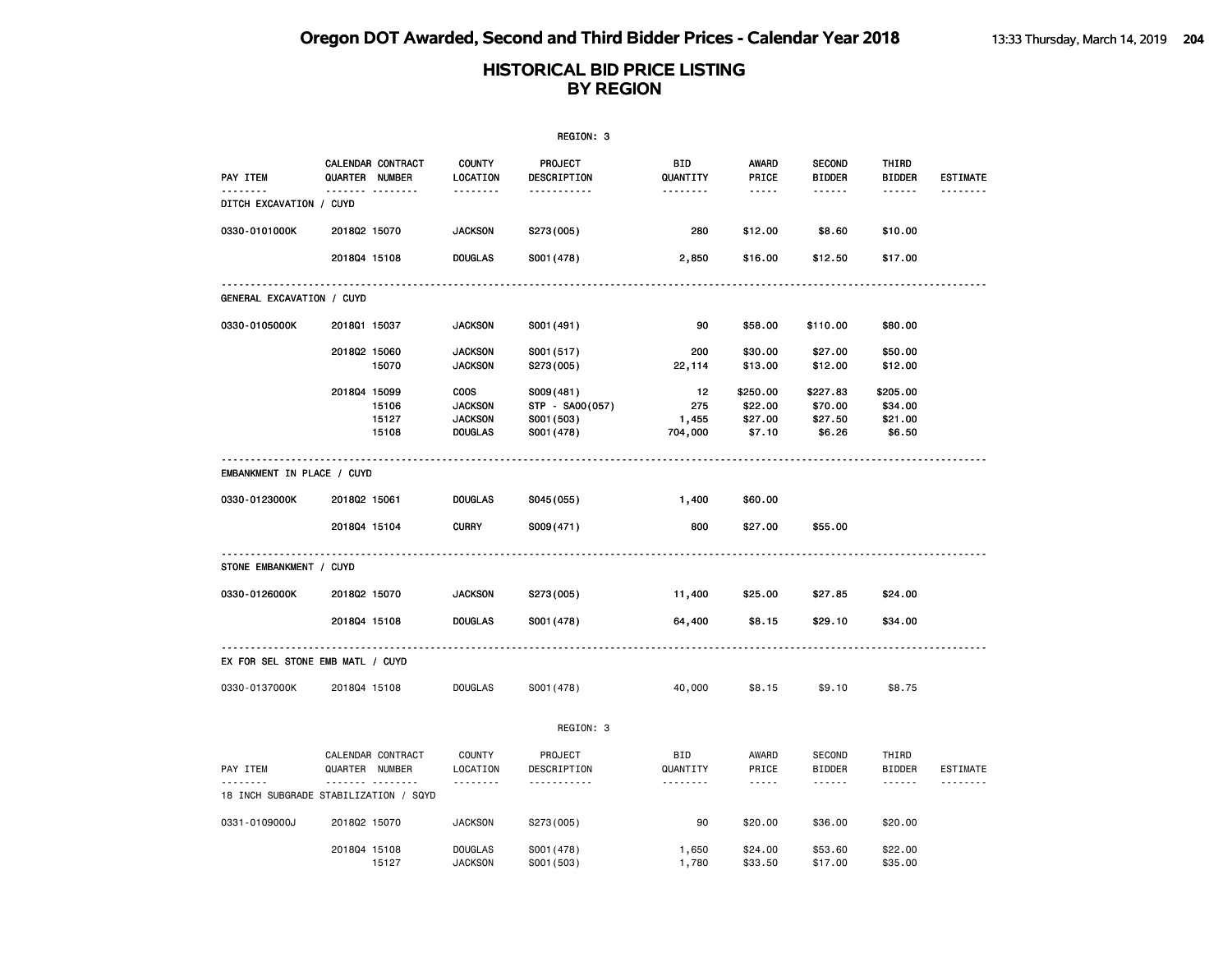# Oregon DOT Awarded, Second and Third Bidder Prices - Calendar Year 2018

## HISTORICAL BID PRICE LISTING BY REGION

REGION: 3

| PAY ITEM | CALENDAR QUARTER | CONTRACT NUMBER | COUNTY LOCATION | PROJECT DESCRIPTION | BID QUANTITY | AWARD PRICE | SECOND BIDDER | THIRD BIDDER | ESTIMATE |
|---|---|---|---|---|---|---|---|---|---|
| DITCH EXCAVATION / CUYD | | | | | | | | | |
| 0330-0101000K | 2018Q2 | 15070 | JACKSON | S273(005) | 280 | $12.00 | $8.60 | $10.00 | |
| | 2018Q4 | 15108 | DOUGLAS | S001(478) | 2,850 | $16.00 | $12.50 | $17.00 | |
| GENERAL EXCAVATION / CUYD | | | | | | | | | |
| 0330-0105000K | 2018Q1 | 15037 | JACKSON | S001(491) | 90 | $58.00 | $110.00 | $80.00 | |
| | 2018Q2 | 15060 | JACKSON | S001(517) | 200 | $30.00 | $27.00 | $50.00 | |
| | | 15070 | JACKSON | S273(005) | 22,114 | $13.00 | $12.00 | $12.00 | |
| | 2018Q4 | 15099 | COOS | S009(481) | 12 | $250.00 | $227.83 | $205.00 | |
| | | 15106 | JACKSON | STP - SA00(057) | 275 | $22.00 | $70.00 | $34.00 | |
| | | 15127 | JACKSON | S001(503) | 1,455 | $27.00 | $27.50 | $21.00 | |
| | | 15108 | DOUGLAS | S001(478) | 704,000 | $7.10 | $6.26 | $6.50 | |
| EMBANKMENT IN PLACE / CUYD | | | | | | | | | |
| 0330-0123000K | 2018Q2 | 15061 | DOUGLAS | S045(055) | 1,400 | $60.00 | | | |
| | 2018Q4 | 15104 | CURRY | S009(471) | 800 | $27.00 | $55.00 | | |
| STONE EMBANKMENT / CUYD | | | | | | | | | |
| 0330-0126000K | 2018Q2 | 15070 | JACKSON | S273(005) | 11,400 | $25.00 | $27.85 | $24.00 | |
| | 2018Q4 | 15108 | DOUGLAS | S001(478) | 64,400 | $8.15 | $29.10 | $34.00 | |
| EX FOR SEL STONE EMB MATL / CUYD | | | | | | | | | |
| 0330-0137000K | 2018Q4 | 15108 | DOUGLAS | S001(478) | 40,000 | $8.15 | $9.10 | $8.75 | |

REGION: 3

| PAY ITEM | CALENDAR QUARTER | CONTRACT NUMBER | COUNTY LOCATION | PROJECT DESCRIPTION | BID QUANTITY | AWARD PRICE | SECOND BIDDER | THIRD BIDDER | ESTIMATE |
|---|---|---|---|---|---|---|---|---|---|
| 18 INCH SUBGRADE STABILIZATION / SQYD | | | | | | | | | |
| 0331-0109000J | 2018Q2 | 15070 | JACKSON | S273(005) | 90 | $20.00 | $36.00 | $20.00 | |
| | 2018Q4 | 15108 | DOUGLAS | S001(478) | 1,650 | $24.00 | $53.60 | $22.00 | |
| | | 15127 | JACKSON | S001(503) | 1,780 | $33.50 | $17.00 | $35.00 | |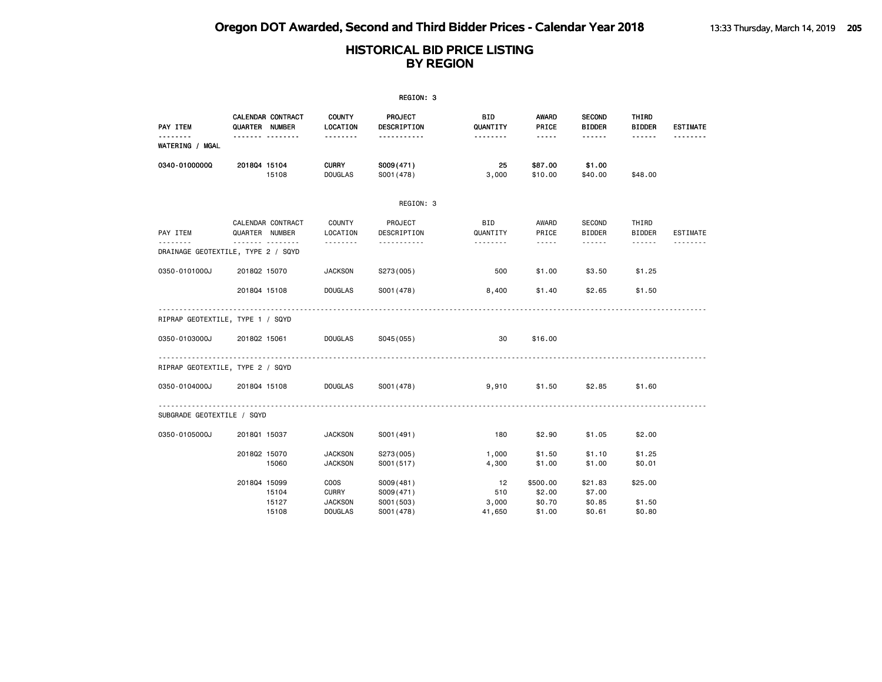# HISTORICAL BID PRICE LISTING
# BY REGION

REGION: 3

| PAY ITEM | CALENDAR QUARTER | CONTRACT NUMBER | COUNTY LOCATION | PROJECT DESCRIPTION | BID QUANTITY | AWARD PRICE | SECOND BIDDER | THIRD BIDDER | ESTIMATE |
|---|---|---|---|---|---|---|---|---|---|
| **WATERING / MGAL** | | | | | | | | | |
| 0340-0100000Q | 2018Q4 | 15104 | CURRY | S009(471) | 25 | $87.00 | $1.00 | | |
| | | 15108 | DOUGLAS | S001(478) | 3,000 | $10.00 | $40.00 | $48.00 | |

REGION: 3

| PAY ITEM | CALENDAR QUARTER | CONTRACT NUMBER | COUNTY LOCATION | PROJECT DESCRIPTION | BID QUANTITY | AWARD PRICE | SECOND BIDDER | THIRD BIDDER | ESTIMATE |
|---|---|---|---|---|---|---|---|---|---|
| **DRAINAGE GEOTEXTILE, TYPE 2 / SQYD** | | | | | | | | | |
| 0350-0101000J | 2018Q2 | 15070 | JACKSON | S273(005) | 500 | $1.00 | $3.50 | $1.25 | |
| | 2018Q4 | 15108 | DOUGLAS | S001(478) | 8,400 | $1.40 | $2.65 | $1.50 | |
| **RIPRAP GEOTEXTILE, TYPE 1 / SQYD** | | | | | | | | | |
| 0350-0103000J | 2018Q2 | 15061 | DOUGLAS | S045(055) | 30 | $16.00 | | | |
| **RIPRAP GEOTEXTILE, TYPE 2 / SQYD** | | | | | | | | | |
| 0350-0104000J | 2018Q4 | 15108 | DOUGLAS | S001(478) | 9,910 | $1.50 | $2.85 | $1.60 | |
| **SUBGRADE GEOTEXTILE / SQYD** | | | | | | | | | |
| 0350-0105000J | 2018Q1 | 15037 | JACKSON | S001(491) | 180 | $2.90 | $1.05 | $2.00 | |
| | 2018Q2 | 15070 | JACKSON | S273(005) | 1,000 | $1.50 | $1.10 | $1.25 | |
| | | 15060 | JACKSON | S001(517) | 4,300 | $1.00 | $1.00 | $0.01 | |
| | 2018Q4 | 15099 | COOS | S009(481) | 12 | $500.00 | $21.83 | $25.00 | |
| | | 15104 | CURRY | S009(471) | 510 | $2.00 | $7.00 | | |
| | | 15127 | JACKSON | S001(503) | 3,000 | $0.70 | $0.85 | $1.50 | |
| | | 15108 | DOUGLAS | S001(478) | 41,650 | $1.00 | $0.61 | $0.80 | |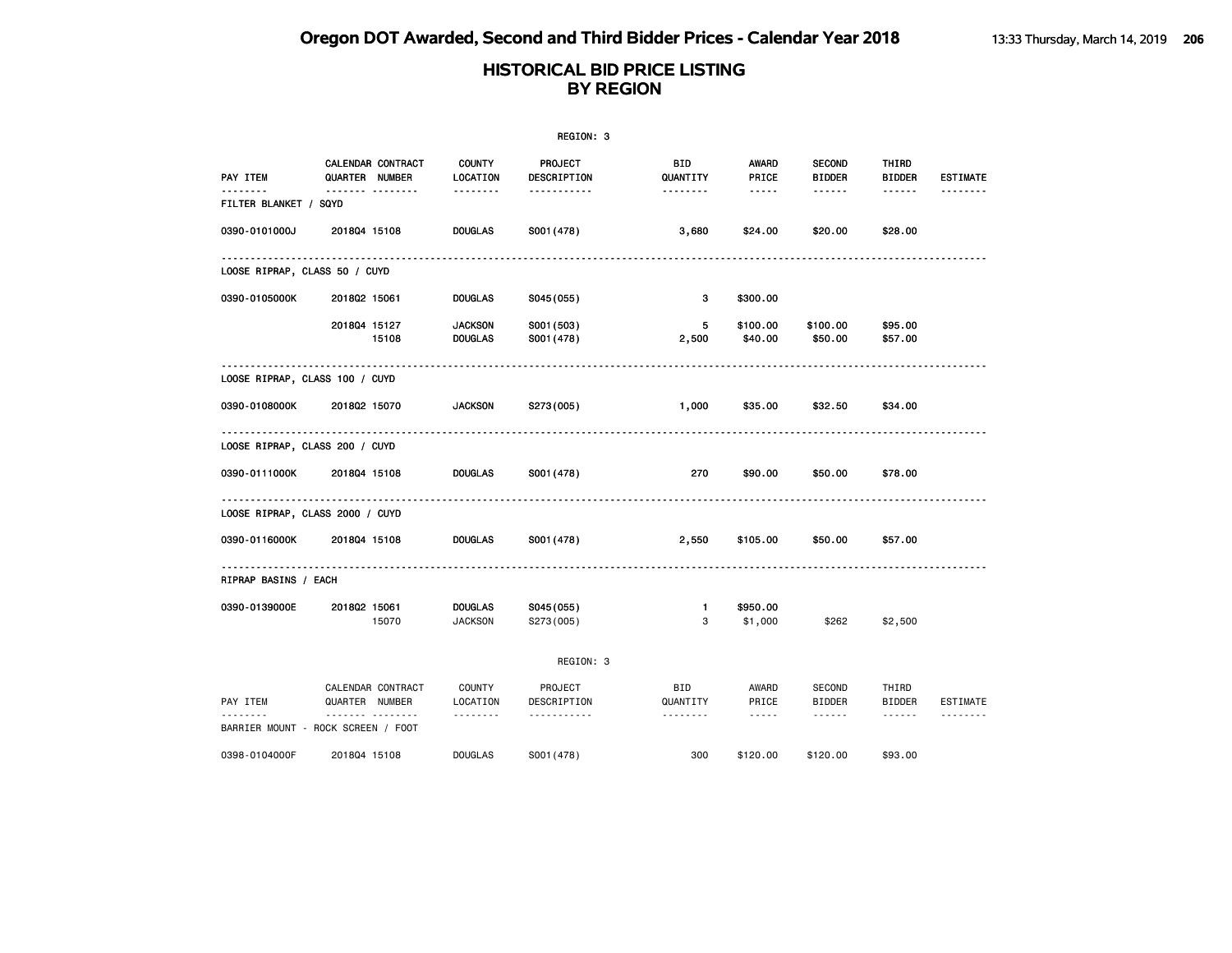# Oregon DOT Awarded, Second and Third Bidder Prices - Calendar Year 2018

## HISTORICAL BID PRICE LISTING BY REGION

REGION: 3

| PAY ITEM | CALENDAR QUARTER | CONTRACT NUMBER | COUNTY LOCATION | PROJECT DESCRIPTION | BID QUANTITY | AWARD PRICE | SECOND BIDDER | THIRD BIDDER | ESTIMATE |
|---|---|---|---|---|---|---|---|---|---|
| FILTER BLANKET / SQYD | | | | | | | | | |
| 0390-0101000J | 2018Q4 | 15108 | DOUGLAS | S001(478) | 3,680 | $24.00 | $20.00 | $28.00 | |
| LOOSE RIPRAP, CLASS 50 / CUYD | | | | | | | | | |
| 0390-0105000K | 2018Q2 | 15061 | DOUGLAS | S045(055) | 3 | $300.00 | | | |
| | 2018Q4 | 15127 | JACKSON | S001(503) | 5 | $100.00 | $100.00 | $95.00 | |
| | | 15108 | DOUGLAS | S001(478) | 2,500 | $40.00 | $50.00 | $57.00 | |
| LOOSE RIPRAP, CLASS 100 / CUYD | | | | | | | | | |
| 0390-0108000K | 2018Q2 | 15070 | JACKSON | S273(005) | 1,000 | $35.00 | $32.50 | $34.00 | |
| LOOSE RIPRAP, CLASS 200 / CUYD | | | | | | | | | |
| 0390-0111000K | 2018Q4 | 15108 | DOUGLAS | S001(478) | 270 | $90.00 | $50.00 | $78.00 | |
| LOOSE RIPRAP, CLASS 2000 / CUYD | | | | | | | | | |
| 0390-0116000K | 2018Q4 | 15108 | DOUGLAS | S001(478) | 2,550 | $105.00 | $50.00 | $57.00 | |
| RIPRAP BASINS / EACH | | | | | | | | | |
| 0390-0139000E | 2018Q2 | 15061 | DOUGLAS | S045(055) | 1 | $950.00 | | | |
| | | 15070 | JACKSON | S273(005) | 3 | $1,000 | $262 | $2,500 | |

REGION: 3

| PAY ITEM | CALENDAR QUARTER | CONTRACT NUMBER | COUNTY LOCATION | PROJECT DESCRIPTION | BID QUANTITY | AWARD PRICE | SECOND BIDDER | THIRD BIDDER | ESTIMATE |
|---|---|---|---|---|---|---|---|---|---|
| BARRIER MOUNT - ROCK SCREEN / FOOT | | | | | | | | | |
| 0398-0104000F | 2018Q4 | 15108 | DOUGLAS | S001(478) | 300 | $120.00 | $120.00 | $93.00 | |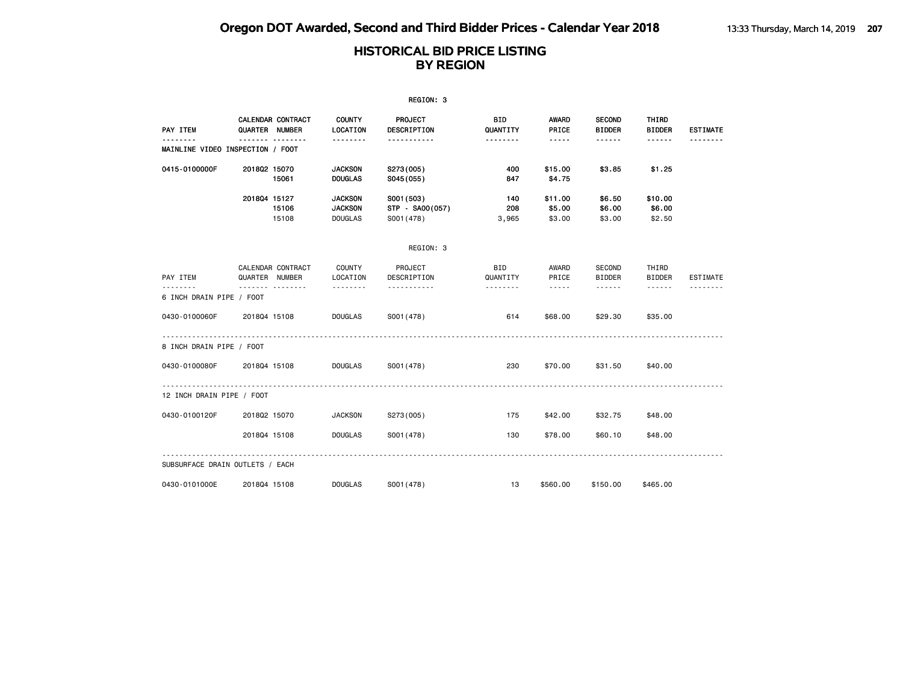# HISTORICAL BID PRICE LISTING
## BY REGION

REGION: 3

| PAY ITEM | CALENDAR QUARTER | CONTRACT NUMBER | COUNTY LOCATION | PROJECT DESCRIPTION | BID QUANTITY | AWARD PRICE | SECOND BIDDER | THIRD BIDDER | ESTIMATE |
|---|---|---|---|---|---|---|---|---|---|
| MAINLINE VIDEO INSPECTION / FOOT | | | | | | | | | |
| 0415-0100000F | 2018Q2 | 15070 | JACKSON | S273(005) | 400 | $15.00 | $3.85 | $1.25 | |
| | | 15061 | DOUGLAS | S045(055) | 847 | $4.75 | | | |
| | 2018Q4 | 15127 | JACKSON | S001(503) | 140 | $11.00 | $6.50 | $10.00 | |
| | | 15106 | JACKSON | STP - SA00(057) | 208 | $5.00 | $6.00 | $6.00 | |
| | | 15108 | DOUGLAS | S001(478) | 3,965 | $3.00 | $3.00 | $2.50 | |

REGION: 3

| PAY ITEM | CALENDAR QUARTER | CONTRACT NUMBER | COUNTY LOCATION | PROJECT DESCRIPTION | BID QUANTITY | AWARD PRICE | SECOND BIDDER | THIRD BIDDER | ESTIMATE |
|---|---|---|---|---|---|---|---|---|---|
| 6 INCH DRAIN PIPE / FOOT | | | | | | | | | |
| 0430-0100060F | 2018Q4 | 15108 | DOUGLAS | S001(478) | 614 | $68.00 | $29.30 | $35.00 | |
| 8 INCH DRAIN PIPE / FOOT | | | | | | | | | |
| 0430-0100080F | 2018Q4 | 15108 | DOUGLAS | S001(478) | 230 | $70.00 | $31.50 | $40.00 | |
| 12 INCH DRAIN PIPE / FOOT | | | | | | | | | |
| 0430-0100120F | 2018Q2 | 15070 | JACKSON | S273(005) | 175 | $42.00 | $32.75 | $48.00 | |
| | 2018Q4 | 15108 | DOUGLAS | S001(478) | 130 | $78.00 | $60.10 | $48.00 | |
| SUBSURFACE DRAIN OUTLETS / EACH | | | | | | | | | |
| 0430-0101000E | 2018Q4 | 15108 | DOUGLAS | S001(478) | 13 | $560.00 | $150.00 | $465.00 | |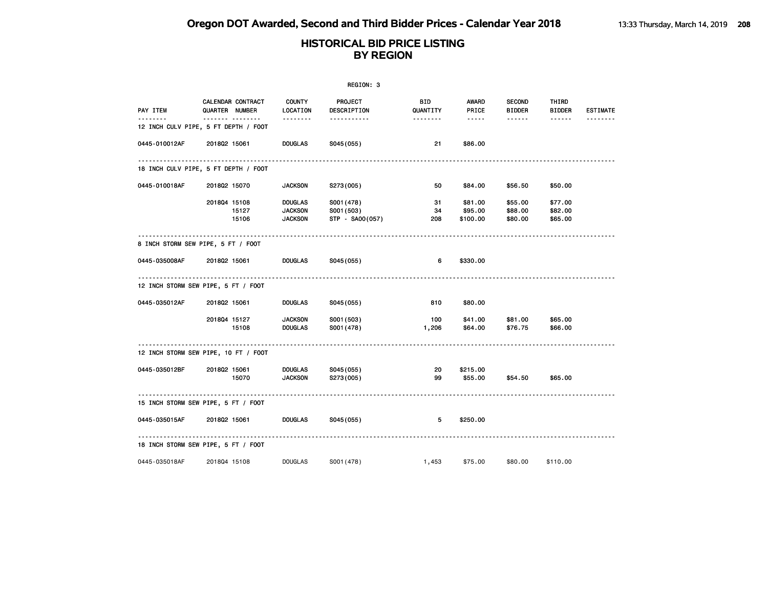# Oregon DOT Awarded, Second and Third Bidder Prices - Calendar Year 2018

## HISTORICAL BID PRICE LISTING BY REGION

REGION: 3

| PAY ITEM | CALENDAR QUARTER | CONTRACT NUMBER | COUNTY LOCATION | PROJECT DESCRIPTION | BID QUANTITY | AWARD PRICE | SECOND BIDDER | THIRD BIDDER | ESTIMATE |
|---|---|---|---|---|---|---|---|---|---|
| **12 INCH CULV PIPE, 5 FT DEPTH / FOOT** | | | | | | | | | |
| 0445-010012AF | 2018Q2 | 15061 | DOUGLAS | S045(055) | 21 | $86.00 | | | |
| **18 INCH CULV PIPE, 5 FT DEPTH / FOOT** | | | | | | | | | |
| 0445-010018AF | 2018Q2 | 15070 | JACKSON | S273(005) | 50 | $84.00 | $56.50 | $50.00 | |
| | 2018Q4 | 15108 | DOUGLAS | S001(478) | 31 | $81.00 | $55.00 | $77.00 | |
| | | 15127 | JACKSON | S001(503) | 34 | $95.00 | $88.00 | $82.00 | |
| | | 15106 | JACKSON | STP - SA00(057) | 208 | $100.00 | $80.00 | $65.00 | |
| **8 INCH STORM SEW PIPE, 5 FT / FOOT** | | | | | | | | | |
| 0445-035008AF | 2018Q2 | 15061 | DOUGLAS | S045(055) | 6 | $330.00 | | | |
| **12 INCH STORM SEW PIPE, 5 FT / FOOT** | | | | | | | | | |
| 0445-035012AF | 2018Q2 | 15061 | DOUGLAS | S045(055) | 810 | $80.00 | | | |
| | 2018Q4 | 15127 | JACKSON | S001(503) | 100 | $41.00 | $81.00 | $65.00 | |
| | | 15108 | DOUGLAS | S001(478) | 1,206 | $64.00 | $76.75 | $66.00 | |
| **12 INCH STORM SEW PIPE, 10 FT / FOOT** | | | | | | | | | |
| 0445-035012BF | 2018Q2 | 15061 | DOUGLAS | S045(055) | 20 | $215.00 | | | |
| | | 15070 | JACKSON | S273(005) | 99 | $55.00 | $54.50 | $65.00 | |
| **15 INCH STORM SEW PIPE, 5 FT / FOOT** | | | | | | | | | |
| 0445-035015AF | 2018Q2 | 15061 | DOUGLAS | S045(055) | 5 | $250.00 | | | |
| **18 INCH STORM SEW PIPE, 5 FT / FOOT** | | | | | | | | | |
| 0445-035018AF | 2018Q4 | 15108 | DOUGLAS | S001(478) | 1,453 | $75.00 | $80.00 | $110.00 | |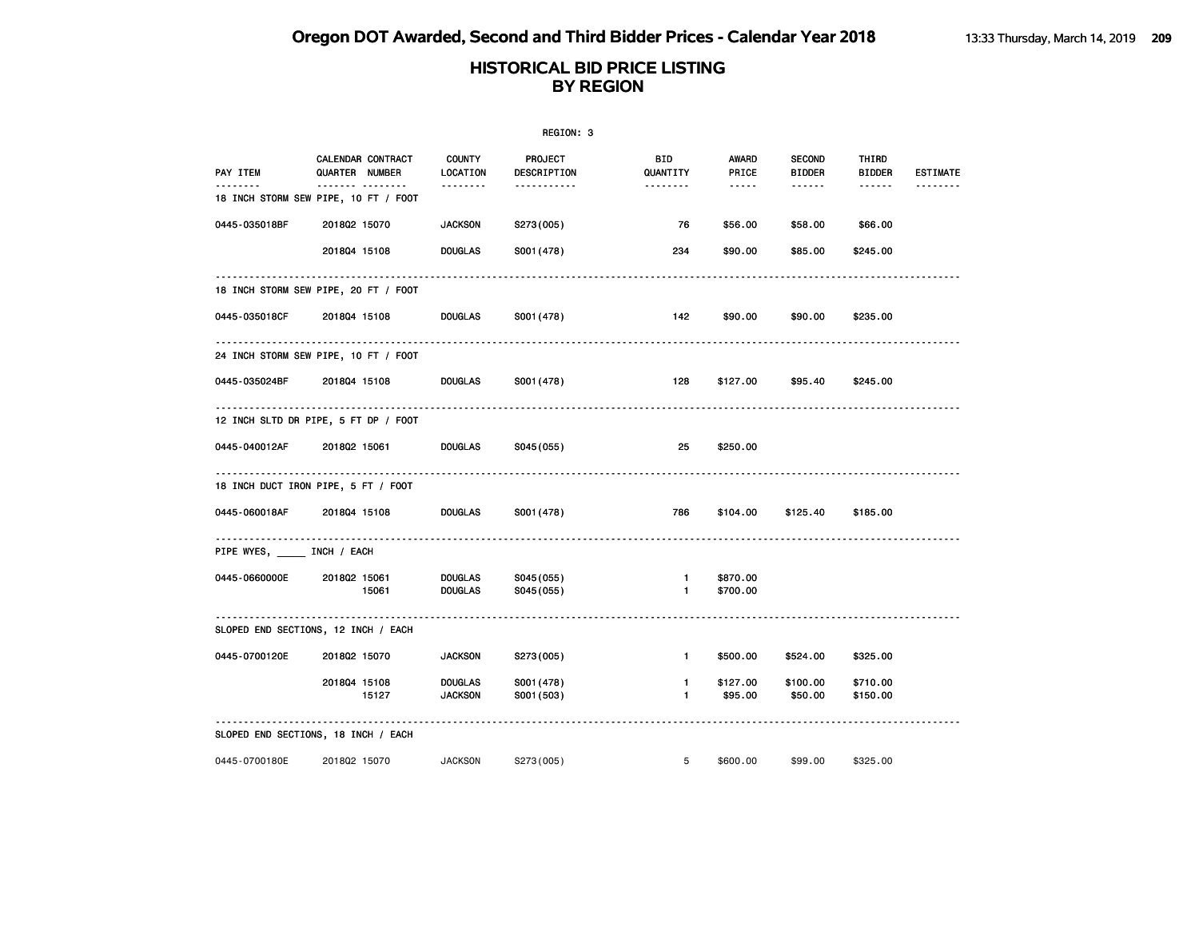# Oregon DOT Awarded, Second and Third Bidder Prices - Calendar Year 2018

## HISTORICAL BID PRICE LISTING BY REGION

REGION: 3

| PAY ITEM | CALENDAR QUARTER | CONTRACT NUMBER | COUNTY LOCATION | PROJECT DESCRIPTION | BID QUANTITY | AWARD PRICE | SECOND BIDDER | THIRD BIDDER | ESTIMATE |
|---|---|---|---|---|---|---|---|---|---|
| **18 INCH STORM SEW PIPE, 10 FT / FOOT** | | | | | | | | | |
| 0445-035018BF | 2018Q2 | 15070 | JACKSON | S273(005) | 76 | $56.00 | $58.00 | $66.00 | |
| | 2018Q4 | 15108 | DOUGLAS | S001(478) | 234 | $90.00 | $85.00 | $245.00 | |
| **18 INCH STORM SEW PIPE, 20 FT / FOOT** | | | | | | | | | |
| 0445-035018CF | 2018Q4 | 15108 | DOUGLAS | S001(478) | 142 | $90.00 | $90.00 | $235.00 | |
| **24 INCH STORM SEW PIPE, 10 FT / FOOT** | | | | | | | | | |
| 0445-035024BF | 2018Q4 | 15108 | DOUGLAS | S001(478) | 128 | $127.00 | $95.40 | $245.00 | |
| **12 INCH SLTD DR PIPE, 5 FT DP / FOOT** | | | | | | | | | |
| 0445-040012AF | 2018Q2 | 15061 | DOUGLAS | S045(055) | 25 | $250.00 | | | |
| **18 INCH DUCT IRON PIPE, 5 FT / FOOT** | | | | | | | | | |
| 0445-060018AF | 2018Q4 | 15108 | DOUGLAS | S001(478) | 786 | $104.00 | $125.40 | $185.00 | |
| **PIPE WYES, _____ INCH / EACH** | | | | | | | | | |
| 0445-0660000E | 2018Q2 | 15061 | DOUGLAS | S045(055) | 1 | $870.00 | | | |
| | | 15061 | DOUGLAS | S045(055) | 1 | $700.00 | | | |
| **SLOPED END SECTIONS, 12 INCH / EACH** | | | | | | | | | |
| 0445-0700120E | 2018Q2 | 15070 | JACKSON | S273(005) | 1 | $500.00 | $524.00 | $325.00 | |
| | 2018Q4 | 15108 | DOUGLAS | S001(478) | 1 | $127.00 | $100.00 | $710.00 | |
| | | 15127 | JACKSON | S001(503) | 1 | $95.00 | $50.00 | $150.00 | |
| **SLOPED END SECTIONS, 18 INCH / EACH** | | | | | | | | | |
| 0445-0700180E | 2018Q2 | 15070 | JACKSON | S273(005) | 5 | $600.00 | $99.00 | $325.00 | |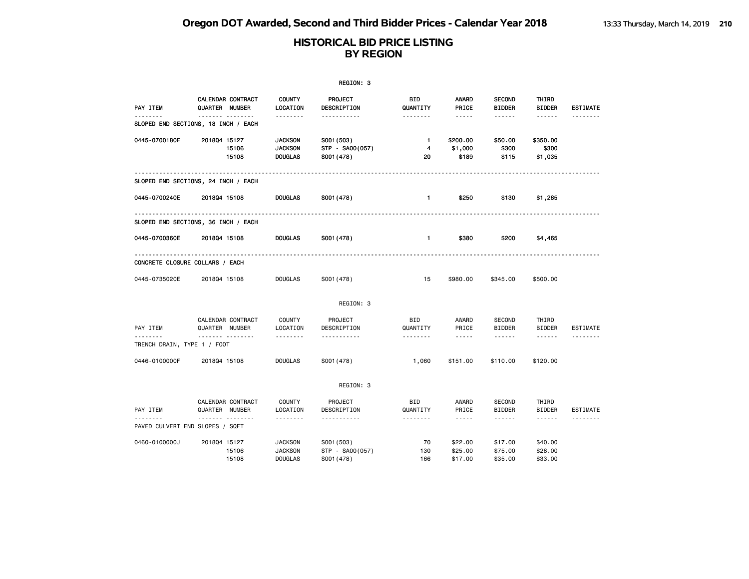# Oregon DOT Awarded, Second and Third Bidder Prices - Calendar Year 2018

## HISTORICAL BID PRICE LISTING BY REGION

REGION: 3

| PAY ITEM | CALENDAR QUARTER | CONTRACT NUMBER | COUNTY LOCATION | PROJECT DESCRIPTION | BID QUANTITY | AWARD PRICE | SECOND BIDDER | THIRD BIDDER | ESTIMATE |
|---|---|---|---|---|---|---|---|---|---|
| **SLOPED END SECTIONS, 18 INCH / EACH** | | | | | | | | | |
| 0445-0700180E | 2018Q4 | 15127 | JACKSON | S001(503) | 1 | $200.00 | $50.00 | $350.00 | |
| | | 15106 | JACKSON | STP - SA00(057) | 4 | $1,000 | $300 | $300 | |
| | | 15108 | DOUGLAS | S001(478) | 20 | $189 | $115 | $1,035 | |
| **SLOPED END SECTIONS, 24 INCH / EACH** | | | | | | | | | |
| 0445-0700240E | 2018Q4 | 15108 | DOUGLAS | S001(478) | 1 | $250 | $130 | $1,285 | |
| **SLOPED END SECTIONS, 36 INCH / EACH** | | | | | | | | | |
| 0445-0700360E | 2018Q4 | 15108 | DOUGLAS | S001(478) | 1 | $380 | $200 | $4,465 | |
| **CONCRETE CLOSURE COLLARS / EACH** | | | | | | | | | |
| 0445-0735020E | 2018Q4 | 15108 | DOUGLAS | S001(478) | 15 | $980.00 | $345.00 | $500.00 | |

REGION: 3

| PAY ITEM | CALENDAR QUARTER | CONTRACT NUMBER | COUNTY LOCATION | PROJECT DESCRIPTION | BID QUANTITY | AWARD PRICE | SECOND BIDDER | THIRD BIDDER | ESTIMATE |
|---|---|---|---|---|---|---|---|---|---|
| **TRENCH DRAIN, TYPE 1 / FOOT** | | | | | | | | | |
| 0446-0100000F | 2018Q4 | 15108 | DOUGLAS | S001(478) | 1,060 | $151.00 | $110.00 | $120.00 | |

REGION: 3

| PAY ITEM | CALENDAR QUARTER | CONTRACT NUMBER | COUNTY LOCATION | PROJECT DESCRIPTION | BID QUANTITY | AWARD PRICE | SECOND BIDDER | THIRD BIDDER | ESTIMATE |
|---|---|---|---|---|---|---|---|---|---|
| **PAVED CULVERT END SLOPES / SQFT** | | | | | | | | | |
| 0460-0100000J | 2018Q4 | 15127 | JACKSON | S001(503) | 70 | $22.00 | $17.00 | $40.00 | |
| | | 15106 | JACKSON | STP - SA00(057) | 130 | $25.00 | $75.00 | $28.00 | |
| | | 15108 | DOUGLAS | S001(478) | 166 | $17.00 | $35.00 | $33.00 | |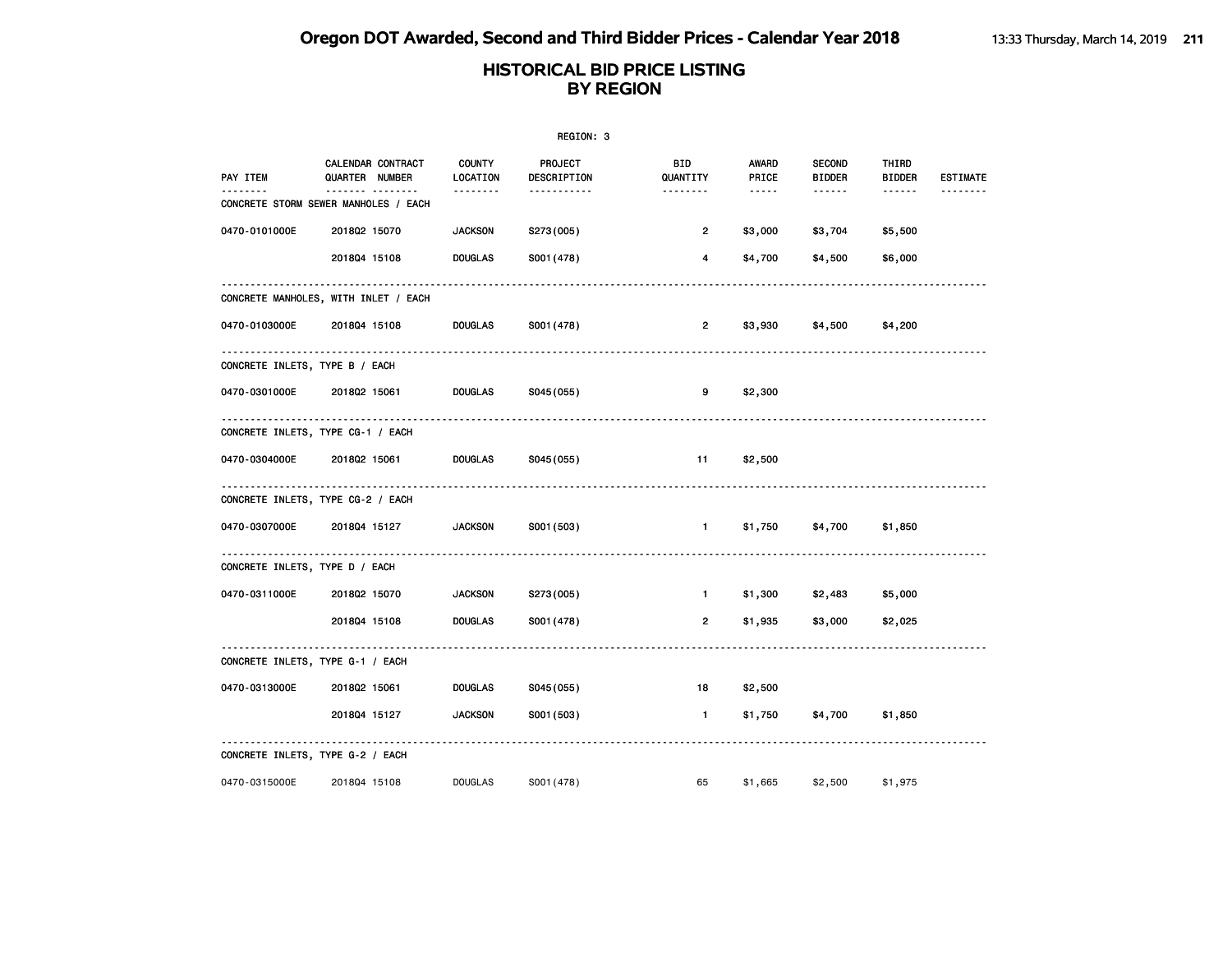# Oregon DOT Awarded, Second and Third Bidder Prices - Calendar Year 2018

## HISTORICAL BID PRICE LISTING BY REGION

REGION: 3

| PAY ITEM | CALENDAR QUARTER | CONTRACT NUMBER | COUNTY LOCATION | PROJECT DESCRIPTION | BID QUANTITY | AWARD PRICE | SECOND BIDDER | THIRD BIDDER | ESTIMATE |
|---|---|---|---|---|---|---|---|---|---|
| **CONCRETE STORM SEWER MANHOLES / EACH** | | | | | | | | | |
| 0470-0101000E | 2018Q2 | 15070 | JACKSON | S273(005) | 2 | $3,000 | $3,704 | $5,500 | |
| | 2018Q4 | 15108 | DOUGLAS | S001(478) | 4 | $4,700 | $4,500 | $6,000 | |
| **CONCRETE MANHOLES, WITH INLET / EACH** | | | | | | | | | |
| 0470-0103000E | 2018Q4 | 15108 | DOUGLAS | S001(478) | 2 | $3,930 | $4,500 | $4,200 | |
| **CONCRETE INLETS, TYPE B / EACH** | | | | | | | | | |
| 0470-0301000E | 2018Q2 | 15061 | DOUGLAS | S045(055) | 9 | $2,300 | | | |
| **CONCRETE INLETS, TYPE CG-1 / EACH** | | | | | | | | | |
| 0470-0304000E | 2018Q2 | 15061 | DOUGLAS | S045(055) | 11 | $2,500 | | | |
| **CONCRETE INLETS, TYPE CG-2 / EACH** | | | | | | | | | |
| 0470-0307000E | 2018Q4 | 15127 | JACKSON | S001(503) | 1 | $1,750 | $4,700 | $1,850 | |
| **CONCRETE INLETS, TYPE D / EACH** | | | | | | | | | |
| 0470-0311000E | 2018Q2 | 15070 | JACKSON | S273(005) | 1 | $1,300 | $2,483 | $5,000 | |
| | 2018Q4 | 15108 | DOUGLAS | S001(478) | 2 | $1,935 | $3,000 | $2,025 | |
| **CONCRETE INLETS, TYPE G-1 / EACH** | | | | | | | | | |
| 0470-0313000E | 2018Q2 | 15061 | DOUGLAS | S045(055) | 18 | $2,500 | | | |
| | 2018Q4 | 15127 | JACKSON | S001(503) | 1 | $1,750 | $4,700 | $1,850 | |
| **CONCRETE INLETS, TYPE G-2 / EACH** | | | | | | | | | |
| 0470-0315000E | 2018Q4 | 15108 | DOUGLAS | S001(478) | 65 | $1,665 | $2,500 | $1,975 | |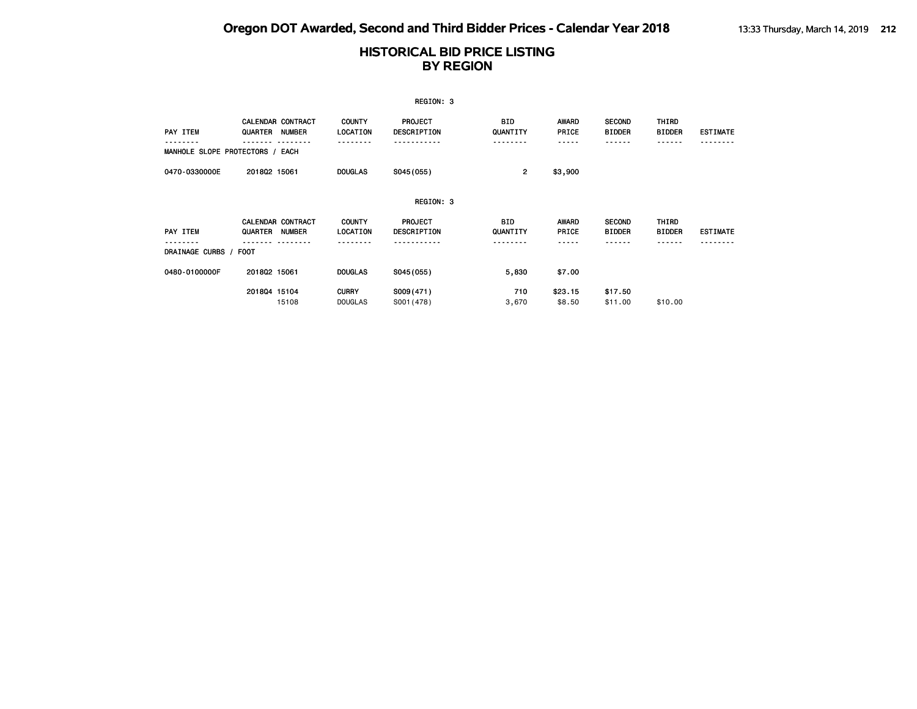# HISTORICAL BID PRICE LISTING
# BY REGION

REGION: 3

| PAY ITEM | CALENDAR QUARTER | CONTRACT NUMBER | COUNTY LOCATION | PROJECT DESCRIPTION | BID QUANTITY | AWARD PRICE | SECOND BIDDER | THIRD BIDDER | ESTIMATE |
|---|---|---|---|---|---|---|---|---|---|
| MANHOLE SLOPE PROTECTORS / EACH | | | | | | | | | |
| 0470-0330000E | 2018Q2 | 15061 | DOUGLAS | S045(055) | 2 | $3,900 | | | |

REGION: 3

| PAY ITEM | CALENDAR QUARTER | CONTRACT NUMBER | COUNTY LOCATION | PROJECT DESCRIPTION | BID QUANTITY | AWARD PRICE | SECOND BIDDER | THIRD BIDDER | ESTIMATE |
|---|---|---|---|---|---|---|---|---|---|
| DRAINAGE CURBS / FOOT | | | | | | | | | |
| 0480-0100000F | 2018Q2 | 15061 | DOUGLAS | S045(055) | 5,830 | $7.00 | | | |
| | 2018Q4 | 15104 | CURRY | S009(471) | 710 | $23.15 | $17.50 | | |
| | | 15108 | DOUGLAS | S001(478) | 3,670 | $8.50 | $11.00 | $10.00 | |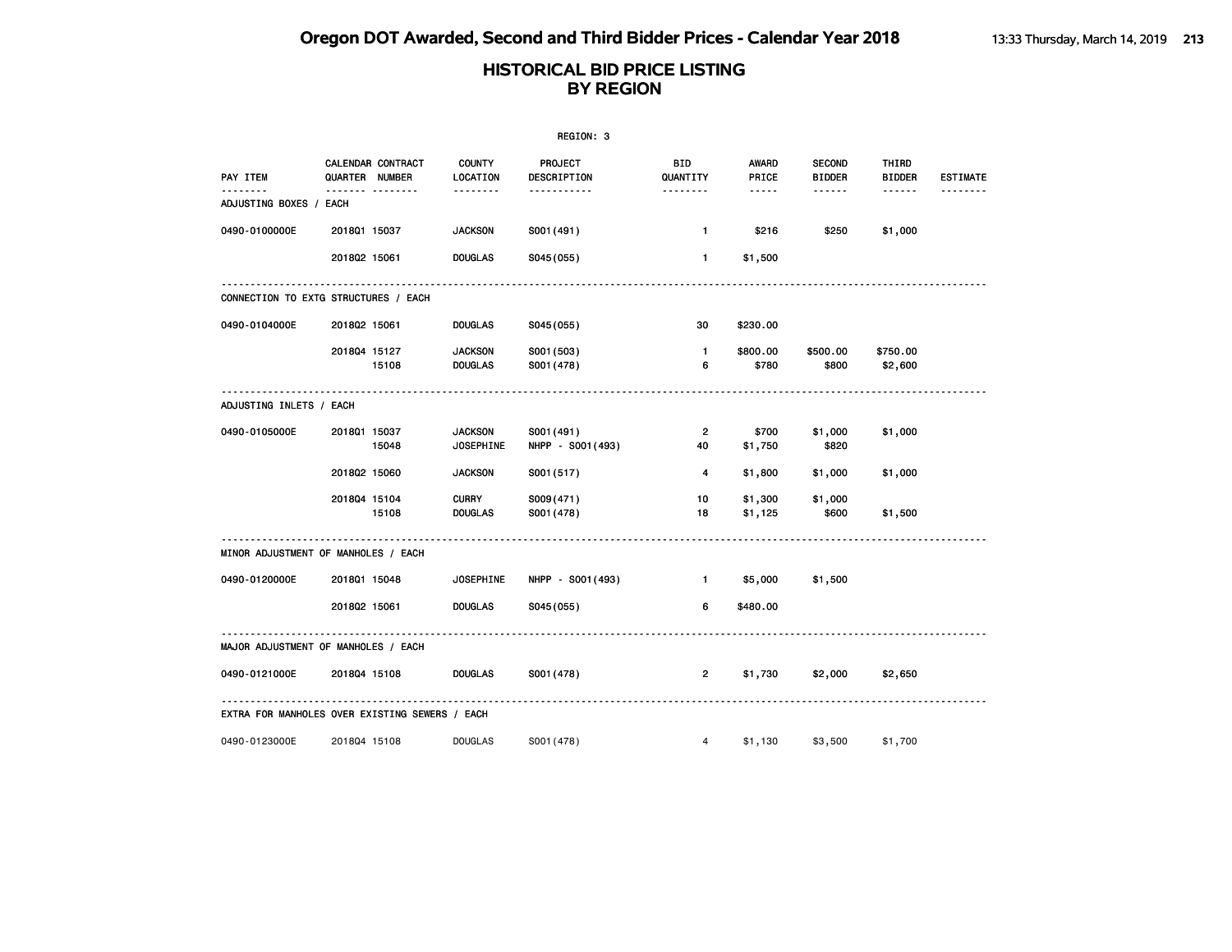# Oregon DOT Awarded, Second and Third Bidder Prices - Calendar Year 2018

## HISTORICAL BID PRICE LISTING BY REGION

REGION: 3

| PAY ITEM | CALENDAR QUARTER | CONTRACT NUMBER | COUNTY LOCATION | PROJECT DESCRIPTION | BID QUANTITY | AWARD PRICE | SECOND BIDDER | THIRD BIDDER | ESTIMATE |
|---|---|---|---|---|---|---|---|---|---|
| **ADJUSTING BOXES / EACH** | | | | | | | | | |
| 0490-0100000E | 2018Q1 | 15037 | JACKSON | S001(491) | 1 | $216 | $250 | $1,000 | |
| | 2018Q2 | 15061 | DOUGLAS | S045(055) | 1 | $1,500 | | | |
| **CONNECTION TO EXTG STRUCTURES / EACH** | | | | | | | | | |
| 0490-0104000E | 2018Q2 | 15061 | DOUGLAS | S045(055) | 30 | $230.00 | | | |
| | 2018Q4 | 15127 | JACKSON | S001(503) | 1 | $800.00 | $500.00 | $750.00 | |
| | | 15108 | DOUGLAS | S001(478) | 6 | $780 | $800 | $2,600 | |
| **ADJUSTING INLETS / EACH** | | | | | | | | | |
| 0490-0105000E | 2018Q1 | 15037 | JACKSON | S001(491) | 2 | $700 | $1,000 | $1,000 | |
| | | 15048 | JOSEPHINE | NHPP - S001(493) | 40 | $1,750 | $820 | | |
| | 2018Q2 | 15060 | JACKSON | S001(517) | 4 | $1,800 | $1,000 | $1,000 | |
| | 2018Q4 | 15104 | CURRY | S009(471) | 10 | $1,300 | $1,000 | | |
| | | 15108 | DOUGLAS | S001(478) | 18 | $1,125 | $600 | $1,500 | |
| **MINOR ADJUSTMENT OF MANHOLES / EACH** | | | | | | | | | |
| 0490-0120000E | 2018Q1 | 15048 | JOSEPHINE | NHPP - S001(493) | 1 | $5,000 | $1,500 | | |
| | 2018Q2 | 15061 | DOUGLAS | S045(055) | 6 | $480.00 | | | |
| **MAJOR ADJUSTMENT OF MANHOLES / EACH** | | | | | | | | | |
| 0490-0121000E | 2018Q4 | 15108 | DOUGLAS | S001(478) | 2 | $1,730 | $2,000 | $2,650 | |
| **EXTRA FOR MANHOLES OVER EXISTING SEWERS / EACH** | | | | | | | | | |
| 0490-0123000E | 2018Q4 | 15108 | DOUGLAS | S001(478) | 4 | $1,130 | $3,500 | $1,700 | |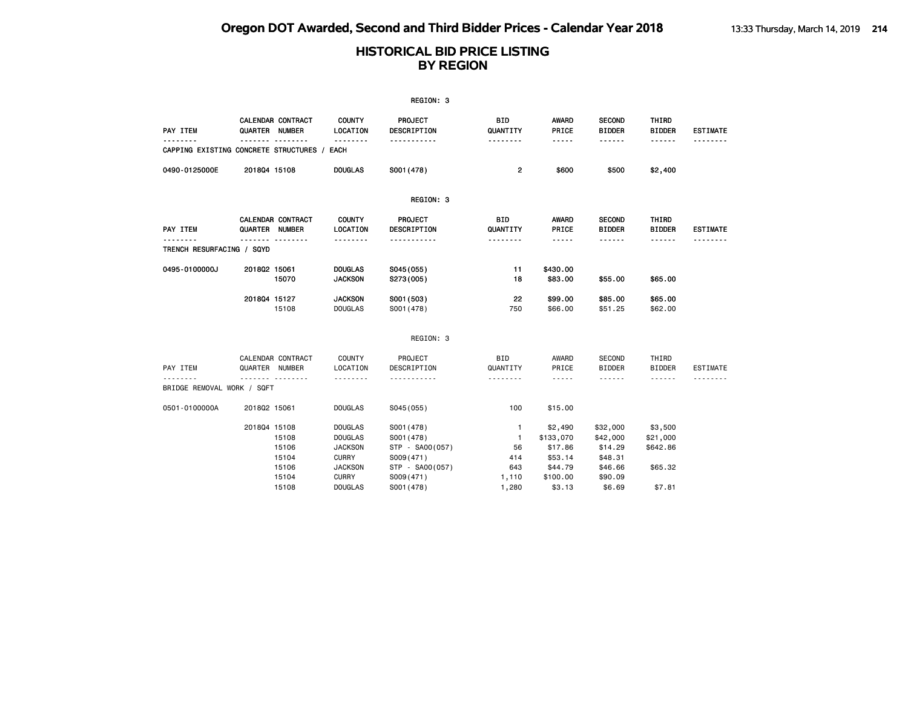# Oregon DOT Awarded, Second and Third Bidder Prices - Calendar Year 2018

## HISTORICAL BID PRICE LISTING BY REGION

REGION: 3

| PAY ITEM | CALENDAR QUARTER | CONTRACT NUMBER | COUNTY LOCATION | PROJECT DESCRIPTION | BID QUANTITY | AWARD PRICE | SECOND BIDDER | THIRD BIDDER | ESTIMATE |
|---|---|---|---|---|---|---|---|---|---|
| CAPPING EXISTING CONCRETE STRUCTURES / EACH | | | | | | | | | |
| 0490-0125000E | 2018Q4 | 15108 | DOUGLAS | S001(478) | 2 | $600 | $500 | $2,400 | |

REGION: 3

| PAY ITEM | CALENDAR QUARTER | CONTRACT NUMBER | COUNTY LOCATION | PROJECT DESCRIPTION | BID QUANTITY | AWARD PRICE | SECOND BIDDER | THIRD BIDDER | ESTIMATE |
|---|---|---|---|---|---|---|---|---|---|
| TRENCH RESURFACING / SQYD | | | | | | | | | |
| 0495-0100000J | 2018Q2 | 15061 | DOUGLAS | S045(055) | 11 | $430.00 | | | |
| | | 15070 | JACKSON | S273(005) | 18 | $83.00 | $55.00 | $65.00 | |
| | 2018Q4 | 15127 | JACKSON | S001(503) | 22 | $99.00 | $85.00 | $65.00 | |
| | | 15108 | DOUGLAS | S001(478) | 750 | $66.00 | $51.25 | $62.00 | |

REGION: 3

| PAY ITEM | CALENDAR QUARTER | CONTRACT NUMBER | COUNTY LOCATION | PROJECT DESCRIPTION | BID QUANTITY | AWARD PRICE | SECOND BIDDER | THIRD BIDDER | ESTIMATE |
|---|---|---|---|---|---|---|---|---|---|
| BRIDGE REMOVAL WORK / SQFT | | | | | | | | | |
| 0501-0100000A | 2018Q2 | 15061 | DOUGLAS | S045(055) | 100 | $15.00 | | | |
| | 2018Q4 | 15108 | DOUGLAS | S001(478) | 1 | $2,490 | $32,000 | $3,500 | |
| | | 15108 | DOUGLAS | S001(478) | 1 | $133,070 | $42,000 | $21,000 | |
| | | 15106 | JACKSON | STP - SA00(057) | 56 | $17.86 | $14.29 | $642.86 | |
| | | 15104 | CURRY | S009(471) | 414 | $53.14 | $48.31 | | |
| | | 15106 | JACKSON | STP - SA00(057) | 643 | $44.79 | $46.66 | $65.32 | |
| | | 15104 | CURRY | S009(471) | 1,110 | $100.00 | $90.09 | | |
| | | 15108 | DOUGLAS | S001(478) | 1,280 | $3.13 | $6.69 | $7.81 | |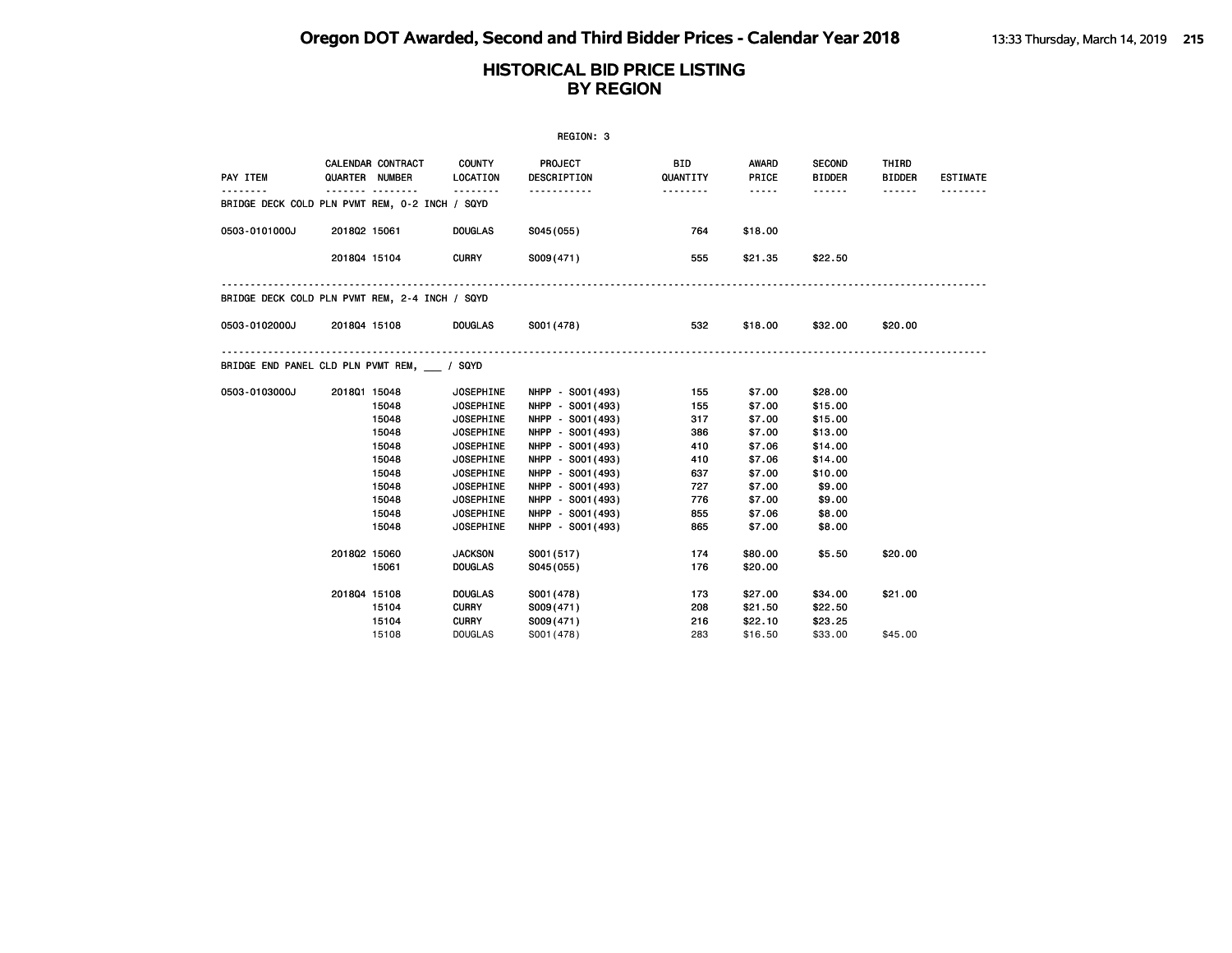# Oregon DOT Awarded, Second and Third Bidder Prices - Calendar Year 2018

## HISTORICAL BID PRICE LISTING BY REGION

REGION: 3

| PAY ITEM | CALENDAR QUARTER | CONTRACT NUMBER | COUNTY LOCATION | PROJECT DESCRIPTION | BID QUANTITY | AWARD PRICE | SECOND BIDDER | THIRD BIDDER | ESTIMATE |
|---|---|---|---|---|---|---|---|---|---|
| **BRIDGE DECK COLD PLN PVMT REM, 0-2 INCH / SQYD** | | | | | | | | | |
| 0503-0101000J | 2018Q2 | 15061 | DOUGLAS | S045(055) | 764 | $18.00 | | | |
| | 2018Q4 | 15104 | CURRY | S009(471) | 555 | $21.35 | $22.50 | | |
| **BRIDGE DECK COLD PLN PVMT REM, 2-4 INCH / SQYD** | | | | | | | | | |
| 0503-0102000J | 2018Q4 | 15108 | DOUGLAS | S001(478) | 532 | $18.00 | $32.00 | $20.00 | |
| **BRIDGE END PANEL CLD PLN PVMT REM, ___ / SQYD** | | | | | | | | | |
| 0503-0103000J | 2018Q1 | 15048 | JOSEPHINE | NHPP - S001(493) | 155 | $7.00 | $28.00 | | |
| | | 15048 | JOSEPHINE | NHPP - S001(493) | 155 | $7.00 | $15.00 | | |
| | | 15048 | JOSEPHINE | NHPP - S001(493) | 317 | $7.00 | $15.00 | | |
| | | 15048 | JOSEPHINE | NHPP - S001(493) | 386 | $7.00 | $13.00 | | |
| | | 15048 | JOSEPHINE | NHPP - S001(493) | 410 | $7.06 | $14.00 | | |
| | | 15048 | JOSEPHINE | NHPP - S001(493) | 410 | $7.06 | $14.00 | | |
| | | 15048 | JOSEPHINE | NHPP - S001(493) | 637 | $7.00 | $10.00 | | |
| | | 15048 | JOSEPHINE | NHPP - S001(493) | 727 | $7.00 | $9.00 | | |
| | | 15048 | JOSEPHINE | NHPP - S001(493) | 776 | $7.00 | $9.00 | | |
| | | 15048 | JOSEPHINE | NHPP - S001(493) | 855 | $7.06 | $8.00 | | |
| | | 15048 | JOSEPHINE | NHPP - S001(493) | 865 | $7.00 | $8.00 | | |
| | 2018Q2 | 15060 | JACKSON | S001(517) | 174 | $80.00 | $5.50 | $20.00 | |
| | | 15061 | DOUGLAS | S045(055) | 176 | $20.00 | | | |
| | 2018Q4 | 15108 | DOUGLAS | S001(478) | 173 | $27.00 | $34.00 | $21.00 | |
| | | 15104 | CURRY | S009(471) | 208 | $21.50 | $22.50 | | |
| | | 15104 | CURRY | S009(471) | 216 | $22.10 | $23.25 | | |
| | | 15108 | DOUGLAS | S001(478) | 283 | $16.50 | $33.00 | $45.00 | |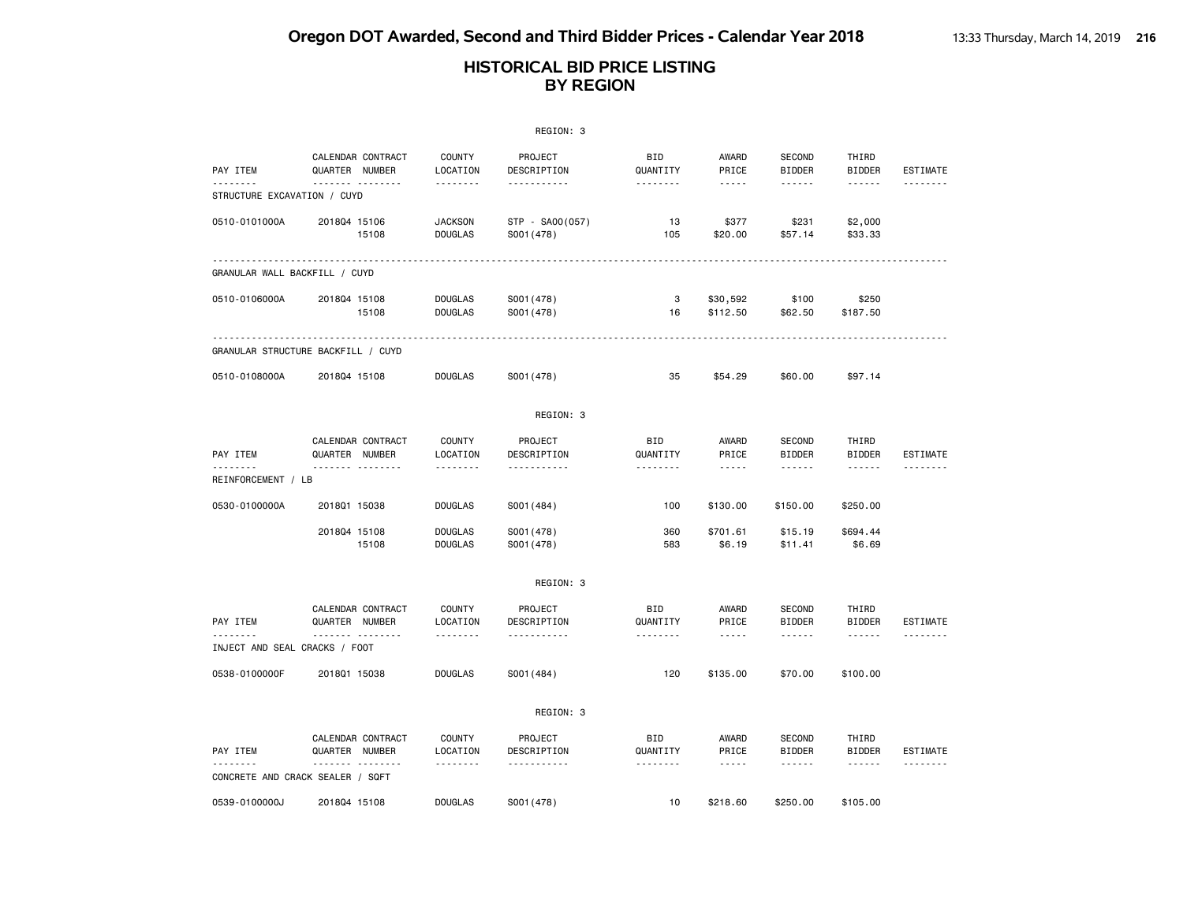## HISTORICAL BID PRICE LISTING
## BY REGION

REGION: 3

| PAY ITEM | CALENDAR QUARTER | CONTRACT NUMBER | COUNTY LOCATION | PROJECT DESCRIPTION | BID QUANTITY | AWARD PRICE | SECOND BIDDER | THIRD BIDDER | ESTIMATE |
|---|---|---|---|---|---|---|---|---|---|
| STRUCTURE EXCAVATION / CUYD | | | | | | | | | |
| 0510-0101000A | 2018Q4 | 15106 | JACKSON | STP - SA00(057) | 13 | $377 | $231 | $2,000 | |
| | | 15108 | DOUGLAS | S001(478) | 105 | $20.00 | $57.14 | $33.33 | |
| GRANULAR WALL BACKFILL / CUYD | | | | | | | | | |
| 0510-0106000A | 2018Q4 | 15108 | DOUGLAS | S001(478) | 3 | $30,592 | $100 | $250 | |
| | | 15108 | DOUGLAS | S001(478) | 16 | $112.50 | $62.50 | $187.50 | |
| GRANULAR STRUCTURE BACKFILL / CUYD | | | | | | | | | |
| 0510-0108000A | 2018Q4 | 15108 | DOUGLAS | S001(478) | 35 | $54.29 | $60.00 | $97.14 | |

REGION: 3

| PAY ITEM | CALENDAR QUARTER | CONTRACT NUMBER | COUNTY LOCATION | PROJECT DESCRIPTION | BID QUANTITY | AWARD PRICE | SECOND BIDDER | THIRD BIDDER | ESTIMATE |
|---|---|---|---|---|---|---|---|---|---|
| REINFORCEMENT / LB | | | | | | | | | |
| 0530-0100000A | 2018Q1 | 15038 | DOUGLAS | S001(484) | 100 | $130.00 | $150.00 | $250.00 | |
| | 2018Q4 | 15108 | DOUGLAS | S001(478) | 360 | $701.61 | $15.19 | $694.44 | |
| | | 15108 | DOUGLAS | S001(478) | 583 | $6.19 | $11.41 | $6.69 | |

REGION: 3

| PAY ITEM | CALENDAR QUARTER | CONTRACT NUMBER | COUNTY LOCATION | PROJECT DESCRIPTION | BID QUANTITY | AWARD PRICE | SECOND BIDDER | THIRD BIDDER | ESTIMATE |
|---|---|---|---|---|---|---|---|---|---|
| INJECT AND SEAL CRACKS / FOOT | | | | | | | | | |
| 0538-0100000F | 2018Q1 | 15038 | DOUGLAS | S001(484) | 120 | $135.00 | $70.00 | $100.00 | |

REGION: 3

| PAY ITEM | CALENDAR QUARTER | CONTRACT NUMBER | COUNTY LOCATION | PROJECT DESCRIPTION | BID QUANTITY | AWARD PRICE | SECOND BIDDER | THIRD BIDDER | ESTIMATE |
|---|---|---|---|---|---|---|---|---|---|
| CONCRETE AND CRACK SEALER / SQFT | | | | | | | | | |
| 0539-0100000J | 2018Q4 | 15108 | DOUGLAS | S001(478) | 10 | $218.60 | $250.00 | $105.00 | |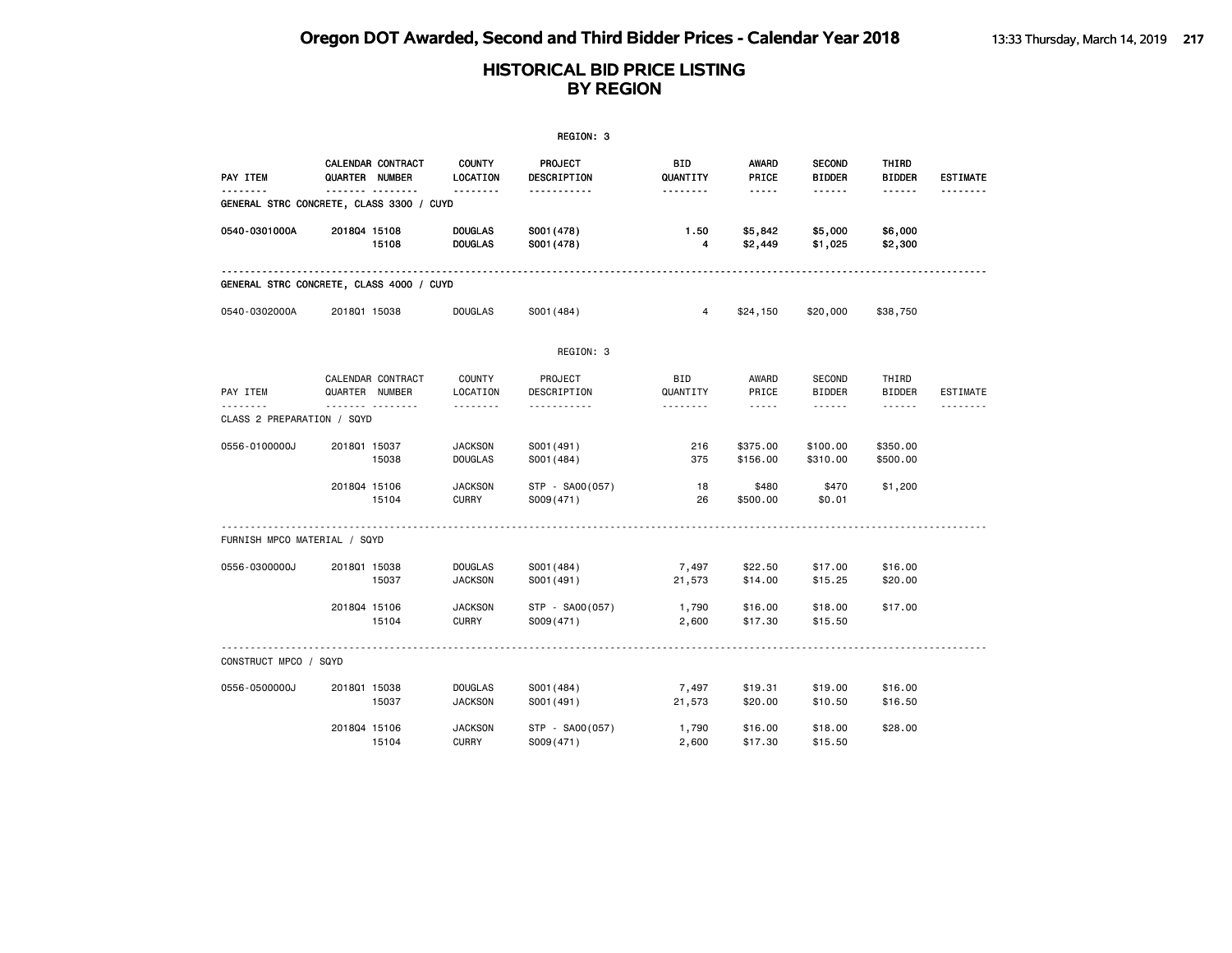# Oregon DOT Awarded, Second and Third Bidder Prices - Calendar Year 2018

## HISTORICAL BID PRICE LISTING BY REGION

REGION: 3

| PAY ITEM | CALENDAR QUARTER | CONTRACT NUMBER | COUNTY LOCATION | PROJECT DESCRIPTION | BID QUANTITY | AWARD PRICE | SECOND BIDDER | THIRD BIDDER | ESTIMATE |
|---|---|---|---|---|---|---|---|---|---|
| GENERAL STRC CONCRETE, CLASS 3300 / CUYD | | | | | | | | | |
| 0540-0301000A | 2018Q4 | 15108 | DOUGLAS | S001(478) | 1.50 | $5,842 | $5,000 | $6,000 | |
| | | 15108 | DOUGLAS | S001(478) | 4 | $2,449 | $1,025 | $2,300 | |
| GENERAL STRC CONCRETE, CLASS 4000 / CUYD | | | | | | | | | |
| 0540-0302000A | 2018Q1 | 15038 | DOUGLAS | S001(484) | 4 | $24,150 | $20,000 | $38,750 | |

REGION: 3

| PAY ITEM | CALENDAR QUARTER | CONTRACT NUMBER | COUNTY LOCATION | PROJECT DESCRIPTION | BID QUANTITY | AWARD PRICE | SECOND BIDDER | THIRD BIDDER | ESTIMATE |
|---|---|---|---|---|---|---|---|---|---|
| CLASS 2 PREPARATION / SQYD | | | | | | | | | |
| 0556-0100000J | 2018Q1 | 15037 | JACKSON | S001(491) | 216 | $375.00 | $100.00 | $350.00 | |
| | | 15038 | DOUGLAS | S001(484) | 375 | $156.00 | $310.00 | $500.00 | |
| | 2018Q4 | 15106 | JACKSON | STP - SA00(057) | 18 | $480 | $470 | $1,200 | |
| | | 15104 | CURRY | S009(471) | 26 | $500.00 | $0.01 | | |
| FURNISH MPCO MATERIAL / SQYD | | | | | | | | | |
| 0556-0300000J | 2018Q1 | 15038 | DOUGLAS | S001(484) | 7,497 | $22.50 | $17.00 | $16.00 | |
| | | 15037 | JACKSON | S001(491) | 21,573 | $14.00 | $15.25 | $20.00 | |
| | 2018Q4 | 15106 | JACKSON | STP - SA00(057) | 1,790 | $16.00 | $18.00 | $17.00 | |
| | | 15104 | CURRY | S009(471) | 2,600 | $17.30 | $15.50 | | |
| CONSTRUCT MPCO / SQYD | | | | | | | | | |
| 0556-0500000J | 2018Q1 | 15038 | DOUGLAS | S001(484) | 7,497 | $19.31 | $19.00 | $16.00 | |
| | | 15037 | JACKSON | S001(491) | 21,573 | $20.00 | $10.50 | $16.50 | |
| | 2018Q4 | 15106 | JACKSON | STP - SA00(057) | 1,790 | $16.00 | $18.00 | $28.00 | |
| | | 15104 | CURRY | S009(471) | 2,600 | $17.30 | $15.50 | | |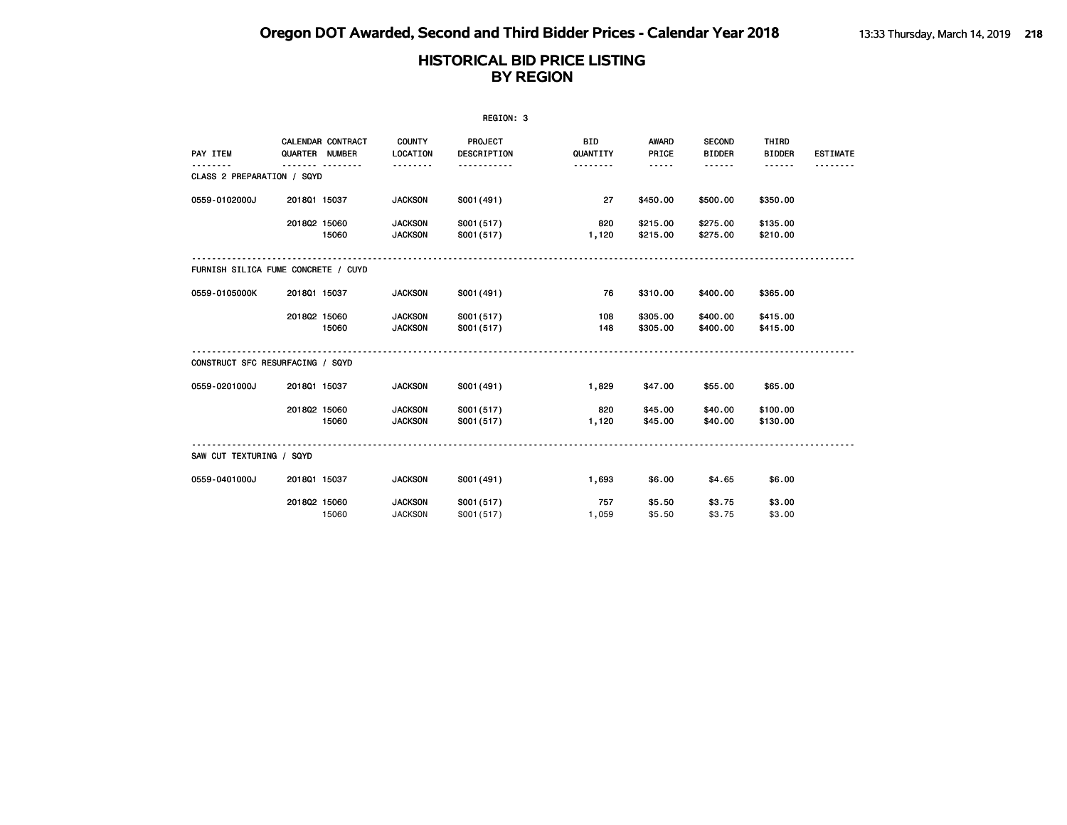# HISTORICAL BID PRICE LISTING
## BY REGION

REGION: 3

| PAY ITEM | CALENDAR QUARTER | CONTRACT NUMBER | COUNTY LOCATION | PROJECT DESCRIPTION | BID QUANTITY | AWARD PRICE | SECOND BIDDER | THIRD BIDDER | ESTIMATE |
|---|---|---|---|---|---|---|---|---|---|
| **CLASS 2 PREPARATION / SQYD** | | | | | | | | | |
| 0559-0102000J | 2018Q1 | 15037 | JACKSON | S001(491) | 27 | $450.00 | $500.00 | $350.00 | |
| | 2018Q2 | 15060 | JACKSON | S001(517) | 820 | $215.00 | $275.00 | $135.00 | |
| | | 15060 | JACKSON | S001(517) | 1,120 | $215.00 | $275.00 | $210.00 | |
| **FURNISH SILICA FUME CONCRETE / CUYD** | | | | | | | | | |
| 0559-0105000K | 2018Q1 | 15037 | JACKSON | S001(491) | 76 | $310.00 | $400.00 | $365.00 | |
| | 2018Q2 | 15060 | JACKSON | S001(517) | 108 | $305.00 | $400.00 | $415.00 | |
| | | 15060 | JACKSON | S001(517) | 148 | $305.00 | $400.00 | $415.00 | |
| **CONSTRUCT SFC RESURFACING / SQYD** | | | | | | | | | |
| 0559-0201000J | 2018Q1 | 15037 | JACKSON | S001(491) | 1,829 | $47.00 | $55.00 | $65.00 | |
| | 2018Q2 | 15060 | JACKSON | S001(517) | 820 | $45.00 | $40.00 | $100.00 | |
| | | 15060 | JACKSON | S001(517) | 1,120 | $45.00 | $40.00 | $130.00 | |
| **SAW CUT TEXTURING / SQYD** | | | | | | | | | |
| 0559-0401000J | 2018Q1 | 15037 | JACKSON | S001(491) | 1,693 | $6.00 | $4.65 | $6.00 | |
| | 2018Q2 | 15060 | JACKSON | S001(517) | 757 | $5.50 | $3.75 | $3.00 | |
| | | 15060 | JACKSON | S001(517) | 1,059 | $5.50 | $3.75 | $3.00 | |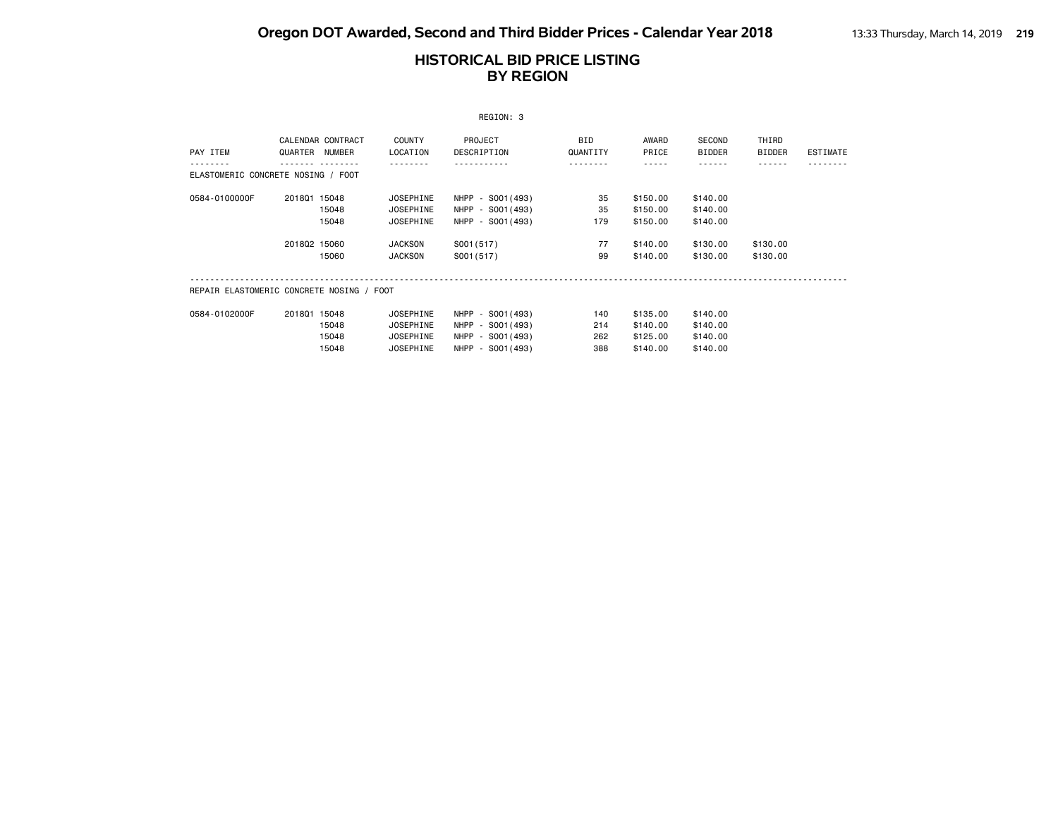# HISTORICAL BID PRICE LISTING BY REGION

REGION: 3

| PAY ITEM | CALENDAR QUARTER | CONTRACT NUMBER | COUNTY LOCATION | PROJECT DESCRIPTION | BID QUANTITY | AWARD PRICE | SECOND BIDDER | THIRD BIDDER | ESTIMATE |
|---|---|---|---|---|---|---|---|---|---|
| ELASTOMERIC CONCRETE NOSING / FOOT | | | | | | | | | |
| 0584-0100000F | 2018Q1 | 15048 | JOSEPHINE | NHPP - S001(493) | 35 | $150.00 | $140.00 | | |
| | | 15048 | JOSEPHINE | NHPP - S001(493) | 35 | $150.00 | $140.00 | | |
| | | 15048 | JOSEPHINE | NHPP - S001(493) | 179 | $150.00 | $140.00 | | |
| | 2018Q2 | 15060 | JACKSON | S001(517) | 77 | $140.00 | $130.00 | $130.00 | |
| | | 15060 | JACKSON | S001(517) | 99 | $140.00 | $130.00 | $130.00 | |
| REPAIR ELASTOMERIC CONCRETE NOSING / FOOT | | | | | | | | | |
| 0584-0102000F | 2018Q1 | 15048 | JOSEPHINE | NHPP - S001(493) | 140 | $135.00 | $140.00 | | |
| | | 15048 | JOSEPHINE | NHPP - S001(493) | 214 | $140.00 | $140.00 | | |
| | | 15048 | JOSEPHINE | NHPP - S001(493) | 262 | $125.00 | $140.00 | | |
| | | 15048 | JOSEPHINE | NHPP - S001(493) | 388 | $140.00 | $140.00 | | |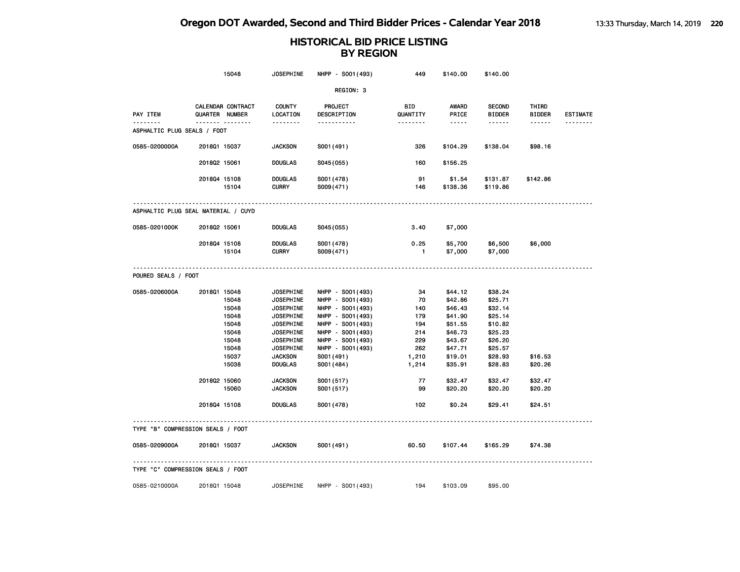# Oregon DOT Awarded, Second and Third Bidder Prices - Calendar Year 2018

## HISTORICAL BID PRICE LISTING BY REGION

| | | | | | | | | |
|---|---|---|---|---|---|---|---|---|
| | 15048 | JOSEPHINE | NHPP - S001(493) | 449 | $140.00 | $140.00 | | |

REGION: 3

| PAY ITEM | CALENDAR QUARTER | CONTRACT NUMBER | COUNTY LOCATION | PROJECT DESCRIPTION | BID QUANTITY | AWARD PRICE | SECOND BIDDER | THIRD BIDDER | ESTIMATE |
|---|---|---|---|---|---|---|---|---|---|
| **ASPHALTIC PLUG SEALS / FOOT** | | | | | | | | | |
| 0585-0200000A | 2018Q1 | 15037 | JACKSON | S001(491) | 326 | $104.29 | $138.04 | $98.16 | |
| | 2018Q2 | 15061 | DOUGLAS | S045(055) | 160 | $156.25 | | | |
| | 2018Q4 | 15108 | DOUGLAS | S001(478) | 91 | $1.54 | $131.87 | $142.86 | |
| | | 15104 | CURRY | S009(471) | 146 | $138.36 | $119.86 | | |
| **ASPHALTIC PLUG SEAL MATERIAL / CUYD** | | | | | | | | | |
| 0585-0201000K | 2018Q2 | 15061 | DOUGLAS | S045(055) | 3.40 | $7,000 | | | |
| | 2018Q4 | 15108 | DOUGLAS | S001(478) | 0.25 | $5,700 | $6,500 | $6,000 | |
| | | 15104 | CURRY | S009(471) | 1 | $7,000 | $7,000 | | |
| **POURED SEALS / FOOT** | | | | | | | | | |
| 0585-0206000A | 2018Q1 | 15048 | JOSEPHINE | NHPP - S001(493) | 34 | $44.12 | $38.24 | | |
| | | 15048 | JOSEPHINE | NHPP - S001(493) | 70 | $42.86 | $25.71 | | |
| | | 15048 | JOSEPHINE | NHPP - S001(493) | 140 | $46.43 | $32.14 | | |
| | | 15048 | JOSEPHINE | NHPP - S001(493) | 179 | $41.90 | $25.14 | | |
| | | 15048 | JOSEPHINE | NHPP - S001(493) | 194 | $51.55 | $10.82 | | |
| | | 15048 | JOSEPHINE | NHPP - S001(493) | 214 | $46.73 | $25.23 | | |
| | | 15048 | JOSEPHINE | NHPP - S001(493) | 229 | $43.67 | $26.20 | | |
| | | 15048 | JOSEPHINE | NHPP - S001(493) | 262 | $47.71 | $25.57 | | |
| | | 15037 | JACKSON | S001(491) | 1,210 | $19.01 | $28.93 | $16.53 | |
| | | 15038 | DOUGLAS | S001(484) | 1,214 | $35.91 | $28.83 | $20.26 | |
| | 2018Q2 | 15060 | JACKSON | S001(517) | 77 | $32.47 | $32.47 | $32.47 | |
| | | 15060 | JACKSON | S001(517) | 99 | $20.20 | $20.20 | $20.20 | |
| | 2018Q4 | 15108 | DOUGLAS | S001(478) | 102 | $0.24 | $29.41 | $24.51 | |
| **TYPE "B" COMPRESSION SEALS / FOOT** | | | | | | | | | |
| 0585-0209000A | 2018Q1 | 15037 | JACKSON | S001(491) | 60.50 | $107.44 | $165.29 | $74.38 | |
| **TYPE "C" COMPRESSION SEALS / FOOT** | | | | | | | | | |
| 0585-0210000A | 2018Q1 | 15048 | JOSEPHINE | NHPP - S001(493) | 194 | $103.09 | $95.00 | | |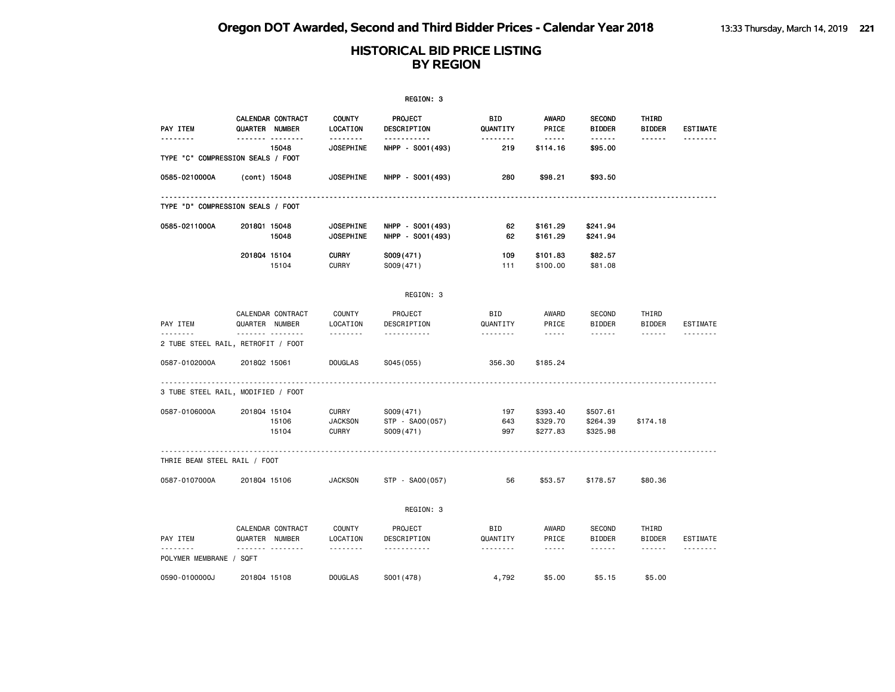# HISTORICAL BID PRICE LISTING
# BY REGION

REGION: 3

| PAY ITEM | CALENDAR QUARTER | CONTRACT NUMBER | COUNTY LOCATION | PROJECT DESCRIPTION | BID QUANTITY | AWARD PRICE | SECOND BIDDER | THIRD BIDDER | ESTIMATE |
|---|---|---|---|---|---|---|---|---|---|
| | | 15048 | JOSEPHINE | NHPP - S001(493) | 219 | $114.16 | $95.00 | | |
| TYPE "C" COMPRESSION SEALS / FOOT | | | | | | | | | |
| 0585-0210000A | (cont) | 15048 | JOSEPHINE | NHPP - S001(493) | 280 | $98.21 | $93.50 | | |
| TYPE "D" COMPRESSION SEALS / FOOT | | | | | | | | | |
| 0585-0211000A | 2018Q1 | 15048 | JOSEPHINE | NHPP - S001(493) | 62 | $161.29 | $241.94 | | |
| | | 15048 | JOSEPHINE | NHPP - S001(493) | 62 | $161.29 | $241.94 | | |
| | 2018Q4 | 15104 | CURRY | S009(471) | 109 | $101.83 | $82.57 | | |
| | | 15104 | CURRY | S009(471) | 111 | $100.00 | $81.08 | | |

REGION: 3

| PAY ITEM | CALENDAR QUARTER | CONTRACT NUMBER | COUNTY LOCATION | PROJECT DESCRIPTION | BID QUANTITY | AWARD PRICE | SECOND BIDDER | THIRD BIDDER | ESTIMATE |
|---|---|---|---|---|---|---|---|---|---|
| 2 TUBE STEEL RAIL, RETROFIT / FOOT | | | | | | | | | |
| 0587-0102000A | 2018Q2 | 15061 | DOUGLAS | S045(055) | 356.30 | $185.24 | | | |
| 3 TUBE STEEL RAIL, MODIFIED / FOOT | | | | | | | | | |
| 0587-0106000A | 2018Q4 | 15104 | CURRY | S009(471) | 197 | $393.40 | $507.61 | | |
| | | 15106 | JACKSON | STP - SA00(057) | 643 | $329.70 | $264.39 | $174.18 | |
| | | 15104 | CURRY | S009(471) | 997 | $277.83 | $325.98 | | |
| THRIE BEAM STEEL RAIL / FOOT | | | | | | | | | |
| 0587-0107000A | 2018Q4 | 15106 | JACKSON | STP - SA00(057) | 56 | $53.57 | $178.57 | $80.36 | |

REGION: 3

| PAY ITEM | CALENDAR QUARTER | CONTRACT NUMBER | COUNTY LOCATION | PROJECT DESCRIPTION | BID QUANTITY | AWARD PRICE | SECOND BIDDER | THIRD BIDDER | ESTIMATE |
|---|---|---|---|---|---|---|---|---|---|
| POLYMER MEMBRANE / SQFT | | | | | | | | | |
| 0590-0100000J | 2018Q4 | 15108 | DOUGLAS | S001(478) | 4,792 | $5.00 | $5.15 | $5.00 | |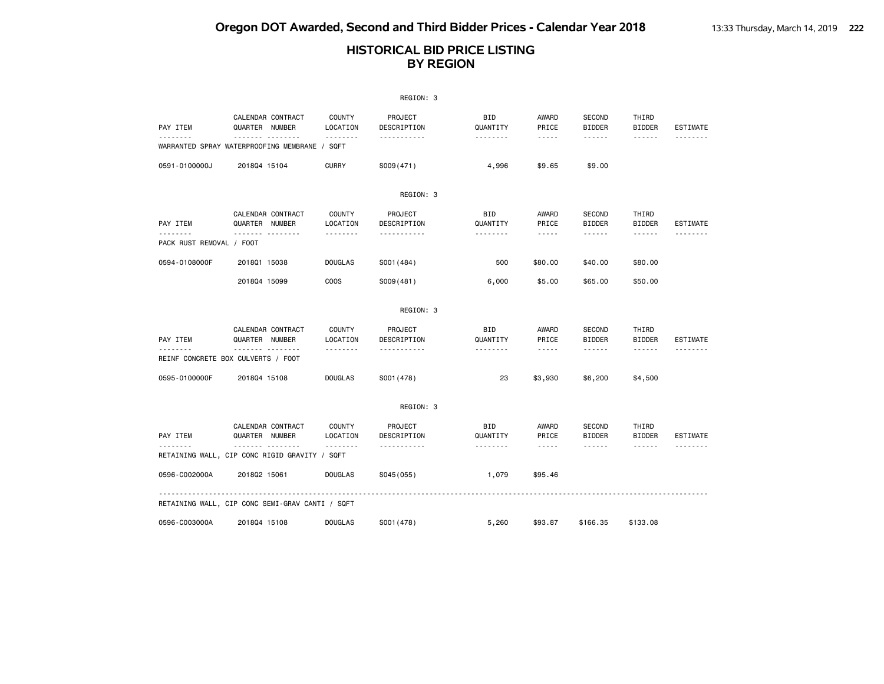# Oregon DOT Awarded, Second and Third Bidder Prices - Calendar Year 2018

## HISTORICAL BID PRICE LISTING BY REGION

REGION: 3

| PAY ITEM | CALENDAR QUARTER | CONTRACT NUMBER | COUNTY LOCATION | PROJECT DESCRIPTION | BID QUANTITY | AWARD PRICE | SECOND BIDDER | THIRD BIDDER | ESTIMATE |
|---|---|---|---|---|---|---|---|---|---|
| WARRANTED SPRAY WATERPROOFING MEMBRANE / SQFT | | | | | | | | | |
| 0591-0100000J | 2018Q4 | 15104 | CURRY | S009(471) | 4,996 | $9.65 | $9.00 | | |

REGION: 3

| PAY ITEM | CALENDAR QUARTER | CONTRACT NUMBER | COUNTY LOCATION | PROJECT DESCRIPTION | BID QUANTITY | AWARD PRICE | SECOND BIDDER | THIRD BIDDER | ESTIMATE |
|---|---|---|---|---|---|---|---|---|---|
| PACK RUST REMOVAL / FOOT | | | | | | | | | |
| 0594-0108000F | 2018Q1 | 15038 | DOUGLAS | S001(484) | 500 | $80.00 | $40.00 | $80.00 | |
| | 2018Q4 | 15099 | COOS | S009(481) | 6,000 | $5.00 | $65.00 | $50.00 | |

REGION: 3

| PAY ITEM | CALENDAR QUARTER | CONTRACT NUMBER | COUNTY LOCATION | PROJECT DESCRIPTION | BID QUANTITY | AWARD PRICE | SECOND BIDDER | THIRD BIDDER | ESTIMATE |
|---|---|---|---|---|---|---|---|---|---|
| REINF CONCRETE BOX CULVERTS / FOOT | | | | | | | | | |
| 0595-0100000F | 2018Q4 | 15108 | DOUGLAS | S001(478) | 23 | $3,930 | $6,200 | $4,500 | |

REGION: 3

| PAY ITEM | CALENDAR QUARTER | CONTRACT NUMBER | COUNTY LOCATION | PROJECT DESCRIPTION | BID QUANTITY | AWARD PRICE | SECOND BIDDER | THIRD BIDDER | ESTIMATE |
|---|---|---|---|---|---|---|---|---|---|
| RETAINING WALL, CIP CONC RIGID GRAVITY / SQFT | | | | | | | | | |
| 0596-C002000A | 2018Q2 | 15061 | DOUGLAS | S045(055) | 1,079 | $95.46 | | | |
| RETAINING WALL, CIP CONC SEMI-GRAV CANTI / SQFT | | | | | | | | | |
| 0596-C003000A | 2018Q4 | 15108 | DOUGLAS | S001(478) | 5,260 | $93.87 | $166.35 | $133.08 | |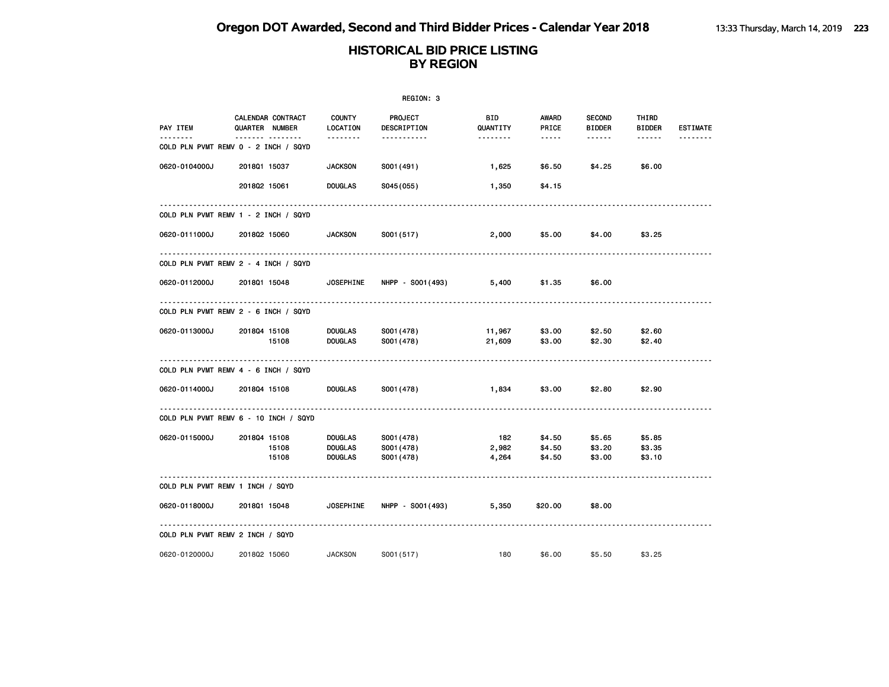# Oregon DOT Awarded, Second and Third Bidder Prices - Calendar Year 2018

## HISTORICAL BID PRICE LISTING BY REGION

REGION: 3

| PAY ITEM | CALENDAR QUARTER | CONTRACT NUMBER | COUNTY LOCATION | PROJECT DESCRIPTION | BID QUANTITY | AWARD PRICE | SECOND BIDDER | THIRD BIDDER | ESTIMATE |
|---|---|---|---|---|---|---|---|---|---|
| **COLD PLN PVMT REMV 0 - 2 INCH / SQYD** | | | | | | | | | |
| 0620-0104000J | 2018Q1 | 15037 | JACKSON | S001(491) | 1,625 | $6.50 | $4.25 | $6.00 | |
| | 2018Q2 | 15061 | DOUGLAS | S045(055) | 1,350 | $4.15 | | | |
| **COLD PLN PVMT REMV 1 - 2 INCH / SQYD** | | | | | | | | | |
| 0620-0111000J | 2018Q2 | 15060 | JACKSON | S001(517) | 2,000 | $5.00 | $4.00 | $3.25 | |
| **COLD PLN PVMT REMV 2 - 4 INCH / SQYD** | | | | | | | | | |
| 0620-0112000J | 2018Q1 | 15048 | JOSEPHINE | NHPP - S001(493) | 5,400 | $1.35 | $6.00 | | |
| **COLD PLN PVMT REMV 2 - 6 INCH / SQYD** | | | | | | | | | |
| 0620-0113000J | 2018Q4 | 15108 | DOUGLAS | S001(478) | 11,967 | $3.00 | $2.50 | $2.60 | |
| | | 15108 | DOUGLAS | S001(478) | 21,609 | $3.00 | $2.30 | $2.40 | |
| **COLD PLN PVMT REMV 4 - 6 INCH / SQYD** | | | | | | | | | |
| 0620-0114000J | 2018Q4 | 15108 | DOUGLAS | S001(478) | 1,834 | $3.00 | $2.80 | $2.90 | |
| **COLD PLN PVMT REMV 6 - 10 INCH / SQYD** | | | | | | | | | |
| 0620-0115000J | 2018Q4 | 15108 | DOUGLAS | S001(478) | 182 | $4.50 | $5.65 | $5.85 | |
| | | 15108 | DOUGLAS | S001(478) | 2,982 | $4.50 | $3.20 | $3.35 | |
| | | 15108 | DOUGLAS | S001(478) | 4,264 | $4.50 | $3.00 | $3.10 | |
| **COLD PLN PVMT REMV 1 INCH / SQYD** | | | | | | | | | |
| 0620-0118000J | 2018Q1 | 15048 | JOSEPHINE | NHPP - S001(493) | 5,350 | $20.00 | $8.00 | | |
| **COLD PLN PVMT REMV 2 INCH / SQYD** | | | | | | | | | |
| 0620-0120000J | 2018Q2 | 15060 | JACKSON | S001(517) | 180 | $6.00 | $5.50 | $3.25 | |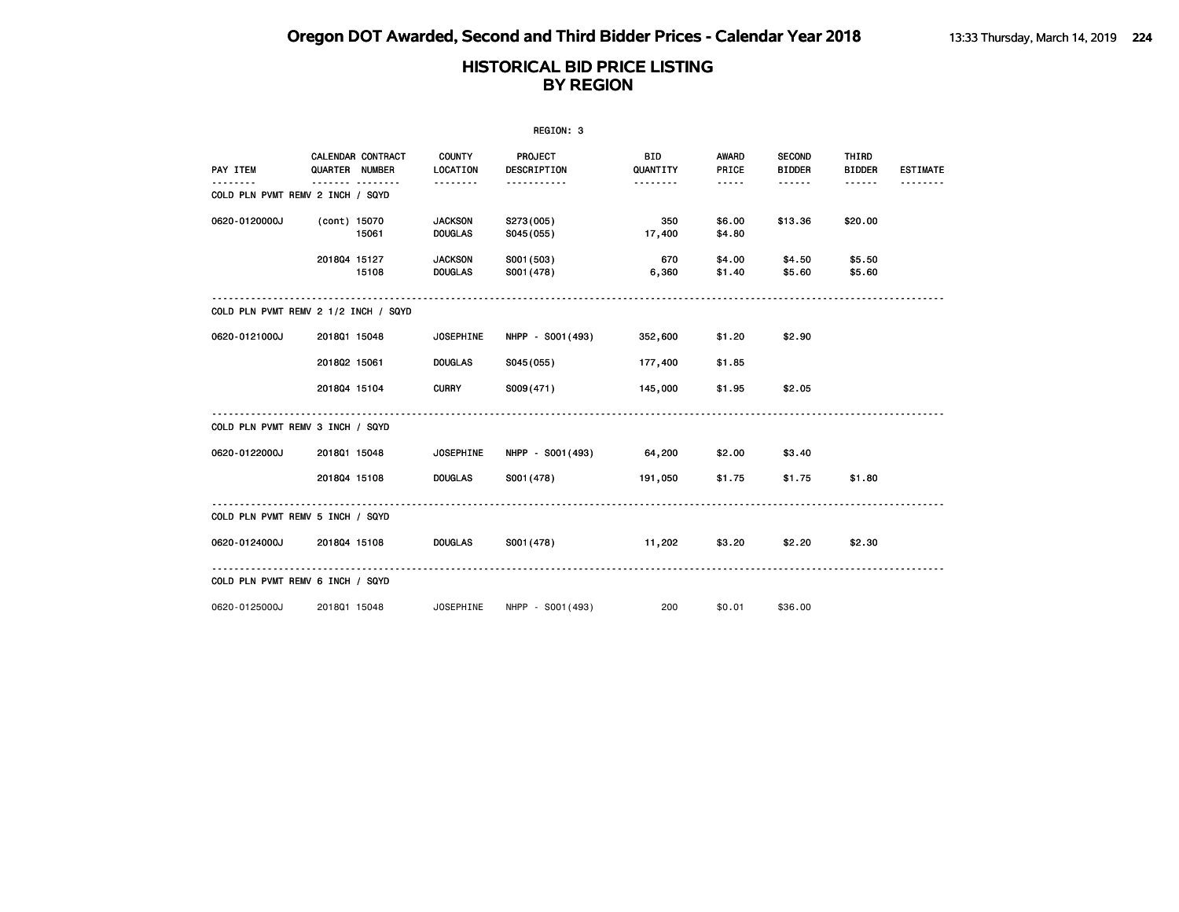## HISTORICAL BID PRICE LISTING
## BY REGION

REGION: 3

| PAY ITEM | CALENDAR QUARTER | CONTRACT NUMBER | COUNTY LOCATION | PROJECT DESCRIPTION | BID QUANTITY | AWARD PRICE | SECOND BIDDER | THIRD BIDDER | ESTIMATE |
|---|---|---|---|---|---|---|---|---|---|
| **COLD PLN PVMT REMV 2 INCH / SQYD** | | | | | | | | | |
| 0620-0120000J | (cont) | 15070 | JACKSON | S273(005) | 350 | $6.00 | $13.36 | $20.00 | |
| | | 15061 | DOUGLAS | S045(055) | 17,400 | $4.80 | | | |
| | 2018Q4 | 15127 | JACKSON | S001(503) | 670 | $4.00 | $4.50 | $5.50 | |
| | | 15108 | DOUGLAS | S001(478) | 6,360 | $1.40 | $5.60 | $5.60 | |
| **COLD PLN PVMT REMV 2 1/2 INCH / SQYD** | | | | | | | | | |
| 0620-0121000J | 2018Q1 | 15048 | JOSEPHINE | NHPP - S001(493) | 352,600 | $1.20 | $2.90 | | |
| | 2018Q2 | 15061 | DOUGLAS | S045(055) | 177,400 | $1.85 | | | |
| | 2018Q4 | 15104 | CURRY | S009(471) | 145,000 | $1.95 | $2.05 | | |
| **COLD PLN PVMT REMV 3 INCH / SQYD** | | | | | | | | | |
| 0620-0122000J | 2018Q1 | 15048 | JOSEPHINE | NHPP - S001(493) | 64,200 | $2.00 | $3.40 | | |
| | 2018Q4 | 15108 | DOUGLAS | S001(478) | 191,050 | $1.75 | $1.75 | $1.80 | |
| **COLD PLN PVMT REMV 5 INCH / SQYD** | | | | | | | | | |
| 0620-0124000J | 2018Q4 | 15108 | DOUGLAS | S001(478) | 11,202 | $3.20 | $2.20 | $2.30 | |
| **COLD PLN PVMT REMV 6 INCH / SQYD** | | | | | | | | | |
| 0620-0125000J | 2018Q1 | 15048 | JOSEPHINE | NHPP - S001(493) | 200 | $0.01 | $36.00 | | |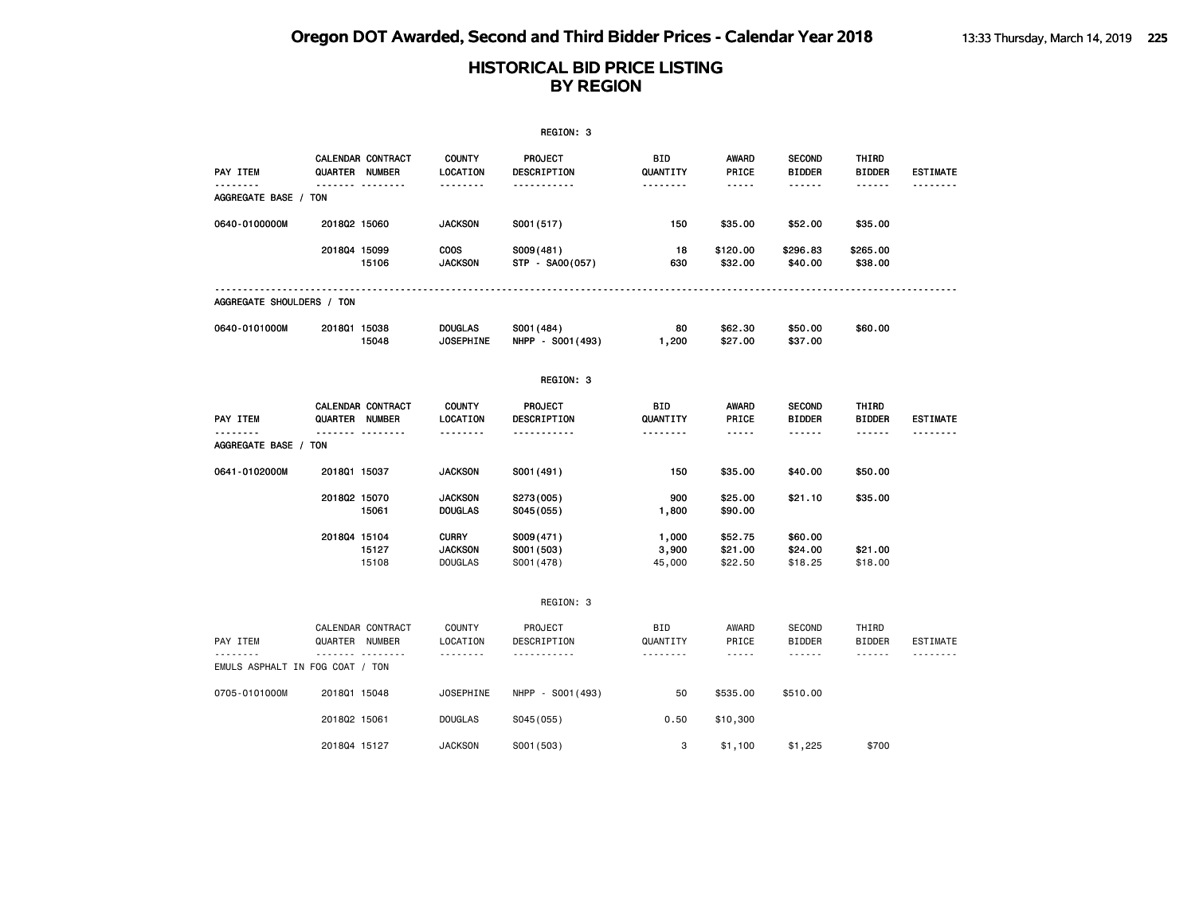# Oregon DOT Awarded, Second and Third Bidder Prices - Calendar Year 2018

## HISTORICAL BID PRICE LISTING BY REGION

REGION: 3

| PAY ITEM | CALENDAR QUARTER | CONTRACT NUMBER | COUNTY LOCATION | PROJECT DESCRIPTION | BID QUANTITY | AWARD PRICE | SECOND BIDDER | THIRD BIDDER | ESTIMATE |
|---|---|---|---|---|---|---|---|---|---|
| AGGREGATE BASE / TON | | | | | | | | | |
| 0640-0100000M | 2018Q2 | 15060 | JACKSON | S001(517) | 150 | $35.00 | $52.00 | $35.00 | |
| | 2018Q4 | 15099 | COOS | S009(481) | 18 | $120.00 | $296.83 | $265.00 | |
| | | 15106 | JACKSON | STP - SA00(057) | 630 | $32.00 | $40.00 | $38.00 | |
| AGGREGATE SHOULDERS / TON | | | | | | | | | |
| 0640-0101000M | 2018Q1 | 15038 | DOUGLAS | S001(484) | 80 | $62.30 | $50.00 | $60.00 | |
| | | 15048 | JOSEPHINE | NHPP - S001(493) | 1,200 | $27.00 | $37.00 | | |

REGION: 3

| PAY ITEM | CALENDAR QUARTER | CONTRACT NUMBER | COUNTY LOCATION | PROJECT DESCRIPTION | BID QUANTITY | AWARD PRICE | SECOND BIDDER | THIRD BIDDER | ESTIMATE |
|---|---|---|---|---|---|---|---|---|---|
| AGGREGATE BASE / TON | | | | | | | | | |
| 0641-0102000M | 2018Q1 | 15037 | JACKSON | S001(491) | 150 | $35.00 | $40.00 | $50.00 | |
| | 2018Q2 | 15070 | JACKSON | S273(005) | 900 | $25.00 | $21.10 | $35.00 | |
| | | 15061 | DOUGLAS | S045(055) | 1,800 | $90.00 | | | |
| | 2018Q4 | 15104 | CURRY | S009(471) | 1,000 | $52.75 | $60.00 | | |
| | | 15127 | JACKSON | S001(503) | 3,900 | $21.00 | $24.00 | $21.00 | |
| | | 15108 | DOUGLAS | S001(478) | 45,000 | $22.50 | $18.25 | $18.00 | |

REGION: 3

| PAY ITEM | CALENDAR QUARTER | CONTRACT NUMBER | COUNTY LOCATION | PROJECT DESCRIPTION | BID QUANTITY | AWARD PRICE | SECOND BIDDER | THIRD BIDDER | ESTIMATE |
|---|---|---|---|---|---|---|---|---|---|
| EMULS ASPHALT IN FOG COAT / TON | | | | | | | | | |
| 0705-0101000M | 2018Q1 | 15048 | JOSEPHINE | NHPP - S001(493) | 50 | $535.00 | $510.00 | | |
| | 2018Q2 | 15061 | DOUGLAS | S045(055) | 0.50 | $10,300 | | | |
| | 2018Q4 | 15127 | JACKSON | S001(503) | 3 | $1,100 | $1,225 | $700 | |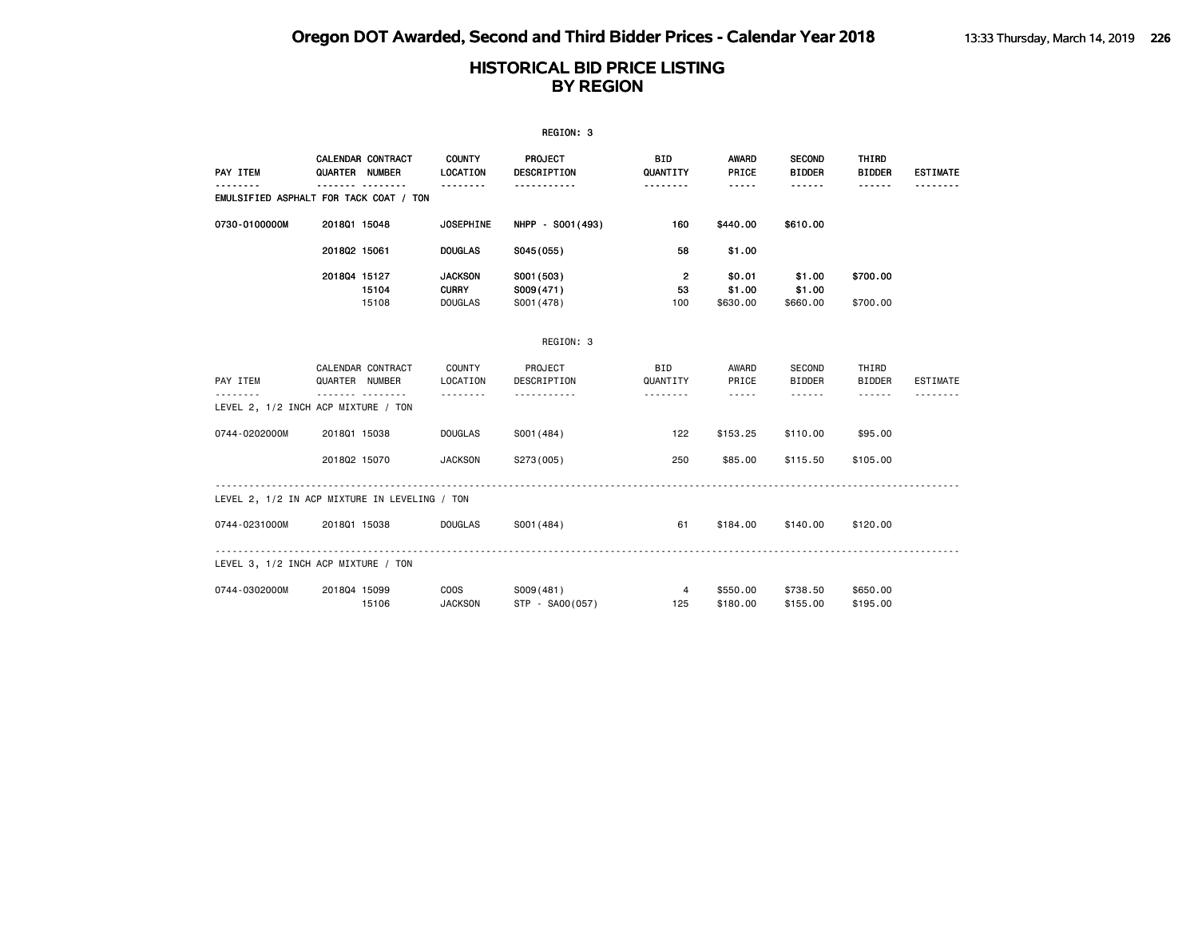# HISTORICAL BID PRICE LISTING
## BY REGION

REGION: 3

| PAY ITEM | CALENDAR QUARTER | CONTRACT NUMBER | COUNTY LOCATION | PROJECT DESCRIPTION | BID QUANTITY | AWARD PRICE | SECOND BIDDER | THIRD BIDDER | ESTIMATE |
|---|---|---|---|---|---|---|---|---|---|
| EMULSIFIED ASPHALT FOR TACK COAT / TON | | | | | | | | | |
| 0730-0100000M | 2018Q1 | 15048 | JOSEPHINE | NHPP - S001(493) | 160 | $440.00 | $610.00 | | |
| | 2018Q2 | 15061 | DOUGLAS | S045(055) | 58 | $1.00 | | | |
| | 2018Q4 | 15127 | JACKSON | S001(503) | 2 | $0.01 | $1.00 | $700.00 | |
| | | 15104 | CURRY | S009(471) | 53 | $1.00 | $1.00 | | |
| | | 15108 | DOUGLAS | S001(478) | 100 | $630.00 | $660.00 | $700.00 | |

REGION: 3

| PAY ITEM | CALENDAR QUARTER | CONTRACT NUMBER | COUNTY LOCATION | PROJECT DESCRIPTION | BID QUANTITY | AWARD PRICE | SECOND BIDDER | THIRD BIDDER | ESTIMATE |
|---|---|---|---|---|---|---|---|---|---|
| LEVEL 2, 1/2 INCH ACP MIXTURE / TON | | | | | | | | | |
| 0744-0202000M | 2018Q1 | 15038 | DOUGLAS | S001(484) | 122 | $153.25 | $110.00 | $95.00 | |
| | 2018Q2 | 15070 | JACKSON | S273(005) | 250 | $85.00 | $115.50 | $105.00 | |
| LEVEL 2, 1/2 IN ACP MIXTURE IN LEVELING / TON | | | | | | | | | |
| 0744-0231000M | 2018Q1 | 15038 | DOUGLAS | S001(484) | 61 | $184.00 | $140.00 | $120.00 | |
| LEVEL 3, 1/2 INCH ACP MIXTURE / TON | | | | | | | | | |
| 0744-0302000M | 2018Q4 | 15099 | COOS | S009(481) | 4 | $550.00 | $738.50 | $650.00 | |
| | | 15106 | JACKSON | STP - SA00(057) | 125 | $180.00 | $155.00 | $195.00 | |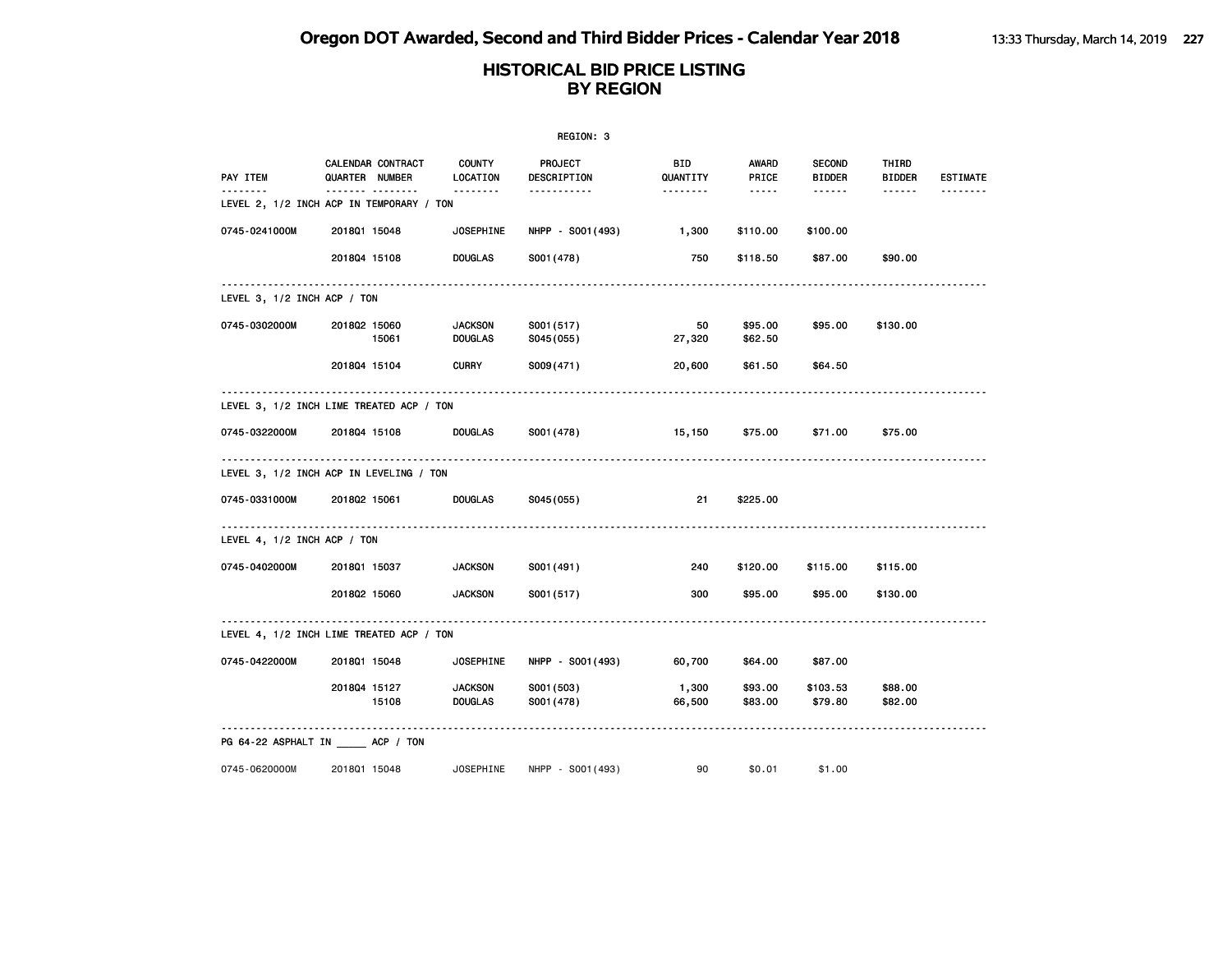# Oregon DOT Awarded, Second and Third Bidder Prices - Calendar Year 2018

## HISTORICAL BID PRICE LISTING BY REGION

REGION: 3

| PAY ITEM | CALENDAR QUARTER | CONTRACT NUMBER | COUNTY LOCATION | PROJECT DESCRIPTION | BID QUANTITY | AWARD PRICE | SECOND BIDDER | THIRD BIDDER | ESTIMATE |
|---|---|---|---|---|---|---|---|---|---|
| **LEVEL 2, 1/2 INCH ACP IN TEMPORARY / TON** | | | | | | | | | |
| 0745-0241000M | 2018Q1 | 15048 | JOSEPHINE | NHPP - S001(493) | 1,300 | $110.00 | $100.00 | | |
| | 2018Q4 | 15108 | DOUGLAS | S001(478) | 750 | $118.50 | $87.00 | $90.00 | |
| **LEVEL 3, 1/2 INCH ACP / TON** | | | | | | | | | |
| 0745-0302000M | 2018Q2 | 15060 | JACKSON | S001(517) | 50 | $95.00 | $95.00 | $130.00 | |
| | | 15061 | DOUGLAS | S045(055) | 27,320 | $62.50 | | | |
| | 2018Q4 | 15104 | CURRY | S009(471) | 20,600 | $61.50 | $64.50 | | |
| **LEVEL 3, 1/2 INCH LIME TREATED ACP / TON** | | | | | | | | | |
| 0745-0322000M | 2018Q4 | 15108 | DOUGLAS | S001(478) | 15,150 | $75.00 | $71.00 | $75.00 | |
| **LEVEL 3, 1/2 INCH ACP IN LEVELING / TON** | | | | | | | | | |
| 0745-0331000M | 2018Q2 | 15061 | DOUGLAS | S045(055) | 21 | $225.00 | | | |
| **LEVEL 4, 1/2 INCH ACP / TON** | | | | | | | | | |
| 0745-0402000M | 2018Q1 | 15037 | JACKSON | S001(491) | 240 | $120.00 | $115.00 | $115.00 | |
| | 2018Q2 | 15060 | JACKSON | S001(517) | 300 | $95.00 | $95.00 | $130.00 | |
| **LEVEL 4, 1/2 INCH LIME TREATED ACP / TON** | | | | | | | | | |
| 0745-0422000M | 2018Q1 | 15048 | JOSEPHINE | NHPP - S001(493) | 60,700 | $64.00 | $87.00 | | |
| | 2018Q4 | 15127 | JACKSON | S001(503) | 1,300 | $93.00 | $103.53 | $88.00 | |
| | | 15108 | DOUGLAS | S001(478) | 66,500 | $83.00 | $79.80 | $82.00 | |
| **PG 64-22 ASPHALT IN _____ ACP / TON** | | | | | | | | | |
| 0745-0620000M | 2018Q1 | 15048 | JOSEPHINE | NHPP - S001(493) | 90 | $0.01 | $1.00 | | |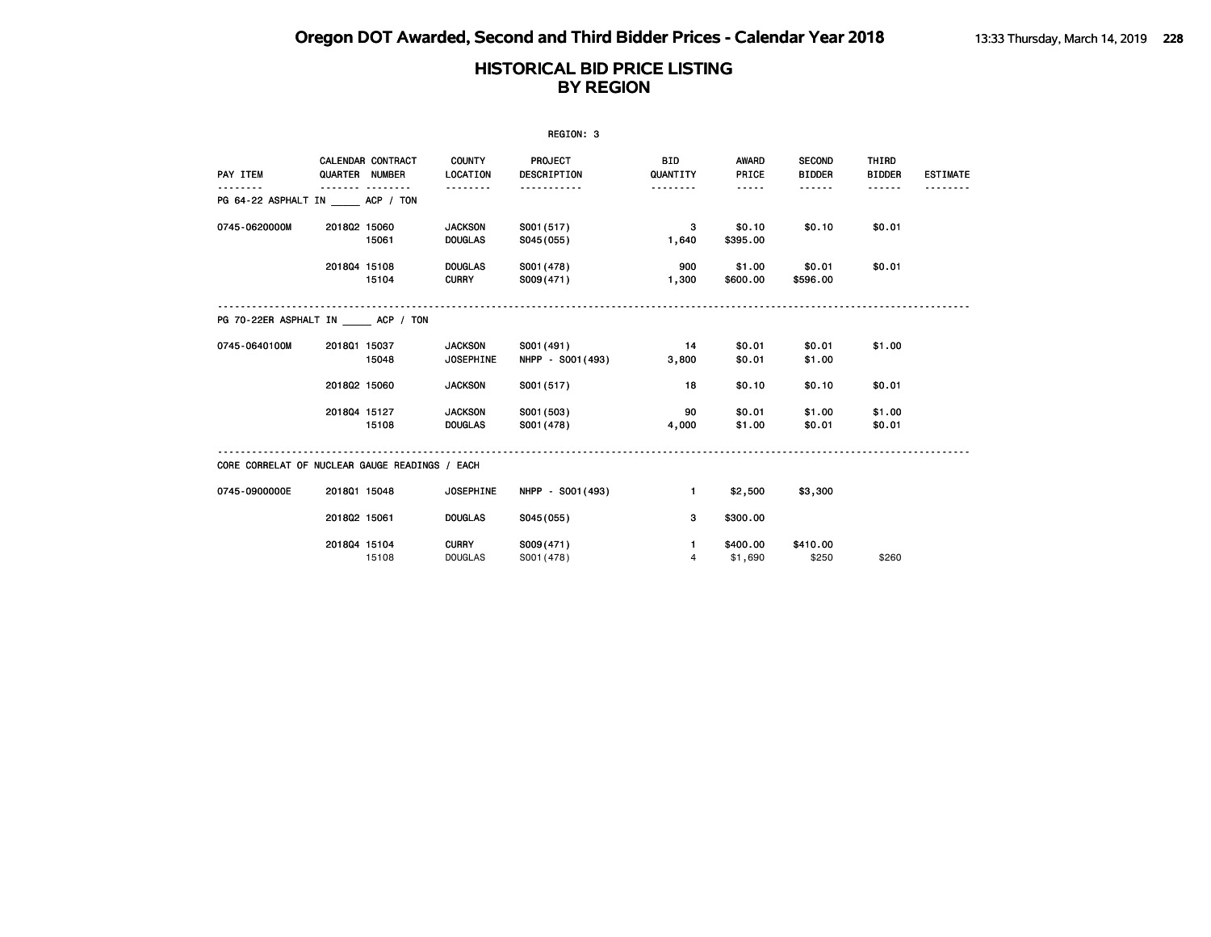# Oregon DOT Awarded, Second and Third Bidder Prices - Calendar Year 2018

## HISTORICAL BID PRICE LISTING BY REGION

REGION: 3

| PAY ITEM | CALENDAR QUARTER | CONTRACT NUMBER | COUNTY LOCATION | PROJECT DESCRIPTION | BID QUANTITY | AWARD PRICE | SECOND BIDDER | THIRD BIDDER | ESTIMATE |
|---|---|---|---|---|---|---|---|---|---|
| PG 64-22 ASPHALT IN _____ ACP / TON | | | | | | | | | |
| 0745-0620000M | 2018Q2 | 15060 | JACKSON | S001(517) | 3 | $0.10 | $0.10 | $0.01 | |
| | | 15061 | DOUGLAS | S045(055) | 1,640 | $395.00 | | | |
| | 2018Q4 | 15108 | DOUGLAS | S001(478) | 900 | $1.00 | $0.01 | $0.01 | |
| | | 15104 | CURRY | S009(471) | 1,300 | $600.00 | $596.00 | | |
| PG 70-22ER ASPHALT IN _____ ACP / TON | | | | | | | | | |
| 0745-0640100M | 2018Q1 | 15037 | JACKSON | S001(491) | 14 | $0.01 | $0.01 | $1.00 | |
| | | 15048 | JOSEPHINE | NHPP - S001(493) | 3,800 | $0.01 | $1.00 | | |
| | 2018Q2 | 15060 | JACKSON | S001(517) | 18 | $0.10 | $0.10 | $0.01 | |
| | 2018Q4 | 15127 | JACKSON | S001(503) | 90 | $0.01 | $1.00 | $1.00 | |
| | | 15108 | DOUGLAS | S001(478) | 4,000 | $1.00 | $0.01 | $0.01 | |
| CORE CORRELAT OF NUCLEAR GAUGE READINGS / EACH | | | | | | | | | |
| 0745-0900000E | 2018Q1 | 15048 | JOSEPHINE | NHPP - S001(493) | 1 | $2,500 | $3,300 | | |
| | 2018Q2 | 15061 | DOUGLAS | S045(055) | 3 | $300.00 | | | |
| | 2018Q4 | 15104 | CURRY | S009(471) | 1 | $400.00 | $410.00 | | |
| | | 15108 | DOUGLAS | S001(478) | 4 | $1,690 | $250 | $260 | |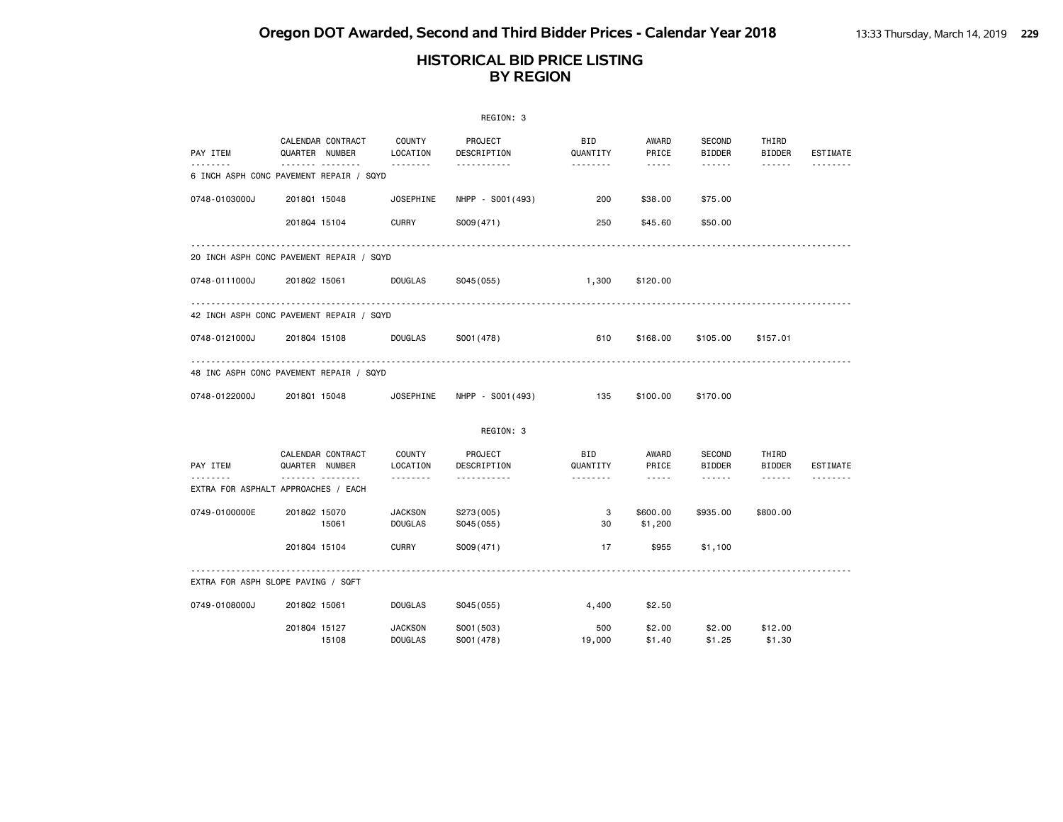# Oregon DOT Awarded, Second and Third Bidder Prices - Calendar Year 2018

## HISTORICAL BID PRICE LISTING BY REGION

REGION: 3

| PAY ITEM | CALENDAR QUARTER | CONTRACT NUMBER | COUNTY LOCATION | PROJECT DESCRIPTION | BID QUANTITY | AWARD PRICE | SECOND BIDDER | THIRD BIDDER | ESTIMATE |
|---|---|---|---|---|---|---|---|---|---|
| 6 INCH ASPH CONC PAVEMENT REPAIR / SQYD | | | | | | | | | |
| 0748-0103000J | 2018Q1 | 15048 | JOSEPHINE | NHPP - S001(493) | 200 | $38.00 | $75.00 | | |
| | 2018Q4 | 15104 | CURRY | S009(471) | 250 | $45.60 | $50.00 | | |
| 20 INCH ASPH CONC PAVEMENT REPAIR / SQYD | | | | | | | | | |
| 0748-0111000J | 2018Q2 | 15061 | DOUGLAS | S045(055) | 1,300 | $120.00 | | | |
| 42 INCH ASPH CONC PAVEMENT REPAIR / SQYD | | | | | | | | | |
| 0748-0121000J | 2018Q4 | 15108 | DOUGLAS | S001(478) | 610 | $168.00 | $105.00 | $157.01 | |
| 48 INC ASPH CONC PAVEMENT REPAIR / SQYD | | | | | | | | | |
| 0748-0122000J | 2018Q1 | 15048 | JOSEPHINE | NHPP - S001(493) | 135 | $100.00 | $170.00 | | |

REGION: 3

| PAY ITEM | CALENDAR QUARTER | CONTRACT NUMBER | COUNTY LOCATION | PROJECT DESCRIPTION | BID QUANTITY | AWARD PRICE | SECOND BIDDER | THIRD BIDDER | ESTIMATE |
|---|---|---|---|---|---|---|---|---|---|
| EXTRA FOR ASPHALT APPROACHES / EACH | | | | | | | | | |
| 0749-0100000E | 2018Q2 | 15070 | JACKSON | S273(005) | 3 | $600.00 | $935.00 | $800.00 | |
| | | 15061 | DOUGLAS | S045(055) | 30 | $1,200 | | | |
| | 2018Q4 | 15104 | CURRY | S009(471) | 17 | $955 | $1,100 | | |
| EXTRA FOR ASPH SLOPE PAVING / SQFT | | | | | | | | | |
| 0749-0108000J | 2018Q2 | 15061 | DOUGLAS | S045(055) | 4,400 | $2.50 | | | |
| | 2018Q4 | 15127 | JACKSON | S001(503) | 500 | $2.00 | $2.00 | $12.00 | |
| | | 15108 | DOUGLAS | S001(478) | 19,000 | $1.40 | $1.25 | $1.30 | |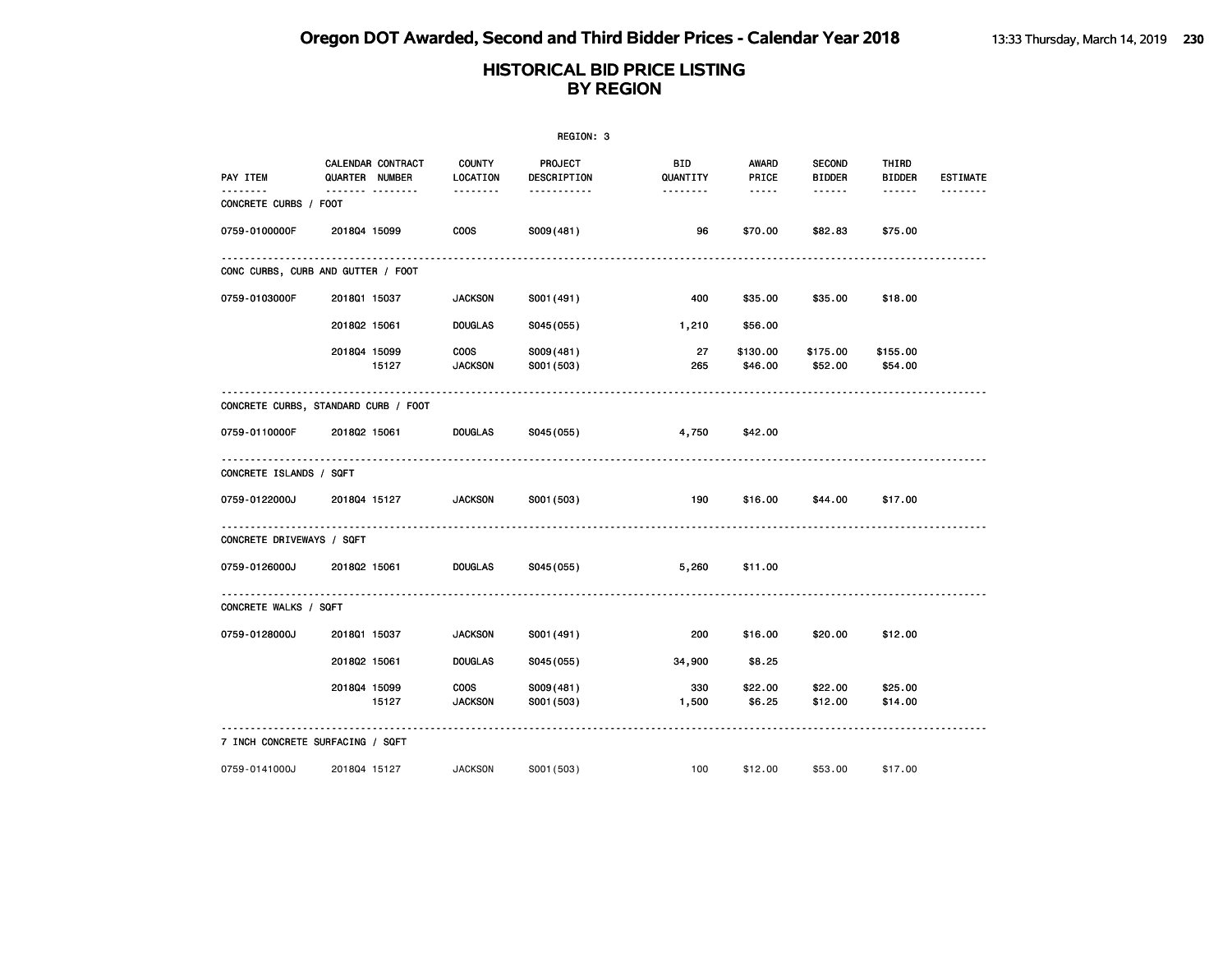# Oregon DOT Awarded, Second and Third Bidder Prices - Calendar Year 2018

## HISTORICAL BID PRICE LISTING BY REGION

REGION: 3

| PAY ITEM | CALENDAR QUARTER | CONTRACT NUMBER | COUNTY LOCATION | PROJECT DESCRIPTION | BID QUANTITY | AWARD PRICE | SECOND BIDDER | THIRD BIDDER | ESTIMATE |
|---|---|---|---|---|---|---|---|---|---|
| **CONCRETE CURBS / FOOT** | | | | | | | | | |
| 0759-0100000F | 2018Q4 | 15099 | COOS | S009(481) | 96 | $70.00 | $82.83 | $75.00 | |
| **CONC CURBS, CURB AND GUTTER / FOOT** | | | | | | | | | |
| 0759-0103000F | 2018Q1 | 15037 | JACKSON | S001(491) | 400 | $35.00 | $35.00 | $18.00 | |
| | 2018Q2 | 15061 | DOUGLAS | S045(055) | 1,210 | $56.00 | | | |
| | 2018Q4 | 15099 | COOS | S009(481) | 27 | $130.00 | $175.00 | $155.00 | |
| | | 15127 | JACKSON | S001(503) | 265 | $46.00 | $52.00 | $54.00 | |
| **CONCRETE CURBS, STANDARD CURB / FOOT** | | | | | | | | | |
| 0759-0110000F | 2018Q2 | 15061 | DOUGLAS | S045(055) | 4,750 | $42.00 | | | |
| **CONCRETE ISLANDS / SQFT** | | | | | | | | | |
| 0759-0122000J | 2018Q4 | 15127 | JACKSON | S001(503) | 190 | $16.00 | $44.00 | $17.00 | |
| **CONCRETE DRIVEWAYS / SQFT** | | | | | | | | | |
| 0759-0126000J | 2018Q2 | 15061 | DOUGLAS | S045(055) | 5,260 | $11.00 | | | |
| **CONCRETE WALKS / SQFT** | | | | | | | | | |
| 0759-0128000J | 2018Q1 | 15037 | JACKSON | S001(491) | 200 | $16.00 | $20.00 | $12.00 | |
| | 2018Q2 | 15061 | DOUGLAS | S045(055) | 34,900 | $8.25 | | | |
| | 2018Q4 | 15099 | COOS | S009(481) | 330 | $22.00 | $22.00 | $25.00 | |
| | | 15127 | JACKSON | S001(503) | 1,500 | $6.25 | $12.00 | $14.00 | |
| **7 INCH CONCRETE SURFACING / SQFT** | | | | | | | | | |
| 0759-0141000J | 2018Q4 | 15127 | JACKSON | S001(503) | 100 | $12.00 | $53.00 | $17.00 | |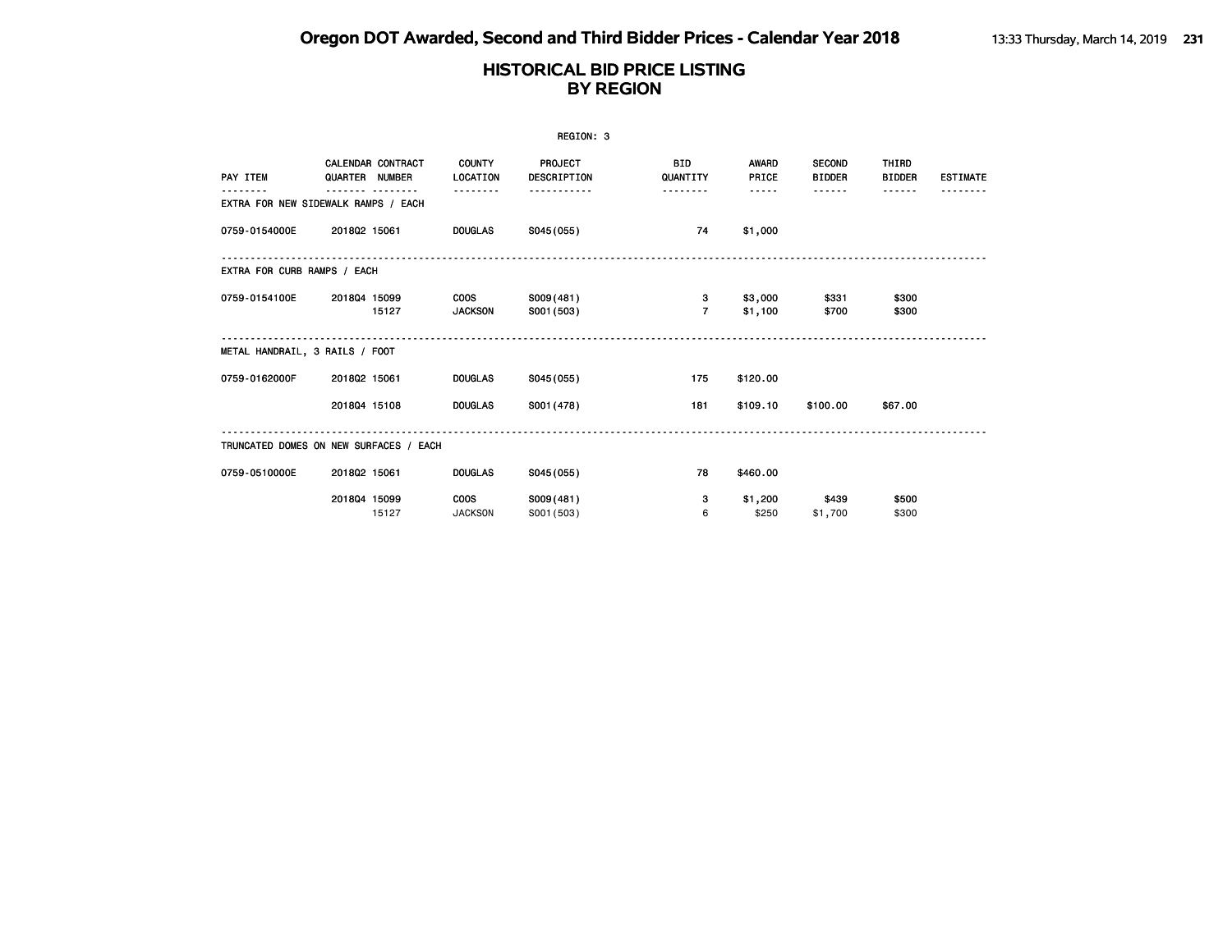# Oregon DOT Awarded, Second and Third Bidder Prices - Calendar Year 2018

## HISTORICAL BID PRICE LISTING BY REGION

REGION: 3

| PAY ITEM | CALENDAR QUARTER | CONTRACT NUMBER | COUNTY LOCATION | PROJECT DESCRIPTION | BID QUANTITY | AWARD PRICE | SECOND BIDDER | THIRD BIDDER | ESTIMATE |
|---|---|---|---|---|---|---|---|---|---|
| **EXTRA FOR NEW SIDEWALK RAMPS / EACH** | | | | | | | | | |
| 0759-0154000E | 2018Q2 | 15061 | DOUGLAS | S045(055) | 74 | $1,000 | | | |
| **EXTRA FOR CURB RAMPS / EACH** | | | | | | | | | |
| 0759-0154100E | 2018Q4 | 15099 | COOS | S009(481) | 3 | $3,000 | $331 | $300 | |
| | | 15127 | JACKSON | S001(503) | 7 | $1,100 | $700 | $300 | |
| **METAL HANDRAIL, 3 RAILS / FOOT** | | | | | | | | | |
| 0759-0162000F | 2018Q2 | 15061 | DOUGLAS | S045(055) | 175 | $120.00 | | | |
| | 2018Q4 | 15108 | DOUGLAS | S001(478) | 181 | $109.10 | $100.00 | $67.00 | |
| **TRUNCATED DOMES ON NEW SURFACES / EACH** | | | | | | | | | |
| 0759-0510000E | 2018Q2 | 15061 | DOUGLAS | S045(055) | 78 | $460.00 | | | |
| | 2018Q4 | 15099 | COOS | S009(481) | 3 | $1,200 | $439 | $500 | |
| | | 15127 | JACKSON | S001(503) | 6 | $250 | $1,700 | $300 | |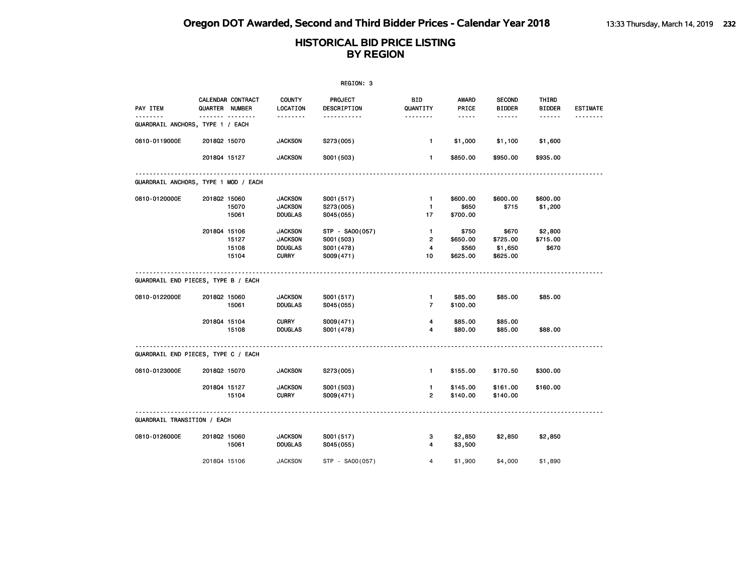# Oregon DOT Awarded, Second and Third Bidder Prices - Calendar Year 2018

## HISTORICAL BID PRICE LISTING BY REGION

REGION: 3

| PAY ITEM | CALENDAR QUARTER | CONTRACT NUMBER | COUNTY LOCATION | PROJECT DESCRIPTION | BID QUANTITY | AWARD PRICE | SECOND BIDDER | THIRD BIDDER | ESTIMATE |
|---|---|---|---|---|---|---|---|---|---|
| **GUARDRAIL ANCHORS, TYPE 1 / EACH** | | | | | | | | | |
| 0810-0119000E | 2018Q2 | 15070 | JACKSON | S273(005) | 1 | $1,000 | $1,100 | $1,600 | |
| | 2018Q4 | 15127 | JACKSON | S001(503) | 1 | $850.00 | $950.00 | $935.00 | |
| **GUARDRAIL ANCHORS, TYPE 1 MOD / EACH** | | | | | | | | | |
| 0810-0120000E | 2018Q2 | 15060 | JACKSON | S001(517) | 1 | $600.00 | $600.00 | $600.00 | |
| | | 15070 | JACKSON | S273(005) | 1 | $650 | $715 | $1,200 | |
| | | 15061 | DOUGLAS | S045(055) | 17 | $700.00 | | | |
| | 2018Q4 | 15106 | JACKSON | STP - SA00(057) | 1 | $750 | $670 | $2,800 | |
| | | 15127 | JACKSON | S001(503) | 2 | $650.00 | $725.00 | $715.00 | |
| | | 15108 | DOUGLAS | S001(478) | 4 | $560 | $1,650 | $670 | |
| | | 15104 | CURRY | S009(471) | 10 | $625.00 | $625.00 | | |
| **GUARDRAIL END PIECES, TYPE B / EACH** | | | | | | | | | |
| 0810-0122000E | 2018Q2 | 15060 | JACKSON | S001(517) | 1 | $85.00 | $85.00 | $85.00 | |
| | | 15061 | DOUGLAS | S045(055) | 7 | $100.00 | | | |
| | 2018Q4 | 15104 | CURRY | S009(471) | 4 | $85.00 | $85.00 | | |
| | | 15108 | DOUGLAS | S001(478) | 4 | $80.00 | $85.00 | $88.00 | |
| **GUARDRAIL END PIECES, TYPE C / EACH** | | | | | | | | | |
| 0810-0123000E | 2018Q2 | 15070 | JACKSON | S273(005) | 1 | $155.00 | $170.50 | $300.00 | |
| | 2018Q4 | 15127 | JACKSON | S001(503) | 1 | $145.00 | $161.00 | $160.00 | |
| | | 15104 | CURRY | S009(471) | 2 | $140.00 | $140.00 | | |
| **GUARDRAIL TRANSITION / EACH** | | | | | | | | | |
| 0810-0126000E | 2018Q2 | 15060 | JACKSON | S001(517) | 3 | $2,850 | $2,850 | $2,850 | |
| | | 15061 | DOUGLAS | S045(055) | 4 | $3,500 | | | |
| | 2018Q4 | 15106 | JACKSON | STP - SA00(057) | 4 | $1,900 | $4,000 | $1,890 | |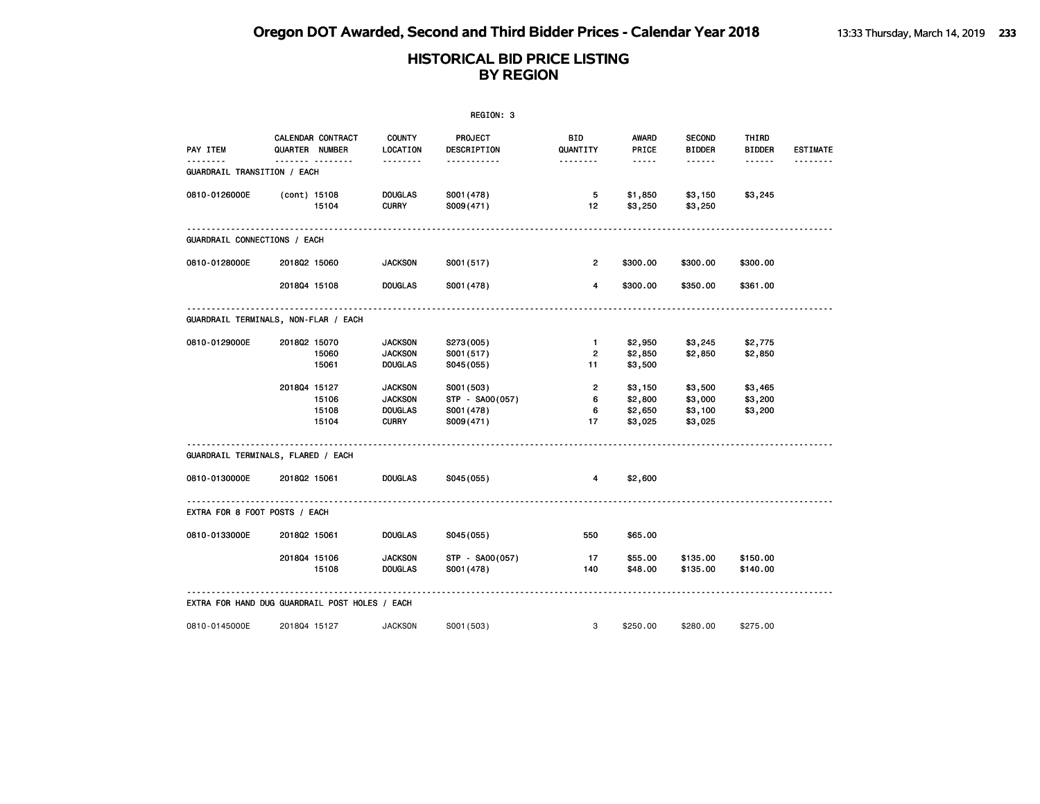# Oregon DOT Awarded, Second and Third Bidder Prices - Calendar Year 2018

## HISTORICAL BID PRICE LISTING BY REGION

REGION: 3

| PAY ITEM | CALENDAR QUARTER | CONTRACT NUMBER | COUNTY LOCATION | PROJECT DESCRIPTION | BID QUANTITY | AWARD PRICE | SECOND BIDDER | THIRD BIDDER | ESTIMATE |
|---|---|---|---|---|---|---|---|---|---|
| **GUARDRAIL TRANSITION / EACH** | | | | | | | | | |
| 0810-0126000E | (cont) | 15108 | DOUGLAS | S001(478) | 5 | $1,850 | $3,150 | $3,245 | |
| | | 15104 | CURRY | S009(471) | 12 | $3,250 | $3,250 | | |
| **GUARDRAIL CONNECTIONS / EACH** | | | | | | | | | |
| 0810-0128000E | 2018Q2 | 15060 | JACKSON | S001(517) | 2 | $300.00 | $300.00 | $300.00 | |
| | 2018Q4 | 15108 | DOUGLAS | S001(478) | 4 | $300.00 | $350.00 | $361.00 | |
| **GUARDRAIL TERMINALS, NON-FLAR / EACH** | | | | | | | | | |
| 0810-0129000E | 2018Q2 | 15070 | JACKSON | S273(005) | 1 | $2,950 | $3,245 | $2,775 | |
| | | 15060 | JACKSON | S001(517) | 2 | $2,850 | $2,850 | $2,850 | |
| | | 15061 | DOUGLAS | S045(055) | 11 | $3,500 | | | |
| | 2018Q4 | 15127 | JACKSON | S001(503) | 2 | $3,150 | $3,500 | $3,465 | |
| | | 15106 | JACKSON | STP - SA00(057) | 6 | $2,800 | $3,000 | $3,200 | |
| | | 15108 | DOUGLAS | S001(478) | 6 | $2,650 | $3,100 | $3,200 | |
| | | 15104 | CURRY | S009(471) | 17 | $3,025 | $3,025 | | |
| **GUARDRAIL TERMINALS, FLARED / EACH** | | | | | | | | | |
| 0810-0130000E | 2018Q2 | 15061 | DOUGLAS | S045(055) | 4 | $2,600 | | | |
| **EXTRA FOR 8 FOOT POSTS / EACH** | | | | | | | | | |
| 0810-0133000E | 2018Q2 | 15061 | DOUGLAS | S045(055) | 550 | $65.00 | | | |
| | 2018Q4 | 15106 | JACKSON | STP - SA00(057) | 17 | $55.00 | $135.00 | $150.00 | |
| | | 15108 | DOUGLAS | S001(478) | 140 | $48.00 | $135.00 | $140.00 | |
| **EXTRA FOR HAND DUG GUARDRAIL POST HOLES / EACH** | | | | | | | | | |
| 0810-0145000E | 2018Q4 | 15127 | JACKSON | S001(503) | 3 | $250.00 | $280.00 | $275.00 | |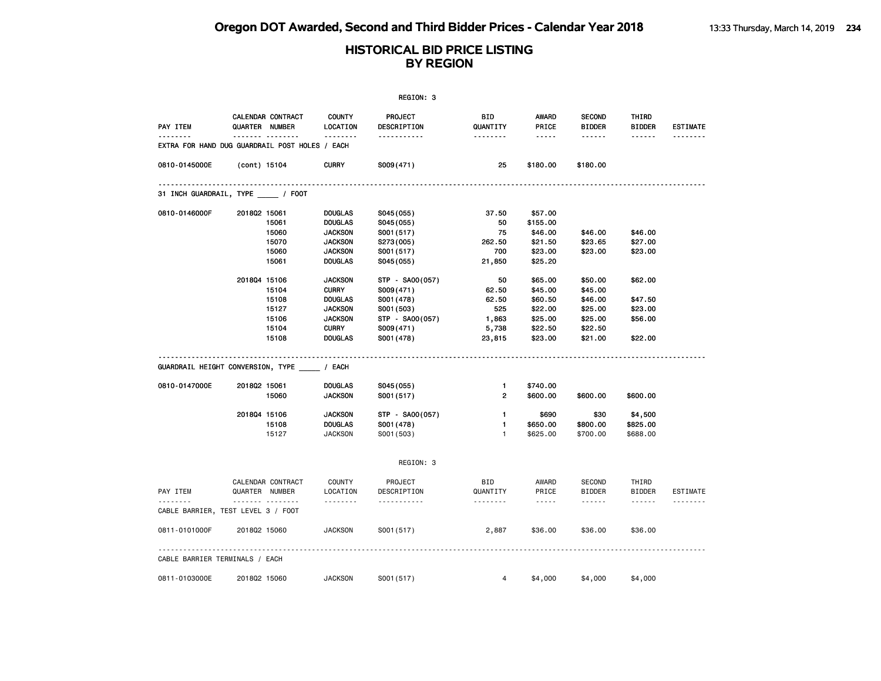# Oregon DOT Awarded, Second and Third Bidder Prices - Calendar Year 2018

## HISTORICAL BID PRICE LISTING BY REGION

REGION: 3

| PAY ITEM | CALENDAR QUARTER | CONTRACT NUMBER | COUNTY LOCATION | PROJECT DESCRIPTION | BID QUANTITY | AWARD PRICE | SECOND BIDDER | THIRD BIDDER | ESTIMATE |
|---|---|---|---|---|---|---|---|---|---|
| **EXTRA FOR HAND DUG GUARDRAIL POST HOLES / EACH** | | | | | | | | | |
| 0810-0145000E | (cont) | 15104 | CURRY | S009(471) | 25 | $180.00 | $180.00 | | |
| **31 INCH GUARDRAIL, TYPE _____ / FOOT** | | | | | | | | | |
| 0810-0146000F | 2018Q2 | 15061 | DOUGLAS | S045(055) | 37.50 | $57.00 | | | |
| | | 15061 | DOUGLAS | S045(055) | 50 | $155.00 | | | |
| | | 15060 | JACKSON | S001(517) | 75 | $46.00 | $46.00 | $46.00 | |
| | | 15070 | JACKSON | S273(005) | 262.50 | $21.50 | $23.65 | $27.00 | |
| | | 15060 | JACKSON | S001(517) | 700 | $23.00 | $23.00 | $23.00 | |
| | | 15061 | DOUGLAS | S045(055) | 21,850 | $25.20 | | | |
| | 2018Q4 | 15106 | JACKSON | STP - SA00(057) | 50 | $65.00 | $50.00 | $62.00 | |
| | | 15104 | CURRY | S009(471) | 62.50 | $45.00 | $45.00 | | |
| | | 15108 | DOUGLAS | S001(478) | 62.50 | $60.50 | $46.00 | $47.50 | |
| | | 15127 | JACKSON | S001(503) | 525 | $22.00 | $25.00 | $23.00 | |
| | | 15106 | JACKSON | STP - SA00(057) | 1,863 | $25.00 | $25.00 | $56.00 | |
| | | 15104 | CURRY | S009(471) | 5,738 | $22.50 | $22.50 | | |
| | | 15108 | DOUGLAS | S001(478) | 23,815 | $23.00 | $21.00 | $22.00 | |
| **GUARDRAIL HEIGHT CONVERSION, TYPE _____ / EACH** | | | | | | | | | |
| 0810-0147000E | 2018Q2 | 15061 | DOUGLAS | S045(055) | 1 | $740.00 | | | |
| | | 15060 | JACKSON | S001(517) | 2 | $600.00 | $600.00 | $600.00 | |
| | 2018Q4 | 15106 | JACKSON | STP - SA00(057) | 1 | $690 | $30 | $4,500 | |
| | | 15108 | DOUGLAS | S001(478) | 1 | $650.00 | $800.00 | $825.00 | |
| | | 15127 | JACKSON | S001(503) | 1 | $625.00 | $700.00 | $688.00 | |

REGION: 3

| PAY ITEM | CALENDAR QUARTER | CONTRACT NUMBER | COUNTY LOCATION | PROJECT DESCRIPTION | BID QUANTITY | AWARD PRICE | SECOND BIDDER | THIRD BIDDER | ESTIMATE |
|---|---|---|---|---|---|---|---|---|---|
| **CABLE BARRIER, TEST LEVEL 3 / FOOT** | | | | | | | | | |
| 0811-0101000F | 2018Q2 | 15060 | JACKSON | S001(517) | 2,887 | $36.00 | $36.00 | $36.00 | |
| **CABLE BARRIER TERMINALS / EACH** | | | | | | | | | |
| 0811-0103000E | 2018Q2 | 15060 | JACKSON | S001(517) | 4 | $4,000 | $4,000 | $4,000 | |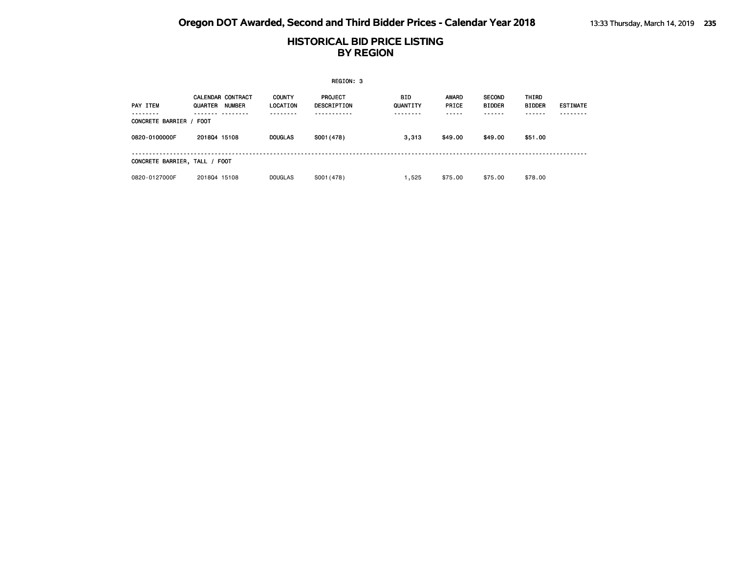# HISTORICAL BID PRICE LISTING
## BY REGION

REGION: 3

| PAY ITEM | CALENDAR QUARTER | CONTRACT NUMBER | COUNTY LOCATION | PROJECT DESCRIPTION | BID QUANTITY | AWARD PRICE | SECOND BIDDER | THIRD BIDDER | ESTIMATE |
|---|---|---|---|---|---|---|---|---|---|
| CONCRETE BARRIER / FOOT | | | | | | | | | |
| 0820-0100000F | 2018Q4 | 15108 | DOUGLAS | S001(478) | 3,313 | $49.00 | $49.00 | $51.00 | |
| CONCRETE BARRIER, TALL / FOOT | | | | | | | | | |
| 0820-0127000F | 2018Q4 | 15108 | DOUGLAS | S001(478) | 1,525 | $75.00 | $75.00 | $78.00 | |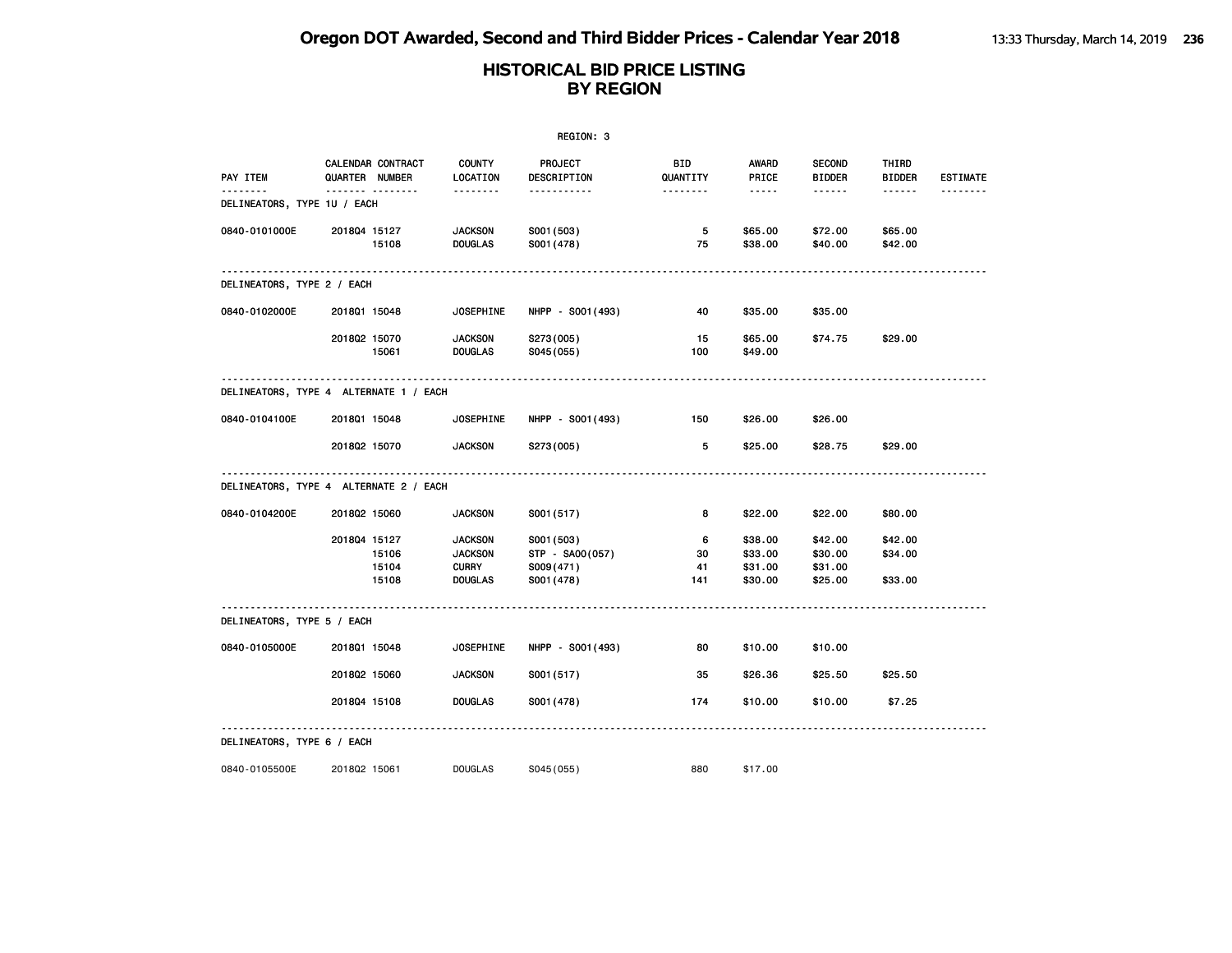# Oregon DOT Awarded, Second and Third Bidder Prices - Calendar Year 2018

## HISTORICAL BID PRICE LISTING BY REGION

REGION: 3

| PAY ITEM | CALENDAR QUARTER | CONTRACT NUMBER | COUNTY LOCATION | PROJECT DESCRIPTION | BID QUANTITY | AWARD PRICE | SECOND BIDDER | THIRD BIDDER | ESTIMATE |
|---|---|---|---|---|---|---|---|---|---|
| **DELINEATORS, TYPE 1U / EACH** | | | | | | | | | |
| 0840-0101000E | 2018Q4 | 15127 | JACKSON | S001(503) | 5 | $65.00 | $72.00 | $65.00 | |
| | | 15108 | DOUGLAS | S001(478) | 75 | $38.00 | $40.00 | $42.00 | |
| **DELINEATORS, TYPE 2 / EACH** | | | | | | | | | |
| 0840-0102000E | 2018Q1 | 15048 | JOSEPHINE | NHPP - S001(493) | 40 | $35.00 | $35.00 | | |
| | 2018Q2 | 15070 | JACKSON | S273(005) | 15 | $65.00 | $74.75 | $29.00 | |
| | | 15061 | DOUGLAS | S045(055) | 100 | $49.00 | | | |
| **DELINEATORS, TYPE 4 ALTERNATE 1 / EACH** | | | | | | | | | |
| 0840-0104100E | 2018Q1 | 15048 | JOSEPHINE | NHPP - S001(493) | 150 | $26.00 | $26.00 | | |
| | 2018Q2 | 15070 | JACKSON | S273(005) | 5 | $25.00 | $28.75 | $29.00 | |
| **DELINEATORS, TYPE 4 ALTERNATE 2 / EACH** | | | | | | | | | |
| 0840-0104200E | 2018Q2 | 15060 | JACKSON | S001(517) | 8 | $22.00 | $22.00 | $80.00 | |
| | 2018Q4 | 15127 | JACKSON | S001(503) | 6 | $38.00 | $42.00 | $42.00 | |
| | | 15106 | JACKSON | STP - SA00(057) | 30 | $33.00 | $30.00 | $34.00 | |
| | | 15104 | CURRY | S009(471) | 41 | $31.00 | $31.00 | | |
| | | 15108 | DOUGLAS | S001(478) | 141 | $30.00 | $25.00 | $33.00 | |
| **DELINEATORS, TYPE 5 / EACH** | | | | | | | | | |
| 0840-0105000E | 2018Q1 | 15048 | JOSEPHINE | NHPP - S001(493) | 80 | $10.00 | $10.00 | | |
| | 2018Q2 | 15060 | JACKSON | S001(517) | 35 | $26.36 | $25.50 | $25.50 | |
| | 2018Q4 | 15108 | DOUGLAS | S001(478) | 174 | $10.00 | $10.00 | $7.25 | |
| **DELINEATORS, TYPE 6 / EACH** | | | | | | | | | |
| 0840-0105500E | 2018Q2 | 15061 | DOUGLAS | S045(055) | 880 | $17.00 | | | |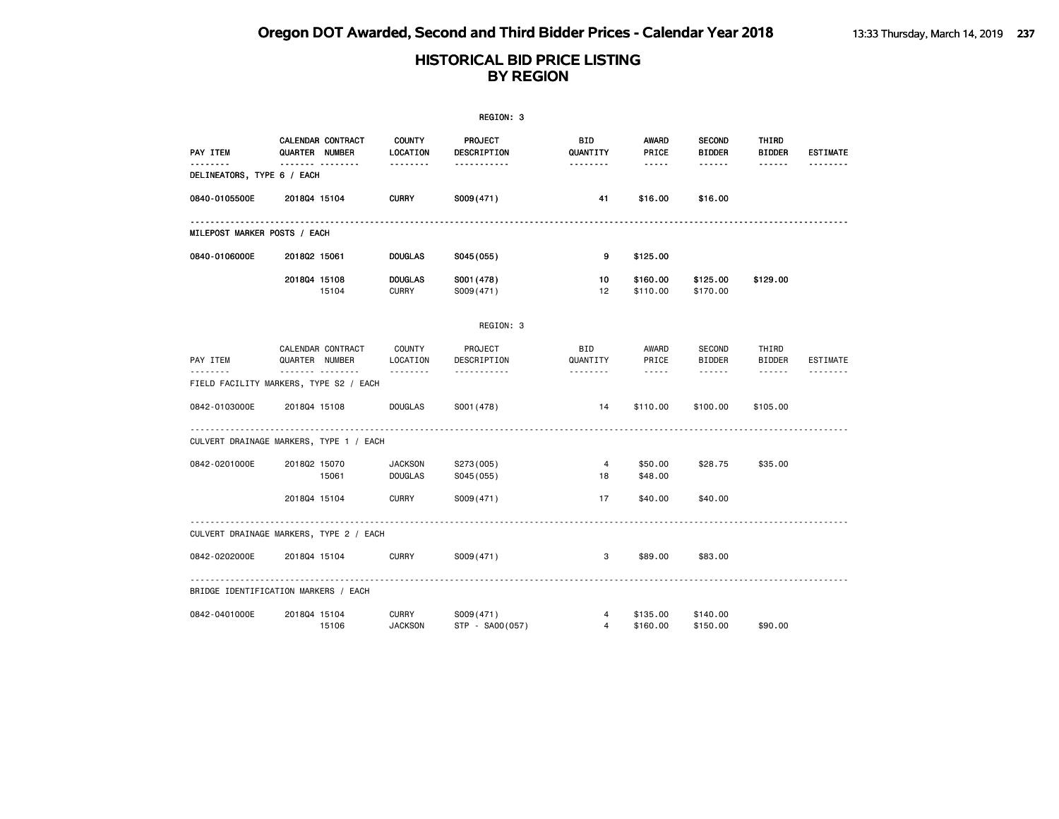# Oregon DOT Awarded, Second and Third Bidder Prices - Calendar Year 2018

## HISTORICAL BID PRICE LISTING BY REGION

REGION: 3

| PAY ITEM | CALENDAR QUARTER | CONTRACT NUMBER | COUNTY LOCATION | PROJECT DESCRIPTION | BID QUANTITY | AWARD PRICE | SECOND BIDDER | THIRD BIDDER | ESTIMATE |
|---|---|---|---|---|---|---|---|---|---|
| DELINEATORS, TYPE 6 / EACH | | | | | | | | | |
| 0840-0105500E | 2018Q4 | 15104 | CURRY | S009(471) | 41 | $16.00 | $16.00 | | |
| MILEPOST MARKER POSTS / EACH | | | | | | | | | |
| 0840-0106000E | 2018Q2 | 15061 | DOUGLAS | S045(055) | 9 | $125.00 | | | |
| | 2018Q4 | 15108 | DOUGLAS | S001(478) | 10 | $160.00 | $125.00 | $129.00 | |
| | | 15104 | CURRY | S009(471) | 12 | $110.00 | $170.00 | | |

REGION: 3

| PAY ITEM | CALENDAR QUARTER | CONTRACT NUMBER | COUNTY LOCATION | PROJECT DESCRIPTION | BID QUANTITY | AWARD PRICE | SECOND BIDDER | THIRD BIDDER | ESTIMATE |
|---|---|---|---|---|---|---|---|---|---|
| FIELD FACILITY MARKERS, TYPE S2 / EACH | | | | | | | | | |
| 0842-0103000E | 2018Q4 | 15108 | DOUGLAS | S001(478) | 14 | $110.00 | $100.00 | $105.00 | |
| CULVERT DRAINAGE MARKERS, TYPE 1 / EACH | | | | | | | | | |
| 0842-0201000E | 2018Q2 | 15070 | JACKSON | S273(005) | 4 | $50.00 | $28.75 | $35.00 | |
| | | 15061 | DOUGLAS | S045(055) | 18 | $48.00 | | | |
| | 2018Q4 | 15104 | CURRY | S009(471) | 17 | $40.00 | $40.00 | | |
| CULVERT DRAINAGE MARKERS, TYPE 2 / EACH | | | | | | | | | |
| 0842-0202000E | 2018Q4 | 15104 | CURRY | S009(471) | 3 | $89.00 | $83.00 | | |
| BRIDGE IDENTIFICATION MARKERS / EACH | | | | | | | | | |
| 0842-0401000E | 2018Q4 | 15104 | CURRY | S009(471) | 4 | $135.00 | $140.00 | | |
| | | 15106 | JACKSON | STP - SA00(057) | 4 | $160.00 | $150.00 | $90.00 | |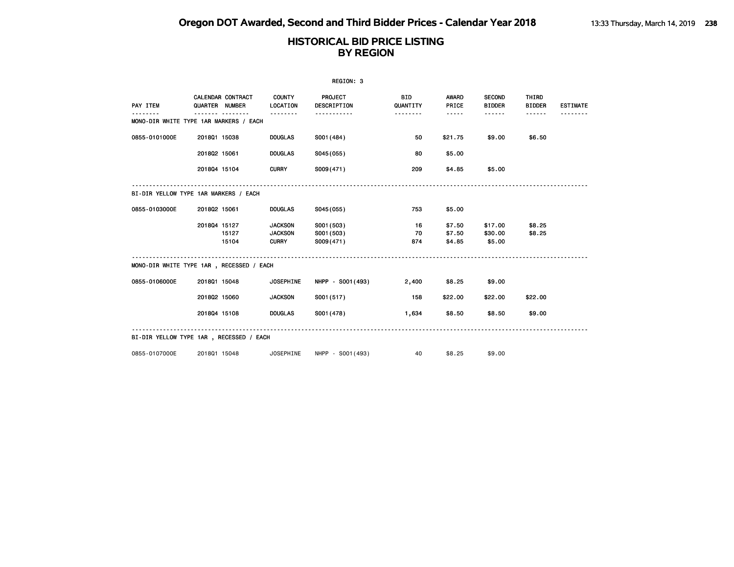# Oregon DOT Awarded, Second and Third Bidder Prices - Calendar Year 2018

## HISTORICAL BID PRICE LISTING BY REGION

REGION: 3

| PAY ITEM | CALENDAR QUARTER | CONTRACT NUMBER | COUNTY LOCATION | PROJECT DESCRIPTION | BID QUANTITY | AWARD PRICE | SECOND BIDDER | THIRD BIDDER | ESTIMATE |
|---|---|---|---|---|---|---|---|---|---|
| **MONO-DIR WHITE TYPE 1AR MARKERS / EACH** | | | | | | | | | |
| 0855-0101000E | 2018Q1 | 15038 | DOUGLAS | S001(484) | 50 | $21.75 | $9.00 | $6.50 | |
| | 2018Q2 | 15061 | DOUGLAS | S045(055) | 80 | $5.00 | | | |
| | 2018Q4 | 15104 | CURRY | S009(471) | 209 | $4.85 | $5.00 | | |
| **BI-DIR YELLOW TYPE 1AR MARKERS / EACH** | | | | | | | | | |
| 0855-0103000E | 2018Q2 | 15061 | DOUGLAS | S045(055) | 753 | $5.00 | | | |
| | 2018Q4 | 15127 | JACKSON | S001(503) | 16 | $7.50 | $17.00 | $8.25 | |
| | | 15127 | JACKSON | S001(503) | 70 | $7.50 | $30.00 | $8.25 | |
| | | 15104 | CURRY | S009(471) | 874 | $4.85 | $5.00 | | |
| **MONO-DIR WHITE TYPE 1AR , RECESSED / EACH** | | | | | | | | | |
| 0855-0106000E | 2018Q1 | 15048 | JOSEPHINE | NHPP - S001(493) | 2,400 | $8.25 | $9.00 | | |
| | 2018Q2 | 15060 | JACKSON | S001(517) | 158 | $22.00 | $22.00 | $22.00 | |
| | 2018Q4 | 15108 | DOUGLAS | S001(478) | 1,634 | $8.50 | $8.50 | $9.00 | |
| **BI-DIR YELLOW TYPE 1AR , RECESSED / EACH** | | | | | | | | | |
| 0855-0107000E | 2018Q1 | 15048 | JOSEPHINE | NHPP - S001(493) | 40 | $8.25 | $9.00 | | |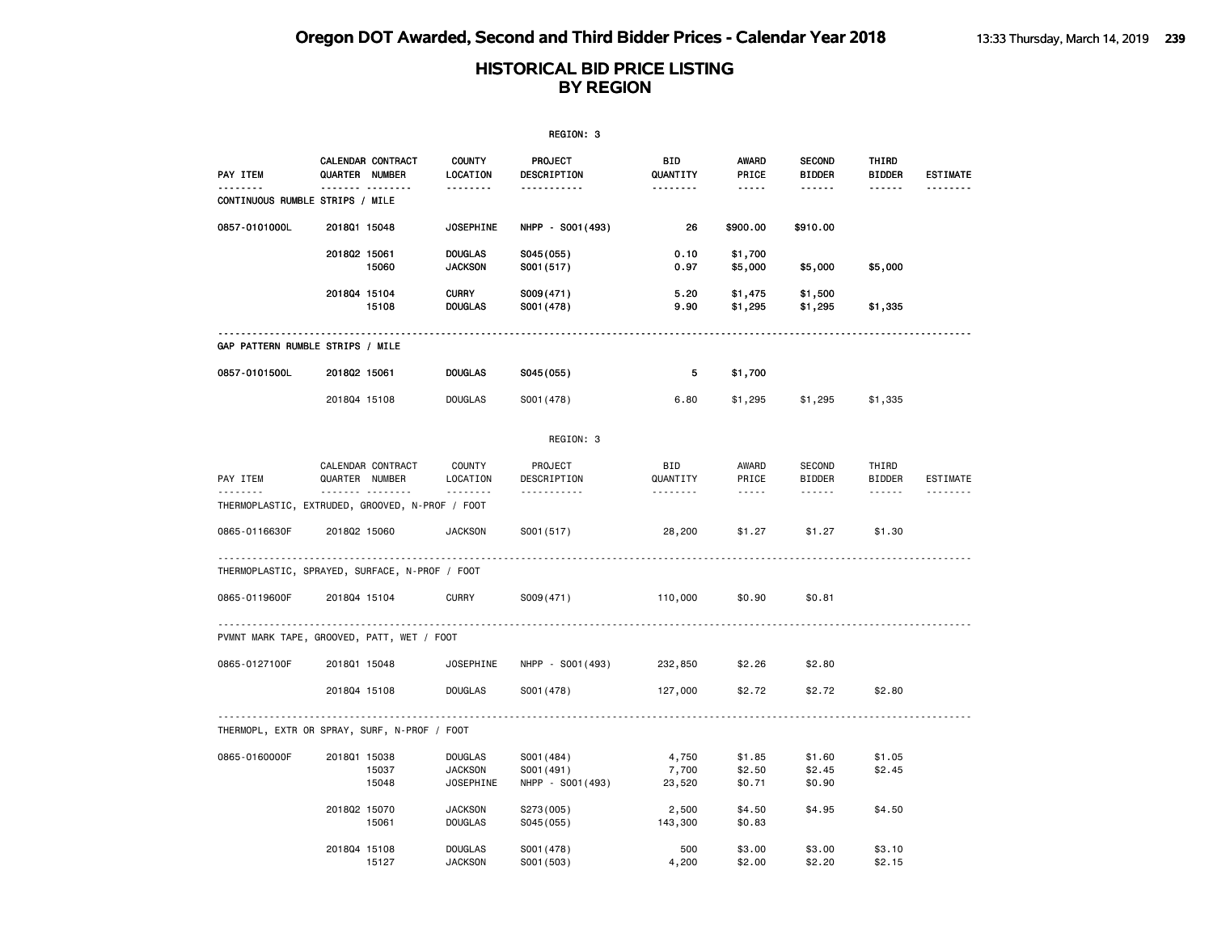# Oregon DOT Awarded, Second and Third Bidder Prices - Calendar Year 2018

## HISTORICAL BID PRICE LISTING BY REGION

REGION: 3

| PAY ITEM | CALENDAR QUARTER | CONTRACT NUMBER | COUNTY LOCATION | PROJECT DESCRIPTION | BID QUANTITY | AWARD PRICE | SECOND BIDDER | THIRD BIDDER | ESTIMATE |
|---|---|---|---|---|---|---|---|---|---|
| CONTINUOUS RUMBLE STRIPS / MILE | | | | | | | | | |
| 0857-0101000L | 2018Q1 | 15048 | JOSEPHINE | NHPP - S001(493) | 26 | $900.00 | $910.00 | | |
| | 2018Q2 | 15061 | DOUGLAS | S045(055) | 0.10 | $1,700 | | | |
| | | 15060 | JACKSON | S001(517) | 0.97 | $5,000 | $5,000 | $5,000 | |
| | 2018Q4 | 15104 | CURRY | S009(471) | 5.20 | $1,475 | $1,500 | | |
| | | 15108 | DOUGLAS | S001(478) | 9.90 | $1,295 | $1,295 | $1,335 | |
| GAP PATTERN RUMBLE STRIPS / MILE | | | | | | | | | |
| 0857-0101500L | 2018Q2 | 15061 | DOUGLAS | S045(055) | 5 | $1,700 | | | |
| | 2018Q4 | 15108 | DOUGLAS | S001(478) | 6.80 | $1,295 | $1,295 | $1,335 | |

REGION: 3

| PAY ITEM | CALENDAR QUARTER | CONTRACT NUMBER | COUNTY LOCATION | PROJECT DESCRIPTION | BID QUANTITY | AWARD PRICE | SECOND BIDDER | THIRD BIDDER | ESTIMATE |
|---|---|---|---|---|---|---|---|---|---|
| THERMOPLASTIC, EXTRUDED, GROOVED, N-PROF / FOOT | | | | | | | | | |
| 0865-0116630F | 2018Q2 | 15060 | JACKSON | S001(517) | 28,200 | $1.27 | $1.27 | $1.30 | |
| THERMOPLASTIC, SPRAYED, SURFACE, N-PROF / FOOT | | | | | | | | | |
| 0865-0119600F | 2018Q4 | 15104 | CURRY | S009(471) | 110,000 | $0.90 | $0.81 | | |
| PVMNT MARK TAPE, GROOVED, PATT, WET / FOOT | | | | | | | | | |
| 0865-0127100F | 2018Q1 | 15048 | JOSEPHINE | NHPP - S001(493) | 232,850 | $2.26 | $2.80 | | |
| | 2018Q4 | 15108 | DOUGLAS | S001(478) | 127,000 | $2.72 | $2.72 | $2.80 | |
| THERMOPL, EXTR OR SPRAY, SURF, N-PROF / FOOT | | | | | | | | | |
| 0865-0160000F | 2018Q1 | 15038 | DOUGLAS | S001(484) | 4,750 | $1.85 | $1.60 | $1.05 | |
| | | 15037 | JACKSON | S001(491) | 7,700 | $2.50 | $2.45 | $2.45 | |
| | | 15048 | JOSEPHINE | NHPP - S001(493) | 23,520 | $0.71 | $0.90 | | |
| | 2018Q2 | 15070 | JACKSON | S273(005) | 2,500 | $4.50 | $4.95 | $4.50 | |
| | | 15061 | DOUGLAS | S045(055) | 143,300 | $0.83 | | | |
| | 2018Q4 | 15108 | DOUGLAS | S001(478) | 500 | $3.00 | $3.00 | $3.10 | |
| | | 15127 | JACKSON | S001(503) | 4,200 | $2.00 | $2.20 | $2.15 | |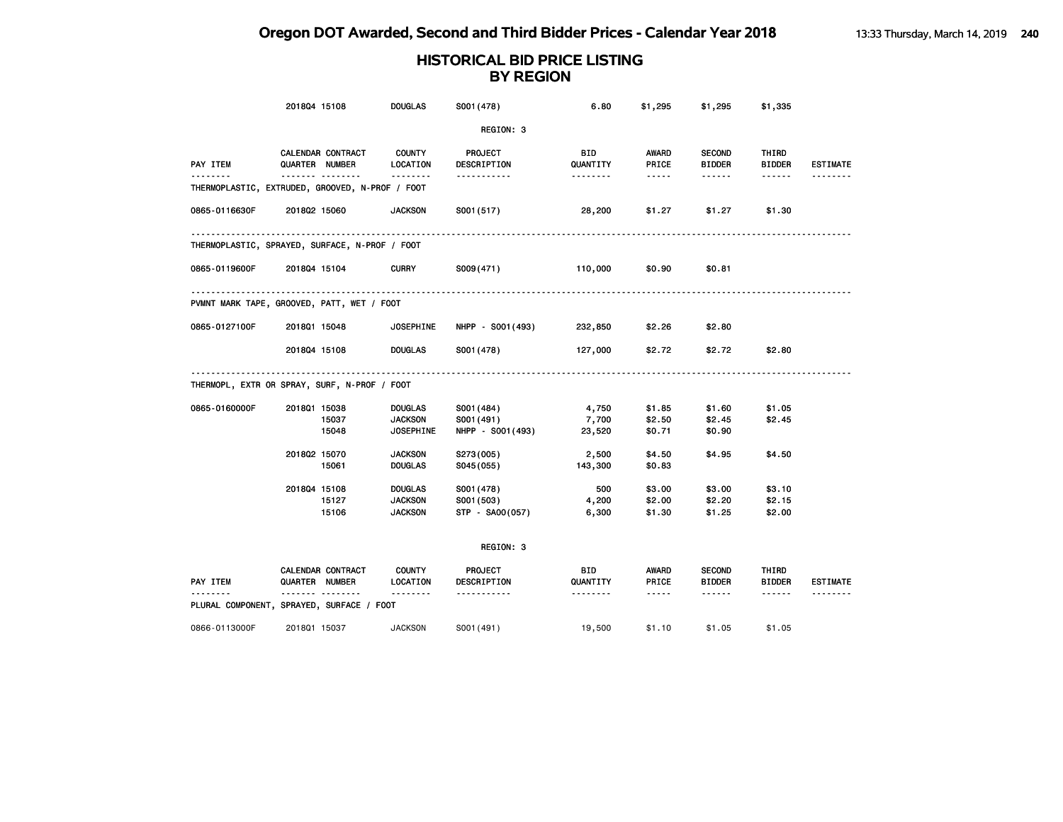# Oregon DOT Awarded, Second and Third Bidder Prices - Calendar Year 2018

## HISTORICAL BID PRICE LISTING BY REGION

| PAY ITEM | CALENDAR QUARTER | CONTRACT NUMBER | COUNTY LOCATION | PROJECT DESCRIPTION | BID QUANTITY | AWARD PRICE | SECOND BIDDER | THIRD BIDDER | ESTIMATE |
|---|---|---|---|---|---|---|---|---|---|
| | 2018Q4 | 15108 | DOUGLAS | S001(478) | 6.80 | $1,295 | $1,295 | $1,335 | |

REGION: 3

| PAY ITEM | CALENDAR QUARTER | CONTRACT NUMBER | COUNTY LOCATION | PROJECT DESCRIPTION | BID QUANTITY | AWARD PRICE | SECOND BIDDER | THIRD BIDDER | ESTIMATE |
|---|---|---|---|---|---|---|---|---|---|
| THERMOPLASTIC, EXTRUDED, GROOVED, N-PROF / FOOT | | | | | | | | | |
| 0865-0116630F | 2018Q2 | 15060 | JACKSON | S001(517) | 28,200 | $1.27 | $1.27 | $1.30 | |
| THERMOPLASTIC, SPRAYED, SURFACE, N-PROF / FOOT | | | | | | | | | |
| 0865-0119600F | 2018Q4 | 15104 | CURRY | S009(471) | 110,000 | $0.90 | $0.81 | | |
| PVMNT MARK TAPE, GROOVED, PATT, WET / FOOT | | | | | | | | | |
| 0865-0127100F | 2018Q1 | 15048 | JOSEPHINE | NHPP - S001(493) | 232,850 | $2.26 | $2.80 | | |
| | 2018Q4 | 15108 | DOUGLAS | S001(478) | 127,000 | $2.72 | $2.72 | $2.80 | |
| THERMOPL, EXTR OR SPRAY, SURF, N-PROF / FOOT | | | | | | | | | |
| 0865-0160000F | 2018Q1 | 15038 | DOUGLAS | S001(484) | 4,750 | $1.85 | $1.60 | $1.05 | |
| | | 15037 | JACKSON | S001(491) | 7,700 | $2.50 | $2.45 | $2.45 | |
| | | 15048 | JOSEPHINE | NHPP - S001(493) | 23,520 | $0.71 | $0.90 | | |
| | 2018Q2 | 15070 | JACKSON | S273(005) | 2,500 | $4.50 | $4.95 | $4.50 | |
| | | 15061 | DOUGLAS | S045(055) | 143,300 | $0.83 | | | |
| | 2018Q4 | 15108 | DOUGLAS | S001(478) | 500 | $3.00 | $3.00 | $3.10 | |
| | | 15127 | JACKSON | S001(503) | 4,200 | $2.00 | $2.20 | $2.15 | |
| | | 15106 | JACKSON | STP - SA00(057) | 6,300 | $1.30 | $1.25 | $2.00 | |

REGION: 3

| PAY ITEM | CALENDAR QUARTER | CONTRACT NUMBER | COUNTY LOCATION | PROJECT DESCRIPTION | BID QUANTITY | AWARD PRICE | SECOND BIDDER | THIRD BIDDER | ESTIMATE |
|---|---|---|---|---|---|---|---|---|---|
| PLURAL COMPONENT, SPRAYED, SURFACE / FOOT | | | | | | | | | |
| 0866-0113000F | 2018Q1 | 15037 | JACKSON | S001(491) | 19,500 | $1.10 | $1.05 | $1.05 | |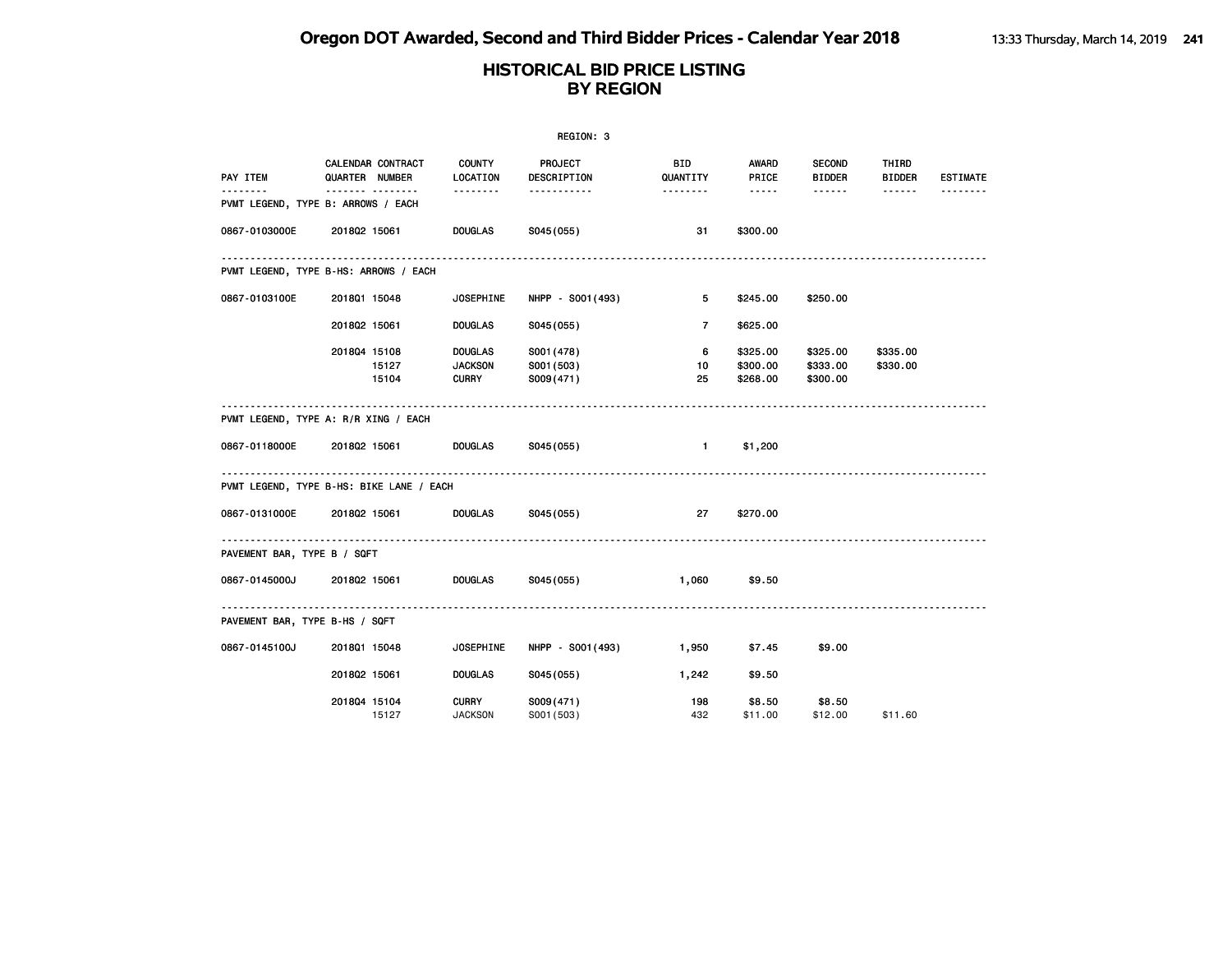# HISTORICAL BID PRICE LISTING
## BY REGION

REGION: 3

| PAY ITEM | CALENDAR QUARTER | CONTRACT NUMBER | COUNTY LOCATION | PROJECT DESCRIPTION | BID QUANTITY | AWARD PRICE | SECOND BIDDER | THIRD BIDDER | ESTIMATE |
|---|---|---|---|---|---|---|---|---|---|
| **PVMT LEGEND, TYPE B: ARROWS / EACH** | | | | | | | | | |
| 0867-0103000E | 2018Q2 | 15061 | DOUGLAS | S045(055) | 31 | $300.00 | | | |
| **PVMT LEGEND, TYPE B-HS: ARROWS / EACH** | | | | | | | | | |
| 0867-0103100E | 2018Q1 | 15048 | JOSEPHINE | NHPP - S001(493) | 5 | $245.00 | $250.00 | | |
| | 2018Q2 | 15061 | DOUGLAS | S045(055) | 7 | $625.00 | | | |
| | 2018Q4 | 15108 | DOUGLAS | S001(478) | 6 | $325.00 | $325.00 | $335.00 | |
| | | 15127 | JACKSON | S001(503) | 10 | $300.00 | $333.00 | $330.00 | |
| | | 15104 | CURRY | S009(471) | 25 | $268.00 | $300.00 | | |
| **PVMT LEGEND, TYPE A: R/R XING / EACH** | | | | | | | | | |
| 0867-0118000E | 2018Q2 | 15061 | DOUGLAS | S045(055) | 1 | $1,200 | | | |
| **PVMT LEGEND, TYPE B-HS: BIKE LANE / EACH** | | | | | | | | | |
| 0867-0131000E | 2018Q2 | 15061 | DOUGLAS | S045(055) | 27 | $270.00 | | | |
| **PAVEMENT BAR, TYPE B / SQFT** | | | | | | | | | |
| 0867-0145000J | 2018Q2 | 15061 | DOUGLAS | S045(055) | 1,060 | $9.50 | | | |
| **PAVEMENT BAR, TYPE B-HS / SQFT** | | | | | | | | | |
| 0867-0145100J | 2018Q1 | 15048 | JOSEPHINE | NHPP - S001(493) | 1,950 | $7.45 | $9.00 | | |
| | 2018Q2 | 15061 | DOUGLAS | S045(055) | 1,242 | $9.50 | | | |
| | 2018Q4 | 15104 | CURRY | S009(471) | 198 | $8.50 | $8.50 | | |
| | | 15127 | JACKSON | S001(503) | 432 | $11.00 | $12.00 | $11.60 | |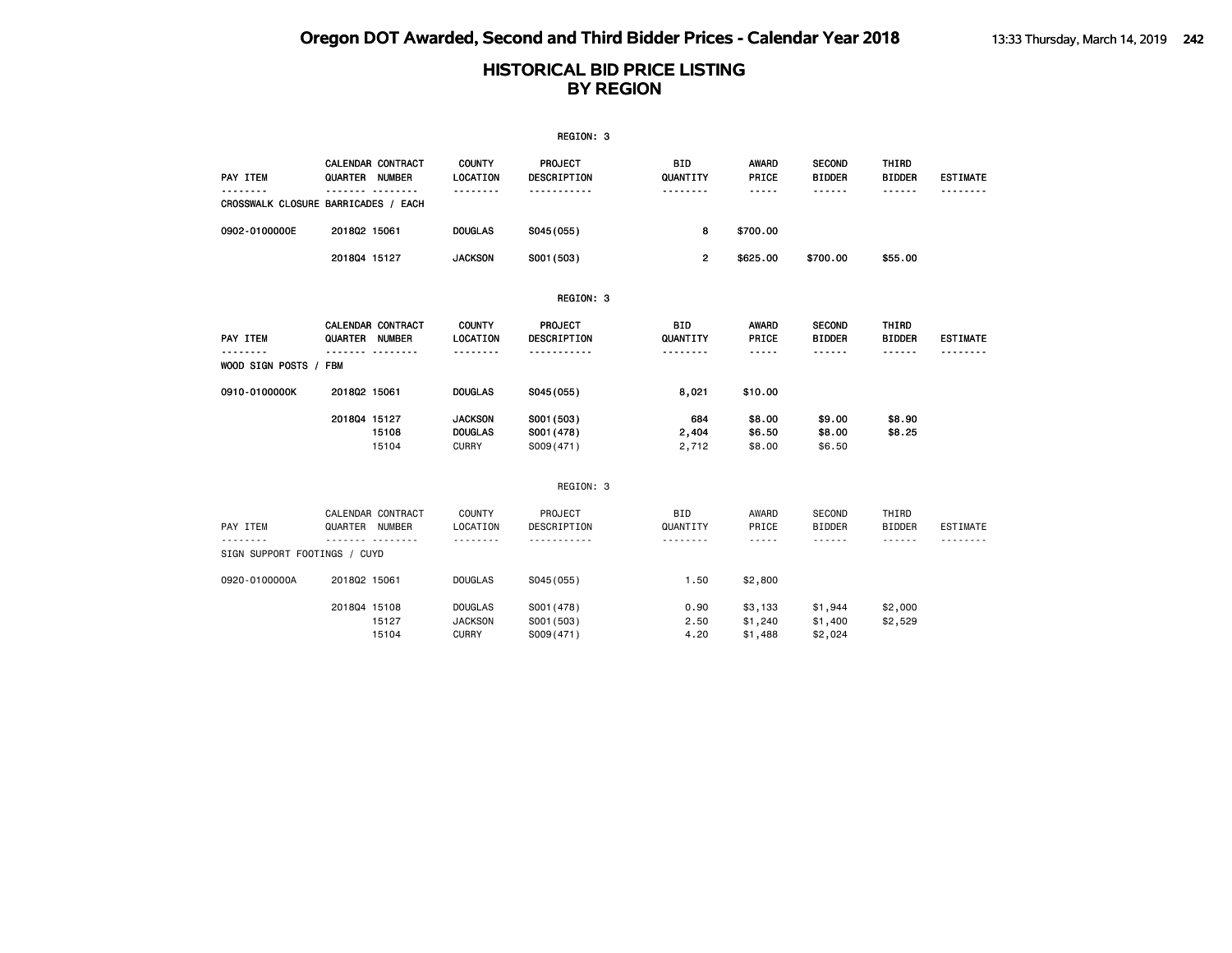# Oregon DOT Awarded, Second and Third Bidder Prices - Calendar Year 2018

## HISTORICAL BID PRICE LISTING
## BY REGION

REGION: 3

| PAY ITEM | CALENDAR QUARTER | CONTRACT NUMBER | COUNTY LOCATION | PROJECT DESCRIPTION | BID QUANTITY | AWARD PRICE | SECOND BIDDER | THIRD BIDDER | ESTIMATE |
|---|---|---|---|---|---|---|---|---|---|
| CROSSWALK CLOSURE BARRICADES / EACH | | | | | | | | | |
| 0902-0100000E | 2018Q2 | 15061 | DOUGLAS | S045(055) | 8 | $700.00 | | | |
| | 2018Q4 | 15127 | JACKSON | S001(503) | 2 | $625.00 | $700.00 | $55.00 | |

REGION: 3

| PAY ITEM | CALENDAR QUARTER | CONTRACT NUMBER | COUNTY LOCATION | PROJECT DESCRIPTION | BID QUANTITY | AWARD PRICE | SECOND BIDDER | THIRD BIDDER | ESTIMATE |
|---|---|---|---|---|---|---|---|---|---|
| WOOD SIGN POSTS / FBM | | | | | | | | | |
| 0910-0100000K | 2018Q2 | 15061 | DOUGLAS | S045(055) | 8,021 | $10.00 | | | |
| | 2018Q4 | 15127 | JACKSON | S001(503) | 684 | $8.00 | $9.00 | $8.90 | |
| | | 15108 | DOUGLAS | S001(478) | 2,404 | $6.50 | $8.00 | $8.25 | |
| | | 15104 | CURRY | S009(471) | 2,712 | $8.00 | $6.50 | | |

REGION: 3

| PAY ITEM | CALENDAR QUARTER | CONTRACT NUMBER | COUNTY LOCATION | PROJECT DESCRIPTION | BID QUANTITY | AWARD PRICE | SECOND BIDDER | THIRD BIDDER | ESTIMATE |
|---|---|---|---|---|---|---|---|---|---|
| SIGN SUPPORT FOOTINGS / CUYD | | | | | | | | | |
| 0920-0100000A | 2018Q2 | 15061 | DOUGLAS | S045(055) | 1.50 | $2,800 | | | |
| | 2018Q4 | 15108 | DOUGLAS | S001(478) | 0.90 | $3,133 | $1,944 | $2,000 | |
| | | 15127 | JACKSON | S001(503) | 2.50 | $1,240 | $1,400 | $2,529 | |
| | | 15104 | CURRY | S009(471) | 4.20 | $1,488 | $2,024 | | |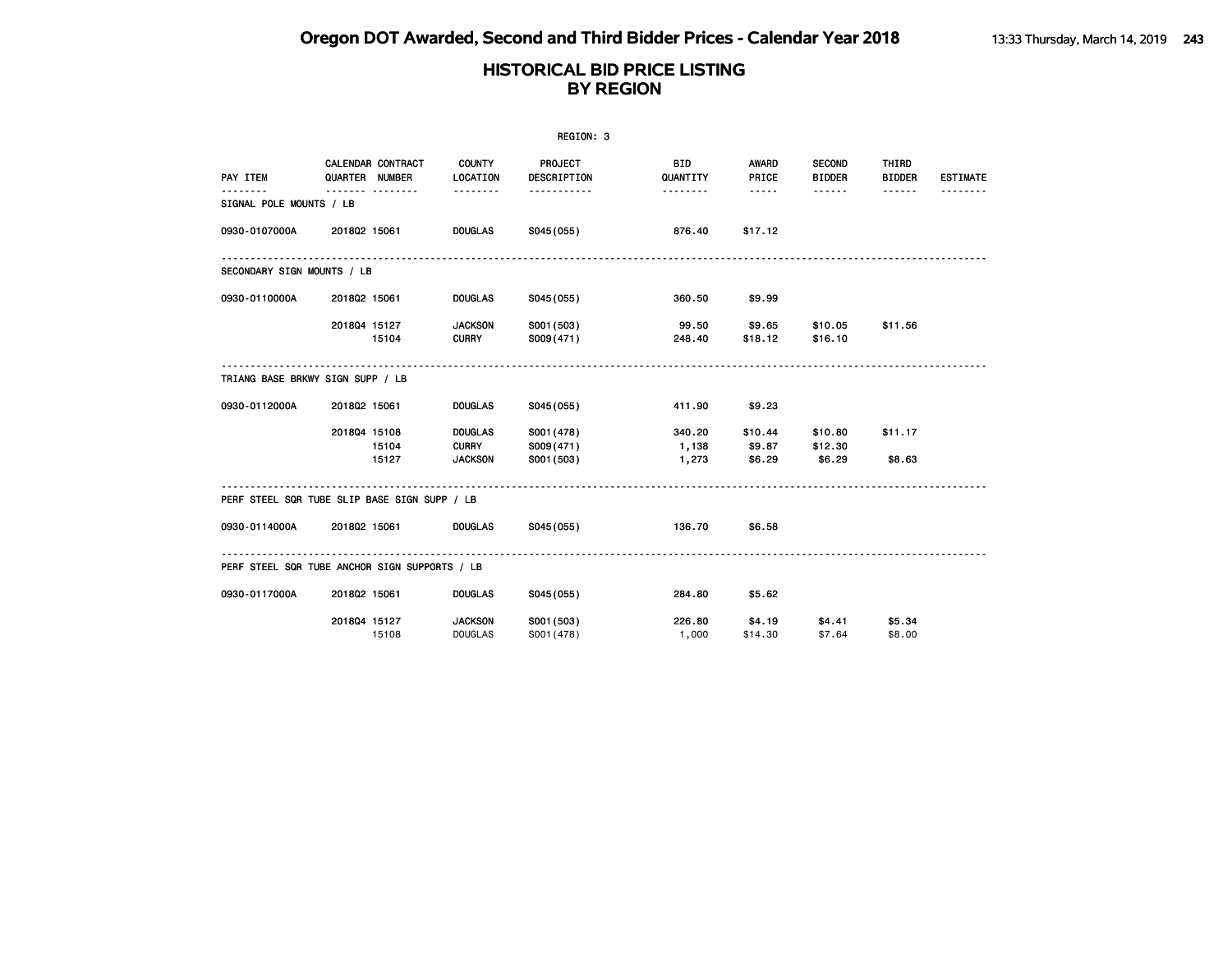# HISTORICAL BID PRICE LISTING BY REGION

REGION: 3

| PAY ITEM | CALENDAR QUARTER | CONTRACT NUMBER | COUNTY LOCATION | PROJECT DESCRIPTION | BID QUANTITY | AWARD PRICE | SECOND BIDDER | THIRD BIDDER | ESTIMATE |
|---|---|---|---|---|---|---|---|---|---|
| SIGNAL POLE MOUNTS / LB | | | | | | | | | |
| 0930-0107000A | 2018Q2 | 15061 | DOUGLAS | S045(055) | 876.40 | $17.12 | | | |
| SECONDARY SIGN MOUNTS / LB | | | | | | | | | |
| 0930-0110000A | 2018Q2 | 15061 | DOUGLAS | S045(055) | 360.50 | $9.99 | | | |
| | 2018Q4 | 15127 | JACKSON | S001(503) | 99.50 | $9.65 | $10.05 | $11.56 | |
| | | 15104 | CURRY | S009(471) | 248.40 | $18.12 | $16.10 | | |
| TRIANG BASE BRKWY SIGN SUPP / LB | | | | | | | | | |
| 0930-0112000A | 2018Q2 | 15061 | DOUGLAS | S045(055) | 411.90 | $9.23 | | | |
| | 2018Q4 | 15108 | DOUGLAS | S001(478) | 340.20 | $10.44 | $10.80 | $11.17 | |
| | | 15104 | CURRY | S009(471) | 1,138 | $9.87 | $12.30 | | |
| | | 15127 | JACKSON | S001(503) | 1,273 | $6.29 | $6.29 | $8.63 | |
| PERF STEEL SQR TUBE SLIP BASE SIGN SUPP / LB | | | | | | | | | |
| 0930-0114000A | 2018Q2 | 15061 | DOUGLAS | S045(055) | 136.70 | $6.58 | | | |
| PERF STEEL SQR TUBE ANCHOR SIGN SUPPORTS / LB | | | | | | | | | |
| 0930-0117000A | 2018Q2 | 15061 | DOUGLAS | S045(055) | 284.80 | $5.62 | | | |
| | 2018Q4 | 15127 | JACKSON | S001(503) | 226.80 | $4.19 | $4.41 | $5.34 | |
| | | 15108 | DOUGLAS | S001(478) | 1,000 | $14.30 | $7.64 | $8.00 | |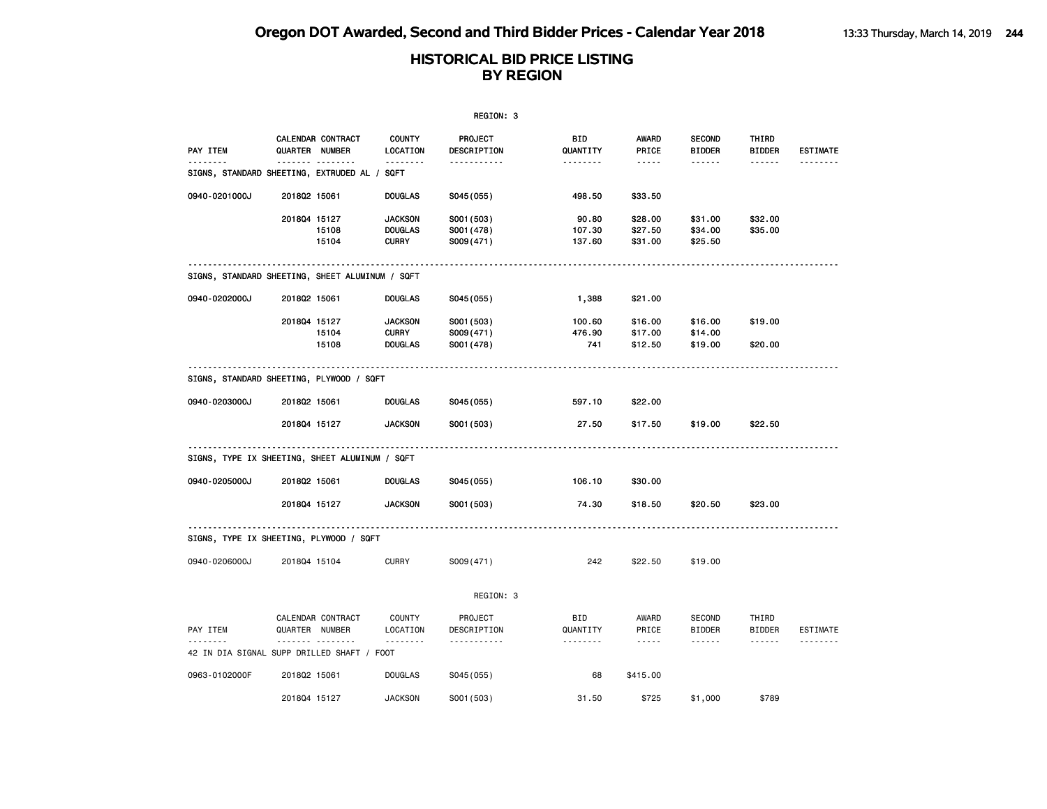# Oregon DOT Awarded, Second and Third Bidder Prices - Calendar Year 2018

## HISTORICAL BID PRICE LISTING BY REGION

REGION: 3

| PAY ITEM | CALENDAR QUARTER | CONTRACT NUMBER | COUNTY LOCATION | PROJECT DESCRIPTION | BID QUANTITY | AWARD PRICE | SECOND BIDDER | THIRD BIDDER | ESTIMATE |
|---|---|---|---|---|---|---|---|---|---|
| **SIGNS, STANDARD SHEETING, EXTRUDED AL / SQFT** | | | | | | | | | |
| 0940-0201000J | 2018Q2 | 15061 | DOUGLAS | S045(055) | 498.50 | $33.50 | | | |
| | 2018Q4 | 15127 | JACKSON | S001(503) | 90.80 | $28.00 | $31.00 | $32.00 | |
| | | 15108 | DOUGLAS | S001(478) | 107.30 | $27.50 | $34.00 | $35.00 | |
| | | 15104 | CURRY | S009(471) | 137.60 | $31.00 | $25.50 | | |
| **SIGNS, STANDARD SHEETING, SHEET ALUMINUM / SQFT** | | | | | | | | | |
| 0940-0202000J | 2018Q2 | 15061 | DOUGLAS | S045(055) | 1,388 | $21.00 | | | |
| | 2018Q4 | 15127 | JACKSON | S001(503) | 100.60 | $16.00 | $16.00 | $19.00 | |
| | | 15104 | CURRY | S009(471) | 476.90 | $17.00 | $14.00 | | |
| | | 15108 | DOUGLAS | S001(478) | 741 | $12.50 | $19.00 | $20.00 | |
| **SIGNS, STANDARD SHEETING, PLYWOOD / SQFT** | | | | | | | | | |
| 0940-0203000J | 2018Q2 | 15061 | DOUGLAS | S045(055) | 597.10 | $22.00 | | | |
| | 2018Q4 | 15127 | JACKSON | S001(503) | 27.50 | $17.50 | $19.00 | $22.50 | |
| **SIGNS, TYPE IX SHEETING, SHEET ALUMINUM / SQFT** | | | | | | | | | |
| 0940-0205000J | 2018Q2 | 15061 | DOUGLAS | S045(055) | 106.10 | $30.00 | | | |
| | 2018Q4 | 15127 | JACKSON | S001(503) | 74.30 | $18.50 | $20.50 | $23.00 | |
| **SIGNS, TYPE IX SHEETING, PLYWOOD / SQFT** | | | | | | | | | |
| 0940-0206000J | 2018Q4 | 15104 | CURRY | S009(471) | 242 | $22.50 | $19.00 | | |

REGION: 3

| PAY ITEM | CALENDAR QUARTER | CONTRACT NUMBER | COUNTY LOCATION | PROJECT DESCRIPTION | BID QUANTITY | AWARD PRICE | SECOND BIDDER | THIRD BIDDER | ESTIMATE |
|---|---|---|---|---|---|---|---|---|---|
| **42 IN DIA SIGNAL SUPP DRILLED SHAFT / FOOT** | | | | | | | | | |
| 0963-0102000F | 2018Q2 | 15061 | DOUGLAS | S045(055) | 68 | $415.00 | | | |
| | 2018Q4 | 15127 | JACKSON | S001(503) | 31.50 | $725 | $1,000 | $789 | |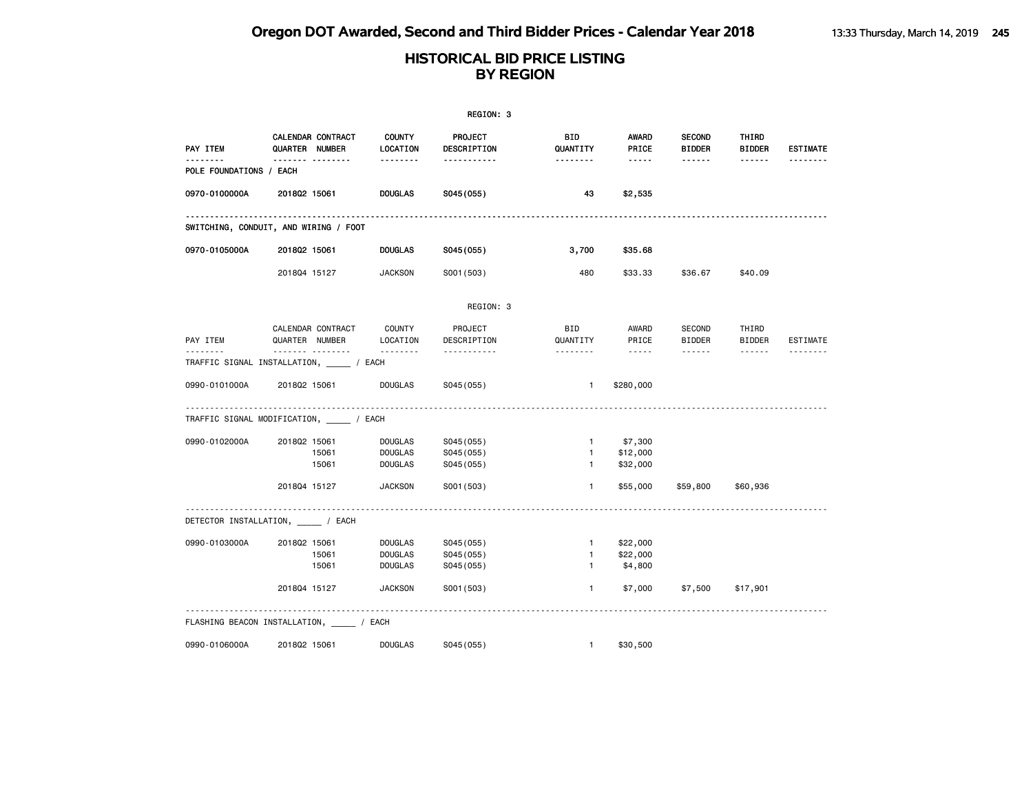# Oregon DOT Awarded, Second and Third Bidder Prices - Calendar Year 2018

## HISTORICAL BID PRICE LISTING BY REGION

REGION: 3

| PAY ITEM | CALENDAR QUARTER | CONTRACT NUMBER | COUNTY LOCATION | PROJECT DESCRIPTION | BID QUANTITY | AWARD PRICE | SECOND BIDDER | THIRD BIDDER | ESTIMATE |
|---|---|---|---|---|---|---|---|---|---|
| POLE FOUNDATIONS / EACH | | | | | | | | | |
| 0970-0100000A | 2018Q2 | 15061 | DOUGLAS | S045(055) | 43 | $2,535 | | | |
| SWITCHING, CONDUIT, AND WIRING / FOOT | | | | | | | | | |
| 0970-0105000A | 2018Q2 | 15061 | DOUGLAS | S045(055) | 3,700 | $35.68 | | | |
| | 2018Q4 | 15127 | JACKSON | S001(503) | 480 | $33.33 | $36.67 | $40.09 | |

REGION: 3

| PAY ITEM | CALENDAR QUARTER | CONTRACT NUMBER | COUNTY LOCATION | PROJECT DESCRIPTION | BID QUANTITY | AWARD PRICE | SECOND BIDDER | THIRD BIDDER | ESTIMATE |
|---|---|---|---|---|---|---|---|---|---|
| TRAFFIC SIGNAL INSTALLATION, _____ / EACH | | | | | | | | | |
| 0990-0101000A | 2018Q2 | 15061 | DOUGLAS | S045(055) | 1 | $280,000 | | | |
| TRAFFIC SIGNAL MODIFICATION, _____ / EACH | | | | | | | | | |
| 0990-0102000A | 2018Q2 | 15061 | DOUGLAS | S045(055) | 1 | $7,300 | | | |
| | | 15061 | DOUGLAS | S045(055) | 1 | $12,000 | | | |
| | | 15061 | DOUGLAS | S045(055) | 1 | $32,000 | | | |
| | 2018Q4 | 15127 | JACKSON | S001(503) | 1 | $55,000 | $59,800 | $60,936 | |
| DETECTOR INSTALLATION, _____ / EACH | | | | | | | | | |
| 0990-0103000A | 2018Q2 | 15061 | DOUGLAS | S045(055) | 1 | $22,000 | | | |
| | | 15061 | DOUGLAS | S045(055) | 1 | $22,000 | | | |
| | | 15061 | DOUGLAS | S045(055) | 1 | $4,800 | | | |
| | 2018Q4 | 15127 | JACKSON | S001(503) | 1 | $7,000 | $7,500 | $17,901 | |
| FLASHING BEACON INSTALLATION, _____ / EACH | | | | | | | | | |
| 0990-0106000A | 2018Q2 | 15061 | DOUGLAS | S045(055) | 1 | $30,500 | | | |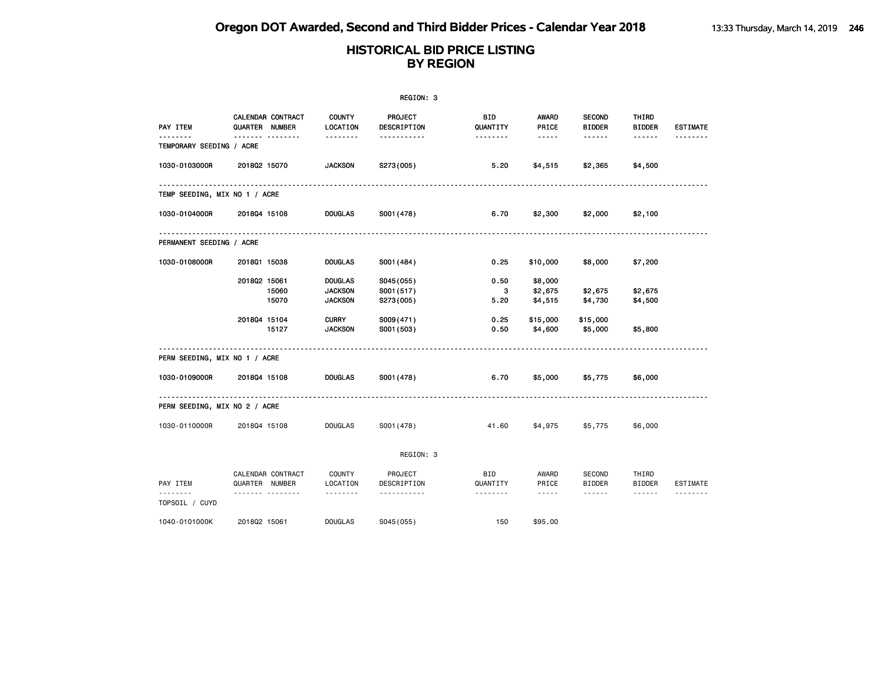# HISTORICAL BID PRICE LISTING
# BY REGION

REGION: 3

| PAY ITEM | CALENDAR QUARTER | CONTRACT NUMBER | COUNTY LOCATION | PROJECT DESCRIPTION | BID QUANTITY | AWARD PRICE | SECOND BIDDER | THIRD BIDDER | ESTIMATE |
|---|---|---|---|---|---|---|---|---|---|
| TEMPORARY SEEDING / ACRE | | | | | | | | | |
| 1030-0103000R | 2018Q2 | 15070 | JACKSON | S273(005) | 5.20 | $4,515 | $2,365 | $4,500 | |
| TEMP SEEDING, MIX NO 1 / ACRE | | | | | | | | | |
| 1030-0104000R | 2018Q4 | 15108 | DOUGLAS | S001(478) | 6.70 | $2,300 | $2,000 | $2,100 | |
| PERMANENT SEEDING / ACRE | | | | | | | | | |
| 1030-0108000R | 2018Q1 | 15038 | DOUGLAS | S001(484) | 0.25 | $10,000 | $8,000 | $7,200 | |
| | 2018Q2 | 15061 | DOUGLAS | S045(055) | 0.50 | $8,000 | | | |
| | | 15060 | JACKSON | S001(517) | 3 | $2,675 | $2,675 | $2,675 | |
| | | 15070 | JACKSON | S273(005) | 5.20 | $4,515 | $4,730 | $4,500 | |
| | 2018Q4 | 15104 | CURRY | S009(471) | 0.25 | $15,000 | $15,000 | | |
| | | 15127 | JACKSON | S001(503) | 0.50 | $4,600 | $5,000 | $5,800 | |
| PERM SEEDING, MIX NO 1 / ACRE | | | | | | | | | |
| 1030-0109000R | 2018Q4 | 15108 | DOUGLAS | S001(478) | 6.70 | $5,000 | $5,775 | $6,000 | |
| PERM SEEDING, MIX NO 2 / ACRE | | | | | | | | | |
| 1030-0110000R | 2018Q4 | 15108 | DOUGLAS | S001(478) | 41.60 | $4,975 | $5,775 | $6,000 | |

REGION: 3

| PAY ITEM | CALENDAR QUARTER | CONTRACT NUMBER | COUNTY LOCATION | PROJECT DESCRIPTION | BID QUANTITY | AWARD PRICE | SECOND BIDDER | THIRD BIDDER | ESTIMATE |
|---|---|---|---|---|---|---|---|---|---|
| TOPSOIL / CUYD | | | | | | | | | |
| 1040-0101000K | 2018Q2 | 15061 | DOUGLAS | S045(055) | 150 | $95.00 | | | |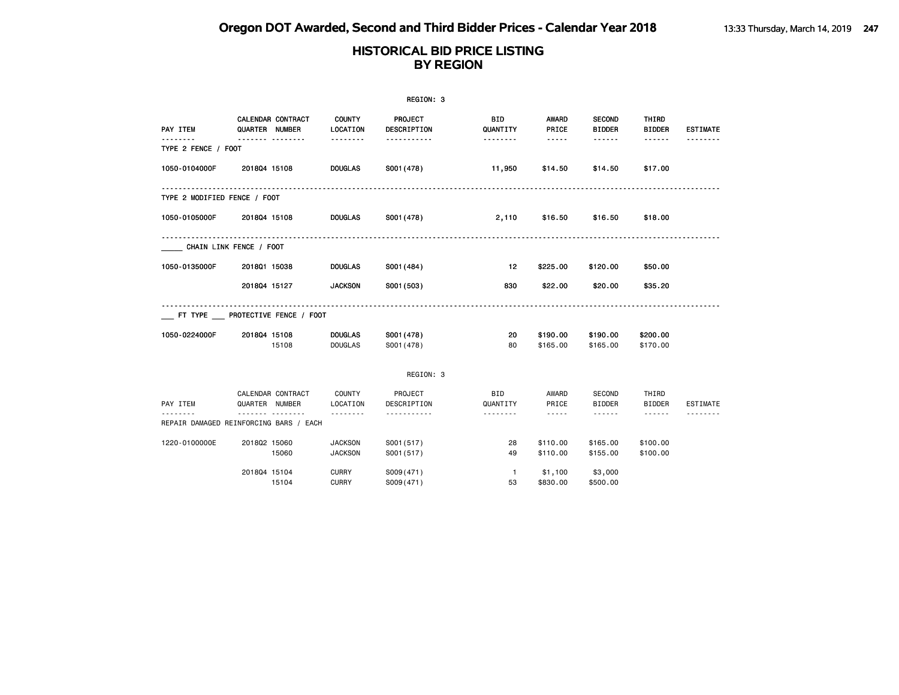## HISTORICAL BID PRICE LISTING BY REGION

REGION: 3

| PAY ITEM | CALENDAR QUARTER | CONTRACT NUMBER | COUNTY LOCATION | PROJECT DESCRIPTION | BID QUANTITY | AWARD PRICE | SECOND BIDDER | THIRD BIDDER | ESTIMATE |
|---|---|---|---|---|---|---|---|---|---|
| TYPE 2 FENCE / FOOT | | | | | | | | | |
| 1050-0104000F | 2018Q4 | 15108 | DOUGLAS | S001(478) | 11,950 | $14.50 | $14.50 | $17.00 | |
| TYPE 2 MODIFIED FENCE / FOOT | | | | | | | | | |
| 1050-0105000F | 2018Q4 | 15108 | DOUGLAS | S001(478) | 2,110 | $16.50 | $16.50 | $18.00 | |
| _____ CHAIN LINK FENCE / FOOT | | | | | | | | | |
| 1050-0135000F | 2018Q1 | 15038 | DOUGLAS | S001(484) | 12 | $225.00 | $120.00 | $50.00 | |
| | 2018Q4 | 15127 | JACKSON | S001(503) | 830 | $22.00 | $20.00 | $35.20 | |
| ___ FT TYPE ___ PROTECTIVE FENCE / FOOT | | | | | | | | | |
| 1050-0224000F | 2018Q4 | 15108 | DOUGLAS | S001(478) | 20 | $190.00 | $190.00 | $200.00 | |
| | | 15108 | DOUGLAS | S001(478) | 80 | $165.00 | $165.00 | $170.00 | |

REGION: 3

| PAY ITEM | CALENDAR QUARTER | CONTRACT NUMBER | COUNTY LOCATION | PROJECT DESCRIPTION | BID QUANTITY | AWARD PRICE | SECOND BIDDER | THIRD BIDDER | ESTIMATE |
|---|---|---|---|---|---|---|---|---|---|
| REPAIR DAMAGED REINFORCING BARS / EACH | | | | | | | | | |
| 1220-0100000E | 2018Q2 | 15060 | JACKSON | S001(517) | 28 | $110.00 | $165.00 | $100.00 | |
| | | 15060 | JACKSON | S001(517) | 49 | $110.00 | $155.00 | $100.00 | |
| | 2018Q4 | 15104 | CURRY | S009(471) | 1 | $1,100 | $3,000 | | |
| | | 15104 | CURRY | S009(471) | 53 | $830.00 | $500.00 | | |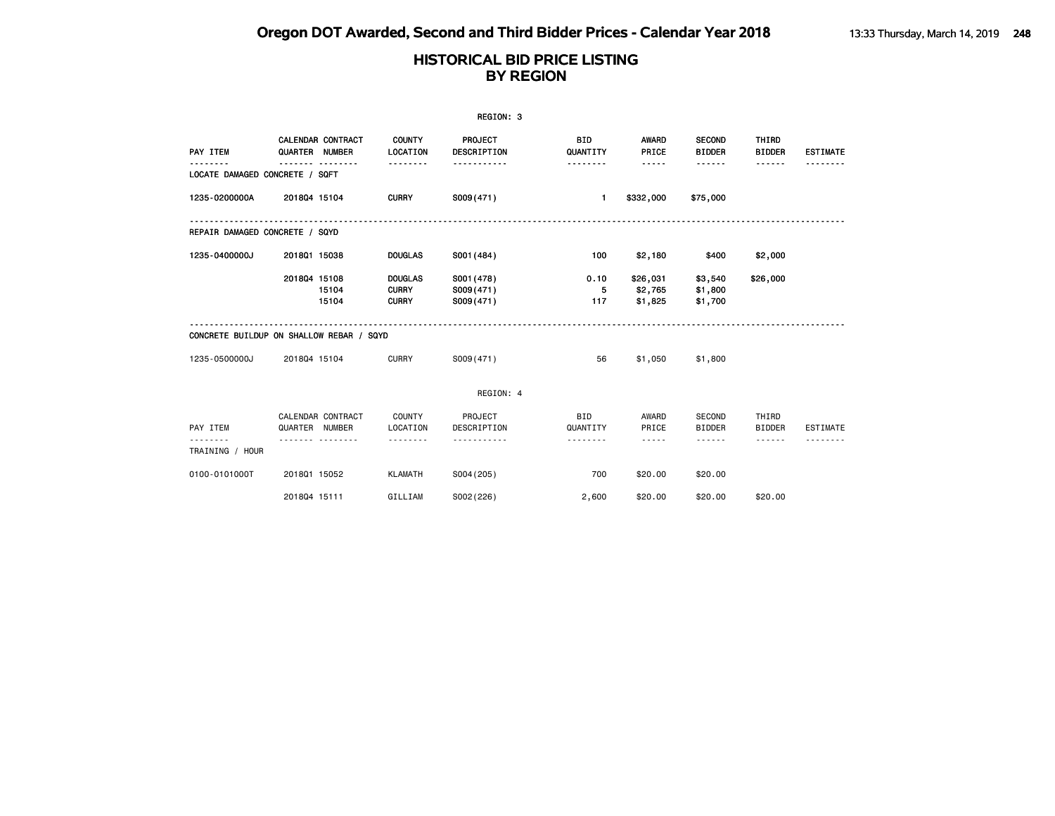## HISTORICAL BID PRICE LISTING BY REGION

REGION: 3

| PAY ITEM | CALENDAR QUARTER | CONTRACT NUMBER | COUNTY LOCATION | PROJECT DESCRIPTION | BID QUANTITY | AWARD PRICE | SECOND BIDDER | THIRD BIDDER | ESTIMATE |
|---|---|---|---|---|---|---|---|---|---|
| LOCATE DAMAGED CONCRETE / SQFT | | | | | | | | | |
| 1235-0200000A | 2018Q4 | 15104 | CURRY | S009(471) | 1 | $332,000 | $75,000 | | |
| REPAIR DAMAGED CONCRETE / SQYD | | | | | | | | | |
| 1235-0400000J | 2018Q1 | 15038 | DOUGLAS | S001(484) | 100 | $2,180 | $400 | $2,000 | |
| | 2018Q4 | 15108 | DOUGLAS | S001(478) | 0.10 | $26,031 | $3,540 | $26,000 | |
| | | 15104 | CURRY | S009(471) | 5 | $2,765 | $1,800 | | |
| | | 15104 | CURRY | S009(471) | 117 | $1,825 | $1,700 | | |
| CONCRETE BUILDUP ON SHALLOW REBAR / SQYD | | | | | | | | | |
| 1235-0500000J | 2018Q4 | 15104 | CURRY | S009(471) | 56 | $1,050 | $1,800 | | |

REGION: 4

| PAY ITEM | CALENDAR QUARTER | CONTRACT NUMBER | COUNTY LOCATION | PROJECT DESCRIPTION | BID QUANTITY | AWARD PRICE | SECOND BIDDER | THIRD BIDDER | ESTIMATE |
|---|---|---|---|---|---|---|---|---|---|
| TRAINING / HOUR | | | | | | | | | |
| 0100-0101000T | 2018Q1 | 15052 | KLAMATH | S004(205) | 700 | $20.00 | $20.00 | | |
| | 2018Q4 | 15111 | GILLIAM | S002(226) | 2,600 | $20.00 | $20.00 | $20.00 | |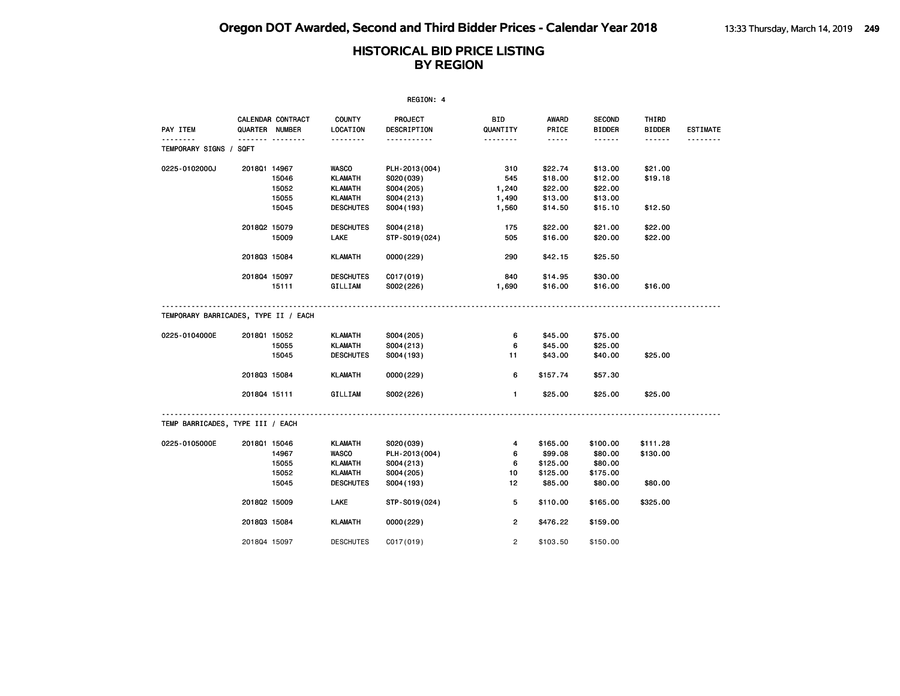# Oregon DOT Awarded, Second and Third Bidder Prices - Calendar Year 2018

## HISTORICAL BID PRICE LISTING BY REGION

REGION: 4

| PAY ITEM | CALENDAR QUARTER | CONTRACT NUMBER | COUNTY LOCATION | PROJECT DESCRIPTION | BID QUANTITY | AWARD PRICE | SECOND BIDDER | THIRD BIDDER | ESTIMATE |
|---|---|---|---|---|---|---|---|---|---|
| **TEMPORARY SIGNS / SQFT** | | | | | | | | | |
| 0225-0102000J | 2018Q1 | 14967 | WASCO | PLH-2013(004) | 310 | $22.74 | $13.00 | $21.00 | |
| | | 15046 | KLAMATH | S020(039) | 545 | $18.00 | $12.00 | $19.18 | |
| | | 15052 | KLAMATH | S004(205) | 1,240 | $22.00 | $22.00 | | |
| | | 15055 | KLAMATH | S004(213) | 1,490 | $13.00 | $13.00 | | |
| | | 15045 | DESCHUTES | S004(193) | 1,560 | $14.50 | $15.10 | $12.50 | |
| | 2018Q2 | 15079 | DESCHUTES | S004(218) | 175 | $22.00 | $21.00 | $22.00 | |
| | | 15009 | LAKE | STP-S019(024) | 505 | $16.00 | $20.00 | $22.00 | |
| | 2018Q3 | 15084 | KLAMATH | 0000(229) | 290 | $42.15 | $25.50 | | |
| | 2018Q4 | 15097 | DESCHUTES | C017(019) | 840 | $14.95 | $30.00 | | |
| | | 15111 | GILLIAM | S002(226) | 1,690 | $16.00 | $16.00 | $16.00 | |
| **TEMPORARY BARRICADES, TYPE II / EACH** | | | | | | | | | |
| 0225-0104000E | 2018Q1 | 15052 | KLAMATH | S004(205) | 6 | $45.00 | $75.00 | | |
| | | 15055 | KLAMATH | S004(213) | 6 | $45.00 | $25.00 | | |
| | | 15045 | DESCHUTES | S004(193) | 11 | $43.00 | $40.00 | $25.00 | |
| | 2018Q3 | 15084 | KLAMATH | 0000(229) | 6 | $157.74 | $57.30 | | |
| | 2018Q4 | 15111 | GILLIAM | S002(226) | 1 | $25.00 | $25.00 | $25.00 | |
| **TEMP BARRICADES, TYPE III / EACH** | | | | | | | | | |
| 0225-0105000E | 2018Q1 | 15046 | KLAMATH | S020(039) | 4 | $165.00 | $100.00 | $111.28 | |
| | | 14967 | WASCO | PLH-2013(004) | 6 | $99.08 | $80.00 | $130.00 | |
| | | 15055 | KLAMATH | S004(213) | 6 | $125.00 | $80.00 | | |
| | | 15052 | KLAMATH | S004(205) | 10 | $125.00 | $175.00 | | |
| | | 15045 | DESCHUTES | S004(193) | 12 | $85.00 | $80.00 | $80.00 | |
| | 2018Q2 | 15009 | LAKE | STP-S019(024) | 5 | $110.00 | $165.00 | $325.00 | |
| | 2018Q3 | 15084 | KLAMATH | 0000(229) | 2 | $476.22 | $159.00 | | |
| | 2018Q4 | 15097 | DESCHUTES | C017(019) | 2 | $103.50 | $150.00 | | |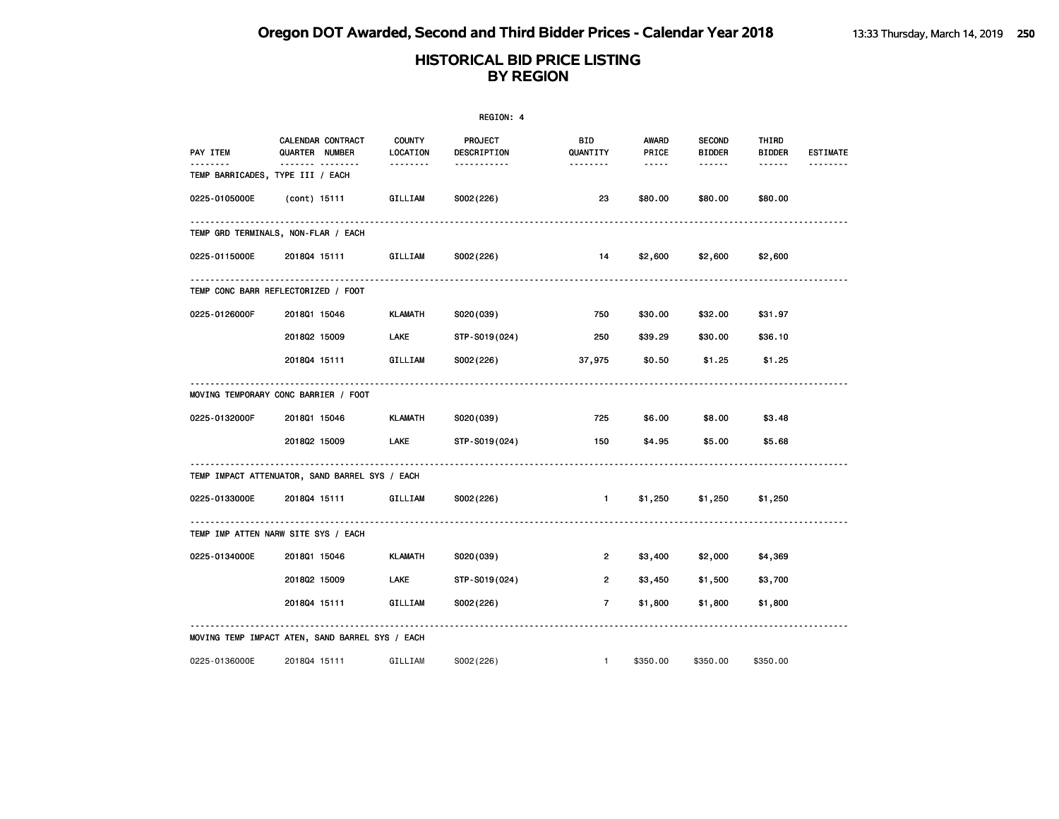# HISTORICAL BID PRICE LISTING
## BY REGION

REGION: 4

| PAY ITEM | CALENDAR QUARTER | CONTRACT NUMBER | COUNTY LOCATION | PROJECT DESCRIPTION | BID QUANTITY | AWARD PRICE | SECOND BIDDER | THIRD BIDDER | ESTIMATE |
|---|---|---|---|---|---|---|---|---|---|
| **TEMP BARRICADES, TYPE III / EACH** | | | | | | | | | |
| 0225-0105000E | (cont) | 15111 | GILLIAM | S002(226) | 23 | $80.00 | $80.00 | $80.00 | |
| **TEMP GRD TERMINALS, NON-FLAR / EACH** | | | | | | | | | |
| 0225-0115000E | 2018Q4 | 15111 | GILLIAM | S002(226) | 14 | $2,600 | $2,600 | $2,600 | |
| **TEMP CONC BARR REFLECTORIZED / FOOT** | | | | | | | | | |
| 0225-0126000F | 2018Q1 | 15046 | KLAMATH | S020(039) | 750 | $30.00 | $32.00 | $31.97 | |
| | 2018Q2 | 15009 | LAKE | STP-S019(024) | 250 | $39.29 | $30.00 | $36.10 | |
| | 2018Q4 | 15111 | GILLIAM | S002(226) | 37,975 | $0.50 | $1.25 | $1.25 | |
| **MOVING TEMPORARY CONC BARRIER / FOOT** | | | | | | | | | |
| 0225-0132000F | 2018Q1 | 15046 | KLAMATH | S020(039) | 725 | $6.00 | $8.00 | $3.48 | |
| | 2018Q2 | 15009 | LAKE | STP-S019(024) | 150 | $4.95 | $5.00 | $5.68 | |
| **TEMP IMPACT ATTENUATOR, SAND BARREL SYS / EACH** | | | | | | | | | |
| 0225-0133000E | 2018Q4 | 15111 | GILLIAM | S002(226) | 1 | $1,250 | $1,250 | $1,250 | |
| **TEMP IMP ATTEN NARW SITE SYS / EACH** | | | | | | | | | |
| 0225-0134000E | 2018Q1 | 15046 | KLAMATH | S020(039) | 2 | $3,400 | $2,000 | $4,369 | |
| | 2018Q2 | 15009 | LAKE | STP-S019(024) | 2 | $3,450 | $1,500 | $3,700 | |
| | 2018Q4 | 15111 | GILLIAM | S002(226) | 7 | $1,800 | $1,800 | $1,800 | |
| **MOVING TEMP IMPACT ATEN, SAND BARREL SYS / EACH** | | | | | | | | | |
| 0225-0136000E | 2018Q4 | 15111 | GILLIAM | S002(226) | 1 | $350.00 | $350.00 | $350.00 | |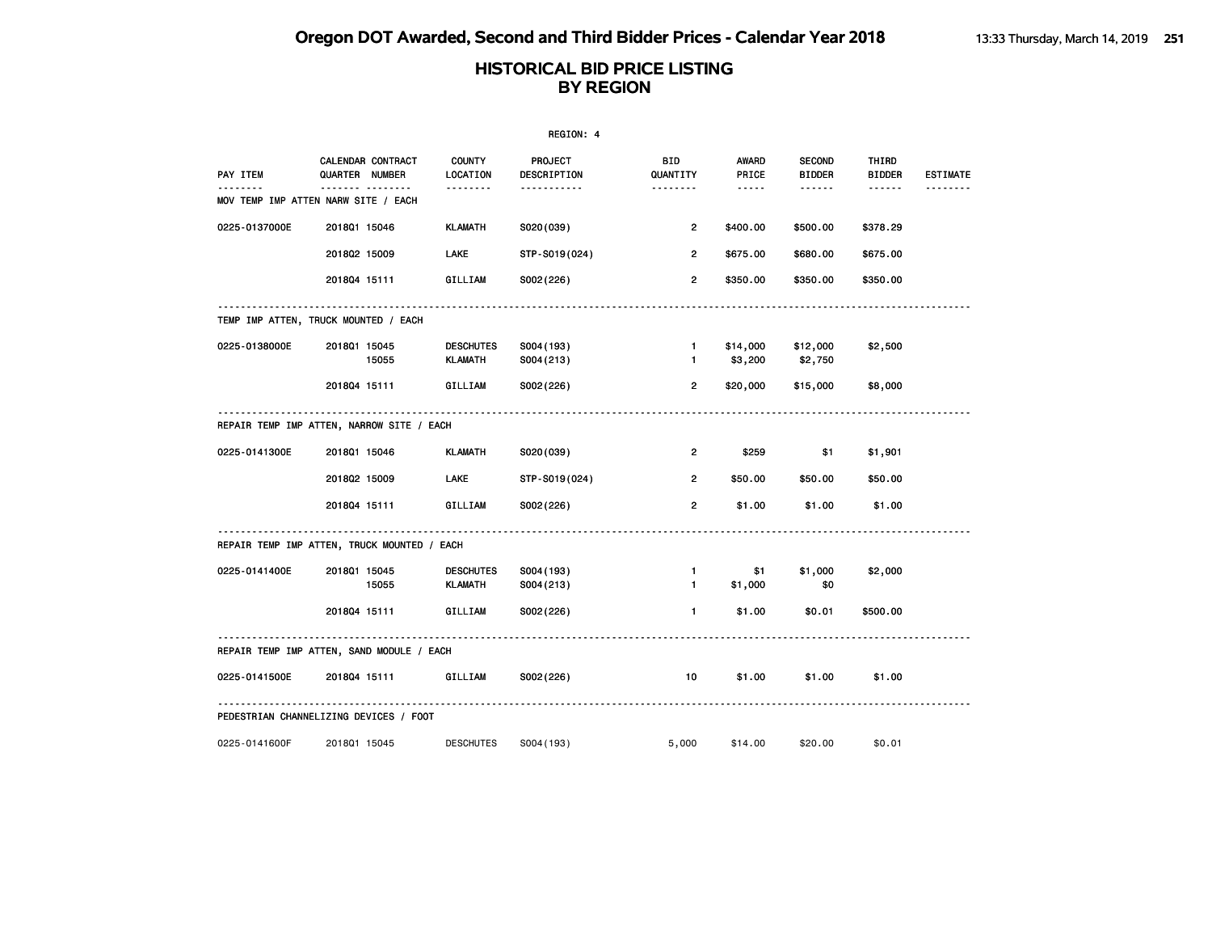# Oregon DOT Awarded, Second and Third Bidder Prices - Calendar Year 2018

## HISTORICAL BID PRICE LISTING BY REGION

REGION: 4

| PAY ITEM | CALENDAR QUARTER | CONTRACT NUMBER | COUNTY LOCATION | PROJECT DESCRIPTION | BID QUANTITY | AWARD PRICE | SECOND BIDDER | THIRD BIDDER | ESTIMATE |
|---|---|---|---|---|---|---|---|---|---|
| **MOV TEMP IMP ATTEN NARW SITE / EACH** | | | | | | | | | |
| 0225-0137000E | 2018Q1 | 15046 | KLAMATH | S020(039) | 2 | $400.00 | $500.00 | $378.29 | |
| | 2018Q2 | 15009 | LAKE | STP-S019(024) | 2 | $675.00 | $680.00 | $675.00 | |
| | 2018Q4 | 15111 | GILLIAM | S002(226) | 2 | $350.00 | $350.00 | $350.00 | |
| **TEMP IMP ATTEN, TRUCK MOUNTED / EACH** | | | | | | | | | |
| 0225-0138000E | 2018Q1 | 15045 | DESCHUTES | S004(193) | 1 | $14,000 | $12,000 | $2,500 | |
| | | 15055 | KLAMATH | S004(213) | 1 | $3,200 | $2,750 | | |
| | 2018Q4 | 15111 | GILLIAM | S002(226) | 2 | $20,000 | $15,000 | $8,000 | |
| **REPAIR TEMP IMP ATTEN, NARROW SITE / EACH** | | | | | | | | | |
| 0225-0141300E | 2018Q1 | 15046 | KLAMATH | S020(039) | 2 | $259 | $1 | $1,901 | |
| | 2018Q2 | 15009 | LAKE | STP-S019(024) | 2 | $50.00 | $50.00 | $50.00 | |
| | 2018Q4 | 15111 | GILLIAM | S002(226) | 2 | $1.00 | $1.00 | $1.00 | |
| **REPAIR TEMP IMP ATTEN, TRUCK MOUNTED / EACH** | | | | | | | | | |
| 0225-0141400E | 2018Q1 | 15045 | DESCHUTES | S004(193) | 1 | $1 | $1,000 | $2,000 | |
| | | 15055 | KLAMATH | S004(213) | 1 | $1,000 | $0 | | |
| | 2018Q4 | 15111 | GILLIAM | S002(226) | 1 | $1.00 | $0.01 | $500.00 | |
| **REPAIR TEMP IMP ATTEN, SAND MODULE / EACH** | | | | | | | | | |
| 0225-0141500E | 2018Q4 | 15111 | GILLIAM | S002(226) | 10 | $1.00 | $1.00 | $1.00 | |
| **PEDESTRIAN CHANNELIZING DEVICES / FOOT** | | | | | | | | | |
| 0225-0141600F | 2018Q1 | 15045 | DESCHUTES | S004(193) | 5,000 | $14.00 | $20.00 | $0.01 | |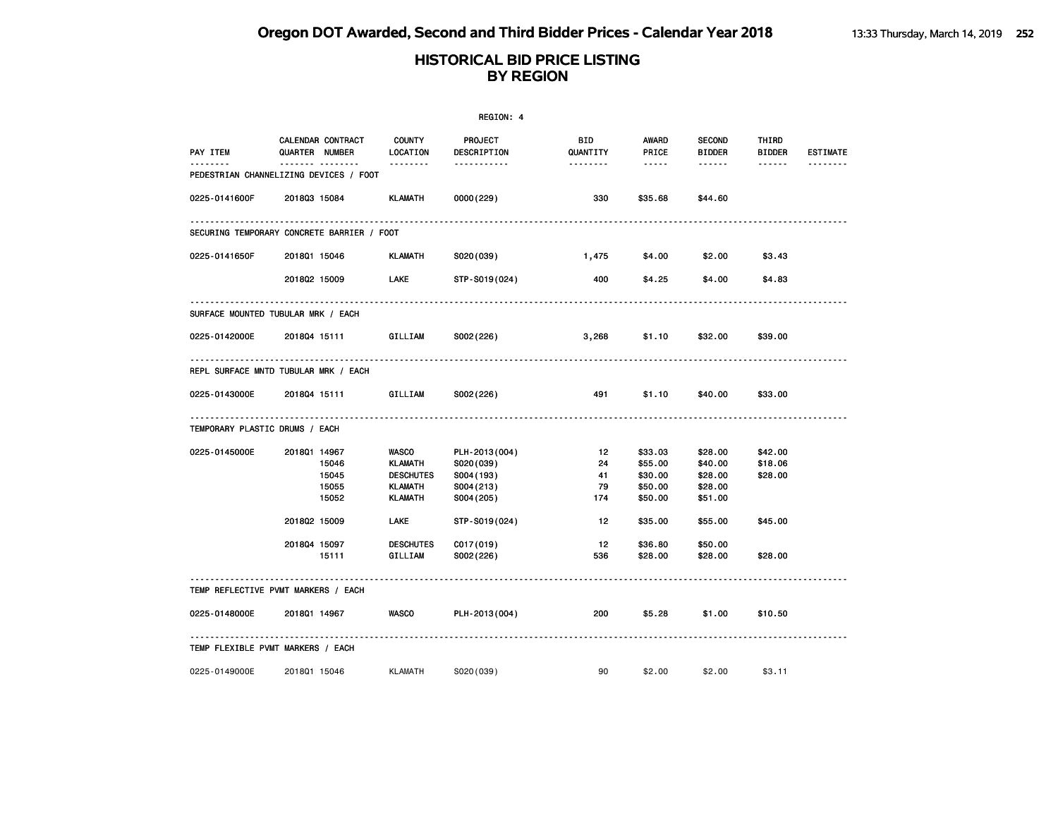# Oregon DOT Awarded, Second and Third Bidder Prices - Calendar Year 2018

## HISTORICAL BID PRICE LISTING BY REGION

REGION: 4

| PAY ITEM | CALENDAR QUARTER | CONTRACT NUMBER | COUNTY LOCATION | PROJECT DESCRIPTION | BID QUANTITY | AWARD PRICE | SECOND BIDDER | THIRD BIDDER | ESTIMATE |
|---|---|---|---|---|---|---|---|---|---|
| **PEDESTRIAN CHANNELIZING DEVICES / FOOT** | | | | | | | | | |
| 0225-0141600F | 2018Q3 | 15084 | KLAMATH | 0000(229) | 330 | $35.68 | $44.60 | | |
| **SECURING TEMPORARY CONCRETE BARRIER / FOOT** | | | | | | | | | |
| 0225-0141650F | 2018Q1 | 15046 | KLAMATH | S020(039) | 1,475 | $4.00 | $2.00 | $3.43 | |
| | 2018Q2 | 15009 | LAKE | STP-S019(024) | 400 | $4.25 | $4.00 | $4.83 | |
| **SURFACE MOUNTED TUBULAR MRK / EACH** | | | | | | | | | |
| 0225-0142000E | 2018Q4 | 15111 | GILLIAM | S002(226) | 3,268 | $1.10 | $32.00 | $39.00 | |
| **REPL SURFACE MNTD TUBULAR MRK / EACH** | | | | | | | | | |
| 0225-0143000E | 2018Q4 | 15111 | GILLIAM | S002(226) | 491 | $1.10 | $40.00 | $33.00 | |
| **TEMPORARY PLASTIC DRUMS / EACH** | | | | | | | | | |
| 0225-0145000E | 2018Q1 | 14967 | WASCO | PLH-2013(004) | 12 | $33.03 | $28.00 | $42.00 | |
| | | 15046 | KLAMATH | S020(039) | 24 | $55.00 | $40.00 | $18.06 | |
| | | 15045 | DESCHUTES | S004(193) | 41 | $30.00 | $28.00 | $28.00 | |
| | | 15055 | KLAMATH | S004(213) | 79 | $50.00 | $28.00 | | |
| | | 15052 | KLAMATH | S004(205) | 174 | $50.00 | $51.00 | | |
| | 2018Q2 | 15009 | LAKE | STP-S019(024) | 12 | $35.00 | $55.00 | $45.00 | |
| | 2018Q4 | 15097 | DESCHUTES | C017(019) | 12 | $36.80 | $50.00 | | |
| | | 15111 | GILLIAM | S002(226) | 536 | $28.00 | $28.00 | $28.00 | |
| **TEMP REFLECTIVE PVMT MARKERS / EACH** | | | | | | | | | |
| 0225-0148000E | 2018Q1 | 14967 | WASCO | PLH-2013(004) | 200 | $5.28 | $1.00 | $10.50 | |
| **TEMP FLEXIBLE PVMT MARKERS / EACH** | | | | | | | | | |
| 0225-0149000E | 2018Q1 | 15046 | KLAMATH | S020(039) | 90 | $2.00 | $2.00 | $3.11 | |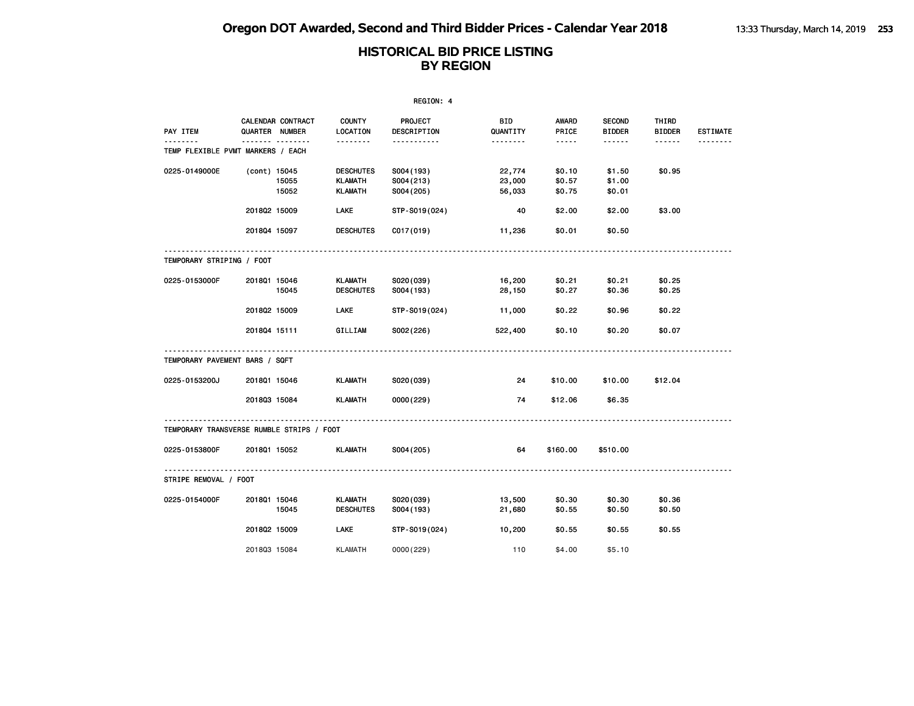# Oregon DOT Awarded, Second and Third Bidder Prices - Calendar Year 2018

## HISTORICAL BID PRICE LISTING BY REGION

REGION: 4

| PAY ITEM | CALENDAR QUARTER | CONTRACT NUMBER | COUNTY LOCATION | PROJECT DESCRIPTION | BID QUANTITY | AWARD PRICE | SECOND BIDDER | THIRD BIDDER | ESTIMATE |
|---|---|---|---|---|---|---|---|---|---|
| **TEMP FLEXIBLE PVMT MARKERS / EACH** | | | | | | | | | |
| 0225-0149000E | (cont) | 15045 | DESCHUTES | S004(193) | 22,774 | $0.10 | $1.50 | $0.95 | |
| | | 15055 | KLAMATH | S004(213) | 23,000 | $0.57 | $1.00 | | |
| | | 15052 | KLAMATH | S004(205) | 56,033 | $0.75 | $0.01 | | |
| | 2018Q2 | 15009 | LAKE | STP-S019(024) | 40 | $2.00 | $2.00 | $3.00 | |
| | 2018Q4 | 15097 | DESCHUTES | C017(019) | 11,236 | $0.01 | $0.50 | | |
| **TEMPORARY STRIPING / FOOT** | | | | | | | | | |
| 0225-0153000F | 2018Q1 | 15046 | KLAMATH | S020(039) | 16,200 | $0.21 | $0.21 | $0.25 | |
| | | 15045 | DESCHUTES | S004(193) | 28,150 | $0.27 | $0.36 | $0.25 | |
| | 2018Q2 | 15009 | LAKE | STP-S019(024) | 11,000 | $0.22 | $0.96 | $0.22 | |
| | 2018Q4 | 15111 | GILLIAM | S002(226) | 522,400 | $0.10 | $0.20 | $0.07 | |
| **TEMPORARY PAVEMENT BARS / SQFT** | | | | | | | | | |
| 0225-0153200J | 2018Q1 | 15046 | KLAMATH | S020(039) | 24 | $10.00 | $10.00 | $12.04 | |
| | 2018Q3 | 15084 | KLAMATH | 0000(229) | 74 | $12.06 | $6.35 | | |
| **TEMPORARY TRANSVERSE RUMBLE STRIPS / FOOT** | | | | | | | | | |
| 0225-0153800F | 2018Q1 | 15052 | KLAMATH | S004(205) | 64 | $160.00 | $510.00 | | |
| **STRIPE REMOVAL / FOOT** | | | | | | | | | |
| 0225-0154000F | 2018Q1 | 15046 | KLAMATH | S020(039) | 13,500 | $0.30 | $0.30 | $0.36 | |
| | | 15045 | DESCHUTES | S004(193) | 21,680 | $0.55 | $0.50 | $0.50 | |
| | 2018Q2 | 15009 | LAKE | STP-S019(024) | 10,200 | $0.55 | $0.55 | $0.55 | |
| | 2018Q3 | 15084 | KLAMATH | 0000(229) | 110 | $4.00 | $5.10 | | |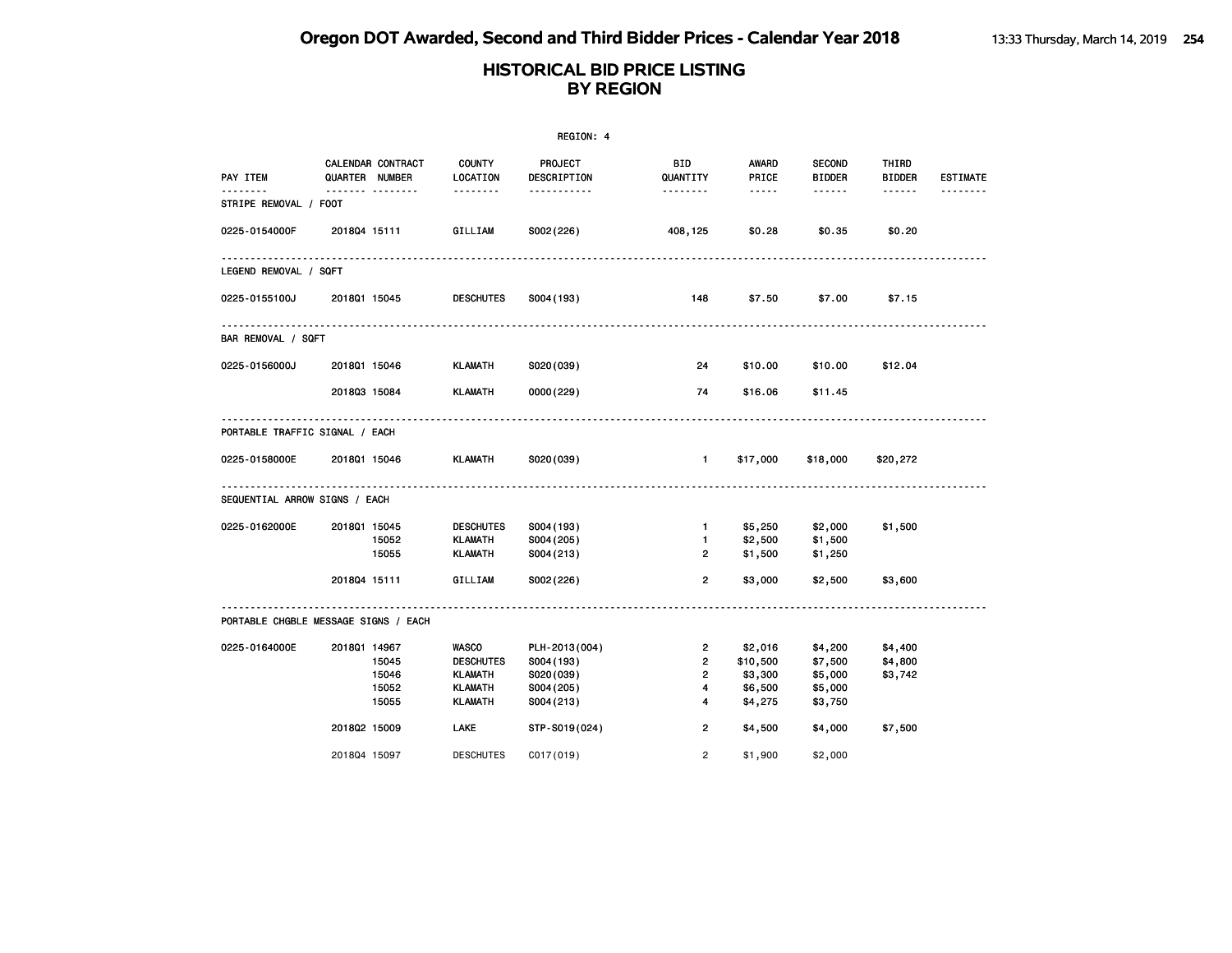# Oregon DOT Awarded, Second and Third Bidder Prices - Calendar Year 2018

## HISTORICAL BID PRICE LISTING BY REGION

REGION: 4

| PAY ITEM | CALENDAR QUARTER | CONTRACT NUMBER | COUNTY LOCATION | PROJECT DESCRIPTION | BID QUANTITY | AWARD PRICE | SECOND BIDDER | THIRD BIDDER | ESTIMATE |
|---|---|---|---|---|---|---|---|---|---|
| **STRIPE REMOVAL / FOOT** | | | | | | | | | |
| 0225-0154000F | 2018Q4 | 15111 | GILLIAM | S002(226) | 408,125 | $0.28 | $0.35 | $0.20 | |
| **LEGEND REMOVAL / SQFT** | | | | | | | | | |
| 0225-0155100J | 2018Q1 | 15045 | DESCHUTES | S004(193) | 148 | $7.50 | $7.00 | $7.15 | |
| **BAR REMOVAL / SQFT** | | | | | | | | | |
| 0225-0156000J | 2018Q1 | 15046 | KLAMATH | S020(039) | 24 | $10.00 | $10.00 | $12.04 | |
| | 2018Q3 | 15084 | KLAMATH | 0000(229) | 74 | $16.06 | $11.45 | | |
| **PORTABLE TRAFFIC SIGNAL / EACH** | | | | | | | | | |
| 0225-0158000E | 2018Q1 | 15046 | KLAMATH | S020(039) | 1 | $17,000 | $18,000 | $20,272 | |
| **SEQUENTIAL ARROW SIGNS / EACH** | | | | | | | | | |
| 0225-0162000E | 2018Q1 | 15045 | DESCHUTES | S004(193) | 1 | $5,250 | $2,000 | $1,500 | |
| | | 15052 | KLAMATH | S004(205) | 1 | $2,500 | $1,500 | | |
| | | 15055 | KLAMATH | S004(213) | 2 | $1,500 | $1,250 | | |
| | 2018Q4 | 15111 | GILLIAM | S002(226) | 2 | $3,000 | $2,500 | $3,600 | |
| **PORTABLE CHGBLE MESSAGE SIGNS / EACH** | | | | | | | | | |
| 0225-0164000E | 2018Q1 | 14967 | WASCO | PLH-2013(004) | 2 | $2,016 | $4,200 | $4,400 | |
| | | 15045 | DESCHUTES | S004(193) | 2 | $10,500 | $7,500 | $4,800 | |
| | | 15046 | KLAMATH | S020(039) | 2 | $3,300 | $5,000 | $3,742 | |
| | | 15052 | KLAMATH | S004(205) | 4 | $6,500 | $5,000 | | |
| | | 15055 | KLAMATH | S004(213) | 4 | $4,275 | $3,750 | | |
| | 2018Q2 | 15009 | LAKE | STP-S019(024) | 2 | $4,500 | $4,000 | $7,500 | |
| | 2018Q4 | 15097 | DESCHUTES | C017(019) | 2 | $1,900 | $2,000 | | |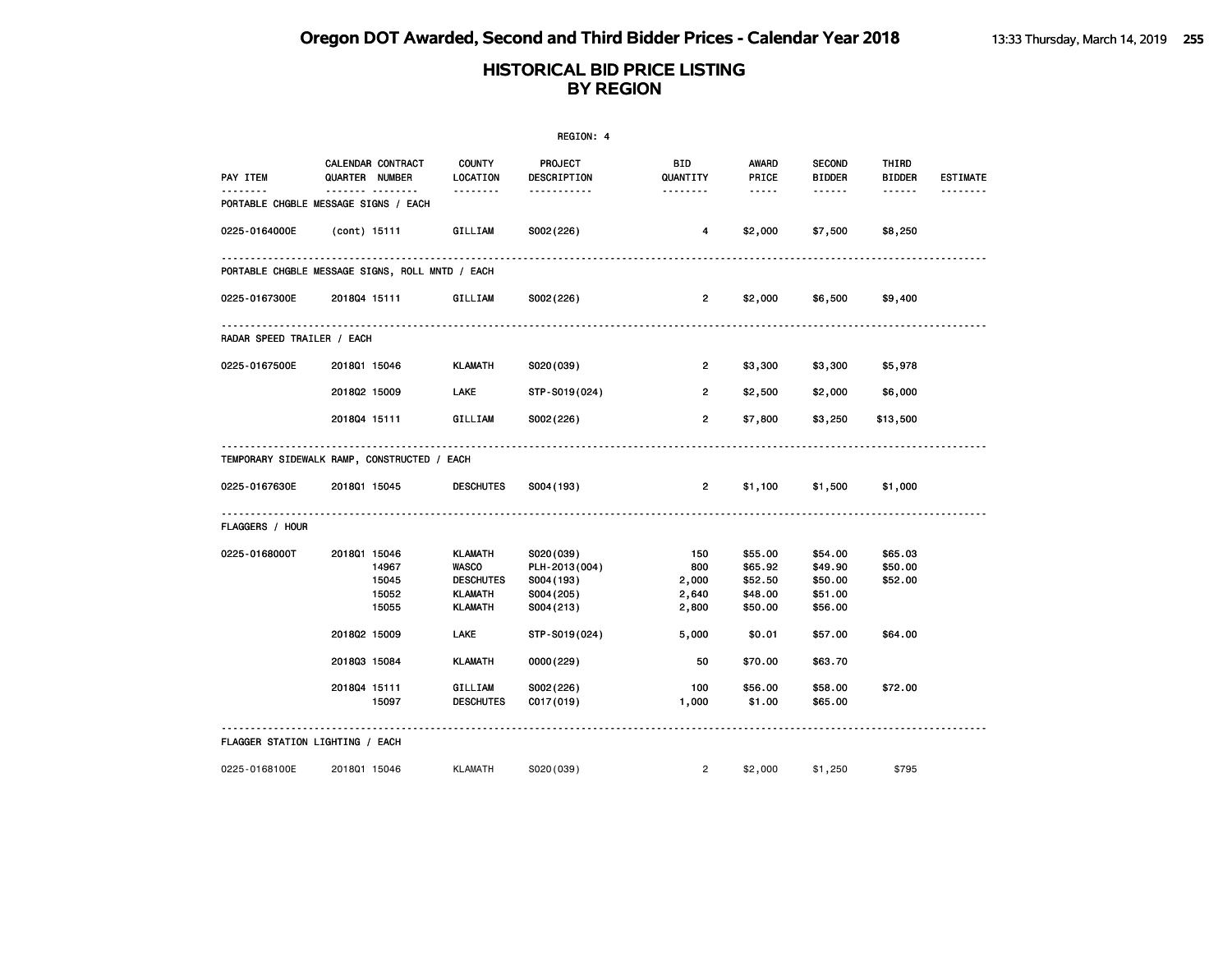# Oregon DOT Awarded, Second and Third Bidder Prices - Calendar Year 2018

## HISTORICAL BID PRICE LISTING BY REGION

REGION: 4

| PAY ITEM | CALENDAR QUARTER | CONTRACT NUMBER | COUNTY LOCATION | PROJECT DESCRIPTION | BID QUANTITY | AWARD PRICE | SECOND BIDDER | THIRD BIDDER | ESTIMATE |
|---|---|---|---|---|---|---|---|---|---|
| **PORTABLE CHGBLE MESSAGE SIGNS / EACH** | | | | | | | | | |
| 0225-0164000E | (cont) | 15111 | GILLIAM | S002(226) | 4 | $2,000 | $7,500 | $8,250 | |
| **PORTABLE CHGBLE MESSAGE SIGNS, ROLL MNTD / EACH** | | | | | | | | | |
| 0225-0167300E | 2018Q4 | 15111 | GILLIAM | S002(226) | 2 | $2,000 | $6,500 | $9,400 | |
| **RADAR SPEED TRAILER / EACH** | | | | | | | | | |
| 0225-0167500E | 2018Q1 | 15046 | KLAMATH | S020(039) | 2 | $3,300 | $3,300 | $5,978 | |
| | 2018Q2 | 15009 | LAKE | STP-S019(024) | 2 | $2,500 | $2,000 | $6,000 | |
| | 2018Q4 | 15111 | GILLIAM | S002(226) | 2 | $7,800 | $3,250 | $13,500 | |
| **TEMPORARY SIDEWALK RAMP, CONSTRUCTED / EACH** | | | | | | | | | |
| 0225-0167630E | 2018Q1 | 15045 | DESCHUTES | S004(193) | 2 | $1,100 | $1,500 | $1,000 | |
| **FLAGGERS / HOUR** | | | | | | | | | |
| 0225-0168000T | 2018Q1 | 15046 | KLAMATH | S020(039) | 150 | $55.00 | $54.00 | $65.03 | |
| | | 14967 | WASCO | PLH-2013(004) | 800 | $65.92 | $49.90 | $50.00 | |
| | | 15045 | DESCHUTES | S004(193) | 2,000 | $52.50 | $50.00 | $52.00 | |
| | | 15052 | KLAMATH | S004(205) | 2,640 | $48.00 | $51.00 | | |
| | | 15055 | KLAMATH | S004(213) | 2,800 | $50.00 | $56.00 | | |
| | 2018Q2 | 15009 | LAKE | STP-S019(024) | 5,000 | $0.01 | $57.00 | $64.00 | |
| | 2018Q3 | 15084 | KLAMATH | 0000(229) | 50 | $70.00 | $63.70 | | |
| | 2018Q4 | 15111 | GILLIAM | S002(226) | 100 | $56.00 | $58.00 | $72.00 | |
| | | 15097 | DESCHUTES | C017(019) | 1,000 | $1.00 | $65.00 | | |
| **FLAGGER STATION LIGHTING / EACH** | | | | | | | | | |
| 0225-0168100E | 2018Q1 | 15046 | KLAMATH | S020(039) | 2 | $2,000 | $1,250 | $795 | |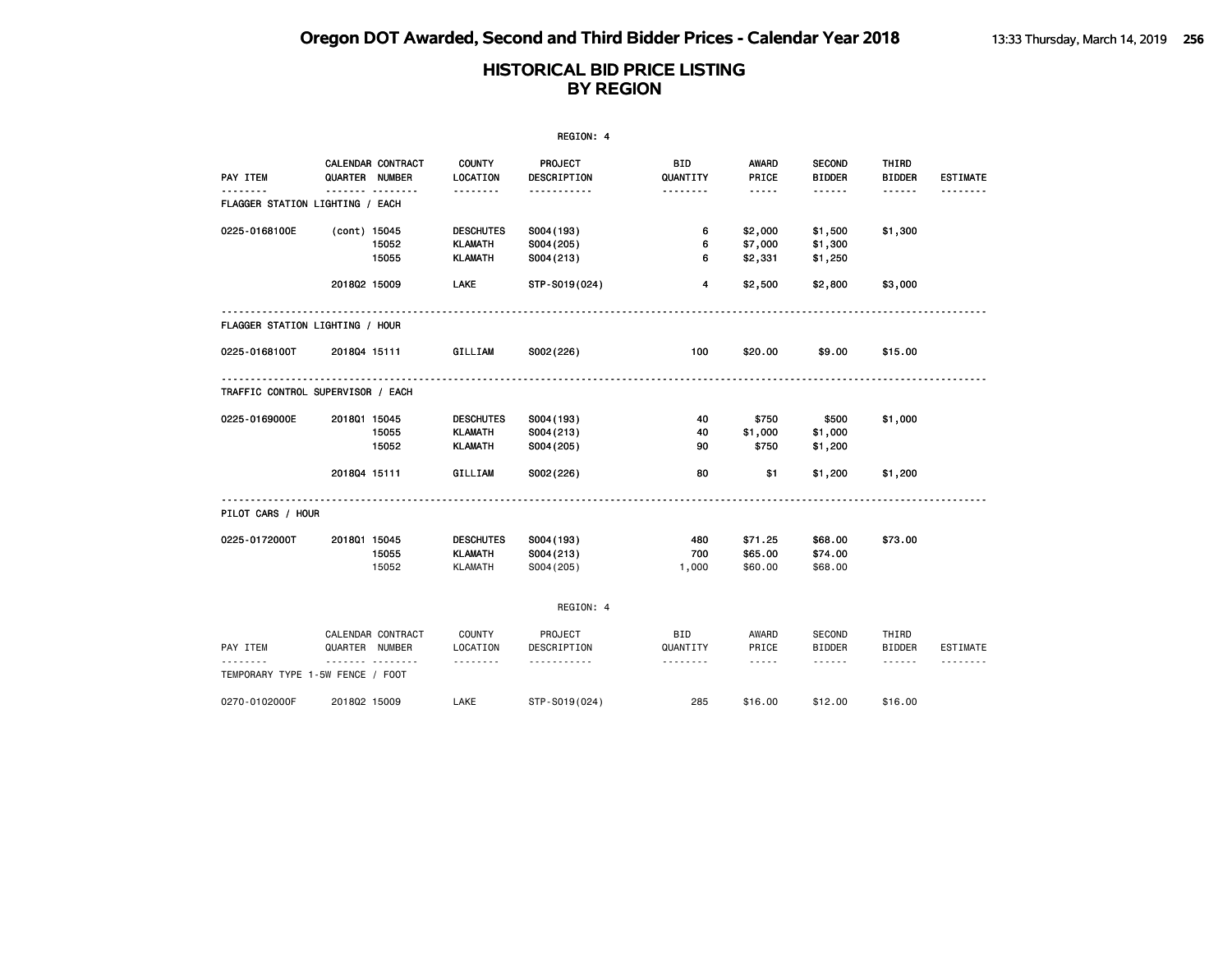# Oregon DOT Awarded, Second and Third Bidder Prices - Calendar Year 2018

## HISTORICAL BID PRICE LISTING BY REGION

REGION: 4

| PAY ITEM | CALENDAR QUARTER | CONTRACT NUMBER | COUNTY LOCATION | PROJECT DESCRIPTION | BID QUANTITY | AWARD PRICE | SECOND BIDDER | THIRD BIDDER | ESTIMATE |
|---|---|---|---|---|---|---|---|---|---|
| FLAGGER STATION LIGHTING / EACH | | | | | | | | | |
| 0225-0168100E | (cont) | 15045 | DESCHUTES | S004(193) | 6 | $2,000 | $1,500 | $1,300 | |
| | | 15052 | KLAMATH | S004(205) | 6 | $7,000 | $1,300 | | |
| | | 15055 | KLAMATH | S004(213) | 6 | $2,331 | $1,250 | | |
| | 2018Q2 | 15009 | LAKE | STP-S019(024) | 4 | $2,500 | $2,800 | $3,000 | |
| FLAGGER STATION LIGHTING / HOUR | | | | | | | | | |
| 0225-0168100T | 2018Q4 | 15111 | GILLIAM | S002(226) | 100 | $20.00 | $9.00 | $15.00 | |
| TRAFFIC CONTROL SUPERVISOR / EACH | | | | | | | | | |
| 0225-0169000E | 2018Q1 | 15045 | DESCHUTES | S004(193) | 40 | $750 | $500 | $1,000 | |
| | | 15055 | KLAMATH | S004(213) | 40 | $1,000 | $1,000 | | |
| | | 15052 | KLAMATH | S004(205) | 90 | $750 | $1,200 | | |
| | 2018Q4 | 15111 | GILLIAM | S002(226) | 80 | $1 | $1,200 | $1,200 | |
| PILOT CARS / HOUR | | | | | | | | | |
| 0225-0172000T | 2018Q1 | 15045 | DESCHUTES | S004(193) | 480 | $71.25 | $68.00 | $73.00 | |
| | | 15055 | KLAMATH | S004(213) | 700 | $65.00 | $74.00 | | |
| | | 15052 | KLAMATH | S004(205) | 1,000 | $60.00 | $68.00 | | |

REGION: 4

| PAY ITEM | CALENDAR QUARTER | CONTRACT NUMBER | COUNTY LOCATION | PROJECT DESCRIPTION | BID QUANTITY | AWARD PRICE | SECOND BIDDER | THIRD BIDDER | ESTIMATE |
|---|---|---|---|---|---|---|---|---|---|
| TEMPORARY TYPE 1-5W FENCE / FOOT | | | | | | | | | |
| 0270-0102000F | 2018Q2 | 15009 | LAKE | STP-S019(024) | 285 | $16.00 | $12.00 | $16.00 | |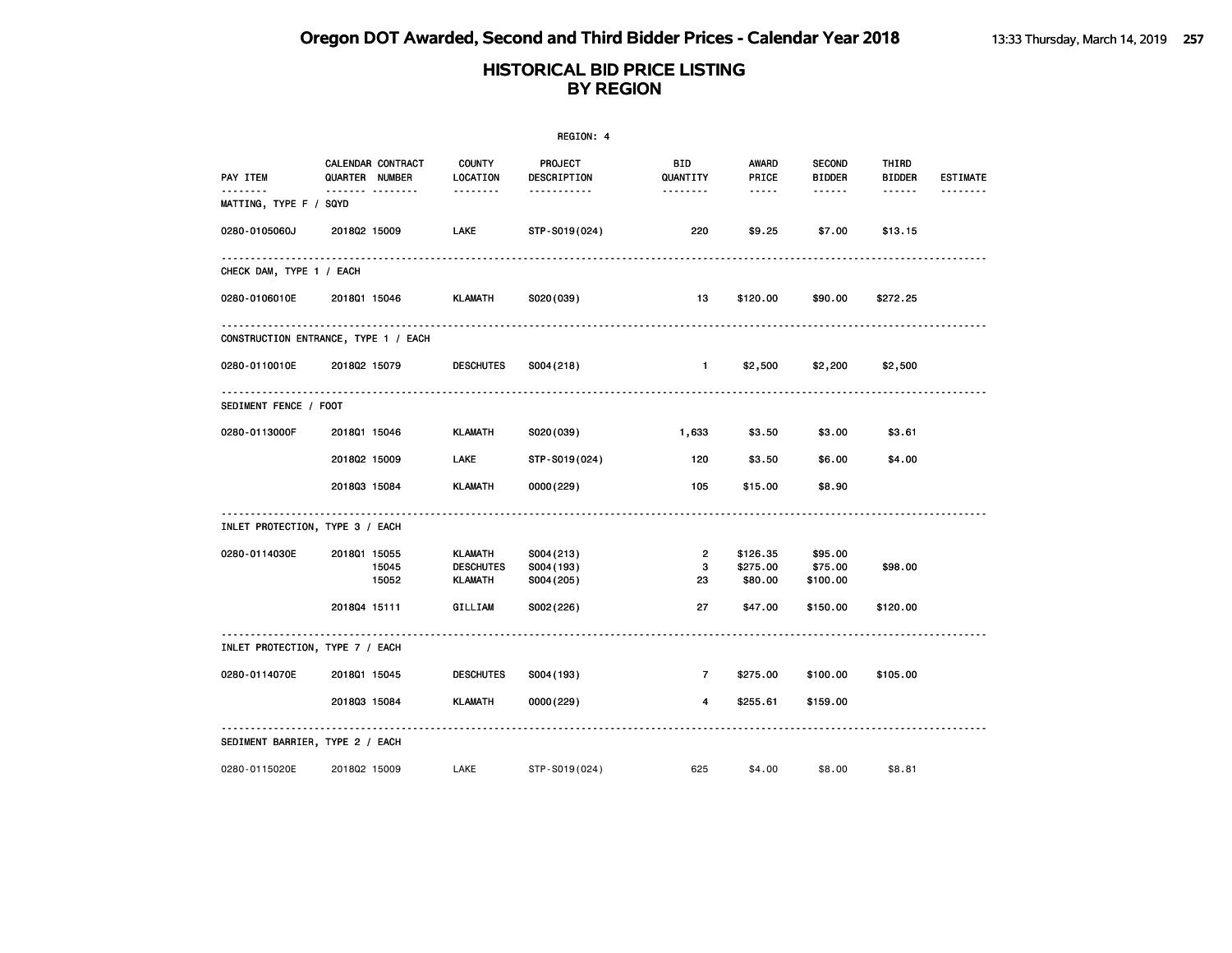# Oregon DOT Awarded, Second and Third Bidder Prices - Calendar Year 2018

## HISTORICAL BID PRICE LISTING BY REGION

REGION: 4

| PAY ITEM | CALENDAR QUARTER | CONTRACT NUMBER | COUNTY LOCATION | PROJECT DESCRIPTION | BID QUANTITY | AWARD PRICE | SECOND BIDDER | THIRD BIDDER | ESTIMATE |
|---|---|---|---|---|---|---|---|---|---|
| **MATTING, TYPE F / SQYD** | | | | | | | | | |
| 0280-0105060J | 2018Q2 | 15009 | LAKE | STP-S019(024) | 220 | $9.25 | $7.00 | $13.15 | |
| **CHECK DAM, TYPE 1 / EACH** | | | | | | | | | |
| 0280-0106010E | 2018Q1 | 15046 | KLAMATH | S020(039) | 13 | $120.00 | $90.00 | $272.25 | |
| **CONSTRUCTION ENTRANCE, TYPE 1 / EACH** | | | | | | | | | |
| 0280-0110010E | 2018Q2 | 15079 | DESCHUTES | S004(218) | 1 | $2,500 | $2,200 | $2,500 | |
| **SEDIMENT FENCE / FOOT** | | | | | | | | | |
| 0280-0113000F | 2018Q1 | 15046 | KLAMATH | S020(039) | 1,633 | $3.50 | $3.00 | $3.61 | |
| | 2018Q2 | 15009 | LAKE | STP-S019(024) | 120 | $3.50 | $6.00 | $4.00 | |
| | 2018Q3 | 15084 | KLAMATH | 0000(229) | 105 | $15.00 | $8.90 | | |
| **INLET PROTECTION, TYPE 3 / EACH** | | | | | | | | | |
| 0280-0114030E | 2018Q1 | 15055 | KLAMATH | S004(213) | 2 | $126.35 | $95.00 | | |
| | | 15045 | DESCHUTES | S004(193) | 3 | $275.00 | $75.00 | $98.00 | |
| | | 15052 | KLAMATH | S004(205) | 23 | $80.00 | $100.00 | | |
| | 2018Q4 | 15111 | GILLIAM | S002(226) | 27 | $47.00 | $150.00 | $120.00 | |
| **INLET PROTECTION, TYPE 7 / EACH** | | | | | | | | | |
| 0280-0114070E | 2018Q1 | 15045 | DESCHUTES | S004(193) | 7 | $275.00 | $100.00 | $105.00 | |
| | 2018Q3 | 15084 | KLAMATH | 0000(229) | 4 | $255.61 | $159.00 | | |
| **SEDIMENT BARRIER, TYPE 2 / EACH** | | | | | | | | | |
| 0280-0115020E | 2018Q2 | 15009 | LAKE | STP-S019(024) | 625 | $4.00 | $8.00 | $8.81 | |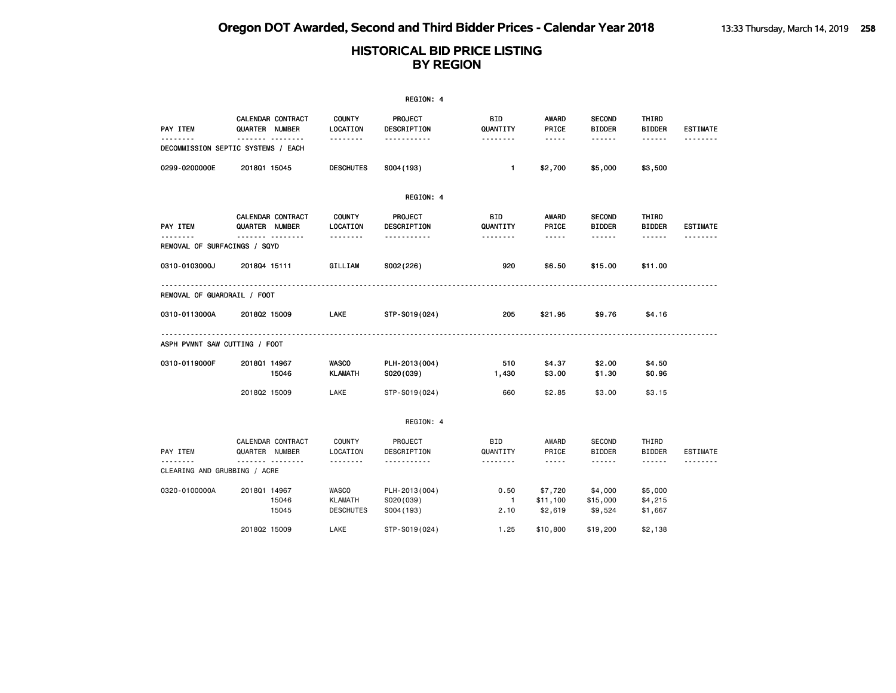# Oregon DOT Awarded, Second and Third Bidder Prices - Calendar Year 2018

## HISTORICAL BID PRICE LISTING BY REGION

REGION: 4

| PAY ITEM | CALENDAR QUARTER | CONTRACT NUMBER | COUNTY LOCATION | PROJECT DESCRIPTION | BID QUANTITY | AWARD PRICE | SECOND BIDDER | THIRD BIDDER | ESTIMATE |
|---|---|---|---|---|---|---|---|---|---|
| **DECOMMISSION SEPTIC SYSTEMS / EACH** | | | | | | | | | |
| 0299-0200000E | 2018Q1 | 15045 | DESCHUTES | S004(193) | 1 | $2,700 | $5,000 | $3,500 | |

REGION: 4

| PAY ITEM | CALENDAR QUARTER | CONTRACT NUMBER | COUNTY LOCATION | PROJECT DESCRIPTION | BID QUANTITY | AWARD PRICE | SECOND BIDDER | THIRD BIDDER | ESTIMATE |
|---|---|---|---|---|---|---|---|---|---|
| **REMOVAL OF SURFACINGS / SQYD** | | | | | | | | | |
| 0310-0103000J | 2018Q4 | 15111 | GILLIAM | S002(226) | 920 | $6.50 | $15.00 | $11.00 | |
| **REMOVAL OF GUARDRAIL / FOOT** | | | | | | | | | |
| 0310-0113000A | 2018Q2 | 15009 | LAKE | STP-S019(024) | 205 | $21.95 | $9.76 | $4.16 | |
| **ASPH PVMNT SAW CUTTING / FOOT** | | | | | | | | | |
| 0310-0119000F | 2018Q1 | 14967 | WASCO | PLH-2013(004) | 510 | $4.37 | $2.00 | $4.50 | |
| | | 15046 | KLAMATH | S020(039) | 1,430 | $3.00 | $1.30 | $0.96 | |
| | 2018Q2 | 15009 | LAKE | STP-S019(024) | 660 | $2.85 | $3.00 | $3.15 | |

REGION: 4

| PAY ITEM | CALENDAR QUARTER | CONTRACT NUMBER | COUNTY LOCATION | PROJECT DESCRIPTION | BID QUANTITY | AWARD PRICE | SECOND BIDDER | THIRD BIDDER | ESTIMATE |
|---|---|---|---|---|---|---|---|---|---|
| **CLEARING AND GRUBBING / ACRE** | | | | | | | | | |
| 0320-0100000A | 2018Q1 | 14967 | WASCO | PLH-2013(004) | 0.50 | $7,720 | $4,000 | $5,000 | |
| | | 15046 | KLAMATH | S020(039) | 1 | $11,100 | $15,000 | $4,215 | |
| | | 15045 | DESCHUTES | S004(193) | 2.10 | $2,619 | $9,524 | $1,667 | |
| | 2018Q2 | 15009 | LAKE | STP-S019(024) | 1.25 | $10,800 | $19,200 | $2,138 | |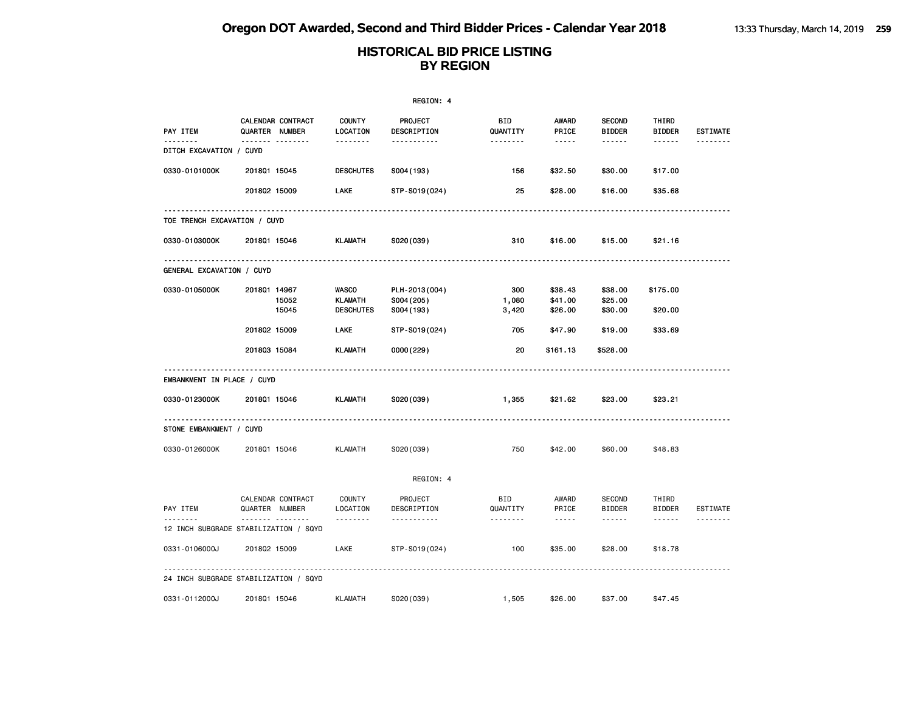# Oregon DOT Awarded, Second and Third Bidder Prices - Calendar Year 2018

## HISTORICAL BID PRICE LISTING BY REGION

REGION: 4

| PAY ITEM | CALENDAR QUARTER | CONTRACT NUMBER | COUNTY LOCATION | PROJECT DESCRIPTION | BID QUANTITY | AWARD PRICE | SECOND BIDDER | THIRD BIDDER | ESTIMATE |
|---|---|---|---|---|---|---|---|---|---|
| DITCH EXCAVATION / CUYD | | | | | | | | | |
| 0330-0101000K | 2018Q1 | 15045 | DESCHUTES | S004(193) | 156 | $32.50 | $30.00 | $17.00 | |
| | 2018Q2 | 15009 | LAKE | STP-S019(024) | 25 | $28.00 | $16.00 | $35.68 | |
| TOE TRENCH EXCAVATION / CUYD | | | | | | | | | |
| 0330-0103000K | 2018Q1 | 15046 | KLAMATH | S020(039) | 310 | $16.00 | $15.00 | $21.16 | |
| GENERAL EXCAVATION / CUYD | | | | | | | | | |
| 0330-0105000K | 2018Q1 | 14967 | WASCO | PLH-2013(004) | 300 | $38.43 | $38.00 | $175.00 | |
| | | 15052 | KLAMATH | S004(205) | 1,080 | $41.00 | $25.00 | | |
| | | 15045 | DESCHUTES | S004(193) | 3,420 | $26.00 | $30.00 | $20.00 | |
| | 2018Q2 | 15009 | LAKE | STP-S019(024) | 705 | $47.90 | $19.00 | $33.69 | |
| | 2018Q3 | 15084 | KLAMATH | 0000(229) | 20 | $161.13 | $528.00 | | |
| EMBANKMENT IN PLACE / CUYD | | | | | | | | | |
| 0330-0123000K | 2018Q1 | 15046 | KLAMATH | S020(039) | 1,355 | $21.62 | $23.00 | $23.21 | |
| STONE EMBANKMENT / CUYD | | | | | | | | | |
| 0330-0126000K | 2018Q1 | 15046 | KLAMATH | S020(039) | 750 | $42.00 | $60.00 | $48.83 | |

REGION: 4

| PAY ITEM | CALENDAR QUARTER | CONTRACT NUMBER | COUNTY LOCATION | PROJECT DESCRIPTION | BID QUANTITY | AWARD PRICE | SECOND BIDDER | THIRD BIDDER | ESTIMATE |
|---|---|---|---|---|---|---|---|---|---|
| 12 INCH SUBGRADE STABILIZATION / SQYD | | | | | | | | | |
| 0331-0106000J | 2018Q2 | 15009 | LAKE | STP-S019(024) | 100 | $35.00 | $28.00 | $18.78 | |
| 24 INCH SUBGRADE STABILIZATION / SQYD | | | | | | | | | |
| 0331-0112000J | 2018Q1 | 15046 | KLAMATH | S020(039) | 1,505 | $26.00 | $37.00 | $47.45 | |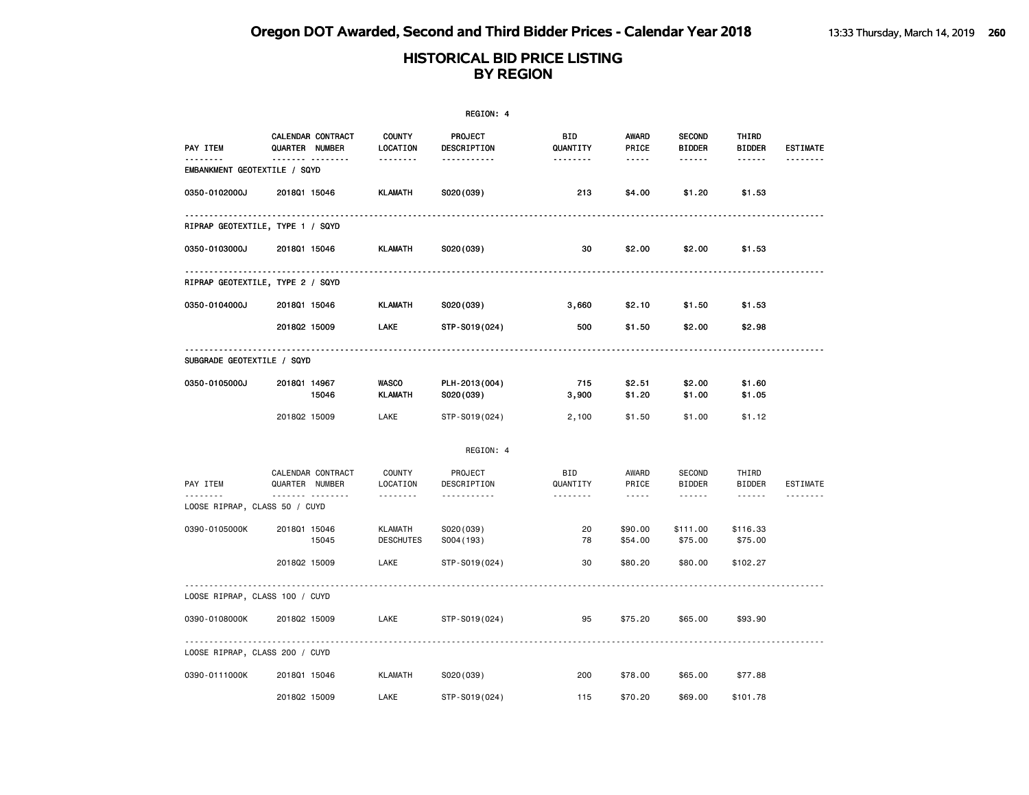# Oregon DOT Awarded, Second and Third Bidder Prices - Calendar Year 2018

## HISTORICAL BID PRICE LISTING BY REGION

REGION: 4

| PAY ITEM | CALENDAR QUARTER | CONTRACT NUMBER | COUNTY LOCATION | PROJECT DESCRIPTION | BID QUANTITY | AWARD PRICE | SECOND BIDDER | THIRD BIDDER | ESTIMATE |
|---|---|---|---|---|---|---|---|---|---|
| **EMBANKMENT GEOTEXTILE / SQYD** | | | | | | | | | |
| 0350-0102000J | 2018Q1 | 15046 | KLAMATH | S020(039) | 213 | $4.00 | $1.20 | $1.53 | |
| **RIPRAP GEOTEXTILE, TYPE 1 / SQYD** | | | | | | | | | |
| 0350-0103000J | 2018Q1 | 15046 | KLAMATH | S020(039) | 30 | $2.00 | $2.00 | $1.53 | |
| **RIPRAP GEOTEXTILE, TYPE 2 / SQYD** | | | | | | | | | |
| 0350-0104000J | 2018Q1 | 15046 | KLAMATH | S020(039) | 3,660 | $2.10 | $1.50 | $1.53 | |
| | 2018Q2 | 15009 | LAKE | STP-S019(024) | 500 | $1.50 | $2.00 | $2.98 | |
| **SUBGRADE GEOTEXTILE / SQYD** | | | | | | | | | |
| 0350-0105000J | 2018Q1 | 14967 | WASCO | PLH-2013(004) | 715 | $2.51 | $2.00 | $1.60 | |
| | | 15046 | KLAMATH | S020(039) | 3,900 | $1.20 | $1.00 | $1.05 | |
| | 2018Q2 | 15009 | LAKE | STP-S019(024) | 2,100 | $1.50 | $1.00 | $1.12 | |

REGION: 4

| PAY ITEM | CALENDAR QUARTER | CONTRACT NUMBER | COUNTY LOCATION | PROJECT DESCRIPTION | BID QUANTITY | AWARD PRICE | SECOND BIDDER | THIRD BIDDER | ESTIMATE |
|---|---|---|---|---|---|---|---|---|---|
| **LOOSE RIPRAP, CLASS 50 / CUYD** | | | | | | | | | |
| 0390-0105000K | 2018Q1 | 15046 | KLAMATH | S020(039) | 20 | $90.00 | $111.00 | $116.33 | |
| | | 15045 | DESCHUTES | S004(193) | 78 | $54.00 | $75.00 | $75.00 | |
| | 2018Q2 | 15009 | LAKE | STP-S019(024) | 30 | $80.20 | $80.00 | $102.27 | |
| **LOOSE RIPRAP, CLASS 100 / CUYD** | | | | | | | | | |
| 0390-0108000K | 2018Q2 | 15009 | LAKE | STP-S019(024) | 95 | $75.20 | $65.00 | $93.90 | |
| **LOOSE RIPRAP, CLASS 200 / CUYD** | | | | | | | | | |
| 0390-0111000K | 2018Q1 | 15046 | KLAMATH | S020(039) | 200 | $78.00 | $65.00 | $77.88 | |
| | 2018Q2 | 15009 | LAKE | STP-S019(024) | 115 | $70.20 | $69.00 | $101.78 | |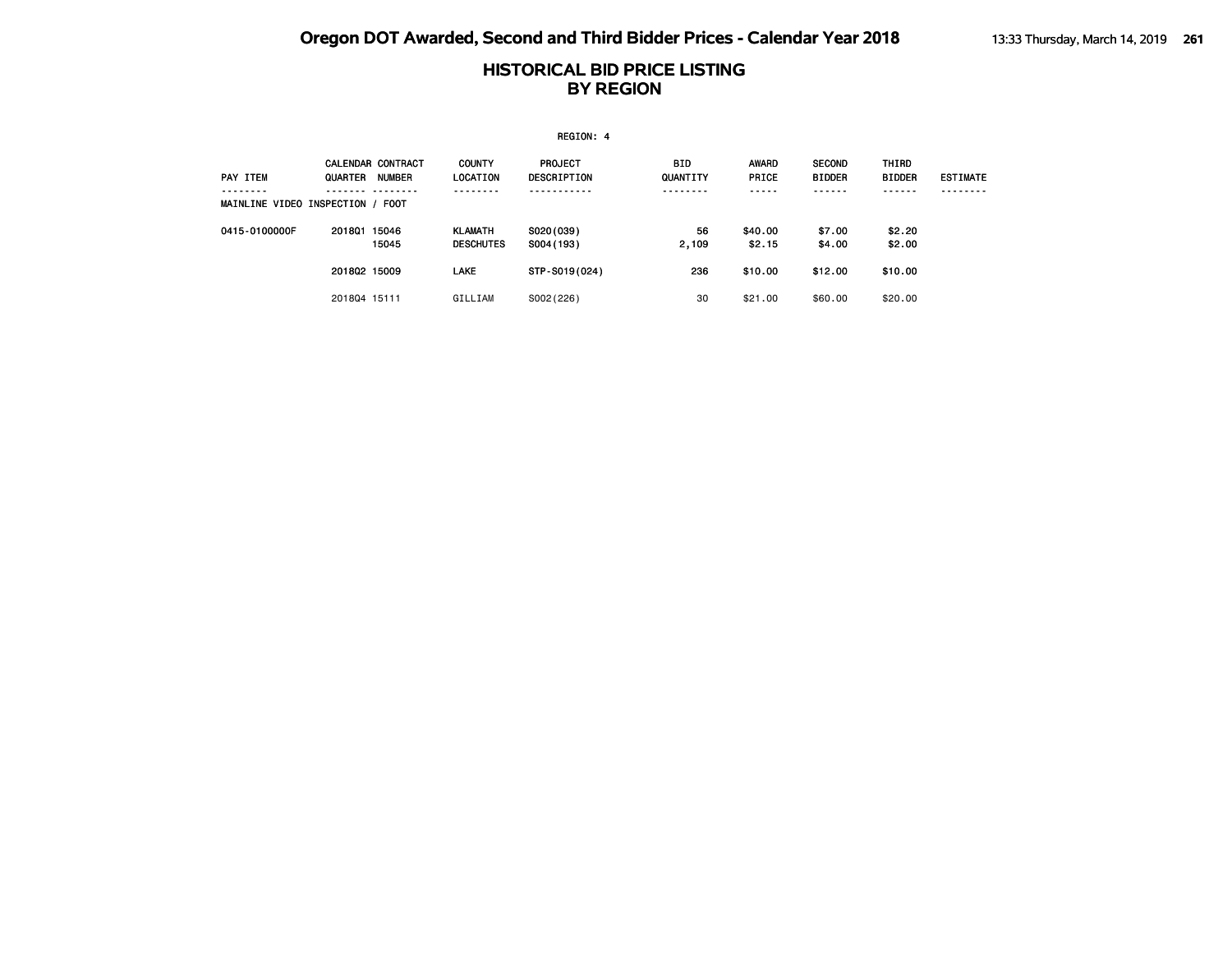# Oregon DOT Awarded, Second and Third Bidder Prices - Calendar Year 2018

## HISTORICAL BID PRICE LISTING BY REGION

REGION: 4

| PAY ITEM | CALENDAR QUARTER | CONTRACT NUMBER | COUNTY LOCATION | PROJECT DESCRIPTION | BID QUANTITY | AWARD PRICE | SECOND BIDDER | THIRD BIDDER | ESTIMATE |
|---|---|---|---|---|---|---|---|---|---|
| MAINLINE VIDEO INSPECTION / FOOT | | | | | | | | | |
| 0415-0100000F | 2018Q1 | 15046 | KLAMATH | S020(039) | 56 | $40.00 | $7.00 | $2.20 | |
| | | 15045 | DESCHUTES | S004(193) | 2,109 | $2.15 | $4.00 | $2.00 | |
| | 2018Q2 | 15009 | LAKE | STP-S019(024) | 236 | $10.00 | $12.00 | $10.00 | |
| | 2018Q4 | 15111 | GILLIAM | S002(226) | 30 | $21.00 | $60.00 | $20.00 | |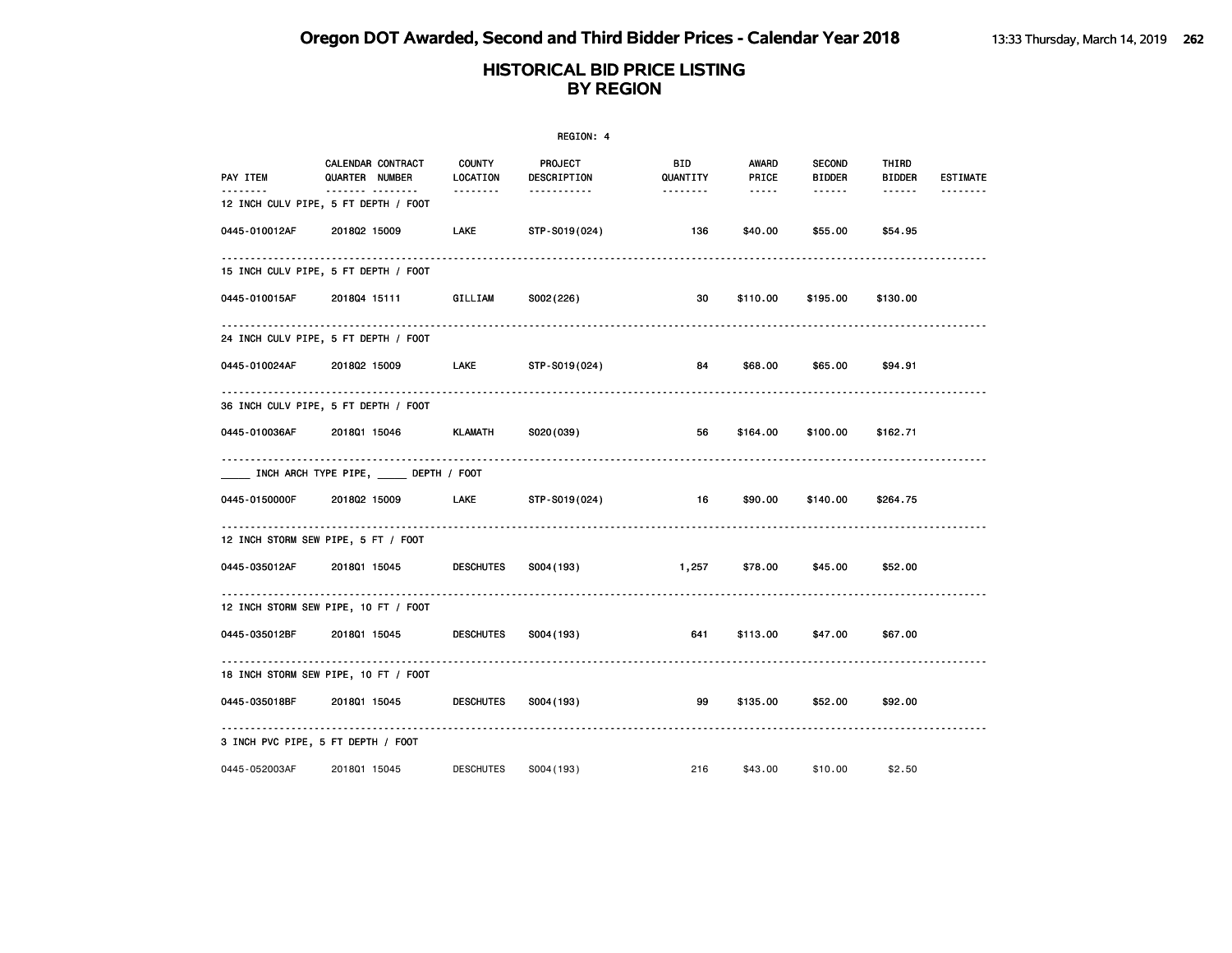# Oregon DOT Awarded, Second and Third Bidder Prices - Calendar Year 2018

## HISTORICAL BID PRICE LISTING BY REGION

REGION: 4

| PAY ITEM | CALENDAR QUARTER | CONTRACT NUMBER | COUNTY LOCATION | PROJECT DESCRIPTION | BID QUANTITY | AWARD PRICE | SECOND BIDDER | THIRD BIDDER | ESTIMATE |
|---|---|---|---|---|---|---|---|---|---|
| **12 INCH CULV PIPE, 5 FT DEPTH / FOOT** | | | | | | | | | |
| 0445-010012AF | 2018Q2 | 15009 | LAKE | STP-S019(024) | 136 | $40.00 | $55.00 | $54.95 | |
| **15 INCH CULV PIPE, 5 FT DEPTH / FOOT** | | | | | | | | | |
| 0445-010015AF | 2018Q4 | 15111 | GILLIAM | S002(226) | 30 | $110.00 | $195.00 | $130.00 | |
| **24 INCH CULV PIPE, 5 FT DEPTH / FOOT** | | | | | | | | | |
| 0445-010024AF | 2018Q2 | 15009 | LAKE | STP-S019(024) | 84 | $68.00 | $65.00 | $94.91 | |
| **36 INCH CULV PIPE, 5 FT DEPTH / FOOT** | | | | | | | | | |
| 0445-010036AF | 2018Q1 | 15046 | KLAMATH | S020(039) | 56 | $164.00 | $100.00 | $162.71 | |
| **_____ INCH ARCH TYPE PIPE, _____ DEPTH / FOOT** | | | | | | | | | |
| 0445-0150000F | 2018Q2 | 15009 | LAKE | STP-S019(024) | 16 | $90.00 | $140.00 | $264.75 | |
| **12 INCH STORM SEW PIPE, 5 FT / FOOT** | | | | | | | | | |
| 0445-035012AF | 2018Q1 | 15045 | DESCHUTES | S004(193) | 1,257 | $78.00 | $45.00 | $52.00 | |
| **12 INCH STORM SEW PIPE, 10 FT / FOOT** | | | | | | | | | |
| 0445-035012BF | 2018Q1 | 15045 | DESCHUTES | S004(193) | 641 | $113.00 | $47.00 | $67.00 | |
| **18 INCH STORM SEW PIPE, 10 FT / FOOT** | | | | | | | | | |
| 0445-035018BF | 2018Q1 | 15045 | DESCHUTES | S004(193) | 99 | $135.00 | $52.00 | $92.00 | |
| **3 INCH PVC PIPE, 5 FT DEPTH / FOOT** | | | | | | | | | |
| 0445-052003AF | 2018Q1 | 15045 | DESCHUTES | S004(193) | 216 | $43.00 | $10.00 | $2.50 | |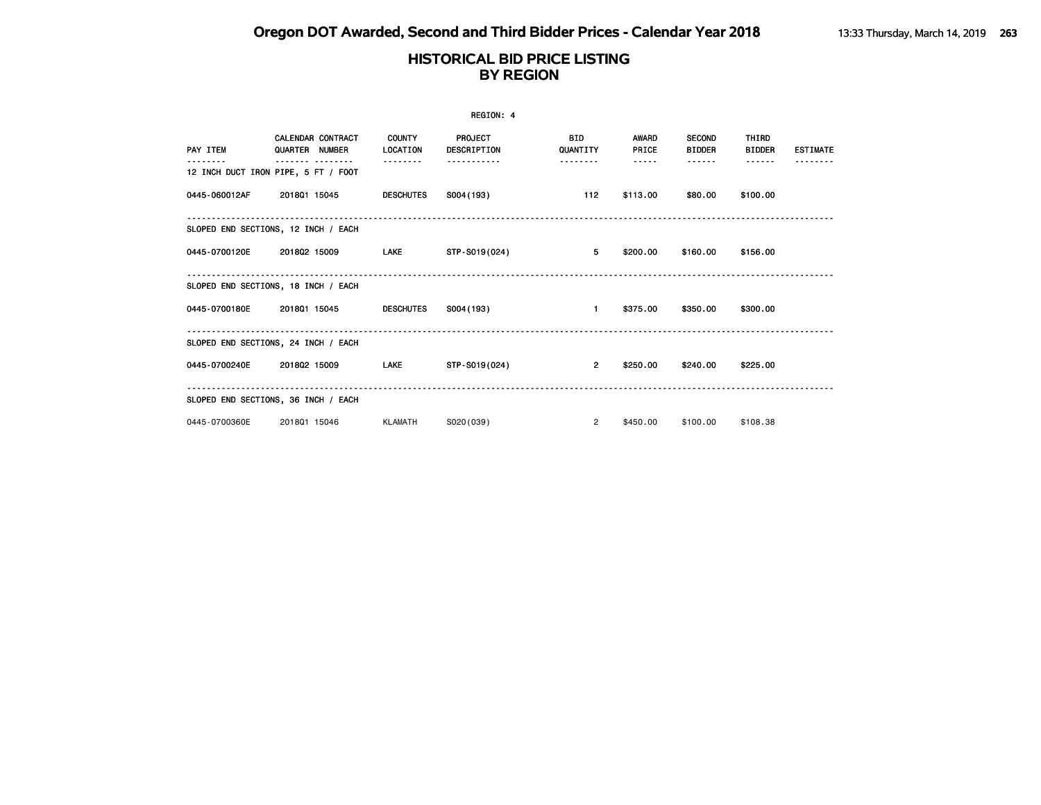# HISTORICAL BID PRICE LISTING
## BY REGION

REGION: 4

| PAY ITEM | CALENDAR QUARTER | CONTRACT NUMBER | COUNTY LOCATION | PROJECT DESCRIPTION | BID QUANTITY | AWARD PRICE | SECOND BIDDER | THIRD BIDDER | ESTIMATE |
|---|---|---|---|---|---|---|---|---|---|
| **12 INCH DUCT IRON PIPE, 5 FT / FOOT** | | | | | | | | | |
| 0445-060012AF | 2018Q1 | 15045 | DESCHUTES | S004(193) | 112 | $113.00 | $80.00 | $100.00 | |
| **SLOPED END SECTIONS, 12 INCH / EACH** | | | | | | | | | |
| 0445-0700120E | 2018Q2 | 15009 | LAKE | STP-S019(024) | 5 | $200.00 | $160.00 | $156.00 | |
| **SLOPED END SECTIONS, 18 INCH / EACH** | | | | | | | | | |
| 0445-0700180E | 2018Q1 | 15045 | DESCHUTES | S004(193) | 1 | $375.00 | $350.00 | $300.00 | |
| **SLOPED END SECTIONS, 24 INCH / EACH** | | | | | | | | | |
| 0445-0700240E | 2018Q2 | 15009 | LAKE | STP-S019(024) | 2 | $250.00 | $240.00 | $225.00 | |
| **SLOPED END SECTIONS, 36 INCH / EACH** | | | | | | | | | |
| 0445-0700360E | 2018Q1 | 15046 | KLAMATH | S020(039) | 2 | $450.00 | $100.00 | $108.38 | |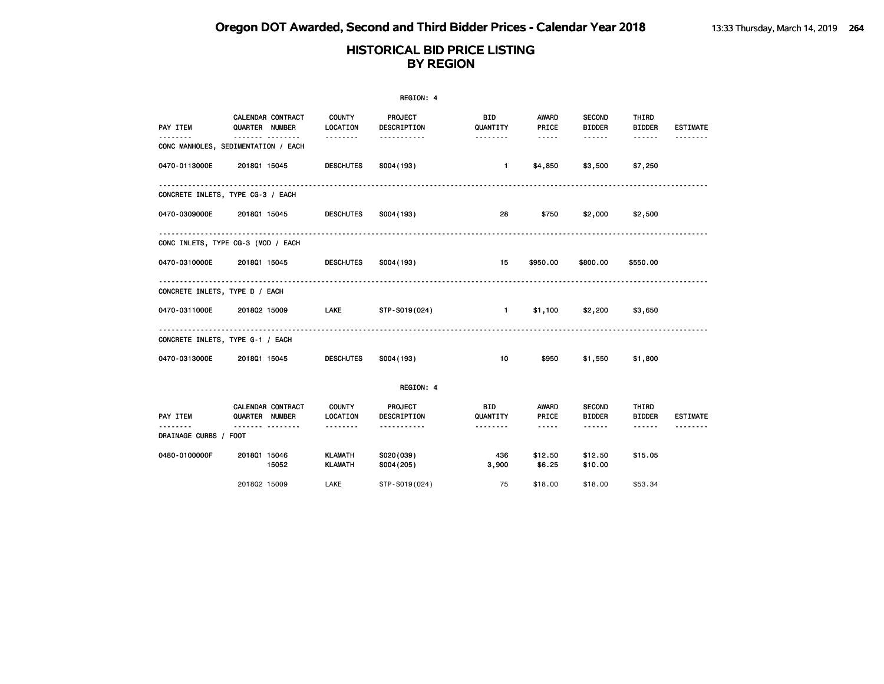# Oregon DOT Awarded, Second and Third Bidder Prices - Calendar Year 2018

## HISTORICAL BID PRICE LISTING BY REGION

REGION: 4

| PAY ITEM | CALENDAR QUARTER | CONTRACT NUMBER | COUNTY LOCATION | PROJECT DESCRIPTION | BID QUANTITY | AWARD PRICE | SECOND BIDDER | THIRD BIDDER | ESTIMATE |
|---|---|---|---|---|---|---|---|---|---|
| **CONC MANHOLES, SEDIMENTATION / EACH** | | | | | | | | | |
| 0470-0113000E | 2018Q1 | 15045 | DESCHUTES | S004(193) | 1 | $4,850 | $3,500 | $7,250 | |
| **CONCRETE INLETS, TYPE CG-3 / EACH** | | | | | | | | | |
| 0470-0309000E | 2018Q1 | 15045 | DESCHUTES | S004(193) | 28 | $750 | $2,000 | $2,500 | |
| **CONC INLETS, TYPE CG-3 (MOD / EACH** | | | | | | | | | |
| 0470-0310000E | 2018Q1 | 15045 | DESCHUTES | S004(193) | 15 | $950.00 | $800.00 | $550.00 | |
| **CONCRETE INLETS, TYPE D / EACH** | | | | | | | | | |
| 0470-0311000E | 2018Q2 | 15009 | LAKE | STP-S019(024) | 1 | $1,100 | $2,200 | $3,650 | |
| **CONCRETE INLETS, TYPE G-1 / EACH** | | | | | | | | | |
| 0470-0313000E | 2018Q1 | 15045 | DESCHUTES | S004(193) | 10 | $950 | $1,550 | $1,800 | |

REGION: 4

| PAY ITEM | CALENDAR QUARTER | CONTRACT NUMBER | COUNTY LOCATION | PROJECT DESCRIPTION | BID QUANTITY | AWARD PRICE | SECOND BIDDER | THIRD BIDDER | ESTIMATE |
|---|---|---|---|---|---|---|---|---|---|
| **DRAINAGE CURBS / FOOT** | | | | | | | | | |
| 0480-0100000F | 2018Q1 | 15046 | KLAMATH | S020(039) | 436 | $12.50 | $12.50 | $15.05 | |
| | | 15052 | KLAMATH | S004(205) | 3,900 | $6.25 | $10.00 | | |
| | 2018Q2 | 15009 | LAKE | STP-S019(024) | 75 | $18.00 | $18.00 | $53.34 | |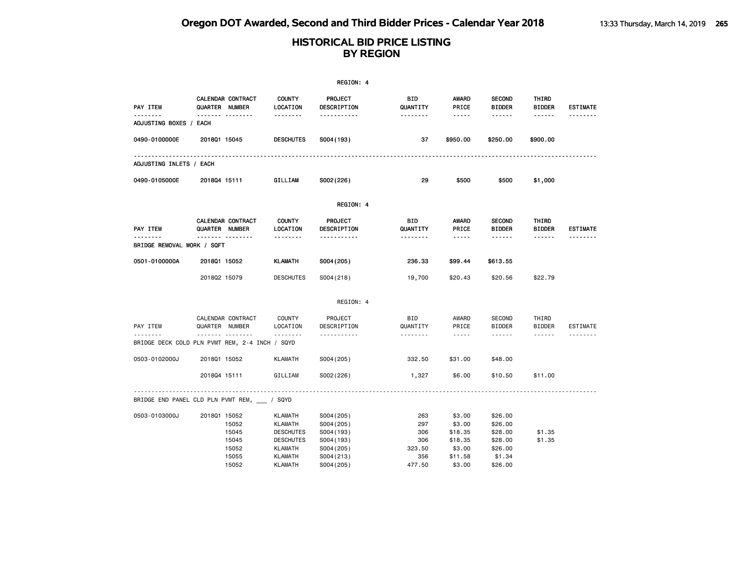# Oregon DOT Awarded, Second and Third Bidder Prices - Calendar Year 2018

## HISTORICAL BID PRICE LISTING BY REGION

REGION: 4

| PAY ITEM | CALENDAR QUARTER | CONTRACT NUMBER | COUNTY LOCATION | PROJECT DESCRIPTION | BID QUANTITY | AWARD PRICE | SECOND BIDDER | THIRD BIDDER | ESTIMATE |
|---|---|---|---|---|---|---|---|---|---|
| **ADJUSTING BOXES / EACH** | | | | | | | | | |
| 0490-0100000E | 2018Q1 | 15045 | DESCHUTES | S004(193) | 37 | $950.00 | $250.00 | $900.00 | |
| **ADJUSTING INLETS / EACH** | | | | | | | | | |
| 0490-0105000E | 2018Q4 | 15111 | GILLIAM | S002(226) | 29 | $500 | $500 | $1,000 | |

REGION: 4

| PAY ITEM | CALENDAR QUARTER | CONTRACT NUMBER | COUNTY LOCATION | PROJECT DESCRIPTION | BID QUANTITY | AWARD PRICE | SECOND BIDDER | THIRD BIDDER | ESTIMATE |
|---|---|---|---|---|---|---|---|---|---|
| **BRIDGE REMOVAL WORK / SQFT** | | | | | | | | | |
| 0501-0100000A | 2018Q1 | 15052 | KLAMATH | S004(205) | 236.33 | $99.44 | $613.55 | | |
| | 2018Q2 | 15079 | DESCHUTES | S004(218) | 19,700 | $20.43 | $20.56 | $22.79 | |

REGION: 4

| PAY ITEM | CALENDAR QUARTER | CONTRACT NUMBER | COUNTY LOCATION | PROJECT DESCRIPTION | BID QUANTITY | AWARD PRICE | SECOND BIDDER | THIRD BIDDER | ESTIMATE |
|---|---|---|---|---|---|---|---|---|---|
| **BRIDGE DECK COLD PLN PVMT REM, 2-4 INCH / SQYD** | | | | | | | | | |
| 0503-0102000J | 2018Q1 | 15052 | KLAMATH | S004(205) | 332.50 | $31.00 | $48.00 | | |
| | 2018Q4 | 15111 | GILLIAM | S002(226) | 1,327 | $6.00 | $10.50 | $11.00 | |
| **BRIDGE END PANEL CLD PLN PVMT REM, ___ / SQYD** | | | | | | | | | |
| 0503-0103000J | 2018Q1 | 15052 | KLAMATH | S004(205) | 263 | $3.00 | $26.00 | | |
| | | 15052 | KLAMATH | S004(205) | 297 | $3.00 | $26.00 | | |
| | | 15045 | DESCHUTES | S004(193) | 306 | $18.35 | $28.00 | $1.35 | |
| | | 15045 | DESCHUTES | S004(193) | 306 | $18.35 | $28.00 | $1.35 | |
| | | 15052 | KLAMATH | S004(205) | 323.50 | $3.00 | $26.00 | | |
| | | 15055 | KLAMATH | S004(213) | 356 | $11.58 | $1.34 | | |
| | | 15052 | KLAMATH | S004(205) | 477.50 | $3.00 | $26.00 | | |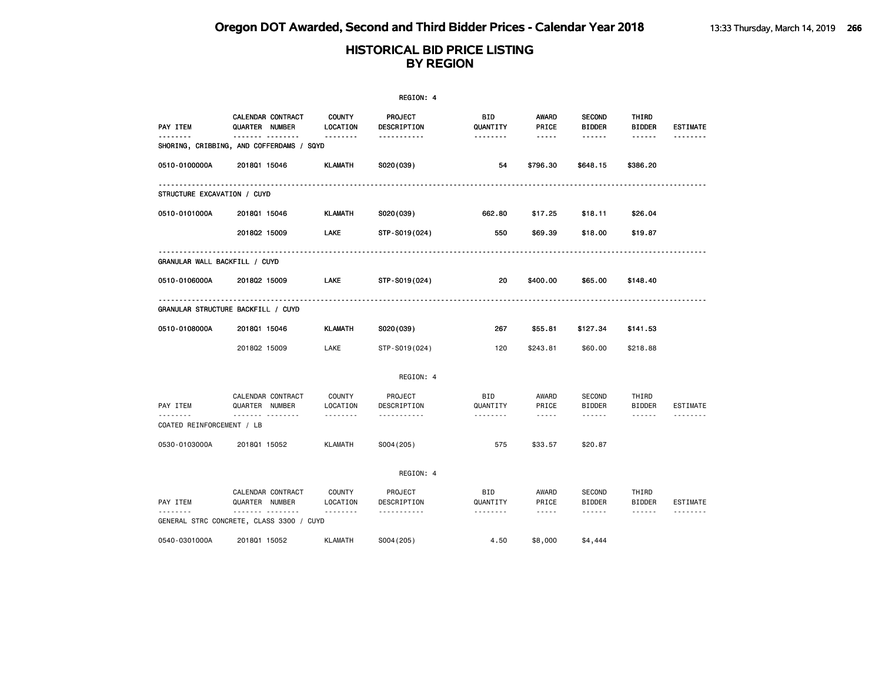# HISTORICAL BID PRICE LISTING
# BY REGION

REGION: 4

| PAY ITEM | CALENDAR QUARTER | CONTRACT NUMBER | COUNTY LOCATION | PROJECT DESCRIPTION | BID QUANTITY | AWARD PRICE | SECOND BIDDER | THIRD BIDDER | ESTIMATE |
|---|---|---|---|---|---|---|---|---|---|
| **SHORING, CRIBBING, AND COFFERDAMS / SQYD** | | | | | | | | | |
| 0510-0100000A | 2018Q1 | 15046 | KLAMATH | S020(039) | 54 | $796.30 | $648.15 | $386.20 | |
| **STRUCTURE EXCAVATION / CUYD** | | | | | | | | | |
| 0510-0101000A | 2018Q1 | 15046 | KLAMATH | S020(039) | 662.80 | $17.25 | $18.11 | $26.04 | |
| | 2018Q2 | 15009 | LAKE | STP-S019(024) | 550 | $69.39 | $18.00 | $19.87 | |
| **GRANULAR WALL BACKFILL / CUYD** | | | | | | | | | |
| 0510-0106000A | 2018Q2 | 15009 | LAKE | STP-S019(024) | 20 | $400.00 | $65.00 | $148.40 | |
| **GRANULAR STRUCTURE BACKFILL / CUYD** | | | | | | | | | |
| 0510-0108000A | 2018Q1 | 15046 | KLAMATH | S020(039) | 267 | $55.81 | $127.34 | $141.53 | |
| | 2018Q2 | 15009 | LAKE | STP-S019(024) | 120 | $243.81 | $60.00 | $218.88 | |

REGION: 4

| PAY ITEM | CALENDAR QUARTER | CONTRACT NUMBER | COUNTY LOCATION | PROJECT DESCRIPTION | BID QUANTITY | AWARD PRICE | SECOND BIDDER | THIRD BIDDER | ESTIMATE |
|---|---|---|---|---|---|---|---|---|---|
| **COATED REINFORCEMENT / LB** | | | | | | | | | |
| 0530-0103000A | 2018Q1 | 15052 | KLAMATH | S004(205) | 575 | $33.57 | $20.87 | | |

REGION: 4

| PAY ITEM | CALENDAR QUARTER | CONTRACT NUMBER | COUNTY LOCATION | PROJECT DESCRIPTION | BID QUANTITY | AWARD PRICE | SECOND BIDDER | THIRD BIDDER | ESTIMATE |
|---|---|---|---|---|---|---|---|---|---|
| **GENERAL STRC CONCRETE, CLASS 3300 / CUYD** | | | | | | | | | |
| 0540-0301000A | 2018Q1 | 15052 | KLAMATH | S004(205) | 4.50 | $8,000 | $4,444 | | |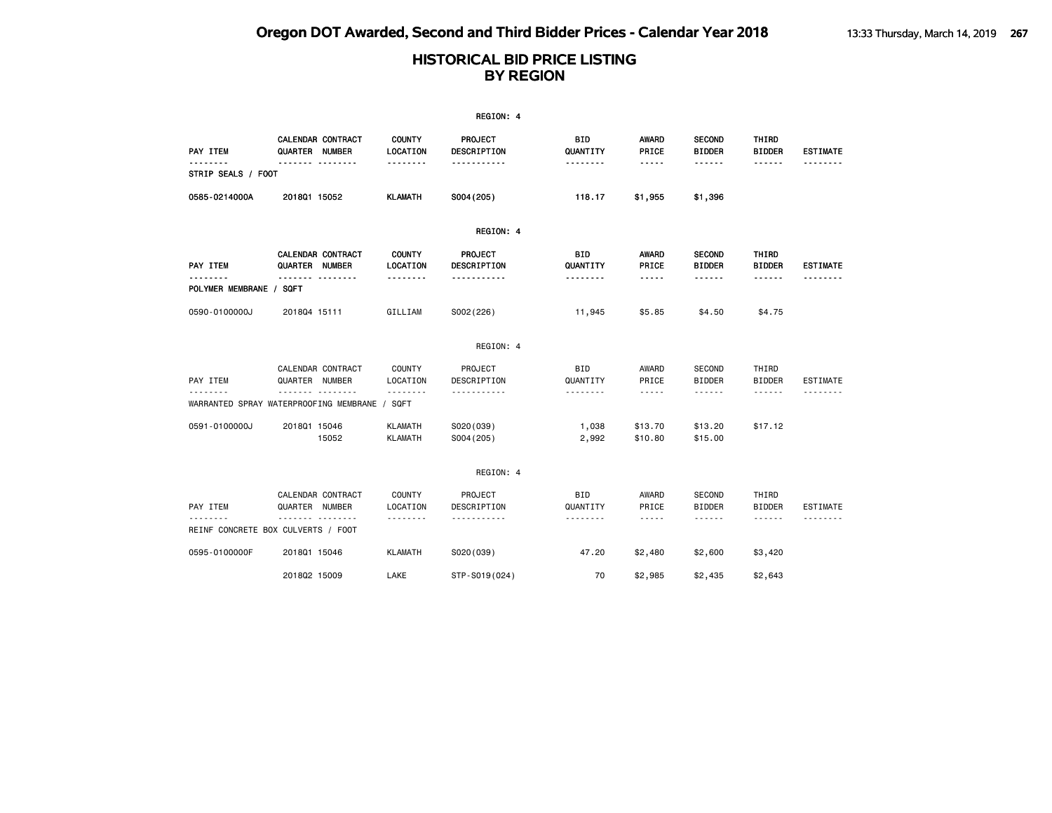# HISTORICAL BID PRICE LISTING BY REGION

REGION: 4

| PAY ITEM | CALENDAR QUARTER | CONTRACT NUMBER | COUNTY LOCATION | PROJECT DESCRIPTION | BID QUANTITY | AWARD PRICE | SECOND BIDDER | THIRD BIDDER | ESTIMATE |
|---|---|---|---|---|---|---|---|---|---|
| STRIP SEALS / FOOT | | | | | | | | | |
| 0585-0214000A | 2018Q1 | 15052 | KLAMATH | S004(205) | 118.17 | $1,955 | $1,396 | | |

REGION: 4

| PAY ITEM | CALENDAR QUARTER | CONTRACT NUMBER | COUNTY LOCATION | PROJECT DESCRIPTION | BID QUANTITY | AWARD PRICE | SECOND BIDDER | THIRD BIDDER | ESTIMATE |
|---|---|---|---|---|---|---|---|---|---|
| POLYMER MEMBRANE / SQFT | | | | | | | | | |
| 0590-0100000J | 2018Q4 | 15111 | GILLIAM | S002(226) | 11,945 | $5.85 | $4.50 | $4.75 | |

REGION: 4

| PAY ITEM | CALENDAR QUARTER | CONTRACT NUMBER | COUNTY LOCATION | PROJECT DESCRIPTION | BID QUANTITY | AWARD PRICE | SECOND BIDDER | THIRD BIDDER | ESTIMATE |
|---|---|---|---|---|---|---|---|---|---|
| WARRANTED SPRAY WATERPROOFING MEMBRANE / SQFT | | | | | | | | | |
| 0591-0100000J | 2018Q1 | 15046 | KLAMATH | S020(039) | 1,038 | $13.70 | $13.20 | $17.12 | |
| | | 15052 | KLAMATH | S004(205) | 2,992 | $10.80 | $15.00 | | |

REGION: 4

| PAY ITEM | CALENDAR QUARTER | CONTRACT NUMBER | COUNTY LOCATION | PROJECT DESCRIPTION | BID QUANTITY | AWARD PRICE | SECOND BIDDER | THIRD BIDDER | ESTIMATE |
|---|---|---|---|---|---|---|---|---|---|
| REINF CONCRETE BOX CULVERTS / FOOT | | | | | | | | | |
| 0595-0100000F | 2018Q1 | 15046 | KLAMATH | S020(039) | 47.20 | $2,480 | $2,600 | $3,420 | |
| | 2018Q2 | 15009 | LAKE | STP-S019(024) | 70 | $2,985 | $2,435 | $2,643 | |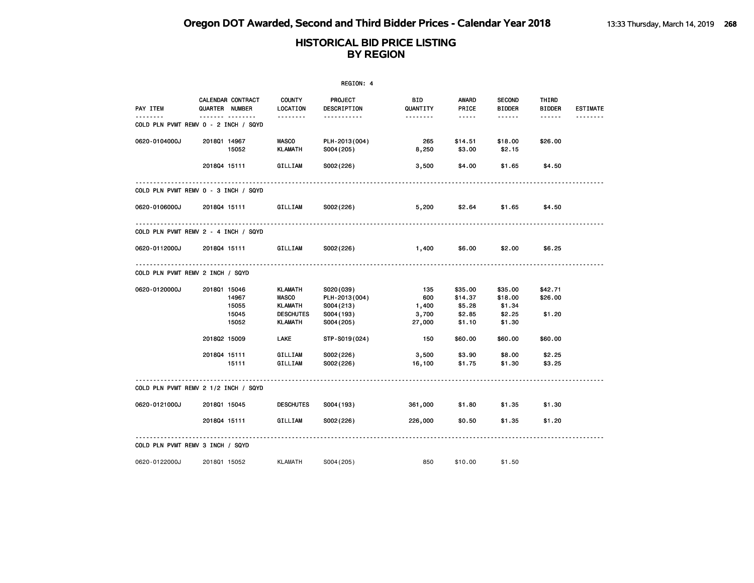## HISTORICAL BID PRICE LISTING BY REGION

REGION: 4

| PAY ITEM | CALENDAR QUARTER | CONTRACT NUMBER | COUNTY LOCATION | PROJECT DESCRIPTION | BID QUANTITY | AWARD PRICE | SECOND BIDDER | THIRD BIDDER | ESTIMATE |
|---|---|---|---|---|---|---|---|---|---|
| **COLD PLN PVMT REMV 0 - 2 INCH / SQYD** | | | | | | | | | |
| 0620-0104000J | 2018Q1 | 14967 | WASCO | PLH-2013(004) | 265 | $14.51 | $18.00 | $26.00 | |
| | | 15052 | KLAMATH | S004(205) | 8,250 | $3.00 | $2.15 | | |
| | 2018Q4 | 15111 | GILLIAM | S002(226) | 3,500 | $4.00 | $1.65 | $4.50 | |
| **COLD PLN PVMT REMV 0 - 3 INCH / SQYD** | | | | | | | | | |
| 0620-0106000J | 2018Q4 | 15111 | GILLIAM | S002(226) | 5,200 | $2.64 | $1.65 | $4.50 | |
| **COLD PLN PVMT REMV 2 - 4 INCH / SQYD** | | | | | | | | | |
| 0620-0112000J | 2018Q4 | 15111 | GILLIAM | S002(226) | 1,400 | $6.00 | $2.00 | $6.25 | |
| **COLD PLN PVMT REMV 2 INCH / SQYD** | | | | | | | | | |
| 0620-0120000J | 2018Q1 | 15046 | KLAMATH | S020(039) | 135 | $35.00 | $35.00 | $42.71 | |
| | | 14967 | WASCO | PLH-2013(004) | 600 | $14.37 | $18.00 | $26.00 | |
| | | 15055 | KLAMATH | S004(213) | 1,400 | $5.28 | $1.34 | | |
| | | 15045 | DESCHUTES | S004(193) | 3,700 | $2.85 | $2.25 | $1.20 | |
| | | 15052 | KLAMATH | S004(205) | 27,000 | $1.10 | $1.30 | | |
| | 2018Q2 | 15009 | LAKE | STP-S019(024) | 150 | $60.00 | $60.00 | $60.00 | |
| | 2018Q4 | 15111 | GILLIAM | S002(226) | 3,500 | $3.90 | $8.00 | $2.25 | |
| | | 15111 | GILLIAM | S002(226) | 16,100 | $1.75 | $1.30 | $3.25 | |
| **COLD PLN PVMT REMV 2 1/2 INCH / SQYD** | | | | | | | | | |
| 0620-0121000J | 2018Q1 | 15045 | DESCHUTES | S004(193) | 361,000 | $1.80 | $1.35 | $1.30 | |
| | 2018Q4 | 15111 | GILLIAM | S002(226) | 226,000 | $0.50 | $1.35 | $1.20 | |
| **COLD PLN PVMT REMV 3 INCH / SQYD** | | | | | | | | | |
| 0620-0122000J | 2018Q1 | 15052 | KLAMATH | S004(205) | 850 | $10.00 | $1.50 | | |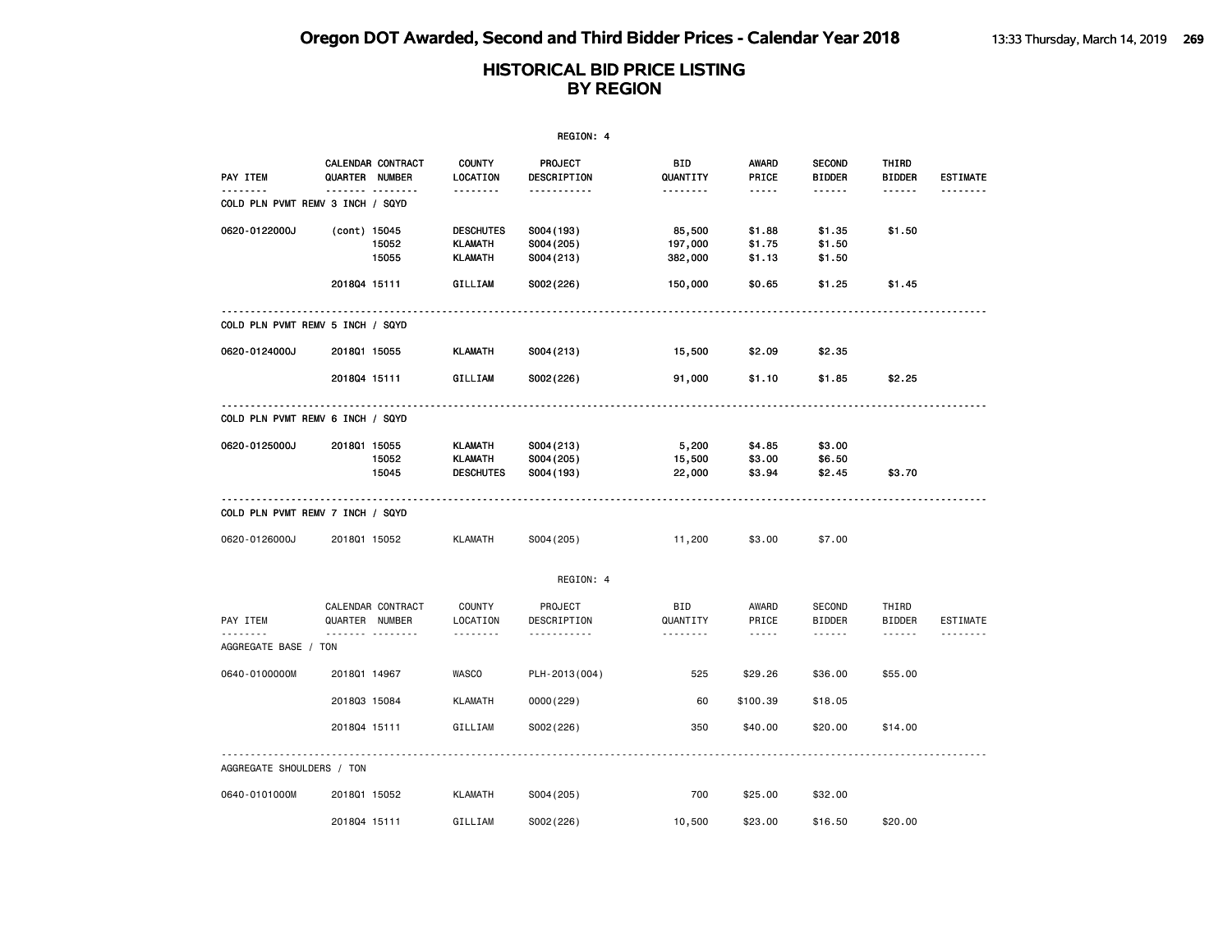# HISTORICAL BID PRICE LISTING
## BY REGION

REGION: 4

| PAY ITEM | CALENDAR QUARTER | CONTRACT NUMBER | COUNTY LOCATION | PROJECT DESCRIPTION | BID QUANTITY | AWARD PRICE | SECOND BIDDER | THIRD BIDDER | ESTIMATE |
|---|---|---|---|---|---|---|---|---|---|
| **COLD PLN PVMT REMV 3 INCH / SQYD** | | | | | | | | | |
| 0620-0122000J | (cont) | 15045 | DESCHUTES | S004(193) | 85,500 | $1.88 | $1.35 | $1.50 | |
| | | 15052 | KLAMATH | S004(205) | 197,000 | $1.75 | $1.50 | | |
| | | 15055 | KLAMATH | S004(213) | 382,000 | $1.13 | $1.50 | | |
| | 2018Q4 | 15111 | GILLIAM | S002(226) | 150,000 | $0.65 | $1.25 | $1.45 | |
| **COLD PLN PVMT REMV 5 INCH / SQYD** | | | | | | | | | |
| 0620-0124000J | 2018Q1 | 15055 | KLAMATH | S004(213) | 15,500 | $2.09 | $2.35 | | |
| | 2018Q4 | 15111 | GILLIAM | S002(226) | 91,000 | $1.10 | $1.85 | $2.25 | |
| **COLD PLN PVMT REMV 6 INCH / SQYD** | | | | | | | | | |
| 0620-0125000J | 2018Q1 | 15055 | KLAMATH | S004(213) | 5,200 | $4.85 | $3.00 | | |
| | | 15052 | KLAMATH | S004(205) | 15,500 | $3.00 | $6.50 | | |
| | | 15045 | DESCHUTES | S004(193) | 22,000 | $3.94 | $2.45 | $3.70 | |
| **COLD PLN PVMT REMV 7 INCH / SQYD** | | | | | | | | | |
| 0620-0126000J | 2018Q1 | 15052 | KLAMATH | S004(205) | 11,200 | $3.00 | $7.00 | | |

REGION: 4

| PAY ITEM | CALENDAR QUARTER | CONTRACT NUMBER | COUNTY LOCATION | PROJECT DESCRIPTION | BID QUANTITY | AWARD PRICE | SECOND BIDDER | THIRD BIDDER | ESTIMATE |
|---|---|---|---|---|---|---|---|---|---|
| **AGGREGATE BASE / TON** | | | | | | | | | |
| 0640-0100000M | 2018Q1 | 14967 | WASCO | PLH-2013(004) | 525 | $29.26 | $36.00 | $55.00 | |
| | 2018Q3 | 15084 | KLAMATH | 0000(229) | 60 | $100.39 | $18.05 | | |
| | 2018Q4 | 15111 | GILLIAM | S002(226) | 350 | $40.00 | $20.00 | $14.00 | |
| **AGGREGATE SHOULDERS / TON** | | | | | | | | | |
| 0640-0101000M | 2018Q1 | 15052 | KLAMATH | S004(205) | 700 | $25.00 | $32.00 | | |
| | 2018Q4 | 15111 | GILLIAM | S002(226) | 10,500 | $23.00 | $16.50 | $20.00 | |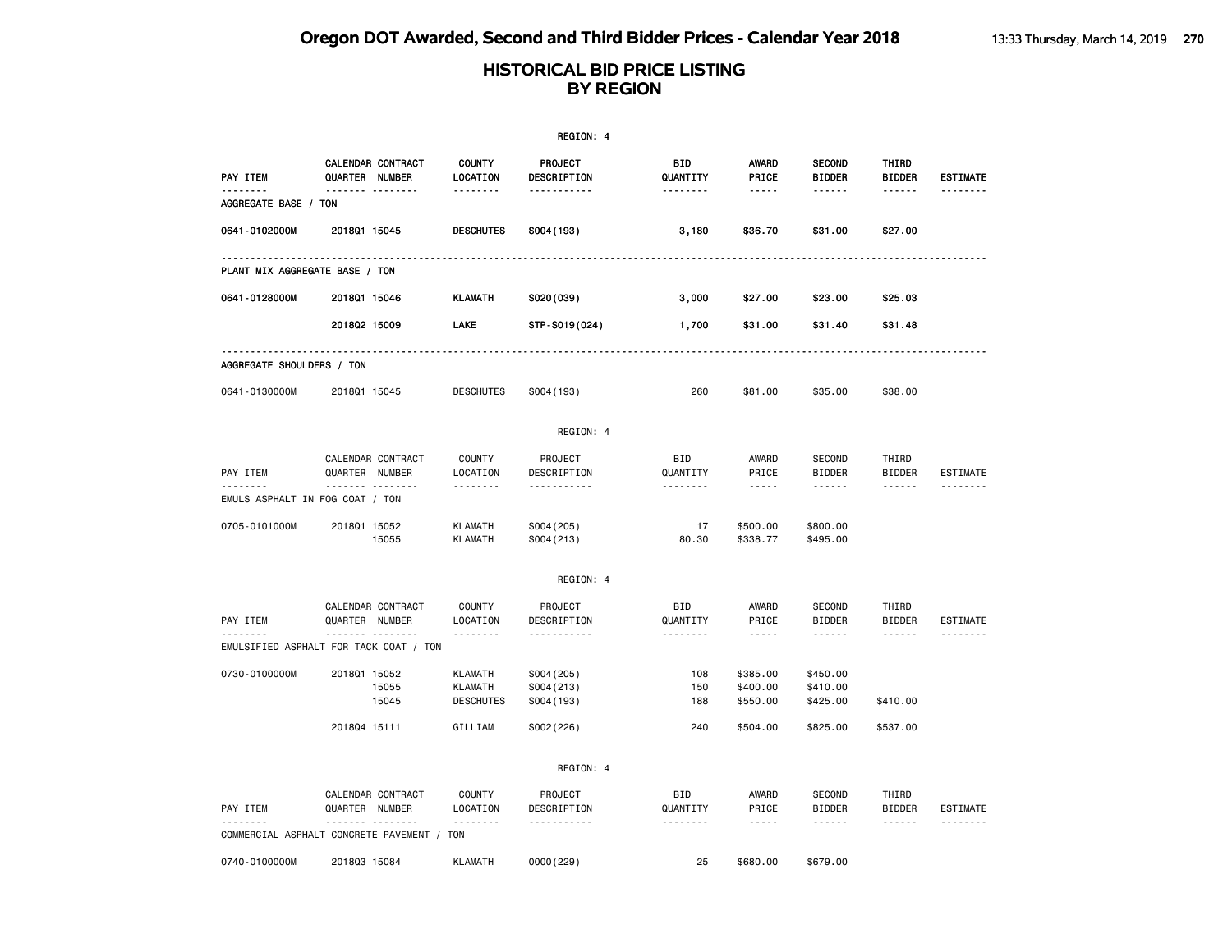# Oregon DOT Awarded, Second and Third Bidder Prices - Calendar Year 2018

## HISTORICAL BID PRICE LISTING BY REGION

REGION: 4

| PAY ITEM | CALENDAR QUARTER | CONTRACT NUMBER | COUNTY LOCATION | PROJECT DESCRIPTION | BID QUANTITY | AWARD PRICE | SECOND BIDDER | THIRD BIDDER | ESTIMATE |
|---|---|---|---|---|---|---|---|---|---|
| **AGGREGATE BASE / TON** | | | | | | | | | |
| **0641-0102000M** | **2018Q1** | **15045** | **DESCHUTES** | **S004(193)** | **3,180** | **$36.70** | **$31.00** | **$27.00** | |
| **PLANT MIX AGGREGATE BASE / TON** | | | | | | | | | |
| **0641-0128000M** | **2018Q1** | **15046** | **KLAMATH** | **S020(039)** | **3,000** | **$27.00** | **$23.00** | **$25.03** | |
| | **2018Q2** | **15009** | **LAKE** | **STP-S019(024)** | **1,700** | **$31.00** | **$31.40** | **$31.48** | |
| AGGREGATE SHOULDERS / TON | | | | | | | | | |
| 0641-0130000M | 2018Q1 | 15045 | DESCHUTES | S004(193) | 260 | $81.00 | $35.00 | $38.00 | |

REGION: 4

| PAY ITEM | CALENDAR QUARTER | CONTRACT NUMBER | COUNTY LOCATION | PROJECT DESCRIPTION | BID QUANTITY | AWARD PRICE | SECOND BIDDER | THIRD BIDDER | ESTIMATE |
|---|---|---|---|---|---|---|---|---|---|
| EMULS ASPHALT IN FOG COAT / TON | | | | | | | | | |
| 0705-0101000M | 2018Q1 | 15052 | KLAMATH | S004(205) | 17 | $500.00 | $800.00 | | |
| | | 15055 | KLAMATH | S004(213) | 80.30 | $338.77 | $495.00 | | |

REGION: 4

| PAY ITEM | CALENDAR QUARTER | CONTRACT NUMBER | COUNTY LOCATION | PROJECT DESCRIPTION | BID QUANTITY | AWARD PRICE | SECOND BIDDER | THIRD BIDDER | ESTIMATE |
|---|---|---|---|---|---|---|---|---|---|
| EMULSIFIED ASPHALT FOR TACK COAT / TON | | | | | | | | | |
| 0730-0100000M | 2018Q1 | 15052 | KLAMATH | S004(205) | 108 | $385.00 | $450.00 | | |
| | | 15055 | KLAMATH | S004(213) | 150 | $400.00 | $410.00 | | |
| | | 15045 | DESCHUTES | S004(193) | 188 | $550.00 | $425.00 | $410.00 | |
| | 2018Q4 | 15111 | GILLIAM | S002(226) | 240 | $504.00 | $825.00 | $537.00 | |

REGION: 4

| PAY ITEM | CALENDAR QUARTER | CONTRACT NUMBER | COUNTY LOCATION | PROJECT DESCRIPTION | BID QUANTITY | AWARD PRICE | SECOND BIDDER | THIRD BIDDER | ESTIMATE |
|---|---|---|---|---|---|---|---|---|---|
| COMMERCIAL ASPHALT CONCRETE PAVEMENT / TON | | | | | | | | | |
| 0740-0100000M | 2018Q3 | 15084 | KLAMATH | 0000(229) | 25 | $680.00 | $679.00 | | |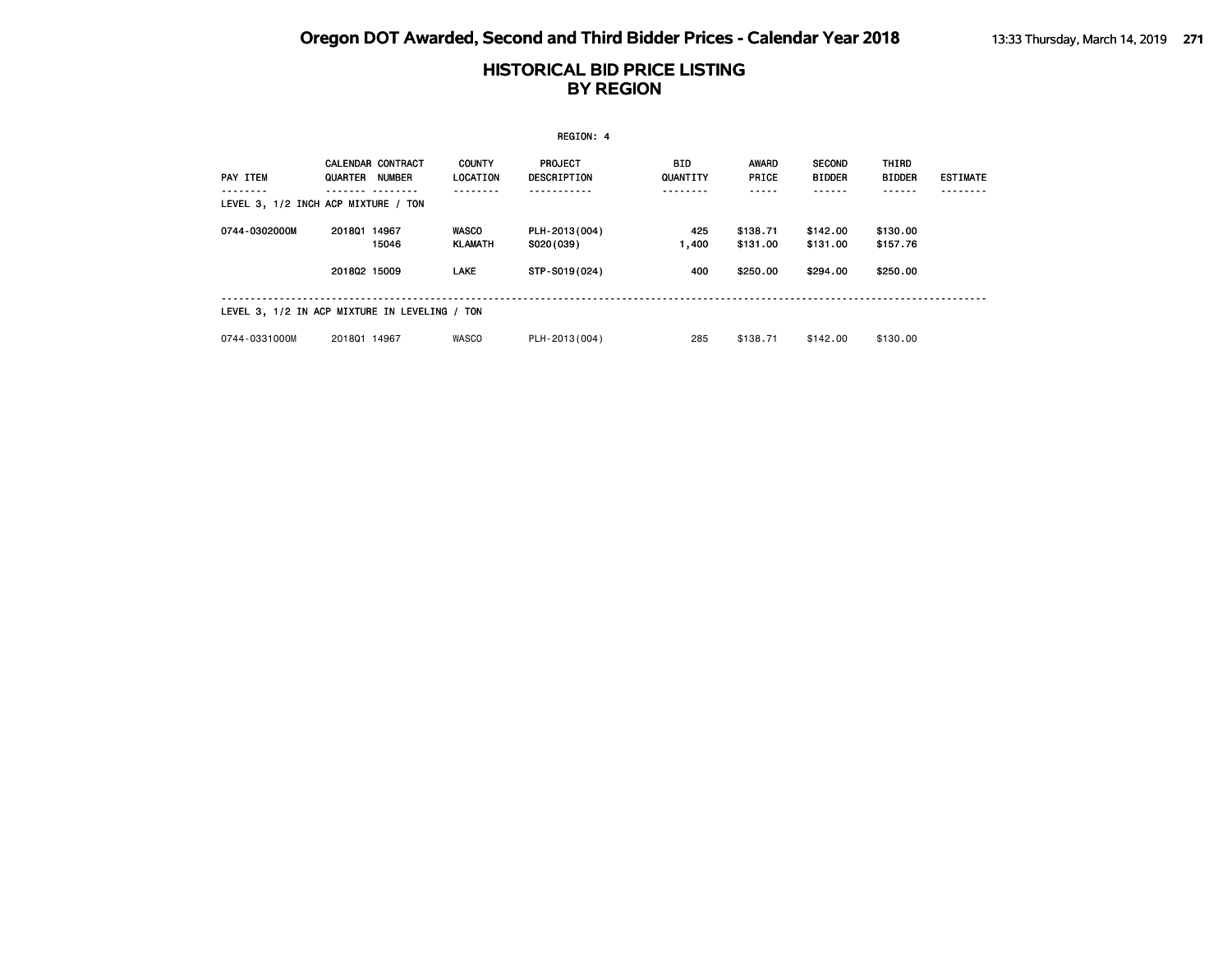# HISTORICAL BID PRICE LISTING
## BY REGION

REGION: 4

| PAY ITEM | CALENDAR QUARTER | CONTRACT NUMBER | COUNTY LOCATION | PROJECT DESCRIPTION | BID QUANTITY | AWARD PRICE | SECOND BIDDER | THIRD BIDDER | ESTIMATE |
|---|---|---|---|---|---|---|---|---|---|
| LEVEL 3, 1/2 INCH ACP MIXTURE / TON | | | | | | | | | |
| 0744-0302000M | 2018Q1 | 14967 | WASCO | PLH-2013(004) | 425 | $138.71 | $142.00 | $130.00 | |
| | | 15046 | KLAMATH | S020(039) | 1,400 | $131.00 | $131.00 | $157.76 | |
| | 2018Q2 | 15009 | LAKE | STP-S019(024) | 400 | $250.00 | $294.00 | $250.00 | |
| LEVEL 3, 1/2 IN ACP MIXTURE IN LEVELING / TON | | | | | | | | | |
| 0744-0331000M | 2018Q1 | 14967 | WASCO | PLH-2013(004) | 285 | $138.71 | $142.00 | $130.00 | |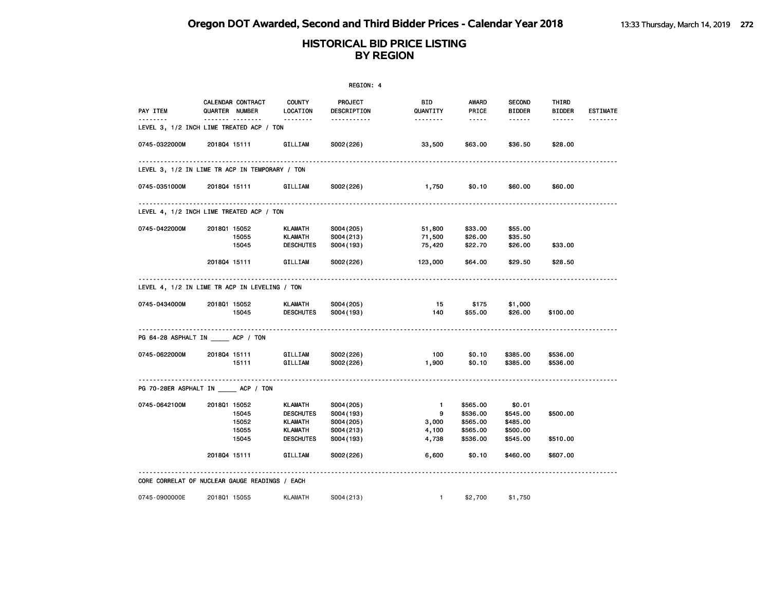# Oregon DOT Awarded, Second and Third Bidder Prices - Calendar Year 2018

## HISTORICAL BID PRICE LISTING BY REGION

REGION: 4

| PAY ITEM | CALENDAR QUARTER | CONTRACT NUMBER | COUNTY LOCATION | PROJECT DESCRIPTION | BID QUANTITY | AWARD PRICE | SECOND BIDDER | THIRD BIDDER | ESTIMATE |
|---|---|---|---|---|---|---|---|---|---|
| **LEVEL 3, 1/2 INCH LIME TREATED ACP / TON** | | | | | | | | | |
| 0745-0322000M | 2018Q4 | 15111 | GILLIAM | S002(226) | 33,500 | $63.00 | $36.50 | $28.00 | |
| **LEVEL 3, 1/2 IN LIME TR ACP IN TEMPORARY / TON** | | | | | | | | | |
| 0745-0351000M | 2018Q4 | 15111 | GILLIAM | S002(226) | 1,750 | $0.10 | $60.00 | $60.00 | |
| **LEVEL 4, 1/2 INCH LIME TREATED ACP / TON** | | | | | | | | | |
| 0745-0422000M | 2018Q1 | 15052 | KLAMATH | S004(205) | 51,800 | $33.00 | $55.00 | | |
| | | 15055 | KLAMATH | S004(213) | 71,500 | $26.00 | $35.50 | | |
| | | 15045 | DESCHUTES | S004(193) | 75,420 | $22.70 | $26.00 | $33.00 | |
| | 2018Q4 | 15111 | GILLIAM | S002(226) | 123,000 | $64.00 | $29.50 | $28.50 | |
| **LEVEL 4, 1/2 IN LIME TR ACP IN LEVELING / TON** | | | | | | | | | |
| 0745-0434000M | 2018Q1 | 15052 | KLAMATH | S004(205) | 15 | $175 | $1,000 | | |
| | | 15045 | DESCHUTES | S004(193) | 140 | $55.00 | $26.00 | $100.00 | |
| **PG 64-28 ASPHALT IN _____ ACP / TON** | | | | | | | | | |
| 0745-0622000M | 2018Q4 | 15111 | GILLIAM | S002(226) | 100 | $0.10 | $385.00 | $536.00 | |
| | | 15111 | GILLIAM | S002(226) | 1,900 | $0.10 | $385.00 | $536.00 | |
| **PG 70-28ER ASPHALT IN _____ ACP / TON** | | | | | | | | | |
| 0745-0642100M | 2018Q1 | 15052 | KLAMATH | S004(205) | 1 | $565.00 | $0.01 | | |
| | | 15045 | DESCHUTES | S004(193) | 9 | $536.00 | $545.00 | $500.00 | |
| | | 15052 | KLAMATH | S004(205) | 3,000 | $565.00 | $485.00 | | |
| | | 15055 | KLAMATH | S004(213) | 4,100 | $565.00 | $500.00 | | |
| | | 15045 | DESCHUTES | S004(193) | 4,738 | $536.00 | $545.00 | $510.00 | |
| | 2018Q4 | 15111 | GILLIAM | S002(226) | 6,600 | $0.10 | $460.00 | $607.00 | |
| **CORE CORRELAT OF NUCLEAR GAUGE READINGS / EACH** | | | | | | | | | |
| 0745-0900000E | 2018Q1 | 15055 | KLAMATH | S004(213) | 1 | $2,700 | $1,750 | | |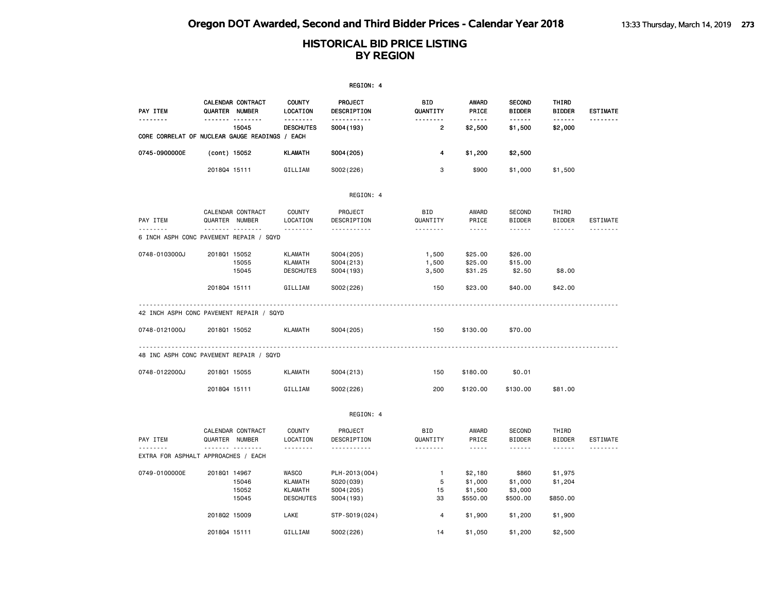# Oregon DOT Awarded, Second and Third Bidder Prices - Calendar Year 2018

## HISTORICAL BID PRICE LISTING BY REGION

REGION: 4

| PAY ITEM | CALENDAR QUARTER | CONTRACT NUMBER | COUNTY LOCATION | PROJECT DESCRIPTION | BID QUANTITY | AWARD PRICE | SECOND BIDDER | THIRD BIDDER | ESTIMATE |
|---|---|---|---|---|---|---|---|---|---|
| | | 15045 | DESCHUTES | S004(193) | 2 | $2,500 | $1,500 | $2,000 | |
| CORE CORRELAT OF NUCLEAR GAUGE READINGS / EACH | | | | | | | | | |
| 0745-0900000E | (cont) | 15052 | KLAMATH | S004(205) | 4 | $1,200 | $2,500 | | |
| | 2018Q4 | 15111 | GILLIAM | S002(226) | 3 | $900 | $1,000 | $1,500 | |

REGION: 4

| PAY ITEM | CALENDAR QUARTER | CONTRACT NUMBER | COUNTY LOCATION | PROJECT DESCRIPTION | BID QUANTITY | AWARD PRICE | SECOND BIDDER | THIRD BIDDER | ESTIMATE |
|---|---|---|---|---|---|---|---|---|---|
| 6 INCH ASPH CONC PAVEMENT REPAIR / SQYD | | | | | | | | | |
| 0748-0103000J | 2018Q1 | 15052 | KLAMATH | S004(205) | 1,500 | $25.00 | $26.00 | | |
| | | 15055 | KLAMATH | S004(213) | 1,500 | $25.00 | $15.00 | | |
| | | 15045 | DESCHUTES | S004(193) | 3,500 | $31.25 | $2.50 | $8.00 | |
| | 2018Q4 | 15111 | GILLIAM | S002(226) | 150 | $23.00 | $40.00 | $42.00 | |
| 42 INCH ASPH CONC PAVEMENT REPAIR / SQYD | | | | | | | | | |
| 0748-0121000J | 2018Q1 | 15052 | KLAMATH | S004(205) | 150 | $130.00 | $70.00 | | |
| 48 INC ASPH CONC PAVEMENT REPAIR / SQYD | | | | | | | | | |
| 0748-0122000J | 2018Q1 | 15055 | KLAMATH | S004(213) | 150 | $180.00 | $0.01 | | |
| | 2018Q4 | 15111 | GILLIAM | S002(226) | 200 | $120.00 | $130.00 | $81.00 | |

REGION: 4

| PAY ITEM | CALENDAR QUARTER | CONTRACT NUMBER | COUNTY LOCATION | PROJECT DESCRIPTION | BID QUANTITY | AWARD PRICE | SECOND BIDDER | THIRD BIDDER | ESTIMATE |
|---|---|---|---|---|---|---|---|---|---|
| EXTRA FOR ASPHALT APPROACHES / EACH | | | | | | | | | |
| 0749-0100000E | 2018Q1 | 14967 | WASCO | PLH-2013(004) | 1 | $2,180 | $860 | $1,975 | |
| | | 15046 | KLAMATH | S020(039) | 5 | $1,000 | $1,000 | $1,204 | |
| | | 15052 | KLAMATH | S004(205) | 15 | $1,500 | $3,000 | | |
| | | 15045 | DESCHUTES | S004(193) | 33 | $550.00 | $500.00 | $850.00 | |
| | 2018Q2 | 15009 | LAKE | STP-S019(024) | 4 | $1,900 | $1,200 | $1,900 | |
| | 2018Q4 | 15111 | GILLIAM | S002(226) | 14 | $1,050 | $1,200 | $2,500 | |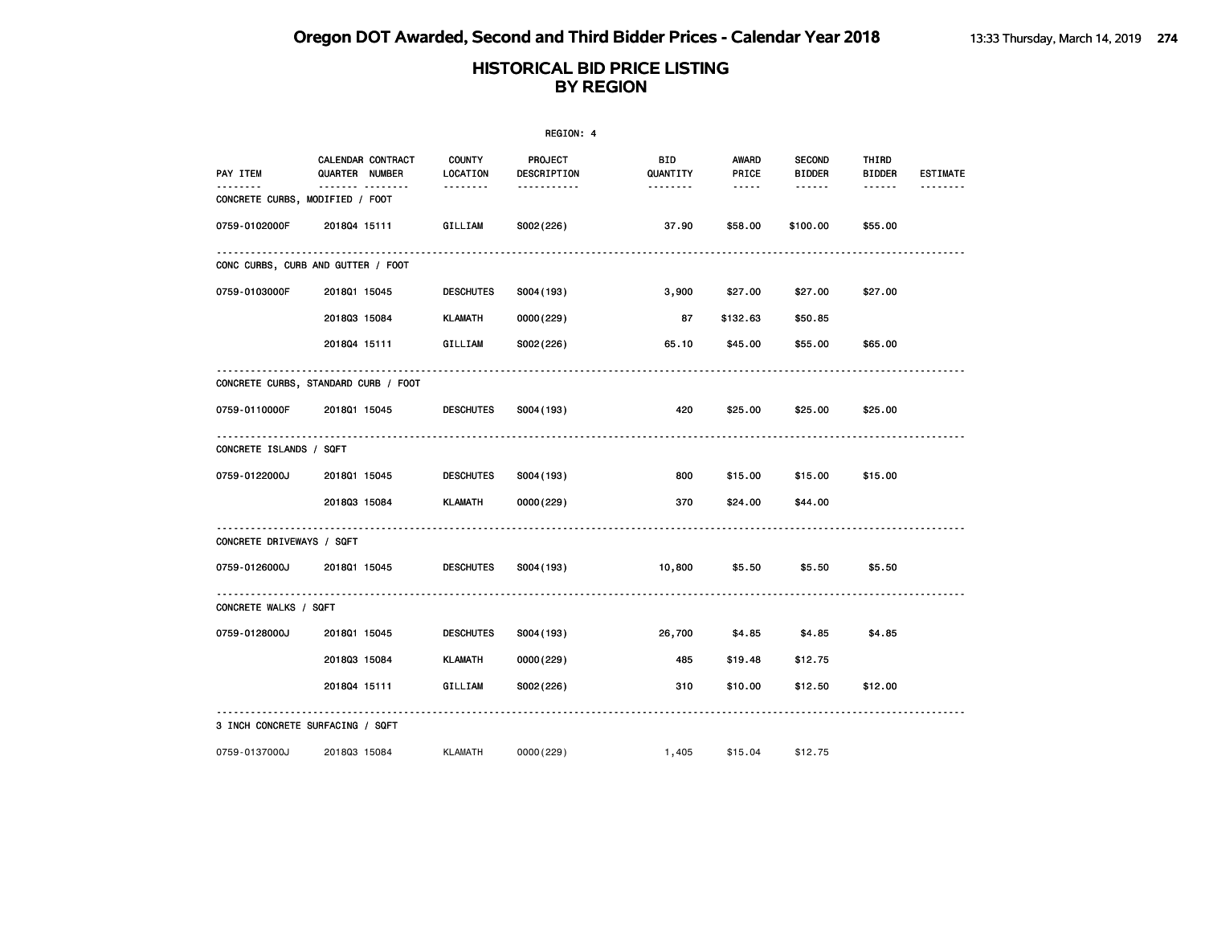# Oregon DOT Awarded, Second and Third Bidder Prices - Calendar Year 2018

## HISTORICAL BID PRICE LISTING BY REGION

REGION: 4

| PAY ITEM | CALENDAR QUARTER | CONTRACT NUMBER | COUNTY LOCATION | PROJECT DESCRIPTION | BID QUANTITY | AWARD PRICE | SECOND BIDDER | THIRD BIDDER | ESTIMATE |
|---|---|---|---|---|---|---|---|---|---|
| **CONCRETE CURBS, MODIFIED / FOOT** | | | | | | | | | |
| 0759-0102000F | 2018Q4 | 15111 | GILLIAM | S002(226) | 37.90 | $58.00 | $100.00 | $55.00 | |
| **CONC CURBS, CURB AND GUTTER / FOOT** | | | | | | | | | |
| 0759-0103000F | 2018Q1 | 15045 | DESCHUTES | S004(193) | 3,900 | $27.00 | $27.00 | $27.00 | |
| | 2018Q3 | 15084 | KLAMATH | 0000(229) | 87 | $132.63 | $50.85 | | |
| | 2018Q4 | 15111 | GILLIAM | S002(226) | 65.10 | $45.00 | $55.00 | $65.00 | |
| **CONCRETE CURBS, STANDARD CURB / FOOT** | | | | | | | | | |
| 0759-0110000F | 2018Q1 | 15045 | DESCHUTES | S004(193) | 420 | $25.00 | $25.00 | $25.00 | |
| **CONCRETE ISLANDS / SQFT** | | | | | | | | | |
| 0759-0122000J | 2018Q1 | 15045 | DESCHUTES | S004(193) | 800 | $15.00 | $15.00 | $15.00 | |
| | 2018Q3 | 15084 | KLAMATH | 0000(229) | 370 | $24.00 | $44.00 | | |
| **CONCRETE DRIVEWAYS / SQFT** | | | | | | | | | |
| 0759-0126000J | 2018Q1 | 15045 | DESCHUTES | S004(193) | 10,800 | $5.50 | $5.50 | $5.50 | |
| **CONCRETE WALKS / SQFT** | | | | | | | | | |
| 0759-0128000J | 2018Q1 | 15045 | DESCHUTES | S004(193) | 26,700 | $4.85 | $4.85 | $4.85 | |
| | 2018Q3 | 15084 | KLAMATH | 0000(229) | 485 | $19.48 | $12.75 | | |
| | 2018Q4 | 15111 | GILLIAM | S002(226) | 310 | $10.00 | $12.50 | $12.00 | |
| **3 INCH CONCRETE SURFACING / SQFT** | | | | | | | | | |
| 0759-0137000J | 2018Q3 | 15084 | KLAMATH | 0000(229) | 1,405 | $15.04 | $12.75 | | |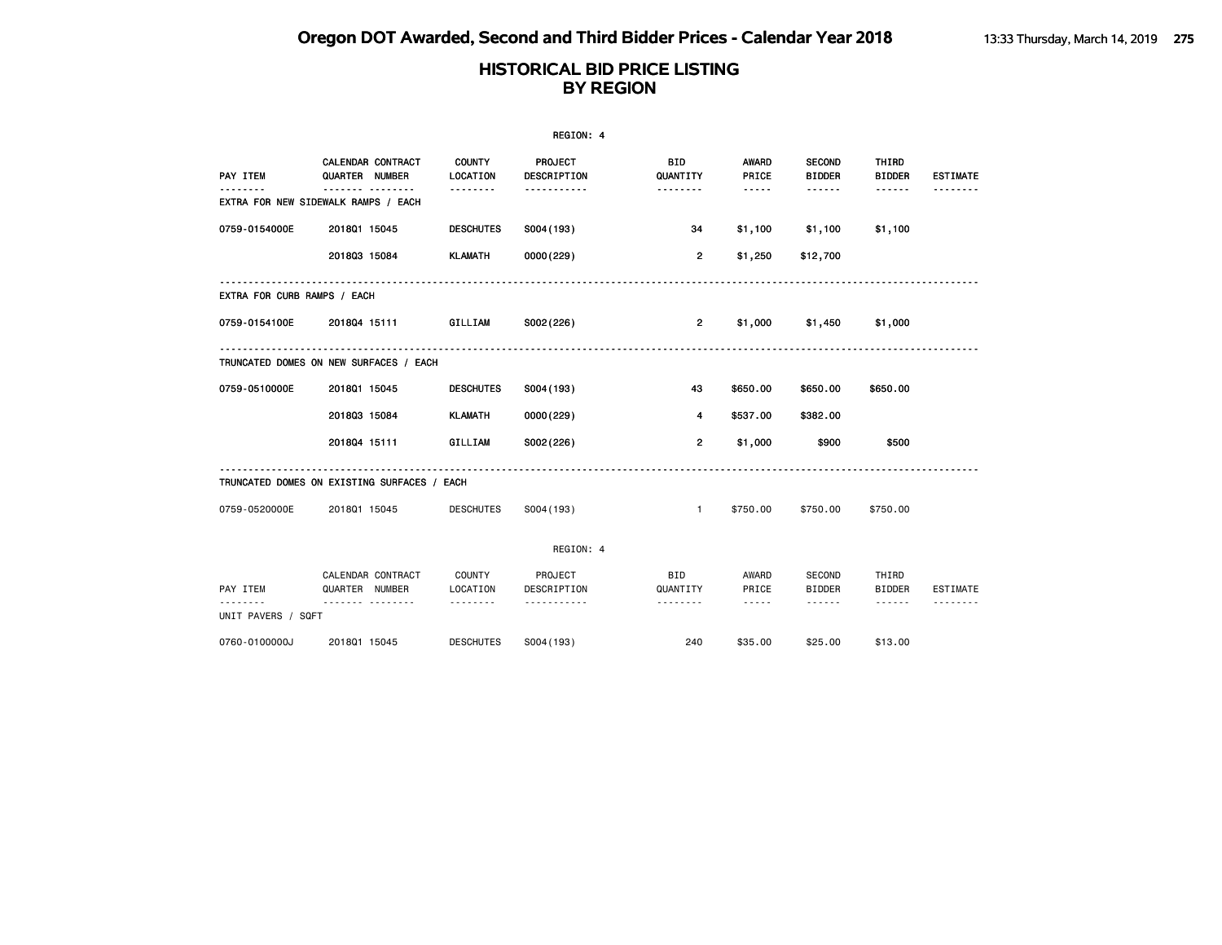# HISTORICAL BID PRICE LISTING
# BY REGION

REGION: 4

| PAY ITEM | CALENDAR QUARTER | CONTRACT NUMBER | COUNTY LOCATION | PROJECT DESCRIPTION | BID QUANTITY | AWARD PRICE | SECOND BIDDER | THIRD BIDDER | ESTIMATE |
|---|---|---|---|---|---|---|---|---|---|
| **EXTRA FOR NEW SIDEWALK RAMPS / EACH** | | | | | | | | | |
| 0759-0154000E | 2018Q1 | 15045 | DESCHUTES | S004(193) | 34 | $1,100 | $1,100 | $1,100 | |
| | 2018Q3 | 15084 | KLAMATH | 0000(229) | 2 | $1,250 | $12,700 | | |
| **EXTRA FOR CURB RAMPS / EACH** | | | | | | | | | |
| 0759-0154100E | 2018Q4 | 15111 | GILLIAM | S002(226) | 2 | $1,000 | $1,450 | $1,000 | |
| **TRUNCATED DOMES ON NEW SURFACES / EACH** | | | | | | | | | |
| 0759-0510000E | 2018Q1 | 15045 | DESCHUTES | S004(193) | 43 | $650.00 | $650.00 | $650.00 | |
| | 2018Q3 | 15084 | KLAMATH | 0000(229) | 4 | $537.00 | $382.00 | | |
| | 2018Q4 | 15111 | GILLIAM | S002(226) | 2 | $1,000 | $900 | $500 | |
| **TRUNCATED DOMES ON EXISTING SURFACES / EACH** | | | | | | | | | |
| 0759-0520000E | 2018Q1 | 15045 | DESCHUTES | S004(193) | 1 | $750.00 | $750.00 | $750.00 | |

REGION: 4

| PAY ITEM | CALENDAR QUARTER | CONTRACT NUMBER | COUNTY LOCATION | PROJECT DESCRIPTION | BID QUANTITY | AWARD PRICE | SECOND BIDDER | THIRD BIDDER | ESTIMATE |
|---|---|---|---|---|---|---|---|---|---|
| **UNIT PAVERS / SQFT** | | | | | | | | | |
| 0760-0100000J | 2018Q1 | 15045 | DESCHUTES | S004(193) | 240 | $35.00 | $25.00 | $13.00 | |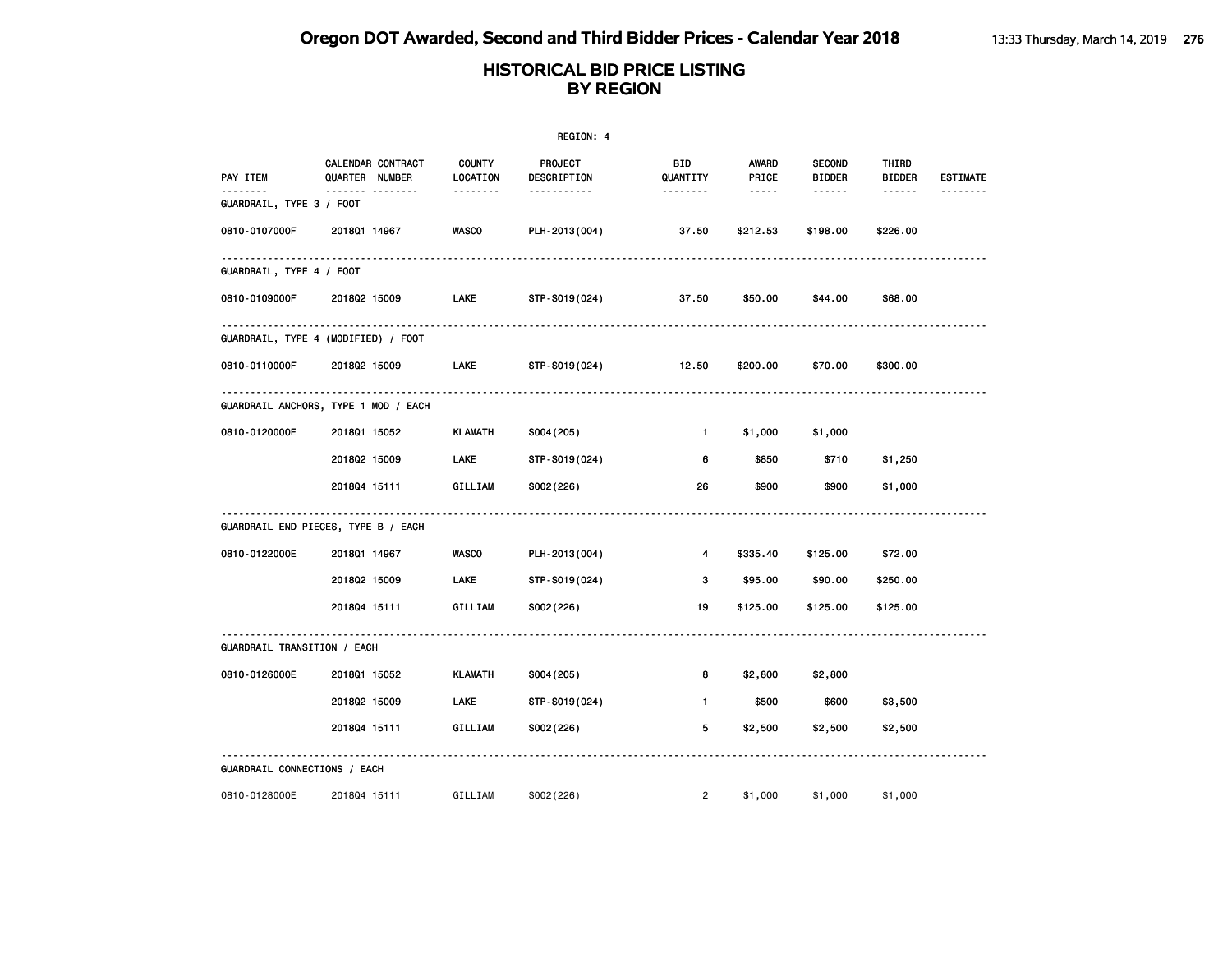# Oregon DOT Awarded, Second and Third Bidder Prices - Calendar Year 2018

## HISTORICAL BID PRICE LISTING BY REGION

REGION: 4

| PAY ITEM | CALENDAR QUARTER | CONTRACT NUMBER | COUNTY LOCATION | PROJECT DESCRIPTION | BID QUANTITY | AWARD PRICE | SECOND BIDDER | THIRD BIDDER | ESTIMATE |
|---|---|---|---|---|---|---|---|---|---|
| **GUARDRAIL, TYPE 3 / FOOT** | | | | | | | | | |
| 0810-0107000F | 2018Q1 | 14967 | WASCO | PLH-2013(004) | 37.50 | $212.53 | $198.00 | $226.00 | |
| **GUARDRAIL, TYPE 4 / FOOT** | | | | | | | | | |
| 0810-0109000F | 2018Q2 | 15009 | LAKE | STP-S019(024) | 37.50 | $50.00 | $44.00 | $68.00 | |
| **GUARDRAIL, TYPE 4 (MODIFIED) / FOOT** | | | | | | | | | |
| 0810-0110000F | 2018Q2 | 15009 | LAKE | STP-S019(024) | 12.50 | $200.00 | $70.00 | $300.00 | |
| **GUARDRAIL ANCHORS, TYPE 1 MOD / EACH** | | | | | | | | | |
| 0810-0120000E | 2018Q1 | 15052 | KLAMATH | S004(205) | 1 | $1,000 | $1,000 | | |
| | 2018Q2 | 15009 | LAKE | STP-S019(024) | 6 | $850 | $710 | $1,250 | |
| | 2018Q4 | 15111 | GILLIAM | S002(226) | 26 | $900 | $900 | $1,000 | |
| **GUARDRAIL END PIECES, TYPE B / EACH** | | | | | | | | | |
| 0810-0122000E | 2018Q1 | 14967 | WASCO | PLH-2013(004) | 4 | $335.40 | $125.00 | $72.00 | |
| | 2018Q2 | 15009 | LAKE | STP-S019(024) | 3 | $95.00 | $90.00 | $250.00 | |
| | 2018Q4 | 15111 | GILLIAM | S002(226) | 19 | $125.00 | $125.00 | $125.00 | |
| **GUARDRAIL TRANSITION / EACH** | | | | | | | | | |
| 0810-0126000E | 2018Q1 | 15052 | KLAMATH | S004(205) | 8 | $2,800 | $2,800 | | |
| | 2018Q2 | 15009 | LAKE | STP-S019(024) | 1 | $500 | $600 | $3,500 | |
| | 2018Q4 | 15111 | GILLIAM | S002(226) | 5 | $2,500 | $2,500 | $2,500 | |
| **GUARDRAIL CONNECTIONS / EACH** | | | | | | | | | |
| 0810-0128000E | 2018Q4 | 15111 | GILLIAM | S002(226) | 2 | $1,000 | $1,000 | $1,000 | |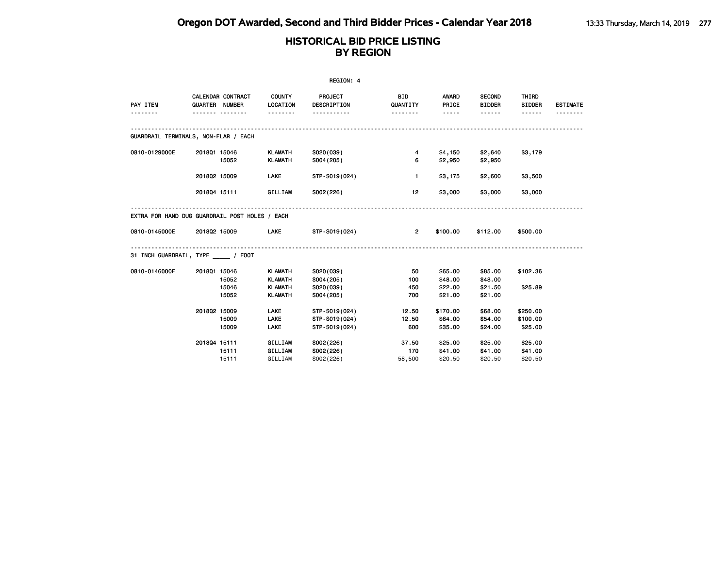# Oregon DOT Awarded, Second and Third Bidder Prices - Calendar Year 2018

## HISTORICAL BID PRICE LISTING BY REGION

REGION: 4

| PAY ITEM | CALENDAR QUARTER | CONTRACT NUMBER | COUNTY LOCATION | PROJECT DESCRIPTION | BID QUANTITY | AWARD PRICE | SECOND BIDDER | THIRD BIDDER | ESTIMATE |
|---|---|---|---|---|---|---|---|---|---|
| **GUARDRAIL TERMINALS, NON-FLAR / EACH** | | | | | | | | | |
| 0810-0129000E | 2018Q1 | 15046 | KLAMATH | S020(039) | 4 | $4,150 | $2,640 | $3,179 | |
| | | 15052 | KLAMATH | S004(205) | 6 | $2,950 | $2,950 | | |
| | 2018Q2 | 15009 | LAKE | STP-S019(024) | 1 | $3,175 | $2,600 | $3,500 | |
| | 2018Q4 | 15111 | GILLIAM | S002(226) | 12 | $3,000 | $3,000 | $3,000 | |
| **EXTRA FOR HAND DUG GUARDRAIL POST HOLES / EACH** | | | | | | | | | |
| 0810-0145000E | 2018Q2 | 15009 | LAKE | STP-S019(024) | 2 | $100.00 | $112.00 | $500.00 | |
| **31 INCH GUARDRAIL, TYPE _____ / FOOT** | | | | | | | | | |
| 0810-0146000F | 2018Q1 | 15046 | KLAMATH | S020(039) | 50 | $65.00 | $85.00 | $102.36 | |
| | | 15052 | KLAMATH | S004(205) | 100 | $48.00 | $48.00 | | |
| | | 15046 | KLAMATH | S020(039) | 450 | $22.00 | $21.50 | $25.89 | |
| | | 15052 | KLAMATH | S004(205) | 700 | $21.00 | $21.00 | | |
| | 2018Q2 | 15009 | LAKE | STP-S019(024) | 12.50 | $170.00 | $68.00 | $250.00 | |
| | | 15009 | LAKE | STP-S019(024) | 12.50 | $64.00 | $54.00 | $100.00 | |
| | | 15009 | LAKE | STP-S019(024) | 600 | $35.00 | $24.00 | $25.00 | |
| | 2018Q4 | 15111 | GILLIAM | S002(226) | 37.50 | $25.00 | $25.00 | $25.00 | |
| | | 15111 | GILLIAM | S002(226) | 170 | $41.00 | $41.00 | $41.00 | |
| | | 15111 | GILLIAM | S002(226) | 58,500 | $20.50 | $20.50 | $20.50 | |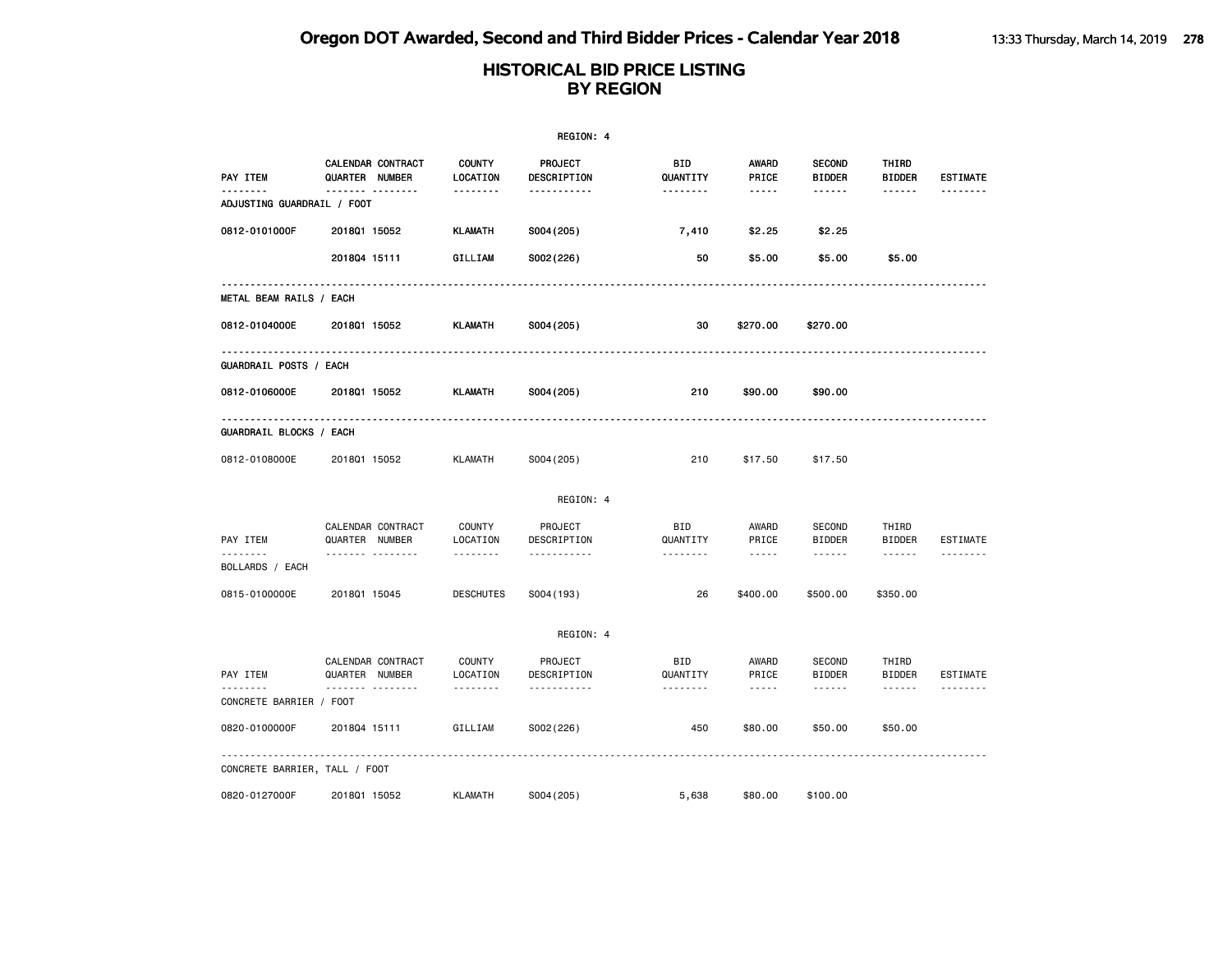# Oregon DOT Awarded, Second and Third Bidder Prices - Calendar Year 2018

## HISTORICAL BID PRICE LISTING BY REGION

REGION: 4

| PAY ITEM | CALENDAR QUARTER | CONTRACT NUMBER | COUNTY LOCATION | PROJECT DESCRIPTION | BID QUANTITY | AWARD PRICE | SECOND BIDDER | THIRD BIDDER | ESTIMATE |
|---|---|---|---|---|---|---|---|---|---|
| **ADJUSTING GUARDRAIL / FOOT** | | | | | | | | | |
| 0812-0101000F | 2018Q1 | 15052 | KLAMATH | S004(205) | 7,410 | $2.25 | $2.25 | | |
| | 2018Q4 | 15111 | GILLIAM | S002(226) | 50 | $5.00 | $5.00 | $5.00 | |
| **METAL BEAM RAILS / EACH** | | | | | | | | | |
| 0812-0104000E | 2018Q1 | 15052 | KLAMATH | S004(205) | 30 | $270.00 | $270.00 | | |
| **GUARDRAIL POSTS / EACH** | | | | | | | | | |
| 0812-0106000E | 2018Q1 | 15052 | KLAMATH | S004(205) | 210 | $90.00 | $90.00 | | |
| **GUARDRAIL BLOCKS / EACH** | | | | | | | | | |
| 0812-0108000E | 2018Q1 | 15052 | KLAMATH | S004(205) | 210 | $17.50 | $17.50 | | |

REGION: 4

| PAY ITEM | CALENDAR QUARTER | CONTRACT NUMBER | COUNTY LOCATION | PROJECT DESCRIPTION | BID QUANTITY | AWARD PRICE | SECOND BIDDER | THIRD BIDDER | ESTIMATE |
|---|---|---|---|---|---|---|---|---|---|
| **BOLLARDS / EACH** | | | | | | | | | |
| 0815-0100000E | 2018Q1 | 15045 | DESCHUTES | S004(193) | 26 | $400.00 | $500.00 | $350.00 | |

REGION: 4

| PAY ITEM | CALENDAR QUARTER | CONTRACT NUMBER | COUNTY LOCATION | PROJECT DESCRIPTION | BID QUANTITY | AWARD PRICE | SECOND BIDDER | THIRD BIDDER | ESTIMATE |
|---|---|---|---|---|---|---|---|---|---|
| **CONCRETE BARRIER / FOOT** | | | | | | | | | |
| 0820-0100000F | 2018Q4 | 15111 | GILLIAM | S002(226) | 450 | $80.00 | $50.00 | $50.00 | |
| **CONCRETE BARRIER, TALL / FOOT** | | | | | | | | | |
| 0820-0127000F | 2018Q1 | 15052 | KLAMATH | S004(205) | 5,638 | $80.00 | $100.00 | | |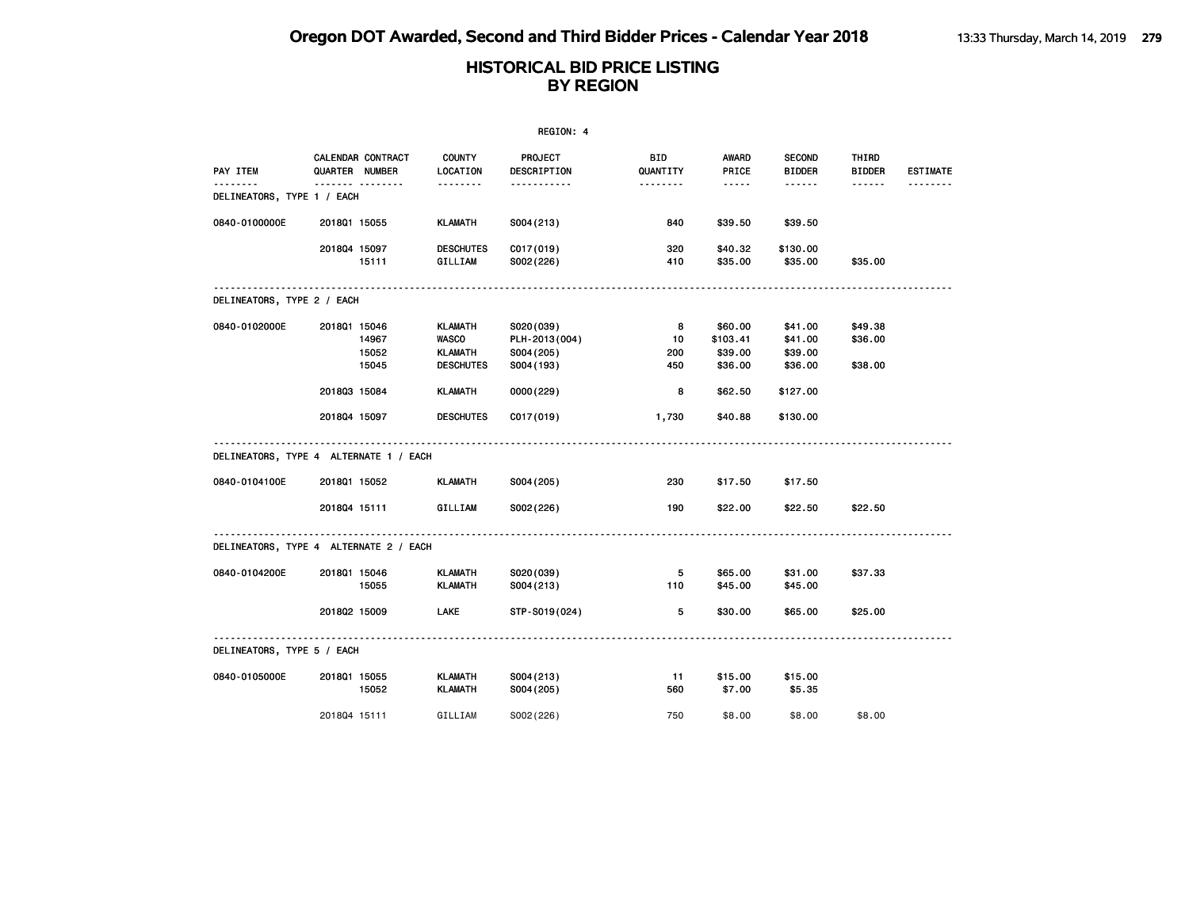# Oregon DOT Awarded, Second and Third Bidder Prices - Calendar Year 2018

## HISTORICAL BID PRICE LISTING BY REGION

REGION: 4

| PAY ITEM | CALENDAR QUARTER | CONTRACT NUMBER | COUNTY LOCATION | PROJECT DESCRIPTION | BID QUANTITY | AWARD PRICE | SECOND BIDDER | THIRD BIDDER | ESTIMATE |
|---|---|---|---|---|---|---|---|---|---|
| **DELINEATORS, TYPE 1 / EACH** | | | | | | | | | |
| 0840-0100000E | 2018Q1 | 15055 | KLAMATH | S004(213) | 840 | $39.50 | $39.50 | | |
| | 2018Q4 | 15097 | DESCHUTES | C017(019) | 320 | $40.32 | $130.00 | | |
| | | 15111 | GILLIAM | S002(226) | 410 | $35.00 | $35.00 | $35.00 | |
| **DELINEATORS, TYPE 2 / EACH** | | | | | | | | | |
| 0840-0102000E | 2018Q1 | 15046 | KLAMATH | S020(039) | 8 | $60.00 | $41.00 | $49.38 | |
| | | 14967 | WASCO | PLH-2013(004) | 10 | $103.41 | $41.00 | $36.00 | |
| | | 15052 | KLAMATH | S004(205) | 200 | $39.00 | $39.00 | | |
| | | 15045 | DESCHUTES | S004(193) | 450 | $36.00 | $36.00 | $38.00 | |
| | 2018Q3 | 15084 | KLAMATH | 0000(229) | 8 | $62.50 | $127.00 | | |
| | 2018Q4 | 15097 | DESCHUTES | C017(019) | 1,730 | $40.88 | $130.00 | | |
| **DELINEATORS, TYPE 4 ALTERNATE 1 / EACH** | | | | | | | | | |
| 0840-0104100E | 2018Q1 | 15052 | KLAMATH | S004(205) | 230 | $17.50 | $17.50 | | |
| | 2018Q4 | 15111 | GILLIAM | S002(226) | 190 | $22.00 | $22.50 | $22.50 | |
| **DELINEATORS, TYPE 4 ALTERNATE 2 / EACH** | | | | | | | | | |
| 0840-0104200E | 2018Q1 | 15046 | KLAMATH | S020(039) | 5 | $65.00 | $31.00 | $37.33 | |
| | | 15055 | KLAMATH | S004(213) | 110 | $45.00 | $45.00 | | |
| | 2018Q2 | 15009 | LAKE | STP-S019(024) | 5 | $30.00 | $65.00 | $25.00 | |
| **DELINEATORS, TYPE 5 / EACH** | | | | | | | | | |
| 0840-0105000E | 2018Q1 | 15055 | KLAMATH | S004(213) | 11 | $15.00 | $15.00 | | |
| | | 15052 | KLAMATH | S004(205) | 560 | $7.00 | $5.35 | | |
| | 2018Q4 | 15111 | GILLIAM | S002(226) | 750 | $8.00 | $8.00 | $8.00 | |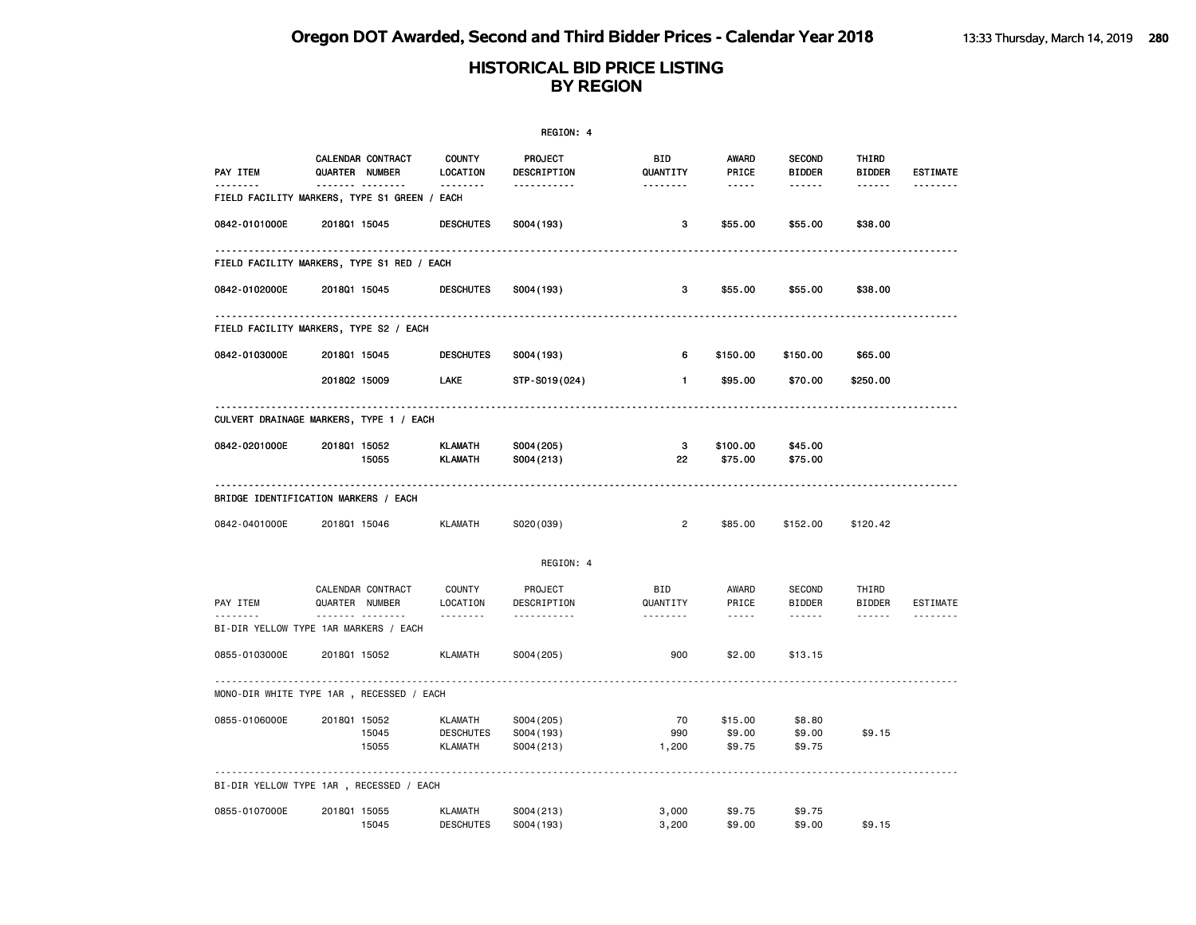## Oregon DOT Awarded, Second and Third Bidder Prices - Calendar Year 2018

## HISTORICAL BID PRICE LISTING BY REGION

REGION: 4

| PAY ITEM | CALENDAR QUARTER | CONTRACT NUMBER | COUNTY LOCATION | PROJECT DESCRIPTION | BID QUANTITY | AWARD PRICE | SECOND BIDDER | THIRD BIDDER | ESTIMATE |
|---|---|---|---|---|---|---|---|---|---|
| FIELD FACILITY MARKERS, TYPE S1 GREEN / EACH | | | | | | | | | |
| 0842-0101000E | 2018Q1 | 15045 | DESCHUTES | S004(193) | 3 | $55.00 | $55.00 | $38.00 | |
| FIELD FACILITY MARKERS, TYPE S1 RED / EACH | | | | | | | | | |
| 0842-0102000E | 2018Q1 | 15045 | DESCHUTES | S004(193) | 3 | $55.00 | $55.00 | $38.00 | |
| FIELD FACILITY MARKERS, TYPE S2 / EACH | | | | | | | | | |
| 0842-0103000E | 2018Q1 | 15045 | DESCHUTES | S004(193) | 6 | $150.00 | $150.00 | $65.00 | |
| | 2018Q2 | 15009 | LAKE | STP-S019(024) | 1 | $95.00 | $70.00 | $250.00 | |
| CULVERT DRAINAGE MARKERS, TYPE 1 / EACH | | | | | | | | | |
| 0842-0201000E | 2018Q1 | 15052 | KLAMATH | S004(205) | 3 | $100.00 | $45.00 | | |
| | | 15055 | KLAMATH | S004(213) | 22 | $75.00 | $75.00 | | |
| BRIDGE IDENTIFICATION MARKERS / EACH | | | | | | | | | |
| 0842-0401000E | 2018Q1 | 15046 | KLAMATH | S020(039) | 2 | $85.00 | $152.00 | $120.42 | |

REGION: 4

| PAY ITEM | CALENDAR QUARTER | CONTRACT NUMBER | COUNTY LOCATION | PROJECT DESCRIPTION | BID QUANTITY | AWARD PRICE | SECOND BIDDER | THIRD BIDDER | ESTIMATE |
|---|---|---|---|---|---|---|---|---|---|
| BI-DIR YELLOW TYPE 1AR MARKERS / EACH | | | | | | | | | |
| 0855-0103000E | 2018Q1 | 15052 | KLAMATH | S004(205) | 900 | $2.00 | $13.15 | | |
| MONO-DIR WHITE TYPE 1AR , RECESSED / EACH | | | | | | | | | |
| 0855-0106000E | 2018Q1 | 15052 | KLAMATH | S004(205) | 70 | $15.00 | $8.80 | | |
| | | 15045 | DESCHUTES | S004(193) | 990 | $9.00 | $9.00 | $9.15 | |
| | | 15055 | KLAMATH | S004(213) | 1,200 | $9.75 | $9.75 | | |
| BI-DIR YELLOW TYPE 1AR , RECESSED / EACH | | | | | | | | | |
| 0855-0107000E | 2018Q1 | 15055 | KLAMATH | S004(213) | 3,000 | $9.75 | $9.75 | | |
| | | 15045 | DESCHUTES | S004(193) | 3,200 | $9.00 | $9.00 | $9.15 | |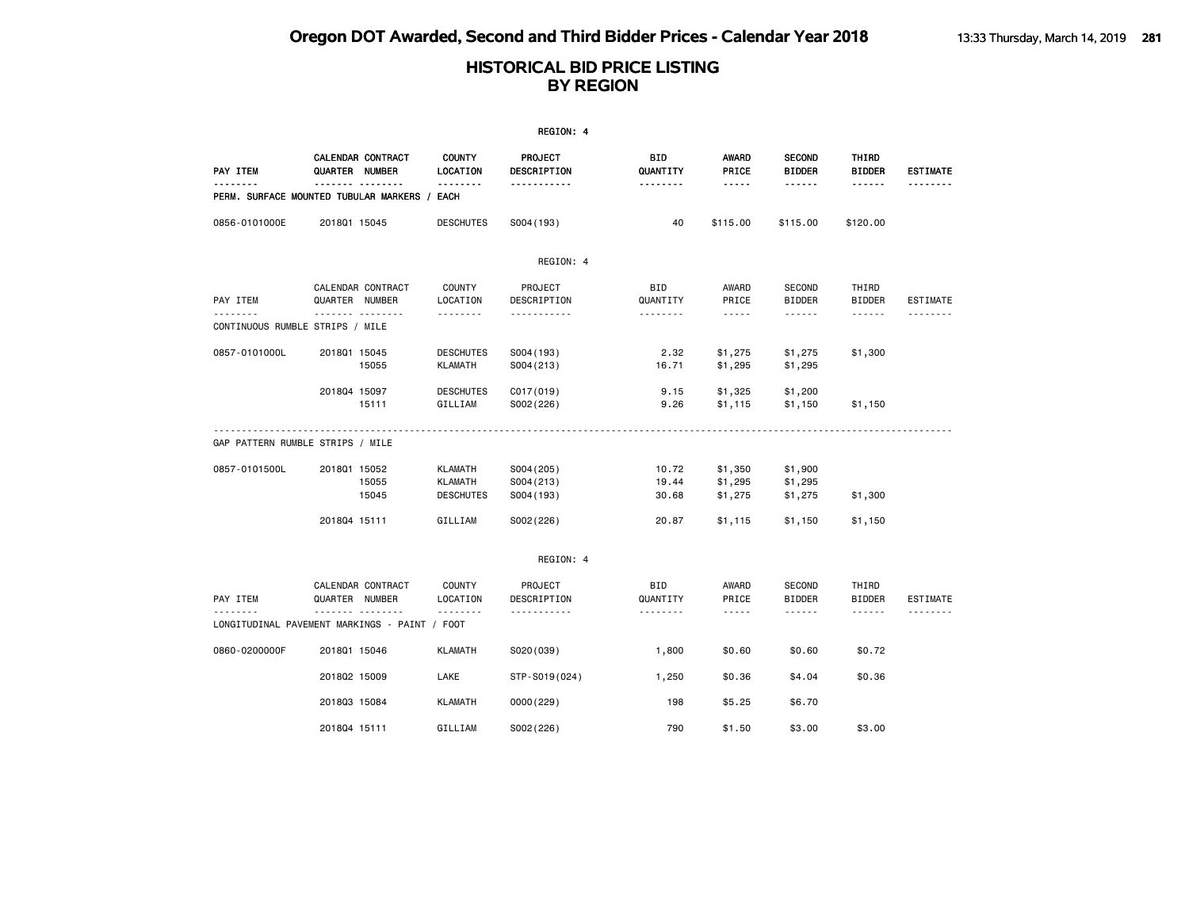# Oregon DOT Awarded, Second and Third Bidder Prices - Calendar Year 2018

## HISTORICAL BID PRICE LISTING BY REGION

REGION: 4

| PAY ITEM | CALENDAR QUARTER | CONTRACT NUMBER | COUNTY LOCATION | PROJECT DESCRIPTION | BID QUANTITY | AWARD PRICE | SECOND BIDDER | THIRD BIDDER | ESTIMATE |
|---|---|---|---|---|---|---|---|---|---|
| PERM. SURFACE MOUNTED TUBULAR MARKERS / EACH | | | | | | | | | |
| 0856-0101000E | 2018Q1 | 15045 | DESCHUTES | S004(193) | 40 | $115.00 | $115.00 | $120.00 | |

REGION: 4

| PAY ITEM | CALENDAR QUARTER | CONTRACT NUMBER | COUNTY LOCATION | PROJECT DESCRIPTION | BID QUANTITY | AWARD PRICE | SECOND BIDDER | THIRD BIDDER | ESTIMATE |
|---|---|---|---|---|---|---|---|---|---|
| CONTINUOUS RUMBLE STRIPS / MILE | | | | | | | | | |
| 0857-0101000L | 2018Q1 | 15045 | DESCHUTES | S004(193) | 2.32 | $1,275 | $1,275 | $1,300 | |
| | | 15055 | KLAMATH | S004(213) | 16.71 | $1,295 | $1,295 | | |
| | 2018Q4 | 15097 | DESCHUTES | C017(019) | 9.15 | $1,325 | $1,200 | | |
| | | 15111 | GILLIAM | S002(226) | 9.26 | $1,115 | $1,150 | $1,150 | |
| GAP PATTERN RUMBLE STRIPS / MILE | | | | | | | | | |
| 0857-0101500L | 2018Q1 | 15052 | KLAMATH | S004(205) | 10.72 | $1,350 | $1,900 | | |
| | | 15055 | KLAMATH | S004(213) | 19.44 | $1,295 | $1,295 | | |
| | | 15045 | DESCHUTES | S004(193) | 30.68 | $1,275 | $1,275 | $1,300 | |
| | 2018Q4 | 15111 | GILLIAM | S002(226) | 20.87 | $1,115 | $1,150 | $1,150 | |

REGION: 4

| PAY ITEM | CALENDAR QUARTER | CONTRACT NUMBER | COUNTY LOCATION | PROJECT DESCRIPTION | BID QUANTITY | AWARD PRICE | SECOND BIDDER | THIRD BIDDER | ESTIMATE |
|---|---|---|---|---|---|---|---|---|---|
| LONGITUDINAL PAVEMENT MARKINGS - PAINT / FOOT | | | | | | | | | |
| 0860-0200000F | 2018Q1 | 15046 | KLAMATH | S020(039) | 1,800 | $0.60 | $0.60 | $0.72 | |
| | 2018Q2 | 15009 | LAKE | STP-S019(024) | 1,250 | $0.36 | $4.04 | $0.36 | |
| | 2018Q3 | 15084 | KLAMATH | 0000(229) | 198 | $5.25 | $6.70 | | |
| | 2018Q4 | 15111 | GILLIAM | S002(226) | 790 | $1.50 | $3.00 | $3.00 | |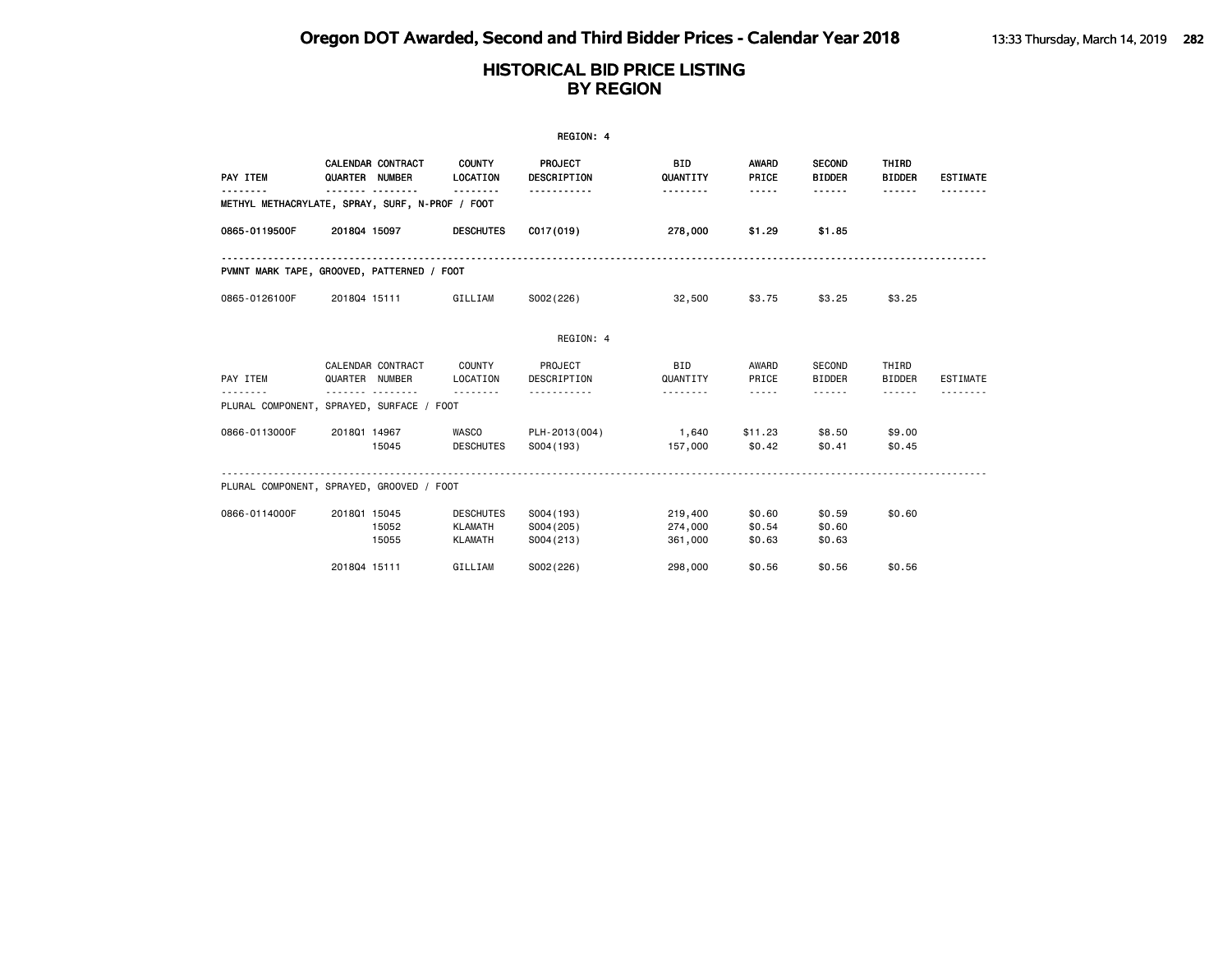# Oregon DOT Awarded, Second and Third Bidder Prices - Calendar Year 2018

## HISTORICAL BID PRICE LISTING BY REGION

REGION: 4

| PAY ITEM | CALENDAR QUARTER | CONTRACT NUMBER | COUNTY LOCATION | PROJECT DESCRIPTION | BID QUANTITY | AWARD PRICE | SECOND BIDDER | THIRD BIDDER | ESTIMATE |
|---|---|---|---|---|---|---|---|---|---|
| **METHYL METHACRYLATE, SPRAY, SURF, N-PROF / FOOT** | | | | | | | | | |
| **0865-0119500F** | **2018Q4** | **15097** | **DESCHUTES** | **C017(019)** | **278,000** | **$1.29** | **$1.85** | | |
| PVMNT MARK TAPE, GROOVED, PATTERNED / FOOT | | | | | | | | | |
| 0865-0126100F | 2018Q4 | 15111 | GILLIAM | S002(226) | 32,500 | $3.75 | $3.25 | $3.25 | |

REGION: 4

| PAY ITEM | CALENDAR QUARTER | CONTRACT NUMBER | COUNTY LOCATION | PROJECT DESCRIPTION | BID QUANTITY | AWARD PRICE | SECOND BIDDER | THIRD BIDDER | ESTIMATE |
|---|---|---|---|---|---|---|---|---|---|
| PLURAL COMPONENT, SPRAYED, SURFACE / FOOT | | | | | | | | | |
| 0866-0113000F | 2018Q1 | 14967 | WASCO | PLH-2013(004) | 1,640 | $11.23 | $8.50 | $9.00 | |
| | | 15045 | DESCHUTES | S004(193) | 157,000 | $0.42 | $0.41 | $0.45 | |
| PLURAL COMPONENT, SPRAYED, GROOVED / FOOT | | | | | | | | | |
| 0866-0114000F | 2018Q1 | 15045 | DESCHUTES | S004(193) | 219,400 | $0.60 | $0.59 | $0.60 | |
| | | 15052 | KLAMATH | S004(205) | 274,000 | $0.54 | $0.60 | | |
| | | 15055 | KLAMATH | S004(213) | 361,000 | $0.63 | $0.63 | | |
| | 2018Q4 | 15111 | GILLIAM | S002(226) | 298,000 | $0.56 | $0.56 | $0.56 | |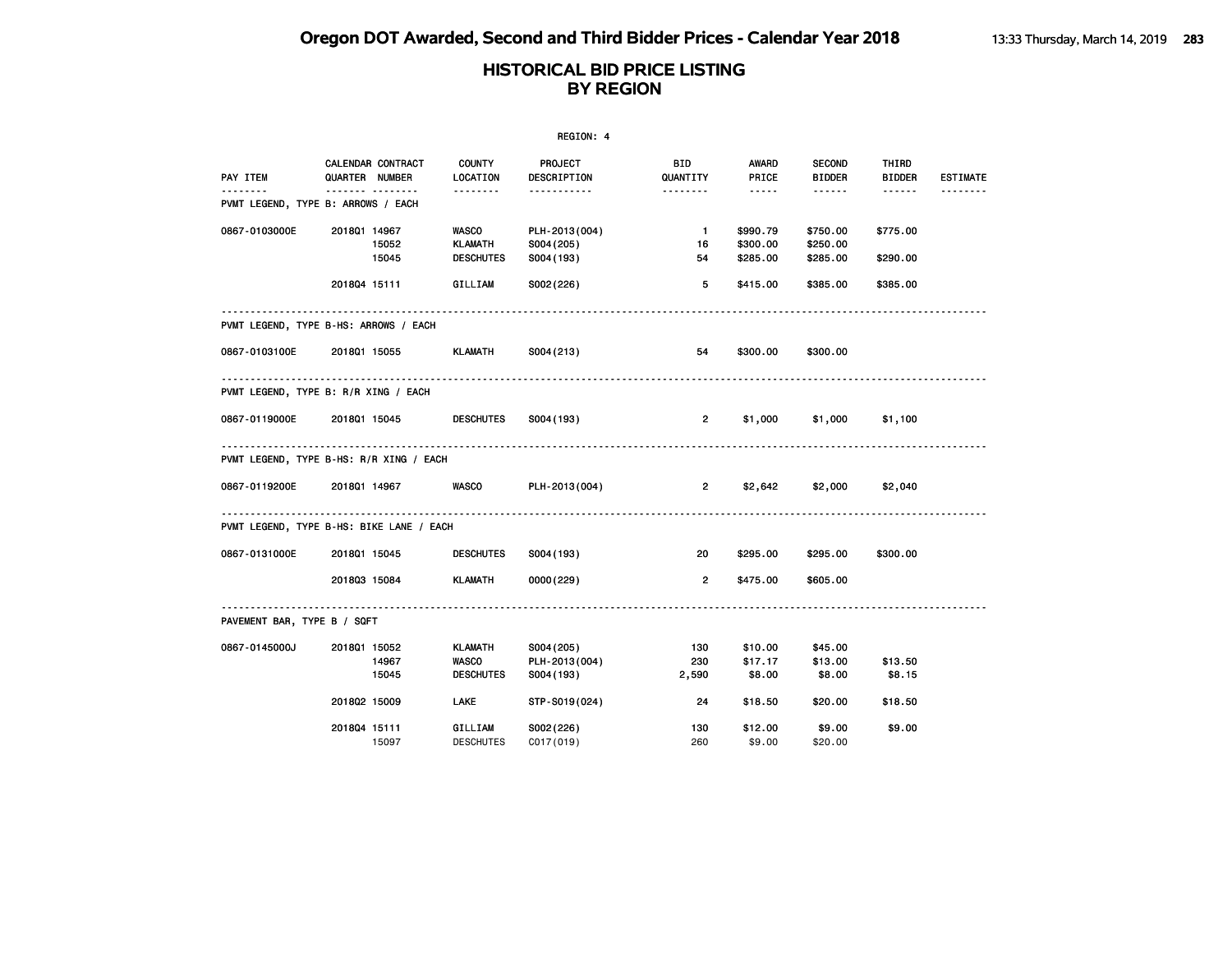# Oregon DOT Awarded, Second and Third Bidder Prices - Calendar Year 2018

## HISTORICAL BID PRICE LISTING BY REGION

REGION: 4

| PAY ITEM | CALENDAR QUARTER | CONTRACT NUMBER | COUNTY LOCATION | PROJECT DESCRIPTION | BID QUANTITY | AWARD PRICE | SECOND BIDDER | THIRD BIDDER | ESTIMATE |
|---|---|---|---|---|---|---|---|---|---|
| **PVMT LEGEND, TYPE B: ARROWS / EACH** | | | | | | | | | |
| 0867-0103000E | 2018Q1 | 14967 | WASCO | PLH-2013(004) | 1 | $990.79 | $750.00 | $775.00 | |
| | | 15052 | KLAMATH | S004(205) | 16 | $300.00 | $250.00 | | |
| | | 15045 | DESCHUTES | S004(193) | 54 | $285.00 | $285.00 | $290.00 | |
| | 2018Q4 | 15111 | GILLIAM | S002(226) | 5 | $415.00 | $385.00 | $385.00 | |
| **PVMT LEGEND, TYPE B-HS: ARROWS / EACH** | | | | | | | | | |
| 0867-0103100E | 2018Q1 | 15055 | KLAMATH | S004(213) | 54 | $300.00 | $300.00 | | |
| **PVMT LEGEND, TYPE B: R/R XING / EACH** | | | | | | | | | |
| 0867-0119000E | 2018Q1 | 15045 | DESCHUTES | S004(193) | 2 | $1,000 | $1,000 | $1,100 | |
| **PVMT LEGEND, TYPE B-HS: R/R XING / EACH** | | | | | | | | | |
| 0867-0119200E | 2018Q1 | 14967 | WASCO | PLH-2013(004) | 2 | $2,642 | $2,000 | $2,040 | |
| **PVMT LEGEND, TYPE B-HS: BIKE LANE / EACH** | | | | | | | | | |
| 0867-0131000E | 2018Q1 | 15045 | DESCHUTES | S004(193) | 20 | $295.00 | $295.00 | $300.00 | |
| | 2018Q3 | 15084 | KLAMATH | 0000(229) | 2 | $475.00 | $605.00 | | |
| **PAVEMENT BAR, TYPE B / SQFT** | | | | | | | | | |
| 0867-0145000J | 2018Q1 | 15052 | KLAMATH | S004(205) | 130 | $10.00 | $45.00 | | |
| | | 14967 | WASCO | PLH-2013(004) | 230 | $17.17 | $13.00 | $13.50 | |
| | | 15045 | DESCHUTES | S004(193) | 2,590 | $8.00 | $8.00 | $8.15 | |
| | 2018Q2 | 15009 | LAKE | STP-S019(024) | 24 | $18.50 | $20.00 | $18.50 | |
| | 2018Q4 | 15111 | GILLIAM | S002(226) | 130 | $12.00 | $9.00 | $9.00 | |
| | | 15097 | DESCHUTES | C017(019) | 260 | $9.00 | $20.00 | | |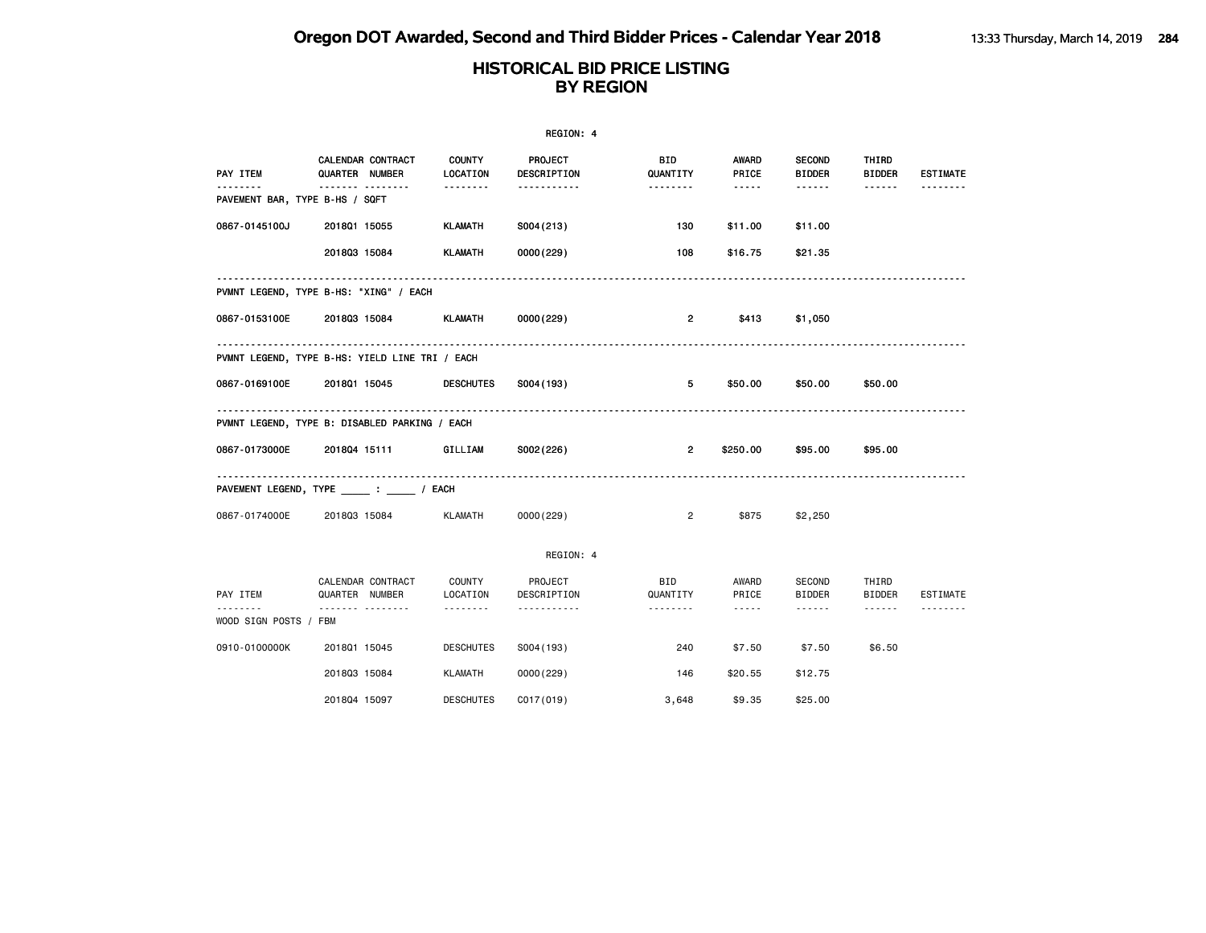# Oregon DOT Awarded, Second and Third Bidder Prices - Calendar Year 2018

## HISTORICAL BID PRICE LISTING BY REGION

REGION: 4

| PAY ITEM | CALENDAR QUARTER | CONTRACT NUMBER | COUNTY LOCATION | PROJECT DESCRIPTION | BID QUANTITY | AWARD PRICE | SECOND BIDDER | THIRD BIDDER | ESTIMATE |
|---|---|---|---|---|---|---|---|---|---|
| PAVEMENT BAR, TYPE B-HS / SQFT | | | | | | | | | |
| 0867-0145100J | 2018Q1 | 15055 | KLAMATH | S004(213) | 130 | $11.00 | $11.00 | | |
| | 2018Q3 | 15084 | KLAMATH | 0000(229) | 108 | $16.75 | $21.35 | | |
| PVMNT LEGEND, TYPE B-HS: "XING" / EACH | | | | | | | | | |
| 0867-0153100E | 2018Q3 | 15084 | KLAMATH | 0000(229) | 2 | $413 | $1,050 | | |
| PVMNT LEGEND, TYPE B-HS: YIELD LINE TRI / EACH | | | | | | | | | |
| 0867-0169100E | 2018Q1 | 15045 | DESCHUTES | S004(193) | 5 | $50.00 | $50.00 | $50.00 | |
| PVMNT LEGEND, TYPE B: DISABLED PARKING / EACH | | | | | | | | | |
| 0867-0173000E | 2018Q4 | 15111 | GILLIAM | S002(226) | 2 | $250.00 | $95.00 | $95.00 | |
| PAVEMENT LEGEND, TYPE _____ : _____ / EACH | | | | | | | | | |
| 0867-0174000E | 2018Q3 | 15084 | KLAMATH | 0000(229) | 2 | $875 | $2,250 | | |

REGION: 4

| PAY ITEM | CALENDAR QUARTER | CONTRACT NUMBER | COUNTY LOCATION | PROJECT DESCRIPTION | BID QUANTITY | AWARD PRICE | SECOND BIDDER | THIRD BIDDER | ESTIMATE |
|---|---|---|---|---|---|---|---|---|---|
| WOOD SIGN POSTS / FBM | | | | | | | | | |
| 0910-0100000K | 2018Q1 | 15045 | DESCHUTES | S004(193) | 240 | $7.50 | $7.50 | $6.50 | |
| | 2018Q3 | 15084 | KLAMATH | 0000(229) | 146 | $20.55 | $12.75 | | |
| | 2018Q4 | 15097 | DESCHUTES | C017(019) | 3,648 | $9.35 | $25.00 | | |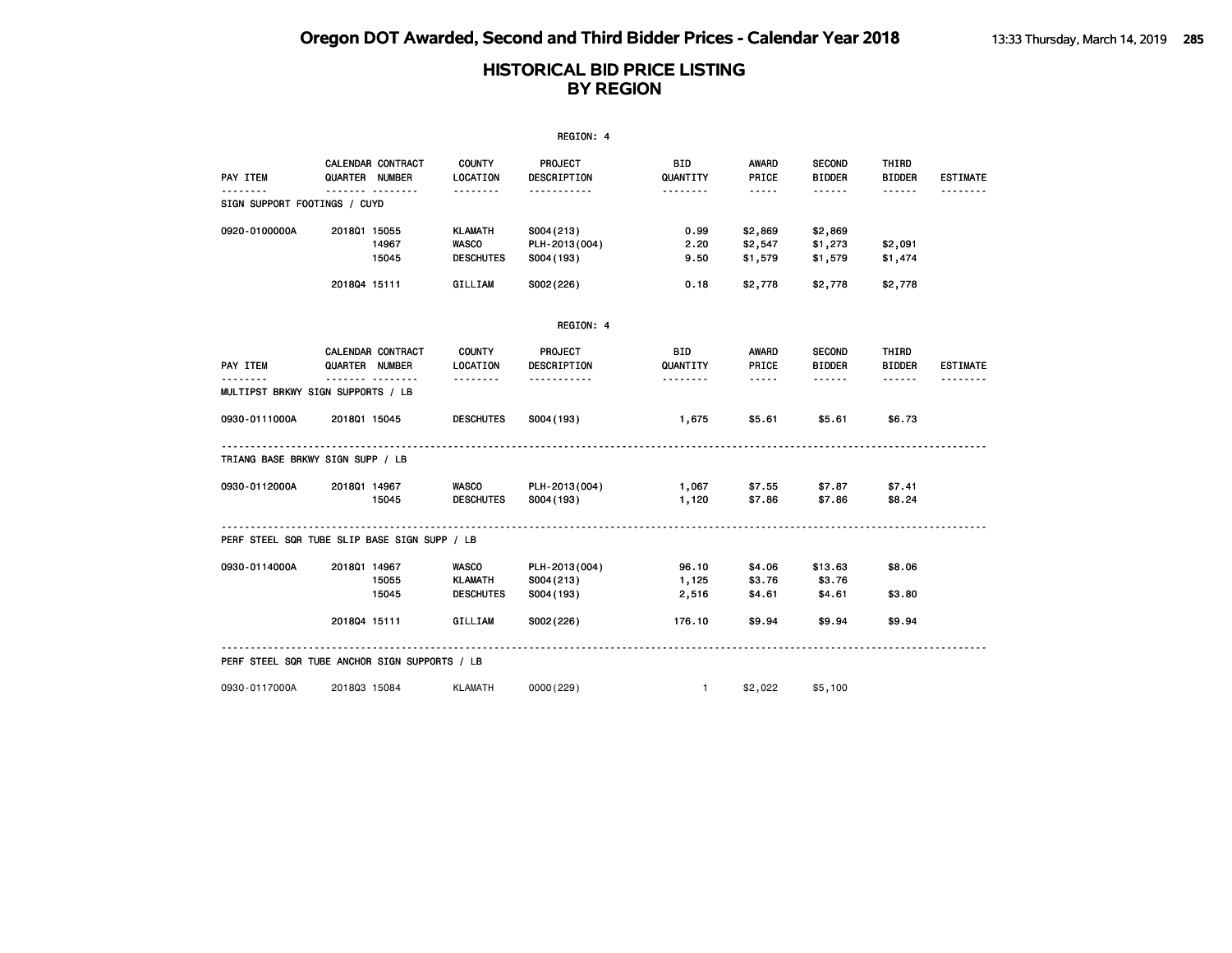# HISTORICAL BID PRICE LISTING
## BY REGION

REGION: 4

| PAY ITEM | CALENDAR QUARTER | CONTRACT NUMBER | COUNTY LOCATION | PROJECT DESCRIPTION | BID QUANTITY | AWARD PRICE | SECOND BIDDER | THIRD BIDDER | ESTIMATE |
|---|---|---|---|---|---|---|---|---|---|
| **SIGN SUPPORT FOOTINGS / CUYD** | | | | | | | | | |
| 0920-0100000A | 2018Q1 | 15055 | KLAMATH | S004(213) | 0.99 | $2,869 | $2,869 | | |
| | | 14967 | WASCO | PLH-2013(004) | 2.20 | $2,547 | $1,273 | $2,091 | |
| | | 15045 | DESCHUTES | S004(193) | 9.50 | $1,579 | $1,579 | $1,474 | |
| | 2018Q4 | 15111 | GILLIAM | S002(226) | 0.18 | $2,778 | $2,778 | $2,778 | |

REGION: 4

| PAY ITEM | CALENDAR QUARTER | CONTRACT NUMBER | COUNTY LOCATION | PROJECT DESCRIPTION | BID QUANTITY | AWARD PRICE | SECOND BIDDER | THIRD BIDDER | ESTIMATE |
|---|---|---|---|---|---|---|---|---|---|
| **MULTIPST BRKWY SIGN SUPPORTS / LB** | | | | | | | | | |
| 0930-0111000A | 2018Q1 | 15045 | DESCHUTES | S004(193) | 1,675 | $5.61 | $5.61 | $6.73 | |
| **TRIANG BASE BRKWY SIGN SUPP / LB** | | | | | | | | | |
| 0930-0112000A | 2018Q1 | 14967 | WASCO | PLH-2013(004) | 1,067 | $7.55 | $7.87 | $7.41 | |
| | | 15045 | DESCHUTES | S004(193) | 1,120 | $7.86 | $7.86 | $8.24 | |
| **PERF STEEL SQR TUBE SLIP BASE SIGN SUPP / LB** | | | | | | | | | |
| 0930-0114000A | 2018Q1 | 14967 | WASCO | PLH-2013(004) | 96.10 | $4.06 | $13.63 | $8.06 | |
| | | 15055 | KLAMATH | S004(213) | 1,125 | $3.76 | $3.76 | | |
| | | 15045 | DESCHUTES | S004(193) | 2,516 | $4.61 | $4.61 | $3.80 | |
| | 2018Q4 | 15111 | GILLIAM | S002(226) | 176.10 | $9.94 | $9.94 | $9.94 | |
| **PERF STEEL SQR TUBE ANCHOR SIGN SUPPORTS / LB** | | | | | | | | | |
| 0930-0117000A | 2018Q3 | 15084 | KLAMATH | 0000(229) | 1 | $2,022 | $5,100 | | |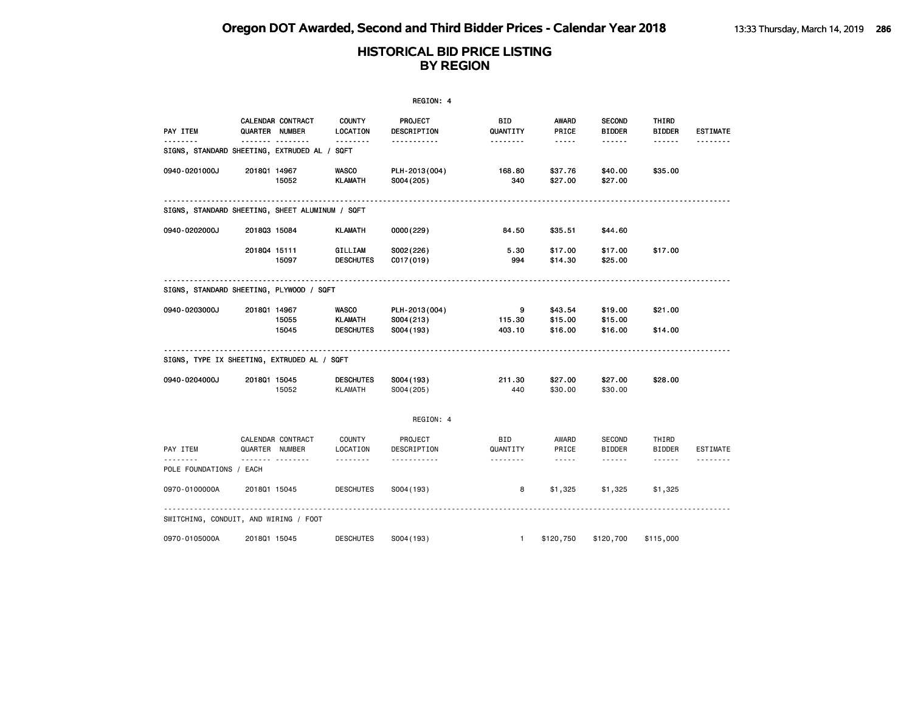# Oregon DOT Awarded, Second and Third Bidder Prices - Calendar Year 2018

## HISTORICAL BID PRICE LISTING BY REGION

REGION: 4

| PAY ITEM | CALENDAR QUARTER | CONTRACT NUMBER | COUNTY LOCATION | PROJECT DESCRIPTION | BID QUANTITY | AWARD PRICE | SECOND BIDDER | THIRD BIDDER | ESTIMATE |
|---|---|---|---|---|---|---|---|---|---|
| **SIGNS, STANDARD SHEETING, EXTRUDED AL / SQFT** | | | | | | | | | |
| 0940-0201000J | 2018Q1 | 14967 | WASCO | PLH-2013(004) | 168.80 | $37.76 | $40.00 | $35.00 | |
| | | 15052 | KLAMATH | S004(205) | 340 | $27.00 | $27.00 | | |
| **SIGNS, STANDARD SHEETING, SHEET ALUMINUM / SQFT** | | | | | | | | | |
| 0940-0202000J | 2018Q3 | 15084 | KLAMATH | 0000(229) | 84.50 | $35.51 | $44.60 | | |
| | 2018Q4 | 15111 | GILLIAM | S002(226) | 5.30 | $17.00 | $17.00 | $17.00 | |
| | | 15097 | DESCHUTES | C017(019) | 994 | $14.30 | $25.00 | | |
| **SIGNS, STANDARD SHEETING, PLYWOOD / SQFT** | | | | | | | | | |
| 0940-0203000J | 2018Q1 | 14967 | WASCO | PLH-2013(004) | 9 | $43.54 | $19.00 | $21.00 | |
| | | 15055 | KLAMATH | S004(213) | 115.30 | $15.00 | $15.00 | | |
| | | 15045 | DESCHUTES | S004(193) | 403.10 | $16.00 | $16.00 | $14.00 | |
| **SIGNS, TYPE IX SHEETING, EXTRUDED AL / SQFT** | | | | | | | | | |
| 0940-0204000J | 2018Q1 | 15045 | DESCHUTES | S004(193) | 211.30 | $27.00 | $27.00 | $28.00 | |
| | | 15052 | KLAMATH | S004(205) | 440 | $30.00 | $30.00 | | |

REGION: 4

| PAY ITEM | CALENDAR QUARTER | CONTRACT NUMBER | COUNTY LOCATION | PROJECT DESCRIPTION | BID QUANTITY | AWARD PRICE | SECOND BIDDER | THIRD BIDDER | ESTIMATE |
|---|---|---|---|---|---|---|---|---|---|
| **POLE FOUNDATIONS / EACH** | | | | | | | | | |
| 0970-0100000A | 2018Q1 | 15045 | DESCHUTES | S004(193) | 8 | $1,325 | $1,325 | $1,325 | |
| **SWITCHING, CONDUIT, AND WIRING / FOOT** | | | | | | | | | |
| 0970-0105000A | 2018Q1 | 15045 | DESCHUTES | S004(193) | 1 | $120,750 | $120,700 | $115,000 | |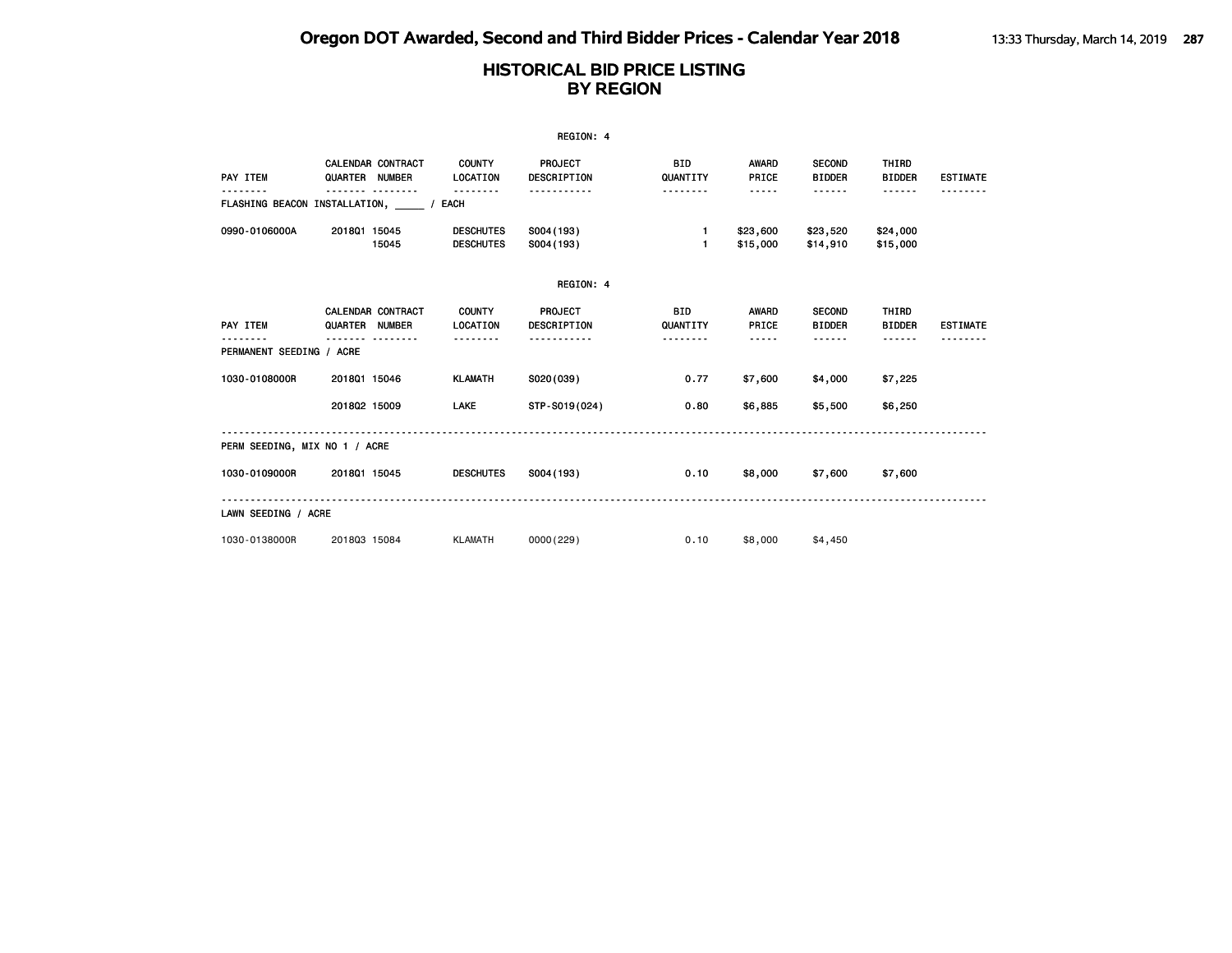# HISTORICAL BID PRICE LISTING
## BY REGION

REGION: 4

| PAY ITEM | CALENDAR QUARTER | CONTRACT NUMBER | COUNTY LOCATION | PROJECT DESCRIPTION | BID QUANTITY | AWARD PRICE | SECOND BIDDER | THIRD BIDDER | ESTIMATE |
|---|---|---|---|---|---|---|---|---|---|
| FLASHING BEACON INSTALLATION, _____ / EACH | | | | | | | | | |
| 0990-0106000A | 2018Q1 | 15045 | DESCHUTES | S004(193) | 1 | $23,600 | $23,520 | $24,000 | |
| | | 15045 | DESCHUTES | S004(193) | 1 | $15,000 | $14,910 | $15,000 | |

REGION: 4

| PAY ITEM | CALENDAR QUARTER | CONTRACT NUMBER | COUNTY LOCATION | PROJECT DESCRIPTION | BID QUANTITY | AWARD PRICE | SECOND BIDDER | THIRD BIDDER | ESTIMATE |
|---|---|---|---|---|---|---|---|---|---|
| PERMANENT SEEDING / ACRE | | | | | | | | | |
| 1030-0108000R | 2018Q1 | 15046 | KLAMATH | S020(039) | 0.77 | $7,600 | $4,000 | $7,225 | |
| | 2018Q2 | 15009 | LAKE | STP-S019(024) | 0.80 | $6,885 | $5,500 | $6,250 | |
| PERM SEEDING, MIX NO 1 / ACRE | | | | | | | | | |
| 1030-0109000R | 2018Q1 | 15045 | DESCHUTES | S004(193) | 0.10 | $8,000 | $7,600 | $7,600 | |
| LAWN SEEDING / ACRE | | | | | | | | | |
| 1030-0138000R | 2018Q3 | 15084 | KLAMATH | 0000(229) | 0.10 | $8,000 | $4,450 | | |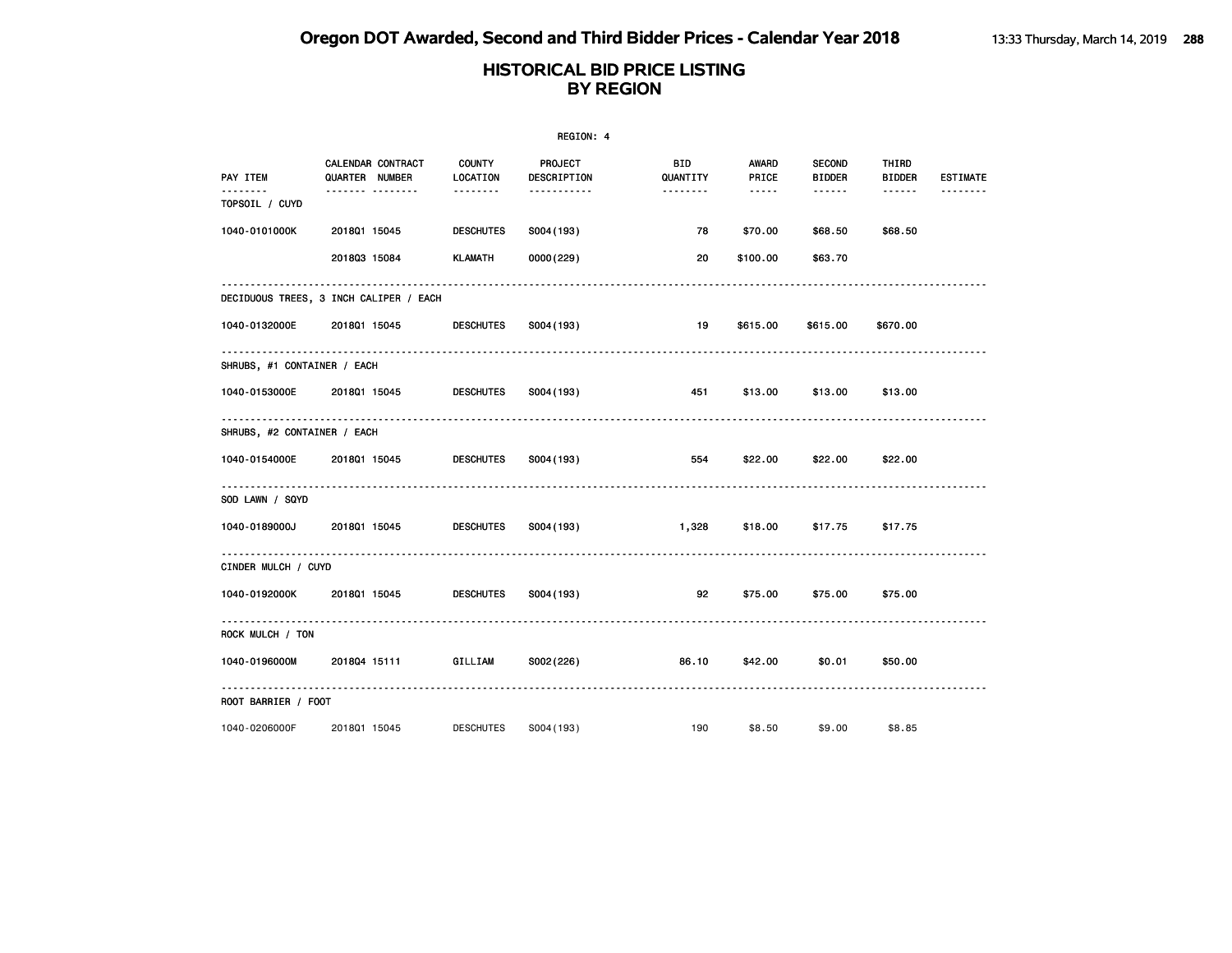# HISTORICAL BID PRICE LISTING
## BY REGION

REGION: 4

| PAY ITEM | CALENDAR QUARTER | CONTRACT NUMBER | COUNTY LOCATION | PROJECT DESCRIPTION | BID QUANTITY | AWARD PRICE | SECOND BIDDER | THIRD BIDDER | ESTIMATE |
|---|---|---|---|---|---|---|---|---|---|
| **TOPSOIL / CUYD** | | | | | | | | | |
| 1040-0101000K | 2018Q1 | 15045 | DESCHUTES | S004(193) | 78 | $70.00 | $68.50 | $68.50 | |
| | 2018Q3 | 15084 | KLAMATH | 0000(229) | 20 | $100.00 | $63.70 | | |
| **DECIDUOUS TREES, 3 INCH CALIPER / EACH** | | | | | | | | | |
| 1040-0132000E | 2018Q1 | 15045 | DESCHUTES | S004(193) | 19 | $615.00 | $615.00 | $670.00 | |
| **SHRUBS, #1 CONTAINER / EACH** | | | | | | | | | |
| 1040-0153000E | 2018Q1 | 15045 | DESCHUTES | S004(193) | 451 | $13.00 | $13.00 | $13.00 | |
| **SHRUBS, #2 CONTAINER / EACH** | | | | | | | | | |
| 1040-0154000E | 2018Q1 | 15045 | DESCHUTES | S004(193) | 554 | $22.00 | $22.00 | $22.00 | |
| **SOD LAWN / SQYD** | | | | | | | | | |
| 1040-0189000J | 2018Q1 | 15045 | DESCHUTES | S004(193) | 1,328 | $18.00 | $17.75 | $17.75 | |
| **CINDER MULCH / CUYD** | | | | | | | | | |
| 1040-0192000K | 2018Q1 | 15045 | DESCHUTES | S004(193) | 92 | $75.00 | $75.00 | $75.00 | |
| **ROCK MULCH / TON** | | | | | | | | | |
| 1040-0196000M | 2018Q4 | 15111 | GILLIAM | S002(226) | 86.10 | $42.00 | $0.01 | $50.00 | |
| **ROOT BARRIER / FOOT** | | | | | | | | | |
| 1040-0206000F | 2018Q1 | 15045 | DESCHUTES | S004(193) | 190 | $8.50 | $9.00 | $8.85 | |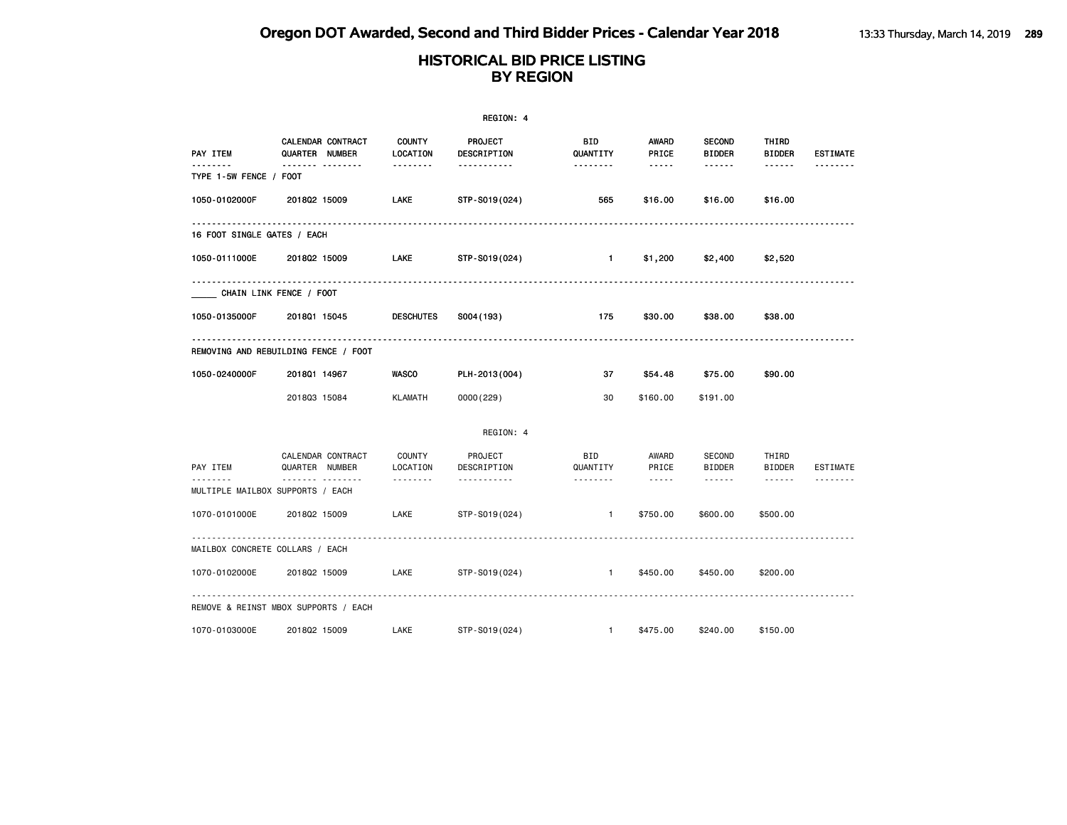# Oregon DOT Awarded, Second and Third Bidder Prices - Calendar Year 2018

## HISTORICAL BID PRICE LISTING BY REGION

REGION: 4

| PAY ITEM | CALENDAR QUARTER | CONTRACT NUMBER | COUNTY LOCATION | PROJECT DESCRIPTION | BID QUANTITY | AWARD PRICE | SECOND BIDDER | THIRD BIDDER | ESTIMATE |
|---|---|---|---|---|---|---|---|---|---|
| TYPE 1-5W FENCE / FOOT | | | | | | | | | |
| 1050-0102000F | 2018Q2 | 15009 | LAKE | STP-S019(024) | 565 | $16.00 | $16.00 | $16.00 | |
| 16 FOOT SINGLE GATES / EACH | | | | | | | | | |
| 1050-0111000E | 2018Q2 | 15009 | LAKE | STP-S019(024) | 1 | $1,200 | $2,400 | $2,520 | |
| _____ CHAIN LINK FENCE / FOOT | | | | | | | | | |
| 1050-0135000F | 2018Q1 | 15045 | DESCHUTES | S004(193) | 175 | $30.00 | $38.00 | $38.00 | |
| REMOVING AND REBUILDING FENCE / FOOT | | | | | | | | | |
| 1050-0240000F | 2018Q1 | 14967 | WASCO | PLH-2013(004) | 37 | $54.48 | $75.00 | $90.00 | |
| | 2018Q3 | 15084 | KLAMATH | 0000(229) | 30 | $160.00 | $191.00 | | |

REGION: 4

| PAY ITEM | CALENDAR QUARTER | CONTRACT NUMBER | COUNTY LOCATION | PROJECT DESCRIPTION | BID QUANTITY | AWARD PRICE | SECOND BIDDER | THIRD BIDDER | ESTIMATE |
|---|---|---|---|---|---|---|---|---|---|
| MULTIPLE MAILBOX SUPPORTS / EACH | | | | | | | | | |
| 1070-0101000E | 2018Q2 | 15009 | LAKE | STP-S019(024) | 1 | $750.00 | $600.00 | $500.00 | |
| MAILBOX CONCRETE COLLARS / EACH | | | | | | | | | |
| 1070-0102000E | 2018Q2 | 15009 | LAKE | STP-S019(024) | 1 | $450.00 | $450.00 | $200.00 | |
| REMOVE & REINST MBOX SUPPORTS / EACH | | | | | | | | | |
| 1070-0103000E | 2018Q2 | 15009 | LAKE | STP-S019(024) | 1 | $475.00 | $240.00 | $150.00 | |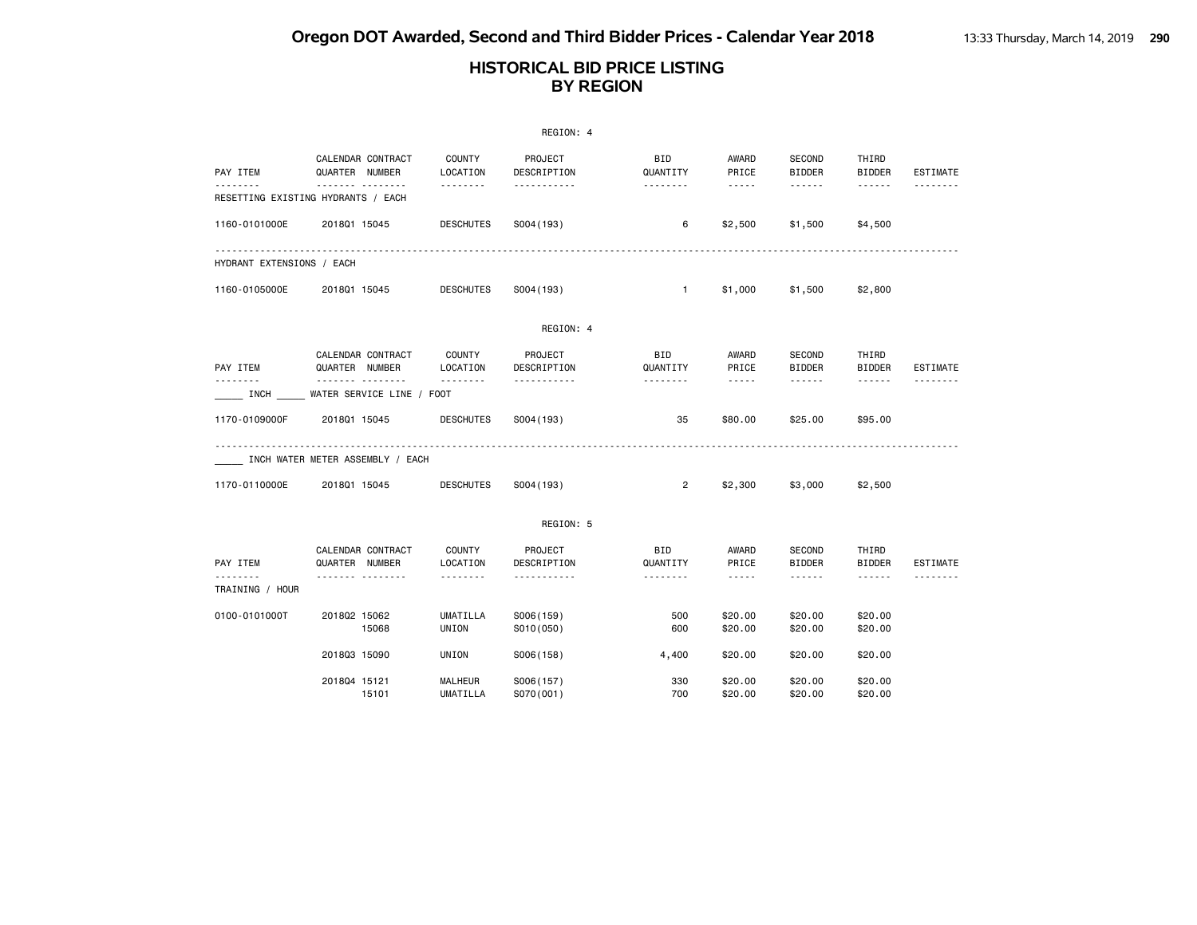# Oregon DOT Awarded, Second and Third Bidder Prices - Calendar Year 2018

## HISTORICAL BID PRICE LISTING BY REGION

REGION: 4

| PAY ITEM | CALENDAR QUARTER | CONTRACT NUMBER | COUNTY LOCATION | PROJECT DESCRIPTION | BID QUANTITY | AWARD PRICE | SECOND BIDDER | THIRD BIDDER | ESTIMATE |
|---|---|---|---|---|---|---|---|---|---|
| RESETTING EXISTING HYDRANTS / EACH | | | | | | | | | |
| 1160-0101000E | 2018Q1 | 15045 | DESCHUTES | S004(193) | 6 | $2,500 | $1,500 | $4,500 | |
| HYDRANT EXTENSIONS / EACH | | | | | | | | | |
| 1160-0105000E | 2018Q1 | 15045 | DESCHUTES | S004(193) | 1 | $1,000 | $1,500 | $2,800 | |

REGION: 4

| PAY ITEM | CALENDAR QUARTER | CONTRACT NUMBER | COUNTY LOCATION | PROJECT DESCRIPTION | BID QUANTITY | AWARD PRICE | SECOND BIDDER | THIRD BIDDER | ESTIMATE |
|---|---|---|---|---|---|---|---|---|---|
| _____ INCH _____ WATER SERVICE LINE / FOOT | | | | | | | | | |
| 1170-0109000F | 2018Q1 | 15045 | DESCHUTES | S004(193) | 35 | $80.00 | $25.00 | $95.00 | |
| _____ INCH WATER METER ASSEMBLY / EACH | | | | | | | | | |
| 1170-0110000E | 2018Q1 | 15045 | DESCHUTES | S004(193) | 2 | $2,300 | $3,000 | $2,500 | |

REGION: 5

| PAY ITEM | CALENDAR QUARTER | CONTRACT NUMBER | COUNTY LOCATION | PROJECT DESCRIPTION | BID QUANTITY | AWARD PRICE | SECOND BIDDER | THIRD BIDDER | ESTIMATE |
|---|---|---|---|---|---|---|---|---|---|
| TRAINING / HOUR | | | | | | | | | |
| 0100-0101000T | 2018Q2 | 15062 | UMATILLA | S006(159) | 500 | $20.00 | $20.00 | $20.00 | |
| | | 15068 | UNION | S010(050) | 600 | $20.00 | $20.00 | $20.00 | |
| | 2018Q3 | 15090 | UNION | S006(158) | 4,400 | $20.00 | $20.00 | $20.00 | |
| | 2018Q4 | 15121 | MALHEUR | S006(157) | 330 | $20.00 | $20.00 | $20.00 | |
| | | 15101 | UMATILLA | S070(001) | 700 | $20.00 | $20.00 | $20.00 | |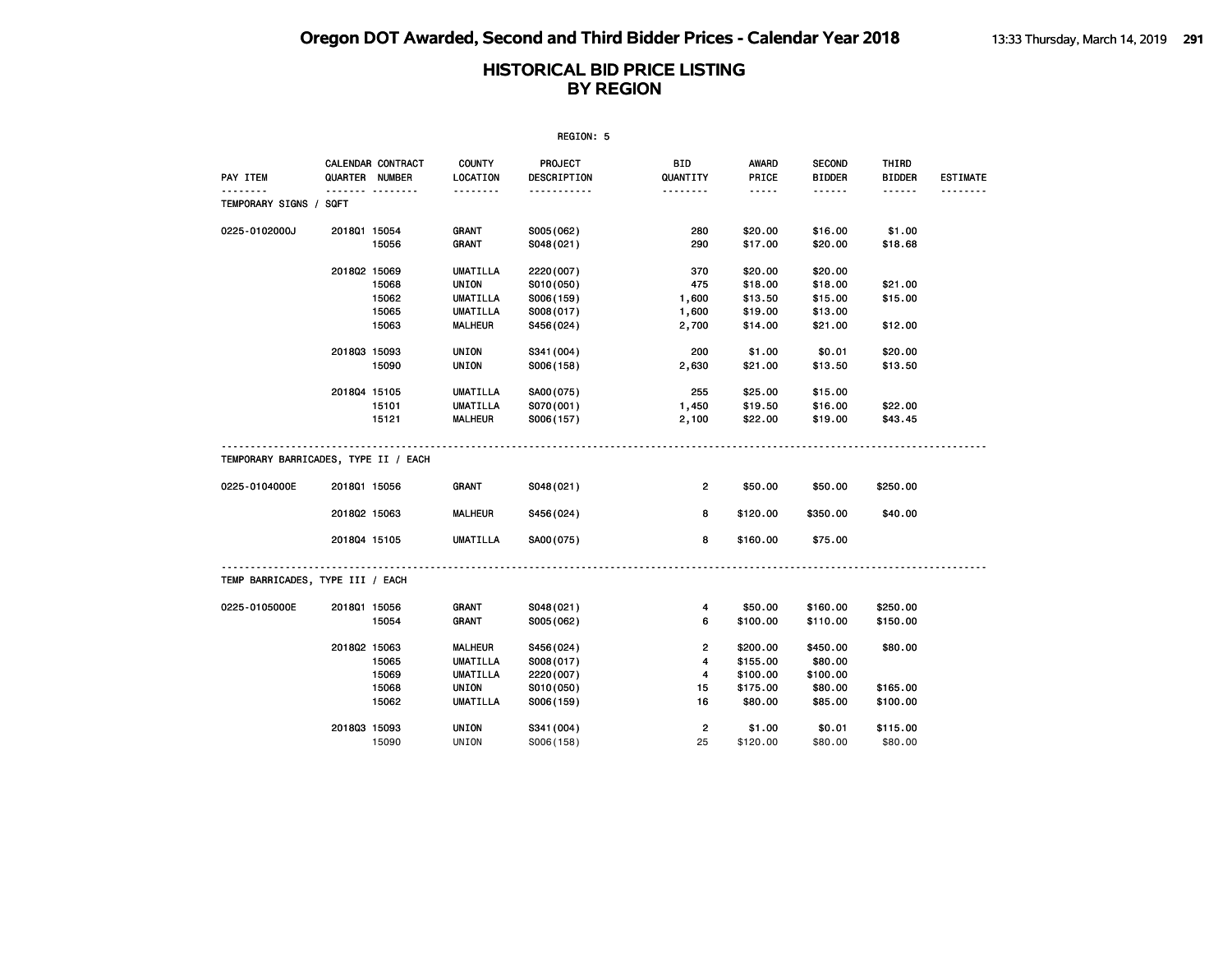# Oregon DOT Awarded, Second and Third Bidder Prices - Calendar Year 2018

## HISTORICAL BID PRICE LISTING BY REGION

REGION: 5

| PAY ITEM | CALENDAR QUARTER | CONTRACT NUMBER | COUNTY LOCATION | PROJECT DESCRIPTION | BID QUANTITY | AWARD PRICE | SECOND BIDDER | THIRD BIDDER | ESTIMATE |
|---|---|---|---|---|---|---|---|---|---|
| **TEMPORARY SIGNS / SQFT** | | | | | | | | | |
| 0225-0102000J | 2018Q1 | 15054 | GRANT | S005(062) | 280 | $20.00 | $16.00 | $1.00 | |
| | | 15056 | GRANT | S048(021) | 290 | $17.00 | $20.00 | $18.68 | |
| | 2018Q2 | 15069 | UMATILLA | 2220(007) | 370 | $20.00 | $20.00 | | |
| | | 15068 | UNION | S010(050) | 475 | $18.00 | $18.00 | $21.00 | |
| | | 15062 | UMATILLA | S006(159) | 1,600 | $13.50 | $15.00 | $15.00 | |
| | | 15065 | UMATILLA | S008(017) | 1,600 | $19.00 | $13.00 | | |
| | | 15063 | MALHEUR | S456(024) | 2,700 | $14.00 | $21.00 | $12.00 | |
| | 2018Q3 | 15093 | UNION | S341(004) | 200 | $1.00 | $0.01 | $20.00 | |
| | | 15090 | UNION | S006(158) | 2,630 | $21.00 | $13.50 | $13.50 | |
| | 2018Q4 | 15105 | UMATILLA | SA00(075) | 255 | $25.00 | $15.00 | | |
| | | 15101 | UMATILLA | S070(001) | 1,450 | $19.50 | $16.00 | $22.00 | |
| | | 15121 | MALHEUR | S006(157) | 2,100 | $22.00 | $19.00 | $43.45 | |
| **TEMPORARY BARRICADES, TYPE II / EACH** | | | | | | | | | |
| 0225-0104000E | 2018Q1 | 15056 | GRANT | S048(021) | 2 | $50.00 | $50.00 | $250.00 | |
| | 2018Q2 | 15063 | MALHEUR | S456(024) | 8 | $120.00 | $350.00 | $40.00 | |
| | 2018Q4 | 15105 | UMATILLA | SA00(075) | 8 | $160.00 | $75.00 | | |
| **TEMP BARRICADES, TYPE III / EACH** | | | | | | | | | |
| 0225-0105000E | 2018Q1 | 15056 | GRANT | S048(021) | 4 | $50.00 | $160.00 | $250.00 | |
| | | 15054 | GRANT | S005(062) | 6 | $100.00 | $110.00 | $150.00 | |
| | 2018Q2 | 15063 | MALHEUR | S456(024) | 2 | $200.00 | $450.00 | $80.00 | |
| | | 15065 | UMATILLA | S008(017) | 4 | $155.00 | $80.00 | | |
| | | 15069 | UMATILLA | 2220(007) | 4 | $100.00 | $100.00 | | |
| | | 15068 | UNION | S010(050) | 15 | $175.00 | $80.00 | $165.00 | |
| | | 15062 | UMATILLA | S006(159) | 16 | $80.00 | $85.00 | $100.00 | |
| | 2018Q3 | 15093 | UNION | S341(004) | 2 | $1.00 | $0.01 | $115.00 | |
| | | 15090 | UNION | S006(158) | 25 | $120.00 | $80.00 | $80.00 | |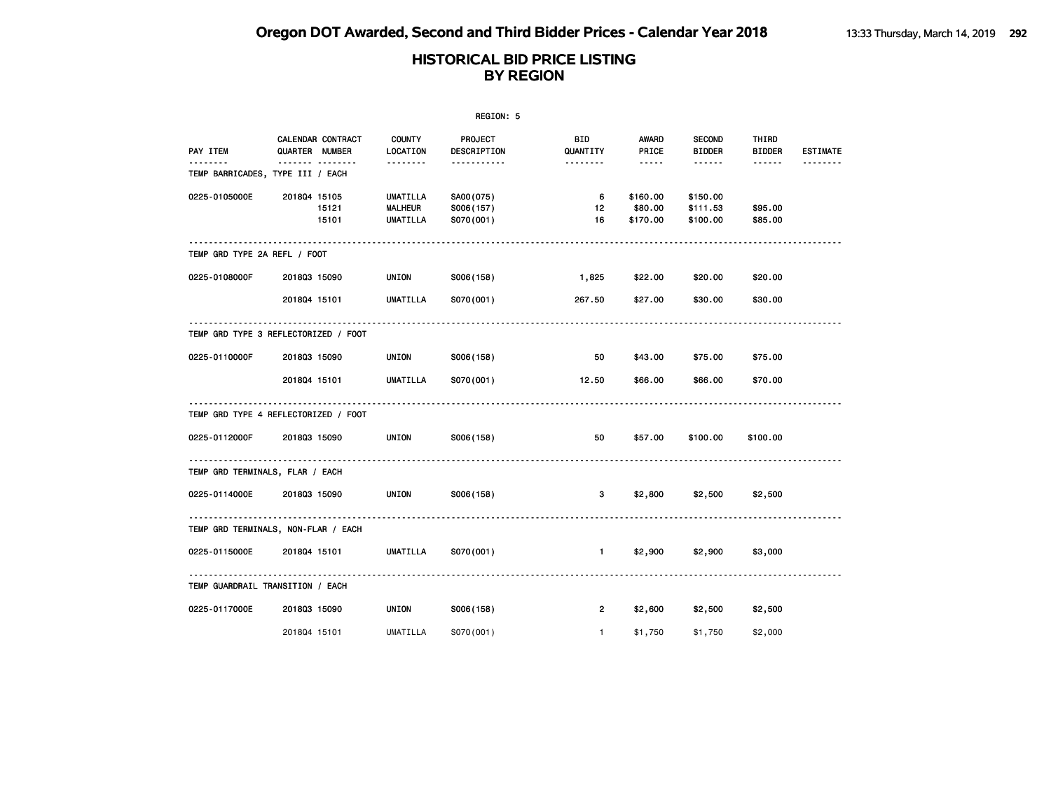# Oregon DOT Awarded, Second and Third Bidder Prices - Calendar Year 2018

## HISTORICAL BID PRICE LISTING BY REGION

REGION: 5

| PAY ITEM | CALENDAR QUARTER | CONTRACT NUMBER | COUNTY LOCATION | PROJECT DESCRIPTION | BID QUANTITY | AWARD PRICE | SECOND BIDDER | THIRD BIDDER | ESTIMATE |
|---|---|---|---|---|---|---|---|---|---|
| **TEMP BARRICADES, TYPE III / EACH** | | | | | | | | | |
| 0225-0105000E | 2018Q4 | 15105 | UMATILLA | SA00(075) | 6 | $160.00 | $150.00 | | |
| | | 15121 | MALHEUR | S006(157) | 12 | $80.00 | $111.53 | $95.00 | |
| | | 15101 | UMATILLA | S070(001) | 16 | $170.00 | $100.00 | $85.00 | |
| **TEMP GRD TYPE 2A REFL / FOOT** | | | | | | | | | |
| 0225-0108000F | 2018Q3 | 15090 | UNION | S006(158) | 1,825 | $22.00 | $20.00 | $20.00 | |
| | 2018Q4 | 15101 | UMATILLA | S070(001) | 267.50 | $27.00 | $30.00 | $30.00 | |
| **TEMP GRD TYPE 3 REFLECTORIZED / FOOT** | | | | | | | | | |
| 0225-0110000F | 2018Q3 | 15090 | UNION | S006(158) | 50 | $43.00 | $75.00 | $75.00 | |
| | 2018Q4 | 15101 | UMATILLA | S070(001) | 12.50 | $66.00 | $66.00 | $70.00 | |
| **TEMP GRD TYPE 4 REFLECTORIZED / FOOT** | | | | | | | | | |
| 0225-0112000F | 2018Q3 | 15090 | UNION | S006(158) | 50 | $57.00 | $100.00 | $100.00 | |
| **TEMP GRD TERMINALS, FLAR / EACH** | | | | | | | | | |
| 0225-0114000E | 2018Q3 | 15090 | UNION | S006(158) | 3 | $2,800 | $2,500 | $2,500 | |
| **TEMP GRD TERMINALS, NON-FLAR / EACH** | | | | | | | | | |
| 0225-0115000E | 2018Q4 | 15101 | UMATILLA | S070(001) | 1 | $2,900 | $2,900 | $3,000 | |
| **TEMP GUARDRAIL TRANSITION / EACH** | | | | | | | | | |
| 0225-0117000E | 2018Q3 | 15090 | UNION | S006(158) | 2 | $2,600 | $2,500 | $2,500 | |
| | 2018Q4 | 15101 | UMATILLA | S070(001) | 1 | $1,750 | $1,750 | $2,000 | |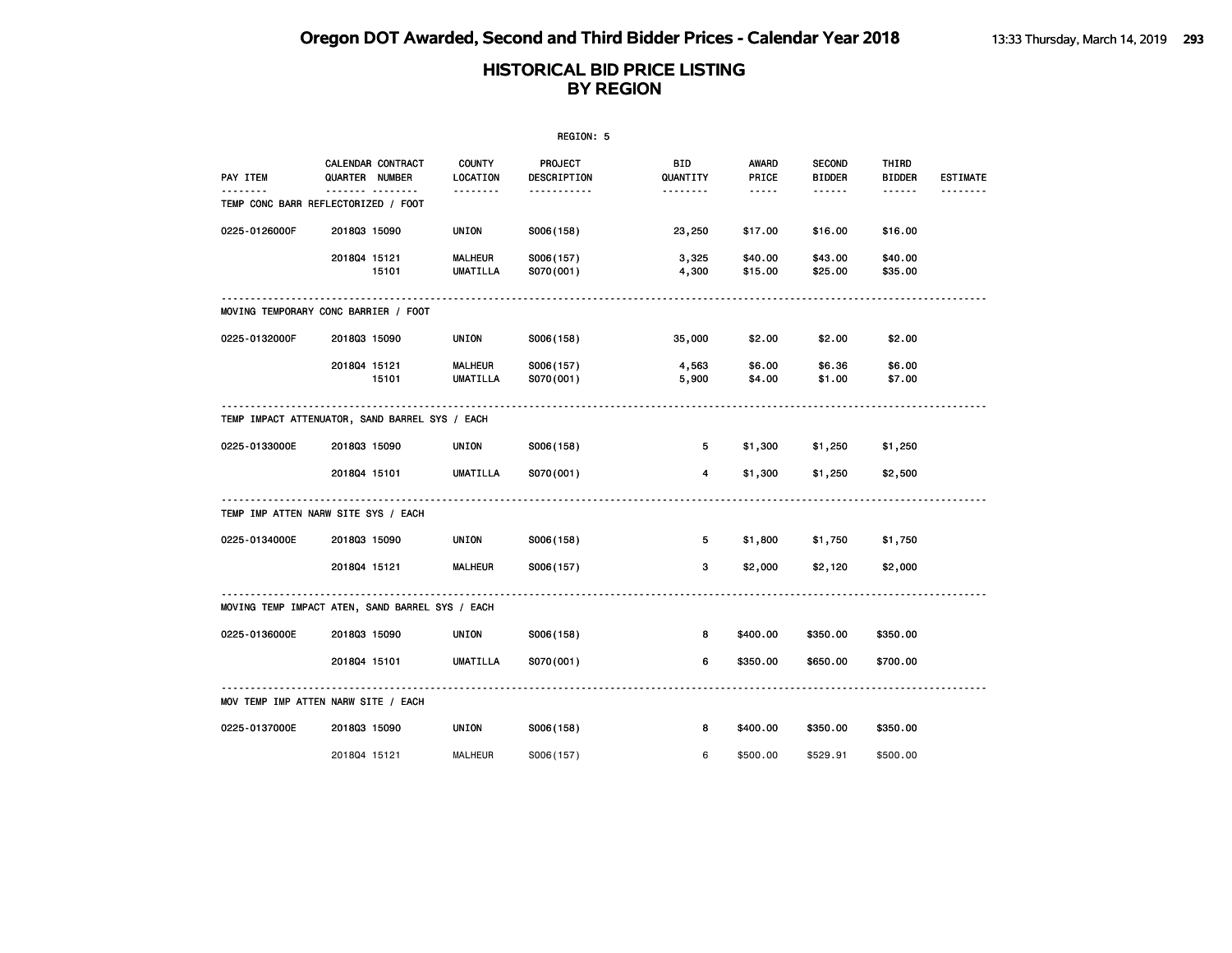# Oregon DOT Awarded, Second and Third Bidder Prices - Calendar Year 2018

## HISTORICAL BID PRICE LISTING BY REGION

REGION: 5

| PAY ITEM | CALENDAR QUARTER | CONTRACT NUMBER | COUNTY LOCATION | PROJECT DESCRIPTION | BID QUANTITY | AWARD PRICE | SECOND BIDDER | THIRD BIDDER | ESTIMATE |
|---|---|---|---|---|---|---|---|---|---|
| **TEMP CONC BARR REFLECTORIZED / FOOT** | | | | | | | | | |
| 0225-0126000F | 2018Q3 | 15090 | UNION | S006(158) | 23,250 | $17.00 | $16.00 | $16.00 | |
| | 2018Q4 | 15121 | MALHEUR | S006(157) | 3,325 | $40.00 | $43.00 | $40.00 | |
| | | 15101 | UMATILLA | S070(001) | 4,300 | $15.00 | $25.00 | $35.00 | |
| **MOVING TEMPORARY CONC BARRIER / FOOT** | | | | | | | | | |
| 0225-0132000F | 2018Q3 | 15090 | UNION | S006(158) | 35,000 | $2.00 | $2.00 | $2.00 | |
| | 2018Q4 | 15121 | MALHEUR | S006(157) | 4,563 | $6.00 | $6.36 | $6.00 | |
| | | 15101 | UMATILLA | S070(001) | 5,900 | $4.00 | $1.00 | $7.00 | |
| **TEMP IMPACT ATTENUATOR, SAND BARREL SYS / EACH** | | | | | | | | | |
| 0225-0133000E | 2018Q3 | 15090 | UNION | S006(158) | 5 | $1,300 | $1,250 | $1,250 | |
| | 2018Q4 | 15101 | UMATILLA | S070(001) | 4 | $1,300 | $1,250 | $2,500 | |
| **TEMP IMP ATTEN NARW SITE SYS / EACH** | | | | | | | | | |
| 0225-0134000E | 2018Q3 | 15090 | UNION | S006(158) | 5 | $1,800 | $1,750 | $1,750 | |
| | 2018Q4 | 15121 | MALHEUR | S006(157) | 3 | $2,000 | $2,120 | $2,000 | |
| **MOVING TEMP IMPACT ATEN, SAND BARREL SYS / EACH** | | | | | | | | | |
| 0225-0136000E | 2018Q3 | 15090 | UNION | S006(158) | 8 | $400.00 | $350.00 | $350.00 | |
| | 2018Q4 | 15101 | UMATILLA | S070(001) | 6 | $350.00 | $650.00 | $700.00 | |
| **MOV TEMP IMP ATTEN NARW SITE / EACH** | | | | | | | | | |
| 0225-0137000E | 2018Q3 | 15090 | UNION | S006(158) | 8 | $400.00 | $350.00 | $350.00 | |
| | 2018Q4 | 15121 | MALHEUR | S006(157) | 6 | $500.00 | $529.91 | $500.00 | |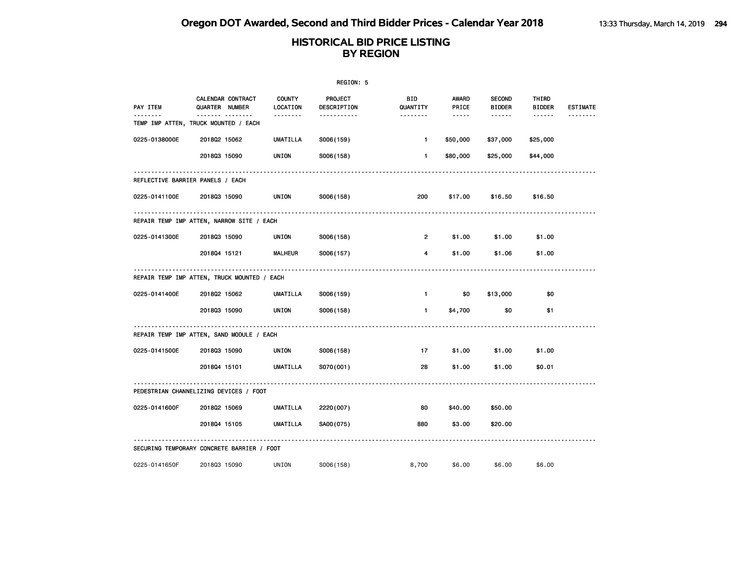# Oregon DOT Awarded, Second and Third Bidder Prices - Calendar Year 2018

## HISTORICAL BID PRICE LISTING BY REGION

REGION: 5

| PAY ITEM | CALENDAR QUARTER | CONTRACT NUMBER | COUNTY LOCATION | PROJECT DESCRIPTION | BID QUANTITY | AWARD PRICE | SECOND BIDDER | THIRD BIDDER | ESTIMATE |
|---|---|---|---|---|---|---|---|---|---|
| **TEMP IMP ATTEN, TRUCK MOUNTED / EACH** | | | | | | | | | |
| 0225-0138000E | 2018Q2 | 15062 | UMATILLA | S006(159) | 1 | $50,000 | $37,000 | $25,000 | |
| | 2018Q3 | 15090 | UNION | S006(158) | 1 | $80,000 | $25,000 | $44,000 | |
| **REFLECTIVE BARRIER PANELS / EACH** | | | | | | | | | |
| 0225-0141100E | 2018Q3 | 15090 | UNION | S006(158) | 200 | $17.00 | $16.50 | $16.50 | |
| **REPAIR TEMP IMP ATTEN, NARROW SITE / EACH** | | | | | | | | | |
| 0225-0141300E | 2018Q3 | 15090 | UNION | S006(158) | 2 | $1.00 | $1.00 | $1.00 | |
| | 2018Q4 | 15121 | MALHEUR | S006(157) | 4 | $1.00 | $1.06 | $1.00 | |
| **REPAIR TEMP IMP ATTEN, TRUCK MOUNTED / EACH** | | | | | | | | | |
| 0225-0141400E | 2018Q2 | 15062 | UMATILLA | S006(159) | 1 | $0 | $13,000 | $0 | |
| | 2018Q3 | 15090 | UNION | S006(158) | 1 | $4,700 | $0 | $1 | |
| **REPAIR TEMP IMP ATTEN, SAND MODULE / EACH** | | | | | | | | | |
| 0225-0141500E | 2018Q3 | 15090 | UNION | S006(158) | 17 | $1.00 | $1.00 | $1.00 | |
| | 2018Q4 | 15101 | UMATILLA | S070(001) | 28 | $1.00 | $1.00 | $0.01 | |
| **PEDESTRIAN CHANNELIZING DEVICES / FOOT** | | | | | | | | | |
| 0225-0141600F | 2018Q2 | 15069 | UMATILLA | 2220(007) | 80 | $40.00 | $50.00 | | |
| | 2018Q4 | 15105 | UMATILLA | SA00(075) | 880 | $3.00 | $20.00 | | |
| **SECURING TEMPORARY CONCRETE BARRIER / FOOT** | | | | | | | | | |
| 0225-0141650F | 2018Q3 | 15090 | UNION | S006(158) | 8,700 | $6.00 | $6.00 | $6.00 | |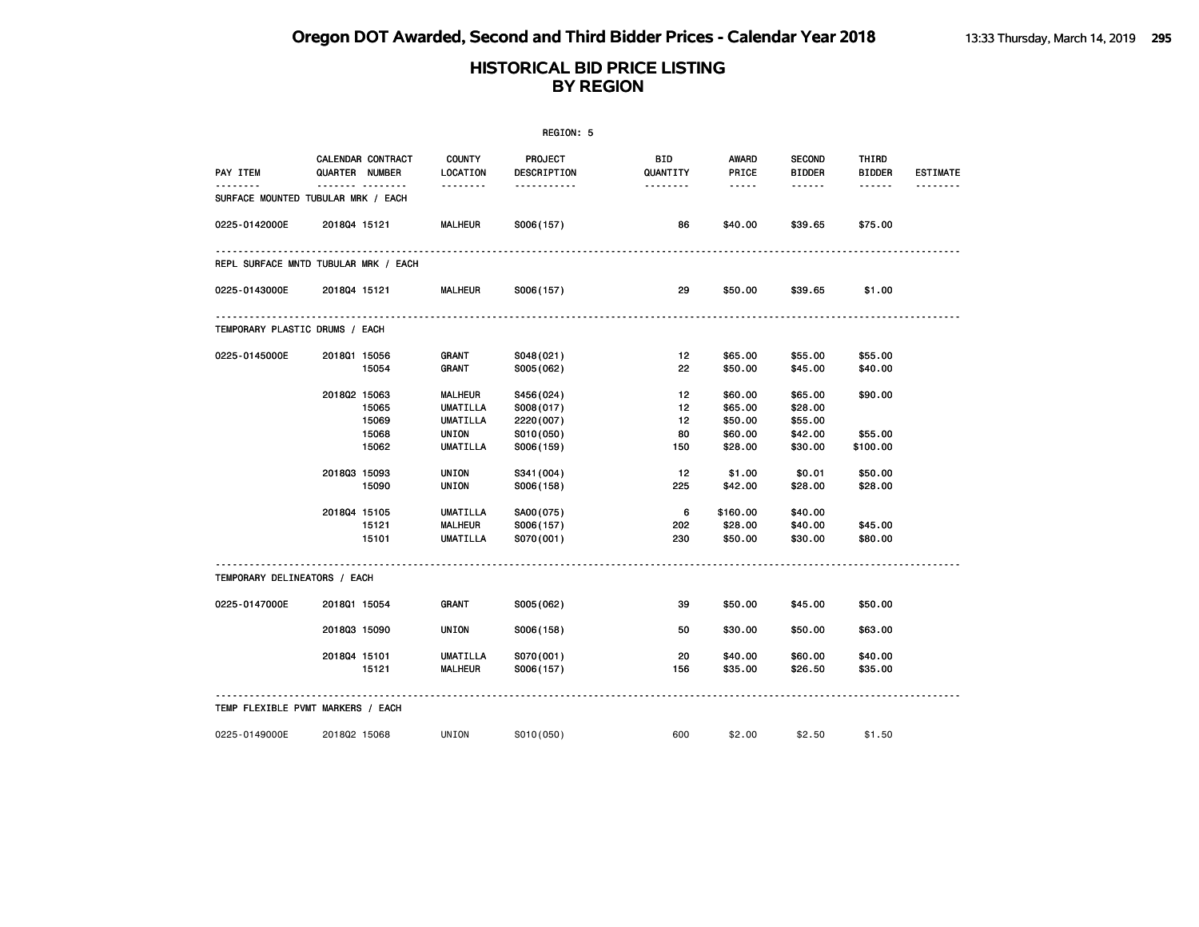# Oregon DOT Awarded, Second and Third Bidder Prices - Calendar Year 2018

## HISTORICAL BID PRICE LISTING BY REGION

REGION: 5

| PAY ITEM | CALENDAR QUARTER | CONTRACT NUMBER | COUNTY LOCATION | PROJECT DESCRIPTION | BID QUANTITY | AWARD PRICE | SECOND BIDDER | THIRD BIDDER | ESTIMATE |
|---|---|---|---|---|---|---|---|---|---|
| **SURFACE MOUNTED TUBULAR MRK / EACH** | | | | | | | | | |
| 0225-0142000E | 2018Q4 | 15121 | MALHEUR | S006(157) | 86 | $40.00 | $39.65 | $75.00 | |
| **REPL SURFACE MNTD TUBULAR MRK / EACH** | | | | | | | | | |
| 0225-0143000E | 2018Q4 | 15121 | MALHEUR | S006(157) | 29 | $50.00 | $39.65 | $1.00 | |
| **TEMPORARY PLASTIC DRUMS / EACH** | | | | | | | | | |
| 0225-0145000E | 2018Q1 | 15056 | GRANT | S048(021) | 12 | $65.00 | $55.00 | $55.00 | |
| | | 15054 | GRANT | S005(062) | 22 | $50.00 | $45.00 | $40.00 | |
| | 2018Q2 | 15063 | MALHEUR | S456(024) | 12 | $60.00 | $65.00 | $90.00 | |
| | | 15065 | UMATILLA | S008(017) | 12 | $65.00 | $28.00 | | |
| | | 15069 | UMATILLA | 2220(007) | 12 | $50.00 | $55.00 | | |
| | | 15068 | UNION | S010(050) | 80 | $60.00 | $42.00 | $55.00 | |
| | | 15062 | UMATILLA | S006(159) | 150 | $28.00 | $30.00 | $100.00 | |
| | 2018Q3 | 15093 | UNION | S341(004) | 12 | $1.00 | $0.01 | $50.00 | |
| | | 15090 | UNION | S006(158) | 225 | $42.00 | $28.00 | $28.00 | |
| | 2018Q4 | 15105 | UMATILLA | SA00(075) | 6 | $160.00 | $40.00 | | |
| | | 15121 | MALHEUR | S006(157) | 202 | $28.00 | $40.00 | $45.00 | |
| | | 15101 | UMATILLA | S070(001) | 230 | $50.00 | $30.00 | $80.00 | |
| **TEMPORARY DELINEATORS / EACH** | | | | | | | | | |
| 0225-0147000E | 2018Q1 | 15054 | GRANT | S005(062) | 39 | $50.00 | $45.00 | $50.00 | |
| | 2018Q3 | 15090 | UNION | S006(158) | 50 | $30.00 | $50.00 | $63.00 | |
| | 2018Q4 | 15101 | UMATILLA | S070(001) | 20 | $40.00 | $60.00 | $40.00 | |
| | | 15121 | MALHEUR | S006(157) | 156 | $35.00 | $26.50 | $35.00 | |
| **TEMP FLEXIBLE PVMT MARKERS / EACH** | | | | | | | | | |
| 0225-0149000E | 2018Q2 | 15068 | UNION | S010(050) | 600 | $2.00 | $2.50 | $1.50 | |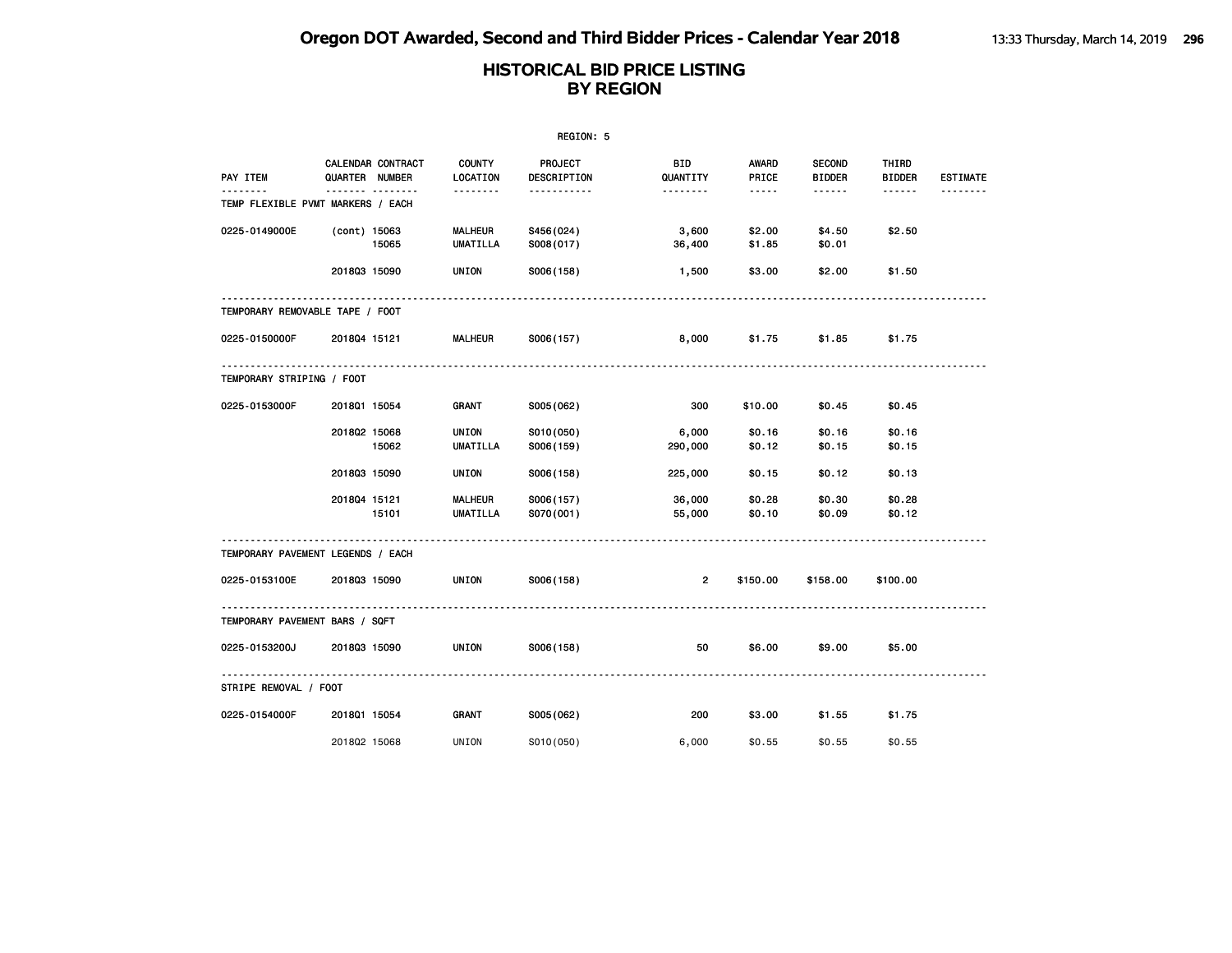# HISTORICAL BID PRICE LISTING
# BY REGION

REGION: 5

| PAY ITEM | CALENDAR QUARTER | CONTRACT NUMBER | COUNTY LOCATION | PROJECT DESCRIPTION | BID QUANTITY | AWARD PRICE | SECOND BIDDER | THIRD BIDDER | ESTIMATE |
|---|---|---|---|---|---|---|---|---|---|
| **TEMP FLEXIBLE PVMT MARKERS / EACH** | | | | | | | | | |
| 0225-0149000E | (cont) | 15063 | MALHEUR | S456(024) | 3,600 | $2.00 | $4.50 | $2.50 | |
| | | 15065 | UMATILLA | S008(017) | 36,400 | $1.85 | $0.01 | | |
| | 2018Q3 | 15090 | UNION | S006(158) | 1,500 | $3.00 | $2.00 | $1.50 | |
| **TEMPORARY REMOVABLE TAPE / FOOT** | | | | | | | | | |
| 0225-0150000F | 2018Q4 | 15121 | MALHEUR | S006(157) | 8,000 | $1.75 | $1.85 | $1.75 | |
| **TEMPORARY STRIPING / FOOT** | | | | | | | | | |
| 0225-0153000F | 2018Q1 | 15054 | GRANT | S005(062) | 300 | $10.00 | $0.45 | $0.45 | |
| | 2018Q2 | 15068 | UNION | S010(050) | 6,000 | $0.16 | $0.16 | $0.16 | |
| | | 15062 | UMATILLA | S006(159) | 290,000 | $0.12 | $0.15 | $0.15 | |
| | 2018Q3 | 15090 | UNION | S006(158) | 225,000 | $0.15 | $0.12 | $0.13 | |
| | 2018Q4 | 15121 | MALHEUR | S006(157) | 36,000 | $0.28 | $0.30 | $0.28 | |
| | | 15101 | UMATILLA | S070(001) | 55,000 | $0.10 | $0.09 | $0.12 | |
| **TEMPORARY PAVEMENT LEGENDS / EACH** | | | | | | | | | |
| 0225-0153100E | 2018Q3 | 15090 | UNION | S006(158) | 2 | $150.00 | $158.00 | $100.00 | |
| **TEMPORARY PAVEMENT BARS / SQFT** | | | | | | | | | |
| 0225-0153200J | 2018Q3 | 15090 | UNION | S006(158) | 50 | $6.00 | $9.00 | $5.00 | |
| **STRIPE REMOVAL / FOOT** | | | | | | | | | |
| 0225-0154000F | 2018Q1 | 15054 | GRANT | S005(062) | 200 | $3.00 | $1.55 | $1.75 | |
| | 2018Q2 | 15068 | UNION | S010(050) | 6,000 | $0.55 | $0.55 | $0.55 | |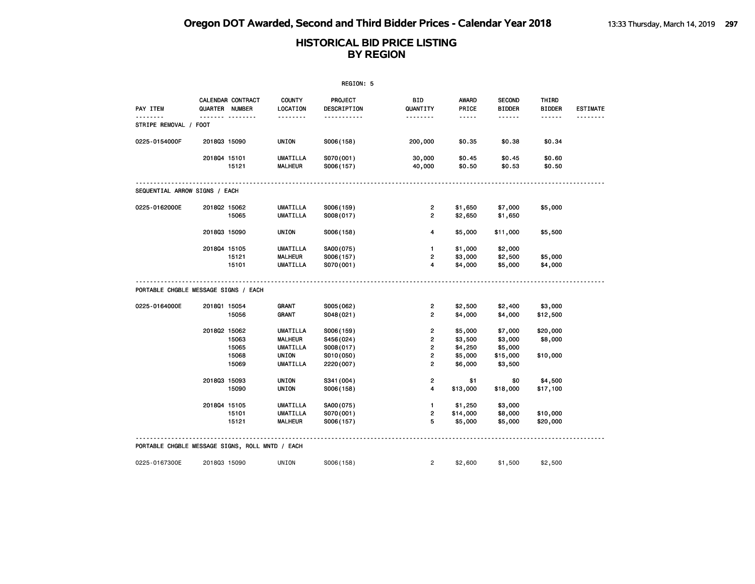# Oregon DOT Awarded, Second and Third Bidder Prices - Calendar Year 2018

## HISTORICAL BID PRICE LISTING BY REGION

REGION: 5

| PAY ITEM | CALENDAR QUARTER | CONTRACT NUMBER | COUNTY LOCATION | PROJECT DESCRIPTION | BID QUANTITY | AWARD PRICE | SECOND BIDDER | THIRD BIDDER | ESTIMATE |
|---|---|---|---|---|---|---|---|---|---|
| **STRIPE REMOVAL / FOOT** | | | | | | | | | |
| 0225-0154000F | 2018Q3 | 15090 | UNION | S006(158) | 200,000 | $0.35 | $0.38 | $0.34 | |
| | 2018Q4 | 15101 | UMATILLA | S070(001) | 30,000 | $0.45 | $0.45 | $0.60 | |
| | | 15121 | MALHEUR | S006(157) | 40,000 | $0.50 | $0.53 | $0.50 | |
| **SEQUENTIAL ARROW SIGNS / EACH** | | | | | | | | | |
| 0225-0162000E | 2018Q2 | 15062 | UMATILLA | S006(159) | 2 | $1,650 | $7,000 | $5,000 | |
| | | 15065 | UMATILLA | S008(017) | 2 | $2,650 | $1,650 | | |
| | 2018Q3 | 15090 | UNION | S006(158) | 4 | $5,000 | $11,000 | $5,500 | |
| | 2018Q4 | 15105 | UMATILLA | SA00(075) | 1 | $1,000 | $2,000 | | |
| | | 15121 | MALHEUR | S006(157) | 2 | $3,000 | $2,500 | $5,000 | |
| | | 15101 | UMATILLA | S070(001) | 4 | $4,000 | $5,000 | $4,000 | |
| **PORTABLE CHGBLE MESSAGE SIGNS / EACH** | | | | | | | | | |
| 0225-0164000E | 2018Q1 | 15054 | GRANT | S005(062) | 2 | $2,500 | $2,400 | $3,000 | |
| | | 15056 | GRANT | S048(021) | 2 | $4,000 | $4,000 | $12,500 | |
| | 2018Q2 | 15062 | UMATILLA | S006(159) | 2 | $5,000 | $7,000 | $20,000 | |
| | | 15063 | MALHEUR | S456(024) | 2 | $3,500 | $3,000 | $8,000 | |
| | | 15065 | UMATILLA | S008(017) | 2 | $4,250 | $5,000 | | |
| | | 15068 | UNION | S010(050) | 2 | $5,000 | $15,000 | $10,000 | |
| | | 15069 | UMATILLA | 2220(007) | 2 | $6,000 | $3,500 | | |
| | 2018Q3 | 15093 | UNION | S341(004) | 2 | $1 | $0 | $4,500 | |
| | | 15090 | UNION | S006(158) | 4 | $13,000 | $18,000 | $17,100 | |
| | 2018Q4 | 15105 | UMATILLA | SA00(075) | 1 | $1,250 | $3,000 | | |
| | | 15101 | UMATILLA | S070(001) | 2 | $14,000 | $8,000 | $10,000 | |
| | | 15121 | MALHEUR | S006(157) | 5 | $5,000 | $5,000 | $20,000 | |
| **PORTABLE CHGBLE MESSAGE SIGNS, ROLL MNTD / EACH** | | | | | | | | | |
| 0225-0167300E | 2018Q3 | 15090 | UNION | S006(158) | 2 | $2,600 | $1,500 | $2,500 | |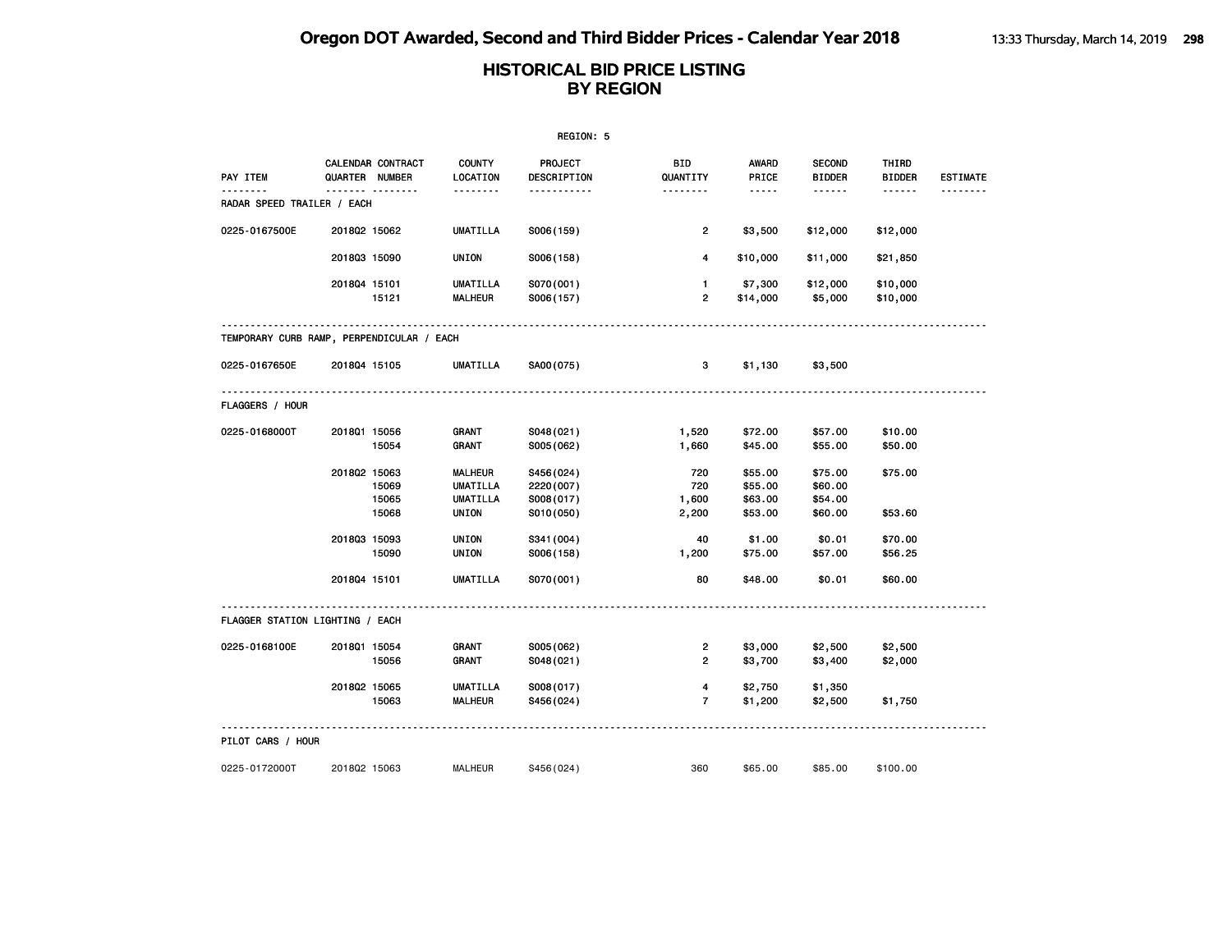# Oregon DOT Awarded, Second and Third Bidder Prices - Calendar Year 2018

## HISTORICAL BID PRICE LISTING BY REGION

REGION: 5

| PAY ITEM | CALENDAR QUARTER | CONTRACT NUMBER | COUNTY LOCATION | PROJECT DESCRIPTION | BID QUANTITY | AWARD PRICE | SECOND BIDDER | THIRD BIDDER | ESTIMATE |
|---|---|---|---|---|---|---|---|---|---|
| **RADAR SPEED TRAILER / EACH** | | | | | | | | | |
| 0225-0167500E | 2018Q2 | 15062 | UMATILLA | S006(159) | 2 | $3,500 | $12,000 | $12,000 | |
| | 2018Q3 | 15090 | UNION | S006(158) | 4 | $10,000 | $11,000 | $21,850 | |
| | 2018Q4 | 15101 | UMATILLA | S070(001) | 1 | $7,300 | $12,000 | $10,000 | |
| | | 15121 | MALHEUR | S006(157) | 2 | $14,000 | $5,000 | $10,000 | |
| **TEMPORARY CURB RAMP, PERPENDICULAR / EACH** | | | | | | | | | |
| 0225-0167650E | 2018Q4 | 15105 | UMATILLA | SA00(075) | 3 | $1,130 | $3,500 | | |
| **FLAGGERS / HOUR** | | | | | | | | | |
| 0225-0168000T | 2018Q1 | 15056 | GRANT | S048(021) | 1,520 | $72.00 | $57.00 | $10.00 | |
| | | 15054 | GRANT | S005(062) | 1,660 | $45.00 | $55.00 | $50.00 | |
| | 2018Q2 | 15063 | MALHEUR | S456(024) | 720 | $55.00 | $75.00 | $75.00 | |
| | | 15069 | UMATILLA | 2220(007) | 720 | $55.00 | $60.00 | | |
| | | 15065 | UMATILLA | S008(017) | 1,600 | $63.00 | $54.00 | | |
| | | 15068 | UNION | S010(050) | 2,200 | $53.00 | $60.00 | $53.60 | |
| | 2018Q3 | 15093 | UNION | S341(004) | 40 | $1.00 | $0.01 | $70.00 | |
| | | 15090 | UNION | S006(158) | 1,200 | $75.00 | $57.00 | $56.25 | |
| | 2018Q4 | 15101 | UMATILLA | S070(001) | 80 | $48.00 | $0.01 | $60.00 | |
| **FLAGGER STATION LIGHTING / EACH** | | | | | | | | | |
| 0225-0168100E | 2018Q1 | 15054 | GRANT | S005(062) | 2 | $3,000 | $2,500 | $2,500 | |
| | | 15056 | GRANT | S048(021) | 2 | $3,700 | $3,400 | $2,000 | |
| | 2018Q2 | 15065 | UMATILLA | S008(017) | 4 | $2,750 | $1,350 | | |
| | | 15063 | MALHEUR | S456(024) | 7 | $1,200 | $2,500 | $1,750 | |
| **PILOT CARS / HOUR** | | | | | | | | | |
| 0225-0172000T | 2018Q2 | 15063 | MALHEUR | S456(024) | 360 | $65.00 | $85.00 | $100.00 | |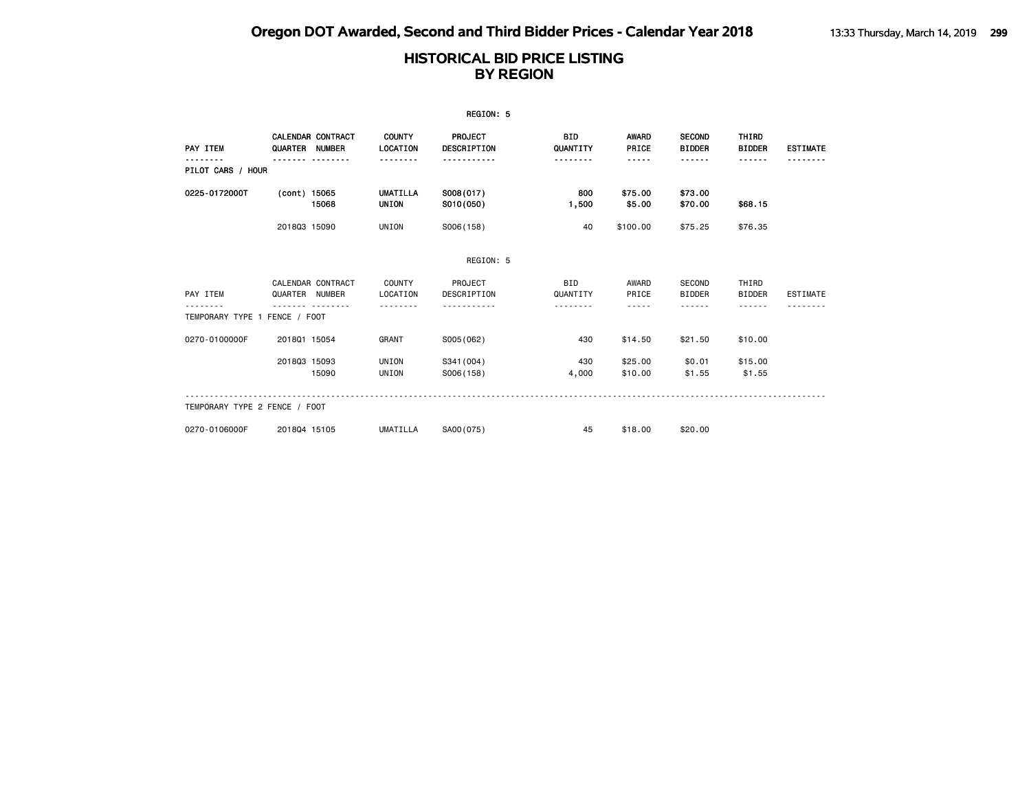# HISTORICAL BID PRICE LISTING
## BY REGION

REGION: 5

| PAY ITEM | CALENDAR QUARTER | CONTRACT NUMBER | COUNTY LOCATION | PROJECT DESCRIPTION | BID QUANTITY | AWARD PRICE | SECOND BIDDER | THIRD BIDDER | ESTIMATE |
|---|---|---|---|---|---|---|---|---|---|
| PILOT CARS / HOUR | | | | | | | | | |
| 0225-0172000T | (cont) | 15065 | UMATILLA | S008(017) | 800 | $75.00 | $73.00 | | |
| | | 15068 | UNION | S010(050) | 1,500 | $5.00 | $70.00 | $68.15 | |
| | 2018Q3 | 15090 | UNION | S006(158) | 40 | $100.00 | $75.25 | $76.35 | |

REGION: 5

| PAY ITEM | CALENDAR QUARTER | CONTRACT NUMBER | COUNTY LOCATION | PROJECT DESCRIPTION | BID QUANTITY | AWARD PRICE | SECOND BIDDER | THIRD BIDDER | ESTIMATE |
|---|---|---|---|---|---|---|---|---|---|
| TEMPORARY TYPE 1 FENCE / FOOT | | | | | | | | | |
| 0270-0100000F | 2018Q1 | 15054 | GRANT | S005(062) | 430 | $14.50 | $21.50 | $10.00 | |
| | 2018Q3 | 15093 | UNION | S341(004) | 430 | $25.00 | $0.01 | $15.00 | |
| | | 15090 | UNION | S006(158) | 4,000 | $10.00 | $1.55 | $1.55 | |
| TEMPORARY TYPE 2 FENCE / FOOT | | | | | | | | | |
| 0270-0106000F | 2018Q4 | 15105 | UMATILLA | SA00(075) | 45 | $18.00 | $20.00 | | |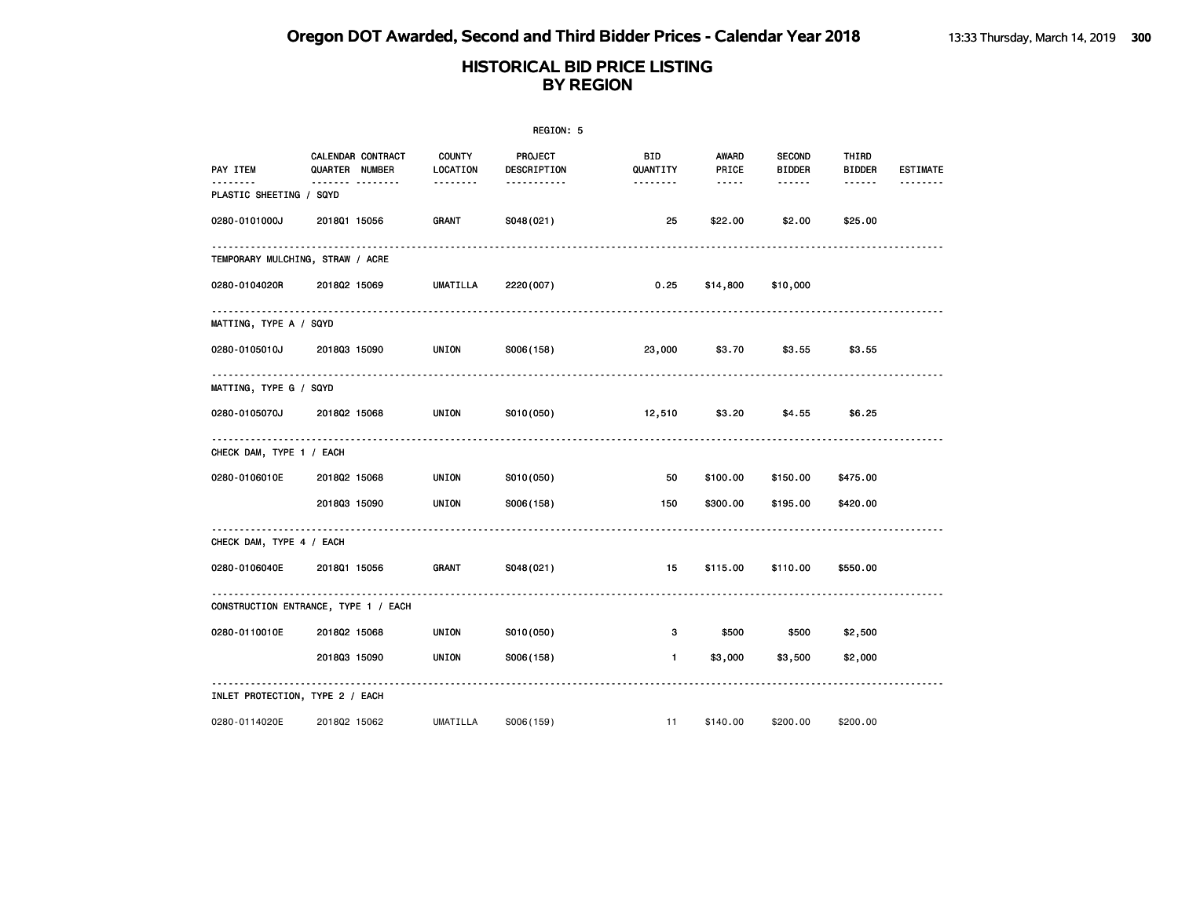# Oregon DOT Awarded, Second and Third Bidder Prices - Calendar Year 2018

## HISTORICAL BID PRICE LISTING BY REGION

REGION: 5

| PAY ITEM | CALENDAR QUARTER | CONTRACT NUMBER | COUNTY LOCATION | PROJECT DESCRIPTION | BID QUANTITY | AWARD PRICE | SECOND BIDDER | THIRD BIDDER | ESTIMATE |
|---|---|---|---|---|---|---|---|---|---|
| **PLASTIC SHEETING / SQYD** | | | | | | | | | |
| 0280-0101000J | 2018Q1 | 15056 | GRANT | S048(021) | 25 | $22.00 | $2.00 | $25.00 | |
| **TEMPORARY MULCHING, STRAW / ACRE** | | | | | | | | | |
| 0280-0104020R | 2018Q2 | 15069 | UMATILLA | 2220(007) | 0.25 | $14,800 | $10,000 | | |
| **MATTING, TYPE A / SQYD** | | | | | | | | | |
| 0280-0105010J | 2018Q3 | 15090 | UNION | S006(158) | 23,000 | $3.70 | $3.55 | $3.55 | |
| **MATTING, TYPE G / SQYD** | | | | | | | | | |
| 0280-0105070J | 2018Q2 | 15068 | UNION | S010(050) | 12,510 | $3.20 | $4.55 | $6.25 | |
| **CHECK DAM, TYPE 1 / EACH** | | | | | | | | | |
| 0280-0106010E | 2018Q2 | 15068 | UNION | S010(050) | 50 | $100.00 | $150.00 | $475.00 | |
| | 2018Q3 | 15090 | UNION | S006(158) | 150 | $300.00 | $195.00 | $420.00 | |
| **CHECK DAM, TYPE 4 / EACH** | | | | | | | | | |
| 0280-0106040E | 2018Q1 | 15056 | GRANT | S048(021) | 15 | $115.00 | $110.00 | $550.00 | |
| **CONSTRUCTION ENTRANCE, TYPE 1 / EACH** | | | | | | | | | |
| 0280-0110010E | 2018Q2 | 15068 | UNION | S010(050) | 3 | $500 | $500 | $2,500 | |
| | 2018Q3 | 15090 | UNION | S006(158) | 1 | $3,000 | $3,500 | $2,000 | |
| **INLET PROTECTION, TYPE 2 / EACH** | | | | | | | | | |
| 0280-0114020E | 2018Q2 | 15062 | UMATILLA | S006(159) | 11 | $140.00 | $200.00 | $200.00 | |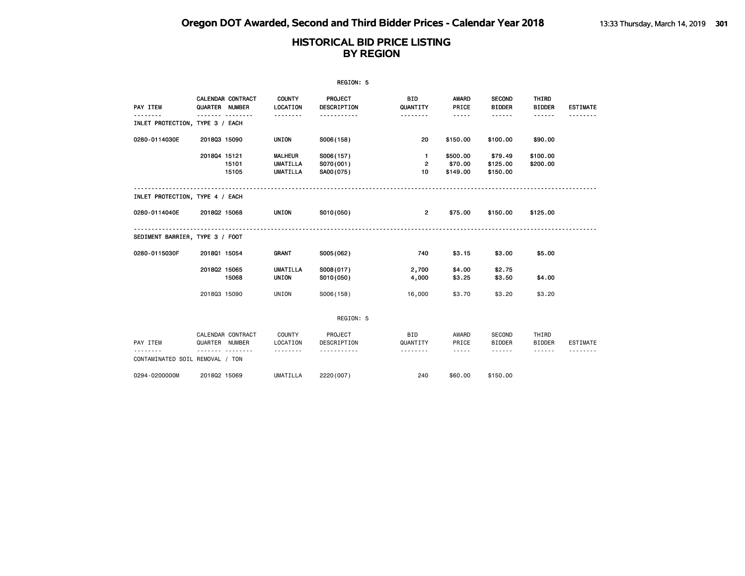# Oregon DOT Awarded, Second and Third Bidder Prices - Calendar Year 2018

## HISTORICAL BID PRICE LISTING BY REGION

REGION: 5

| PAY ITEM | CALENDAR QUARTER | CONTRACT NUMBER | COUNTY LOCATION | PROJECT DESCRIPTION | BID QUANTITY | AWARD PRICE | SECOND BIDDER | THIRD BIDDER | ESTIMATE |
|---|---|---|---|---|---|---|---|---|---|
| INLET PROTECTION, TYPE 3 / EACH | | | | | | | | | |
| 0280-0114030E | 2018Q3 | 15090 | UNION | S006(158) | 20 | $150.00 | $100.00 | $90.00 | |
| | 2018Q4 | 15121 | MALHEUR | S006(157) | 1 | $500.00 | $79.49 | $100.00 | |
| | | 15101 | UMATILLA | S070(001) | 2 | $70.00 | $125.00 | $200.00 | |
| | | 15105 | UMATILLA | SA00(075) | 10 | $149.00 | $150.00 | | |
| INLET PROTECTION, TYPE 4 / EACH | | | | | | | | | |
| 0280-0114040E | 2018Q2 | 15068 | UNION | S010(050) | 2 | $75.00 | $150.00 | $125.00 | |
| SEDIMENT BARRIER, TYPE 3 / FOOT | | | | | | | | | |
| 0280-0115030F | 2018Q1 | 15054 | GRANT | S005(062) | 740 | $3.15 | $3.00 | $5.00 | |
| | 2018Q2 | 15065 | UMATILLA | S008(017) | 2,700 | $4.00 | $2.75 | | |
| | | 15068 | UNION | S010(050) | 4,000 | $3.25 | $3.50 | $4.00 | |
| | 2018Q3 | 15090 | UNION | S006(158) | 16,000 | $3.70 | $3.20 | $3.20 | |

REGION: 5

| PAY ITEM | CALENDAR QUARTER | CONTRACT NUMBER | COUNTY LOCATION | PROJECT DESCRIPTION | BID QUANTITY | AWARD PRICE | SECOND BIDDER | THIRD BIDDER | ESTIMATE |
|---|---|---|---|---|---|---|---|---|---|
| CONTAMINATED SOIL REMOVAL / TON | | | | | | | | | |
| 0294-0200000M | 2018Q2 | 15069 | UMATILLA | 2220(007) | 240 | $60.00 | $150.00 | | |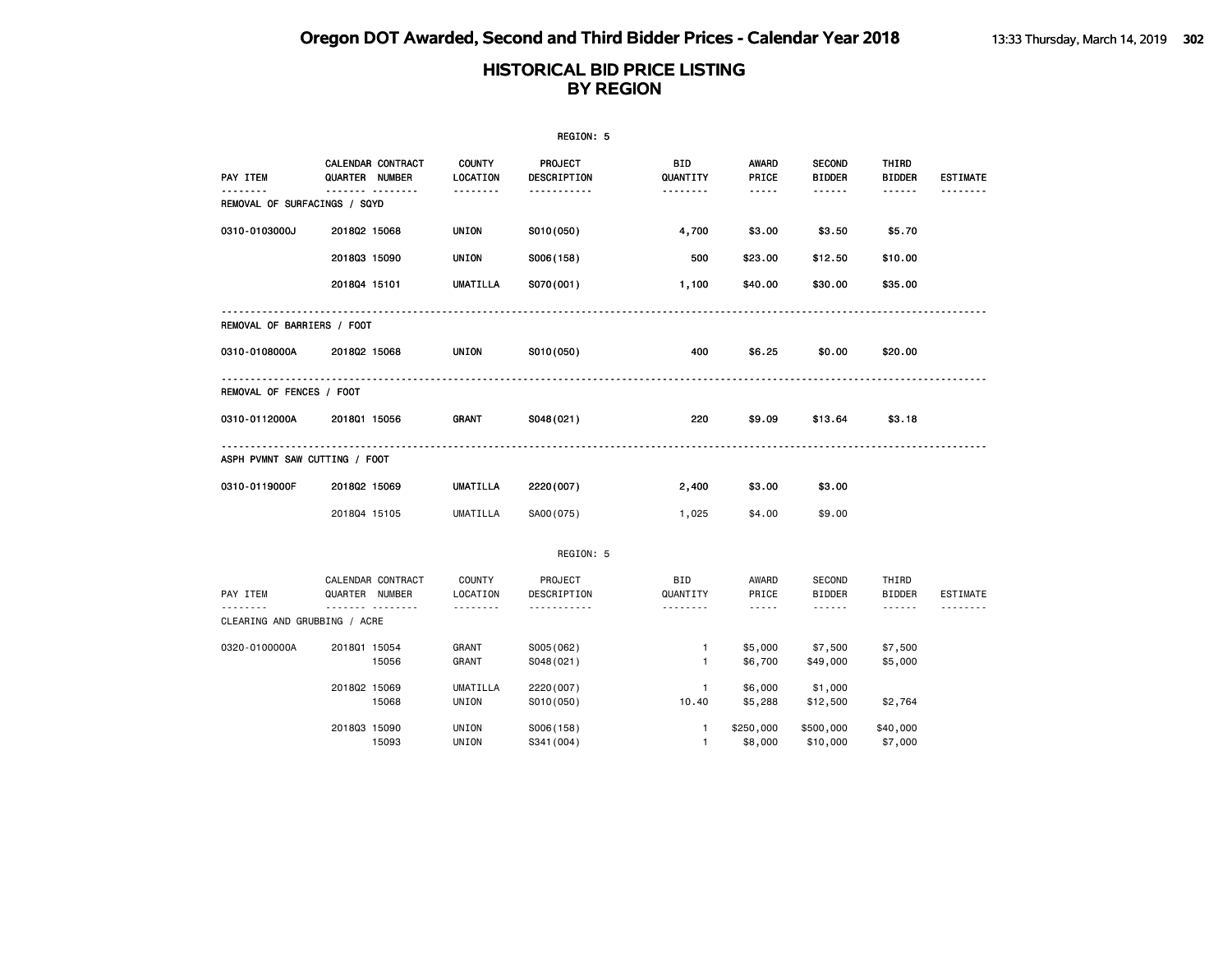# Oregon DOT Awarded, Second and Third Bidder Prices - Calendar Year 2018

## HISTORICAL BID PRICE LISTING BY REGION

REGION: 5

| PAY ITEM | CALENDAR QUARTER | CONTRACT NUMBER | COUNTY LOCATION | PROJECT DESCRIPTION | BID QUANTITY | AWARD PRICE | SECOND BIDDER | THIRD BIDDER | ESTIMATE |
|---|---|---|---|---|---|---|---|---|---|
| **REMOVAL OF SURFACINGS / SQYD** | | | | | | | | | |
| 0310-0103000J | 2018Q2 | 15068 | UNION | S010(050) | 4,700 | $3.00 | $3.50 | $5.70 | |
| | 2018Q3 | 15090 | UNION | S006(158) | 500 | $23.00 | $12.50 | $10.00 | |
| | 2018Q4 | 15101 | UMATILLA | S070(001) | 1,100 | $40.00 | $30.00 | $35.00 | |
| **REMOVAL OF BARRIERS / FOOT** | | | | | | | | | |
| 0310-0108000A | 2018Q2 | 15068 | UNION | S010(050) | 400 | $6.25 | $0.00 | $20.00 | |
| **REMOVAL OF FENCES / FOOT** | | | | | | | | | |
| 0310-0112000A | 2018Q1 | 15056 | GRANT | S048(021) | 220 | $9.09 | $13.64 | $3.18 | |
| **ASPH PVMNT SAW CUTTING / FOOT** | | | | | | | | | |
| 0310-0119000F | 2018Q2 | 15069 | UMATILLA | 2220(007) | 2,400 | $3.00 | $3.00 | | |
| | 2018Q4 | 15105 | UMATILLA | SA00(075) | 1,025 | $4.00 | $9.00 | | |

REGION: 5

| PAY ITEM | CALENDAR QUARTER | CONTRACT NUMBER | COUNTY LOCATION | PROJECT DESCRIPTION | BID QUANTITY | AWARD PRICE | SECOND BIDDER | THIRD BIDDER | ESTIMATE |
|---|---|---|---|---|---|---|---|---|---|
| **CLEARING AND GRUBBING / ACRE** | | | | | | | | | |
| 0320-0100000A | 2018Q1 | 15054 | GRANT | S005(062) | 1 | $5,000 | $7,500 | $7,500 | |
| | | 15056 | GRANT | S048(021) | 1 | $6,700 | $49,000 | $5,000 | |
| | 2018Q2 | 15069 | UMATILLA | 2220(007) | 1 | $6,000 | $1,000 | | |
| | | 15068 | UNION | S010(050) | 10.40 | $5,288 | $12,500 | $2,764 | |
| | 2018Q3 | 15090 | UNION | S006(158) | 1 | $250,000 | $500,000 | $40,000 | |
| | | 15093 | UNION | S341(004) | 1 | $8,000 | $10,000 | $7,000 | |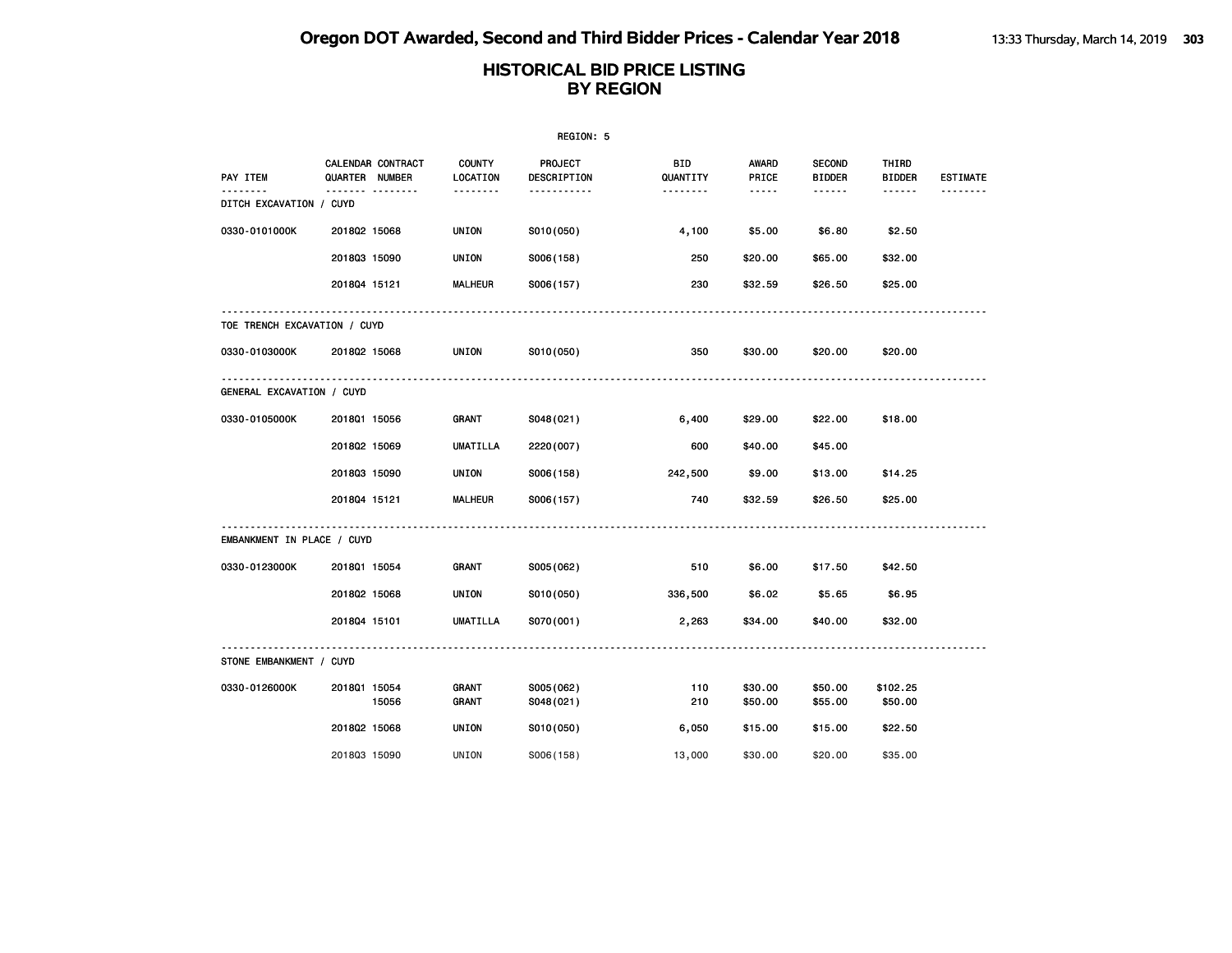# Oregon DOT Awarded, Second and Third Bidder Prices - Calendar Year 2018

## HISTORICAL BID PRICE LISTING BY REGION

REGION: 5

| PAY ITEM | CALENDAR QUARTER | CONTRACT NUMBER | COUNTY LOCATION | PROJECT DESCRIPTION | BID QUANTITY | AWARD PRICE | SECOND BIDDER | THIRD BIDDER | ESTIMATE |
|---|---|---|---|---|---|---|---|---|---|
| **DITCH EXCAVATION / CUYD** | | | | | | | | | |
| 0330-0101000K | 2018Q2 | 15068 | UNION | S010(050) | 4,100 | $5.00 | $6.80 | $2.50 | |
| | 2018Q3 | 15090 | UNION | S006(158) | 250 | $20.00 | $65.00 | $32.00 | |
| | 2018Q4 | 15121 | MALHEUR | S006(157) | 230 | $32.59 | $26.50 | $25.00 | |
| **TOE TRENCH EXCAVATION / CUYD** | | | | | | | | | |
| 0330-0103000K | 2018Q2 | 15068 | UNION | S010(050) | 350 | $30.00 | $20.00 | $20.00 | |
| **GENERAL EXCAVATION / CUYD** | | | | | | | | | |
| 0330-0105000K | 2018Q1 | 15056 | GRANT | S048(021) | 6,400 | $29.00 | $22.00 | $18.00 | |
| | 2018Q2 | 15069 | UMATILLA | 2220(007) | 600 | $40.00 | $45.00 | | |
| | 2018Q3 | 15090 | UNION | S006(158) | 242,500 | $9.00 | $13.00 | $14.25 | |
| | 2018Q4 | 15121 | MALHEUR | S006(157) | 740 | $32.59 | $26.50 | $25.00 | |
| **EMBANKMENT IN PLACE / CUYD** | | | | | | | | | |
| 0330-0123000K | 2018Q1 | 15054 | GRANT | S005(062) | 510 | $6.00 | $17.50 | $42.50 | |
| | 2018Q2 | 15068 | UNION | S010(050) | 336,500 | $6.02 | $5.65 | $6.95 | |
| | 2018Q4 | 15101 | UMATILLA | S070(001) | 2,263 | $34.00 | $40.00 | $32.00 | |
| **STONE EMBANKMENT / CUYD** | | | | | | | | | |
| 0330-0126000K | 2018Q1 | 15054 | GRANT | S005(062) | 110 | $30.00 | $50.00 | $102.25 | |
| | | 15056 | GRANT | S048(021) | 210 | $50.00 | $55.00 | $50.00 | |
| | 2018Q2 | 15068 | UNION | S010(050) | 6,050 | $15.00 | $15.00 | $22.50 | |
| | 2018Q3 | 15090 | UNION | S006(158) | 13,000 | $30.00 | $20.00 | $35.00 | |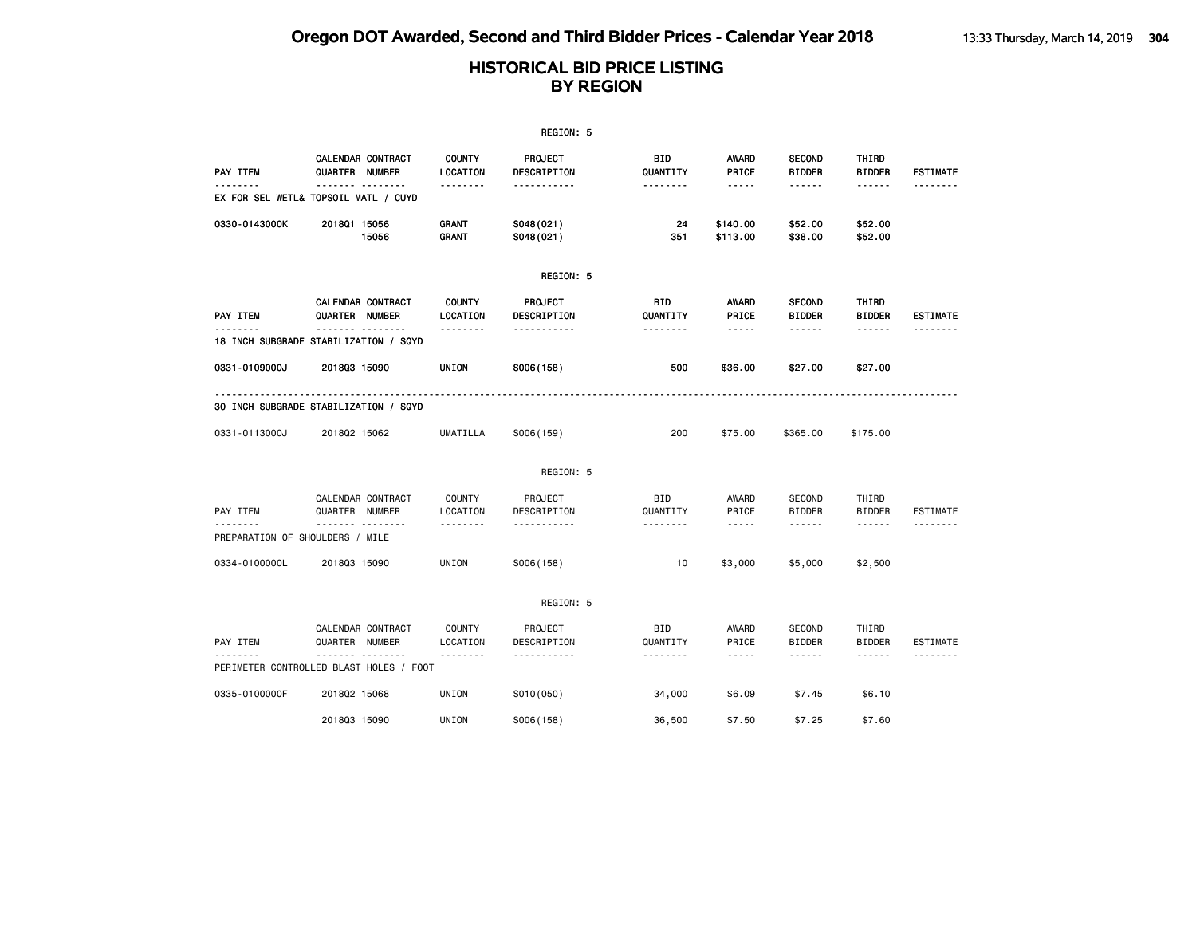# Oregon DOT Awarded, Second and Third Bidder Prices - Calendar Year 2018

## HISTORICAL BID PRICE LISTING BY REGION

REGION: 5

| PAY ITEM | CALENDAR QUARTER | CONTRACT NUMBER | COUNTY LOCATION | PROJECT DESCRIPTION | BID QUANTITY | AWARD PRICE | SECOND BIDDER | THIRD BIDDER | ESTIMATE |
|---|---|---|---|---|---|---|---|---|---|
| EX FOR SEL WETL& TOPSOIL MATL / CUYD | | | | | | | | | |
| 0330-0143000K | 2018Q1 | 15056 | GRANT | S048(021) | 24 | $140.00 | $52.00 | $52.00 | |
| | | 15056 | GRANT | S048(021) | 351 | $113.00 | $38.00 | $52.00 | |

REGION: 5

| PAY ITEM | CALENDAR QUARTER | CONTRACT NUMBER | COUNTY LOCATION | PROJECT DESCRIPTION | BID QUANTITY | AWARD PRICE | SECOND BIDDER | THIRD BIDDER | ESTIMATE |
|---|---|---|---|---|---|---|---|---|---|
| 18 INCH SUBGRADE STABILIZATION / SQYD | | | | | | | | | |
| 0331-0109000J | 2018Q3 | 15090 | UNION | S006(158) | 500 | $36.00 | $27.00 | $27.00 | |
| 30 INCH SUBGRADE STABILIZATION / SQYD | | | | | | | | | |
| 0331-0113000J | 2018Q2 | 15062 | UMATILLA | S006(159) | 200 | $75.00 | $365.00 | $175.00 | |

REGION: 5

| PAY ITEM | CALENDAR QUARTER | CONTRACT NUMBER | COUNTY LOCATION | PROJECT DESCRIPTION | BID QUANTITY | AWARD PRICE | SECOND BIDDER | THIRD BIDDER | ESTIMATE |
|---|---|---|---|---|---|---|---|---|---|
| PREPARATION OF SHOULDERS / MILE | | | | | | | | | |
| 0334-0100000L | 2018Q3 | 15090 | UNION | S006(158) | 10 | $3,000 | $5,000 | $2,500 | |

REGION: 5

| PAY ITEM | CALENDAR QUARTER | CONTRACT NUMBER | COUNTY LOCATION | PROJECT DESCRIPTION | BID QUANTITY | AWARD PRICE | SECOND BIDDER | THIRD BIDDER | ESTIMATE |
|---|---|---|---|---|---|---|---|---|---|
| PERIMETER CONTROLLED BLAST HOLES / FOOT | | | | | | | | | |
| 0335-0100000F | 2018Q2 | 15068 | UNION | S010(050) | 34,000 | $6.09 | $7.45 | $6.10 | |
| | 2018Q3 | 15090 | UNION | S006(158) | 36,500 | $7.50 | $7.25 | $7.60 | |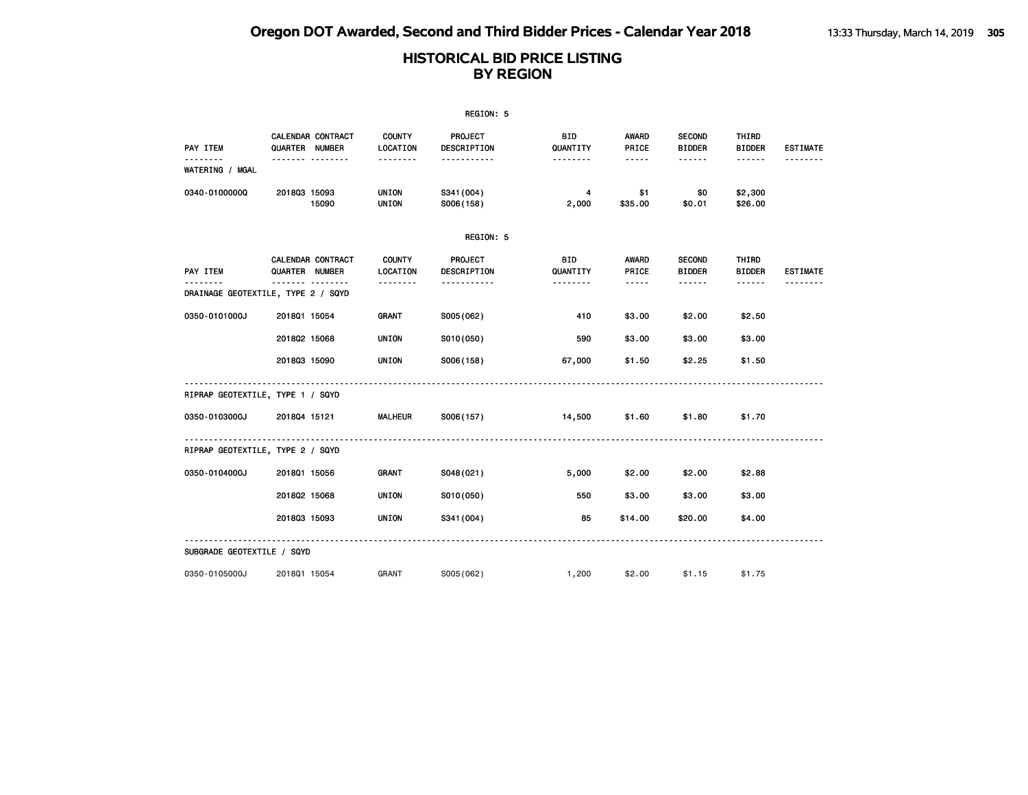# HISTORICAL BID PRICE LISTING
## BY REGION

REGION: 5

| PAY ITEM | CALENDAR QUARTER | CONTRACT NUMBER | COUNTY LOCATION | PROJECT DESCRIPTION | BID QUANTITY | AWARD PRICE | SECOND BIDDER | THIRD BIDDER | ESTIMATE |
|---|---|---|---|---|---|---|---|---|---|
| WATERING / MGAL | | | | | | | | | |
| 0340-0100000Q | 2018Q3 | 15093 | UNION | S341(004) | 4 | $1 | $0 | $2,300 | |
| | | 15090 | UNION | S006(158) | 2,000 | $35.00 | $0.01 | $26.00 | |

REGION: 5

| PAY ITEM | CALENDAR QUARTER | CONTRACT NUMBER | COUNTY LOCATION | PROJECT DESCRIPTION | BID QUANTITY | AWARD PRICE | SECOND BIDDER | THIRD BIDDER | ESTIMATE |
|---|---|---|---|---|---|---|---|---|---|
| DRAINAGE GEOTEXTILE, TYPE 2 / SQYD | | | | | | | | | |
| 0350-0101000J | 2018Q1 | 15054 | GRANT | S005(062) | 410 | $3.00 | $2.00 | $2.50 | |
| | 2018Q2 | 15068 | UNION | S010(050) | 590 | $3.00 | $3.00 | $3.00 | |
| | 2018Q3 | 15090 | UNION | S006(158) | 67,000 | $1.50 | $2.25 | $1.50 | |
| RIPRAP GEOTEXTILE, TYPE 1 / SQYD | | | | | | | | | |
| 0350-0103000J | 2018Q4 | 15121 | MALHEUR | S006(157) | 14,500 | $1.60 | $1.80 | $1.70 | |
| RIPRAP GEOTEXTILE, TYPE 2 / SQYD | | | | | | | | | |
| 0350-0104000J | 2018Q1 | 15056 | GRANT | S048(021) | 5,000 | $2.00 | $2.00 | $2.88 | |
| | 2018Q2 | 15068 | UNION | S010(050) | 550 | $3.00 | $3.00 | $3.00 | |
| | 2018Q3 | 15093 | UNION | S341(004) | 85 | $14.00 | $20.00 | $4.00 | |
| SUBGRADE GEOTEXTILE / SQYD | | | | | | | | | |
| 0350-0105000J | 2018Q1 | 15054 | GRANT | S005(062) | 1,200 | $2.00 | $1.15 | $1.75 | |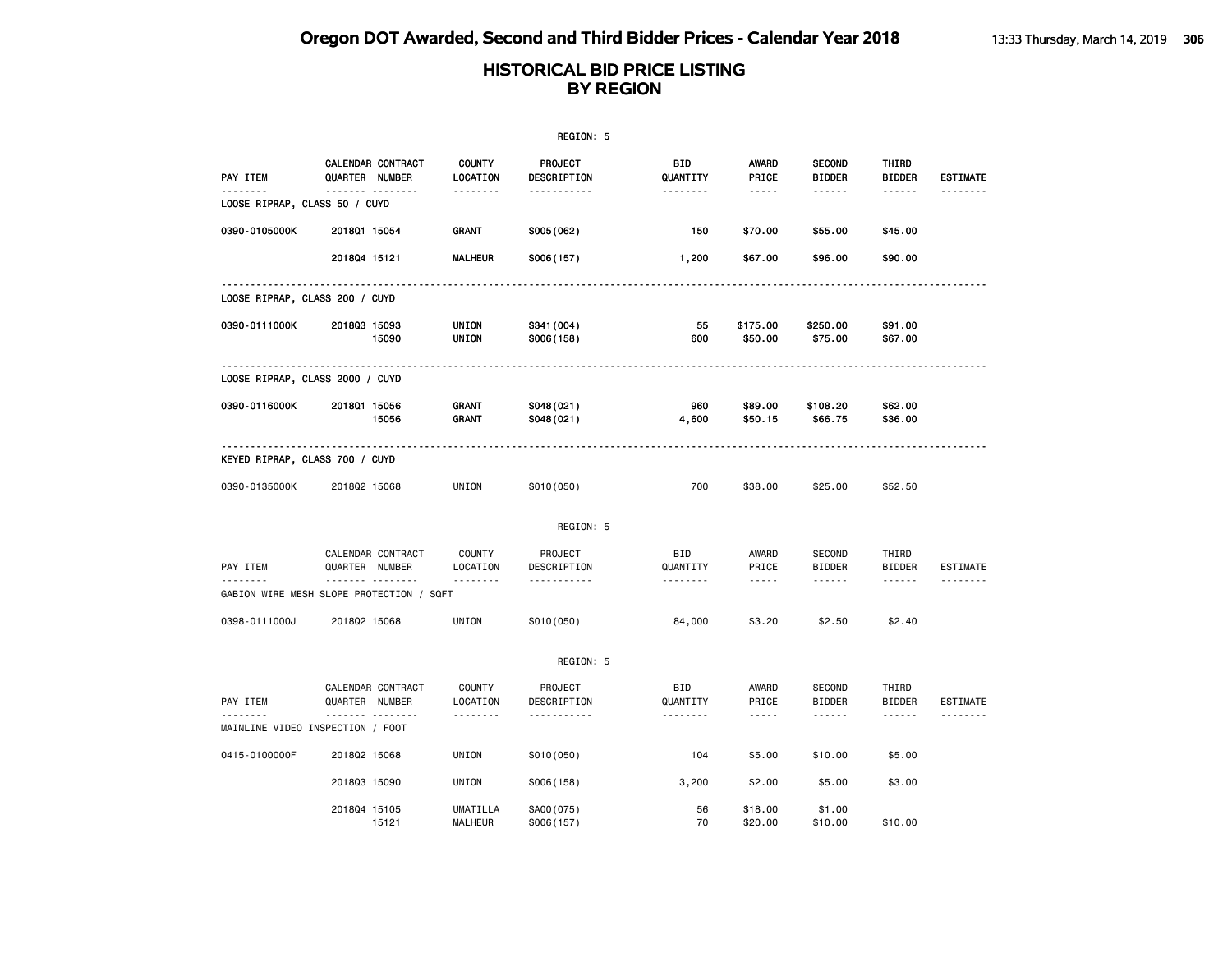# Oregon DOT Awarded, Second and Third Bidder Prices - Calendar Year 2018

## HISTORICAL BID PRICE LISTING BY REGION

REGION: 5

| PAY ITEM | CALENDAR QUARTER | CONTRACT NUMBER | COUNTY LOCATION | PROJECT DESCRIPTION | BID QUANTITY | AWARD PRICE | SECOND BIDDER | THIRD BIDDER | ESTIMATE |
|---|---|---|---|---|---|---|---|---|---|
| **LOOSE RIPRAP, CLASS 50 / CUYD** | | | | | | | | | |
| 0390-0105000K | 2018Q1 | 15054 | GRANT | S005(062) | 150 | $70.00 | $55.00 | $45.00 | |
| | 2018Q4 | 15121 | MALHEUR | S006(157) | 1,200 | $67.00 | $96.00 | $90.00 | |
| **LOOSE RIPRAP, CLASS 200 / CUYD** | | | | | | | | | |
| 0390-0111000K | 2018Q3 | 15093 | UNION | S341(004) | 55 | $175.00 | $250.00 | $91.00 | |
| | | 15090 | UNION | S006(158) | 600 | $50.00 | $75.00 | $67.00 | |
| **LOOSE RIPRAP, CLASS 2000 / CUYD** | | | | | | | | | |
| 0390-0116000K | 2018Q1 | 15056 | GRANT | S048(021) | 960 | $89.00 | $108.20 | $62.00 | |
| | | 15056 | GRANT | S048(021) | 4,600 | $50.15 | $66.75 | $36.00 | |
| **KEYED RIPRAP, CLASS 700 / CUYD** | | | | | | | | | |
| 0390-0135000K | 2018Q2 | 15068 | UNION | S010(050) | 700 | $38.00 | $25.00 | $52.50 | |

REGION: 5

| PAY ITEM | CALENDAR QUARTER | CONTRACT NUMBER | COUNTY LOCATION | PROJECT DESCRIPTION | BID QUANTITY | AWARD PRICE | SECOND BIDDER | THIRD BIDDER | ESTIMATE |
|---|---|---|---|---|---|---|---|---|---|
| **GABION WIRE MESH SLOPE PROTECTION / SQFT** | | | | | | | | | |
| 0398-0111000J | 2018Q2 | 15068 | UNION | S010(050) | 84,000 | $3.20 | $2.50 | $2.40 | |

REGION: 5

| PAY ITEM | CALENDAR QUARTER | CONTRACT NUMBER | COUNTY LOCATION | PROJECT DESCRIPTION | BID QUANTITY | AWARD PRICE | SECOND BIDDER | THIRD BIDDER | ESTIMATE |
|---|---|---|---|---|---|---|---|---|---|
| **MAINLINE VIDEO INSPECTION / FOOT** | | | | | | | | | |
| 0415-0100000F | 2018Q2 | 15068 | UNION | S010(050) | 104 | $5.00 | $10.00 | $5.00 | |
| | 2018Q3 | 15090 | UNION | S006(158) | 3,200 | $2.00 | $5.00 | $3.00 | |
| | 2018Q4 | 15105 | UMATILLA | SA00(075) | 56 | $18.00 | $1.00 | | |
| | | 15121 | MALHEUR | S006(157) | 70 | $20.00 | $10.00 | $10.00 | |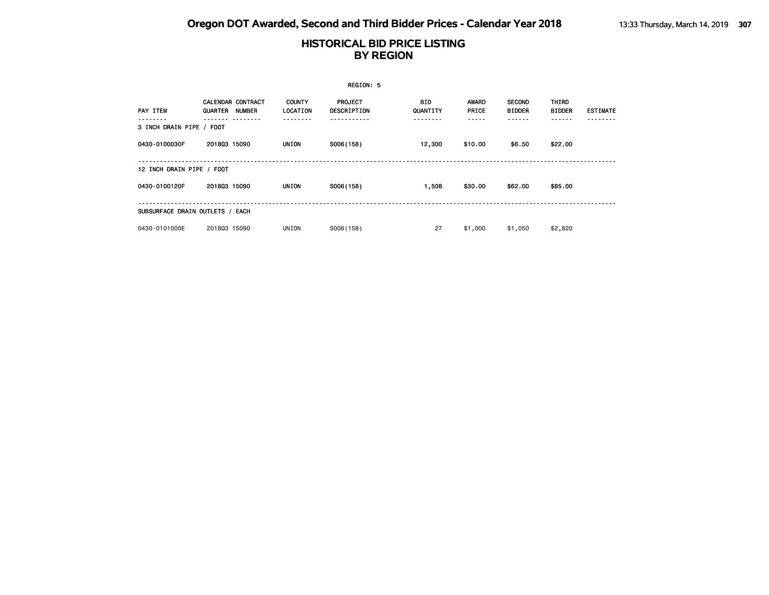# Oregon DOT Awarded, Second and Third Bidder Prices - Calendar Year 2018

## HISTORICAL BID PRICE LISTING
## BY REGION

REGION: 5

| PAY ITEM | CALENDAR QUARTER | CONTRACT NUMBER | COUNTY LOCATION | PROJECT DESCRIPTION | BID QUANTITY | AWARD PRICE | SECOND BIDDER | THIRD BIDDER | ESTIMATE |
|---|---|---|---|---|---|---|---|---|---|
| 3 INCH DRAIN PIPE / FOOT | | | | | | | | | |
| 0430-0100030F | 2018Q3 | 15090 | UNION | S006(158) | 12,300 | $10.00 | $6.50 | $22.00 | |
| 12 INCH DRAIN PIPE / FOOT | | | | | | | | | |
| 0430-0100120F | 2018Q3 | 15090 | UNION | S006(158) | 1,508 | $30.00 | $62.00 | $85.00 | |
| SUBSURFACE DRAIN OUTLETS / EACH | | | | | | | | | |
| 0430-0101000E | 2018Q3 | 15090 | UNION | S006(158) | 27 | $1,000 | $1,050 | $2,820 | |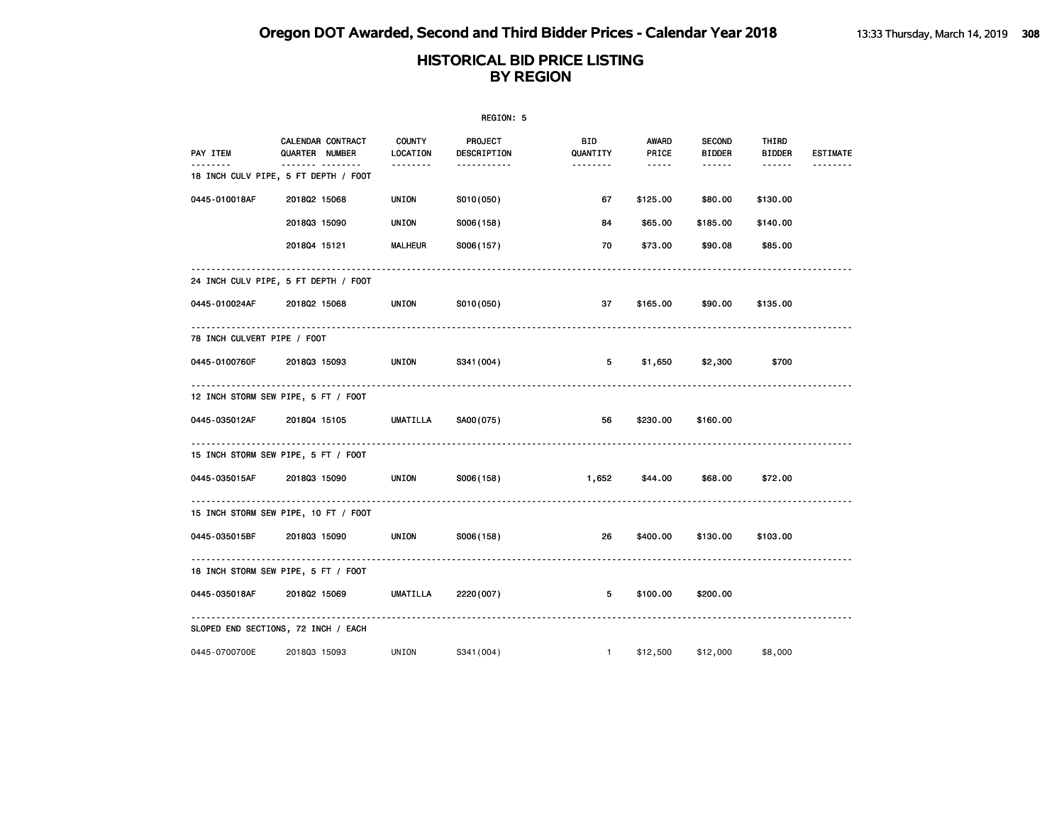# Oregon DOT Awarded, Second and Third Bidder Prices - Calendar Year 2018

## HISTORICAL BID PRICE LISTING BY REGION

REGION: 5

| PAY ITEM | CALENDAR QUARTER | CONTRACT NUMBER | COUNTY LOCATION | PROJECT DESCRIPTION | BID QUANTITY | AWARD PRICE | SECOND BIDDER | THIRD BIDDER | ESTIMATE |
|---|---|---|---|---|---|---|---|---|---|
| **18 INCH CULV PIPE, 5 FT DEPTH / FOOT** | | | | | | | | | |
| 0445-010018AF | 2018Q2 | 15068 | UNION | S010(050) | 67 | $125.00 | $80.00 | $130.00 | |
| | 2018Q3 | 15090 | UNION | S006(158) | 84 | $65.00 | $185.00 | $140.00 | |
| | 2018Q4 | 15121 | MALHEUR | S006(157) | 70 | $73.00 | $90.08 | $85.00 | |
| **24 INCH CULV PIPE, 5 FT DEPTH / FOOT** | | | | | | | | | |
| 0445-010024AF | 2018Q2 | 15068 | UNION | S010(050) | 37 | $165.00 | $90.00 | $135.00 | |
| **78 INCH CULVERT PIPE / FOOT** | | | | | | | | | |
| 0445-0100760F | 2018Q3 | 15093 | UNION | S341(004) | 5 | $1,650 | $2,300 | $700 | |
| **12 INCH STORM SEW PIPE, 5 FT / FOOT** | | | | | | | | | |
| 0445-035012AF | 2018Q4 | 15105 | UMATILLA | SA00(075) | 56 | $230.00 | $160.00 | | |
| **15 INCH STORM SEW PIPE, 5 FT / FOOT** | | | | | | | | | |
| 0445-035015AF | 2018Q3 | 15090 | UNION | S006(158) | 1,652 | $44.00 | $68.00 | $72.00 | |
| **15 INCH STORM SEW PIPE, 10 FT / FOOT** | | | | | | | | | |
| 0445-035015BF | 2018Q3 | 15090 | UNION | S006(158) | 26 | $400.00 | $130.00 | $103.00 | |
| **18 INCH STORM SEW PIPE, 5 FT / FOOT** | | | | | | | | | |
| 0445-035018AF | 2018Q2 | 15069 | UMATILLA | 2220(007) | 5 | $100.00 | $200.00 | | |
| **SLOPED END SECTIONS, 72 INCH / EACH** | | | | | | | | | |
| 0445-0700700E | 2018Q3 | 15093 | UNION | S341(004) | 1 | $12,500 | $12,000 | $8,000 | |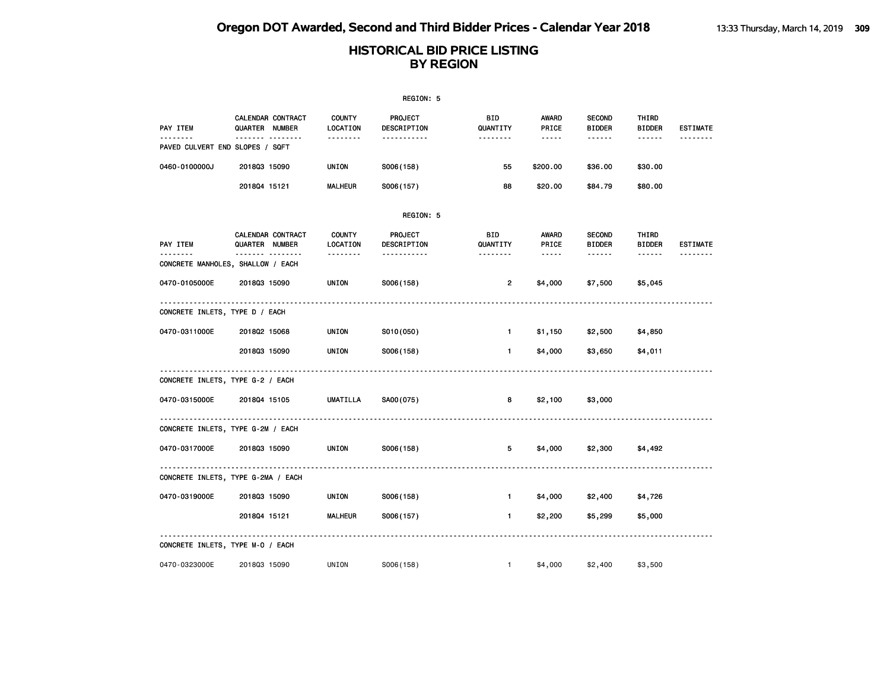# HISTORICAL BID PRICE LISTING
## BY REGION

REGION: 5

| PAY ITEM | CALENDAR QUARTER | CONTRACT NUMBER | COUNTY LOCATION | PROJECT DESCRIPTION | BID QUANTITY | AWARD PRICE | SECOND BIDDER | THIRD BIDDER | ESTIMATE |
|---|---|---|---|---|---|---|---|---|---|
| PAVED CULVERT END SLOPES / SQFT | | | | | | | | | |
| 0460-0100000J | 2018Q3 | 15090 | UNION | S006(158) | 55 | $200.00 | $36.00 | $30.00 | |
| | 2018Q4 | 15121 | MALHEUR | S006(157) | 88 | $20.00 | $84.79 | $80.00 | |

REGION: 5

| PAY ITEM | CALENDAR QUARTER | CONTRACT NUMBER | COUNTY LOCATION | PROJECT DESCRIPTION | BID QUANTITY | AWARD PRICE | SECOND BIDDER | THIRD BIDDER | ESTIMATE |
|---|---|---|---|---|---|---|---|---|---|
| CONCRETE MANHOLES, SHALLOW / EACH | | | | | | | | | |
| 0470-0105000E | 2018Q3 | 15090 | UNION | S006(158) | 2 | $4,000 | $7,500 | $5,045 | |
| CONCRETE INLETS, TYPE D / EACH | | | | | | | | | |
| 0470-0311000E | 2018Q2 | 15068 | UNION | S010(050) | 1 | $1,150 | $2,500 | $4,850 | |
| | 2018Q3 | 15090 | UNION | S006(158) | 1 | $4,000 | $3,650 | $4,011 | |
| CONCRETE INLETS, TYPE G-2 / EACH | | | | | | | | | |
| 0470-0315000E | 2018Q4 | 15105 | UMATILLA | SA00(075) | 8 | $2,100 | $3,000 | | |
| CONCRETE INLETS, TYPE G-2M / EACH | | | | | | | | | |
| 0470-0317000E | 2018Q3 | 15090 | UNION | S006(158) | 5 | $4,000 | $2,300 | $4,492 | |
| CONCRETE INLETS, TYPE G-2MA / EACH | | | | | | | | | |
| 0470-0319000E | 2018Q3 | 15090 | UNION | S006(158) | 1 | $4,000 | $2,400 | $4,726 | |
| | 2018Q4 | 15121 | MALHEUR | S006(157) | 1 | $2,200 | $5,299 | $5,000 | |
| CONCRETE INLETS, TYPE M-O / EACH | | | | | | | | | |
| 0470-0323000E | 2018Q3 | 15090 | UNION | S006(158) | 1 | $4,000 | $2,400 | $3,500 | |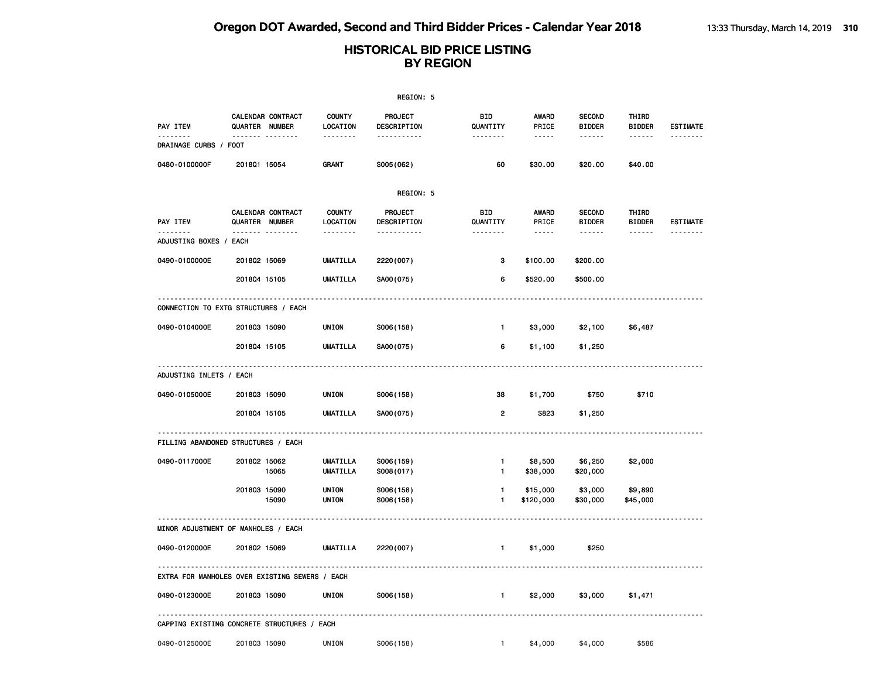# Oregon DOT Awarded, Second and Third Bidder Prices - Calendar Year 2018

## HISTORICAL BID PRICE LISTING BY REGION

REGION: 5

| PAY ITEM | CALENDAR QUARTER | CONTRACT NUMBER | COUNTY LOCATION | PROJECT DESCRIPTION | BID QUANTITY | AWARD PRICE | SECOND BIDDER | THIRD BIDDER | ESTIMATE |
|---|---|---|---|---|---|---|---|---|---|
| DRAINAGE CURBS / FOOT | | | | | | | | | |
| 0480-0100000F | 2018Q1 | 15054 | GRANT | S005(062) | 60 | $30.00 | $20.00 | $40.00 | |

REGION: 5

| PAY ITEM | CALENDAR QUARTER | CONTRACT NUMBER | COUNTY LOCATION | PROJECT DESCRIPTION | BID QUANTITY | AWARD PRICE | SECOND BIDDER | THIRD BIDDER | ESTIMATE |
|---|---|---|---|---|---|---|---|---|---|
| ADJUSTING BOXES / EACH | | | | | | | | | |
| 0490-0100000E | 2018Q2 | 15069 | UMATILLA | 2220(007) | 3 | $100.00 | $200.00 | | |
| | 2018Q4 | 15105 | UMATILLA | SA00(075) | 6 | $520.00 | $500.00 | | |
| CONNECTION TO EXTG STRUCTURES / EACH | | | | | | | | | |
| 0490-0104000E | 2018Q3 | 15090 | UNION | S006(158) | 1 | $3,000 | $2,100 | $6,487 | |
| | 2018Q4 | 15105 | UMATILLA | SA00(075) | 6 | $1,100 | $1,250 | | |
| ADJUSTING INLETS / EACH | | | | | | | | | |
| 0490-0105000E | 2018Q3 | 15090 | UNION | S006(158) | 38 | $1,700 | $750 | $710 | |
| | 2018Q4 | 15105 | UMATILLA | SA00(075) | 2 | $823 | $1,250 | | |
| FILLING ABANDONED STRUCTURES / EACH | | | | | | | | | |
| 0490-0117000E | 2018Q2 | 15062 | UMATILLA | S006(159) | 1 | $8,500 | $6,250 | $2,000 | |
| | | 15065 | UMATILLA | S008(017) | 1 | $38,000 | $20,000 | | |
| | 2018Q3 | 15090 | UNION | S006(158) | 1 | $15,000 | $3,000 | $9,890 | |
| | | 15090 | UNION | S006(158) | 1 | $120,000 | $30,000 | $45,000 | |
| MINOR ADJUSTMENT OF MANHOLES / EACH | | | | | | | | | |
| 0490-0120000E | 2018Q2 | 15069 | UMATILLA | 2220(007) | 1 | $1,000 | $250 | | |
| EXTRA FOR MANHOLES OVER EXISTING SEWERS / EACH | | | | | | | | | |
| 0490-0123000E | 2018Q3 | 15090 | UNION | S006(158) | 1 | $2,000 | $3,000 | $1,471 | |
| CAPPING EXISTING CONCRETE STRUCTURES / EACH | | | | | | | | | |
| 0490-0125000E | 2018Q3 | 15090 | UNION | S006(158) | 1 | $4,000 | $4,000 | $586 | |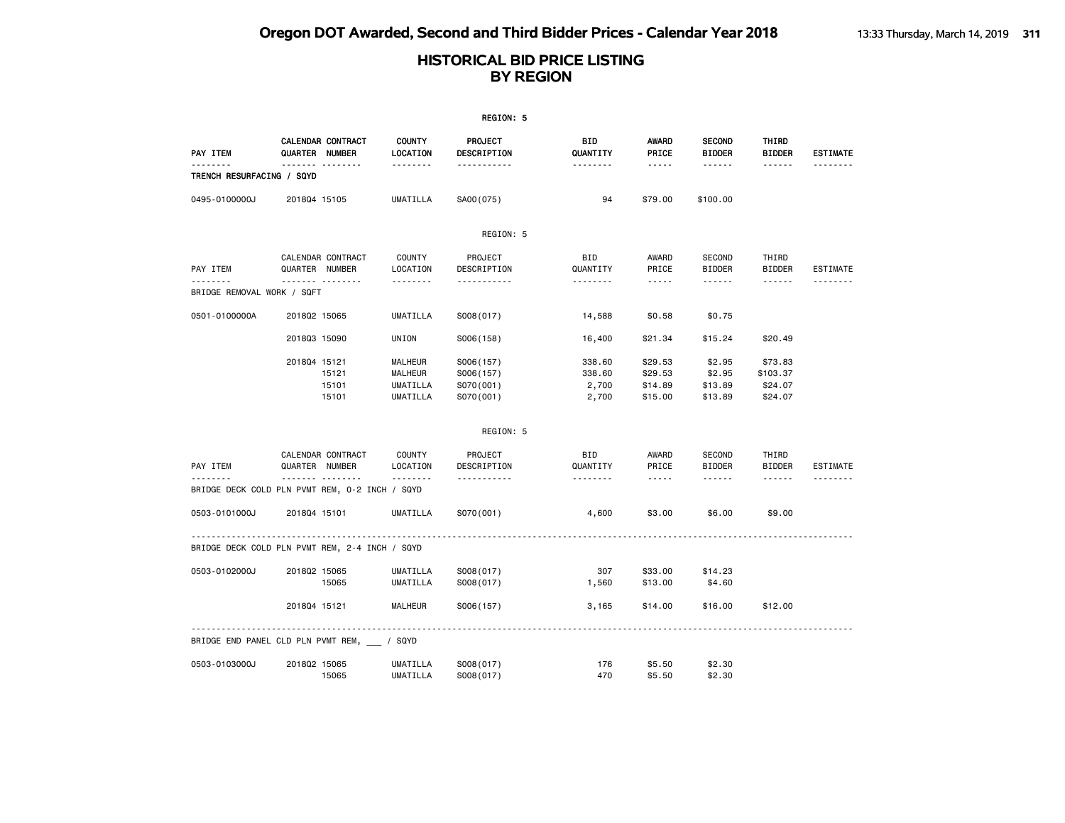# HISTORICAL BID PRICE LISTING BY REGION

REGION: 5

| PAY ITEM | CALENDAR QUARTER | CONTRACT NUMBER | COUNTY LOCATION | PROJECT DESCRIPTION | BID QUANTITY | AWARD PRICE | SECOND BIDDER | THIRD BIDDER | ESTIMATE |
|---|---|---|---|---|---|---|---|---|---|
| TRENCH RESURFACING / SQYD | | | | | | | | | |
| 0495-0100000J | 2018Q4 | 15105 | UMATILLA | SA00(075) | 94 | $79.00 | $100.00 | | |

REGION: 5

| PAY ITEM | CALENDAR QUARTER | CONTRACT NUMBER | COUNTY LOCATION | PROJECT DESCRIPTION | BID QUANTITY | AWARD PRICE | SECOND BIDDER | THIRD BIDDER | ESTIMATE |
|---|---|---|---|---|---|---|---|---|---|
| BRIDGE REMOVAL WORK / SQFT | | | | | | | | | |
| 0501-0100000A | 2018Q2 | 15065 | UMATILLA | S008(017) | 14,588 | $0.58 | $0.75 | | |
| | 2018Q3 | 15090 | UNION | S006(158) | 16,400 | $21.34 | $15.24 | $20.49 | |
| | 2018Q4 | 15121 | MALHEUR | S006(157) | 338.60 | $29.53 | $2.95 | $73.83 | |
| | | 15121 | MALHEUR | S006(157) | 338.60 | $29.53 | $2.95 | $103.37 | |
| | | 15101 | UMATILLA | S070(001) | 2,700 | $14.89 | $13.89 | $24.07 | |
| | | 15101 | UMATILLA | S070(001) | 2,700 | $15.00 | $13.89 | $24.07 | |

REGION: 5

| PAY ITEM | CALENDAR QUARTER | CONTRACT NUMBER | COUNTY LOCATION | PROJECT DESCRIPTION | BID QUANTITY | AWARD PRICE | SECOND BIDDER | THIRD BIDDER | ESTIMATE |
|---|---|---|---|---|---|---|---|---|---|
| BRIDGE DECK COLD PLN PVMT REM, 0-2 INCH / SQYD | | | | | | | | | |
| 0503-0101000J | 2018Q4 | 15101 | UMATILLA | S070(001) | 4,600 | $3.00 | $6.00 | $9.00 | |
| BRIDGE DECK COLD PLN PVMT REM, 2-4 INCH / SQYD | | | | | | | | | |
| 0503-0102000J | 2018Q2 | 15065 | UMATILLA | S008(017) | 307 | $33.00 | $14.23 | | |
| | | 15065 | UMATILLA | S008(017) | 1,560 | $13.00 | $4.60 | | |
| | 2018Q4 | 15121 | MALHEUR | S006(157) | 3,165 | $14.00 | $16.00 | $12.00 | |
| BRIDGE END PANEL CLD PLN PVMT REM, ___ / SQYD | | | | | | | | | |
| 0503-0103000J | 2018Q2 | 15065 | UMATILLA | S008(017) | 176 | $5.50 | $2.30 | | |
| | | 15065 | UMATILLA | S008(017) | 470 | $5.50 | $2.30 | | |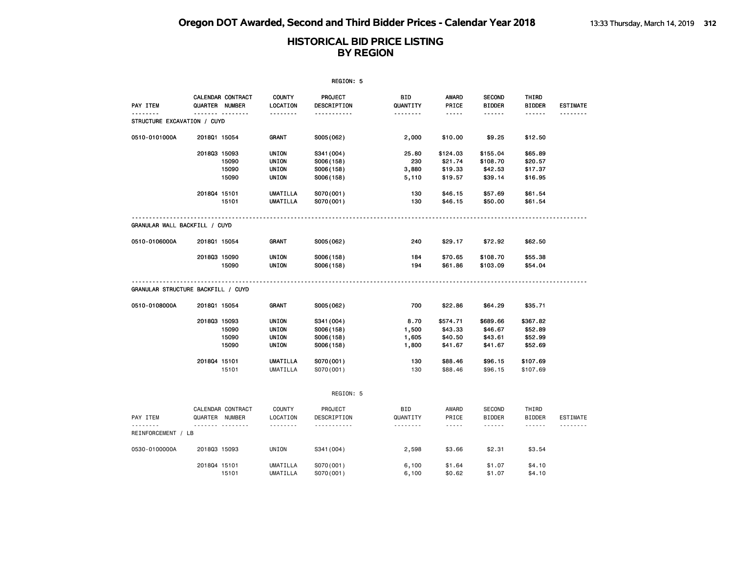# Oregon DOT Awarded, Second and Third Bidder Prices - Calendar Year 2018

## HISTORICAL BID PRICE LISTING BY REGION

REGION: 5

| PAY ITEM | CALENDAR QUARTER | CONTRACT NUMBER | COUNTY LOCATION | PROJECT DESCRIPTION | BID QUANTITY | AWARD PRICE | SECOND BIDDER | THIRD BIDDER | ESTIMATE |
|---|---|---|---|---|---|---|---|---|---|
| **STRUCTURE EXCAVATION / CUYD** | | | | | | | | | |
| 0510-0101000A | 2018Q1 | 15054 | GRANT | S005(062) | 2,000 | $10.00 | $9.25 | $12.50 | |
| | 2018Q3 | 15093 | UNION | S341(004) | 25.80 | $124.03 | $155.04 | $65.89 | |
| | | 15090 | UNION | S006(158) | 230 | $21.74 | $108.70 | $20.57 | |
| | | 15090 | UNION | S006(158) | 3,880 | $19.33 | $42.53 | $17.37 | |
| | | 15090 | UNION | S006(158) | 5,110 | $19.57 | $39.14 | $16.95 | |
| | 2018Q4 | 15101 | UMATILLA | S070(001) | 130 | $46.15 | $57.69 | $61.54 | |
| | | 15101 | UMATILLA | S070(001) | 130 | $46.15 | $50.00 | $61.54 | |
| **GRANULAR WALL BACKFILL / CUYD** | | | | | | | | | |
| 0510-0106000A | 2018Q1 | 15054 | GRANT | S005(062) | 240 | $29.17 | $72.92 | $62.50 | |
| | 2018Q3 | 15090 | UNION | S006(158) | 184 | $70.65 | $108.70 | $55.38 | |
| | | 15090 | UNION | S006(158) | 194 | $61.86 | $103.09 | $54.04 | |
| **GRANULAR STRUCTURE BACKFILL / CUYD** | | | | | | | | | |
| 0510-0108000A | 2018Q1 | 15054 | GRANT | S005(062) | 700 | $22.86 | $64.29 | $35.71 | |
| | 2018Q3 | 15093 | UNION | S341(004) | 8.70 | $574.71 | $689.66 | $367.82 | |
| | | 15090 | UNION | S006(158) | 1,500 | $43.33 | $46.67 | $52.89 | |
| | | 15090 | UNION | S006(158) | 1,605 | $40.50 | $43.61 | $52.99 | |
| | | 15090 | UNION | S006(158) | 1,800 | $41.67 | $41.67 | $52.69 | |
| | 2018Q4 | 15101 | UMATILLA | S070(001) | 130 | $88.46 | $96.15 | $107.69 | |
| | | 15101 | UMATILLA | S070(001) | 130 | $88.46 | $96.15 | $107.69 | |

REGION: 5

| PAY ITEM | CALENDAR QUARTER | CONTRACT NUMBER | COUNTY LOCATION | PROJECT DESCRIPTION | BID QUANTITY | AWARD PRICE | SECOND BIDDER | THIRD BIDDER | ESTIMATE |
|---|---|---|---|---|---|---|---|---|---|
| **REINFORCEMENT / LB** | | | | | | | | | |
| 0530-0100000A | 2018Q3 | 15093 | UNION | S341(004) | 2,598 | $3.66 | $2.31 | $3.54 | |
| | 2018Q4 | 15101 | UMATILLA | S070(001) | 6,100 | $1.64 | $1.07 | $4.10 | |
| | | 15101 | UMATILLA | S070(001) | 6,100 | $0.62 | $1.07 | $4.10 | |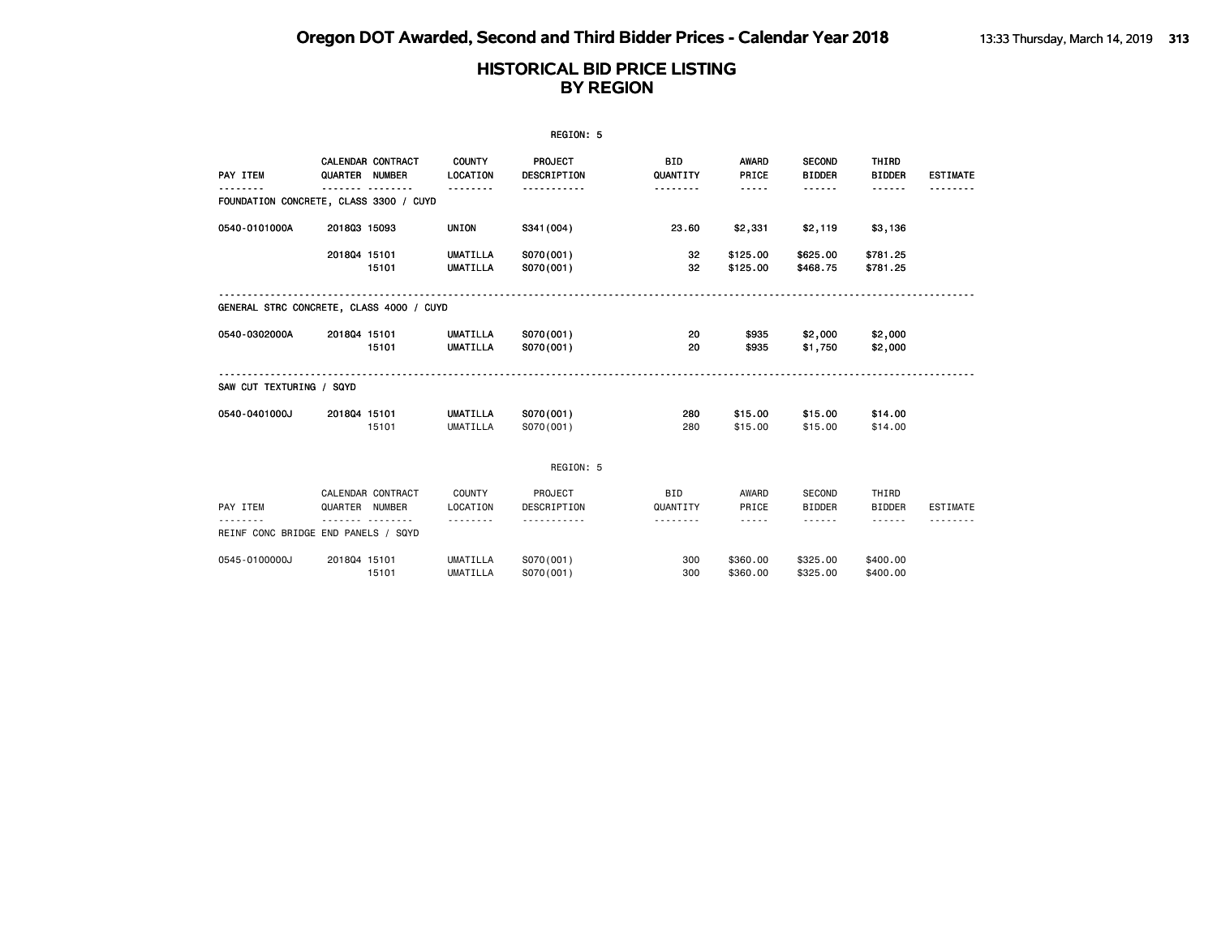# HISTORICAL BID PRICE LISTING
# BY REGION

REGION: 5

| PAY ITEM | CALENDAR QUARTER | CONTRACT NUMBER | COUNTY LOCATION | PROJECT DESCRIPTION | BID QUANTITY | AWARD PRICE | SECOND BIDDER | THIRD BIDDER | ESTIMATE |
|---|---|---|---|---|---|---|---|---|---|
| FOUNDATION CONCRETE, CLASS 3300 / CUYD | | | | | | | | | |
| 0540-0101000A | 2018Q3 | 15093 | UNION | S341(004) | 23.60 | $2,331 | $2,119 | $3,136 | |
| | 2018Q4 | 15101 | UMATILLA | S070(001) | 32 | $125.00 | $625.00 | $781.25 | |
| | | 15101 | UMATILLA | S070(001) | 32 | $125.00 | $468.75 | $781.25 | |
| GENERAL STRC CONCRETE, CLASS 4000 / CUYD | | | | | | | | | |
| 0540-0302000A | 2018Q4 | 15101 | UMATILLA | S070(001) | 20 | $935 | $2,000 | $2,000 | |
| | | 15101 | UMATILLA | S070(001) | 20 | $935 | $1,750 | $2,000 | |
| SAW CUT TEXTURING / SQYD | | | | | | | | | |
| 0540-0401000J | 2018Q4 | 15101 | UMATILLA | S070(001) | 280 | $15.00 | $15.00 | $14.00 | |
| | | 15101 | UMATILLA | S070(001) | 280 | $15.00 | $15.00 | $14.00 | |

REGION: 5

| PAY ITEM | CALENDAR QUARTER | CONTRACT NUMBER | COUNTY LOCATION | PROJECT DESCRIPTION | BID QUANTITY | AWARD PRICE | SECOND BIDDER | THIRD BIDDER | ESTIMATE |
|---|---|---|---|---|---|---|---|---|---|
| REINF CONC BRIDGE END PANELS / SQYD | | | | | | | | | |
| 0545-0100000J | 2018Q4 | 15101 | UMATILLA | S070(001) | 300 | $360.00 | $325.00 | $400.00 | |
| | | 15101 | UMATILLA | S070(001) | 300 | $360.00 | $325.00 | $400.00 | |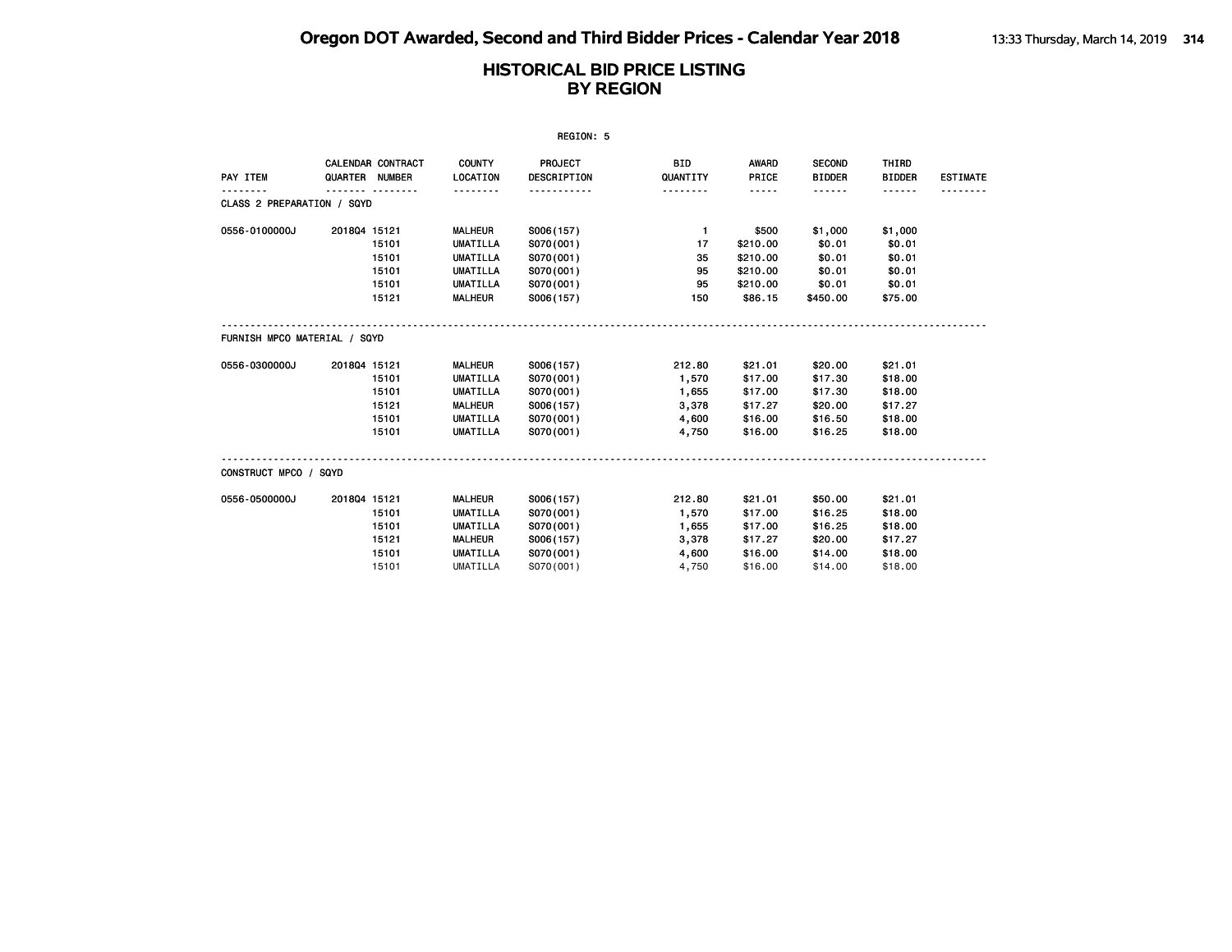# HISTORICAL BID PRICE LISTING BY REGION

REGION: 5

| PAY ITEM | CALENDAR QUARTER | CONTRACT NUMBER | COUNTY LOCATION | PROJECT DESCRIPTION | BID QUANTITY | AWARD PRICE | SECOND BIDDER | THIRD BIDDER | ESTIMATE |
|---|---|---|---|---|---|---|---|---|---|
| **CLASS 2 PREPARATION / SQYD** | | | | | | | | | |
| 0556-0100000J | 2018Q4 | 15121 | MALHEUR | S006(157) | 1 | $500 | $1,000 | $1,000 | |
| | | 15101 | UMATILLA | S070(001) | 17 | $210.00 | $0.01 | $0.01 | |
| | | 15101 | UMATILLA | S070(001) | 35 | $210.00 | $0.01 | $0.01 | |
| | | 15101 | UMATILLA | S070(001) | 95 | $210.00 | $0.01 | $0.01 | |
| | | 15101 | UMATILLA | S070(001) | 95 | $210.00 | $0.01 | $0.01 | |
| | | 15121 | MALHEUR | S006(157) | 150 | $86.15 | $450.00 | $75.00 | |
| **FURNISH MPCO MATERIAL / SQYD** | | | | | | | | | |
| 0556-0300000J | 2018Q4 | 15121 | MALHEUR | S006(157) | 212.80 | $21.01 | $20.00 | $21.01 | |
| | | 15101 | UMATILLA | S070(001) | 1,570 | $17.00 | $17.30 | $18.00 | |
| | | 15101 | UMATILLA | S070(001) | 1,655 | $17.00 | $17.30 | $18.00 | |
| | | 15121 | MALHEUR | S006(157) | 3,378 | $17.27 | $20.00 | $17.27 | |
| | | 15101 | UMATILLA | S070(001) | 4,600 | $16.00 | $16.50 | $18.00 | |
| | | 15101 | UMATILLA | S070(001) | 4,750 | $16.00 | $16.25 | $18.00 | |
| **CONSTRUCT MPCO / SQYD** | | | | | | | | | |
| 0556-0500000J | 2018Q4 | 15121 | MALHEUR | S006(157) | 212.80 | $21.01 | $50.00 | $21.01 | |
| | | 15101 | UMATILLA | S070(001) | 1,570 | $17.00 | $16.25 | $18.00 | |
| | | 15101 | UMATILLA | S070(001) | 1,655 | $17.00 | $16.25 | $18.00 | |
| | | 15121 | MALHEUR | S006(157) | 3,378 | $17.27 | $20.00 | $17.27 | |
| | | 15101 | UMATILLA | S070(001) | 4,600 | $16.00 | $14.00 | $18.00 | |
| | | 15101 | UMATILLA | S070(001) | 4,750 | $16.00 | $14.00 | $18.00 | |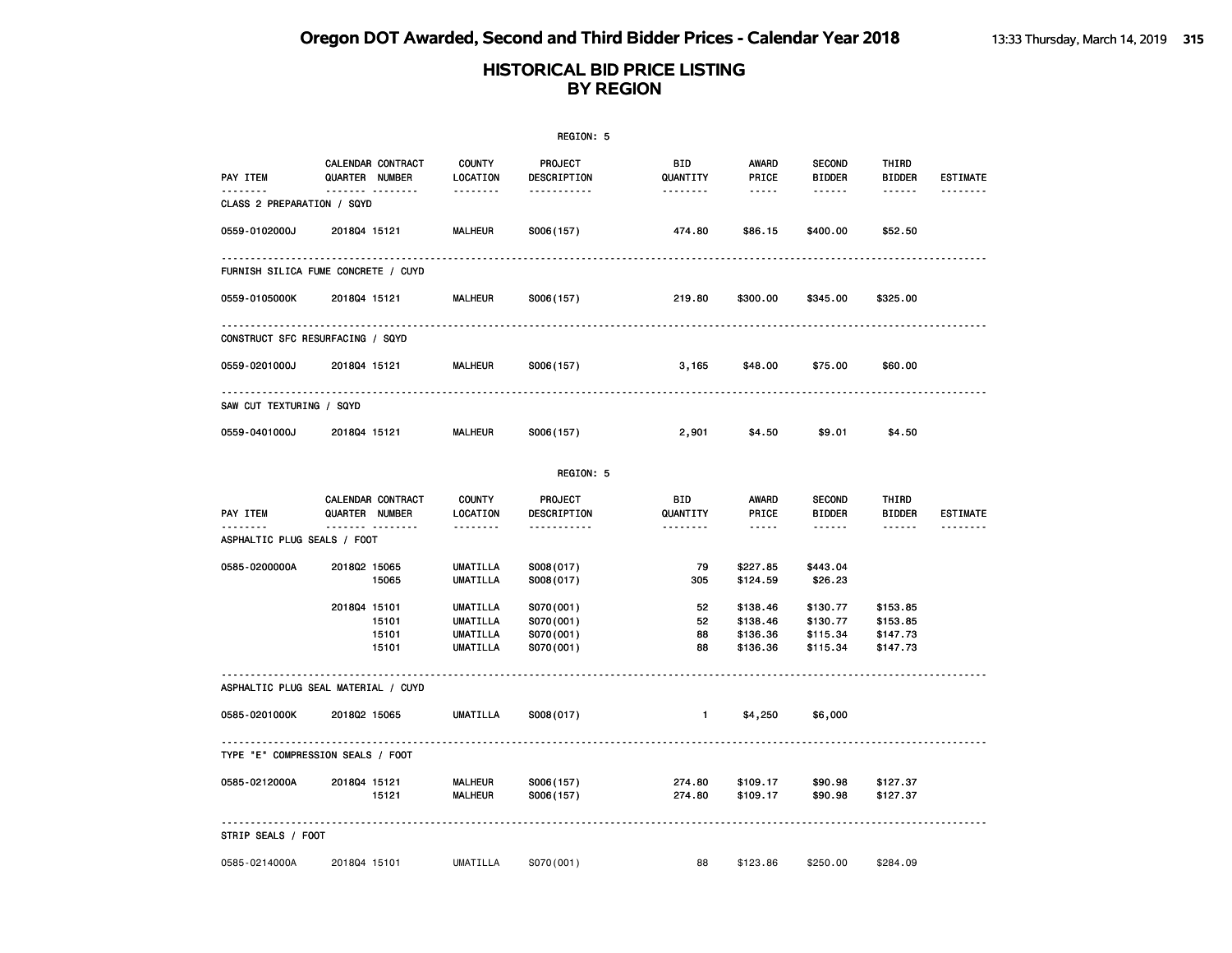# HISTORICAL BID PRICE LISTING
## BY REGION

REGION: 5

| PAY ITEM | CALENDAR QUARTER | CONTRACT NUMBER | COUNTY LOCATION | PROJECT DESCRIPTION | BID QUANTITY | AWARD PRICE | SECOND BIDDER | THIRD BIDDER | ESTIMATE |
|---|---|---|---|---|---|---|---|---|---|
| CLASS 2 PREPARATION / SQYD | | | | | | | | | |
| 0559-0102000J | 2018Q4 | 15121 | MALHEUR | S006(157) | 474.80 | $86.15 | $400.00 | $52.50 | |
| FURNISH SILICA FUME CONCRETE / CUYD | | | | | | | | | |
| 0559-0105000K | 2018Q4 | 15121 | MALHEUR | S006(157) | 219.80 | $300.00 | $345.00 | $325.00 | |
| CONSTRUCT SFC RESURFACING / SQYD | | | | | | | | | |
| 0559-0201000J | 2018Q4 | 15121 | MALHEUR | S006(157) | 3,165 | $48.00 | $75.00 | $60.00 | |
| SAW CUT TEXTURING / SQYD | | | | | | | | | |
| 0559-0401000J | 2018Q4 | 15121 | MALHEUR | S006(157) | 2,901 | $4.50 | $9.01 | $4.50 | |

REGION: 5

| PAY ITEM | CALENDAR QUARTER | CONTRACT NUMBER | COUNTY LOCATION | PROJECT DESCRIPTION | BID QUANTITY | AWARD PRICE | SECOND BIDDER | THIRD BIDDER | ESTIMATE |
|---|---|---|---|---|---|---|---|---|---|
| ASPHALTIC PLUG SEALS / FOOT | | | | | | | | | |
| 0585-0200000A | 2018Q2 | 15065 | UMATILLA | S008(017) | 79 | $227.85 | $443.04 | | |
| | | 15065 | UMATILLA | S008(017) | 305 | $124.59 | $26.23 | | |
| | 2018Q4 | 15101 | UMATILLA | S070(001) | 52 | $138.46 | $130.77 | $153.85 | |
| | | 15101 | UMATILLA | S070(001) | 52 | $138.46 | $130.77 | $153.85 | |
| | | 15101 | UMATILLA | S070(001) | 88 | $136.36 | $115.34 | $147.73 | |
| | | 15101 | UMATILLA | S070(001) | 88 | $136.36 | $115.34 | $147.73 | |
| ASPHALTIC PLUG SEAL MATERIAL / CUYD | | | | | | | | | |
| 0585-0201000K | 2018Q2 | 15065 | UMATILLA | S008(017) | 1 | $4,250 | $6,000 | | |
| TYPE "E" COMPRESSION SEALS / FOOT | | | | | | | | | |
| 0585-0212000A | 2018Q4 | 15121 | MALHEUR | S006(157) | 274.80 | $109.17 | $90.98 | $127.37 | |
| | | 15121 | MALHEUR | S006(157) | 274.80 | $109.17 | $90.98 | $127.37 | |
| STRIP SEALS / FOOT | | | | | | | | | |
| 0585-0214000A | 2018Q4 | 15101 | UMATILLA | S070(001) | 88 | $123.86 | $250.00 | $284.09 | |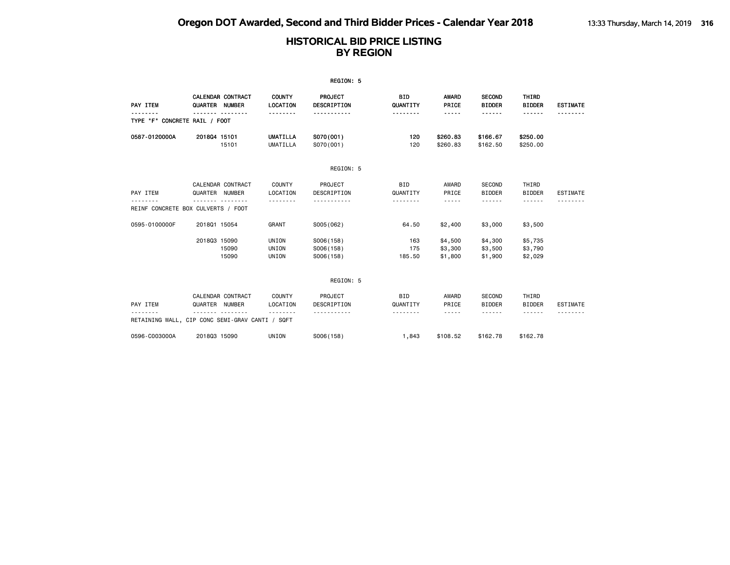# HISTORICAL BID PRICE LISTING BY REGION

REGION: 5

| PAY ITEM | CALENDAR QUARTER | CONTRACT NUMBER | COUNTY LOCATION | PROJECT DESCRIPTION | BID QUANTITY | AWARD PRICE | SECOND BIDDER | THIRD BIDDER | ESTIMATE |
|---|---|---|---|---|---|---|---|---|---|
| TYPE "F" CONCRETE RAIL / FOOT | | | | | | | | | |
| 0587-0120000A | 2018Q4 | 15101 | UMATILLA | S070(001) | 120 | $260.83 | $166.67 | $250.00 | |
| | | 15101 | UMATILLA | S070(001) | 120 | $260.83 | $162.50 | $250.00 | |

REGION: 5

| PAY ITEM | CALENDAR QUARTER | CONTRACT NUMBER | COUNTY LOCATION | PROJECT DESCRIPTION | BID QUANTITY | AWARD PRICE | SECOND BIDDER | THIRD BIDDER | ESTIMATE |
|---|---|---|---|---|---|---|---|---|---|
| REINF CONCRETE BOX CULVERTS / FOOT | | | | | | | | | |
| 0595-0100000F | 2018Q1 | 15054 | GRANT | S005(062) | 64.50 | $2,400 | $3,000 | $3,500 | |
| | 2018Q3 | 15090 | UNION | S006(158) | 163 | $4,500 | $4,300 | $5,735 | |
| | | 15090 | UNION | S006(158) | 175 | $3,300 | $3,500 | $3,790 | |
| | | 15090 | UNION | S006(158) | 185.50 | $1,800 | $1,900 | $2,029 | |

REGION: 5

| PAY ITEM | CALENDAR QUARTER | CONTRACT NUMBER | COUNTY LOCATION | PROJECT DESCRIPTION | BID QUANTITY | AWARD PRICE | SECOND BIDDER | THIRD BIDDER | ESTIMATE |
|---|---|---|---|---|---|---|---|---|---|
| RETAINING WALL, CIP CONC SEMI-GRAV CANTI / SQFT | | | | | | | | | |
| 0596-C003000A | 2018Q3 | 15090 | UNION | S006(158) | 1,843 | $108.52 | $162.78 | $162.78 | |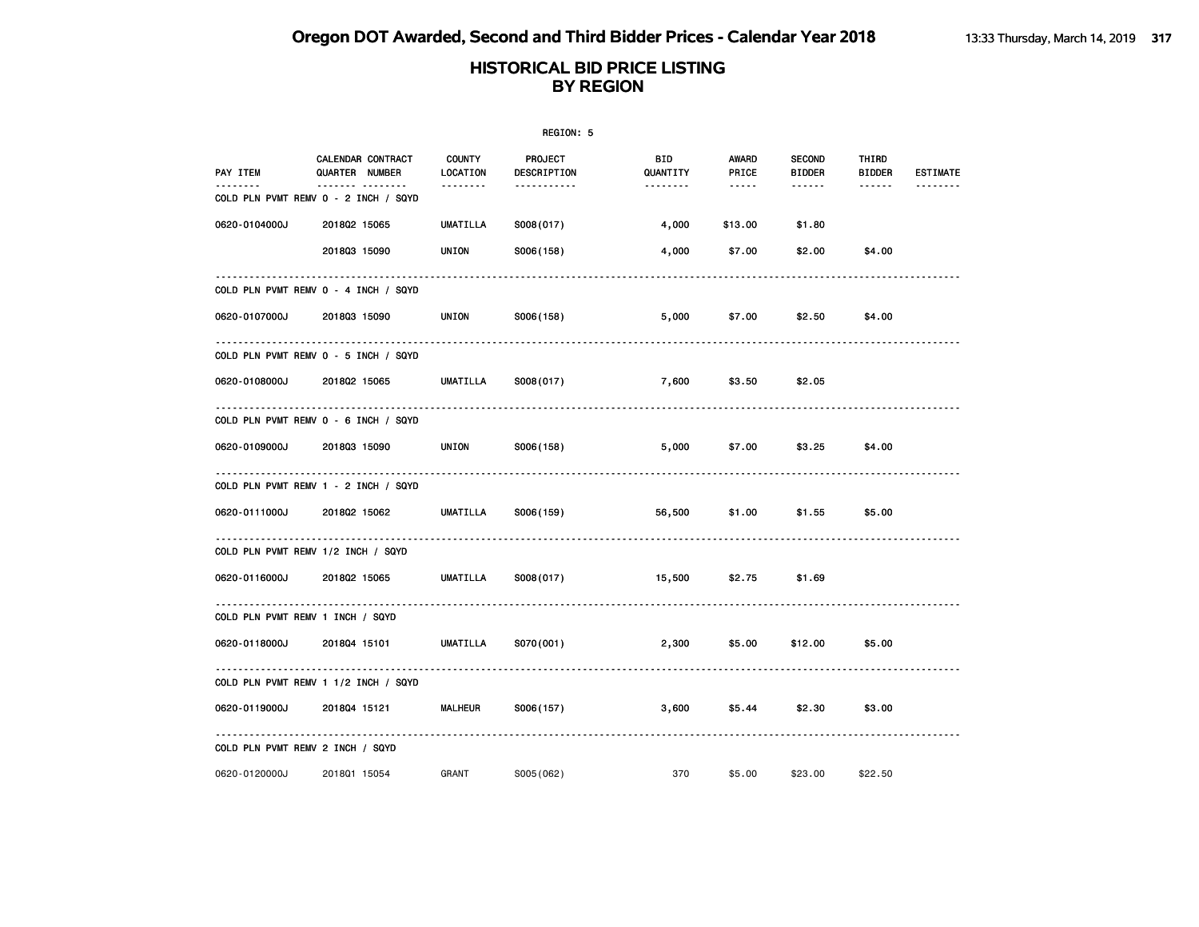# Oregon DOT Awarded, Second and Third Bidder Prices - Calendar Year 2018

## HISTORICAL BID PRICE LISTING
## BY REGION

REGION: 5

| PAY ITEM | CALENDAR QUARTER | CONTRACT NUMBER | COUNTY LOCATION | PROJECT DESCRIPTION | BID QUANTITY | AWARD PRICE | SECOND BIDDER | THIRD BIDDER | ESTIMATE |
|---|---|---|---|---|---|---|---|---|---|
| COLD PLN PVMT REMV 0 - 2 INCH / SQYD | | | | | | | | | |
| 0620-0104000J | 2018Q2 | 15065 | UMATILLA | S008(017) | 4,000 | $13.00 | $1.80 | | |
| | 2018Q3 | 15090 | UNION | S006(158) | 4,000 | $7.00 | $2.00 | $4.00 | |
| COLD PLN PVMT REMV 0 - 4 INCH / SQYD | | | | | | | | | |
| 0620-0107000J | 2018Q3 | 15090 | UNION | S006(158) | 5,000 | $7.00 | $2.50 | $4.00 | |
| COLD PLN PVMT REMV 0 - 5 INCH / SQYD | | | | | | | | | |
| 0620-0108000J | 2018Q2 | 15065 | UMATILLA | S008(017) | 7,600 | $3.50 | $2.05 | | |
| COLD PLN PVMT REMV 0 - 6 INCH / SQYD | | | | | | | | | |
| 0620-0109000J | 2018Q3 | 15090 | UNION | S006(158) | 5,000 | $7.00 | $3.25 | $4.00 | |
| COLD PLN PVMT REMV 1 - 2 INCH / SQYD | | | | | | | | | |
| 0620-0111000J | 2018Q2 | 15062 | UMATILLA | S006(159) | 56,500 | $1.00 | $1.55 | $5.00 | |
| COLD PLN PVMT REMV 1/2 INCH / SQYD | | | | | | | | | |
| 0620-0116000J | 2018Q2 | 15065 | UMATILLA | S008(017) | 15,500 | $2.75 | $1.69 | | |
| COLD PLN PVMT REMV 1 INCH / SQYD | | | | | | | | | |
| 0620-0118000J | 2018Q4 | 15101 | UMATILLA | S070(001) | 2,300 | $5.00 | $12.00 | $5.00 | |
| COLD PLN PVMT REMV 1 1/2 INCH / SQYD | | | | | | | | | |
| 0620-0119000J | 2018Q4 | 15121 | MALHEUR | S006(157) | 3,600 | $5.44 | $2.30 | $3.00 | |
| COLD PLN PVMT REMV 2 INCH / SQYD | | | | | | | | | |
| 0620-0120000J | 2018Q1 | 15054 | GRANT | S005(062) | 370 | $5.00 | $23.00 | $22.50 | |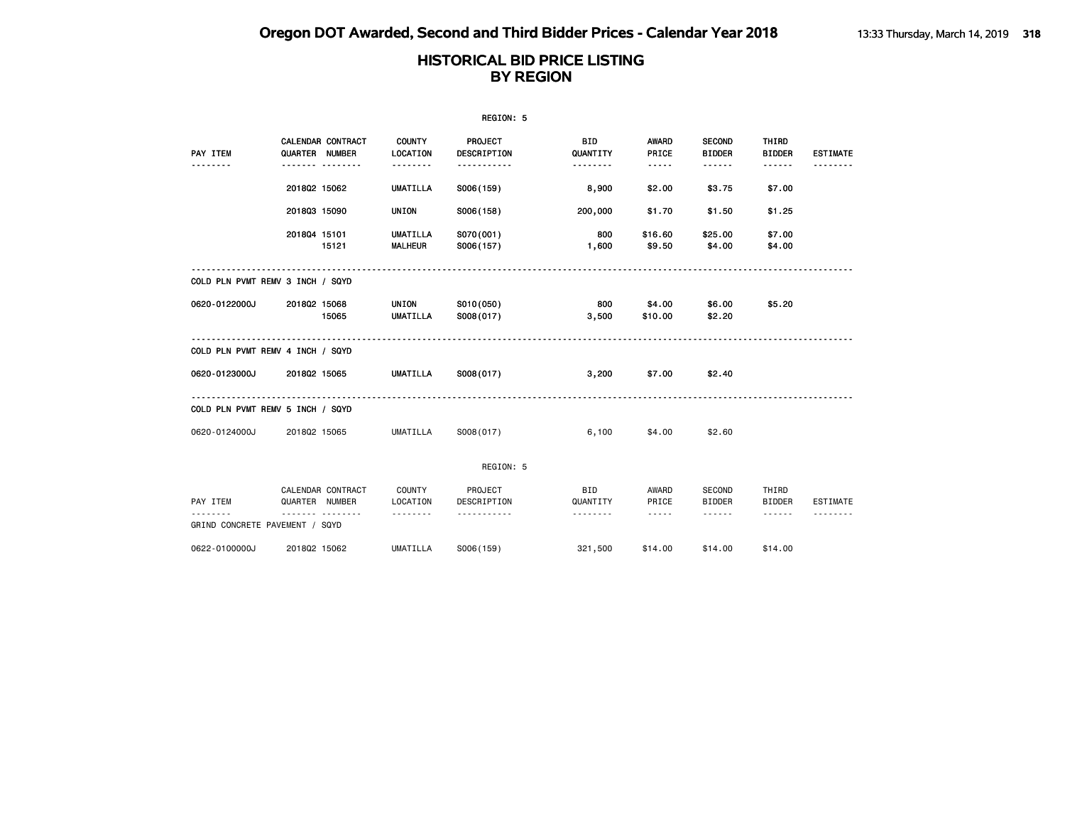# HISTORICAL BID PRICE LISTING BY REGION

REGION: 5

| PAY ITEM | CALENDAR QUARTER | CONTRACT NUMBER | COUNTY LOCATION | PROJECT DESCRIPTION | BID QUANTITY | AWARD PRICE | SECOND BIDDER | THIRD BIDDER | ESTIMATE |
|---|---|---|---|---|---|---|---|---|---|
| | 2018Q2 | 15062 | UMATILLA | S006(159) | 8,900 | $2.00 | $3.75 | $7.00 | |
| | 2018Q3 | 15090 | UNION | S006(158) | 200,000 | $1.70 | $1.50 | $1.25 | |
| | 2018Q4 | 15101 | UMATILLA | S070(001) | 800 | $16.60 | $25.00 | $7.00 | |
| | | 15121 | MALHEUR | S006(157) | 1,600 | $9.50 | $4.00 | $4.00 | |
| COLD PLN PVMT REMV 3 INCH / SQYD | | | | | | | | | |
| 0620-0122000J | 2018Q2 | 15068 | UNION | S010(050) | 800 | $4.00 | $6.00 | $5.20 | |
| | | 15065 | UMATILLA | S008(017) | 3,500 | $10.00 | $2.20 | | |
| COLD PLN PVMT REMV 4 INCH / SQYD | | | | | | | | | |
| 0620-0123000J | 2018Q2 | 15065 | UMATILLA | S008(017) | 3,200 | $7.00 | $2.40 | | |
| COLD PLN PVMT REMV 5 INCH / SQYD | | | | | | | | | |
| 0620-0124000J | 2018Q2 | 15065 | UMATILLA | S008(017) | 6,100 | $4.00 | $2.60 | | |

REGION: 5

| PAY ITEM | CALENDAR QUARTER | CONTRACT NUMBER | COUNTY LOCATION | PROJECT DESCRIPTION | BID QUANTITY | AWARD PRICE | SECOND BIDDER | THIRD BIDDER | ESTIMATE |
|---|---|---|---|---|---|---|---|---|---|
| GRIND CONCRETE PAVEMENT / SQYD | | | | | | | | | |
| 0622-0100000J | 2018Q2 | 15062 | UMATILLA | S006(159) | 321,500 | $14.00 | $14.00 | $14.00 | |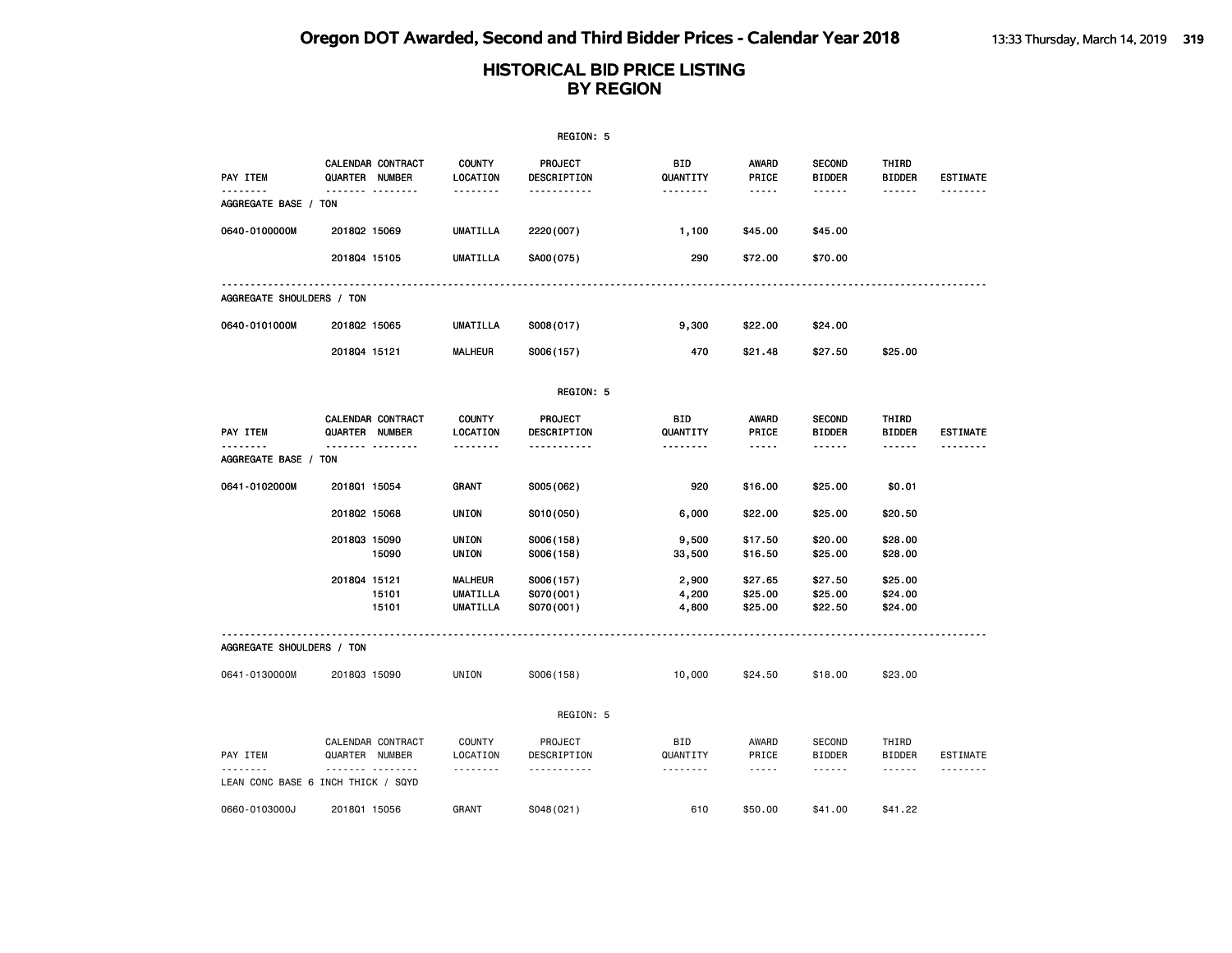# Oregon DOT Awarded, Second and Third Bidder Prices - Calendar Year 2018

## HISTORICAL BID PRICE LISTING BY REGION

REGION: 5

| PAY ITEM | CALENDAR QUARTER | CONTRACT NUMBER | COUNTY LOCATION | PROJECT DESCRIPTION | BID QUANTITY | AWARD PRICE | SECOND BIDDER | THIRD BIDDER | ESTIMATE |
|---|---|---|---|---|---|---|---|---|---|
| AGGREGATE BASE / TON | | | | | | | | | |
| 0640-0100000M | 2018Q2 | 15069 | UMATILLA | 2220(007) | 1,100 | $45.00 | $45.00 | | |
| | 2018Q4 | 15105 | UMATILLA | SA00(075) | 290 | $72.00 | $70.00 | | |
| AGGREGATE SHOULDERS / TON | | | | | | | | | |
| 0640-0101000M | 2018Q2 | 15065 | UMATILLA | S008(017) | 9,300 | $22.00 | $24.00 | | |
| | 2018Q4 | 15121 | MALHEUR | S006(157) | 470 | $21.48 | $27.50 | $25.00 | |

REGION: 5

| PAY ITEM | CALENDAR QUARTER | CONTRACT NUMBER | COUNTY LOCATION | PROJECT DESCRIPTION | BID QUANTITY | AWARD PRICE | SECOND BIDDER | THIRD BIDDER | ESTIMATE |
|---|---|---|---|---|---|---|---|---|---|
| AGGREGATE BASE / TON | | | | | | | | | |
| 0641-0102000M | 2018Q1 | 15054 | GRANT | S005(062) | 920 | $16.00 | $25.00 | $0.01 | |
| | 2018Q2 | 15068 | UNION | S010(050) | 6,000 | $22.00 | $25.00 | $20.50 | |
| | 2018Q3 | 15090 | UNION | S006(158) | 9,500 | $17.50 | $20.00 | $28.00 | |
| | | 15090 | UNION | S006(158) | 33,500 | $16.50 | $25.00 | $28.00 | |
| | 2018Q4 | 15121 | MALHEUR | S006(157) | 2,900 | $27.65 | $27.50 | $25.00 | |
| | | 15101 | UMATILLA | S070(001) | 4,200 | $25.00 | $25.00 | $24.00 | |
| | | 15101 | UMATILLA | S070(001) | 4,800 | $25.00 | $22.50 | $24.00 | |
| AGGREGATE SHOULDERS / TON | | | | | | | | | |
| 0641-0130000M | 2018Q3 | 15090 | UNION | S006(158) | 10,000 | $24.50 | $18.00 | $23.00 | |

REGION: 5

| PAY ITEM | CALENDAR QUARTER | CONTRACT NUMBER | COUNTY LOCATION | PROJECT DESCRIPTION | BID QUANTITY | AWARD PRICE | SECOND BIDDER | THIRD BIDDER | ESTIMATE |
|---|---|---|---|---|---|---|---|---|---|
| LEAN CONC BASE 6 INCH THICK / SQYD | | | | | | | | | |
| 0660-0103000J | 2018Q1 | 15056 | GRANT | S048(021) | 610 | $50.00 | $41.00 | $41.22 | |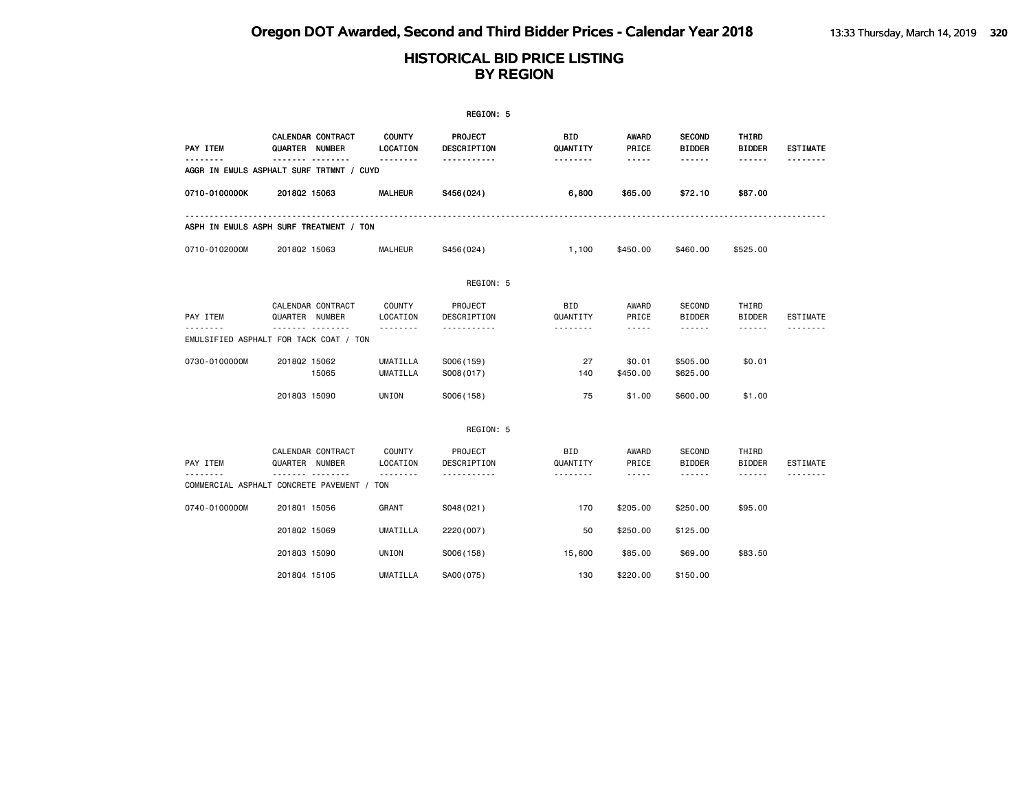# Oregon DOT Awarded, Second and Third Bidder Prices - Calendar Year 2018

## HISTORICAL BID PRICE LISTING BY REGION

REGION: 5

| PAY ITEM | CALENDAR QUARTER | CONTRACT NUMBER | COUNTY LOCATION | PROJECT DESCRIPTION | BID QUANTITY | AWARD PRICE | SECOND BIDDER | THIRD BIDDER | ESTIMATE |
|---|---|---|---|---|---|---|---|---|---|
| **AGGR IN EMULS ASPHALT SURF TRTMNT / CUYD** | | | | | | | | | |
| **0710-0100000K** | **2018Q2** | **15063** | **MALHEUR** | **S456(024)** | **6,800** | **$65.00** | **$72.10** | **$87.00** | |
| ASPH IN EMULS ASPH SURF TREATMENT / TON | | | | | | | | | |
| 0710-0102000M | 2018Q2 | 15063 | MALHEUR | S456(024) | 1,100 | $450.00 | $460.00 | $525.00 | |

REGION: 5

| PAY ITEM | CALENDAR QUARTER | CONTRACT NUMBER | COUNTY LOCATION | PROJECT DESCRIPTION | BID QUANTITY | AWARD PRICE | SECOND BIDDER | THIRD BIDDER | ESTIMATE |
|---|---|---|---|---|---|---|---|---|---|
| EMULSIFIED ASPHALT FOR TACK COAT / TON | | | | | | | | | |
| 0730-0100000M | 2018Q2 | 15062 | UMATILLA | S006(159) | 27 | $0.01 | $505.00 | $0.01 | |
| | | 15065 | UMATILLA | S008(017) | 140 | $450.00 | $625.00 | | |
| | 2018Q3 | 15090 | UNION | S006(158) | 75 | $1.00 | $600.00 | $1.00 | |

REGION: 5

| PAY ITEM | CALENDAR QUARTER | CONTRACT NUMBER | COUNTY LOCATION | PROJECT DESCRIPTION | BID QUANTITY | AWARD PRICE | SECOND BIDDER | THIRD BIDDER | ESTIMATE |
|---|---|---|---|---|---|---|---|---|---|
| COMMERCIAL ASPHALT CONCRETE PAVEMENT / TON | | | | | | | | | |
| 0740-0100000M | 2018Q1 | 15056 | GRANT | S048(021) | 170 | $205.00 | $250.00 | $95.00 | |
| | 2018Q2 | 15069 | UMATILLA | 2220(007) | 50 | $250.00 | $125.00 | | |
| | 2018Q3 | 15090 | UNION | S006(158) | 15,600 | $85.00 | $69.00 | $83.50 | |
| | 2018Q4 | 15105 | UMATILLA | SA00(075) | 130 | $220.00 | $150.00 | | |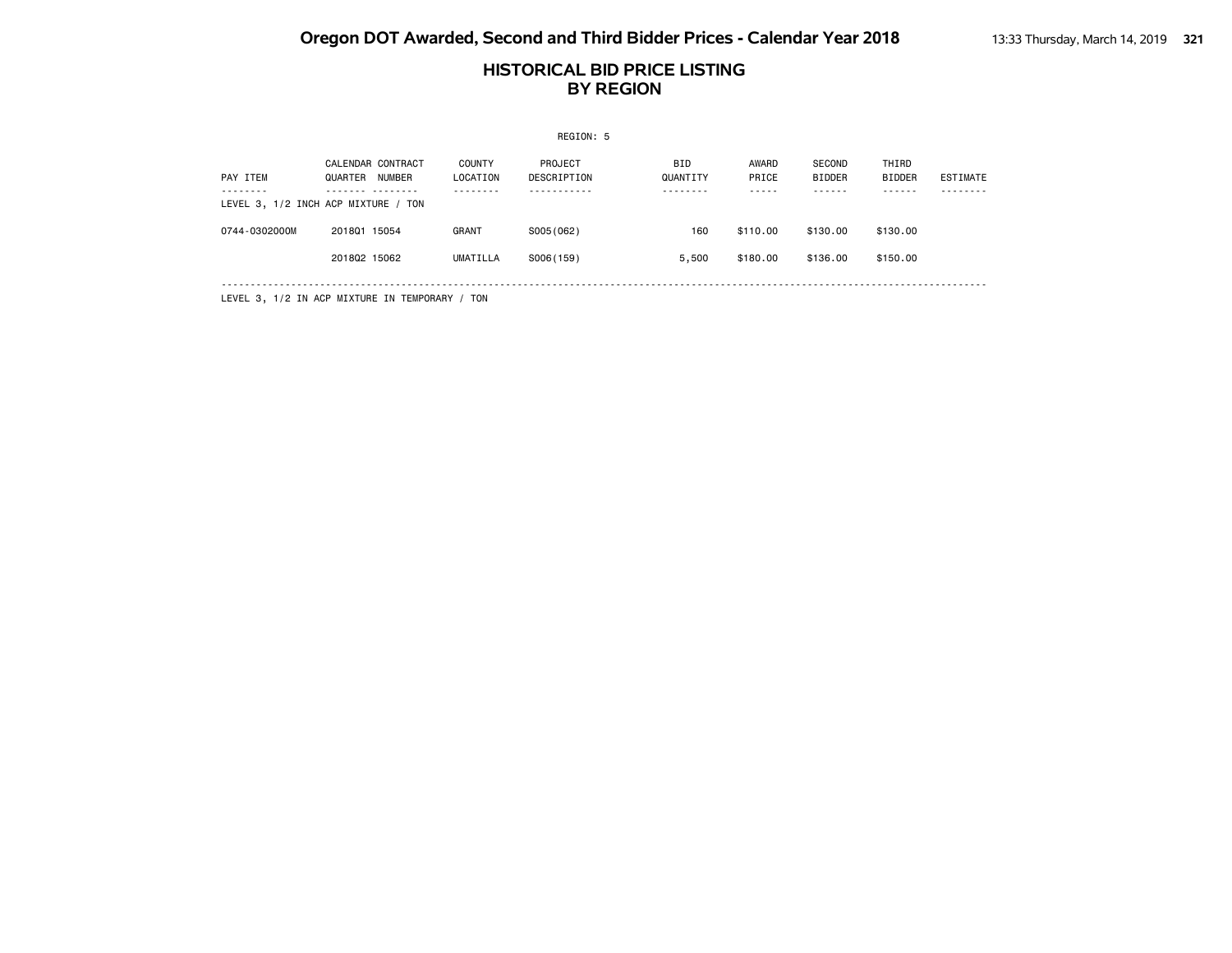# HISTORICAL BID PRICE LISTING
## BY REGION

REGION: 5

| PAY ITEM | CALENDAR QUARTER | CONTRACT NUMBER | COUNTY LOCATION | PROJECT DESCRIPTION | BID QUANTITY | AWARD PRICE | SECOND BIDDER | THIRD BIDDER | ESTIMATE |
|---|---|---|---|---|---|---|---|---|---|
| LEVEL 3, 1/2 INCH ACP MIXTURE / TON | | | | | | | | | |
| 0744-0302000M | 2018Q1 | 15054 | GRANT | S005(062) | 160 | $110.00 | $130.00 | $130.00 | |
| | 2018Q2 | 15062 | UMATILLA | S006(159) | 5,500 | $180.00 | $136.00 | $150.00 | |

LEVEL 3, 1/2 IN ACP MIXTURE IN TEMPORARY / TON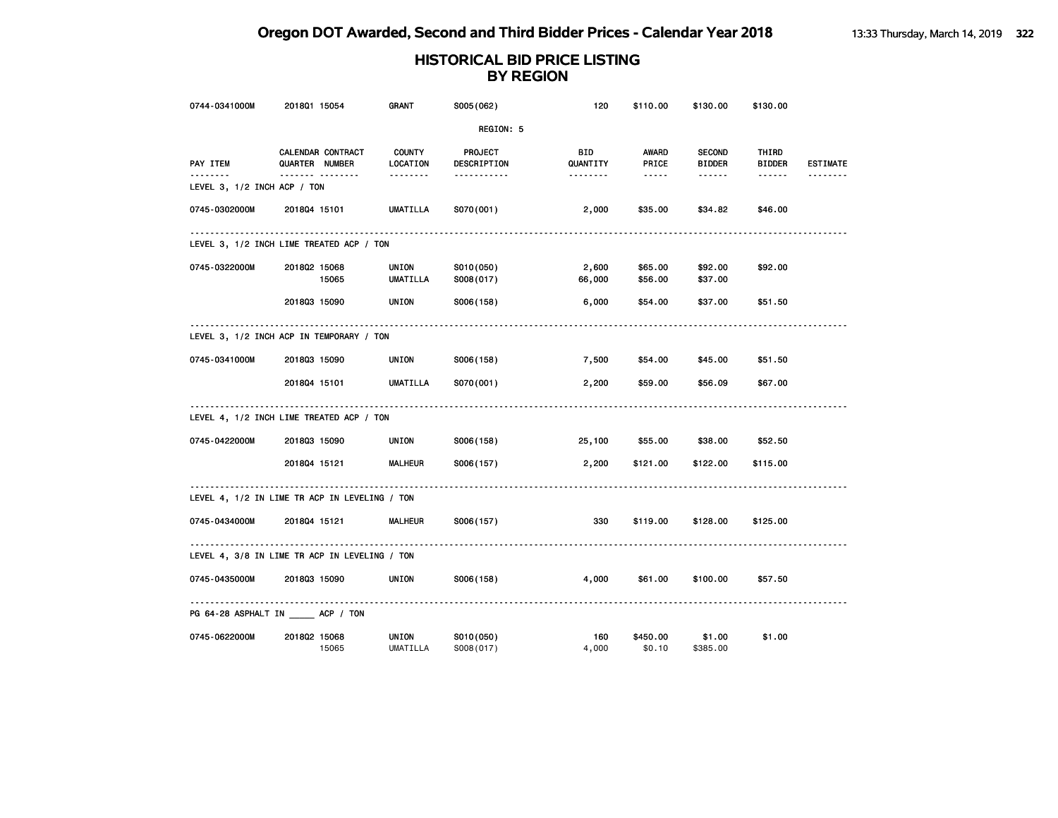## HISTORICAL BID PRICE LISTING BY REGION

| PAY ITEM | CALENDAR QUARTER | CONTRACT NUMBER | COUNTY LOCATION | PROJECT DESCRIPTION | BID QUANTITY | AWARD PRICE | SECOND BIDDER | THIRD BIDDER | ESTIMATE |
|---|---|---|---|---|---|---|---|---|---|
| 0744-0341000M | 2018Q1 | 15054 | GRANT | S005(062) | 120 | $110.00 | $130.00 | $130.00 | |

REGION: 5

| PAY ITEM | CALENDAR QUARTER | CONTRACT NUMBER | COUNTY LOCATION | PROJECT DESCRIPTION | BID QUANTITY | AWARD PRICE | SECOND BIDDER | THIRD BIDDER | ESTIMATE |
|---|---|---|---|---|---|---|---|---|---|
| **LEVEL 3, 1/2 INCH ACP / TON** | | | | | | | | | |
| 0745-0302000M | 2018Q4 | 15101 | UMATILLA | S070(001) | 2,000 | $35.00 | $34.82 | $46.00 | |
| **LEVEL 3, 1/2 INCH LIME TREATED ACP / TON** | | | | | | | | | |
| 0745-0322000M | 2018Q2 | 15068 | UNION | S010(050) | 2,600 | $65.00 | $92.00 | $92.00 | |
| | | 15065 | UMATILLA | S008(017) | 66,000 | $56.00 | $37.00 | | |
| | 2018Q3 | 15090 | UNION | S006(158) | 6,000 | $54.00 | $37.00 | $51.50 | |
| **LEVEL 3, 1/2 INCH ACP IN TEMPORARY / TON** | | | | | | | | | |
| 0745-0341000M | 2018Q3 | 15090 | UNION | S006(158) | 7,500 | $54.00 | $45.00 | $51.50 | |
| | 2018Q4 | 15101 | UMATILLA | S070(001) | 2,200 | $59.00 | $56.09 | $67.00 | |
| **LEVEL 4, 1/2 INCH LIME TREATED ACP / TON** | | | | | | | | | |
| 0745-0422000M | 2018Q3 | 15090 | UNION | S006(158) | 25,100 | $55.00 | $38.00 | $52.50 | |
| | 2018Q4 | 15121 | MALHEUR | S006(157) | 2,200 | $121.00 | $122.00 | $115.00 | |
| **LEVEL 4, 1/2 IN LIME TR ACP IN LEVELING / TON** | | | | | | | | | |
| 0745-0434000M | 2018Q4 | 15121 | MALHEUR | S006(157) | 330 | $119.00 | $128.00 | $125.00 | |
| **LEVEL 4, 3/8 IN LIME TR ACP IN LEVELING / TON** | | | | | | | | | |
| 0745-0435000M | 2018Q3 | 15090 | UNION | S006(158) | 4,000 | $61.00 | $100.00 | $57.50 | |
| **PG 64-28 ASPHALT IN _____ ACP / TON** | | | | | | | | | |
| 0745-0622000M | 2018Q2 | 15068 | UNION | S010(050) | 160 | $450.00 | $1.00 | $1.00 | |
| | | 15065 | UMATILLA | S008(017) | 4,000 | $0.10 | $385.00 | | |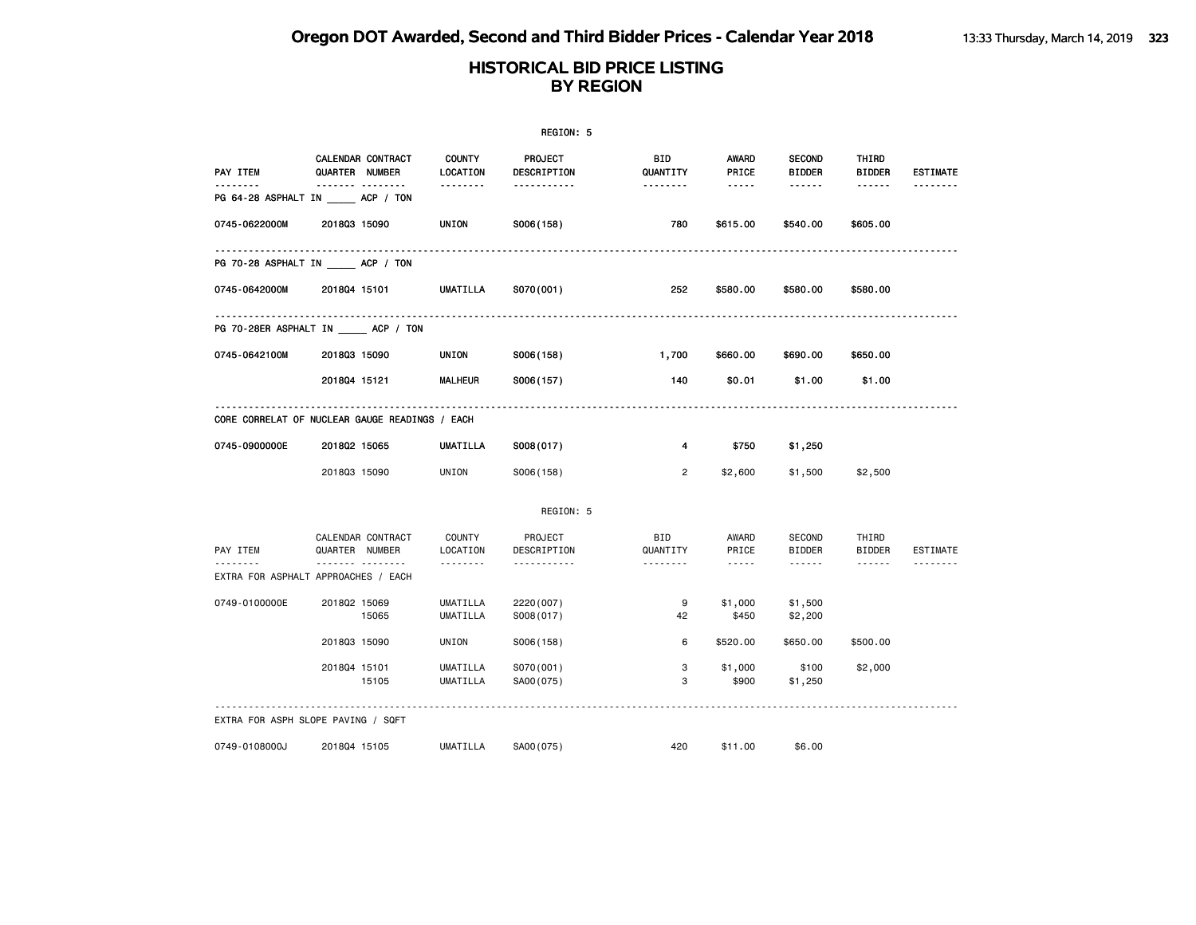# HISTORICAL BID PRICE LISTING BY REGION

REGION: 5

| PAY ITEM | CALENDAR QUARTER | CONTRACT NUMBER | COUNTY LOCATION | PROJECT DESCRIPTION | BID QUANTITY | AWARD PRICE | SECOND BIDDER | THIRD BIDDER | ESTIMATE |
|---|---|---|---|---|---|---|---|---|---|
| PG 64-28 ASPHALT IN _____ ACP / TON | | | | | | | | | |
| 0745-0622000M | 2018Q3 | 15090 | UNION | S006(158) | 780 | $615.00 | $540.00 | $605.00 | |
| PG 70-28 ASPHALT IN _____ ACP / TON | | | | | | | | | |
| 0745-0642000M | 2018Q4 | 15101 | UMATILLA | S070(001) | 252 | $580.00 | $580.00 | $580.00 | |
| PG 70-28ER ASPHALT IN _____ ACP / TON | | | | | | | | | |
| 0745-0642100M | 2018Q3 | 15090 | UNION | S006(158) | 1,700 | $660.00 | $690.00 | $650.00 | |
| | 2018Q4 | 15121 | MALHEUR | S006(157) | 140 | $0.01 | $1.00 | $1.00 | |
| CORE CORRELAT OF NUCLEAR GAUGE READINGS / EACH | | | | | | | | | |
| 0745-0900000E | 2018Q2 | 15065 | UMATILLA | S008(017) | 4 | $750 | $1,250 | | |
| | 2018Q3 | 15090 | UNION | S006(158) | 2 | $2,600 | $1,500 | $2,500 | |

REGION: 5

| PAY ITEM | CALENDAR QUARTER | CONTRACT NUMBER | COUNTY LOCATION | PROJECT DESCRIPTION | BID QUANTITY | AWARD PRICE | SECOND BIDDER | THIRD BIDDER | ESTIMATE |
|---|---|---|---|---|---|---|---|---|---|
| EXTRA FOR ASPHALT APPROACHES / EACH | | | | | | | | | |
| 0749-0100000E | 2018Q2 | 15069 | UMATILLA | 2220(007) | 9 | $1,000 | $1,500 | | |
| | | 15065 | UMATILLA | S008(017) | 42 | $450 | $2,200 | | |
| | 2018Q3 | 15090 | UNION | S006(158) | 6 | $520.00 | $650.00 | $500.00 | |
| | 2018Q4 | 15101 | UMATILLA | S070(001) | 3 | $1,000 | $100 | $2,000 | |
| | | 15105 | UMATILLA | SA00(075) | 3 | $900 | $1,250 | | |
| EXTRA FOR ASPH SLOPE PAVING / SQFT | | | | | | | | | |
| 0749-0108000J | 2018Q4 | 15105 | UMATILLA | SA00(075) | 420 | $11.00 | $6.00 | | |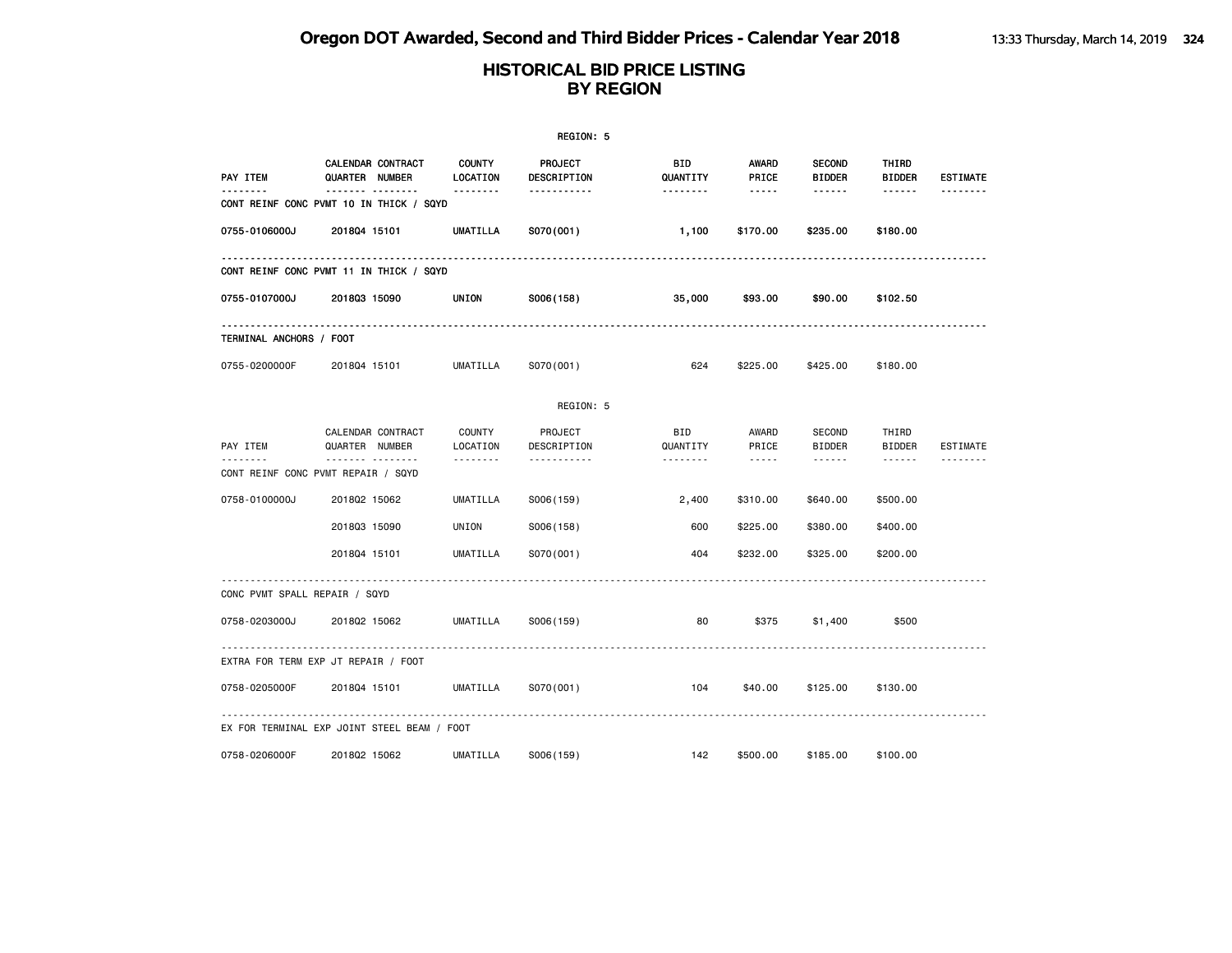# Oregon DOT Awarded, Second and Third Bidder Prices - Calendar Year 2018

## HISTORICAL BID PRICE LISTING BY REGION

REGION: 5

| PAY ITEM | CALENDAR QUARTER | CONTRACT NUMBER | COUNTY LOCATION | PROJECT DESCRIPTION | BID QUANTITY | AWARD PRICE | SECOND BIDDER | THIRD BIDDER | ESTIMATE |
|---|---|---|---|---|---|---|---|---|---|
| CONT REINF CONC PVMT 10 IN THICK / SQYD | | | | | | | | | |
| 0755-0106000J | 2018Q4 | 15101 | UMATILLA | S070(001) | 1,100 | $170.00 | $235.00 | $180.00 | |
| CONT REINF CONC PVMT 11 IN THICK / SQYD | | | | | | | | | |
| 0755-0107000J | 2018Q3 | 15090 | UNION | S006(158) | 35,000 | $93.00 | $90.00 | $102.50 | |
| TERMINAL ANCHORS / FOOT | | | | | | | | | |
| 0755-0200000F | 2018Q4 | 15101 | UMATILLA | S070(001) | 624 | $225.00 | $425.00 | $180.00 | |

REGION: 5

| PAY ITEM | CALENDAR QUARTER | CONTRACT NUMBER | COUNTY LOCATION | PROJECT DESCRIPTION | BID QUANTITY | AWARD PRICE | SECOND BIDDER | THIRD BIDDER | ESTIMATE |
|---|---|---|---|---|---|---|---|---|---|
| CONT REINF CONC PVMT REPAIR / SQYD | | | | | | | | | |
| 0758-0100000J | 2018Q2 | 15062 | UMATILLA | S006(159) | 2,400 | $310.00 | $640.00 | $500.00 | |
| | 2018Q3 | 15090 | UNION | S006(158) | 600 | $225.00 | $380.00 | $400.00 | |
| | 2018Q4 | 15101 | UMATILLA | S070(001) | 404 | $232.00 | $325.00 | $200.00 | |
| CONC PVMT SPALL REPAIR / SQYD | | | | | | | | | |
| 0758-0203000J | 2018Q2 | 15062 | UMATILLA | S006(159) | 80 | $375 | $1,400 | $500 | |
| EXTRA FOR TERM EXP JT REPAIR / FOOT | | | | | | | | | |
| 0758-0205000F | 2018Q4 | 15101 | UMATILLA | S070(001) | 104 | $40.00 | $125.00 | $130.00 | |
| EX FOR TERMINAL EXP JOINT STEEL BEAM / FOOT | | | | | | | | | |
| 0758-0206000F | 2018Q2 | 15062 | UMATILLA | S006(159) | 142 | $500.00 | $185.00 | $100.00 | |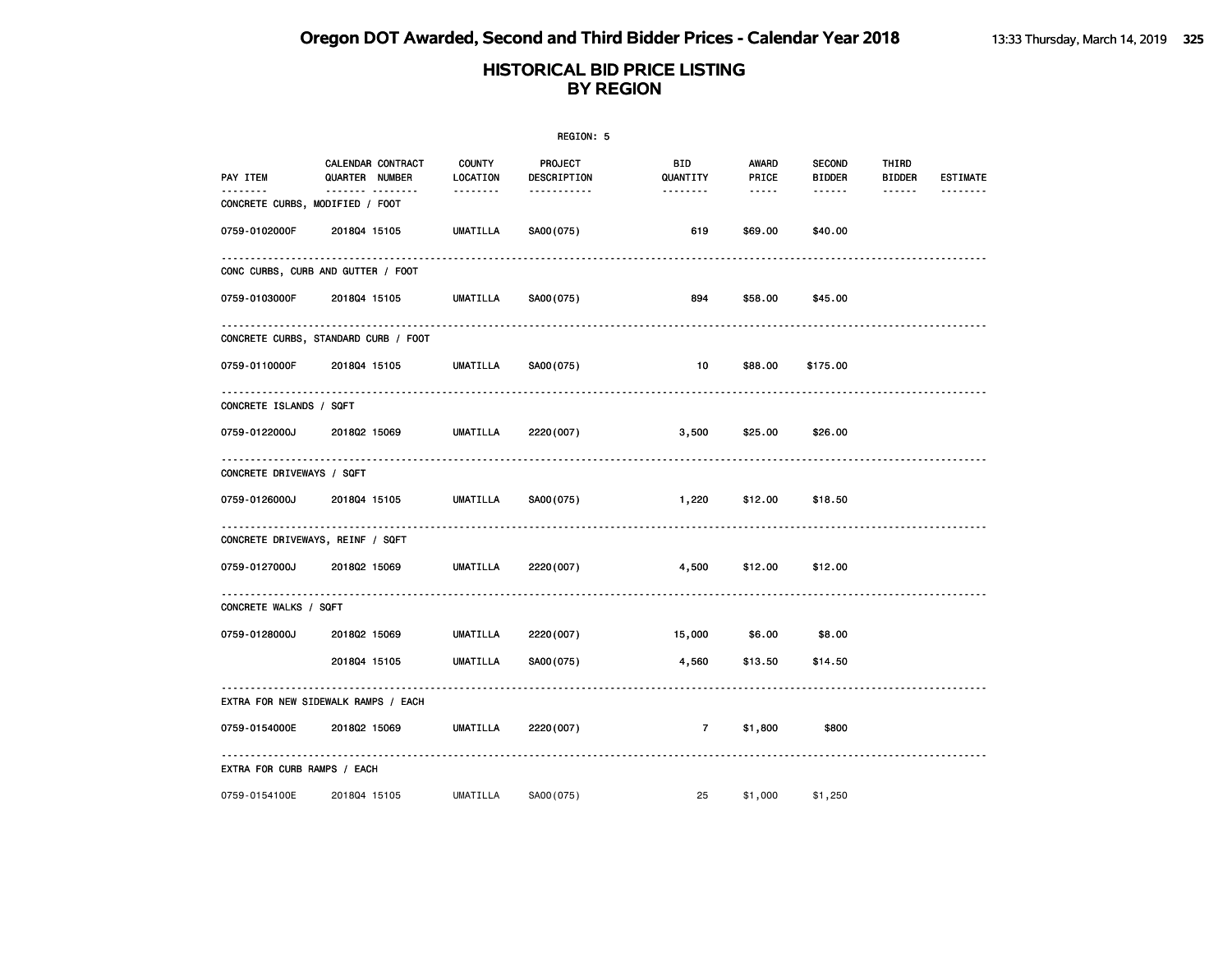# Oregon DOT Awarded, Second and Third Bidder Prices - Calendar Year 2018

## HISTORICAL BID PRICE LISTING BY REGION

REGION: 5

| PAY ITEM | CALENDAR QUARTER | CONTRACT NUMBER | COUNTY LOCATION | PROJECT DESCRIPTION | BID QUANTITY | AWARD PRICE | SECOND BIDDER | THIRD BIDDER | ESTIMATE |
|---|---|---|---|---|---|---|---|---|---|
| CONCRETE CURBS, MODIFIED / FOOT | | | | | | | | | |
| 0759-0102000F | 2018Q4 | 15105 | UMATILLA | SA00(075) | 619 | $69.00 | $40.00 | | |
| CONC CURBS, CURB AND GUTTER / FOOT | | | | | | | | | |
| 0759-0103000F | 2018Q4 | 15105 | UMATILLA | SA00(075) | 894 | $58.00 | $45.00 | | |
| CONCRETE CURBS, STANDARD CURB / FOOT | | | | | | | | | |
| 0759-0110000F | 2018Q4 | 15105 | UMATILLA | SA00(075) | 10 | $88.00 | $175.00 | | |
| CONCRETE ISLANDS / SQFT | | | | | | | | | |
| 0759-0122000J | 2018Q2 | 15069 | UMATILLA | 2220(007) | 3,500 | $25.00 | $26.00 | | |
| CONCRETE DRIVEWAYS / SQFT | | | | | | | | | |
| 0759-0126000J | 2018Q4 | 15105 | UMATILLA | SA00(075) | 1,220 | $12.00 | $18.50 | | |
| CONCRETE DRIVEWAYS, REINF / SQFT | | | | | | | | | |
| 0759-0127000J | 2018Q2 | 15069 | UMATILLA | 2220(007) | 4,500 | $12.00 | $12.00 | | |
| CONCRETE WALKS / SQFT | | | | | | | | | |
| 0759-0128000J | 2018Q2 | 15069 | UMATILLA | 2220(007) | 15,000 | $6.00 | $8.00 | | |
| | 2018Q4 | 15105 | UMATILLA | SA00(075) | 4,560 | $13.50 | $14.50 | | |
| EXTRA FOR NEW SIDEWALK RAMPS / EACH | | | | | | | | | |
| 0759-0154000E | 2018Q2 | 15069 | UMATILLA | 2220(007) | 7 | $1,800 | $800 | | |
| EXTRA FOR CURB RAMPS / EACH | | | | | | | | | |
| 0759-0154100E | 2018Q4 | 15105 | UMATILLA | SA00(075) | 25 | $1,000 | $1,250 | | |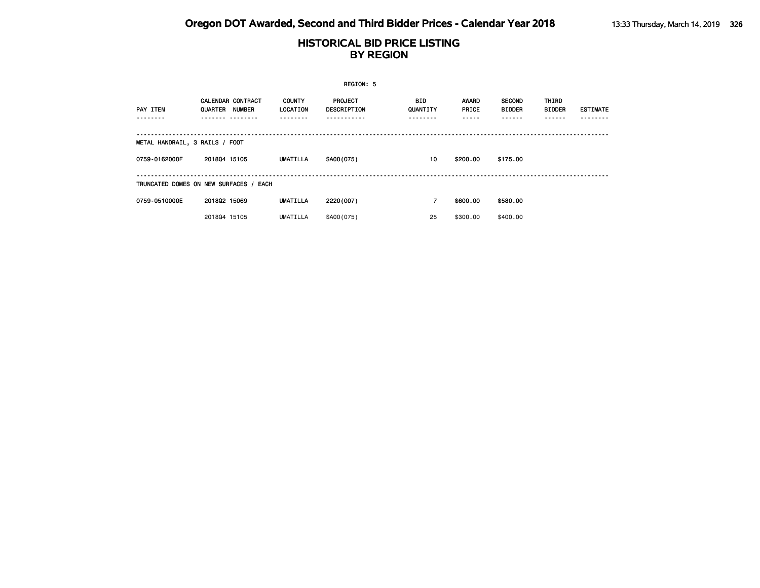# HISTORICAL BID PRICE LISTING
# BY REGION

REGION: 5

| PAY ITEM | CALENDAR QUARTER | CONTRACT NUMBER | COUNTY LOCATION | PROJECT DESCRIPTION | BID QUANTITY | AWARD PRICE | SECOND BIDDER | THIRD BIDDER | ESTIMATE |
|---|---|---|---|---|---|---|---|---|---|
| METAL HANDRAIL, 3 RAILS / FOOT | | | | | | | | | |
| 0759-0162000F | 2018Q4 | 15105 | UMATILLA | SA00(075) | 10 | $200.00 | $175.00 | | |
| TRUNCATED DOMES ON NEW SURFACES / EACH | | | | | | | | | |
| 0759-0510000E | 2018Q2 | 15069 | UMATILLA | 2220(007) | 7 | $600.00 | $580.00 | | |
| | 2018Q4 | 15105 | UMATILLA | SA00(075) | 25 | $300.00 | $400.00 | | |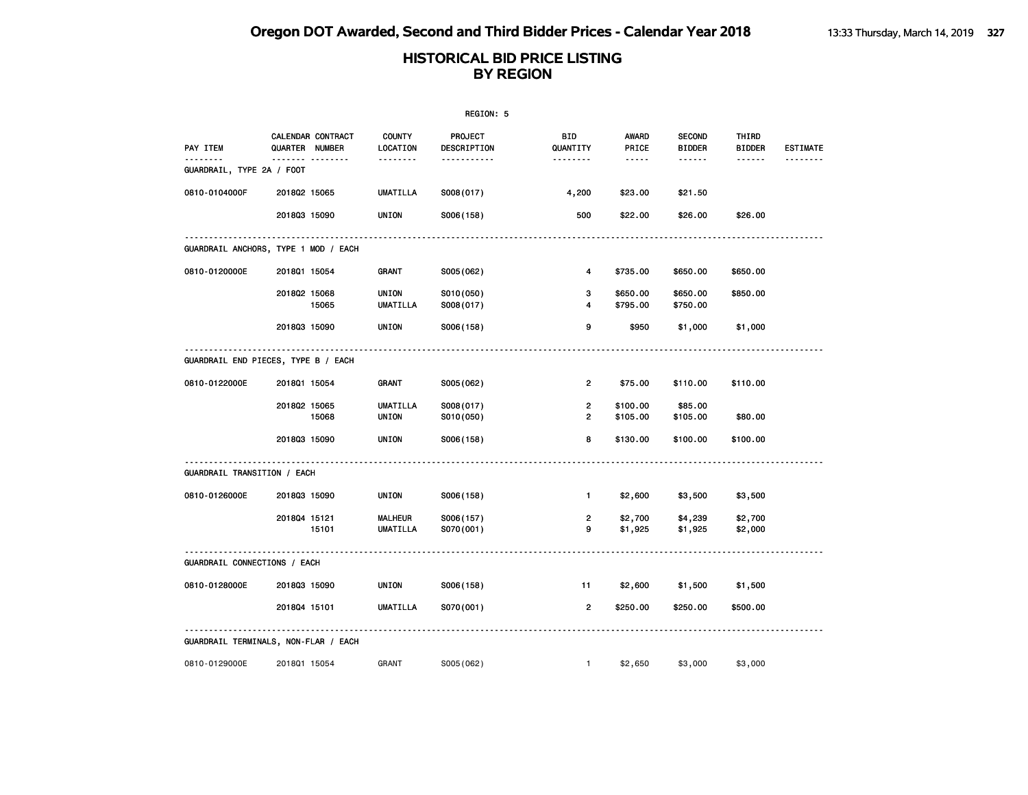# HISTORICAL BID PRICE LISTING
## BY REGION

REGION: 5

| PAY ITEM | CALENDAR QUARTER | CONTRACT NUMBER | COUNTY LOCATION | PROJECT DESCRIPTION | BID QUANTITY | AWARD PRICE | SECOND BIDDER | THIRD BIDDER | ESTIMATE |
|---|---|---|---|---|---|---|---|---|---|
| **GUARDRAIL, TYPE 2A / FOOT** | | | | | | | | | |
| 0810-0104000F | 2018Q2 | 15065 | UMATILLA | S008(017) | 4,200 | $23.00 | $21.50 | | |
| | 2018Q3 | 15090 | UNION | S006(158) | 500 | $22.00 | $26.00 | $26.00 | |
| **GUARDRAIL ANCHORS, TYPE 1 MOD / EACH** | | | | | | | | | |
| 0810-0120000E | 2018Q1 | 15054 | GRANT | S005(062) | 4 | $735.00 | $650.00 | $650.00 | |
| | 2018Q2 | 15068 | UNION | S010(050) | 3 | $650.00 | $650.00 | $850.00 | |
| | | 15065 | UMATILLA | S008(017) | 4 | $795.00 | $750.00 | | |
| | 2018Q3 | 15090 | UNION | S006(158) | 9 | $950 | $1,000 | $1,000 | |
| **GUARDRAIL END PIECES, TYPE B / EACH** | | | | | | | | | |
| 0810-0122000E | 2018Q1 | 15054 | GRANT | S005(062) | 2 | $75.00 | $110.00 | $110.00 | |
| | 2018Q2 | 15065 | UMATILLA | S008(017) | 2 | $100.00 | $85.00 | | |
| | | 15068 | UNION | S010(050) | 2 | $105.00 | $105.00 | $80.00 | |
| | 2018Q3 | 15090 | UNION | S006(158) | 8 | $130.00 | $100.00 | $100.00 | |
| **GUARDRAIL TRANSITION / EACH** | | | | | | | | | |
| 0810-0126000E | 2018Q3 | 15090 | UNION | S006(158) | 1 | $2,600 | $3,500 | $3,500 | |
| | 2018Q4 | 15121 | MALHEUR | S006(157) | 2 | $2,700 | $4,239 | $2,700 | |
| | | 15101 | UMATILLA | S070(001) | 9 | $1,925 | $1,925 | $2,000 | |
| **GUARDRAIL CONNECTIONS / EACH** | | | | | | | | | |
| 0810-0128000E | 2018Q3 | 15090 | UNION | S006(158) | 11 | $2,600 | $1,500 | $1,500 | |
| | 2018Q4 | 15101 | UMATILLA | S070(001) | 2 | $250.00 | $250.00 | $500.00 | |
| **GUARDRAIL TERMINALS, NON-FLAR / EACH** | | | | | | | | | |
| 0810-0129000E | 2018Q1 | 15054 | GRANT | S005(062) | 1 | $2,650 | $3,000 | $3,000 | |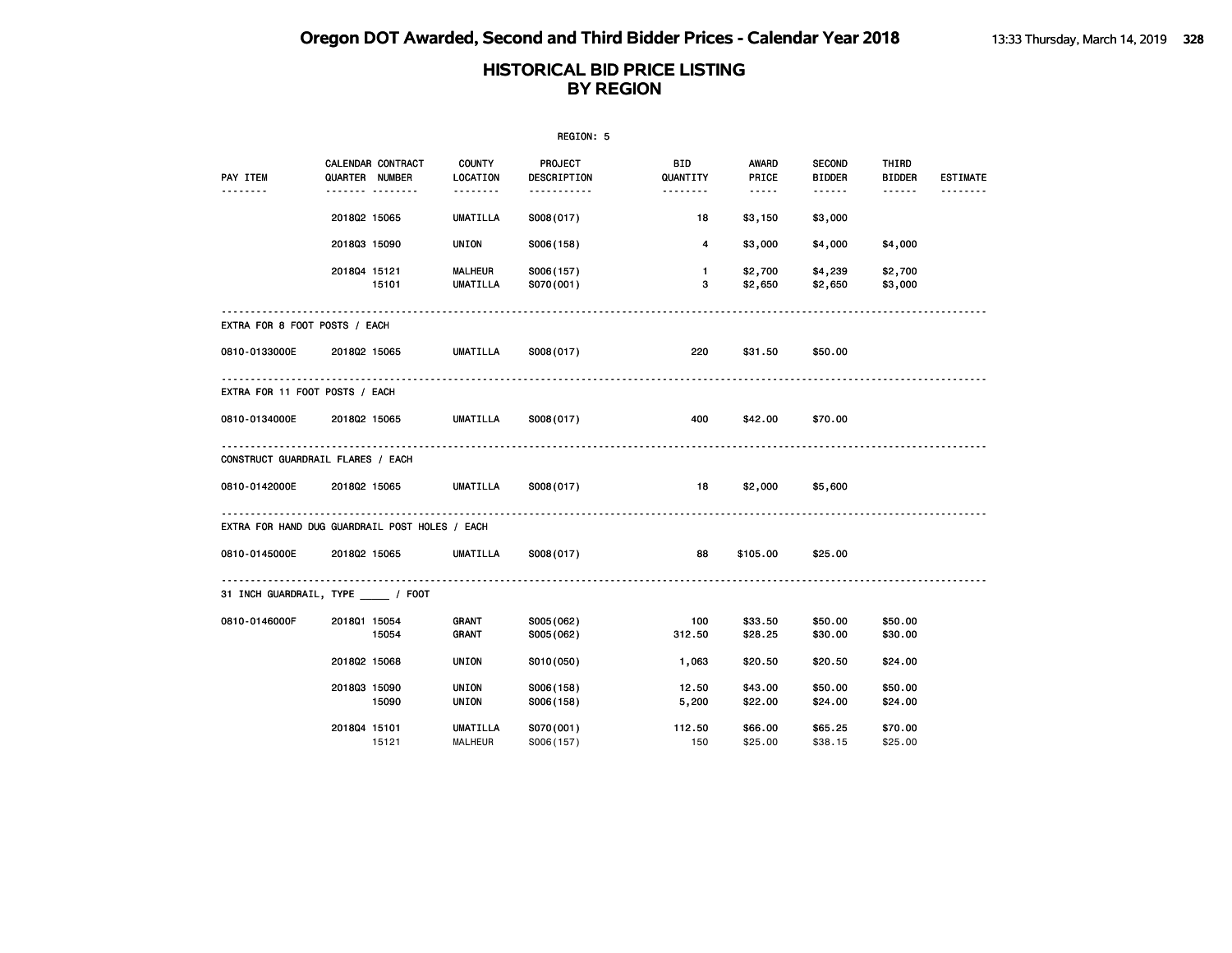# Oregon DOT Awarded, Second and Third Bidder Prices - Calendar Year 2018

## HISTORICAL BID PRICE LISTING BY REGION

REGION: 5

| PAY ITEM | CALENDAR QUARTER | CONTRACT NUMBER | COUNTY LOCATION | PROJECT DESCRIPTION | BID QUANTITY | AWARD PRICE | SECOND BIDDER | THIRD BIDDER | ESTIMATE |
|---|---|---|---|---|---|---|---|---|---|
| | 2018Q2 | 15065 | UMATILLA | S008(017) | 18 | $3,150 | $3,000 | | |
| | 2018Q3 | 15090 | UNION | S006(158) | 4 | $3,000 | $4,000 | $4,000 | |
| | 2018Q4 | 15121 | MALHEUR | S006(157) | 1 | $2,700 | $4,239 | $2,700 | |
| | | 15101 | UMATILLA | S070(001) | 3 | $2,650 | $2,650 | $3,000 | |
| **EXTRA FOR 8 FOOT POSTS / EACH** | | | | | | | | | |
| 0810-0133000E | 2018Q2 | 15065 | UMATILLA | S008(017) | 220 | $31.50 | $50.00 | | |
| **EXTRA FOR 11 FOOT POSTS / EACH** | | | | | | | | | |
| 0810-0134000E | 2018Q2 | 15065 | UMATILLA | S008(017) | 400 | $42.00 | $70.00 | | |
| **CONSTRUCT GUARDRAIL FLARES / EACH** | | | | | | | | | |
| 0810-0142000E | 2018Q2 | 15065 | UMATILLA | S008(017) | 18 | $2,000 | $5,600 | | |
| **EXTRA FOR HAND DUG GUARDRAIL POST HOLES / EACH** | | | | | | | | | |
| 0810-0145000E | 2018Q2 | 15065 | UMATILLA | S008(017) | 88 | $105.00 | $25.00 | | |
| **31 INCH GUARDRAIL, TYPE _____ / FOOT** | | | | | | | | | |
| 0810-0146000F | 2018Q1 | 15054 | GRANT | S005(062) | 100 | $33.50 | $50.00 | $50.00 | |
| | | 15054 | GRANT | S005(062) | 312.50 | $28.25 | $30.00 | $30.00 | |
| | 2018Q2 | 15068 | UNION | S010(050) | 1,063 | $20.50 | $20.50 | $24.00 | |
| | 2018Q3 | 15090 | UNION | S006(158) | 12.50 | $43.00 | $50.00 | $50.00 | |
| | | 15090 | UNION | S006(158) | 5,200 | $22.00 | $24.00 | $24.00 | |
| | 2018Q4 | 15101 | UMATILLA | S070(001) | 112.50 | $66.00 | $65.25 | $70.00 | |
| | | 15121 | MALHEUR | S006(157) | 150 | $25.00 | $38.15 | $25.00 | |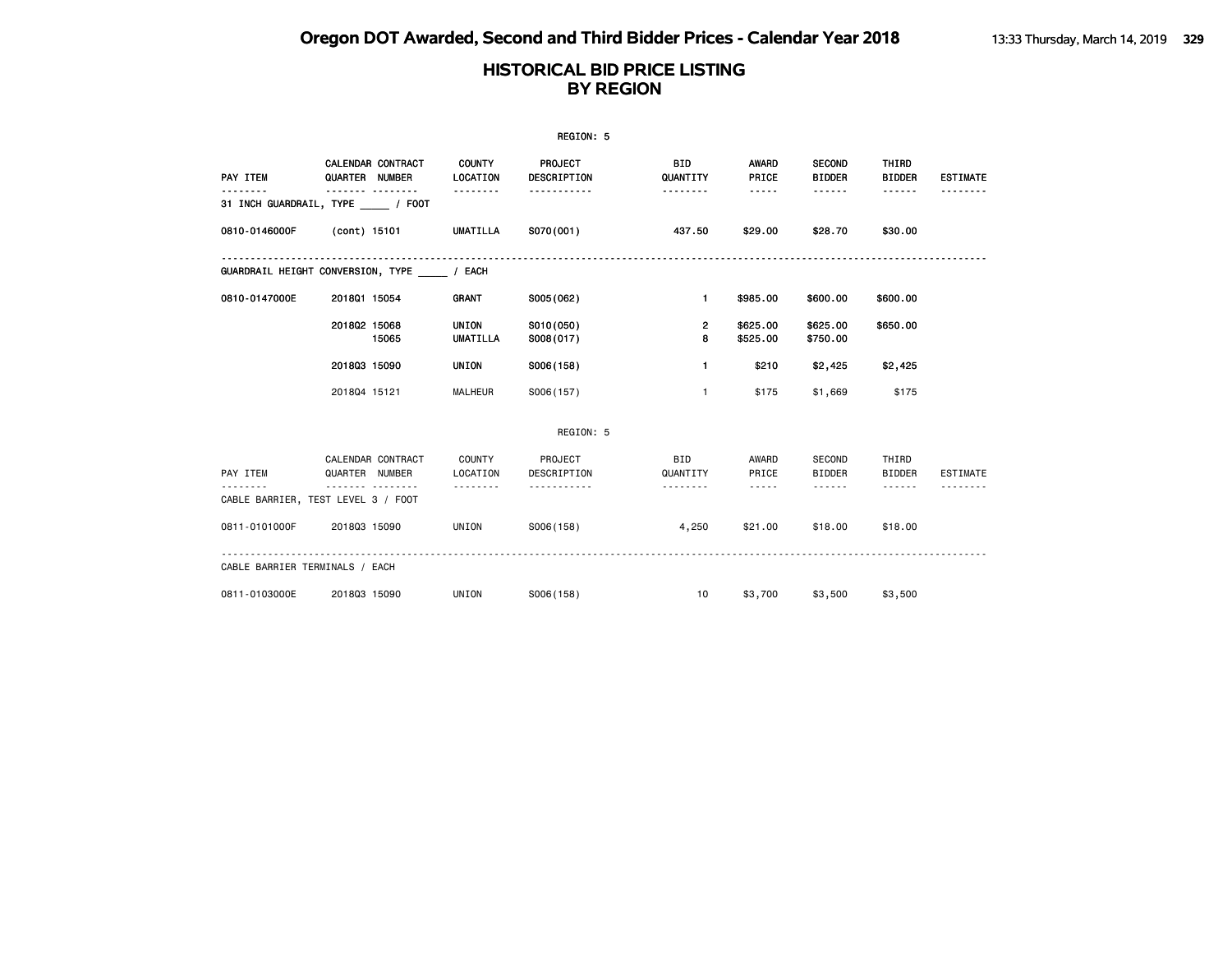# HISTORICAL BID PRICE LISTING
## BY REGION

REGION: 5

| PAY ITEM | CALENDAR QUARTER | CONTRACT NUMBER | COUNTY LOCATION | PROJECT DESCRIPTION | BID QUANTITY | AWARD PRICE | SECOND BIDDER | THIRD BIDDER | ESTIMATE |
|---|---|---|---|---|---|---|---|---|---|
| 31 INCH GUARDRAIL, TYPE _____ / FOOT | | | | | | | | | |
| 0810-0146000F | (cont) | 15101 | UMATILLA | S070(001) | 437.50 | $29.00 | $28.70 | $30.00 | |
| GUARDRAIL HEIGHT CONVERSION, TYPE _____ / EACH | | | | | | | | | |
| 0810-0147000E | 2018Q1 | 15054 | GRANT | S005(062) | 1 | $985.00 | $600.00 | $600.00 | |
| | 2018Q2 | 15068 | UNION | S010(050) | 2 | $625.00 | $625.00 | $650.00 | |
| | | 15065 | UMATILLA | S008(017) | 8 | $525.00 | $750.00 | | |
| | 2018Q3 | 15090 | UNION | S006(158) | 1 | $210 | $2,425 | $2,425 | |
| | 2018Q4 | 15121 | MALHEUR | S006(157) | 1 | $175 | $1,669 | $175 | |

REGION: 5

| PAY ITEM | CALENDAR QUARTER | CONTRACT NUMBER | COUNTY LOCATION | PROJECT DESCRIPTION | BID QUANTITY | AWARD PRICE | SECOND BIDDER | THIRD BIDDER | ESTIMATE |
|---|---|---|---|---|---|---|---|---|---|
| CABLE BARRIER, TEST LEVEL 3 / FOOT | | | | | | | | | |
| 0811-0101000F | 2018Q3 | 15090 | UNION | S006(158) | 4,250 | $21.00 | $18.00 | $18.00 | |
| CABLE BARRIER TERMINALS / EACH | | | | | | | | | |
| 0811-0103000E | 2018Q3 | 15090 | UNION | S006(158) | 10 | $3,700 | $3,500 | $3,500 | |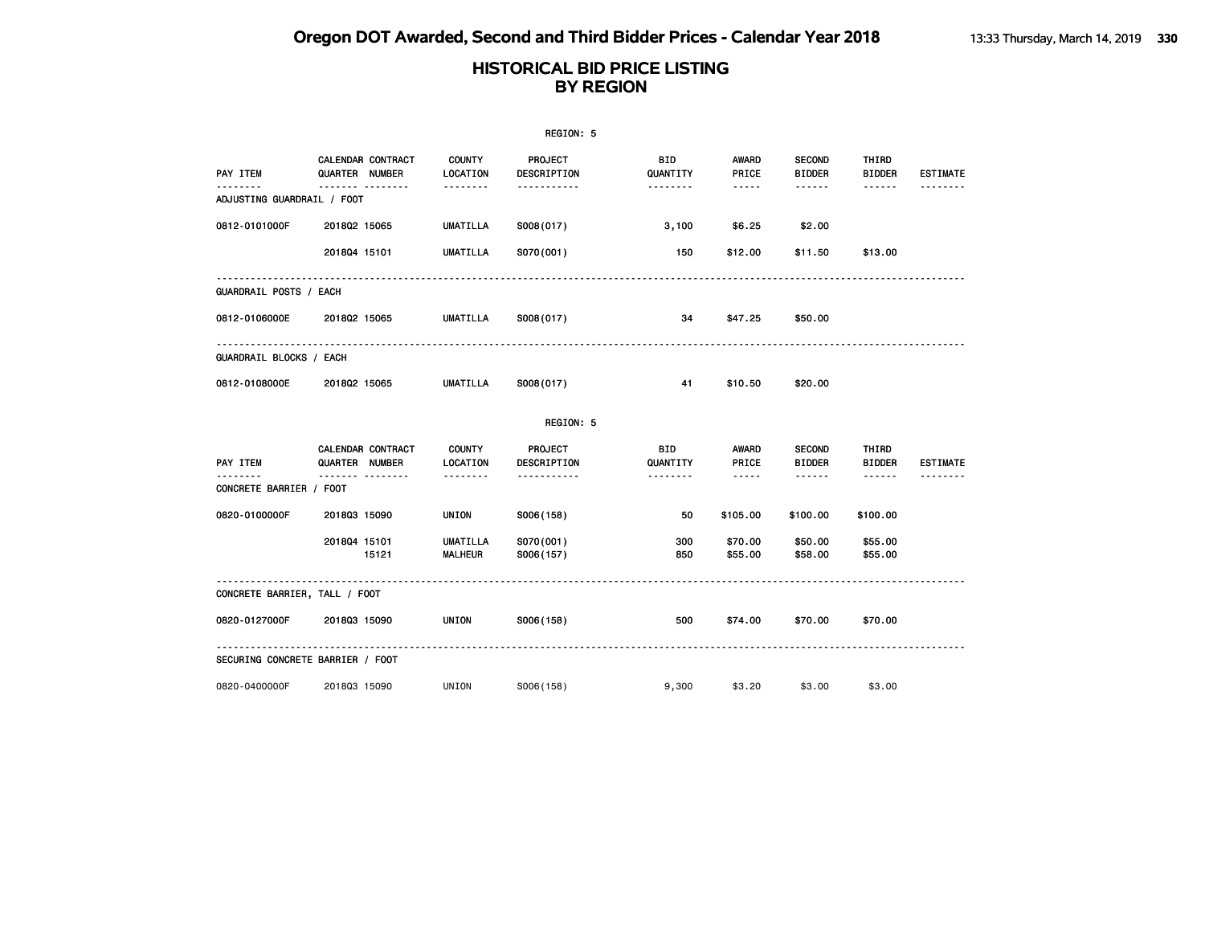# Oregon DOT Awarded, Second and Third Bidder Prices - Calendar Year 2018

## HISTORICAL BID PRICE LISTING BY REGION

REGION: 5

| PAY ITEM | CALENDAR QUARTER | CONTRACT NUMBER | COUNTY LOCATION | PROJECT DESCRIPTION | BID QUANTITY | AWARD PRICE | SECOND BIDDER | THIRD BIDDER | ESTIMATE |
|---|---|---|---|---|---|---|---|---|---|
| ADJUSTING GUARDRAIL / FOOT | | | | | | | | | |
| 0812-0101000F | 2018Q2 | 15065 | UMATILLA | S008(017) | 3,100 | $6.25 | $2.00 | | |
| | 2018Q4 | 15101 | UMATILLA | S070(001) | 150 | $12.00 | $11.50 | $13.00 | |
| GUARDRAIL POSTS / EACH | | | | | | | | | |
| 0812-0106000E | 2018Q2 | 15065 | UMATILLA | S008(017) | 34 | $47.25 | $50.00 | | |
| GUARDRAIL BLOCKS / EACH | | | | | | | | | |
| 0812-0108000E | 2018Q2 | 15065 | UMATILLA | S008(017) | 41 | $10.50 | $20.00 | | |

REGION: 5

| PAY ITEM | CALENDAR QUARTER | CONTRACT NUMBER | COUNTY LOCATION | PROJECT DESCRIPTION | BID QUANTITY | AWARD PRICE | SECOND BIDDER | THIRD BIDDER | ESTIMATE |
|---|---|---|---|---|---|---|---|---|---|
| CONCRETE BARRIER / FOOT | | | | | | | | | |
| 0820-0100000F | 2018Q3 | 15090 | UNION | S006(158) | 50 | $105.00 | $100.00 | $100.00 | |
| | 2018Q4 | 15101 | UMATILLA | S070(001) | 300 | $70.00 | $50.00 | $55.00 | |
| | | 15121 | MALHEUR | S006(157) | 850 | $55.00 | $58.00 | $55.00 | |
| CONCRETE BARRIER, TALL / FOOT | | | | | | | | | |
| 0820-0127000F | 2018Q3 | 15090 | UNION | S006(158) | 500 | $74.00 | $70.00 | $70.00 | |
| SECURING CONCRETE BARRIER / FOOT | | | | | | | | | |
| 0820-0400000F | 2018Q3 | 15090 | UNION | S006(158) | 9,300 | $3.20 | $3.00 | $3.00 | |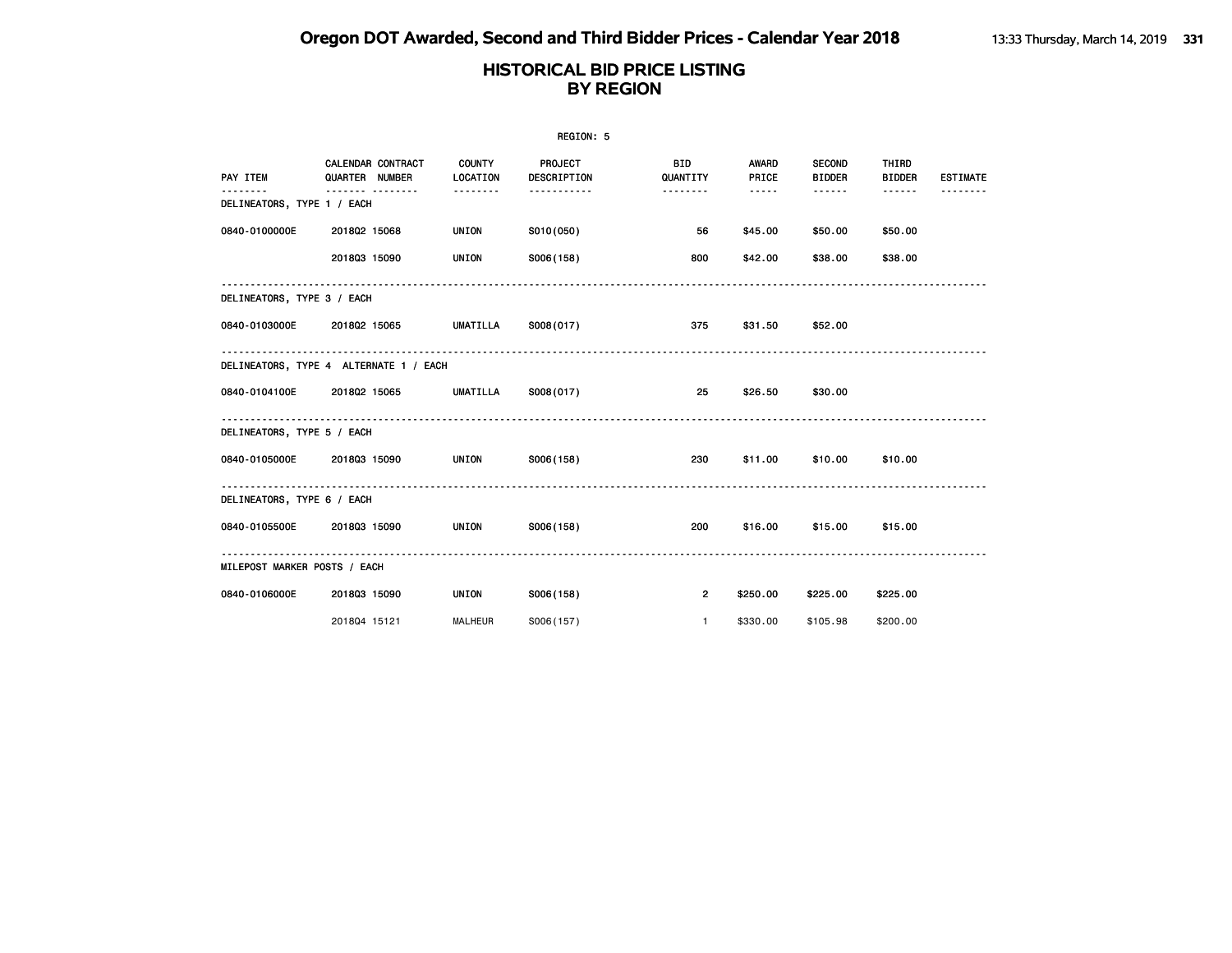# HISTORICAL BID PRICE LISTING
# BY REGION

REGION: 5

| PAY ITEM | CALENDAR QUARTER | CONTRACT NUMBER | COUNTY LOCATION | PROJECT DESCRIPTION | BID QUANTITY | AWARD PRICE | SECOND BIDDER | THIRD BIDDER | ESTIMATE |
|---|---|---|---|---|---|---|---|---|---|
| **DELINEATORS, TYPE 1 / EACH** | | | | | | | | | |
| 0840-0100000E | 2018Q2 | 15068 | UNION | S010(050) | 56 | $45.00 | $50.00 | $50.00 | |
| | 2018Q3 | 15090 | UNION | S006(158) | 800 | $42.00 | $38.00 | $38.00 | |
| **DELINEATORS, TYPE 3 / EACH** | | | | | | | | | |
| 0840-0103000E | 2018Q2 | 15065 | UMATILLA | S008(017) | 375 | $31.50 | $52.00 | | |
| **DELINEATORS, TYPE 4 ALTERNATE 1 / EACH** | | | | | | | | | |
| 0840-0104100E | 2018Q2 | 15065 | UMATILLA | S008(017) | 25 | $26.50 | $30.00 | | |
| **DELINEATORS, TYPE 5 / EACH** | | | | | | | | | |
| 0840-0105000E | 2018Q3 | 15090 | UNION | S006(158) | 230 | $11.00 | $10.00 | $10.00 | |
| **DELINEATORS, TYPE 6 / EACH** | | | | | | | | | |
| 0840-0105500E | 2018Q3 | 15090 | UNION | S006(158) | 200 | $16.00 | $15.00 | $15.00 | |
| **MILEPOST MARKER POSTS / EACH** | | | | | | | | | |
| 0840-0106000E | 2018Q3 | 15090 | UNION | S006(158) | 2 | $250.00 | $225.00 | $225.00 | |
| | 2018Q4 | 15121 | MALHEUR | S006(157) | 1 | $330.00 | $105.98 | $200.00 | |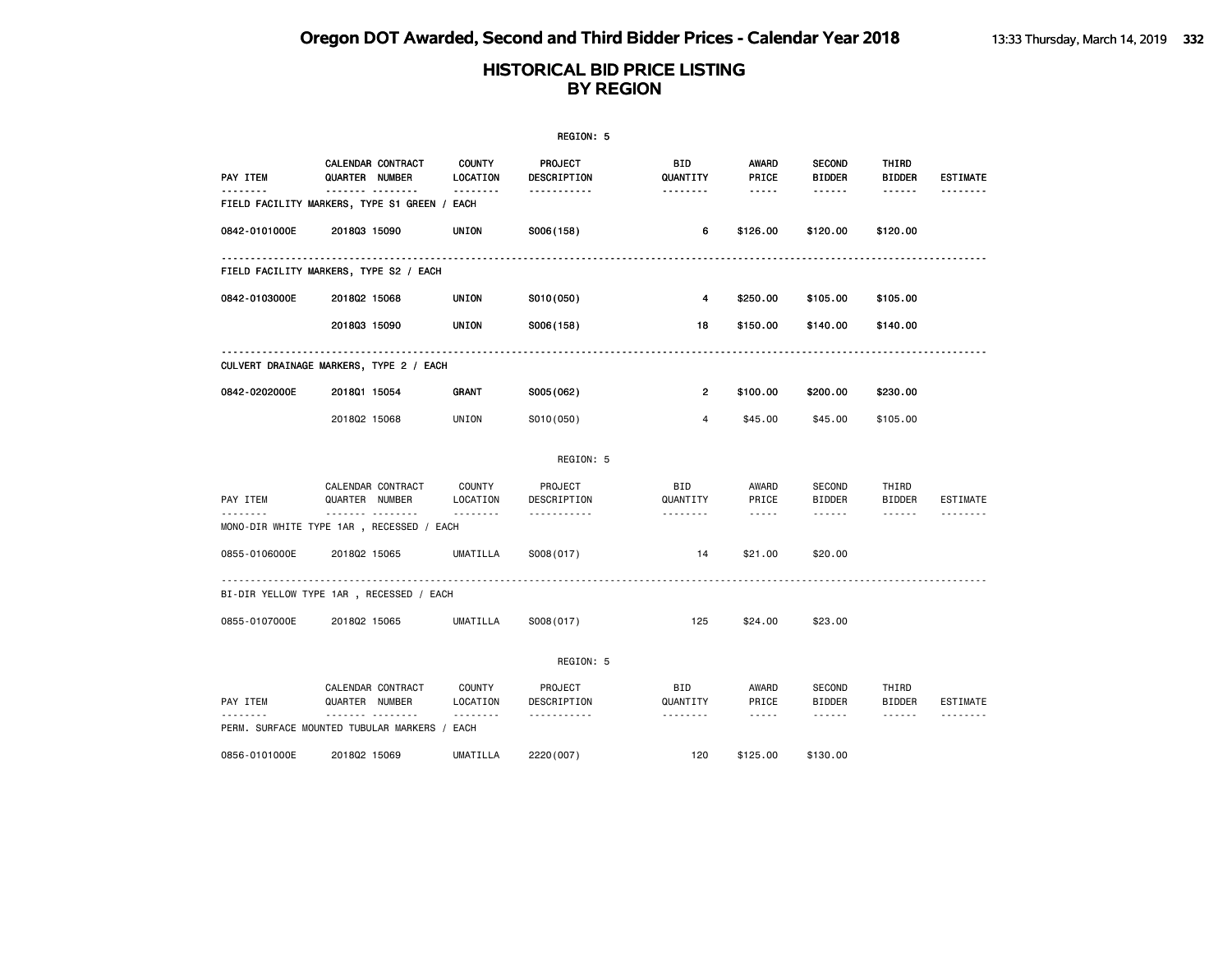# HISTORICAL BID PRICE LISTING BY REGION

REGION: 5

| PAY ITEM | CALENDAR QUARTER | CONTRACT NUMBER | COUNTY LOCATION | PROJECT DESCRIPTION | BID QUANTITY | AWARD PRICE | SECOND BIDDER | THIRD BIDDER | ESTIMATE |
|---|---|---|---|---|---|---|---|---|---|
| FIELD FACILITY MARKERS, TYPE S1 GREEN / EACH | | | | | | | | | |
| 0842-0101000E | 2018Q3 | 15090 | UNION | S006(158) | 6 | $126.00 | $120.00 | $120.00 | |
| FIELD FACILITY MARKERS, TYPE S2 / EACH | | | | | | | | | |
| 0842-0103000E | 2018Q2 | 15068 | UNION | S010(050) | 4 | $250.00 | $105.00 | $105.00 | |
| | 2018Q3 | 15090 | UNION | S006(158) | 18 | $150.00 | $140.00 | $140.00 | |
| CULVERT DRAINAGE MARKERS, TYPE 2 / EACH | | | | | | | | | |
| 0842-0202000E | 2018Q1 | 15054 | GRANT | S005(062) | 2 | $100.00 | $200.00 | $230.00 | |
| | 2018Q2 | 15068 | UNION | S010(050) | 4 | $45.00 | $45.00 | $105.00 | |

REGION: 5

| PAY ITEM | CALENDAR QUARTER | CONTRACT NUMBER | COUNTY LOCATION | PROJECT DESCRIPTION | BID QUANTITY | AWARD PRICE | SECOND BIDDER | THIRD BIDDER | ESTIMATE |
|---|---|---|---|---|---|---|---|---|---|
| MONO-DIR WHITE TYPE 1AR , RECESSED / EACH | | | | | | | | | |
| 0855-0106000E | 2018Q2 | 15065 | UMATILLA | S008(017) | 14 | $21.00 | $20.00 | | |
| BI-DIR YELLOW TYPE 1AR , RECESSED / EACH | | | | | | | | | |
| 0855-0107000E | 2018Q2 | 15065 | UMATILLA | S008(017) | 125 | $24.00 | $23.00 | | |

REGION: 5

| PAY ITEM | CALENDAR QUARTER | CONTRACT NUMBER | COUNTY LOCATION | PROJECT DESCRIPTION | BID QUANTITY | AWARD PRICE | SECOND BIDDER | THIRD BIDDER | ESTIMATE |
|---|---|---|---|---|---|---|---|---|---|
| PERM. SURFACE MOUNTED TUBULAR MARKERS / EACH | | | | | | | | | |
| 0856-0101000E | 2018Q2 | 15069 | UMATILLA | 2220(007) | 120 | $125.00 | $130.00 | | |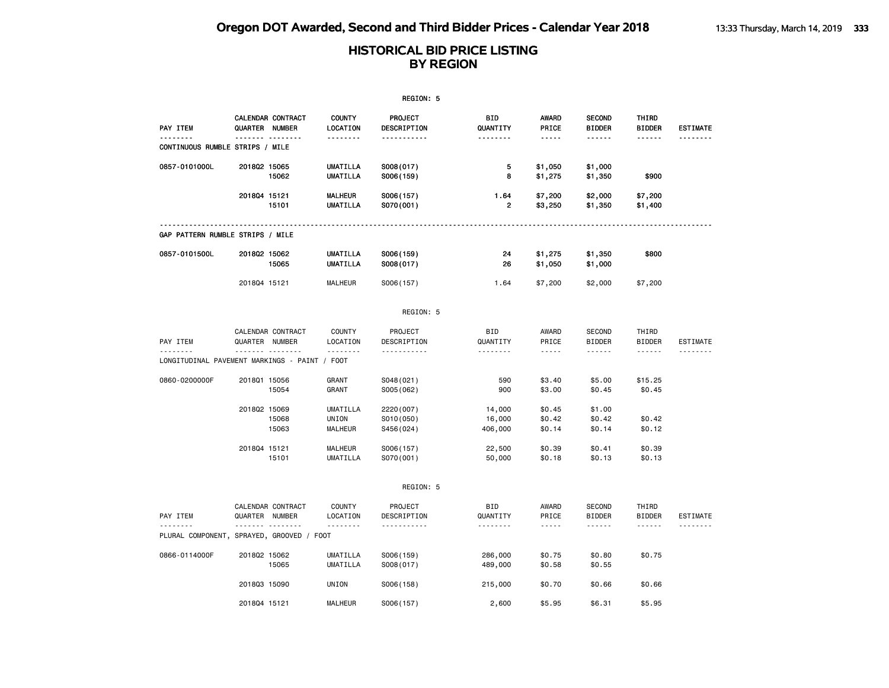# Oregon DOT Awarded, Second and Third Bidder Prices - Calendar Year 2018

## HISTORICAL BID PRICE LISTING BY REGION

REGION: 5

| PAY ITEM | CALENDAR QUARTER | CONTRACT NUMBER | COUNTY LOCATION | PROJECT DESCRIPTION | BID QUANTITY | AWARD PRICE | SECOND BIDDER | THIRD BIDDER | ESTIMATE |
|---|---|---|---|---|---|---|---|---|---|
| CONTINUOUS RUMBLE STRIPS / MILE | | | | | | | | | |
| 0857-0101000L | 2018Q2 | 15065 | UMATILLA | S008(017) | 5 | $1,050 | $1,000 | | |
| | | 15062 | UMATILLA | S006(159) | 8 | $1,275 | $1,350 | $900 | |
| | 2018Q4 | 15121 | MALHEUR | S006(157) | 1.64 | $7,200 | $2,000 | $7,200 | |
| | | 15101 | UMATILLA | S070(001) | 2 | $3,250 | $1,350 | $1,400 | |
| GAP PATTERN RUMBLE STRIPS / MILE | | | | | | | | | |
| 0857-0101500L | 2018Q2 | 15062 | UMATILLA | S006(159) | 24 | $1,275 | $1,350 | $800 | |
| | | 15065 | UMATILLA | S008(017) | 26 | $1,050 | $1,000 | | |
| | 2018Q4 | 15121 | MALHEUR | S006(157) | 1.64 | $7,200 | $2,000 | $7,200 | |

REGION: 5

| PAY ITEM | CALENDAR QUARTER | CONTRACT NUMBER | COUNTY LOCATION | PROJECT DESCRIPTION | BID QUANTITY | AWARD PRICE | SECOND BIDDER | THIRD BIDDER | ESTIMATE |
|---|---|---|---|---|---|---|---|---|---|
| LONGITUDINAL PAVEMENT MARKINGS - PAINT / FOOT | | | | | | | | | |
| 0860-0200000F | 2018Q1 | 15056 | GRANT | S048(021) | 590 | $3.40 | $5.00 | $15.25 | |
| | | 15054 | GRANT | S005(062) | 900 | $3.00 | $0.45 | $0.45 | |
| | 2018Q2 | 15069 | UMATILLA | 2220(007) | 14,000 | $0.45 | $1.00 | | |
| | | 15068 | UNION | S010(050) | 16,000 | $0.42 | $0.42 | $0.42 | |
| | | 15063 | MALHEUR | S456(024) | 406,000 | $0.14 | $0.14 | $0.12 | |
| | 2018Q4 | 15121 | MALHEUR | S006(157) | 22,500 | $0.39 | $0.41 | $0.39 | |
| | | 15101 | UMATILLA | S070(001) | 50,000 | $0.18 | $0.13 | $0.13 | |

REGION: 5

| PAY ITEM | CALENDAR QUARTER | CONTRACT NUMBER | COUNTY LOCATION | PROJECT DESCRIPTION | BID QUANTITY | AWARD PRICE | SECOND BIDDER | THIRD BIDDER | ESTIMATE |
|---|---|---|---|---|---|---|---|---|---|
| PLURAL COMPONENT, SPRAYED, GROOVED / FOOT | | | | | | | | | |
| 0866-0114000F | 2018Q2 | 15062 | UMATILLA | S006(159) | 286,000 | $0.75 | $0.80 | $0.75 | |
| | | 15065 | UMATILLA | S008(017) | 489,000 | $0.58 | $0.55 | | |
| | 2018Q3 | 15090 | UNION | S006(158) | 215,000 | $0.70 | $0.66 | $0.66 | |
| | 2018Q4 | 15121 | MALHEUR | S006(157) | 2,600 | $5.95 | $6.31 | $5.95 | |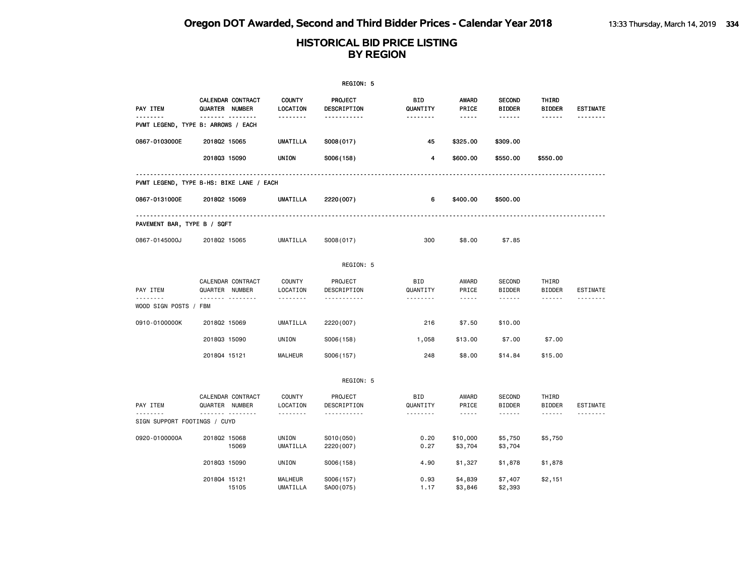# Oregon DOT Awarded, Second and Third Bidder Prices - Calendar Year 2018

## HISTORICAL BID PRICE LISTING BY REGION

REGION: 5

| PAY ITEM | CALENDAR QUARTER | CONTRACT NUMBER | COUNTY LOCATION | PROJECT DESCRIPTION | BID QUANTITY | AWARD PRICE | SECOND BIDDER | THIRD BIDDER | ESTIMATE |
|---|---|---|---|---|---|---|---|---|---|
| **PVMT LEGEND, TYPE B: ARROWS / EACH** | | | | | | | | | |
| 0867-0103000E | 2018Q2 | 15065 | UMATILLA | S008(017) | 45 | $325.00 | $309.00 | | |
| | 2018Q3 | 15090 | UNION | S006(158) | 4 | $600.00 | $550.00 | $550.00 | |
| **PVMT LEGEND, TYPE B-HS: BIKE LANE / EACH** | | | | | | | | | |
| 0867-0131000E | 2018Q2 | 15069 | UMATILLA | 2220(007) | 6 | $400.00 | $500.00 | | |
| **PAVEMENT BAR, TYPE B / SQFT** | | | | | | | | | |
| 0867-0145000J | 2018Q2 | 15065 | UMATILLA | S008(017) | 300 | $8.00 | $7.85 | | |

REGION: 5

| PAY ITEM | CALENDAR QUARTER | CONTRACT NUMBER | COUNTY LOCATION | PROJECT DESCRIPTION | BID QUANTITY | AWARD PRICE | SECOND BIDDER | THIRD BIDDER | ESTIMATE |
|---|---|---|---|---|---|---|---|---|---|
| **WOOD SIGN POSTS / FBM** | | | | | | | | | |
| 0910-0100000K | 2018Q2 | 15069 | UMATILLA | 2220(007) | 216 | $7.50 | $10.00 | | |
| | 2018Q3 | 15090 | UNION | S006(158) | 1,058 | $13.00 | $7.00 | $7.00 | |
| | 2018Q4 | 15121 | MALHEUR | S006(157) | 248 | $8.00 | $14.84 | $15.00 | |

REGION: 5

| PAY ITEM | CALENDAR QUARTER | CONTRACT NUMBER | COUNTY LOCATION | PROJECT DESCRIPTION | BID QUANTITY | AWARD PRICE | SECOND BIDDER | THIRD BIDDER | ESTIMATE |
|---|---|---|---|---|---|---|---|---|---|
| **SIGN SUPPORT FOOTINGS / CUYD** | | | | | | | | | |
| 0920-0100000A | 2018Q2 | 15068 | UNION | S010(050) | 0.20 | $10,000 | $5,750 | $5,750 | |
| | | 15069 | UMATILLA | 2220(007) | 0.27 | $3,704 | $3,704 | | |
| | 2018Q3 | 15090 | UNION | S006(158) | 4.90 | $1,327 | $1,878 | $1,878 | |
| | 2018Q4 | 15121 | MALHEUR | S006(157) | 0.93 | $4,839 | $7,407 | $2,151 | |
| | | 15105 | UMATILLA | SA00(075) | 1.17 | $3,846 | $2,393 | | |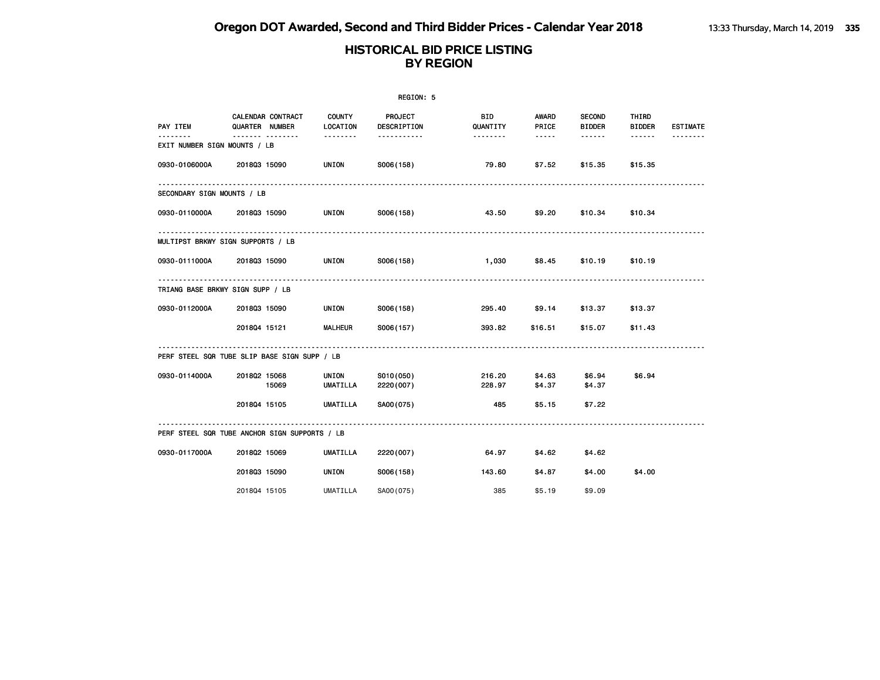# Oregon DOT Awarded, Second and Third Bidder Prices - Calendar Year 2018

## HISTORICAL BID PRICE LISTING BY REGION

REGION: 5

| PAY ITEM | CALENDAR QUARTER | CONTRACT NUMBER | COUNTY LOCATION | PROJECT DESCRIPTION | BID QUANTITY | AWARD PRICE | SECOND BIDDER | THIRD BIDDER | ESTIMATE |
|---|---|---|---|---|---|---|---|---|---|
| **EXIT NUMBER SIGN MOUNTS / LB** | | | | | | | | | |
| 0930-0106000A | 2018Q3 | 15090 | UNION | S006(158) | 79.80 | $7.52 | $15.35 | $15.35 | |
| **SECONDARY SIGN MOUNTS / LB** | | | | | | | | | |
| 0930-0110000A | 2018Q3 | 15090 | UNION | S006(158) | 43.50 | $9.20 | $10.34 | $10.34 | |
| **MULTIPST BRKWY SIGN SUPPORTS / LB** | | | | | | | | | |
| 0930-0111000A | 2018Q3 | 15090 | UNION | S006(158) | 1,030 | $8.45 | $10.19 | $10.19 | |
| **TRIANG BASE BRKWY SIGN SUPP / LB** | | | | | | | | | |
| 0930-0112000A | 2018Q3 | 15090 | UNION | S006(158) | 295.40 | $9.14 | $13.37 | $13.37 | |
| | 2018Q4 | 15121 | MALHEUR | S006(157) | 393.82 | $16.51 | $15.07 | $11.43 | |
| **PERF STEEL SQR TUBE SLIP BASE SIGN SUPP / LB** | | | | | | | | | |
| 0930-0114000A | 2018Q2 | 15068 | UNION | S010(050) | 216.20 | $4.63 | $6.94 | $6.94 | |
| | | 15069 | UMATILLA | 2220(007) | 228.97 | $4.37 | $4.37 | | |
| | 2018Q4 | 15105 | UMATILLA | SA00(075) | 485 | $5.15 | $7.22 | | |
| **PERF STEEL SQR TUBE ANCHOR SIGN SUPPORTS / LB** | | | | | | | | | |
| 0930-0117000A | 2018Q2 | 15069 | UMATILLA | 2220(007) | 64.97 | $4.62 | $4.62 | | |
| | 2018Q3 | 15090 | UNION | S006(158) | 143.60 | $4.87 | $4.00 | $4.00 | |
| | 2018Q4 | 15105 | UMATILLA | SA00(075) | 385 | $5.19 | $9.09 | | |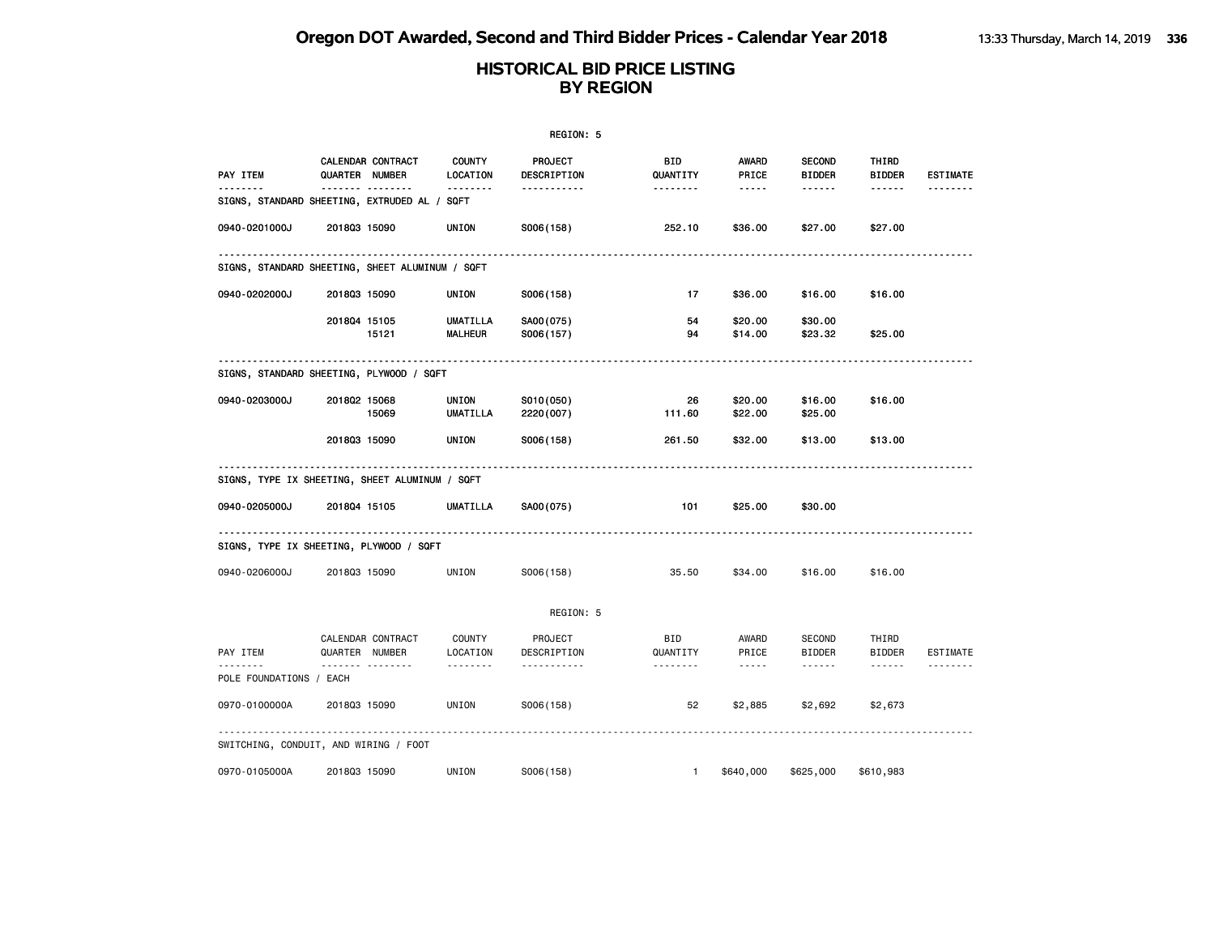# HISTORICAL BID PRICE LISTING
## BY REGION

REGION: 5

| PAY ITEM | CALENDAR QUARTER | CONTRACT NUMBER | COUNTY LOCATION | PROJECT DESCRIPTION | BID QUANTITY | AWARD PRICE | SECOND BIDDER | THIRD BIDDER | ESTIMATE |
|---|---|---|---|---|---|---|---|---|---|
| **SIGNS, STANDARD SHEETING, EXTRUDED AL / SQFT** | | | | | | | | | |
| 0940-0201000J | 2018Q3 | 15090 | UNION | S006(158) | 252.10 | $36.00 | $27.00 | $27.00 | |
| **SIGNS, STANDARD SHEETING, SHEET ALUMINUM / SQFT** | | | | | | | | | |
| 0940-0202000J | 2018Q3 | 15090 | UNION | S006(158) | 17 | $36.00 | $16.00 | $16.00 | |
| | 2018Q4 | 15105 | UMATILLA | SA00(075) | 54 | $20.00 | $30.00 | | |
| | | 15121 | MALHEUR | S006(157) | 94 | $14.00 | $23.32 | $25.00 | |
| **SIGNS, STANDARD SHEETING, PLYWOOD / SQFT** | | | | | | | | | |
| 0940-0203000J | 2018Q2 | 15068 | UNION | S010(050) | 26 | $20.00 | $16.00 | $16.00 | |
| | | 15069 | UMATILLA | 2220(007) | 111.60 | $22.00 | $25.00 | | |
| | 2018Q3 | 15090 | UNION | S006(158) | 261.50 | $32.00 | $13.00 | $13.00 | |
| **SIGNS, TYPE IX SHEETING, SHEET ALUMINUM / SQFT** | | | | | | | | | |
| 0940-0205000J | 2018Q4 | 15105 | UMATILLA | SA00(075) | 101 | $25.00 | $30.00 | | |
| **SIGNS, TYPE IX SHEETING, PLYWOOD / SQFT** | | | | | | | | | |
| 0940-0206000J | 2018Q3 | 15090 | UNION | S006(158) | 35.50 | $34.00 | $16.00 | $16.00 | |

REGION: 5

| PAY ITEM | CALENDAR QUARTER | CONTRACT NUMBER | COUNTY LOCATION | PROJECT DESCRIPTION | BID QUANTITY | AWARD PRICE | SECOND BIDDER | THIRD BIDDER | ESTIMATE |
|---|---|---|---|---|---|---|---|---|---|
| **POLE FOUNDATIONS / EACH** | | | | | | | | | |
| 0970-0100000A | 2018Q3 | 15090 | UNION | S006(158) | 52 | $2,885 | $2,692 | $2,673 | |
| **SWITCHING, CONDUIT, AND WIRING / FOOT** | | | | | | | | | |
| 0970-0105000A | 2018Q3 | 15090 | UNION | S006(158) | 1 | $640,000 | $625,000 | $610,983 | |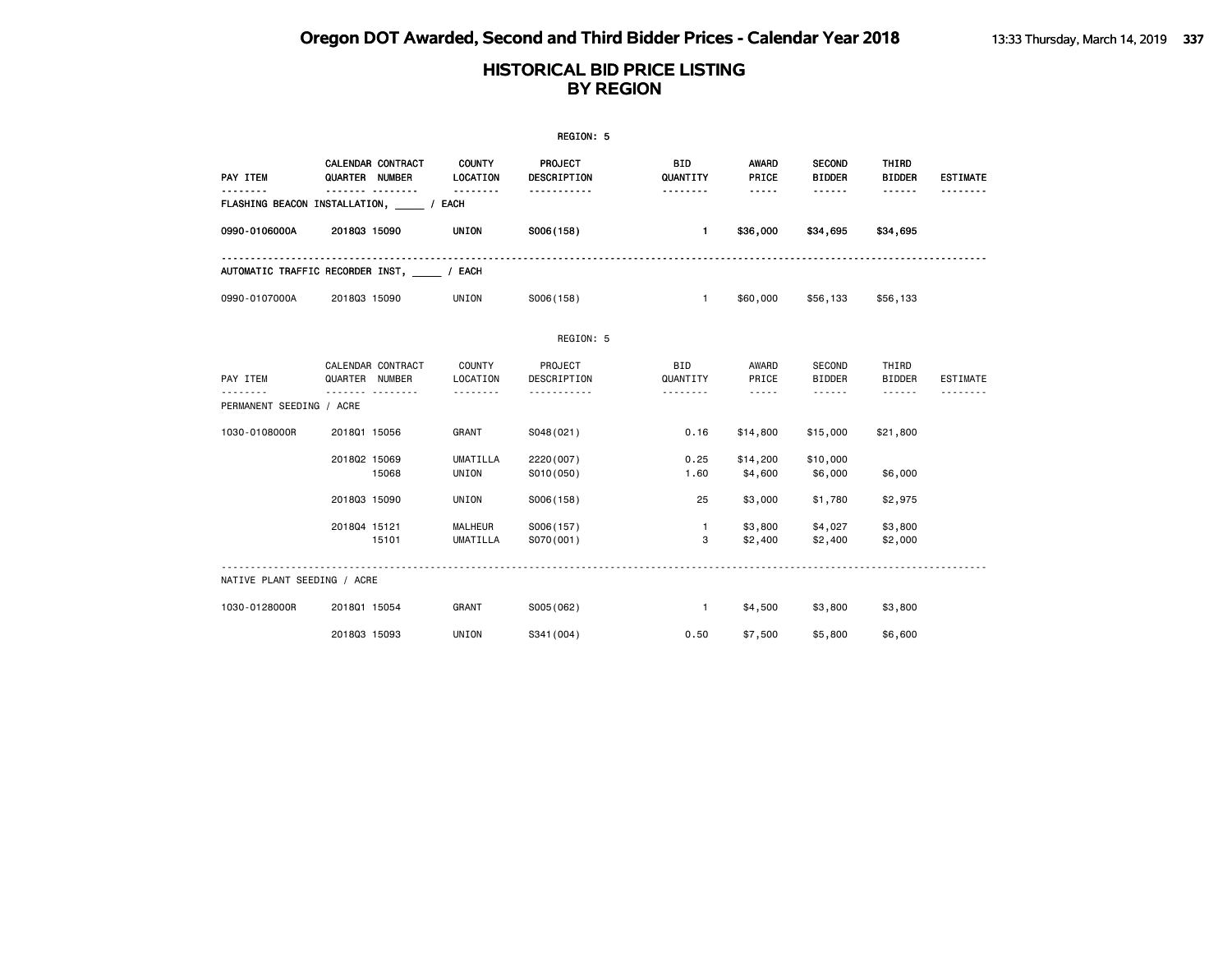# Oregon DOT Awarded, Second and Third Bidder Prices - Calendar Year 2018

## HISTORICAL BID PRICE LISTING BY REGION

REGION: 5

| PAY ITEM | CALENDAR QUARTER | CONTRACT NUMBER | COUNTY LOCATION | PROJECT DESCRIPTION | BID QUANTITY | AWARD PRICE | SECOND BIDDER | THIRD BIDDER | ESTIMATE |
|---|---|---|---|---|---|---|---|---|---|
| FLASHING BEACON INSTALLATION, _____ / EACH | | | | | | | | | |
| 0990-0106000A | 2018Q3 | 15090 | UNION | S006(158) | 1 | $36,000 | $34,695 | $34,695 | |
| AUTOMATIC TRAFFIC RECORDER INST, _____ / EACH | | | | | | | | | |
| 0990-0107000A | 2018Q3 | 15090 | UNION | S006(158) | 1 | $60,000 | $56,133 | $56,133 | |

REGION: 5

| PAY ITEM | CALENDAR QUARTER | CONTRACT NUMBER | COUNTY LOCATION | PROJECT DESCRIPTION | BID QUANTITY | AWARD PRICE | SECOND BIDDER | THIRD BIDDER | ESTIMATE |
|---|---|---|---|---|---|---|---|---|---|
| PERMANENT SEEDING / ACRE | | | | | | | | | |
| 1030-0108000R | 2018Q1 | 15056 | GRANT | S048(021) | 0.16 | $14,800 | $15,000 | $21,800 | |
| | 2018Q2 | 15069 | UMATILLA | 2220(007) | 0.25 | $14,200 | $10,000 | | |
| | | 15068 | UNION | S010(050) | 1.60 | $4,600 | $6,000 | $6,000 | |
| | 2018Q3 | 15090 | UNION | S006(158) | 25 | $3,000 | $1,780 | $2,975 | |
| | 2018Q4 | 15121 | MALHEUR | S006(157) | 1 | $3,800 | $4,027 | $3,800 | |
| | | 15101 | UMATILLA | S070(001) | 3 | $2,400 | $2,400 | $2,000 | |
| NATIVE PLANT SEEDING / ACRE | | | | | | | | | |
| 1030-0128000R | 2018Q1 | 15054 | GRANT | S005(062) | 1 | $4,500 | $3,800 | $3,800 | |
| | 2018Q3 | 15093 | UNION | S341(004) | 0.50 | $7,500 | $5,800 | $6,600 | |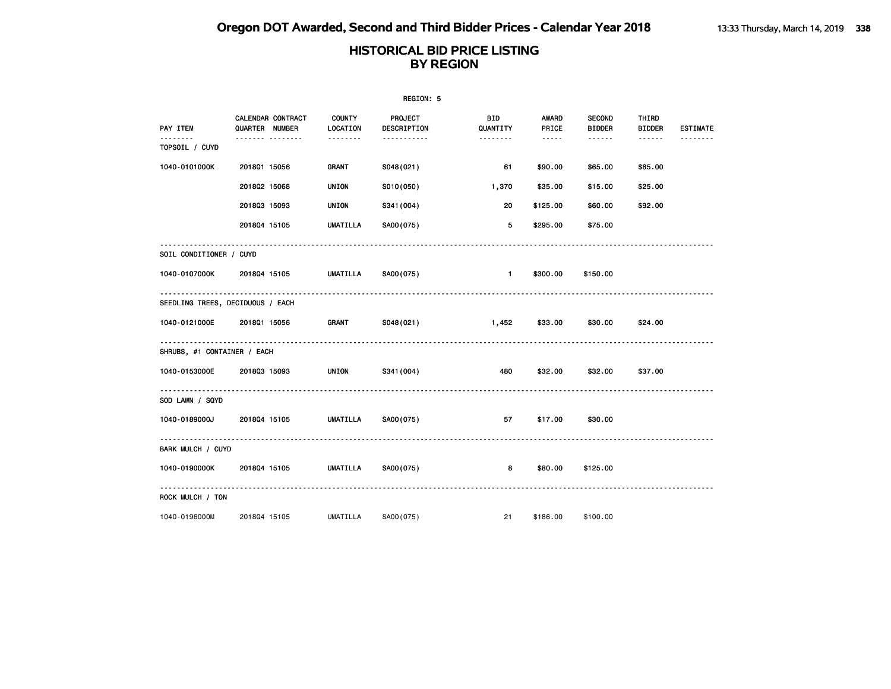# Oregon DOT Awarded, Second and Third Bidder Prices - Calendar Year 2018

## HISTORICAL BID PRICE LISTING BY REGION

REGION: 5

| PAY ITEM | CALENDAR QUARTER | CONTRACT NUMBER | COUNTY LOCATION | PROJECT DESCRIPTION | BID QUANTITY | AWARD PRICE | SECOND BIDDER | THIRD BIDDER | ESTIMATE |
|---|---|---|---|---|---|---|---|---|---|
| **TOPSOIL / CUYD** | | | | | | | | | |
| 1040-0101000K | 2018Q1 | 15056 | GRANT | S048(021) | 61 | $90.00 | $65.00 | $85.00 | |
| | 2018Q2 | 15068 | UNION | S010(050) | 1,370 | $35.00 | $15.00 | $25.00 | |
| | 2018Q3 | 15093 | UNION | S341(004) | 20 | $125.00 | $60.00 | $92.00 | |
| | 2018Q4 | 15105 | UMATILLA | SA00(075) | 5 | $295.00 | $75.00 | | |
| **SOIL CONDITIONER / CUYD** | | | | | | | | | |
| 1040-0107000K | 2018Q4 | 15105 | UMATILLA | SA00(075) | 1 | $300.00 | $150.00 | | |
| **SEEDLING TREES, DECIDUOUS / EACH** | | | | | | | | | |
| 1040-0121000E | 2018Q1 | 15056 | GRANT | S048(021) | 1,452 | $33.00 | $30.00 | $24.00 | |
| **SHRUBS, #1 CONTAINER / EACH** | | | | | | | | | |
| 1040-0153000E | 2018Q3 | 15093 | UNION | S341(004) | 480 | $32.00 | $32.00 | $37.00 | |
| **SOD LAWN / SQYD** | | | | | | | | | |
| 1040-0189000J | 2018Q4 | 15105 | UMATILLA | SA00(075) | 57 | $17.00 | $30.00 | | |
| **BARK MULCH / CUYD** | | | | | | | | | |
| 1040-0190000K | 2018Q4 | 15105 | UMATILLA | SA00(075) | 8 | $80.00 | $125.00 | | |
| **ROCK MULCH / TON** | | | | | | | | | |
| 1040-0196000M | 2018Q4 | 15105 | UMATILLA | SA00(075) | 21 | $186.00 | $100.00 | | |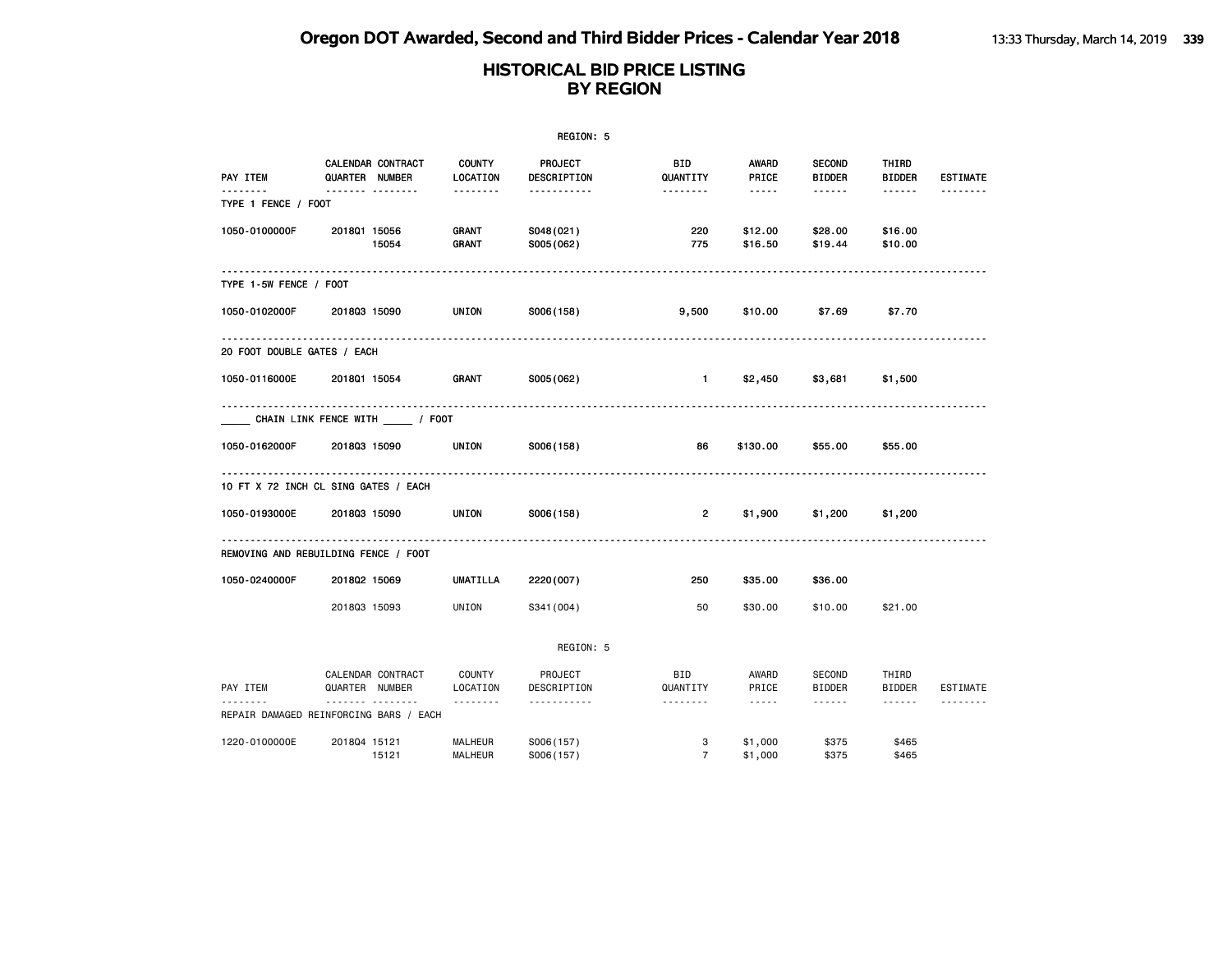# Oregon DOT Awarded, Second and Third Bidder Prices - Calendar Year 2018

## HISTORICAL BID PRICE LISTING BY REGION

REGION: 5

| PAY ITEM | CALENDAR QUARTER | CONTRACT NUMBER | COUNTY LOCATION | PROJECT DESCRIPTION | BID QUANTITY | AWARD PRICE | SECOND BIDDER | THIRD BIDDER | ESTIMATE |
|---|---|---|---|---|---|---|---|---|---|
| **TYPE 1 FENCE / FOOT** | | | | | | | | | |
| 1050-0100000F | 2018Q1 | 15056 | GRANT | S048(021) | 220 | $12.00 | $28.00 | $16.00 | |
| | | 15054 | GRANT | S005(062) | 775 | $16.50 | $19.44 | $10.00 | |
| **TYPE 1-5W FENCE / FOOT** | | | | | | | | | |
| 1050-0102000F | 2018Q3 | 15090 | UNION | S006(158) | 9,500 | $10.00 | $7.69 | $7.70 | |
| **20 FOOT DOUBLE GATES / EACH** | | | | | | | | | |
| 1050-0116000E | 2018Q1 | 15054 | GRANT | S005(062) | 1 | $2,450 | $3,681 | $1,500 | |
| **_____ CHAIN LINK FENCE WITH _____ / FOOT** | | | | | | | | | |
| 1050-0162000F | 2018Q3 | 15090 | UNION | S006(158) | 86 | $130.00 | $55.00 | $55.00 | |
| **10 FT X 72 INCH CL SING GATES / EACH** | | | | | | | | | |
| 1050-0193000E | 2018Q3 | 15090 | UNION | S006(158) | 2 | $1,900 | $1,200 | $1,200 | |
| **REMOVING AND REBUILDING FENCE / FOOT** | | | | | | | | | |
| 1050-0240000F | 2018Q2 | 15069 | UMATILLA | 2220(007) | 250 | $35.00 | $36.00 | | |
| | 2018Q3 | 15093 | UNION | S341(004) | 50 | $30.00 | $10.00 | $21.00 | |

REGION: 5

| PAY ITEM | CALENDAR QUARTER | CONTRACT NUMBER | COUNTY LOCATION | PROJECT DESCRIPTION | BID QUANTITY | AWARD PRICE | SECOND BIDDER | THIRD BIDDER | ESTIMATE |
|---|---|---|---|---|---|---|---|---|---|
| **REPAIR DAMAGED REINFORCING BARS / EACH** | | | | | | | | | |
| 1220-0100000E | 2018Q4 | 15121 | MALHEUR | S006(157) | 3 | $1,000 | $375 | $465 | |
| | | 15121 | MALHEUR | S006(157) | 7 | $1,000 | $375 | $465 | |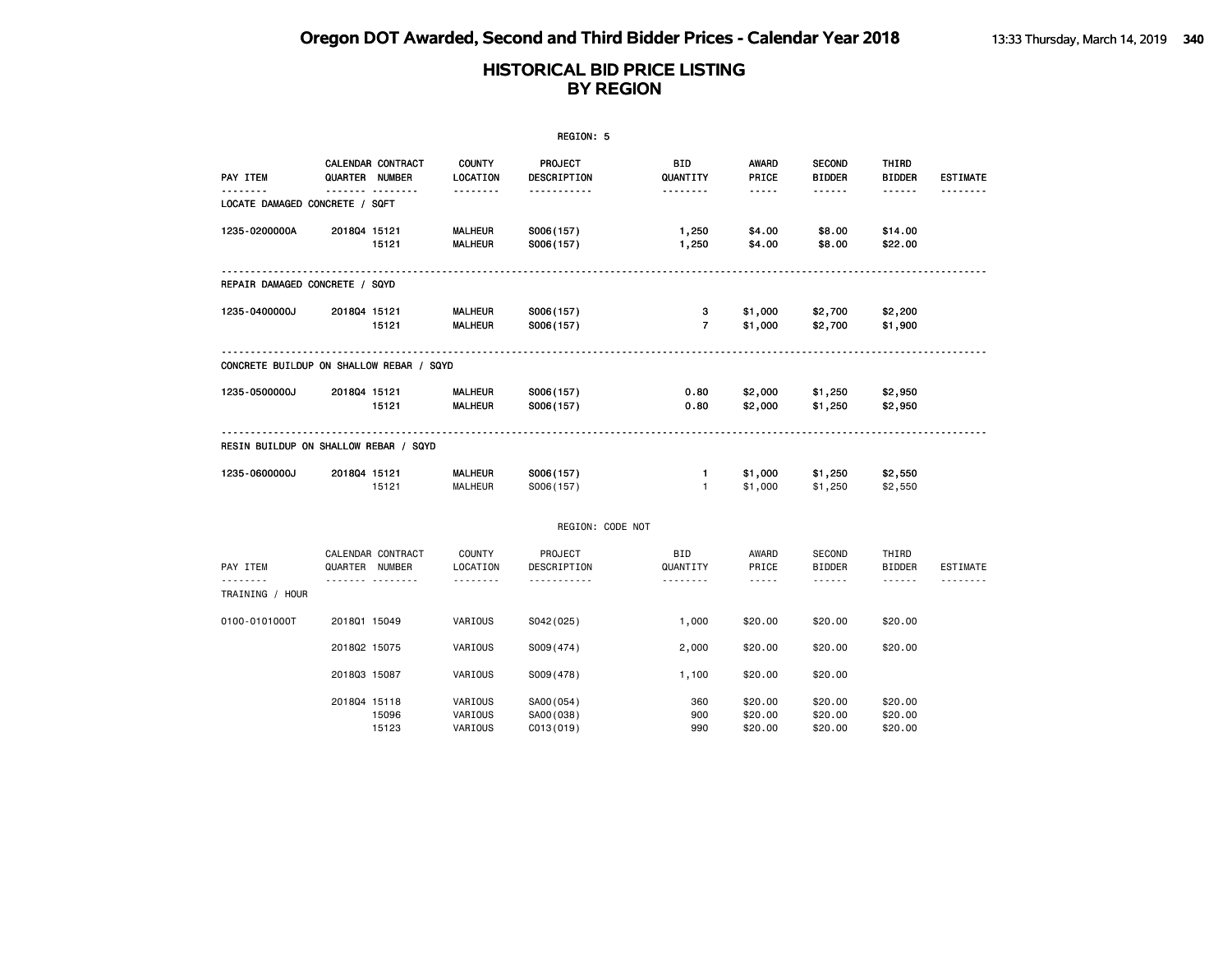# HISTORICAL BID PRICE LISTING BY REGION

REGION: 5

| PAY ITEM | CALENDAR QUARTER | CONTRACT NUMBER | COUNTY LOCATION | PROJECT DESCRIPTION | BID QUANTITY | AWARD PRICE | SECOND BIDDER | THIRD BIDDER | ESTIMATE |
|---|---|---|---|---|---|---|---|---|---|
| LOCATE DAMAGED CONCRETE / SQFT | | | | | | | | | |
| 1235-0200000A | 2018Q4 | 15121 | MALHEUR | S006(157) | 1,250 | $4.00 | $8.00 | $14.00 | |
| | | 15121 | MALHEUR | S006(157) | 1,250 | $4.00 | $8.00 | $22.00 | |
| REPAIR DAMAGED CONCRETE / SQYD | | | | | | | | | |
| 1235-0400000J | 2018Q4 | 15121 | MALHEUR | S006(157) | 3 | $1,000 | $2,700 | $2,200 | |
| | | 15121 | MALHEUR | S006(157) | 7 | $1,000 | $2,700 | $1,900 | |
| CONCRETE BUILDUP ON SHALLOW REBAR / SQYD | | | | | | | | | |
| 1235-0500000J | 2018Q4 | 15121 | MALHEUR | S006(157) | 0.80 | $2,000 | $1,250 | $2,950 | |
| | | 15121 | MALHEUR | S006(157) | 0.80 | $2,000 | $1,250 | $2,950 | |
| RESIN BUILDUP ON SHALLOW REBAR / SQYD | | | | | | | | | |
| 1235-0600000J | 2018Q4 | 15121 | MALHEUR | S006(157) | 1 | $1,000 | $1,250 | $2,550 | |
| | | 15121 | MALHEUR | S006(157) | 1 | $1,000 | $1,250 | $2,550 | |

REGION: CODE NOT

| PAY ITEM | CALENDAR QUARTER | CONTRACT NUMBER | COUNTY LOCATION | PROJECT DESCRIPTION | BID QUANTITY | AWARD PRICE | SECOND BIDDER | THIRD BIDDER | ESTIMATE |
|---|---|---|---|---|---|---|---|---|---|
| TRAINING / HOUR | | | | | | | | | |
| 0100-0101000T | 2018Q1 | 15049 | VARIOUS | S042(025) | 1,000 | $20.00 | $20.00 | $20.00 | |
| | 2018Q2 | 15075 | VARIOUS | S009(474) | 2,000 | $20.00 | $20.00 | $20.00 | |
| | 2018Q3 | 15087 | VARIOUS | S009(478) | 1,100 | $20.00 | $20.00 | | |
| | 2018Q4 | 15118 | VARIOUS | SA00(054) | 360 | $20.00 | $20.00 | $20.00 | |
| | | 15096 | VARIOUS | SA00(038) | 900 | $20.00 | $20.00 | $20.00 | |
| | | 15123 | VARIOUS | C013(019) | 990 | $20.00 | $20.00 | $20.00 | |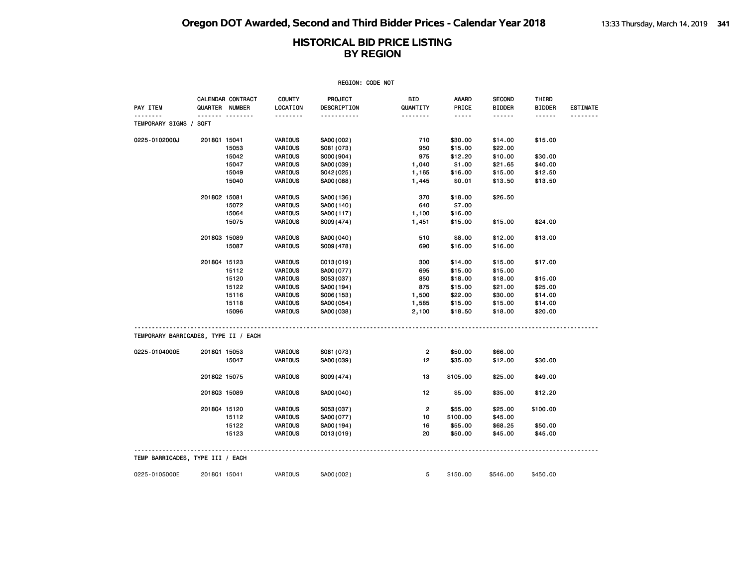# Oregon DOT Awarded, Second and Third Bidder Prices - Calendar Year 2018

## HISTORICAL BID PRICE LISTING BY REGION

REGION: CODE NOT

| PAY ITEM | CALENDAR QUARTER | CONTRACT NUMBER | COUNTY LOCATION | PROJECT DESCRIPTION | BID QUANTITY | AWARD PRICE | SECOND BIDDER | THIRD BIDDER | ESTIMATE |
|---|---|---|---|---|---|---|---|---|---|
| **TEMPORARY SIGNS / SQFT** | | | | | | | | | |
| 0225-0102000J | 2018Q1 | 15041 | VARIOUS | SA00(002) | 710 | $30.00 | $14.00 | $15.00 | |
| | | 15053 | VARIOUS | S081(073) | 950 | $15.00 | $22.00 | | |
| | | 15042 | VARIOUS | S000(904) | 975 | $12.20 | $10.00 | $30.00 | |
| | | 15047 | VARIOUS | SA00(039) | 1,040 | $1.00 | $21.65 | $40.00 | |
| | | 15049 | VARIOUS | S042(025) | 1,165 | $16.00 | $15.00 | $12.50 | |
| | | 15040 | VARIOUS | SA00(088) | 1,445 | $0.01 | $13.50 | $13.50 | |
| | 2018Q2 | 15081 | VARIOUS | SA00(136) | 370 | $18.00 | $26.50 | | |
| | | 15072 | VARIOUS | SA00(140) | 640 | $7.00 | | | |
| | | 15064 | VARIOUS | SA00(117) | 1,100 | $16.00 | | | |
| | | 15075 | VARIOUS | S009(474) | 1,451 | $15.00 | $15.00 | $24.00 | |
| | 2018Q3 | 15089 | VARIOUS | SA00(040) | 510 | $8.00 | $12.00 | $13.00 | |
| | | 15087 | VARIOUS | S009(478) | 690 | $16.00 | $16.00 | | |
| | 2018Q4 | 15123 | VARIOUS | C013(019) | 300 | $14.00 | $15.00 | $17.00 | |
| | | 15112 | VARIOUS | SA00(077) | 695 | $15.00 | $15.00 | | |
| | | 15120 | VARIOUS | S053(037) | 850 | $18.00 | $18.00 | $15.00 | |
| | | 15122 | VARIOUS | SA00(194) | 875 | $15.00 | $21.00 | $25.00 | |
| | | 15116 | VARIOUS | S006(153) | 1,500 | $22.00 | $30.00 | $14.00 | |
| | | 15118 | VARIOUS | SA00(054) | 1,585 | $15.00 | $15.00 | $14.00 | |
| | | 15096 | VARIOUS | SA00(038) | 2,100 | $18.50 | $18.00 | $20.00 | |
| **TEMPORARY BARRICADES, TYPE II / EACH** | | | | | | | | | |
| 0225-0104000E | 2018Q1 | 15053 | VARIOUS | S081(073) | 2 | $50.00 | $66.00 | | |
| | | 15047 | VARIOUS | SA00(039) | 12 | $35.00 | $12.00 | $30.00 | |
| | 2018Q2 | 15075 | VARIOUS | S009(474) | 13 | $105.00 | $25.00 | $49.00 | |
| | 2018Q3 | 15089 | VARIOUS | SA00(040) | 12 | $5.00 | $35.00 | $12.20 | |
| | 2018Q4 | 15120 | VARIOUS | S053(037) | 2 | $55.00 | $25.00 | $100.00 | |
| | | 15112 | VARIOUS | SA00(077) | 10 | $100.00 | $45.00 | | |
| | | 15122 | VARIOUS | SA00(194) | 16 | $55.00 | $68.25 | $50.00 | |
| | | 15123 | VARIOUS | C013(019) | 20 | $50.00 | $45.00 | $45.00 | |
| **TEMP BARRICADES, TYPE III / EACH** | | | | | | | | | |
| 0225-0105000E | 2018Q1 | 15041 | VARIOUS | SA00(002) | 5 | $150.00 | $546.00 | $450.00 | |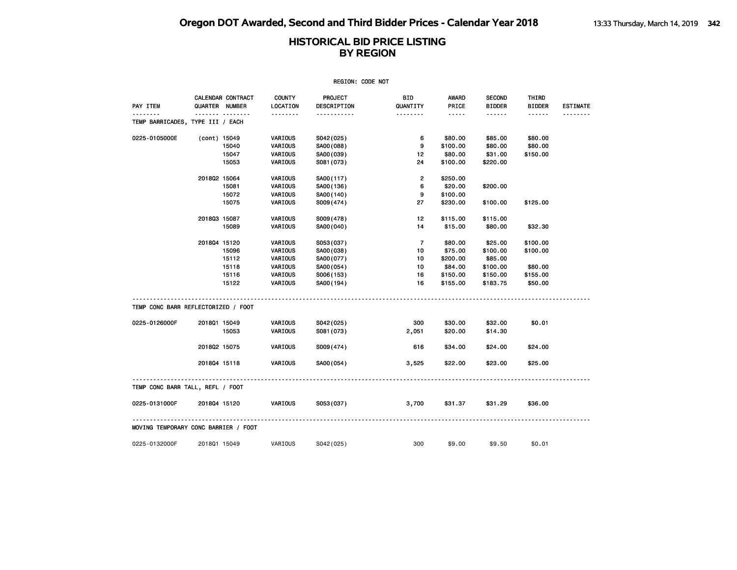# Oregon DOT Awarded, Second and Third Bidder Prices - Calendar Year 2018

## HISTORICAL BID PRICE LISTING BY REGION

REGION: CODE NOT

| PAY ITEM | CALENDAR QUARTER | CONTRACT NUMBER | COUNTY LOCATION | PROJECT DESCRIPTION | BID QUANTITY | AWARD PRICE | SECOND BIDDER | THIRD BIDDER | ESTIMATE |
|---|---|---|---|---|---|---|---|---|---|
| **TEMP BARRICADES, TYPE III / EACH** | | | | | | | | | |
| 0225-0105000E | (cont) | 15049 | VARIOUS | S042(025) | 6 | $80.00 | $85.00 | $80.00 | |
| | | 15040 | VARIOUS | SA00(088) | 9 | $100.00 | $80.00 | $80.00 | |
| | | 15047 | VARIOUS | SA00(039) | 12 | $80.00 | $31.00 | $150.00 | |
| | | 15053 | VARIOUS | S081(073) | 24 | $100.00 | $220.00 | | |
| | 2018Q2 | 15064 | VARIOUS | SA00(117) | 2 | $250.00 | | | |
| | | 15081 | VARIOUS | SA00(136) | 6 | $20.00 | $200.00 | | |
| | | 15072 | VARIOUS | SA00(140) | 9 | $100.00 | | | |
| | | 15075 | VARIOUS | S009(474) | 27 | $230.00 | $100.00 | $125.00 | |
| | 2018Q3 | 15087 | VARIOUS | S009(478) | 12 | $115.00 | $115.00 | | |
| | | 15089 | VARIOUS | SA00(040) | 14 | $15.00 | $80.00 | $32.30 | |
| | 2018Q4 | 15120 | VARIOUS | S053(037) | 7 | $80.00 | $25.00 | $100.00 | |
| | | 15096 | VARIOUS | SA00(038) | 10 | $75.00 | $100.00 | $100.00 | |
| | | 15112 | VARIOUS | SA00(077) | 10 | $200.00 | $85.00 | | |
| | | 15118 | VARIOUS | SA00(054) | 10 | $84.00 | $100.00 | $80.00 | |
| | | 15116 | VARIOUS | S006(153) | 16 | $150.00 | $150.00 | $155.00 | |
| | | 15122 | VARIOUS | SA00(194) | 16 | $155.00 | $183.75 | $50.00 | |
| **TEMP CONC BARR REFLECTORIZED / FOOT** | | | | | | | | | |
| 0225-0126000F | 2018Q1 | 15049 | VARIOUS | S042(025) | 300 | $30.00 | $32.00 | $0.01 | |
| | | 15053 | VARIOUS | S081(073) | 2,051 | $20.00 | $14.30 | | |
| | 2018Q2 | 15075 | VARIOUS | S009(474) | 616 | $34.00 | $24.00 | $24.00 | |
| | 2018Q4 | 15118 | VARIOUS | SA00(054) | 3,525 | $22.00 | $23.00 | $25.00 | |
| **TEMP CONC BARR TALL, REFL / FOOT** | | | | | | | | | |
| 0225-0131000F | 2018Q4 | 15120 | VARIOUS | S053(037) | 3,700 | $31.37 | $31.29 | $36.00 | |
| **MOVING TEMPORARY CONC BARRIER / FOOT** | | | | | | | | | |
| 0225-0132000F | 2018Q1 | 15049 | VARIOUS | S042(025) | 300 | $9.00 | $9.50 | $0.01 | |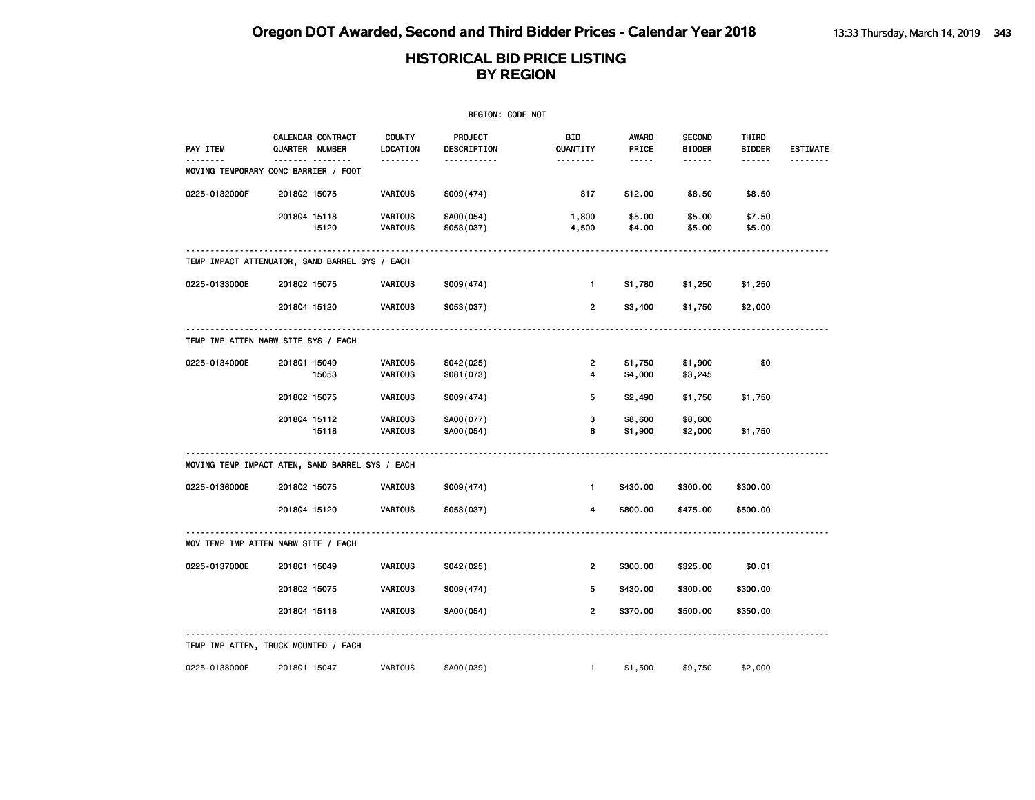# HISTORICAL BID PRICE LISTING
## BY REGION

REGION: CODE NOT

| PAY ITEM | CALENDAR QUARTER | CONTRACT NUMBER | COUNTY LOCATION | PROJECT DESCRIPTION | BID QUANTITY | AWARD PRICE | SECOND BIDDER | THIRD BIDDER | ESTIMATE |
|---|---|---|---|---|---|---|---|---|---|
| **MOVING TEMPORARY CONC BARRIER / FOOT** | | | | | | | | | |
| 0225-0132000F | 2018Q2 | 15075 | VARIOUS | S009(474) | 817 | $12.00 | $8.50 | $8.50 | |
| | 2018Q4 | 15118 | VARIOUS | SA00(054) | 1,800 | $5.00 | $5.00 | $7.50 | |
| | | 15120 | VARIOUS | S053(037) | 4,500 | $4.00 | $5.00 | $5.00 | |
| **TEMP IMPACT ATTENUATOR, SAND BARREL SYS / EACH** | | | | | | | | | |
| 0225-0133000E | 2018Q2 | 15075 | VARIOUS | S009(474) | 1 | $1,780 | $1,250 | $1,250 | |
| | 2018Q4 | 15120 | VARIOUS | S053(037) | 2 | $3,400 | $1,750 | $2,000 | |
| **TEMP IMP ATTEN NARW SITE SYS / EACH** | | | | | | | | | |
| 0225-0134000E | 2018Q1 | 15049 | VARIOUS | S042(025) | 2 | $1,750 | $1,900 | $0 | |
| | | 15053 | VARIOUS | S081(073) | 4 | $4,000 | $3,245 | | |
| | 2018Q2 | 15075 | VARIOUS | S009(474) | 5 | $2,490 | $1,750 | $1,750 | |
| | 2018Q4 | 15112 | VARIOUS | SA00(077) | 3 | $8,600 | $8,600 | | |
| | | 15118 | VARIOUS | SA00(054) | 6 | $1,900 | $2,000 | $1,750 | |
| **MOVING TEMP IMPACT ATEN, SAND BARREL SYS / EACH** | | | | | | | | | |
| 0225-0136000E | 2018Q2 | 15075 | VARIOUS | S009(474) | 1 | $430.00 | $300.00 | $300.00 | |
| | 2018Q4 | 15120 | VARIOUS | S053(037) | 4 | $800.00 | $475.00 | $500.00 | |
| **MOV TEMP IMP ATTEN NARW SITE / EACH** | | | | | | | | | |
| 0225-0137000E | 2018Q1 | 15049 | VARIOUS | S042(025) | 2 | $300.00 | $325.00 | $0.01 | |
| | 2018Q2 | 15075 | VARIOUS | S009(474) | 5 | $430.00 | $300.00 | $300.00 | |
| | 2018Q4 | 15118 | VARIOUS | SA00(054) | 2 | $370.00 | $500.00 | $350.00 | |
| **TEMP IMP ATTEN, TRUCK MOUNTED / EACH** | | | | | | | | | |
| 0225-0138000E | 2018Q1 | 15047 | VARIOUS | SA00(039) | 1 | $1,500 | $9,750 | $2,000 | |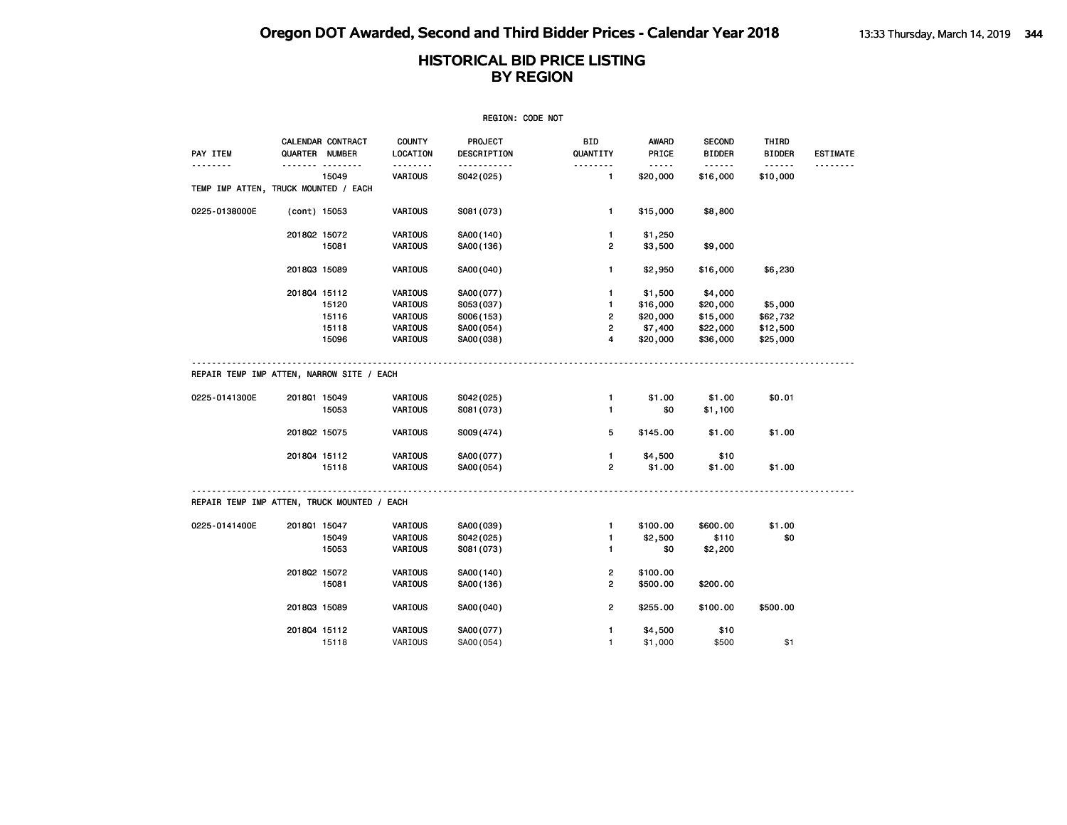# Oregon DOT Awarded, Second and Third Bidder Prices - Calendar Year 2018

## HISTORICAL BID PRICE LISTING BY REGION

REGION: CODE NOT

| PAY ITEM | CALENDAR QUARTER | CONTRACT NUMBER | COUNTY LOCATION | PROJECT DESCRIPTION | BID QUANTITY | AWARD PRICE | SECOND BIDDER | THIRD BIDDER | ESTIMATE |
|---|---|---|---|---|---|---|---|---|---|
| | | 15049 | VARIOUS | S042(025) | 1 | $20,000 | $16,000 | $10,000 | |
| **TEMP IMP ATTEN, TRUCK MOUNTED / EACH** | | | | | | | | | |
| 0225-0138000E | (cont) | 15053 | VARIOUS | S081(073) | 1 | $15,000 | $8,800 | | |
| | 2018Q2 | 15072 | VARIOUS | SA00(140) | 1 | $1,250 | | | |
| | | 15081 | VARIOUS | SA00(136) | 2 | $3,500 | $9,000 | | |
| | 2018Q3 | 15089 | VARIOUS | SA00(040) | 1 | $2,950 | $16,000 | $6,230 | |
| | 2018Q4 | 15112 | VARIOUS | SA00(077) | 1 | $1,500 | $4,000 | | |
| | | 15120 | VARIOUS | S053(037) | 1 | $16,000 | $20,000 | $5,000 | |
| | | 15116 | VARIOUS | S006(153) | 2 | $20,000 | $15,000 | $62,732 | |
| | | 15118 | VARIOUS | SA00(054) | 2 | $7,400 | $22,000 | $12,500 | |
| | | 15096 | VARIOUS | SA00(038) | 4 | $20,000 | $36,000 | $25,000 | |
| **REPAIR TEMP IMP ATTEN, NARROW SITE / EACH** | | | | | | | | | |
| 0225-0141300E | 2018Q1 | 15049 | VARIOUS | S042(025) | 1 | $1.00 | $1.00 | $0.01 | |
| | | 15053 | VARIOUS | S081(073) | 1 | $0 | $1,100 | | |
| | 2018Q2 | 15075 | VARIOUS | S009(474) | 5 | $145.00 | $1.00 | $1.00 | |
| | 2018Q4 | 15112 | VARIOUS | SA00(077) | 1 | $4,500 | $10 | | |
| | | 15118 | VARIOUS | SA00(054) | 2 | $1.00 | $1.00 | $1.00 | |
| **REPAIR TEMP IMP ATTEN, TRUCK MOUNTED / EACH** | | | | | | | | | |
| 0225-0141400E | 2018Q1 | 15047 | VARIOUS | SA00(039) | 1 | $100.00 | $600.00 | $1.00 | |
| | | 15049 | VARIOUS | S042(025) | 1 | $2,500 | $110 | $0 | |
| | | 15053 | VARIOUS | S081(073) | 1 | $0 | $2,200 | | |
| | 2018Q2 | 15072 | VARIOUS | SA00(140) | 2 | $100.00 | | | |
| | | 15081 | VARIOUS | SA00(136) | 2 | $500.00 | $200.00 | | |
| | 2018Q3 | 15089 | VARIOUS | SA00(040) | 2 | $255.00 | $100.00 | $500.00 | |
| | 2018Q4 | 15112 | VARIOUS | SA00(077) | 1 | $4,500 | $10 | | |
| | | 15118 | VARIOUS | SA00(054) | 1 | $1,000 | $500 | $1 | |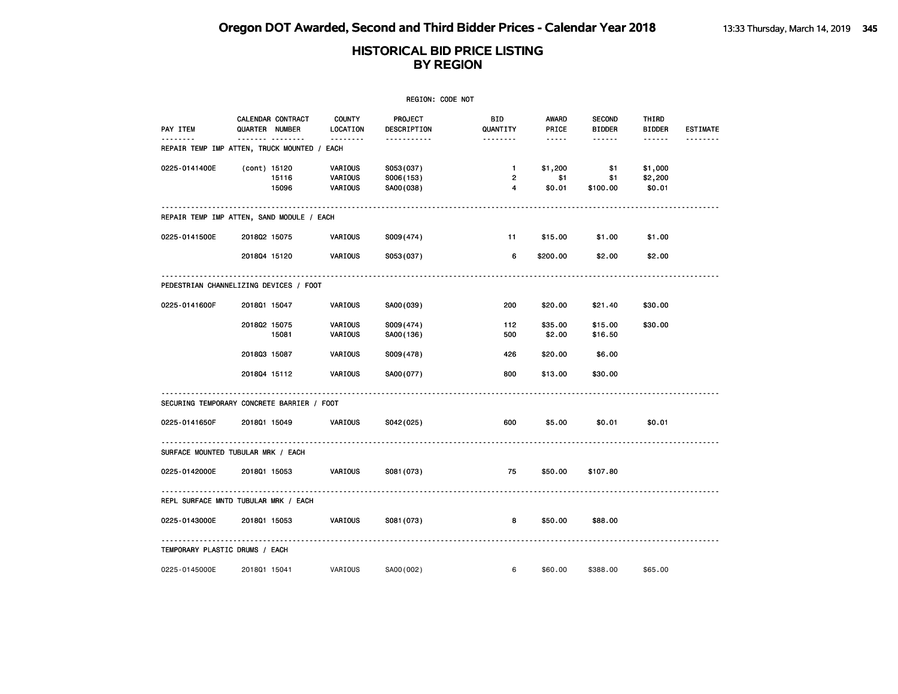# Oregon DOT Awarded, Second and Third Bidder Prices - Calendar Year 2018

## HISTORICAL BID PRICE LISTING BY REGION

REGION: CODE NOT

| PAY ITEM | CALENDAR QUARTER | CONTRACT NUMBER | COUNTY LOCATION | PROJECT DESCRIPTION | BID QUANTITY | AWARD PRICE | SECOND BIDDER | THIRD BIDDER | ESTIMATE |
|---|---|---|---|---|---|---|---|---|---|
| **REPAIR TEMP IMP ATTEN, TRUCK MOUNTED / EACH** | | | | | | | | | |
| 0225-0141400E | (cont) | 15120 | VARIOUS | S053(037) | 1 | $1,200 | $1 | $1,000 | |
| | | 15116 | VARIOUS | S006(153) | 2 | $1 | $1 | $2,200 | |
| | | 15096 | VARIOUS | SA00(038) | 4 | $0.01 | $100.00 | $0.01 | |
| **REPAIR TEMP IMP ATTEN, SAND MODULE / EACH** | | | | | | | | | |
| 0225-0141500E | 2018Q2 | 15075 | VARIOUS | S009(474) | 11 | $15.00 | $1.00 | $1.00 | |
| | 2018Q4 | 15120 | VARIOUS | S053(037) | 6 | $200.00 | $2.00 | $2.00 | |
| **PEDESTRIAN CHANNELIZING DEVICES / FOOT** | | | | | | | | | |
| 0225-0141600F | 2018Q1 | 15047 | VARIOUS | SA00(039) | 200 | $20.00 | $21.40 | $30.00 | |
| | 2018Q2 | 15075 | VARIOUS | S009(474) | 112 | $35.00 | $15.00 | $30.00 | |
| | | 15081 | VARIOUS | SA00(136) | 500 | $2.00 | $16.50 | | |
| | 2018Q3 | 15087 | VARIOUS | S009(478) | 426 | $20.00 | $6.00 | | |
| | 2018Q4 | 15112 | VARIOUS | SA00(077) | 800 | $13.00 | $30.00 | | |
| **SECURING TEMPORARY CONCRETE BARRIER / FOOT** | | | | | | | | | |
| 0225-0141650F | 2018Q1 | 15049 | VARIOUS | S042(025) | 600 | $5.00 | $0.01 | $0.01 | |
| **SURFACE MOUNTED TUBULAR MRK / EACH** | | | | | | | | | |
| 0225-0142000E | 2018Q1 | 15053 | VARIOUS | S081(073) | 75 | $50.00 | $107.80 | | |
| **REPL SURFACE MNTD TUBULAR MRK / EACH** | | | | | | | | | |
| 0225-0143000E | 2018Q1 | 15053 | VARIOUS | S081(073) | 8 | $50.00 | $88.00 | | |
| **TEMPORARY PLASTIC DRUMS / EACH** | | | | | | | | | |
| 0225-0145000E | 2018Q1 | 15041 | VARIOUS | SA00(002) | 6 | $60.00 | $388.00 | $65.00 | |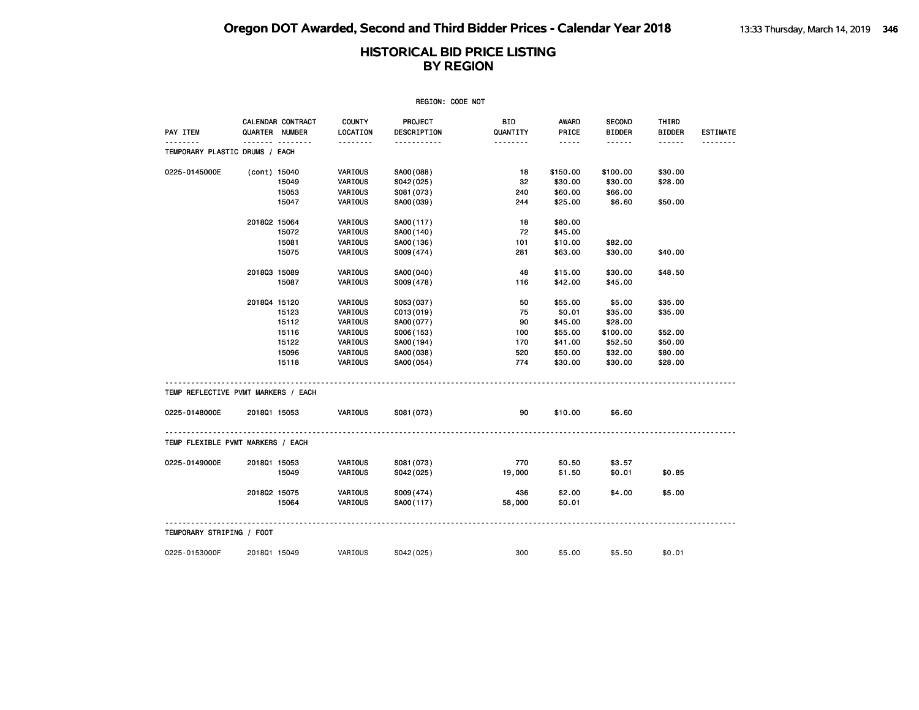# Oregon DOT Awarded, Second and Third Bidder Prices - Calendar Year 2018

## HISTORICAL BID PRICE LISTING BY REGION

REGION: CODE NOT

| PAY ITEM | CALENDAR QUARTER | CONTRACT NUMBER | COUNTY LOCATION | PROJECT DESCRIPTION | BID QUANTITY | AWARD PRICE | SECOND BIDDER | THIRD BIDDER | ESTIMATE |
|---|---|---|---|---|---|---|---|---|---|
| TEMPORARY PLASTIC DRUMS / EACH | | | | | | | | | |
| 0225-0145000E | (cont) | 15040 | VARIOUS | SA00(088) | 18 | $150.00 | $100.00 | $30.00 | |
| | | 15049 | VARIOUS | S042(025) | 32 | $30.00 | $30.00 | $28.00 | |
| | | 15053 | VARIOUS | S081(073) | 240 | $60.00 | $66.00 | | |
| | | 15047 | VARIOUS | SA00(039) | 244 | $25.00 | $6.60 | $50.00 | |
| | 2018Q2 | 15064 | VARIOUS | SA00(117) | 18 | $80.00 | | | |
| | | 15072 | VARIOUS | SA00(140) | 72 | $45.00 | | | |
| | | 15081 | VARIOUS | SA00(136) | 101 | $10.00 | $82.00 | | |
| | | 15075 | VARIOUS | S009(474) | 281 | $63.00 | $30.00 | $40.00 | |
| | 2018Q3 | 15089 | VARIOUS | SA00(040) | 48 | $15.00 | $30.00 | $48.50 | |
| | | 15087 | VARIOUS | S009(478) | 116 | $42.00 | $45.00 | | |
| | 2018Q4 | 15120 | VARIOUS | S053(037) | 50 | $55.00 | $5.00 | $35.00 | |
| | | 15123 | VARIOUS | C013(019) | 75 | $0.01 | $35.00 | $35.00 | |
| | | 15112 | VARIOUS | SA00(077) | 90 | $45.00 | $28.00 | | |
| | | 15116 | VARIOUS | S006(153) | 100 | $55.00 | $100.00 | $52.00 | |
| | | 15122 | VARIOUS | SA00(194) | 170 | $41.00 | $52.50 | $50.00 | |
| | | 15096 | VARIOUS | SA00(038) | 520 | $50.00 | $32.00 | $80.00 | |
| | | 15118 | VARIOUS | SA00(054) | 774 | $30.00 | $30.00 | $28.00 | |
| TEMP REFLECTIVE PVMT MARKERS / EACH | | | | | | | | | |
| 0225-0148000E | 2018Q1 | 15053 | VARIOUS | S081(073) | 90 | $10.00 | $6.60 | | |
| TEMP FLEXIBLE PVMT MARKERS / EACH | | | | | | | | | |
| 0225-0149000E | 2018Q1 | 15053 | VARIOUS | S081(073) | 770 | $0.50 | $3.57 | | |
| | | 15049 | VARIOUS | S042(025) | 19,000 | $1.50 | $0.01 | $0.85 | |
| | 2018Q2 | 15075 | VARIOUS | S009(474) | 436 | $2.00 | $4.00 | $5.00 | |
| | | 15064 | VARIOUS | SA00(117) | 58,000 | $0.01 | | | |
| TEMPORARY STRIPING / FOOT | | | | | | | | | |
| 0225-0153000F | 2018Q1 | 15049 | VARIOUS | S042(025) | 300 | $5.00 | $5.50 | $0.01 | |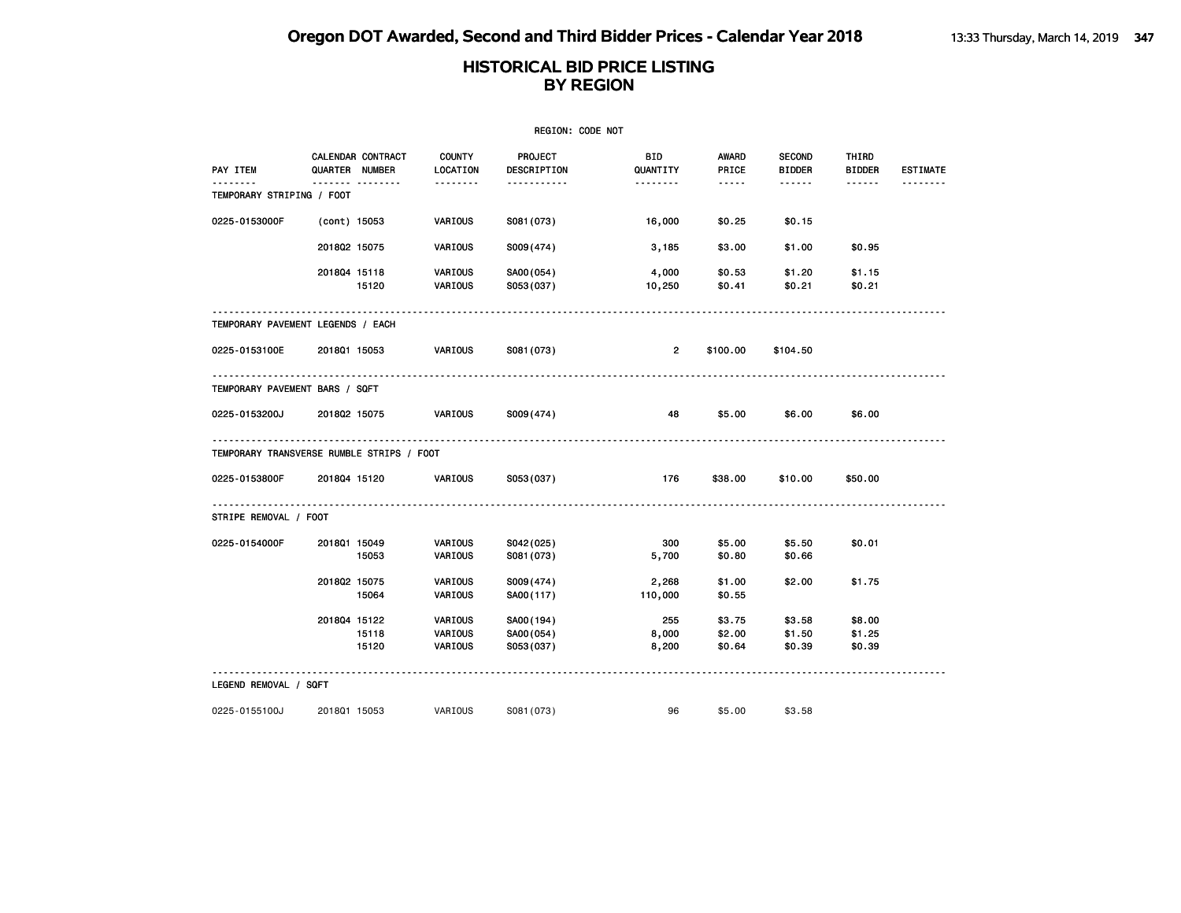# Oregon DOT Awarded, Second and Third Bidder Prices - Calendar Year 2018

## HISTORICAL BID PRICE LISTING BY REGION

REGION: CODE NOT

| PAY ITEM | CALENDAR QUARTER | CONTRACT NUMBER | COUNTY LOCATION | PROJECT DESCRIPTION | BID QUANTITY | AWARD PRICE | SECOND BIDDER | THIRD BIDDER | ESTIMATE |
|---|---|---|---|---|---|---|---|---|---|
| **TEMPORARY STRIPING / FOOT** | | | | | | | | | |
| 0225-0153000F | (cont) | 15053 | VARIOUS | S081(073) | 16,000 | $0.25 | $0.15 | | |
| | 2018Q2 | 15075 | VARIOUS | S009(474) | 3,185 | $3.00 | $1.00 | $0.95 | |
| | 2018Q4 | 15118 | VARIOUS | SA00(054) | 4,000 | $0.53 | $1.20 | $1.15 | |
| | | 15120 | VARIOUS | S053(037) | 10,250 | $0.41 | $0.21 | $0.21 | |
| **TEMPORARY PAVEMENT LEGENDS / EACH** | | | | | | | | | |
| 0225-0153100E | 2018Q1 | 15053 | VARIOUS | S081(073) | 2 | $100.00 | $104.50 | | |
| **TEMPORARY PAVEMENT BARS / SQFT** | | | | | | | | | |
| 0225-0153200J | 2018Q2 | 15075 | VARIOUS | S009(474) | 48 | $5.00 | $6.00 | $6.00 | |
| **TEMPORARY TRANSVERSE RUMBLE STRIPS / FOOT** | | | | | | | | | |
| 0225-0153800F | 2018Q4 | 15120 | VARIOUS | S053(037) | 176 | $38.00 | $10.00 | $50.00 | |
| **STRIPE REMOVAL / FOOT** | | | | | | | | | |
| 0225-0154000F | 2018Q1 | 15049 | VARIOUS | S042(025) | 300 | $5.00 | $5.50 | $0.01 | |
| | | 15053 | VARIOUS | S081(073) | 5,700 | $0.80 | $0.66 | | |
| | 2018Q2 | 15075 | VARIOUS | S009(474) | 2,268 | $1.00 | $2.00 | $1.75 | |
| | | 15064 | VARIOUS | SA00(117) | 110,000 | $0.55 | | | |
| | 2018Q4 | 15122 | VARIOUS | SA00(194) | 255 | $3.75 | $3.58 | $8.00 | |
| | | 15118 | VARIOUS | SA00(054) | 8,000 | $2.00 | $1.50 | $1.25 | |
| | | 15120 | VARIOUS | S053(037) | 8,200 | $0.64 | $0.39 | $0.39 | |
| **LEGEND REMOVAL / SQFT** | | | | | | | | | |
| 0225-0155100J | 2018Q1 | 15053 | VARIOUS | S081(073) | 96 | $5.00 | $3.58 | | |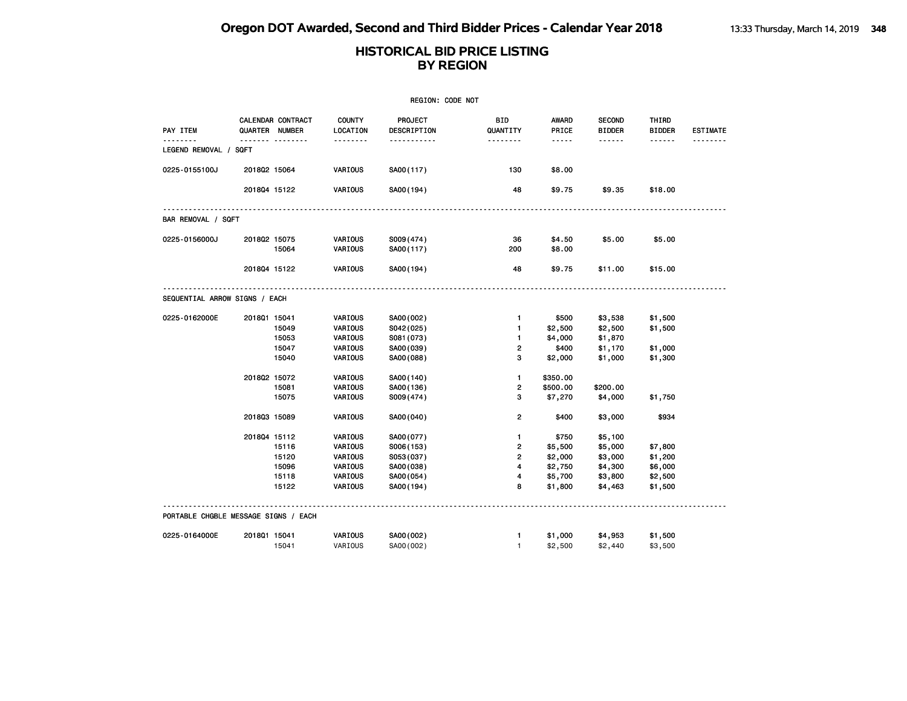# HISTORICAL BID PRICE LISTING BY REGION

REGION: CODE NOT

| PAY ITEM | CALENDAR QUARTER | CONTRACT NUMBER | COUNTY LOCATION | PROJECT DESCRIPTION | BID QUANTITY | AWARD PRICE | SECOND BIDDER | THIRD BIDDER | ESTIMATE |
|---|---|---|---|---|---|---|---|---|---|
| **LEGEND REMOVAL / SQFT** | | | | | | | | | |
| 0225-0155100J | 2018Q2 | 15064 | VARIOUS | SA00(117) | 130 | $8.00 | | | |
| | 2018Q4 | 15122 | VARIOUS | SA00(194) | 48 | $9.75 | $9.35 | $18.00 | |
| **BAR REMOVAL / SQFT** | | | | | | | | | |
| 0225-0156000J | 2018Q2 | 15075 | VARIOUS | S009(474) | 36 | $4.50 | $5.00 | $5.00 | |
| | | 15064 | VARIOUS | SA00(117) | 200 | $8.00 | | | |
| | 2018Q4 | 15122 | VARIOUS | SA00(194) | 48 | $9.75 | $11.00 | $15.00 | |
| **SEQUENTIAL ARROW SIGNS / EACH** | | | | | | | | | |
| 0225-0162000E | 2018Q1 | 15041 | VARIOUS | SA00(002) | 1 | $500 | $3,538 | $1,500 | |
| | | 15049 | VARIOUS | S042(025) | 1 | $2,500 | $2,500 | $1,500 | |
| | | 15053 | VARIOUS | S081(073) | 1 | $4,000 | $1,870 | | |
| | | 15047 | VARIOUS | SA00(039) | 2 | $400 | $1,170 | $1,000 | |
| | | 15040 | VARIOUS | SA00(088) | 3 | $2,000 | $1,000 | $1,300 | |
| | 2018Q2 | 15072 | VARIOUS | SA00(140) | 1 | $350.00 | | | |
| | | 15081 | VARIOUS | SA00(136) | 2 | $500.00 | $200.00 | | |
| | | 15075 | VARIOUS | S009(474) | 3 | $7,270 | $4,000 | $1,750 | |
| | 2018Q3 | 15089 | VARIOUS | SA00(040) | 2 | $400 | $3,000 | $934 | |
| | 2018Q4 | 15112 | VARIOUS | SA00(077) | 1 | $750 | $5,100 | | |
| | | 15116 | VARIOUS | S006(153) | 2 | $5,500 | $5,000 | $7,800 | |
| | | 15120 | VARIOUS | S053(037) | 2 | $2,000 | $3,000 | $1,200 | |
| | | 15096 | VARIOUS | SA00(038) | 4 | $2,750 | $4,300 | $6,000 | |
| | | 15118 | VARIOUS | SA00(054) | 4 | $5,700 | $3,800 | $2,500 | |
| | | 15122 | VARIOUS | SA00(194) | 8 | $1,800 | $4,463 | $1,500 | |
| **PORTABLE CHGBLE MESSAGE SIGNS / EACH** | | | | | | | | | |
| 0225-0164000E | 2018Q1 | 15041 | VARIOUS | SA00(002) | 1 | $1,000 | $4,953 | $1,500 | |
| | | 15041 | VARIOUS | SA00(002) | 1 | $2,500 | $2,440 | $3,500 | |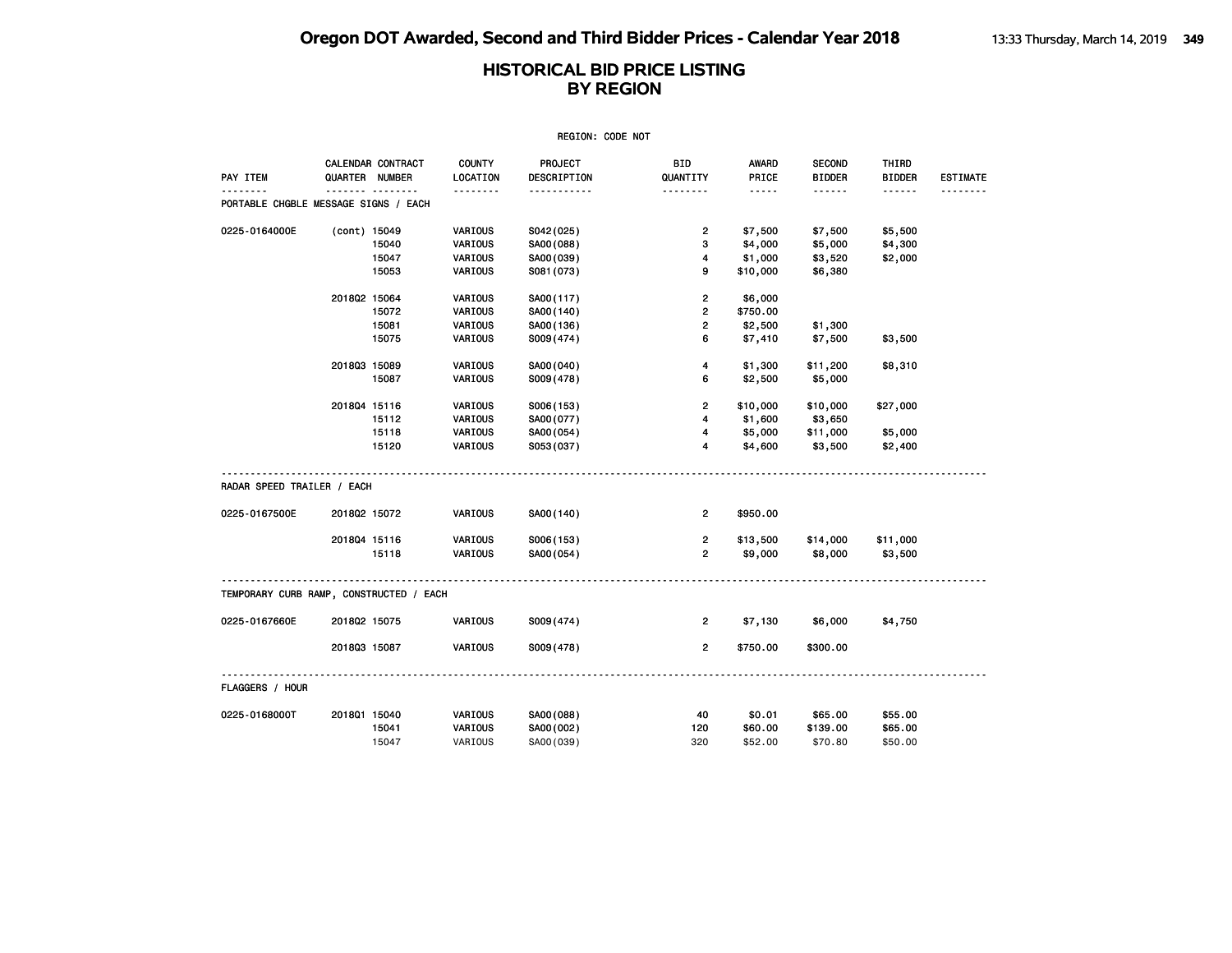# HISTORICAL BID PRICE LISTING BY REGION

REGION: CODE NOT

| PAY ITEM | CALENDAR QUARTER | CONTRACT NUMBER | COUNTY LOCATION | PROJECT DESCRIPTION | BID QUANTITY | AWARD PRICE | SECOND BIDDER | THIRD BIDDER | ESTIMATE |
|---|---|---|---|---|---|---|---|---|---|
| **PORTABLE CHGBLE MESSAGE SIGNS / EACH** | | | | | | | | | |
| 0225-0164000E | (cont) | 15049 | VARIOUS | S042(025) | 2 | $7,500 | $7,500 | $5,500 | |
| | | 15040 | VARIOUS | SA00(088) | 3 | $4,000 | $5,000 | $4,300 | |
| | | 15047 | VARIOUS | SA00(039) | 4 | $1,000 | $3,520 | $2,000 | |
| | | 15053 | VARIOUS | S081(073) | 9 | $10,000 | $6,380 | | |
| | 2018Q2 | 15064 | VARIOUS | SA00(117) | 2 | $6,000 | | | |
| | | 15072 | VARIOUS | SA00(140) | 2 | $750.00 | | | |
| | | 15081 | VARIOUS | SA00(136) | 2 | $2,500 | $1,300 | | |
| | | 15075 | VARIOUS | S009(474) | 6 | $7,410 | $7,500 | $3,500 | |
| | 2018Q3 | 15089 | VARIOUS | SA00(040) | 4 | $1,300 | $11,200 | $8,310 | |
| | | 15087 | VARIOUS | S009(478) | 6 | $2,500 | $5,000 | | |
| | 2018Q4 | 15116 | VARIOUS | S006(153) | 2 | $10,000 | $10,000 | $27,000 | |
| | | 15112 | VARIOUS | SA00(077) | 4 | $1,600 | $3,650 | | |
| | | 15118 | VARIOUS | SA00(054) | 4 | $5,000 | $11,000 | $5,000 | |
| | | 15120 | VARIOUS | S053(037) | 4 | $4,600 | $3,500 | $2,400 | |
| **RADAR SPEED TRAILER / EACH** | | | | | | | | | |
| 0225-0167500E | 2018Q2 | 15072 | VARIOUS | SA00(140) | 2 | $950.00 | | | |
| | 2018Q4 | 15116 | VARIOUS | S006(153) | 2 | $13,500 | $14,000 | $11,000 | |
| | | 15118 | VARIOUS | SA00(054) | 2 | $9,000 | $8,000 | $3,500 | |
| **TEMPORARY CURB RAMP, CONSTRUCTED / EACH** | | | | | | | | | |
| 0225-0167660E | 2018Q2 | 15075 | VARIOUS | S009(474) | 2 | $7,130 | $6,000 | $4,750 | |
| | 2018Q3 | 15087 | VARIOUS | S009(478) | 2 | $750.00 | $300.00 | | |
| **FLAGGERS / HOUR** | | | | | | | | | |
| 0225-0168000T | 2018Q1 | 15040 | VARIOUS | SA00(088) | 40 | $0.01 | $65.00 | $55.00 | |
| | | 15041 | VARIOUS | SA00(002) | 120 | $60.00 | $139.00 | $65.00 | |
| | | 15047 | VARIOUS | SA00(039) | 320 | $52.00 | $70.80 | $50.00 | |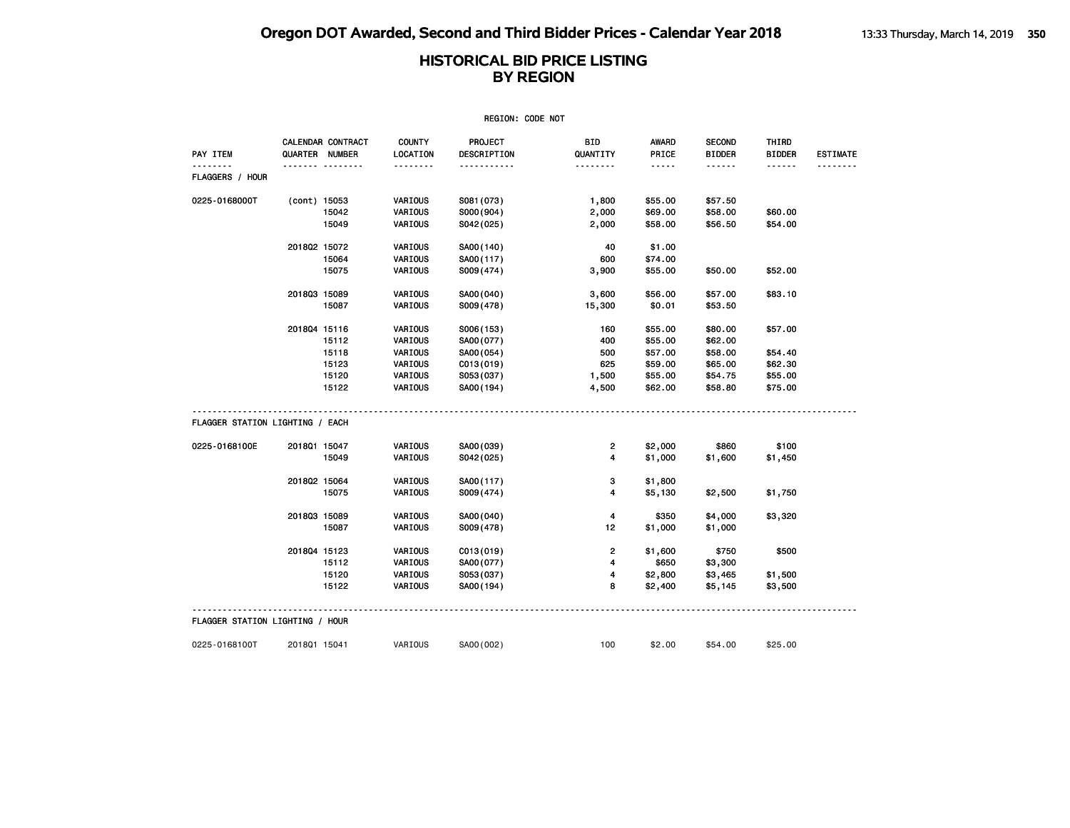# Oregon DOT Awarded, Second and Third Bidder Prices - Calendar Year 2018

## HISTORICAL BID PRICE LISTING BY REGION

REGION: CODE NOT

| PAY ITEM | CALENDAR QUARTER | CONTRACT NUMBER | COUNTY LOCATION | PROJECT DESCRIPTION | BID QUANTITY | AWARD PRICE | SECOND BIDDER | THIRD BIDDER | ESTIMATE |
|---|---|---|---|---|---|---|---|---|---|
| **FLAGGERS / HOUR** | | | | | | | | | |
| 0225-0168000T | (cont) | 15053 | VARIOUS | S081(073) | 1,800 | $55.00 | $57.50 | | |
| | | 15042 | VARIOUS | S000(904) | 2,000 | $69.00 | $58.00 | $60.00 | |
| | | 15049 | VARIOUS | S042(025) | 2,000 | $58.00 | $56.50 | $54.00 | |
| | 2018Q2 | 15072 | VARIOUS | SA00(140) | 40 | $1.00 | | | |
| | | 15064 | VARIOUS | SA00(117) | 600 | $74.00 | | | |
| | | 15075 | VARIOUS | S009(474) | 3,900 | $55.00 | $50.00 | $52.00 | |
| | 2018Q3 | 15089 | VARIOUS | SA00(040) | 3,600 | $56.00 | $57.00 | $83.10 | |
| | | 15087 | VARIOUS | S009(478) | 15,300 | $0.01 | $53.50 | | |
| | 2018Q4 | 15116 | VARIOUS | S006(153) | 160 | $55.00 | $80.00 | $57.00 | |
| | | 15112 | VARIOUS | SA00(077) | 400 | $55.00 | $62.00 | | |
| | | 15118 | VARIOUS | SA00(054) | 500 | $57.00 | $58.00 | $54.40 | |
| | | 15123 | VARIOUS | C013(019) | 625 | $59.00 | $65.00 | $62.30 | |
| | | 15120 | VARIOUS | S053(037) | 1,500 | $55.00 | $54.75 | $55.00 | |
| | | 15122 | VARIOUS | SA00(194) | 4,500 | $62.00 | $58.80 | $75.00 | |
| **FLAGGER STATION LIGHTING / EACH** | | | | | | | | | |
| 0225-0168100E | 2018Q1 | 15047 | VARIOUS | SA00(039) | 2 | $2,000 | $860 | $100 | |
| | | 15049 | VARIOUS | S042(025) | 4 | $1,000 | $1,600 | $1,450 | |
| | 2018Q2 | 15064 | VARIOUS | SA00(117) | 3 | $1,800 | | | |
| | | 15075 | VARIOUS | S009(474) | 4 | $5,130 | $2,500 | $1,750 | |
| | 2018Q3 | 15089 | VARIOUS | SA00(040) | 4 | $350 | $4,000 | $3,320 | |
| | | 15087 | VARIOUS | S009(478) | 12 | $1,000 | $1,000 | | |
| | 2018Q4 | 15123 | VARIOUS | C013(019) | 2 | $1,600 | $750 | $500 | |
| | | 15112 | VARIOUS | SA00(077) | 4 | $650 | $3,300 | | |
| | | 15120 | VARIOUS | S053(037) | 4 | $2,800 | $3,465 | $1,500 | |
| | | 15122 | VARIOUS | SA00(194) | 8 | $2,400 | $5,145 | $3,500 | |
| **FLAGGER STATION LIGHTING / HOUR** | | | | | | | | | |
| 0225-0168100T | 2018Q1 | 15041 | VARIOUS | SA00(002) | 100 | $2.00 | $54.00 | $25.00 | |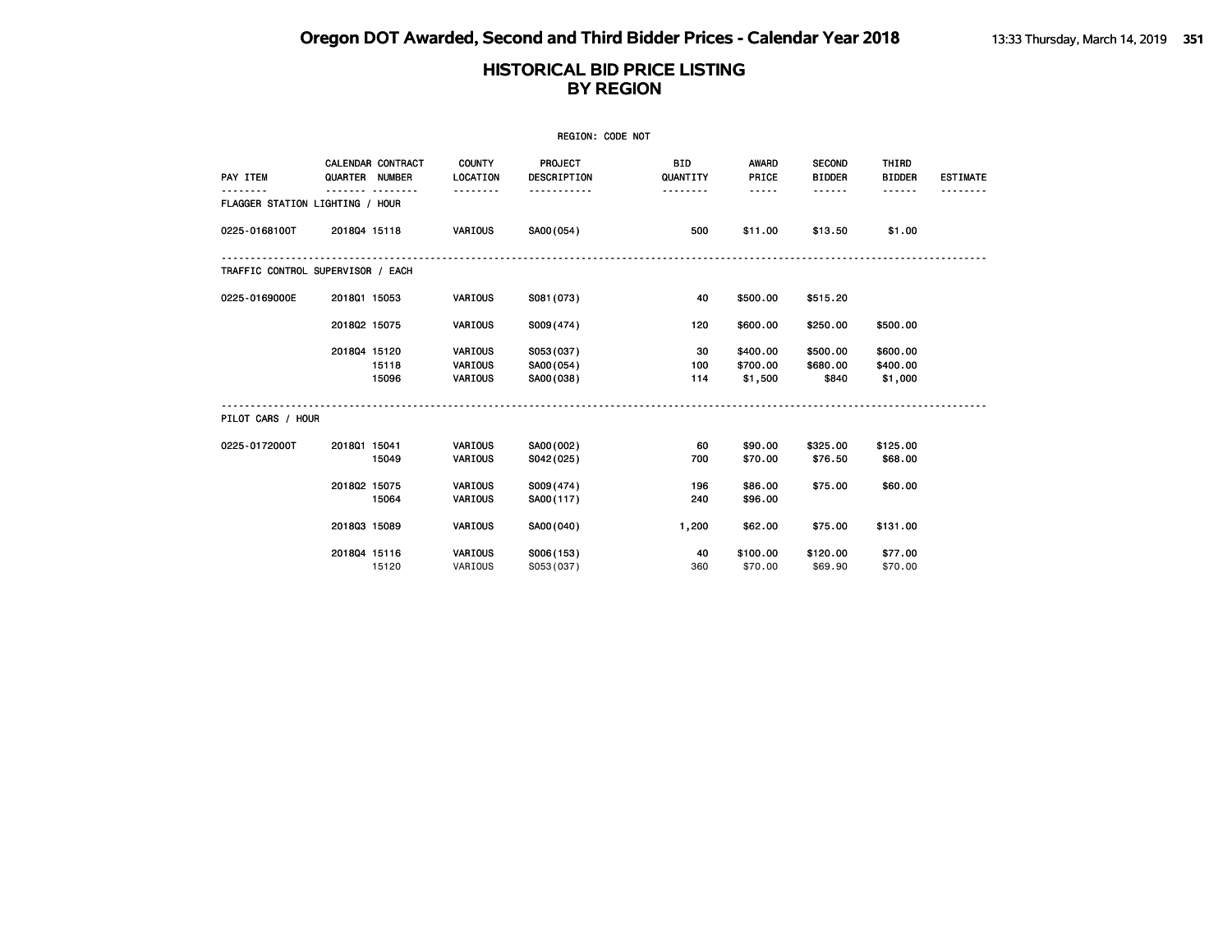# HISTORICAL BID PRICE LISTING
# BY REGION

REGION: CODE NOT

| PAY ITEM | CALENDAR QUARTER | CONTRACT NUMBER | COUNTY LOCATION | PROJECT DESCRIPTION | BID QUANTITY | AWARD PRICE | SECOND BIDDER | THIRD BIDDER | ESTIMATE |
|---|---|---|---|---|---|---|---|---|---|
| **FLAGGER STATION LIGHTING / HOUR** | | | | | | | | | |
| 0225-0168100T | 2018Q4 | 15118 | VARIOUS | SA00(054) | 500 | $11.00 | $13.50 | $1.00 | |
| **TRAFFIC CONTROL SUPERVISOR / EACH** | | | | | | | | | |
| 0225-0169000E | 2018Q1 | 15053 | VARIOUS | S081(073) | 40 | $500.00 | $515.20 | | |
| | 2018Q2 | 15075 | VARIOUS | S009(474) | 120 | $600.00 | $250.00 | $500.00 | |
| | 2018Q4 | 15120 | VARIOUS | S053(037) | 30 | $400.00 | $500.00 | $600.00 | |
| | | 15118 | VARIOUS | SA00(054) | 100 | $700.00 | $680.00 | $400.00 | |
| | | 15096 | VARIOUS | SA00(038) | 114 | $1,500 | $840 | $1,000 | |
| **PILOT CARS / HOUR** | | | | | | | | | |
| 0225-0172000T | 2018Q1 | 15041 | VARIOUS | SA00(002) | 60 | $90.00 | $325.00 | $125.00 | |
| | | 15049 | VARIOUS | S042(025) | 700 | $70.00 | $76.50 | $68.00 | |
| | 2018Q2 | 15075 | VARIOUS | S009(474) | 196 | $86.00 | $75.00 | $60.00 | |
| | | 15064 | VARIOUS | SA00(117) | 240 | $96.00 | | | |
| | 2018Q3 | 15089 | VARIOUS | SA00(040) | 1,200 | $62.00 | $75.00 | $131.00 | |
| | 2018Q4 | 15116 | VARIOUS | S006(153) | 40 | $100.00 | $120.00 | $77.00 | |
| | | 15120 | VARIOUS | S053(037) | 360 | $70.00 | $69.90 | $70.00 | |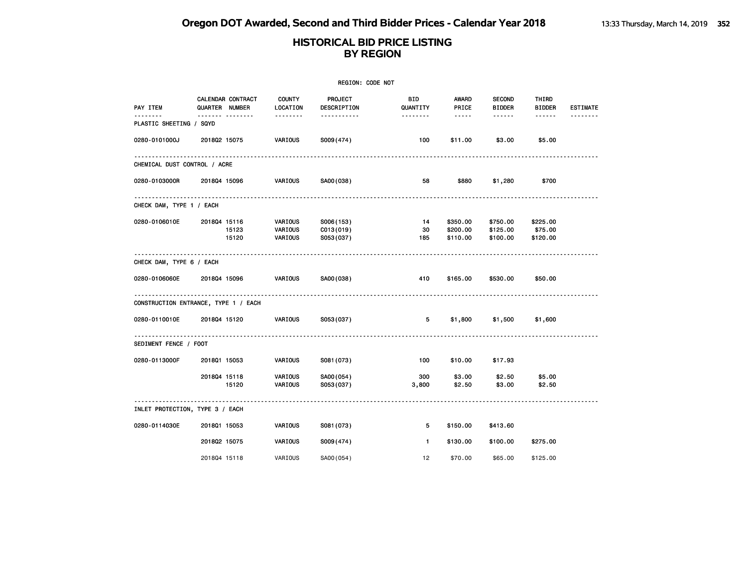# Oregon DOT Awarded, Second and Third Bidder Prices - Calendar Year 2018

## HISTORICAL BID PRICE LISTING BY REGION

REGION: CODE NOT

| PAY ITEM | CALENDAR QUARTER | CONTRACT NUMBER | COUNTY LOCATION | PROJECT DESCRIPTION | BID QUANTITY | AWARD PRICE | SECOND BIDDER | THIRD BIDDER | ESTIMATE |
|---|---|---|---|---|---|---|---|---|---|
| **PLASTIC SHEETING / SQYD** | | | | | | | | | |
| 0280-0101000J | 2018Q2 | 15075 | VARIOUS | S009(474) | 100 | $11.00 | $3.00 | $5.00 | |
| **CHEMICAL DUST CONTROL / ACRE** | | | | | | | | | |
| 0280-0103000R | 2018Q4 | 15096 | VARIOUS | SA00(038) | 58 | $880 | $1,280 | $700 | |
| **CHECK DAM, TYPE 1 / EACH** | | | | | | | | | |
| 0280-0106010E | 2018Q4 | 15116 | VARIOUS | S006(153) | 14 | $350.00 | $750.00 | $225.00 | |
| | | 15123 | VARIOUS | C013(019) | 30 | $200.00 | $125.00 | $75.00 | |
| | | 15120 | VARIOUS | S053(037) | 185 | $110.00 | $100.00 | $120.00 | |
| **CHECK DAM, TYPE 6 / EACH** | | | | | | | | | |
| 0280-0106060E | 2018Q4 | 15096 | VARIOUS | SA00(038) | 410 | $165.00 | $530.00 | $50.00 | |
| **CONSTRUCTION ENTRANCE, TYPE 1 / EACH** | | | | | | | | | |
| 0280-0110010E | 2018Q4 | 15120 | VARIOUS | S053(037) | 5 | $1,800 | $1,500 | $1,600 | |
| **SEDIMENT FENCE / FOOT** | | | | | | | | | |
| 0280-0113000F | 2018Q1 | 15053 | VARIOUS | S081(073) | 100 | $10.00 | $17.93 | | |
| | 2018Q4 | 15118 | VARIOUS | SA00(054) | 300 | $3.00 | $2.50 | $5.00 | |
| | | 15120 | VARIOUS | S053(037) | 3,800 | $2.50 | $3.00 | $2.50 | |
| **INLET PROTECTION, TYPE 3 / EACH** | | | | | | | | | |
| 0280-0114030E | 2018Q1 | 15053 | VARIOUS | S081(073) | 5 | $150.00 | $413.60 | | |
| | 2018Q2 | 15075 | VARIOUS | S009(474) | 1 | $130.00 | $100.00 | $275.00 | |
| | 2018Q4 | 15118 | VARIOUS | SA00(054) | 12 | $70.00 | $65.00 | $125.00 | |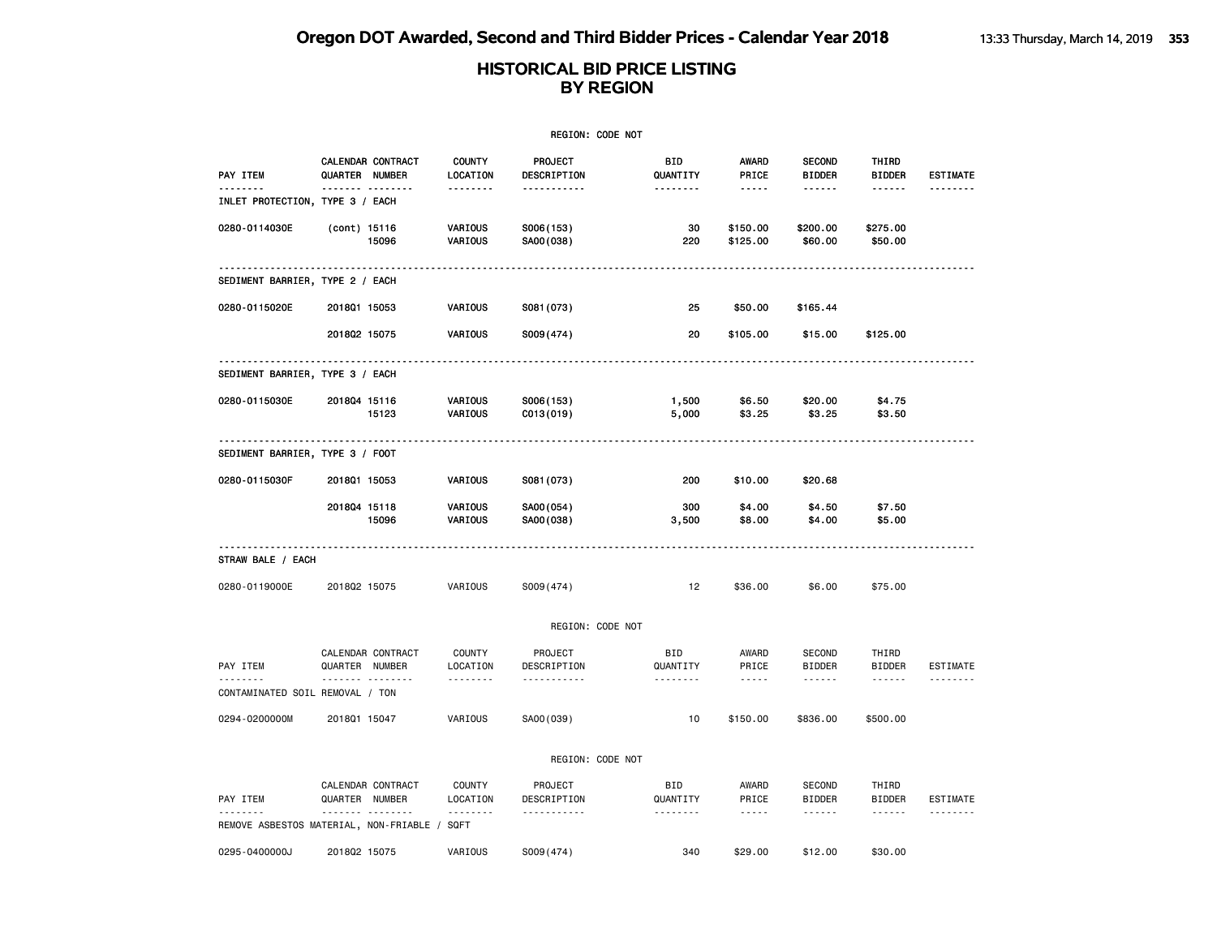# Oregon DOT Awarded, Second and Third Bidder Prices - Calendar Year 2018

## HISTORICAL BID PRICE LISTING BY REGION

REGION: CODE NOT

| PAY ITEM | CALENDAR QUARTER | CONTRACT NUMBER | COUNTY LOCATION | PROJECT DESCRIPTION | BID QUANTITY | AWARD PRICE | SECOND BIDDER | THIRD BIDDER | ESTIMATE |
|---|---|---|---|---|---|---|---|---|---|
| INLET PROTECTION, TYPE 3 / EACH | | | | | | | | | |
| 0280-0114030E | (cont) | 15116 | VARIOUS | S006(153) | 30 | $150.00 | $200.00 | $275.00 | |
| | | 15096 | VARIOUS | SA00(038) | 220 | $125.00 | $60.00 | $50.00 | |
| SEDIMENT BARRIER, TYPE 2 / EACH | | | | | | | | | |
| 0280-0115020E | 2018Q1 | 15053 | VARIOUS | S081(073) | 25 | $50.00 | $165.44 | | |
| | 2018Q2 | 15075 | VARIOUS | S009(474) | 20 | $105.00 | $15.00 | $125.00 | |
| SEDIMENT BARRIER, TYPE 3 / EACH | | | | | | | | | |
| 0280-0115030E | 2018Q4 | 15116 | VARIOUS | S006(153) | 1,500 | $6.50 | $20.00 | $4.75 | |
| | | 15123 | VARIOUS | C013(019) | 5,000 | $3.25 | $3.25 | $3.50 | |
| SEDIMENT BARRIER, TYPE 3 / FOOT | | | | | | | | | |
| 0280-0115030F | 2018Q1 | 15053 | VARIOUS | S081(073) | 200 | $10.00 | $20.68 | | |
| | 2018Q4 | 15118 | VARIOUS | SA00(054) | 300 | $4.00 | $4.50 | $7.50 | |
| | | 15096 | VARIOUS | SA00(038) | 3,500 | $8.00 | $4.00 | $5.00 | |
| STRAW BALE / EACH | | | | | | | | | |
| 0280-0119000E | 2018Q2 | 15075 | VARIOUS | S009(474) | 12 | $36.00 | $6.00 | $75.00 | |

REGION: CODE NOT

| PAY ITEM | CALENDAR QUARTER | CONTRACT NUMBER | COUNTY LOCATION | PROJECT DESCRIPTION | BID QUANTITY | AWARD PRICE | SECOND BIDDER | THIRD BIDDER | ESTIMATE |
|---|---|---|---|---|---|---|---|---|---|
| CONTAMINATED SOIL REMOVAL / TON | | | | | | | | | |
| 0294-0200000M | 2018Q1 | 15047 | VARIOUS | SA00(039) | 10 | $150.00 | $836.00 | $500.00 | |

REGION: CODE NOT

| PAY ITEM | CALENDAR QUARTER | CONTRACT NUMBER | COUNTY LOCATION | PROJECT DESCRIPTION | BID QUANTITY | AWARD PRICE | SECOND BIDDER | THIRD BIDDER | ESTIMATE |
|---|---|---|---|---|---|---|---|---|---|
| REMOVE ASBESTOS MATERIAL, NON-FRIABLE / SQFT | | | | | | | | | |
| 0295-0400000J | 2018Q2 | 15075 | VARIOUS | S009(474) | 340 | $29.00 | $12.00 | $30.00 | |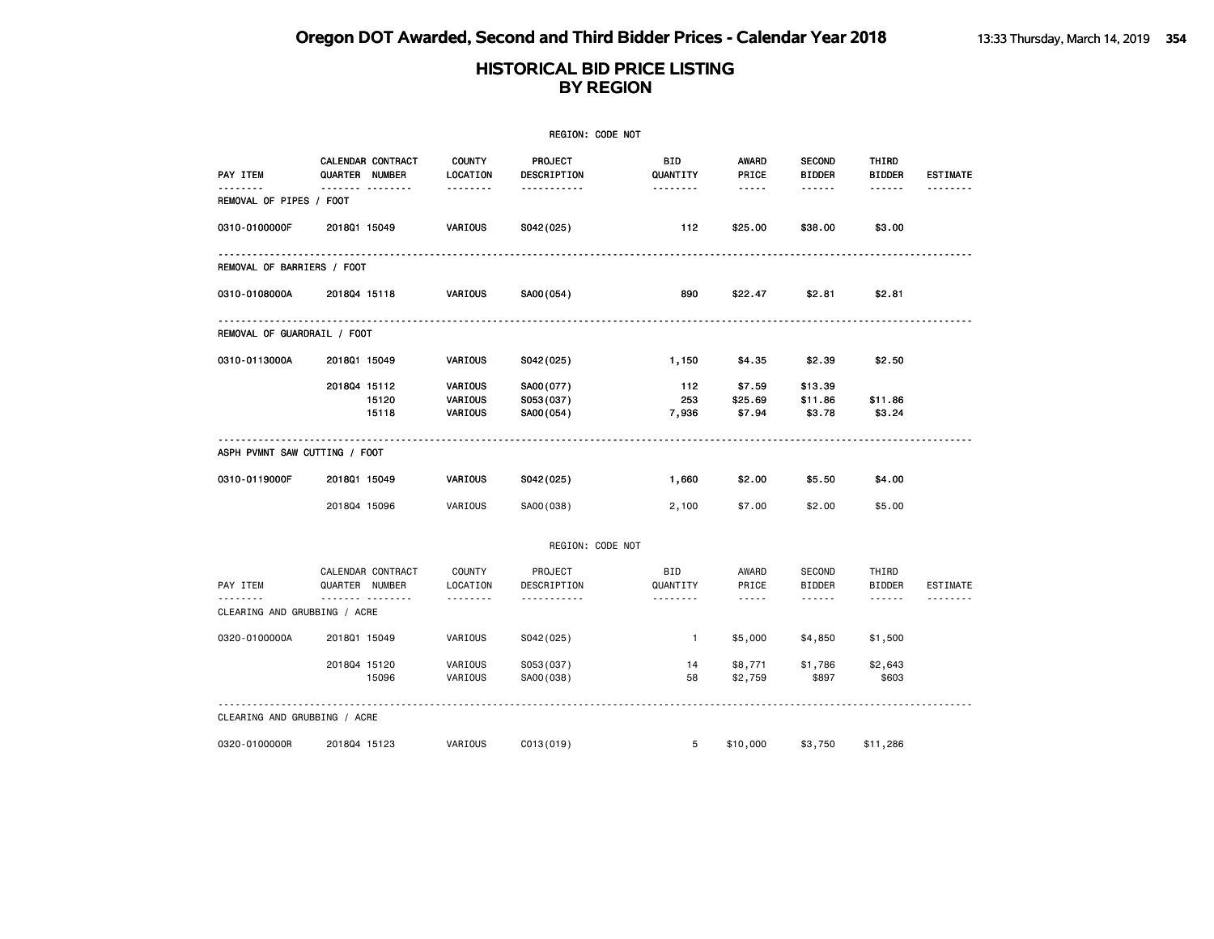# Oregon DOT Awarded, Second and Third Bidder Prices - Calendar Year 2018

## HISTORICAL BID PRICE LISTING BY REGION

REGION: CODE NOT

| PAY ITEM | CALENDAR QUARTER | CONTRACT NUMBER | COUNTY LOCATION | PROJECT DESCRIPTION | BID QUANTITY | AWARD PRICE | SECOND BIDDER | THIRD BIDDER | ESTIMATE |
|---|---|---|---|---|---|---|---|---|---|
| REMOVAL OF PIPES / FOOT | | | | | | | | | |
| 0310-0100000F | 2018Q1 | 15049 | VARIOUS | S042(025) | 112 | $25.00 | $38.00 | $3.00 | |
| REMOVAL OF BARRIERS / FOOT | | | | | | | | | |
| 0310-0108000A | 2018Q4 | 15118 | VARIOUS | SA00(054) | 890 | $22.47 | $2.81 | $2.81 | |
| REMOVAL OF GUARDRAIL / FOOT | | | | | | | | | |
| 0310-0113000A | 2018Q1 | 15049 | VARIOUS | S042(025) | 1,150 | $4.35 | $2.39 | $2.50 | |
| | 2018Q4 | 15112 | VARIOUS | SA00(077) | 112 | $7.59 | $13.39 | | |
| | | 15120 | VARIOUS | S053(037) | 253 | $25.69 | $11.86 | $11.86 | |
| | | 15118 | VARIOUS | SA00(054) | 7,936 | $7.94 | $3.78 | $3.24 | |
| ASPH PVMNT SAW CUTTING / FOOT | | | | | | | | | |
| 0310-0119000F | 2018Q1 | 15049 | VARIOUS | S042(025) | 1,660 | $2.00 | $5.50 | $4.00 | |
| | 2018Q4 | 15096 | VARIOUS | SA00(038) | 2,100 | $7.00 | $2.00 | $5.00 | |

REGION: CODE NOT

| PAY ITEM | CALENDAR QUARTER | CONTRACT NUMBER | COUNTY LOCATION | PROJECT DESCRIPTION | BID QUANTITY | AWARD PRICE | SECOND BIDDER | THIRD BIDDER | ESTIMATE |
|---|---|---|---|---|---|---|---|---|---|
| CLEARING AND GRUBBING / ACRE | | | | | | | | | |
| 0320-0100000A | 2018Q1 | 15049 | VARIOUS | S042(025) | 1 | $5,000 | $4,850 | $1,500 | |
| | 2018Q4 | 15120 | VARIOUS | S053(037) | 14 | $8,771 | $1,786 | $2,643 | |
| | | 15096 | VARIOUS | SA00(038) | 58 | $2,759 | $897 | $603 | |
| CLEARING AND GRUBBING / ACRE | | | | | | | | | |
| 0320-0100000R | 2018Q4 | 15123 | VARIOUS | C013(019) | 5 | $10,000 | $3,750 | $11,286 | |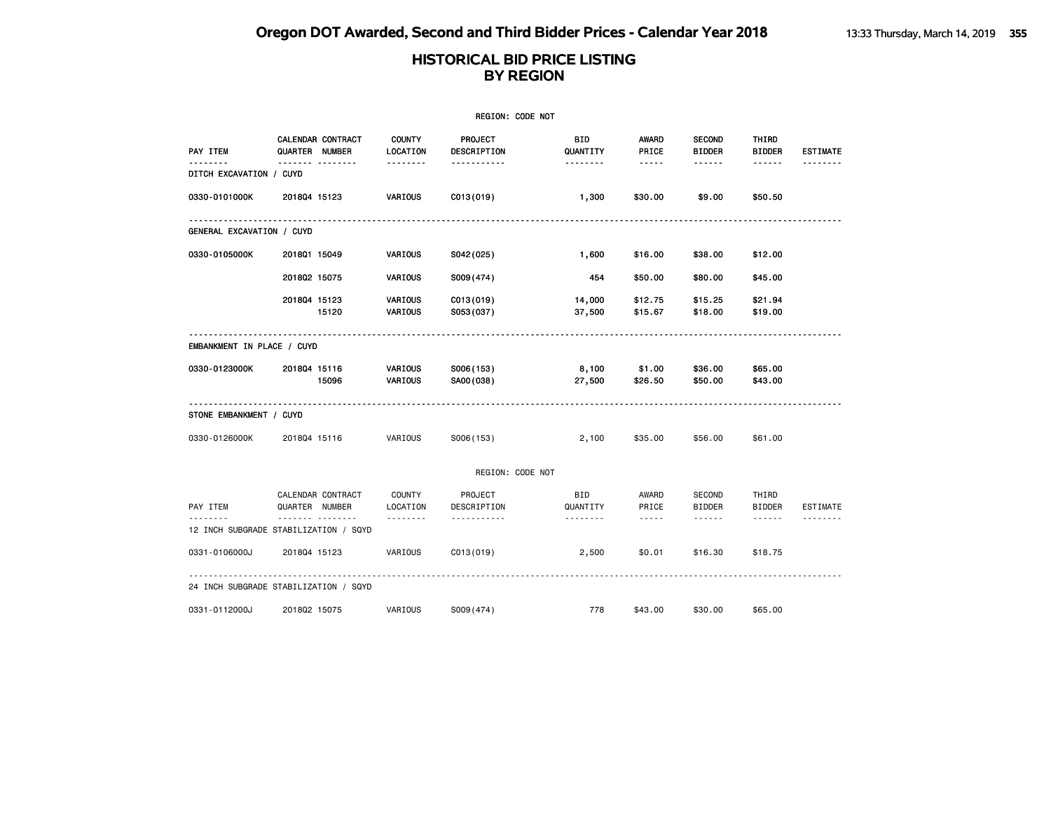# Oregon DOT Awarded, Second and Third Bidder Prices - Calendar Year 2018

## HISTORICAL BID PRICE LISTING BY REGION

REGION: CODE NOT

| PAY ITEM | CALENDAR QUARTER | CONTRACT NUMBER | COUNTY LOCATION | PROJECT DESCRIPTION | BID QUANTITY | AWARD PRICE | SECOND BIDDER | THIRD BIDDER | ESTIMATE |
|---|---|---|---|---|---|---|---|---|---|
| DITCH EXCAVATION / CUYD | | | | | | | | | |
| 0330-0101000K | 2018Q4 | 15123 | VARIOUS | C013(019) | 1,300 | $30.00 | $9.00 | $50.50 | |
| GENERAL EXCAVATION / CUYD | | | | | | | | | |
| 0330-0105000K | 2018Q1 | 15049 | VARIOUS | S042(025) | 1,600 | $16.00 | $38.00 | $12.00 | |
| | 2018Q2 | 15075 | VARIOUS | S009(474) | 454 | $50.00 | $80.00 | $45.00 | |
| | 2018Q4 | 15123 | VARIOUS | C013(019) | 14,000 | $12.75 | $15.25 | $21.94 | |
| | | 15120 | VARIOUS | S053(037) | 37,500 | $15.67 | $18.00 | $19.00 | |
| EMBANKMENT IN PLACE / CUYD | | | | | | | | | |
| 0330-0123000K | 2018Q4 | 15116 | VARIOUS | S006(153) | 8,100 | $1.00 | $36.00 | $65.00 | |
| | | 15096 | VARIOUS | SA00(038) | 27,500 | $26.50 | $50.00 | $43.00 | |
| STONE EMBANKMENT / CUYD | | | | | | | | | |
| 0330-0126000K | 2018Q4 | 15116 | VARIOUS | S006(153) | 2,100 | $35.00 | $56.00 | $61.00 | |

REGION: CODE NOT

| PAY ITEM | CALENDAR QUARTER | CONTRACT NUMBER | COUNTY LOCATION | PROJECT DESCRIPTION | BID QUANTITY | AWARD PRICE | SECOND BIDDER | THIRD BIDDER | ESTIMATE |
|---|---|---|---|---|---|---|---|---|---|
| 12 INCH SUBGRADE STABILIZATION / SQYD | | | | | | | | | |
| 0331-0106000J | 2018Q4 | 15123 | VARIOUS | C013(019) | 2,500 | $0.01 | $16.30 | $18.75 | |
| 24 INCH SUBGRADE STABILIZATION / SQYD | | | | | | | | | |
| 0331-0112000J | 2018Q2 | 15075 | VARIOUS | S009(474) | 778 | $43.00 | $30.00 | $65.00 | |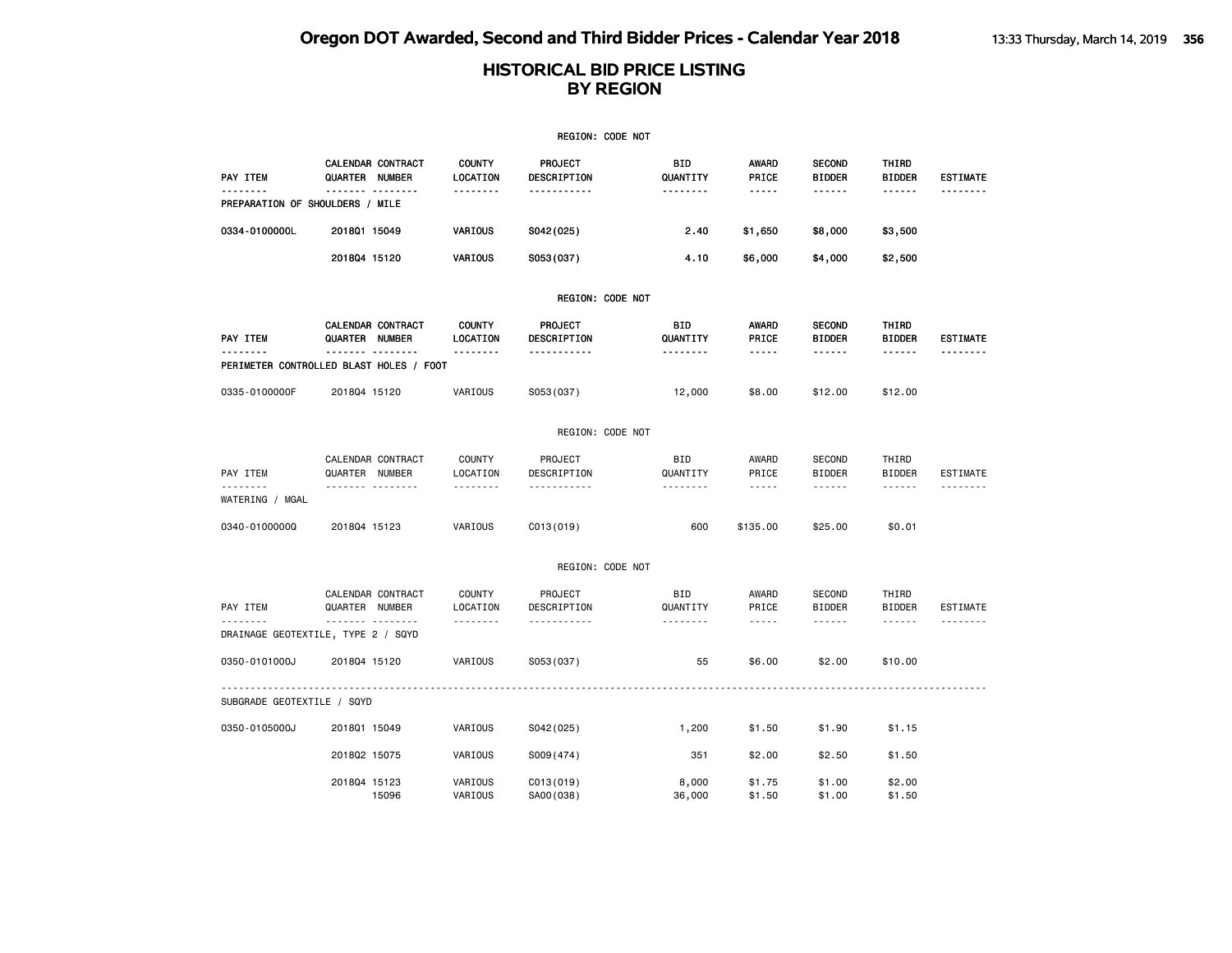# Oregon DOT Awarded, Second and Third Bidder Prices - Calendar Year 2018

## HISTORICAL BID PRICE LISTING BY REGION

REGION: CODE NOT

| PAY ITEM | CALENDAR QUARTER | CONTRACT NUMBER | COUNTY LOCATION | PROJECT DESCRIPTION | BID QUANTITY | AWARD PRICE | SECOND BIDDER | THIRD BIDDER | ESTIMATE |
|---|---|---|---|---|---|---|---|---|---|
| PREPARATION OF SHOULDERS / MILE | | | | | | | | | |
| 0334-0100000L | 2018Q1 | 15049 | VARIOUS | S042(025) | 2.40 | $1,650 | $8,000 | $3,500 | |
| | 2018Q4 | 15120 | VARIOUS | S053(037) | 4.10 | $6,000 | $4,000 | $2,500 | |

REGION: CODE NOT

| PAY ITEM | CALENDAR QUARTER | CONTRACT NUMBER | COUNTY LOCATION | PROJECT DESCRIPTION | BID QUANTITY | AWARD PRICE | SECOND BIDDER | THIRD BIDDER | ESTIMATE |
|---|---|---|---|---|---|---|---|---|---|
| PERIMETER CONTROLLED BLAST HOLES / FOOT | | | | | | | | | |
| 0335-0100000F | 2018Q4 | 15120 | VARIOUS | S053(037) | 12,000 | $8.00 | $12.00 | $12.00 | |

REGION: CODE NOT

| PAY ITEM | CALENDAR QUARTER | CONTRACT NUMBER | COUNTY LOCATION | PROJECT DESCRIPTION | BID QUANTITY | AWARD PRICE | SECOND BIDDER | THIRD BIDDER | ESTIMATE |
|---|---|---|---|---|---|---|---|---|---|
| WATERING / MGAL | | | | | | | | | |
| 0340-0100000Q | 2018Q4 | 15123 | VARIOUS | C013(019) | 600 | $135.00 | $25.00 | $0.01 | |

REGION: CODE NOT

| PAY ITEM | CALENDAR QUARTER | CONTRACT NUMBER | COUNTY LOCATION | PROJECT DESCRIPTION | BID QUANTITY | AWARD PRICE | SECOND BIDDER | THIRD BIDDER | ESTIMATE |
|---|---|---|---|---|---|---|---|---|---|
| DRAINAGE GEOTEXTILE, TYPE 2 / SQYD | | | | | | | | | |
| 0350-0101000J | 2018Q4 | 15120 | VARIOUS | S053(037) | 55 | $6.00 | $2.00 | $10.00 | |
| SUBGRADE GEOTEXTILE / SQYD | | | | | | | | | |
| 0350-0105000J | 2018Q1 | 15049 | VARIOUS | S042(025) | 1,200 | $1.50 | $1.90 | $1.15 | |
| | 2018Q2 | 15075 | VARIOUS | S009(474) | 351 | $2.00 | $2.50 | $1.50 | |
| | 2018Q4 | 15123 | VARIOUS | C013(019) | 8,000 | $1.75 | $1.00 | $2.00 | |
| | | 15096 | VARIOUS | SA00(038) | 36,000 | $1.50 | $1.00 | $1.50 | |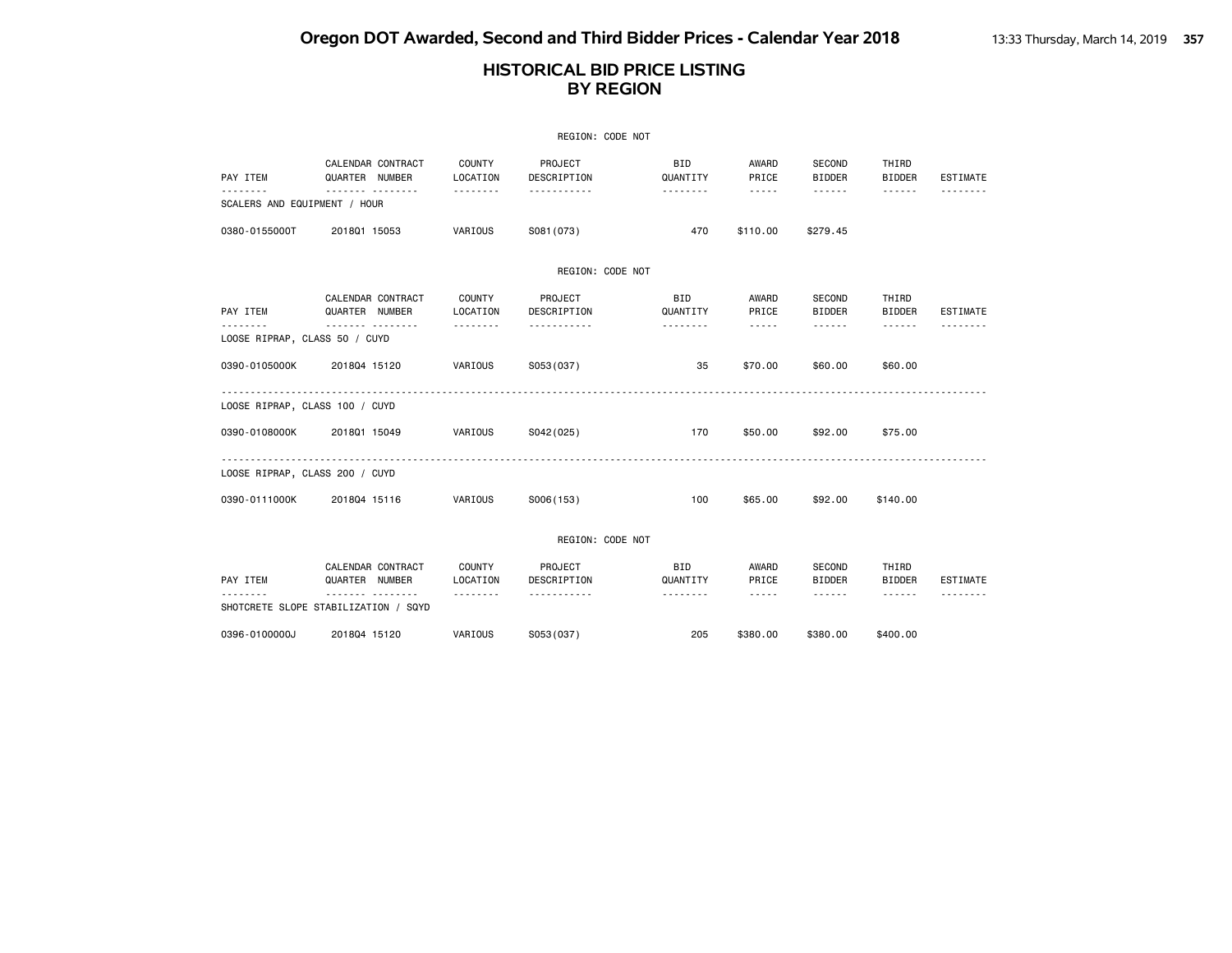# Oregon DOT Awarded, Second and Third Bidder Prices - Calendar Year 2018

## HISTORICAL BID PRICE LISTING BY REGION

REGION: CODE NOT

| PAY ITEM | CALENDAR QUARTER | CONTRACT NUMBER | COUNTY LOCATION | PROJECT DESCRIPTION | BID QUANTITY | AWARD PRICE | SECOND BIDDER | THIRD BIDDER | ESTIMATE |
|---|---|---|---|---|---|---|---|---|---|
| SCALERS AND EQUIPMENT / HOUR | | | | | | | | | |
| 0380-0155000T | 2018Q1 | 15053 | VARIOUS | S081(073) | 470 | $110.00 | $279.45 | | |

REGION: CODE NOT

| PAY ITEM | CALENDAR QUARTER | CONTRACT NUMBER | COUNTY LOCATION | PROJECT DESCRIPTION | BID QUANTITY | AWARD PRICE | SECOND BIDDER | THIRD BIDDER | ESTIMATE |
|---|---|---|---|---|---|---|---|---|---|
| LOOSE RIPRAP, CLASS 50 / CUYD | | | | | | | | | |
| 0390-0105000K | 2018Q4 | 15120 | VARIOUS | S053(037) | 35 | $70.00 | $60.00 | $60.00 | |
| LOOSE RIPRAP, CLASS 100 / CUYD | | | | | | | | | |
| 0390-0108000K | 2018Q1 | 15049 | VARIOUS | S042(025) | 170 | $50.00 | $92.00 | $75.00 | |
| LOOSE RIPRAP, CLASS 200 / CUYD | | | | | | | | | |
| 0390-0111000K | 2018Q4 | 15116 | VARIOUS | S006(153) | 100 | $65.00 | $92.00 | $140.00 | |

REGION: CODE NOT

| PAY ITEM | CALENDAR QUARTER | CONTRACT NUMBER | COUNTY LOCATION | PROJECT DESCRIPTION | BID QUANTITY | AWARD PRICE | SECOND BIDDER | THIRD BIDDER | ESTIMATE |
|---|---|---|---|---|---|---|---|---|---|
| SHOTCRETE SLOPE STABILIZATION / SQYD | | | | | | | | | |
| 0396-0100000J | 2018Q4 | 15120 | VARIOUS | S053(037) | 205 | $380.00 | $380.00 | $400.00 | |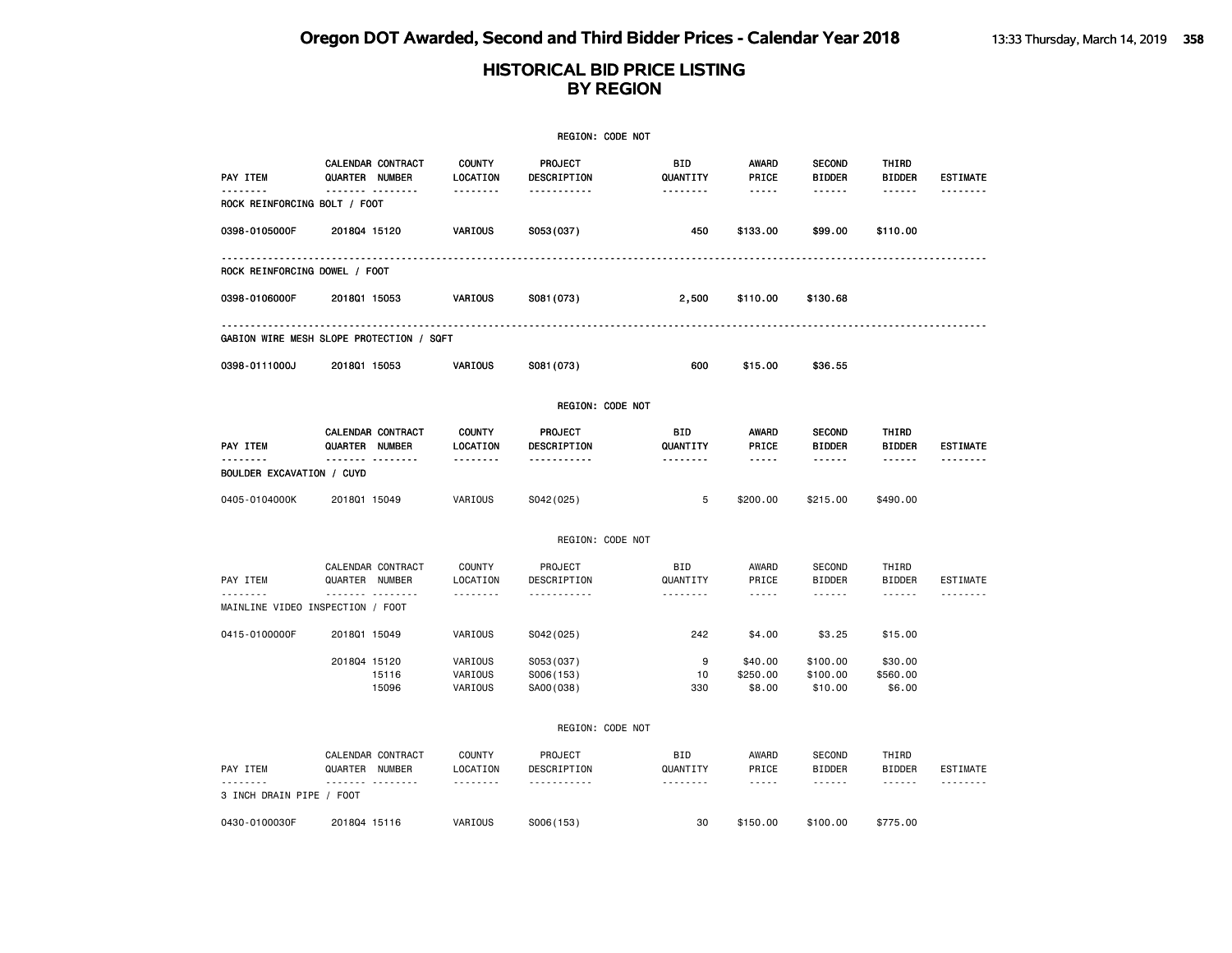# Oregon DOT Awarded, Second and Third Bidder Prices - Calendar Year 2018

## HISTORICAL BID PRICE LISTING BY REGION

REGION: CODE NOT

| PAY ITEM | CALENDAR QUARTER | CONTRACT NUMBER | COUNTY LOCATION | PROJECT DESCRIPTION | BID QUANTITY | AWARD PRICE | SECOND BIDDER | THIRD BIDDER | ESTIMATE |
|---|---|---|---|---|---|---|---|---|---|
| ROCK REINFORCING BOLT / FOOT | | | | | | | | | |
| 0398-0105000F | 2018Q4 | 15120 | VARIOUS | S053(037) | 450 | $133.00 | $99.00 | $110.00 | |
| ROCK REINFORCING DOWEL / FOOT | | | | | | | | | |
| 0398-0106000F | 2018Q1 | 15053 | VARIOUS | S081(073) | 2,500 | $110.00 | $130.68 | | |
| GABION WIRE MESH SLOPE PROTECTION / SQFT | | | | | | | | | |
| 0398-0111000J | 2018Q1 | 15053 | VARIOUS | S081(073) | 600 | $15.00 | $36.55 | | |

REGION: CODE NOT

| PAY ITEM | CALENDAR QUARTER | CONTRACT NUMBER | COUNTY LOCATION | PROJECT DESCRIPTION | BID QUANTITY | AWARD PRICE | SECOND BIDDER | THIRD BIDDER | ESTIMATE |
|---|---|---|---|---|---|---|---|---|---|
| BOULDER EXCAVATION / CUYD | | | | | | | | | |
| 0405-0104000K | 2018Q1 | 15049 | VARIOUS | S042(025) | 5 | $200.00 | $215.00 | $490.00 | |

REGION: CODE NOT

| PAY ITEM | CALENDAR QUARTER | CONTRACT NUMBER | COUNTY LOCATION | PROJECT DESCRIPTION | BID QUANTITY | AWARD PRICE | SECOND BIDDER | THIRD BIDDER | ESTIMATE |
|---|---|---|---|---|---|---|---|---|---|
| MAINLINE VIDEO INSPECTION / FOOT | | | | | | | | | |
| 0415-0100000F | 2018Q1 | 15049 | VARIOUS | S042(025) | 242 | $4.00 | $3.25 | $15.00 | |
| | 2018Q4 | 15120 | VARIOUS | S053(037) | 9 | $40.00 | $100.00 | $30.00 | |
| | | 15116 | VARIOUS | S006(153) | 10 | $250.00 | $100.00 | $560.00 | |
| | | 15096 | VARIOUS | SA00(038) | 330 | $8.00 | $10.00 | $6.00 | |

REGION: CODE NOT

| PAY ITEM | CALENDAR QUARTER | CONTRACT NUMBER | COUNTY LOCATION | PROJECT DESCRIPTION | BID QUANTITY | AWARD PRICE | SECOND BIDDER | THIRD BIDDER | ESTIMATE |
|---|---|---|---|---|---|---|---|---|---|
| 3 INCH DRAIN PIPE / FOOT | | | | | | | | | |
| 0430-0100030F | 2018Q4 | 15116 | VARIOUS | S006(153) | 30 | $150.00 | $100.00 | $775.00 | |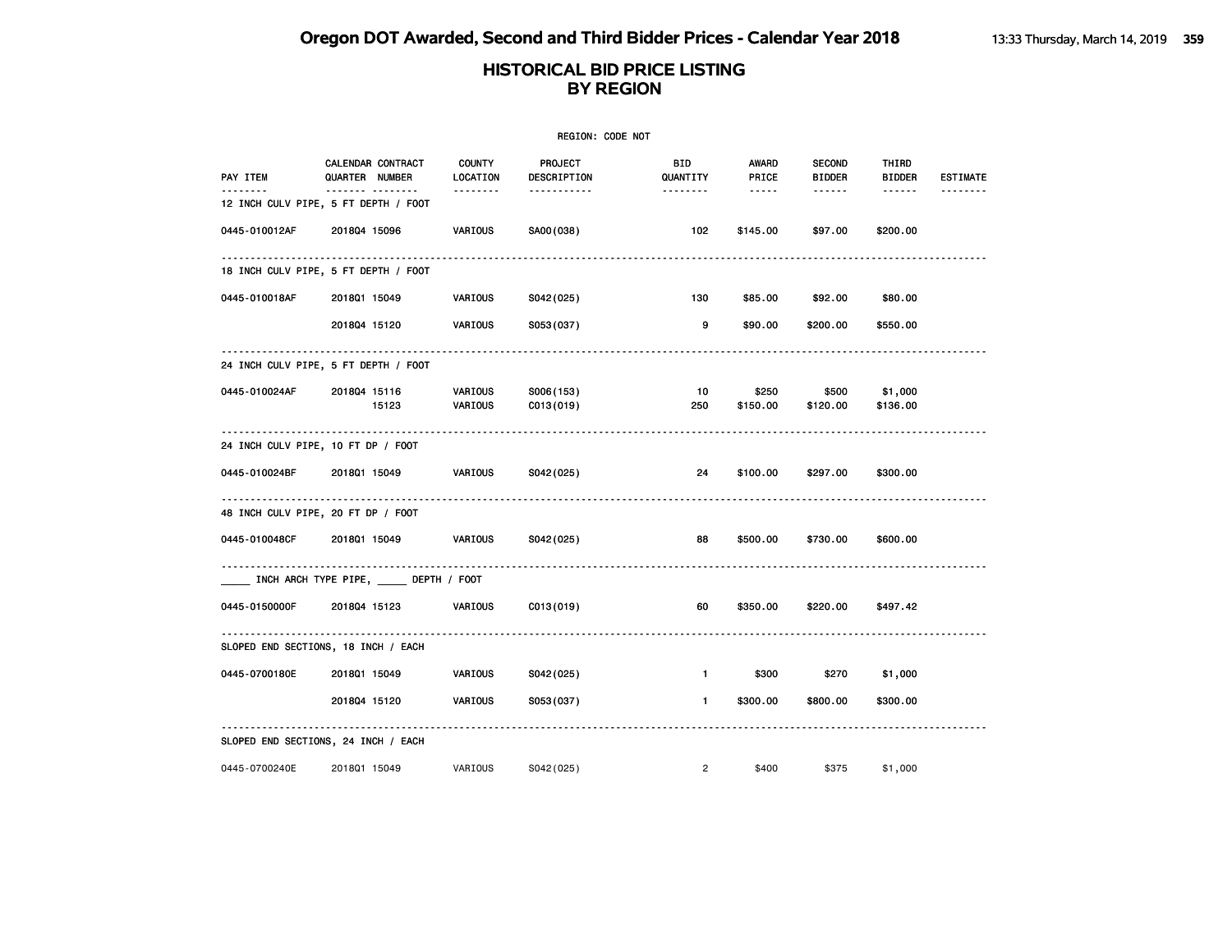# Oregon DOT Awarded, Second and Third Bidder Prices - Calendar Year 2018

## HISTORICAL BID PRICE LISTING BY REGION

REGION: CODE NOT

| PAY ITEM | CALENDAR QUARTER | CONTRACT NUMBER | COUNTY LOCATION | PROJECT DESCRIPTION | BID QUANTITY | AWARD PRICE | SECOND BIDDER | THIRD BIDDER | ESTIMATE |
|---|---|---|---|---|---|---|---|---|---|
| **12 INCH CULV PIPE, 5 FT DEPTH / FOOT** | | | | | | | | | |
| 0445-010012AF | 2018Q4 | 15096 | VARIOUS | SA00(038) | 102 | $145.00 | $97.00 | $200.00 | |
| **18 INCH CULV PIPE, 5 FT DEPTH / FOOT** | | | | | | | | | |
| 0445-010018AF | 2018Q1 | 15049 | VARIOUS | S042(025) | 130 | $85.00 | $92.00 | $80.00 | |
| | 2018Q4 | 15120 | VARIOUS | S053(037) | 9 | $90.00 | $200.00 | $550.00 | |
| **24 INCH CULV PIPE, 5 FT DEPTH / FOOT** | | | | | | | | | |
| 0445-010024AF | 2018Q4 | 15116 | VARIOUS | S006(153) | 10 | $250 | $500 | $1,000 | |
| | | 15123 | VARIOUS | C013(019) | 250 | $150.00 | $120.00 | $136.00 | |
| **24 INCH CULV PIPE, 10 FT DP / FOOT** | | | | | | | | | |
| 0445-010024BF | 2018Q1 | 15049 | VARIOUS | S042(025) | 24 | $100.00 | $297.00 | $300.00 | |
| **48 INCH CULV PIPE, 20 FT DP / FOOT** | | | | | | | | | |
| 0445-010048CF | 2018Q1 | 15049 | VARIOUS | S042(025) | 88 | $500.00 | $730.00 | $600.00 | |
| **_____ INCH ARCH TYPE PIPE, _____ DEPTH / FOOT** | | | | | | | | | |
| 0445-0150000F | 2018Q4 | 15123 | VARIOUS | C013(019) | 60 | $350.00 | $220.00 | $497.42 | |
| **SLOPED END SECTIONS, 18 INCH / EACH** | | | | | | | | | |
| 0445-0700180E | 2018Q1 | 15049 | VARIOUS | S042(025) | 1 | $300 | $270 | $1,000 | |
| | 2018Q4 | 15120 | VARIOUS | S053(037) | 1 | $300.00 | $800.00 | $300.00 | |
| **SLOPED END SECTIONS, 24 INCH / EACH** | | | | | | | | | |
| 0445-0700240E | 2018Q1 | 15049 | VARIOUS | S042(025) | 2 | $400 | $375 | $1,000 | |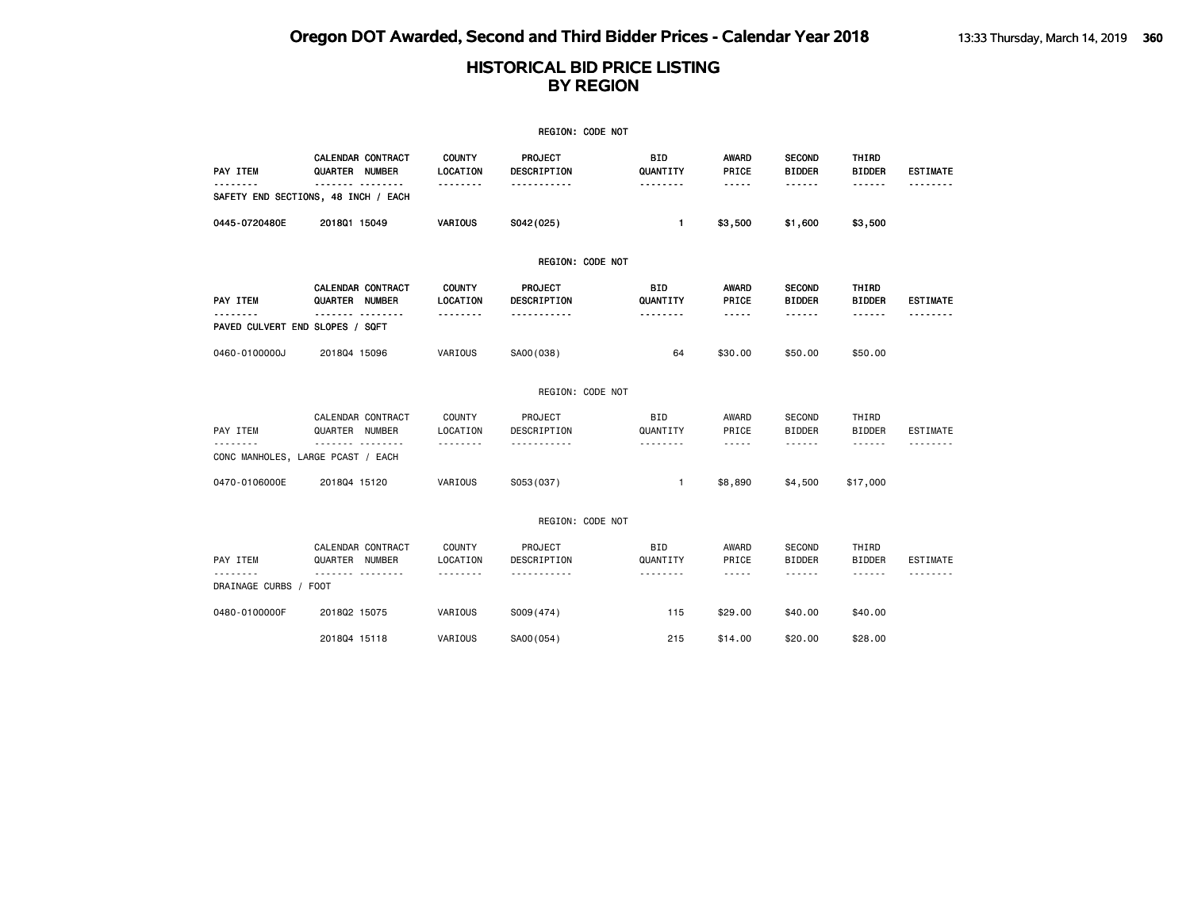## HISTORICAL BID PRICE LISTING BY REGION

REGION: CODE NOT

| PAY ITEM | CALENDAR QUARTER | CONTRACT NUMBER | COUNTY LOCATION | PROJECT DESCRIPTION | BID QUANTITY | AWARD PRICE | SECOND BIDDER | THIRD BIDDER | ESTIMATE |
|---|---|---|---|---|---|---|---|---|---|
| SAFETY END SECTIONS, 48 INCH / EACH | | | | | | | | | |
| 0445-0720480E | 2018Q1 | 15049 | VARIOUS | S042(025) | 1 | $3,500 | $1,600 | $3,500 | |

REGION: CODE NOT

| PAY ITEM | CALENDAR QUARTER | CONTRACT NUMBER | COUNTY LOCATION | PROJECT DESCRIPTION | BID QUANTITY | AWARD PRICE | SECOND BIDDER | THIRD BIDDER | ESTIMATE |
|---|---|---|---|---|---|---|---|---|---|
| PAVED CULVERT END SLOPES / SQFT | | | | | | | | | |
| 0460-0100000J | 2018Q4 | 15096 | VARIOUS | SA00(038) | 64 | $30.00 | $50.00 | $50.00 | |

REGION: CODE NOT

| PAY ITEM | CALENDAR QUARTER | CONTRACT NUMBER | COUNTY LOCATION | PROJECT DESCRIPTION | BID QUANTITY | AWARD PRICE | SECOND BIDDER | THIRD BIDDER | ESTIMATE |
|---|---|---|---|---|---|---|---|---|---|
| CONC MANHOLES, LARGE PCAST / EACH | | | | | | | | | |
| 0470-0106000E | 2018Q4 | 15120 | VARIOUS | S053(037) | 1 | $8,890 | $4,500 | $17,000 | |

REGION: CODE NOT

| PAY ITEM | CALENDAR QUARTER | CONTRACT NUMBER | COUNTY LOCATION | PROJECT DESCRIPTION | BID QUANTITY | AWARD PRICE | SECOND BIDDER | THIRD BIDDER | ESTIMATE |
|---|---|---|---|---|---|---|---|---|---|
| DRAINAGE CURBS / FOOT | | | | | | | | | |
| 0480-0100000F | 2018Q2 | 15075 | VARIOUS | S009(474) | 115 | $29.00 | $40.00 | $40.00 | |
| | 2018Q4 | 15118 | VARIOUS | SA00(054) | 215 | $14.00 | $20.00 | $28.00 | |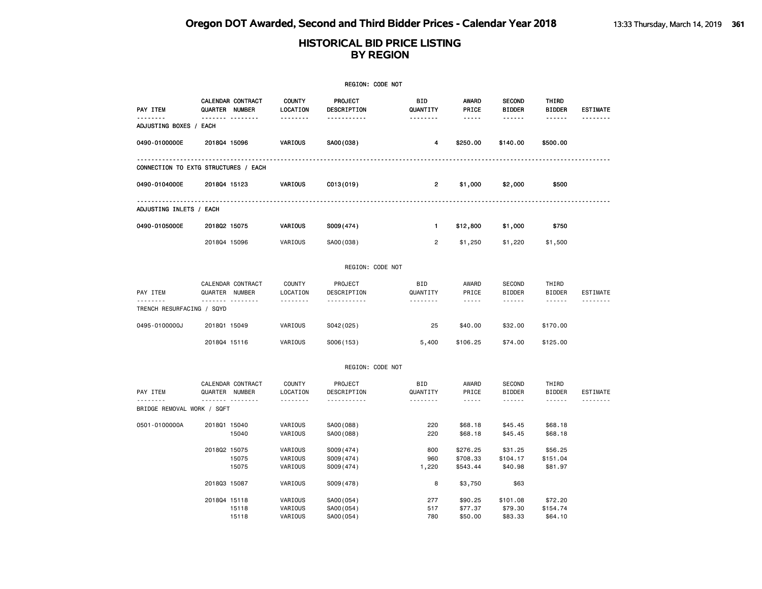# Oregon DOT Awarded, Second and Third Bidder Prices - Calendar Year 2018

## HISTORICAL BID PRICE LISTING BY REGION

REGION: CODE NOT

| PAY ITEM | CALENDAR QUARTER | CONTRACT NUMBER | COUNTY LOCATION | PROJECT DESCRIPTION | BID QUANTITY | AWARD PRICE | SECOND BIDDER | THIRD BIDDER | ESTIMATE |
|---|---|---|---|---|---|---|---|---|---|
| ADJUSTING BOXES / EACH | | | | | | | | | |
| 0490-0100000E | 2018Q4 | 15096 | VARIOUS | SA00(038) | 4 | $250.00 | $140.00 | $500.00 | |
| CONNECTION TO EXTG STRUCTURES / EACH | | | | | | | | | |
| 0490-0104000E | 2018Q4 | 15123 | VARIOUS | C013(019) | 2 | $1,000 | $2,000 | $500 | |
| ADJUSTING INLETS / EACH | | | | | | | | | |
| 0490-0105000E | 2018Q2 | 15075 | VARIOUS | S009(474) | 1 | $12,800 | $1,000 | $750 | |
| | 2018Q4 | 15096 | VARIOUS | SA00(038) | 2 | $1,250 | $1,220 | $1,500 | |

REGION: CODE NOT

| PAY ITEM | CALENDAR QUARTER | CONTRACT NUMBER | COUNTY LOCATION | PROJECT DESCRIPTION | BID QUANTITY | AWARD PRICE | SECOND BIDDER | THIRD BIDDER | ESTIMATE |
|---|---|---|---|---|---|---|---|---|---|
| TRENCH RESURFACING / SQYD | | | | | | | | | |
| 0495-0100000J | 2018Q1 | 15049 | VARIOUS | S042(025) | 25 | $40.00 | $32.00 | $170.00 | |
| | 2018Q4 | 15116 | VARIOUS | S006(153) | 5,400 | $106.25 | $74.00 | $125.00 | |

REGION: CODE NOT

| PAY ITEM | CALENDAR QUARTER | CONTRACT NUMBER | COUNTY LOCATION | PROJECT DESCRIPTION | BID QUANTITY | AWARD PRICE | SECOND BIDDER | THIRD BIDDER | ESTIMATE |
|---|---|---|---|---|---|---|---|---|---|
| BRIDGE REMOVAL WORK / SQFT | | | | | | | | | |
| 0501-0100000A | 2018Q1 | 15040 | VARIOUS | SA00(088) | 220 | $68.18 | $45.45 | $68.18 | |
| | | 15040 | VARIOUS | SA00(088) | 220 | $68.18 | $45.45 | $68.18 | |
| | 2018Q2 | 15075 | VARIOUS | S009(474) | 800 | $276.25 | $31.25 | $56.25 | |
| | | 15075 | VARIOUS | S009(474) | 960 | $708.33 | $104.17 | $151.04 | |
| | | 15075 | VARIOUS | S009(474) | 1,220 | $543.44 | $40.98 | $81.97 | |
| | 2018Q3 | 15087 | VARIOUS | S009(478) | 8 | $3,750 | $63 | | |
| | 2018Q4 | 15118 | VARIOUS | SA00(054) | 277 | $90.25 | $101.08 | $72.20 | |
| | | 15118 | VARIOUS | SA00(054) | 517 | $77.37 | $79.30 | $154.74 | |
| | | 15118 | VARIOUS | SA00(054) | 780 | $50.00 | $83.33 | $64.10 | |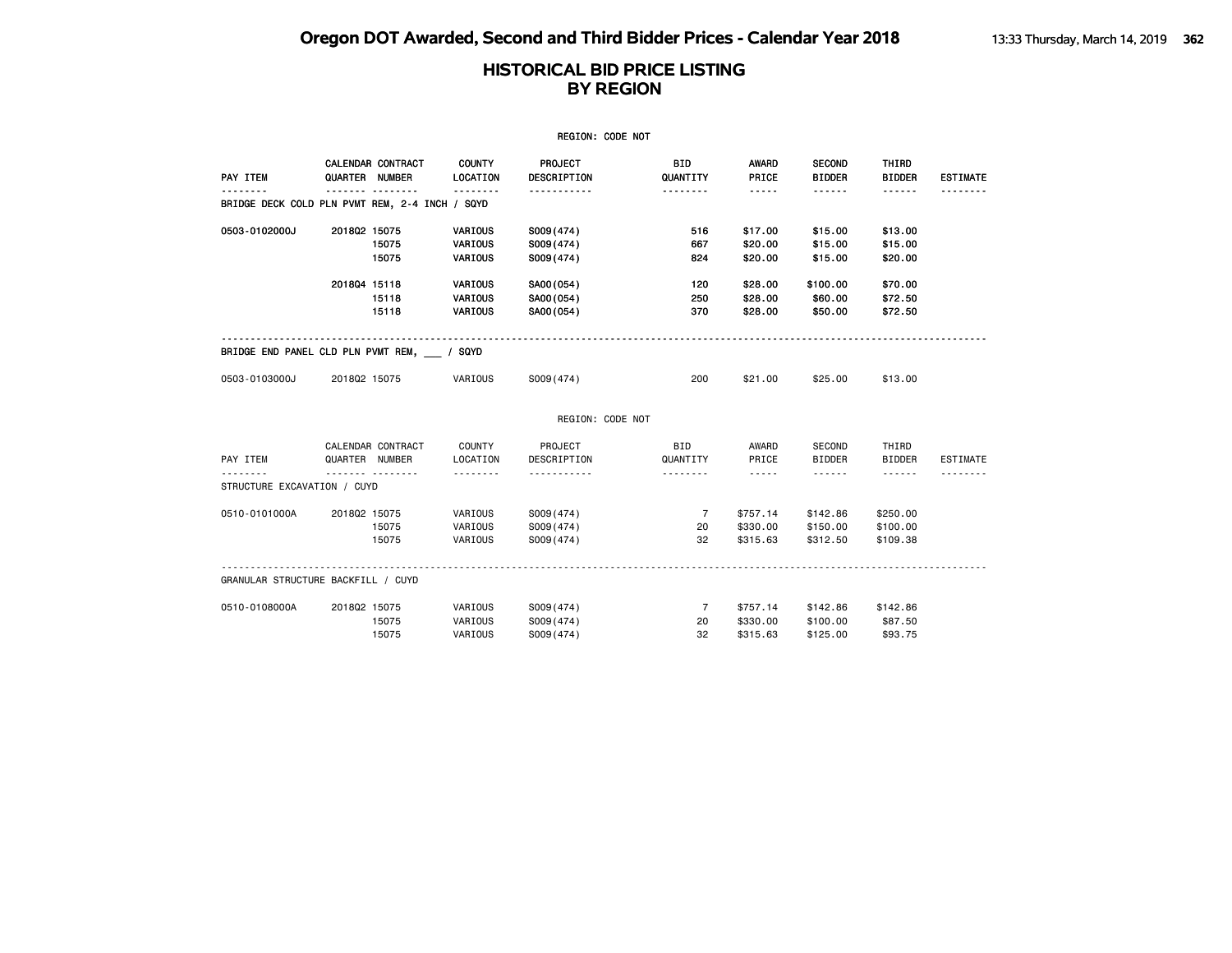## HISTORICAL BID PRICE LISTING BY REGION

REGION: CODE NOT

| PAY ITEM | CALENDAR QUARTER | CONTRACT NUMBER | COUNTY LOCATION | PROJECT DESCRIPTION | BID QUANTITY | AWARD PRICE | SECOND BIDDER | THIRD BIDDER | ESTIMATE |
|---|---|---|---|---|---|---|---|---|---|
| **BRIDGE DECK COLD PLN PVMT REM, 2-4 INCH / SQYD** | | | | | | | | | |
| 0503-0102000J | 2018Q2 | 15075 | VARIOUS | S009(474) | 516 | $17.00 | $15.00 | $13.00 | |
| | | 15075 | VARIOUS | S009(474) | 667 | $20.00 | $15.00 | $15.00 | |
| | | 15075 | VARIOUS | S009(474) | 824 | $20.00 | $15.00 | $20.00 | |
| | 2018Q4 | 15118 | VARIOUS | SA00(054) | 120 | $28.00 | $100.00 | $70.00 | |
| | | 15118 | VARIOUS | SA00(054) | 250 | $28.00 | $60.00 | $72.50 | |
| | | 15118 | VARIOUS | SA00(054) | 370 | $28.00 | $50.00 | $72.50 | |
| **BRIDGE END PANEL CLD PLN PVMT REM, ___ / SQYD** | | | | | | | | | |
| 0503-0103000J | 2018Q2 | 15075 | VARIOUS | S009(474) | 200 | $21.00 | $25.00 | $13.00 | |

REGION: CODE NOT

| PAY ITEM | CALENDAR QUARTER | CONTRACT NUMBER | COUNTY LOCATION | PROJECT DESCRIPTION | BID QUANTITY | AWARD PRICE | SECOND BIDDER | THIRD BIDDER | ESTIMATE |
|---|---|---|---|---|---|---|---|---|---|
| **STRUCTURE EXCAVATION / CUYD** | | | | | | | | | |
| 0510-0101000A | 2018Q2 | 15075 | VARIOUS | S009(474) | 7 | $757.14 | $142.86 | $250.00 | |
| | | 15075 | VARIOUS | S009(474) | 20 | $330.00 | $150.00 | $100.00 | |
| | | 15075 | VARIOUS | S009(474) | 32 | $315.63 | $312.50 | $109.38 | |
| **GRANULAR STRUCTURE BACKFILL / CUYD** | | | | | | | | | |
| 0510-0108000A | 2018Q2 | 15075 | VARIOUS | S009(474) | 7 | $757.14 | $142.86 | $142.86 | |
| | | 15075 | VARIOUS | S009(474) | 20 | $330.00 | $100.00 | $87.50 | |
| | | 15075 | VARIOUS | S009(474) | 32 | $315.63 | $125.00 | $93.75 | |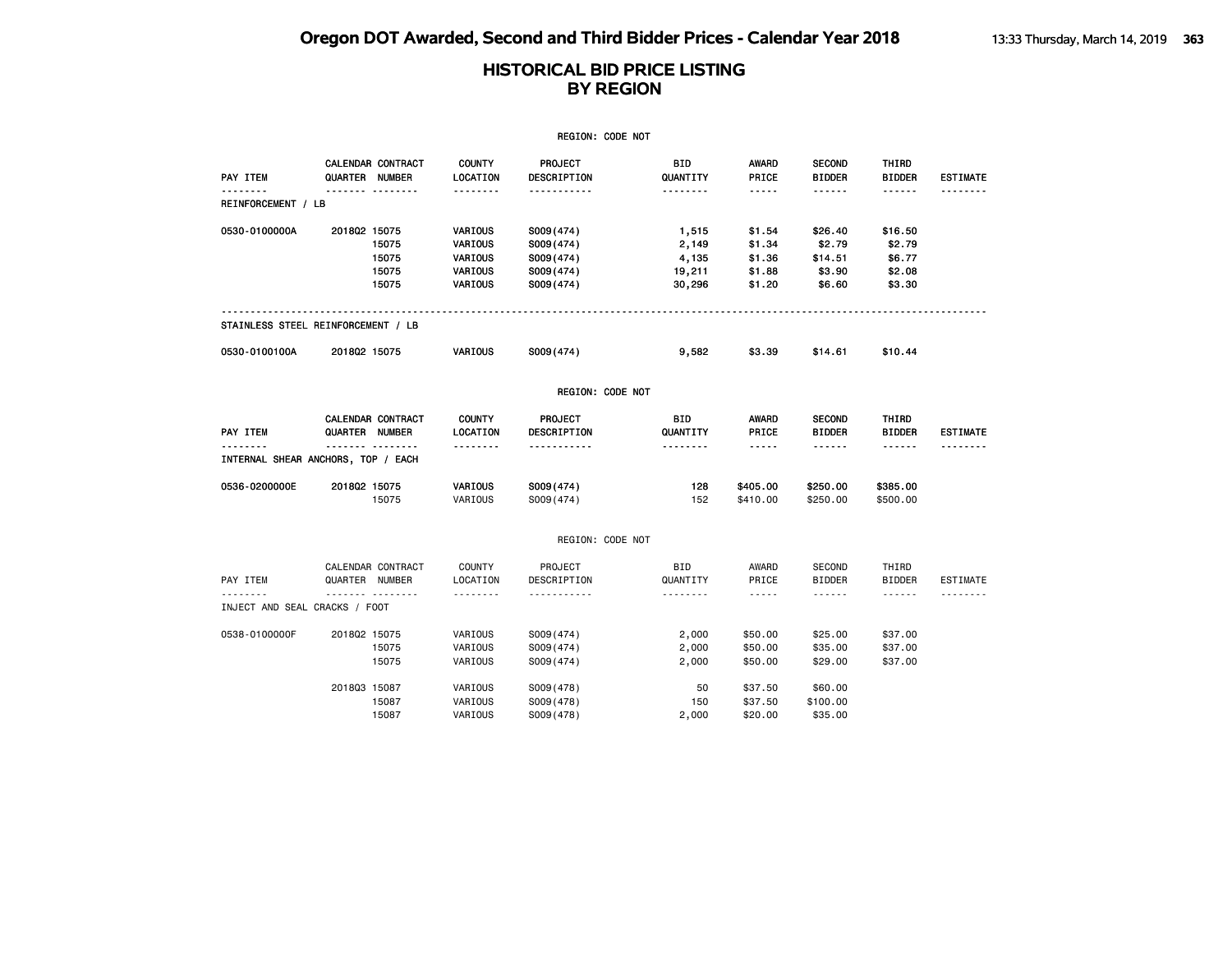# Oregon DOT Awarded, Second and Third Bidder Prices - Calendar Year 2018

## HISTORICAL BID PRICE LISTING BY REGION

REGION: CODE NOT

| PAY ITEM | CALENDAR QUARTER | CONTRACT NUMBER | COUNTY LOCATION | PROJECT DESCRIPTION | BID QUANTITY | AWARD PRICE | SECOND BIDDER | THIRD BIDDER | ESTIMATE |
|---|---|---|---|---|---|---|---|---|---|
| **REINFORCEMENT / LB** | | | | | | | | | |
| 0530-0100000A | 2018Q2 | 15075 | VARIOUS | S009(474) | 1,515 | $1.54 | $26.40 | $16.50 | |
| | | 15075 | VARIOUS | S009(474) | 2,149 | $1.34 | $2.79 | $2.79 | |
| | | 15075 | VARIOUS | S009(474) | 4,135 | $1.36 | $14.51 | $6.77 | |
| | | 15075 | VARIOUS | S009(474) | 19,211 | $1.88 | $3.90 | $2.08 | |
| | | 15075 | VARIOUS | S009(474) | 30,296 | $1.20 | $6.60 | $3.30 | |
| **STAINLESS STEEL REINFORCEMENT / LB** | | | | | | | | | |
| 0530-0100100A | 2018Q2 | 15075 | VARIOUS | S009(474) | 9,582 | $3.39 | $14.61 | $10.44 | |

REGION: CODE NOT

| PAY ITEM | CALENDAR QUARTER | CONTRACT NUMBER | COUNTY LOCATION | PROJECT DESCRIPTION | BID QUANTITY | AWARD PRICE | SECOND BIDDER | THIRD BIDDER | ESTIMATE |
|---|---|---|---|---|---|---|---|---|---|
| **INTERNAL SHEAR ANCHORS, TOP / EACH** | | | | | | | | | |
| 0536-0200000E | 2018Q2 | 15075 | VARIOUS | S009(474) | 128 | $405.00 | $250.00 | $385.00 | |
| | | 15075 | VARIOUS | S009(474) | 152 | $410.00 | $250.00 | $500.00 | |

REGION: CODE NOT

| PAY ITEM | CALENDAR QUARTER | CONTRACT NUMBER | COUNTY LOCATION | PROJECT DESCRIPTION | BID QUANTITY | AWARD PRICE | SECOND BIDDER | THIRD BIDDER | ESTIMATE |
|---|---|---|---|---|---|---|---|---|---|
| **INJECT AND SEAL CRACKS / FOOT** | | | | | | | | | |
| 0538-0100000F | 2018Q2 | 15075 | VARIOUS | S009(474) | 2,000 | $50.00 | $25.00 | $37.00 | |
| | | 15075 | VARIOUS | S009(474) | 2,000 | $50.00 | $35.00 | $37.00 | |
| | | 15075 | VARIOUS | S009(474) | 2,000 | $50.00 | $29.00 | $37.00 | |
| | 2018Q3 | 15087 | VARIOUS | S009(478) | 50 | $37.50 | $60.00 | | |
| | | 15087 | VARIOUS | S009(478) | 150 | $37.50 | $100.00 | | |
| | | 15087 | VARIOUS | S009(478) | 2,000 | $20.00 | $35.00 | | |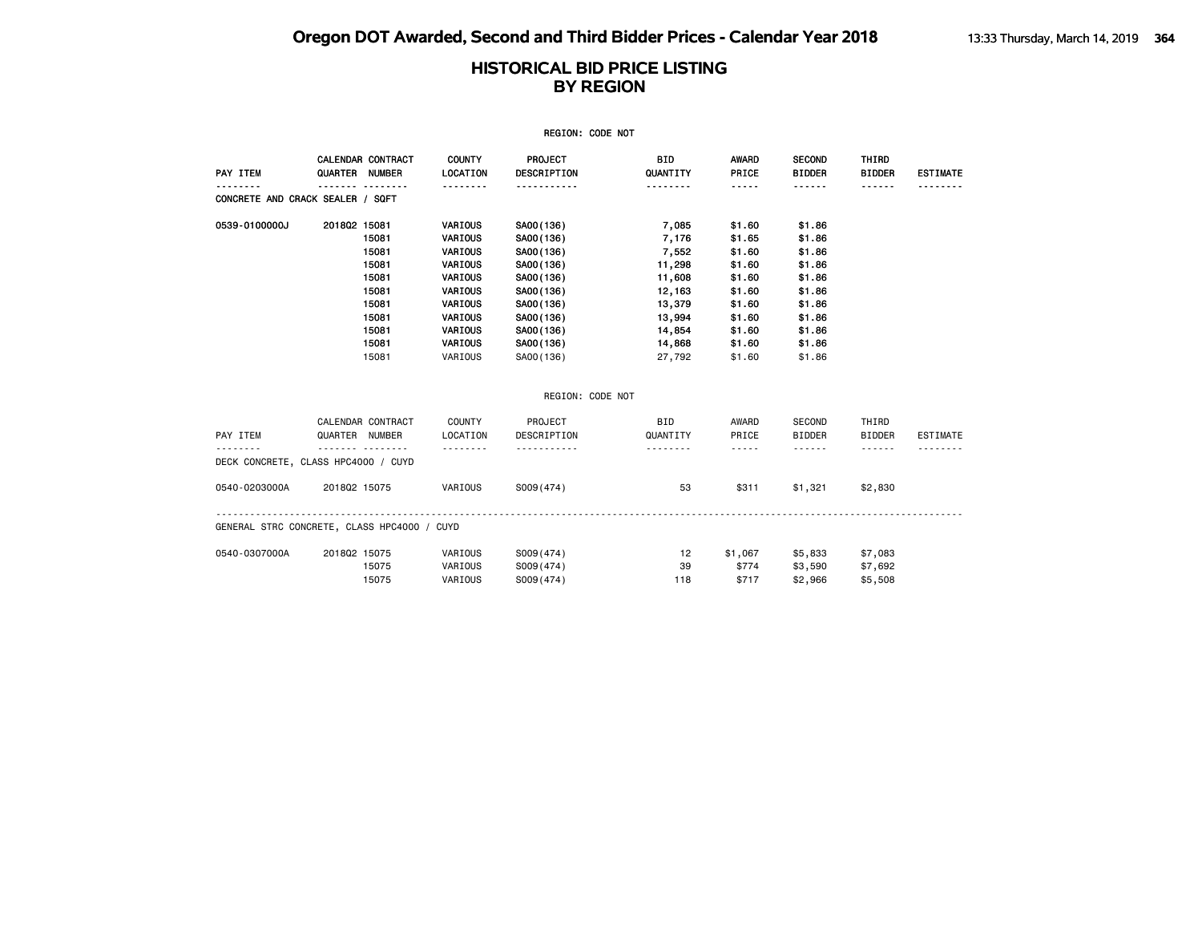# HISTORICAL BID PRICE LISTING
## BY REGION

REGION: CODE NOT

| PAY ITEM | CALENDAR QUARTER | CONTRACT NUMBER | COUNTY LOCATION | PROJECT DESCRIPTION | BID QUANTITY | AWARD PRICE | SECOND BIDDER | THIRD BIDDER | ESTIMATE |
|---|---|---|---|---|---|---|---|---|---|
| CONCRETE AND CRACK SEALER / SQFT | | | | | | | | | |
| 0539-0100000J | 2018Q2 | 15081 | VARIOUS | SA00(136) | 7,085 | $1.60 | $1.86 | | |
| | | 15081 | VARIOUS | SA00(136) | 7,176 | $1.65 | $1.86 | | |
| | | 15081 | VARIOUS | SA00(136) | 7,552 | $1.60 | $1.86 | | |
| | | 15081 | VARIOUS | SA00(136) | 11,298 | $1.60 | $1.86 | | |
| | | 15081 | VARIOUS | SA00(136) | 11,608 | $1.60 | $1.86 | | |
| | | 15081 | VARIOUS | SA00(136) | 12,163 | $1.60 | $1.86 | | |
| | | 15081 | VARIOUS | SA00(136) | 13,379 | $1.60 | $1.86 | | |
| | | 15081 | VARIOUS | SA00(136) | 13,994 | $1.60 | $1.86 | | |
| | | 15081 | VARIOUS | SA00(136) | 14,854 | $1.60 | $1.86 | | |
| | | 15081 | VARIOUS | SA00(136) | 14,868 | $1.60 | $1.86 | | |
| | | 15081 | VARIOUS | SA00(136) | 27,792 | $1.60 | $1.86 | | |

REGION: CODE NOT

| PAY ITEM | CALENDAR QUARTER | CONTRACT NUMBER | COUNTY LOCATION | PROJECT DESCRIPTION | BID QUANTITY | AWARD PRICE | SECOND BIDDER | THIRD BIDDER | ESTIMATE |
|---|---|---|---|---|---|---|---|---|---|
| DECK CONCRETE, CLASS HPC4000 / CUYD | | | | | | | | | |
| 0540-0203000A | 2018Q2 | 15075 | VARIOUS | S009(474) | 53 | $311 | $1,321 | $2,830 | |
| GENERAL STRC CONCRETE, CLASS HPC4000 / CUYD | | | | | | | | | |
| 0540-0307000A | 2018Q2 | 15075 | VARIOUS | S009(474) | 12 | $1,067 | $5,833 | $7,083 | |
| | | 15075 | VARIOUS | S009(474) | 39 | $774 | $3,590 | $7,692 | |
| | | 15075 | VARIOUS | S009(474) | 118 | $717 | $2,966 | $5,508 | |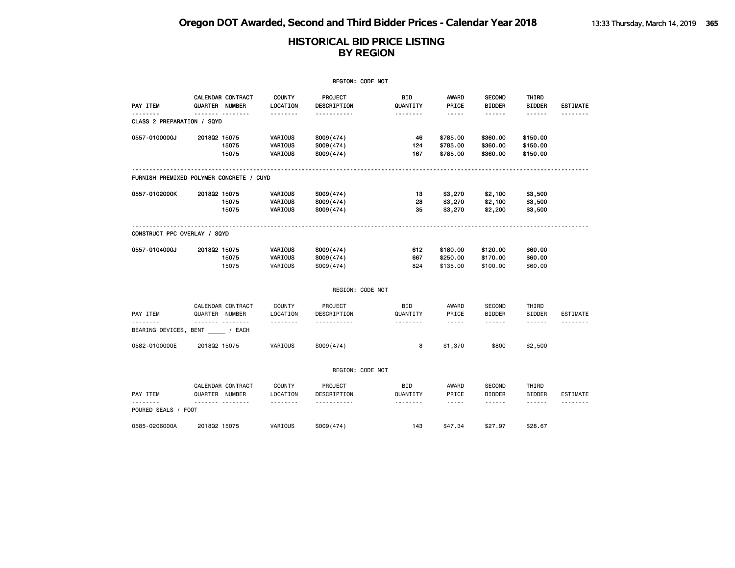# HISTORICAL BID PRICE LISTING BY REGION

REGION: CODE NOT

| PAY ITEM | CALENDAR QUARTER | CONTRACT NUMBER | COUNTY LOCATION | PROJECT DESCRIPTION | BID QUANTITY | AWARD PRICE | SECOND BIDDER | THIRD BIDDER | ESTIMATE |
|---|---|---|---|---|---|---|---|---|---|
| **CLASS 2 PREPARATION / SQYD** | | | | | | | | | |
| 0557-0100000J | 2018Q2 | 15075 | VARIOUS | S009(474) | 46 | $785.00 | $360.00 | $150.00 | |
| | | 15075 | VARIOUS | S009(474) | 124 | $785.00 | $360.00 | $150.00 | |
| | | 15075 | VARIOUS | S009(474) | 167 | $785.00 | $360.00 | $150.00 | |
| **FURNISH PREMIXED POLYMER CONCRETE / CUYD** | | | | | | | | | |
| 0557-0102000K | 2018Q2 | 15075 | VARIOUS | S009(474) | 13 | $3,270 | $2,100 | $3,500 | |
| | | 15075 | VARIOUS | S009(474) | 28 | $3,270 | $2,100 | $3,500 | |
| | | 15075 | VARIOUS | S009(474) | 35 | $3,270 | $2,200 | $3,500 | |
| **CONSTRUCT PPC OVERLAY / SQYD** | | | | | | | | | |
| 0557-0104000J | 2018Q2 | 15075 | VARIOUS | S009(474) | 612 | $180.00 | $120.00 | $60.00 | |
| | | 15075 | VARIOUS | S009(474) | 667 | $250.00 | $170.00 | $60.00 | |
| | | 15075 | VARIOUS | S009(474) | 824 | $135.00 | $100.00 | $60.00 | |

REGION: CODE NOT

| PAY ITEM | CALENDAR QUARTER | CONTRACT NUMBER | COUNTY LOCATION | PROJECT DESCRIPTION | BID QUANTITY | AWARD PRICE | SECOND BIDDER | THIRD BIDDER | ESTIMATE |
|---|---|---|---|---|---|---|---|---|---|
| **BEARING DEVICES, BENT _____ / EACH** | | | | | | | | | |
| 0582-0100000E | 2018Q2 | 15075 | VARIOUS | S009(474) | 8 | $1,370 | $800 | $2,500 | |

REGION: CODE NOT

| PAY ITEM | CALENDAR QUARTER | CONTRACT NUMBER | COUNTY LOCATION | PROJECT DESCRIPTION | BID QUANTITY | AWARD PRICE | SECOND BIDDER | THIRD BIDDER | ESTIMATE |
|---|---|---|---|---|---|---|---|---|---|
| **POURED SEALS / FOOT** | | | | | | | | | |
| 0585-0206000A | 2018Q2 | 15075 | VARIOUS | S009(474) | 143 | $47.34 | $27.97 | $28.67 | |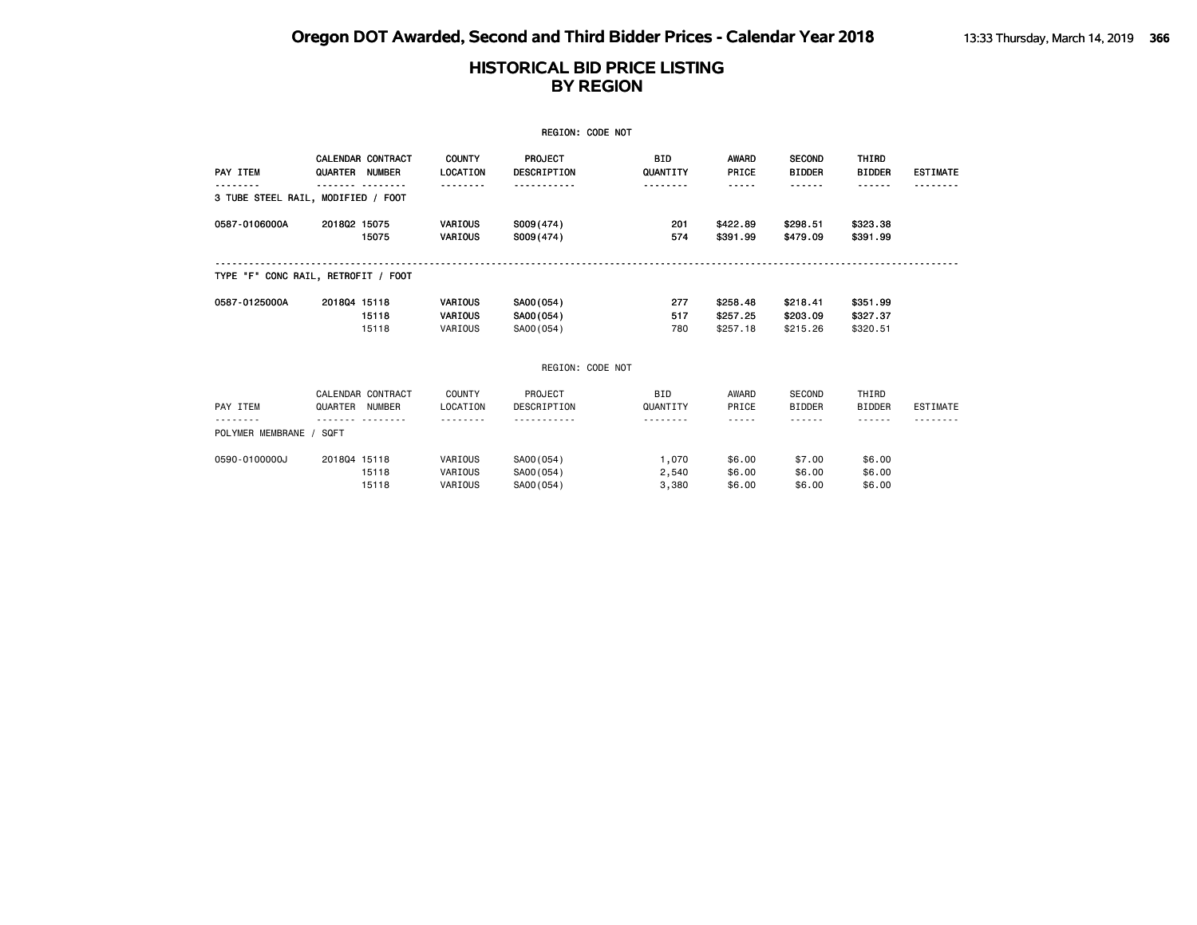# HISTORICAL BID PRICE LISTING BY REGION

REGION: CODE NOT

| PAY ITEM | CALENDAR QUARTER | CONTRACT NUMBER | COUNTY LOCATION | PROJECT DESCRIPTION | BID QUANTITY | AWARD PRICE | SECOND BIDDER | THIRD BIDDER | ESTIMATE |
|---|---|---|---|---|---|---|---|---|---|
| **3 TUBE STEEL RAIL, MODIFIED / FOOT** | | | | | | | | | |
| 0587-0106000A | 2018Q2 | 15075 | VARIOUS | S009(474) | 201 | $422.89 | $298.51 | $323.38 | |
| | | 15075 | VARIOUS | S009(474) | 574 | $391.99 | $479.09 | $391.99 | |
| **TYPE "F" CONC RAIL, RETROFIT / FOOT** | | | | | | | | | |
| 0587-0125000A | 2018Q4 | 15118 | VARIOUS | SA00(054) | 277 | $258.48 | $218.41 | $351.99 | |
| | | 15118 | VARIOUS | SA00(054) | 517 | $257.25 | $203.09 | $327.37 | |
| | | 15118 | VARIOUS | SA00(054) | 780 | $257.18 | $215.26 | $320.51 | |

REGION: CODE NOT

| PAY ITEM | CALENDAR QUARTER | CONTRACT NUMBER | COUNTY LOCATION | PROJECT DESCRIPTION | BID QUANTITY | AWARD PRICE | SECOND BIDDER | THIRD BIDDER | ESTIMATE |
|---|---|---|---|---|---|---|---|---|---|
| **POLYMER MEMBRANE / SQFT** | | | | | | | | | |
| 0590-0100000J | 2018Q4 | 15118 | VARIOUS | SA00(054) | 1,070 | $6.00 | $7.00 | $6.00 | |
| | | 15118 | VARIOUS | SA00(054) | 2,540 | $6.00 | $6.00 | $6.00 | |
| | | 15118 | VARIOUS | SA00(054) | 3,380 | $6.00 | $6.00 | $6.00 | |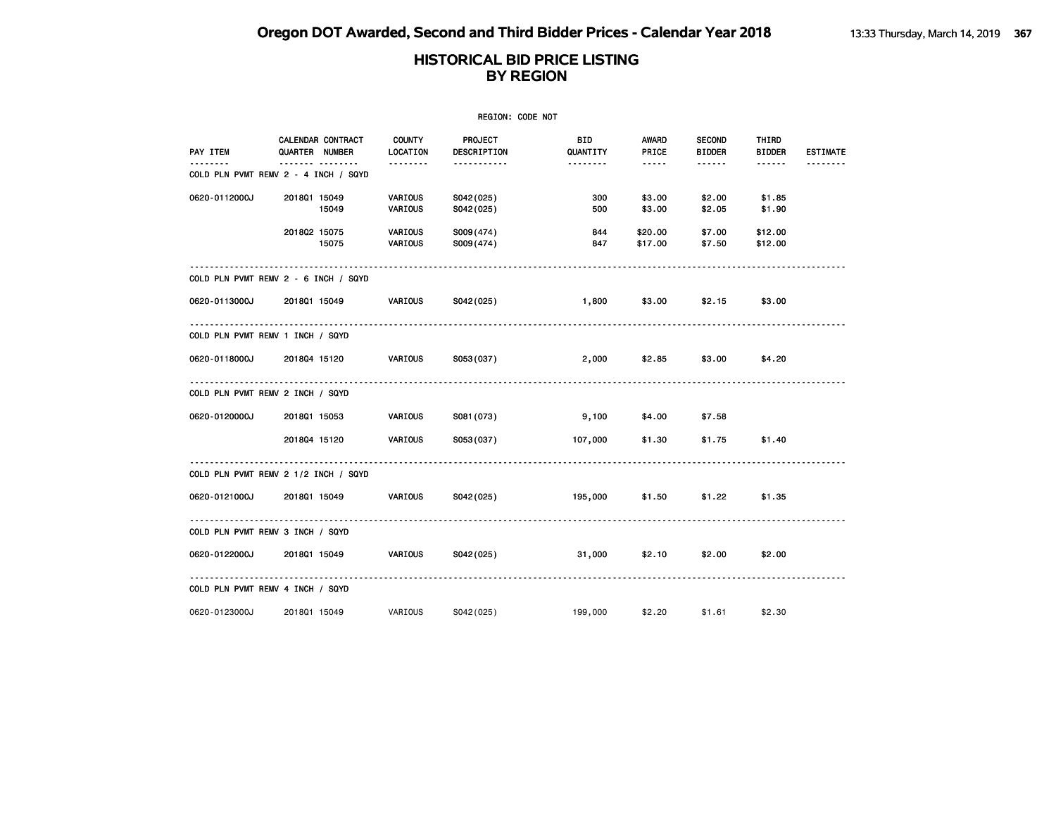# Oregon DOT Awarded, Second and Third Bidder Prices - Calendar Year 2018

## HISTORICAL BID PRICE LISTING BY REGION

REGION: CODE NOT

| PAY ITEM | CALENDAR QUARTER | CONTRACT NUMBER | COUNTY LOCATION | PROJECT DESCRIPTION | BID QUANTITY | AWARD PRICE | SECOND BIDDER | THIRD BIDDER | ESTIMATE |
|---|---|---|---|---|---|---|---|---|---|
| **COLD PLN PVMT REMV 2 - 4 INCH / SQYD** | | | | | | | | | |
| 0620-0112000J | 2018Q1 | 15049 | VARIOUS | S042(025) | 300 | $3.00 | $2.00 | $1.85 | |
| | | 15049 | VARIOUS | S042(025) | 500 | $3.00 | $2.05 | $1.90 | |
| | 2018Q2 | 15075 | VARIOUS | S009(474) | 844 | $20.00 | $7.00 | $12.00 | |
| | | 15075 | VARIOUS | S009(474) | 847 | $17.00 | $7.50 | $12.00 | |
| **COLD PLN PVMT REMV 2 - 6 INCH / SQYD** | | | | | | | | | |
| 0620-0113000J | 2018Q1 | 15049 | VARIOUS | S042(025) | 1,800 | $3.00 | $2.15 | $3.00 | |
| **COLD PLN PVMT REMV 1 INCH / SQYD** | | | | | | | | | |
| 0620-0118000J | 2018Q4 | 15120 | VARIOUS | S053(037) | 2,000 | $2.85 | $3.00 | $4.20 | |
| **COLD PLN PVMT REMV 2 INCH / SQYD** | | | | | | | | | |
| 0620-0120000J | 2018Q1 | 15053 | VARIOUS | S081(073) | 9,100 | $4.00 | $7.58 | | |
| | 2018Q4 | 15120 | VARIOUS | S053(037) | 107,000 | $1.30 | $1.75 | $1.40 | |
| **COLD PLN PVMT REMV 2 1/2 INCH / SQYD** | | | | | | | | | |
| 0620-0121000J | 2018Q1 | 15049 | VARIOUS | S042(025) | 195,000 | $1.50 | $1.22 | $1.35 | |
| **COLD PLN PVMT REMV 3 INCH / SQYD** | | | | | | | | | |
| 0620-0122000J | 2018Q1 | 15049 | VARIOUS | S042(025) | 31,000 | $2.10 | $2.00 | $2.00 | |
| **COLD PLN PVMT REMV 4 INCH / SQYD** | | | | | | | | | |
| 0620-0123000J | 2018Q1 | 15049 | VARIOUS | S042(025) | 199,000 | $2.20 | $1.61 | $2.30 | |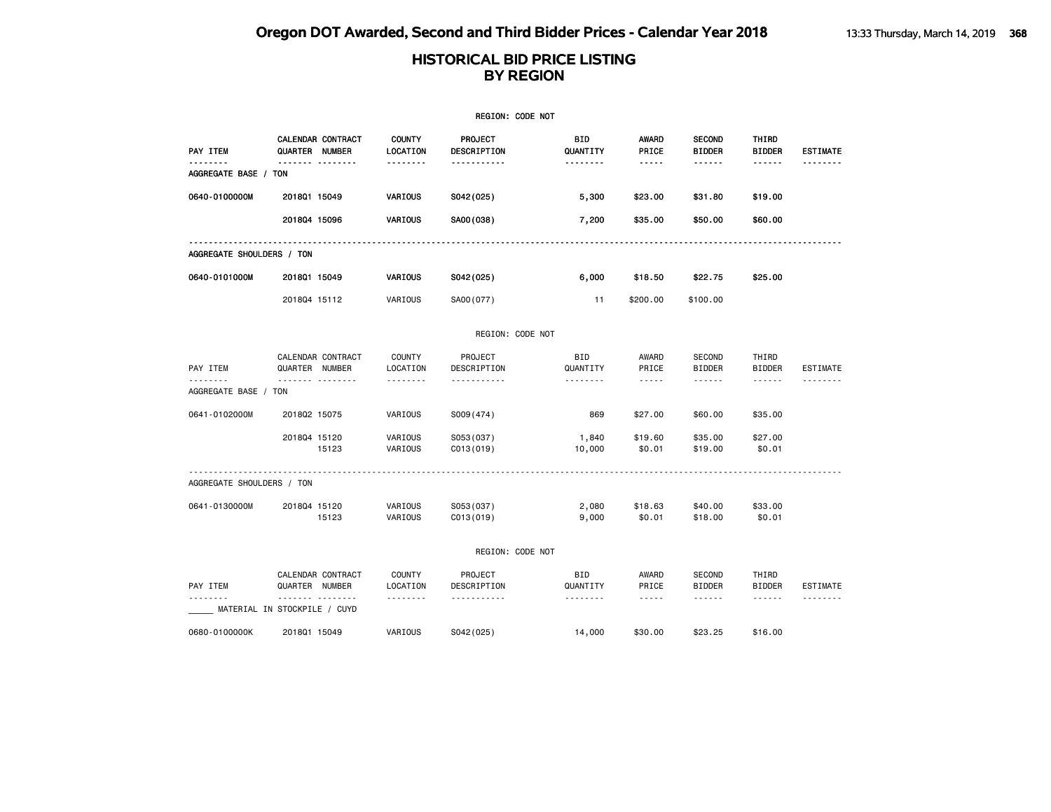# Oregon DOT Awarded, Second and Third Bidder Prices - Calendar Year 2018

## HISTORICAL BID PRICE LISTING BY REGION

REGION: CODE NOT

| PAY ITEM | CALENDAR QUARTER | CONTRACT NUMBER | COUNTY LOCATION | PROJECT DESCRIPTION | BID QUANTITY | AWARD PRICE | SECOND BIDDER | THIRD BIDDER | ESTIMATE |
|---|---|---|---|---|---|---|---|---|---|
| AGGREGATE BASE / TON | | | | | | | | | |
| 0640-0100000M | 2018Q1 | 15049 | VARIOUS | S042(025) | 5,300 | $23.00 | $31.80 | $19.00 | |
| | 2018Q4 | 15096 | VARIOUS | SA00(038) | 7,200 | $35.00 | $50.00 | $60.00 | |
| AGGREGATE SHOULDERS / TON | | | | | | | | | |
| 0640-0101000M | 2018Q1 | 15049 | VARIOUS | S042(025) | 6,000 | $18.50 | $22.75 | $25.00 | |
| | 2018Q4 | 15112 | VARIOUS | SA00(077) | 11 | $200.00 | $100.00 | | |

REGION: CODE NOT

| PAY ITEM | CALENDAR QUARTER | CONTRACT NUMBER | COUNTY LOCATION | PROJECT DESCRIPTION | BID QUANTITY | AWARD PRICE | SECOND BIDDER | THIRD BIDDER | ESTIMATE |
|---|---|---|---|---|---|---|---|---|---|
| AGGREGATE BASE / TON | | | | | | | | | |
| 0641-0102000M | 2018Q2 | 15075 | VARIOUS | S009(474) | 869 | $27.00 | $60.00 | $35.00 | |
| | 2018Q4 | 15120 | VARIOUS | S053(037) | 1,840 | $19.60 | $35.00 | $27.00 | |
| | | 15123 | VARIOUS | C013(019) | 10,000 | $0.01 | $19.00 | $0.01 | |
| AGGREGATE SHOULDERS / TON | | | | | | | | | |
| 0641-0130000M | 2018Q4 | 15120 | VARIOUS | S053(037) | 2,080 | $18.63 | $40.00 | $33.00 | |
| | | 15123 | VARIOUS | C013(019) | 9,000 | $0.01 | $18.00 | $0.01 | |

REGION: CODE NOT

| PAY ITEM | CALENDAR QUARTER | CONTRACT NUMBER | COUNTY LOCATION | PROJECT DESCRIPTION | BID QUANTITY | AWARD PRICE | SECOND BIDDER | THIRD BIDDER | ESTIMATE |
|---|---|---|---|---|---|---|---|---|---|
| _____ MATERIAL IN STOCKPILE / CUYD | | | | | | | | | |
| 0680-0100000K | 2018Q1 | 15049 | VARIOUS | S042(025) | 14,000 | $30.00 | $23.25 | $16.00 | |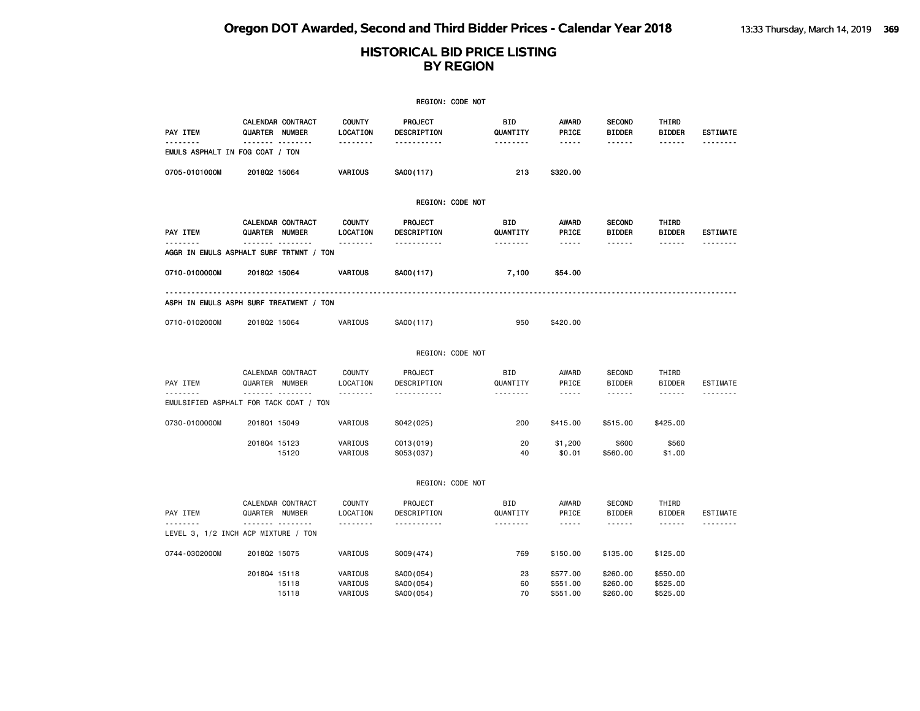# HISTORICAL BID PRICE LISTING BY REGION

REGION: CODE NOT

| PAY ITEM | CALENDAR QUARTER | CONTRACT NUMBER | COUNTY LOCATION | PROJECT DESCRIPTION | BID QUANTITY | AWARD PRICE | SECOND BIDDER | THIRD BIDDER | ESTIMATE |
|---|---|---|---|---|---|---|---|---|---|
| EMULS ASPHALT IN FOG COAT / TON | | | | | | | | | |
| 0705-0101000M | 2018Q2 | 15064 | VARIOUS | SA00(117) | 213 | $320.00 | | | |

REGION: CODE NOT

| PAY ITEM | CALENDAR QUARTER | CONTRACT NUMBER | COUNTY LOCATION | PROJECT DESCRIPTION | BID QUANTITY | AWARD PRICE | SECOND BIDDER | THIRD BIDDER | ESTIMATE |
|---|---|---|---|---|---|---|---|---|---|
| AGGR IN EMULS ASPHALT SURF TRTMNT / TON | | | | | | | | | |
| 0710-0100000M | 2018Q2 | 15064 | VARIOUS | SA00(117) | 7,100 | $54.00 | | | |
| ASPH IN EMULS ASPH SURF TREATMENT / TON | | | | | | | | | |
| 0710-0102000M | 2018Q2 | 15064 | VARIOUS | SA00(117) | 950 | $420.00 | | | |

REGION: CODE NOT

| PAY ITEM | CALENDAR QUARTER | CONTRACT NUMBER | COUNTY LOCATION | PROJECT DESCRIPTION | BID QUANTITY | AWARD PRICE | SECOND BIDDER | THIRD BIDDER | ESTIMATE |
|---|---|---|---|---|---|---|---|---|---|
| EMULSIFIED ASPHALT FOR TACK COAT / TON | | | | | | | | | |
| 0730-0100000M | 2018Q1 | 15049 | VARIOUS | S042(025) | 200 | $415.00 | $515.00 | $425.00 | |
| | 2018Q4 | 15123 | VARIOUS | C013(019) | 20 | $1,200 | $600 | $560 | |
| | | 15120 | VARIOUS | S053(037) | 40 | $0.01 | $560.00 | $1.00 | |

REGION: CODE NOT

| PAY ITEM | CALENDAR QUARTER | CONTRACT NUMBER | COUNTY LOCATION | PROJECT DESCRIPTION | BID QUANTITY | AWARD PRICE | SECOND BIDDER | THIRD BIDDER | ESTIMATE |
|---|---|---|---|---|---|---|---|---|---|
| LEVEL 3, 1/2 INCH ACP MIXTURE / TON | | | | | | | | | |
| 0744-0302000M | 2018Q2 | 15075 | VARIOUS | S009(474) | 769 | $150.00 | $135.00 | $125.00 | |
| | 2018Q4 | 15118 | VARIOUS | SA00(054) | 23 | $577.00 | $260.00 | $550.00 | |
| | | 15118 | VARIOUS | SA00(054) | 60 | $551.00 | $260.00 | $525.00 | |
| | | 15118 | VARIOUS | SA00(054) | 70 | $551.00 | $260.00 | $525.00 | |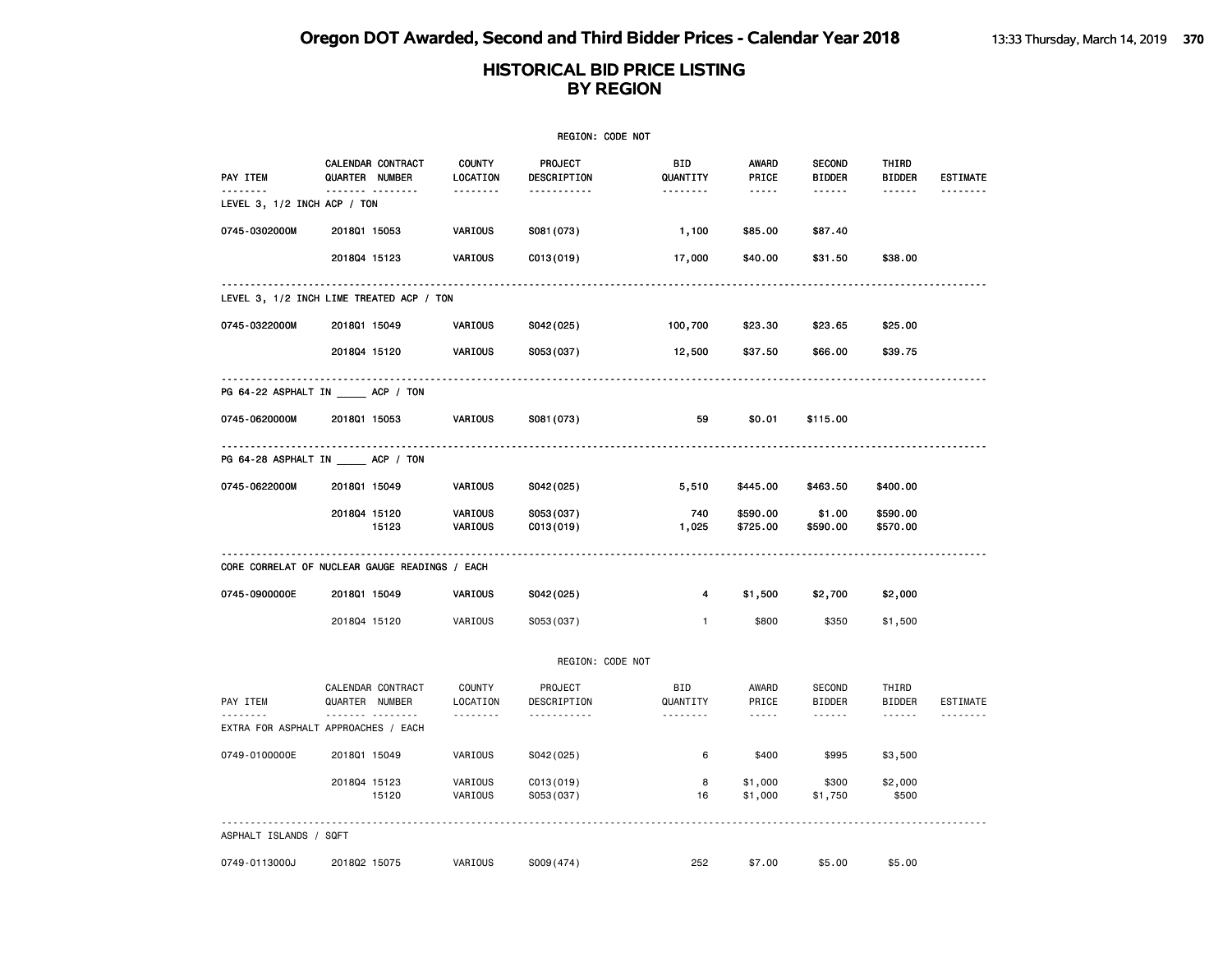# Oregon DOT Awarded, Second and Third Bidder Prices - Calendar Year 2018

## HISTORICAL BID PRICE LISTING BY REGION

REGION: CODE NOT

| PAY ITEM | CALENDAR QUARTER | CONTRACT NUMBER | COUNTY LOCATION | PROJECT DESCRIPTION | BID QUANTITY | AWARD PRICE | SECOND BIDDER | THIRD BIDDER | ESTIMATE |
|---|---|---|---|---|---|---|---|---|---|
| **LEVEL 3, 1/2 INCH ACP / TON** | | | | | | | | | |
| 0745-0302000M | 2018Q1 | 15053 | VARIOUS | S081(073) | 1,100 | $85.00 | $87.40 | | |
| | 2018Q4 | 15123 | VARIOUS | C013(019) | 17,000 | $40.00 | $31.50 | $38.00 | |
| **LEVEL 3, 1/2 INCH LIME TREATED ACP / TON** | | | | | | | | | |
| 0745-0322000M | 2018Q1 | 15049 | VARIOUS | S042(025) | 100,700 | $23.30 | $23.65 | $25.00 | |
| | 2018Q4 | 15120 | VARIOUS | S053(037) | 12,500 | $37.50 | $66.00 | $39.75 | |
| **PG 64-22 ASPHALT IN _____ ACP / TON** | | | | | | | | | |
| 0745-0620000M | 2018Q1 | 15053 | VARIOUS | S081(073) | 59 | $0.01 | $115.00 | | |
| **PG 64-28 ASPHALT IN _____ ACP / TON** | | | | | | | | | |
| 0745-0622000M | 2018Q1 | 15049 | VARIOUS | S042(025) | 5,510 | $445.00 | $463.50 | $400.00 | |
| | 2018Q4 | 15120 | VARIOUS | S053(037) | 740 | $590.00 | $1.00 | $590.00 | |
| | | 15123 | VARIOUS | C013(019) | 1,025 | $725.00 | $590.00 | $570.00 | |
| **CORE CORRELAT OF NUCLEAR GAUGE READINGS / EACH** | | | | | | | | | |
| 0745-0900000E | 2018Q1 | 15049 | VARIOUS | S042(025) | 4 | $1,500 | $2,700 | $2,000 | |
| | 2018Q4 | 15120 | VARIOUS | S053(037) | 1 | $800 | $350 | $1,500 | |

REGION: CODE NOT

| PAY ITEM | CALENDAR QUARTER | CONTRACT NUMBER | COUNTY LOCATION | PROJECT DESCRIPTION | BID QUANTITY | AWARD PRICE | SECOND BIDDER | THIRD BIDDER | ESTIMATE |
|---|---|---|---|---|---|---|---|---|---|
| **EXTRA FOR ASPHALT APPROACHES / EACH** | | | | | | | | | |
| 0749-0100000E | 2018Q1 | 15049 | VARIOUS | S042(025) | 6 | $400 | $995 | $3,500 | |
| | 2018Q4 | 15123 | VARIOUS | C013(019) | 8 | $1,000 | $300 | $2,000 | |
| | | 15120 | VARIOUS | S053(037) | 16 | $1,000 | $1,750 | $500 | |
| **ASPHALT ISLANDS / SQFT** | | | | | | | | | |
| 0749-0113000J | 2018Q2 | 15075 | VARIOUS | S009(474) | 252 | $7.00 | $5.00 | $5.00 | |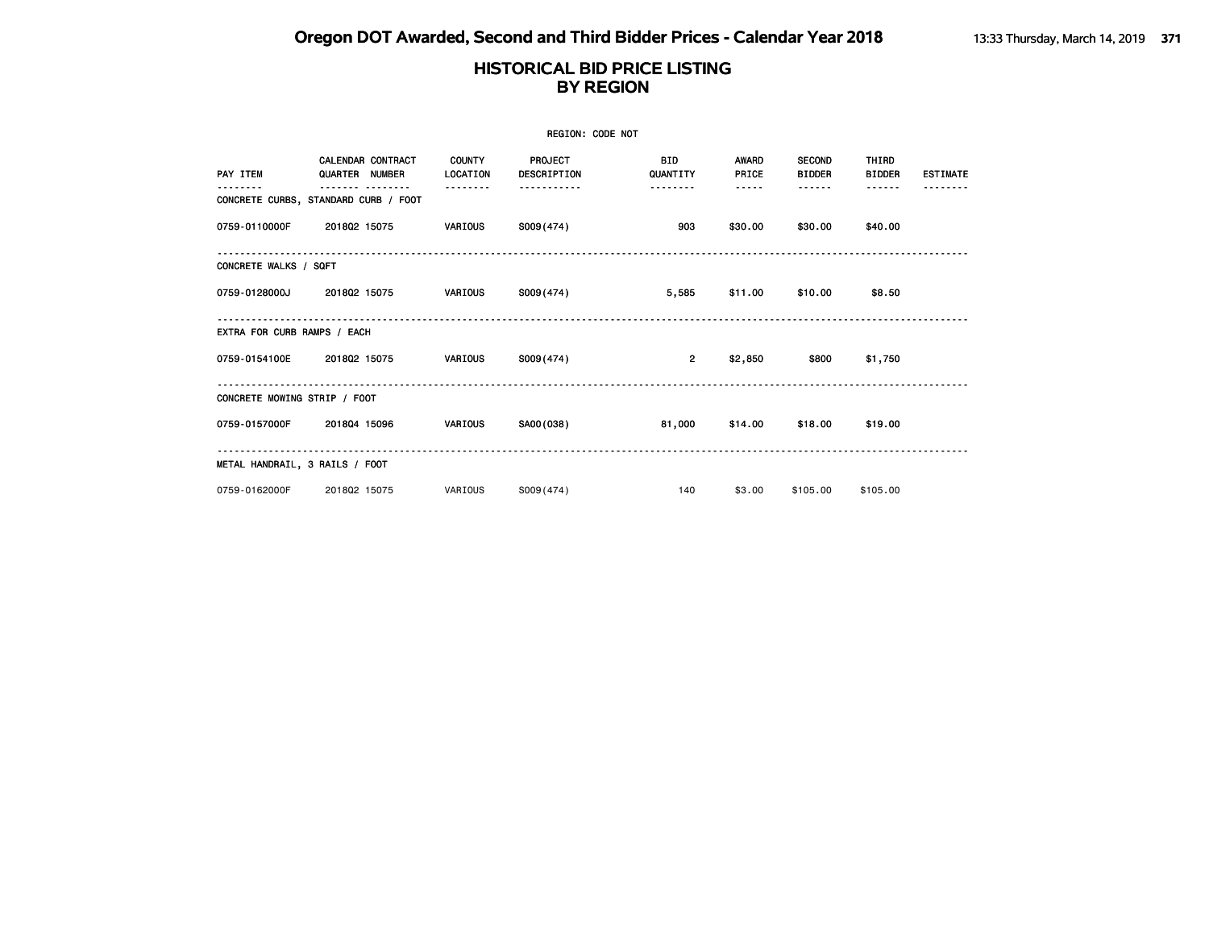# Oregon DOT Awarded, Second and Third Bidder Prices - Calendar Year 2018

## HISTORICAL BID PRICE LISTING BY REGION

REGION: CODE NOT

| PAY ITEM | CALENDAR QUARTER | CONTRACT NUMBER | COUNTY LOCATION | PROJECT DESCRIPTION | BID QUANTITY | AWARD PRICE | SECOND BIDDER | THIRD BIDDER | ESTIMATE |
|---|---|---|---|---|---|---|---|---|---|
| **CONCRETE CURBS, STANDARD CURB / FOOT** | | | | | | | | | |
| 0759-0110000F | 2018Q2 | 15075 | VARIOUS | S009(474) | 903 | $30.00 | $30.00 | $40.00 | |
| **CONCRETE WALKS / SQFT** | | | | | | | | | |
| 0759-0128000J | 2018Q2 | 15075 | VARIOUS | S009(474) | 5,585 | $11.00 | $10.00 | $8.50 | |
| **EXTRA FOR CURB RAMPS / EACH** | | | | | | | | | |
| 0759-0154100E | 2018Q2 | 15075 | VARIOUS | S009(474) | 2 | $2,850 | $800 | $1,750 | |
| **CONCRETE MOWING STRIP / FOOT** | | | | | | | | | |
| 0759-0157000F | 2018Q4 | 15096 | VARIOUS | SA00(038) | 81,000 | $14.00 | $18.00 | $19.00 | |
| **METAL HANDRAIL, 3 RAILS / FOOT** | | | | | | | | | |
| 0759-0162000F | 2018Q2 | 15075 | VARIOUS | S009(474) | 140 | $3.00 | $105.00 | $105.00 | |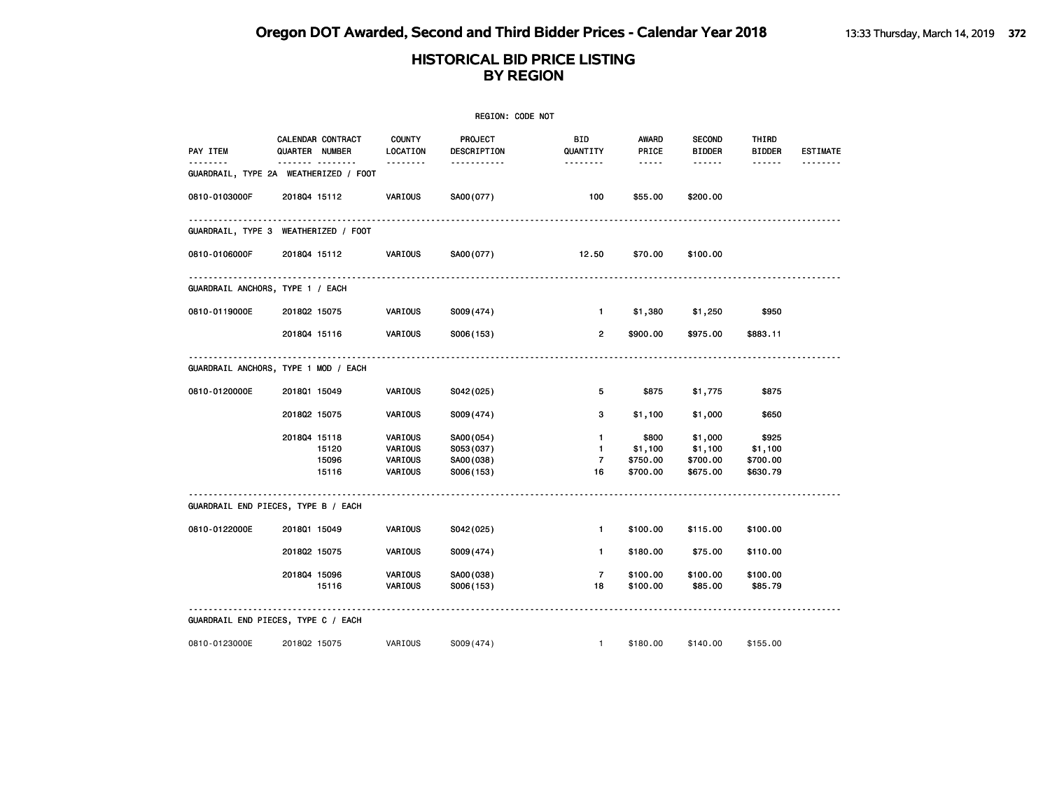# Oregon DOT Awarded, Second and Third Bidder Prices - Calendar Year 2018

## HISTORICAL BID PRICE LISTING BY REGION

REGION: CODE NOT

| PAY ITEM | CALENDAR QUARTER | CONTRACT NUMBER | COUNTY LOCATION | PROJECT DESCRIPTION | BID QUANTITY | AWARD PRICE | SECOND BIDDER | THIRD BIDDER | ESTIMATE |
|---|---|---|---|---|---|---|---|---|---|
| **GUARDRAIL, TYPE 2A WEATHERIZED / FOOT** | | | | | | | | | |
| 0810-0103000F | 2018Q4 | 15112 | VARIOUS | SA00(077) | 100 | $55.00 | $200.00 | | |
| **GUARDRAIL, TYPE 3 WEATHERIZED / FOOT** | | | | | | | | | |
| 0810-0106000F | 2018Q4 | 15112 | VARIOUS | SA00(077) | 12.50 | $70.00 | $100.00 | | |
| **GUARDRAIL ANCHORS, TYPE 1 / EACH** | | | | | | | | | |
| 0810-0119000E | 2018Q2 | 15075 | VARIOUS | S009(474) | 1 | $1,380 | $1,250 | $950 | |
| | 2018Q4 | 15116 | VARIOUS | S006(153) | 2 | $900.00 | $975.00 | $883.11 | |
| **GUARDRAIL ANCHORS, TYPE 1 MOD / EACH** | | | | | | | | | |
| 0810-0120000E | 2018Q1 | 15049 | VARIOUS | S042(025) | 5 | $875 | $1,775 | $875 | |
| | 2018Q2 | 15075 | VARIOUS | S009(474) | 3 | $1,100 | $1,000 | $650 | |
| | 2018Q4 | 15118 | VARIOUS | SA00(054) | 1 | $800 | $1,000 | $925 | |
| | | 15120 | VARIOUS | S053(037) | 1 | $1,100 | $1,100 | $1,100 | |
| | | 15096 | VARIOUS | SA00(038) | 7 | $750.00 | $700.00 | $700.00 | |
| | | 15116 | VARIOUS | S006(153) | 16 | $700.00 | $675.00 | $630.79 | |
| **GUARDRAIL END PIECES, TYPE B / EACH** | | | | | | | | | |
| 0810-0122000E | 2018Q1 | 15049 | VARIOUS | S042(025) | 1 | $100.00 | $115.00 | $100.00 | |
| | 2018Q2 | 15075 | VARIOUS | S009(474) | 1 | $180.00 | $75.00 | $110.00 | |
| | 2018Q4 | 15096 | VARIOUS | SA00(038) | 7 | $100.00 | $100.00 | $100.00 | |
| | | 15116 | VARIOUS | S006(153) | 18 | $100.00 | $85.00 | $85.79 | |
| **GUARDRAIL END PIECES, TYPE C / EACH** | | | | | | | | | |
| 0810-0123000E | 2018Q2 | 15075 | VARIOUS | S009(474) | 1 | $180.00 | $140.00 | $155.00 | |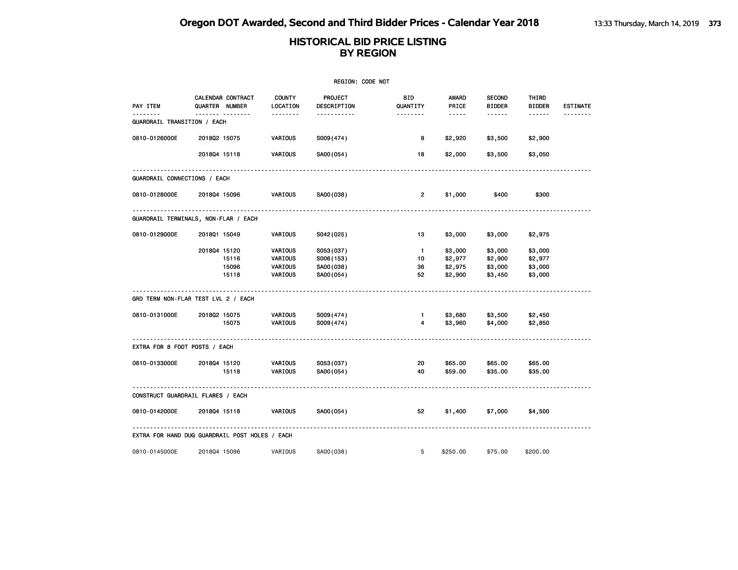# Oregon DOT Awarded, Second and Third Bidder Prices - Calendar Year 2018

## HISTORICAL BID PRICE LISTING BY REGION

REGION: CODE NOT

| PAY ITEM | CALENDAR QUARTER | CONTRACT NUMBER | COUNTY LOCATION | PROJECT DESCRIPTION | BID QUANTITY | AWARD PRICE | SECOND BIDDER | THIRD BIDDER | ESTIMATE |
|---|---|---|---|---|---|---|---|---|---|
| **GUARDRAIL TRANSITION / EACH** | | | | | | | | | |
| 0810-0126000E | 2018Q2 | 15075 | VARIOUS | S009(474) | 8 | $2,920 | $3,500 | $2,900 | |
| | 2018Q4 | 15118 | VARIOUS | SA00(054) | 18 | $2,000 | $3,500 | $3,050 | |
| **GUARDRAIL CONNECTIONS / EACH** | | | | | | | | | |
| 0810-0128000E | 2018Q4 | 15096 | VARIOUS | SA00(038) | 2 | $1,000 | $400 | $300 | |
| **GUARDRAIL TERMINALS, NON-FLAR / EACH** | | | | | | | | | |
| 0810-0129000E | 2018Q1 | 15049 | VARIOUS | S042(025) | 13 | $3,000 | $3,000 | $2,975 | |
| | 2018Q4 | 15120 | VARIOUS | S053(037) | 1 | $3,000 | $3,000 | $3,000 | |
| | | 15116 | VARIOUS | S006(153) | 10 | $2,977 | $2,900 | $2,977 | |
| | | 15096 | VARIOUS | SA00(038) | 36 | $2,975 | $3,000 | $3,000 | |
| | | 15118 | VARIOUS | SA00(054) | 52 | $2,900 | $3,450 | $3,000 | |
| **GRD TERM NON-FLAR TEST LVL 2 / EACH** | | | | | | | | | |
| 0810-0131000E | 2018Q2 | 15075 | VARIOUS | S009(474) | 1 | $3,680 | $3,500 | $2,450 | |
| | | 15075 | VARIOUS | S009(474) | 4 | $3,960 | $4,000 | $2,850 | |
| **EXTRA FOR 8 FOOT POSTS / EACH** | | | | | | | | | |
| 0810-0133000E | 2018Q4 | 15120 | VARIOUS | S053(037) | 20 | $65.00 | $65.00 | $65.00 | |
| | | 15118 | VARIOUS | SA00(054) | 40 | $59.00 | $35.00 | $35.00 | |
| **CONSTRUCT GUARDRAIL FLARES / EACH** | | | | | | | | | |
| 0810-0142000E | 2018Q4 | 15118 | VARIOUS | SA00(054) | 52 | $1,400 | $7,000 | $4,500 | |
| **EXTRA FOR HAND DUG GUARDRAIL POST HOLES / EACH** | | | | | | | | | |
| 0810-0145000E | 2018Q4 | 15096 | VARIOUS | SA00(038) | 5 | $250.00 | $75.00 | $200.00 | |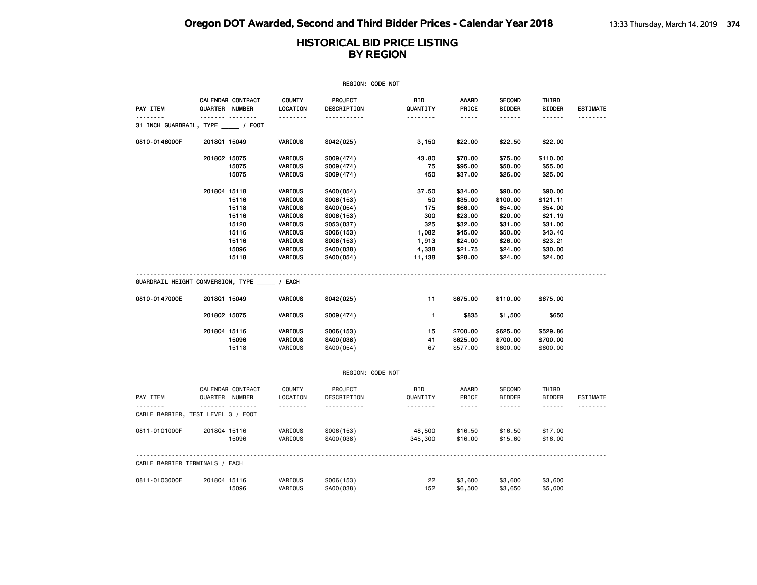# Oregon DOT Awarded, Second and Third Bidder Prices - Calendar Year 2018

## HISTORICAL BID PRICE LISTING BY REGION

REGION: CODE NOT

| PAY ITEM | CALENDAR QUARTER | CONTRACT NUMBER | COUNTY LOCATION | PROJECT DESCRIPTION | BID QUANTITY | AWARD PRICE | SECOND BIDDER | THIRD BIDDER | ESTIMATE |
|---|---|---|---|---|---|---|---|---|---|
| **31 INCH GUARDRAIL, TYPE _____ / FOOT** | | | | | | | | | |
| 0810-0146000F | 2018Q1 | 15049 | VARIOUS | S042(025) | 3,150 | $22.00 | $22.50 | $22.00 | |
| | 2018Q2 | 15075 | VARIOUS | S009(474) | 43.80 | $70.00 | $75.00 | $110.00 | |
| | | 15075 | VARIOUS | S009(474) | 75 | $95.00 | $50.00 | $55.00 | |
| | | 15075 | VARIOUS | S009(474) | 450 | $37.00 | $26.00 | $25.00 | |
| | 2018Q4 | 15118 | VARIOUS | SA00(054) | 37.50 | $34.00 | $90.00 | $90.00 | |
| | | 15116 | VARIOUS | S006(153) | 50 | $35.00 | $100.00 | $121.11 | |
| | | 15118 | VARIOUS | SA00(054) | 175 | $66.00 | $54.00 | $54.00 | |
| | | 15116 | VARIOUS | S006(153) | 300 | $23.00 | $20.00 | $21.19 | |
| | | 15120 | VARIOUS | S053(037) | 325 | $32.00 | $31.00 | $31.00 | |
| | | 15116 | VARIOUS | S006(153) | 1,082 | $45.00 | $50.00 | $43.40 | |
| | | 15116 | VARIOUS | S006(153) | 1,913 | $24.00 | $26.00 | $23.21 | |
| | | 15096 | VARIOUS | SA00(038) | 4,338 | $21.75 | $24.00 | $30.00 | |
| | | 15118 | VARIOUS | SA00(054) | 11,138 | $28.00 | $24.00 | $24.00 | |
| **GUARDRAIL HEIGHT CONVERSION, TYPE _____ / EACH** | | | | | | | | | |
| 0810-0147000E | 2018Q1 | 15049 | VARIOUS | S042(025) | 11 | $675.00 | $110.00 | $675.00 | |
| | 2018Q2 | 15075 | VARIOUS | S009(474) | 1 | $835 | $1,500 | $650 | |
| | 2018Q4 | 15116 | VARIOUS | S006(153) | 15 | $700.00 | $625.00 | $529.86 | |
| | | 15096 | VARIOUS | SA00(038) | 41 | $625.00 | $700.00 | $700.00 | |
| | | 15118 | VARIOUS | SA00(054) | 67 | $577.00 | $600.00 | $600.00 | |

REGION: CODE NOT

| PAY ITEM | CALENDAR QUARTER | CONTRACT NUMBER | COUNTY LOCATION | PROJECT DESCRIPTION | BID QUANTITY | AWARD PRICE | SECOND BIDDER | THIRD BIDDER | ESTIMATE |
|---|---|---|---|---|---|---|---|---|---|
| **CABLE BARRIER, TEST LEVEL 3 / FOOT** | | | | | | | | | |
| 0811-0101000F | 2018Q4 | 15116 | VARIOUS | S006(153) | 48,500 | $16.50 | $16.50 | $17.00 | |
| | | 15096 | VARIOUS | SA00(038) | 345,300 | $16.00 | $15.60 | $16.00 | |
| **CABLE BARRIER TERMINALS / EACH** | | | | | | | | | |
| 0811-0103000E | 2018Q4 | 15116 | VARIOUS | S006(153) | 22 | $3,600 | $3,600 | $3,600 | |
| | | 15096 | VARIOUS | SA00(038) | 152 | $6,500 | $3,650 | $5,000 | |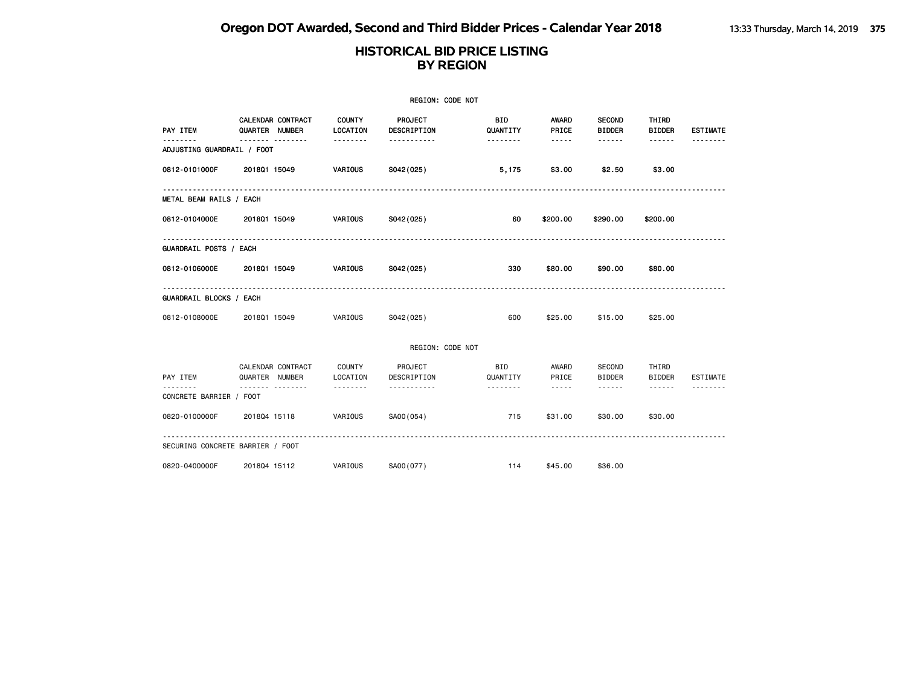# HISTORICAL BID PRICE LISTING
# BY REGION

REGION: CODE NOT

| PAY ITEM | CALENDAR QUARTER | CONTRACT NUMBER | COUNTY LOCATION | PROJECT DESCRIPTION | BID QUANTITY | AWARD PRICE | SECOND BIDDER | THIRD BIDDER | ESTIMATE |
|---|---|---|---|---|---|---|---|---|---|
| ADJUSTING GUARDRAIL / FOOT | | | | | | | | | |
| 0812-0101000F | 2018Q1 | 15049 | VARIOUS | S042(025) | 5,175 | $3.00 | $2.50 | $3.00 | |
| METAL BEAM RAILS / EACH | | | | | | | | | |
| 0812-0104000E | 2018Q1 | 15049 | VARIOUS | S042(025) | 60 | $200.00 | $290.00 | $200.00 | |
| GUARDRAIL POSTS / EACH | | | | | | | | | |
| 0812-0106000E | 2018Q1 | 15049 | VARIOUS | S042(025) | 330 | $80.00 | $90.00 | $80.00 | |
| GUARDRAIL BLOCKS / EACH | | | | | | | | | |
| 0812-0108000E | 2018Q1 | 15049 | VARIOUS | S042(025) | 600 | $25.00 | $15.00 | $25.00 | |

REGION: CODE NOT

| PAY ITEM | CALENDAR QUARTER | CONTRACT NUMBER | COUNTY LOCATION | PROJECT DESCRIPTION | BID QUANTITY | AWARD PRICE | SECOND BIDDER | THIRD BIDDER | ESTIMATE |
|---|---|---|---|---|---|---|---|---|---|
| CONCRETE BARRIER / FOOT | | | | | | | | | |
| 0820-0100000F | 2018Q4 | 15118 | VARIOUS | SA00(054) | 715 | $31.00 | $30.00 | $30.00 | |
| SECURING CONCRETE BARRIER / FOOT | | | | | | | | | |
| 0820-0400000F | 2018Q4 | 15112 | VARIOUS | SA00(077) | 114 | $45.00 | $36.00 | | |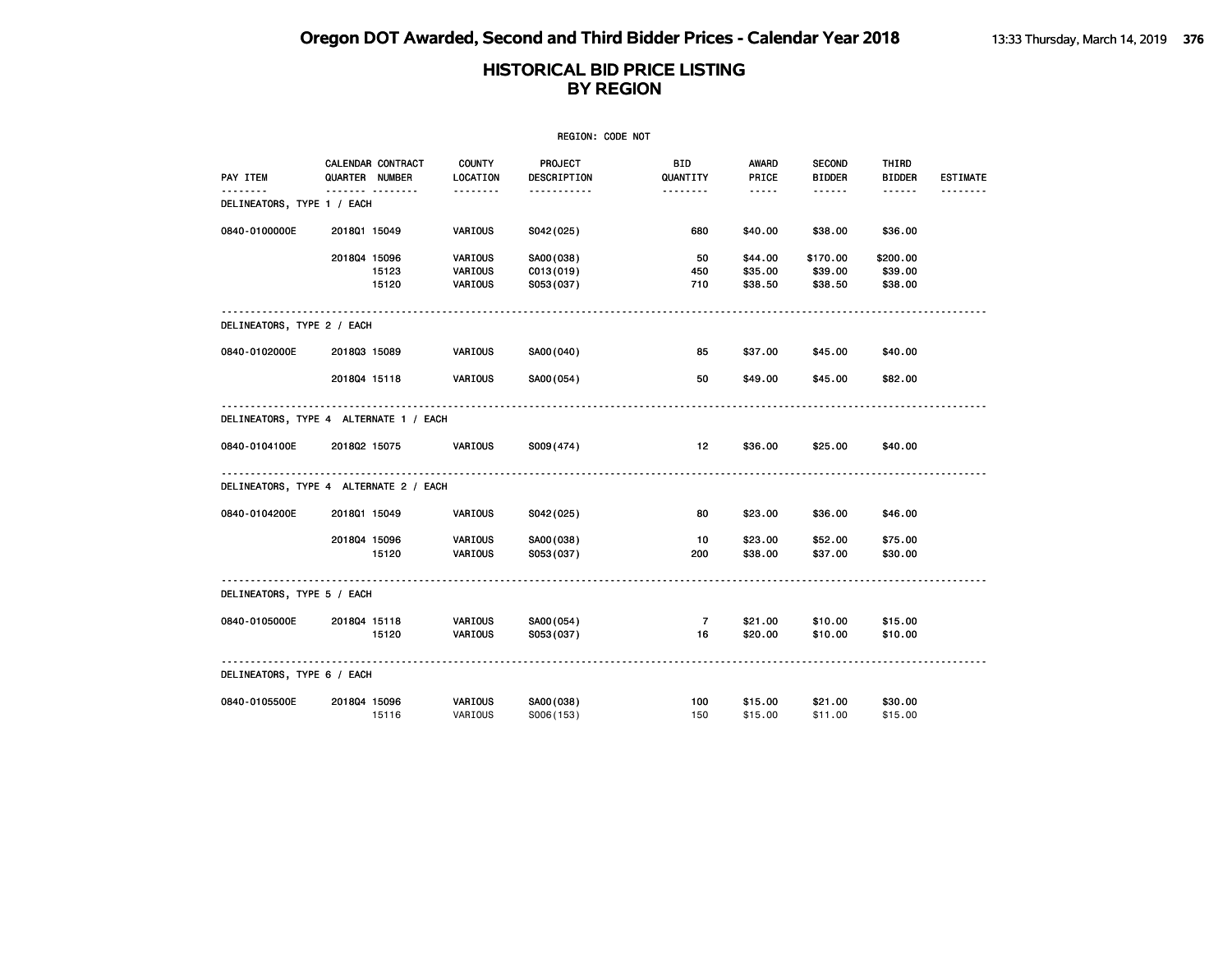# Oregon DOT Awarded, Second and Third Bidder Prices - Calendar Year 2018

## HISTORICAL BID PRICE LISTING BY REGION

REGION: CODE NOT

| PAY ITEM | CALENDAR QUARTER | CONTRACT NUMBER | COUNTY LOCATION | PROJECT DESCRIPTION | BID QUANTITY | AWARD PRICE | SECOND BIDDER | THIRD BIDDER | ESTIMATE |
|---|---|---|---|---|---|---|---|---|---|
| DELINEATORS, TYPE 1 / EACH | | | | | | | | | |
| 0840-0100000E | 2018Q1 | 15049 | VARIOUS | S042(025) | 680 | $40.00 | $38.00 | $36.00 | |
| | 2018Q4 | 15096 | VARIOUS | SA00(038) | 50 | $44.00 | $170.00 | $200.00 | |
| | | 15123 | VARIOUS | C013(019) | 450 | $35.00 | $39.00 | $39.00 | |
| | | 15120 | VARIOUS | S053(037) | 710 | $38.50 | $38.50 | $38.00 | |
| DELINEATORS, TYPE 2 / EACH | | | | | | | | | |
| 0840-0102000E | 2018Q3 | 15089 | VARIOUS | SA00(040) | 85 | $37.00 | $45.00 | $40.00 | |
| | 2018Q4 | 15118 | VARIOUS | SA00(054) | 50 | $49.00 | $45.00 | $82.00 | |
| DELINEATORS, TYPE 4 ALTERNATE 1 / EACH | | | | | | | | | |
| 0840-0104100E | 2018Q2 | 15075 | VARIOUS | S009(474) | 12 | $36.00 | $25.00 | $40.00 | |
| DELINEATORS, TYPE 4 ALTERNATE 2 / EACH | | | | | | | | | |
| 0840-0104200E | 2018Q1 | 15049 | VARIOUS | S042(025) | 80 | $23.00 | $36.00 | $46.00 | |
| | 2018Q4 | 15096 | VARIOUS | SA00(038) | 10 | $23.00 | $52.00 | $75.00 | |
| | | 15120 | VARIOUS | S053(037) | 200 | $38.00 | $37.00 | $30.00 | |
| DELINEATORS, TYPE 5 / EACH | | | | | | | | | |
| 0840-0105000E | 2018Q4 | 15118 | VARIOUS | SA00(054) | 7 | $21.00 | $10.00 | $15.00 | |
| | | 15120 | VARIOUS | S053(037) | 16 | $20.00 | $10.00 | $10.00 | |
| DELINEATORS, TYPE 6 / EACH | | | | | | | | | |
| 0840-0105500E | 2018Q4 | 15096 | VARIOUS | SA00(038) | 100 | $15.00 | $21.00 | $30.00 | |
| | | 15116 | VARIOUS | S006(153) | 150 | $15.00 | $11.00 | $15.00 | |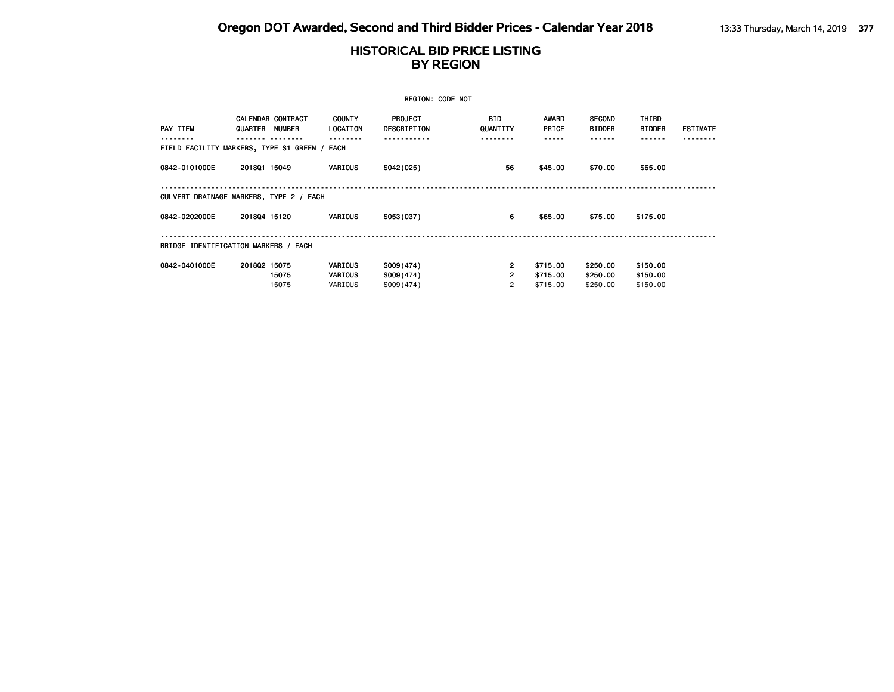# HISTORICAL BID PRICE LISTING
# BY REGION

REGION: CODE NOT

| PAY ITEM | CALENDAR QUARTER | CONTRACT NUMBER | COUNTY LOCATION | PROJECT DESCRIPTION | BID QUANTITY | AWARD PRICE | SECOND BIDDER | THIRD BIDDER | ESTIMATE |
|---|---|---|---|---|---|---|---|---|---|
| FIELD FACILITY MARKERS, TYPE S1 GREEN / EACH | | | | | | | | | |
| 0842-0101000E | 2018Q1 | 15049 | VARIOUS | S042(025) | 56 | $45.00 | $70.00 | $65.00 | |
| CULVERT DRAINAGE MARKERS, TYPE 2 / EACH | | | | | | | | | |
| 0842-0202000E | 2018Q4 | 15120 | VARIOUS | S053(037) | 6 | $65.00 | $75.00 | $175.00 | |
| BRIDGE IDENTIFICATION MARKERS / EACH | | | | | | | | | |
| 0842-0401000E | 2018Q2 | 15075 | VARIOUS | S009(474) | 2 | $715.00 | $250.00 | $150.00 | |
| | | 15075 | VARIOUS | S009(474) | 2 | $715.00 | $250.00 | $150.00 | |
| | | 15075 | VARIOUS | S009(474) | 2 | $715.00 | $250.00 | $150.00 | |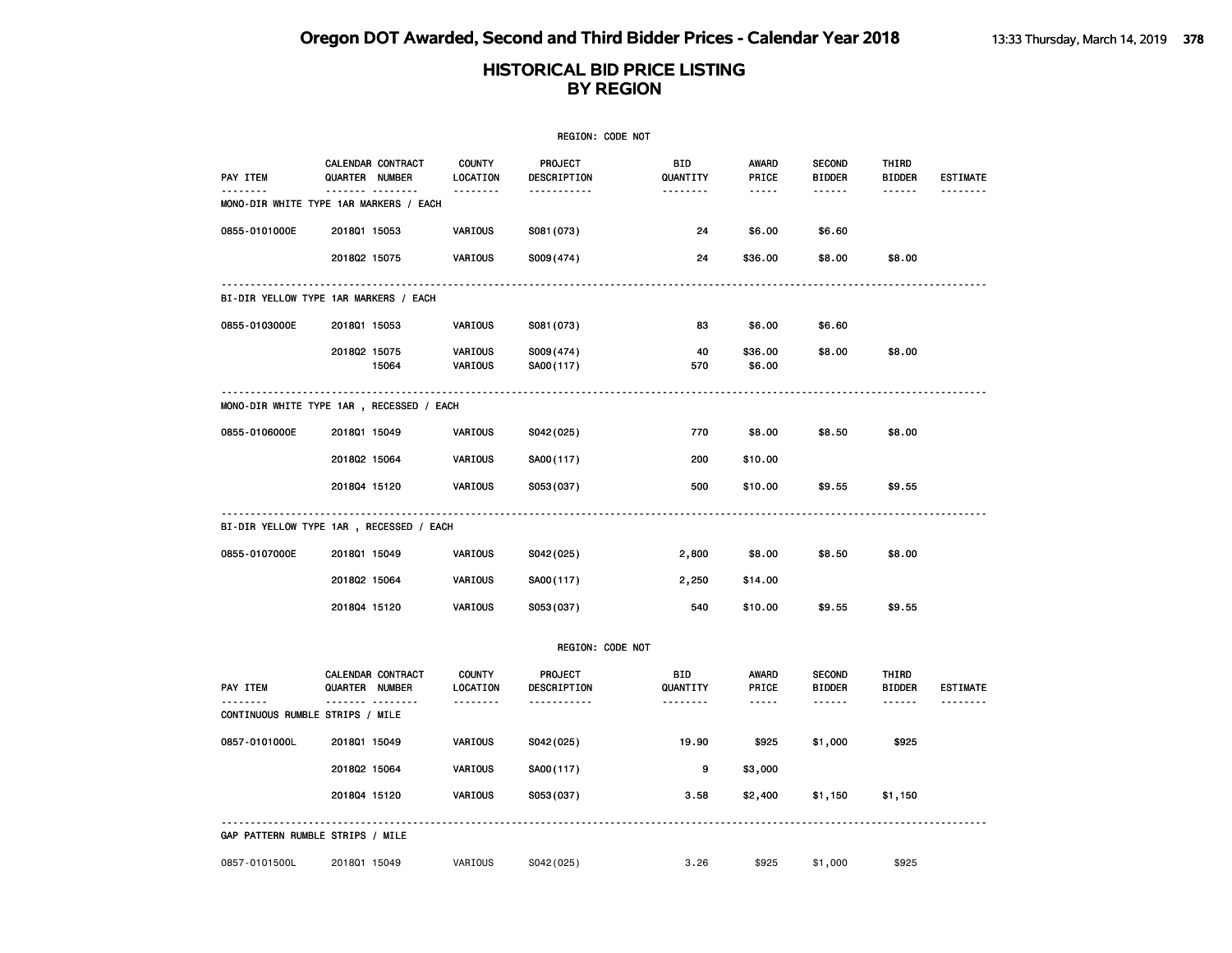## HISTORICAL BID PRICE LISTING BY REGION

REGION: CODE NOT

| PAY ITEM | CALENDAR QUARTER | CONTRACT NUMBER | COUNTY LOCATION | PROJECT DESCRIPTION | BID QUANTITY | AWARD PRICE | SECOND BIDDER | THIRD BIDDER | ESTIMATE |
|---|---|---|---|---|---|---|---|---|---|
| **MONO-DIR WHITE TYPE 1AR MARKERS / EACH** | | | | | | | | | |
| 0855-0101000E | 2018Q1 | 15053 | VARIOUS | S081(073) | 24 | $6.00 | $6.60 | | |
| | 2018Q2 | 15075 | VARIOUS | S009(474) | 24 | $36.00 | $8.00 | $8.00 | |
| **BI-DIR YELLOW TYPE 1AR MARKERS / EACH** | | | | | | | | | |
| 0855-0103000E | 2018Q1 | 15053 | VARIOUS | S081(073) | 83 | $6.00 | $6.60 | | |
| | 2018Q2 | 15075 | VARIOUS | S009(474) | 40 | $36.00 | $8.00 | $8.00 | |
| | | 15064 | VARIOUS | SA00(117) | 570 | $6.00 | | | |
| **MONO-DIR WHITE TYPE 1AR , RECESSED / EACH** | | | | | | | | | |
| 0855-0106000E | 2018Q1 | 15049 | VARIOUS | S042(025) | 770 | $8.00 | $8.50 | $8.00 | |
| | 2018Q2 | 15064 | VARIOUS | SA00(117) | 200 | $10.00 | | | |
| | 2018Q4 | 15120 | VARIOUS | S053(037) | 500 | $10.00 | $9.55 | $9.55 | |
| **BI-DIR YELLOW TYPE 1AR , RECESSED / EACH** | | | | | | | | | |
| 0855-0107000E | 2018Q1 | 15049 | VARIOUS | S042(025) | 2,800 | $8.00 | $8.50 | $8.00 | |
| | 2018Q2 | 15064 | VARIOUS | SA00(117) | 2,250 | $14.00 | | | |
| | 2018Q4 | 15120 | VARIOUS | S053(037) | 540 | $10.00 | $9.55 | $9.55 | |

REGION: CODE NOT

| PAY ITEM | CALENDAR QUARTER | CONTRACT NUMBER | COUNTY LOCATION | PROJECT DESCRIPTION | BID QUANTITY | AWARD PRICE | SECOND BIDDER | THIRD BIDDER | ESTIMATE |
|---|---|---|---|---|---|---|---|---|---|
| **CONTINUOUS RUMBLE STRIPS / MILE** | | | | | | | | | |
| 0857-0101000L | 2018Q1 | 15049 | VARIOUS | S042(025) | 19.90 | $925 | $1,000 | $925 | |
| | 2018Q2 | 15064 | VARIOUS | SA00(117) | 9 | $3,000 | | | |
| | 2018Q4 | 15120 | VARIOUS | S053(037) | 3.58 | $2,400 | $1,150 | $1,150 | |
| **GAP PATTERN RUMBLE STRIPS / MILE** | | | | | | | | | |
| 0857-0101500L | 2018Q1 | 15049 | VARIOUS | S042(025) | 3.26 | $925 | $1,000 | $925 | |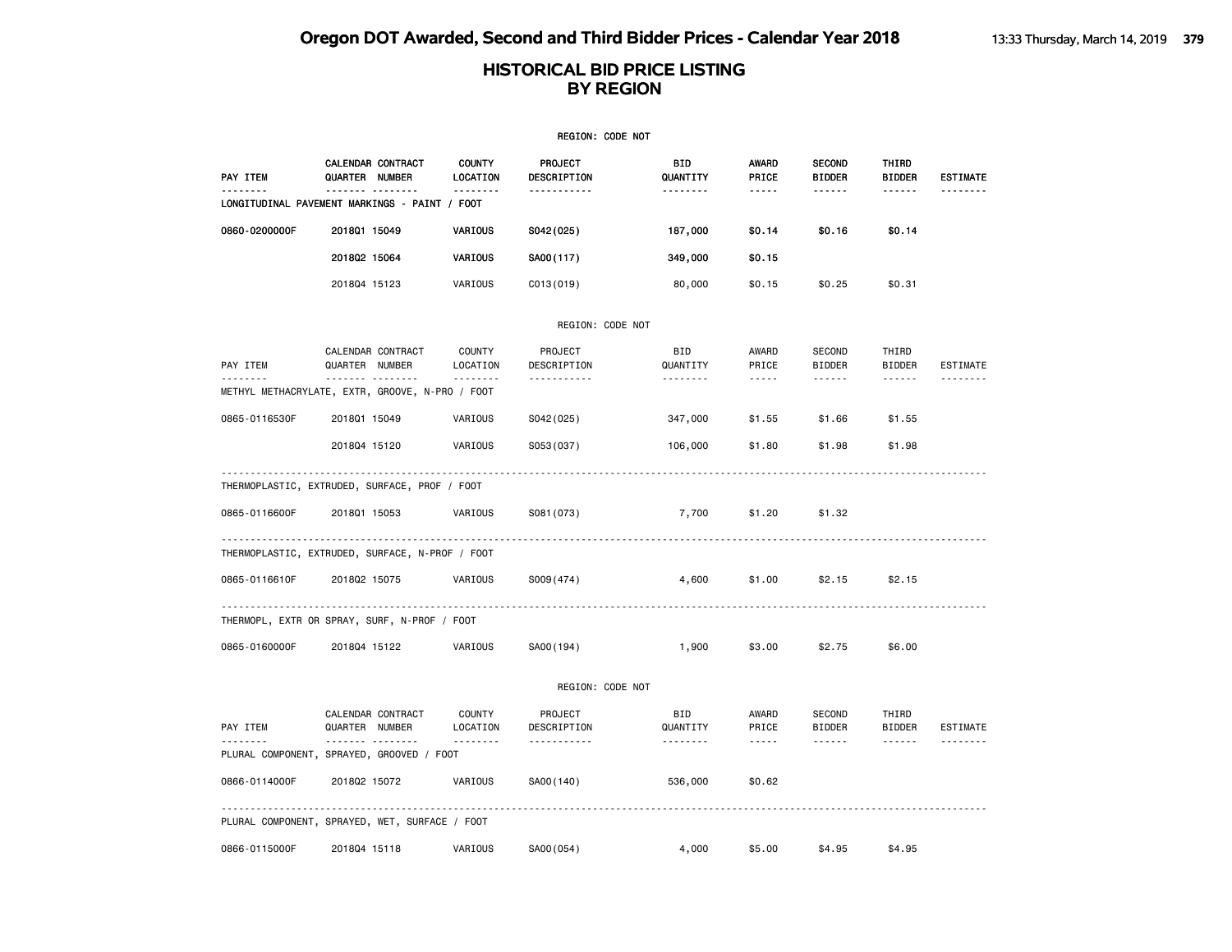# Oregon DOT Awarded, Second and Third Bidder Prices - Calendar Year 2018

## HISTORICAL BID PRICE LISTING BY REGION

REGION: CODE NOT

| PAY ITEM | CALENDAR QUARTER | CONTRACT NUMBER | COUNTY LOCATION | PROJECT DESCRIPTION | BID QUANTITY | AWARD PRICE | SECOND BIDDER | THIRD BIDDER | ESTIMATE |
|---|---|---|---|---|---|---|---|---|---|
| LONGITUDINAL PAVEMENT MARKINGS - PAINT / FOOT | | | | | | | | | |
| 0860-0200000F | 2018Q1 | 15049 | VARIOUS | S042(025) | 187,000 | $0.14 | $0.16 | $0.14 | |
| | 2018Q2 | 15064 | VARIOUS | SA00(117) | 349,000 | $0.15 | | | |
| | 2018Q4 | 15123 | VARIOUS | C013(019) | 80,000 | $0.15 | $0.25 | $0.31 | |

REGION: CODE NOT

| PAY ITEM | CALENDAR QUARTER | CONTRACT NUMBER | COUNTY LOCATION | PROJECT DESCRIPTION | BID QUANTITY | AWARD PRICE | SECOND BIDDER | THIRD BIDDER | ESTIMATE |
|---|---|---|---|---|---|---|---|---|---|
| METHYL METHACRYLATE, EXTR, GROOVE, N-PRO / FOOT | | | | | | | | | |
| 0865-0116530F | 2018Q1 | 15049 | VARIOUS | S042(025) | 347,000 | $1.55 | $1.66 | $1.55 | |
| | 2018Q4 | 15120 | VARIOUS | S053(037) | 106,000 | $1.80 | $1.98 | $1.98 | |
| THERMOPLASTIC, EXTRUDED, SURFACE, PROF / FOOT | | | | | | | | | |
| 0865-0116600F | 2018Q1 | 15053 | VARIOUS | S081(073) | 7,700 | $1.20 | $1.32 | | |
| THERMOPLASTIC, EXTRUDED, SURFACE, N-PROF / FOOT | | | | | | | | | |
| 0865-0116610F | 2018Q2 | 15075 | VARIOUS | S009(474) | 4,600 | $1.00 | $2.15 | $2.15 | |
| THERMOPL, EXTR OR SPRAY, SURF, N-PROF / FOOT | | | | | | | | | |
| 0865-0160000F | 2018Q4 | 15122 | VARIOUS | SA00(194) | 1,900 | $3.00 | $2.75 | $6.00 | |

REGION: CODE NOT

| PAY ITEM | CALENDAR QUARTER | CONTRACT NUMBER | COUNTY LOCATION | PROJECT DESCRIPTION | BID QUANTITY | AWARD PRICE | SECOND BIDDER | THIRD BIDDER | ESTIMATE |
|---|---|---|---|---|---|---|---|---|---|
| PLURAL COMPONENT, SPRAYED, GROOVED / FOOT | | | | | | | | | |
| 0866-0114000F | 2018Q2 | 15072 | VARIOUS | SA00(140) | 536,000 | $0.62 | | | |
| PLURAL COMPONENT, SPRAYED, WET, SURFACE / FOOT | | | | | | | | | |
| 0866-0115000F | 2018Q4 | 15118 | VARIOUS | SA00(054) | 4,000 | $5.00 | $4.95 | $4.95 | |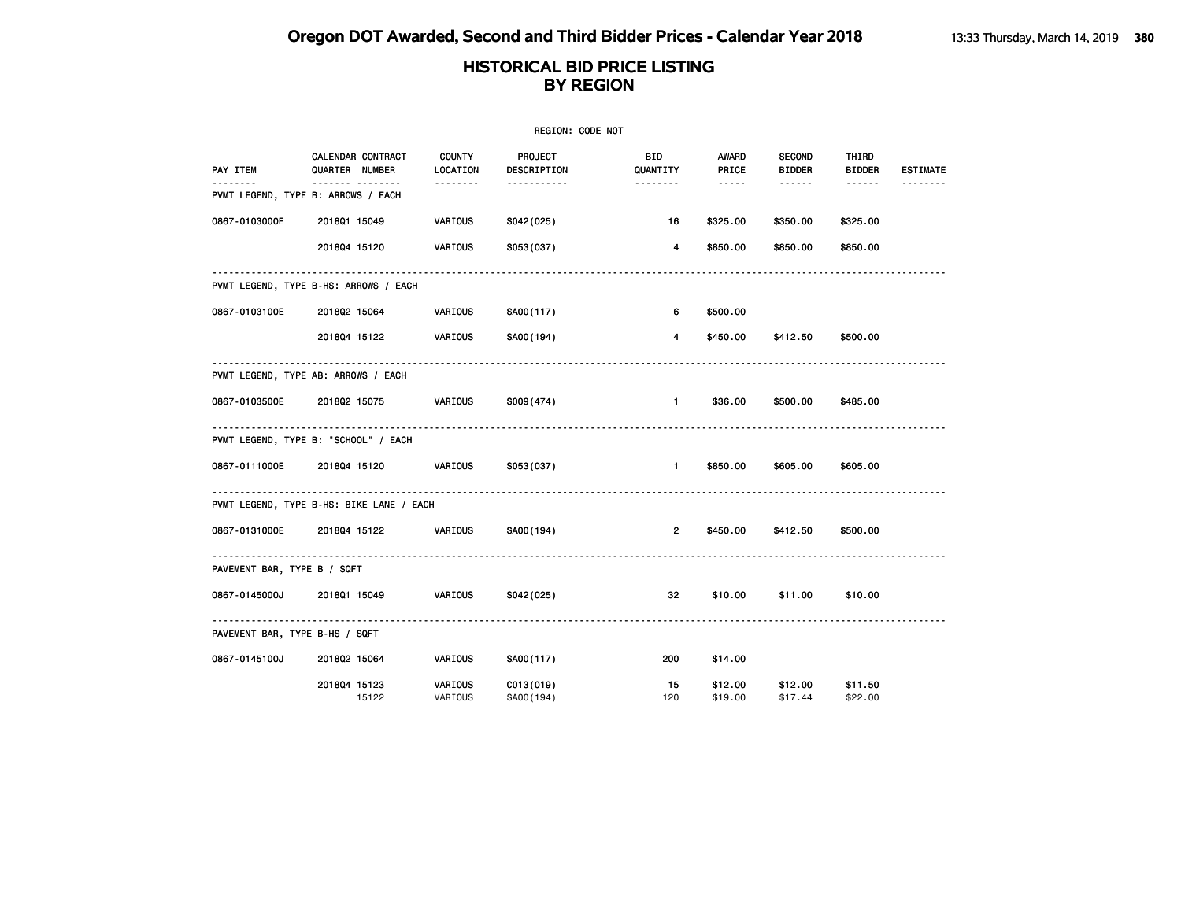# Oregon DOT Awarded, Second and Third Bidder Prices - Calendar Year 2018

## HISTORICAL BID PRICE LISTING BY REGION

REGION: CODE NOT

| PAY ITEM | CALENDAR QUARTER | CONTRACT NUMBER | COUNTY LOCATION | PROJECT DESCRIPTION | BID QUANTITY | AWARD PRICE | SECOND BIDDER | THIRD BIDDER | ESTIMATE |
|---|---|---|---|---|---|---|---|---|---|
| **PVMT LEGEND, TYPE B: ARROWS / EACH** | | | | | | | | | |
| 0867-0103000E | 2018Q1 | 15049 | VARIOUS | S042(025) | 16 | $325.00 | $350.00 | $325.00 | |
| | 2018Q4 | 15120 | VARIOUS | S053(037) | 4 | $850.00 | $850.00 | $850.00 | |
| **PVMT LEGEND, TYPE B-HS: ARROWS / EACH** | | | | | | | | | |
| 0867-0103100E | 2018Q2 | 15064 | VARIOUS | SA00(117) | 6 | $500.00 | | | |
| | 2018Q4 | 15122 | VARIOUS | SA00(194) | 4 | $450.00 | $412.50 | $500.00 | |
| **PVMT LEGEND, TYPE AB: ARROWS / EACH** | | | | | | | | | |
| 0867-0103500E | 2018Q2 | 15075 | VARIOUS | S009(474) | 1 | $36.00 | $500.00 | $485.00 | |
| **PVMT LEGEND, TYPE B: "SCHOOL" / EACH** | | | | | | | | | |
| 0867-0111000E | 2018Q4 | 15120 | VARIOUS | S053(037) | 1 | $850.00 | $605.00 | $605.00 | |
| **PVMT LEGEND, TYPE B-HS: BIKE LANE / EACH** | | | | | | | | | |
| 0867-0131000E | 2018Q4 | 15122 | VARIOUS | SA00(194) | 2 | $450.00 | $412.50 | $500.00 | |
| **PAVEMENT BAR, TYPE B / SQFT** | | | | | | | | | |
| 0867-0145000J | 2018Q1 | 15049 | VARIOUS | S042(025) | 32 | $10.00 | $11.00 | $10.00 | |
| **PAVEMENT BAR, TYPE B-HS / SQFT** | | | | | | | | | |
| 0867-0145100J | 2018Q2 | 15064 | VARIOUS | SA00(117) | 200 | $14.00 | | | |
| | 2018Q4 | 15123 | VARIOUS | C013(019) | 15 | $12.00 | $12.00 | $11.50 | |
| | | 15122 | VARIOUS | SA00(194) | 120 | $19.00 | $17.44 | $22.00 | |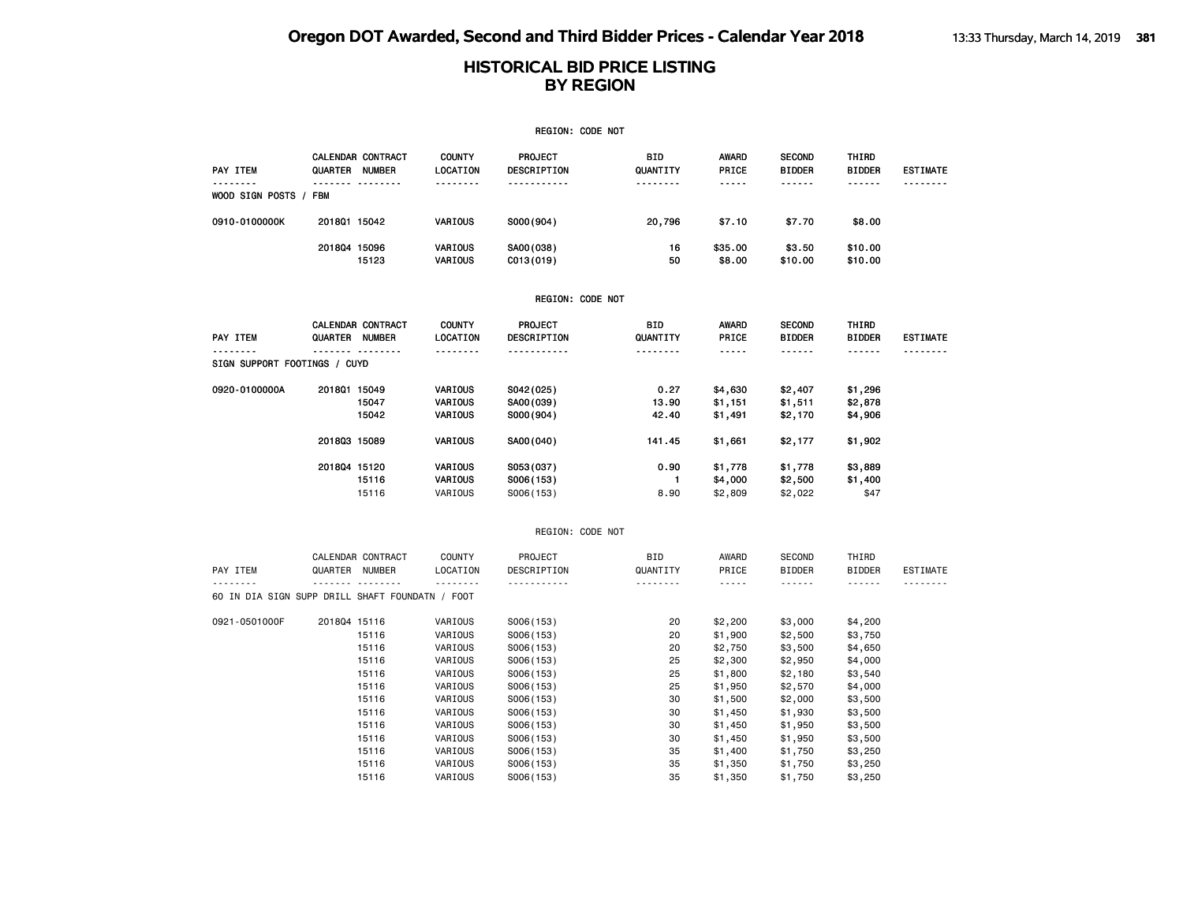# Oregon DOT Awarded, Second and Third Bidder Prices - Calendar Year 2018

## HISTORICAL BID PRICE LISTING BY REGION

REGION: CODE NOT

| PAY ITEM | CALENDAR QUARTER | CONTRACT NUMBER | COUNTY LOCATION | PROJECT DESCRIPTION | BID QUANTITY | AWARD PRICE | SECOND BIDDER | THIRD BIDDER | ESTIMATE |
|---|---|---|---|---|---|---|---|---|---|
| WOOD SIGN POSTS / FBM | | | | | | | | | |
| 0910-0100000K | 2018Q1 | 15042 | VARIOUS | S000(904) | 20,796 | $7.10 | $7.70 | $8.00 | |
| | 2018Q4 | 15096 | VARIOUS | SA00(038) | 16 | $35.00 | $3.50 | $10.00 | |
| | | 15123 | VARIOUS | C013(019) | 50 | $8.00 | $10.00 | $10.00 | |

REGION: CODE NOT

| PAY ITEM | CALENDAR QUARTER | CONTRACT NUMBER | COUNTY LOCATION | PROJECT DESCRIPTION | BID QUANTITY | AWARD PRICE | SECOND BIDDER | THIRD BIDDER | ESTIMATE |
|---|---|---|---|---|---|---|---|---|---|
| SIGN SUPPORT FOOTINGS / CUYD | | | | | | | | | |
| 0920-0100000A | 2018Q1 | 15049 | VARIOUS | S042(025) | 0.27 | $4,630 | $2,407 | $1,296 | |
| | | 15047 | VARIOUS | SA00(039) | 13.90 | $1,151 | $1,511 | $2,878 | |
| | | 15042 | VARIOUS | S000(904) | 42.40 | $1,491 | $2,170 | $4,906 | |
| | 2018Q3 | 15089 | VARIOUS | SA00(040) | 141.45 | $1,661 | $2,177 | $1,902 | |
| | 2018Q4 | 15120 | VARIOUS | S053(037) | 0.90 | $1,778 | $1,778 | $3,889 | |
| | | 15116 | VARIOUS | S006(153) | 1 | $4,000 | $2,500 | $1,400 | |
| | | 15116 | VARIOUS | S006(153) | 8.90 | $2,809 | $2,022 | $47 | |

REGION: CODE NOT

| PAY ITEM | CALENDAR QUARTER | CONTRACT NUMBER | COUNTY LOCATION | PROJECT DESCRIPTION | BID QUANTITY | AWARD PRICE | SECOND BIDDER | THIRD BIDDER | ESTIMATE |
|---|---|---|---|---|---|---|---|---|---|
| 60 IN DIA SIGN SUPP DRILL SHAFT FOUNDATN / FOOT | | | | | | | | | |
| 0921-0501000F | 2018Q4 | 15116 | VARIOUS | S006(153) | 20 | $2,200 | $3,000 | $4,200 | |
| | | 15116 | VARIOUS | S006(153) | 20 | $1,900 | $2,500 | $3,750 | |
| | | 15116 | VARIOUS | S006(153) | 20 | $2,750 | $3,500 | $4,650 | |
| | | 15116 | VARIOUS | S006(153) | 25 | $2,300 | $2,950 | $4,000 | |
| | | 15116 | VARIOUS | S006(153) | 25 | $1,800 | $2,180 | $3,540 | |
| | | 15116 | VARIOUS | S006(153) | 25 | $1,950 | $2,570 | $4,000 | |
| | | 15116 | VARIOUS | S006(153) | 30 | $1,500 | $2,000 | $3,500 | |
| | | 15116 | VARIOUS | S006(153) | 30 | $1,450 | $1,930 | $3,500 | |
| | | 15116 | VARIOUS | S006(153) | 30 | $1,450 | $1,950 | $3,500 | |
| | | 15116 | VARIOUS | S006(153) | 30 | $1,450 | $1,950 | $3,500 | |
| | | 15116 | VARIOUS | S006(153) | 35 | $1,400 | $1,750 | $3,250 | |
| | | 15116 | VARIOUS | S006(153) | 35 | $1,350 | $1,750 | $3,250 | |
| | | 15116 | VARIOUS | S006(153) | 35 | $1,350 | $1,750 | $3,250 | |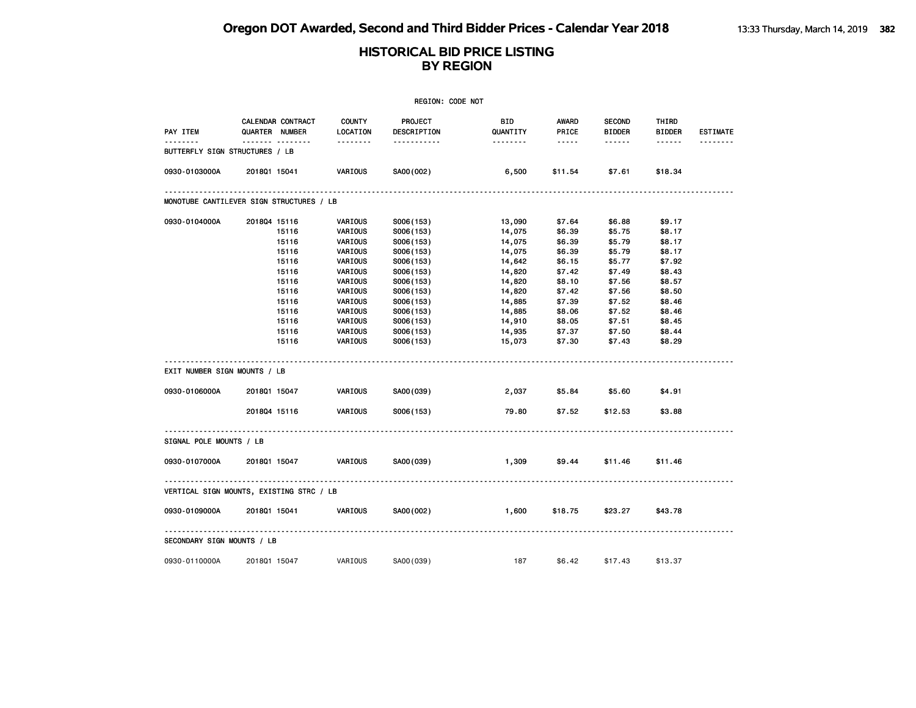# HISTORICAL BID PRICE LISTING
## BY REGION

REGION: CODE NOT

| PAY ITEM | CALENDAR QUARTER | CONTRACT NUMBER | COUNTY LOCATION | PROJECT DESCRIPTION | BID QUANTITY | AWARD PRICE | SECOND BIDDER | THIRD BIDDER | ESTIMATE |
|---|---|---|---|---|---|---|---|---|---|
| **BUTTERFLY SIGN STRUCTURES / LB** | | | | | | | | | |
| 0930-0103000A | 2018Q1 | 15041 | VARIOUS | SA00(002) | 6,500 | $11.54 | $7.61 | $18.34 | |
| **MONOTUBE CANTILEVER SIGN STRUCTURES / LB** | | | | | | | | | |
| 0930-0104000A | 2018Q4 | 15116 | VARIOUS | S006(153) | 13,090 | $7.64 | $6.88 | $9.17 | |
| | | 15116 | VARIOUS | S006(153) | 14,075 | $6.39 | $5.75 | $8.17 | |
| | | 15116 | VARIOUS | S006(153) | 14,075 | $6.39 | $5.79 | $8.17 | |
| | | 15116 | VARIOUS | S006(153) | 14,075 | $6.39 | $5.79 | $8.17 | |
| | | 15116 | VARIOUS | S006(153) | 14,642 | $6.15 | $5.77 | $7.92 | |
| | | 15116 | VARIOUS | S006(153) | 14,820 | $7.42 | $7.49 | $8.43 | |
| | | 15116 | VARIOUS | S006(153) | 14,820 | $8.10 | $7.56 | $8.57 | |
| | | 15116 | VARIOUS | S006(153) | 14,820 | $7.42 | $7.56 | $8.50 | |
| | | 15116 | VARIOUS | S006(153) | 14,885 | $7.39 | $7.52 | $8.46 | |
| | | 15116 | VARIOUS | S006(153) | 14,885 | $8.06 | $7.52 | $8.46 | |
| | | 15116 | VARIOUS | S006(153) | 14,910 | $8.05 | $7.51 | $8.45 | |
| | | 15116 | VARIOUS | S006(153) | 14,935 | $7.37 | $7.50 | $8.44 | |
| | | 15116 | VARIOUS | S006(153) | 15,073 | $7.30 | $7.43 | $8.29 | |
| **EXIT NUMBER SIGN MOUNTS / LB** | | | | | | | | | |
| 0930-0106000A | 2018Q1 | 15047 | VARIOUS | SA00(039) | 2,037 | $5.84 | $5.60 | $4.91 | |
| | 2018Q4 | 15116 | VARIOUS | S006(153) | 79.80 | $7.52 | $12.53 | $3.88 | |
| **SIGNAL POLE MOUNTS / LB** | | | | | | | | | |
| 0930-0107000A | 2018Q1 | 15047 | VARIOUS | SA00(039) | 1,309 | $9.44 | $11.46 | $11.46 | |
| **VERTICAL SIGN MOUNTS, EXISTING STRC / LB** | | | | | | | | | |
| 0930-0109000A | 2018Q1 | 15041 | VARIOUS | SA00(002) | 1,600 | $18.75 | $23.27 | $43.78 | |
| **SECONDARY SIGN MOUNTS / LB** | | | | | | | | | |
| 0930-0110000A | 2018Q1 | 15047 | VARIOUS | SA00(039) | 187 | $6.42 | $17.43 | $13.37 | |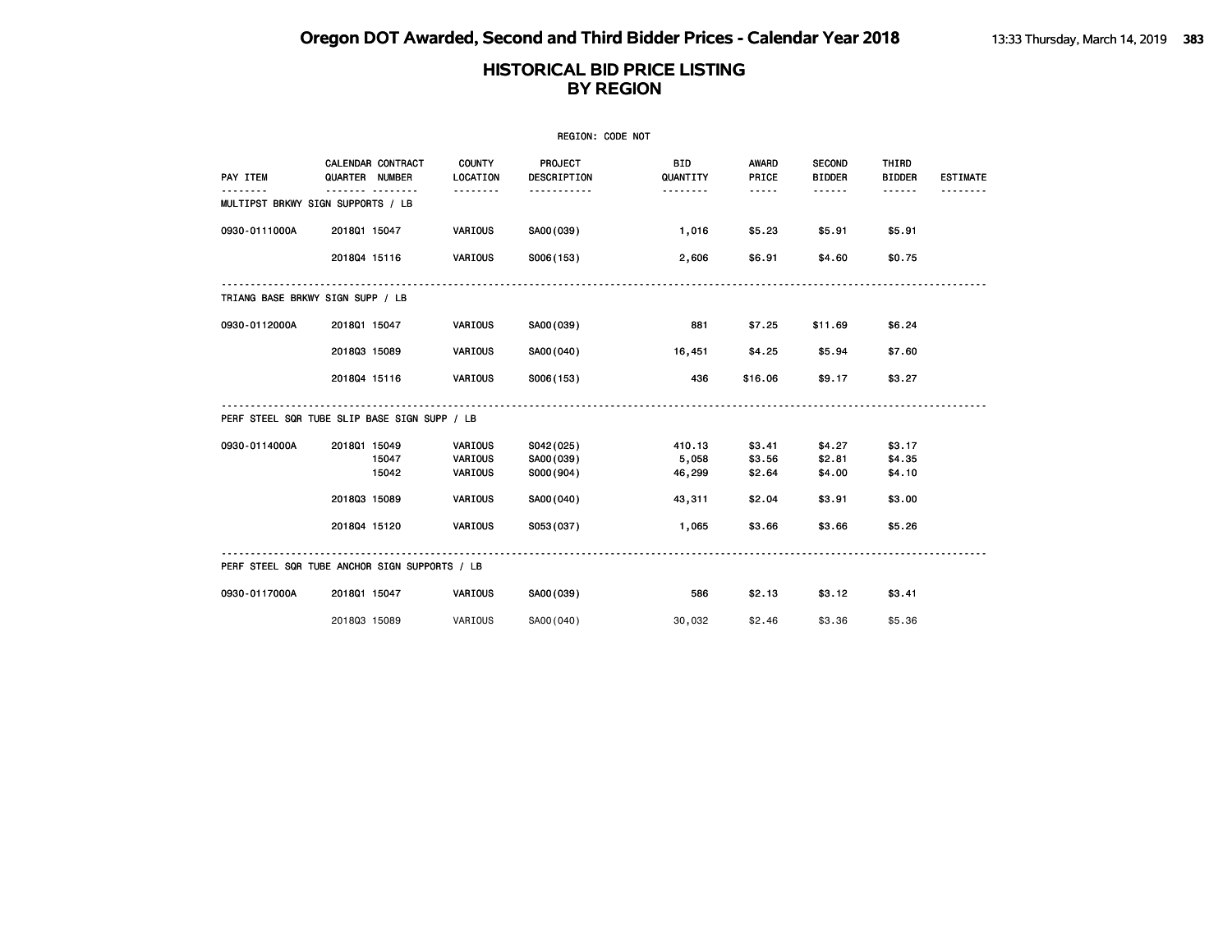# HISTORICAL BID PRICE LISTING BY REGION

REGION: CODE NOT

| PAY ITEM | CALENDAR QUARTER | CONTRACT NUMBER | COUNTY LOCATION | PROJECT DESCRIPTION | BID QUANTITY | AWARD PRICE | SECOND BIDDER | THIRD BIDDER | ESTIMATE |
|---|---|---|---|---|---|---|---|---|---|
| MULTIPST BRKWY SIGN SUPPORTS / LB | | | | | | | | | |
| 0930-0111000A | 2018Q1 | 15047 | VARIOUS | SA00(039) | 1,016 | $5.23 | $5.91 | $5.91 | |
| | 2018Q4 | 15116 | VARIOUS | S006(153) | 2,606 | $6.91 | $4.60 | $0.75 | |
| TRIANG BASE BRKWY SIGN SUPP / LB | | | | | | | | | |
| 0930-0112000A | 2018Q1 | 15047 | VARIOUS | SA00(039) | 881 | $7.25 | $11.69 | $6.24 | |
| | 2018Q3 | 15089 | VARIOUS | SA00(040) | 16,451 | $4.25 | $5.94 | $7.60 | |
| | 2018Q4 | 15116 | VARIOUS | S006(153) | 436 | $16.06 | $9.17 | $3.27 | |
| PERF STEEL SQR TUBE SLIP BASE SIGN SUPP / LB | | | | | | | | | |
| 0930-0114000A | 2018Q1 | 15049 | VARIOUS | S042(025) | 410.13 | $3.41 | $4.27 | $3.17 | |
| | | 15047 | VARIOUS | SA00(039) | 5,058 | $3.56 | $2.81 | $4.35 | |
| | | 15042 | VARIOUS | S000(904) | 46,299 | $2.64 | $4.00 | $4.10 | |
| | 2018Q3 | 15089 | VARIOUS | SA00(040) | 43,311 | $2.04 | $3.91 | $3.00 | |
| | 2018Q4 | 15120 | VARIOUS | S053(037) | 1,065 | $3.66 | $3.66 | $5.26 | |
| PERF STEEL SQR TUBE ANCHOR SIGN SUPPORTS / LB | | | | | | | | | |
| 0930-0117000A | 2018Q1 | 15047 | VARIOUS | SA00(039) | 586 | $2.13 | $3.12 | $3.41 | |
| | 2018Q3 | 15089 | VARIOUS | SA00(040) | 30,032 | $2.46 | $3.36 | $5.36 | |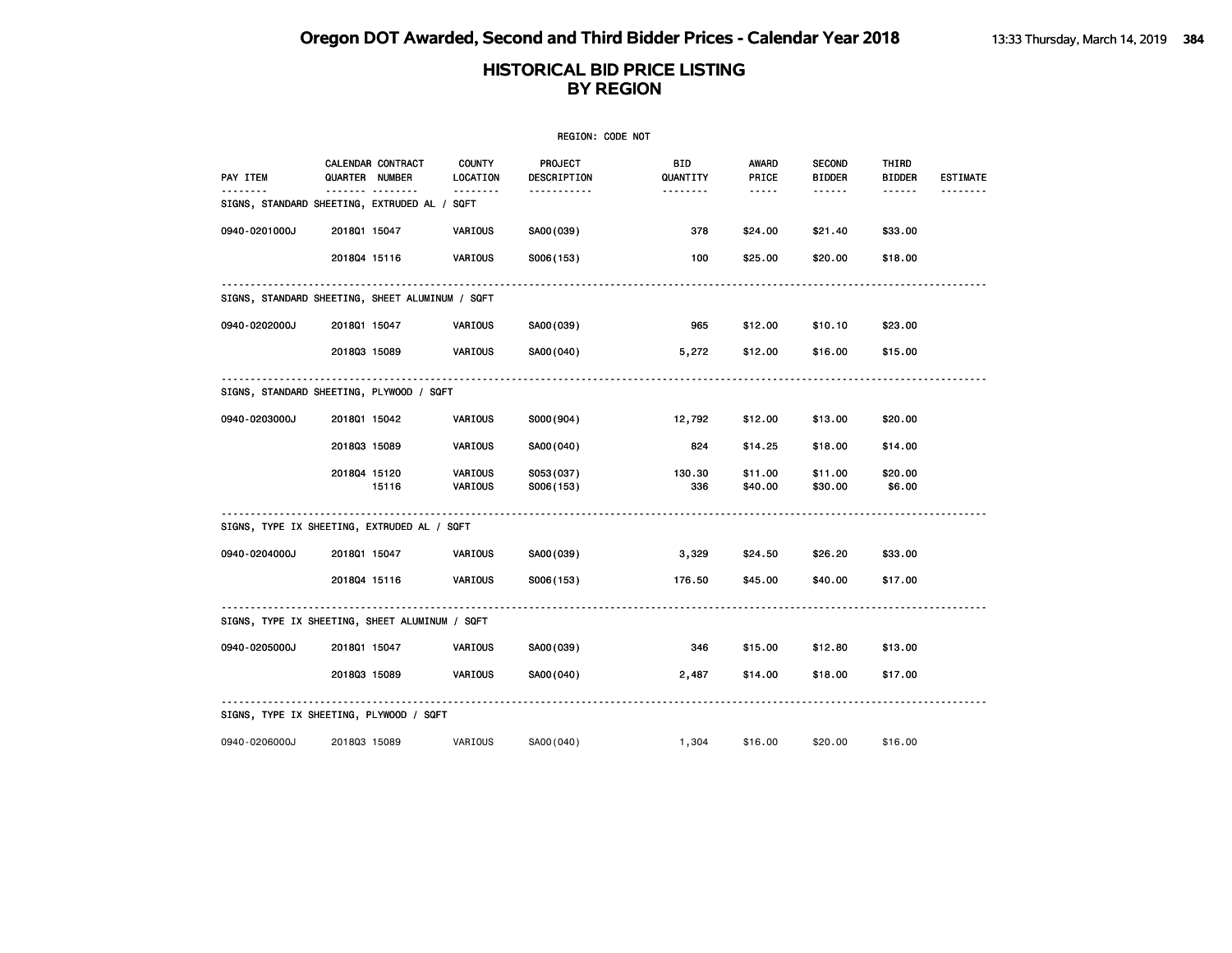# Oregon DOT Awarded, Second and Third Bidder Prices - Calendar Year 2018

## HISTORICAL BID PRICE LISTING BY REGION

REGION: CODE NOT

| PAY ITEM | CALENDAR QUARTER | CONTRACT NUMBER | COUNTY LOCATION | PROJECT DESCRIPTION | BID QUANTITY | AWARD PRICE | SECOND BIDDER | THIRD BIDDER | ESTIMATE |
|---|---|---|---|---|---|---|---|---|---|
| **SIGNS, STANDARD SHEETING, EXTRUDED AL / SQFT** | | | | | | | | | |
| 0940-0201000J | 2018Q1 | 15047 | VARIOUS | SA00(039) | 378 | $24.00 | $21.40 | $33.00 | |
| | 2018Q4 | 15116 | VARIOUS | S006(153) | 100 | $25.00 | $20.00 | $18.00 | |
| **SIGNS, STANDARD SHEETING, SHEET ALUMINUM / SQFT** | | | | | | | | | |
| 0940-0202000J | 2018Q1 | 15047 | VARIOUS | SA00(039) | 965 | $12.00 | $10.10 | $23.00 | |
| | 2018Q3 | 15089 | VARIOUS | SA00(040) | 5,272 | $12.00 | $16.00 | $15.00 | |
| **SIGNS, STANDARD SHEETING, PLYWOOD / SQFT** | | | | | | | | | |
| 0940-0203000J | 2018Q1 | 15042 | VARIOUS | S000(904) | 12,792 | $12.00 | $13.00 | $20.00 | |
| | 2018Q3 | 15089 | VARIOUS | SA00(040) | 824 | $14.25 | $18.00 | $14.00 | |
| | 2018Q4 | 15120 | VARIOUS | S053(037) | 130.30 | $11.00 | $11.00 | $20.00 | |
| | | 15116 | VARIOUS | S006(153) | 336 | $40.00 | $30.00 | $6.00 | |
| **SIGNS, TYPE IX SHEETING, EXTRUDED AL / SQFT** | | | | | | | | | |
| 0940-0204000J | 2018Q1 | 15047 | VARIOUS | SA00(039) | 3,329 | $24.50 | $26.20 | $33.00 | |
| | 2018Q4 | 15116 | VARIOUS | S006(153) | 176.50 | $45.00 | $40.00 | $17.00 | |
| **SIGNS, TYPE IX SHEETING, SHEET ALUMINUM / SQFT** | | | | | | | | | |
| 0940-0205000J | 2018Q1 | 15047 | VARIOUS | SA00(039) | 346 | $15.00 | $12.80 | $13.00 | |
| | 2018Q3 | 15089 | VARIOUS | SA00(040) | 2,487 | $14.00 | $18.00 | $17.00 | |
| **SIGNS, TYPE IX SHEETING, PLYWOOD / SQFT** | | | | | | | | | |
| 0940-0206000J | 2018Q3 | 15089 | VARIOUS | SA00(040) | 1,304 | $16.00 | $20.00 | $16.00 | |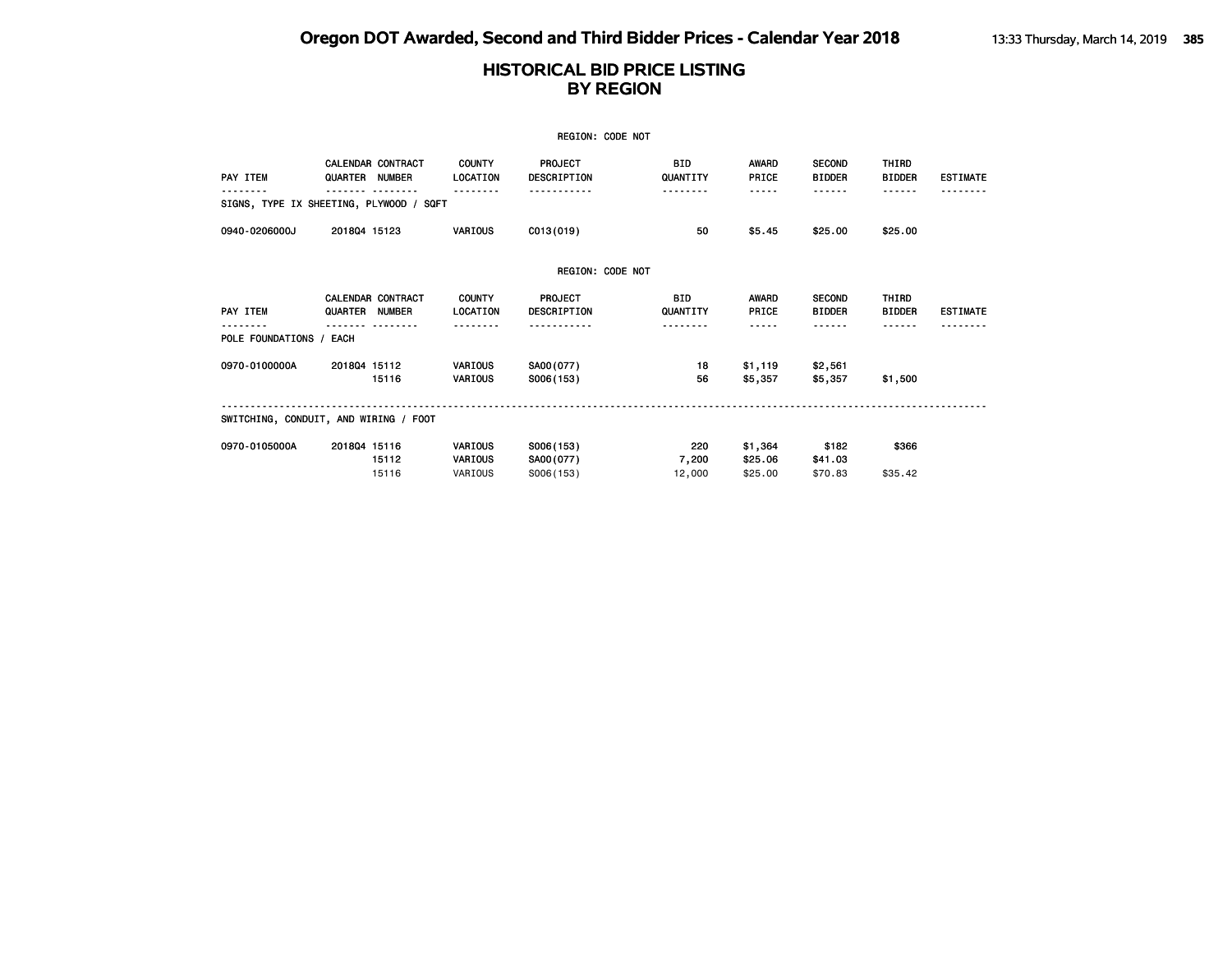# HISTORICAL BID PRICE LISTING
# BY REGION

REGION: CODE NOT

| PAY ITEM | CALENDAR QUARTER | CONTRACT NUMBER | COUNTY LOCATION | PROJECT DESCRIPTION | BID QUANTITY | AWARD PRICE | SECOND BIDDER | THIRD BIDDER | ESTIMATE |
|---|---|---|---|---|---|---|---|---|---|
| SIGNS, TYPE IX SHEETING, PLYWOOD / SQFT | | | | | | | | | |
| 0940-0206000J | 2018Q4 | 15123 | VARIOUS | C013(019) | 50 | $5.45 | $25.00 | $25.00 | |

REGION: CODE NOT

| PAY ITEM | CALENDAR QUARTER | CONTRACT NUMBER | COUNTY LOCATION | PROJECT DESCRIPTION | BID QUANTITY | AWARD PRICE | SECOND BIDDER | THIRD BIDDER | ESTIMATE |
|---|---|---|---|---|---|---|---|---|---|
| POLE FOUNDATIONS / EACH | | | | | | | | | |
| 0970-0100000A | 2018Q4 | 15112 | VARIOUS | SA00(077) | 18 | $1,119 | $2,561 | | |
| | | 15116 | VARIOUS | S006(153) | 56 | $5,357 | $5,357 | $1,500 | |
| SWITCHING, CONDUIT, AND WIRING / FOOT | | | | | | | | | |
| 0970-0105000A | 2018Q4 | 15116 | VARIOUS | S006(153) | 220 | $1,364 | $182 | $366 | |
| | | 15112 | VARIOUS | SA00(077) | 7,200 | $25.06 | $41.03 | | |
| | | 15116 | VARIOUS | S006(153) | 12,000 | $25.00 | $70.83 | $35.42 | |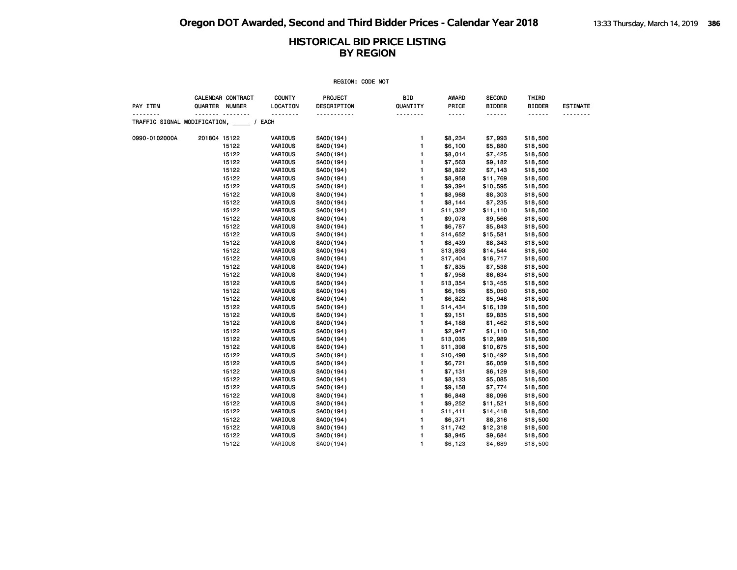# Oregon DOT Awarded, Second and Third Bidder Prices - Calendar Year 2018

## HISTORICAL BID PRICE LISTING BY REGION

REGION: CODE NOT

| PAY ITEM | CALENDAR QUARTER | CONTRACT NUMBER | COUNTY LOCATION | PROJECT DESCRIPTION | BID QUANTITY | AWARD PRICE | SECOND BIDDER | THIRD BIDDER | ESTIMATE |
|---|---|---|---|---|---|---|---|---|---|
| TRAFFIC SIGNAL MODIFICATION, _____ / EACH | | | | | | | | | |
| 0990-0102000A | 2018Q4 | 15122 | VARIOUS | SA00(194) | 1 | $8,234 | $7,993 | $18,500 | |
| | | 15122 | VARIOUS | SA00(194) | 1 | $6,100 | $5,880 | $18,500 | |
| | | 15122 | VARIOUS | SA00(194) | 1 | $8,014 | $7,425 | $18,500 | |
| | | 15122 | VARIOUS | SA00(194) | 1 | $7,563 | $9,182 | $18,500 | |
| | | 15122 | VARIOUS | SA00(194) | 1 | $8,822 | $7,143 | $18,500 | |
| | | 15122 | VARIOUS | SA00(194) | 1 | $8,958 | $11,769 | $18,500 | |
| | | 15122 | VARIOUS | SA00(194) | 1 | $9,394 | $10,595 | $18,500 | |
| | | 15122 | VARIOUS | SA00(194) | 1 | $8,988 | $8,303 | $18,500 | |
| | | 15122 | VARIOUS | SA00(194) | 1 | $8,144 | $7,235 | $18,500 | |
| | | 15122 | VARIOUS | SA00(194) | 1 | $11,332 | $11,110 | $18,500 | |
| | | 15122 | VARIOUS | SA00(194) | 1 | $9,078 | $9,566 | $18,500 | |
| | | 15122 | VARIOUS | SA00(194) | 1 | $6,787 | $5,843 | $18,500 | |
| | | 15122 | VARIOUS | SA00(194) | 1 | $14,652 | $15,581 | $18,500 | |
| | | 15122 | VARIOUS | SA00(194) | 1 | $8,439 | $8,343 | $18,500 | |
| | | 15122 | VARIOUS | SA00(194) | 1 | $13,893 | $14,544 | $18,500 | |
| | | 15122 | VARIOUS | SA00(194) | 1 | $17,404 | $16,717 | $18,500 | |
| | | 15122 | VARIOUS | SA00(194) | 1 | $7,835 | $7,538 | $18,500 | |
| | | 15122 | VARIOUS | SA00(194) | 1 | $7,958 | $6,634 | $18,500 | |
| | | 15122 | VARIOUS | SA00(194) | 1 | $13,354 | $13,455 | $18,500 | |
| | | 15122 | VARIOUS | SA00(194) | 1 | $6,165 | $5,050 | $18,500 | |
| | | 15122 | VARIOUS | SA00(194) | 1 | $6,822 | $5,948 | $18,500 | |
| | | 15122 | VARIOUS | SA00(194) | 1 | $14,434 | $16,139 | $18,500 | |
| | | 15122 | VARIOUS | SA00(194) | 1 | $9,151 | $9,835 | $18,500 | |
| | | 15122 | VARIOUS | SA00(194) | 1 | $4,188 | $1,462 | $18,500 | |
| | | 15122 | VARIOUS | SA00(194) | 1 | $2,947 | $1,110 | $18,500 | |
| | | 15122 | VARIOUS | SA00(194) | 1 | $13,035 | $12,989 | $18,500 | |
| | | 15122 | VARIOUS | SA00(194) | 1 | $11,398 | $10,675 | $18,500 | |
| | | 15122 | VARIOUS | SA00(194) | 1 | $10,498 | $10,492 | $18,500 | |
| | | 15122 | VARIOUS | SA00(194) | 1 | $6,721 | $6,059 | $18,500 | |
| | | 15122 | VARIOUS | SA00(194) | 1 | $7,131 | $6,129 | $18,500 | |
| | | 15122 | VARIOUS | SA00(194) | 1 | $8,133 | $5,085 | $18,500 | |
| | | 15122 | VARIOUS | SA00(194) | 1 | $9,158 | $7,774 | $18,500 | |
| | | 15122 | VARIOUS | SA00(194) | 1 | $6,848 | $8,096 | $18,500 | |
| | | 15122 | VARIOUS | SA00(194) | 1 | $9,252 | $11,521 | $18,500 | |
| | | 15122 | VARIOUS | SA00(194) | 1 | $11,411 | $14,418 | $18,500 | |
| | | 15122 | VARIOUS | SA00(194) | 1 | $6,371 | $6,316 | $18,500 | |
| | | 15122 | VARIOUS | SA00(194) | 1 | $11,742 | $12,318 | $18,500 | |
| | | 15122 | VARIOUS | SA00(194) | 1 | $8,945 | $9,684 | $18,500 | |
| | | 15122 | VARIOUS | SA00(194) | 1 | $6,123 | $4,689 | $18,500 | |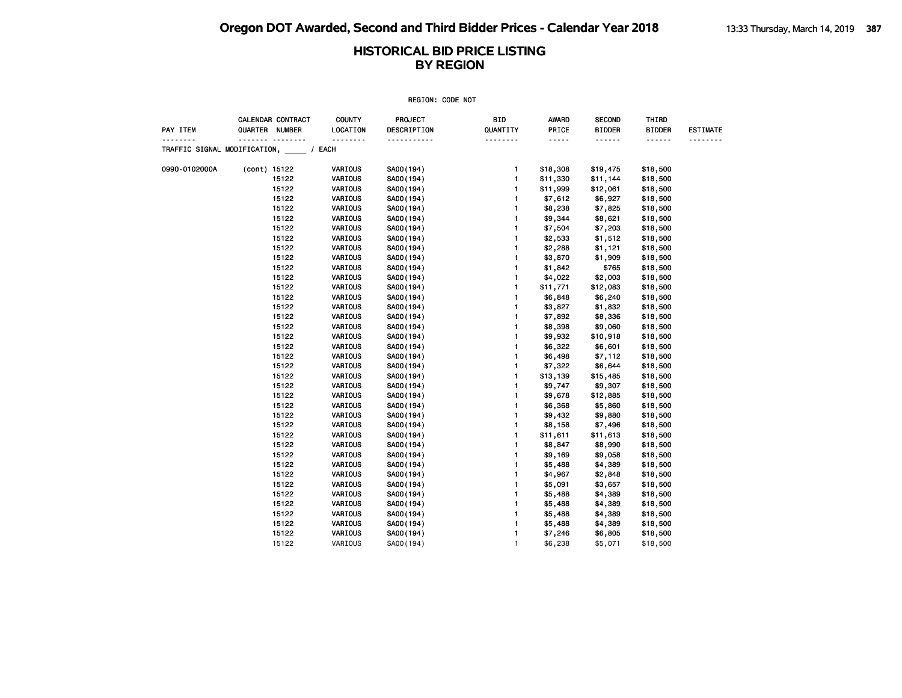# HISTORICAL BID PRICE LISTING
# BY REGION

REGION: CODE NOT

| PAY ITEM | CALENDAR QUARTER | CONTRACT NUMBER | COUNTY LOCATION | PROJECT DESCRIPTION | BID QUANTITY | AWARD PRICE | SECOND BIDDER | THIRD BIDDER | ESTIMATE |
|---|---|---|---|---|---|---|---|---|---|
| TRAFFIC SIGNAL MODIFICATION, _____ / EACH | | | | | | | | | |
| 0990-0102000A | (cont) | 15122 | VARIOUS | SA00(194) | 1 | $18,308 | $19,475 | $18,500 | |
| | | 15122 | VARIOUS | SA00(194) | 1 | $11,330 | $11,144 | $18,500 | |
| | | 15122 | VARIOUS | SA00(194) | 1 | $11,999 | $12,061 | $18,500 | |
| | | 15122 | VARIOUS | SA00(194) | 1 | $7,612 | $6,927 | $18,500 | |
| | | 15122 | VARIOUS | SA00(194) | 1 | $8,238 | $7,825 | $18,500 | |
| | | 15122 | VARIOUS | SA00(194) | 1 | $9,344 | $8,621 | $18,500 | |
| | | 15122 | VARIOUS | SA00(194) | 1 | $7,504 | $7,203 | $18,500 | |
| | | 15122 | VARIOUS | SA00(194) | 1 | $2,533 | $1,512 | $18,500 | |
| | | 15122 | VARIOUS | SA00(194) | 1 | $2,288 | $1,121 | $18,500 | |
| | | 15122 | VARIOUS | SA00(194) | 1 | $3,870 | $1,909 | $18,500 | |
| | | 15122 | VARIOUS | SA00(194) | 1 | $1,842 | $765 | $18,500 | |
| | | 15122 | VARIOUS | SA00(194) | 1 | $4,022 | $2,003 | $18,500 | |
| | | 15122 | VARIOUS | SA00(194) | 1 | $11,771 | $12,083 | $18,500 | |
| | | 15122 | VARIOUS | SA00(194) | 1 | $6,848 | $6,240 | $18,500 | |
| | | 15122 | VARIOUS | SA00(194) | 1 | $3,827 | $1,832 | $18,500 | |
| | | 15122 | VARIOUS | SA00(194) | 1 | $7,892 | $8,336 | $18,500 | |
| | | 15122 | VARIOUS | SA00(194) | 1 | $8,398 | $9,060 | $18,500 | |
| | | 15122 | VARIOUS | SA00(194) | 1 | $9,932 | $10,918 | $18,500 | |
| | | 15122 | VARIOUS | SA00(194) | 1 | $6,322 | $6,601 | $18,500 | |
| | | 15122 | VARIOUS | SA00(194) | 1 | $6,498 | $7,112 | $18,500 | |
| | | 15122 | VARIOUS | SA00(194) | 1 | $7,322 | $6,644 | $18,500 | |
| | | 15122 | VARIOUS | SA00(194) | 1 | $13,139 | $15,485 | $18,500 | |
| | | 15122 | VARIOUS | SA00(194) | 1 | $9,747 | $9,307 | $18,500 | |
| | | 15122 | VARIOUS | SA00(194) | 1 | $9,678 | $12,885 | $18,500 | |
| | | 15122 | VARIOUS | SA00(194) | 1 | $6,368 | $5,860 | $18,500 | |
| | | 15122 | VARIOUS | SA00(194) | 1 | $9,432 | $9,880 | $18,500 | |
| | | 15122 | VARIOUS | SA00(194) | 1 | $8,158 | $7,496 | $18,500 | |
| | | 15122 | VARIOUS | SA00(194) | 1 | $11,611 | $11,613 | $18,500 | |
| | | 15122 | VARIOUS | SA00(194) | 1 | $8,847 | $8,990 | $18,500 | |
| | | 15122 | VARIOUS | SA00(194) | 1 | $9,169 | $9,058 | $18,500 | |
| | | 15122 | VARIOUS | SA00(194) | 1 | $5,488 | $4,389 | $18,500 | |
| | | 15122 | VARIOUS | SA00(194) | 1 | $4,967 | $2,848 | $18,500 | |
| | | 15122 | VARIOUS | SA00(194) | 1 | $5,091 | $3,657 | $18,500 | |
| | | 15122 | VARIOUS | SA00(194) | 1 | $5,488 | $4,389 | $18,500 | |
| | | 15122 | VARIOUS | SA00(194) | 1 | $5,488 | $4,389 | $18,500 | |
| | | 15122 | VARIOUS | SA00(194) | 1 | $5,488 | $4,389 | $18,500 | |
| | | 15122 | VARIOUS | SA00(194) | 1 | $5,488 | $4,389 | $18,500 | |
| | | 15122 | VARIOUS | SA00(194) | 1 | $7,246 | $6,805 | $18,500 | |
| | | 15122 | VARIOUS | SA00(194) | 1 | $6,238 | $5,071 | $18,500 | |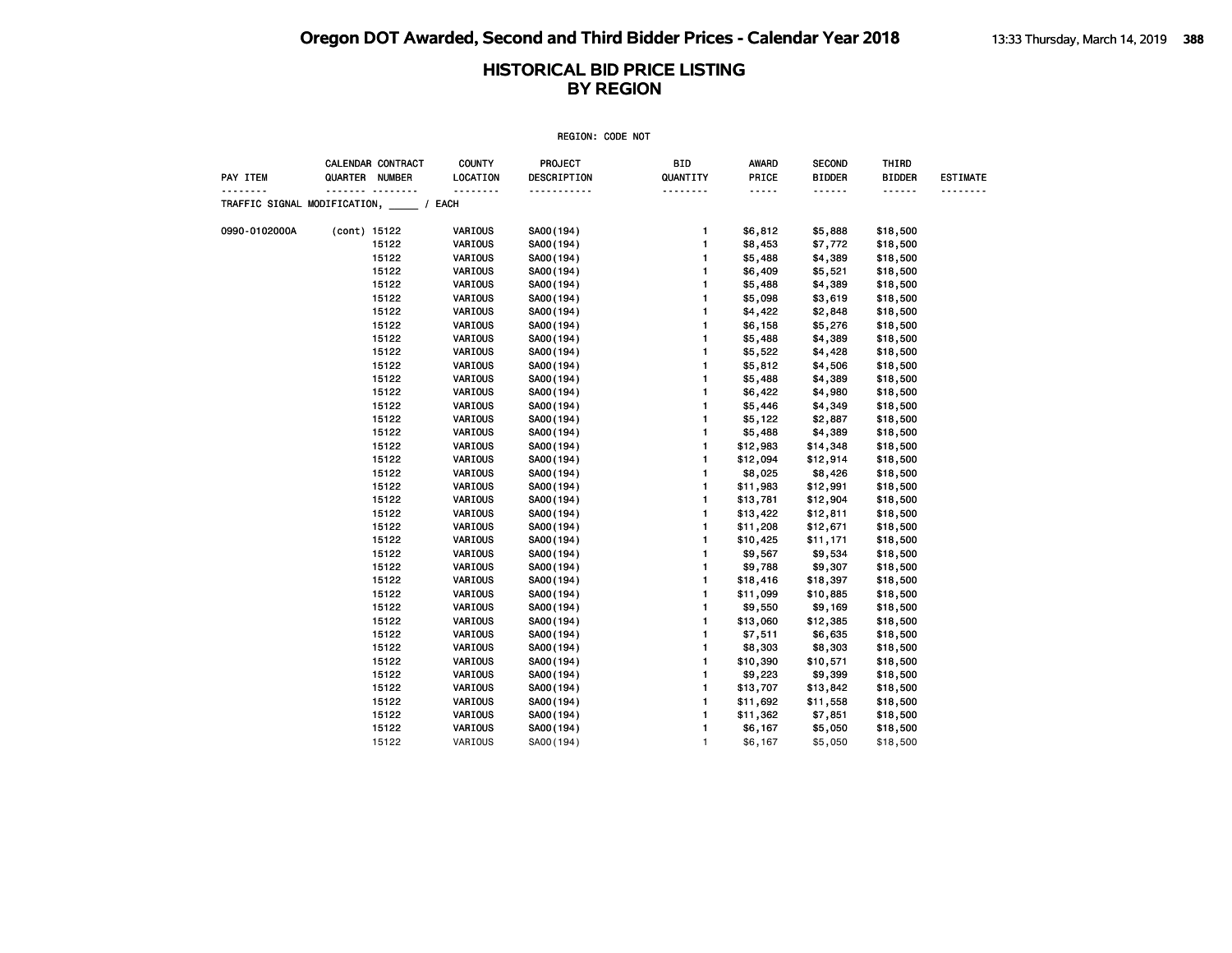## HISTORICAL BID PRICE LISTING
## BY REGION

REGION: CODE NOT

| PAY ITEM | CALENDAR QUARTER | CONTRACT NUMBER | COUNTY LOCATION | PROJECT DESCRIPTION | BID QUANTITY | AWARD PRICE | SECOND BIDDER | THIRD BIDDER | ESTIMATE |
|---|---|---|---|---|---|---|---|---|---|
| TRAFFIC SIGNAL MODIFICATION, _____ / EACH | | | | | | | | | |
| 0990-0102000A | (cont) | 15122 | VARIOUS | SA00(194) | 1 | $6,812 | $5,888 | $18,500 | |
| | | 15122 | VARIOUS | SA00(194) | 1 | $8,453 | $7,772 | $18,500 | |
| | | 15122 | VARIOUS | SA00(194) | 1 | $5,488 | $4,389 | $18,500 | |
| | | 15122 | VARIOUS | SA00(194) | 1 | $6,409 | $5,521 | $18,500 | |
| | | 15122 | VARIOUS | SA00(194) | 1 | $5,488 | $4,389 | $18,500 | |
| | | 15122 | VARIOUS | SA00(194) | 1 | $5,098 | $3,619 | $18,500 | |
| | | 15122 | VARIOUS | SA00(194) | 1 | $4,422 | $2,848 | $18,500 | |
| | | 15122 | VARIOUS | SA00(194) | 1 | $6,158 | $5,276 | $18,500 | |
| | | 15122 | VARIOUS | SA00(194) | 1 | $5,488 | $4,389 | $18,500 | |
| | | 15122 | VARIOUS | SA00(194) | 1 | $5,522 | $4,428 | $18,500 | |
| | | 15122 | VARIOUS | SA00(194) | 1 | $5,812 | $4,506 | $18,500 | |
| | | 15122 | VARIOUS | SA00(194) | 1 | $5,488 | $4,389 | $18,500 | |
| | | 15122 | VARIOUS | SA00(194) | 1 | $6,422 | $4,980 | $18,500 | |
| | | 15122 | VARIOUS | SA00(194) | 1 | $5,446 | $4,349 | $18,500 | |
| | | 15122 | VARIOUS | SA00(194) | 1 | $5,122 | $2,887 | $18,500 | |
| | | 15122 | VARIOUS | SA00(194) | 1 | $5,488 | $4,389 | $18,500 | |
| | | 15122 | VARIOUS | SA00(194) | 1 | $12,983 | $14,348 | $18,500 | |
| | | 15122 | VARIOUS | SA00(194) | 1 | $12,094 | $12,914 | $18,500 | |
| | | 15122 | VARIOUS | SA00(194) | 1 | $8,025 | $8,426 | $18,500 | |
| | | 15122 | VARIOUS | SA00(194) | 1 | $11,983 | $12,991 | $18,500 | |
| | | 15122 | VARIOUS | SA00(194) | 1 | $13,781 | $12,904 | $18,500 | |
| | | 15122 | VARIOUS | SA00(194) | 1 | $13,422 | $12,811 | $18,500 | |
| | | 15122 | VARIOUS | SA00(194) | 1 | $11,208 | $12,671 | $18,500 | |
| | | 15122 | VARIOUS | SA00(194) | 1 | $10,425 | $11,171 | $18,500 | |
| | | 15122 | VARIOUS | SA00(194) | 1 | $9,567 | $9,534 | $18,500 | |
| | | 15122 | VARIOUS | SA00(194) | 1 | $9,788 | $9,307 | $18,500 | |
| | | 15122 | VARIOUS | SA00(194) | 1 | $18,416 | $18,397 | $18,500 | |
| | | 15122 | VARIOUS | SA00(194) | 1 | $11,099 | $10,885 | $18,500 | |
| | | 15122 | VARIOUS | SA00(194) | 1 | $9,550 | $9,169 | $18,500 | |
| | | 15122 | VARIOUS | SA00(194) | 1 | $13,060 | $12,385 | $18,500 | |
| | | 15122 | VARIOUS | SA00(194) | 1 | $7,511 | $6,635 | $18,500 | |
| | | 15122 | VARIOUS | SA00(194) | 1 | $8,303 | $8,303 | $18,500 | |
| | | 15122 | VARIOUS | SA00(194) | 1 | $10,390 | $10,571 | $18,500 | |
| | | 15122 | VARIOUS | SA00(194) | 1 | $9,223 | $9,399 | $18,500 | |
| | | 15122 | VARIOUS | SA00(194) | 1 | $13,707 | $13,842 | $18,500 | |
| | | 15122 | VARIOUS | SA00(194) | 1 | $11,692 | $11,558 | $18,500 | |
| | | 15122 | VARIOUS | SA00(194) | 1 | $11,362 | $7,851 | $18,500 | |
| | | 15122 | VARIOUS | SA00(194) | 1 | $6,167 | $5,050 | $18,500 | |
| | | 15122 | VARIOUS | SA00(194) | 1 | $6,167 | $5,050 | $18,500 | |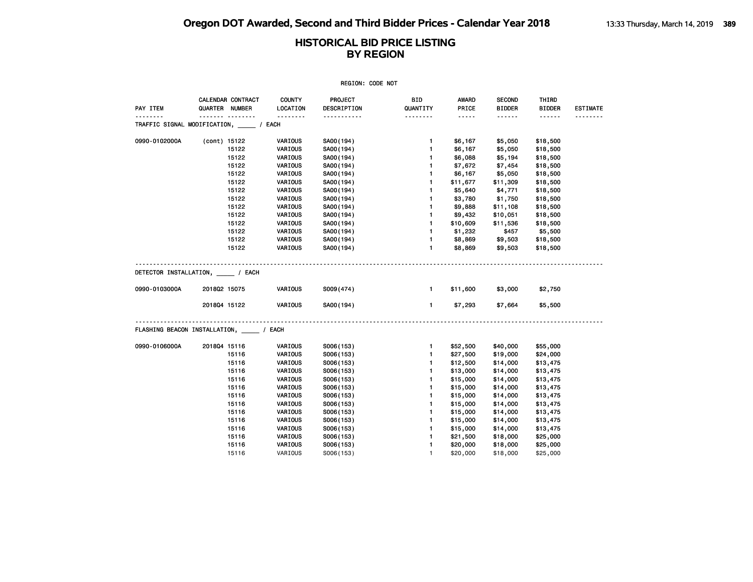# Oregon DOT Awarded, Second and Third Bidder Prices - Calendar Year 2018

## HISTORICAL BID PRICE LISTING BY REGION

REGION: CODE NOT

| PAY ITEM | CALENDAR QUARTER | CONTRACT NUMBER | COUNTY LOCATION | PROJECT DESCRIPTION | BID QUANTITY | AWARD PRICE | SECOND BIDDER | THIRD BIDDER | ESTIMATE |
|---|---|---|---|---|---|---|---|---|---|
| **TRAFFIC SIGNAL MODIFICATION, _____ / EACH** | | | | | | | | | |
| 0990-0102000A | (cont) | 15122 | VARIOUS | SA00(194) | 1 | $6,167 | $5,050 | $18,500 | |
| | | 15122 | VARIOUS | SA00(194) | 1 | $6,167 | $5,050 | $18,500 | |
| | | 15122 | VARIOUS | SA00(194) | 1 | $6,088 | $5,194 | $18,500 | |
| | | 15122 | VARIOUS | SA00(194) | 1 | $7,672 | $7,454 | $18,500 | |
| | | 15122 | VARIOUS | SA00(194) | 1 | $6,167 | $5,050 | $18,500 | |
| | | 15122 | VARIOUS | SA00(194) | 1 | $11,677 | $11,309 | $18,500 | |
| | | 15122 | VARIOUS | SA00(194) | 1 | $5,640 | $4,771 | $18,500 | |
| | | 15122 | VARIOUS | SA00(194) | 1 | $3,780 | $1,750 | $18,500 | |
| | | 15122 | VARIOUS | SA00(194) | 1 | $9,888 | $11,108 | $18,500 | |
| | | 15122 | VARIOUS | SA00(194) | 1 | $9,432 | $10,051 | $18,500 | |
| | | 15122 | VARIOUS | SA00(194) | 1 | $10,609 | $11,536 | $18,500 | |
| | | 15122 | VARIOUS | SA00(194) | 1 | $1,232 | $457 | $5,500 | |
| | | 15122 | VARIOUS | SA00(194) | 1 | $8,869 | $9,503 | $18,500 | |
| | | 15122 | VARIOUS | SA00(194) | 1 | $8,869 | $9,503 | $18,500 | |
| **DETECTOR INSTALLATION, _____ / EACH** | | | | | | | | | |
| 0990-0103000A | 2018Q2 | 15075 | VARIOUS | S009(474) | 1 | $11,600 | $3,000 | $2,750 | |
| | 2018Q4 | 15122 | VARIOUS | SA00(194) | 1 | $7,293 | $7,664 | $5,500 | |
| **FLASHING BEACON INSTALLATION, _____ / EACH** | | | | | | | | | |
| 0990-0106000A | 2018Q4 | 15116 | VARIOUS | S006(153) | 1 | $52,500 | $40,000 | $55,000 | |
| | | 15116 | VARIOUS | S006(153) | 1 | $27,500 | $19,000 | $24,000 | |
| | | 15116 | VARIOUS | S006(153) | 1 | $12,500 | $14,000 | $13,475 | |
| | | 15116 | VARIOUS | S006(153) | 1 | $13,000 | $14,000 | $13,475 | |
| | | 15116 | VARIOUS | S006(153) | 1 | $15,000 | $14,000 | $13,475 | |
| | | 15116 | VARIOUS | S006(153) | 1 | $15,000 | $14,000 | $13,475 | |
| | | 15116 | VARIOUS | S006(153) | 1 | $15,000 | $14,000 | $13,475 | |
| | | 15116 | VARIOUS | S006(153) | 1 | $15,000 | $14,000 | $13,475 | |
| | | 15116 | VARIOUS | S006(153) | 1 | $15,000 | $14,000 | $13,475 | |
| | | 15116 | VARIOUS | S006(153) | 1 | $15,000 | $14,000 | $13,475 | |
| | | 15116 | VARIOUS | S006(153) | 1 | $15,000 | $14,000 | $13,475 | |
| | | 15116 | VARIOUS | S006(153) | 1 | $21,500 | $18,000 | $25,000 | |
| | | 15116 | VARIOUS | S006(153) | 1 | $20,000 | $18,000 | $25,000 | |
| | | 15116 | VARIOUS | S006(153) | 1 | $20,000 | $18,000 | $25,000 | |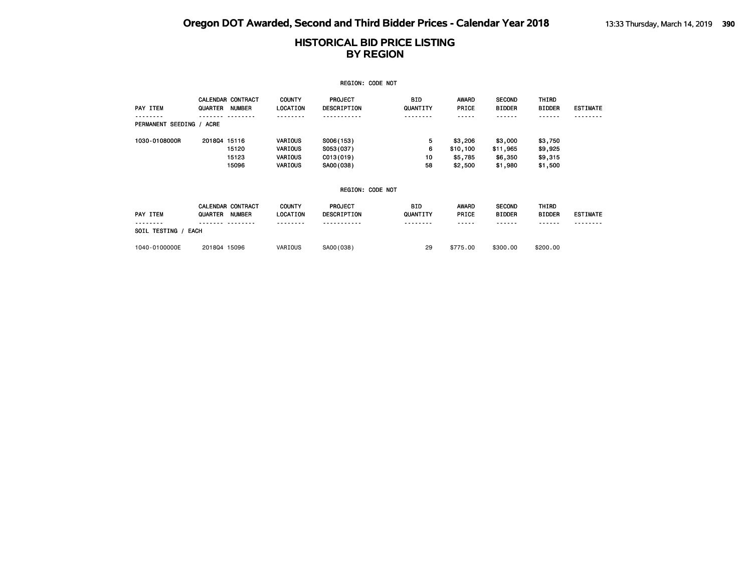## HISTORICAL BID PRICE LISTING
## BY REGION

REGION: CODE NOT

| PAY ITEM | CALENDAR QUARTER | CONTRACT NUMBER | COUNTY LOCATION | PROJECT DESCRIPTION | BID QUANTITY | AWARD PRICE | SECOND BIDDER | THIRD BIDDER | ESTIMATE |
|---|---|---|---|---|---|---|---|---|---|
| PERMANENT SEEDING / ACRE | | | | | | | | | |
| 1030-0108000R | 2018Q4 | 15116 | VARIOUS | S006(153) | 5 | $3,206 | $3,000 | $3,750 | |
| | | 15120 | VARIOUS | S053(037) | 6 | $10,100 | $11,965 | $9,925 | |
| | | 15123 | VARIOUS | C013(019) | 10 | $5,785 | $6,350 | $9,315 | |
| | | 15096 | VARIOUS | SA00(038) | 58 | $2,500 | $1,980 | $1,500 | |

REGION: CODE NOT

| PAY ITEM | CALENDAR QUARTER | CONTRACT NUMBER | COUNTY LOCATION | PROJECT DESCRIPTION | BID QUANTITY | AWARD PRICE | SECOND BIDDER | THIRD BIDDER | ESTIMATE |
|---|---|---|---|---|---|---|---|---|---|
| SOIL TESTING / EACH | | | | | | | | | |
| 1040-0100000E | 2018Q4 | 15096 | VARIOUS | SA00(038) | 29 | $775.00 | $300.00 | $200.00 | |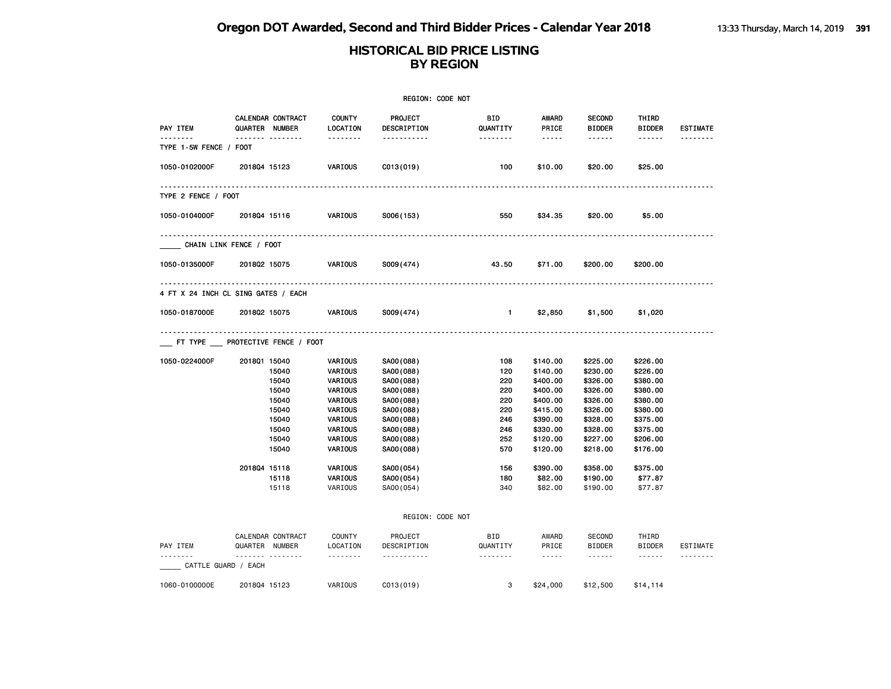# HISTORICAL BID PRICE LISTING
## BY REGION

REGION: CODE NOT

| PAY ITEM | CALENDAR QUARTER | CONTRACT NUMBER | COUNTY LOCATION | PROJECT DESCRIPTION | BID QUANTITY | AWARD PRICE | SECOND BIDDER | THIRD BIDDER | ESTIMATE |
|---|---|---|---|---|---|---|---|---|---|
| **TYPE 1-5W FENCE / FOOT** | | | | | | | | | |
| 1050-0102000F | 2018Q4 | 15123 | VARIOUS | C013(019) | 100 | $10.00 | $20.00 | $25.00 | |
| **TYPE 2 FENCE / FOOT** | | | | | | | | | |
| 1050-0104000F | 2018Q4 | 15116 | VARIOUS | S006(153) | 550 | $34.35 | $20.00 | $5.00 | |
| **_____ CHAIN LINK FENCE / FOOT** | | | | | | | | | |
| 1050-0135000F | 2018Q2 | 15075 | VARIOUS | S009(474) | 43.50 | $71.00 | $200.00 | $200.00 | |
| **4 FT X 24 INCH CL SING GATES / EACH** | | | | | | | | | |
| 1050-0187000E | 2018Q2 | 15075 | VARIOUS | S009(474) | 1 | $2,850 | $1,500 | $1,020 | |
| **___ FT TYPE ___ PROTECTIVE FENCE / FOOT** | | | | | | | | | |
| 1050-0224000F | 2018Q1 | 15040 | VARIOUS | SA00(088) | 108 | $140.00 | $225.00 | $226.00 | |
| | | 15040 | VARIOUS | SA00(088) | 120 | $140.00 | $230.00 | $226.00 | |
| | | 15040 | VARIOUS | SA00(088) | 220 | $400.00 | $326.00 | $380.00 | |
| | | 15040 | VARIOUS | SA00(088) | 220 | $400.00 | $326.00 | $380.00 | |
| | | 15040 | VARIOUS | SA00(088) | 220 | $400.00 | $326.00 | $380.00 | |
| | | 15040 | VARIOUS | SA00(088) | 220 | $415.00 | $326.00 | $380.00 | |
| | | 15040 | VARIOUS | SA00(088) | 246 | $390.00 | $328.00 | $375.00 | |
| | | 15040 | VARIOUS | SA00(088) | 246 | $330.00 | $328.00 | $375.00 | |
| | | 15040 | VARIOUS | SA00(088) | 252 | $120.00 | $227.00 | $206.00 | |
| | | 15040 | VARIOUS | SA00(088) | 570 | $120.00 | $218.00 | $176.00 | |
| | 2018Q4 | 15118 | VARIOUS | SA00(054) | 156 | $390.00 | $358.00 | $375.00 | |
| | | 15118 | VARIOUS | SA00(054) | 180 | $82.00 | $190.00 | $77.87 | |
| | | 15118 | VARIOUS | SA00(054) | 340 | $82.00 | $190.00 | $77.87 | |

REGION: CODE NOT

| PAY ITEM | CALENDAR QUARTER | CONTRACT NUMBER | COUNTY LOCATION | PROJECT DESCRIPTION | BID QUANTITY | AWARD PRICE | SECOND BIDDER | THIRD BIDDER | ESTIMATE |
|---|---|---|---|---|---|---|---|---|---|
| **_____ CATTLE GUARD / EACH** | | | | | | | | | |
| 1060-0100000E | 2018Q4 | 15123 | VARIOUS | C013(019) | 3 | $24,000 | $12,500 | $14,114 | |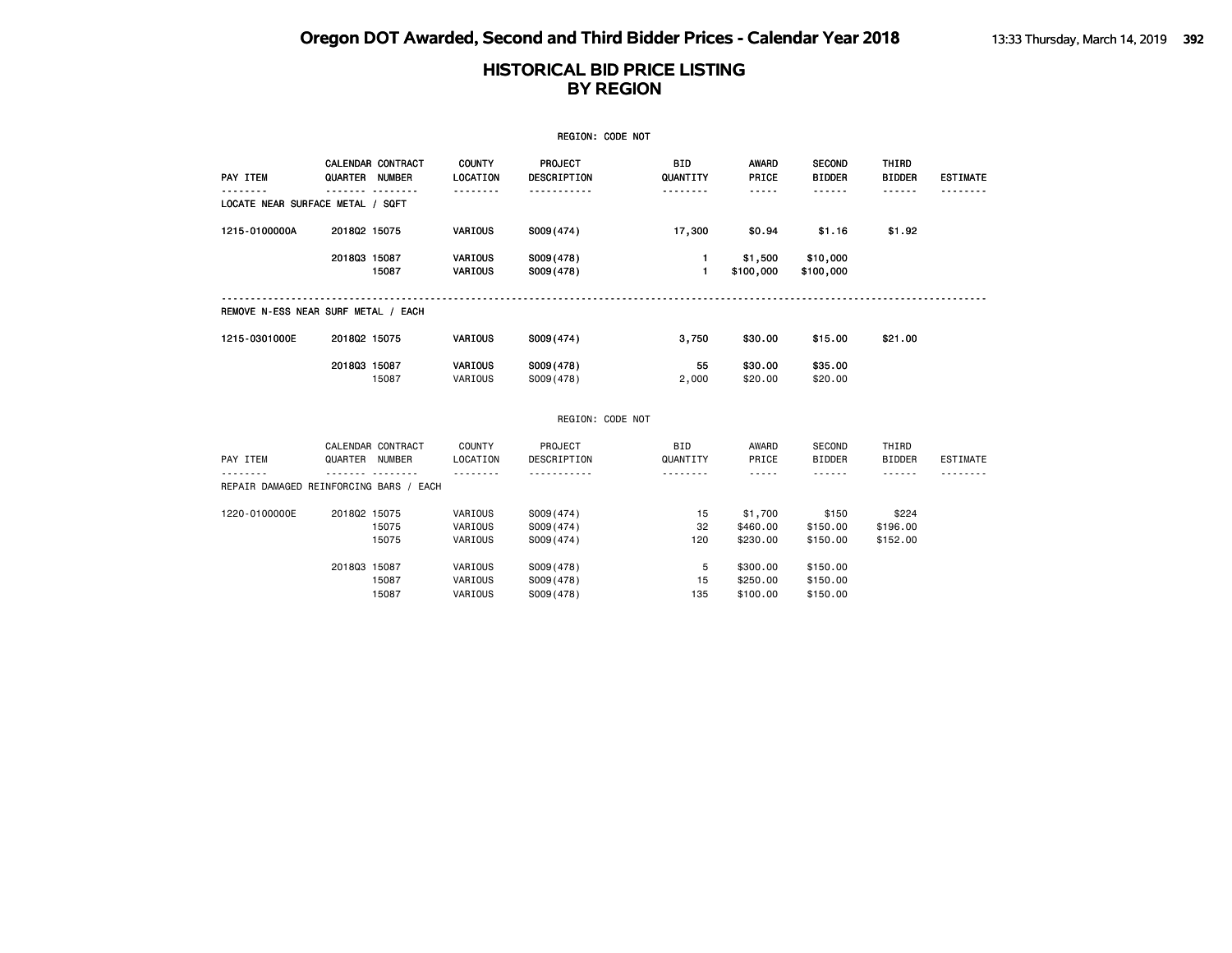# HISTORICAL BID PRICE LISTING BY REGION

REGION: CODE NOT

| PAY ITEM | CALENDAR QUARTER | CONTRACT NUMBER | COUNTY LOCATION | PROJECT DESCRIPTION | BID QUANTITY | AWARD PRICE | SECOND BIDDER | THIRD BIDDER | ESTIMATE |
|---|---|---|---|---|---|---|---|---|---|
| LOCATE NEAR SURFACE METAL / SQFT | | | | | | | | | |
| 1215-0100000A | 2018Q2 | 15075 | VARIOUS | S009(474) | 17,300 | $0.94 | $1.16 | $1.92 | |
| | 2018Q3 | 15087 | VARIOUS | S009(478) | 1 | $1,500 | $10,000 | | |
| | | 15087 | VARIOUS | S009(478) | 1 | $100,000 | $100,000 | | |
| REMOVE N-ESS NEAR SURF METAL / EACH | | | | | | | | | |
| 1215-0301000E | 2018Q2 | 15075 | VARIOUS | S009(474) | 3,750 | $30.00 | $15.00 | $21.00 | |
| | 2018Q3 | 15087 | VARIOUS | S009(478) | 55 | $30.00 | $35.00 | | |
| | | 15087 | VARIOUS | S009(478) | 2,000 | $20.00 | $20.00 | | |

REGION: CODE NOT

| PAY ITEM | CALENDAR QUARTER | CONTRACT NUMBER | COUNTY LOCATION | PROJECT DESCRIPTION | BID QUANTITY | AWARD PRICE | SECOND BIDDER | THIRD BIDDER | ESTIMATE |
|---|---|---|---|---|---|---|---|---|---|
| REPAIR DAMAGED REINFORCING BARS / EACH | | | | | | | | | |
| 1220-0100000E | 2018Q2 | 15075 | VARIOUS | S009(474) | 15 | $1,700 | $150 | $224 | |
| | | 15075 | VARIOUS | S009(474) | 32 | $460.00 | $150.00 | $196.00 | |
| | | 15075 | VARIOUS | S009(474) | 120 | $230.00 | $150.00 | $152.00 | |
| | 2018Q3 | 15087 | VARIOUS | S009(478) | 5 | $300.00 | $150.00 | | |
| | | 15087 | VARIOUS | S009(478) | 15 | $250.00 | $150.00 | | |
| | | 15087 | VARIOUS | S009(478) | 135 | $100.00 | $150.00 | | |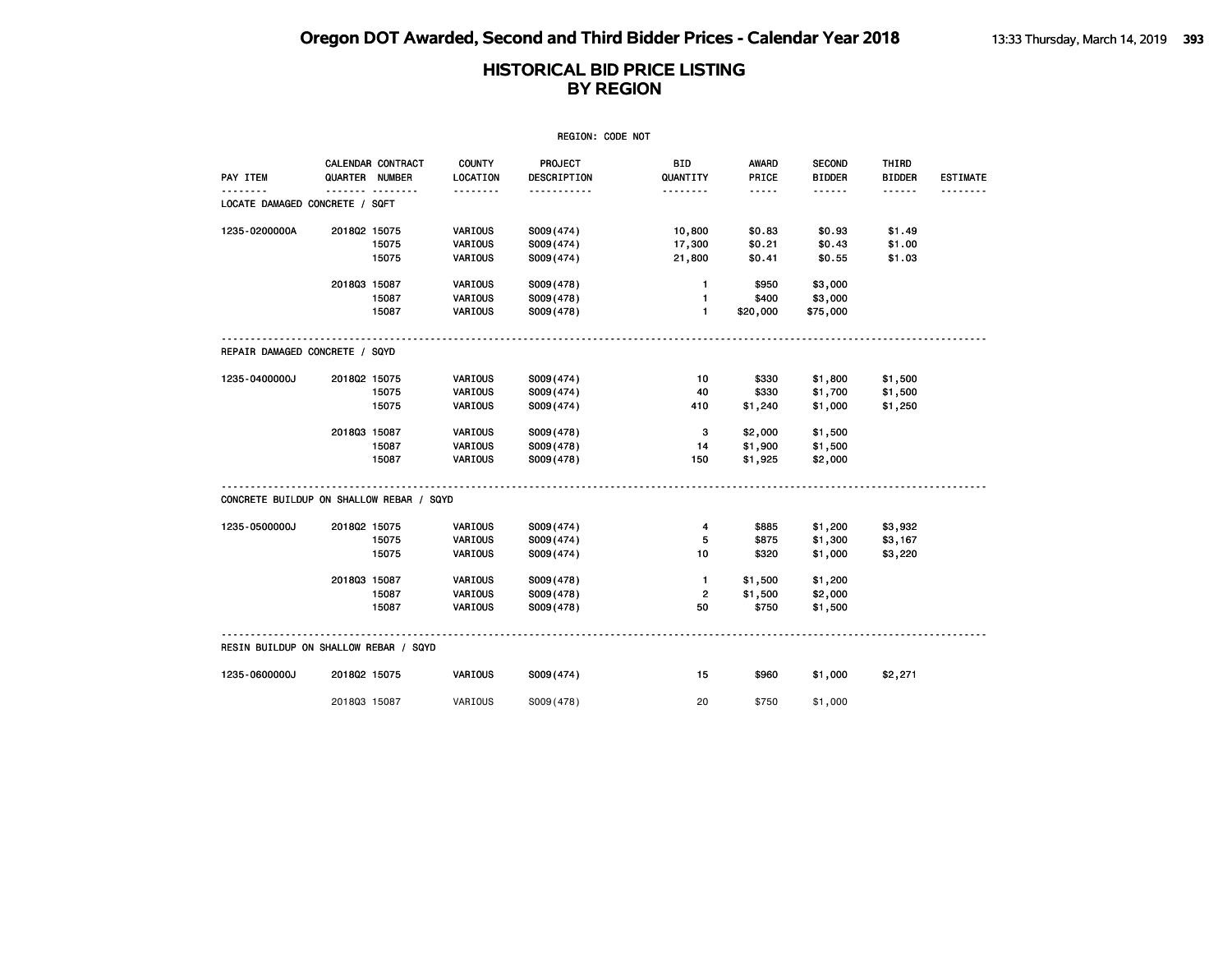# Oregon DOT Awarded, Second and Third Bidder Prices - Calendar Year 2018

## HISTORICAL BID PRICE LISTING
## BY REGION

REGION: CODE NOT

| PAY ITEM | CALENDAR QUARTER | CONTRACT NUMBER | COUNTY LOCATION | PROJECT DESCRIPTION | BID QUANTITY | AWARD PRICE | SECOND BIDDER | THIRD BIDDER | ESTIMATE |
|---|---|---|---|---|---|---|---|---|---|
| **LOCATE DAMAGED CONCRETE / SQFT** | | | | | | | | | |
| 1235-0200000A | 2018Q2 | 15075 | VARIOUS | S009(474) | 10,800 | $0.83 | $0.93 | $1.49 | |
| | | 15075 | VARIOUS | S009(474) | 17,300 | $0.21 | $0.43 | $1.00 | |
| | | 15075 | VARIOUS | S009(474) | 21,800 | $0.41 | $0.55 | $1.03 | |
| | 2018Q3 | 15087 | VARIOUS | S009(478) | 1 | $950 | $3,000 | | |
| | | 15087 | VARIOUS | S009(478) | 1 | $400 | $3,000 | | |
| | | 15087 | VARIOUS | S009(478) | 1 | $20,000 | $75,000 | | |
| **REPAIR DAMAGED CONCRETE / SQYD** | | | | | | | | | |
| 1235-0400000J | 2018Q2 | 15075 | VARIOUS | S009(474) | 10 | $330 | $1,800 | $1,500 | |
| | | 15075 | VARIOUS | S009(474) | 40 | $330 | $1,700 | $1,500 | |
| | | 15075 | VARIOUS | S009(474) | 410 | $1,240 | $1,000 | $1,250 | |
| | 2018Q3 | 15087 | VARIOUS | S009(478) | 3 | $2,000 | $1,500 | | |
| | | 15087 | VARIOUS | S009(478) | 14 | $1,900 | $1,500 | | |
| | | 15087 | VARIOUS | S009(478) | 150 | $1,925 | $2,000 | | |
| **CONCRETE BUILDUP ON SHALLOW REBAR / SQYD** | | | | | | | | | |
| 1235-0500000J | 2018Q2 | 15075 | VARIOUS | S009(474) | 4 | $885 | $1,200 | $3,932 | |
| | | 15075 | VARIOUS | S009(474) | 5 | $875 | $1,300 | $3,167 | |
| | | 15075 | VARIOUS | S009(474) | 10 | $320 | $1,000 | $3,220 | |
| | 2018Q3 | 15087 | VARIOUS | S009(478) | 1 | $1,500 | $1,200 | | |
| | | 15087 | VARIOUS | S009(478) | 2 | $1,500 | $2,000 | | |
| | | 15087 | VARIOUS | S009(478) | 50 | $750 | $1,500 | | |
| **RESIN BUILDUP ON SHALLOW REBAR / SQYD** | | | | | | | | | |
| 1235-0600000J | 2018Q2 | 15075 | VARIOUS | S009(474) | 15 | $960 | $1,000 | $2,271 | |
| | 2018Q3 | 15087 | VARIOUS | S009(478) | 20 | $750 | $1,000 | | |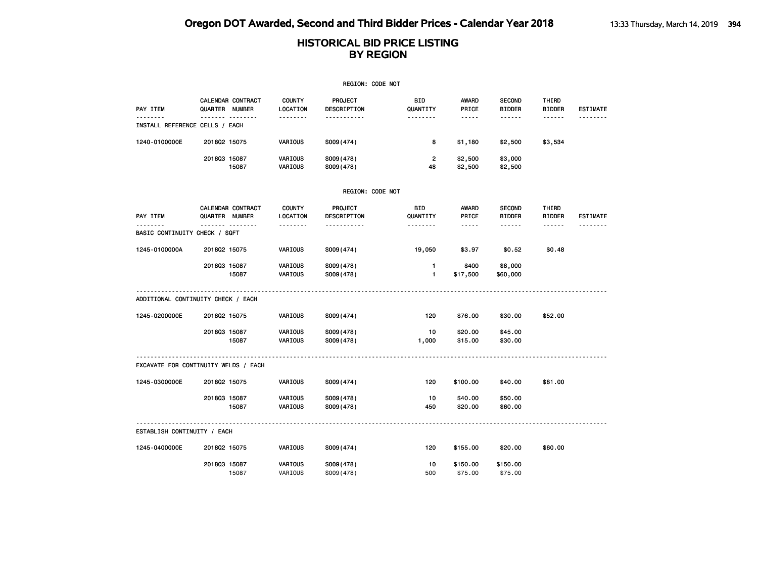# HISTORICAL BID PRICE LISTING
# BY REGION

REGION: CODE NOT

| PAY ITEM | CALENDAR QUARTER | CONTRACT NUMBER | COUNTY LOCATION | PROJECT DESCRIPTION | BID QUANTITY | AWARD PRICE | SECOND BIDDER | THIRD BIDDER | ESTIMATE |
|---|---|---|---|---|---|---|---|---|---|
| INSTALL REFERENCE CELLS / EACH | | | | | | | | | |
| 1240-0100000E | 2018Q2 | 15075 | VARIOUS | S009(474) | 8 | $1,180 | $2,500 | $3,534 | |
| | 2018Q3 | 15087 | VARIOUS | S009(478) | 2 | $2,500 | $3,000 | | |
| | | 15087 | VARIOUS | S009(478) | 48 | $2,500 | $2,500 | | |

REGION: CODE NOT

| PAY ITEM | CALENDAR QUARTER | CONTRACT NUMBER | COUNTY LOCATION | PROJECT DESCRIPTION | BID QUANTITY | AWARD PRICE | SECOND BIDDER | THIRD BIDDER | ESTIMATE |
|---|---|---|---|---|---|---|---|---|---|
| BASIC CONTINUITY CHECK / SQFT | | | | | | | | | |
| 1245-0100000A | 2018Q2 | 15075 | VARIOUS | S009(474) | 19,050 | $3.97 | $0.52 | $0.48 | |
| | 2018Q3 | 15087 | VARIOUS | S009(478) | 1 | $400 | $8,000 | | |
| | | 15087 | VARIOUS | S009(478) | 1 | $17,500 | $60,000 | | |
| ADDITIONAL CONTINUITY CHECK / EACH | | | | | | | | | |
| 1245-0200000E | 2018Q2 | 15075 | VARIOUS | S009(474) | 120 | $76.00 | $30.00 | $52.00 | |
| | 2018Q3 | 15087 | VARIOUS | S009(478) | 10 | $20.00 | $45.00 | | |
| | | 15087 | VARIOUS | S009(478) | 1,000 | $15.00 | $30.00 | | |
| EXCAVATE FOR CONTINUITY WELDS / EACH | | | | | | | | | |
| 1245-0300000E | 2018Q2 | 15075 | VARIOUS | S009(474) | 120 | $100.00 | $40.00 | $81.00 | |
| | 2018Q3 | 15087 | VARIOUS | S009(478) | 10 | $40.00 | $50.00 | | |
| | | 15087 | VARIOUS | S009(478) | 450 | $20.00 | $60.00 | | |
| ESTABLISH CONTINUITY / EACH | | | | | | | | | |
| 1245-0400000E | 2018Q2 | 15075 | VARIOUS | S009(474) | 120 | $155.00 | $20.00 | $60.00 | |
| | 2018Q3 | 15087 | VARIOUS | S009(478) | 10 | $150.00 | $150.00 | | |
| | | 15087 | VARIOUS | S009(478) | 500 | $75.00 | $75.00 | | |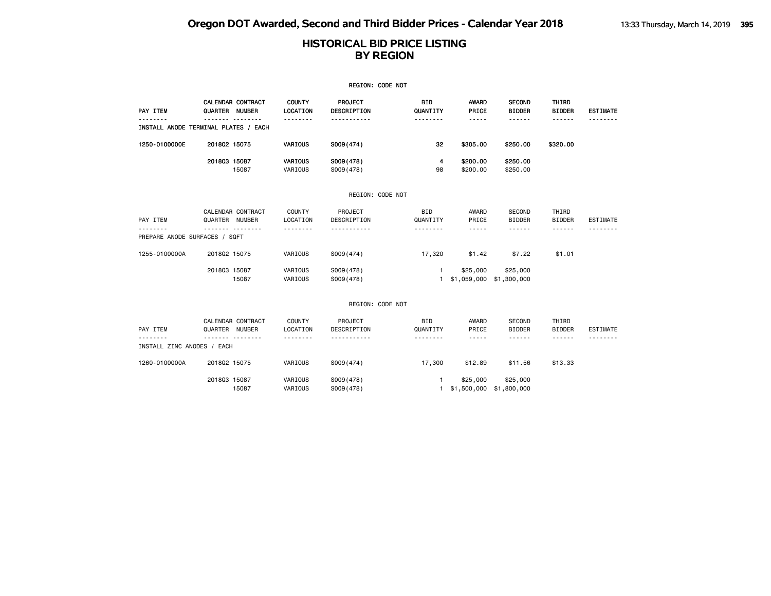# HISTORICAL BID PRICE LISTING
# BY REGION

REGION: CODE NOT

| PAY ITEM | CALENDAR QUARTER | CONTRACT NUMBER | COUNTY LOCATION | PROJECT DESCRIPTION | BID QUANTITY | AWARD PRICE | SECOND BIDDER | THIRD BIDDER | ESTIMATE |
|---|---|---|---|---|---|---|---|---|---|
| INSTALL ANODE TERMINAL PLATES / EACH | | | | | | | | | |
| 1250-0100000E | 2018Q2 | 15075 | VARIOUS | S009(474) | 32 | $305.00 | $250.00 | $320.00 | |
| | 2018Q3 | 15087 | VARIOUS | S009(478) | 4 | $200.00 | $250.00 | | |
| | | 15087 | VARIOUS | S009(478) | 98 | $200.00 | $250.00 | | |

REGION: CODE NOT

| PAY ITEM | CALENDAR QUARTER | CONTRACT NUMBER | COUNTY LOCATION | PROJECT DESCRIPTION | BID QUANTITY | AWARD PRICE | SECOND BIDDER | THIRD BIDDER | ESTIMATE |
|---|---|---|---|---|---|---|---|---|---|
| PREPARE ANODE SURFACES / SQFT | | | | | | | | | |
| 1255-0100000A | 2018Q2 | 15075 | VARIOUS | S009(474) | 17,320 | $1.42 | $7.22 | $1.01 | |
| | 2018Q3 | 15087 | VARIOUS | S009(478) | 1 | $25,000 | $25,000 | | |
| | | 15087 | VARIOUS | S009(478) | 1 | $1,059,000 | $1,300,000 | | |

REGION: CODE NOT

| PAY ITEM | CALENDAR QUARTER | CONTRACT NUMBER | COUNTY LOCATION | PROJECT DESCRIPTION | BID QUANTITY | AWARD PRICE | SECOND BIDDER | THIRD BIDDER | ESTIMATE |
|---|---|---|---|---|---|---|---|---|---|
| INSTALL ZINC ANODES / EACH | | | | | | | | | |
| 1260-0100000A | 2018Q2 | 15075 | VARIOUS | S009(474) | 17,300 | $12.89 | $11.56 | $13.33 | |
| | 2018Q3 | 15087 | VARIOUS | S009(478) | 1 | $25,000 | $25,000 | | |
| | | 15087 | VARIOUS | S009(478) | 1 | $1,500,000 | $1,800,000 | | |